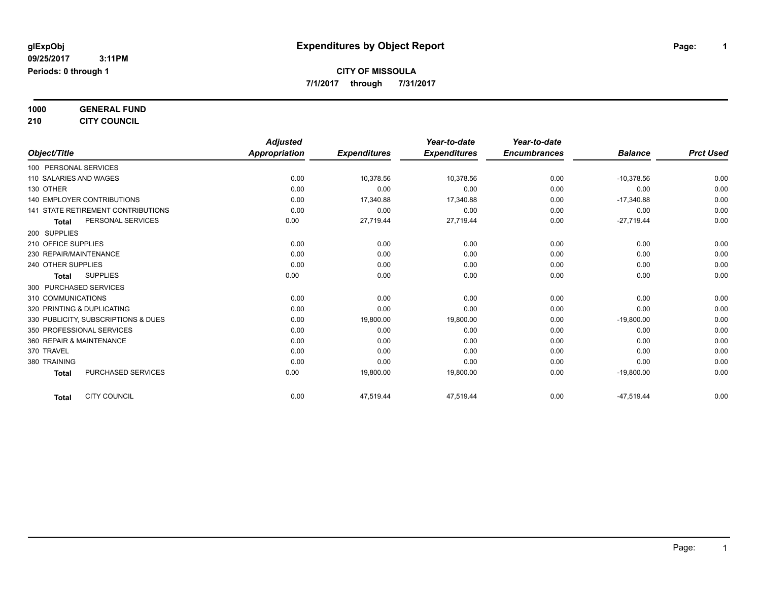# Expenditures by Object Report

glExpObj
09/25/2017 3:11PM
Periods: 0 through 1

**CITY OF MISSOULA**
**7/1/2017 through 7/31/2017**

**1000 GENERAL FUND**
**210 CITY COUNCIL**

| Object/Title | Adjusted Appropriation | Expenditures | Year-to-date Expenditures | Year-to-date Encumbrances | Balance | Prct Used |
|---|---|---|---|---|---|---|
| 100 PERSONAL SERVICES | | | | | | |
| 110 SALARIES AND WAGES | 0.00 | 10,378.56 | 10,378.56 | 0.00 | -10,378.56 | 0.00 |
| 130 OTHER | 0.00 | 0.00 | 0.00 | 0.00 | 0.00 | 0.00 |
| 140 EMPLOYER CONTRIBUTIONS | 0.00 | 17,340.88 | 17,340.88 | 0.00 | -17,340.88 | 0.00 |
| 141 STATE RETIREMENT CONTRIBUTIONS | 0.00 | 0.00 | 0.00 | 0.00 | 0.00 | 0.00 |
| **Total** PERSONAL SERVICES | 0.00 | 27,719.44 | 27,719.44 | 0.00 | -27,719.44 | 0.00 |
| 200 SUPPLIES | | | | | | |
| 210 OFFICE SUPPLIES | 0.00 | 0.00 | 0.00 | 0.00 | 0.00 | 0.00 |
| 230 REPAIR/MAINTENANCE | 0.00 | 0.00 | 0.00 | 0.00 | 0.00 | 0.00 |
| 240 OTHER SUPPLIES | 0.00 | 0.00 | 0.00 | 0.00 | 0.00 | 0.00 |
| **Total** SUPPLIES | 0.00 | 0.00 | 0.00 | 0.00 | 0.00 | 0.00 |
| 300 PURCHASED SERVICES | | | | | | |
| 310 COMMUNICATIONS | 0.00 | 0.00 | 0.00 | 0.00 | 0.00 | 0.00 |
| 320 PRINTING & DUPLICATING | 0.00 | 0.00 | 0.00 | 0.00 | 0.00 | 0.00 |
| 330 PUBLICITY, SUBSCRIPTIONS & DUES | 0.00 | 19,800.00 | 19,800.00 | 0.00 | -19,800.00 | 0.00 |
| 350 PROFESSIONAL SERVICES | 0.00 | 0.00 | 0.00 | 0.00 | 0.00 | 0.00 |
| 360 REPAIR & MAINTENANCE | 0.00 | 0.00 | 0.00 | 0.00 | 0.00 | 0.00 |
| 370 TRAVEL | 0.00 | 0.00 | 0.00 | 0.00 | 0.00 | 0.00 |
| 380 TRAINING | 0.00 | 0.00 | 0.00 | 0.00 | 0.00 | 0.00 |
| **Total** PURCHASED SERVICES | 0.00 | 19,800.00 | 19,800.00 | 0.00 | -19,800.00 | 0.00 |
| **Total** CITY COUNCIL | 0.00 | 47,519.44 | 47,519.44 | 0.00 | -47,519.44 | 0.00 |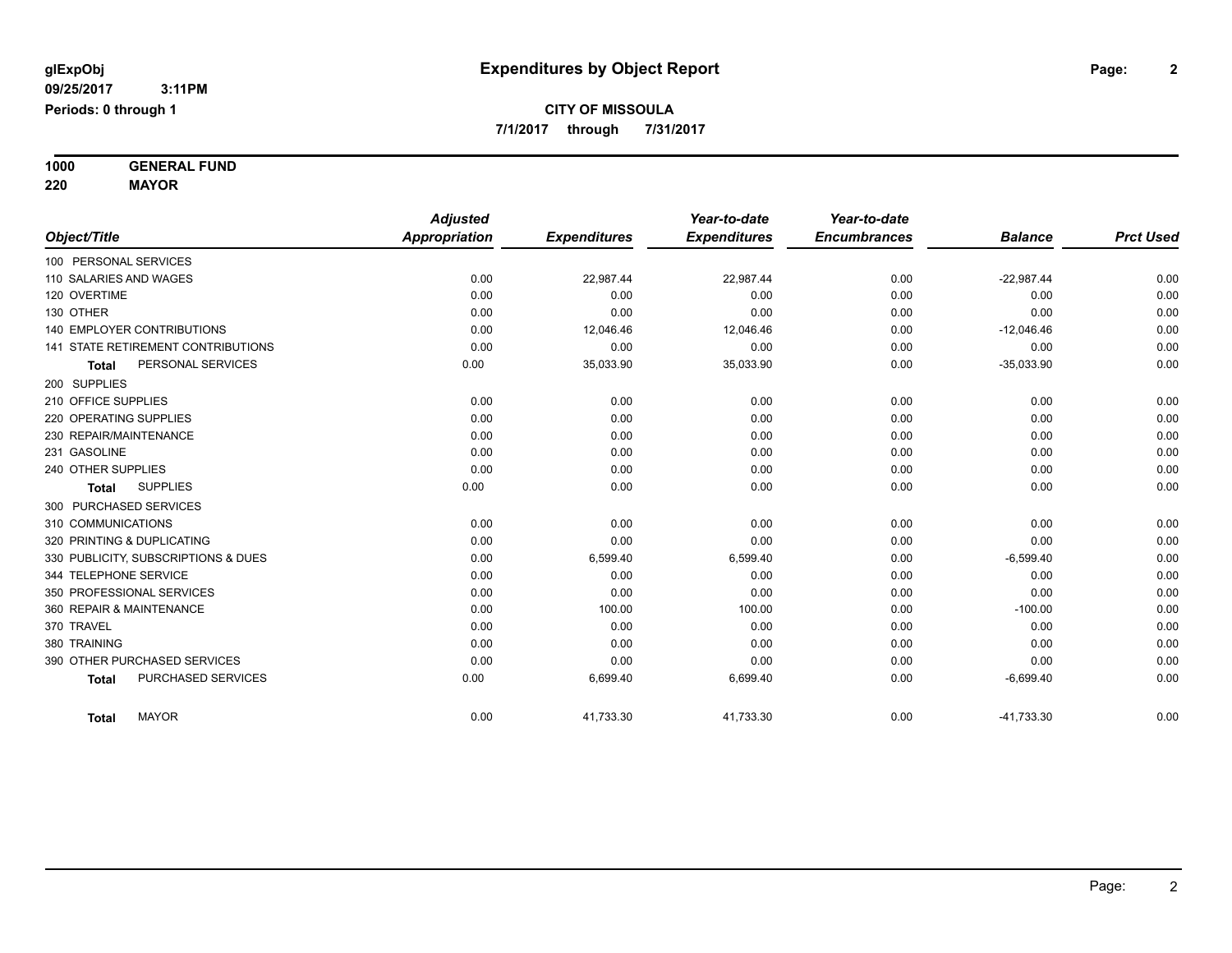glExpObj
09/25/2017 3:11PM
Periods: 0 through 1

# Expenditures by Object Report

**CITY OF MISSOULA**
**7/1/2017 through 7/31/2017**

**1000 GENERAL FUND**
**220 MAYOR**

| Object/Title | Adjusted Appropriation | Expenditures | Year-to-date Expenditures | Year-to-date Encumbrances | Balance | Prct Used |
|---|---|---|---|---|---|---|
| 100 PERSONAL SERVICES | | | | | | |
| 110 SALARIES AND WAGES | 0.00 | 22,987.44 | 22,987.44 | 0.00 | -22,987.44 | 0.00 |
| 120 OVERTIME | 0.00 | 0.00 | 0.00 | 0.00 | 0.00 | 0.00 |
| 130 OTHER | 0.00 | 0.00 | 0.00 | 0.00 | 0.00 | 0.00 |
| 140 EMPLOYER CONTRIBUTIONS | 0.00 | 12,046.46 | 12,046.46 | 0.00 | -12,046.46 | 0.00 |
| 141 STATE RETIREMENT CONTRIBUTIONS | 0.00 | 0.00 | 0.00 | 0.00 | 0.00 | 0.00 |
| **Total** PERSONAL SERVICES | 0.00 | 35,033.90 | 35,033.90 | 0.00 | -35,033.90 | 0.00 |
| 200 SUPPLIES | | | | | | |
| 210 OFFICE SUPPLIES | 0.00 | 0.00 | 0.00 | 0.00 | 0.00 | 0.00 |
| 220 OPERATING SUPPLIES | 0.00 | 0.00 | 0.00 | 0.00 | 0.00 | 0.00 |
| 230 REPAIR/MAINTENANCE | 0.00 | 0.00 | 0.00 | 0.00 | 0.00 | 0.00 |
| 231 GASOLINE | 0.00 | 0.00 | 0.00 | 0.00 | 0.00 | 0.00 |
| 240 OTHER SUPPLIES | 0.00 | 0.00 | 0.00 | 0.00 | 0.00 | 0.00 |
| **Total** SUPPLIES | 0.00 | 0.00 | 0.00 | 0.00 | 0.00 | 0.00 |
| 300 PURCHASED SERVICES | | | | | | |
| 310 COMMUNICATIONS | 0.00 | 0.00 | 0.00 | 0.00 | 0.00 | 0.00 |
| 320 PRINTING & DUPLICATING | 0.00 | 0.00 | 0.00 | 0.00 | 0.00 | 0.00 |
| 330 PUBLICITY, SUBSCRIPTIONS & DUES | 0.00 | 6,599.40 | 6,599.40 | 0.00 | -6,599.40 | 0.00 |
| 344 TELEPHONE SERVICE | 0.00 | 0.00 | 0.00 | 0.00 | 0.00 | 0.00 |
| 350 PROFESSIONAL SERVICES | 0.00 | 0.00 | 0.00 | 0.00 | 0.00 | 0.00 |
| 360 REPAIR & MAINTENANCE | 0.00 | 100.00 | 100.00 | 0.00 | -100.00 | 0.00 |
| 370 TRAVEL | 0.00 | 0.00 | 0.00 | 0.00 | 0.00 | 0.00 |
| 380 TRAINING | 0.00 | 0.00 | 0.00 | 0.00 | 0.00 | 0.00 |
| 390 OTHER PURCHASED SERVICES | 0.00 | 0.00 | 0.00 | 0.00 | 0.00 | 0.00 |
| **Total** PURCHASED SERVICES | 0.00 | 6,699.40 | 6,699.40 | 0.00 | -6,699.40 | 0.00 |
| **Total** MAYOR | 0.00 | 41,733.30 | 41,733.30 | 0.00 | -41,733.30 | 0.00 |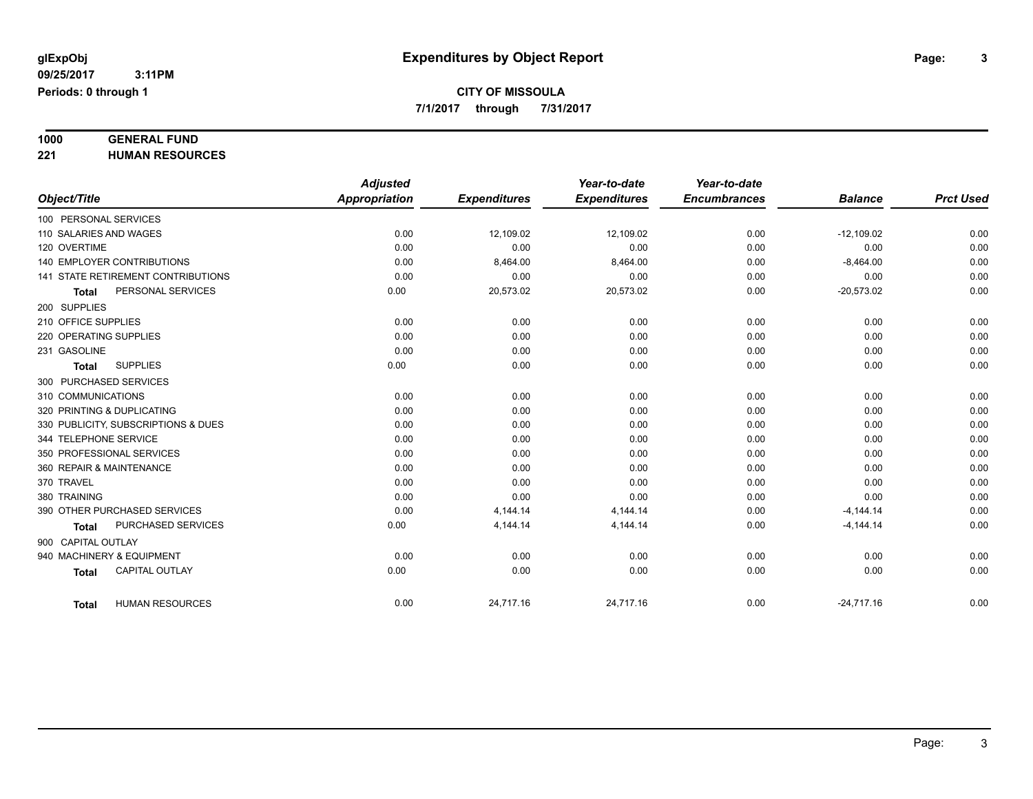**glExpObj** **Expenditures by Object Report**

**09/25/2017 3:11PM**

**Periods: 0 through 1**

**CITY OF MISSOULA**

**7/1/2017 through 7/31/2017**

**1000 GENERAL FUND**

**221 HUMAN RESOURCES**

| Object/Title | Adjusted Appropriation | Expenditures | Year-to-date Expenditures | Year-to-date Encumbrances | Balance | Prct Used |
|---|---|---|---|---|---|---|
| 100 PERSONAL SERVICES | | | | | | |
| 110 SALARIES AND WAGES | 0.00 | 12,109.02 | 12,109.02 | 0.00 | -12,109.02 | 0.00 |
| 120 OVERTIME | 0.00 | 0.00 | 0.00 | 0.00 | 0.00 | 0.00 |
| 140 EMPLOYER CONTRIBUTIONS | 0.00 | 8,464.00 | 8,464.00 | 0.00 | -8,464.00 | 0.00 |
| 141 STATE RETIREMENT CONTRIBUTIONS | 0.00 | 0.00 | 0.00 | 0.00 | 0.00 | 0.00 |
| **Total** PERSONAL SERVICES | 0.00 | 20,573.02 | 20,573.02 | 0.00 | -20,573.02 | 0.00 |
| 200 SUPPLIES | | | | | | |
| 210 OFFICE SUPPLIES | 0.00 | 0.00 | 0.00 | 0.00 | 0.00 | 0.00 |
| 220 OPERATING SUPPLIES | 0.00 | 0.00 | 0.00 | 0.00 | 0.00 | 0.00 |
| 231 GASOLINE | 0.00 | 0.00 | 0.00 | 0.00 | 0.00 | 0.00 |
| **Total** SUPPLIES | 0.00 | 0.00 | 0.00 | 0.00 | 0.00 | 0.00 |
| 300 PURCHASED SERVICES | | | | | | |
| 310 COMMUNICATIONS | 0.00 | 0.00 | 0.00 | 0.00 | 0.00 | 0.00 |
| 320 PRINTING & DUPLICATING | 0.00 | 0.00 | 0.00 | 0.00 | 0.00 | 0.00 |
| 330 PUBLICITY, SUBSCRIPTIONS & DUES | 0.00 | 0.00 | 0.00 | 0.00 | 0.00 | 0.00 |
| 344 TELEPHONE SERVICE | 0.00 | 0.00 | 0.00 | 0.00 | 0.00 | 0.00 |
| 350 PROFESSIONAL SERVICES | 0.00 | 0.00 | 0.00 | 0.00 | 0.00 | 0.00 |
| 360 REPAIR & MAINTENANCE | 0.00 | 0.00 | 0.00 | 0.00 | 0.00 | 0.00 |
| 370 TRAVEL | 0.00 | 0.00 | 0.00 | 0.00 | 0.00 | 0.00 |
| 380 TRAINING | 0.00 | 0.00 | 0.00 | 0.00 | 0.00 | 0.00 |
| 390 OTHER PURCHASED SERVICES | 0.00 | 4,144.14 | 4,144.14 | 0.00 | -4,144.14 | 0.00 |
| **Total** PURCHASED SERVICES | 0.00 | 4,144.14 | 4,144.14 | 0.00 | -4,144.14 | 0.00 |
| 900 CAPITAL OUTLAY | | | | | | |
| 940 MACHINERY & EQUIPMENT | 0.00 | 0.00 | 0.00 | 0.00 | 0.00 | 0.00 |
| **Total** CAPITAL OUTLAY | 0.00 | 0.00 | 0.00 | 0.00 | 0.00 | 0.00 |
| **Total** HUMAN RESOURCES | 0.00 | 24,717.16 | 24,717.16 | 0.00 | -24,717.16 | 0.00 |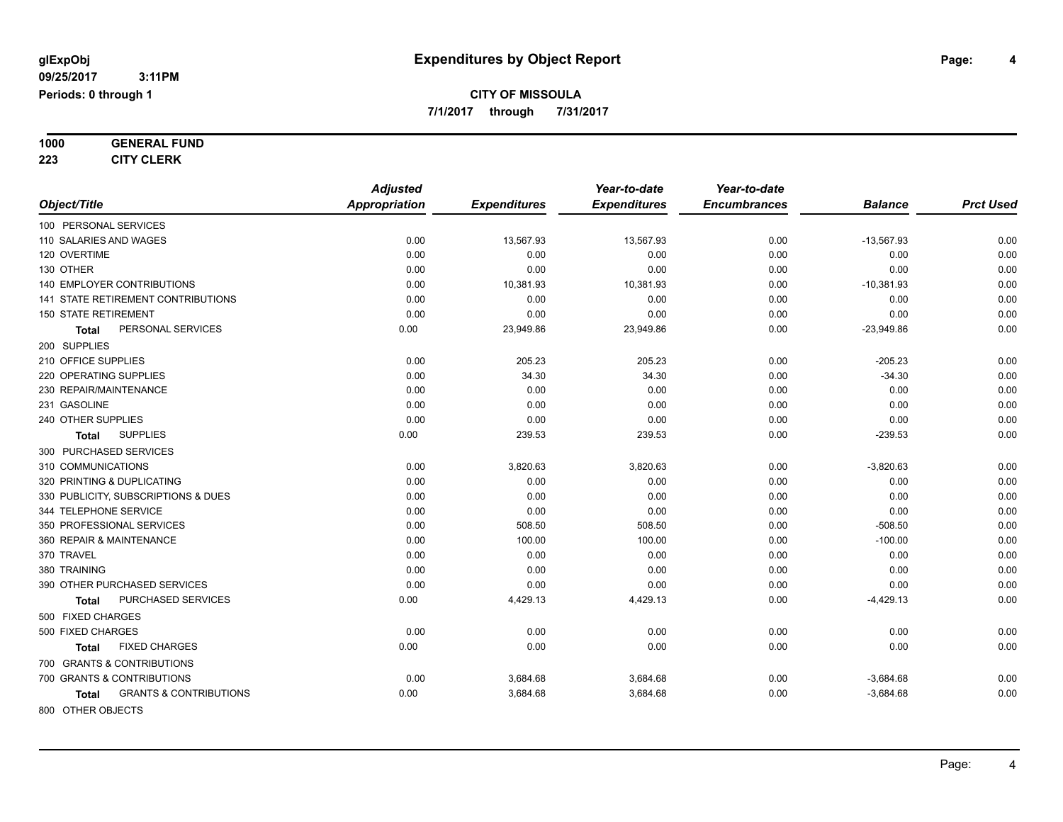**Expenditures by Object Report**

**CITY OF MISSOULA**

**7/1/2017 through 7/31/2017**

glExpObj
09/25/2017 3:11PM
Periods: 0 through 1

**1000 GENERAL FUND**
**223 CITY CLERK**

| Object/Title | Adjusted Appropriation | Expenditures | Year-to-date Expenditures | Year-to-date Encumbrances | Balance | Prct Used |
|---|---|---|---|---|---|---|
| 100 PERSONAL SERVICES | | | | | | |
| 110 SALARIES AND WAGES | 0.00 | 13,567.93 | 13,567.93 | 0.00 | -13,567.93 | 0.00 |
| 120 OVERTIME | 0.00 | 0.00 | 0.00 | 0.00 | 0.00 | 0.00 |
| 130 OTHER | 0.00 | 0.00 | 0.00 | 0.00 | 0.00 | 0.00 |
| 140 EMPLOYER CONTRIBUTIONS | 0.00 | 10,381.93 | 10,381.93 | 0.00 | -10,381.93 | 0.00 |
| 141 STATE RETIREMENT CONTRIBUTIONS | 0.00 | 0.00 | 0.00 | 0.00 | 0.00 | 0.00 |
| 150 STATE RETIREMENT | 0.00 | 0.00 | 0.00 | 0.00 | 0.00 | 0.00 |
| **Total** PERSONAL SERVICES | 0.00 | 23,949.86 | 23,949.86 | 0.00 | -23,949.86 | 0.00 |
| 200 SUPPLIES | | | | | | |
| 210 OFFICE SUPPLIES | 0.00 | 205.23 | 205.23 | 0.00 | -205.23 | 0.00 |
| 220 OPERATING SUPPLIES | 0.00 | 34.30 | 34.30 | 0.00 | -34.30 | 0.00 |
| 230 REPAIR/MAINTENANCE | 0.00 | 0.00 | 0.00 | 0.00 | 0.00 | 0.00 |
| 231 GASOLINE | 0.00 | 0.00 | 0.00 | 0.00 | 0.00 | 0.00 |
| 240 OTHER SUPPLIES | 0.00 | 0.00 | 0.00 | 0.00 | 0.00 | 0.00 |
| **Total** SUPPLIES | 0.00 | 239.53 | 239.53 | 0.00 | -239.53 | 0.00 |
| 300 PURCHASED SERVICES | | | | | | |
| 310 COMMUNICATIONS | 0.00 | 3,820.63 | 3,820.63 | 0.00 | -3,820.63 | 0.00 |
| 320 PRINTING & DUPLICATING | 0.00 | 0.00 | 0.00 | 0.00 | 0.00 | 0.00 |
| 330 PUBLICITY, SUBSCRIPTIONS & DUES | 0.00 | 0.00 | 0.00 | 0.00 | 0.00 | 0.00 |
| 344 TELEPHONE SERVICE | 0.00 | 0.00 | 0.00 | 0.00 | 0.00 | 0.00 |
| 350 PROFESSIONAL SERVICES | 0.00 | 508.50 | 508.50 | 0.00 | -508.50 | 0.00 |
| 360 REPAIR & MAINTENANCE | 0.00 | 100.00 | 100.00 | 0.00 | -100.00 | 0.00 |
| 370 TRAVEL | 0.00 | 0.00 | 0.00 | 0.00 | 0.00 | 0.00 |
| 380 TRAINING | 0.00 | 0.00 | 0.00 | 0.00 | 0.00 | 0.00 |
| 390 OTHER PURCHASED SERVICES | 0.00 | 0.00 | 0.00 | 0.00 | 0.00 | 0.00 |
| **Total** PURCHASED SERVICES | 0.00 | 4,429.13 | 4,429.13 | 0.00 | -4,429.13 | 0.00 |
| 500 FIXED CHARGES | | | | | | |
| 500 FIXED CHARGES | 0.00 | 0.00 | 0.00 | 0.00 | 0.00 | 0.00 |
| **Total** FIXED CHARGES | 0.00 | 0.00 | 0.00 | 0.00 | 0.00 | 0.00 |
| 700 GRANTS & CONTRIBUTIONS | | | | | | |
| 700 GRANTS & CONTRIBUTIONS | 0.00 | 3,684.68 | 3,684.68 | 0.00 | -3,684.68 | 0.00 |
| **Total** GRANTS & CONTRIBUTIONS | 0.00 | 3,684.68 | 3,684.68 | 0.00 | -3,684.68 | 0.00 |
| 800 OTHER OBJECTS | | | | | | |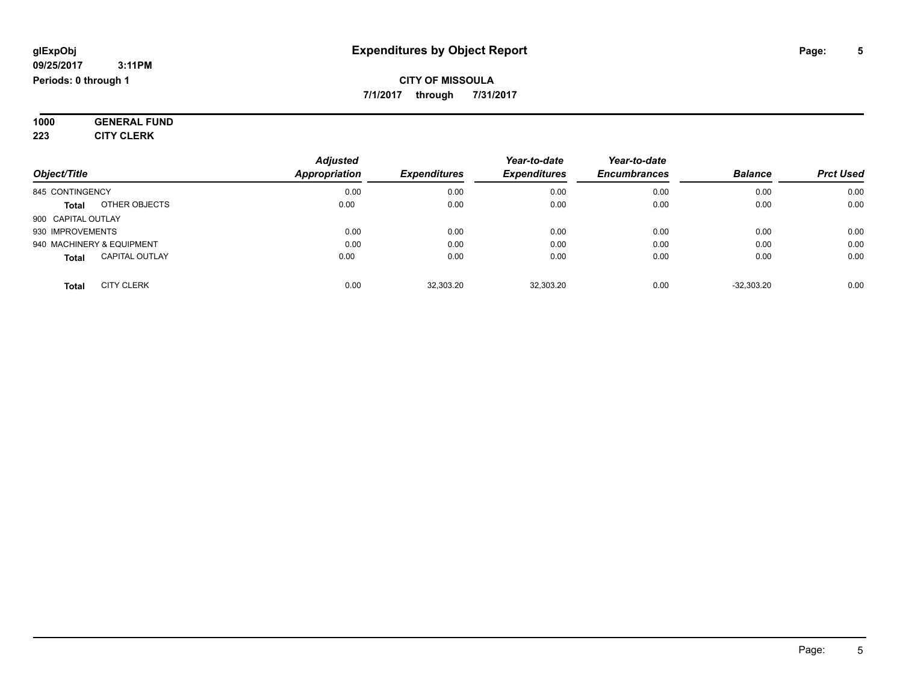**glExpObj** **Expenditures by Object Report**

**09/25/2017 3:11PM**

**Periods: 0 through 1**

**CITY OF MISSOULA**

**7/1/2017 through 7/31/2017**

**1000 GENERAL FUND**

**223 CITY CLERK**

| Object/Title | | Adjusted Appropriation | Expenditures | Year-to-date Expenditures | Year-to-date Encumbrances | Balance | Prct Used |
|---|---|---|---|---|---|---|---|
| 845 CONTINGENCY | | 0.00 | 0.00 | 0.00 | 0.00 | 0.00 | 0.00 |
| **Total** | OTHER OBJECTS | 0.00 | 0.00 | 0.00 | 0.00 | 0.00 | 0.00 |
| 900 CAPITAL OUTLAY | | | | | | | |
| 930 IMPROVEMENTS | | 0.00 | 0.00 | 0.00 | 0.00 | 0.00 | 0.00 |
| 940 MACHINERY & EQUIPMENT | | 0.00 | 0.00 | 0.00 | 0.00 | 0.00 | 0.00 |
| **Total** | CAPITAL OUTLAY | 0.00 | 0.00 | 0.00 | 0.00 | 0.00 | 0.00 |
| **Total** | CITY CLERK | 0.00 | 32,303.20 | 32,303.20 | 0.00 | -32,303.20 | 0.00 |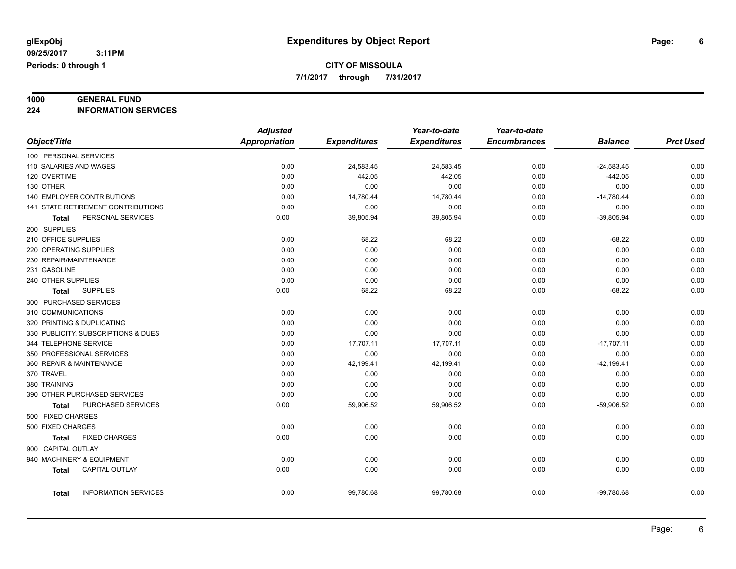**glExpObj** 09/25/2017 3:11PM
**Periods: 0 through 1**

# Expenditures by Object Report

**CITY OF MISSOULA**
**7/1/2017 through 7/31/2017**

## 1000 GENERAL FUND
## 224 INFORMATION SERVICES

| Object/Title | Adjusted Appropriation | Expenditures | Year-to-date Expenditures | Year-to-date Encumbrances | Balance | Prct Used |
|---|---|---|---|---|---|---|
| 100 PERSONAL SERVICES | | | | | | |
| 110 SALARIES AND WAGES | 0.00 | 24,583.45 | 24,583.45 | 0.00 | -24,583.45 | 0.00 |
| 120 OVERTIME | 0.00 | 442.05 | 442.05 | 0.00 | -442.05 | 0.00 |
| 130 OTHER | 0.00 | 0.00 | 0.00 | 0.00 | 0.00 | 0.00 |
| 140 EMPLOYER CONTRIBUTIONS | 0.00 | 14,780.44 | 14,780.44 | 0.00 | -14,780.44 | 0.00 |
| 141 STATE RETIREMENT CONTRIBUTIONS | 0.00 | 0.00 | 0.00 | 0.00 | 0.00 | 0.00 |
| **Total** PERSONAL SERVICES | 0.00 | 39,805.94 | 39,805.94 | 0.00 | -39,805.94 | 0.00 |
| 200 SUPPLIES | | | | | | |
| 210 OFFICE SUPPLIES | 0.00 | 68.22 | 68.22 | 0.00 | -68.22 | 0.00 |
| 220 OPERATING SUPPLIES | 0.00 | 0.00 | 0.00 | 0.00 | 0.00 | 0.00 |
| 230 REPAIR/MAINTENANCE | 0.00 | 0.00 | 0.00 | 0.00 | 0.00 | 0.00 |
| 231 GASOLINE | 0.00 | 0.00 | 0.00 | 0.00 | 0.00 | 0.00 |
| 240 OTHER SUPPLIES | 0.00 | 0.00 | 0.00 | 0.00 | 0.00 | 0.00 |
| **Total** SUPPLIES | 0.00 | 68.22 | 68.22 | 0.00 | -68.22 | 0.00 |
| 300 PURCHASED SERVICES | | | | | | |
| 310 COMMUNICATIONS | 0.00 | 0.00 | 0.00 | 0.00 | 0.00 | 0.00 |
| 320 PRINTING & DUPLICATING | 0.00 | 0.00 | 0.00 | 0.00 | 0.00 | 0.00 |
| 330 PUBLICITY, SUBSCRIPTIONS & DUES | 0.00 | 0.00 | 0.00 | 0.00 | 0.00 | 0.00 |
| 344 TELEPHONE SERVICE | 0.00 | 17,707.11 | 17,707.11 | 0.00 | -17,707.11 | 0.00 |
| 350 PROFESSIONAL SERVICES | 0.00 | 0.00 | 0.00 | 0.00 | 0.00 | 0.00 |
| 360 REPAIR & MAINTENANCE | 0.00 | 42,199.41 | 42,199.41 | 0.00 | -42,199.41 | 0.00 |
| 370 TRAVEL | 0.00 | 0.00 | 0.00 | 0.00 | 0.00 | 0.00 |
| 380 TRAINING | 0.00 | 0.00 | 0.00 | 0.00 | 0.00 | 0.00 |
| 390 OTHER PURCHASED SERVICES | 0.00 | 0.00 | 0.00 | 0.00 | 0.00 | 0.00 |
| **Total** PURCHASED SERVICES | 0.00 | 59,906.52 | 59,906.52 | 0.00 | -59,906.52 | 0.00 |
| 500 FIXED CHARGES | | | | | | |
| 500 FIXED CHARGES | 0.00 | 0.00 | 0.00 | 0.00 | 0.00 | 0.00 |
| **Total** FIXED CHARGES | 0.00 | 0.00 | 0.00 | 0.00 | 0.00 | 0.00 |
| 900 CAPITAL OUTLAY | | | | | | |
| 940 MACHINERY & EQUIPMENT | 0.00 | 0.00 | 0.00 | 0.00 | 0.00 | 0.00 |
| **Total** CAPITAL OUTLAY | 0.00 | 0.00 | 0.00 | 0.00 | 0.00 | 0.00 |
| **Total** INFORMATION SERVICES | 0.00 | 99,780.68 | 99,780.68 | 0.00 | -99,780.68 | 0.00 |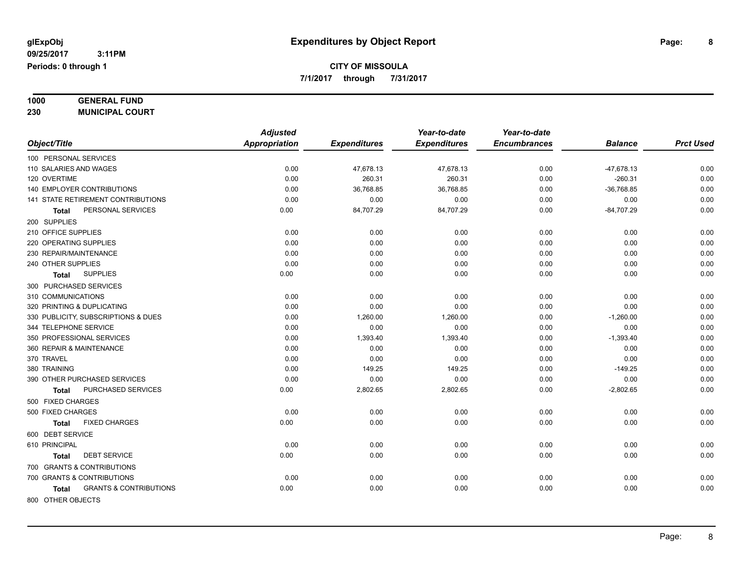**glExpObj** 09/25/2017 3:11PM
**Periods: 0 through 1**

# Expenditures by Object Report

**CITY OF MISSOULA**
**7/1/2017 through 7/31/2017**

**1000 GENERAL FUND**
**230 MUNICIPAL COURT**

| Object/Title | Adjusted Appropriation | Expenditures | Year-to-date Expenditures | Year-to-date Encumbrances | Balance | Prct Used |
|---|---|---|---|---|---|---|
| 100 PERSONAL SERVICES | | | | | | |
| 110 SALARIES AND WAGES | 0.00 | 47,678.13 | 47,678.13 | 0.00 | -47,678.13 | 0.00 |
| 120 OVERTIME | 0.00 | 260.31 | 260.31 | 0.00 | -260.31 | 0.00 |
| 140 EMPLOYER CONTRIBUTIONS | 0.00 | 36,768.85 | 36,768.85 | 0.00 | -36,768.85 | 0.00 |
| 141 STATE RETIREMENT CONTRIBUTIONS | 0.00 | 0.00 | 0.00 | 0.00 | 0.00 | 0.00 |
| **Total** PERSONAL SERVICES | 0.00 | 84,707.29 | 84,707.29 | 0.00 | -84,707.29 | 0.00 |
| 200 SUPPLIES | | | | | | |
| 210 OFFICE SUPPLIES | 0.00 | 0.00 | 0.00 | 0.00 | 0.00 | 0.00 |
| 220 OPERATING SUPPLIES | 0.00 | 0.00 | 0.00 | 0.00 | 0.00 | 0.00 |
| 230 REPAIR/MAINTENANCE | 0.00 | 0.00 | 0.00 | 0.00 | 0.00 | 0.00 |
| 240 OTHER SUPPLIES | 0.00 | 0.00 | 0.00 | 0.00 | 0.00 | 0.00 |
| **Total** SUPPLIES | 0.00 | 0.00 | 0.00 | 0.00 | 0.00 | 0.00 |
| 300 PURCHASED SERVICES | | | | | | |
| 310 COMMUNICATIONS | 0.00 | 0.00 | 0.00 | 0.00 | 0.00 | 0.00 |
| 320 PRINTING & DUPLICATING | 0.00 | 0.00 | 0.00 | 0.00 | 0.00 | 0.00 |
| 330 PUBLICITY, SUBSCRIPTIONS & DUES | 0.00 | 1,260.00 | 1,260.00 | 0.00 | -1,260.00 | 0.00 |
| 344 TELEPHONE SERVICE | 0.00 | 0.00 | 0.00 | 0.00 | 0.00 | 0.00 |
| 350 PROFESSIONAL SERVICES | 0.00 | 1,393.40 | 1,393.40 | 0.00 | -1,393.40 | 0.00 |
| 360 REPAIR & MAINTENANCE | 0.00 | 0.00 | 0.00 | 0.00 | 0.00 | 0.00 |
| 370 TRAVEL | 0.00 | 0.00 | 0.00 | 0.00 | 0.00 | 0.00 |
| 380 TRAINING | 0.00 | 149.25 | 149.25 | 0.00 | -149.25 | 0.00 |
| 390 OTHER PURCHASED SERVICES | 0.00 | 0.00 | 0.00 | 0.00 | 0.00 | 0.00 |
| **Total** PURCHASED SERVICES | 0.00 | 2,802.65 | 2,802.65 | 0.00 | -2,802.65 | 0.00 |
| 500 FIXED CHARGES | | | | | | |
| 500 FIXED CHARGES | 0.00 | 0.00 | 0.00 | 0.00 | 0.00 | 0.00 |
| **Total** FIXED CHARGES | 0.00 | 0.00 | 0.00 | 0.00 | 0.00 | 0.00 |
| 600 DEBT SERVICE | | | | | | |
| 610 PRINCIPAL | 0.00 | 0.00 | 0.00 | 0.00 | 0.00 | 0.00 |
| **Total** DEBT SERVICE | 0.00 | 0.00 | 0.00 | 0.00 | 0.00 | 0.00 |
| 700 GRANTS & CONTRIBUTIONS | | | | | | |
| 700 GRANTS & CONTRIBUTIONS | 0.00 | 0.00 | 0.00 | 0.00 | 0.00 | 0.00 |
| **Total** GRANTS & CONTRIBUTIONS | 0.00 | 0.00 | 0.00 | 0.00 | 0.00 | 0.00 |
| 800 OTHER OBJECTS | | | | | | |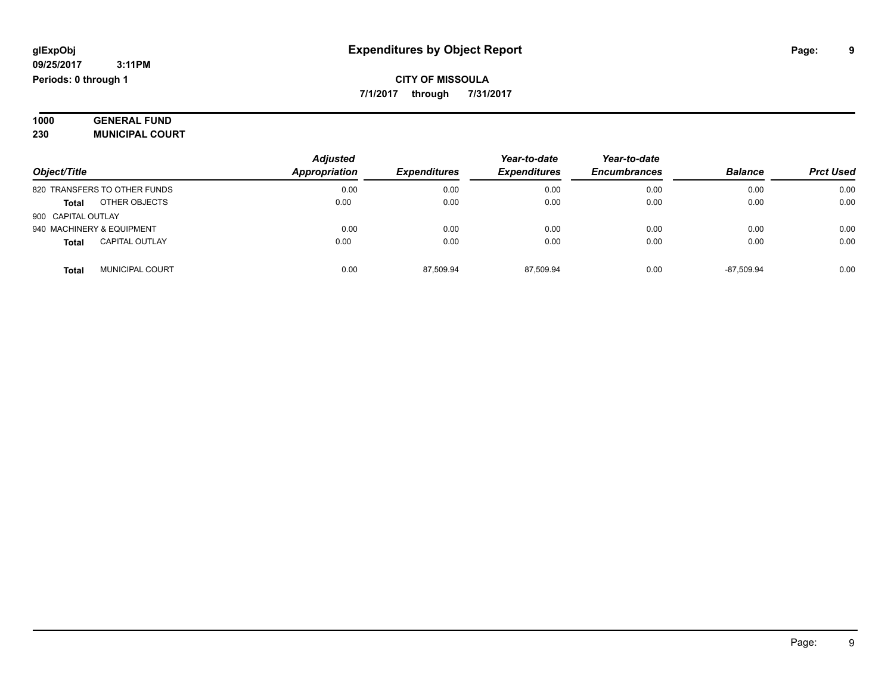**glExpObj**
**09/25/2017 3:11PM**
**Periods: 0 through 1**

# Expenditures by Object Report

**CITY OF MISSOULA**
**7/1/2017 through 7/31/2017**

**1000 GENERAL FUND**
**230 MUNICIPAL COURT**

| Object/Title | | *Adjusted Appropriation* | *Expenditures* | *Year-to-date Expenditures* | *Year-to-date Encumbrances* | *Balance* | *Prct Used* |
|---|---|---|---|---|---|---|---|
| 820 TRANSFERS TO OTHER FUNDS | | 0.00 | 0.00 | 0.00 | 0.00 | 0.00 | 0.00 |
| **Total** | OTHER OBJECTS | 0.00 | 0.00 | 0.00 | 0.00 | 0.00 | 0.00 |
| 900 CAPITAL OUTLAY | | | | | | | |
| 940 MACHINERY & EQUIPMENT | | 0.00 | 0.00 | 0.00 | 0.00 | 0.00 | 0.00 |
| **Total** | CAPITAL OUTLAY | 0.00 | 0.00 | 0.00 | 0.00 | 0.00 | 0.00 |
| **Total** | MUNICIPAL COURT | 0.00 | 87,509.94 | 87,509.94 | 0.00 | -87,509.94 | 0.00 |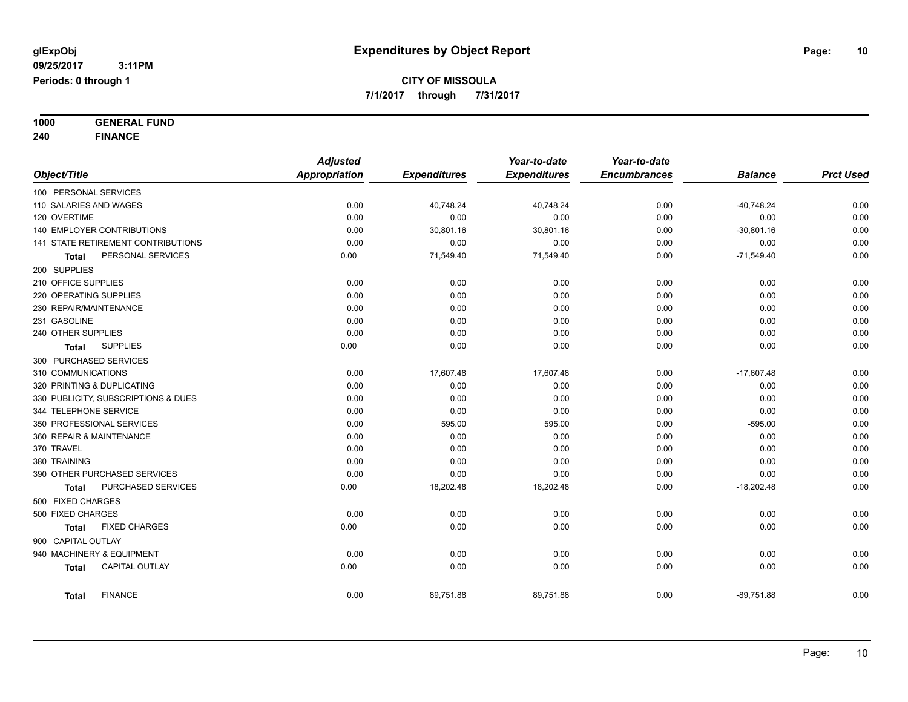**glExpObj**
**09/25/2017 3:11PM**
**Periods: 0 through 1**

# Expenditures by Object Report

**CITY OF MISSOULA**
**7/1/2017 through 7/31/2017**

**1000 GENERAL FUND**
**240 FINANCE**

| Object/Title | Adjusted Appropriation | Expenditures | Year-to-date Expenditures | Year-to-date Encumbrances | Balance | Prct Used |
|---|---|---|---|---|---|---|
| 100 PERSONAL SERVICES | | | | | | |
| 110 SALARIES AND WAGES | 0.00 | 40,748.24 | 40,748.24 | 0.00 | -40,748.24 | 0.00 |
| 120 OVERTIME | 0.00 | 0.00 | 0.00 | 0.00 | 0.00 | 0.00 |
| 140 EMPLOYER CONTRIBUTIONS | 0.00 | 30,801.16 | 30,801.16 | 0.00 | -30,801.16 | 0.00 |
| 141 STATE RETIREMENT CONTRIBUTIONS | 0.00 | 0.00 | 0.00 | 0.00 | 0.00 | 0.00 |
| **Total** PERSONAL SERVICES | 0.00 | 71,549.40 | 71,549.40 | 0.00 | -71,549.40 | 0.00 |
| 200 SUPPLIES | | | | | | |
| 210 OFFICE SUPPLIES | 0.00 | 0.00 | 0.00 | 0.00 | 0.00 | 0.00 |
| 220 OPERATING SUPPLIES | 0.00 | 0.00 | 0.00 | 0.00 | 0.00 | 0.00 |
| 230 REPAIR/MAINTENANCE | 0.00 | 0.00 | 0.00 | 0.00 | 0.00 | 0.00 |
| 231 GASOLINE | 0.00 | 0.00 | 0.00 | 0.00 | 0.00 | 0.00 |
| 240 OTHER SUPPLIES | 0.00 | 0.00 | 0.00 | 0.00 | 0.00 | 0.00 |
| **Total** SUPPLIES | 0.00 | 0.00 | 0.00 | 0.00 | 0.00 | 0.00 |
| 300 PURCHASED SERVICES | | | | | | |
| 310 COMMUNICATIONS | 0.00 | 17,607.48 | 17,607.48 | 0.00 | -17,607.48 | 0.00 |
| 320 PRINTING & DUPLICATING | 0.00 | 0.00 | 0.00 | 0.00 | 0.00 | 0.00 |
| 330 PUBLICITY, SUBSCRIPTIONS & DUES | 0.00 | 0.00 | 0.00 | 0.00 | 0.00 | 0.00 |
| 344 TELEPHONE SERVICE | 0.00 | 0.00 | 0.00 | 0.00 | 0.00 | 0.00 |
| 350 PROFESSIONAL SERVICES | 0.00 | 595.00 | 595.00 | 0.00 | -595.00 | 0.00 |
| 360 REPAIR & MAINTENANCE | 0.00 | 0.00 | 0.00 | 0.00 | 0.00 | 0.00 |
| 370 TRAVEL | 0.00 | 0.00 | 0.00 | 0.00 | 0.00 | 0.00 |
| 380 TRAINING | 0.00 | 0.00 | 0.00 | 0.00 | 0.00 | 0.00 |
| 390 OTHER PURCHASED SERVICES | 0.00 | 0.00 | 0.00 | 0.00 | 0.00 | 0.00 |
| **Total** PURCHASED SERVICES | 0.00 | 18,202.48 | 18,202.48 | 0.00 | -18,202.48 | 0.00 |
| 500 FIXED CHARGES | | | | | | |
| 500 FIXED CHARGES | 0.00 | 0.00 | 0.00 | 0.00 | 0.00 | 0.00 |
| **Total** FIXED CHARGES | 0.00 | 0.00 | 0.00 | 0.00 | 0.00 | 0.00 |
| 900 CAPITAL OUTLAY | | | | | | |
| 940 MACHINERY & EQUIPMENT | 0.00 | 0.00 | 0.00 | 0.00 | 0.00 | 0.00 |
| **Total** CAPITAL OUTLAY | 0.00 | 0.00 | 0.00 | 0.00 | 0.00 | 0.00 |
| **Total** FINANCE | 0.00 | 89,751.88 | 89,751.88 | 0.00 | -89,751.88 | 0.00 |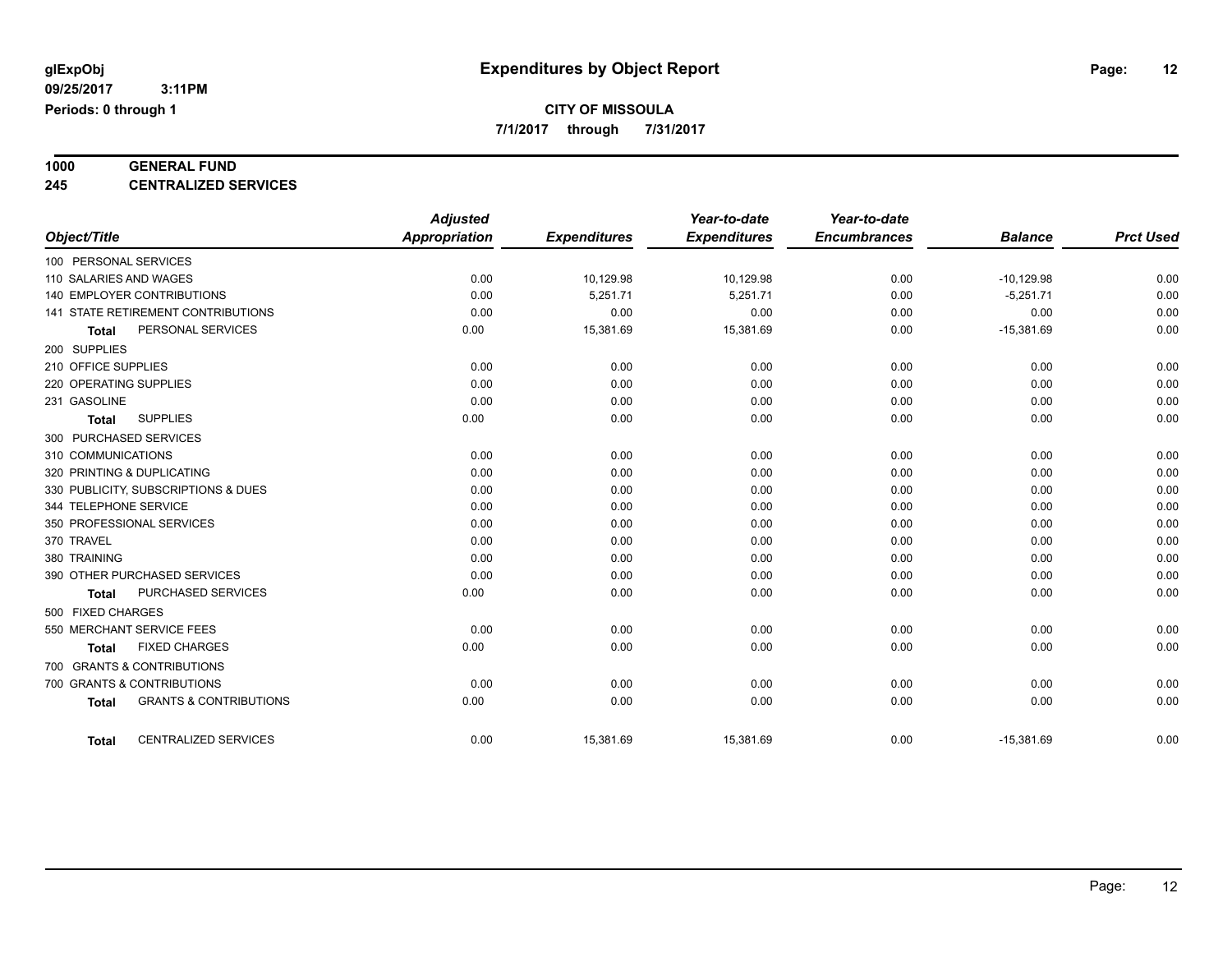**glExpObj** **Expenditures by Object Report**

**09/25/2017 3:11PM**

**Periods: 0 through 1**

**CITY OF MISSOULA**

**7/1/2017 through 7/31/2017**

**1000 GENERAL FUND**

**245 CENTRALIZED SERVICES**

| Object/Title | Adjusted Appropriation | Expenditures | Year-to-date Expenditures | Year-to-date Encumbrances | Balance | Prct Used |
|---|---|---|---|---|---|---|
| 100 PERSONAL SERVICES | | | | | | |
| 110 SALARIES AND WAGES | 0.00 | 10,129.98 | 10,129.98 | 0.00 | -10,129.98 | 0.00 |
| 140 EMPLOYER CONTRIBUTIONS | 0.00 | 5,251.71 | 5,251.71 | 0.00 | -5,251.71 | 0.00 |
| 141 STATE RETIREMENT CONTRIBUTIONS | 0.00 | 0.00 | 0.00 | 0.00 | 0.00 | 0.00 |
| **Total** PERSONAL SERVICES | 0.00 | 15,381.69 | 15,381.69 | 0.00 | -15,381.69 | 0.00 |
| 200 SUPPLIES | | | | | | |
| 210 OFFICE SUPPLIES | 0.00 | 0.00 | 0.00 | 0.00 | 0.00 | 0.00 |
| 220 OPERATING SUPPLIES | 0.00 | 0.00 | 0.00 | 0.00 | 0.00 | 0.00 |
| 231 GASOLINE | 0.00 | 0.00 | 0.00 | 0.00 | 0.00 | 0.00 |
| **Total** SUPPLIES | 0.00 | 0.00 | 0.00 | 0.00 | 0.00 | 0.00 |
| 300 PURCHASED SERVICES | | | | | | |
| 310 COMMUNICATIONS | 0.00 | 0.00 | 0.00 | 0.00 | 0.00 | 0.00 |
| 320 PRINTING & DUPLICATING | 0.00 | 0.00 | 0.00 | 0.00 | 0.00 | 0.00 |
| 330 PUBLICITY, SUBSCRIPTIONS & DUES | 0.00 | 0.00 | 0.00 | 0.00 | 0.00 | 0.00 |
| 344 TELEPHONE SERVICE | 0.00 | 0.00 | 0.00 | 0.00 | 0.00 | 0.00 |
| 350 PROFESSIONAL SERVICES | 0.00 | 0.00 | 0.00 | 0.00 | 0.00 | 0.00 |
| 370 TRAVEL | 0.00 | 0.00 | 0.00 | 0.00 | 0.00 | 0.00 |
| 380 TRAINING | 0.00 | 0.00 | 0.00 | 0.00 | 0.00 | 0.00 |
| 390 OTHER PURCHASED SERVICES | 0.00 | 0.00 | 0.00 | 0.00 | 0.00 | 0.00 |
| **Total** PURCHASED SERVICES | 0.00 | 0.00 | 0.00 | 0.00 | 0.00 | 0.00 |
| 500 FIXED CHARGES | | | | | | |
| 550 MERCHANT SERVICE FEES | 0.00 | 0.00 | 0.00 | 0.00 | 0.00 | 0.00 |
| **Total** FIXED CHARGES | 0.00 | 0.00 | 0.00 | 0.00 | 0.00 | 0.00 |
| 700 GRANTS & CONTRIBUTIONS | | | | | | |
| 700 GRANTS & CONTRIBUTIONS | 0.00 | 0.00 | 0.00 | 0.00 | 0.00 | 0.00 |
| **Total** GRANTS & CONTRIBUTIONS | 0.00 | 0.00 | 0.00 | 0.00 | 0.00 | 0.00 |
| **Total** CENTRALIZED SERVICES | 0.00 | 15,381.69 | 15,381.69 | 0.00 | -15,381.69 | 0.00 |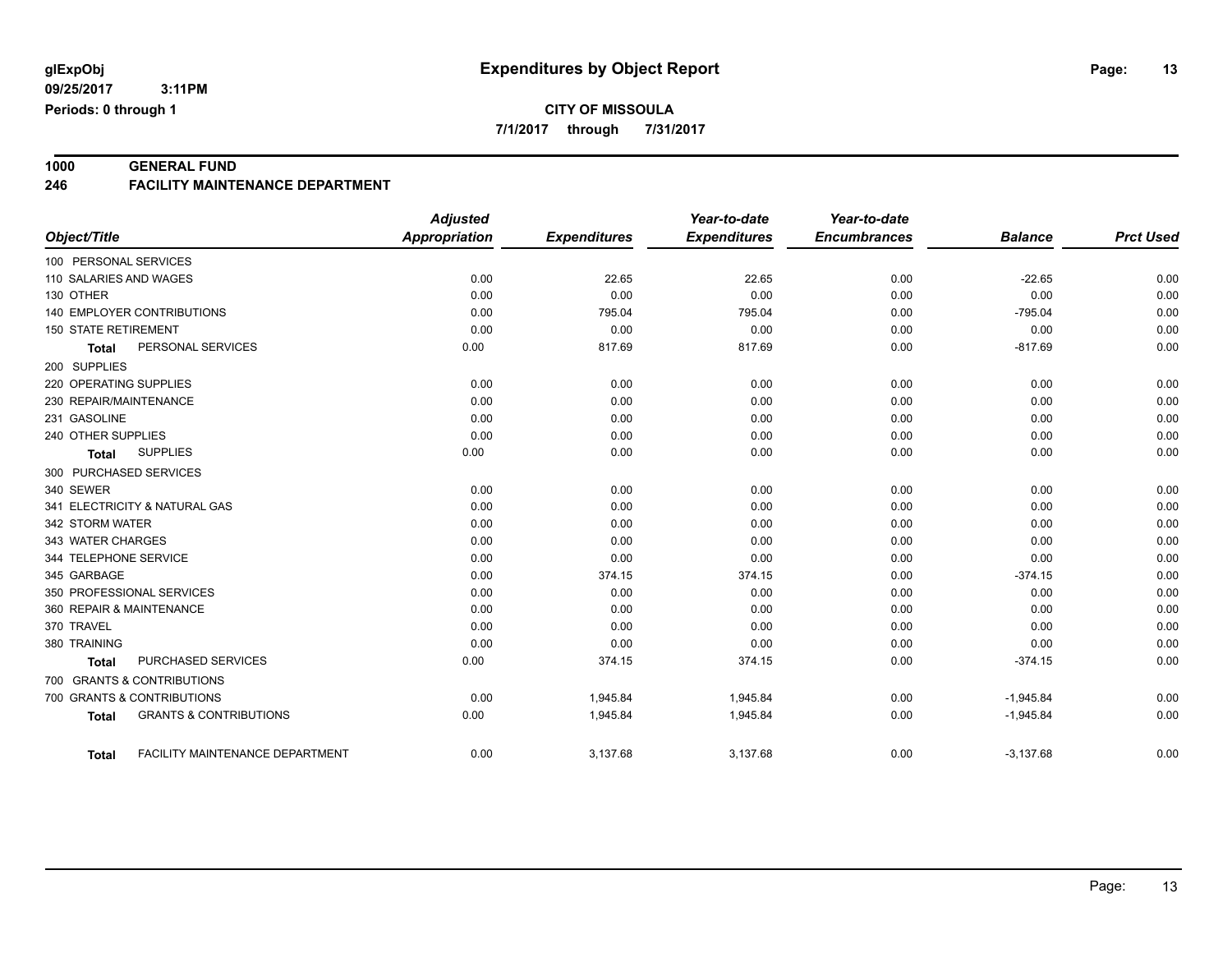**glExpObj** **Expenditures by Object Report**

**09/25/2017 3:11PM**

**Periods: 0 through 1**

**CITY OF MISSOULA**

**7/1/2017 through 7/31/2017**

**1000 GENERAL FUND**

**246 FACILITY MAINTENANCE DEPARTMENT**

| Object/Title | Adjusted Appropriation | Expenditures | Year-to-date Expenditures | Year-to-date Encumbrances | Balance | Prct Used |
|---|---|---|---|---|---|---|
| 100 PERSONAL SERVICES | | | | | | |
| 110 SALARIES AND WAGES | 0.00 | 22.65 | 22.65 | 0.00 | -22.65 | 0.00 |
| 130 OTHER | 0.00 | 0.00 | 0.00 | 0.00 | 0.00 | 0.00 |
| 140 EMPLOYER CONTRIBUTIONS | 0.00 | 795.04 | 795.04 | 0.00 | -795.04 | 0.00 |
| 150 STATE RETIREMENT | 0.00 | 0.00 | 0.00 | 0.00 | 0.00 | 0.00 |
| **Total** PERSONAL SERVICES | 0.00 | 817.69 | 817.69 | 0.00 | -817.69 | 0.00 |
| 200 SUPPLIES | | | | | | |
| 220 OPERATING SUPPLIES | 0.00 | 0.00 | 0.00 | 0.00 | 0.00 | 0.00 |
| 230 REPAIR/MAINTENANCE | 0.00 | 0.00 | 0.00 | 0.00 | 0.00 | 0.00 |
| 231 GASOLINE | 0.00 | 0.00 | 0.00 | 0.00 | 0.00 | 0.00 |
| 240 OTHER SUPPLIES | 0.00 | 0.00 | 0.00 | 0.00 | 0.00 | 0.00 |
| **Total** SUPPLIES | 0.00 | 0.00 | 0.00 | 0.00 | 0.00 | 0.00 |
| 300 PURCHASED SERVICES | | | | | | |
| 340 SEWER | 0.00 | 0.00 | 0.00 | 0.00 | 0.00 | 0.00 |
| 341 ELECTRICITY & NATURAL GAS | 0.00 | 0.00 | 0.00 | 0.00 | 0.00 | 0.00 |
| 342 STORM WATER | 0.00 | 0.00 | 0.00 | 0.00 | 0.00 | 0.00 |
| 343 WATER CHARGES | 0.00 | 0.00 | 0.00 | 0.00 | 0.00 | 0.00 |
| 344 TELEPHONE SERVICE | 0.00 | 0.00 | 0.00 | 0.00 | 0.00 | 0.00 |
| 345 GARBAGE | 0.00 | 374.15 | 374.15 | 0.00 | -374.15 | 0.00 |
| 350 PROFESSIONAL SERVICES | 0.00 | 0.00 | 0.00 | 0.00 | 0.00 | 0.00 |
| 360 REPAIR & MAINTENANCE | 0.00 | 0.00 | 0.00 | 0.00 | 0.00 | 0.00 |
| 370 TRAVEL | 0.00 | 0.00 | 0.00 | 0.00 | 0.00 | 0.00 |
| 380 TRAINING | 0.00 | 0.00 | 0.00 | 0.00 | 0.00 | 0.00 |
| **Total** PURCHASED SERVICES | 0.00 | 374.15 | 374.15 | 0.00 | -374.15 | 0.00 |
| 700 GRANTS & CONTRIBUTIONS | | | | | | |
| 700 GRANTS & CONTRIBUTIONS | 0.00 | 1,945.84 | 1,945.84 | 0.00 | -1,945.84 | 0.00 |
| **Total** GRANTS & CONTRIBUTIONS | 0.00 | 1,945.84 | 1,945.84 | 0.00 | -1,945.84 | 0.00 |
| **Total** FACILITY MAINTENANCE DEPARTMENT | 0.00 | 3,137.68 | 3,137.68 | 0.00 | -3,137.68 | 0.00 |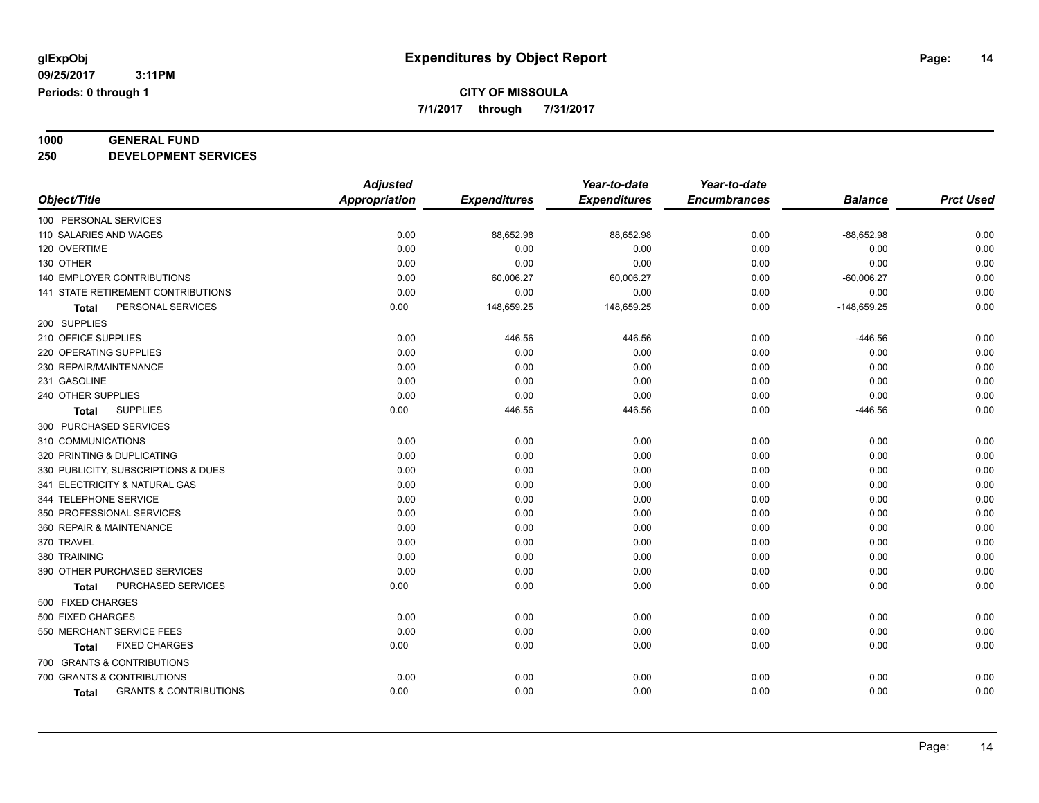**glExpObj**
**09/25/2017 3:11PM**
**Periods: 0 through 1**

# Expenditures by Object Report

**CITY OF MISSOULA**
**7/1/2017 through 7/31/2017**

**1000 GENERAL FUND**
**250 DEVELOPMENT SERVICES**

| Object/Title | *Adjusted Appropriation* | *Expenditures* | *Year-to-date Expenditures* | *Year-to-date Encumbrances* | *Balance* | *Prct Used* |
|---|---|---|---|---|---|---|
| 100 PERSONAL SERVICES | | | | | | |
| 110 SALARIES AND WAGES | 0.00 | 88,652.98 | 88,652.98 | 0.00 | -88,652.98 | 0.00 |
| 120 OVERTIME | 0.00 | 0.00 | 0.00 | 0.00 | 0.00 | 0.00 |
| 130 OTHER | 0.00 | 0.00 | 0.00 | 0.00 | 0.00 | 0.00 |
| 140 EMPLOYER CONTRIBUTIONS | 0.00 | 60,006.27 | 60,006.27 | 0.00 | -60,006.27 | 0.00 |
| 141 STATE RETIREMENT CONTRIBUTIONS | 0.00 | 0.00 | 0.00 | 0.00 | 0.00 | 0.00 |
| **Total** PERSONAL SERVICES | 0.00 | 148,659.25 | 148,659.25 | 0.00 | -148,659.25 | 0.00 |
| 200 SUPPLIES | | | | | | |
| 210 OFFICE SUPPLIES | 0.00 | 446.56 | 446.56 | 0.00 | -446.56 | 0.00 |
| 220 OPERATING SUPPLIES | 0.00 | 0.00 | 0.00 | 0.00 | 0.00 | 0.00 |
| 230 REPAIR/MAINTENANCE | 0.00 | 0.00 | 0.00 | 0.00 | 0.00 | 0.00 |
| 231 GASOLINE | 0.00 | 0.00 | 0.00 | 0.00 | 0.00 | 0.00 |
| 240 OTHER SUPPLIES | 0.00 | 0.00 | 0.00 | 0.00 | 0.00 | 0.00 |
| **Total** SUPPLIES | 0.00 | 446.56 | 446.56 | 0.00 | -446.56 | 0.00 |
| 300 PURCHASED SERVICES | | | | | | |
| 310 COMMUNICATIONS | 0.00 | 0.00 | 0.00 | 0.00 | 0.00 | 0.00 |
| 320 PRINTING & DUPLICATING | 0.00 | 0.00 | 0.00 | 0.00 | 0.00 | 0.00 |
| 330 PUBLICITY, SUBSCRIPTIONS & DUES | 0.00 | 0.00 | 0.00 | 0.00 | 0.00 | 0.00 |
| 341 ELECTRICITY & NATURAL GAS | 0.00 | 0.00 | 0.00 | 0.00 | 0.00 | 0.00 |
| 344 TELEPHONE SERVICE | 0.00 | 0.00 | 0.00 | 0.00 | 0.00 | 0.00 |
| 350 PROFESSIONAL SERVICES | 0.00 | 0.00 | 0.00 | 0.00 | 0.00 | 0.00 |
| 360 REPAIR & MAINTENANCE | 0.00 | 0.00 | 0.00 | 0.00 | 0.00 | 0.00 |
| 370 TRAVEL | 0.00 | 0.00 | 0.00 | 0.00 | 0.00 | 0.00 |
| 380 TRAINING | 0.00 | 0.00 | 0.00 | 0.00 | 0.00 | 0.00 |
| 390 OTHER PURCHASED SERVICES | 0.00 | 0.00 | 0.00 | 0.00 | 0.00 | 0.00 |
| **Total** PURCHASED SERVICES | 0.00 | 0.00 | 0.00 | 0.00 | 0.00 | 0.00 |
| 500 FIXED CHARGES | | | | | | |
| 500 FIXED CHARGES | 0.00 | 0.00 | 0.00 | 0.00 | 0.00 | 0.00 |
| 550 MERCHANT SERVICE FEES | 0.00 | 0.00 | 0.00 | 0.00 | 0.00 | 0.00 |
| **Total** FIXED CHARGES | 0.00 | 0.00 | 0.00 | 0.00 | 0.00 | 0.00 |
| 700 GRANTS & CONTRIBUTIONS | | | | | | |
| 700 GRANTS & CONTRIBUTIONS | 0.00 | 0.00 | 0.00 | 0.00 | 0.00 | 0.00 |
| **Total** GRANTS & CONTRIBUTIONS | 0.00 | 0.00 | 0.00 | 0.00 | 0.00 | 0.00 |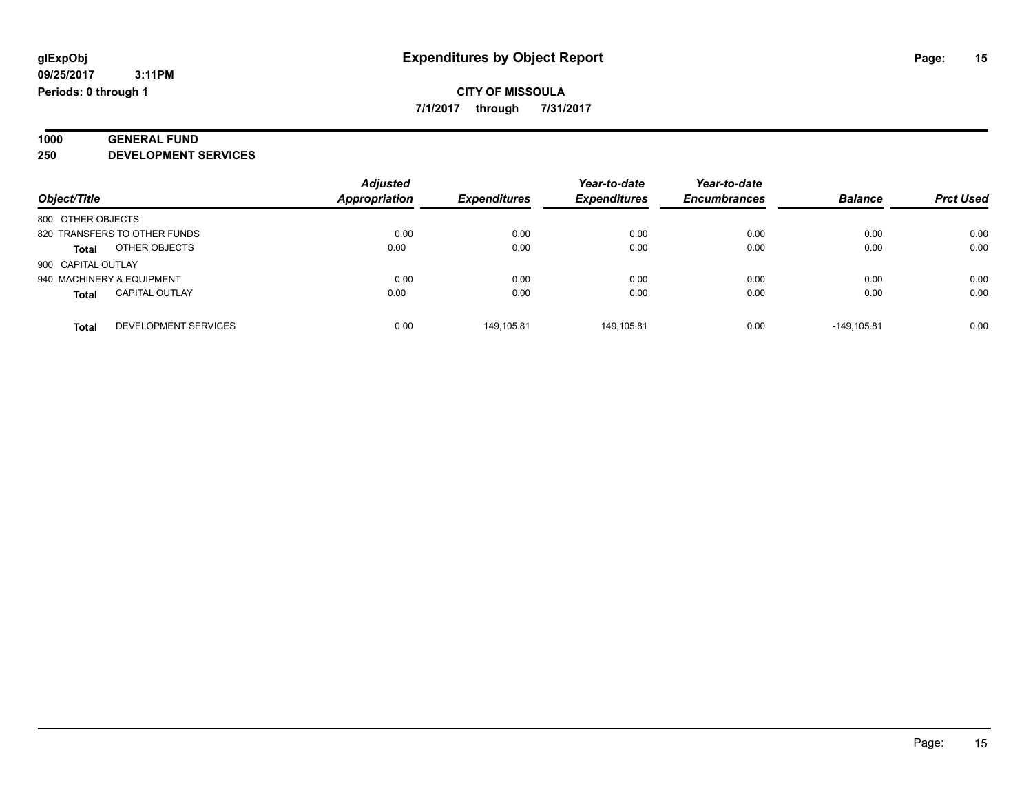glExpObj
09/25/2017 3:11PM
Periods: 0 through 1

# Expenditures by Object Report

CITY OF MISSOULA

7/1/2017 through 7/31/2017

**1000 GENERAL FUND**

**250 DEVELOPMENT SERVICES**

| Object/Title | Adjusted Appropriation | Expenditures | Year-to-date Expenditures | Year-to-date Encumbrances | Balance | Prct Used |
|---|---|---|---|---|---|---|
| 800 OTHER OBJECTS | | | | | | |
| 820 TRANSFERS TO OTHER FUNDS | 0.00 | 0.00 | 0.00 | 0.00 | 0.00 | 0.00 |
| **Total** OTHER OBJECTS | 0.00 | 0.00 | 0.00 | 0.00 | 0.00 | 0.00 |
| 900 CAPITAL OUTLAY | | | | | | |
| 940 MACHINERY & EQUIPMENT | 0.00 | 0.00 | 0.00 | 0.00 | 0.00 | 0.00 |
| **Total** CAPITAL OUTLAY | 0.00 | 0.00 | 0.00 | 0.00 | 0.00 | 0.00 |
| **Total** DEVELOPMENT SERVICES | 0.00 | 149,105.81 | 149,105.81 | 0.00 | -149,105.81 | 0.00 |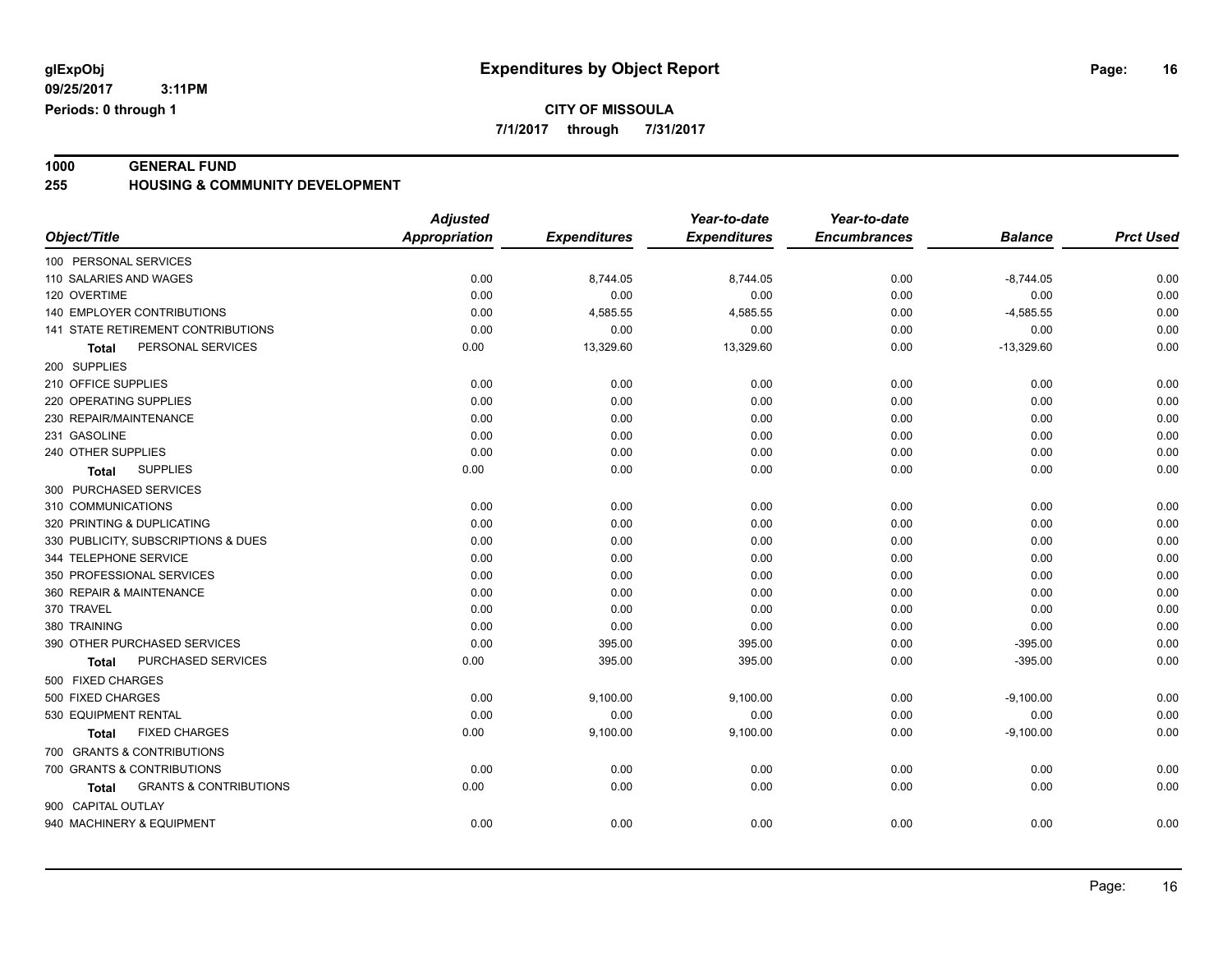**glExpObj** **Expenditures by Object Report**

**09/25/2017 3:11PM**

**Periods: 0 through 1**

**CITY OF MISSOULA**

**7/1/2017 through 7/31/2017**

**1000 GENERAL FUND**

**255 HOUSING & COMMUNITY DEVELOPMENT**

| Object/Title | Adjusted Appropriation | Expenditures | Year-to-date Expenditures | Year-to-date Encumbrances | Balance | Prct Used |
|---|---|---|---|---|---|---|
| 100 PERSONAL SERVICES | | | | | | |
| 110 SALARIES AND WAGES | 0.00 | 8,744.05 | 8,744.05 | 0.00 | -8,744.05 | 0.00 |
| 120 OVERTIME | 0.00 | 0.00 | 0.00 | 0.00 | 0.00 | 0.00 |
| 140 EMPLOYER CONTRIBUTIONS | 0.00 | 4,585.55 | 4,585.55 | 0.00 | -4,585.55 | 0.00 |
| 141 STATE RETIREMENT CONTRIBUTIONS | 0.00 | 0.00 | 0.00 | 0.00 | 0.00 | 0.00 |
| **Total** PERSONAL SERVICES | 0.00 | 13,329.60 | 13,329.60 | 0.00 | -13,329.60 | 0.00 |
| 200 SUPPLIES | | | | | | |
| 210 OFFICE SUPPLIES | 0.00 | 0.00 | 0.00 | 0.00 | 0.00 | 0.00 |
| 220 OPERATING SUPPLIES | 0.00 | 0.00 | 0.00 | 0.00 | 0.00 | 0.00 |
| 230 REPAIR/MAINTENANCE | 0.00 | 0.00 | 0.00 | 0.00 | 0.00 | 0.00 |
| 231 GASOLINE | 0.00 | 0.00 | 0.00 | 0.00 | 0.00 | 0.00 |
| 240 OTHER SUPPLIES | 0.00 | 0.00 | 0.00 | 0.00 | 0.00 | 0.00 |
| **Total** SUPPLIES | 0.00 | 0.00 | 0.00 | 0.00 | 0.00 | 0.00 |
| 300 PURCHASED SERVICES | | | | | | |
| 310 COMMUNICATIONS | 0.00 | 0.00 | 0.00 | 0.00 | 0.00 | 0.00 |
| 320 PRINTING & DUPLICATING | 0.00 | 0.00 | 0.00 | 0.00 | 0.00 | 0.00 |
| 330 PUBLICITY, SUBSCRIPTIONS & DUES | 0.00 | 0.00 | 0.00 | 0.00 | 0.00 | 0.00 |
| 344 TELEPHONE SERVICE | 0.00 | 0.00 | 0.00 | 0.00 | 0.00 | 0.00 |
| 350 PROFESSIONAL SERVICES | 0.00 | 0.00 | 0.00 | 0.00 | 0.00 | 0.00 |
| 360 REPAIR & MAINTENANCE | 0.00 | 0.00 | 0.00 | 0.00 | 0.00 | 0.00 |
| 370 TRAVEL | 0.00 | 0.00 | 0.00 | 0.00 | 0.00 | 0.00 |
| 380 TRAINING | 0.00 | 0.00 | 0.00 | 0.00 | 0.00 | 0.00 |
| 390 OTHER PURCHASED SERVICES | 0.00 | 395.00 | 395.00 | 0.00 | -395.00 | 0.00 |
| **Total** PURCHASED SERVICES | 0.00 | 395.00 | 395.00 | 0.00 | -395.00 | 0.00 |
| 500 FIXED CHARGES | | | | | | |
| 500 FIXED CHARGES | 0.00 | 9,100.00 | 9,100.00 | 0.00 | -9,100.00 | 0.00 |
| 530 EQUIPMENT RENTAL | 0.00 | 0.00 | 0.00 | 0.00 | 0.00 | 0.00 |
| **Total** FIXED CHARGES | 0.00 | 9,100.00 | 9,100.00 | 0.00 | -9,100.00 | 0.00 |
| 700 GRANTS & CONTRIBUTIONS | | | | | | |
| 700 GRANTS & CONTRIBUTIONS | 0.00 | 0.00 | 0.00 | 0.00 | 0.00 | 0.00 |
| **Total** GRANTS & CONTRIBUTIONS | 0.00 | 0.00 | 0.00 | 0.00 | 0.00 | 0.00 |
| 900 CAPITAL OUTLAY | | | | | | |
| 940 MACHINERY & EQUIPMENT | 0.00 | 0.00 | 0.00 | 0.00 | 0.00 | 0.00 |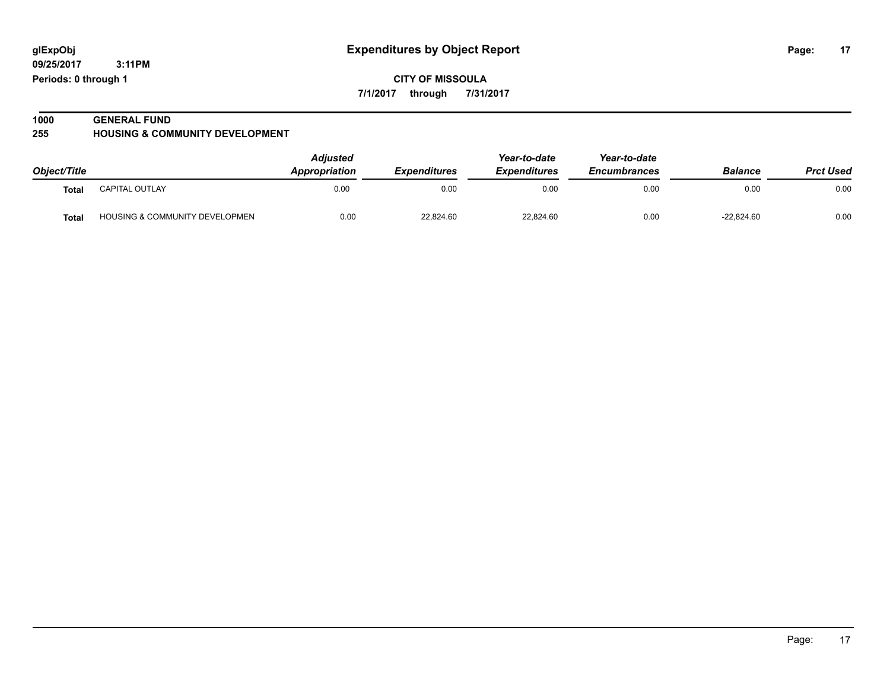**glExpObj** | **Expenditures by Object Report**

**09/25/2017 3:11PM**

**Periods: 0 through 1**

**CITY OF MISSOULA**

**7/1/2017 through 7/31/2017**

**1000 GENERAL FUND**

**255 HOUSING & COMMUNITY DEVELOPMENT**

| *Object/Title* | | *Adjusted Appropriation* | *Expenditures* | *Year-to-date Expenditures* | *Year-to-date Encumbrances* | *Balance* | *Prct Used* |
|---|---|---|---|---|---|---|---|
| **Total** | CAPITAL OUTLAY | 0.00 | 0.00 | 0.00 | 0.00 | 0.00 | 0.00 |
| **Total** | HOUSING & COMMUNITY DEVELOPMEN | 0.00 | 22,824.60 | 22,824.60 | 0.00 | -22,824.60 | 0.00 |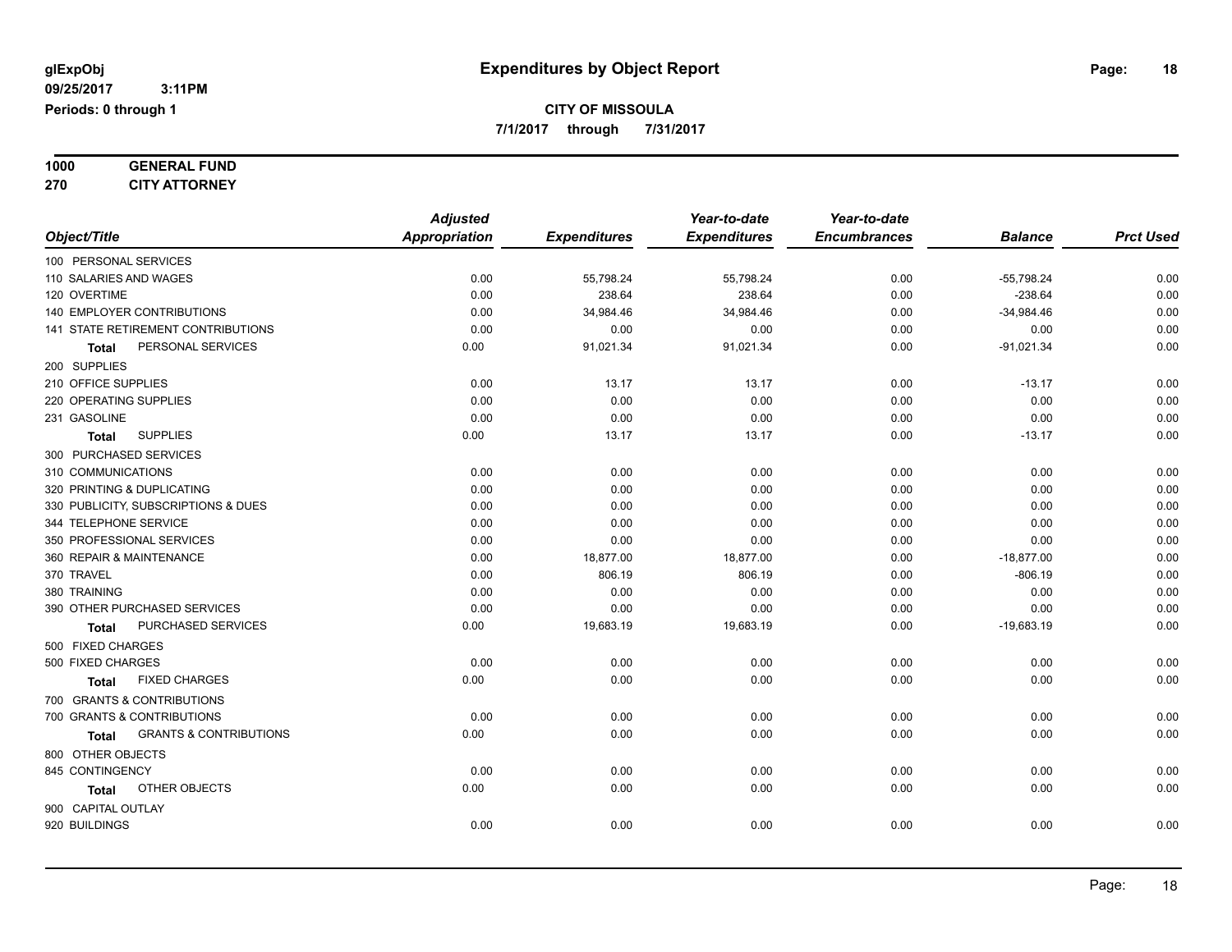**glExpObj**
**09/25/2017 3:11PM**
**Periods: 0 through 1**

# Expenditures by Object Report

**CITY OF MISSOULA**
**7/1/2017 through 7/31/2017**

**1000 GENERAL FUND**
**270 CITY ATTORNEY**

| Object/Title | Adjusted Appropriation | Expenditures | Year-to-date Expenditures | Year-to-date Encumbrances | Balance | Prct Used |
|---|---|---|---|---|---|---|
| 100 PERSONAL SERVICES | | | | | | |
| 110 SALARIES AND WAGES | 0.00 | 55,798.24 | 55,798.24 | 0.00 | -55,798.24 | 0.00 |
| 120 OVERTIME | 0.00 | 238.64 | 238.64 | 0.00 | -238.64 | 0.00 |
| 140 EMPLOYER CONTRIBUTIONS | 0.00 | 34,984.46 | 34,984.46 | 0.00 | -34,984.46 | 0.00 |
| 141 STATE RETIREMENT CONTRIBUTIONS | 0.00 | 0.00 | 0.00 | 0.00 | 0.00 | 0.00 |
| **Total** PERSONAL SERVICES | 0.00 | 91,021.34 | 91,021.34 | 0.00 | -91,021.34 | 0.00 |
| 200 SUPPLIES | | | | | | |
| 210 OFFICE SUPPLIES | 0.00 | 13.17 | 13.17 | 0.00 | -13.17 | 0.00 |
| 220 OPERATING SUPPLIES | 0.00 | 0.00 | 0.00 | 0.00 | 0.00 | 0.00 |
| 231 GASOLINE | 0.00 | 0.00 | 0.00 | 0.00 | 0.00 | 0.00 |
| **Total** SUPPLIES | 0.00 | 13.17 | 13.17 | 0.00 | -13.17 | 0.00 |
| 300 PURCHASED SERVICES | | | | | | |
| 310 COMMUNICATIONS | 0.00 | 0.00 | 0.00 | 0.00 | 0.00 | 0.00 |
| 320 PRINTING & DUPLICATING | 0.00 | 0.00 | 0.00 | 0.00 | 0.00 | 0.00 |
| 330 PUBLICITY, SUBSCRIPTIONS & DUES | 0.00 | 0.00 | 0.00 | 0.00 | 0.00 | 0.00 |
| 344 TELEPHONE SERVICE | 0.00 | 0.00 | 0.00 | 0.00 | 0.00 | 0.00 |
| 350 PROFESSIONAL SERVICES | 0.00 | 0.00 | 0.00 | 0.00 | 0.00 | 0.00 |
| 360 REPAIR & MAINTENANCE | 0.00 | 18,877.00 | 18,877.00 | 0.00 | -18,877.00 | 0.00 |
| 370 TRAVEL | 0.00 | 806.19 | 806.19 | 0.00 | -806.19 | 0.00 |
| 380 TRAINING | 0.00 | 0.00 | 0.00 | 0.00 | 0.00 | 0.00 |
| 390 OTHER PURCHASED SERVICES | 0.00 | 0.00 | 0.00 | 0.00 | 0.00 | 0.00 |
| **Total** PURCHASED SERVICES | 0.00 | 19,683.19 | 19,683.19 | 0.00 | -19,683.19 | 0.00 |
| 500 FIXED CHARGES | | | | | | |
| 500 FIXED CHARGES | 0.00 | 0.00 | 0.00 | 0.00 | 0.00 | 0.00 |
| **Total** FIXED CHARGES | 0.00 | 0.00 | 0.00 | 0.00 | 0.00 | 0.00 |
| 700 GRANTS & CONTRIBUTIONS | | | | | | |
| 700 GRANTS & CONTRIBUTIONS | 0.00 | 0.00 | 0.00 | 0.00 | 0.00 | 0.00 |
| **Total** GRANTS & CONTRIBUTIONS | 0.00 | 0.00 | 0.00 | 0.00 | 0.00 | 0.00 |
| 800 OTHER OBJECTS | | | | | | |
| 845 CONTINGENCY | 0.00 | 0.00 | 0.00 | 0.00 | 0.00 | 0.00 |
| **Total** OTHER OBJECTS | 0.00 | 0.00 | 0.00 | 0.00 | 0.00 | 0.00 |
| 900 CAPITAL OUTLAY | | | | | | |
| 920 BUILDINGS | 0.00 | 0.00 | 0.00 | 0.00 | 0.00 | 0.00 |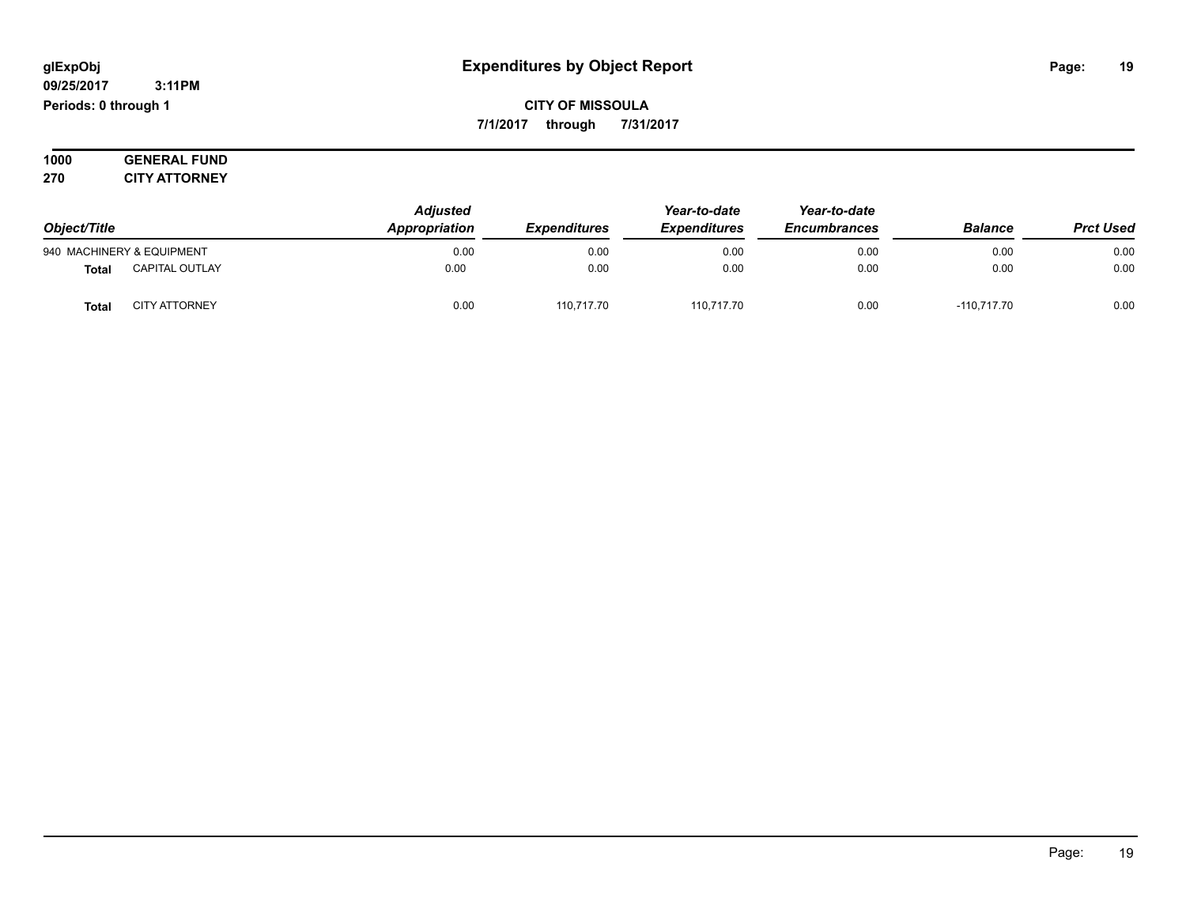# Expenditures by Object Report

glExpObj
09/25/2017 3:11PM
Periods: 0 through 1

**CITY OF MISSOULA**
**7/1/2017 through 7/31/2017**

**1000 GENERAL FUND**
**270 CITY ATTORNEY**

| Object/Title | | Adjusted Appropriation | Expenditures | Year-to-date Expenditures | Year-to-date Encumbrances | Balance | Prct Used |
|---|---|---|---|---|---|---|---|
| 940 MACHINERY & EQUIPMENT | | 0.00 | 0.00 | 0.00 | 0.00 | 0.00 | 0.00 |
| **Total** | CAPITAL OUTLAY | 0.00 | 0.00 | 0.00 | 0.00 | 0.00 | 0.00 |
| **Total** | CITY ATTORNEY | 0.00 | 110,717.70 | 110,717.70 | 0.00 | -110,717.70 | 0.00 |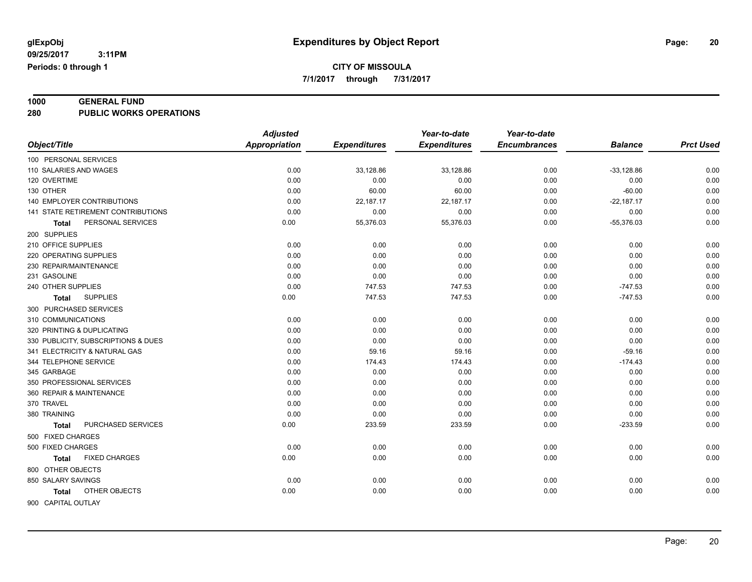**glExpObj**
**09/25/2017 3:11PM**
**Periods: 0 through 1**

# Expenditures by Object Report

**CITY OF MISSOULA**
**7/1/2017 through 7/31/2017**

## 1000 GENERAL FUND
## 280 PUBLIC WORKS OPERATIONS

| Object/Title | Adjusted Appropriation | Expenditures | Year-to-date Expenditures | Year-to-date Encumbrances | Balance | Prct Used |
|---|---|---|---|---|---|---|
| 100 PERSONAL SERVICES | | | | | | |
| 110 SALARIES AND WAGES | 0.00 | 33,128.86 | 33,128.86 | 0.00 | -33,128.86 | 0.00 |
| 120 OVERTIME | 0.00 | 0.00 | 0.00 | 0.00 | 0.00 | 0.00 |
| 130 OTHER | 0.00 | 60.00 | 60.00 | 0.00 | -60.00 | 0.00 |
| 140 EMPLOYER CONTRIBUTIONS | 0.00 | 22,187.17 | 22,187.17 | 0.00 | -22,187.17 | 0.00 |
| 141 STATE RETIREMENT CONTRIBUTIONS | 0.00 | 0.00 | 0.00 | 0.00 | 0.00 | 0.00 |
| **Total** PERSONAL SERVICES | 0.00 | 55,376.03 | 55,376.03 | 0.00 | -55,376.03 | 0.00 |
| 200 SUPPLIES | | | | | | |
| 210 OFFICE SUPPLIES | 0.00 | 0.00 | 0.00 | 0.00 | 0.00 | 0.00 |
| 220 OPERATING SUPPLIES | 0.00 | 0.00 | 0.00 | 0.00 | 0.00 | 0.00 |
| 230 REPAIR/MAINTENANCE | 0.00 | 0.00 | 0.00 | 0.00 | 0.00 | 0.00 |
| 231 GASOLINE | 0.00 | 0.00 | 0.00 | 0.00 | 0.00 | 0.00 |
| 240 OTHER SUPPLIES | 0.00 | 747.53 | 747.53 | 0.00 | -747.53 | 0.00 |
| **Total** SUPPLIES | 0.00 | 747.53 | 747.53 | 0.00 | -747.53 | 0.00 |
| 300 PURCHASED SERVICES | | | | | | |
| 310 COMMUNICATIONS | 0.00 | 0.00 | 0.00 | 0.00 | 0.00 | 0.00 |
| 320 PRINTING & DUPLICATING | 0.00 | 0.00 | 0.00 | 0.00 | 0.00 | 0.00 |
| 330 PUBLICITY, SUBSCRIPTIONS & DUES | 0.00 | 0.00 | 0.00 | 0.00 | 0.00 | 0.00 |
| 341 ELECTRICITY & NATURAL GAS | 0.00 | 59.16 | 59.16 | 0.00 | -59.16 | 0.00 |
| 344 TELEPHONE SERVICE | 0.00 | 174.43 | 174.43 | 0.00 | -174.43 | 0.00 |
| 345 GARBAGE | 0.00 | 0.00 | 0.00 | 0.00 | 0.00 | 0.00 |
| 350 PROFESSIONAL SERVICES | 0.00 | 0.00 | 0.00 | 0.00 | 0.00 | 0.00 |
| 360 REPAIR & MAINTENANCE | 0.00 | 0.00 | 0.00 | 0.00 | 0.00 | 0.00 |
| 370 TRAVEL | 0.00 | 0.00 | 0.00 | 0.00 | 0.00 | 0.00 |
| 380 TRAINING | 0.00 | 0.00 | 0.00 | 0.00 | 0.00 | 0.00 |
| **Total** PURCHASED SERVICES | 0.00 | 233.59 | 233.59 | 0.00 | -233.59 | 0.00 |
| 500 FIXED CHARGES | | | | | | |
| 500 FIXED CHARGES | 0.00 | 0.00 | 0.00 | 0.00 | 0.00 | 0.00 |
| **Total** FIXED CHARGES | 0.00 | 0.00 | 0.00 | 0.00 | 0.00 | 0.00 |
| 800 OTHER OBJECTS | | | | | | |
| 850 SALARY SAVINGS | 0.00 | 0.00 | 0.00 | 0.00 | 0.00 | 0.00 |
| **Total** OTHER OBJECTS | 0.00 | 0.00 | 0.00 | 0.00 | 0.00 | 0.00 |
| 900 CAPITAL OUTLAY | | | | | | |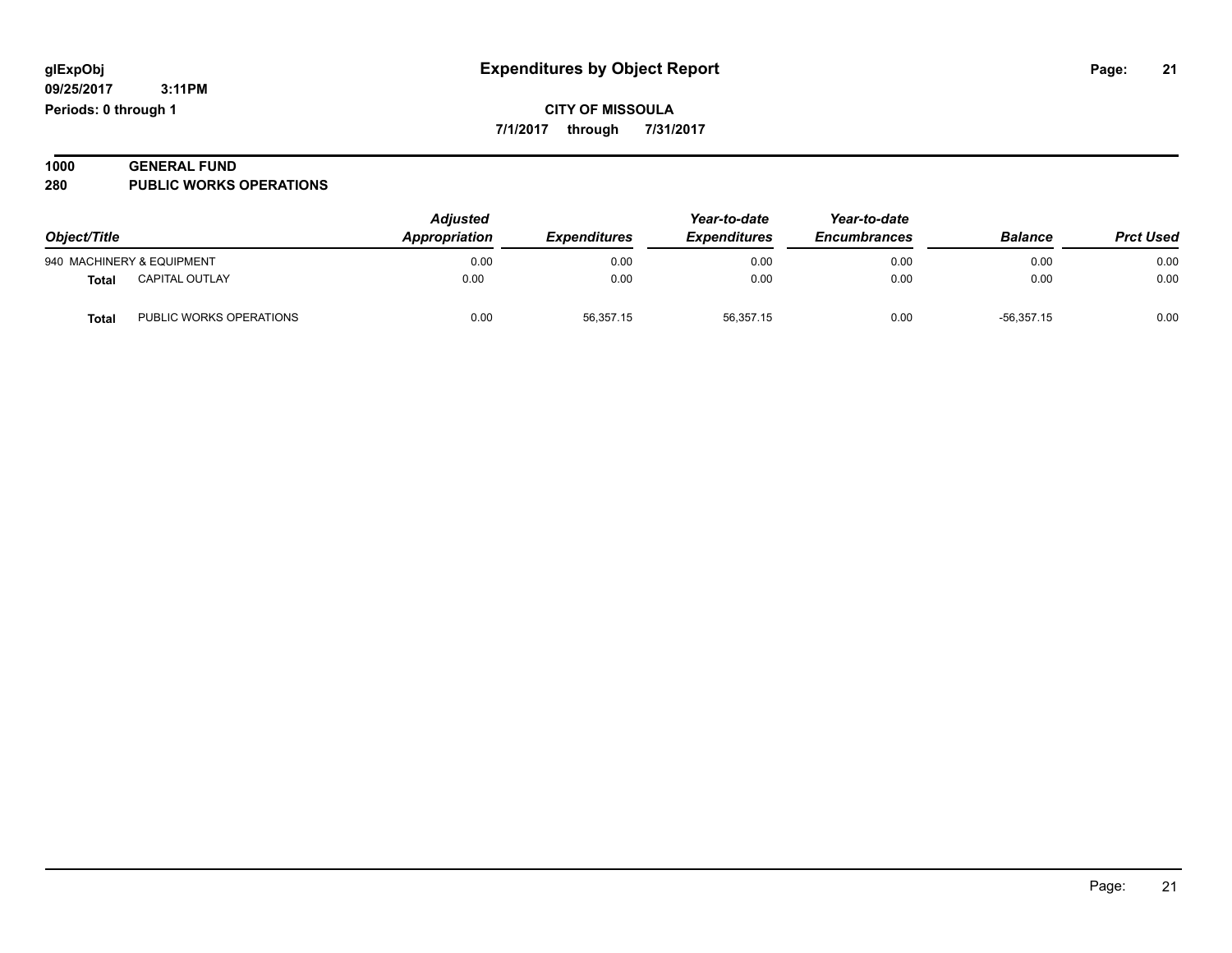**glExpObj**
**09/25/2017 3:11PM**
**Periods: 0 through 1**

# Expenditures by Object Report

**CITY OF MISSOULA**
**7/1/2017 through 7/31/2017**

## 1000 GENERAL FUND
## 280 PUBLIC WORKS OPERATIONS

| Object/Title | | Adjusted Appropriation | Expenditures | Year-to-date Expenditures | Year-to-date Encumbrances | Balance | Prct Used |
|---|---|---|---|---|---|---|---|
| 940 MACHINERY & EQUIPMENT | | 0.00 | 0.00 | 0.00 | 0.00 | 0.00 | 0.00 |
| **Total** | CAPITAL OUTLAY | 0.00 | 0.00 | 0.00 | 0.00 | 0.00 | 0.00 |
| **Total** | PUBLIC WORKS OPERATIONS | 0.00 | 56,357.15 | 56,357.15 | 0.00 | -56,357.15 | 0.00 |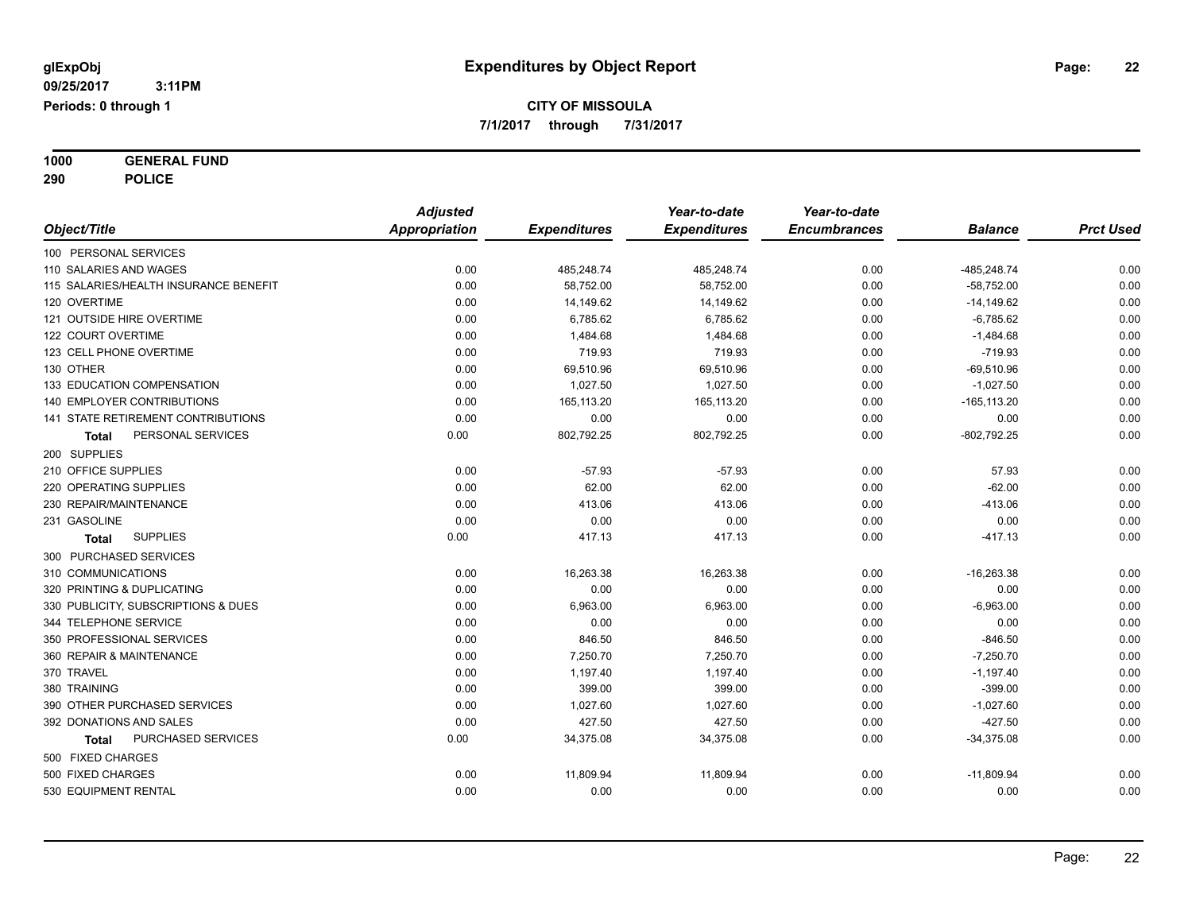**glExpObj**
**09/25/2017 3:11PM**
**Periods: 0 through 1**

# Expenditures by Object Report

**CITY OF MISSOULA**
**7/1/2017 through 7/31/2017**

**1000 GENERAL FUND**
**290 POLICE**

| Object/Title | Adjusted Appropriation | Expenditures | Year-to-date Expenditures | Year-to-date Encumbrances | Balance | Prct Used |
|---|---|---|---|---|---|---|
| 100 PERSONAL SERVICES | | | | | | |
| 110 SALARIES AND WAGES | 0.00 | 485,248.74 | 485,248.74 | 0.00 | -485,248.74 | 0.00 |
| 115 SALARIES/HEALTH INSURANCE BENEFIT | 0.00 | 58,752.00 | 58,752.00 | 0.00 | -58,752.00 | 0.00 |
| 120 OVERTIME | 0.00 | 14,149.62 | 14,149.62 | 0.00 | -14,149.62 | 0.00 |
| 121 OUTSIDE HIRE OVERTIME | 0.00 | 6,785.62 | 6,785.62 | 0.00 | -6,785.62 | 0.00 |
| 122 COURT OVERTIME | 0.00 | 1,484.68 | 1,484.68 | 0.00 | -1,484.68 | 0.00 |
| 123 CELL PHONE OVERTIME | 0.00 | 719.93 | 719.93 | 0.00 | -719.93 | 0.00 |
| 130 OTHER | 0.00 | 69,510.96 | 69,510.96 | 0.00 | -69,510.96 | 0.00 |
| 133 EDUCATION COMPENSATION | 0.00 | 1,027.50 | 1,027.50 | 0.00 | -1,027.50 | 0.00 |
| 140 EMPLOYER CONTRIBUTIONS | 0.00 | 165,113.20 | 165,113.20 | 0.00 | -165,113.20 | 0.00 |
| 141 STATE RETIREMENT CONTRIBUTIONS | 0.00 | 0.00 | 0.00 | 0.00 | 0.00 | 0.00 |
| **Total** PERSONAL SERVICES | 0.00 | 802,792.25 | 802,792.25 | 0.00 | -802,792.25 | 0.00 |
| 200 SUPPLIES | | | | | | |
| 210 OFFICE SUPPLIES | 0.00 | -57.93 | -57.93 | 0.00 | 57.93 | 0.00 |
| 220 OPERATING SUPPLIES | 0.00 | 62.00 | 62.00 | 0.00 | -62.00 | 0.00 |
| 230 REPAIR/MAINTENANCE | 0.00 | 413.06 | 413.06 | 0.00 | -413.06 | 0.00 |
| 231 GASOLINE | 0.00 | 0.00 | 0.00 | 0.00 | 0.00 | 0.00 |
| **Total** SUPPLIES | 0.00 | 417.13 | 417.13 | 0.00 | -417.13 | 0.00 |
| 300 PURCHASED SERVICES | | | | | | |
| 310 COMMUNICATIONS | 0.00 | 16,263.38 | 16,263.38 | 0.00 | -16,263.38 | 0.00 |
| 320 PRINTING & DUPLICATING | 0.00 | 0.00 | 0.00 | 0.00 | 0.00 | 0.00 |
| 330 PUBLICITY, SUBSCRIPTIONS & DUES | 0.00 | 6,963.00 | 6,963.00 | 0.00 | -6,963.00 | 0.00 |
| 344 TELEPHONE SERVICE | 0.00 | 0.00 | 0.00 | 0.00 | 0.00 | 0.00 |
| 350 PROFESSIONAL SERVICES | 0.00 | 846.50 | 846.50 | 0.00 | -846.50 | 0.00 |
| 360 REPAIR & MAINTENANCE | 0.00 | 7,250.70 | 7,250.70 | 0.00 | -7,250.70 | 0.00 |
| 370 TRAVEL | 0.00 | 1,197.40 | 1,197.40 | 0.00 | -1,197.40 | 0.00 |
| 380 TRAINING | 0.00 | 399.00 | 399.00 | 0.00 | -399.00 | 0.00 |
| 390 OTHER PURCHASED SERVICES | 0.00 | 1,027.60 | 1,027.60 | 0.00 | -1,027.60 | 0.00 |
| 392 DONATIONS AND SALES | 0.00 | 427.50 | 427.50 | 0.00 | -427.50 | 0.00 |
| **Total** PURCHASED SERVICES | 0.00 | 34,375.08 | 34,375.08 | 0.00 | -34,375.08 | 0.00 |
| 500 FIXED CHARGES | | | | | | |
| 500 FIXED CHARGES | 0.00 | 11,809.94 | 11,809.94 | 0.00 | -11,809.94 | 0.00 |
| 530 EQUIPMENT RENTAL | 0.00 | 0.00 | 0.00 | 0.00 | 0.00 | 0.00 |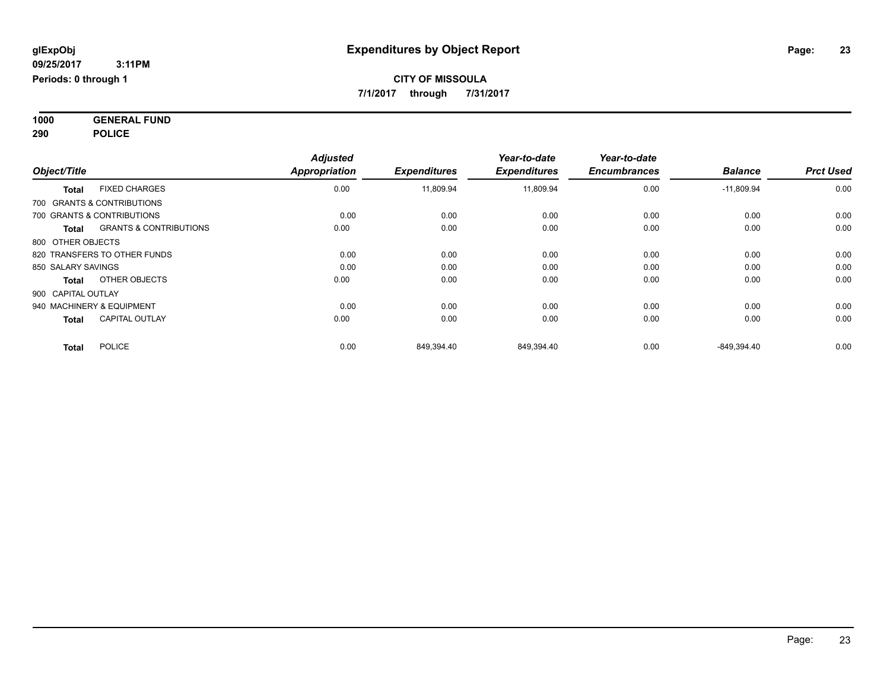**glExpObj**
**09/25/2017 3:11PM**
**Periods: 0 through 1**

# Expenditures by Object Report

**CITY OF MISSOULA**
**7/1/2017 through 7/31/2017**

**1000 GENERAL FUND**
**290 POLICE**

| Object/Title | | Adjusted Appropriation | Expenditures | Year-to-date Expenditures | Year-to-date Encumbrances | Balance | Prct Used |
|---|---|---|---|---|---|---|---|
| **Total** | FIXED CHARGES | 0.00 | 11,809.94 | 11,809.94 | 0.00 | -11,809.94 | 0.00 |
| 700 GRANTS & CONTRIBUTIONS | | | | | | | |
| 700 GRANTS & CONTRIBUTIONS | | 0.00 | 0.00 | 0.00 | 0.00 | 0.00 | 0.00 |
| **Total** | GRANTS & CONTRIBUTIONS | 0.00 | 0.00 | 0.00 | 0.00 | 0.00 | 0.00 |
| 800 OTHER OBJECTS | | | | | | | |
| 820 TRANSFERS TO OTHER FUNDS | | 0.00 | 0.00 | 0.00 | 0.00 | 0.00 | 0.00 |
| 850 SALARY SAVINGS | | 0.00 | 0.00 | 0.00 | 0.00 | 0.00 | 0.00 |
| **Total** | OTHER OBJECTS | 0.00 | 0.00 | 0.00 | 0.00 | 0.00 | 0.00 |
| 900 CAPITAL OUTLAY | | | | | | | |
| 940 MACHINERY & EQUIPMENT | | 0.00 | 0.00 | 0.00 | 0.00 | 0.00 | 0.00 |
| **Total** | CAPITAL OUTLAY | 0.00 | 0.00 | 0.00 | 0.00 | 0.00 | 0.00 |
| **Total** | POLICE | 0.00 | 849,394.40 | 849,394.40 | 0.00 | -849,394.40 | 0.00 |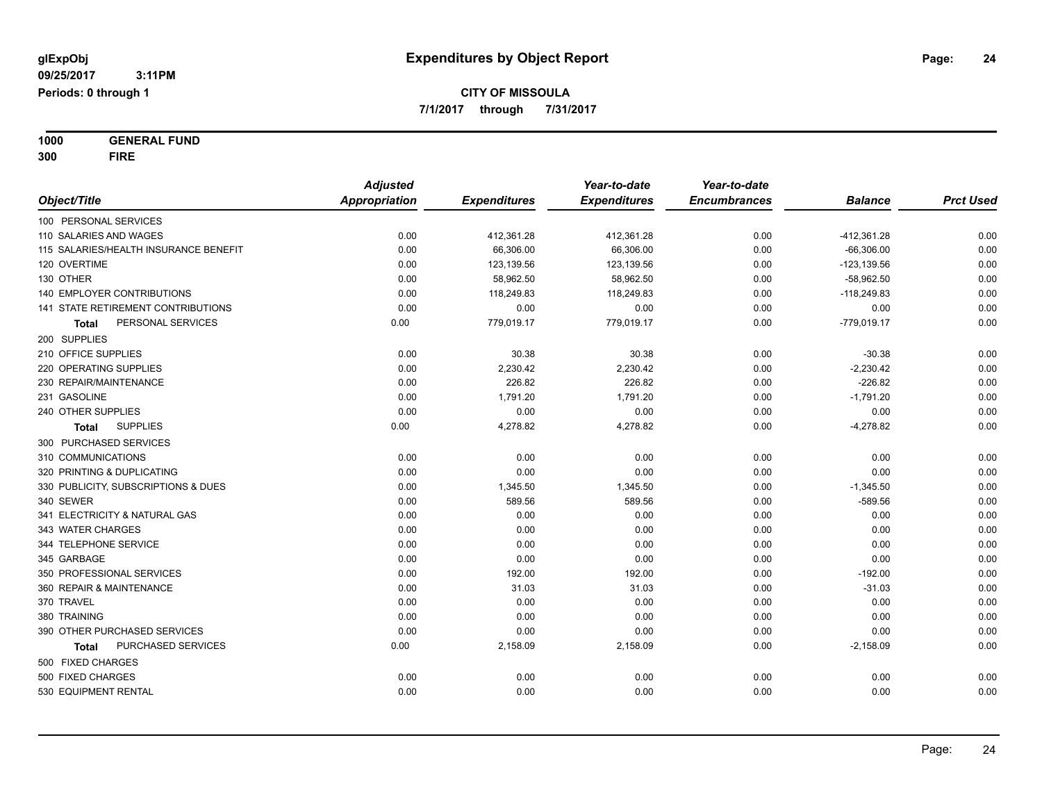**glExpObj**
**09/25/2017 3:11PM**
**Periods: 0 through 1**

# Expenditures by Object Report

**CITY OF MISSOULA**

**7/1/2017 through 7/31/2017**

**1000 GENERAL FUND**
**300 FIRE**

| Object/Title | Adjusted Appropriation | Expenditures | Year-to-date Expenditures | Year-to-date Encumbrances | Balance | Prct Used |
|---|---|---|---|---|---|---|
| 100 PERSONAL SERVICES | | | | | | |
| 110 SALARIES AND WAGES | 0.00 | 412,361.28 | 412,361.28 | 0.00 | -412,361.28 | 0.00 |
| 115 SALARIES/HEALTH INSURANCE BENEFIT | 0.00 | 66,306.00 | 66,306.00 | 0.00 | -66,306.00 | 0.00 |
| 120 OVERTIME | 0.00 | 123,139.56 | 123,139.56 | 0.00 | -123,139.56 | 0.00 |
| 130 OTHER | 0.00 | 58,962.50 | 58,962.50 | 0.00 | -58,962.50 | 0.00 |
| 140 EMPLOYER CONTRIBUTIONS | 0.00 | 118,249.83 | 118,249.83 | 0.00 | -118,249.83 | 0.00 |
| 141 STATE RETIREMENT CONTRIBUTIONS | 0.00 | 0.00 | 0.00 | 0.00 | 0.00 | 0.00 |
| **Total** PERSONAL SERVICES | 0.00 | 779,019.17 | 779,019.17 | 0.00 | -779,019.17 | 0.00 |
| 200 SUPPLIES | | | | | | |
| 210 OFFICE SUPPLIES | 0.00 | 30.38 | 30.38 | 0.00 | -30.38 | 0.00 |
| 220 OPERATING SUPPLIES | 0.00 | 2,230.42 | 2,230.42 | 0.00 | -2,230.42 | 0.00 |
| 230 REPAIR/MAINTENANCE | 0.00 | 226.82 | 226.82 | 0.00 | -226.82 | 0.00 |
| 231 GASOLINE | 0.00 | 1,791.20 | 1,791.20 | 0.00 | -1,791.20 | 0.00 |
| 240 OTHER SUPPLIES | 0.00 | 0.00 | 0.00 | 0.00 | 0.00 | 0.00 |
| **Total** SUPPLIES | 0.00 | 4,278.82 | 4,278.82 | 0.00 | -4,278.82 | 0.00 |
| 300 PURCHASED SERVICES | | | | | | |
| 310 COMMUNICATIONS | 0.00 | 0.00 | 0.00 | 0.00 | 0.00 | 0.00 |
| 320 PRINTING & DUPLICATING | 0.00 | 0.00 | 0.00 | 0.00 | 0.00 | 0.00 |
| 330 PUBLICITY, SUBSCRIPTIONS & DUES | 0.00 | 1,345.50 | 1,345.50 | 0.00 | -1,345.50 | 0.00 |
| 340 SEWER | 0.00 | 589.56 | 589.56 | 0.00 | -589.56 | 0.00 |
| 341 ELECTRICITY & NATURAL GAS | 0.00 | 0.00 | 0.00 | 0.00 | 0.00 | 0.00 |
| 343 WATER CHARGES | 0.00 | 0.00 | 0.00 | 0.00 | 0.00 | 0.00 |
| 344 TELEPHONE SERVICE | 0.00 | 0.00 | 0.00 | 0.00 | 0.00 | 0.00 |
| 345 GARBAGE | 0.00 | 0.00 | 0.00 | 0.00 | 0.00 | 0.00 |
| 350 PROFESSIONAL SERVICES | 0.00 | 192.00 | 192.00 | 0.00 | -192.00 | 0.00 |
| 360 REPAIR & MAINTENANCE | 0.00 | 31.03 | 31.03 | 0.00 | -31.03 | 0.00 |
| 370 TRAVEL | 0.00 | 0.00 | 0.00 | 0.00 | 0.00 | 0.00 |
| 380 TRAINING | 0.00 | 0.00 | 0.00 | 0.00 | 0.00 | 0.00 |
| 390 OTHER PURCHASED SERVICES | 0.00 | 0.00 | 0.00 | 0.00 | 0.00 | 0.00 |
| **Total** PURCHASED SERVICES | 0.00 | 2,158.09 | 2,158.09 | 0.00 | -2,158.09 | 0.00 |
| 500 FIXED CHARGES | | | | | | |
| 500 FIXED CHARGES | 0.00 | 0.00 | 0.00 | 0.00 | 0.00 | 0.00 |
| 530 EQUIPMENT RENTAL | 0.00 | 0.00 | 0.00 | 0.00 | 0.00 | 0.00 |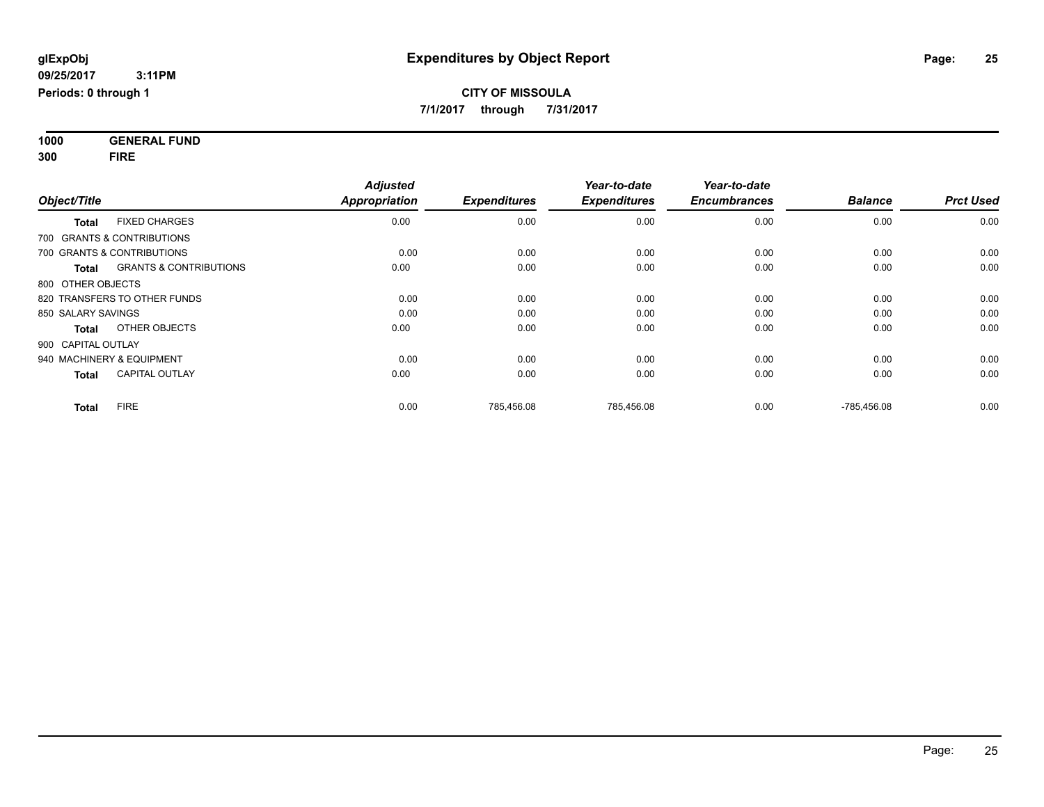**glExpObj**
**09/25/2017 3:11PM**
**Periods: 0 through 1**

# Expenditures by Object Report

**CITY OF MISSOULA**
**7/1/2017 through 7/31/2017**

**1000 GENERAL FUND**
**300 FIRE**

| Object/Title | | *Adjusted Appropriation* | *Expenditures* | *Year-to-date Expenditures* | *Year-to-date Encumbrances* | *Balance* | *Prct Used* |
|---|---|---|---|---|---|---|---|
| **Total** | FIXED CHARGES | 0.00 | 0.00 | 0.00 | 0.00 | 0.00 | 0.00 |
| 700 GRANTS & CONTRIBUTIONS | | | | | | | |
| 700 GRANTS & CONTRIBUTIONS | | 0.00 | 0.00 | 0.00 | 0.00 | 0.00 | 0.00 |
| **Total** | GRANTS & CONTRIBUTIONS | 0.00 | 0.00 | 0.00 | 0.00 | 0.00 | 0.00 |
| 800 OTHER OBJECTS | | | | | | | |
| 820 TRANSFERS TO OTHER FUNDS | | 0.00 | 0.00 | 0.00 | 0.00 | 0.00 | 0.00 |
| 850 SALARY SAVINGS | | 0.00 | 0.00 | 0.00 | 0.00 | 0.00 | 0.00 |
| **Total** | OTHER OBJECTS | 0.00 | 0.00 | 0.00 | 0.00 | 0.00 | 0.00 |
| 900 CAPITAL OUTLAY | | | | | | | |
| 940 MACHINERY & EQUIPMENT | | 0.00 | 0.00 | 0.00 | 0.00 | 0.00 | 0.00 |
| **Total** | CAPITAL OUTLAY | 0.00 | 0.00 | 0.00 | 0.00 | 0.00 | 0.00 |
| **Total** | FIRE | 0.00 | 785,456.08 | 785,456.08 | 0.00 | -785,456.08 | 0.00 |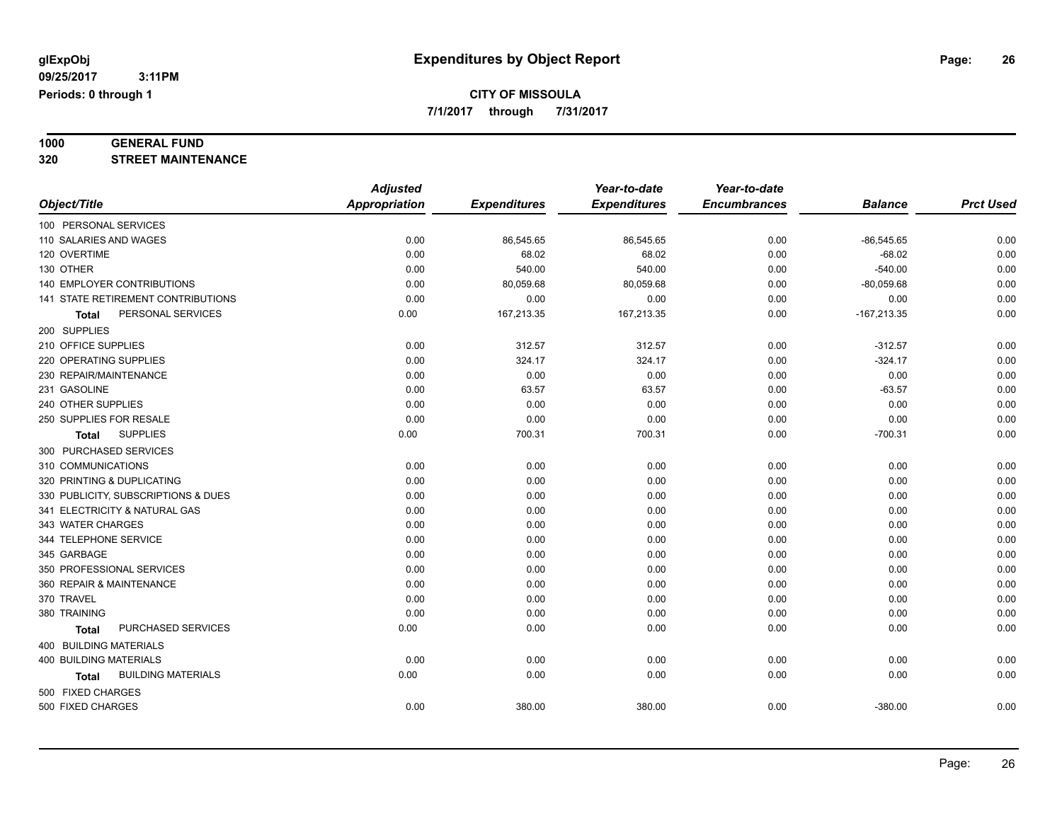**glExpObj** **Expenditures by Object Report**

**09/25/2017 3:11PM**

**Periods: 0 through 1**

**CITY OF MISSOULA**

**7/1/2017 through 7/31/2017**

**1000 GENERAL FUND**

**320 STREET MAINTENANCE**

| Object/Title | Adjusted Appropriation | Expenditures | Year-to-date Expenditures | Year-to-date Encumbrances | Balance | Prct Used |
|---|---|---|---|---|---|---|
| 100 PERSONAL SERVICES | | | | | | |
| 110 SALARIES AND WAGES | 0.00 | 86,545.65 | 86,545.65 | 0.00 | -86,545.65 | 0.00 |
| 120 OVERTIME | 0.00 | 68.02 | 68.02 | 0.00 | -68.02 | 0.00 |
| 130 OTHER | 0.00 | 540.00 | 540.00 | 0.00 | -540.00 | 0.00 |
| 140 EMPLOYER CONTRIBUTIONS | 0.00 | 80,059.68 | 80,059.68 | 0.00 | -80,059.68 | 0.00 |
| 141 STATE RETIREMENT CONTRIBUTIONS | 0.00 | 0.00 | 0.00 | 0.00 | 0.00 | 0.00 |
| **Total** PERSONAL SERVICES | 0.00 | 167,213.35 | 167,213.35 | 0.00 | -167,213.35 | 0.00 |
| 200 SUPPLIES | | | | | | |
| 210 OFFICE SUPPLIES | 0.00 | 312.57 | 312.57 | 0.00 | -312.57 | 0.00 |
| 220 OPERATING SUPPLIES | 0.00 | 324.17 | 324.17 | 0.00 | -324.17 | 0.00 |
| 230 REPAIR/MAINTENANCE | 0.00 | 0.00 | 0.00 | 0.00 | 0.00 | 0.00 |
| 231 GASOLINE | 0.00 | 63.57 | 63.57 | 0.00 | -63.57 | 0.00 |
| 240 OTHER SUPPLIES | 0.00 | 0.00 | 0.00 | 0.00 | 0.00 | 0.00 |
| 250 SUPPLIES FOR RESALE | 0.00 | 0.00 | 0.00 | 0.00 | 0.00 | 0.00 |
| **Total** SUPPLIES | 0.00 | 700.31 | 700.31 | 0.00 | -700.31 | 0.00 |
| 300 PURCHASED SERVICES | | | | | | |
| 310 COMMUNICATIONS | 0.00 | 0.00 | 0.00 | 0.00 | 0.00 | 0.00 |
| 320 PRINTING & DUPLICATING | 0.00 | 0.00 | 0.00 | 0.00 | 0.00 | 0.00 |
| 330 PUBLICITY, SUBSCRIPTIONS & DUES | 0.00 | 0.00 | 0.00 | 0.00 | 0.00 | 0.00 |
| 341 ELECTRICITY & NATURAL GAS | 0.00 | 0.00 | 0.00 | 0.00 | 0.00 | 0.00 |
| 343 WATER CHARGES | 0.00 | 0.00 | 0.00 | 0.00 | 0.00 | 0.00 |
| 344 TELEPHONE SERVICE | 0.00 | 0.00 | 0.00 | 0.00 | 0.00 | 0.00 |
| 345 GARBAGE | 0.00 | 0.00 | 0.00 | 0.00 | 0.00 | 0.00 |
| 350 PROFESSIONAL SERVICES | 0.00 | 0.00 | 0.00 | 0.00 | 0.00 | 0.00 |
| 360 REPAIR & MAINTENANCE | 0.00 | 0.00 | 0.00 | 0.00 | 0.00 | 0.00 |
| 370 TRAVEL | 0.00 | 0.00 | 0.00 | 0.00 | 0.00 | 0.00 |
| 380 TRAINING | 0.00 | 0.00 | 0.00 | 0.00 | 0.00 | 0.00 |
| **Total** PURCHASED SERVICES | 0.00 | 0.00 | 0.00 | 0.00 | 0.00 | 0.00 |
| 400 BUILDING MATERIALS | | | | | | |
| 400 BUILDING MATERIALS | 0.00 | 0.00 | 0.00 | 0.00 | 0.00 | 0.00 |
| **Total** BUILDING MATERIALS | 0.00 | 0.00 | 0.00 | 0.00 | 0.00 | 0.00 |
| 500 FIXED CHARGES | | | | | | |
| 500 FIXED CHARGES | 0.00 | 380.00 | 380.00 | 0.00 | -380.00 | 0.00 |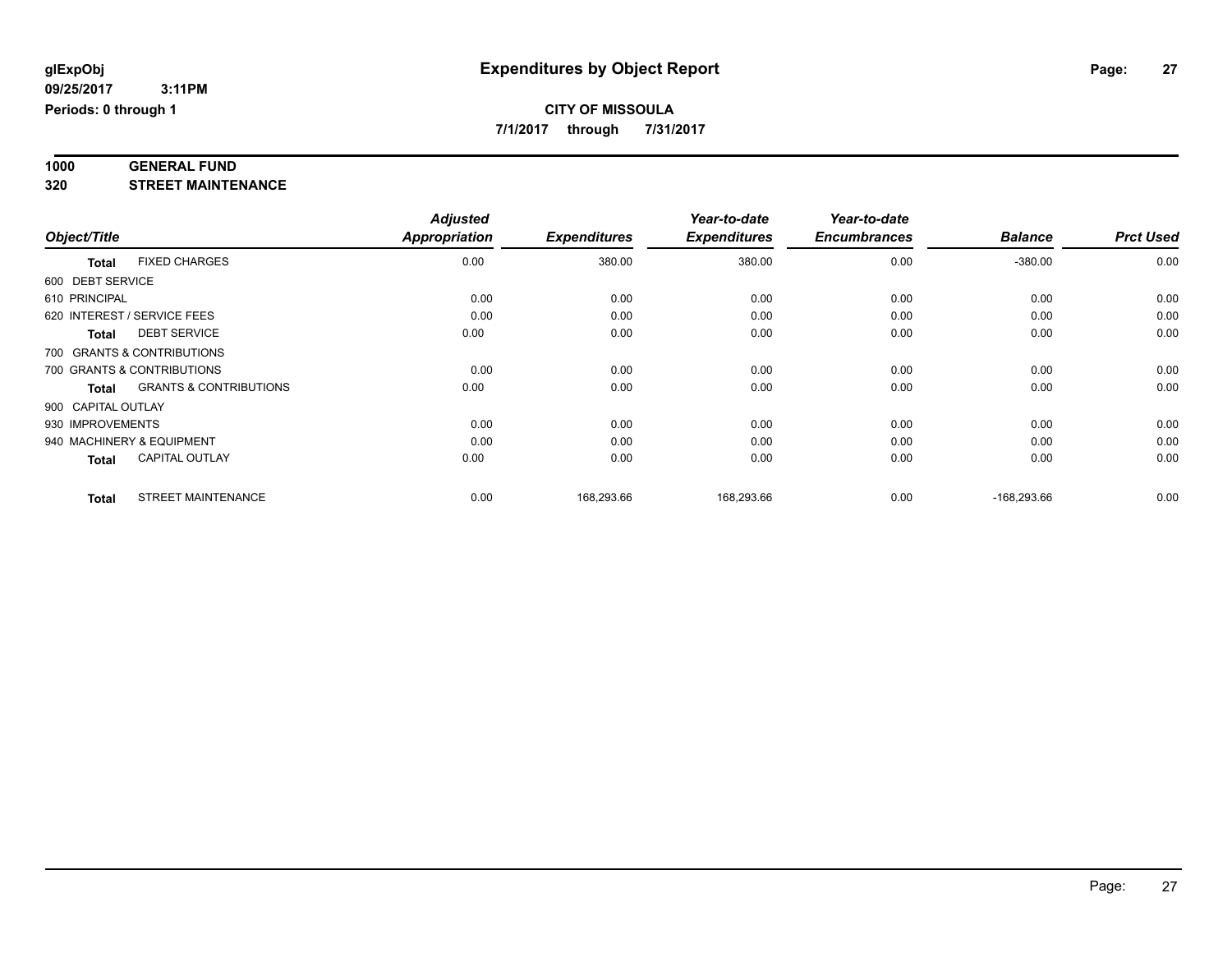**glExpObj**
**09/25/2017 3:11PM**
**Periods: 0 through 1**

# Expenditures by Object Report

**CITY OF MISSOULA**
**7/1/2017 through 7/31/2017**

**1000 GENERAL FUND**
**320 STREET MAINTENANCE**

| Object/Title | | Adjusted Appropriation | Expenditures | Year-to-date Expenditures | Year-to-date Encumbrances | Balance | Prct Used |
|---|---|---|---|---|---|---|---|
| **Total** | FIXED CHARGES | 0.00 | 380.00 | 380.00 | 0.00 | -380.00 | 0.00 |
| 600 DEBT SERVICE | | | | | | | |
| 610 PRINCIPAL | | 0.00 | 0.00 | 0.00 | 0.00 | 0.00 | 0.00 |
| 620 INTEREST / SERVICE FEES | | 0.00 | 0.00 | 0.00 | 0.00 | 0.00 | 0.00 |
| **Total** | DEBT SERVICE | 0.00 | 0.00 | 0.00 | 0.00 | 0.00 | 0.00 |
| 700 GRANTS & CONTRIBUTIONS | | | | | | | |
| 700 GRANTS & CONTRIBUTIONS | | 0.00 | 0.00 | 0.00 | 0.00 | 0.00 | 0.00 |
| **Total** | GRANTS & CONTRIBUTIONS | 0.00 | 0.00 | 0.00 | 0.00 | 0.00 | 0.00 |
| 900 CAPITAL OUTLAY | | | | | | | |
| 930 IMPROVEMENTS | | 0.00 | 0.00 | 0.00 | 0.00 | 0.00 | 0.00 |
| 940 MACHINERY & EQUIPMENT | | 0.00 | 0.00 | 0.00 | 0.00 | 0.00 | 0.00 |
| **Total** | CAPITAL OUTLAY | 0.00 | 0.00 | 0.00 | 0.00 | 0.00 | 0.00 |
| **Total** | STREET MAINTENANCE | 0.00 | 168,293.66 | 168,293.66 | 0.00 | -168,293.66 | 0.00 |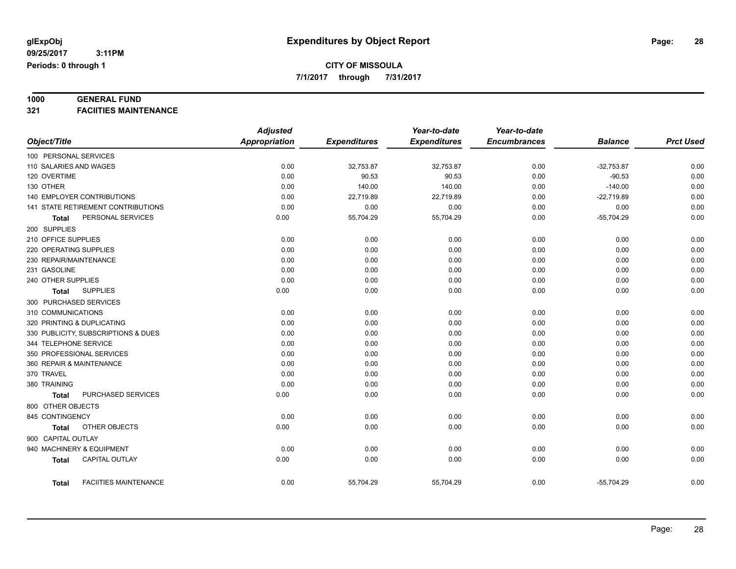**glExpObj**
**09/25/2017 3:11PM**
**Periods: 0 through 1**

# Expenditures by Object Report

**CITY OF MISSOULA**
**7/1/2017 through 7/31/2017**

**1000 GENERAL FUND**
**321 FACIITIES MAINTENANCE**

| Object/Title | Adjusted Appropriation | Expenditures | Year-to-date Expenditures | Year-to-date Encumbrances | Balance | Prct Used |
|---|---|---|---|---|---|---|
| 100 PERSONAL SERVICES | | | | | | |
| 110 SALARIES AND WAGES | 0.00 | 32,753.87 | 32,753.87 | 0.00 | -32,753.87 | 0.00 |
| 120 OVERTIME | 0.00 | 90.53 | 90.53 | 0.00 | -90.53 | 0.00 |
| 130 OTHER | 0.00 | 140.00 | 140.00 | 0.00 | -140.00 | 0.00 |
| 140 EMPLOYER CONTRIBUTIONS | 0.00 | 22,719.89 | 22,719.89 | 0.00 | -22,719.89 | 0.00 |
| 141 STATE RETIREMENT CONTRIBUTIONS | 0.00 | 0.00 | 0.00 | 0.00 | 0.00 | 0.00 |
| **Total** PERSONAL SERVICES | 0.00 | 55,704.29 | 55,704.29 | 0.00 | -55,704.29 | 0.00 |
| 200 SUPPLIES | | | | | | |
| 210 OFFICE SUPPLIES | 0.00 | 0.00 | 0.00 | 0.00 | 0.00 | 0.00 |
| 220 OPERATING SUPPLIES | 0.00 | 0.00 | 0.00 | 0.00 | 0.00 | 0.00 |
| 230 REPAIR/MAINTENANCE | 0.00 | 0.00 | 0.00 | 0.00 | 0.00 | 0.00 |
| 231 GASOLINE | 0.00 | 0.00 | 0.00 | 0.00 | 0.00 | 0.00 |
| 240 OTHER SUPPLIES | 0.00 | 0.00 | 0.00 | 0.00 | 0.00 | 0.00 |
| **Total** SUPPLIES | 0.00 | 0.00 | 0.00 | 0.00 | 0.00 | 0.00 |
| 300 PURCHASED SERVICES | | | | | | |
| 310 COMMUNICATIONS | 0.00 | 0.00 | 0.00 | 0.00 | 0.00 | 0.00 |
| 320 PRINTING & DUPLICATING | 0.00 | 0.00 | 0.00 | 0.00 | 0.00 | 0.00 |
| 330 PUBLICITY, SUBSCRIPTIONS & DUES | 0.00 | 0.00 | 0.00 | 0.00 | 0.00 | 0.00 |
| 344 TELEPHONE SERVICE | 0.00 | 0.00 | 0.00 | 0.00 | 0.00 | 0.00 |
| 350 PROFESSIONAL SERVICES | 0.00 | 0.00 | 0.00 | 0.00 | 0.00 | 0.00 |
| 360 REPAIR & MAINTENANCE | 0.00 | 0.00 | 0.00 | 0.00 | 0.00 | 0.00 |
| 370 TRAVEL | 0.00 | 0.00 | 0.00 | 0.00 | 0.00 | 0.00 |
| 380 TRAINING | 0.00 | 0.00 | 0.00 | 0.00 | 0.00 | 0.00 |
| **Total** PURCHASED SERVICES | 0.00 | 0.00 | 0.00 | 0.00 | 0.00 | 0.00 |
| 800 OTHER OBJECTS | | | | | | |
| 845 CONTINGENCY | 0.00 | 0.00 | 0.00 | 0.00 | 0.00 | 0.00 |
| **Total** OTHER OBJECTS | 0.00 | 0.00 | 0.00 | 0.00 | 0.00 | 0.00 |
| 900 CAPITAL OUTLAY | | | | | | |
| 940 MACHINERY & EQUIPMENT | 0.00 | 0.00 | 0.00 | 0.00 | 0.00 | 0.00 |
| **Total** CAPITAL OUTLAY | 0.00 | 0.00 | 0.00 | 0.00 | 0.00 | 0.00 |
| **Total** FACIITIES MAINTENANCE | 0.00 | 55,704.29 | 55,704.29 | 0.00 | -55,704.29 | 0.00 |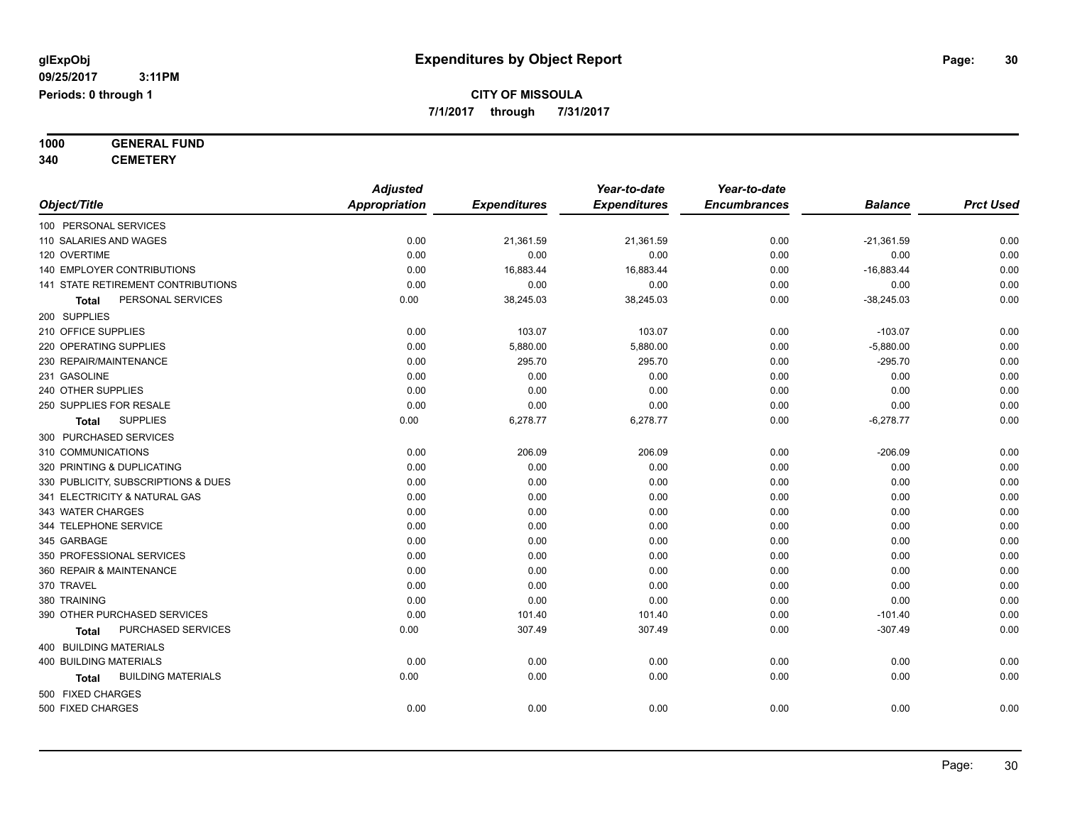glExpObj
09/25/2017 3:11PM
Periods: 0 through 1

# Expenditures by Object Report

**CITY OF MISSOULA**
**7/1/2017 through 7/31/2017**

**1000 GENERAL FUND**
**340 CEMETERY**

| Object/Title | Adjusted Appropriation | Expenditures | Year-to-date Expenditures | Year-to-date Encumbrances | Balance | Prct Used |
|---|---|---|---|---|---|---|
| 100 PERSONAL SERVICES | | | | | | |
| 110 SALARIES AND WAGES | 0.00 | 21,361.59 | 21,361.59 | 0.00 | -21,361.59 | 0.00 |
| 120 OVERTIME | 0.00 | 0.00 | 0.00 | 0.00 | 0.00 | 0.00 |
| 140 EMPLOYER CONTRIBUTIONS | 0.00 | 16,883.44 | 16,883.44 | 0.00 | -16,883.44 | 0.00 |
| 141 STATE RETIREMENT CONTRIBUTIONS | 0.00 | 0.00 | 0.00 | 0.00 | 0.00 | 0.00 |
| **Total** PERSONAL SERVICES | 0.00 | 38,245.03 | 38,245.03 | 0.00 | -38,245.03 | 0.00 |
| 200 SUPPLIES | | | | | | |
| 210 OFFICE SUPPLIES | 0.00 | 103.07 | 103.07 | 0.00 | -103.07 | 0.00 |
| 220 OPERATING SUPPLIES | 0.00 | 5,880.00 | 5,880.00 | 0.00 | -5,880.00 | 0.00 |
| 230 REPAIR/MAINTENANCE | 0.00 | 295.70 | 295.70 | 0.00 | -295.70 | 0.00 |
| 231 GASOLINE | 0.00 | 0.00 | 0.00 | 0.00 | 0.00 | 0.00 |
| 240 OTHER SUPPLIES | 0.00 | 0.00 | 0.00 | 0.00 | 0.00 | 0.00 |
| 250 SUPPLIES FOR RESALE | 0.00 | 0.00 | 0.00 | 0.00 | 0.00 | 0.00 |
| **Total** SUPPLIES | 0.00 | 6,278.77 | 6,278.77 | 0.00 | -6,278.77 | 0.00 |
| 300 PURCHASED SERVICES | | | | | | |
| 310 COMMUNICATIONS | 0.00 | 206.09 | 206.09 | 0.00 | -206.09 | 0.00 |
| 320 PRINTING & DUPLICATING | 0.00 | 0.00 | 0.00 | 0.00 | 0.00 | 0.00 |
| 330 PUBLICITY, SUBSCRIPTIONS & DUES | 0.00 | 0.00 | 0.00 | 0.00 | 0.00 | 0.00 |
| 341 ELECTRICITY & NATURAL GAS | 0.00 | 0.00 | 0.00 | 0.00 | 0.00 | 0.00 |
| 343 WATER CHARGES | 0.00 | 0.00 | 0.00 | 0.00 | 0.00 | 0.00 |
| 344 TELEPHONE SERVICE | 0.00 | 0.00 | 0.00 | 0.00 | 0.00 | 0.00 |
| 345 GARBAGE | 0.00 | 0.00 | 0.00 | 0.00 | 0.00 | 0.00 |
| 350 PROFESSIONAL SERVICES | 0.00 | 0.00 | 0.00 | 0.00 | 0.00 | 0.00 |
| 360 REPAIR & MAINTENANCE | 0.00 | 0.00 | 0.00 | 0.00 | 0.00 | 0.00 |
| 370 TRAVEL | 0.00 | 0.00 | 0.00 | 0.00 | 0.00 | 0.00 |
| 380 TRAINING | 0.00 | 0.00 | 0.00 | 0.00 | 0.00 | 0.00 |
| 390 OTHER PURCHASED SERVICES | 0.00 | 101.40 | 101.40 | 0.00 | -101.40 | 0.00 |
| **Total** PURCHASED SERVICES | 0.00 | 307.49 | 307.49 | 0.00 | -307.49 | 0.00 |
| 400 BUILDING MATERIALS | | | | | | |
| 400 BUILDING MATERIALS | 0.00 | 0.00 | 0.00 | 0.00 | 0.00 | 0.00 |
| **Total** BUILDING MATERIALS | 0.00 | 0.00 | 0.00 | 0.00 | 0.00 | 0.00 |
| 500 FIXED CHARGES | | | | | | |
| 500 FIXED CHARGES | 0.00 | 0.00 | 0.00 | 0.00 | 0.00 | 0.00 |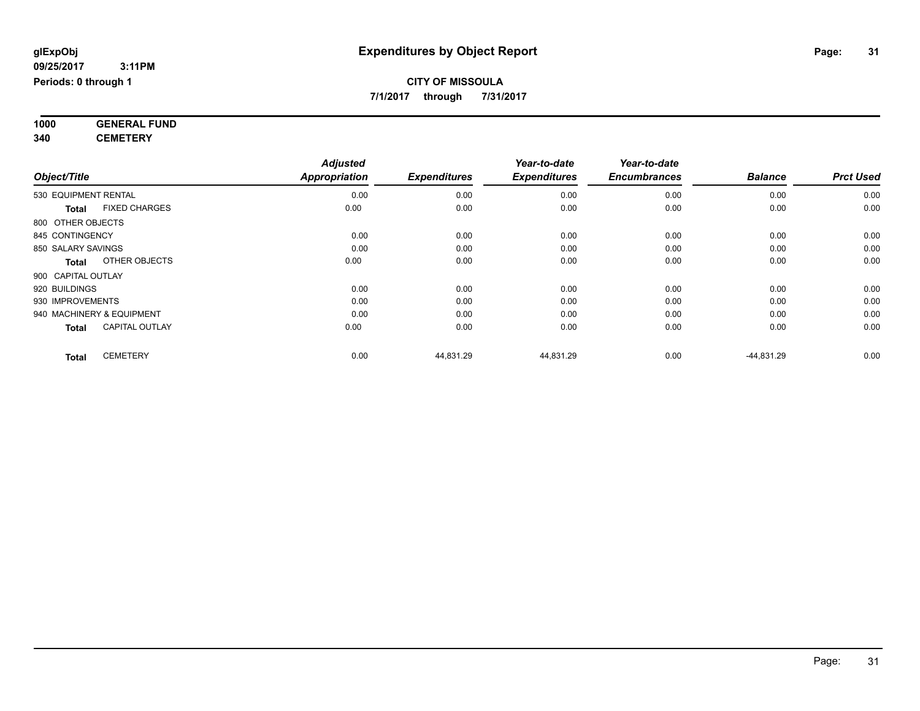**glExpObj** **Expenditures by Object Report**

**09/25/2017 3:11PM**

**Periods: 0 through 1**

**CITY OF MISSOULA**

**7/1/2017 through 7/31/2017**

**1000 GENERAL FUND**

**340 CEMETERY**

| Object/Title | | Adjusted Appropriation | Expenditures | Year-to-date Expenditures | Year-to-date Encumbrances | Balance | Prct Used |
|---|---|---|---|---|---|---|---|
| 530 EQUIPMENT RENTAL | | 0.00 | 0.00 | 0.00 | 0.00 | 0.00 | 0.00 |
| **Total** | FIXED CHARGES | 0.00 | 0.00 | 0.00 | 0.00 | 0.00 | 0.00 |
| 800 OTHER OBJECTS | | | | | | | |
| 845 CONTINGENCY | | 0.00 | 0.00 | 0.00 | 0.00 | 0.00 | 0.00 |
| 850 SALARY SAVINGS | | 0.00 | 0.00 | 0.00 | 0.00 | 0.00 | 0.00 |
| **Total** | OTHER OBJECTS | 0.00 | 0.00 | 0.00 | 0.00 | 0.00 | 0.00 |
| 900 CAPITAL OUTLAY | | | | | | | |
| 920 BUILDINGS | | 0.00 | 0.00 | 0.00 | 0.00 | 0.00 | 0.00 |
| 930 IMPROVEMENTS | | 0.00 | 0.00 | 0.00 | 0.00 | 0.00 | 0.00 |
| 940 MACHINERY & EQUIPMENT | | 0.00 | 0.00 | 0.00 | 0.00 | 0.00 | 0.00 |
| **Total** | CAPITAL OUTLAY | 0.00 | 0.00 | 0.00 | 0.00 | 0.00 | 0.00 |
| **Total** | CEMETERY | 0.00 | 44,831.29 | 44,831.29 | 0.00 | -44,831.29 | 0.00 |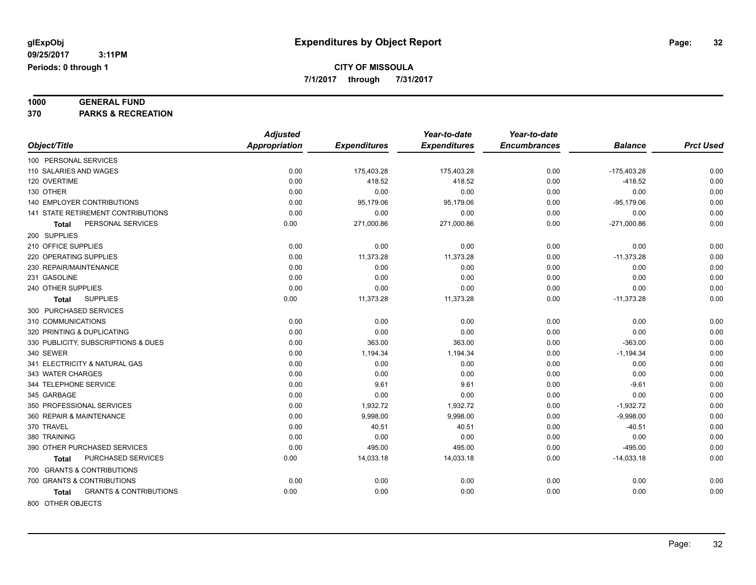glExpObj
09/25/2017 3:11PM
Periods: 0 through 1

# Expenditures by Object Report

**CITY OF MISSOULA**
**7/1/2017 through 7/31/2017**

**1000 GENERAL FUND**
**370 PARKS & RECREATION**

| Object/Title | Adjusted Appropriation | Expenditures | Year-to-date Expenditures | Year-to-date Encumbrances | Balance | Prct Used |
|---|---|---|---|---|---|---|
| 100 PERSONAL SERVICES | | | | | | |
| 110 SALARIES AND WAGES | 0.00 | 175,403.28 | 175,403.28 | 0.00 | -175,403.28 | 0.00 |
| 120 OVERTIME | 0.00 | 418.52 | 418.52 | 0.00 | -418.52 | 0.00 |
| 130 OTHER | 0.00 | 0.00 | 0.00 | 0.00 | 0.00 | 0.00 |
| 140 EMPLOYER CONTRIBUTIONS | 0.00 | 95,179.06 | 95,179.06 | 0.00 | -95,179.06 | 0.00 |
| 141 STATE RETIREMENT CONTRIBUTIONS | 0.00 | 0.00 | 0.00 | 0.00 | 0.00 | 0.00 |
| **Total** PERSONAL SERVICES | 0.00 | 271,000.86 | 271,000.86 | 0.00 | -271,000.86 | 0.00 |
| 200 SUPPLIES | | | | | | |
| 210 OFFICE SUPPLIES | 0.00 | 0.00 | 0.00 | 0.00 | 0.00 | 0.00 |
| 220 OPERATING SUPPLIES | 0.00 | 11,373.28 | 11,373.28 | 0.00 | -11,373.28 | 0.00 |
| 230 REPAIR/MAINTENANCE | 0.00 | 0.00 | 0.00 | 0.00 | 0.00 | 0.00 |
| 231 GASOLINE | 0.00 | 0.00 | 0.00 | 0.00 | 0.00 | 0.00 |
| 240 OTHER SUPPLIES | 0.00 | 0.00 | 0.00 | 0.00 | 0.00 | 0.00 |
| **Total** SUPPLIES | 0.00 | 11,373.28 | 11,373.28 | 0.00 | -11,373.28 | 0.00 |
| 300 PURCHASED SERVICES | | | | | | |
| 310 COMMUNICATIONS | 0.00 | 0.00 | 0.00 | 0.00 | 0.00 | 0.00 |
| 320 PRINTING & DUPLICATING | 0.00 | 0.00 | 0.00 | 0.00 | 0.00 | 0.00 |
| 330 PUBLICITY, SUBSCRIPTIONS & DUES | 0.00 | 363.00 | 363.00 | 0.00 | -363.00 | 0.00 |
| 340 SEWER | 0.00 | 1,194.34 | 1,194.34 | 0.00 | -1,194.34 | 0.00 |
| 341 ELECTRICITY & NATURAL GAS | 0.00 | 0.00 | 0.00 | 0.00 | 0.00 | 0.00 |
| 343 WATER CHARGES | 0.00 | 0.00 | 0.00 | 0.00 | 0.00 | 0.00 |
| 344 TELEPHONE SERVICE | 0.00 | 9.61 | 9.61 | 0.00 | -9.61 | 0.00 |
| 345 GARBAGE | 0.00 | 0.00 | 0.00 | 0.00 | 0.00 | 0.00 |
| 350 PROFESSIONAL SERVICES | 0.00 | 1,932.72 | 1,932.72 | 0.00 | -1,932.72 | 0.00 |
| 360 REPAIR & MAINTENANCE | 0.00 | 9,998.00 | 9,998.00 | 0.00 | -9,998.00 | 0.00 |
| 370 TRAVEL | 0.00 | 40.51 | 40.51 | 0.00 | -40.51 | 0.00 |
| 380 TRAINING | 0.00 | 0.00 | 0.00 | 0.00 | 0.00 | 0.00 |
| 390 OTHER PURCHASED SERVICES | 0.00 | 495.00 | 495.00 | 0.00 | -495.00 | 0.00 |
| **Total** PURCHASED SERVICES | 0.00 | 14,033.18 | 14,033.18 | 0.00 | -14,033.18 | 0.00 |
| 700 GRANTS & CONTRIBUTIONS | | | | | | |
| 700 GRANTS & CONTRIBUTIONS | 0.00 | 0.00 | 0.00 | 0.00 | 0.00 | 0.00 |
| **Total** GRANTS & CONTRIBUTIONS | 0.00 | 0.00 | 0.00 | 0.00 | 0.00 | 0.00 |
| 800 OTHER OBJECTS | | | | | | |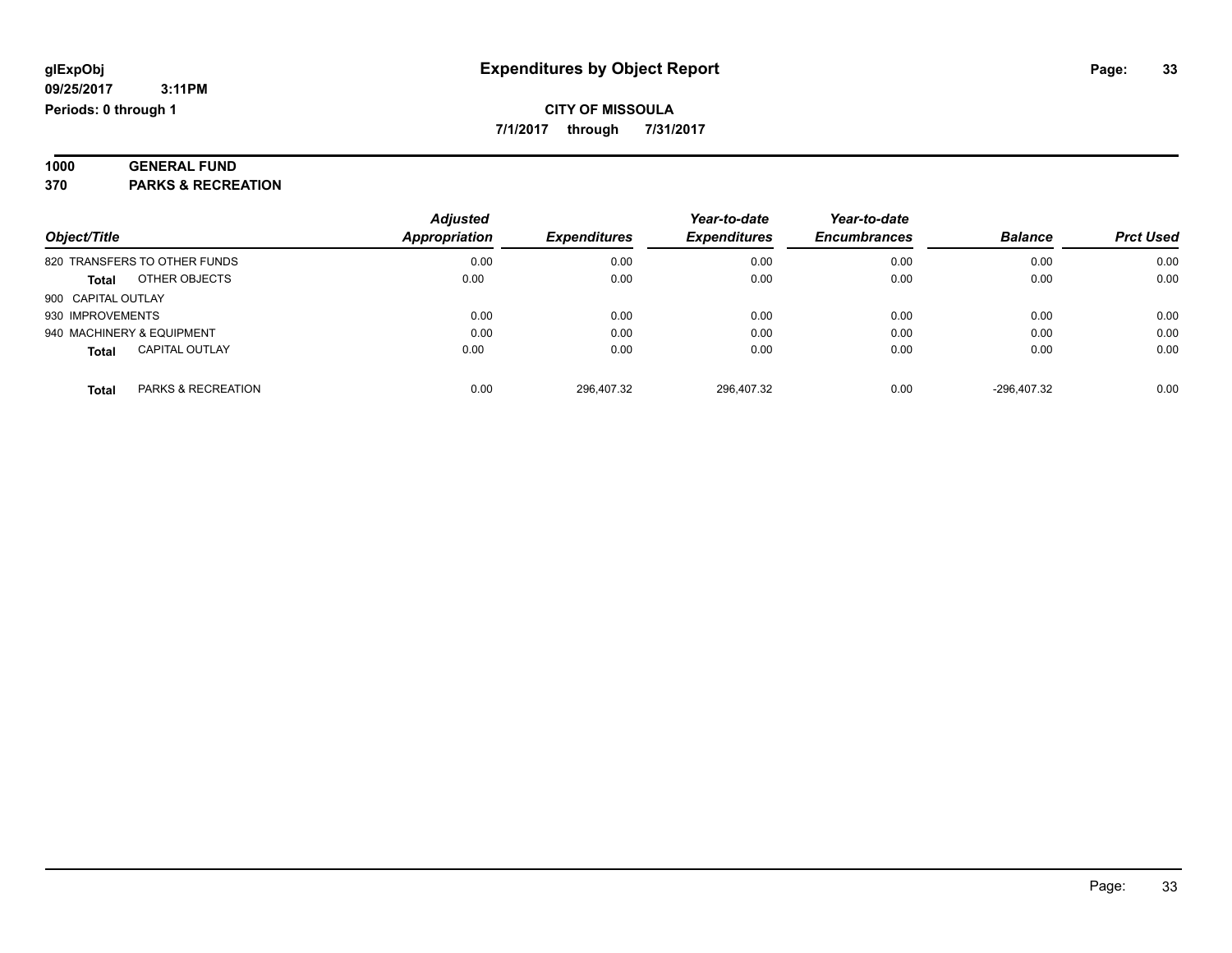**glExpObj** **Expenditures by Object Report**

**09/25/2017 3:11PM**

**Periods: 0 through 1**

**CITY OF MISSOULA**

**7/1/2017 through 7/31/2017**

**1000 GENERAL FUND**

**370 PARKS & RECREATION**

| Object/Title | | Adjusted Appropriation | Expenditures | Year-to-date Expenditures | Year-to-date Encumbrances | Balance | Prct Used |
|---|---|---|---|---|---|---|---|
| 820 TRANSFERS TO OTHER FUNDS | | 0.00 | 0.00 | 0.00 | 0.00 | 0.00 | 0.00 |
| **Total** | OTHER OBJECTS | 0.00 | 0.00 | 0.00 | 0.00 | 0.00 | 0.00 |
| 900 CAPITAL OUTLAY | | | | | | | |
| 930 IMPROVEMENTS | | 0.00 | 0.00 | 0.00 | 0.00 | 0.00 | 0.00 |
| 940 MACHINERY & EQUIPMENT | | 0.00 | 0.00 | 0.00 | 0.00 | 0.00 | 0.00 |
| **Total** | CAPITAL OUTLAY | 0.00 | 0.00 | 0.00 | 0.00 | 0.00 | 0.00 |
| **Total** | PARKS & RECREATION | 0.00 | 296,407.32 | 296,407.32 | 0.00 | -296,407.32 | 0.00 |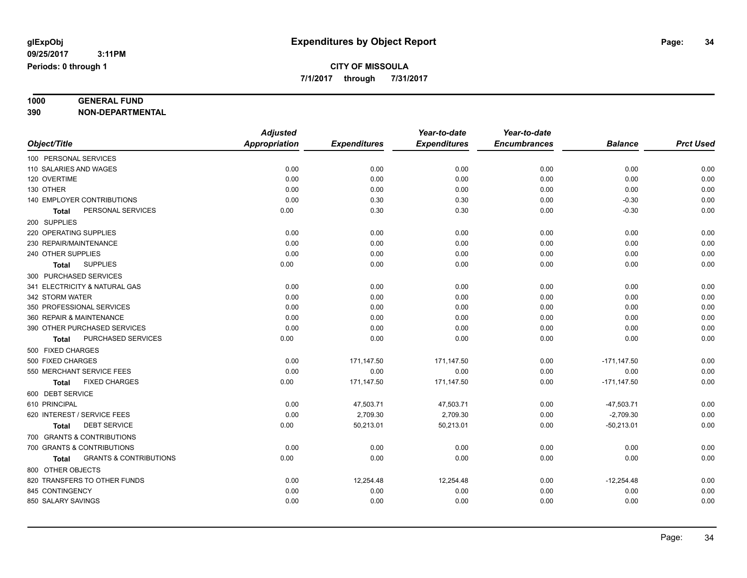**glExpObj** 09/25/2017 3:11PM Periods: 0 through 1

# Expenditures by Object Report

**CITY OF MISSOULA**
**7/1/2017 through 7/31/2017**

**1000 GENERAL FUND**
**390 NON-DEPARTMENTAL**

| Object/Title | Adjusted Appropriation | Expenditures | Year-to-date Expenditures | Year-to-date Encumbrances | Balance | Prct Used |
|---|---|---|---|---|---|---|
| 100 PERSONAL SERVICES | | | | | | |
| 110 SALARIES AND WAGES | 0.00 | 0.00 | 0.00 | 0.00 | 0.00 | 0.00 |
| 120 OVERTIME | 0.00 | 0.00 | 0.00 | 0.00 | 0.00 | 0.00 |
| 130 OTHER | 0.00 | 0.00 | 0.00 | 0.00 | 0.00 | 0.00 |
| 140 EMPLOYER CONTRIBUTIONS | 0.00 | 0.30 | 0.30 | 0.00 | -0.30 | 0.00 |
| **Total** PERSONAL SERVICES | 0.00 | 0.30 | 0.30 | 0.00 | -0.30 | 0.00 |
| 200 SUPPLIES | | | | | | |
| 220 OPERATING SUPPLIES | 0.00 | 0.00 | 0.00 | 0.00 | 0.00 | 0.00 |
| 230 REPAIR/MAINTENANCE | 0.00 | 0.00 | 0.00 | 0.00 | 0.00 | 0.00 |
| 240 OTHER SUPPLIES | 0.00 | 0.00 | 0.00 | 0.00 | 0.00 | 0.00 |
| **Total** SUPPLIES | 0.00 | 0.00 | 0.00 | 0.00 | 0.00 | 0.00 |
| 300 PURCHASED SERVICES | | | | | | |
| 341 ELECTRICITY & NATURAL GAS | 0.00 | 0.00 | 0.00 | 0.00 | 0.00 | 0.00 |
| 342 STORM WATER | 0.00 | 0.00 | 0.00 | 0.00 | 0.00 | 0.00 |
| 350 PROFESSIONAL SERVICES | 0.00 | 0.00 | 0.00 | 0.00 | 0.00 | 0.00 |
| 360 REPAIR & MAINTENANCE | 0.00 | 0.00 | 0.00 | 0.00 | 0.00 | 0.00 |
| 390 OTHER PURCHASED SERVICES | 0.00 | 0.00 | 0.00 | 0.00 | 0.00 | 0.00 |
| **Total** PURCHASED SERVICES | 0.00 | 0.00 | 0.00 | 0.00 | 0.00 | 0.00 |
| 500 FIXED CHARGES | | | | | | |
| 500 FIXED CHARGES | 0.00 | 171,147.50 | 171,147.50 | 0.00 | -171,147.50 | 0.00 |
| 550 MERCHANT SERVICE FEES | 0.00 | 0.00 | 0.00 | 0.00 | 0.00 | 0.00 |
| **Total** FIXED CHARGES | 0.00 | 171,147.50 | 171,147.50 | 0.00 | -171,147.50 | 0.00 |
| 600 DEBT SERVICE | | | | | | |
| 610 PRINCIPAL | 0.00 | 47,503.71 | 47,503.71 | 0.00 | -47,503.71 | 0.00 |
| 620 INTEREST / SERVICE FEES | 0.00 | 2,709.30 | 2,709.30 | 0.00 | -2,709.30 | 0.00 |
| **Total** DEBT SERVICE | 0.00 | 50,213.01 | 50,213.01 | 0.00 | -50,213.01 | 0.00 |
| 700 GRANTS & CONTRIBUTIONS | | | | | | |
| 700 GRANTS & CONTRIBUTIONS | 0.00 | 0.00 | 0.00 | 0.00 | 0.00 | 0.00 |
| **Total** GRANTS & CONTRIBUTIONS | 0.00 | 0.00 | 0.00 | 0.00 | 0.00 | 0.00 |
| 800 OTHER OBJECTS | | | | | | |
| 820 TRANSFERS TO OTHER FUNDS | 0.00 | 12,254.48 | 12,254.48 | 0.00 | -12,254.48 | 0.00 |
| 845 CONTINGENCY | 0.00 | 0.00 | 0.00 | 0.00 | 0.00 | 0.00 |
| 850 SALARY SAVINGS | 0.00 | 0.00 | 0.00 | 0.00 | 0.00 | 0.00 |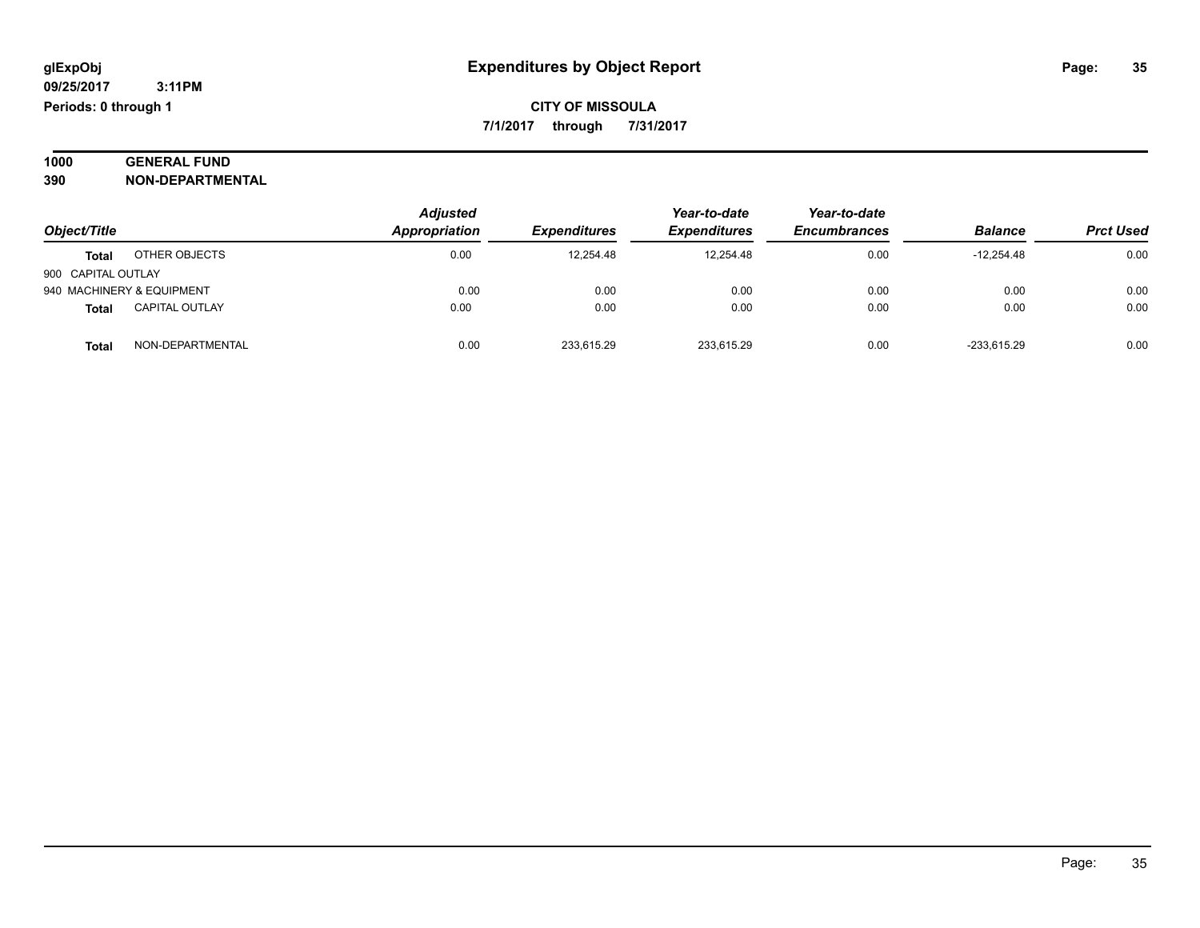**glExpObj**
**09/25/2017 3:11PM**
**Periods: 0 through 1**

# Expenditures by Object Report

**CITY OF MISSOULA**
**7/1/2017 through 7/31/2017**

**1000 GENERAL FUND**
**390 NON-DEPARTMENTAL**

| Object/Title | | Adjusted Appropriation | Expenditures | Year-to-date Expenditures | Year-to-date Encumbrances | Balance | Prct Used |
|---|---|---|---|---|---|---|---|
| **Total** | OTHER OBJECTS | 0.00 | 12,254.48 | 12,254.48 | 0.00 | -12,254.48 | 0.00 |
| 900 CAPITAL OUTLAY | | | | | | | |
| 940 MACHINERY & EQUIPMENT | | 0.00 | 0.00 | 0.00 | 0.00 | 0.00 | 0.00 |
| **Total** | CAPITAL OUTLAY | 0.00 | 0.00 | 0.00 | 0.00 | 0.00 | 0.00 |
| **Total** | NON-DEPARTMENTAL | 0.00 | 233,615.29 | 233,615.29 | 0.00 | -233,615.29 | 0.00 |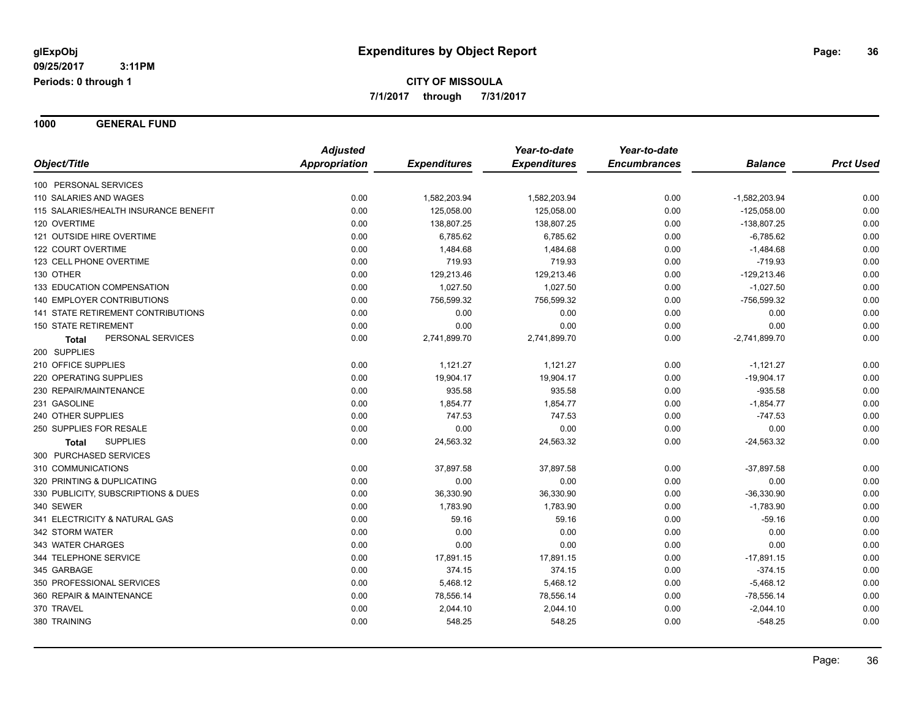**glExpObj** **Expenditures by Object Report**

**09/25/2017 3:11PM**

**Periods: 0 through 1**

**CITY OF MISSOULA**

**7/1/2017 through 7/31/2017**

## 1000 GENERAL FUND

| Object/Title | *Adjusted Appropriation* | *Expenditures* | *Year-to-date Expenditures* | *Year-to-date Encumbrances* | *Balance* | *Prct Used* |
|---|---|---|---|---|---|---|
| 100 PERSONAL SERVICES | | | | | | |
| 110 SALARIES AND WAGES | 0.00 | 1,582,203.94 | 1,582,203.94 | 0.00 | -1,582,203.94 | 0.00 |
| 115 SALARIES/HEALTH INSURANCE BENEFIT | 0.00 | 125,058.00 | 125,058.00 | 0.00 | -125,058.00 | 0.00 |
| 120 OVERTIME | 0.00 | 138,807.25 | 138,807.25 | 0.00 | -138,807.25 | 0.00 |
| 121 OUTSIDE HIRE OVERTIME | 0.00 | 6,785.62 | 6,785.62 | 0.00 | -6,785.62 | 0.00 |
| 122 COURT OVERTIME | 0.00 | 1,484.68 | 1,484.68 | 0.00 | -1,484.68 | 0.00 |
| 123 CELL PHONE OVERTIME | 0.00 | 719.93 | 719.93 | 0.00 | -719.93 | 0.00 |
| 130 OTHER | 0.00 | 129,213.46 | 129,213.46 | 0.00 | -129,213.46 | 0.00 |
| 133 EDUCATION COMPENSATION | 0.00 | 1,027.50 | 1,027.50 | 0.00 | -1,027.50 | 0.00 |
| 140 EMPLOYER CONTRIBUTIONS | 0.00 | 756,599.32 | 756,599.32 | 0.00 | -756,599.32 | 0.00 |
| 141 STATE RETIREMENT CONTRIBUTIONS | 0.00 | 0.00 | 0.00 | 0.00 | 0.00 | 0.00 |
| 150 STATE RETIREMENT | 0.00 | 0.00 | 0.00 | 0.00 | 0.00 | 0.00 |
| **Total** PERSONAL SERVICES | 0.00 | 2,741,899.70 | 2,741,899.70 | 0.00 | -2,741,899.70 | 0.00 |
| 200 SUPPLIES | | | | | | |
| 210 OFFICE SUPPLIES | 0.00 | 1,121.27 | 1,121.27 | 0.00 | -1,121.27 | 0.00 |
| 220 OPERATING SUPPLIES | 0.00 | 19,904.17 | 19,904.17 | 0.00 | -19,904.17 | 0.00 |
| 230 REPAIR/MAINTENANCE | 0.00 | 935.58 | 935.58 | 0.00 | -935.58 | 0.00 |
| 231 GASOLINE | 0.00 | 1,854.77 | 1,854.77 | 0.00 | -1,854.77 | 0.00 |
| 240 OTHER SUPPLIES | 0.00 | 747.53 | 747.53 | 0.00 | -747.53 | 0.00 |
| 250 SUPPLIES FOR RESALE | 0.00 | 0.00 | 0.00 | 0.00 | 0.00 | 0.00 |
| **Total** SUPPLIES | 0.00 | 24,563.32 | 24,563.32 | 0.00 | -24,563.32 | 0.00 |
| 300 PURCHASED SERVICES | | | | | | |
| 310 COMMUNICATIONS | 0.00 | 37,897.58 | 37,897.58 | 0.00 | -37,897.58 | 0.00 |
| 320 PRINTING & DUPLICATING | 0.00 | 0.00 | 0.00 | 0.00 | 0.00 | 0.00 |
| 330 PUBLICITY, SUBSCRIPTIONS & DUES | 0.00 | 36,330.90 | 36,330.90 | 0.00 | -36,330.90 | 0.00 |
| 340 SEWER | 0.00 | 1,783.90 | 1,783.90 | 0.00 | -1,783.90 | 0.00 |
| 341 ELECTRICITY & NATURAL GAS | 0.00 | 59.16 | 59.16 | 0.00 | -59.16 | 0.00 |
| 342 STORM WATER | 0.00 | 0.00 | 0.00 | 0.00 | 0.00 | 0.00 |
| 343 WATER CHARGES | 0.00 | 0.00 | 0.00 | 0.00 | 0.00 | 0.00 |
| 344 TELEPHONE SERVICE | 0.00 | 17,891.15 | 17,891.15 | 0.00 | -17,891.15 | 0.00 |
| 345 GARBAGE | 0.00 | 374.15 | 374.15 | 0.00 | -374.15 | 0.00 |
| 350 PROFESSIONAL SERVICES | 0.00 | 5,468.12 | 5,468.12 | 0.00 | -5,468.12 | 0.00 |
| 360 REPAIR & MAINTENANCE | 0.00 | 78,556.14 | 78,556.14 | 0.00 | -78,556.14 | 0.00 |
| 370 TRAVEL | 0.00 | 2,044.10 | 2,044.10 | 0.00 | -2,044.10 | 0.00 |
| 380 TRAINING | 0.00 | 548.25 | 548.25 | 0.00 | -548.25 | 0.00 |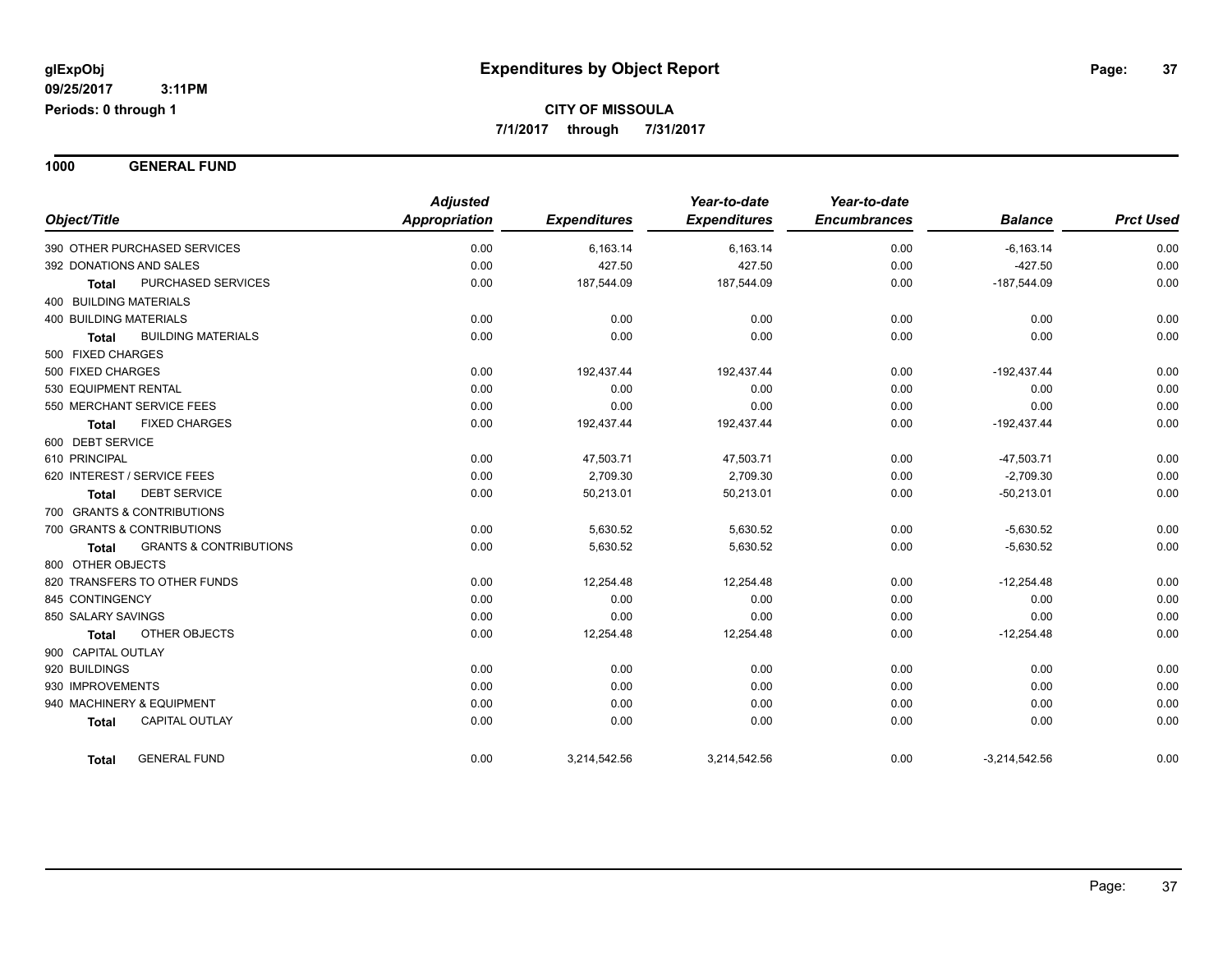glExpObj
09/25/2017 3:11PM
Periods: 0 through 1

# Expenditures by Object Report

**CITY OF MISSOULA**
**7/1/2017 through 7/31/2017**

## 1000 GENERAL FUND

| Object/Title | Adjusted Appropriation | Expenditures | Year-to-date Expenditures | Year-to-date Encumbrances | Balance | Prct Used |
|---|---|---|---|---|---|---|
| 390 OTHER PURCHASED SERVICES | 0.00 | 6,163.14 | 6,163.14 | 0.00 | -6,163.14 | 0.00 |
| 392 DONATIONS AND SALES | 0.00 | 427.50 | 427.50 | 0.00 | -427.50 | 0.00 |
| **Total** PURCHASED SERVICES | 0.00 | 187,544.09 | 187,544.09 | 0.00 | -187,544.09 | 0.00 |
| 400 BUILDING MATERIALS | | | | | | |
| 400 BUILDING MATERIALS | 0.00 | 0.00 | 0.00 | 0.00 | 0.00 | 0.00 |
| **Total** BUILDING MATERIALS | 0.00 | 0.00 | 0.00 | 0.00 | 0.00 | 0.00 |
| 500 FIXED CHARGES | | | | | | |
| 500 FIXED CHARGES | 0.00 | 192,437.44 | 192,437.44 | 0.00 | -192,437.44 | 0.00 |
| 530 EQUIPMENT RENTAL | 0.00 | 0.00 | 0.00 | 0.00 | 0.00 | 0.00 |
| 550 MERCHANT SERVICE FEES | 0.00 | 0.00 | 0.00 | 0.00 | 0.00 | 0.00 |
| **Total** FIXED CHARGES | 0.00 | 192,437.44 | 192,437.44 | 0.00 | -192,437.44 | 0.00 |
| 600 DEBT SERVICE | | | | | | |
| 610 PRINCIPAL | 0.00 | 47,503.71 | 47,503.71 | 0.00 | -47,503.71 | 0.00 |
| 620 INTEREST / SERVICE FEES | 0.00 | 2,709.30 | 2,709.30 | 0.00 | -2,709.30 | 0.00 |
| **Total** DEBT SERVICE | 0.00 | 50,213.01 | 50,213.01 | 0.00 | -50,213.01 | 0.00 |
| 700 GRANTS & CONTRIBUTIONS | | | | | | |
| 700 GRANTS & CONTRIBUTIONS | 0.00 | 5,630.52 | 5,630.52 | 0.00 | -5,630.52 | 0.00 |
| **Total** GRANTS & CONTRIBUTIONS | 0.00 | 5,630.52 | 5,630.52 | 0.00 | -5,630.52 | 0.00 |
| 800 OTHER OBJECTS | | | | | | |
| 820 TRANSFERS TO OTHER FUNDS | 0.00 | 12,254.48 | 12,254.48 | 0.00 | -12,254.48 | 0.00 |
| 845 CONTINGENCY | 0.00 | 0.00 | 0.00 | 0.00 | 0.00 | 0.00 |
| 850 SALARY SAVINGS | 0.00 | 0.00 | 0.00 | 0.00 | 0.00 | 0.00 |
| **Total** OTHER OBJECTS | 0.00 | 12,254.48 | 12,254.48 | 0.00 | -12,254.48 | 0.00 |
| 900 CAPITAL OUTLAY | | | | | | |
| 920 BUILDINGS | 0.00 | 0.00 | 0.00 | 0.00 | 0.00 | 0.00 |
| 930 IMPROVEMENTS | 0.00 | 0.00 | 0.00 | 0.00 | 0.00 | 0.00 |
| 940 MACHINERY & EQUIPMENT | 0.00 | 0.00 | 0.00 | 0.00 | 0.00 | 0.00 |
| **Total** CAPITAL OUTLAY | 0.00 | 0.00 | 0.00 | 0.00 | 0.00 | 0.00 |
| **Total** GENERAL FUND | 0.00 | 3,214,542.56 | 3,214,542.56 | 0.00 | -3,214,542.56 | 0.00 |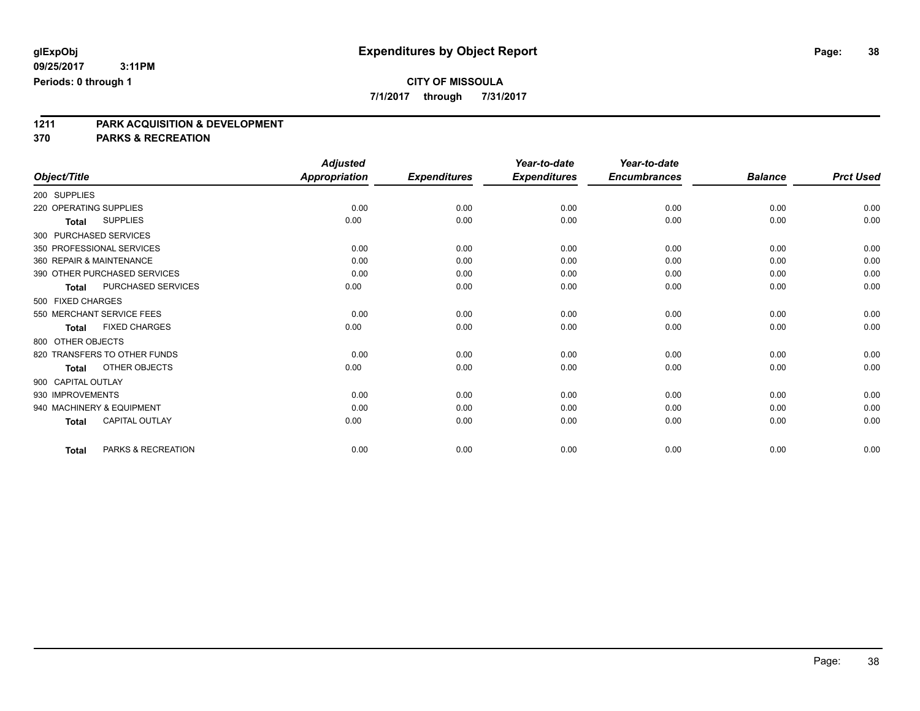**glExpObj** **Expenditures by Object Report**

**09/25/2017 3:11PM**

**Periods: 0 through 1**

**CITY OF MISSOULA**

**7/1/2017 through 7/31/2017**

## 1211 PARK ACQUISITION & DEVELOPMENT

## 370 PARKS & RECREATION

| Object/Title | | Adjusted Appropriation | Expenditures | Year-to-date Expenditures | Year-to-date Encumbrances | Balance | Prct Used |
|---|---|---|---|---|---|---|---|
| 200 SUPPLIES | | | | | | | |
| 220 OPERATING SUPPLIES | | 0.00 | 0.00 | 0.00 | 0.00 | 0.00 | 0.00 |
| Total | SUPPLIES | 0.00 | 0.00 | 0.00 | 0.00 | 0.00 | 0.00 |
| 300 PURCHASED SERVICES | | | | | | | |
| 350 PROFESSIONAL SERVICES | | 0.00 | 0.00 | 0.00 | 0.00 | 0.00 | 0.00 |
| 360 REPAIR & MAINTENANCE | | 0.00 | 0.00 | 0.00 | 0.00 | 0.00 | 0.00 |
| 390 OTHER PURCHASED SERVICES | | 0.00 | 0.00 | 0.00 | 0.00 | 0.00 | 0.00 |
| Total | PURCHASED SERVICES | 0.00 | 0.00 | 0.00 | 0.00 | 0.00 | 0.00 |
| 500 FIXED CHARGES | | | | | | | |
| 550 MERCHANT SERVICE FEES | | 0.00 | 0.00 | 0.00 | 0.00 | 0.00 | 0.00 |
| Total | FIXED CHARGES | 0.00 | 0.00 | 0.00 | 0.00 | 0.00 | 0.00 |
| 800 OTHER OBJECTS | | | | | | | |
| 820 TRANSFERS TO OTHER FUNDS | | 0.00 | 0.00 | 0.00 | 0.00 | 0.00 | 0.00 |
| Total | OTHER OBJECTS | 0.00 | 0.00 | 0.00 | 0.00 | 0.00 | 0.00 |
| 900 CAPITAL OUTLAY | | | | | | | |
| 930 IMPROVEMENTS | | 0.00 | 0.00 | 0.00 | 0.00 | 0.00 | 0.00 |
| 940 MACHINERY & EQUIPMENT | | 0.00 | 0.00 | 0.00 | 0.00 | 0.00 | 0.00 |
| Total | CAPITAL OUTLAY | 0.00 | 0.00 | 0.00 | 0.00 | 0.00 | 0.00 |
| Total | PARKS & RECREATION | 0.00 | 0.00 | 0.00 | 0.00 | 0.00 | 0.00 |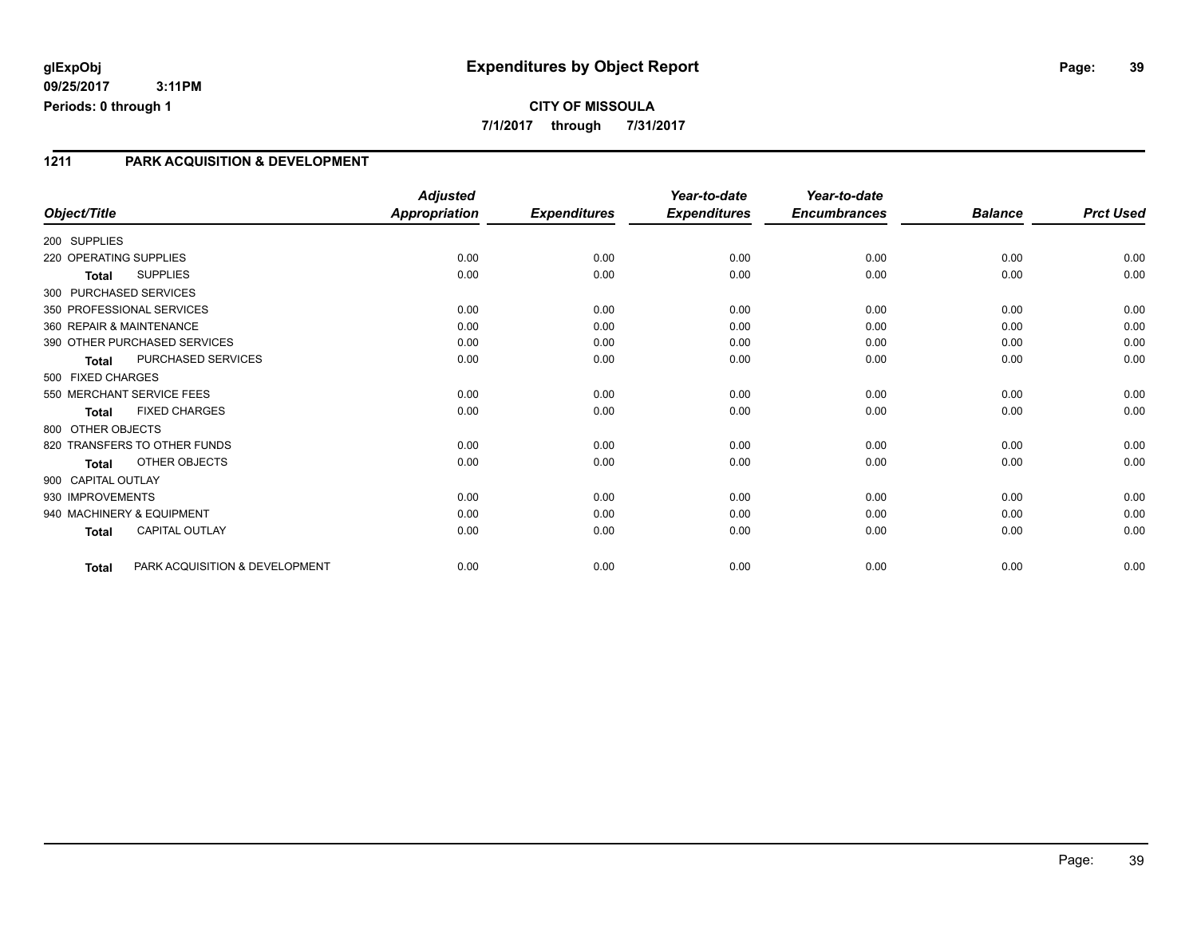**glExpObj** 

**09/25/2017 3:11PM**

**Periods: 0 through 1**

# Expenditures by Object Report

**CITY OF MISSOULA**

**7/1/2017 through 7/31/2017**

## 1211 PARK ACQUISITION & DEVELOPMENT

| Object/Title | Adjusted Appropriation | Expenditures | Year-to-date Expenditures | Year-to-date Encumbrances | Balance | Prct Used |
|---|---|---|---|---|---|---|
| 200 SUPPLIES | | | | | | |
| 220 OPERATING SUPPLIES | 0.00 | 0.00 | 0.00 | 0.00 | 0.00 | 0.00 |
| **Total** SUPPLIES | 0.00 | 0.00 | 0.00 | 0.00 | 0.00 | 0.00 |
| 300 PURCHASED SERVICES | | | | | | |
| 350 PROFESSIONAL SERVICES | 0.00 | 0.00 | 0.00 | 0.00 | 0.00 | 0.00 |
| 360 REPAIR & MAINTENANCE | 0.00 | 0.00 | 0.00 | 0.00 | 0.00 | 0.00 |
| 390 OTHER PURCHASED SERVICES | 0.00 | 0.00 | 0.00 | 0.00 | 0.00 | 0.00 |
| **Total** PURCHASED SERVICES | 0.00 | 0.00 | 0.00 | 0.00 | 0.00 | 0.00 |
| 500 FIXED CHARGES | | | | | | |
| 550 MERCHANT SERVICE FEES | 0.00 | 0.00 | 0.00 | 0.00 | 0.00 | 0.00 |
| **Total** FIXED CHARGES | 0.00 | 0.00 | 0.00 | 0.00 | 0.00 | 0.00 |
| 800 OTHER OBJECTS | | | | | | |
| 820 TRANSFERS TO OTHER FUNDS | 0.00 | 0.00 | 0.00 | 0.00 | 0.00 | 0.00 |
| **Total** OTHER OBJECTS | 0.00 | 0.00 | 0.00 | 0.00 | 0.00 | 0.00 |
| 900 CAPITAL OUTLAY | | | | | | |
| 930 IMPROVEMENTS | 0.00 | 0.00 | 0.00 | 0.00 | 0.00 | 0.00 |
| 940 MACHINERY & EQUIPMENT | 0.00 | 0.00 | 0.00 | 0.00 | 0.00 | 0.00 |
| **Total** CAPITAL OUTLAY | 0.00 | 0.00 | 0.00 | 0.00 | 0.00 | 0.00 |
| **Total** PARK ACQUISITION & DEVELOPMENT | 0.00 | 0.00 | 0.00 | 0.00 | 0.00 | 0.00 |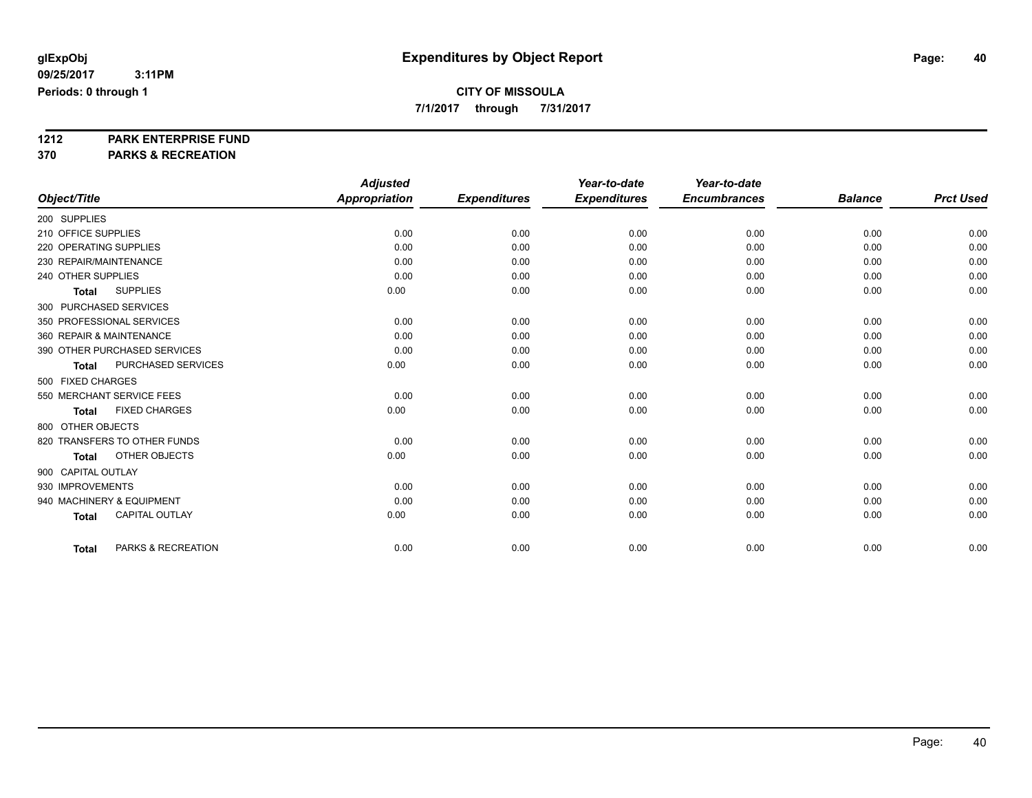**glExpObj**
**09/25/2017 3:11PM**
**Periods: 0 through 1**

# Expenditures by Object Report

**CITY OF MISSOULA**
**7/1/2017 through 7/31/2017**

**1212 PARK ENTERPRISE FUND**
**370 PARKS & RECREATION**

| Object/Title | Adjusted Appropriation | Expenditures | Year-to-date Expenditures | Year-to-date Encumbrances | Balance | Prct Used |
|---|---|---|---|---|---|---|
| 200 SUPPLIES | | | | | | |
| 210 OFFICE SUPPLIES | 0.00 | 0.00 | 0.00 | 0.00 | 0.00 | 0.00 |
| 220 OPERATING SUPPLIES | 0.00 | 0.00 | 0.00 | 0.00 | 0.00 | 0.00 |
| 230 REPAIR/MAINTENANCE | 0.00 | 0.00 | 0.00 | 0.00 | 0.00 | 0.00 |
| 240 OTHER SUPPLIES | 0.00 | 0.00 | 0.00 | 0.00 | 0.00 | 0.00 |
| **Total** SUPPLIES | 0.00 | 0.00 | 0.00 | 0.00 | 0.00 | 0.00 |
| 300 PURCHASED SERVICES | | | | | | |
| 350 PROFESSIONAL SERVICES | 0.00 | 0.00 | 0.00 | 0.00 | 0.00 | 0.00 |
| 360 REPAIR & MAINTENANCE | 0.00 | 0.00 | 0.00 | 0.00 | 0.00 | 0.00 |
| 390 OTHER PURCHASED SERVICES | 0.00 | 0.00 | 0.00 | 0.00 | 0.00 | 0.00 |
| **Total** PURCHASED SERVICES | 0.00 | 0.00 | 0.00 | 0.00 | 0.00 | 0.00 |
| 500 FIXED CHARGES | | | | | | |
| 550 MERCHANT SERVICE FEES | 0.00 | 0.00 | 0.00 | 0.00 | 0.00 | 0.00 |
| **Total** FIXED CHARGES | 0.00 | 0.00 | 0.00 | 0.00 | 0.00 | 0.00 |
| 800 OTHER OBJECTS | | | | | | |
| 820 TRANSFERS TO OTHER FUNDS | 0.00 | 0.00 | 0.00 | 0.00 | 0.00 | 0.00 |
| **Total** OTHER OBJECTS | 0.00 | 0.00 | 0.00 | 0.00 | 0.00 | 0.00 |
| 900 CAPITAL OUTLAY | | | | | | |
| 930 IMPROVEMENTS | 0.00 | 0.00 | 0.00 | 0.00 | 0.00 | 0.00 |
| 940 MACHINERY & EQUIPMENT | 0.00 | 0.00 | 0.00 | 0.00 | 0.00 | 0.00 |
| **Total** CAPITAL OUTLAY | 0.00 | 0.00 | 0.00 | 0.00 | 0.00 | 0.00 |
| **Total** PARKS & RECREATION | 0.00 | 0.00 | 0.00 | 0.00 | 0.00 | 0.00 |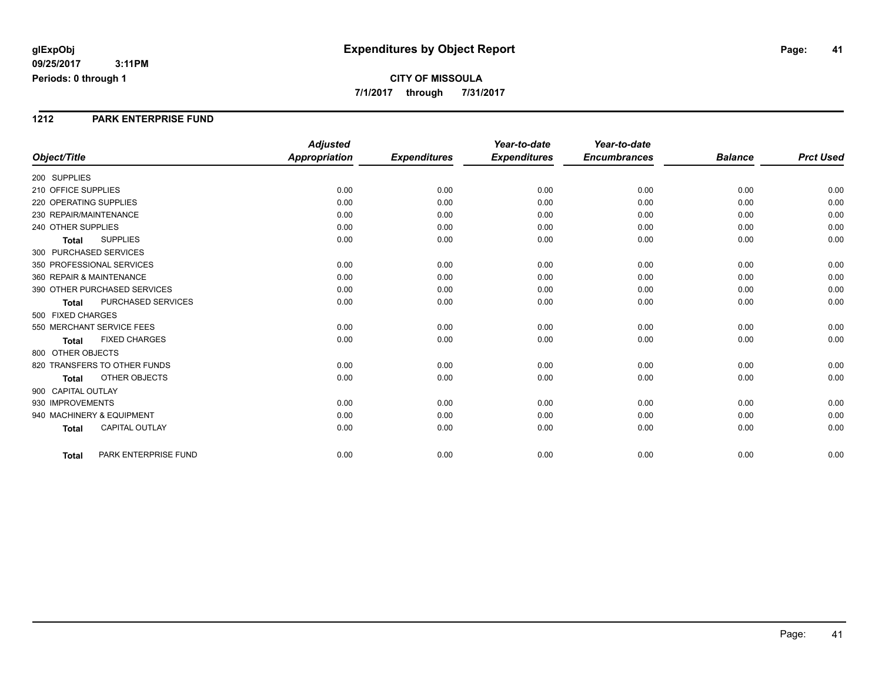**glExpObj**
**09/25/2017 3:11PM**
**Periods: 0 through 1**

# Expenditures by Object Report

**CITY OF MISSOULA**
**7/1/2017 through 7/31/2017**

## 1212 PARK ENTERPRISE FUND

| Object/Title | | Adjusted Appropriation | Expenditures | Year-to-date Expenditures | Year-to-date Encumbrances | Balance | Prct Used |
|---|---|---|---|---|---|---|---|
| 200 SUPPLIES | | | | | | | |
| 210 OFFICE SUPPLIES | | 0.00 | 0.00 | 0.00 | 0.00 | 0.00 | 0.00 |
| 220 OPERATING SUPPLIES | | 0.00 | 0.00 | 0.00 | 0.00 | 0.00 | 0.00 |
| 230 REPAIR/MAINTENANCE | | 0.00 | 0.00 | 0.00 | 0.00 | 0.00 | 0.00 |
| 240 OTHER SUPPLIES | | 0.00 | 0.00 | 0.00 | 0.00 | 0.00 | 0.00 |
| **Total** | SUPPLIES | 0.00 | 0.00 | 0.00 | 0.00 | 0.00 | 0.00 |
| 300 PURCHASED SERVICES | | | | | | | |
| 350 PROFESSIONAL SERVICES | | 0.00 | 0.00 | 0.00 | 0.00 | 0.00 | 0.00 |
| 360 REPAIR & MAINTENANCE | | 0.00 | 0.00 | 0.00 | 0.00 | 0.00 | 0.00 |
| 390 OTHER PURCHASED SERVICES | | 0.00 | 0.00 | 0.00 | 0.00 | 0.00 | 0.00 |
| **Total** | PURCHASED SERVICES | 0.00 | 0.00 | 0.00 | 0.00 | 0.00 | 0.00 |
| 500 FIXED CHARGES | | | | | | | |
| 550 MERCHANT SERVICE FEES | | 0.00 | 0.00 | 0.00 | 0.00 | 0.00 | 0.00 |
| **Total** | FIXED CHARGES | 0.00 | 0.00 | 0.00 | 0.00 | 0.00 | 0.00 |
| 800 OTHER OBJECTS | | | | | | | |
| 820 TRANSFERS TO OTHER FUNDS | | 0.00 | 0.00 | 0.00 | 0.00 | 0.00 | 0.00 |
| **Total** | OTHER OBJECTS | 0.00 | 0.00 | 0.00 | 0.00 | 0.00 | 0.00 |
| 900 CAPITAL OUTLAY | | | | | | | |
| 930 IMPROVEMENTS | | 0.00 | 0.00 | 0.00 | 0.00 | 0.00 | 0.00 |
| 940 MACHINERY & EQUIPMENT | | 0.00 | 0.00 | 0.00 | 0.00 | 0.00 | 0.00 |
| **Total** | CAPITAL OUTLAY | 0.00 | 0.00 | 0.00 | 0.00 | 0.00 | 0.00 |
| **Total** | PARK ENTERPRISE FUND | 0.00 | 0.00 | 0.00 | 0.00 | 0.00 | 0.00 |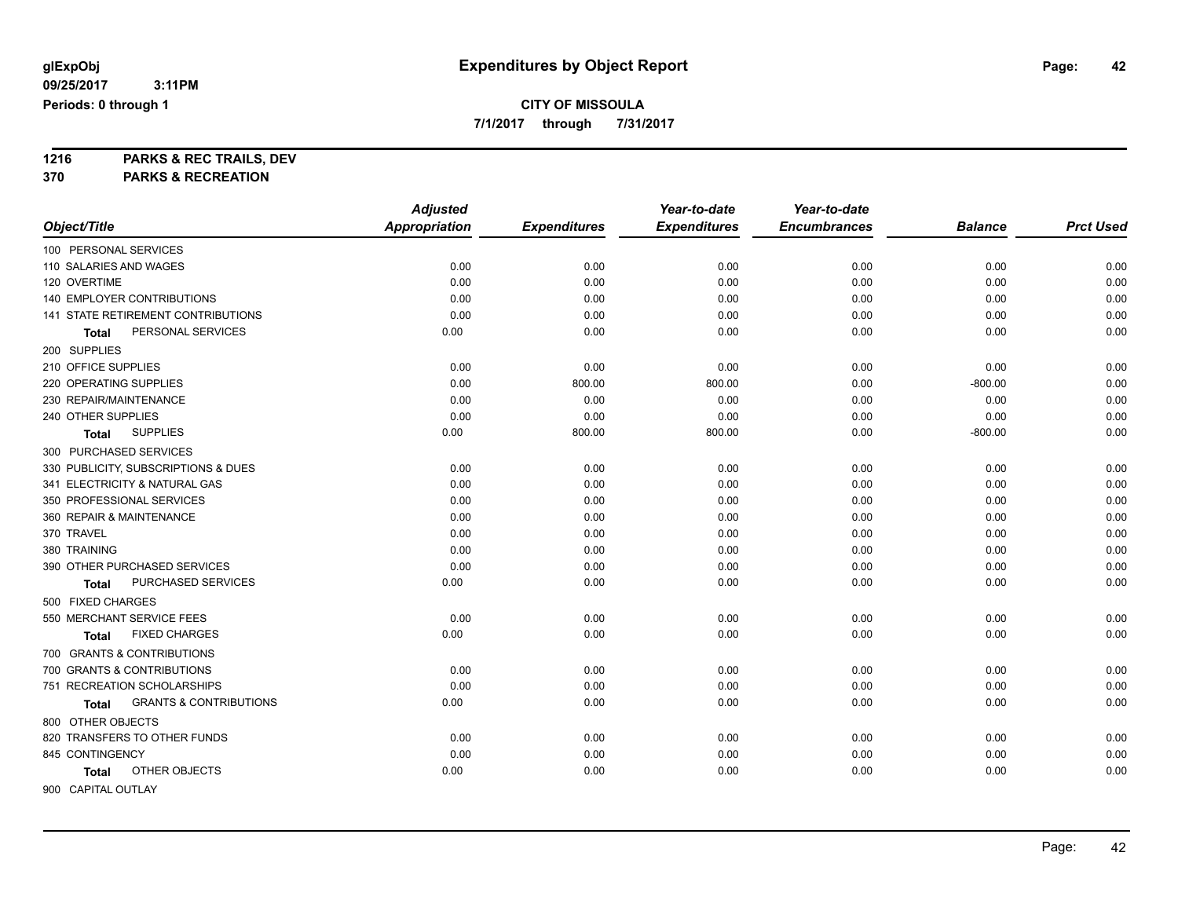**glExpObj**
**09/25/2017 3:11PM**
**Periods: 0 through 1**

# Expenditures by Object Report

**CITY OF MISSOULA**
**7/1/2017 through 7/31/2017**

**1216 PARKS & REC TRAILS, DEV**
**370 PARKS & RECREATION**

| Object/Title | Adjusted Appropriation | Expenditures | Year-to-date Expenditures | Year-to-date Encumbrances | Balance | Prct Used |
|---|---|---|---|---|---|---|
| 100 PERSONAL SERVICES | | | | | | |
| 110 SALARIES AND WAGES | 0.00 | 0.00 | 0.00 | 0.00 | 0.00 | 0.00 |
| 120 OVERTIME | 0.00 | 0.00 | 0.00 | 0.00 | 0.00 | 0.00 |
| 140 EMPLOYER CONTRIBUTIONS | 0.00 | 0.00 | 0.00 | 0.00 | 0.00 | 0.00 |
| 141 STATE RETIREMENT CONTRIBUTIONS | 0.00 | 0.00 | 0.00 | 0.00 | 0.00 | 0.00 |
| **Total** PERSONAL SERVICES | 0.00 | 0.00 | 0.00 | 0.00 | 0.00 | 0.00 |
| 200 SUPPLIES | | | | | | |
| 210 OFFICE SUPPLIES | 0.00 | 0.00 | 0.00 | 0.00 | 0.00 | 0.00 |
| 220 OPERATING SUPPLIES | 0.00 | 800.00 | 800.00 | 0.00 | -800.00 | 0.00 |
| 230 REPAIR/MAINTENANCE | 0.00 | 0.00 | 0.00 | 0.00 | 0.00 | 0.00 |
| 240 OTHER SUPPLIES | 0.00 | 0.00 | 0.00 | 0.00 | 0.00 | 0.00 |
| **Total** SUPPLIES | 0.00 | 800.00 | 800.00 | 0.00 | -800.00 | 0.00 |
| 300 PURCHASED SERVICES | | | | | | |
| 330 PUBLICITY, SUBSCRIPTIONS & DUES | 0.00 | 0.00 | 0.00 | 0.00 | 0.00 | 0.00 |
| 341 ELECTRICITY & NATURAL GAS | 0.00 | 0.00 | 0.00 | 0.00 | 0.00 | 0.00 |
| 350 PROFESSIONAL SERVICES | 0.00 | 0.00 | 0.00 | 0.00 | 0.00 | 0.00 |
| 360 REPAIR & MAINTENANCE | 0.00 | 0.00 | 0.00 | 0.00 | 0.00 | 0.00 |
| 370 TRAVEL | 0.00 | 0.00 | 0.00 | 0.00 | 0.00 | 0.00 |
| 380 TRAINING | 0.00 | 0.00 | 0.00 | 0.00 | 0.00 | 0.00 |
| 390 OTHER PURCHASED SERVICES | 0.00 | 0.00 | 0.00 | 0.00 | 0.00 | 0.00 |
| **Total** PURCHASED SERVICES | 0.00 | 0.00 | 0.00 | 0.00 | 0.00 | 0.00 |
| 500 FIXED CHARGES | | | | | | |
| 550 MERCHANT SERVICE FEES | 0.00 | 0.00 | 0.00 | 0.00 | 0.00 | 0.00 |
| **Total** FIXED CHARGES | 0.00 | 0.00 | 0.00 | 0.00 | 0.00 | 0.00 |
| 700 GRANTS & CONTRIBUTIONS | | | | | | |
| 700 GRANTS & CONTRIBUTIONS | 0.00 | 0.00 | 0.00 | 0.00 | 0.00 | 0.00 |
| 751 RECREATION SCHOLARSHIPS | 0.00 | 0.00 | 0.00 | 0.00 | 0.00 | 0.00 |
| **Total** GRANTS & CONTRIBUTIONS | 0.00 | 0.00 | 0.00 | 0.00 | 0.00 | 0.00 |
| 800 OTHER OBJECTS | | | | | | |
| 820 TRANSFERS TO OTHER FUNDS | 0.00 | 0.00 | 0.00 | 0.00 | 0.00 | 0.00 |
| 845 CONTINGENCY | 0.00 | 0.00 | 0.00 | 0.00 | 0.00 | 0.00 |
| **Total** OTHER OBJECTS | 0.00 | 0.00 | 0.00 | 0.00 | 0.00 | 0.00 |
| 900 CAPITAL OUTLAY | | | | | | |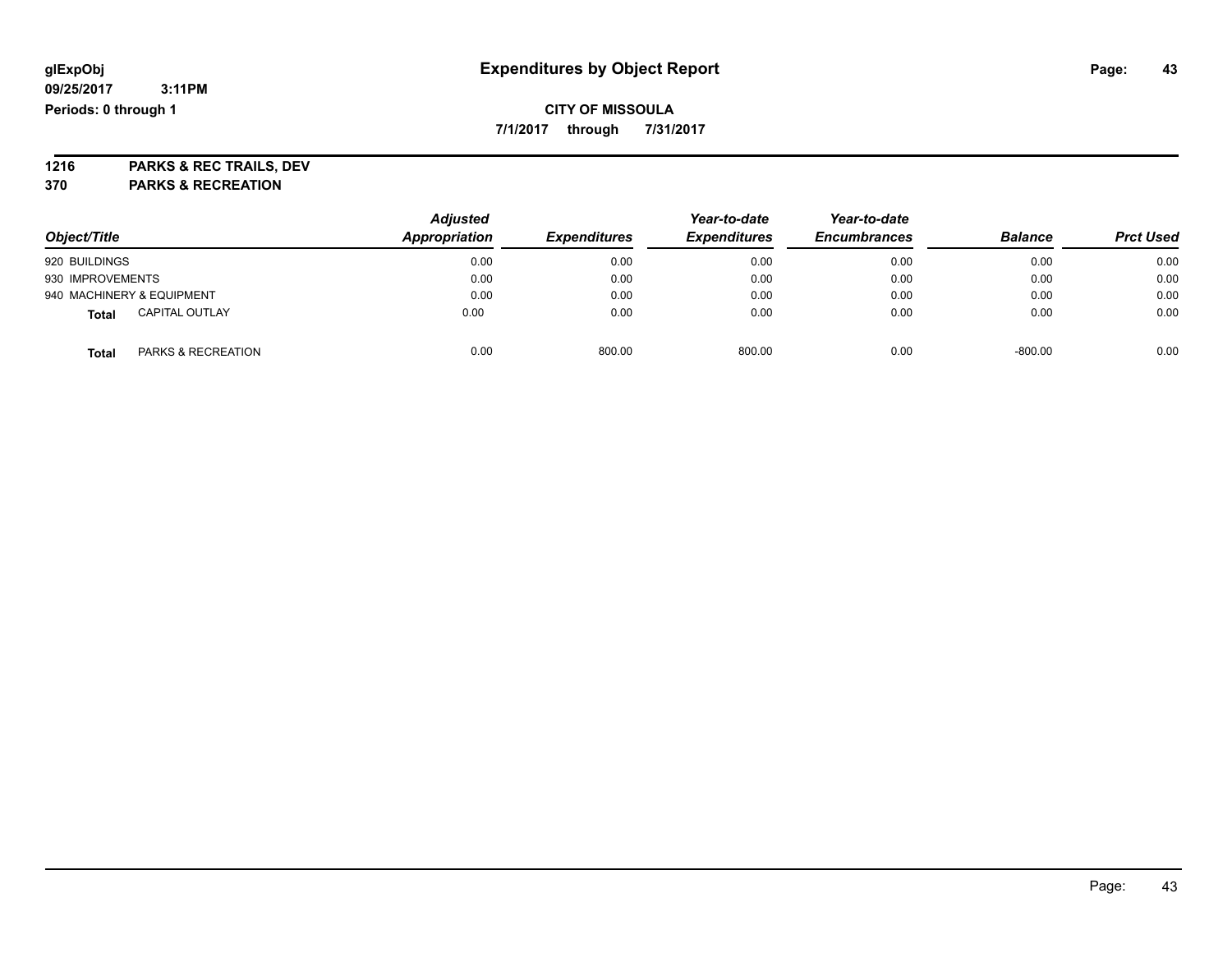glExpObj
09/25/2017 3:11PM
Periods: 0 through 1

# Expenditures by Object Report

**CITY OF MISSOULA**

**7/1/2017 through 7/31/2017**

**1216 PARKS & REC TRAILS, DEV**

**370 PARKS & RECREATION**

| Object/Title | Adjusted Appropriation | Expenditures | Year-to-date Expenditures | Year-to-date Encumbrances | Balance | Prct Used |
|---|---|---|---|---|---|---|
| 920 BUILDINGS | 0.00 | 0.00 | 0.00 | 0.00 | 0.00 | 0.00 |
| 930 IMPROVEMENTS | 0.00 | 0.00 | 0.00 | 0.00 | 0.00 | 0.00 |
| 940 MACHINERY & EQUIPMENT | 0.00 | 0.00 | 0.00 | 0.00 | 0.00 | 0.00 |
| **Total** CAPITAL OUTLAY | 0.00 | 0.00 | 0.00 | 0.00 | 0.00 | 0.00 |
| **Total** PARKS & RECREATION | 0.00 | 800.00 | 800.00 | 0.00 | -800.00 | 0.00 |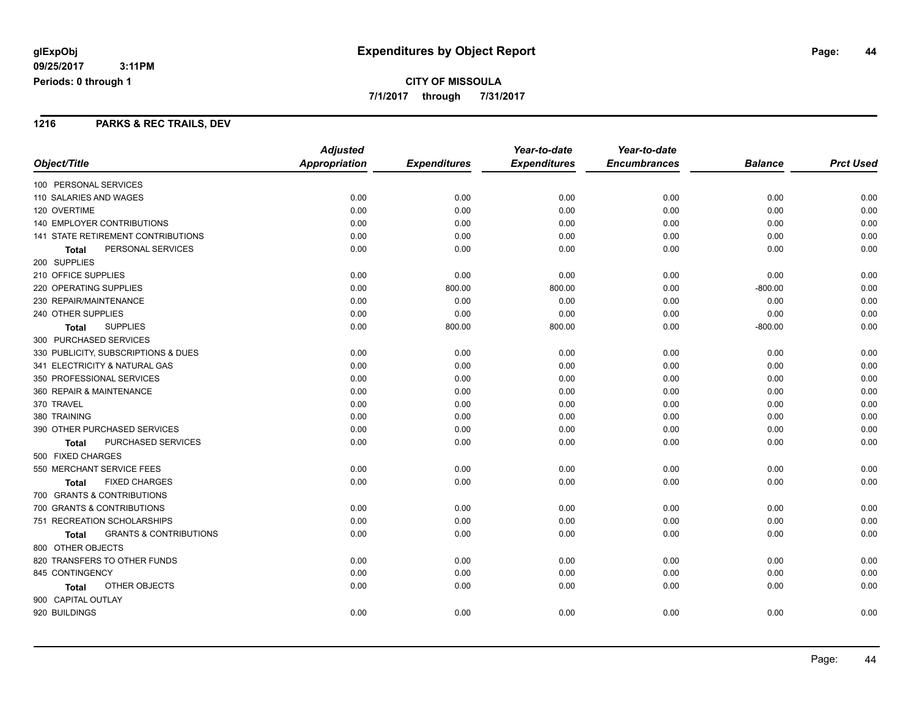**glExpObj** **Expenditures by Object Report**
**09/25/2017 3:11PM**
**Periods: 0 through 1**

**CITY OF MISSOULA**
**7/1/2017 through 7/31/2017**

## 1216 PARKS & REC TRAILS, DEV

| Object/Title | Adjusted Appropriation | Expenditures | Year-to-date Expenditures | Year-to-date Encumbrances | Balance | Prct Used |
|---|---|---|---|---|---|---|
| 100 PERSONAL SERVICES | | | | | | |
| 110 SALARIES AND WAGES | 0.00 | 0.00 | 0.00 | 0.00 | 0.00 | 0.00 |
| 120 OVERTIME | 0.00 | 0.00 | 0.00 | 0.00 | 0.00 | 0.00 |
| 140 EMPLOYER CONTRIBUTIONS | 0.00 | 0.00 | 0.00 | 0.00 | 0.00 | 0.00 |
| 141 STATE RETIREMENT CONTRIBUTIONS | 0.00 | 0.00 | 0.00 | 0.00 | 0.00 | 0.00 |
| **Total** PERSONAL SERVICES | 0.00 | 0.00 | 0.00 | 0.00 | 0.00 | 0.00 |
| 200 SUPPLIES | | | | | | |
| 210 OFFICE SUPPLIES | 0.00 | 0.00 | 0.00 | 0.00 | 0.00 | 0.00 |
| 220 OPERATING SUPPLIES | 0.00 | 800.00 | 800.00 | 0.00 | -800.00 | 0.00 |
| 230 REPAIR/MAINTENANCE | 0.00 | 0.00 | 0.00 | 0.00 | 0.00 | 0.00 |
| 240 OTHER SUPPLIES | 0.00 | 0.00 | 0.00 | 0.00 | 0.00 | 0.00 |
| **Total** SUPPLIES | 0.00 | 800.00 | 800.00 | 0.00 | -800.00 | 0.00 |
| 300 PURCHASED SERVICES | | | | | | |
| 330 PUBLICITY, SUBSCRIPTIONS & DUES | 0.00 | 0.00 | 0.00 | 0.00 | 0.00 | 0.00 |
| 341 ELECTRICITY & NATURAL GAS | 0.00 | 0.00 | 0.00 | 0.00 | 0.00 | 0.00 |
| 350 PROFESSIONAL SERVICES | 0.00 | 0.00 | 0.00 | 0.00 | 0.00 | 0.00 |
| 360 REPAIR & MAINTENANCE | 0.00 | 0.00 | 0.00 | 0.00 | 0.00 | 0.00 |
| 370 TRAVEL | 0.00 | 0.00 | 0.00 | 0.00 | 0.00 | 0.00 |
| 380 TRAINING | 0.00 | 0.00 | 0.00 | 0.00 | 0.00 | 0.00 |
| 390 OTHER PURCHASED SERVICES | 0.00 | 0.00 | 0.00 | 0.00 | 0.00 | 0.00 |
| **Total** PURCHASED SERVICES | 0.00 | 0.00 | 0.00 | 0.00 | 0.00 | 0.00 |
| 500 FIXED CHARGES | | | | | | |
| 550 MERCHANT SERVICE FEES | 0.00 | 0.00 | 0.00 | 0.00 | 0.00 | 0.00 |
| **Total** FIXED CHARGES | 0.00 | 0.00 | 0.00 | 0.00 | 0.00 | 0.00 |
| 700 GRANTS & CONTRIBUTIONS | | | | | | |
| 700 GRANTS & CONTRIBUTIONS | 0.00 | 0.00 | 0.00 | 0.00 | 0.00 | 0.00 |
| 751 RECREATION SCHOLARSHIPS | 0.00 | 0.00 | 0.00 | 0.00 | 0.00 | 0.00 |
| **Total** GRANTS & CONTRIBUTIONS | 0.00 | 0.00 | 0.00 | 0.00 | 0.00 | 0.00 |
| 800 OTHER OBJECTS | | | | | | |
| 820 TRANSFERS TO OTHER FUNDS | 0.00 | 0.00 | 0.00 | 0.00 | 0.00 | 0.00 |
| 845 CONTINGENCY | 0.00 | 0.00 | 0.00 | 0.00 | 0.00 | 0.00 |
| **Total** OTHER OBJECTS | 0.00 | 0.00 | 0.00 | 0.00 | 0.00 | 0.00 |
| 900 CAPITAL OUTLAY | | | | | | |
| 920 BUILDINGS | 0.00 | 0.00 | 0.00 | 0.00 | 0.00 | 0.00 |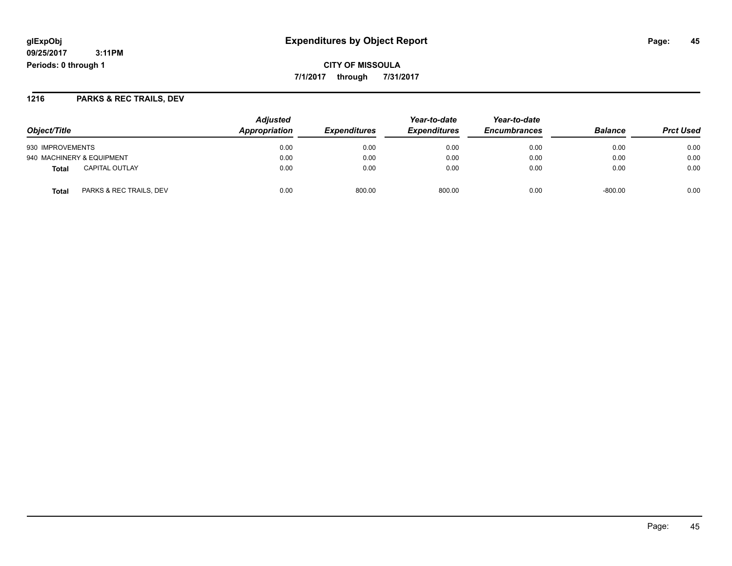**glExpObj** **Expenditures by Object Report**

**09/25/2017 3:11PM**

**Periods: 0 through 1**

**CITY OF MISSOULA**

**7/1/2017 through 7/31/2017**

## 1216 PARKS & REC TRAILS, DEV

| Object/Title | Adjusted Appropriation | Expenditures | Year-to-date Expenditures | Year-to-date Encumbrances | Balance | Prct Used |
|---|---|---|---|---|---|---|
| 930 IMPROVEMENTS | 0.00 | 0.00 | 0.00 | 0.00 | 0.00 | 0.00 |
| 940 MACHINERY & EQUIPMENT | 0.00 | 0.00 | 0.00 | 0.00 | 0.00 | 0.00 |
| **Total** CAPITAL OUTLAY | 0.00 | 0.00 | 0.00 | 0.00 | 0.00 | 0.00 |
| **Total** PARKS & REC TRAILS, DEV | 0.00 | 800.00 | 800.00 | 0.00 | -800.00 | 0.00 |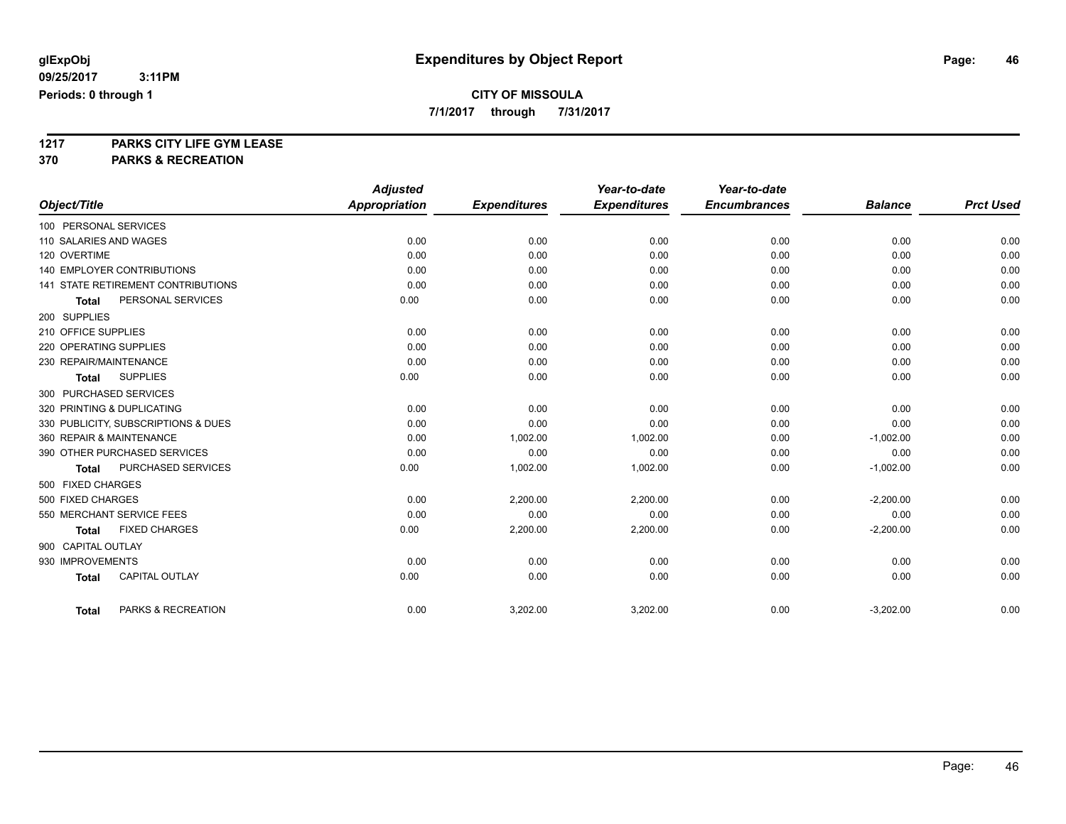**glExpObj**
**09/25/2017 3:11PM**
**Periods: 0 through 1**

# Expenditures by Object Report

**CITY OF MISSOULA**
**7/1/2017 through 7/31/2017**

**1217 PARKS CITY LIFE GYM LEASE**
**370 PARKS & RECREATION**

| Object/Title | Adjusted Appropriation | Expenditures | Year-to-date Expenditures | Year-to-date Encumbrances | Balance | Prct Used |
|---|---|---|---|---|---|---|
| 100 PERSONAL SERVICES | | | | | | |
| 110 SALARIES AND WAGES | 0.00 | 0.00 | 0.00 | 0.00 | 0.00 | 0.00 |
| 120 OVERTIME | 0.00 | 0.00 | 0.00 | 0.00 | 0.00 | 0.00 |
| 140 EMPLOYER CONTRIBUTIONS | 0.00 | 0.00 | 0.00 | 0.00 | 0.00 | 0.00 |
| 141 STATE RETIREMENT CONTRIBUTIONS | 0.00 | 0.00 | 0.00 | 0.00 | 0.00 | 0.00 |
| **Total** PERSONAL SERVICES | 0.00 | 0.00 | 0.00 | 0.00 | 0.00 | 0.00 |
| 200 SUPPLIES | | | | | | |
| 210 OFFICE SUPPLIES | 0.00 | 0.00 | 0.00 | 0.00 | 0.00 | 0.00 |
| 220 OPERATING SUPPLIES | 0.00 | 0.00 | 0.00 | 0.00 | 0.00 | 0.00 |
| 230 REPAIR/MAINTENANCE | 0.00 | 0.00 | 0.00 | 0.00 | 0.00 | 0.00 |
| **Total** SUPPLIES | 0.00 | 0.00 | 0.00 | 0.00 | 0.00 | 0.00 |
| 300 PURCHASED SERVICES | | | | | | |
| 320 PRINTING & DUPLICATING | 0.00 | 0.00 | 0.00 | 0.00 | 0.00 | 0.00 |
| 330 PUBLICITY, SUBSCRIPTIONS & DUES | 0.00 | 0.00 | 0.00 | 0.00 | 0.00 | 0.00 |
| 360 REPAIR & MAINTENANCE | 0.00 | 1,002.00 | 1,002.00 | 0.00 | -1,002.00 | 0.00 |
| 390 OTHER PURCHASED SERVICES | 0.00 | 0.00 | 0.00 | 0.00 | 0.00 | 0.00 |
| **Total** PURCHASED SERVICES | 0.00 | 1,002.00 | 1,002.00 | 0.00 | -1,002.00 | 0.00 |
| 500 FIXED CHARGES | | | | | | |
| 500 FIXED CHARGES | 0.00 | 2,200.00 | 2,200.00 | 0.00 | -2,200.00 | 0.00 |
| 550 MERCHANT SERVICE FEES | 0.00 | 0.00 | 0.00 | 0.00 | 0.00 | 0.00 |
| **Total** FIXED CHARGES | 0.00 | 2,200.00 | 2,200.00 | 0.00 | -2,200.00 | 0.00 |
| 900 CAPITAL OUTLAY | | | | | | |
| 930 IMPROVEMENTS | 0.00 | 0.00 | 0.00 | 0.00 | 0.00 | 0.00 |
| **Total** CAPITAL OUTLAY | 0.00 | 0.00 | 0.00 | 0.00 | 0.00 | 0.00 |
| **Total** PARKS & RECREATION | 0.00 | 3,202.00 | 3,202.00 | 0.00 | -3,202.00 | 0.00 |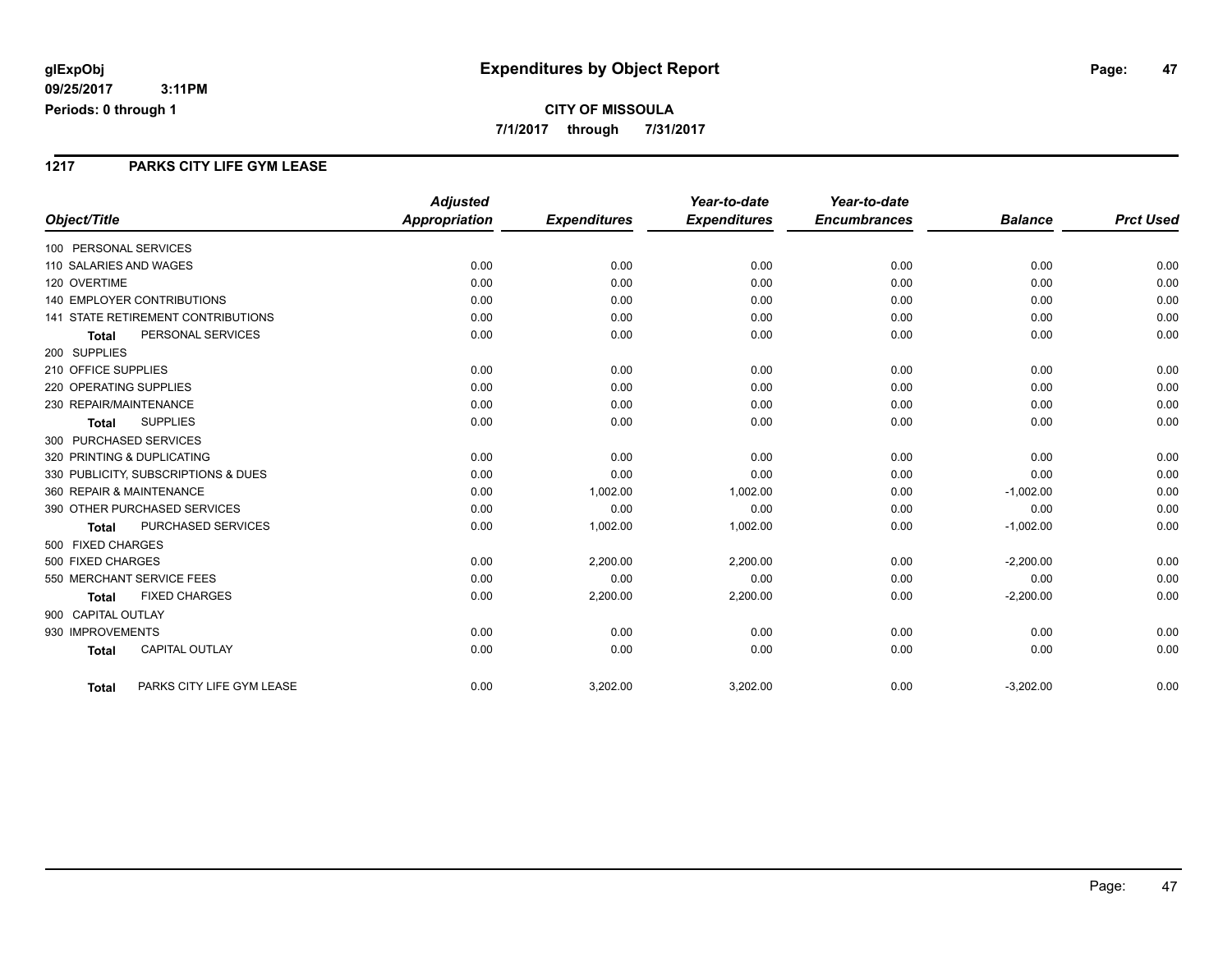**glExpObj** **Expenditures by Object Report**

**09/25/2017 3:11PM**

**Periods: 0 through 1**

**CITY OF MISSOULA**

**7/1/2017 through 7/31/2017**

## 1217 PARKS CITY LIFE GYM LEASE

| Object/Title | Adjusted Appropriation | Expenditures | Year-to-date Expenditures | Year-to-date Encumbrances | Balance | Prct Used |
|---|---|---|---|---|---|---|
| 100 PERSONAL SERVICES | | | | | | |
| 110 SALARIES AND WAGES | 0.00 | 0.00 | 0.00 | 0.00 | 0.00 | 0.00 |
| 120 OVERTIME | 0.00 | 0.00 | 0.00 | 0.00 | 0.00 | 0.00 |
| 140 EMPLOYER CONTRIBUTIONS | 0.00 | 0.00 | 0.00 | 0.00 | 0.00 | 0.00 |
| 141 STATE RETIREMENT CONTRIBUTIONS | 0.00 | 0.00 | 0.00 | 0.00 | 0.00 | 0.00 |
| **Total** PERSONAL SERVICES | 0.00 | 0.00 | 0.00 | 0.00 | 0.00 | 0.00 |
| 200 SUPPLIES | | | | | | |
| 210 OFFICE SUPPLIES | 0.00 | 0.00 | 0.00 | 0.00 | 0.00 | 0.00 |
| 220 OPERATING SUPPLIES | 0.00 | 0.00 | 0.00 | 0.00 | 0.00 | 0.00 |
| 230 REPAIR/MAINTENANCE | 0.00 | 0.00 | 0.00 | 0.00 | 0.00 | 0.00 |
| **Total** SUPPLIES | 0.00 | 0.00 | 0.00 | 0.00 | 0.00 | 0.00 |
| 300 PURCHASED SERVICES | | | | | | |
| 320 PRINTING & DUPLICATING | 0.00 | 0.00 | 0.00 | 0.00 | 0.00 | 0.00 |
| 330 PUBLICITY, SUBSCRIPTIONS & DUES | 0.00 | 0.00 | 0.00 | 0.00 | 0.00 | 0.00 |
| 360 REPAIR & MAINTENANCE | 0.00 | 1,002.00 | 1,002.00 | 0.00 | -1,002.00 | 0.00 |
| 390 OTHER PURCHASED SERVICES | 0.00 | 0.00 | 0.00 | 0.00 | 0.00 | 0.00 |
| **Total** PURCHASED SERVICES | 0.00 | 1,002.00 | 1,002.00 | 0.00 | -1,002.00 | 0.00 |
| 500 FIXED CHARGES | | | | | | |
| 500 FIXED CHARGES | 0.00 | 2,200.00 | 2,200.00 | 0.00 | -2,200.00 | 0.00 |
| 550 MERCHANT SERVICE FEES | 0.00 | 0.00 | 0.00 | 0.00 | 0.00 | 0.00 |
| **Total** FIXED CHARGES | 0.00 | 2,200.00 | 2,200.00 | 0.00 | -2,200.00 | 0.00 |
| 900 CAPITAL OUTLAY | | | | | | |
| 930 IMPROVEMENTS | 0.00 | 0.00 | 0.00 | 0.00 | 0.00 | 0.00 |
| **Total** CAPITAL OUTLAY | 0.00 | 0.00 | 0.00 | 0.00 | 0.00 | 0.00 |
| **Total** PARKS CITY LIFE GYM LEASE | 0.00 | 3,202.00 | 3,202.00 | 0.00 | -3,202.00 | 0.00 |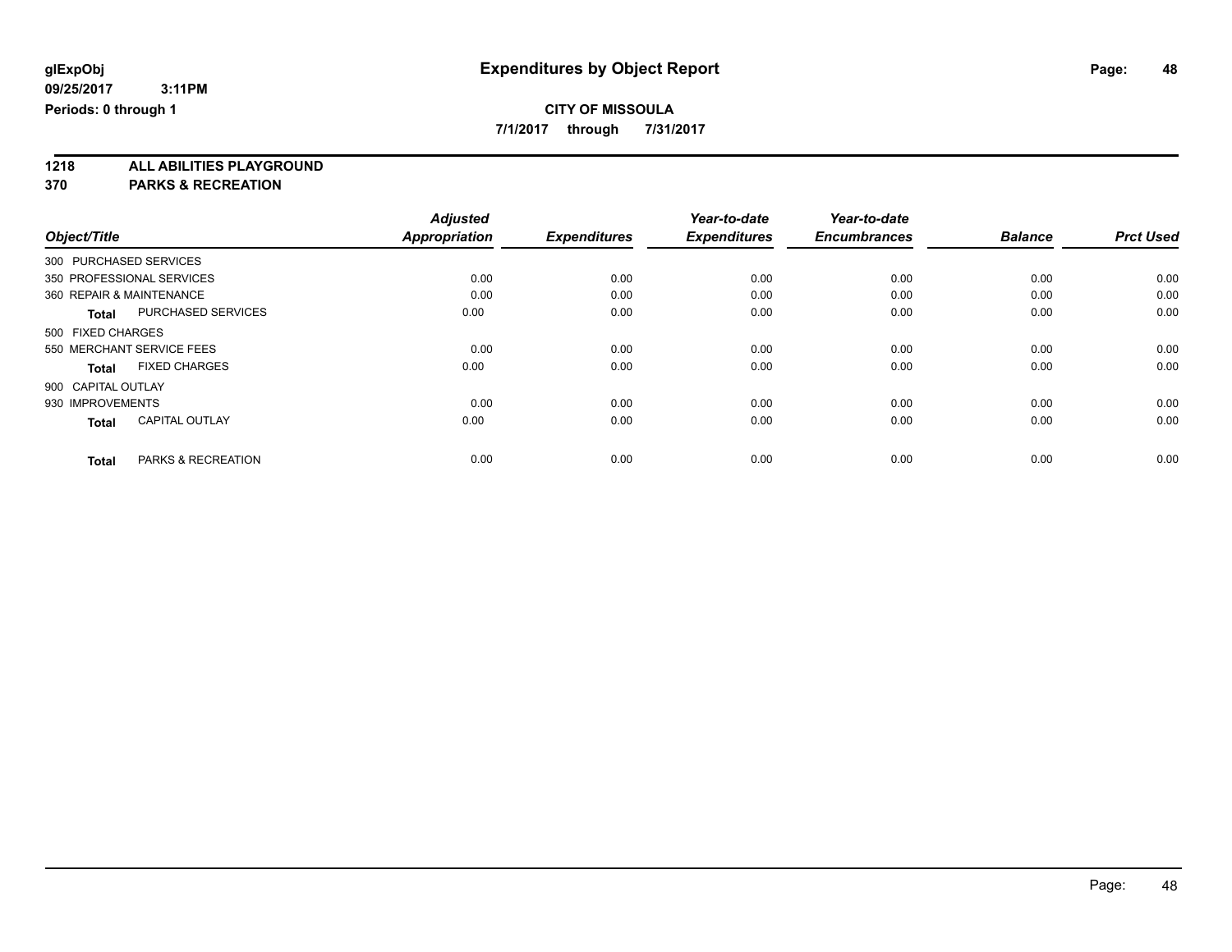glExpObj
09/25/2017 3:11PM
Periods: 0 through 1

# Expenditures by Object Report

**CITY OF MISSOULA**
**7/1/2017 through 7/31/2017**

**1218 ALL ABILITIES PLAYGROUND**
**370 PARKS & RECREATION**

| Object/Title | | *Adjusted Appropriation* | *Expenditures* | *Year-to-date Expenditures* | *Year-to-date Encumbrances* | *Balance* | *Prct Used* |
|---|---|---|---|---|---|---|---|
| 300 PURCHASED SERVICES | | | | | | | |
| 350 PROFESSIONAL SERVICES | | 0.00 | 0.00 | 0.00 | 0.00 | 0.00 | 0.00 |
| 360 REPAIR & MAINTENANCE | | 0.00 | 0.00 | 0.00 | 0.00 | 0.00 | 0.00 |
| **Total** | PURCHASED SERVICES | 0.00 | 0.00 | 0.00 | 0.00 | 0.00 | 0.00 |
| 500 FIXED CHARGES | | | | | | | |
| 550 MERCHANT SERVICE FEES | | 0.00 | 0.00 | 0.00 | 0.00 | 0.00 | 0.00 |
| **Total** | FIXED CHARGES | 0.00 | 0.00 | 0.00 | 0.00 | 0.00 | 0.00 |
| 900 CAPITAL OUTLAY | | | | | | | |
| 930 IMPROVEMENTS | | 0.00 | 0.00 | 0.00 | 0.00 | 0.00 | 0.00 |
| **Total** | CAPITAL OUTLAY | 0.00 | 0.00 | 0.00 | 0.00 | 0.00 | 0.00 |
| **Total** | PARKS & RECREATION | 0.00 | 0.00 | 0.00 | 0.00 | 0.00 | 0.00 |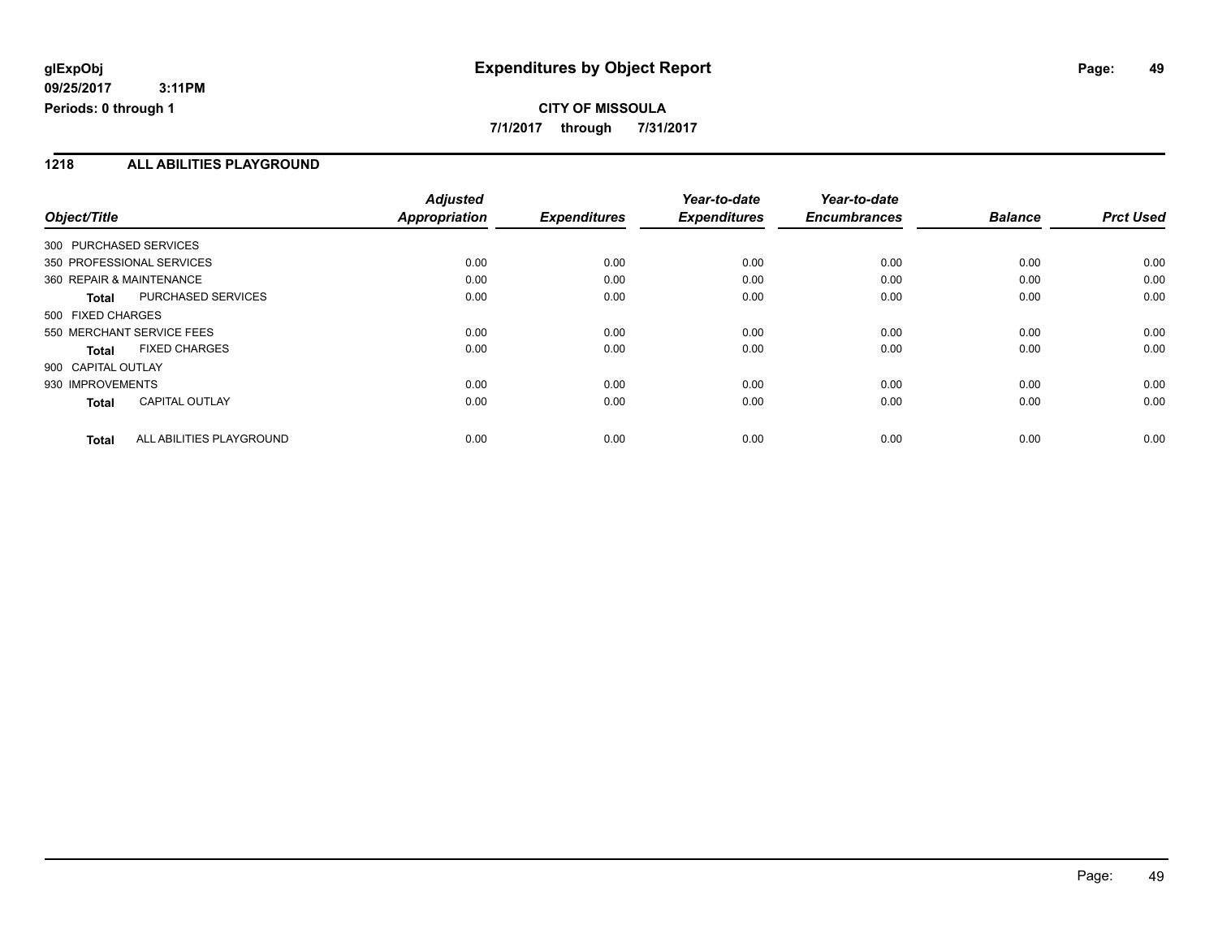**glExpObj**
**09/25/2017 3:11PM**
**Periods: 0 through 1**

# Expenditures by Object Report

**CITY OF MISSOULA**
**7/1/2017 through 7/31/2017**

## 1218 ALL ABILITIES PLAYGROUND

| Object/Title | Adjusted Appropriation | Expenditures | Year-to-date Expenditures | Year-to-date Encumbrances | Balance | Prct Used |
|---|---|---|---|---|---|---|
| 300 PURCHASED SERVICES | | | | | | |
| 350 PROFESSIONAL SERVICES | 0.00 | 0.00 | 0.00 | 0.00 | 0.00 | 0.00 |
| 360 REPAIR & MAINTENANCE | 0.00 | 0.00 | 0.00 | 0.00 | 0.00 | 0.00 |
| **Total** PURCHASED SERVICES | 0.00 | 0.00 | 0.00 | 0.00 | 0.00 | 0.00 |
| 500 FIXED CHARGES | | | | | | |
| 550 MERCHANT SERVICE FEES | 0.00 | 0.00 | 0.00 | 0.00 | 0.00 | 0.00 |
| **Total** FIXED CHARGES | 0.00 | 0.00 | 0.00 | 0.00 | 0.00 | 0.00 |
| 900 CAPITAL OUTLAY | | | | | | |
| 930 IMPROVEMENTS | 0.00 | 0.00 | 0.00 | 0.00 | 0.00 | 0.00 |
| **Total** CAPITAL OUTLAY | 0.00 | 0.00 | 0.00 | 0.00 | 0.00 | 0.00 |
| **Total** ALL ABILITIES PLAYGROUND | 0.00 | 0.00 | 0.00 | 0.00 | 0.00 | 0.00 |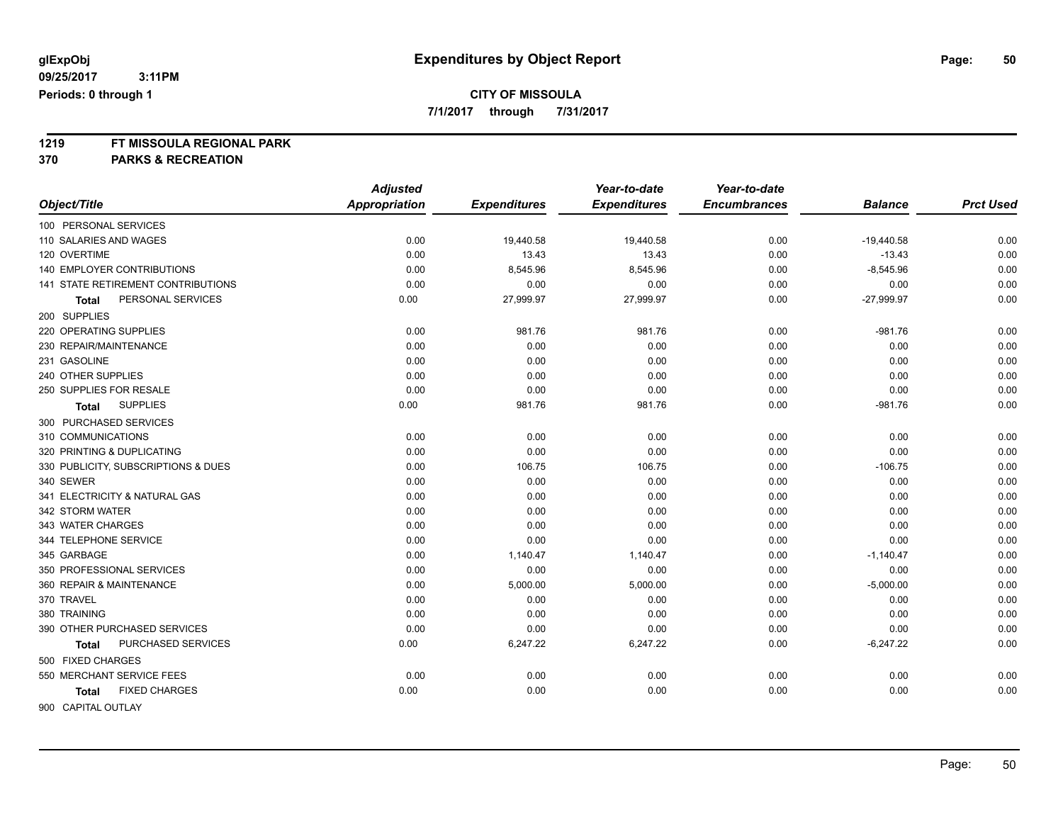**glExpObj**
**09/25/2017 3:11PM**
**Periods: 0 through 1**

# Expenditures by Object Report

**CITY OF MISSOULA**
**7/1/2017 through 7/31/2017**

**1219 FT MISSOULA REGIONAL PARK**
**370 PARKS & RECREATION**

| Object/Title | Adjusted Appropriation | Expenditures | Year-to-date Expenditures | Year-to-date Encumbrances | Balance | Prct Used |
|---|---|---|---|---|---|---|
| 100 PERSONAL SERVICES | | | | | | |
| 110 SALARIES AND WAGES | 0.00 | 19,440.58 | 19,440.58 | 0.00 | -19,440.58 | 0.00 |
| 120 OVERTIME | 0.00 | 13.43 | 13.43 | 0.00 | -13.43 | 0.00 |
| 140 EMPLOYER CONTRIBUTIONS | 0.00 | 8,545.96 | 8,545.96 | 0.00 | -8,545.96 | 0.00 |
| 141 STATE RETIREMENT CONTRIBUTIONS | 0.00 | 0.00 | 0.00 | 0.00 | 0.00 | 0.00 |
| **Total** PERSONAL SERVICES | 0.00 | 27,999.97 | 27,999.97 | 0.00 | -27,999.97 | 0.00 |
| 200 SUPPLIES | | | | | | |
| 220 OPERATING SUPPLIES | 0.00 | 981.76 | 981.76 | 0.00 | -981.76 | 0.00 |
| 230 REPAIR/MAINTENANCE | 0.00 | 0.00 | 0.00 | 0.00 | 0.00 | 0.00 |
| 231 GASOLINE | 0.00 | 0.00 | 0.00 | 0.00 | 0.00 | 0.00 |
| 240 OTHER SUPPLIES | 0.00 | 0.00 | 0.00 | 0.00 | 0.00 | 0.00 |
| 250 SUPPLIES FOR RESALE | 0.00 | 0.00 | 0.00 | 0.00 | 0.00 | 0.00 |
| **Total** SUPPLIES | 0.00 | 981.76 | 981.76 | 0.00 | -981.76 | 0.00 |
| 300 PURCHASED SERVICES | | | | | | |
| 310 COMMUNICATIONS | 0.00 | 0.00 | 0.00 | 0.00 | 0.00 | 0.00 |
| 320 PRINTING & DUPLICATING | 0.00 | 0.00 | 0.00 | 0.00 | 0.00 | 0.00 |
| 330 PUBLICITY, SUBSCRIPTIONS & DUES | 0.00 | 106.75 | 106.75 | 0.00 | -106.75 | 0.00 |
| 340 SEWER | 0.00 | 0.00 | 0.00 | 0.00 | 0.00 | 0.00 |
| 341 ELECTRICITY & NATURAL GAS | 0.00 | 0.00 | 0.00 | 0.00 | 0.00 | 0.00 |
| 342 STORM WATER | 0.00 | 0.00 | 0.00 | 0.00 | 0.00 | 0.00 |
| 343 WATER CHARGES | 0.00 | 0.00 | 0.00 | 0.00 | 0.00 | 0.00 |
| 344 TELEPHONE SERVICE | 0.00 | 0.00 | 0.00 | 0.00 | 0.00 | 0.00 |
| 345 GARBAGE | 0.00 | 1,140.47 | 1,140.47 | 0.00 | -1,140.47 | 0.00 |
| 350 PROFESSIONAL SERVICES | 0.00 | 0.00 | 0.00 | 0.00 | 0.00 | 0.00 |
| 360 REPAIR & MAINTENANCE | 0.00 | 5,000.00 | 5,000.00 | 0.00 | -5,000.00 | 0.00 |
| 370 TRAVEL | 0.00 | 0.00 | 0.00 | 0.00 | 0.00 | 0.00 |
| 380 TRAINING | 0.00 | 0.00 | 0.00 | 0.00 | 0.00 | 0.00 |
| 390 OTHER PURCHASED SERVICES | 0.00 | 0.00 | 0.00 | 0.00 | 0.00 | 0.00 |
| **Total** PURCHASED SERVICES | 0.00 | 6,247.22 | 6,247.22 | 0.00 | -6,247.22 | 0.00 |
| 500 FIXED CHARGES | | | | | | |
| 550 MERCHANT SERVICE FEES | 0.00 | 0.00 | 0.00 | 0.00 | 0.00 | 0.00 |
| **Total** FIXED CHARGES | 0.00 | 0.00 | 0.00 | 0.00 | 0.00 | 0.00 |
| 900 CAPITAL OUTLAY | | | | | | |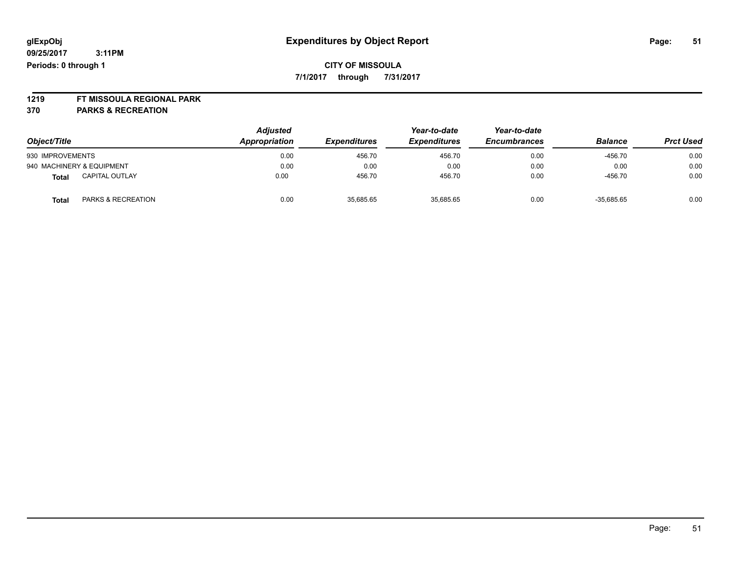**glExpObj**
**09/25/2017 3:11PM**
**Periods: 0 through 1**

# Expenditures by Object Report

**CITY OF MISSOULA**
**7/1/2017 through 7/31/2017**

**1219 FT MISSOULA REGIONAL PARK**
**370 PARKS & RECREATION**

| Object/Title | Adjusted Appropriation | Expenditures | Year-to-date Expenditures | Year-to-date Encumbrances | Balance | Prct Used |
|---|---|---|---|---|---|---|
| 930 IMPROVEMENTS | 0.00 | 456.70 | 456.70 | 0.00 | -456.70 | 0.00 |
| 940 MACHINERY & EQUIPMENT | 0.00 | 0.00 | 0.00 | 0.00 | 0.00 | 0.00 |
| **Total** CAPITAL OUTLAY | 0.00 | 456.70 | 456.70 | 0.00 | -456.70 | 0.00 |
| **Total** PARKS & RECREATION | 0.00 | 35,685.65 | 35,685.65 | 0.00 | -35,685.65 | 0.00 |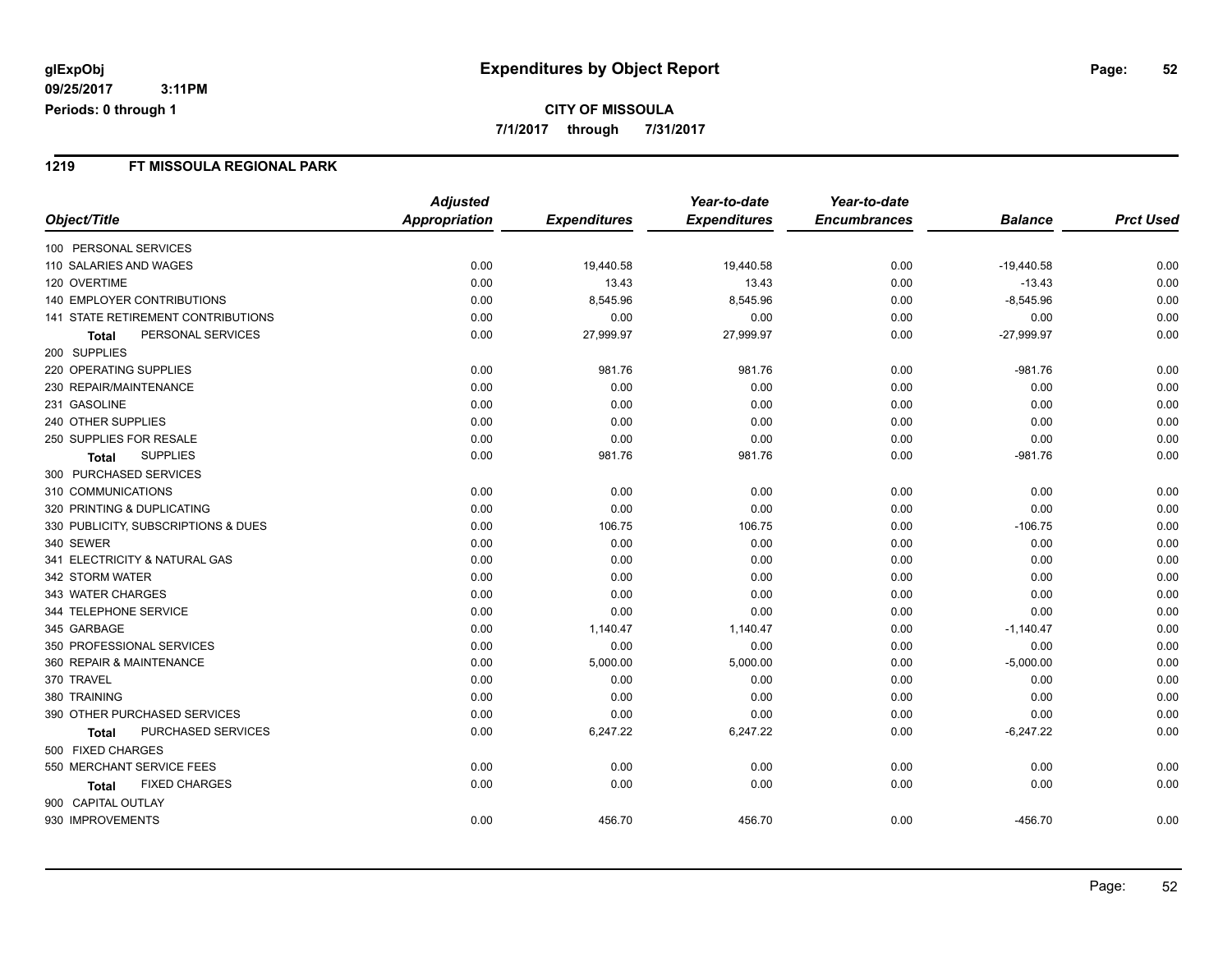**glExpObj**
**09/25/2017 3:11PM**
**Periods: 0 through 1**

# Expenditures by Object Report

**CITY OF MISSOULA**
**7/1/2017 through 7/31/2017**

## 1219 FT MISSOULA REGIONAL PARK

| Object/Title | *Adjusted Appropriation* | *Expenditures* | *Year-to-date Expenditures* | *Year-to-date Encumbrances* | *Balance* | *Prct Used* |
|---|---|---|---|---|---|---|
| 100 PERSONAL SERVICES | | | | | | |
| 110 SALARIES AND WAGES | 0.00 | 19,440.58 | 19,440.58 | 0.00 | -19,440.58 | 0.00 |
| 120 OVERTIME | 0.00 | 13.43 | 13.43 | 0.00 | -13.43 | 0.00 |
| 140 EMPLOYER CONTRIBUTIONS | 0.00 | 8,545.96 | 8,545.96 | 0.00 | -8,545.96 | 0.00 |
| 141 STATE RETIREMENT CONTRIBUTIONS | 0.00 | 0.00 | 0.00 | 0.00 | 0.00 | 0.00 |
| **Total** PERSONAL SERVICES | 0.00 | 27,999.97 | 27,999.97 | 0.00 | -27,999.97 | 0.00 |
| 200 SUPPLIES | | | | | | |
| 220 OPERATING SUPPLIES | 0.00 | 981.76 | 981.76 | 0.00 | -981.76 | 0.00 |
| 230 REPAIR/MAINTENANCE | 0.00 | 0.00 | 0.00 | 0.00 | 0.00 | 0.00 |
| 231 GASOLINE | 0.00 | 0.00 | 0.00 | 0.00 | 0.00 | 0.00 |
| 240 OTHER SUPPLIES | 0.00 | 0.00 | 0.00 | 0.00 | 0.00 | 0.00 |
| 250 SUPPLIES FOR RESALE | 0.00 | 0.00 | 0.00 | 0.00 | 0.00 | 0.00 |
| **Total** SUPPLIES | 0.00 | 981.76 | 981.76 | 0.00 | -981.76 | 0.00 |
| 300 PURCHASED SERVICES | | | | | | |
| 310 COMMUNICATIONS | 0.00 | 0.00 | 0.00 | 0.00 | 0.00 | 0.00 |
| 320 PRINTING & DUPLICATING | 0.00 | 0.00 | 0.00 | 0.00 | 0.00 | 0.00 |
| 330 PUBLICITY, SUBSCRIPTIONS & DUES | 0.00 | 106.75 | 106.75 | 0.00 | -106.75 | 0.00 |
| 340 SEWER | 0.00 | 0.00 | 0.00 | 0.00 | 0.00 | 0.00 |
| 341 ELECTRICITY & NATURAL GAS | 0.00 | 0.00 | 0.00 | 0.00 | 0.00 | 0.00 |
| 342 STORM WATER | 0.00 | 0.00 | 0.00 | 0.00 | 0.00 | 0.00 |
| 343 WATER CHARGES | 0.00 | 0.00 | 0.00 | 0.00 | 0.00 | 0.00 |
| 344 TELEPHONE SERVICE | 0.00 | 0.00 | 0.00 | 0.00 | 0.00 | 0.00 |
| 345 GARBAGE | 0.00 | 1,140.47 | 1,140.47 | 0.00 | -1,140.47 | 0.00 |
| 350 PROFESSIONAL SERVICES | 0.00 | 0.00 | 0.00 | 0.00 | 0.00 | 0.00 |
| 360 REPAIR & MAINTENANCE | 0.00 | 5,000.00 | 5,000.00 | 0.00 | -5,000.00 | 0.00 |
| 370 TRAVEL | 0.00 | 0.00 | 0.00 | 0.00 | 0.00 | 0.00 |
| 380 TRAINING | 0.00 | 0.00 | 0.00 | 0.00 | 0.00 | 0.00 |
| 390 OTHER PURCHASED SERVICES | 0.00 | 0.00 | 0.00 | 0.00 | 0.00 | 0.00 |
| **Total** PURCHASED SERVICES | 0.00 | 6,247.22 | 6,247.22 | 0.00 | -6,247.22 | 0.00 |
| 500 FIXED CHARGES | | | | | | |
| 550 MERCHANT SERVICE FEES | 0.00 | 0.00 | 0.00 | 0.00 | 0.00 | 0.00 |
| **Total** FIXED CHARGES | 0.00 | 0.00 | 0.00 | 0.00 | 0.00 | 0.00 |
| 900 CAPITAL OUTLAY | | | | | | |
| 930 IMPROVEMENTS | 0.00 | 456.70 | 456.70 | 0.00 | -456.70 | 0.00 |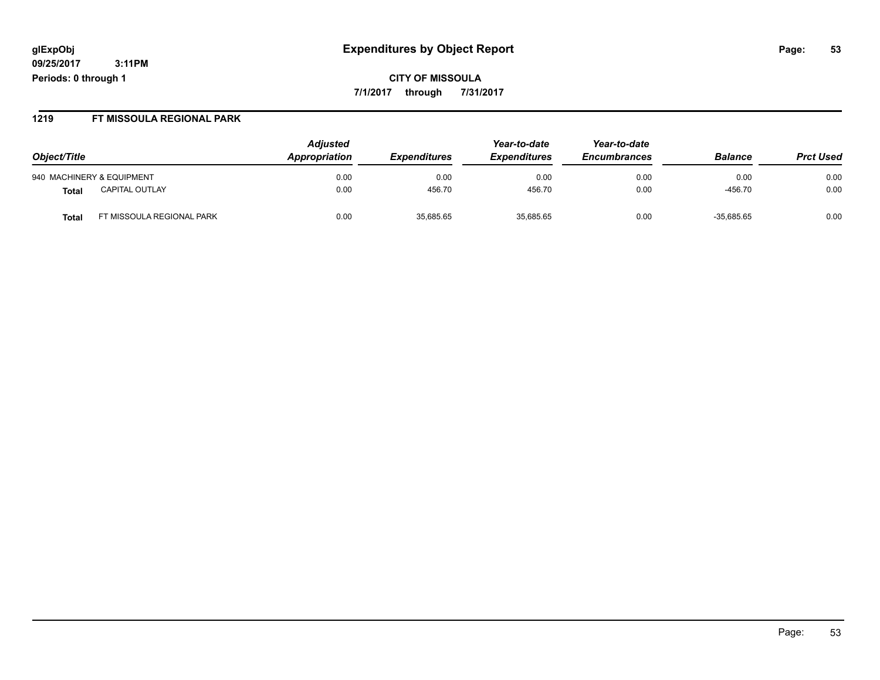**glExpObj** **Expenditures by Object Report**

**09/25/2017 3:11PM**

**Periods: 0 through 1**

**CITY OF MISSOULA**

**7/1/2017 through 7/31/2017**

## 1219 FT MISSOULA REGIONAL PARK

| Object/Title | | Adjusted Appropriation | Expenditures | Year-to-date Expenditures | Year-to-date Encumbrances | Balance | Prct Used |
|---|---|---|---|---|---|---|---|
| 940 MACHINERY & EQUIPMENT | | 0.00 | 0.00 | 0.00 | 0.00 | 0.00 | 0.00 |
| **Total** | CAPITAL OUTLAY | 0.00 | 456.70 | 456.70 | 0.00 | -456.70 | 0.00 |
| **Total** | FT MISSOULA REGIONAL PARK | 0.00 | 35,685.65 | 35,685.65 | 0.00 | -35,685.65 | 0.00 |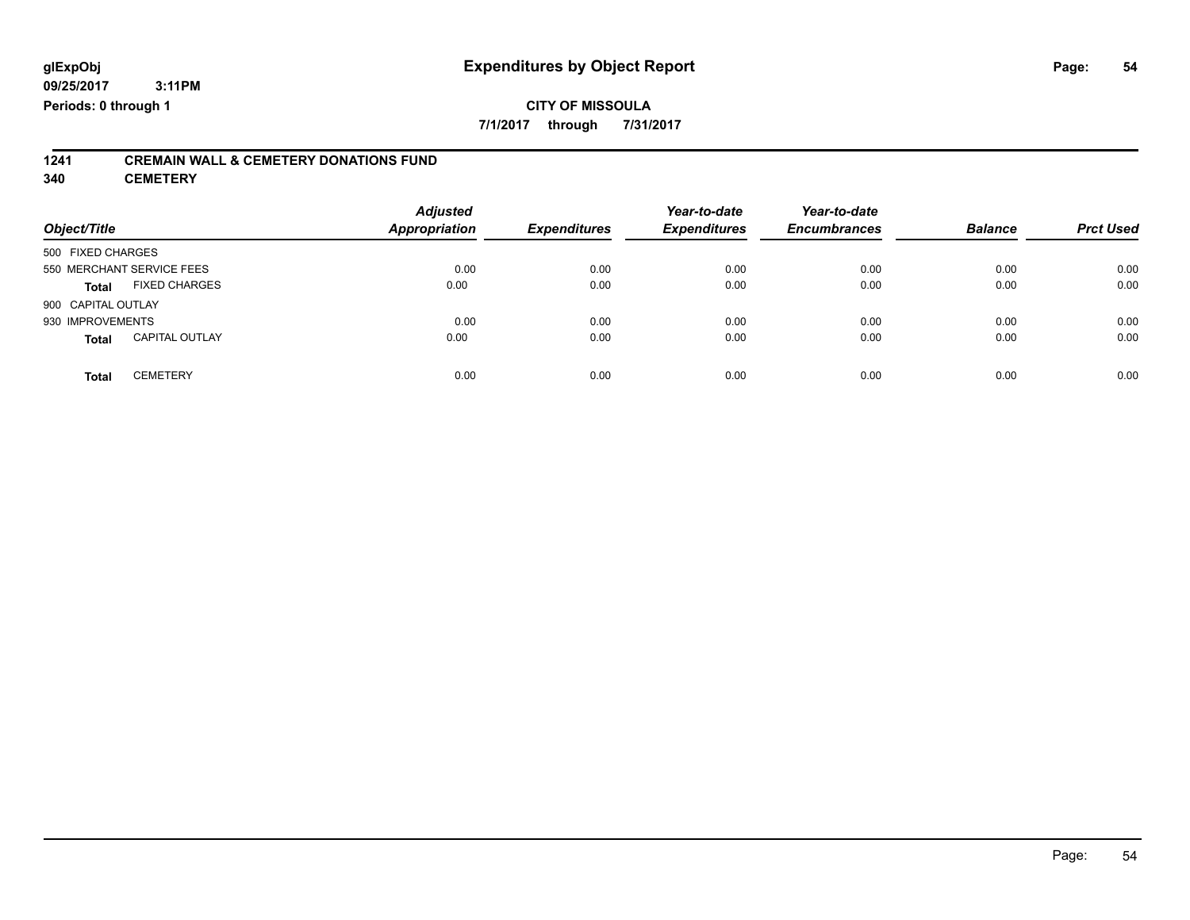glExpObj
09/25/2017 3:11PM
Periods: 0 through 1

# Expenditures by Object Report

**CITY OF MISSOULA**

**7/1/2017 through 7/31/2017**

## 1241 CREMAIN WALL & CEMETERY DONATIONS FUND
## 340 CEMETERY

| Object/Title | Adjusted Appropriation | Expenditures | Year-to-date Expenditures | Year-to-date Encumbrances | Balance | Prct Used |
|---|---|---|---|---|---|---|
| 500 FIXED CHARGES | | | | | | |
| 550 MERCHANT SERVICE FEES | 0.00 | 0.00 | 0.00 | 0.00 | 0.00 | 0.00 |
| **Total** FIXED CHARGES | 0.00 | 0.00 | 0.00 | 0.00 | 0.00 | 0.00 |
| 900 CAPITAL OUTLAY | | | | | | |
| 930 IMPROVEMENTS | 0.00 | 0.00 | 0.00 | 0.00 | 0.00 | 0.00 |
| **Total** CAPITAL OUTLAY | 0.00 | 0.00 | 0.00 | 0.00 | 0.00 | 0.00 |
| **Total** CEMETERY | 0.00 | 0.00 | 0.00 | 0.00 | 0.00 | 0.00 |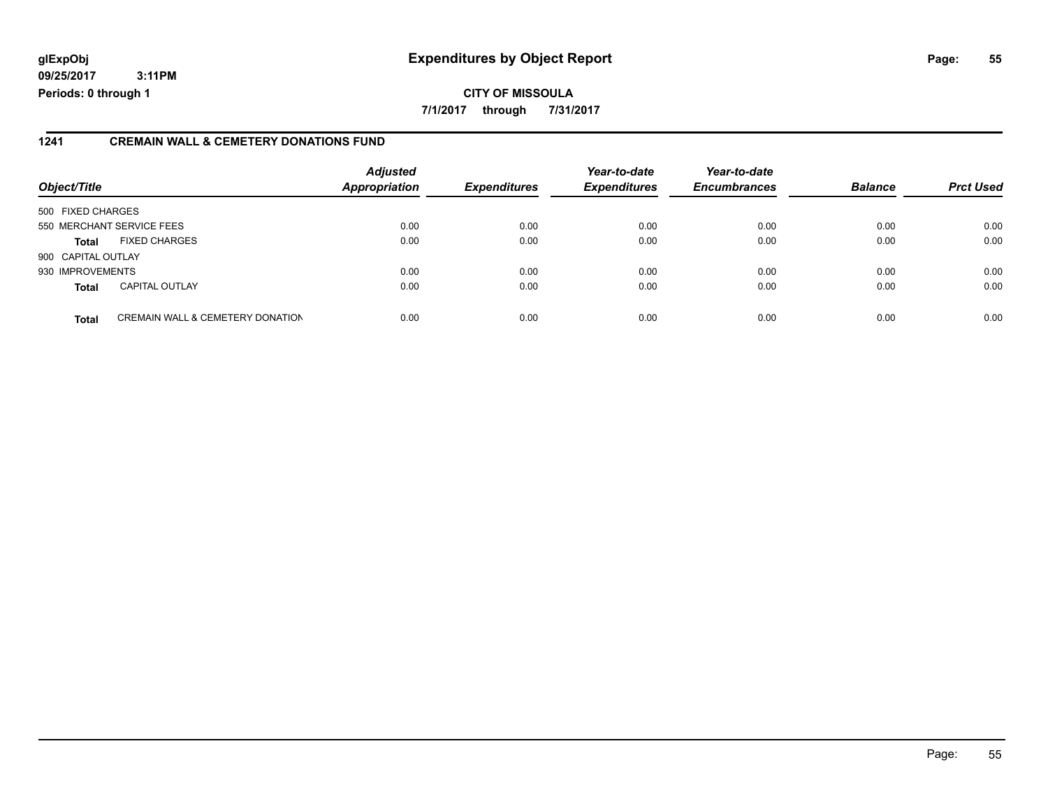**glExpObj**
**09/25/2017 3:11PM**
**Periods: 0 through 1**

# Expenditures by Object Report

**CITY OF MISSOULA**
**7/1/2017 through 7/31/2017**

## 1241 CREMAIN WALL & CEMETERY DONATIONS FUND

| Object/Title | | *Adjusted Appropriation* | *Expenditures* | *Year-to-date Expenditures* | *Year-to-date Encumbrances* | *Balance* | *Prct Used* |
|---|---|---|---|---|---|---|---|
| 500 FIXED CHARGES | | | | | | | |
| 550 MERCHANT SERVICE FEES | | 0.00 | 0.00 | 0.00 | 0.00 | 0.00 | 0.00 |
| **Total** | FIXED CHARGES | 0.00 | 0.00 | 0.00 | 0.00 | 0.00 | 0.00 |
| 900 CAPITAL OUTLAY | | | | | | | |
| 930 IMPROVEMENTS | | 0.00 | 0.00 | 0.00 | 0.00 | 0.00 | 0.00 |
| **Total** | CAPITAL OUTLAY | 0.00 | 0.00 | 0.00 | 0.00 | 0.00 | 0.00 |
| **Total** | CREMAIN WALL & CEMETERY DONATION | 0.00 | 0.00 | 0.00 | 0.00 | 0.00 | 0.00 |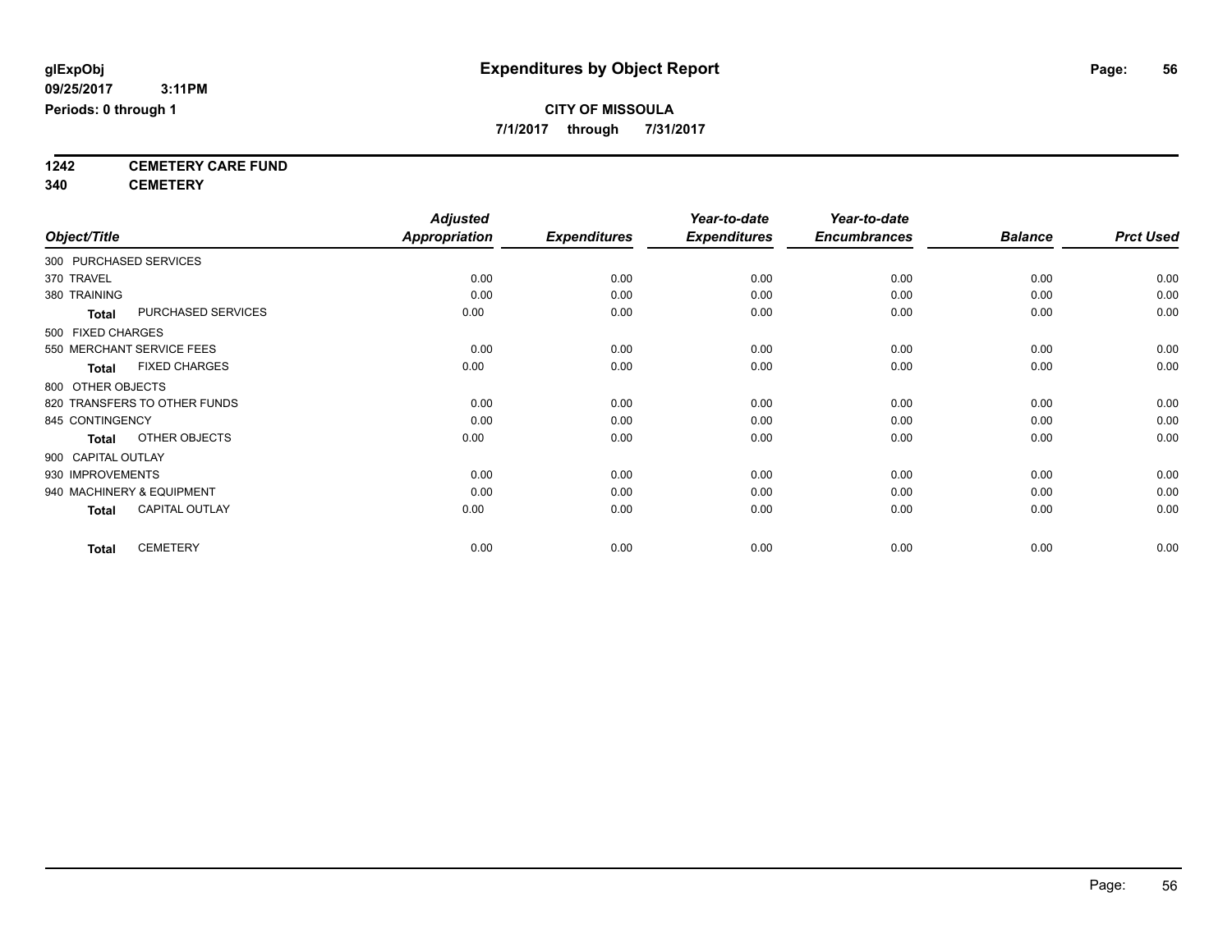**glExpObj**
**09/25/2017 3:11PM**
**Periods: 0 through 1**

# Expenditures by Object Report

**CITY OF MISSOULA**
**7/1/2017 through 7/31/2017**

**1242 CEMETERY CARE FUND**
**340 CEMETERY**

| Object/Title | | Adjusted Appropriation | Expenditures | Year-to-date Expenditures | Year-to-date Encumbrances | Balance | Prct Used |
|---|---|---|---|---|---|---|---|
| 300 PURCHASED SERVICES | | | | | | | |
| 370 TRAVEL | | 0.00 | 0.00 | 0.00 | 0.00 | 0.00 | 0.00 |
| 380 TRAINING | | 0.00 | 0.00 | 0.00 | 0.00 | 0.00 | 0.00 |
| **Total** | PURCHASED SERVICES | 0.00 | 0.00 | 0.00 | 0.00 | 0.00 | 0.00 |
| 500 FIXED CHARGES | | | | | | | |
| 550 MERCHANT SERVICE FEES | | 0.00 | 0.00 | 0.00 | 0.00 | 0.00 | 0.00 |
| **Total** | FIXED CHARGES | 0.00 | 0.00 | 0.00 | 0.00 | 0.00 | 0.00 |
| 800 OTHER OBJECTS | | | | | | | |
| 820 TRANSFERS TO OTHER FUNDS | | 0.00 | 0.00 | 0.00 | 0.00 | 0.00 | 0.00 |
| 845 CONTINGENCY | | 0.00 | 0.00 | 0.00 | 0.00 | 0.00 | 0.00 |
| **Total** | OTHER OBJECTS | 0.00 | 0.00 | 0.00 | 0.00 | 0.00 | 0.00 |
| 900 CAPITAL OUTLAY | | | | | | | |
| 930 IMPROVEMENTS | | 0.00 | 0.00 | 0.00 | 0.00 | 0.00 | 0.00 |
| 940 MACHINERY & EQUIPMENT | | 0.00 | 0.00 | 0.00 | 0.00 | 0.00 | 0.00 |
| **Total** | CAPITAL OUTLAY | 0.00 | 0.00 | 0.00 | 0.00 | 0.00 | 0.00 |
| **Total** | CEMETERY | 0.00 | 0.00 | 0.00 | 0.00 | 0.00 | 0.00 |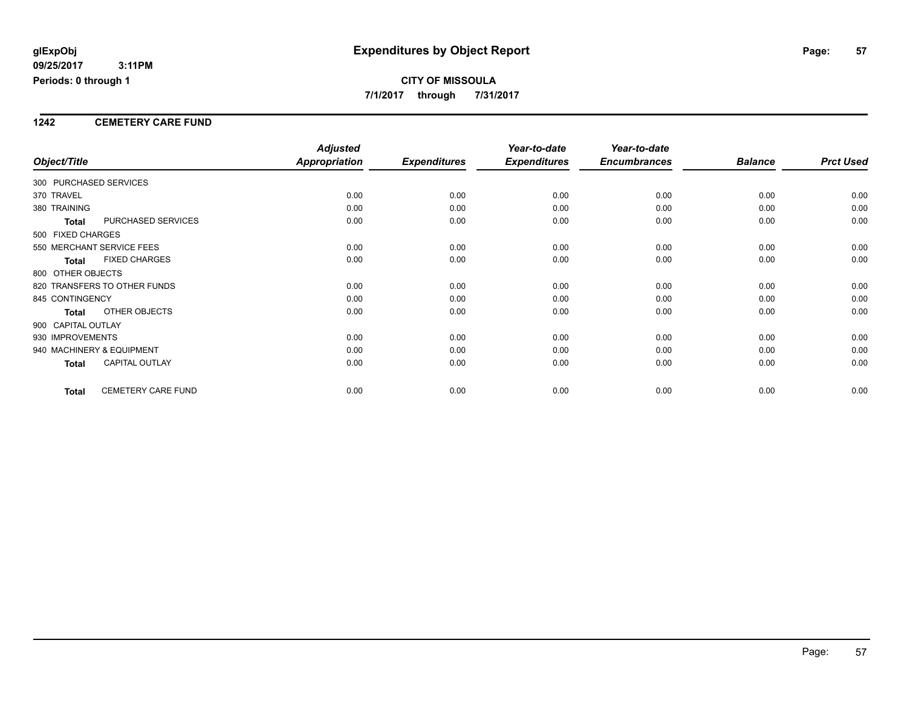**glExpObj** **Expenditures by Object Report**

**09/25/2017 3:11PM**

**Periods: 0 through 1**

**CITY OF MISSOULA**

**7/1/2017 through 7/31/2017**

## 1242 CEMETERY CARE FUND

| Object/Title | | *Adjusted Appropriation* | *Expenditures* | *Year-to-date Expenditures* | *Year-to-date Encumbrances* | *Balance* | *Prct Used* |
|---|---|---|---|---|---|---|---|
| 300 PURCHASED SERVICES | | | | | | | |
| 370 TRAVEL | | 0.00 | 0.00 | 0.00 | 0.00 | 0.00 | 0.00 |
| 380 TRAINING | | 0.00 | 0.00 | 0.00 | 0.00 | 0.00 | 0.00 |
| **Total** | PURCHASED SERVICES | 0.00 | 0.00 | 0.00 | 0.00 | 0.00 | 0.00 |
| 500 FIXED CHARGES | | | | | | | |
| 550 MERCHANT SERVICE FEES | | 0.00 | 0.00 | 0.00 | 0.00 | 0.00 | 0.00 |
| **Total** | FIXED CHARGES | 0.00 | 0.00 | 0.00 | 0.00 | 0.00 | 0.00 |
| 800 OTHER OBJECTS | | | | | | | |
| 820 TRANSFERS TO OTHER FUNDS | | 0.00 | 0.00 | 0.00 | 0.00 | 0.00 | 0.00 |
| 845 CONTINGENCY | | 0.00 | 0.00 | 0.00 | 0.00 | 0.00 | 0.00 |
| **Total** | OTHER OBJECTS | 0.00 | 0.00 | 0.00 | 0.00 | 0.00 | 0.00 |
| 900 CAPITAL OUTLAY | | | | | | | |
| 930 IMPROVEMENTS | | 0.00 | 0.00 | 0.00 | 0.00 | 0.00 | 0.00 |
| 940 MACHINERY & EQUIPMENT | | 0.00 | 0.00 | 0.00 | 0.00 | 0.00 | 0.00 |
| **Total** | CAPITAL OUTLAY | 0.00 | 0.00 | 0.00 | 0.00 | 0.00 | 0.00 |
| **Total** | CEMETERY CARE FUND | 0.00 | 0.00 | 0.00 | 0.00 | 0.00 | 0.00 |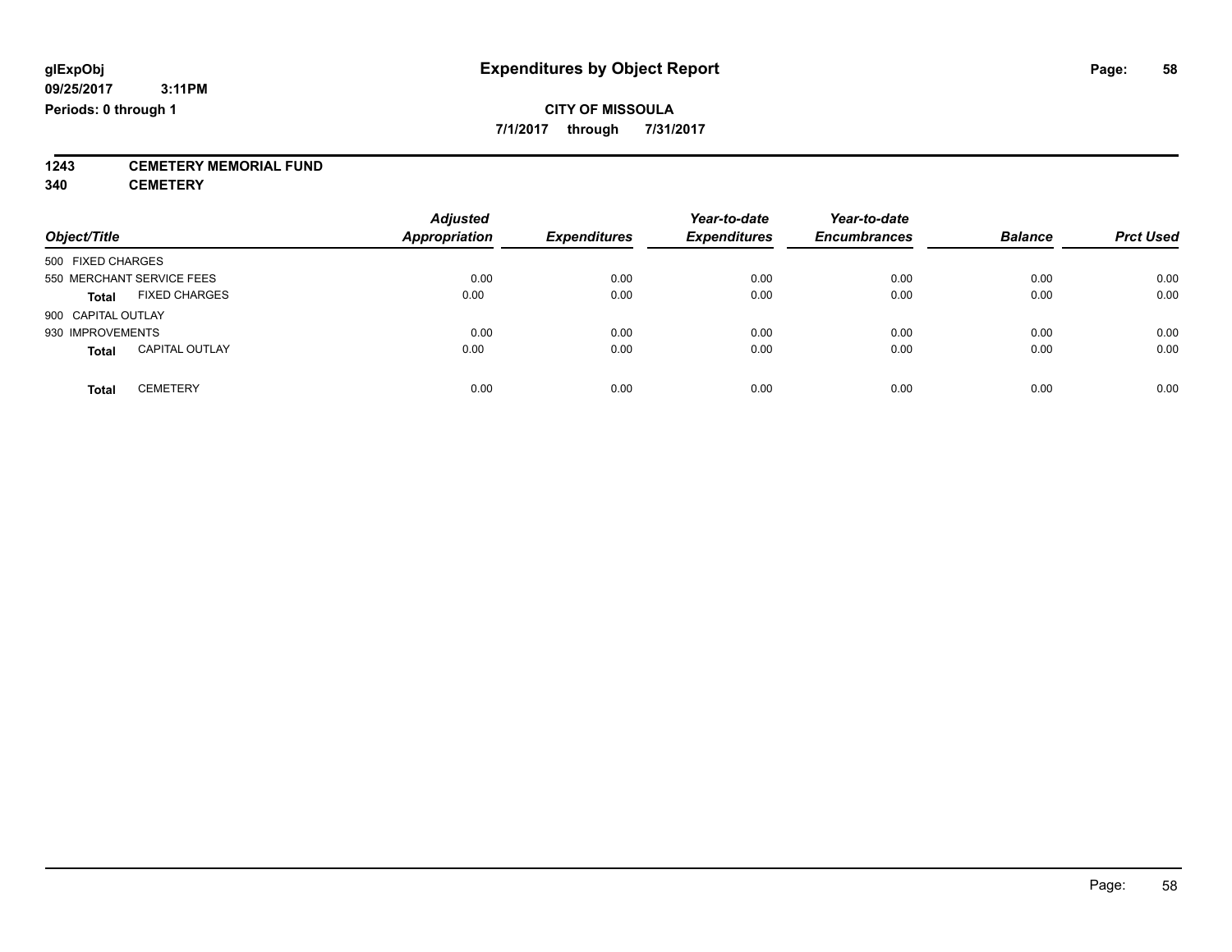glExpObj
09/25/2017 3:11PM
Periods: 0 through 1

# Expenditures by Object Report

**CITY OF MISSOULA**

**7/1/2017 through 7/31/2017**

**1243 CEMETERY MEMORIAL FUND**

**340 CEMETERY**

| Object/Title | | Adjusted Appropriation | Expenditures | Year-to-date Expenditures | Year-to-date Encumbrances | Balance | Prct Used |
|---|---|---|---|---|---|---|---|
| 500 FIXED CHARGES | | | | | | | |
| 550 MERCHANT SERVICE FEES | | 0.00 | 0.00 | 0.00 | 0.00 | 0.00 | 0.00 |
| **Total** | FIXED CHARGES | 0.00 | 0.00 | 0.00 | 0.00 | 0.00 | 0.00 |
| 900 CAPITAL OUTLAY | | | | | | | |
| 930 IMPROVEMENTS | | 0.00 | 0.00 | 0.00 | 0.00 | 0.00 | 0.00 |
| **Total** | CAPITAL OUTLAY | 0.00 | 0.00 | 0.00 | 0.00 | 0.00 | 0.00 |
| **Total** | CEMETERY | 0.00 | 0.00 | 0.00 | 0.00 | 0.00 | 0.00 |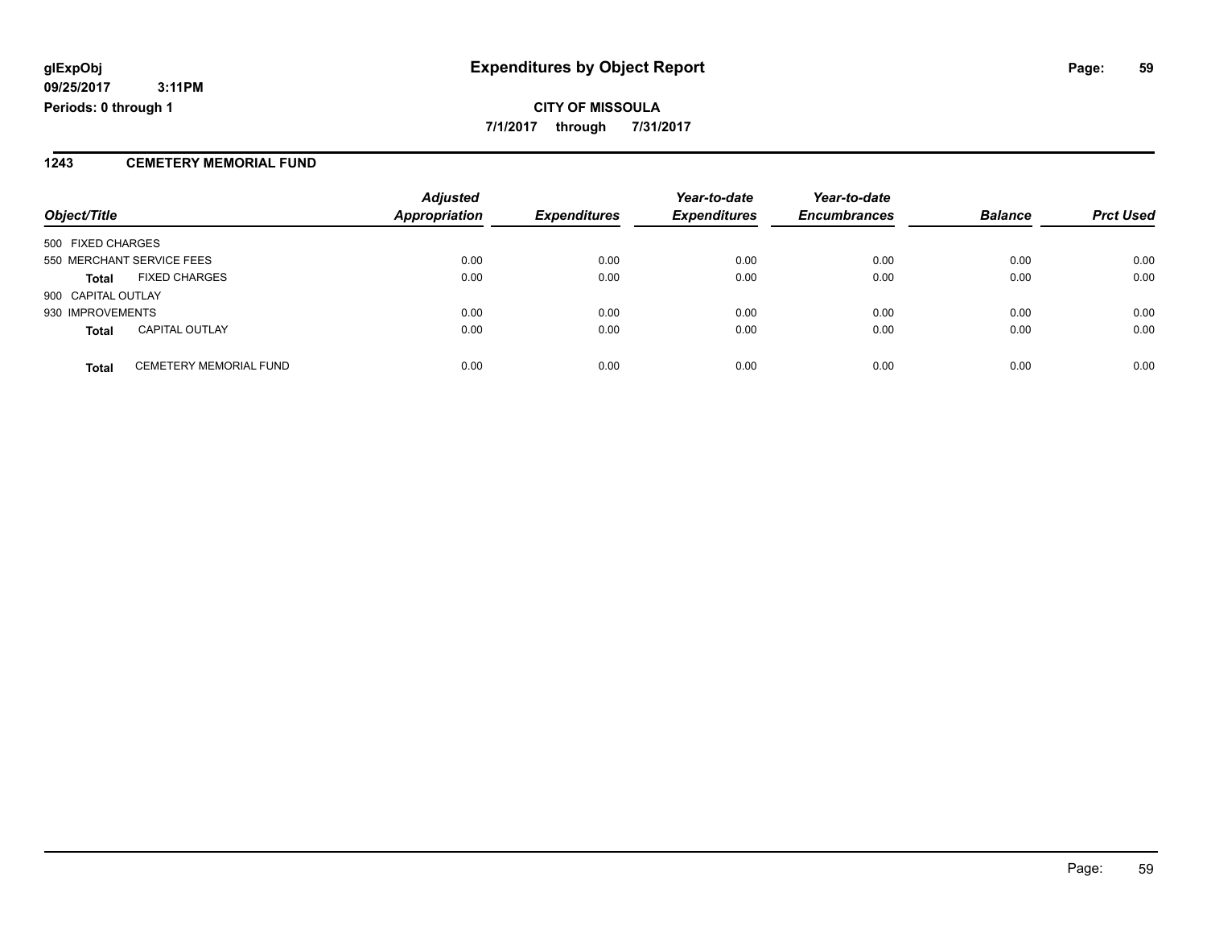**glExpObj**
**09/25/2017 3:11PM**
**Periods: 0 through 1**

# Expenditures by Object Report

**CITY OF MISSOULA**
**7/1/2017 through 7/31/2017**

## 1243 CEMETERY MEMORIAL FUND

| Object/Title | | Adjusted Appropriation | Expenditures | Year-to-date Expenditures | Year-to-date Encumbrances | Balance | Prct Used |
|---|---|---|---|---|---|---|---|
| 500 FIXED CHARGES | | | | | | | |
| 550 MERCHANT SERVICE FEES | | 0.00 | 0.00 | 0.00 | 0.00 | 0.00 | 0.00 |
| **Total** | FIXED CHARGES | 0.00 | 0.00 | 0.00 | 0.00 | 0.00 | 0.00 |
| 900 CAPITAL OUTLAY | | | | | | | |
| 930 IMPROVEMENTS | | 0.00 | 0.00 | 0.00 | 0.00 | 0.00 | 0.00 |
| **Total** | CAPITAL OUTLAY | 0.00 | 0.00 | 0.00 | 0.00 | 0.00 | 0.00 |
| **Total** | CEMETERY MEMORIAL FUND | 0.00 | 0.00 | 0.00 | 0.00 | 0.00 | 0.00 |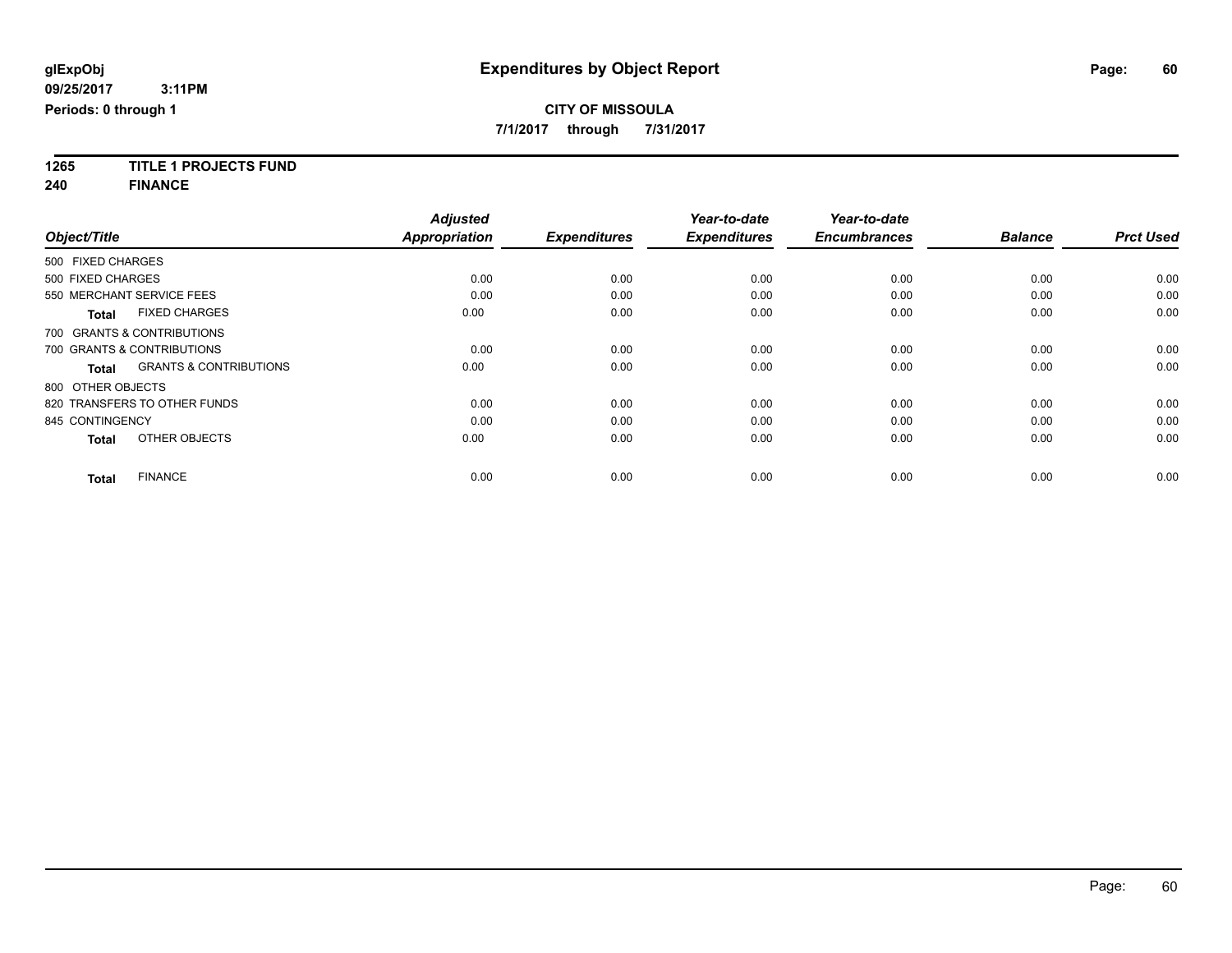**glExpObj**
**09/25/2017 3:11PM**
**Periods: 0 through 1**

# Expenditures by Object Report

**CITY OF MISSOULA**
**7/1/2017 through 7/31/2017**

**1265 TITLE 1 PROJECTS FUND**
**240 FINANCE**

| Object/Title | Adjusted Appropriation | Expenditures | Year-to-date Expenditures | Year-to-date Encumbrances | Balance | Prct Used |
|---|---|---|---|---|---|---|
| 500 FIXED CHARGES | | | | | | |
| 500 FIXED CHARGES | 0.00 | 0.00 | 0.00 | 0.00 | 0.00 | 0.00 |
| 550 MERCHANT SERVICE FEES | 0.00 | 0.00 | 0.00 | 0.00 | 0.00 | 0.00 |
| **Total** FIXED CHARGES | 0.00 | 0.00 | 0.00 | 0.00 | 0.00 | 0.00 |
| 700 GRANTS & CONTRIBUTIONS | | | | | | |
| 700 GRANTS & CONTRIBUTIONS | 0.00 | 0.00 | 0.00 | 0.00 | 0.00 | 0.00 |
| **Total** GRANTS & CONTRIBUTIONS | 0.00 | 0.00 | 0.00 | 0.00 | 0.00 | 0.00 |
| 800 OTHER OBJECTS | | | | | | |
| 820 TRANSFERS TO OTHER FUNDS | 0.00 | 0.00 | 0.00 | 0.00 | 0.00 | 0.00 |
| 845 CONTINGENCY | 0.00 | 0.00 | 0.00 | 0.00 | 0.00 | 0.00 |
| **Total** OTHER OBJECTS | 0.00 | 0.00 | 0.00 | 0.00 | 0.00 | 0.00 |
| **Total** FINANCE | 0.00 | 0.00 | 0.00 | 0.00 | 0.00 | 0.00 |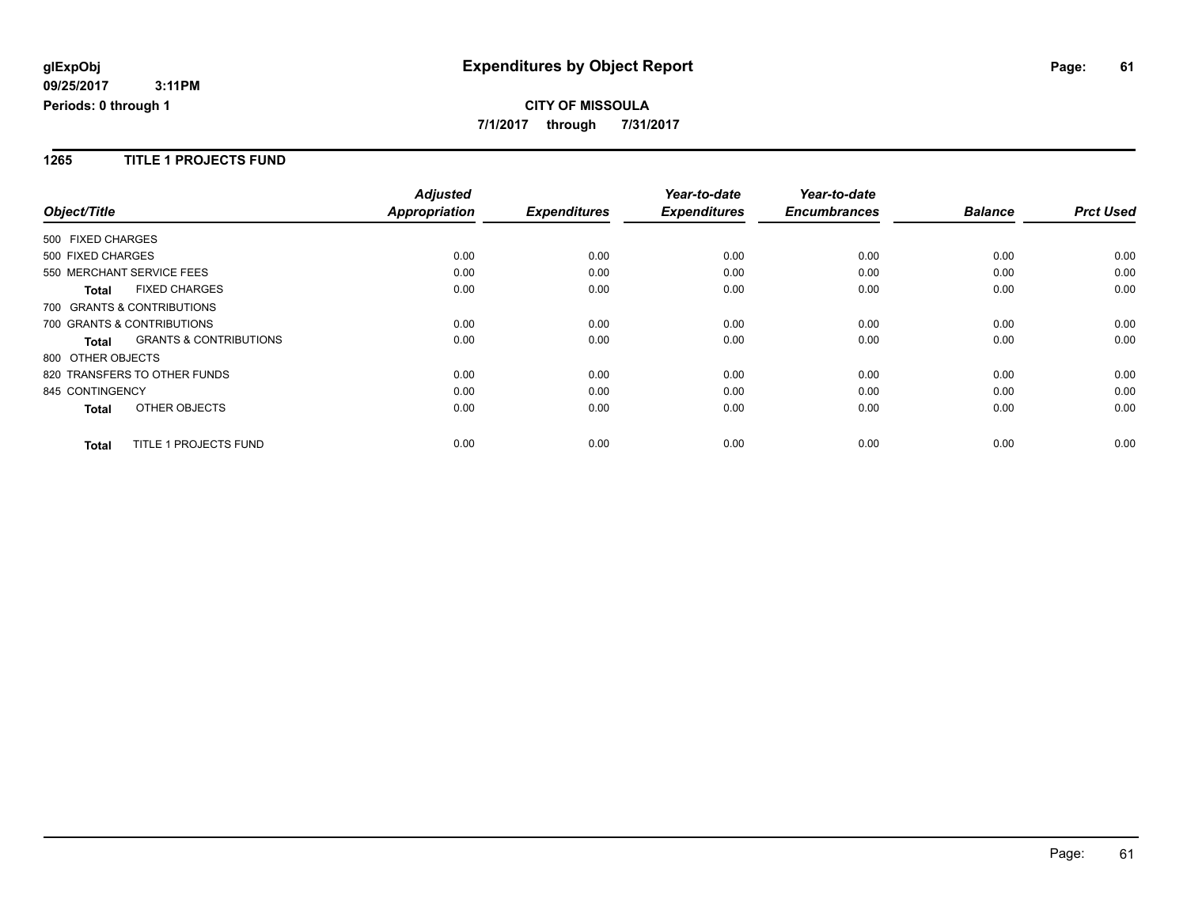**glExpObj**
**09/25/2017 3:11PM**
**Periods: 0 through 1**

# Expenditures by Object Report

**CITY OF MISSOULA**
**7/1/2017 through 7/31/2017**

## 1265 TITLE 1 PROJECTS FUND

| Object/Title | | Adjusted Appropriation | Expenditures | Year-to-date Expenditures | Year-to-date Encumbrances | Balance | Prct Used |
|---|---|---|---|---|---|---|---|
| 500 FIXED CHARGES | | | | | | | |
| 500 FIXED CHARGES | | 0.00 | 0.00 | 0.00 | 0.00 | 0.00 | 0.00 |
| 550 MERCHANT SERVICE FEES | | 0.00 | 0.00 | 0.00 | 0.00 | 0.00 | 0.00 |
| **Total** | FIXED CHARGES | 0.00 | 0.00 | 0.00 | 0.00 | 0.00 | 0.00 |
| 700 GRANTS & CONTRIBUTIONS | | | | | | | |
| 700 GRANTS & CONTRIBUTIONS | | 0.00 | 0.00 | 0.00 | 0.00 | 0.00 | 0.00 |
| **Total** | GRANTS & CONTRIBUTIONS | 0.00 | 0.00 | 0.00 | 0.00 | 0.00 | 0.00 |
| 800 OTHER OBJECTS | | | | | | | |
| 820 TRANSFERS TO OTHER FUNDS | | 0.00 | 0.00 | 0.00 | 0.00 | 0.00 | 0.00 |
| 845 CONTINGENCY | | 0.00 | 0.00 | 0.00 | 0.00 | 0.00 | 0.00 |
| **Total** | OTHER OBJECTS | 0.00 | 0.00 | 0.00 | 0.00 | 0.00 | 0.00 |
| **Total** | TITLE 1 PROJECTS FUND | 0.00 | 0.00 | 0.00 | 0.00 | 0.00 | 0.00 |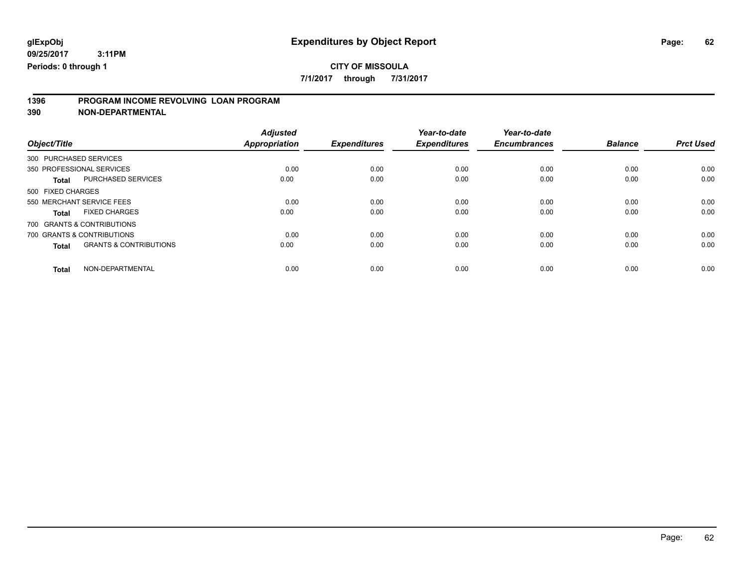**glExpObj** **Expenditures by Object Report**

**09/25/2017 3:11PM**

**Periods: 0 through 1**

**CITY OF MISSOULA**

**7/1/2017 through 7/31/2017**

## 1396 PROGRAM INCOME REVOLVING LOAN PROGRAM

## 390 NON-DEPARTMENTAL

| Object/Title | | Adjusted Appropriation | Expenditures | Year-to-date Expenditures | Year-to-date Encumbrances | Balance | Prct Used |
|---|---|---|---|---|---|---|---|
| 300 PURCHASED SERVICES | | | | | | | |
| 350 PROFESSIONAL SERVICES | | 0.00 | 0.00 | 0.00 | 0.00 | 0.00 | 0.00 |
| **Total** | PURCHASED SERVICES | 0.00 | 0.00 | 0.00 | 0.00 | 0.00 | 0.00 |
| 500 FIXED CHARGES | | | | | | | |
| 550 MERCHANT SERVICE FEES | | 0.00 | 0.00 | 0.00 | 0.00 | 0.00 | 0.00 |
| **Total** | FIXED CHARGES | 0.00 | 0.00 | 0.00 | 0.00 | 0.00 | 0.00 |
| 700 GRANTS & CONTRIBUTIONS | | | | | | | |
| 700 GRANTS & CONTRIBUTIONS | | 0.00 | 0.00 | 0.00 | 0.00 | 0.00 | 0.00 |
| **Total** | GRANTS & CONTRIBUTIONS | 0.00 | 0.00 | 0.00 | 0.00 | 0.00 | 0.00 |
| **Total** | NON-DEPARTMENTAL | 0.00 | 0.00 | 0.00 | 0.00 | 0.00 | 0.00 |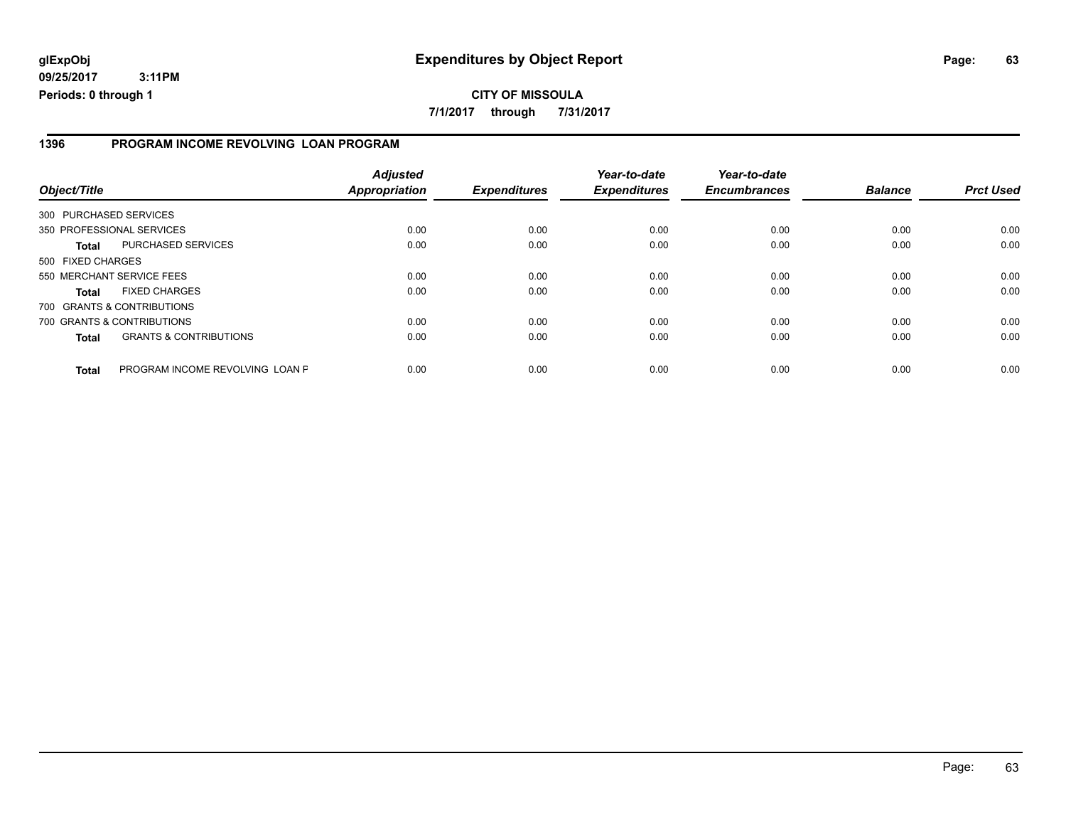**glExpObj**
**09/25/2017 3:11PM**
**Periods: 0 through 1**

# Expenditures by Object Report

**CITY OF MISSOULA**
**7/1/2017 through 7/31/2017**

## 1396 PROGRAM INCOME REVOLVING LOAN PROGRAM

| Object/Title | | Adjusted Appropriation | Expenditures | Year-to-date Expenditures | Year-to-date Encumbrances | Balance | Prct Used |
|---|---|---|---|---|---|---|---|
| 300 PURCHASED SERVICES | | | | | | | |
| 350 PROFESSIONAL SERVICES | | 0.00 | 0.00 | 0.00 | 0.00 | 0.00 | 0.00 |
| **Total** | PURCHASED SERVICES | 0.00 | 0.00 | 0.00 | 0.00 | 0.00 | 0.00 |
| 500 FIXED CHARGES | | | | | | | |
| 550 MERCHANT SERVICE FEES | | 0.00 | 0.00 | 0.00 | 0.00 | 0.00 | 0.00 |
| **Total** | FIXED CHARGES | 0.00 | 0.00 | 0.00 | 0.00 | 0.00 | 0.00 |
| 700 GRANTS & CONTRIBUTIONS | | | | | | | |
| 700 GRANTS & CONTRIBUTIONS | | 0.00 | 0.00 | 0.00 | 0.00 | 0.00 | 0.00 |
| **Total** | GRANTS & CONTRIBUTIONS | 0.00 | 0.00 | 0.00 | 0.00 | 0.00 | 0.00 |
| **Total** | PROGRAM INCOME REVOLVING LOAN F | 0.00 | 0.00 | 0.00 | 0.00 | 0.00 | 0.00 |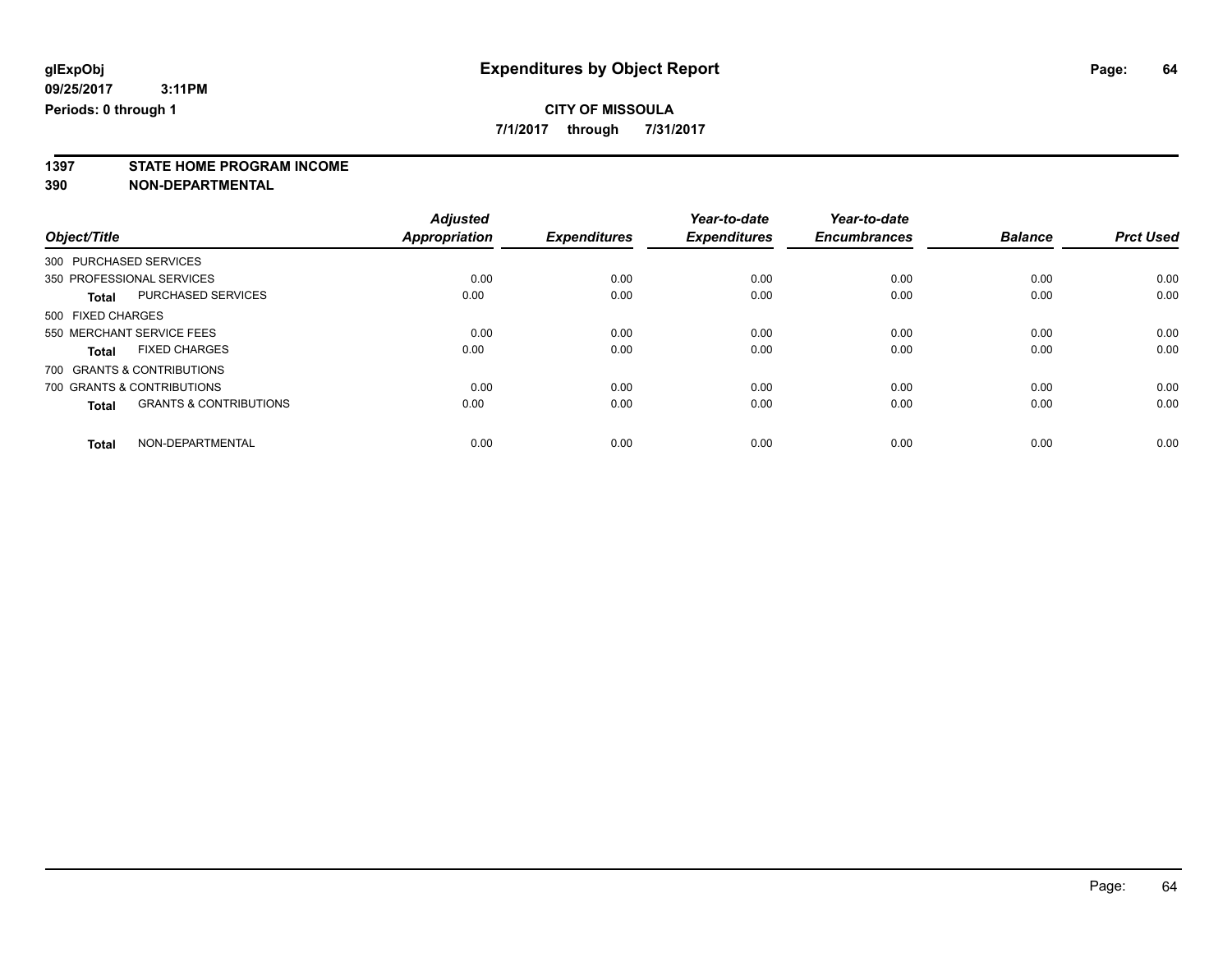**glExpObj**
**09/25/2017 3:11PM**
**Periods: 0 through 1**

# Expenditures by Object Report

**CITY OF MISSOULA**
**7/1/2017 through 7/31/2017**

## 1397 STATE HOME PROGRAM INCOME
## 390 NON-DEPARTMENTAL

| Object/Title | | Adjusted Appropriation | Expenditures | Year-to-date Expenditures | Year-to-date Encumbrances | Balance | Prct Used |
|---|---|---|---|---|---|---|---|
| 300 PURCHASED SERVICES | | | | | | | |
| 350 PROFESSIONAL SERVICES | | 0.00 | 0.00 | 0.00 | 0.00 | 0.00 | 0.00 |
| **Total** | PURCHASED SERVICES | 0.00 | 0.00 | 0.00 | 0.00 | 0.00 | 0.00 |
| 500 FIXED CHARGES | | | | | | | |
| 550 MERCHANT SERVICE FEES | | 0.00 | 0.00 | 0.00 | 0.00 | 0.00 | 0.00 |
| **Total** | FIXED CHARGES | 0.00 | 0.00 | 0.00 | 0.00 | 0.00 | 0.00 |
| 700 GRANTS & CONTRIBUTIONS | | | | | | | |
| 700 GRANTS & CONTRIBUTIONS | | 0.00 | 0.00 | 0.00 | 0.00 | 0.00 | 0.00 |
| **Total** | GRANTS & CONTRIBUTIONS | 0.00 | 0.00 | 0.00 | 0.00 | 0.00 | 0.00 |
| **Total** | NON-DEPARTMENTAL | 0.00 | 0.00 | 0.00 | 0.00 | 0.00 | 0.00 |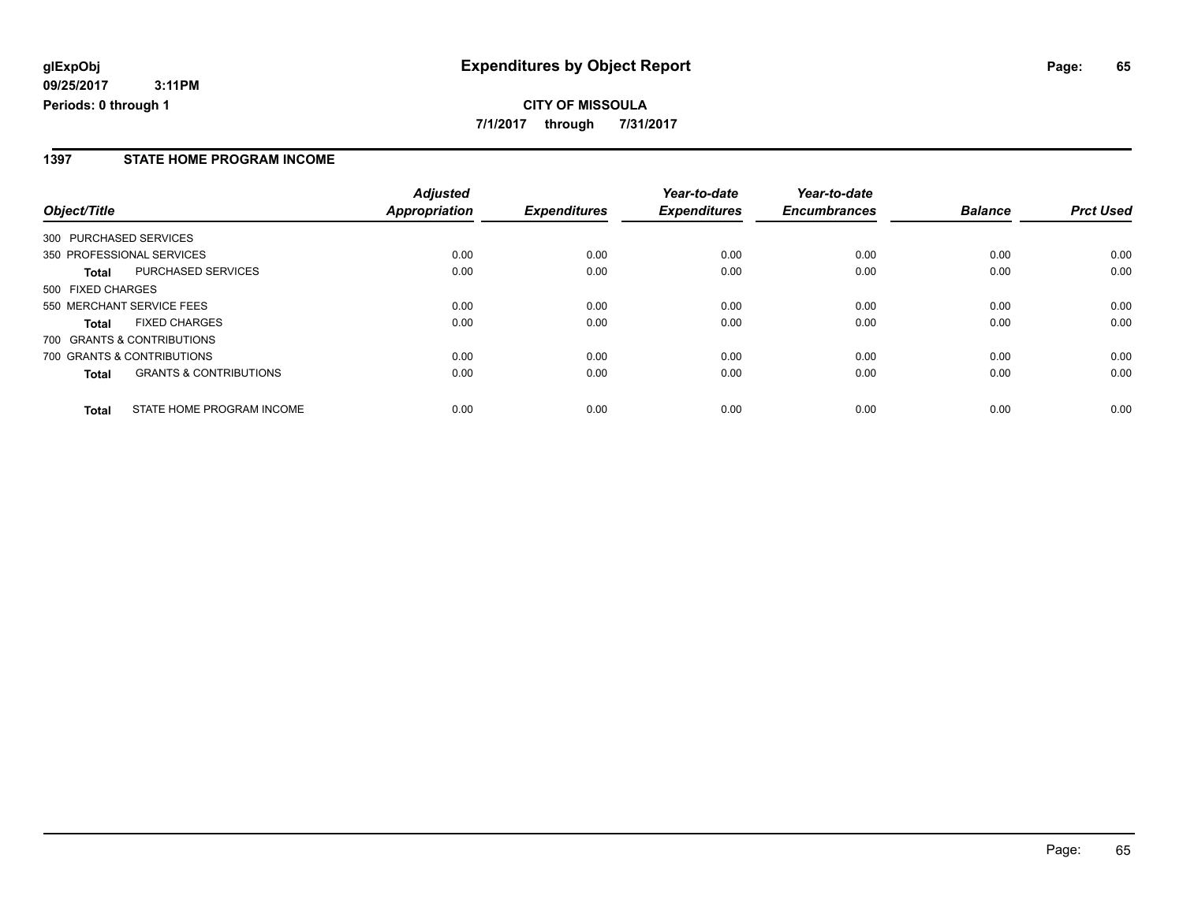glExpObj
09/25/2017 3:11PM
Periods: 0 through 1

# Expenditures by Object Report

CITY OF MISSOULA

7/1/2017 through 7/31/2017

## 1397 STATE HOME PROGRAM INCOME

| Object/Title | | Adjusted Appropriation | Expenditures | Year-to-date Expenditures | Year-to-date Encumbrances | Balance | Prct Used |
|---|---|---|---|---|---|---|---|
| 300 PURCHASED SERVICES | | | | | | | |
| 350 PROFESSIONAL SERVICES | | 0.00 | 0.00 | 0.00 | 0.00 | 0.00 | 0.00 |
| **Total** | PURCHASED SERVICES | 0.00 | 0.00 | 0.00 | 0.00 | 0.00 | 0.00 |
| 500 FIXED CHARGES | | | | | | | |
| 550 MERCHANT SERVICE FEES | | 0.00 | 0.00 | 0.00 | 0.00 | 0.00 | 0.00 |
| **Total** | FIXED CHARGES | 0.00 | 0.00 | 0.00 | 0.00 | 0.00 | 0.00 |
| 700 GRANTS & CONTRIBUTIONS | | | | | | | |
| 700 GRANTS & CONTRIBUTIONS | | 0.00 | 0.00 | 0.00 | 0.00 | 0.00 | 0.00 |
| **Total** | GRANTS & CONTRIBUTIONS | 0.00 | 0.00 | 0.00 | 0.00 | 0.00 | 0.00 |
| **Total** | STATE HOME PROGRAM INCOME | 0.00 | 0.00 | 0.00 | 0.00 | 0.00 | 0.00 |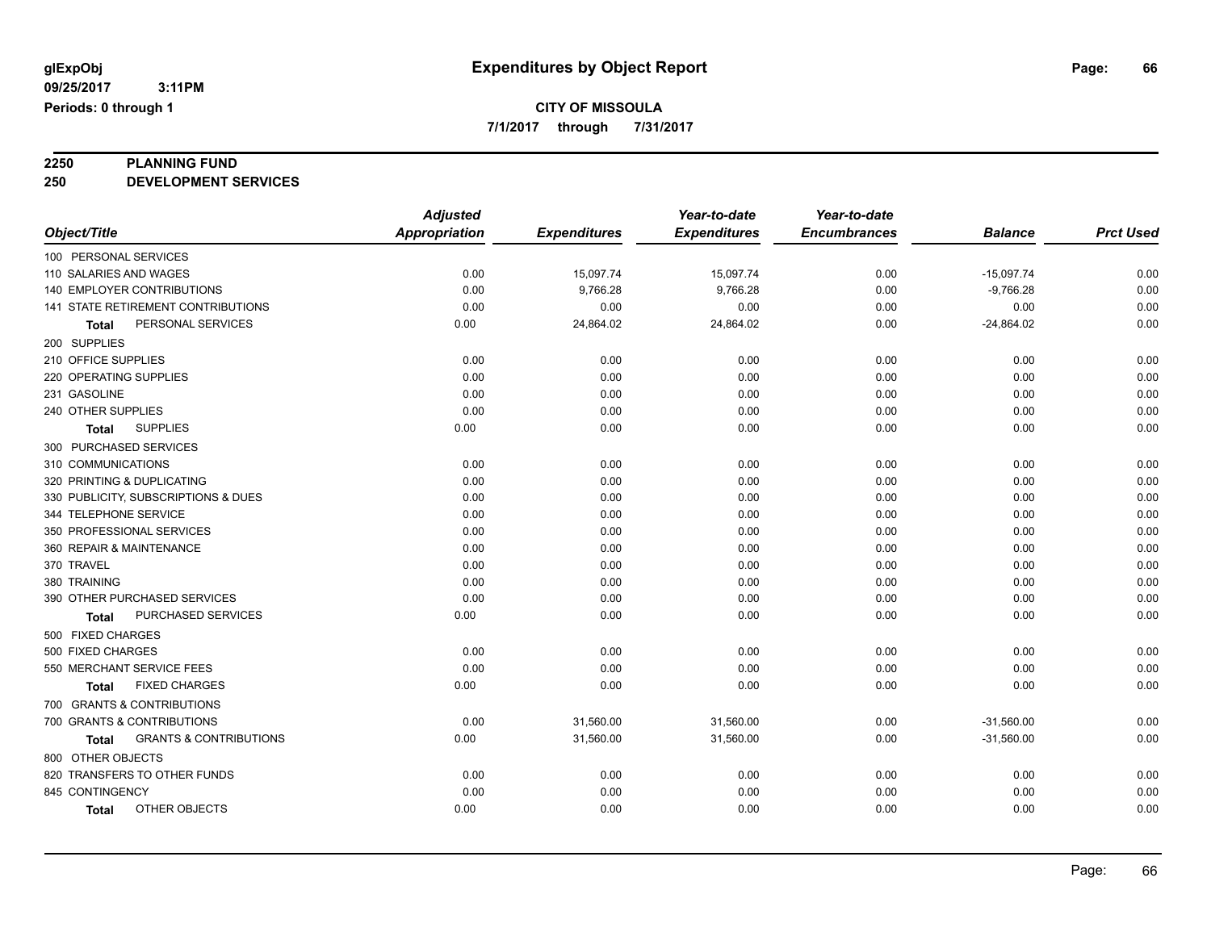glExpObj
09/25/2017 3:11PM
Periods: 0 through 1

# Expenditures by Object Report

**CITY OF MISSOULA**
**7/1/2017 through 7/31/2017**

**2250 PLANNING FUND**
**250 DEVELOPMENT SERVICES**

| Object/Title | Adjusted Appropriation | Expenditures | Year-to-date Expenditures | Year-to-date Encumbrances | Balance | Prct Used |
|---|---|---|---|---|---|---|
| 100 PERSONAL SERVICES | | | | | | |
| 110 SALARIES AND WAGES | 0.00 | 15,097.74 | 15,097.74 | 0.00 | -15,097.74 | 0.00 |
| 140 EMPLOYER CONTRIBUTIONS | 0.00 | 9,766.28 | 9,766.28 | 0.00 | -9,766.28 | 0.00 |
| 141 STATE RETIREMENT CONTRIBUTIONS | 0.00 | 0.00 | 0.00 | 0.00 | 0.00 | 0.00 |
| **Total** PERSONAL SERVICES | 0.00 | 24,864.02 | 24,864.02 | 0.00 | -24,864.02 | 0.00 |
| 200 SUPPLIES | | | | | | |
| 210 OFFICE SUPPLIES | 0.00 | 0.00 | 0.00 | 0.00 | 0.00 | 0.00 |
| 220 OPERATING SUPPLIES | 0.00 | 0.00 | 0.00 | 0.00 | 0.00 | 0.00 |
| 231 GASOLINE | 0.00 | 0.00 | 0.00 | 0.00 | 0.00 | 0.00 |
| 240 OTHER SUPPLIES | 0.00 | 0.00 | 0.00 | 0.00 | 0.00 | 0.00 |
| **Total** SUPPLIES | 0.00 | 0.00 | 0.00 | 0.00 | 0.00 | 0.00 |
| 300 PURCHASED SERVICES | | | | | | |
| 310 COMMUNICATIONS | 0.00 | 0.00 | 0.00 | 0.00 | 0.00 | 0.00 |
| 320 PRINTING & DUPLICATING | 0.00 | 0.00 | 0.00 | 0.00 | 0.00 | 0.00 |
| 330 PUBLICITY, SUBSCRIPTIONS & DUES | 0.00 | 0.00 | 0.00 | 0.00 | 0.00 | 0.00 |
| 344 TELEPHONE SERVICE | 0.00 | 0.00 | 0.00 | 0.00 | 0.00 | 0.00 |
| 350 PROFESSIONAL SERVICES | 0.00 | 0.00 | 0.00 | 0.00 | 0.00 | 0.00 |
| 360 REPAIR & MAINTENANCE | 0.00 | 0.00 | 0.00 | 0.00 | 0.00 | 0.00 |
| 370 TRAVEL | 0.00 | 0.00 | 0.00 | 0.00 | 0.00 | 0.00 |
| 380 TRAINING | 0.00 | 0.00 | 0.00 | 0.00 | 0.00 | 0.00 |
| 390 OTHER PURCHASED SERVICES | 0.00 | 0.00 | 0.00 | 0.00 | 0.00 | 0.00 |
| **Total** PURCHASED SERVICES | 0.00 | 0.00 | 0.00 | 0.00 | 0.00 | 0.00 |
| 500 FIXED CHARGES | | | | | | |
| 500 FIXED CHARGES | 0.00 | 0.00 | 0.00 | 0.00 | 0.00 | 0.00 |
| 550 MERCHANT SERVICE FEES | 0.00 | 0.00 | 0.00 | 0.00 | 0.00 | 0.00 |
| **Total** FIXED CHARGES | 0.00 | 0.00 | 0.00 | 0.00 | 0.00 | 0.00 |
| 700 GRANTS & CONTRIBUTIONS | | | | | | |
| 700 GRANTS & CONTRIBUTIONS | 0.00 | 31,560.00 | 31,560.00 | 0.00 | -31,560.00 | 0.00 |
| **Total** GRANTS & CONTRIBUTIONS | 0.00 | 31,560.00 | 31,560.00 | 0.00 | -31,560.00 | 0.00 |
| 800 OTHER OBJECTS | | | | | | |
| 820 TRANSFERS TO OTHER FUNDS | 0.00 | 0.00 | 0.00 | 0.00 | 0.00 | 0.00 |
| 845 CONTINGENCY | 0.00 | 0.00 | 0.00 | 0.00 | 0.00 | 0.00 |
| **Total** OTHER OBJECTS | 0.00 | 0.00 | 0.00 | 0.00 | 0.00 | 0.00 |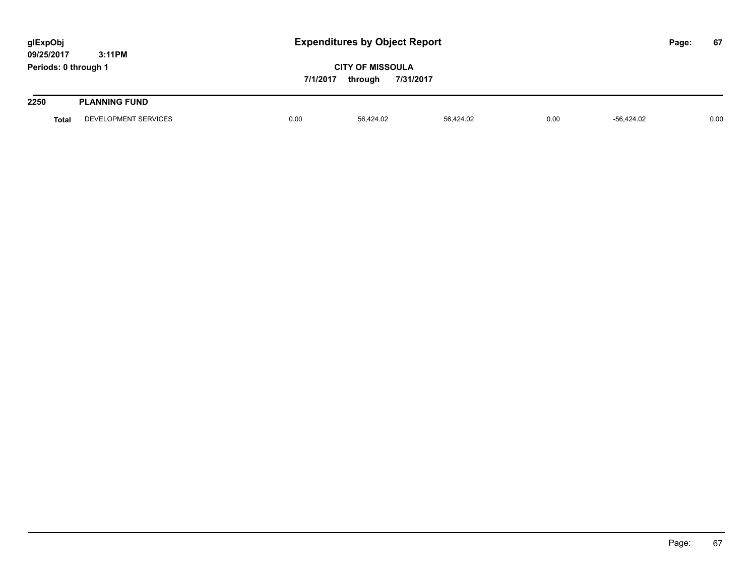# Expenditures by Object Report

glExpObj
09/25/2017 3:11PM
Periods: 0 through 1

**CITY OF MISSOULA**
7/1/2017 through 7/31/2017

## 2250 PLANNING FUND

| | | | | | | | |
|---|---|---|---|---|---|---|---|
| **Total** | DEVELOPMENT SERVICES | 0.00 | 56,424.02 | 56,424.02 | 0.00 | -56,424.02 | 0.00 |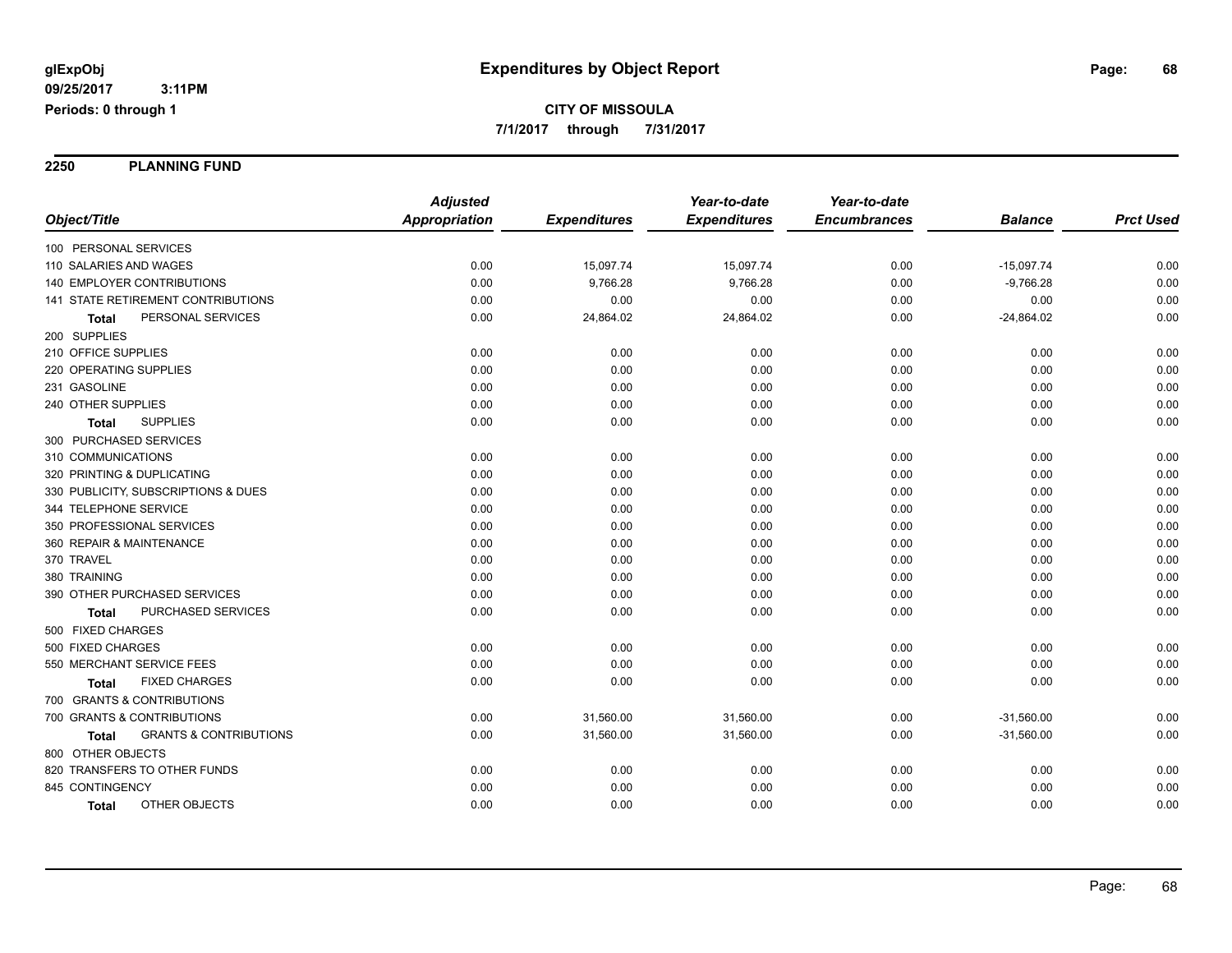# Expenditures by Object Report

glExpObj
09/25/2017 3:11PM
Periods: 0 through 1

**CITY OF MISSOULA**
**7/1/2017 through 7/31/2017**

## 2250 PLANNING FUND

| Object/Title | Adjusted Appropriation | Expenditures | Year-to-date Expenditures | Year-to-date Encumbrances | Balance | Prct Used |
|---|---|---|---|---|---|---|
| 100 PERSONAL SERVICES | | | | | | |
| 110 SALARIES AND WAGES | 0.00 | 15,097.74 | 15,097.74 | 0.00 | -15,097.74 | 0.00 |
| 140 EMPLOYER CONTRIBUTIONS | 0.00 | 9,766.28 | 9,766.28 | 0.00 | -9,766.28 | 0.00 |
| 141 STATE RETIREMENT CONTRIBUTIONS | 0.00 | 0.00 | 0.00 | 0.00 | 0.00 | 0.00 |
| **Total** PERSONAL SERVICES | 0.00 | 24,864.02 | 24,864.02 | 0.00 | -24,864.02 | 0.00 |
| 200 SUPPLIES | | | | | | |
| 210 OFFICE SUPPLIES | 0.00 | 0.00 | 0.00 | 0.00 | 0.00 | 0.00 |
| 220 OPERATING SUPPLIES | 0.00 | 0.00 | 0.00 | 0.00 | 0.00 | 0.00 |
| 231 GASOLINE | 0.00 | 0.00 | 0.00 | 0.00 | 0.00 | 0.00 |
| 240 OTHER SUPPLIES | 0.00 | 0.00 | 0.00 | 0.00 | 0.00 | 0.00 |
| **Total** SUPPLIES | 0.00 | 0.00 | 0.00 | 0.00 | 0.00 | 0.00 |
| 300 PURCHASED SERVICES | | | | | | |
| 310 COMMUNICATIONS | 0.00 | 0.00 | 0.00 | 0.00 | 0.00 | 0.00 |
| 320 PRINTING & DUPLICATING | 0.00 | 0.00 | 0.00 | 0.00 | 0.00 | 0.00 |
| 330 PUBLICITY, SUBSCRIPTIONS & DUES | 0.00 | 0.00 | 0.00 | 0.00 | 0.00 | 0.00 |
| 344 TELEPHONE SERVICE | 0.00 | 0.00 | 0.00 | 0.00 | 0.00 | 0.00 |
| 350 PROFESSIONAL SERVICES | 0.00 | 0.00 | 0.00 | 0.00 | 0.00 | 0.00 |
| 360 REPAIR & MAINTENANCE | 0.00 | 0.00 | 0.00 | 0.00 | 0.00 | 0.00 |
| 370 TRAVEL | 0.00 | 0.00 | 0.00 | 0.00 | 0.00 | 0.00 |
| 380 TRAINING | 0.00 | 0.00 | 0.00 | 0.00 | 0.00 | 0.00 |
| 390 OTHER PURCHASED SERVICES | 0.00 | 0.00 | 0.00 | 0.00 | 0.00 | 0.00 |
| **Total** PURCHASED SERVICES | 0.00 | 0.00 | 0.00 | 0.00 | 0.00 | 0.00 |
| 500 FIXED CHARGES | | | | | | |
| 500 FIXED CHARGES | 0.00 | 0.00 | 0.00 | 0.00 | 0.00 | 0.00 |
| 550 MERCHANT SERVICE FEES | 0.00 | 0.00 | 0.00 | 0.00 | 0.00 | 0.00 |
| **Total** FIXED CHARGES | 0.00 | 0.00 | 0.00 | 0.00 | 0.00 | 0.00 |
| 700 GRANTS & CONTRIBUTIONS | | | | | | |
| 700 GRANTS & CONTRIBUTIONS | 0.00 | 31,560.00 | 31,560.00 | 0.00 | -31,560.00 | 0.00 |
| **Total** GRANTS & CONTRIBUTIONS | 0.00 | 31,560.00 | 31,560.00 | 0.00 | -31,560.00 | 0.00 |
| 800 OTHER OBJECTS | | | | | | |
| 820 TRANSFERS TO OTHER FUNDS | 0.00 | 0.00 | 0.00 | 0.00 | 0.00 | 0.00 |
| 845 CONTINGENCY | 0.00 | 0.00 | 0.00 | 0.00 | 0.00 | 0.00 |
| **Total** OTHER OBJECTS | 0.00 | 0.00 | 0.00 | 0.00 | 0.00 | 0.00 |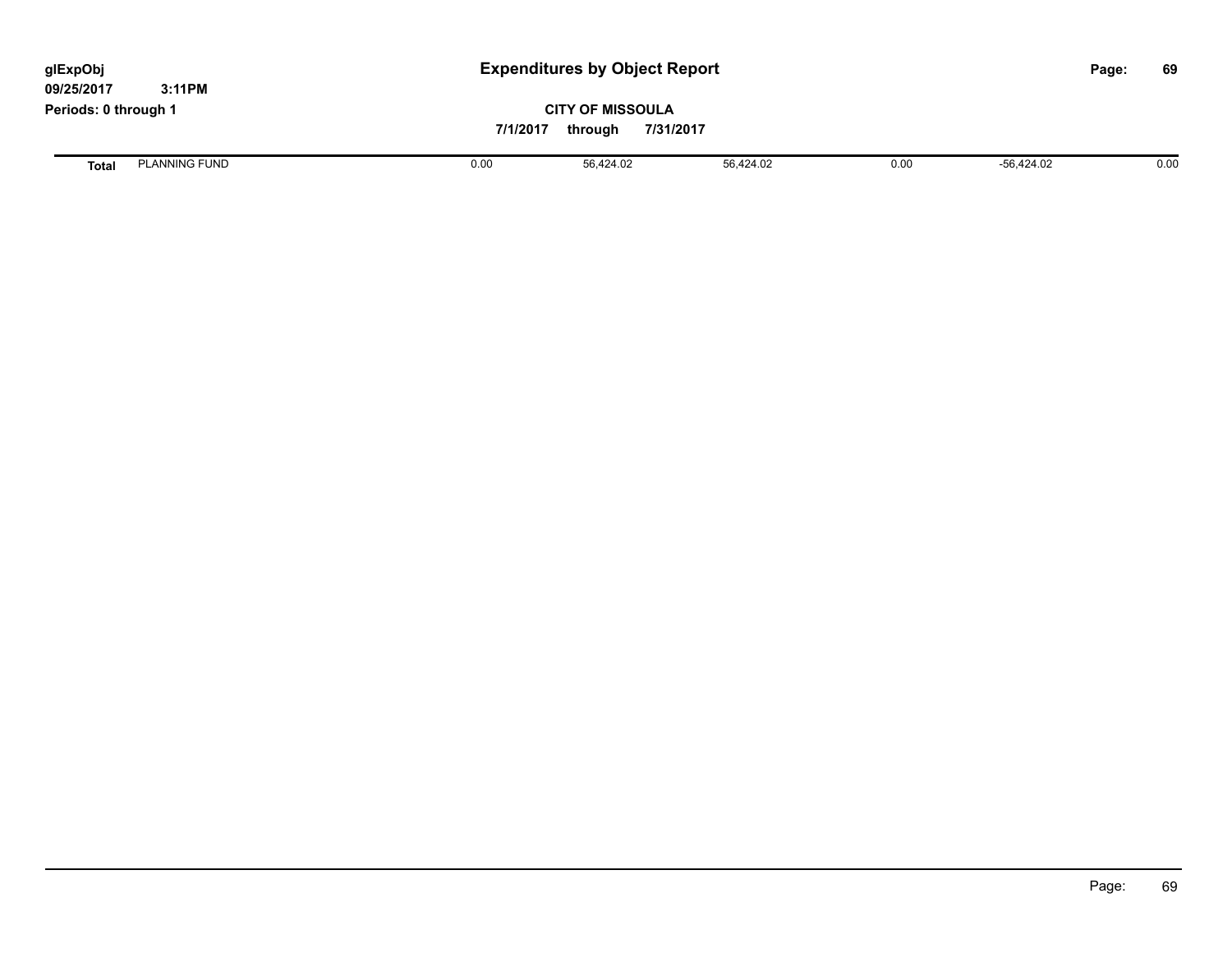| | | | | | | | |
|---|---|---|---|---|---|---|---|
| **Total** | PLANNING FUND | 0.00 | 56,424.02 | 56,424.02 | 0.00 | -56,424.02 | 0.00 |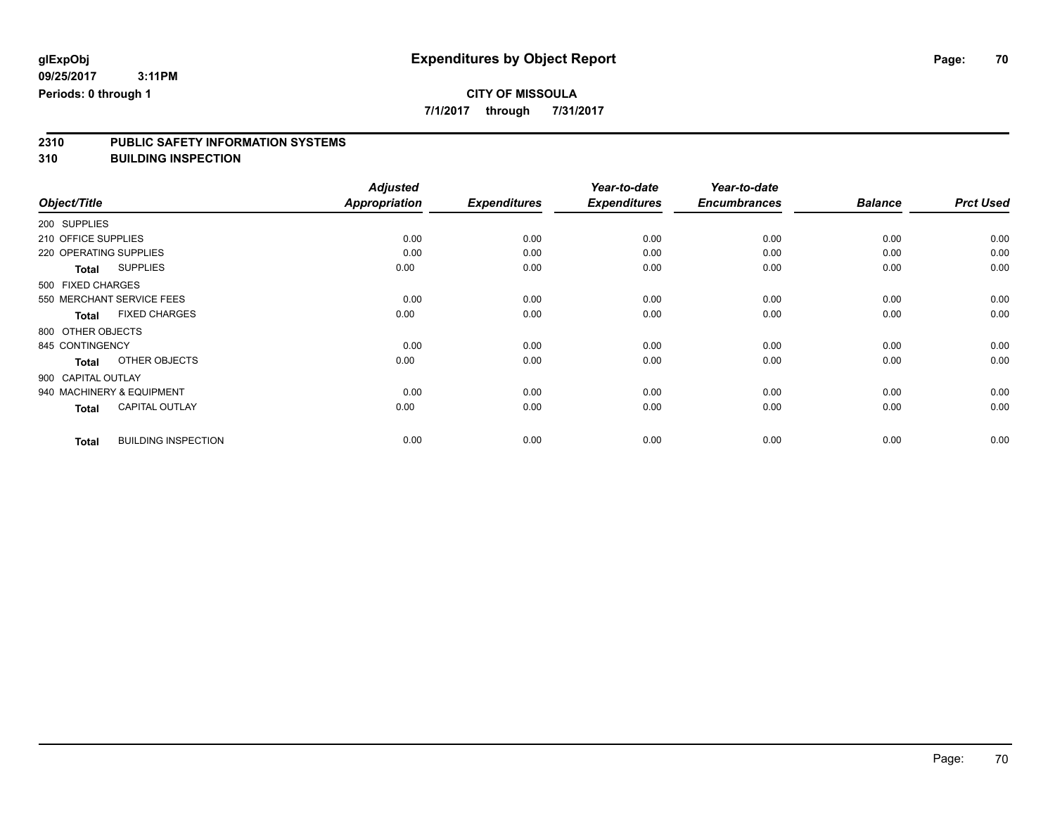**glExpObj** **Expenditures by Object Report**

**09/25/2017 3:11PM**

**Periods: 0 through 1**

**CITY OF MISSOULA**

**7/1/2017 through 7/31/2017**

## 2310 PUBLIC SAFETY INFORMATION SYSTEMS
## 310 BUILDING INSPECTION

| Object/Title | | Adjusted Appropriation | Expenditures | Year-to-date Expenditures | Year-to-date Encumbrances | Balance | Prct Used |
|---|---|---|---|---|---|---|---|
| 200 SUPPLIES | | | | | | | |
| 210 OFFICE SUPPLIES | | 0.00 | 0.00 | 0.00 | 0.00 | 0.00 | 0.00 |
| 220 OPERATING SUPPLIES | | 0.00 | 0.00 | 0.00 | 0.00 | 0.00 | 0.00 |
| **Total** | SUPPLIES | 0.00 | 0.00 | 0.00 | 0.00 | 0.00 | 0.00 |
| 500 FIXED CHARGES | | | | | | | |
| 550 MERCHANT SERVICE FEES | | 0.00 | 0.00 | 0.00 | 0.00 | 0.00 | 0.00 |
| **Total** | FIXED CHARGES | 0.00 | 0.00 | 0.00 | 0.00 | 0.00 | 0.00 |
| 800 OTHER OBJECTS | | | | | | | |
| 845 CONTINGENCY | | 0.00 | 0.00 | 0.00 | 0.00 | 0.00 | 0.00 |
| **Total** | OTHER OBJECTS | 0.00 | 0.00 | 0.00 | 0.00 | 0.00 | 0.00 |
| 900 CAPITAL OUTLAY | | | | | | | |
| 940 MACHINERY & EQUIPMENT | | 0.00 | 0.00 | 0.00 | 0.00 | 0.00 | 0.00 |
| **Total** | CAPITAL OUTLAY | 0.00 | 0.00 | 0.00 | 0.00 | 0.00 | 0.00 |
| **Total** | BUILDING INSPECTION | 0.00 | 0.00 | 0.00 | 0.00 | 0.00 | 0.00 |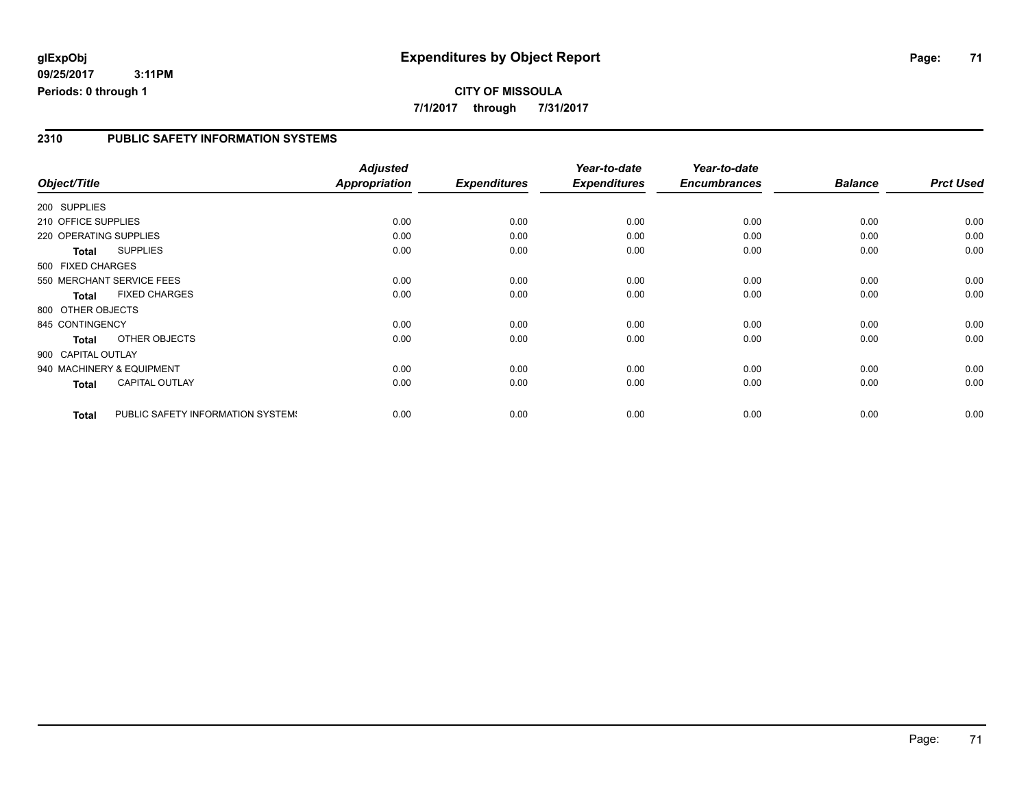**glExpObj** **Expenditures by Object Report**

**09/25/2017 3:11PM**

**Periods: 0 through 1**

**CITY OF MISSOULA**

**7/1/2017 through 7/31/2017**

## 2310 PUBLIC SAFETY INFORMATION SYSTEMS

| Object/Title | | Adjusted Appropriation | Expenditures | Year-to-date Expenditures | Year-to-date Encumbrances | Balance | Prct Used |
|---|---|---|---|---|---|---|---|
| 200 SUPPLIES | | | | | | | |
| 210 OFFICE SUPPLIES | | 0.00 | 0.00 | 0.00 | 0.00 | 0.00 | 0.00 |
| 220 OPERATING SUPPLIES | | 0.00 | 0.00 | 0.00 | 0.00 | 0.00 | 0.00 |
| **Total** | SUPPLIES | 0.00 | 0.00 | 0.00 | 0.00 | 0.00 | 0.00 |
| 500 FIXED CHARGES | | | | | | | |
| 550 MERCHANT SERVICE FEES | | 0.00 | 0.00 | 0.00 | 0.00 | 0.00 | 0.00 |
| **Total** | FIXED CHARGES | 0.00 | 0.00 | 0.00 | 0.00 | 0.00 | 0.00 |
| 800 OTHER OBJECTS | | | | | | | |
| 845 CONTINGENCY | | 0.00 | 0.00 | 0.00 | 0.00 | 0.00 | 0.00 |
| **Total** | OTHER OBJECTS | 0.00 | 0.00 | 0.00 | 0.00 | 0.00 | 0.00 |
| 900 CAPITAL OUTLAY | | | | | | | |
| 940 MACHINERY & EQUIPMENT | | 0.00 | 0.00 | 0.00 | 0.00 | 0.00 | 0.00 |
| **Total** | CAPITAL OUTLAY | 0.00 | 0.00 | 0.00 | 0.00 | 0.00 | 0.00 |
| **Total** | PUBLIC SAFETY INFORMATION SYSTEMS | 0.00 | 0.00 | 0.00 | 0.00 | 0.00 | 0.00 |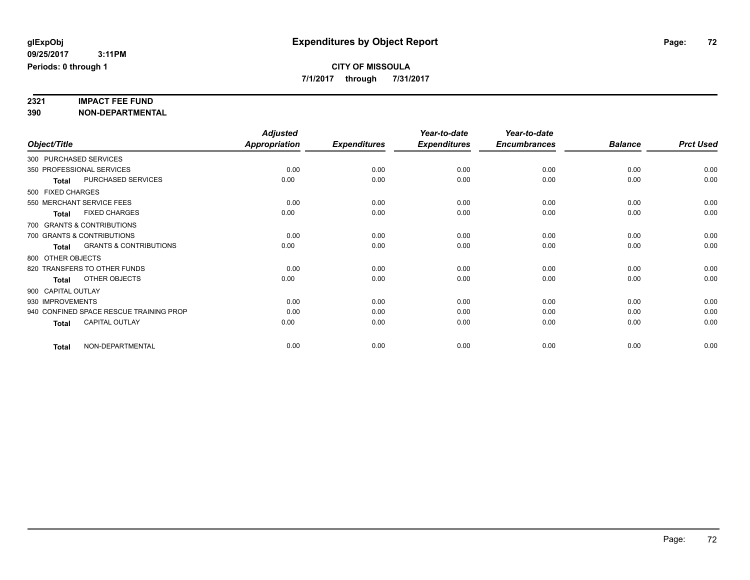**glExpObj**
**09/25/2017 3:11PM**
**Periods: 0 through 1**

# Expenditures by Object Report

**CITY OF MISSOULA**
**7/1/2017 through 7/31/2017**

**2321 IMPACT FEE FUND**
**390 NON-DEPARTMENTAL**

| Object/Title | Adjusted Appropriation | Expenditures | Year-to-date Expenditures | Year-to-date Encumbrances | Balance | Prct Used |
|---|---|---|---|---|---|---|
| 300 PURCHASED SERVICES | | | | | | |
| 350 PROFESSIONAL SERVICES | 0.00 | 0.00 | 0.00 | 0.00 | 0.00 | 0.00 |
| **Total** PURCHASED SERVICES | 0.00 | 0.00 | 0.00 | 0.00 | 0.00 | 0.00 |
| 500 FIXED CHARGES | | | | | | |
| 550 MERCHANT SERVICE FEES | 0.00 | 0.00 | 0.00 | 0.00 | 0.00 | 0.00 |
| **Total** FIXED CHARGES | 0.00 | 0.00 | 0.00 | 0.00 | 0.00 | 0.00 |
| 700 GRANTS & CONTRIBUTIONS | | | | | | |
| 700 GRANTS & CONTRIBUTIONS | 0.00 | 0.00 | 0.00 | 0.00 | 0.00 | 0.00 |
| **Total** GRANTS & CONTRIBUTIONS | 0.00 | 0.00 | 0.00 | 0.00 | 0.00 | 0.00 |
| 800 OTHER OBJECTS | | | | | | |
| 820 TRANSFERS TO OTHER FUNDS | 0.00 | 0.00 | 0.00 | 0.00 | 0.00 | 0.00 |
| **Total** OTHER OBJECTS | 0.00 | 0.00 | 0.00 | 0.00 | 0.00 | 0.00 |
| 900 CAPITAL OUTLAY | | | | | | |
| 930 IMPROVEMENTS | 0.00 | 0.00 | 0.00 | 0.00 | 0.00 | 0.00 |
| 940 CONFINED SPACE RESCUE TRAINING PROP | 0.00 | 0.00 | 0.00 | 0.00 | 0.00 | 0.00 |
| **Total** CAPITAL OUTLAY | 0.00 | 0.00 | 0.00 | 0.00 | 0.00 | 0.00 |
| **Total** NON-DEPARTMENTAL | 0.00 | 0.00 | 0.00 | 0.00 | 0.00 | 0.00 |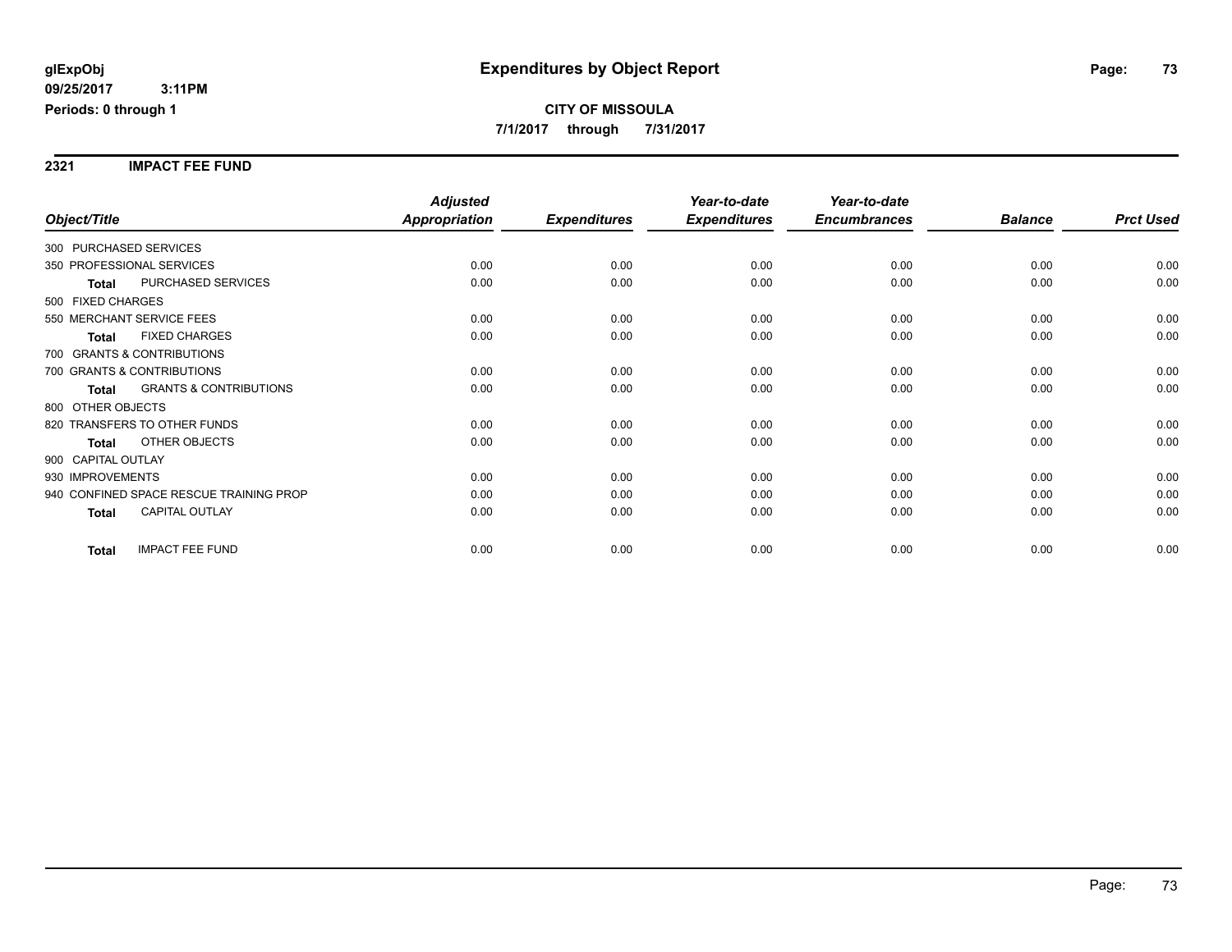**glExpObj**
**09/25/2017 3:11PM**
**Periods: 0 through 1**

# Expenditures by Object Report

**CITY OF MISSOULA**
**7/1/2017 through 7/31/2017**

## 2321 IMPACT FEE FUND

| Object/Title | Adjusted Appropriation | Expenditures | Year-to-date Expenditures | Year-to-date Encumbrances | Balance | Prct Used |
|---|---|---|---|---|---|---|
| 300 PURCHASED SERVICES | | | | | | |
| 350 PROFESSIONAL SERVICES | 0.00 | 0.00 | 0.00 | 0.00 | 0.00 | 0.00 |
| **Total** PURCHASED SERVICES | 0.00 | 0.00 | 0.00 | 0.00 | 0.00 | 0.00 |
| 500 FIXED CHARGES | | | | | | |
| 550 MERCHANT SERVICE FEES | 0.00 | 0.00 | 0.00 | 0.00 | 0.00 | 0.00 |
| **Total** FIXED CHARGES | 0.00 | 0.00 | 0.00 | 0.00 | 0.00 | 0.00 |
| 700 GRANTS & CONTRIBUTIONS | | | | | | |
| 700 GRANTS & CONTRIBUTIONS | 0.00 | 0.00 | 0.00 | 0.00 | 0.00 | 0.00 |
| **Total** GRANTS & CONTRIBUTIONS | 0.00 | 0.00 | 0.00 | 0.00 | 0.00 | 0.00 |
| 800 OTHER OBJECTS | | | | | | |
| 820 TRANSFERS TO OTHER FUNDS | 0.00 | 0.00 | 0.00 | 0.00 | 0.00 | 0.00 |
| **Total** OTHER OBJECTS | 0.00 | 0.00 | 0.00 | 0.00 | 0.00 | 0.00 |
| 900 CAPITAL OUTLAY | | | | | | |
| 930 IMPROVEMENTS | 0.00 | 0.00 | 0.00 | 0.00 | 0.00 | 0.00 |
| 940 CONFINED SPACE RESCUE TRAINING PROP | 0.00 | 0.00 | 0.00 | 0.00 | 0.00 | 0.00 |
| **Total** CAPITAL OUTLAY | 0.00 | 0.00 | 0.00 | 0.00 | 0.00 | 0.00 |
| **Total** IMPACT FEE FUND | 0.00 | 0.00 | 0.00 | 0.00 | 0.00 | 0.00 |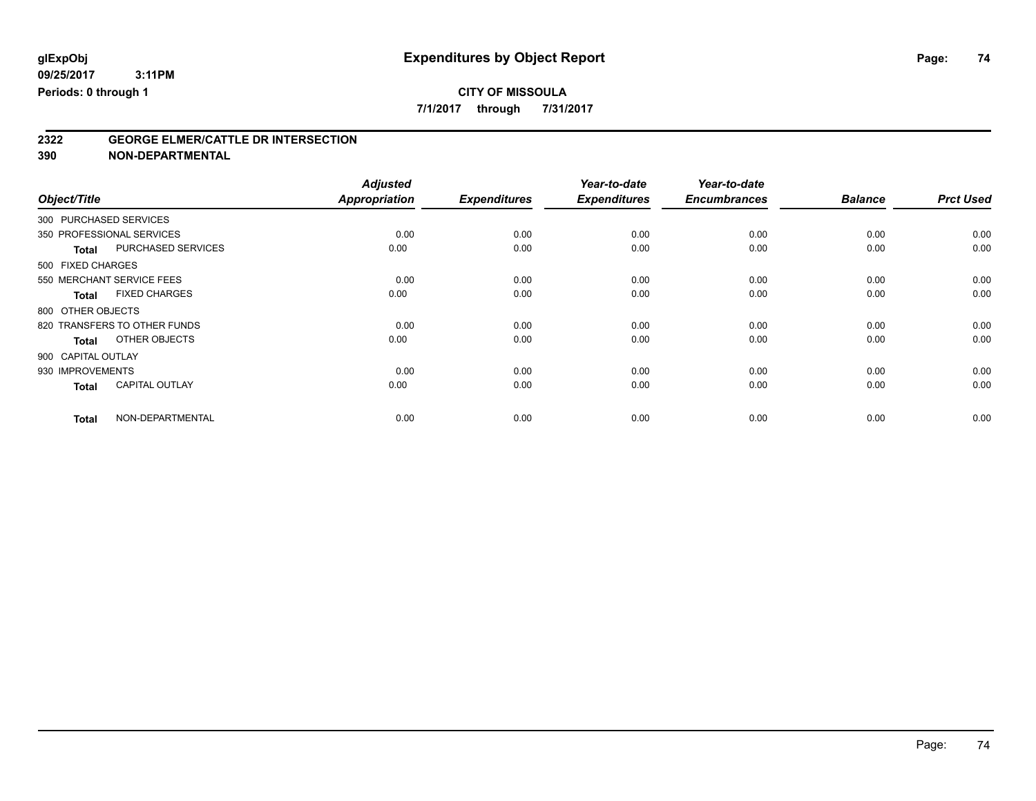glExpObj
09/25/2017 3:11PM
Periods: 0 through 1

# Expenditures by Object Report

**CITY OF MISSOULA**

**7/1/2017 through 7/31/2017**

## 2322 GEORGE ELMER/CATTLE DR INTERSECTION
## 390 NON-DEPARTMENTAL

| Object/Title | | *Adjusted Appropriation* | *Expenditures* | *Year-to-date Expenditures* | *Year-to-date Encumbrances* | *Balance* | *Prct Used* |
|---|---|---|---|---|---|---|---|
| 300 PURCHASED SERVICES | | | | | | | |
| 350 PROFESSIONAL SERVICES | | 0.00 | 0.00 | 0.00 | 0.00 | 0.00 | 0.00 |
| **Total** | PURCHASED SERVICES | 0.00 | 0.00 | 0.00 | 0.00 | 0.00 | 0.00 |
| 500 FIXED CHARGES | | | | | | | |
| 550 MERCHANT SERVICE FEES | | 0.00 | 0.00 | 0.00 | 0.00 | 0.00 | 0.00 |
| **Total** | FIXED CHARGES | 0.00 | 0.00 | 0.00 | 0.00 | 0.00 | 0.00 |
| 800 OTHER OBJECTS | | | | | | | |
| 820 TRANSFERS TO OTHER FUNDS | | 0.00 | 0.00 | 0.00 | 0.00 | 0.00 | 0.00 |
| **Total** | OTHER OBJECTS | 0.00 | 0.00 | 0.00 | 0.00 | 0.00 | 0.00 |
| 900 CAPITAL OUTLAY | | | | | | | |
| 930 IMPROVEMENTS | | 0.00 | 0.00 | 0.00 | 0.00 | 0.00 | 0.00 |
| **Total** | CAPITAL OUTLAY | 0.00 | 0.00 | 0.00 | 0.00 | 0.00 | 0.00 |
| **Total** | NON-DEPARTMENTAL | 0.00 | 0.00 | 0.00 | 0.00 | 0.00 | 0.00 |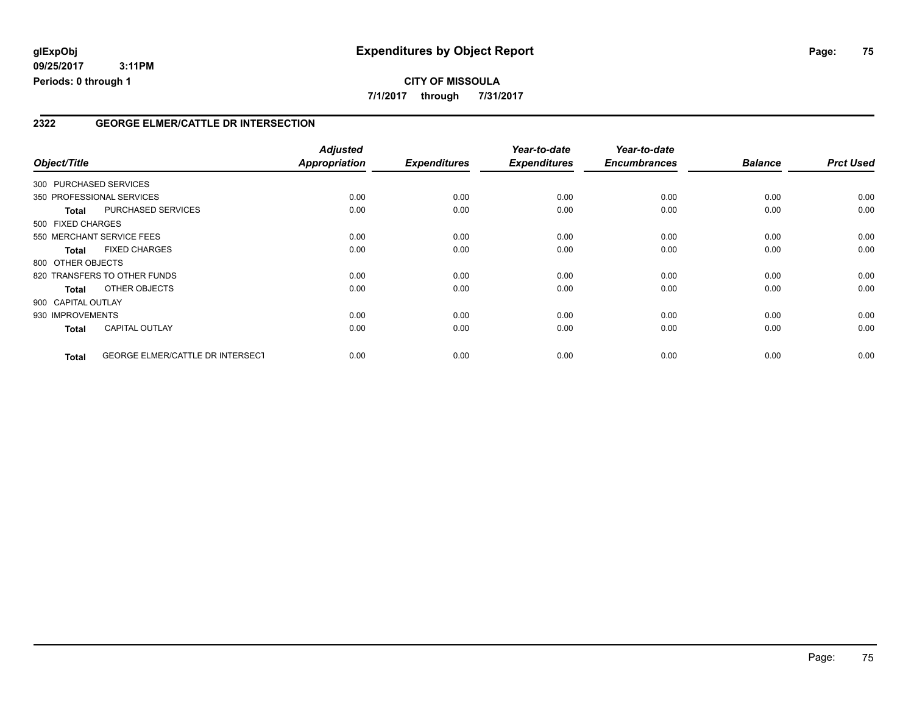**glExpObj**
**09/25/2017 3:11PM**
**Periods: 0 through 1**

# Expenditures by Object Report

**CITY OF MISSOULA**
**7/1/2017 through 7/31/2017**

## 2322 GEORGE ELMER/CATTLE DR INTERSECTION

| Object/Title | | Adjusted Appropriation | Expenditures | Year-to-date Expenditures | Year-to-date Encumbrances | Balance | Prct Used |
|---|---|---|---|---|---|---|---|
| 300 PURCHASED SERVICES | | | | | | | |
| 350 PROFESSIONAL SERVICES | | 0.00 | 0.00 | 0.00 | 0.00 | 0.00 | 0.00 |
| **Total** | PURCHASED SERVICES | 0.00 | 0.00 | 0.00 | 0.00 | 0.00 | 0.00 |
| 500 FIXED CHARGES | | | | | | | |
| 550 MERCHANT SERVICE FEES | | 0.00 | 0.00 | 0.00 | 0.00 | 0.00 | 0.00 |
| **Total** | FIXED CHARGES | 0.00 | 0.00 | 0.00 | 0.00 | 0.00 | 0.00 |
| 800 OTHER OBJECTS | | | | | | | |
| 820 TRANSFERS TO OTHER FUNDS | | 0.00 | 0.00 | 0.00 | 0.00 | 0.00 | 0.00 |
| **Total** | OTHER OBJECTS | 0.00 | 0.00 | 0.00 | 0.00 | 0.00 | 0.00 |
| 900 CAPITAL OUTLAY | | | | | | | |
| 930 IMPROVEMENTS | | 0.00 | 0.00 | 0.00 | 0.00 | 0.00 | 0.00 |
| **Total** | CAPITAL OUTLAY | 0.00 | 0.00 | 0.00 | 0.00 | 0.00 | 0.00 |
| **Total** | GEORGE ELMER/CATTLE DR INTERSECT | 0.00 | 0.00 | 0.00 | 0.00 | 0.00 | 0.00 |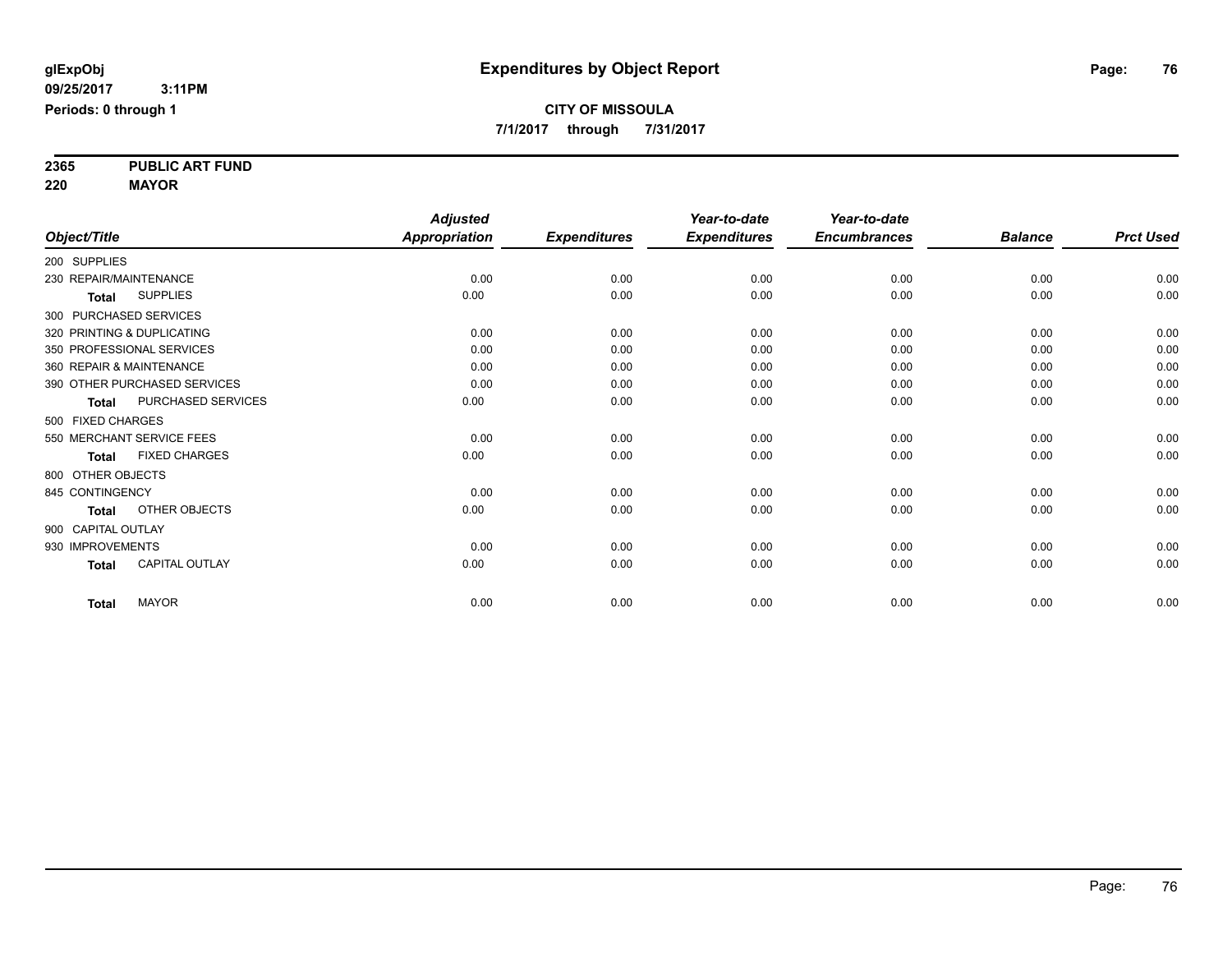glExpObj
09/25/2017 3:11PM
Periods: 0 through 1

# Expenditures by Object Report

**CITY OF MISSOULA**
**7/1/2017 through 7/31/2017**

**2365 PUBLIC ART FUND**
**220 MAYOR**

| Object/Title | Adjusted Appropriation | Expenditures | Year-to-date Expenditures | Year-to-date Encumbrances | Balance | Prct Used |
|---|---|---|---|---|---|---|
| 200 SUPPLIES | | | | | | |
| 230 REPAIR/MAINTENANCE | 0.00 | 0.00 | 0.00 | 0.00 | 0.00 | 0.00 |
| **Total** SUPPLIES | 0.00 | 0.00 | 0.00 | 0.00 | 0.00 | 0.00 |
| 300 PURCHASED SERVICES | | | | | | |
| 320 PRINTING & DUPLICATING | 0.00 | 0.00 | 0.00 | 0.00 | 0.00 | 0.00 |
| 350 PROFESSIONAL SERVICES | 0.00 | 0.00 | 0.00 | 0.00 | 0.00 | 0.00 |
| 360 REPAIR & MAINTENANCE | 0.00 | 0.00 | 0.00 | 0.00 | 0.00 | 0.00 |
| 390 OTHER PURCHASED SERVICES | 0.00 | 0.00 | 0.00 | 0.00 | 0.00 | 0.00 |
| **Total** PURCHASED SERVICES | 0.00 | 0.00 | 0.00 | 0.00 | 0.00 | 0.00 |
| 500 FIXED CHARGES | | | | | | |
| 550 MERCHANT SERVICE FEES | 0.00 | 0.00 | 0.00 | 0.00 | 0.00 | 0.00 |
| **Total** FIXED CHARGES | 0.00 | 0.00 | 0.00 | 0.00 | 0.00 | 0.00 |
| 800 OTHER OBJECTS | | | | | | |
| 845 CONTINGENCY | 0.00 | 0.00 | 0.00 | 0.00 | 0.00 | 0.00 |
| **Total** OTHER OBJECTS | 0.00 | 0.00 | 0.00 | 0.00 | 0.00 | 0.00 |
| 900 CAPITAL OUTLAY | | | | | | |
| 930 IMPROVEMENTS | 0.00 | 0.00 | 0.00 | 0.00 | 0.00 | 0.00 |
| **Total** CAPITAL OUTLAY | 0.00 | 0.00 | 0.00 | 0.00 | 0.00 | 0.00 |
| **Total** MAYOR | 0.00 | 0.00 | 0.00 | 0.00 | 0.00 | 0.00 |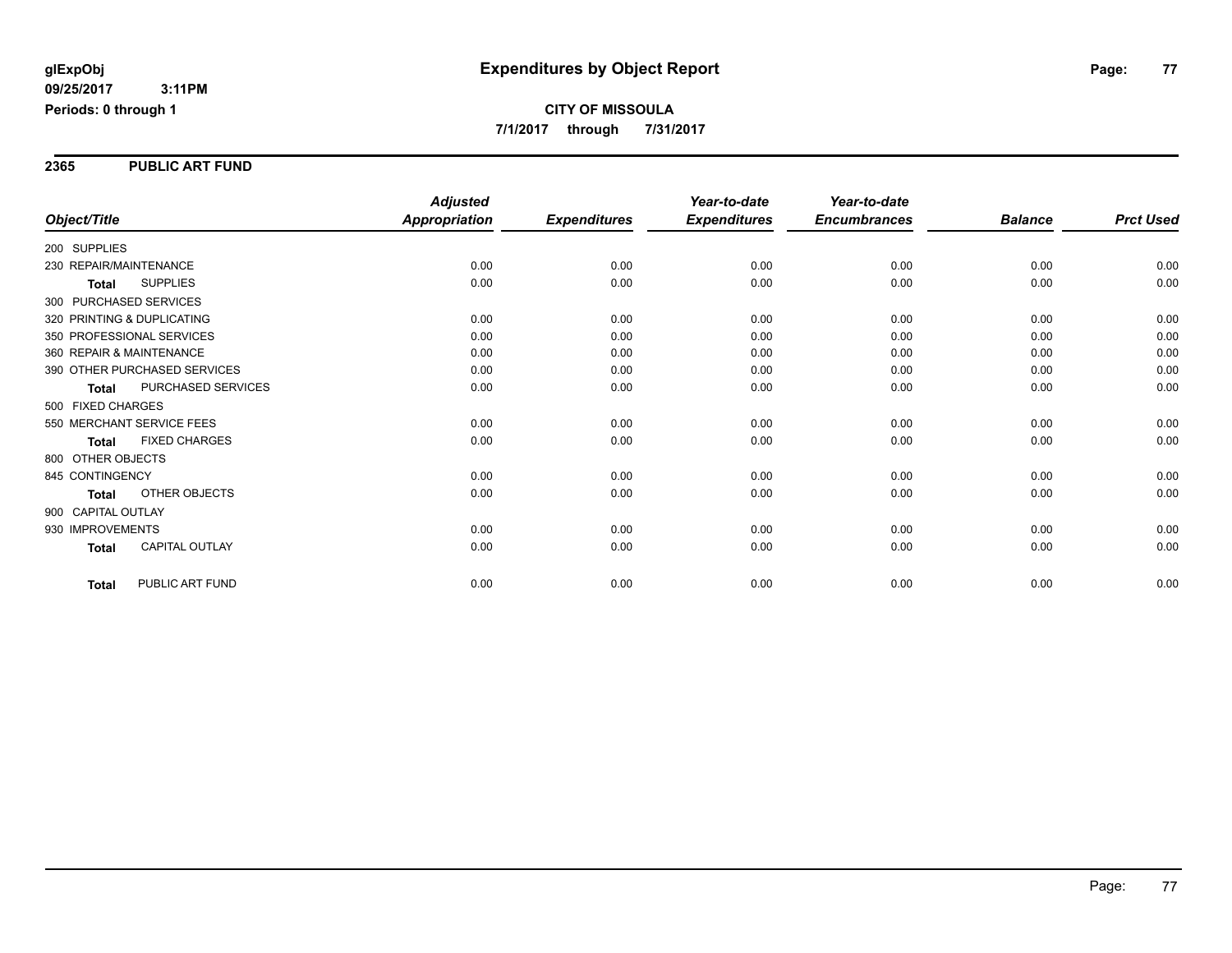**glExpObj**
**09/25/2017 3:11PM**
**Periods: 0 through 1**

# Expenditures by Object Report

**CITY OF MISSOULA**
**7/1/2017 through 7/31/2017**

## 2365 PUBLIC ART FUND

| Object/Title | | Adjusted Appropriation | Expenditures | Year-to-date Expenditures | Year-to-date Encumbrances | Balance | Prct Used |
|---|---|---|---|---|---|---|---|
| 200 SUPPLIES | | | | | | | |
| 230 REPAIR/MAINTENANCE | | 0.00 | 0.00 | 0.00 | 0.00 | 0.00 | 0.00 |
| **Total** | SUPPLIES | 0.00 | 0.00 | 0.00 | 0.00 | 0.00 | 0.00 |
| 300 PURCHASED SERVICES | | | | | | | |
| 320 PRINTING & DUPLICATING | | 0.00 | 0.00 | 0.00 | 0.00 | 0.00 | 0.00 |
| 350 PROFESSIONAL SERVICES | | 0.00 | 0.00 | 0.00 | 0.00 | 0.00 | 0.00 |
| 360 REPAIR & MAINTENANCE | | 0.00 | 0.00 | 0.00 | 0.00 | 0.00 | 0.00 |
| 390 OTHER PURCHASED SERVICES | | 0.00 | 0.00 | 0.00 | 0.00 | 0.00 | 0.00 |
| **Total** | PURCHASED SERVICES | 0.00 | 0.00 | 0.00 | 0.00 | 0.00 | 0.00 |
| 500 FIXED CHARGES | | | | | | | |
| 550 MERCHANT SERVICE FEES | | 0.00 | 0.00 | 0.00 | 0.00 | 0.00 | 0.00 |
| **Total** | FIXED CHARGES | 0.00 | 0.00 | 0.00 | 0.00 | 0.00 | 0.00 |
| 800 OTHER OBJECTS | | | | | | | |
| 845 CONTINGENCY | | 0.00 | 0.00 | 0.00 | 0.00 | 0.00 | 0.00 |
| **Total** | OTHER OBJECTS | 0.00 | 0.00 | 0.00 | 0.00 | 0.00 | 0.00 |
| 900 CAPITAL OUTLAY | | | | | | | |
| 930 IMPROVEMENTS | | 0.00 | 0.00 | 0.00 | 0.00 | 0.00 | 0.00 |
| **Total** | CAPITAL OUTLAY | 0.00 | 0.00 | 0.00 | 0.00 | 0.00 | 0.00 |
| **Total** | PUBLIC ART FUND | 0.00 | 0.00 | 0.00 | 0.00 | 0.00 | 0.00 |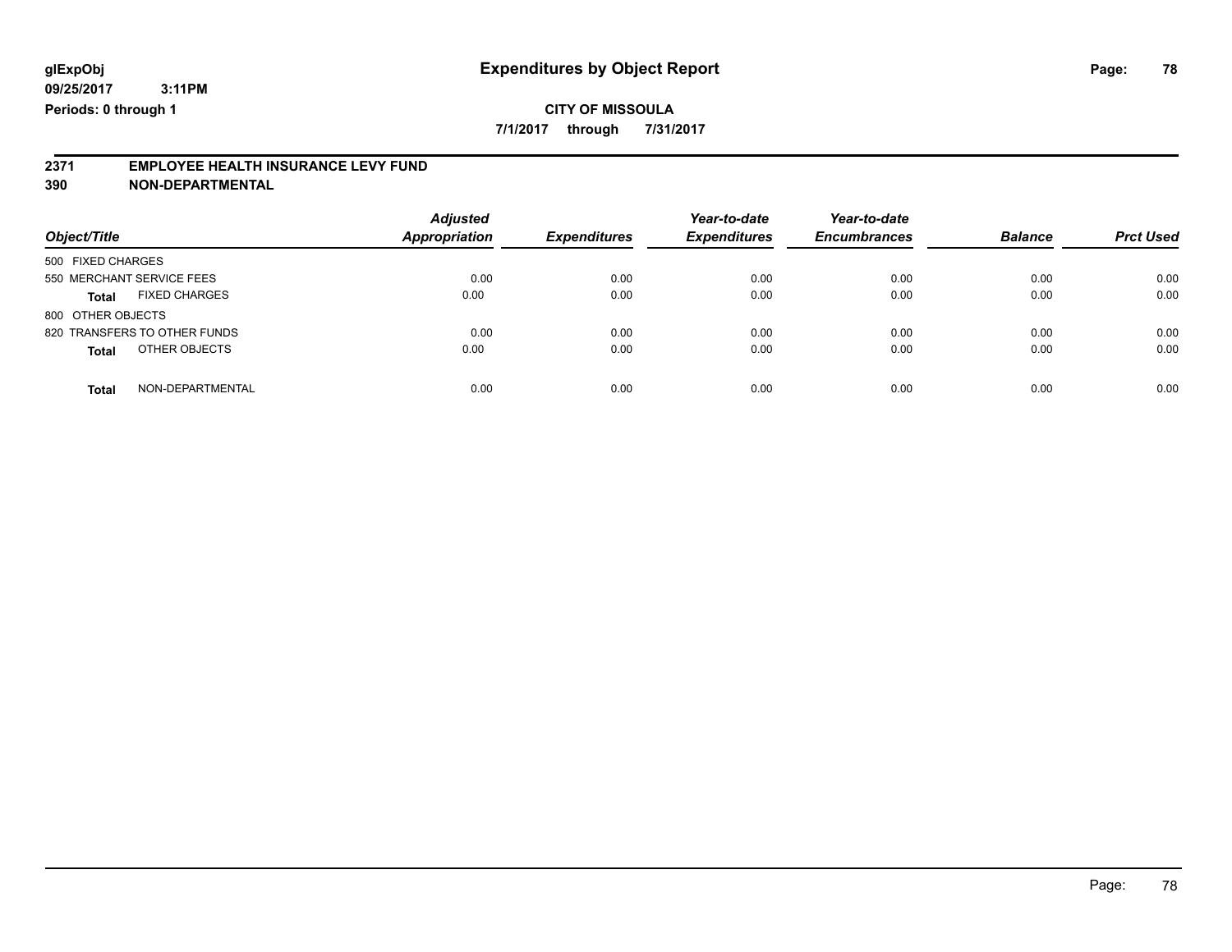# Expenditures by Object Report

glExpObj
09/25/2017 3:11PM
Periods: 0 through 1

**CITY OF MISSOULA**

**7/1/2017 through 7/31/2017**

## 2371 EMPLOYEE HEALTH INSURANCE LEVY FUND
## 390 NON-DEPARTMENTAL

| Object/Title | Adjusted Appropriation | Expenditures | Year-to-date Expenditures | Year-to-date Encumbrances | Balance | Prct Used |
|---|---|---|---|---|---|---|
| 500 FIXED CHARGES | | | | | | |
| 550 MERCHANT SERVICE FEES | 0.00 | 0.00 | 0.00 | 0.00 | 0.00 | 0.00 |
| **Total** FIXED CHARGES | 0.00 | 0.00 | 0.00 | 0.00 | 0.00 | 0.00 |
| 800 OTHER OBJECTS | | | | | | |
| 820 TRANSFERS TO OTHER FUNDS | 0.00 | 0.00 | 0.00 | 0.00 | 0.00 | 0.00 |
| **Total** OTHER OBJECTS | 0.00 | 0.00 | 0.00 | 0.00 | 0.00 | 0.00 |
| **Total** NON-DEPARTMENTAL | 0.00 | 0.00 | 0.00 | 0.00 | 0.00 | 0.00 |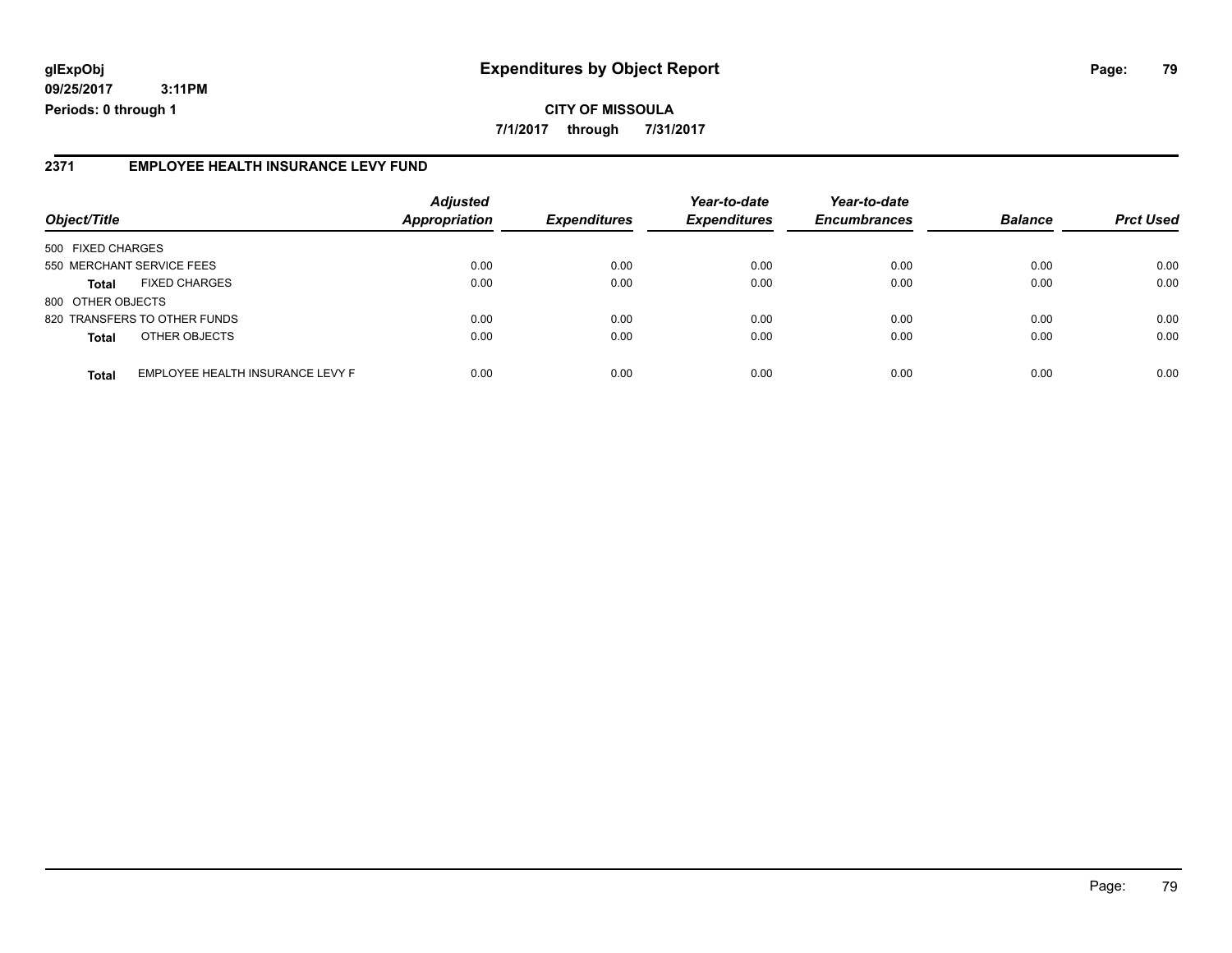glExpObj
09/25/2017 3:11PM
Periods: 0 through 1

# Expenditures by Object Report

CITY OF MISSOULA

7/1/2017 through 7/31/2017

## 2371 EMPLOYEE HEALTH INSURANCE LEVY FUND

| Object/Title | | Adjusted Appropriation | Expenditures | Year-to-date Expenditures | Year-to-date Encumbrances | Balance | Prct Used |
|---|---|---|---|---|---|---|---|
| 500 FIXED CHARGES | | | | | | | |
| 550 MERCHANT SERVICE FEES | | 0.00 | 0.00 | 0.00 | 0.00 | 0.00 | 0.00 |
| **Total** | FIXED CHARGES | 0.00 | 0.00 | 0.00 | 0.00 | 0.00 | 0.00 |
| 800 OTHER OBJECTS | | | | | | | |
| 820 TRANSFERS TO OTHER FUNDS | | 0.00 | 0.00 | 0.00 | 0.00 | 0.00 | 0.00 |
| **Total** | OTHER OBJECTS | 0.00 | 0.00 | 0.00 | 0.00 | 0.00 | 0.00 |
| **Total** | EMPLOYEE HEALTH INSURANCE LEVY F | 0.00 | 0.00 | 0.00 | 0.00 | 0.00 | 0.00 |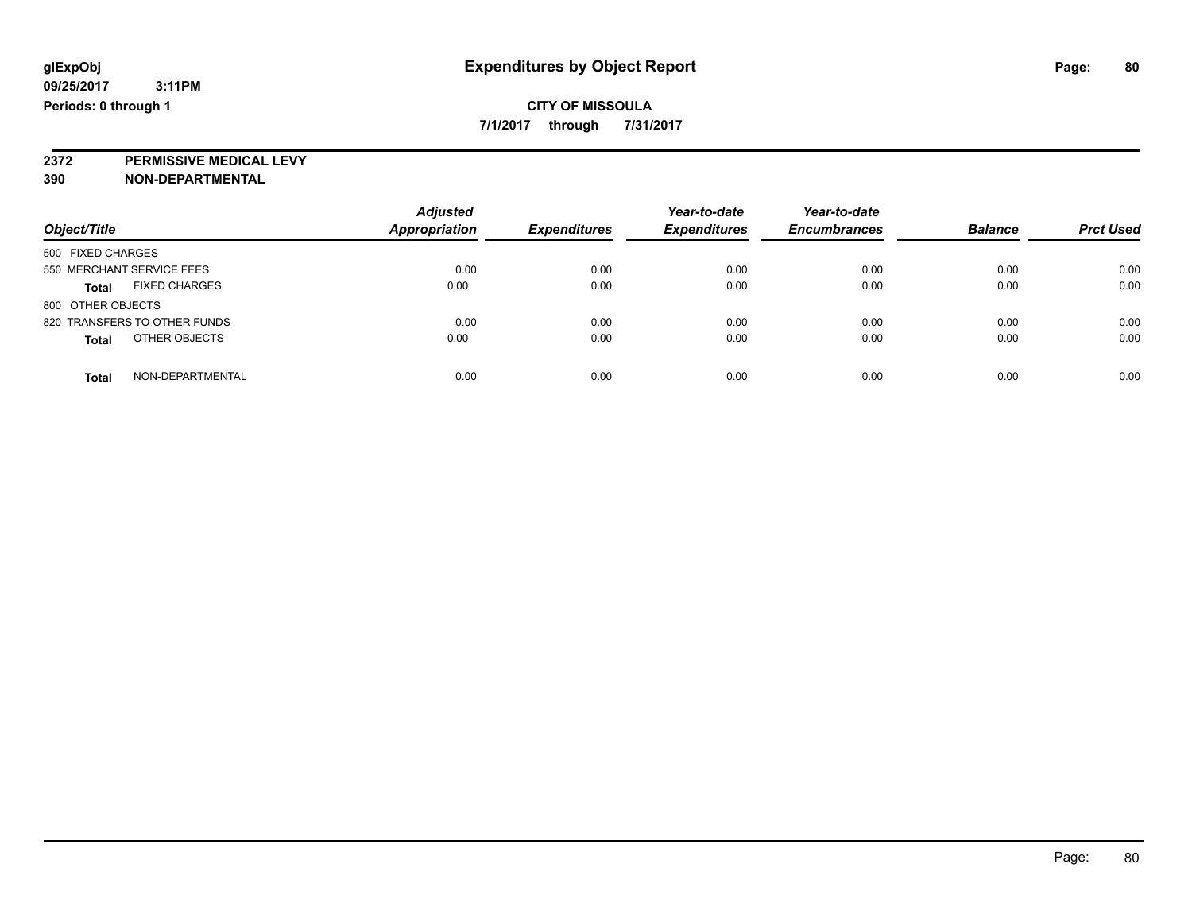**glExpObj**
**09/25/2017 3:11PM**
**Periods: 0 through 1**

# Expenditures by Object Report

**CITY OF MISSOULA**
**7/1/2017 through 7/31/2017**

**2372 PERMISSIVE MEDICAL LEVY**
**390 NON-DEPARTMENTAL**

| Object/Title | | *Adjusted Appropriation* | *Expenditures* | *Year-to-date Expenditures* | *Year-to-date Encumbrances* | *Balance* | *Prct Used* |
|---|---|---|---|---|---|---|---|
| 500 FIXED CHARGES | | | | | | | |
| 550 MERCHANT SERVICE FEES | | 0.00 | 0.00 | 0.00 | 0.00 | 0.00 | 0.00 |
| **Total** | FIXED CHARGES | 0.00 | 0.00 | 0.00 | 0.00 | 0.00 | 0.00 |
| 800 OTHER OBJECTS | | | | | | | |
| 820 TRANSFERS TO OTHER FUNDS | | 0.00 | 0.00 | 0.00 | 0.00 | 0.00 | 0.00 |
| **Total** | OTHER OBJECTS | 0.00 | 0.00 | 0.00 | 0.00 | 0.00 | 0.00 |
| **Total** | NON-DEPARTMENTAL | 0.00 | 0.00 | 0.00 | 0.00 | 0.00 | 0.00 |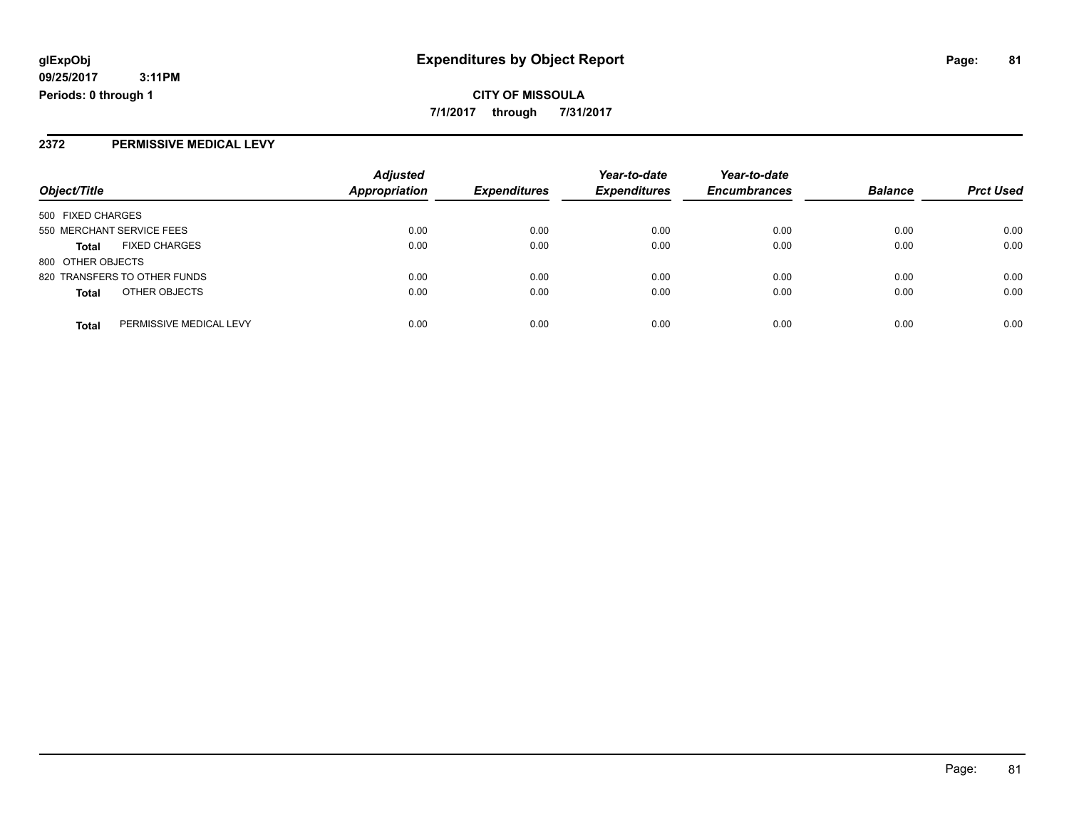**glExpObj**
**09/25/2017 3:11PM**
**Periods: 0 through 1**

# Expenditures by Object Report

**CITY OF MISSOULA**
**7/1/2017 through 7/31/2017**

## 2372 PERMISSIVE MEDICAL LEVY

| Object/Title | | Adjusted Appropriation | Expenditures | Year-to-date Expenditures | Year-to-date Encumbrances | Balance | Prct Used |
|---|---|---|---|---|---|---|---|
| 500 FIXED CHARGES | | | | | | | |
| 550 MERCHANT SERVICE FEES | | 0.00 | 0.00 | 0.00 | 0.00 | 0.00 | 0.00 |
| **Total** | FIXED CHARGES | 0.00 | 0.00 | 0.00 | 0.00 | 0.00 | 0.00 |
| 800 OTHER OBJECTS | | | | | | | |
| 820 TRANSFERS TO OTHER FUNDS | | 0.00 | 0.00 | 0.00 | 0.00 | 0.00 | 0.00 |
| **Total** | OTHER OBJECTS | 0.00 | 0.00 | 0.00 | 0.00 | 0.00 | 0.00 |
| **Total** | PERMISSIVE MEDICAL LEVY | 0.00 | 0.00 | 0.00 | 0.00 | 0.00 | 0.00 |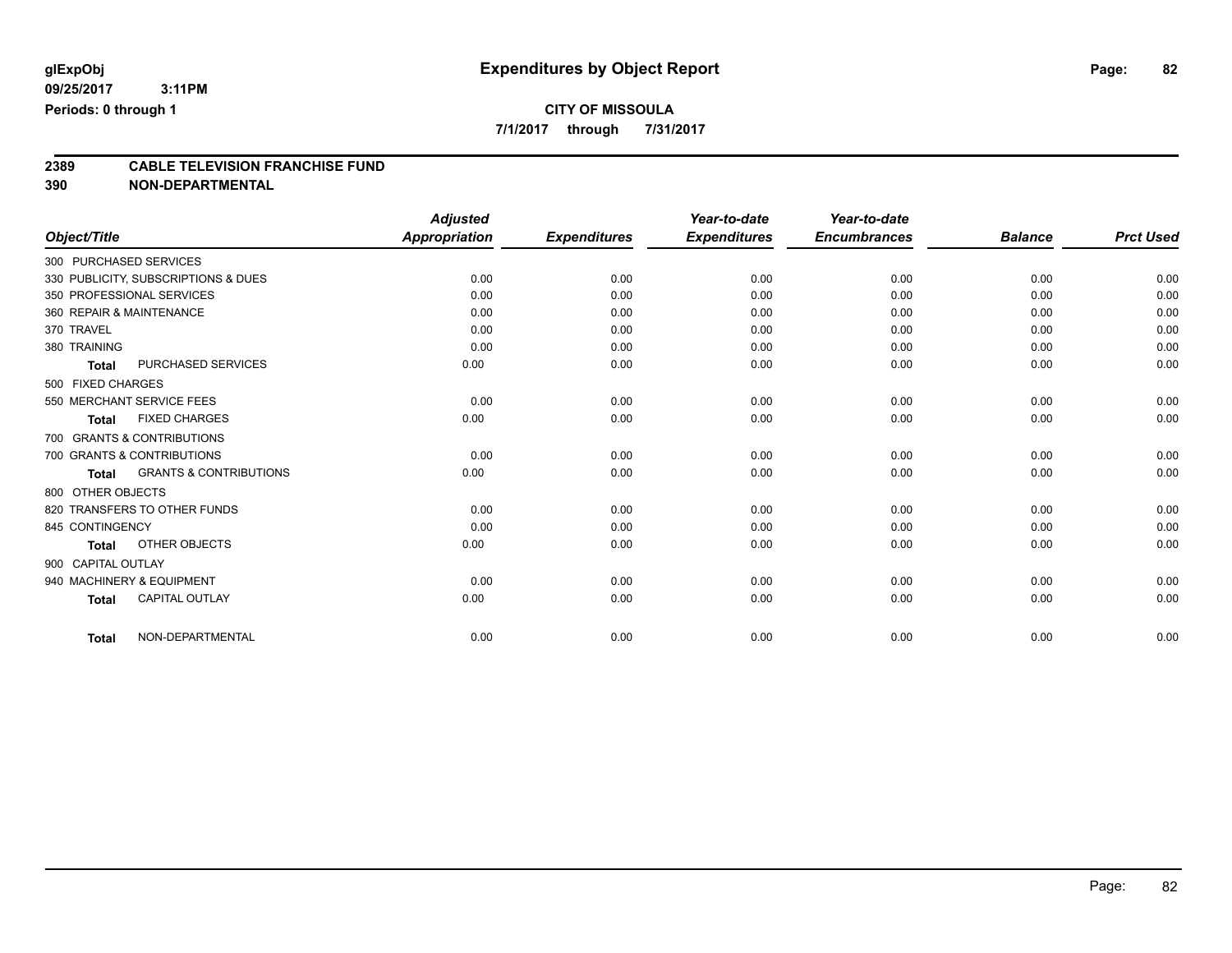**glExpObj**
**09/25/2017 3:11PM**
**Periods: 0 through 1**

# Expenditures by Object Report

**CITY OF MISSOULA**
**7/1/2017 through 7/31/2017**

## 2389 CABLE TELEVISION FRANCHISE FUND
## 390 NON-DEPARTMENTAL

| Object/Title | Adjusted Appropriation | Expenditures | Year-to-date Expenditures | Year-to-date Encumbrances | Balance | Prct Used |
|---|---|---|---|---|---|---|
| 300 PURCHASED SERVICES | | | | | | |
| 330 PUBLICITY, SUBSCRIPTIONS & DUES | 0.00 | 0.00 | 0.00 | 0.00 | 0.00 | 0.00 |
| 350 PROFESSIONAL SERVICES | 0.00 | 0.00 | 0.00 | 0.00 | 0.00 | 0.00 |
| 360 REPAIR & MAINTENANCE | 0.00 | 0.00 | 0.00 | 0.00 | 0.00 | 0.00 |
| 370 TRAVEL | 0.00 | 0.00 | 0.00 | 0.00 | 0.00 | 0.00 |
| 380 TRAINING | 0.00 | 0.00 | 0.00 | 0.00 | 0.00 | 0.00 |
| **Total** PURCHASED SERVICES | 0.00 | 0.00 | 0.00 | 0.00 | 0.00 | 0.00 |
| 500 FIXED CHARGES | | | | | | |
| 550 MERCHANT SERVICE FEES | 0.00 | 0.00 | 0.00 | 0.00 | 0.00 | 0.00 |
| **Total** FIXED CHARGES | 0.00 | 0.00 | 0.00 | 0.00 | 0.00 | 0.00 |
| 700 GRANTS & CONTRIBUTIONS | | | | | | |
| 700 GRANTS & CONTRIBUTIONS | 0.00 | 0.00 | 0.00 | 0.00 | 0.00 | 0.00 |
| **Total** GRANTS & CONTRIBUTIONS | 0.00 | 0.00 | 0.00 | 0.00 | 0.00 | 0.00 |
| 800 OTHER OBJECTS | | | | | | |
| 820 TRANSFERS TO OTHER FUNDS | 0.00 | 0.00 | 0.00 | 0.00 | 0.00 | 0.00 |
| 845 CONTINGENCY | 0.00 | 0.00 | 0.00 | 0.00 | 0.00 | 0.00 |
| **Total** OTHER OBJECTS | 0.00 | 0.00 | 0.00 | 0.00 | 0.00 | 0.00 |
| 900 CAPITAL OUTLAY | | | | | | |
| 940 MACHINERY & EQUIPMENT | 0.00 | 0.00 | 0.00 | 0.00 | 0.00 | 0.00 |
| **Total** CAPITAL OUTLAY | 0.00 | 0.00 | 0.00 | 0.00 | 0.00 | 0.00 |
| **Total** NON-DEPARTMENTAL | 0.00 | 0.00 | 0.00 | 0.00 | 0.00 | 0.00 |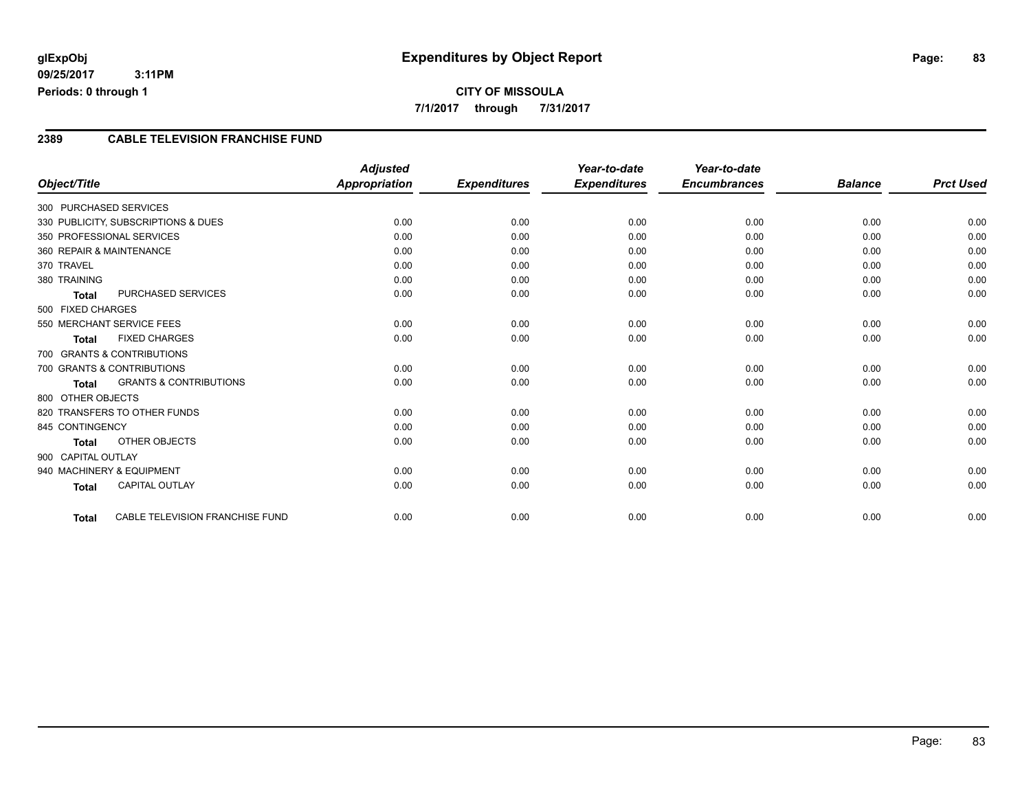**glExpObj**
**09/25/2017 3:11PM**
**Periods: 0 through 1**

# Expenditures by Object Report

**CITY OF MISSOULA**
**7/1/2017 through 7/31/2017**

## 2389 CABLE TELEVISION FRANCHISE FUND

| Object/Title | *Adjusted Appropriation* | *Expenditures* | *Year-to-date Expenditures* | *Year-to-date Encumbrances* | *Balance* | *Prct Used* |
|---|---|---|---|---|---|---|
| 300 PURCHASED SERVICES | | | | | | |
| 330 PUBLICITY, SUBSCRIPTIONS & DUES | 0.00 | 0.00 | 0.00 | 0.00 | 0.00 | 0.00 |
| 350 PROFESSIONAL SERVICES | 0.00 | 0.00 | 0.00 | 0.00 | 0.00 | 0.00 |
| 360 REPAIR & MAINTENANCE | 0.00 | 0.00 | 0.00 | 0.00 | 0.00 | 0.00 |
| 370 TRAVEL | 0.00 | 0.00 | 0.00 | 0.00 | 0.00 | 0.00 |
| 380 TRAINING | 0.00 | 0.00 | 0.00 | 0.00 | 0.00 | 0.00 |
| **Total** PURCHASED SERVICES | 0.00 | 0.00 | 0.00 | 0.00 | 0.00 | 0.00 |
| 500 FIXED CHARGES | | | | | | |
| 550 MERCHANT SERVICE FEES | 0.00 | 0.00 | 0.00 | 0.00 | 0.00 | 0.00 |
| **Total** FIXED CHARGES | 0.00 | 0.00 | 0.00 | 0.00 | 0.00 | 0.00 |
| 700 GRANTS & CONTRIBUTIONS | | | | | | |
| 700 GRANTS & CONTRIBUTIONS | 0.00 | 0.00 | 0.00 | 0.00 | 0.00 | 0.00 |
| **Total** GRANTS & CONTRIBUTIONS | 0.00 | 0.00 | 0.00 | 0.00 | 0.00 | 0.00 |
| 800 OTHER OBJECTS | | | | | | |
| 820 TRANSFERS TO OTHER FUNDS | 0.00 | 0.00 | 0.00 | 0.00 | 0.00 | 0.00 |
| 845 CONTINGENCY | 0.00 | 0.00 | 0.00 | 0.00 | 0.00 | 0.00 |
| **Total** OTHER OBJECTS | 0.00 | 0.00 | 0.00 | 0.00 | 0.00 | 0.00 |
| 900 CAPITAL OUTLAY | | | | | | |
| 940 MACHINERY & EQUIPMENT | 0.00 | 0.00 | 0.00 | 0.00 | 0.00 | 0.00 |
| **Total** CAPITAL OUTLAY | 0.00 | 0.00 | 0.00 | 0.00 | 0.00 | 0.00 |
| **Total** CABLE TELEVISION FRANCHISE FUND | 0.00 | 0.00 | 0.00 | 0.00 | 0.00 | 0.00 |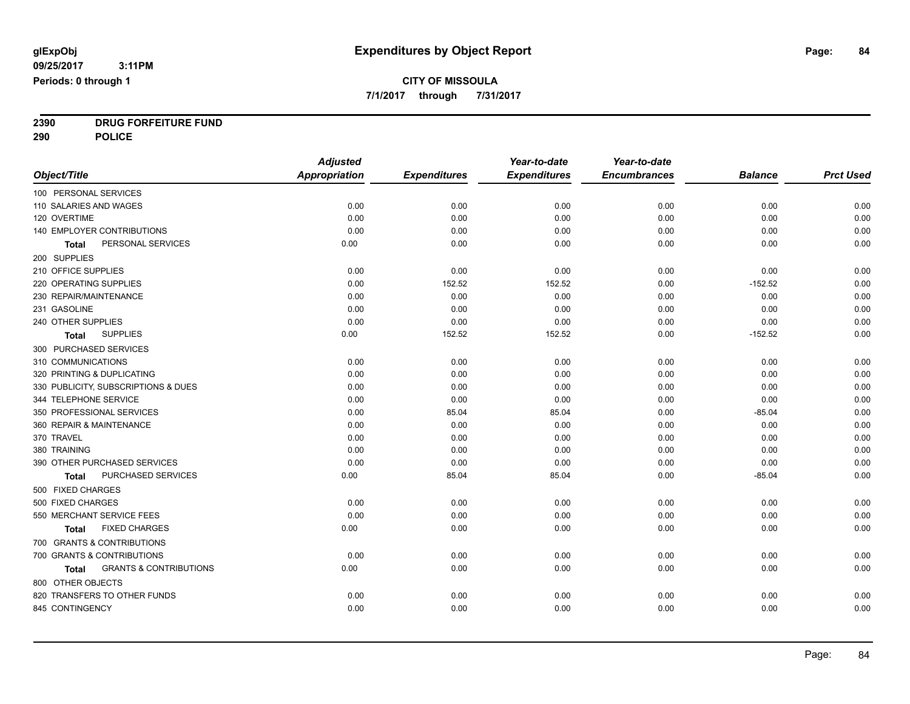**glExpObj** 
**09/25/2017 3:11PM**
**Periods: 0 through 1**

# Expenditures by Object Report

**CITY OF MISSOULA**
**7/1/2017 through 7/31/2017**

**2390 DRUG FORFEITURE FUND**
**290 POLICE**

| Object/Title | Adjusted Appropriation | Expenditures | Year-to-date Expenditures | Year-to-date Encumbrances | Balance | Prct Used |
|---|---|---|---|---|---|---|
| 100 PERSONAL SERVICES | | | | | | |
| 110 SALARIES AND WAGES | 0.00 | 0.00 | 0.00 | 0.00 | 0.00 | 0.00 |
| 120 OVERTIME | 0.00 | 0.00 | 0.00 | 0.00 | 0.00 | 0.00 |
| 140 EMPLOYER CONTRIBUTIONS | 0.00 | 0.00 | 0.00 | 0.00 | 0.00 | 0.00 |
| **Total** PERSONAL SERVICES | 0.00 | 0.00 | 0.00 | 0.00 | 0.00 | 0.00 |
| 200 SUPPLIES | | | | | | |
| 210 OFFICE SUPPLIES | 0.00 | 0.00 | 0.00 | 0.00 | 0.00 | 0.00 |
| 220 OPERATING SUPPLIES | 0.00 | 152.52 | 152.52 | 0.00 | -152.52 | 0.00 |
| 230 REPAIR/MAINTENANCE | 0.00 | 0.00 | 0.00 | 0.00 | 0.00 | 0.00 |
| 231 GASOLINE | 0.00 | 0.00 | 0.00 | 0.00 | 0.00 | 0.00 |
| 240 OTHER SUPPLIES | 0.00 | 0.00 | 0.00 | 0.00 | 0.00 | 0.00 |
| **Total** SUPPLIES | 0.00 | 152.52 | 152.52 | 0.00 | -152.52 | 0.00 |
| 300 PURCHASED SERVICES | | | | | | |
| 310 COMMUNICATIONS | 0.00 | 0.00 | 0.00 | 0.00 | 0.00 | 0.00 |
| 320 PRINTING & DUPLICATING | 0.00 | 0.00 | 0.00 | 0.00 | 0.00 | 0.00 |
| 330 PUBLICITY, SUBSCRIPTIONS & DUES | 0.00 | 0.00 | 0.00 | 0.00 | 0.00 | 0.00 |
| 344 TELEPHONE SERVICE | 0.00 | 0.00 | 0.00 | 0.00 | 0.00 | 0.00 |
| 350 PROFESSIONAL SERVICES | 0.00 | 85.04 | 85.04 | 0.00 | -85.04 | 0.00 |
| 360 REPAIR & MAINTENANCE | 0.00 | 0.00 | 0.00 | 0.00 | 0.00 | 0.00 |
| 370 TRAVEL | 0.00 | 0.00 | 0.00 | 0.00 | 0.00 | 0.00 |
| 380 TRAINING | 0.00 | 0.00 | 0.00 | 0.00 | 0.00 | 0.00 |
| 390 OTHER PURCHASED SERVICES | 0.00 | 0.00 | 0.00 | 0.00 | 0.00 | 0.00 |
| **Total** PURCHASED SERVICES | 0.00 | 85.04 | 85.04 | 0.00 | -85.04 | 0.00 |
| 500 FIXED CHARGES | | | | | | |
| 500 FIXED CHARGES | 0.00 | 0.00 | 0.00 | 0.00 | 0.00 | 0.00 |
| 550 MERCHANT SERVICE FEES | 0.00 | 0.00 | 0.00 | 0.00 | 0.00 | 0.00 |
| **Total** FIXED CHARGES | 0.00 | 0.00 | 0.00 | 0.00 | 0.00 | 0.00 |
| 700 GRANTS & CONTRIBUTIONS | | | | | | |
| 700 GRANTS & CONTRIBUTIONS | 0.00 | 0.00 | 0.00 | 0.00 | 0.00 | 0.00 |
| **Total** GRANTS & CONTRIBUTIONS | 0.00 | 0.00 | 0.00 | 0.00 | 0.00 | 0.00 |
| 800 OTHER OBJECTS | | | | | | |
| 820 TRANSFERS TO OTHER FUNDS | 0.00 | 0.00 | 0.00 | 0.00 | 0.00 | 0.00 |
| 845 CONTINGENCY | 0.00 | 0.00 | 0.00 | 0.00 | 0.00 | 0.00 |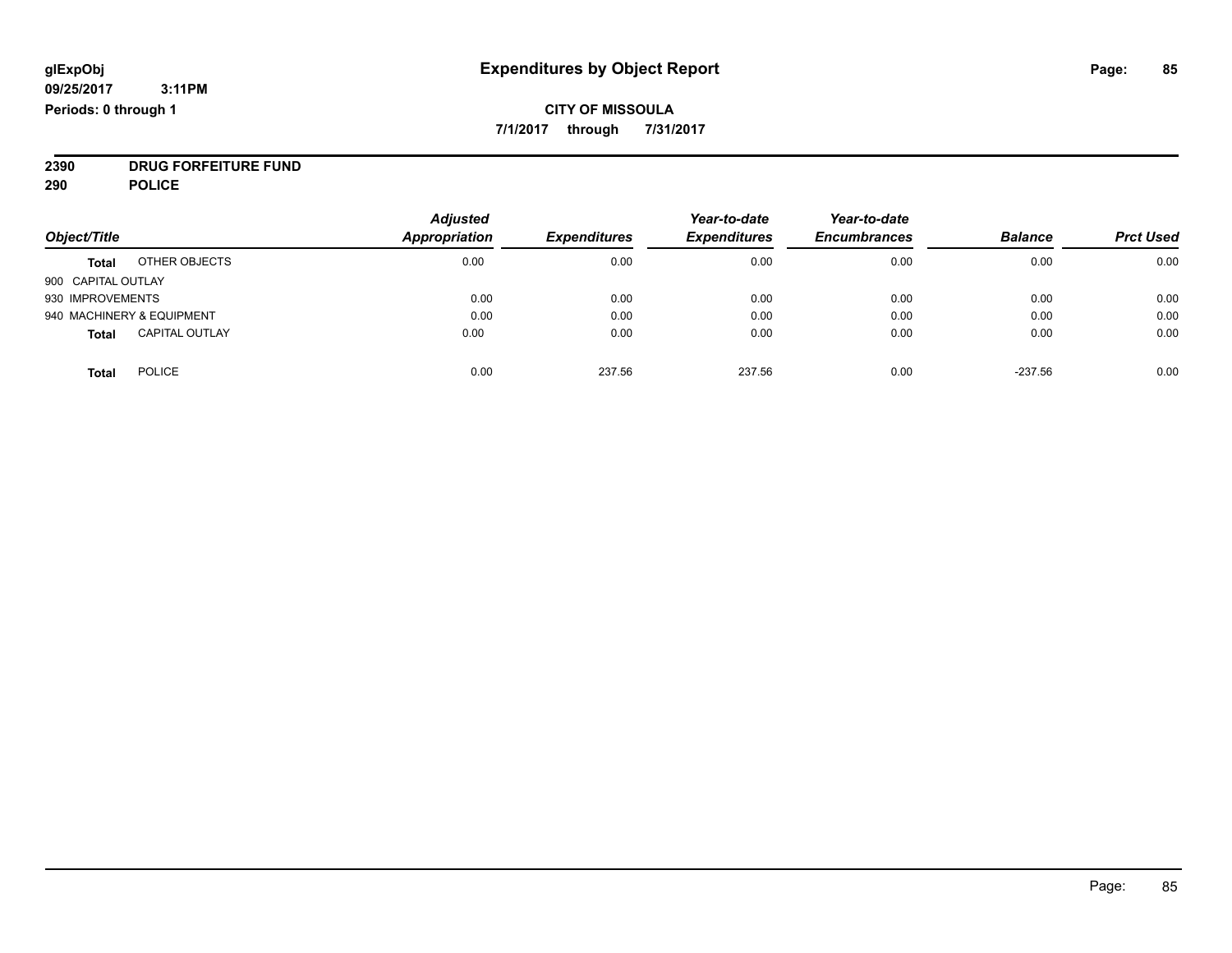**glExpObj** 
**09/25/2017 3:11PM** 
**Periods: 0 through 1**

# Expenditures by Object Report

**CITY OF MISSOULA** 
**7/1/2017 through 7/31/2017**

**2390 DRUG FORFEITURE FUND** 
**290 POLICE**

| Object/Title | | *Adjusted Appropriation* | *Expenditures* | *Year-to-date Expenditures* | *Year-to-date Encumbrances* | *Balance* | *Prct Used* |
|---|---|---|---|---|---|---|---|
| **Total** | OTHER OBJECTS | 0.00 | 0.00 | 0.00 | 0.00 | 0.00 | 0.00 |
| 900 CAPITAL OUTLAY | | | | | | | |
| 930 IMPROVEMENTS | | 0.00 | 0.00 | 0.00 | 0.00 | 0.00 | 0.00 |
| 940 MACHINERY & EQUIPMENT | | 0.00 | 0.00 | 0.00 | 0.00 | 0.00 | 0.00 |
| **Total** | CAPITAL OUTLAY | 0.00 | 0.00 | 0.00 | 0.00 | 0.00 | 0.00 |
| **Total** | POLICE | 0.00 | 237.56 | 237.56 | 0.00 | -237.56 | 0.00 |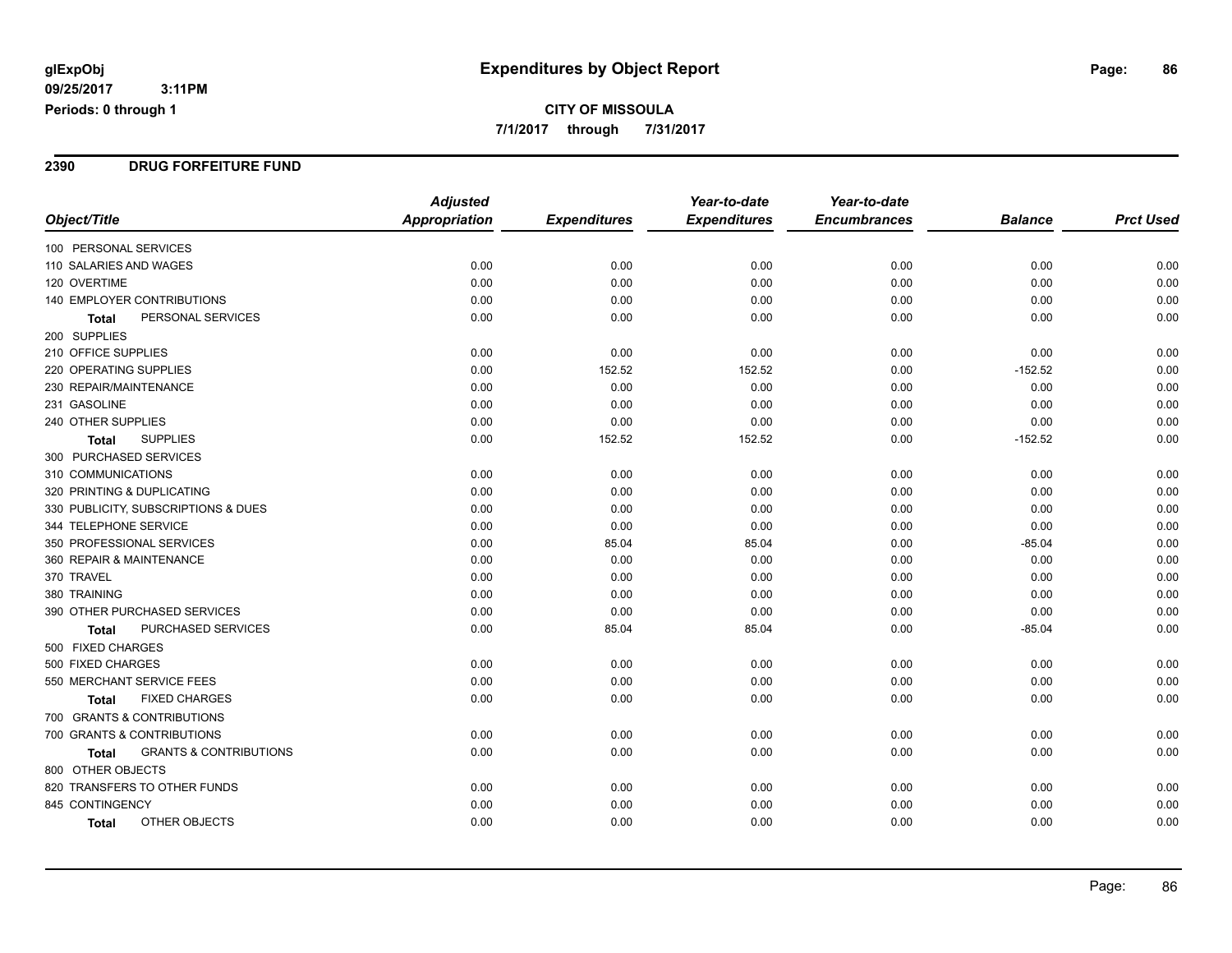**glExpObj**
**09/25/2017 3:11PM**
**Periods: 0 through 1**

# Expenditures by Object Report

**CITY OF MISSOULA**
**7/1/2017 through 7/31/2017**

## 2390 DRUG FORFEITURE FUND

| Object/Title | *Adjusted Appropriation* | *Expenditures* | *Year-to-date Expenditures* | *Year-to-date Encumbrances* | *Balance* | *Prct Used* |
|---|---|---|---|---|---|---|
| 100 PERSONAL SERVICES | | | | | | |
| 110 SALARIES AND WAGES | 0.00 | 0.00 | 0.00 | 0.00 | 0.00 | 0.00 |
| 120 OVERTIME | 0.00 | 0.00 | 0.00 | 0.00 | 0.00 | 0.00 |
| 140 EMPLOYER CONTRIBUTIONS | 0.00 | 0.00 | 0.00 | 0.00 | 0.00 | 0.00 |
| **Total** PERSONAL SERVICES | 0.00 | 0.00 | 0.00 | 0.00 | 0.00 | 0.00 |
| 200 SUPPLIES | | | | | | |
| 210 OFFICE SUPPLIES | 0.00 | 0.00 | 0.00 | 0.00 | 0.00 | 0.00 |
| 220 OPERATING SUPPLIES | 0.00 | 152.52 | 152.52 | 0.00 | -152.52 | 0.00 |
| 230 REPAIR/MAINTENANCE | 0.00 | 0.00 | 0.00 | 0.00 | 0.00 | 0.00 |
| 231 GASOLINE | 0.00 | 0.00 | 0.00 | 0.00 | 0.00 | 0.00 |
| 240 OTHER SUPPLIES | 0.00 | 0.00 | 0.00 | 0.00 | 0.00 | 0.00 |
| **Total** SUPPLIES | 0.00 | 152.52 | 152.52 | 0.00 | -152.52 | 0.00 |
| 300 PURCHASED SERVICES | | | | | | |
| 310 COMMUNICATIONS | 0.00 | 0.00 | 0.00 | 0.00 | 0.00 | 0.00 |
| 320 PRINTING & DUPLICATING | 0.00 | 0.00 | 0.00 | 0.00 | 0.00 | 0.00 |
| 330 PUBLICITY, SUBSCRIPTIONS & DUES | 0.00 | 0.00 | 0.00 | 0.00 | 0.00 | 0.00 |
| 344 TELEPHONE SERVICE | 0.00 | 0.00 | 0.00 | 0.00 | 0.00 | 0.00 |
| 350 PROFESSIONAL SERVICES | 0.00 | 85.04 | 85.04 | 0.00 | -85.04 | 0.00 |
| 360 REPAIR & MAINTENANCE | 0.00 | 0.00 | 0.00 | 0.00 | 0.00 | 0.00 |
| 370 TRAVEL | 0.00 | 0.00 | 0.00 | 0.00 | 0.00 | 0.00 |
| 380 TRAINING | 0.00 | 0.00 | 0.00 | 0.00 | 0.00 | 0.00 |
| 390 OTHER PURCHASED SERVICES | 0.00 | 0.00 | 0.00 | 0.00 | 0.00 | 0.00 |
| **Total** PURCHASED SERVICES | 0.00 | 85.04 | 85.04 | 0.00 | -85.04 | 0.00 |
| 500 FIXED CHARGES | | | | | | |
| 500 FIXED CHARGES | 0.00 | 0.00 | 0.00 | 0.00 | 0.00 | 0.00 |
| 550 MERCHANT SERVICE FEES | 0.00 | 0.00 | 0.00 | 0.00 | 0.00 | 0.00 |
| **Total** FIXED CHARGES | 0.00 | 0.00 | 0.00 | 0.00 | 0.00 | 0.00 |
| 700 GRANTS & CONTRIBUTIONS | | | | | | |
| 700 GRANTS & CONTRIBUTIONS | 0.00 | 0.00 | 0.00 | 0.00 | 0.00 | 0.00 |
| **Total** GRANTS & CONTRIBUTIONS | 0.00 | 0.00 | 0.00 | 0.00 | 0.00 | 0.00 |
| 800 OTHER OBJECTS | | | | | | |
| 820 TRANSFERS TO OTHER FUNDS | 0.00 | 0.00 | 0.00 | 0.00 | 0.00 | 0.00 |
| 845 CONTINGENCY | 0.00 | 0.00 | 0.00 | 0.00 | 0.00 | 0.00 |
| **Total** OTHER OBJECTS | 0.00 | 0.00 | 0.00 | 0.00 | 0.00 | 0.00 |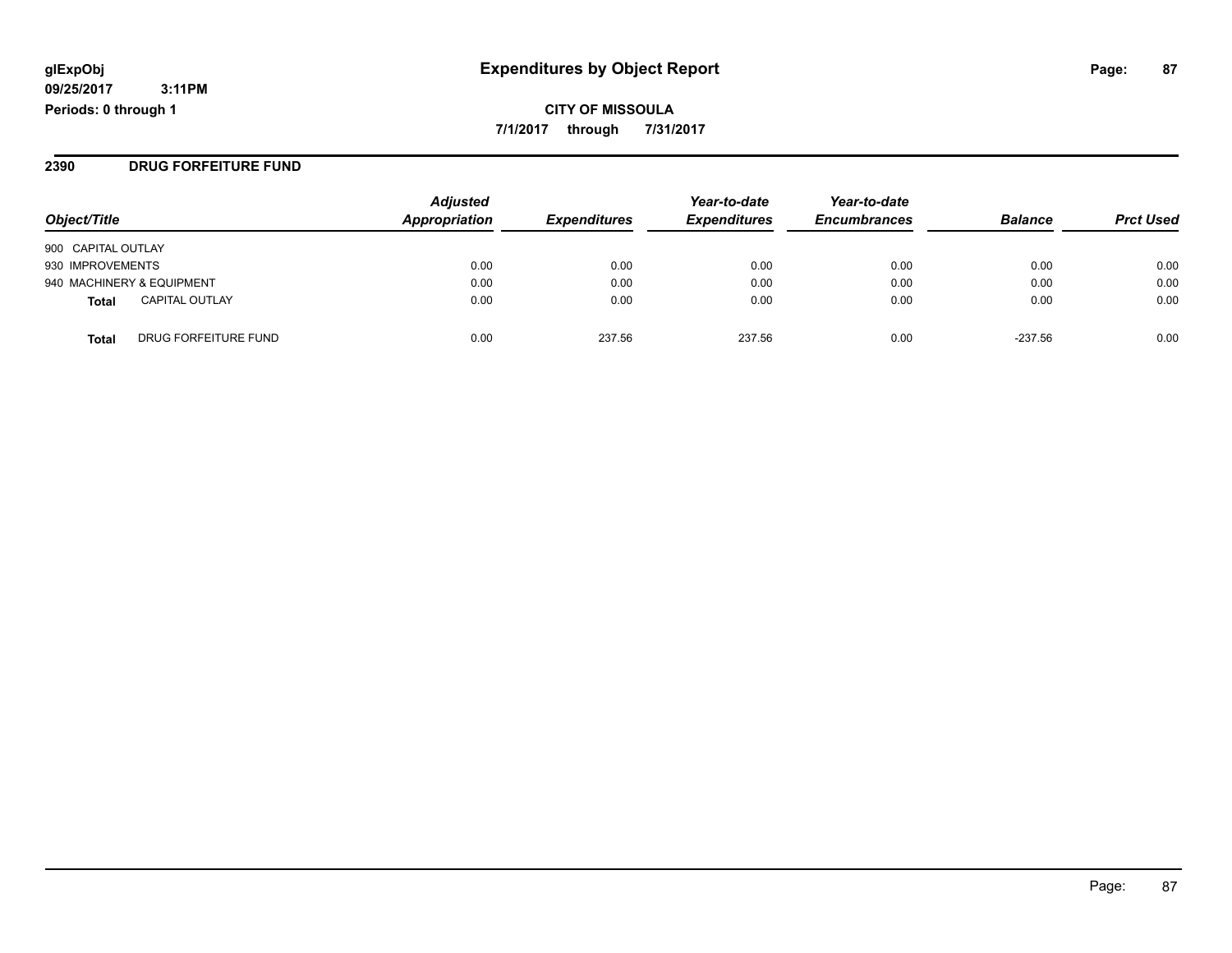**glExpObj**
**09/25/2017 3:11PM**
**Periods: 0 through 1**

# Expenditures by Object Report

**CITY OF MISSOULA**

**7/1/2017 through 7/31/2017**

## 2390 DRUG FORFEITURE FUND

| Object/Title | | Adjusted Appropriation | Expenditures | Year-to-date Expenditures | Year-to-date Encumbrances | Balance | Prct Used |
|---|---|---|---|---|---|---|---|
| 900 CAPITAL OUTLAY | | | | | | | |
| 930 IMPROVEMENTS | | 0.00 | 0.00 | 0.00 | 0.00 | 0.00 | 0.00 |
| 940 MACHINERY & EQUIPMENT | | 0.00 | 0.00 | 0.00 | 0.00 | 0.00 | 0.00 |
| **Total** | CAPITAL OUTLAY | 0.00 | 0.00 | 0.00 | 0.00 | 0.00 | 0.00 |
| **Total** | DRUG FORFEITURE FUND | 0.00 | 237.56 | 237.56 | 0.00 | -237.56 | 0.00 |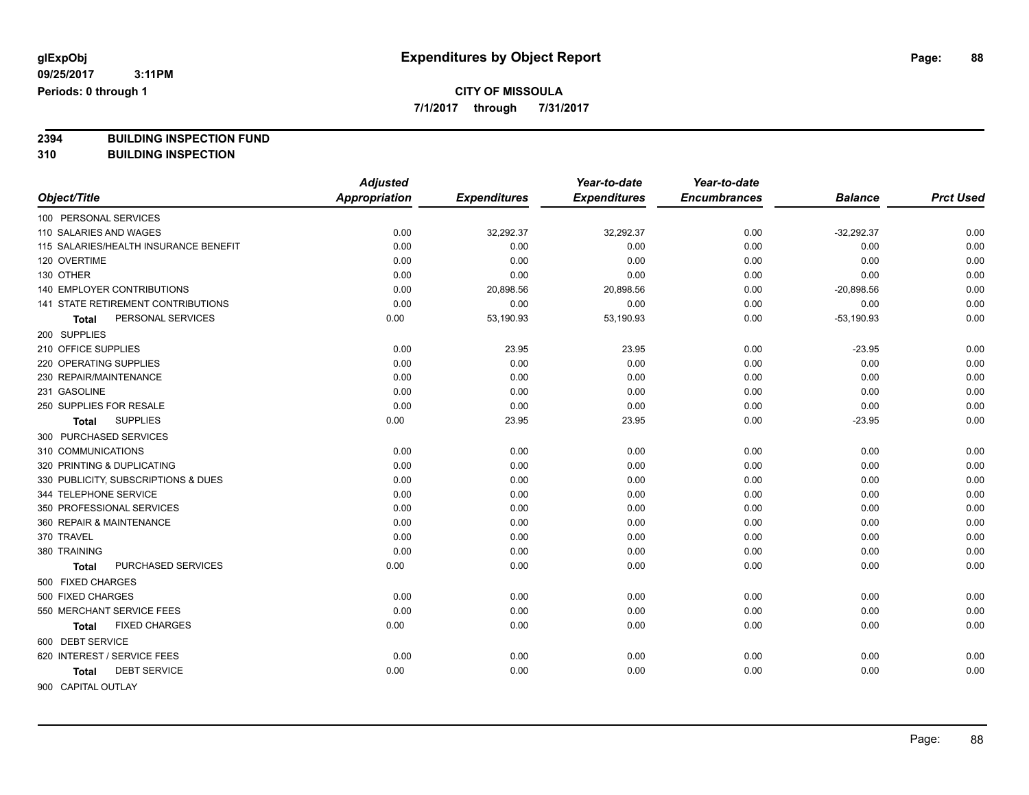# Expenditures by Object Report

glExpObj
09/25/2017 3:11PM
Periods: 0 through 1

**CITY OF MISSOULA**
**7/1/2017 through 7/31/2017**

**2394 BUILDING INSPECTION FUND**
**310 BUILDING INSPECTION**

| Object/Title | Adjusted Appropriation | Expenditures | Year-to-date Expenditures | Year-to-date Encumbrances | Balance | Prct Used |
|---|---|---|---|---|---|---|
| 100 PERSONAL SERVICES | | | | | | |
| 110 SALARIES AND WAGES | 0.00 | 32,292.37 | 32,292.37 | 0.00 | -32,292.37 | 0.00 |
| 115 SALARIES/HEALTH INSURANCE BENEFIT | 0.00 | 0.00 | 0.00 | 0.00 | 0.00 | 0.00 |
| 120 OVERTIME | 0.00 | 0.00 | 0.00 | 0.00 | 0.00 | 0.00 |
| 130 OTHER | 0.00 | 0.00 | 0.00 | 0.00 | 0.00 | 0.00 |
| 140 EMPLOYER CONTRIBUTIONS | 0.00 | 20,898.56 | 20,898.56 | 0.00 | -20,898.56 | 0.00 |
| 141 STATE RETIREMENT CONTRIBUTIONS | 0.00 | 0.00 | 0.00 | 0.00 | 0.00 | 0.00 |
| **Total** PERSONAL SERVICES | 0.00 | 53,190.93 | 53,190.93 | 0.00 | -53,190.93 | 0.00 |
| 200 SUPPLIES | | | | | | |
| 210 OFFICE SUPPLIES | 0.00 | 23.95 | 23.95 | 0.00 | -23.95 | 0.00 |
| 220 OPERATING SUPPLIES | 0.00 | 0.00 | 0.00 | 0.00 | 0.00 | 0.00 |
| 230 REPAIR/MAINTENANCE | 0.00 | 0.00 | 0.00 | 0.00 | 0.00 | 0.00 |
| 231 GASOLINE | 0.00 | 0.00 | 0.00 | 0.00 | 0.00 | 0.00 |
| 250 SUPPLIES FOR RESALE | 0.00 | 0.00 | 0.00 | 0.00 | 0.00 | 0.00 |
| **Total** SUPPLIES | 0.00 | 23.95 | 23.95 | 0.00 | -23.95 | 0.00 |
| 300 PURCHASED SERVICES | | | | | | |
| 310 COMMUNICATIONS | 0.00 | 0.00 | 0.00 | 0.00 | 0.00 | 0.00 |
| 320 PRINTING & DUPLICATING | 0.00 | 0.00 | 0.00 | 0.00 | 0.00 | 0.00 |
| 330 PUBLICITY, SUBSCRIPTIONS & DUES | 0.00 | 0.00 | 0.00 | 0.00 | 0.00 | 0.00 |
| 344 TELEPHONE SERVICE | 0.00 | 0.00 | 0.00 | 0.00 | 0.00 | 0.00 |
| 350 PROFESSIONAL SERVICES | 0.00 | 0.00 | 0.00 | 0.00 | 0.00 | 0.00 |
| 360 REPAIR & MAINTENANCE | 0.00 | 0.00 | 0.00 | 0.00 | 0.00 | 0.00 |
| 370 TRAVEL | 0.00 | 0.00 | 0.00 | 0.00 | 0.00 | 0.00 |
| 380 TRAINING | 0.00 | 0.00 | 0.00 | 0.00 | 0.00 | 0.00 |
| **Total** PURCHASED SERVICES | 0.00 | 0.00 | 0.00 | 0.00 | 0.00 | 0.00 |
| 500 FIXED CHARGES | | | | | | |
| 500 FIXED CHARGES | 0.00 | 0.00 | 0.00 | 0.00 | 0.00 | 0.00 |
| 550 MERCHANT SERVICE FEES | 0.00 | 0.00 | 0.00 | 0.00 | 0.00 | 0.00 |
| **Total** FIXED CHARGES | 0.00 | 0.00 | 0.00 | 0.00 | 0.00 | 0.00 |
| 600 DEBT SERVICE | | | | | | |
| 620 INTEREST / SERVICE FEES | 0.00 | 0.00 | 0.00 | 0.00 | 0.00 | 0.00 |
| **Total** DEBT SERVICE | 0.00 | 0.00 | 0.00 | 0.00 | 0.00 | 0.00 |
| 900 CAPITAL OUTLAY | | | | | | |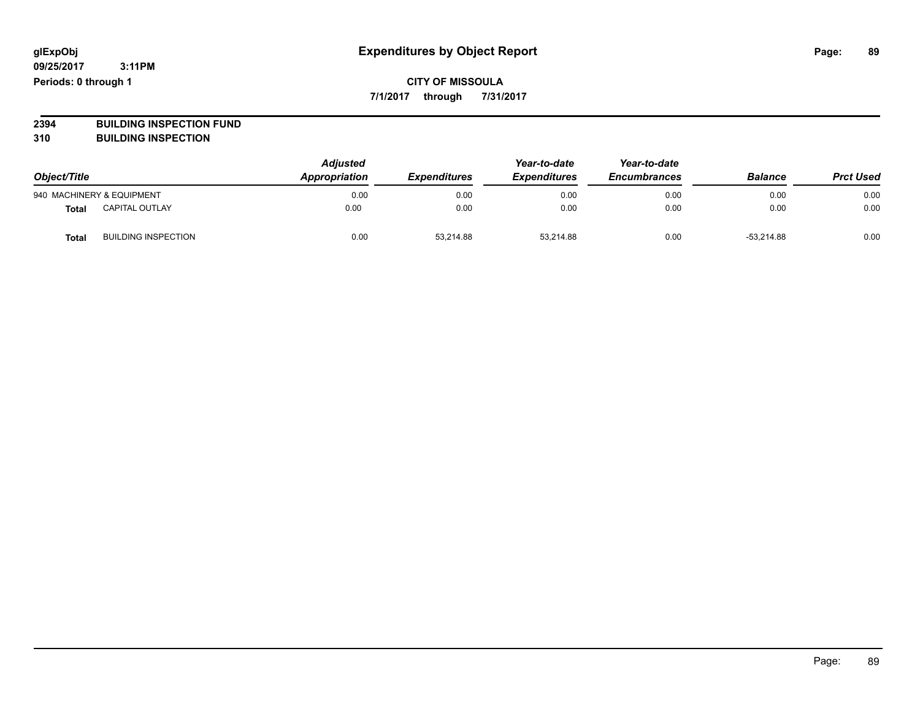**glExpObj** **Expenditures by Object Report**

**09/25/2017 3:11PM**

**Periods: 0 through 1**

**CITY OF MISSOULA**

**7/1/2017 through 7/31/2017**

**2394 BUILDING INSPECTION FUND**

**310 BUILDING INSPECTION**

| Object/Title | | Adjusted Appropriation | Expenditures | Year-to-date Expenditures | Year-to-date Encumbrances | Balance | Prct Used |
|---|---|---|---|---|---|---|---|
| 940 MACHINERY & EQUIPMENT | | 0.00 | 0.00 | 0.00 | 0.00 | 0.00 | 0.00 |
| **Total** | CAPITAL OUTLAY | 0.00 | 0.00 | 0.00 | 0.00 | 0.00 | 0.00 |
| **Total** | BUILDING INSPECTION | 0.00 | 53,214.88 | 53,214.88 | 0.00 | -53,214.88 | 0.00 |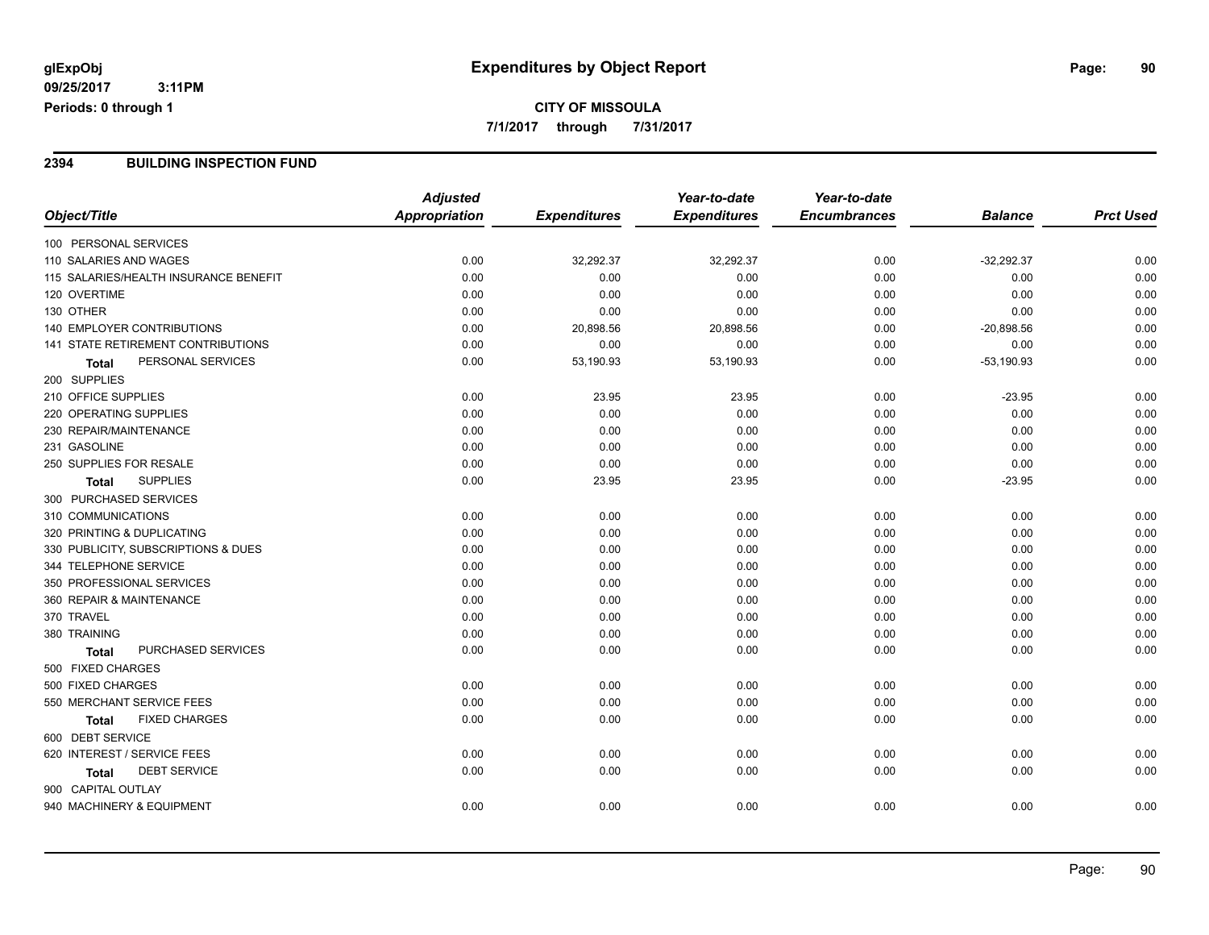glExpObj
09/25/2017 3:11PM
Periods: 0 through 1

# Expenditures by Object Report

**CITY OF MISSOULA**
**7/1/2017 through 7/31/2017**

## 2394 BUILDING INSPECTION FUND

| Object/Title | Adjusted Appropriation | Expenditures | Year-to-date Expenditures | Year-to-date Encumbrances | Balance | Prct Used |
|---|---|---|---|---|---|---|
| 100 PERSONAL SERVICES | | | | | | |
| 110 SALARIES AND WAGES | 0.00 | 32,292.37 | 32,292.37 | 0.00 | -32,292.37 | 0.00 |
| 115 SALARIES/HEALTH INSURANCE BENEFIT | 0.00 | 0.00 | 0.00 | 0.00 | 0.00 | 0.00 |
| 120 OVERTIME | 0.00 | 0.00 | 0.00 | 0.00 | 0.00 | 0.00 |
| 130 OTHER | 0.00 | 0.00 | 0.00 | 0.00 | 0.00 | 0.00 |
| 140 EMPLOYER CONTRIBUTIONS | 0.00 | 20,898.56 | 20,898.56 | 0.00 | -20,898.56 | 0.00 |
| 141 STATE RETIREMENT CONTRIBUTIONS | 0.00 | 0.00 | 0.00 | 0.00 | 0.00 | 0.00 |
| **Total** PERSONAL SERVICES | 0.00 | 53,190.93 | 53,190.93 | 0.00 | -53,190.93 | 0.00 |
| 200 SUPPLIES | | | | | | |
| 210 OFFICE SUPPLIES | 0.00 | 23.95 | 23.95 | 0.00 | -23.95 | 0.00 |
| 220 OPERATING SUPPLIES | 0.00 | 0.00 | 0.00 | 0.00 | 0.00 | 0.00 |
| 230 REPAIR/MAINTENANCE | 0.00 | 0.00 | 0.00 | 0.00 | 0.00 | 0.00 |
| 231 GASOLINE | 0.00 | 0.00 | 0.00 | 0.00 | 0.00 | 0.00 |
| 250 SUPPLIES FOR RESALE | 0.00 | 0.00 | 0.00 | 0.00 | 0.00 | 0.00 |
| **Total** SUPPLIES | 0.00 | 23.95 | 23.95 | 0.00 | -23.95 | 0.00 |
| 300 PURCHASED SERVICES | | | | | | |
| 310 COMMUNICATIONS | 0.00 | 0.00 | 0.00 | 0.00 | 0.00 | 0.00 |
| 320 PRINTING & DUPLICATING | 0.00 | 0.00 | 0.00 | 0.00 | 0.00 | 0.00 |
| 330 PUBLICITY, SUBSCRIPTIONS & DUES | 0.00 | 0.00 | 0.00 | 0.00 | 0.00 | 0.00 |
| 344 TELEPHONE SERVICE | 0.00 | 0.00 | 0.00 | 0.00 | 0.00 | 0.00 |
| 350 PROFESSIONAL SERVICES | 0.00 | 0.00 | 0.00 | 0.00 | 0.00 | 0.00 |
| 360 REPAIR & MAINTENANCE | 0.00 | 0.00 | 0.00 | 0.00 | 0.00 | 0.00 |
| 370 TRAVEL | 0.00 | 0.00 | 0.00 | 0.00 | 0.00 | 0.00 |
| 380 TRAINING | 0.00 | 0.00 | 0.00 | 0.00 | 0.00 | 0.00 |
| **Total** PURCHASED SERVICES | 0.00 | 0.00 | 0.00 | 0.00 | 0.00 | 0.00 |
| 500 FIXED CHARGES | | | | | | |
| 500 FIXED CHARGES | 0.00 | 0.00 | 0.00 | 0.00 | 0.00 | 0.00 |
| 550 MERCHANT SERVICE FEES | 0.00 | 0.00 | 0.00 | 0.00 | 0.00 | 0.00 |
| **Total** FIXED CHARGES | 0.00 | 0.00 | 0.00 | 0.00 | 0.00 | 0.00 |
| 600 DEBT SERVICE | | | | | | |
| 620 INTEREST / SERVICE FEES | 0.00 | 0.00 | 0.00 | 0.00 | 0.00 | 0.00 |
| **Total** DEBT SERVICE | 0.00 | 0.00 | 0.00 | 0.00 | 0.00 | 0.00 |
| 900 CAPITAL OUTLAY | | | | | | |
| 940 MACHINERY & EQUIPMENT | 0.00 | 0.00 | 0.00 | 0.00 | 0.00 | 0.00 |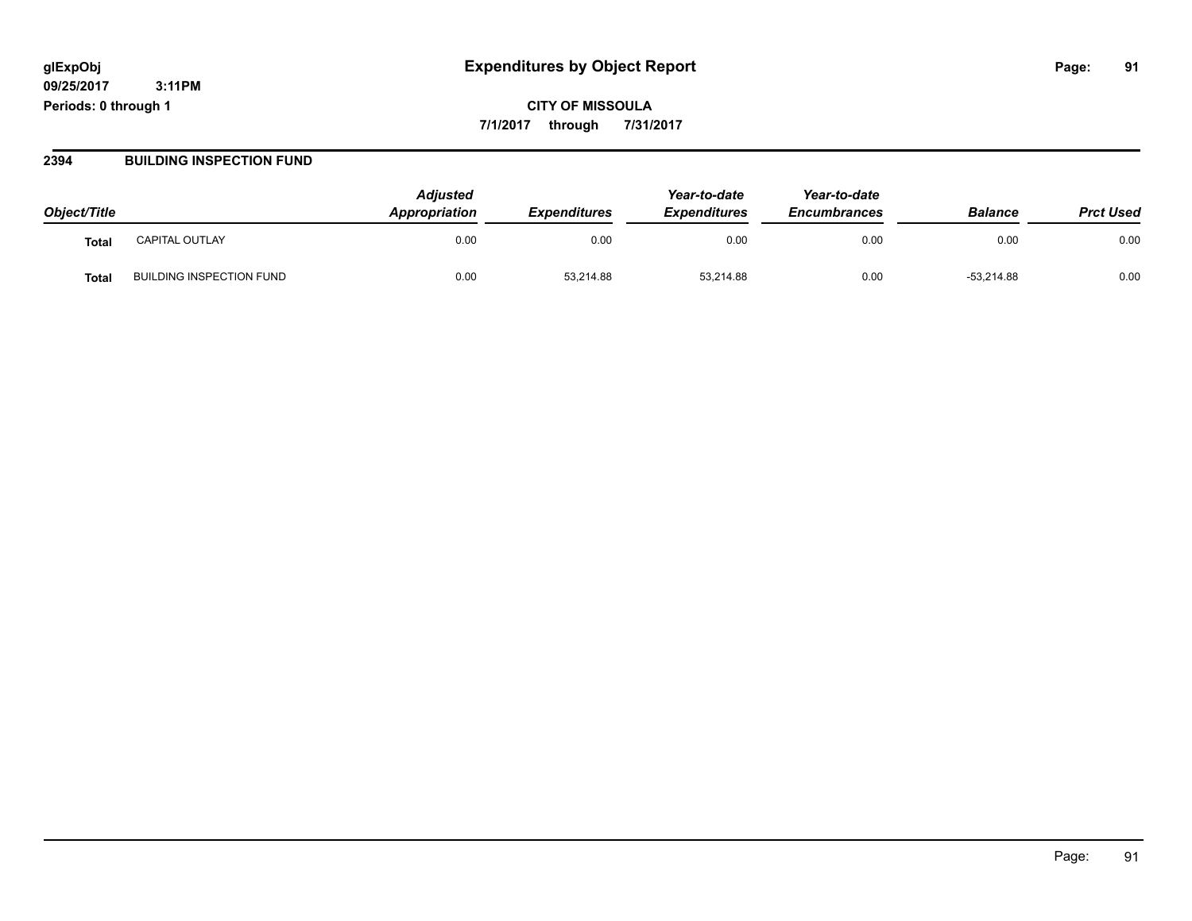# Expenditures by Object Report

glExpObj
09/25/2017 3:11PM
Periods: 0 through 1

**CITY OF MISSOULA**
**7/1/2017 through 7/31/2017**

## 2394 BUILDING INSPECTION FUND

| Object/Title | | Adjusted Appropriation | Expenditures | Year-to-date Expenditures | Year-to-date Encumbrances | Balance | Prct Used |
|---|---|---|---|---|---|---|---|
| **Total** | CAPITAL OUTLAY | 0.00 | 0.00 | 0.00 | 0.00 | 0.00 | 0.00 |
| **Total** | BUILDING INSPECTION FUND | 0.00 | 53,214.88 | 53,214.88 | 0.00 | -53,214.88 | 0.00 |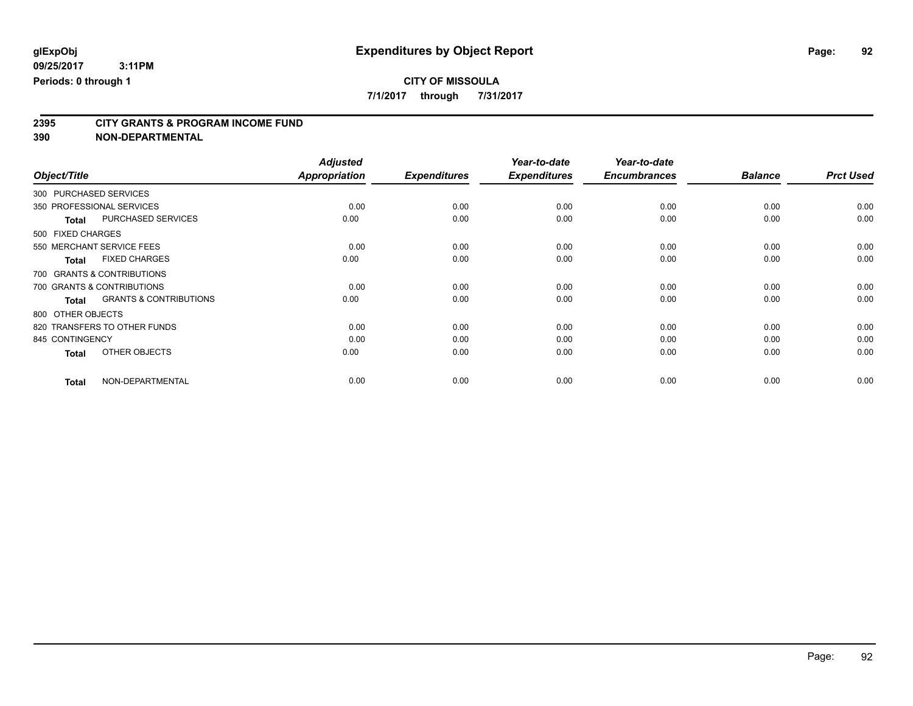glExpObj
09/25/2017 3:11PM
Periods: 0 through 1

# Expenditures by Object Report

**CITY OF MISSOULA**
**7/1/2017 through 7/31/2017**

## 2395 CITY GRANTS & PROGRAM INCOME FUND
## 390 NON-DEPARTMENTAL

| Object/Title | Adjusted Appropriation | Expenditures | Year-to-date Expenditures | Year-to-date Encumbrances | Balance | Prct Used |
|---|---|---|---|---|---|---|
| 300 PURCHASED SERVICES | | | | | | |
| 350 PROFESSIONAL SERVICES | 0.00 | 0.00 | 0.00 | 0.00 | 0.00 | 0.00 |
| **Total** PURCHASED SERVICES | 0.00 | 0.00 | 0.00 | 0.00 | 0.00 | 0.00 |
| 500 FIXED CHARGES | | | | | | |
| 550 MERCHANT SERVICE FEES | 0.00 | 0.00 | 0.00 | 0.00 | 0.00 | 0.00 |
| **Total** FIXED CHARGES | 0.00 | 0.00 | 0.00 | 0.00 | 0.00 | 0.00 |
| 700 GRANTS & CONTRIBUTIONS | | | | | | |
| 700 GRANTS & CONTRIBUTIONS | 0.00 | 0.00 | 0.00 | 0.00 | 0.00 | 0.00 |
| **Total** GRANTS & CONTRIBUTIONS | 0.00 | 0.00 | 0.00 | 0.00 | 0.00 | 0.00 |
| 800 OTHER OBJECTS | | | | | | |
| 820 TRANSFERS TO OTHER FUNDS | 0.00 | 0.00 | 0.00 | 0.00 | 0.00 | 0.00 |
| 845 CONTINGENCY | 0.00 | 0.00 | 0.00 | 0.00 | 0.00 | 0.00 |
| **Total** OTHER OBJECTS | 0.00 | 0.00 | 0.00 | 0.00 | 0.00 | 0.00 |
| **Total** NON-DEPARTMENTAL | 0.00 | 0.00 | 0.00 | 0.00 | 0.00 | 0.00 |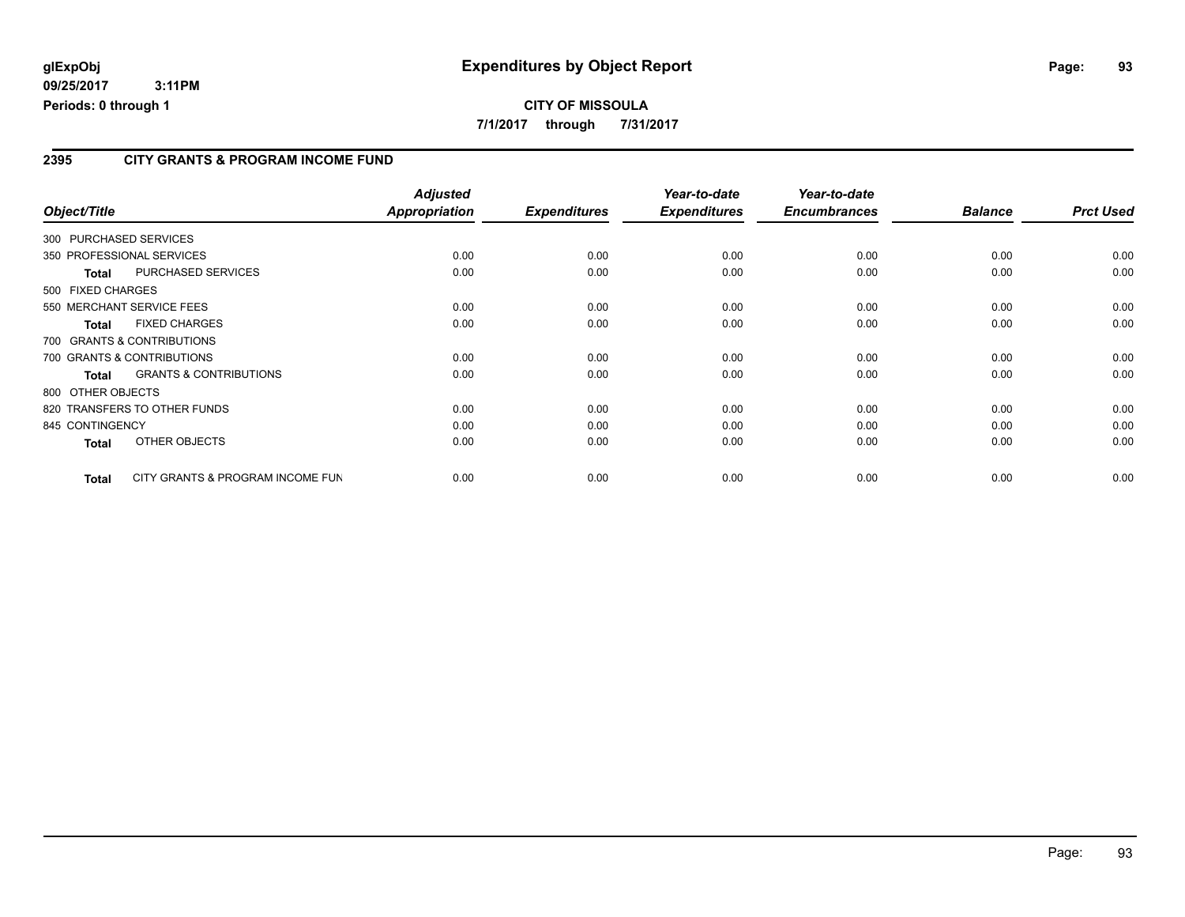**glExpObj**
**09/25/2017 3:11PM**
**Periods: 0 through 1**

# Expenditures by Object Report

**CITY OF MISSOULA**

**7/1/2017 through 7/31/2017**

## 2395 CITY GRANTS & PROGRAM INCOME FUND

| Object/Title | Adjusted Appropriation | Expenditures | Year-to-date Expenditures | Year-to-date Encumbrances | Balance | Prct Used |
|---|---|---|---|---|---|---|
| 300 PURCHASED SERVICES | | | | | | |
| 350 PROFESSIONAL SERVICES | 0.00 | 0.00 | 0.00 | 0.00 | 0.00 | 0.00 |
| **Total** PURCHASED SERVICES | 0.00 | 0.00 | 0.00 | 0.00 | 0.00 | 0.00 |
| 500 FIXED CHARGES | | | | | | |
| 550 MERCHANT SERVICE FEES | 0.00 | 0.00 | 0.00 | 0.00 | 0.00 | 0.00 |
| **Total** FIXED CHARGES | 0.00 | 0.00 | 0.00 | 0.00 | 0.00 | 0.00 |
| 700 GRANTS & CONTRIBUTIONS | | | | | | |
| 700 GRANTS & CONTRIBUTIONS | 0.00 | 0.00 | 0.00 | 0.00 | 0.00 | 0.00 |
| **Total** GRANTS & CONTRIBUTIONS | 0.00 | 0.00 | 0.00 | 0.00 | 0.00 | 0.00 |
| 800 OTHER OBJECTS | | | | | | |
| 820 TRANSFERS TO OTHER FUNDS | 0.00 | 0.00 | 0.00 | 0.00 | 0.00 | 0.00 |
| 845 CONTINGENCY | 0.00 | 0.00 | 0.00 | 0.00 | 0.00 | 0.00 |
| **Total** OTHER OBJECTS | 0.00 | 0.00 | 0.00 | 0.00 | 0.00 | 0.00 |
| **Total** CITY GRANTS & PROGRAM INCOME FUN | 0.00 | 0.00 | 0.00 | 0.00 | 0.00 | 0.00 |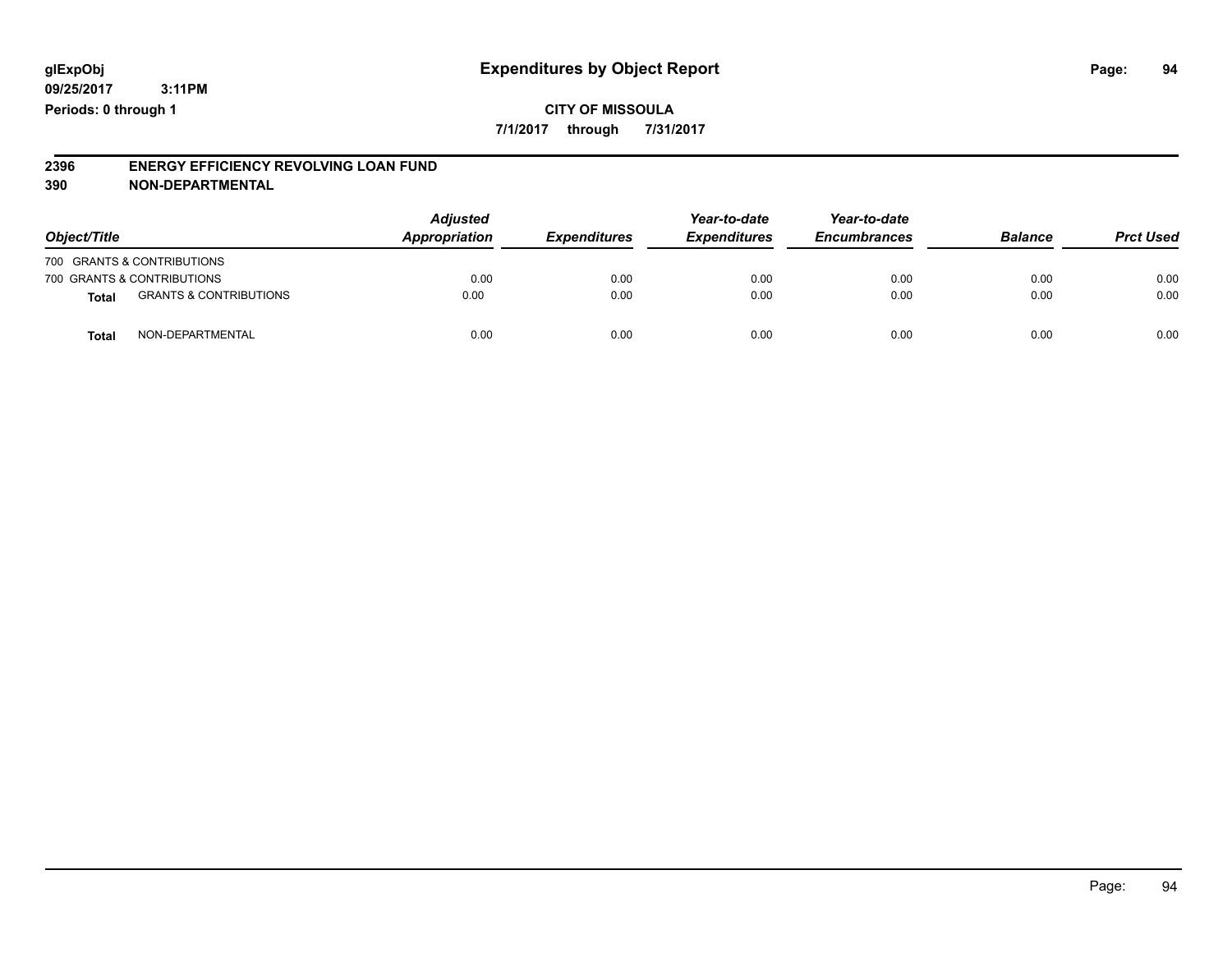glExpObj
09/25/2017 3:11PM
Periods: 0 through 1

# Expenditures by Object Report

**CITY OF MISSOULA**

**7/1/2017 through 7/31/2017**

**2396 ENERGY EFFICIENCY REVOLVING LOAN FUND**
**390 NON-DEPARTMENTAL**

| Object/Title | | Adjusted Appropriation | Expenditures | Year-to-date Expenditures | Year-to-date Encumbrances | Balance | Prct Used |
|---|---|---|---|---|---|---|---|
| 700 GRANTS & CONTRIBUTIONS | | | | | | | |
| 700 GRANTS & CONTRIBUTIONS | | 0.00 | 0.00 | 0.00 | 0.00 | 0.00 | 0.00 |
| **Total** | GRANTS & CONTRIBUTIONS | 0.00 | 0.00 | 0.00 | 0.00 | 0.00 | 0.00 |
| **Total** | NON-DEPARTMENTAL | 0.00 | 0.00 | 0.00 | 0.00 | 0.00 | 0.00 |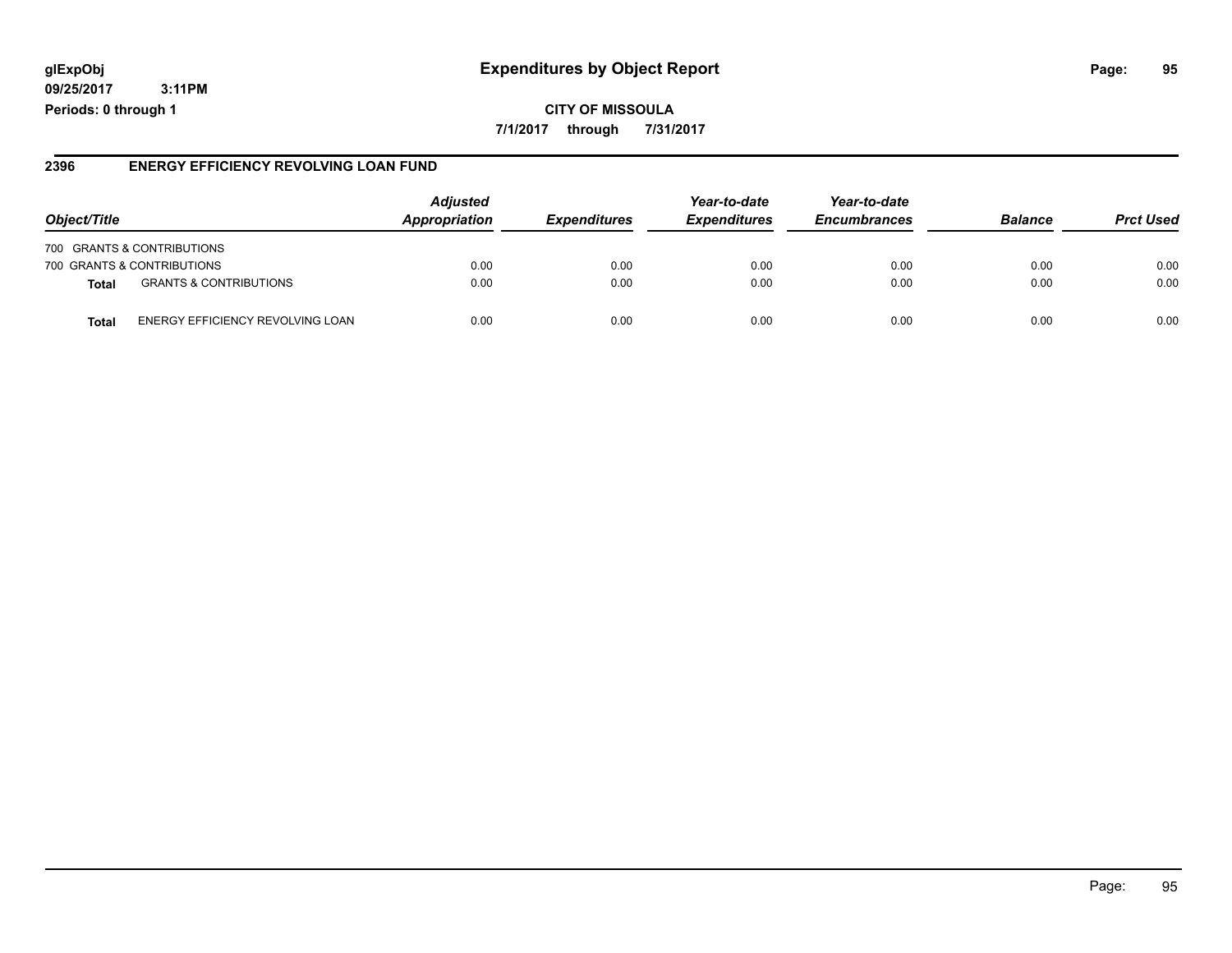**glExpObj**
**09/25/2017 3:11PM**
**Periods: 0 through 1**

# Expenditures by Object Report

**CITY OF MISSOULA**

**7/1/2017 through 7/31/2017**

## 2396 ENERGY EFFICIENCY REVOLVING LOAN FUND

| Object/Title | | *Adjusted Appropriation* | *Expenditures* | *Year-to-date Expenditures* | *Year-to-date Encumbrances* | *Balance* | *Prct Used* |
|---|---|---|---|---|---|---|---|
| 700 GRANTS & CONTRIBUTIONS | | | | | | | |
| 700 GRANTS & CONTRIBUTIONS | | 0.00 | 0.00 | 0.00 | 0.00 | 0.00 | 0.00 |
| **Total** | GRANTS & CONTRIBUTIONS | 0.00 | 0.00 | 0.00 | 0.00 | 0.00 | 0.00 |
| **Total** | ENERGY EFFICIENCY REVOLVING LOAN | 0.00 | 0.00 | 0.00 | 0.00 | 0.00 | 0.00 |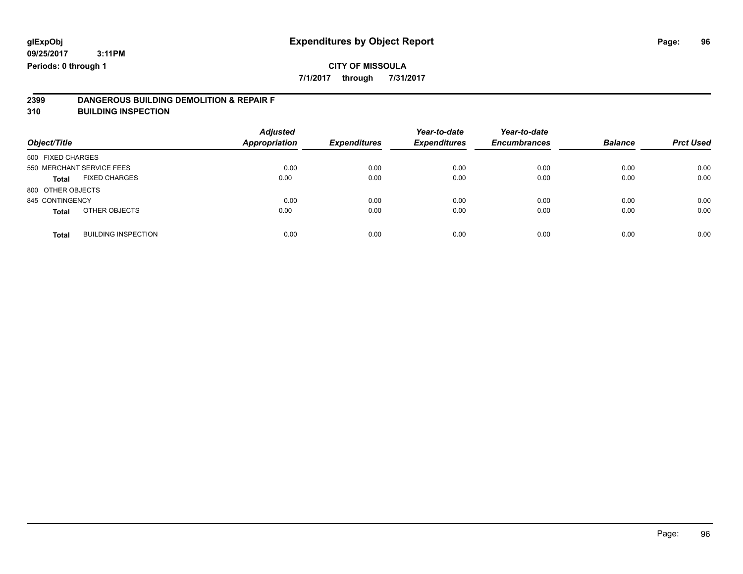glExpObj
09/25/2017 3:11PM
Periods: 0 through 1

# Expenditures by Object Report

**CITY OF MISSOULA**

**7/1/2017 through 7/31/2017**

## 2399 DANGEROUS BUILDING DEMOLITION & REPAIR F
## 310 BUILDING INSPECTION

| Object/Title | | Adjusted Appropriation | Expenditures | Year-to-date Expenditures | Year-to-date Encumbrances | Balance | Prct Used |
|---|---|---|---|---|---|---|---|
| 500 FIXED CHARGES | | | | | | | |
| 550 MERCHANT SERVICE FEES | | 0.00 | 0.00 | 0.00 | 0.00 | 0.00 | 0.00 |
| **Total** | FIXED CHARGES | 0.00 | 0.00 | 0.00 | 0.00 | 0.00 | 0.00 |
| 800 OTHER OBJECTS | | | | | | | |
| 845 CONTINGENCY | | 0.00 | 0.00 | 0.00 | 0.00 | 0.00 | 0.00 |
| **Total** | OTHER OBJECTS | 0.00 | 0.00 | 0.00 | 0.00 | 0.00 | 0.00 |
| **Total** | BUILDING INSPECTION | 0.00 | 0.00 | 0.00 | 0.00 | 0.00 | 0.00 |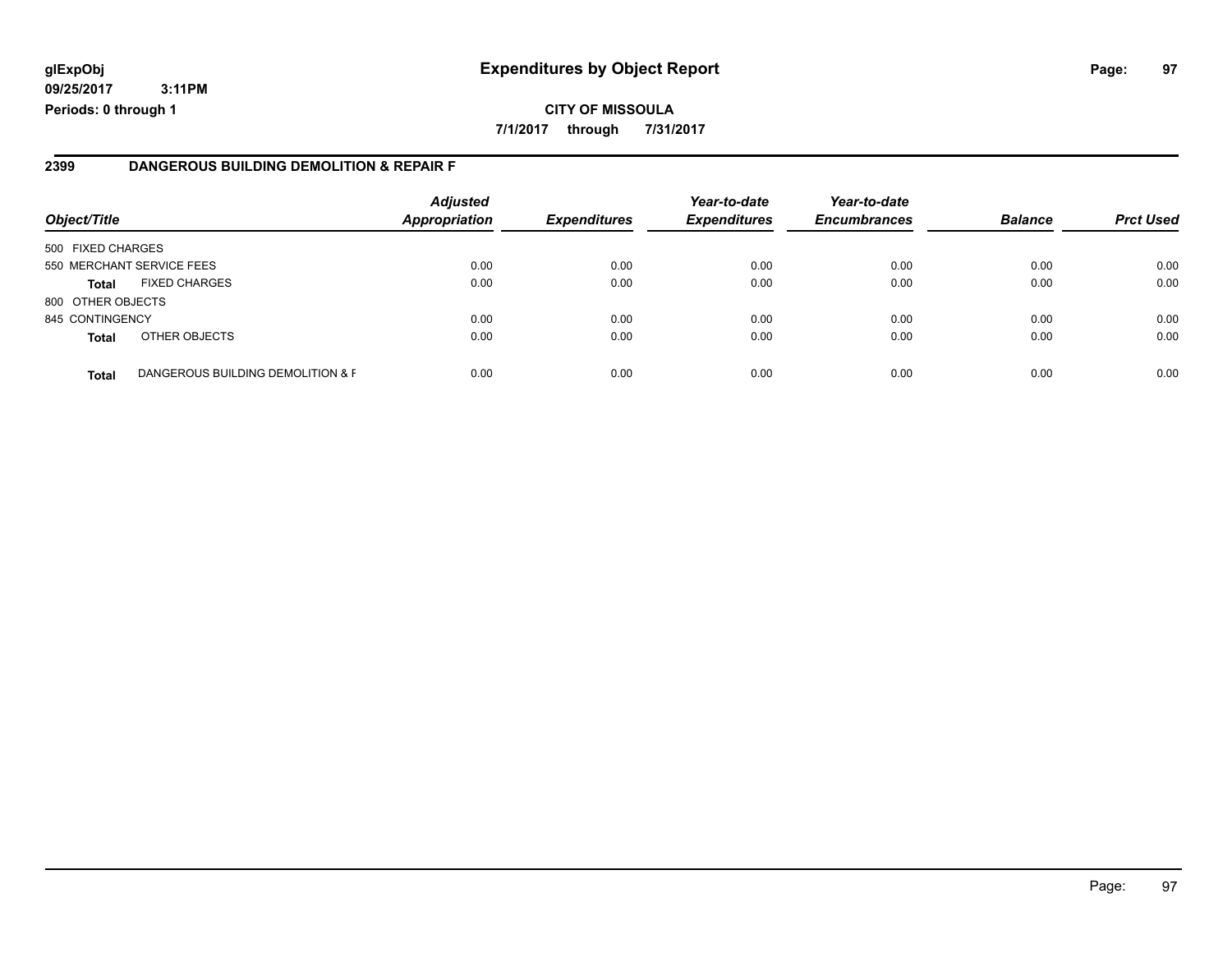**glExpObj**
**09/25/2017 3:11PM**
**Periods: 0 through 1**

# Expenditures by Object Report

**CITY OF MISSOULA**

**7/1/2017 through 7/31/2017**

## 2399 DANGEROUS BUILDING DEMOLITION & REPAIR F

| Object/Title | | *Adjusted Appropriation* | *Expenditures* | *Year-to-date Expenditures* | *Year-to-date Encumbrances* | *Balance* | *Prct Used* |
|---|---|---|---|---|---|---|---|
| 500 FIXED CHARGES | | | | | | | |
| 550 MERCHANT SERVICE FEES | | 0.00 | 0.00 | 0.00 | 0.00 | 0.00 | 0.00 |
| **Total** | FIXED CHARGES | 0.00 | 0.00 | 0.00 | 0.00 | 0.00 | 0.00 |
| 800 OTHER OBJECTS | | | | | | | |
| 845 CONTINGENCY | | 0.00 | 0.00 | 0.00 | 0.00 | 0.00 | 0.00 |
| **Total** | OTHER OBJECTS | 0.00 | 0.00 | 0.00 | 0.00 | 0.00 | 0.00 |
| **Total** | DANGEROUS BUILDING DEMOLITION & F | 0.00 | 0.00 | 0.00 | 0.00 | 0.00 | 0.00 |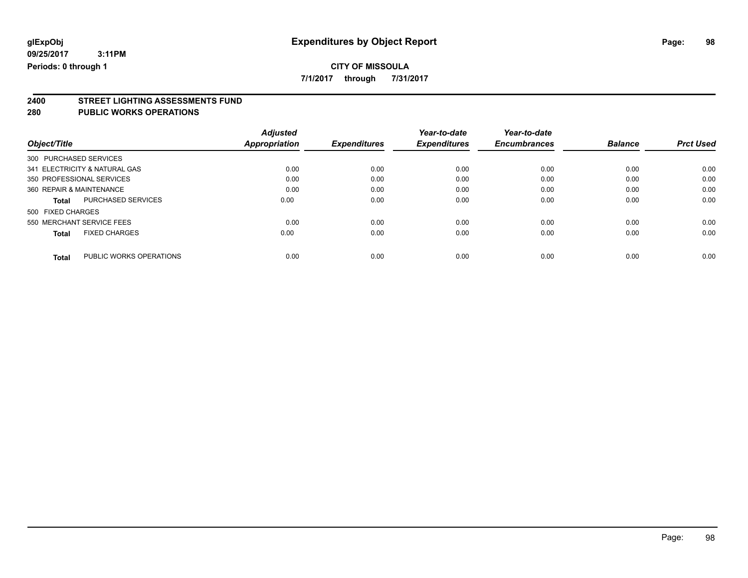glExpObj
09/25/2017 3:11PM
Periods: 0 through 1

# Expenditures by Object Report

**CITY OF MISSOULA**

**7/1/2017 through 7/31/2017**

## 2400 STREET LIGHTING ASSESSMENTS FUND
## 280 PUBLIC WORKS OPERATIONS

| Object/Title | | Adjusted Appropriation | Expenditures | Year-to-date Expenditures | Year-to-date Encumbrances | Balance | Prct Used |
|---|---|---|---|---|---|---|---|
| 300 PURCHASED SERVICES | | | | | | | |
| 341 ELECTRICITY & NATURAL GAS | | 0.00 | 0.00 | 0.00 | 0.00 | 0.00 | 0.00 |
| 350 PROFESSIONAL SERVICES | | 0.00 | 0.00 | 0.00 | 0.00 | 0.00 | 0.00 |
| 360 REPAIR & MAINTENANCE | | 0.00 | 0.00 | 0.00 | 0.00 | 0.00 | 0.00 |
| **Total** | PURCHASED SERVICES | 0.00 | 0.00 | 0.00 | 0.00 | 0.00 | 0.00 |
| 500 FIXED CHARGES | | | | | | | |
| 550 MERCHANT SERVICE FEES | | 0.00 | 0.00 | 0.00 | 0.00 | 0.00 | 0.00 |
| **Total** | FIXED CHARGES | 0.00 | 0.00 | 0.00 | 0.00 | 0.00 | 0.00 |
| **Total** | PUBLIC WORKS OPERATIONS | 0.00 | 0.00 | 0.00 | 0.00 | 0.00 | 0.00 |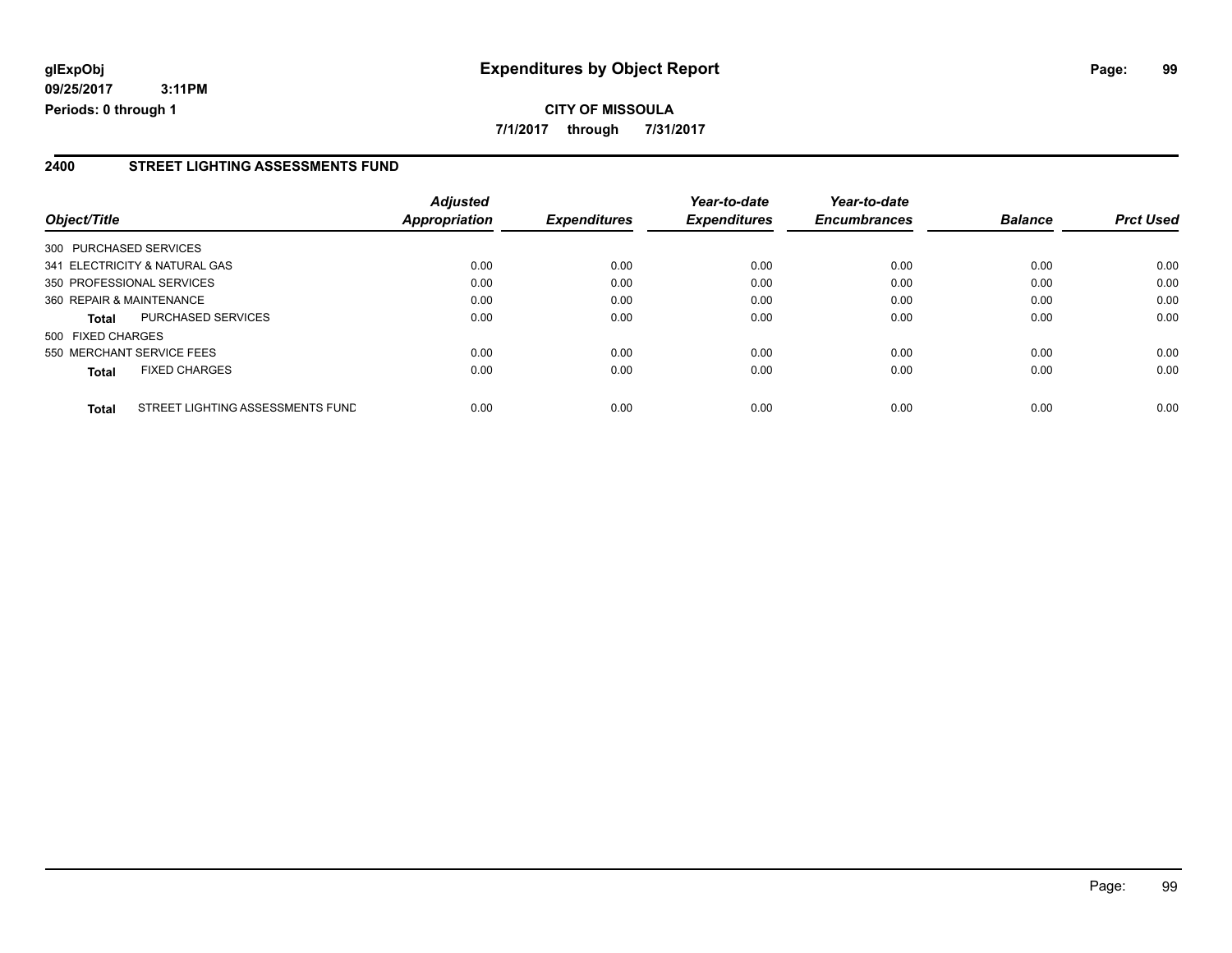**glExpObj** **Expenditures by Object Report**

**09/25/2017 3:11PM**

**Periods: 0 through 1**

**CITY OF MISSOULA**

**7/1/2017 through 7/31/2017**

## 2400 STREET LIGHTING ASSESSMENTS FUND

| Object/Title | | Adjusted Appropriation | Expenditures | Year-to-date Expenditures | Year-to-date Encumbrances | Balance | Prct Used |
|---|---|---|---|---|---|---|---|
| 300 PURCHASED SERVICES | | | | | | | |
| 341 ELECTRICITY & NATURAL GAS | | 0.00 | 0.00 | 0.00 | 0.00 | 0.00 | 0.00 |
| 350 PROFESSIONAL SERVICES | | 0.00 | 0.00 | 0.00 | 0.00 | 0.00 | 0.00 |
| 360 REPAIR & MAINTENANCE | | 0.00 | 0.00 | 0.00 | 0.00 | 0.00 | 0.00 |
| **Total** | PURCHASED SERVICES | 0.00 | 0.00 | 0.00 | 0.00 | 0.00 | 0.00 |
| 500 FIXED CHARGES | | | | | | | |
| 550 MERCHANT SERVICE FEES | | 0.00 | 0.00 | 0.00 | 0.00 | 0.00 | 0.00 |
| **Total** | FIXED CHARGES | 0.00 | 0.00 | 0.00 | 0.00 | 0.00 | 0.00 |
| **Total** | STREET LIGHTING ASSESSMENTS FUND | 0.00 | 0.00 | 0.00 | 0.00 | 0.00 | 0.00 |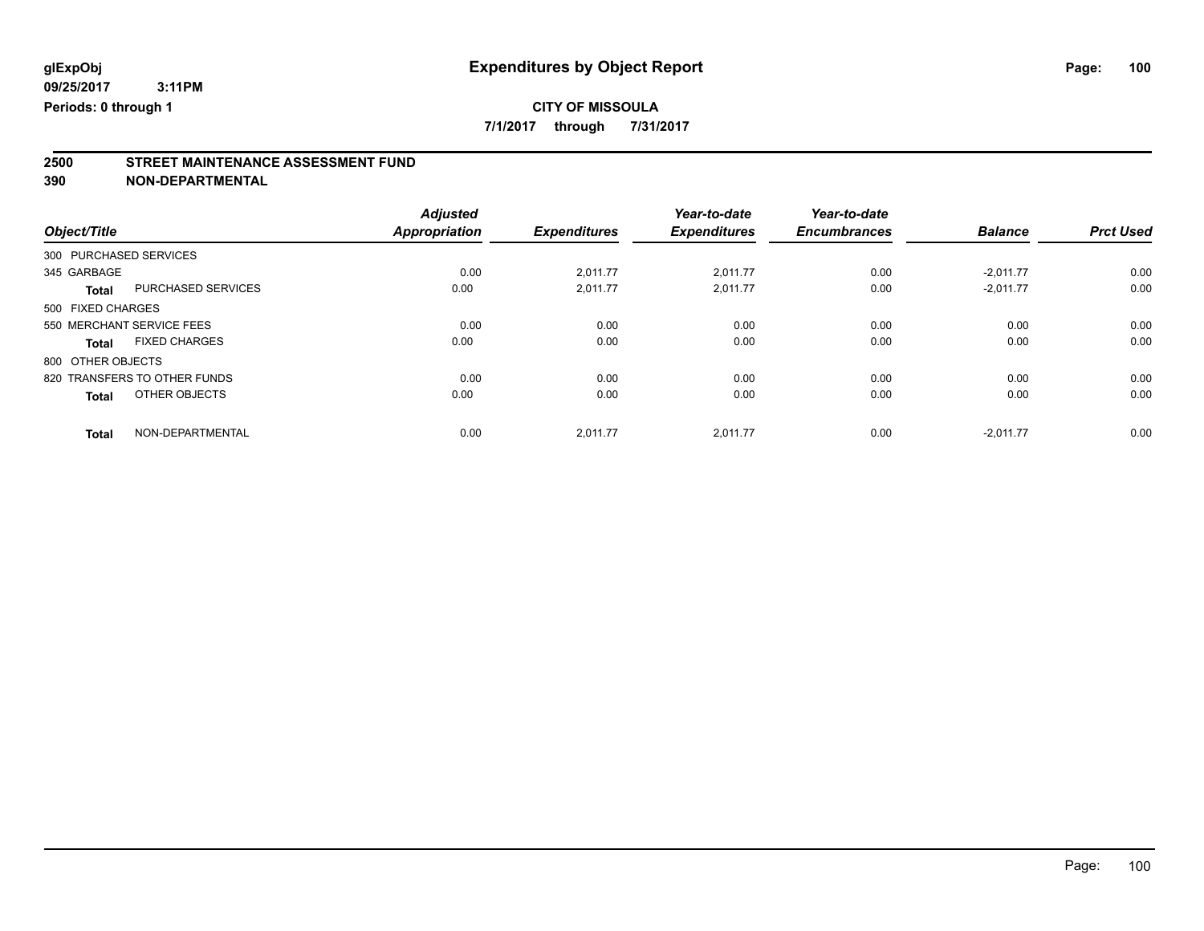glExpObj
09/25/2017 3:11PM
Periods: 0 through 1

# Expenditures by Object Report

**CITY OF MISSOULA**
**7/1/2017 through 7/31/2017**

## 2500 STREET MAINTENANCE ASSESSMENT FUND
## 390 NON-DEPARTMENTAL

| Object/Title | | Adjusted Appropriation | Expenditures | Year-to-date Expenditures | Year-to-date Encumbrances | Balance | Prct Used |
|---|---|---|---|---|---|---|---|
| 300 PURCHASED SERVICES | | | | | | | |
| 345 GARBAGE | | 0.00 | 2,011.77 | 2,011.77 | 0.00 | -2,011.77 | 0.00 |
| **Total** | PURCHASED SERVICES | 0.00 | 2,011.77 | 2,011.77 | 0.00 | -2,011.77 | 0.00 |
| 500 FIXED CHARGES | | | | | | | |
| 550 MERCHANT SERVICE FEES | | 0.00 | 0.00 | 0.00 | 0.00 | 0.00 | 0.00 |
| **Total** | FIXED CHARGES | 0.00 | 0.00 | 0.00 | 0.00 | 0.00 | 0.00 |
| 800 OTHER OBJECTS | | | | | | | |
| 820 TRANSFERS TO OTHER FUNDS | | 0.00 | 0.00 | 0.00 | 0.00 | 0.00 | 0.00 |
| **Total** | OTHER OBJECTS | 0.00 | 0.00 | 0.00 | 0.00 | 0.00 | 0.00 |
| **Total** | NON-DEPARTMENTAL | 0.00 | 2,011.77 | 2,011.77 | 0.00 | -2,011.77 | 0.00 |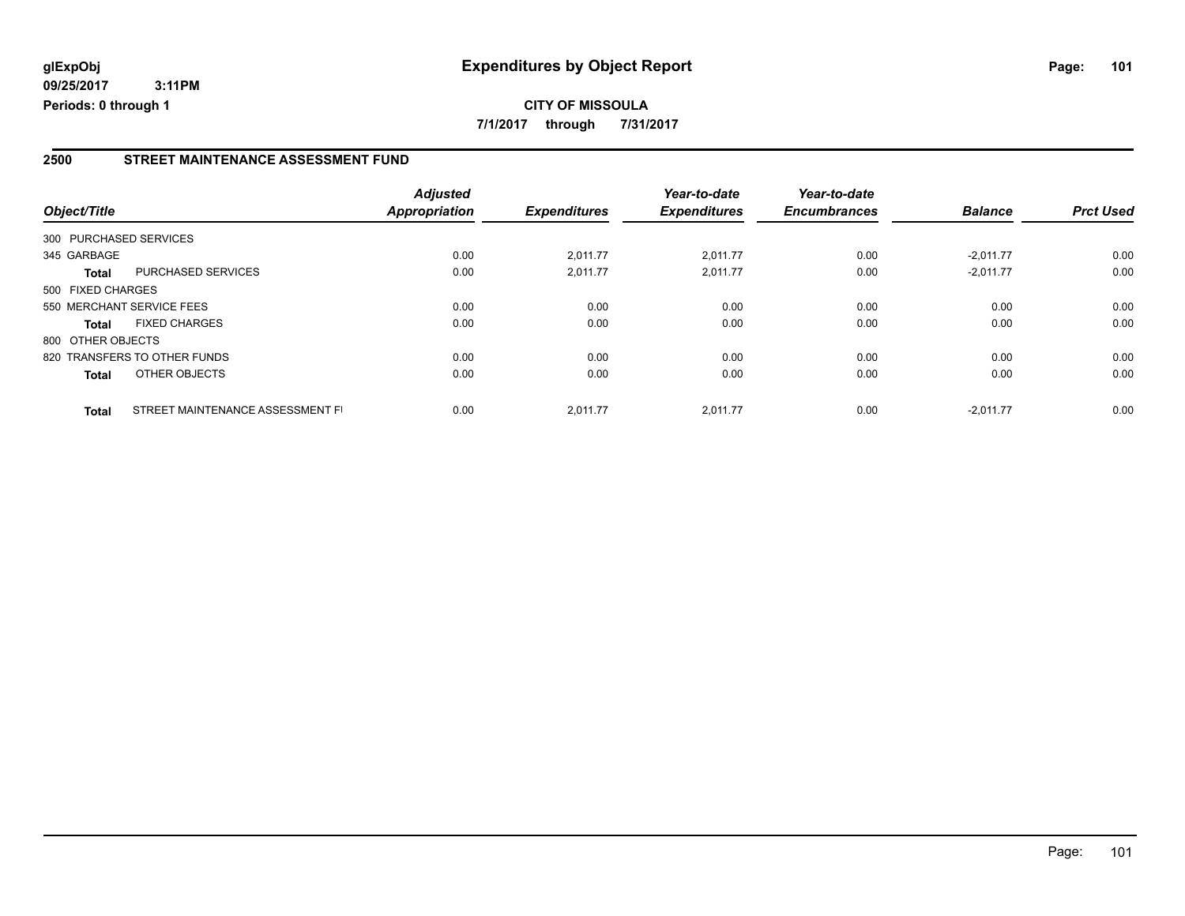# Expenditures by Object Report

**glExpObj**
**09/25/2017 3:11PM**
**Periods: 0 through 1**

**CITY OF MISSOULA**
**7/1/2017 through 7/31/2017**

## 2500 STREET MAINTENANCE ASSESSMENT FUND

| Object/Title | | *Adjusted Appropriation* | *Expenditures* | *Year-to-date Expenditures* | *Year-to-date Encumbrances* | *Balance* | *Prct Used* |
|---|---|---|---|---|---|---|---|
| 300 PURCHASED SERVICES | | | | | | | |
| 345 GARBAGE | | 0.00 | 2,011.77 | 2,011.77 | 0.00 | -2,011.77 | 0.00 |
| **Total** | PURCHASED SERVICES | 0.00 | 2,011.77 | 2,011.77 | 0.00 | -2,011.77 | 0.00 |
| 500 FIXED CHARGES | | | | | | | |
| 550 MERCHANT SERVICE FEES | | 0.00 | 0.00 | 0.00 | 0.00 | 0.00 | 0.00 |
| **Total** | FIXED CHARGES | 0.00 | 0.00 | 0.00 | 0.00 | 0.00 | 0.00 |
| 800 OTHER OBJECTS | | | | | | | |
| 820 TRANSFERS TO OTHER FUNDS | | 0.00 | 0.00 | 0.00 | 0.00 | 0.00 | 0.00 |
| **Total** | OTHER OBJECTS | 0.00 | 0.00 | 0.00 | 0.00 | 0.00 | 0.00 |
| **Total** | STREET MAINTENANCE ASSESSMENT FI | 0.00 | 2,011.77 | 2,011.77 | 0.00 | -2,011.77 | 0.00 |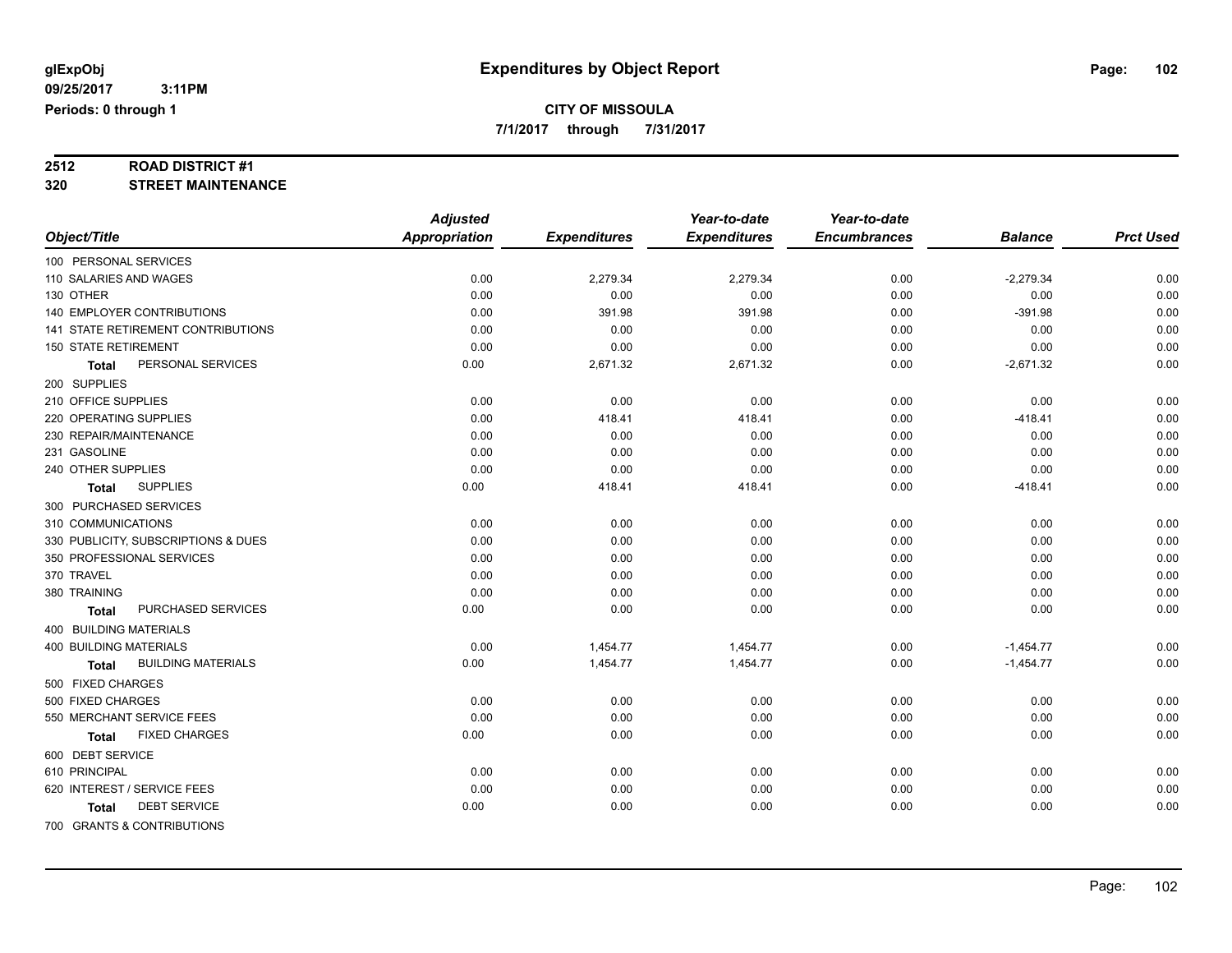**glExpObj**
**09/25/2017 3:11PM**
**Periods: 0 through 1**

# Expenditures by Object Report

**CITY OF MISSOULA**
**7/1/2017 through 7/31/2017**

**2512 ROAD DISTRICT #1**
**320 STREET MAINTENANCE**

| Object/Title | Adjusted Appropriation | Expenditures | Year-to-date Expenditures | Year-to-date Encumbrances | Balance | Prct Used |
|---|---|---|---|---|---|---|
| 100 PERSONAL SERVICES | | | | | | |
| 110 SALARIES AND WAGES | 0.00 | 2,279.34 | 2,279.34 | 0.00 | -2,279.34 | 0.00 |
| 130 OTHER | 0.00 | 0.00 | 0.00 | 0.00 | 0.00 | 0.00 |
| 140 EMPLOYER CONTRIBUTIONS | 0.00 | 391.98 | 391.98 | 0.00 | -391.98 | 0.00 |
| 141 STATE RETIREMENT CONTRIBUTIONS | 0.00 | 0.00 | 0.00 | 0.00 | 0.00 | 0.00 |
| 150 STATE RETIREMENT | 0.00 | 0.00 | 0.00 | 0.00 | 0.00 | 0.00 |
| **Total** PERSONAL SERVICES | 0.00 | 2,671.32 | 2,671.32 | 0.00 | -2,671.32 | 0.00 |
| 200 SUPPLIES | | | | | | |
| 210 OFFICE SUPPLIES | 0.00 | 0.00 | 0.00 | 0.00 | 0.00 | 0.00 |
| 220 OPERATING SUPPLIES | 0.00 | 418.41 | 418.41 | 0.00 | -418.41 | 0.00 |
| 230 REPAIR/MAINTENANCE | 0.00 | 0.00 | 0.00 | 0.00 | 0.00 | 0.00 |
| 231 GASOLINE | 0.00 | 0.00 | 0.00 | 0.00 | 0.00 | 0.00 |
| 240 OTHER SUPPLIES | 0.00 | 0.00 | 0.00 | 0.00 | 0.00 | 0.00 |
| **Total** SUPPLIES | 0.00 | 418.41 | 418.41 | 0.00 | -418.41 | 0.00 |
| 300 PURCHASED SERVICES | | | | | | |
| 310 COMMUNICATIONS | 0.00 | 0.00 | 0.00 | 0.00 | 0.00 | 0.00 |
| 330 PUBLICITY, SUBSCRIPTIONS & DUES | 0.00 | 0.00 | 0.00 | 0.00 | 0.00 | 0.00 |
| 350 PROFESSIONAL SERVICES | 0.00 | 0.00 | 0.00 | 0.00 | 0.00 | 0.00 |
| 370 TRAVEL | 0.00 | 0.00 | 0.00 | 0.00 | 0.00 | 0.00 |
| 380 TRAINING | 0.00 | 0.00 | 0.00 | 0.00 | 0.00 | 0.00 |
| **Total** PURCHASED SERVICES | 0.00 | 0.00 | 0.00 | 0.00 | 0.00 | 0.00 |
| 400 BUILDING MATERIALS | | | | | | |
| 400 BUILDING MATERIALS | 0.00 | 1,454.77 | 1,454.77 | 0.00 | -1,454.77 | 0.00 |
| **Total** BUILDING MATERIALS | 0.00 | 1,454.77 | 1,454.77 | 0.00 | -1,454.77 | 0.00 |
| 500 FIXED CHARGES | | | | | | |
| 500 FIXED CHARGES | 0.00 | 0.00 | 0.00 | 0.00 | 0.00 | 0.00 |
| 550 MERCHANT SERVICE FEES | 0.00 | 0.00 | 0.00 | 0.00 | 0.00 | 0.00 |
| **Total** FIXED CHARGES | 0.00 | 0.00 | 0.00 | 0.00 | 0.00 | 0.00 |
| 600 DEBT SERVICE | | | | | | |
| 610 PRINCIPAL | 0.00 | 0.00 | 0.00 | 0.00 | 0.00 | 0.00 |
| 620 INTEREST / SERVICE FEES | 0.00 | 0.00 | 0.00 | 0.00 | 0.00 | 0.00 |
| **Total** DEBT SERVICE | 0.00 | 0.00 | 0.00 | 0.00 | 0.00 | 0.00 |
| 700 GRANTS & CONTRIBUTIONS | | | | | | |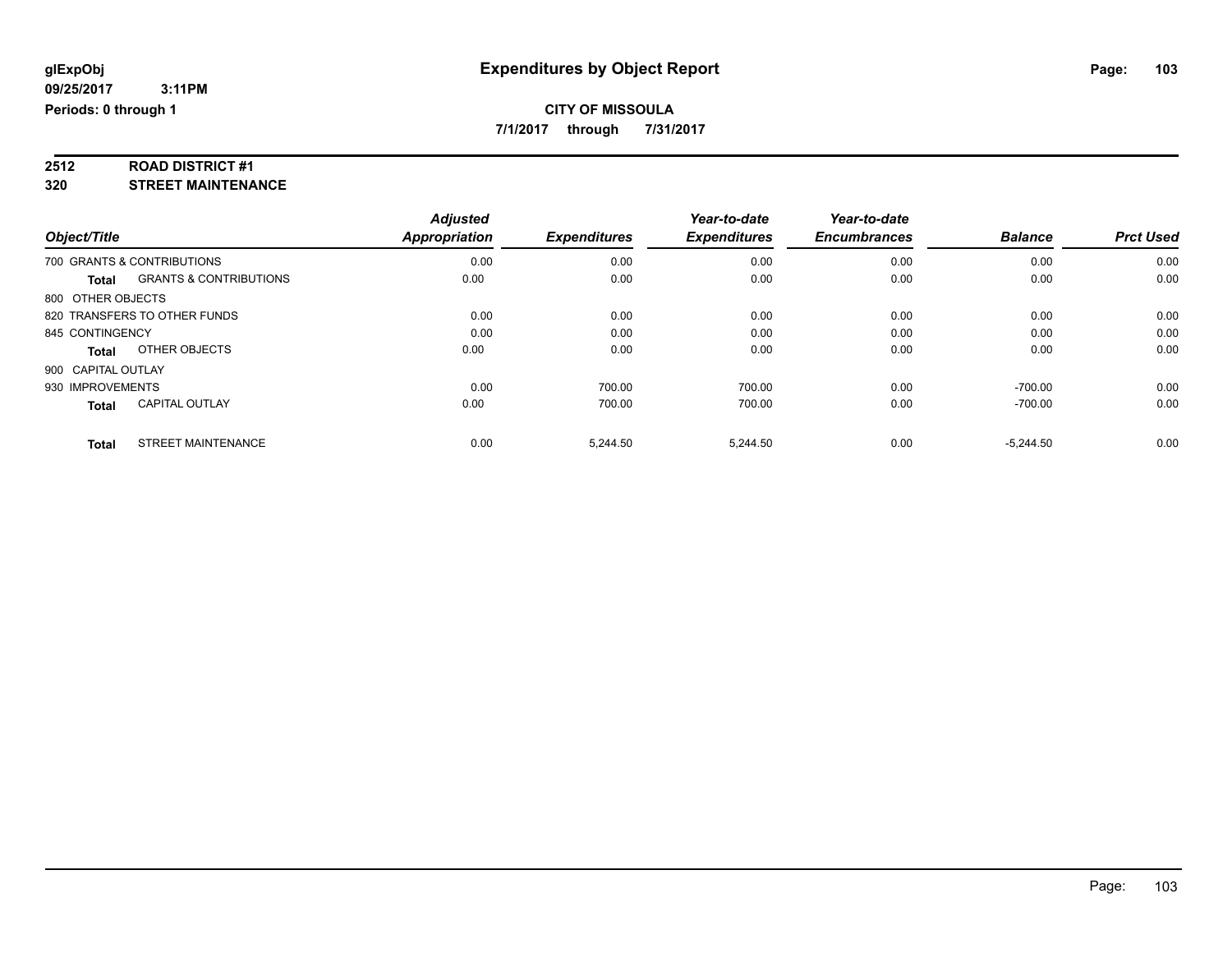**glExpObj**
**09/25/2017 3:11PM**
**Periods: 0 through 1**

# Expenditures by Object Report

**CITY OF MISSOULA**
**7/1/2017 through 7/31/2017**

## 2512 ROAD DISTRICT #1
## 320 STREET MAINTENANCE

| Object/Title | | Adjusted Appropriation | Expenditures | Year-to-date Expenditures | Year-to-date Encumbrances | Balance | Prct Used |
|---|---|---|---|---|---|---|---|
| 700 GRANTS & CONTRIBUTIONS | | 0.00 | 0.00 | 0.00 | 0.00 | 0.00 | 0.00 |
| **Total** | GRANTS & CONTRIBUTIONS | 0.00 | 0.00 | 0.00 | 0.00 | 0.00 | 0.00 |
| 800 OTHER OBJECTS | | | | | | | |
| 820 TRANSFERS TO OTHER FUNDS | | 0.00 | 0.00 | 0.00 | 0.00 | 0.00 | 0.00 |
| 845 CONTINGENCY | | 0.00 | 0.00 | 0.00 | 0.00 | 0.00 | 0.00 |
| **Total** | OTHER OBJECTS | 0.00 | 0.00 | 0.00 | 0.00 | 0.00 | 0.00 |
| 900 CAPITAL OUTLAY | | | | | | | |
| 930 IMPROVEMENTS | | 0.00 | 700.00 | 700.00 | 0.00 | -700.00 | 0.00 |
| **Total** | CAPITAL OUTLAY | 0.00 | 700.00 | 700.00 | 0.00 | -700.00 | 0.00 |
| **Total** | STREET MAINTENANCE | 0.00 | 5,244.50 | 5,244.50 | 0.00 | -5,244.50 | 0.00 |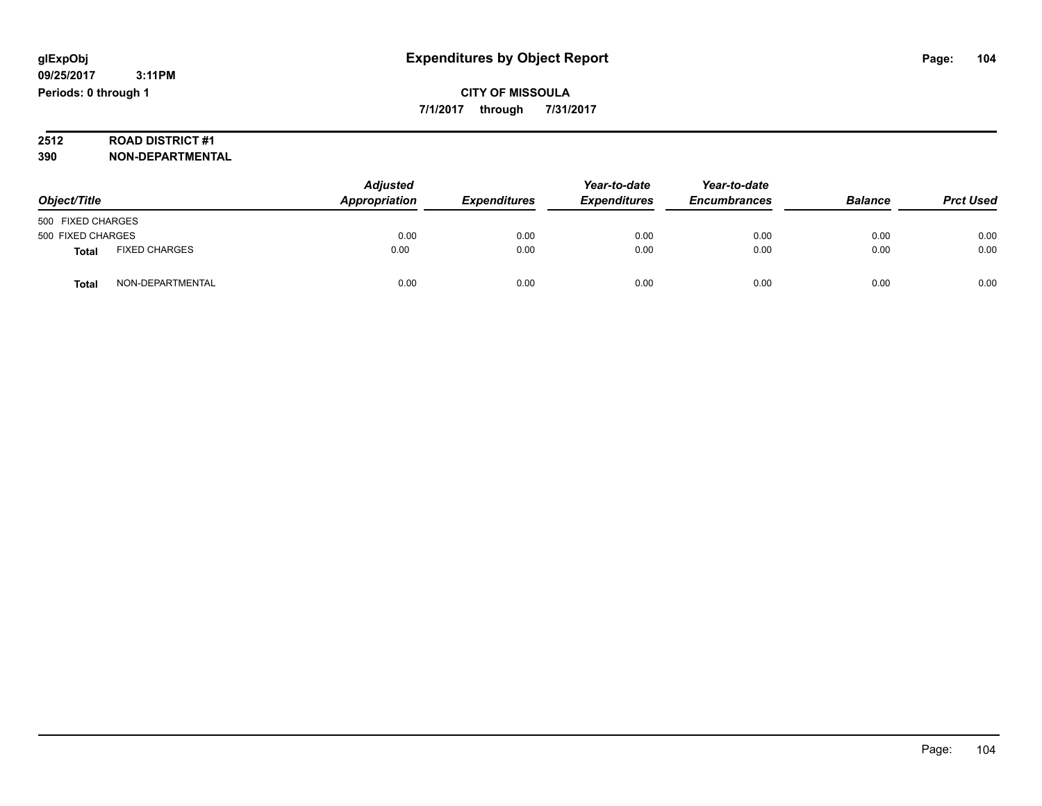glExpObj
09/25/2017 3:11PM
Periods: 0 through 1

# Expenditures by Object Report

**CITY OF MISSOULA**
**7/1/2017 through 7/31/2017**

**2512 ROAD DISTRICT #1**
**390 NON-DEPARTMENTAL**

| Object/Title | | Adjusted Appropriation | Expenditures | Year-to-date Expenditures | Year-to-date Encumbrances | Balance | Prct Used |
|---|---|---|---|---|---|---|---|
| 500 FIXED CHARGES | | | | | | | |
| 500 FIXED CHARGES | | 0.00 | 0.00 | 0.00 | 0.00 | 0.00 | 0.00 |
| **Total** | FIXED CHARGES | 0.00 | 0.00 | 0.00 | 0.00 | 0.00 | 0.00 |
| **Total** | NON-DEPARTMENTAL | 0.00 | 0.00 | 0.00 | 0.00 | 0.00 | 0.00 |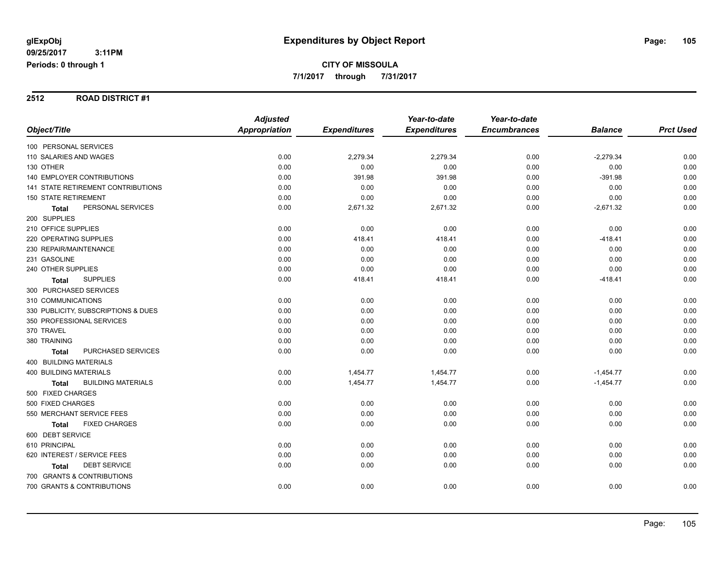**glExpObj**
**09/25/2017 3:11PM**
**Periods: 0 through 1**

# Expenditures by Object Report

**CITY OF MISSOULA**
**7/1/2017 through 7/31/2017**

## 2512 ROAD DISTRICT #1

| Object/Title | Adjusted Appropriation | Expenditures | Year-to-date Expenditures | Year-to-date Encumbrances | Balance | Prct Used |
|---|---|---|---|---|---|---|
| 100 PERSONAL SERVICES | | | | | | |
| 110 SALARIES AND WAGES | 0.00 | 2,279.34 | 2,279.34 | 0.00 | -2,279.34 | 0.00 |
| 130 OTHER | 0.00 | 0.00 | 0.00 | 0.00 | 0.00 | 0.00 |
| 140 EMPLOYER CONTRIBUTIONS | 0.00 | 391.98 | 391.98 | 0.00 | -391.98 | 0.00 |
| 141 STATE RETIREMENT CONTRIBUTIONS | 0.00 | 0.00 | 0.00 | 0.00 | 0.00 | 0.00 |
| 150 STATE RETIREMENT | 0.00 | 0.00 | 0.00 | 0.00 | 0.00 | 0.00 |
| **Total** PERSONAL SERVICES | 0.00 | 2,671.32 | 2,671.32 | 0.00 | -2,671.32 | 0.00 |
| 200 SUPPLIES | | | | | | |
| 210 OFFICE SUPPLIES | 0.00 | 0.00 | 0.00 | 0.00 | 0.00 | 0.00 |
| 220 OPERATING SUPPLIES | 0.00 | 418.41 | 418.41 | 0.00 | -418.41 | 0.00 |
| 230 REPAIR/MAINTENANCE | 0.00 | 0.00 | 0.00 | 0.00 | 0.00 | 0.00 |
| 231 GASOLINE | 0.00 | 0.00 | 0.00 | 0.00 | 0.00 | 0.00 |
| 240 OTHER SUPPLIES | 0.00 | 0.00 | 0.00 | 0.00 | 0.00 | 0.00 |
| **Total** SUPPLIES | 0.00 | 418.41 | 418.41 | 0.00 | -418.41 | 0.00 |
| 300 PURCHASED SERVICES | | | | | | |
| 310 COMMUNICATIONS | 0.00 | 0.00 | 0.00 | 0.00 | 0.00 | 0.00 |
| 330 PUBLICITY, SUBSCRIPTIONS & DUES | 0.00 | 0.00 | 0.00 | 0.00 | 0.00 | 0.00 |
| 350 PROFESSIONAL SERVICES | 0.00 | 0.00 | 0.00 | 0.00 | 0.00 | 0.00 |
| 370 TRAVEL | 0.00 | 0.00 | 0.00 | 0.00 | 0.00 | 0.00 |
| 380 TRAINING | 0.00 | 0.00 | 0.00 | 0.00 | 0.00 | 0.00 |
| **Total** PURCHASED SERVICES | 0.00 | 0.00 | 0.00 | 0.00 | 0.00 | 0.00 |
| 400 BUILDING MATERIALS | | | | | | |
| 400 BUILDING MATERIALS | 0.00 | 1,454.77 | 1,454.77 | 0.00 | -1,454.77 | 0.00 |
| **Total** BUILDING MATERIALS | 0.00 | 1,454.77 | 1,454.77 | 0.00 | -1,454.77 | 0.00 |
| 500 FIXED CHARGES | | | | | | |
| 500 FIXED CHARGES | 0.00 | 0.00 | 0.00 | 0.00 | 0.00 | 0.00 |
| 550 MERCHANT SERVICE FEES | 0.00 | 0.00 | 0.00 | 0.00 | 0.00 | 0.00 |
| **Total** FIXED CHARGES | 0.00 | 0.00 | 0.00 | 0.00 | 0.00 | 0.00 |
| 600 DEBT SERVICE | | | | | | |
| 610 PRINCIPAL | 0.00 | 0.00 | 0.00 | 0.00 | 0.00 | 0.00 |
| 620 INTEREST / SERVICE FEES | 0.00 | 0.00 | 0.00 | 0.00 | 0.00 | 0.00 |
| **Total** DEBT SERVICE | 0.00 | 0.00 | 0.00 | 0.00 | 0.00 | 0.00 |
| 700 GRANTS & CONTRIBUTIONS | | | | | | |
| 700 GRANTS & CONTRIBUTIONS | 0.00 | 0.00 | 0.00 | 0.00 | 0.00 | 0.00 |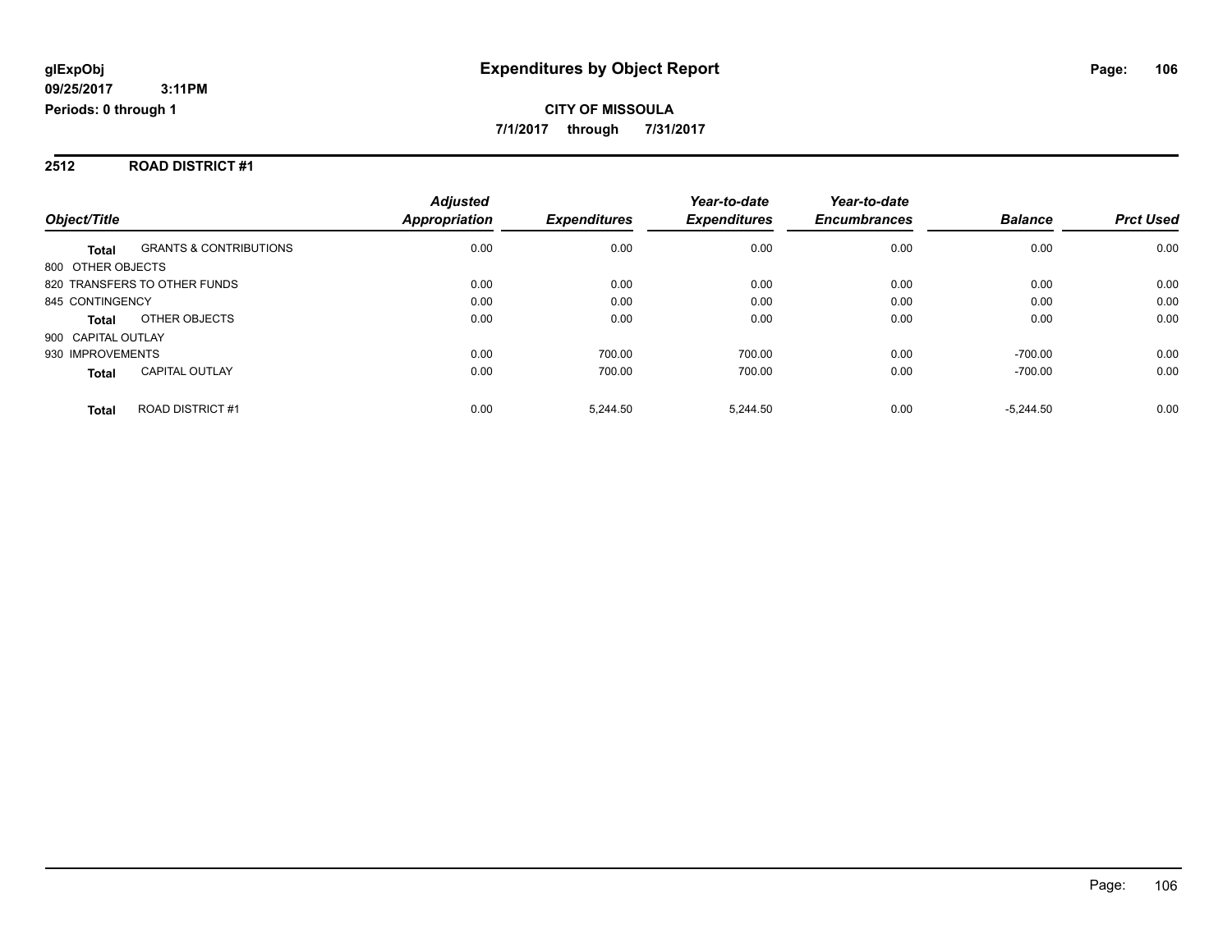**glExpObj**
**09/25/2017 3:11PM**
**Periods: 0 through 1**

# Expenditures by Object Report

**CITY OF MISSOULA**
**7/1/2017 through 7/31/2017**

## 2512 ROAD DISTRICT #1

| Object/Title | | Adjusted Appropriation | Expenditures | Year-to-date Expenditures | Year-to-date Encumbrances | Balance | Prct Used |
|---|---|---|---|---|---|---|---|
| **Total** | GRANTS & CONTRIBUTIONS | 0.00 | 0.00 | 0.00 | 0.00 | 0.00 | 0.00 |
| 800 OTHER OBJECTS | | | | | | | |
| 820 TRANSFERS TO OTHER FUNDS | | 0.00 | 0.00 | 0.00 | 0.00 | 0.00 | 0.00 |
| 845 CONTINGENCY | | 0.00 | 0.00 | 0.00 | 0.00 | 0.00 | 0.00 |
| **Total** | OTHER OBJECTS | 0.00 | 0.00 | 0.00 | 0.00 | 0.00 | 0.00 |
| 900 CAPITAL OUTLAY | | | | | | | |
| 930 IMPROVEMENTS | | 0.00 | 700.00 | 700.00 | 0.00 | -700.00 | 0.00 |
| **Total** | CAPITAL OUTLAY | 0.00 | 700.00 | 700.00 | 0.00 | -700.00 | 0.00 |
| **Total** | ROAD DISTRICT #1 | 0.00 | 5,244.50 | 5,244.50 | 0.00 | -5,244.50 | 0.00 |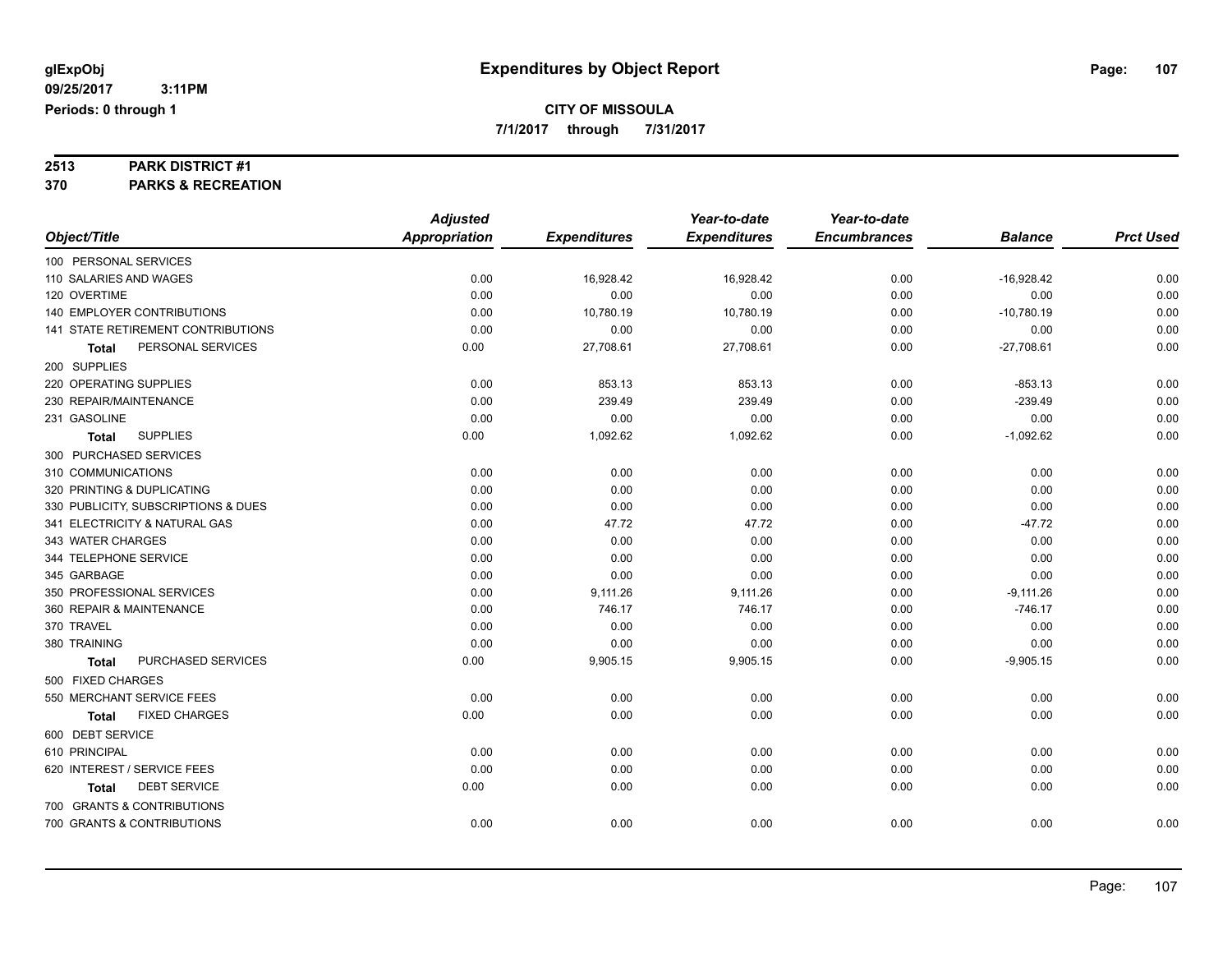**glExpObj** 09/25/2017 3:11PM
**Periods: 0 through 1**

# Expenditures by Object Report

**CITY OF MISSOULA**
**7/1/2017 through 7/31/2017**

**2513 PARK DISTRICT #1**
**370 PARKS & RECREATION**

| Object/Title | Adjusted Appropriation | Expenditures | Year-to-date Expenditures | Year-to-date Encumbrances | Balance | Prct Used |
|---|---|---|---|---|---|---|
| 100 PERSONAL SERVICES | | | | | | |
| 110 SALARIES AND WAGES | 0.00 | 16,928.42 | 16,928.42 | 0.00 | -16,928.42 | 0.00 |
| 120 OVERTIME | 0.00 | 0.00 | 0.00 | 0.00 | 0.00 | 0.00 |
| 140 EMPLOYER CONTRIBUTIONS | 0.00 | 10,780.19 | 10,780.19 | 0.00 | -10,780.19 | 0.00 |
| 141 STATE RETIREMENT CONTRIBUTIONS | 0.00 | 0.00 | 0.00 | 0.00 | 0.00 | 0.00 |
| **Total** PERSONAL SERVICES | 0.00 | 27,708.61 | 27,708.61 | 0.00 | -27,708.61 | 0.00 |
| 200 SUPPLIES | | | | | | |
| 220 OPERATING SUPPLIES | 0.00 | 853.13 | 853.13 | 0.00 | -853.13 | 0.00 |
| 230 REPAIR/MAINTENANCE | 0.00 | 239.49 | 239.49 | 0.00 | -239.49 | 0.00 |
| 231 GASOLINE | 0.00 | 0.00 | 0.00 | 0.00 | 0.00 | 0.00 |
| **Total** SUPPLIES | 0.00 | 1,092.62 | 1,092.62 | 0.00 | -1,092.62 | 0.00 |
| 300 PURCHASED SERVICES | | | | | | |
| 310 COMMUNICATIONS | 0.00 | 0.00 | 0.00 | 0.00 | 0.00 | 0.00 |
| 320 PRINTING & DUPLICATING | 0.00 | 0.00 | 0.00 | 0.00 | 0.00 | 0.00 |
| 330 PUBLICITY, SUBSCRIPTIONS & DUES | 0.00 | 0.00 | 0.00 | 0.00 | 0.00 | 0.00 |
| 341 ELECTRICITY & NATURAL GAS | 0.00 | 47.72 | 47.72 | 0.00 | -47.72 | 0.00 |
| 343 WATER CHARGES | 0.00 | 0.00 | 0.00 | 0.00 | 0.00 | 0.00 |
| 344 TELEPHONE SERVICE | 0.00 | 0.00 | 0.00 | 0.00 | 0.00 | 0.00 |
| 345 GARBAGE | 0.00 | 0.00 | 0.00 | 0.00 | 0.00 | 0.00 |
| 350 PROFESSIONAL SERVICES | 0.00 | 9,111.26 | 9,111.26 | 0.00 | -9,111.26 | 0.00 |
| 360 REPAIR & MAINTENANCE | 0.00 | 746.17 | 746.17 | 0.00 | -746.17 | 0.00 |
| 370 TRAVEL | 0.00 | 0.00 | 0.00 | 0.00 | 0.00 | 0.00 |
| 380 TRAINING | 0.00 | 0.00 | 0.00 | 0.00 | 0.00 | 0.00 |
| **Total** PURCHASED SERVICES | 0.00 | 9,905.15 | 9,905.15 | 0.00 | -9,905.15 | 0.00 |
| 500 FIXED CHARGES | | | | | | |
| 550 MERCHANT SERVICE FEES | 0.00 | 0.00 | 0.00 | 0.00 | 0.00 | 0.00 |
| **Total** FIXED CHARGES | 0.00 | 0.00 | 0.00 | 0.00 | 0.00 | 0.00 |
| 600 DEBT SERVICE | | | | | | |
| 610 PRINCIPAL | 0.00 | 0.00 | 0.00 | 0.00 | 0.00 | 0.00 |
| 620 INTEREST / SERVICE FEES | 0.00 | 0.00 | 0.00 | 0.00 | 0.00 | 0.00 |
| **Total** DEBT SERVICE | 0.00 | 0.00 | 0.00 | 0.00 | 0.00 | 0.00 |
| 700 GRANTS & CONTRIBUTIONS | | | | | | |
| 700 GRANTS & CONTRIBUTIONS | 0.00 | 0.00 | 0.00 | 0.00 | 0.00 | 0.00 |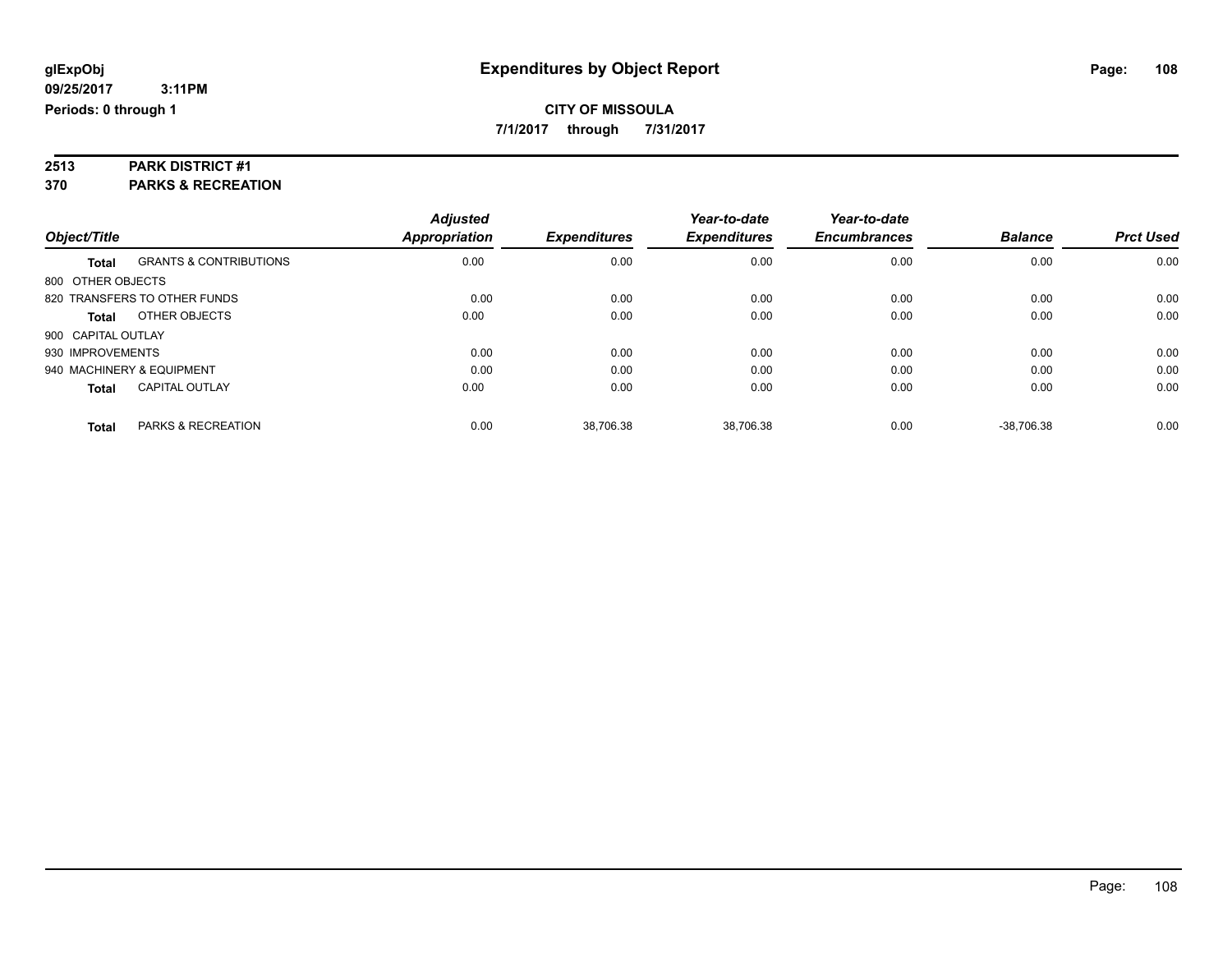**glExpObj**
**09/25/2017 3:11PM**
**Periods: 0 through 1**

# Expenditures by Object Report

**CITY OF MISSOULA**
**7/1/2017 through 7/31/2017**

## 2513 PARK DISTRICT #1
## 370 PARKS & RECREATION

| Object/Title | | Adjusted Appropriation | Expenditures | Year-to-date Expenditures | Year-to-date Encumbrances | Balance | Prct Used |
|---|---|---|---|---|---|---|---|
| **Total** | GRANTS & CONTRIBUTIONS | 0.00 | 0.00 | 0.00 | 0.00 | 0.00 | 0.00 |
| 800 OTHER OBJECTS | | | | | | | |
| 820 TRANSFERS TO OTHER FUNDS | | 0.00 | 0.00 | 0.00 | 0.00 | 0.00 | 0.00 |
| **Total** | OTHER OBJECTS | 0.00 | 0.00 | 0.00 | 0.00 | 0.00 | 0.00 |
| 900 CAPITAL OUTLAY | | | | | | | |
| 930 IMPROVEMENTS | | 0.00 | 0.00 | 0.00 | 0.00 | 0.00 | 0.00 |
| 940 MACHINERY & EQUIPMENT | | 0.00 | 0.00 | 0.00 | 0.00 | 0.00 | 0.00 |
| **Total** | CAPITAL OUTLAY | 0.00 | 0.00 | 0.00 | 0.00 | 0.00 | 0.00 |
| **Total** | PARKS & RECREATION | 0.00 | 38,706.38 | 38,706.38 | 0.00 | -38,706.38 | 0.00 |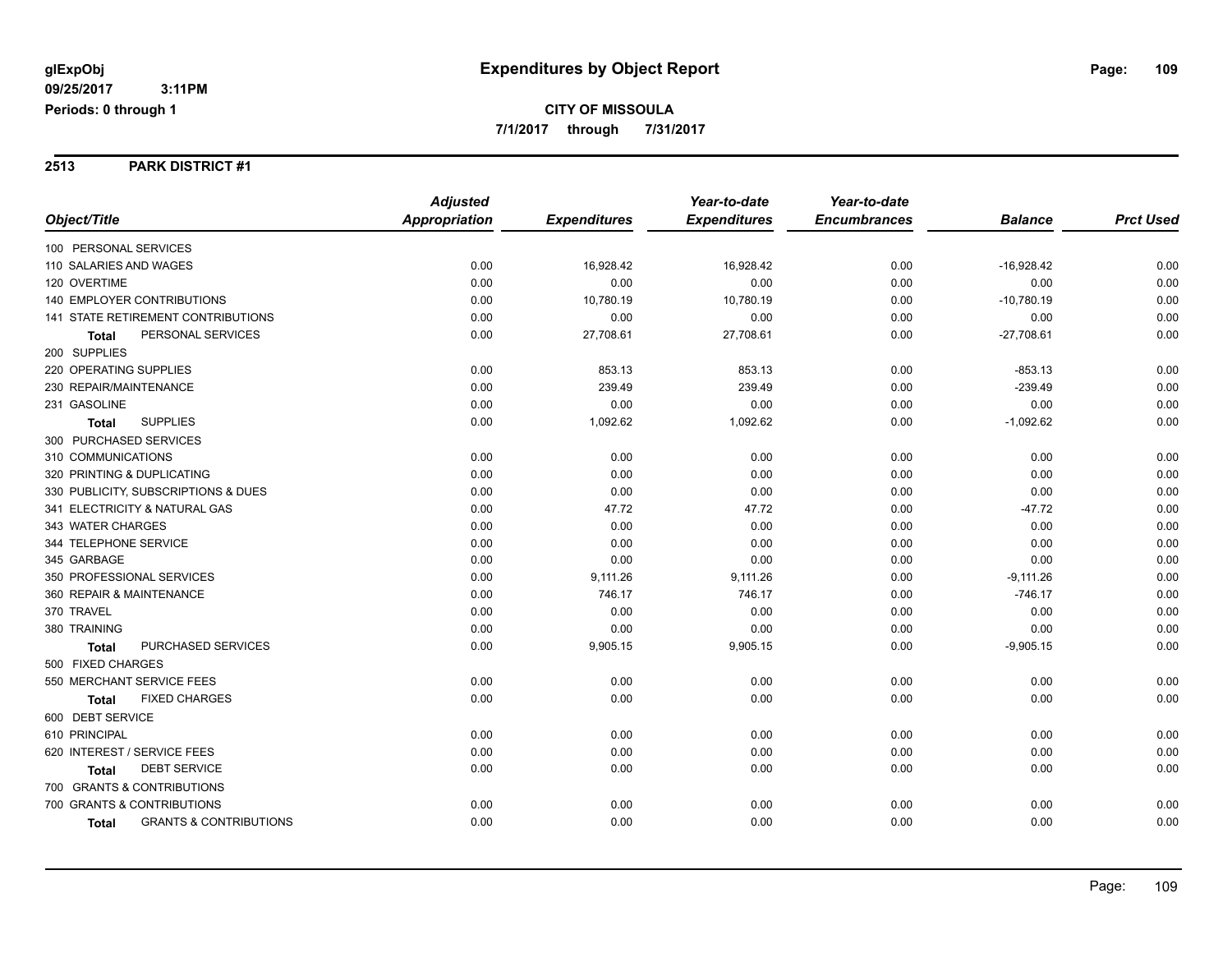# Expenditures by Object Report

glExpObj
09/25/2017 3:11PM
Periods: 0 through 1

**CITY OF MISSOULA**
**7/1/2017 through 7/31/2017**

## 2513 PARK DISTRICT #1

| Object/Title | Adjusted Appropriation | Expenditures | Year-to-date Expenditures | Year-to-date Encumbrances | Balance | Prct Used |
|---|---|---|---|---|---|---|
| 100 PERSONAL SERVICES | | | | | | |
| 110 SALARIES AND WAGES | 0.00 | 16,928.42 | 16,928.42 | 0.00 | -16,928.42 | 0.00 |
| 120 OVERTIME | 0.00 | 0.00 | 0.00 | 0.00 | 0.00 | 0.00 |
| 140 EMPLOYER CONTRIBUTIONS | 0.00 | 10,780.19 | 10,780.19 | 0.00 | -10,780.19 | 0.00 |
| 141 STATE RETIREMENT CONTRIBUTIONS | 0.00 | 0.00 | 0.00 | 0.00 | 0.00 | 0.00 |
| **Total** PERSONAL SERVICES | 0.00 | 27,708.61 | 27,708.61 | 0.00 | -27,708.61 | 0.00 |
| 200 SUPPLIES | | | | | | |
| 220 OPERATING SUPPLIES | 0.00 | 853.13 | 853.13 | 0.00 | -853.13 | 0.00 |
| 230 REPAIR/MAINTENANCE | 0.00 | 239.49 | 239.49 | 0.00 | -239.49 | 0.00 |
| 231 GASOLINE | 0.00 | 0.00 | 0.00 | 0.00 | 0.00 | 0.00 |
| **Total** SUPPLIES | 0.00 | 1,092.62 | 1,092.62 | 0.00 | -1,092.62 | 0.00 |
| 300 PURCHASED SERVICES | | | | | | |
| 310 COMMUNICATIONS | 0.00 | 0.00 | 0.00 | 0.00 | 0.00 | 0.00 |
| 320 PRINTING & DUPLICATING | 0.00 | 0.00 | 0.00 | 0.00 | 0.00 | 0.00 |
| 330 PUBLICITY, SUBSCRIPTIONS & DUES | 0.00 | 0.00 | 0.00 | 0.00 | 0.00 | 0.00 |
| 341 ELECTRICITY & NATURAL GAS | 0.00 | 47.72 | 47.72 | 0.00 | -47.72 | 0.00 |
| 343 WATER CHARGES | 0.00 | 0.00 | 0.00 | 0.00 | 0.00 | 0.00 |
| 344 TELEPHONE SERVICE | 0.00 | 0.00 | 0.00 | 0.00 | 0.00 | 0.00 |
| 345 GARBAGE | 0.00 | 0.00 | 0.00 | 0.00 | 0.00 | 0.00 |
| 350 PROFESSIONAL SERVICES | 0.00 | 9,111.26 | 9,111.26 | 0.00 | -9,111.26 | 0.00 |
| 360 REPAIR & MAINTENANCE | 0.00 | 746.17 | 746.17 | 0.00 | -746.17 | 0.00 |
| 370 TRAVEL | 0.00 | 0.00 | 0.00 | 0.00 | 0.00 | 0.00 |
| 380 TRAINING | 0.00 | 0.00 | 0.00 | 0.00 | 0.00 | 0.00 |
| **Total** PURCHASED SERVICES | 0.00 | 9,905.15 | 9,905.15 | 0.00 | -9,905.15 | 0.00 |
| 500 FIXED CHARGES | | | | | | |
| 550 MERCHANT SERVICE FEES | 0.00 | 0.00 | 0.00 | 0.00 | 0.00 | 0.00 |
| **Total** FIXED CHARGES | 0.00 | 0.00 | 0.00 | 0.00 | 0.00 | 0.00 |
| 600 DEBT SERVICE | | | | | | |
| 610 PRINCIPAL | 0.00 | 0.00 | 0.00 | 0.00 | 0.00 | 0.00 |
| 620 INTEREST / SERVICE FEES | 0.00 | 0.00 | 0.00 | 0.00 | 0.00 | 0.00 |
| **Total** DEBT SERVICE | 0.00 | 0.00 | 0.00 | 0.00 | 0.00 | 0.00 |
| 700 GRANTS & CONTRIBUTIONS | | | | | | |
| 700 GRANTS & CONTRIBUTIONS | 0.00 | 0.00 | 0.00 | 0.00 | 0.00 | 0.00 |
| **Total** GRANTS & CONTRIBUTIONS | 0.00 | 0.00 | 0.00 | 0.00 | 0.00 | 0.00 |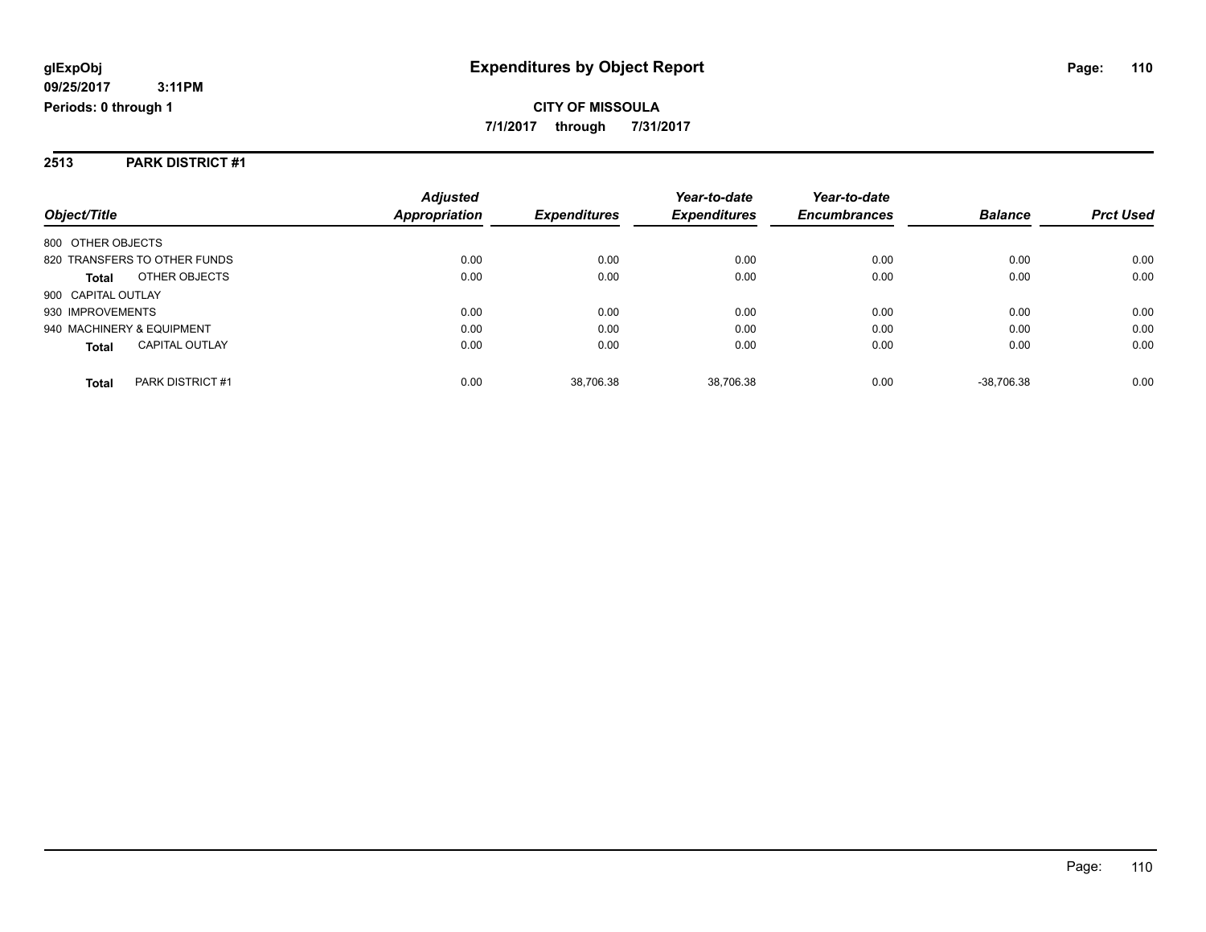**Expenditures by Object Report**

**CITY OF MISSOULA**

**7/1/2017 through 7/31/2017**

glExpObj
09/25/2017 3:11PM
Periods: 0 through 1

## 2513 PARK DISTRICT #1

| Object/Title | Adjusted Appropriation | Expenditures | Year-to-date Expenditures | Year-to-date Encumbrances | Balance | Prct Used |
|---|---|---|---|---|---|---|
| 800 OTHER OBJECTS | | | | | | |
| 820 TRANSFERS TO OTHER FUNDS | 0.00 | 0.00 | 0.00 | 0.00 | 0.00 | 0.00 |
| **Total** OTHER OBJECTS | 0.00 | 0.00 | 0.00 | 0.00 | 0.00 | 0.00 |
| 900 CAPITAL OUTLAY | | | | | | |
| 930 IMPROVEMENTS | 0.00 | 0.00 | 0.00 | 0.00 | 0.00 | 0.00 |
| 940 MACHINERY & EQUIPMENT | 0.00 | 0.00 | 0.00 | 0.00 | 0.00 | 0.00 |
| **Total** CAPITAL OUTLAY | 0.00 | 0.00 | 0.00 | 0.00 | 0.00 | 0.00 |
| **Total** PARK DISTRICT #1 | 0.00 | 38,706.38 | 38,706.38 | 0.00 | -38,706.38 | 0.00 |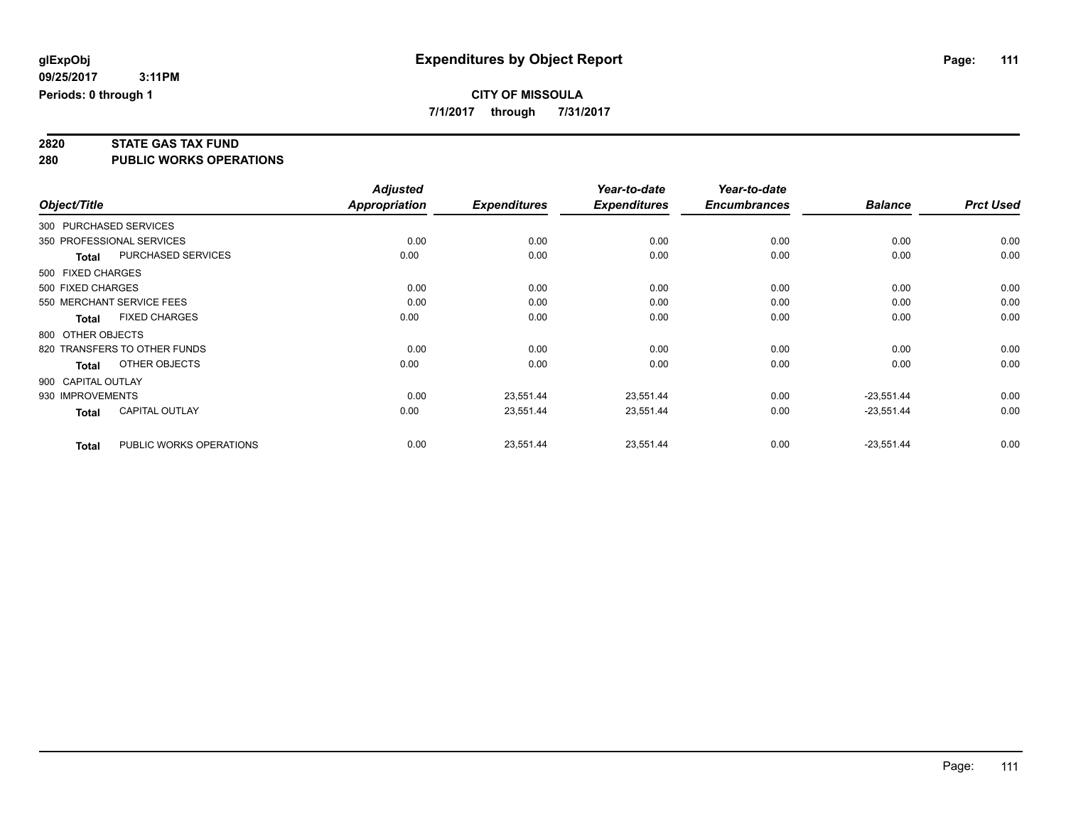**glExpObj** **Expenditures by Object Report**

**09/25/2017 3:11PM**

**Periods: 0 through 1**

**CITY OF MISSOULA**

**7/1/2017 through 7/31/2017**

## 2820 STATE GAS TAX FUND
## 280 PUBLIC WORKS OPERATIONS

| Object/Title | | *Adjusted Appropriation* | *Expenditures* | *Year-to-date Expenditures* | *Year-to-date Encumbrances* | *Balance* | *Prct Used* |
|---|---|---|---|---|---|---|---|
| 300 PURCHASED SERVICES | | | | | | | |
| 350 PROFESSIONAL SERVICES | | 0.00 | 0.00 | 0.00 | 0.00 | 0.00 | 0.00 |
| **Total** | PURCHASED SERVICES | 0.00 | 0.00 | 0.00 | 0.00 | 0.00 | 0.00 |
| 500 FIXED CHARGES | | | | | | | |
| 500 FIXED CHARGES | | 0.00 | 0.00 | 0.00 | 0.00 | 0.00 | 0.00 |
| 550 MERCHANT SERVICE FEES | | 0.00 | 0.00 | 0.00 | 0.00 | 0.00 | 0.00 |
| **Total** | FIXED CHARGES | 0.00 | 0.00 | 0.00 | 0.00 | 0.00 | 0.00 |
| 800 OTHER OBJECTS | | | | | | | |
| 820 TRANSFERS TO OTHER FUNDS | | 0.00 | 0.00 | 0.00 | 0.00 | 0.00 | 0.00 |
| **Total** | OTHER OBJECTS | 0.00 | 0.00 | 0.00 | 0.00 | 0.00 | 0.00 |
| 900 CAPITAL OUTLAY | | | | | | | |
| 930 IMPROVEMENTS | | 0.00 | 23,551.44 | 23,551.44 | 0.00 | -23,551.44 | 0.00 |
| **Total** | CAPITAL OUTLAY | 0.00 | 23,551.44 | 23,551.44 | 0.00 | -23,551.44 | 0.00 |
| **Total** | PUBLIC WORKS OPERATIONS | 0.00 | 23,551.44 | 23,551.44 | 0.00 | -23,551.44 | 0.00 |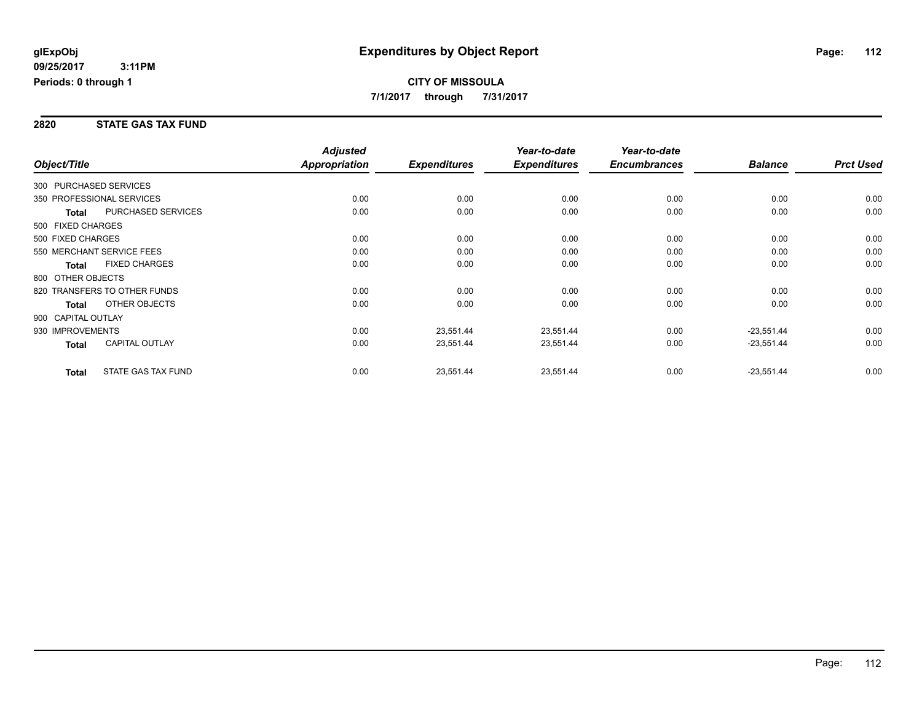**glExpObj**
**09/25/2017 3:11PM**
**Periods: 0 through 1**

# Expenditures by Object Report

**CITY OF MISSOULA**
**7/1/2017 through 7/31/2017**

## 2820 STATE GAS TAX FUND

| Object/Title | | Adjusted Appropriation | Expenditures | Year-to-date Expenditures | Year-to-date Encumbrances | Balance | Prct Used |
|---|---|---|---|---|---|---|---|
| 300 PURCHASED SERVICES | | | | | | | |
| 350 PROFESSIONAL SERVICES | | 0.00 | 0.00 | 0.00 | 0.00 | 0.00 | 0.00 |
| **Total** | PURCHASED SERVICES | 0.00 | 0.00 | 0.00 | 0.00 | 0.00 | 0.00 |
| 500 FIXED CHARGES | | | | | | | |
| 500 FIXED CHARGES | | 0.00 | 0.00 | 0.00 | 0.00 | 0.00 | 0.00 |
| 550 MERCHANT SERVICE FEES | | 0.00 | 0.00 | 0.00 | 0.00 | 0.00 | 0.00 |
| **Total** | FIXED CHARGES | 0.00 | 0.00 | 0.00 | 0.00 | 0.00 | 0.00 |
| 800 OTHER OBJECTS | | | | | | | |
| 820 TRANSFERS TO OTHER FUNDS | | 0.00 | 0.00 | 0.00 | 0.00 | 0.00 | 0.00 |
| **Total** | OTHER OBJECTS | 0.00 | 0.00 | 0.00 | 0.00 | 0.00 | 0.00 |
| 900 CAPITAL OUTLAY | | | | | | | |
| 930 IMPROVEMENTS | | 0.00 | 23,551.44 | 23,551.44 | 0.00 | -23,551.44 | 0.00 |
| **Total** | CAPITAL OUTLAY | 0.00 | 23,551.44 | 23,551.44 | 0.00 | -23,551.44 | 0.00 |
| **Total** | STATE GAS TAX FUND | 0.00 | 23,551.44 | 23,551.44 | 0.00 | -23,551.44 | 0.00 |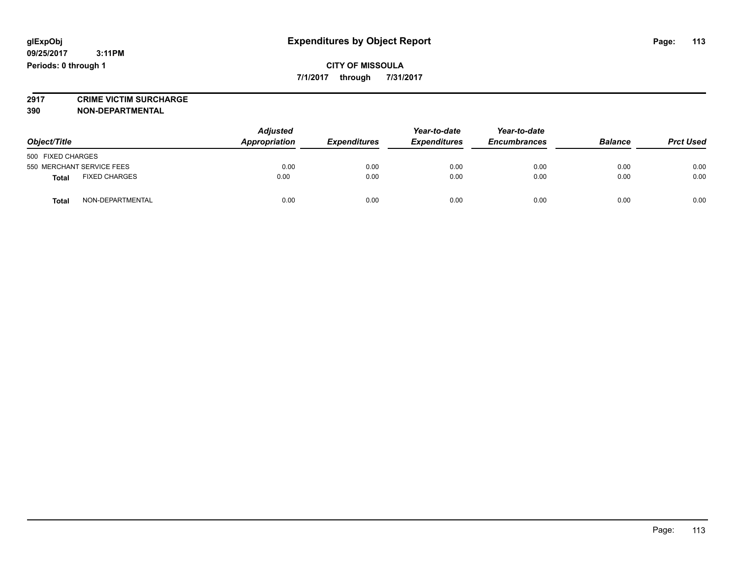# Expenditures by Object Report

glExpObj
09/25/2017 3:11PM
Periods: 0 through 1

**CITY OF MISSOULA**
**7/1/2017 through 7/31/2017**

**2917 CRIME VICTIM SURCHARGE**
**390 NON-DEPARTMENTAL**

| Object/Title | Adjusted Appropriation | Expenditures | Year-to-date Expenditures | Year-to-date Encumbrances | Balance | Prct Used |
|---|---|---|---|---|---|---|
| 500 FIXED CHARGES | | | | | | |
| 550 MERCHANT SERVICE FEES | 0.00 | 0.00 | 0.00 | 0.00 | 0.00 | 0.00 |
| **Total** FIXED CHARGES | 0.00 | 0.00 | 0.00 | 0.00 | 0.00 | 0.00 |
| **Total** NON-DEPARTMENTAL | 0.00 | 0.00 | 0.00 | 0.00 | 0.00 | 0.00 |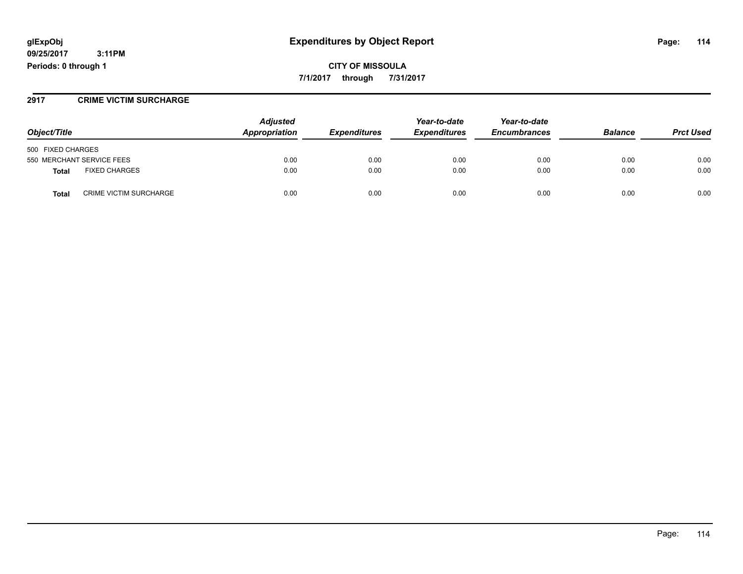**glExpObj** **Expenditures by Object Report**
**09/25/2017 3:11PM**
**Periods: 0 through 1**

**CITY OF MISSOULA**
**7/1/2017 through 7/31/2017**

## 2917 CRIME VICTIM SURCHARGE

| Object/Title | | Adjusted Appropriation | Expenditures | Year-to-date Expenditures | Year-to-date Encumbrances | Balance | Prct Used |
|---|---|---|---|---|---|---|---|
| 500 FIXED CHARGES | | | | | | | |
| 550 MERCHANT SERVICE FEES | | 0.00 | 0.00 | 0.00 | 0.00 | 0.00 | 0.00 |
| **Total** | FIXED CHARGES | 0.00 | 0.00 | 0.00 | 0.00 | 0.00 | 0.00 |
| **Total** | CRIME VICTIM SURCHARGE | 0.00 | 0.00 | 0.00 | 0.00 | 0.00 | 0.00 |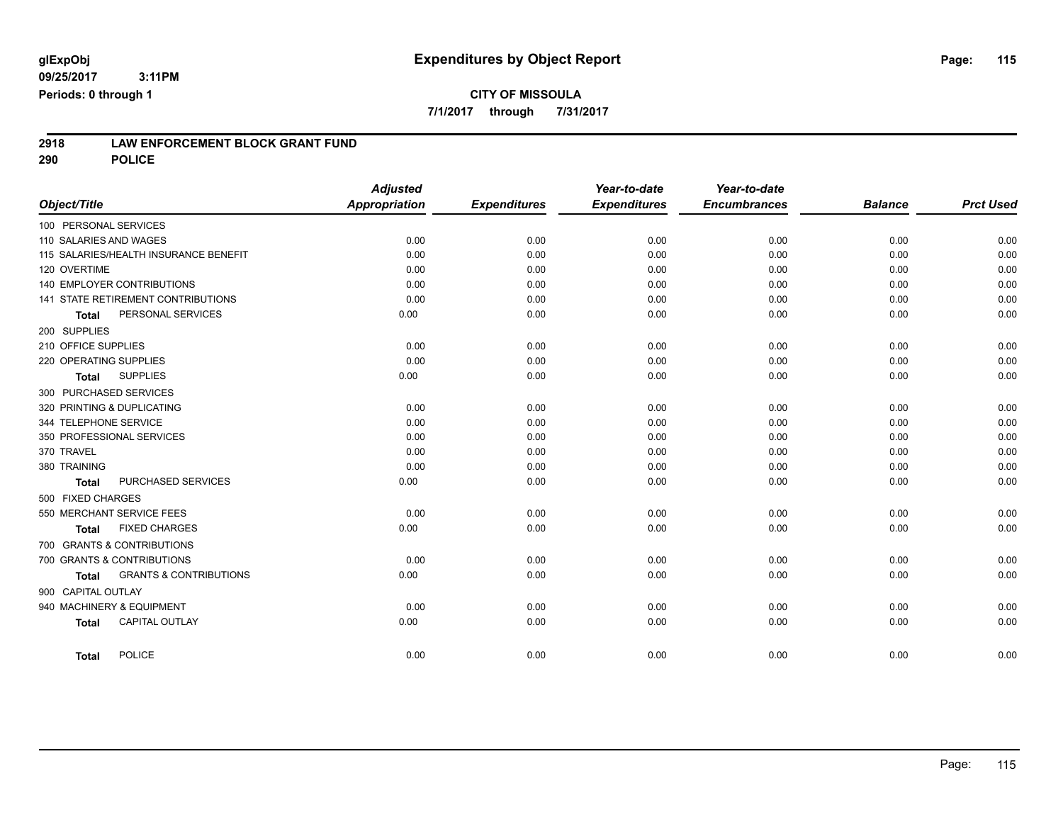**glExpObj**
**09/25/2017 3:11PM**
**Periods: 0 through 1**

# Expenditures by Object Report

**CITY OF MISSOULA**
**7/1/2017 through 7/31/2017**

## 2918 LAW ENFORCEMENT BLOCK GRANT FUND
## 290 POLICE

| Object/Title | Adjusted Appropriation | Expenditures | Year-to-date Expenditures | Year-to-date Encumbrances | Balance | Prct Used |
|---|---|---|---|---|---|---|
| 100 PERSONAL SERVICES | | | | | | |
| 110 SALARIES AND WAGES | 0.00 | 0.00 | 0.00 | 0.00 | 0.00 | 0.00 |
| 115 SALARIES/HEALTH INSURANCE BENEFIT | 0.00 | 0.00 | 0.00 | 0.00 | 0.00 | 0.00 |
| 120 OVERTIME | 0.00 | 0.00 | 0.00 | 0.00 | 0.00 | 0.00 |
| 140 EMPLOYER CONTRIBUTIONS | 0.00 | 0.00 | 0.00 | 0.00 | 0.00 | 0.00 |
| 141 STATE RETIREMENT CONTRIBUTIONS | 0.00 | 0.00 | 0.00 | 0.00 | 0.00 | 0.00 |
| **Total** PERSONAL SERVICES | 0.00 | 0.00 | 0.00 | 0.00 | 0.00 | 0.00 |
| 200 SUPPLIES | | | | | | |
| 210 OFFICE SUPPLIES | 0.00 | 0.00 | 0.00 | 0.00 | 0.00 | 0.00 |
| 220 OPERATING SUPPLIES | 0.00 | 0.00 | 0.00 | 0.00 | 0.00 | 0.00 |
| **Total** SUPPLIES | 0.00 | 0.00 | 0.00 | 0.00 | 0.00 | 0.00 |
| 300 PURCHASED SERVICES | | | | | | |
| 320 PRINTING & DUPLICATING | 0.00 | 0.00 | 0.00 | 0.00 | 0.00 | 0.00 |
| 344 TELEPHONE SERVICE | 0.00 | 0.00 | 0.00 | 0.00 | 0.00 | 0.00 |
| 350 PROFESSIONAL SERVICES | 0.00 | 0.00 | 0.00 | 0.00 | 0.00 | 0.00 |
| 370 TRAVEL | 0.00 | 0.00 | 0.00 | 0.00 | 0.00 | 0.00 |
| 380 TRAINING | 0.00 | 0.00 | 0.00 | 0.00 | 0.00 | 0.00 |
| **Total** PURCHASED SERVICES | 0.00 | 0.00 | 0.00 | 0.00 | 0.00 | 0.00 |
| 500 FIXED CHARGES | | | | | | |
| 550 MERCHANT SERVICE FEES | 0.00 | 0.00 | 0.00 | 0.00 | 0.00 | 0.00 |
| **Total** FIXED CHARGES | 0.00 | 0.00 | 0.00 | 0.00 | 0.00 | 0.00 |
| 700 GRANTS & CONTRIBUTIONS | | | | | | |
| 700 GRANTS & CONTRIBUTIONS | 0.00 | 0.00 | 0.00 | 0.00 | 0.00 | 0.00 |
| **Total** GRANTS & CONTRIBUTIONS | 0.00 | 0.00 | 0.00 | 0.00 | 0.00 | 0.00 |
| 900 CAPITAL OUTLAY | | | | | | |
| 940 MACHINERY & EQUIPMENT | 0.00 | 0.00 | 0.00 | 0.00 | 0.00 | 0.00 |
| **Total** CAPITAL OUTLAY | 0.00 | 0.00 | 0.00 | 0.00 | 0.00 | 0.00 |
| **Total** POLICE | 0.00 | 0.00 | 0.00 | 0.00 | 0.00 | 0.00 |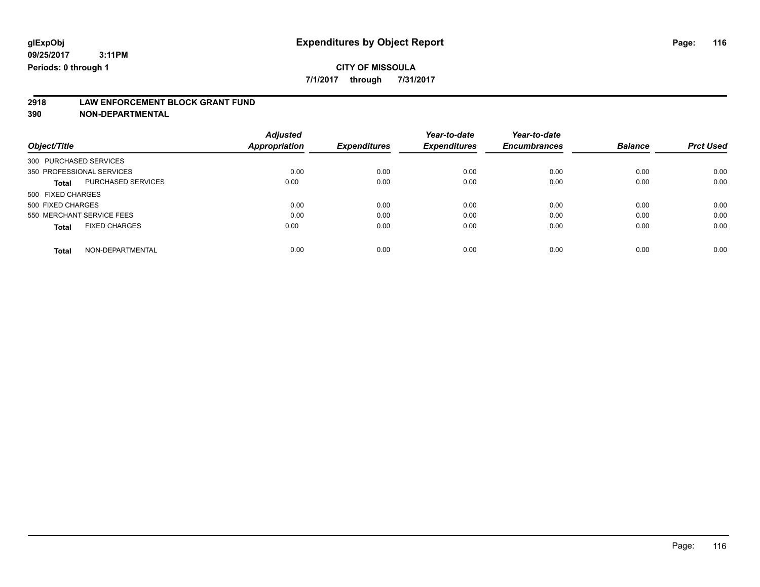**glExpObj**
**09/25/2017 3:11PM**
**Periods: 0 through 1**

# Expenditures by Object Report

**CITY OF MISSOULA**

**7/1/2017 through 7/31/2017**

## 2918 LAW ENFORCEMENT BLOCK GRANT FUND
## 390 NON-DEPARTMENTAL

| Object/Title | | Adjusted Appropriation | Expenditures | Year-to-date Expenditures | Year-to-date Encumbrances | Balance | Prct Used |
|---|---|---|---|---|---|---|---|
| 300 PURCHASED SERVICES | | | | | | | |
| 350 PROFESSIONAL SERVICES | | 0.00 | 0.00 | 0.00 | 0.00 | 0.00 | 0.00 |
| **Total** | PURCHASED SERVICES | 0.00 | 0.00 | 0.00 | 0.00 | 0.00 | 0.00 |
| 500 FIXED CHARGES | | | | | | | |
| 500 FIXED CHARGES | | 0.00 | 0.00 | 0.00 | 0.00 | 0.00 | 0.00 |
| 550 MERCHANT SERVICE FEES | | 0.00 | 0.00 | 0.00 | 0.00 | 0.00 | 0.00 |
| **Total** | FIXED CHARGES | 0.00 | 0.00 | 0.00 | 0.00 | 0.00 | 0.00 |
| **Total** | NON-DEPARTMENTAL | 0.00 | 0.00 | 0.00 | 0.00 | 0.00 | 0.00 |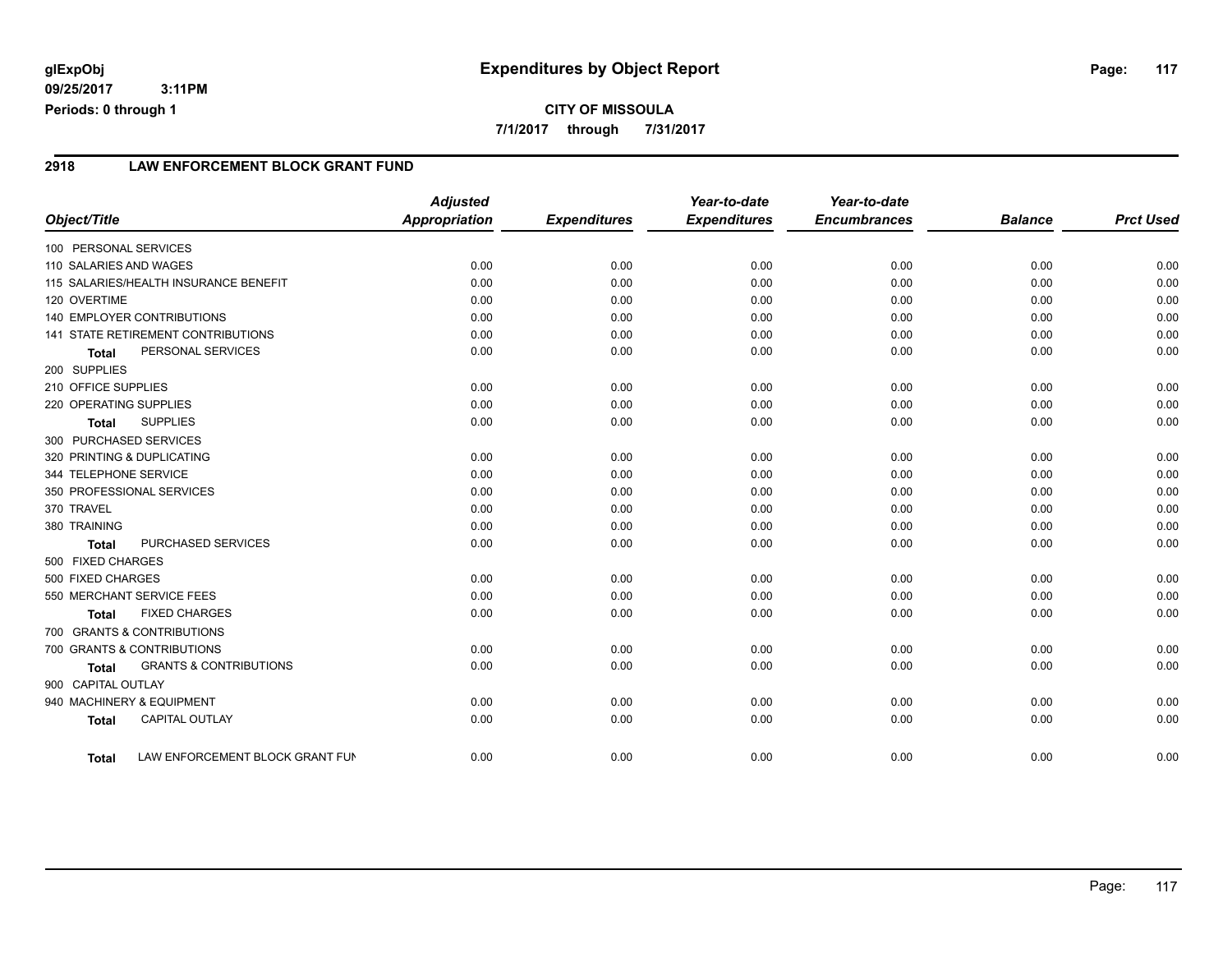**glExpObj** 
**09/25/2017 3:11PM** 
**Periods: 0 through 1**

# Expenditures by Object Report

**CITY OF MISSOULA**

**7/1/2017 through 7/31/2017**

## 2918 LAW ENFORCEMENT BLOCK GRANT FUND

| Object/Title | Adjusted Appropriation | Expenditures | Year-to-date Expenditures | Year-to-date Encumbrances | Balance | Prct Used |
|---|---|---|---|---|---|---|
| 100 PERSONAL SERVICES | | | | | | |
| 110 SALARIES AND WAGES | 0.00 | 0.00 | 0.00 | 0.00 | 0.00 | 0.00 |
| 115 SALARIES/HEALTH INSURANCE BENEFIT | 0.00 | 0.00 | 0.00 | 0.00 | 0.00 | 0.00 |
| 120 OVERTIME | 0.00 | 0.00 | 0.00 | 0.00 | 0.00 | 0.00 |
| 140 EMPLOYER CONTRIBUTIONS | 0.00 | 0.00 | 0.00 | 0.00 | 0.00 | 0.00 |
| 141 STATE RETIREMENT CONTRIBUTIONS | 0.00 | 0.00 | 0.00 | 0.00 | 0.00 | 0.00 |
| **Total** PERSONAL SERVICES | 0.00 | 0.00 | 0.00 | 0.00 | 0.00 | 0.00 |
| 200 SUPPLIES | | | | | | |
| 210 OFFICE SUPPLIES | 0.00 | 0.00 | 0.00 | 0.00 | 0.00 | 0.00 |
| 220 OPERATING SUPPLIES | 0.00 | 0.00 | 0.00 | 0.00 | 0.00 | 0.00 |
| **Total** SUPPLIES | 0.00 | 0.00 | 0.00 | 0.00 | 0.00 | 0.00 |
| 300 PURCHASED SERVICES | | | | | | |
| 320 PRINTING & DUPLICATING | 0.00 | 0.00 | 0.00 | 0.00 | 0.00 | 0.00 |
| 344 TELEPHONE SERVICE | 0.00 | 0.00 | 0.00 | 0.00 | 0.00 | 0.00 |
| 350 PROFESSIONAL SERVICES | 0.00 | 0.00 | 0.00 | 0.00 | 0.00 | 0.00 |
| 370 TRAVEL | 0.00 | 0.00 | 0.00 | 0.00 | 0.00 | 0.00 |
| 380 TRAINING | 0.00 | 0.00 | 0.00 | 0.00 | 0.00 | 0.00 |
| **Total** PURCHASED SERVICES | 0.00 | 0.00 | 0.00 | 0.00 | 0.00 | 0.00 |
| 500 FIXED CHARGES | | | | | | |
| 500 FIXED CHARGES | 0.00 | 0.00 | 0.00 | 0.00 | 0.00 | 0.00 |
| 550 MERCHANT SERVICE FEES | 0.00 | 0.00 | 0.00 | 0.00 | 0.00 | 0.00 |
| **Total** FIXED CHARGES | 0.00 | 0.00 | 0.00 | 0.00 | 0.00 | 0.00 |
| 700 GRANTS & CONTRIBUTIONS | | | | | | |
| 700 GRANTS & CONTRIBUTIONS | 0.00 | 0.00 | 0.00 | 0.00 | 0.00 | 0.00 |
| **Total** GRANTS & CONTRIBUTIONS | 0.00 | 0.00 | 0.00 | 0.00 | 0.00 | 0.00 |
| 900 CAPITAL OUTLAY | | | | | | |
| 940 MACHINERY & EQUIPMENT | 0.00 | 0.00 | 0.00 | 0.00 | 0.00 | 0.00 |
| **Total** CAPITAL OUTLAY | 0.00 | 0.00 | 0.00 | 0.00 | 0.00 | 0.00 |
| **Total** LAW ENFORCEMENT BLOCK GRANT FUN | 0.00 | 0.00 | 0.00 | 0.00 | 0.00 | 0.00 |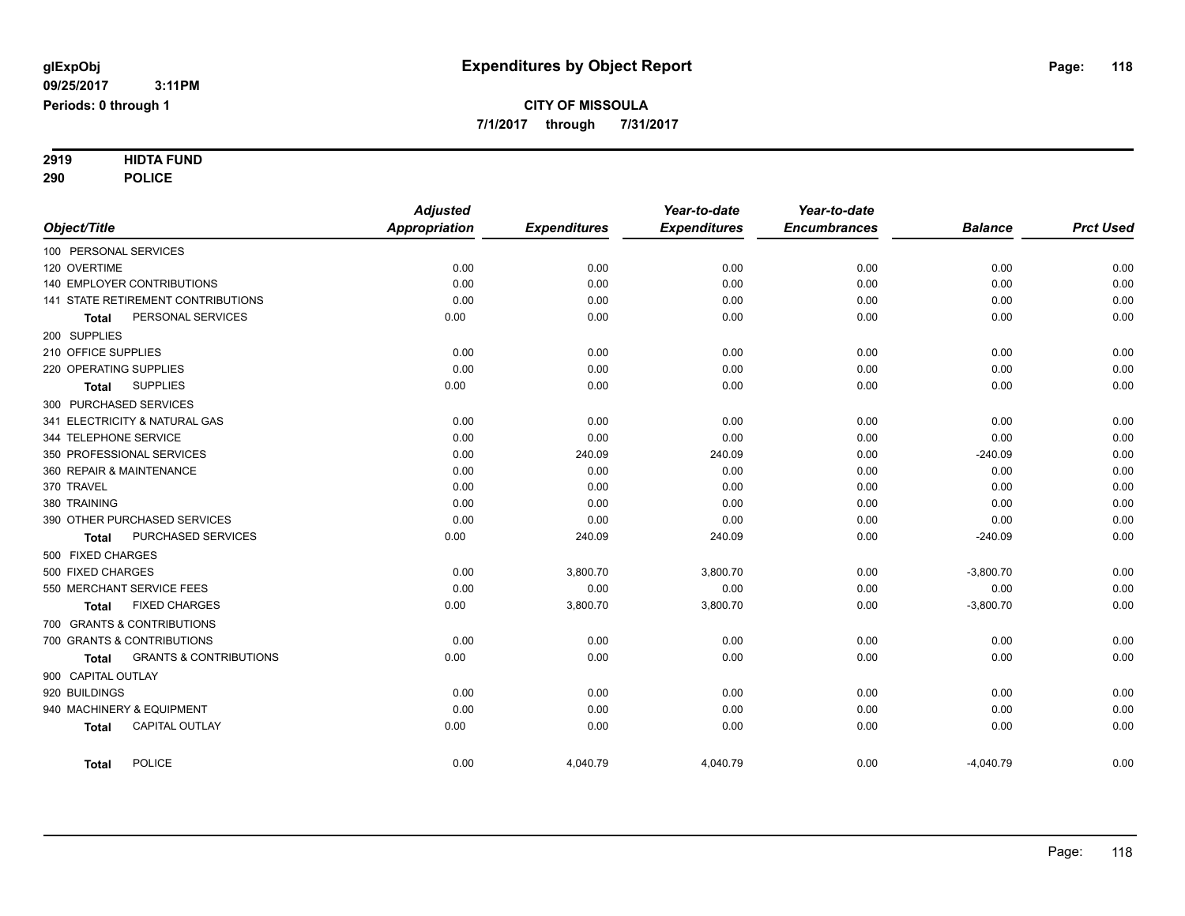# Expenditures by Object Report

glExpObj
09/25/2017 3:11PM
Periods: 0 through 1

**CITY OF MISSOULA**
**7/1/2017 through 7/31/2017**

**2919 HIDTA FUND**
**290 POLICE**

| Object/Title | Adjusted Appropriation | Expenditures | Year-to-date Expenditures | Year-to-date Encumbrances | Balance | Prct Used |
|---|---|---|---|---|---|---|
| 100 PERSONAL SERVICES | | | | | | |
| 120 OVERTIME | 0.00 | 0.00 | 0.00 | 0.00 | 0.00 | 0.00 |
| 140 EMPLOYER CONTRIBUTIONS | 0.00 | 0.00 | 0.00 | 0.00 | 0.00 | 0.00 |
| 141 STATE RETIREMENT CONTRIBUTIONS | 0.00 | 0.00 | 0.00 | 0.00 | 0.00 | 0.00 |
| **Total** PERSONAL SERVICES | 0.00 | 0.00 | 0.00 | 0.00 | 0.00 | 0.00 |
| 200 SUPPLIES | | | | | | |
| 210 OFFICE SUPPLIES | 0.00 | 0.00 | 0.00 | 0.00 | 0.00 | 0.00 |
| 220 OPERATING SUPPLIES | 0.00 | 0.00 | 0.00 | 0.00 | 0.00 | 0.00 |
| **Total** SUPPLIES | 0.00 | 0.00 | 0.00 | 0.00 | 0.00 | 0.00 |
| 300 PURCHASED SERVICES | | | | | | |
| 341 ELECTRICITY & NATURAL GAS | 0.00 | 0.00 | 0.00 | 0.00 | 0.00 | 0.00 |
| 344 TELEPHONE SERVICE | 0.00 | 0.00 | 0.00 | 0.00 | 0.00 | 0.00 |
| 350 PROFESSIONAL SERVICES | 0.00 | 240.09 | 240.09 | 0.00 | -240.09 | 0.00 |
| 360 REPAIR & MAINTENANCE | 0.00 | 0.00 | 0.00 | 0.00 | 0.00 | 0.00 |
| 370 TRAVEL | 0.00 | 0.00 | 0.00 | 0.00 | 0.00 | 0.00 |
| 380 TRAINING | 0.00 | 0.00 | 0.00 | 0.00 | 0.00 | 0.00 |
| 390 OTHER PURCHASED SERVICES | 0.00 | 0.00 | 0.00 | 0.00 | 0.00 | 0.00 |
| **Total** PURCHASED SERVICES | 0.00 | 240.09 | 240.09 | 0.00 | -240.09 | 0.00 |
| 500 FIXED CHARGES | | | | | | |
| 500 FIXED CHARGES | 0.00 | 3,800.70 | 3,800.70 | 0.00 | -3,800.70 | 0.00 |
| 550 MERCHANT SERVICE FEES | 0.00 | 0.00 | 0.00 | 0.00 | 0.00 | 0.00 |
| **Total** FIXED CHARGES | 0.00 | 3,800.70 | 3,800.70 | 0.00 | -3,800.70 | 0.00 |
| 700 GRANTS & CONTRIBUTIONS | | | | | | |
| 700 GRANTS & CONTRIBUTIONS | 0.00 | 0.00 | 0.00 | 0.00 | 0.00 | 0.00 |
| **Total** GRANTS & CONTRIBUTIONS | 0.00 | 0.00 | 0.00 | 0.00 | 0.00 | 0.00 |
| 900 CAPITAL OUTLAY | | | | | | |
| 920 BUILDINGS | 0.00 | 0.00 | 0.00 | 0.00 | 0.00 | 0.00 |
| 940 MACHINERY & EQUIPMENT | 0.00 | 0.00 | 0.00 | 0.00 | 0.00 | 0.00 |
| **Total** CAPITAL OUTLAY | 0.00 | 0.00 | 0.00 | 0.00 | 0.00 | 0.00 |
| **Total** POLICE | 0.00 | 4,040.79 | 4,040.79 | 0.00 | -4,040.79 | 0.00 |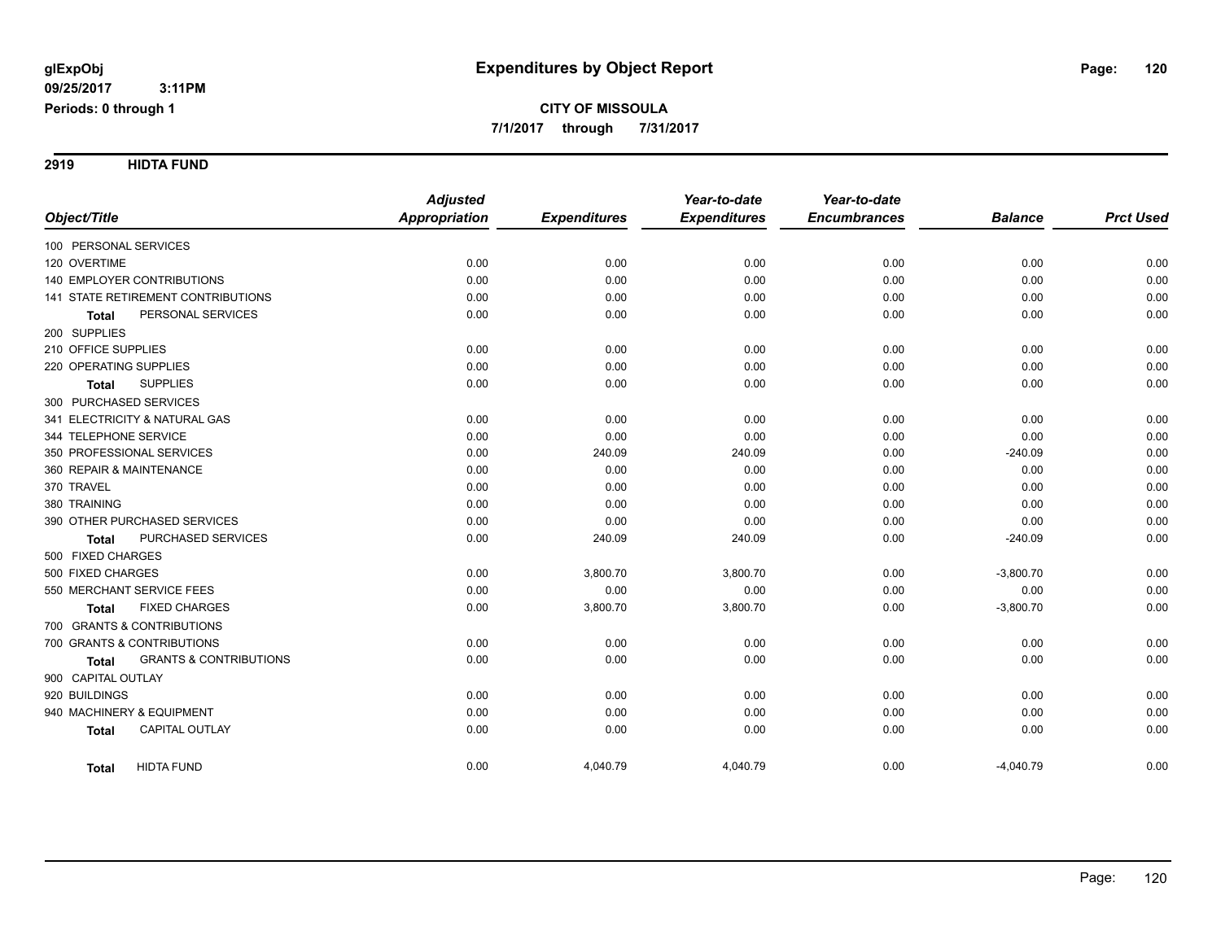glExpObj
09/25/2017 3:11PM
Periods: 0 through 1

# Expenditures by Object Report

**CITY OF MISSOULA**
**7/1/2017 through 7/31/2017**

## 2919 HIDTA FUND

| Object/Title | | Adjusted Appropriation | Expenditures | Year-to-date Expenditures | Year-to-date Encumbrances | Balance | Prct Used |
|---|---|---|---|---|---|---|---|
| 100 PERSONAL SERVICES | | | | | | | |
| 120 OVERTIME | | 0.00 | 0.00 | 0.00 | 0.00 | 0.00 | 0.00 |
| 140 EMPLOYER CONTRIBUTIONS | | 0.00 | 0.00 | 0.00 | 0.00 | 0.00 | 0.00 |
| 141 STATE RETIREMENT CONTRIBUTIONS | | 0.00 | 0.00 | 0.00 | 0.00 | 0.00 | 0.00 |
| Total | PERSONAL SERVICES | 0.00 | 0.00 | 0.00 | 0.00 | 0.00 | 0.00 |
| 200 SUPPLIES | | | | | | | |
| 210 OFFICE SUPPLIES | | 0.00 | 0.00 | 0.00 | 0.00 | 0.00 | 0.00 |
| 220 OPERATING SUPPLIES | | 0.00 | 0.00 | 0.00 | 0.00 | 0.00 | 0.00 |
| Total | SUPPLIES | 0.00 | 0.00 | 0.00 | 0.00 | 0.00 | 0.00 |
| 300 PURCHASED SERVICES | | | | | | | |
| 341 ELECTRICITY & NATURAL GAS | | 0.00 | 0.00 | 0.00 | 0.00 | 0.00 | 0.00 |
| 344 TELEPHONE SERVICE | | 0.00 | 0.00 | 0.00 | 0.00 | 0.00 | 0.00 |
| 350 PROFESSIONAL SERVICES | | 0.00 | 240.09 | 240.09 | 0.00 | -240.09 | 0.00 |
| 360 REPAIR & MAINTENANCE | | 0.00 | 0.00 | 0.00 | 0.00 | 0.00 | 0.00 |
| 370 TRAVEL | | 0.00 | 0.00 | 0.00 | 0.00 | 0.00 | 0.00 |
| 380 TRAINING | | 0.00 | 0.00 | 0.00 | 0.00 | 0.00 | 0.00 |
| 390 OTHER PURCHASED SERVICES | | 0.00 | 0.00 | 0.00 | 0.00 | 0.00 | 0.00 |
| Total | PURCHASED SERVICES | 0.00 | 240.09 | 240.09 | 0.00 | -240.09 | 0.00 |
| 500 FIXED CHARGES | | | | | | | |
| 500 FIXED CHARGES | | 0.00 | 3,800.70 | 3,800.70 | 0.00 | -3,800.70 | 0.00 |
| 550 MERCHANT SERVICE FEES | | 0.00 | 0.00 | 0.00 | 0.00 | 0.00 | 0.00 |
| Total | FIXED CHARGES | 0.00 | 3,800.70 | 3,800.70 | 0.00 | -3,800.70 | 0.00 |
| 700 GRANTS & CONTRIBUTIONS | | | | | | | |
| 700 GRANTS & CONTRIBUTIONS | | 0.00 | 0.00 | 0.00 | 0.00 | 0.00 | 0.00 |
| Total | GRANTS & CONTRIBUTIONS | 0.00 | 0.00 | 0.00 | 0.00 | 0.00 | 0.00 |
| 900 CAPITAL OUTLAY | | | | | | | |
| 920 BUILDINGS | | 0.00 | 0.00 | 0.00 | 0.00 | 0.00 | 0.00 |
| 940 MACHINERY & EQUIPMENT | | 0.00 | 0.00 | 0.00 | 0.00 | 0.00 | 0.00 |
| Total | CAPITAL OUTLAY | 0.00 | 0.00 | 0.00 | 0.00 | 0.00 | 0.00 |
| Total | HIDTA FUND | 0.00 | 4,040.79 | 4,040.79 | 0.00 | -4,040.79 | 0.00 |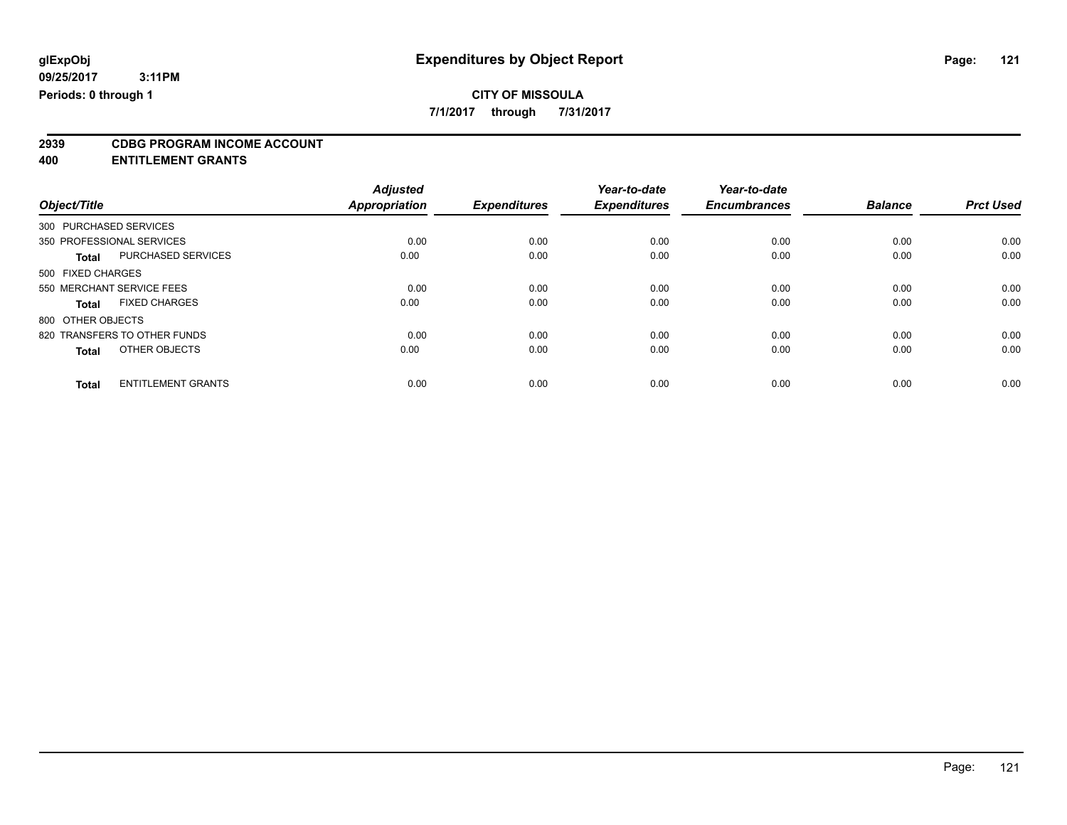**glExpObj** **Expenditures by Object Report**

**09/25/2017 3:11PM**

**Periods: 0 through 1**

**CITY OF MISSOULA**

**7/1/2017 through 7/31/2017**

## 2939 CDBG PROGRAM INCOME ACCOUNT
## 400 ENTITLEMENT GRANTS

| Object/Title | | Adjusted Appropriation | Expenditures | Year-to-date Expenditures | Year-to-date Encumbrances | Balance | Prct Used |
|---|---|---|---|---|---|---|---|
| 300 PURCHASED SERVICES | | | | | | | |
| 350 PROFESSIONAL SERVICES | | 0.00 | 0.00 | 0.00 | 0.00 | 0.00 | 0.00 |
| **Total** | PURCHASED SERVICES | 0.00 | 0.00 | 0.00 | 0.00 | 0.00 | 0.00 |
| 500 FIXED CHARGES | | | | | | | |
| 550 MERCHANT SERVICE FEES | | 0.00 | 0.00 | 0.00 | 0.00 | 0.00 | 0.00 |
| **Total** | FIXED CHARGES | 0.00 | 0.00 | 0.00 | 0.00 | 0.00 | 0.00 |
| 800 OTHER OBJECTS | | | | | | | |
| 820 TRANSFERS TO OTHER FUNDS | | 0.00 | 0.00 | 0.00 | 0.00 | 0.00 | 0.00 |
| **Total** | OTHER OBJECTS | 0.00 | 0.00 | 0.00 | 0.00 | 0.00 | 0.00 |
| **Total** | ENTITLEMENT GRANTS | 0.00 | 0.00 | 0.00 | 0.00 | 0.00 | 0.00 |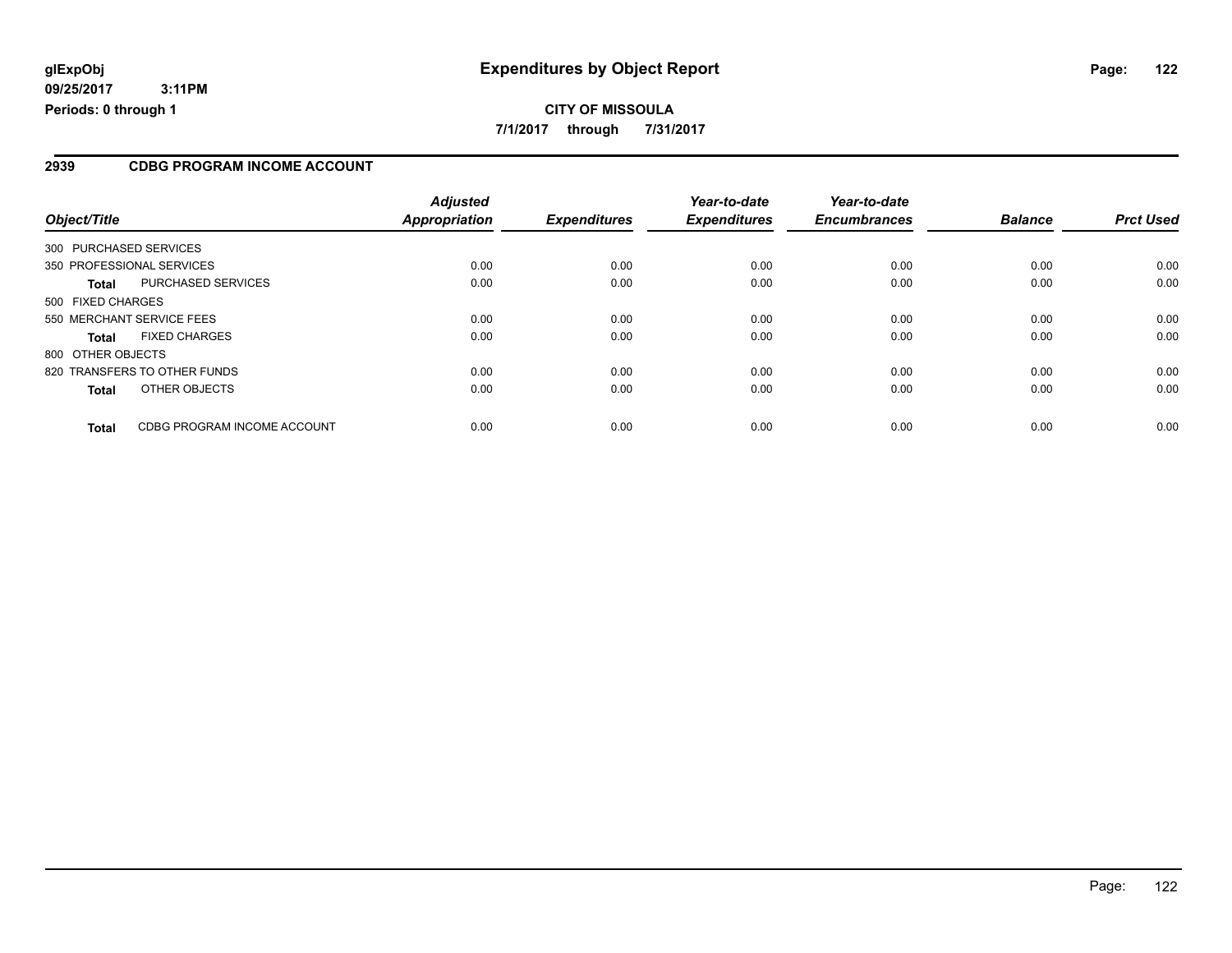**glExpObj** **Expenditures by Object Report**

**09/25/2017 3:11PM**

**Periods: 0 through 1**

**CITY OF MISSOULA**

**7/1/2017 through 7/31/2017**

## 2939 CDBG PROGRAM INCOME ACCOUNT

| Object/Title | | *Adjusted Appropriation* | *Expenditures* | *Year-to-date Expenditures* | *Year-to-date Encumbrances* | *Balance* | *Prct Used* |
|---|---|---|---|---|---|---|---|
| 300 PURCHASED SERVICES | | | | | | | |
| 350 PROFESSIONAL SERVICES | | 0.00 | 0.00 | 0.00 | 0.00 | 0.00 | 0.00 |
| **Total** | PURCHASED SERVICES | 0.00 | 0.00 | 0.00 | 0.00 | 0.00 | 0.00 |
| 500 FIXED CHARGES | | | | | | | |
| 550 MERCHANT SERVICE FEES | | 0.00 | 0.00 | 0.00 | 0.00 | 0.00 | 0.00 |
| **Total** | FIXED CHARGES | 0.00 | 0.00 | 0.00 | 0.00 | 0.00 | 0.00 |
| 800 OTHER OBJECTS | | | | | | | |
| 820 TRANSFERS TO OTHER FUNDS | | 0.00 | 0.00 | 0.00 | 0.00 | 0.00 | 0.00 |
| **Total** | OTHER OBJECTS | 0.00 | 0.00 | 0.00 | 0.00 | 0.00 | 0.00 |
| **Total** | CDBG PROGRAM INCOME ACCOUNT | 0.00 | 0.00 | 0.00 | 0.00 | 0.00 | 0.00 |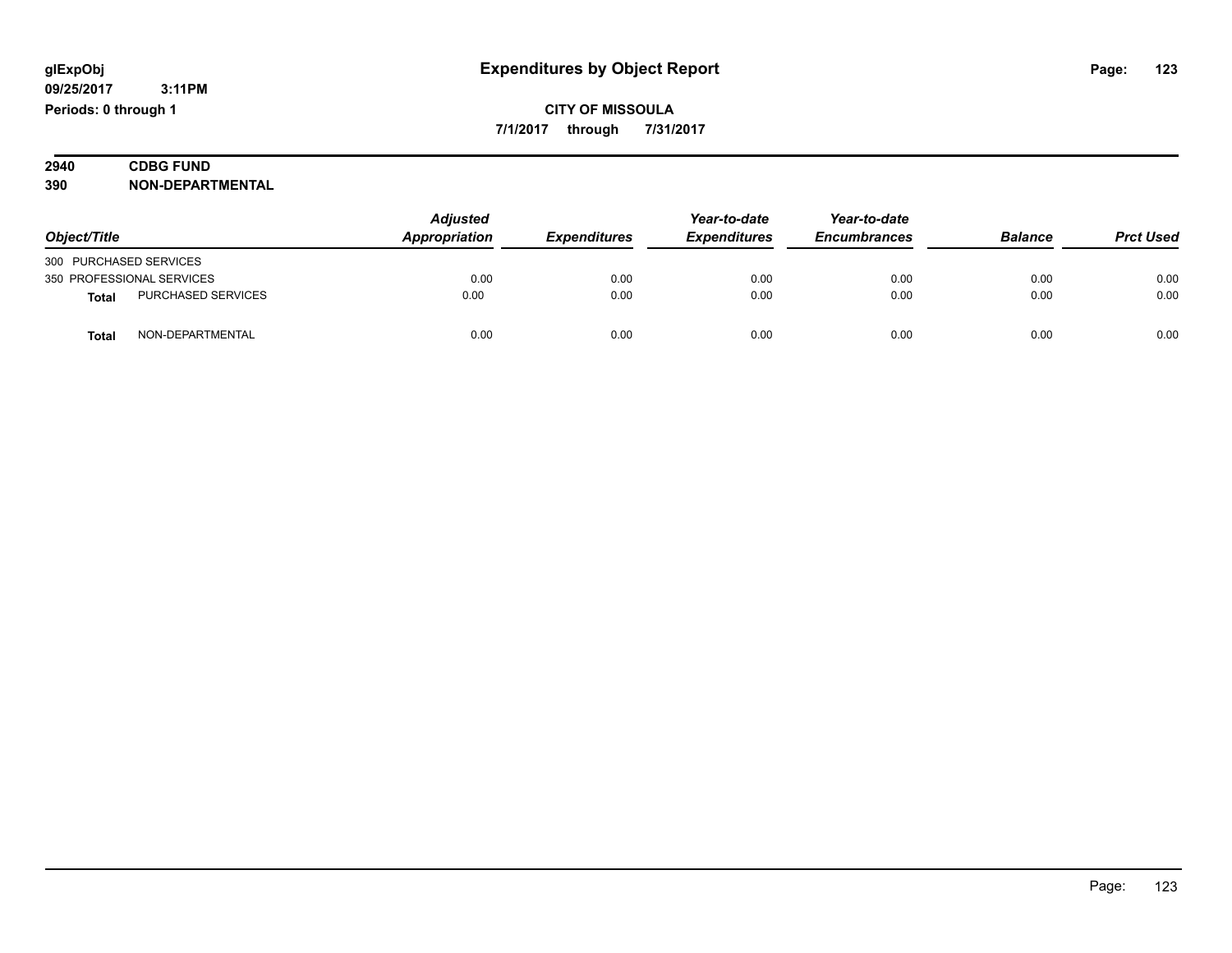# Expenditures by Object Report

glExpObj
09/25/2017 3:11PM
Periods: 0 through 1

**CITY OF MISSOULA**
**7/1/2017 through 7/31/2017**

**2940 CDBG FUND**
**390 NON-DEPARTMENTAL**

| Object/Title | | Adjusted Appropriation | Expenditures | Year-to-date Expenditures | Year-to-date Encumbrances | Balance | Prct Used |
|---|---|---|---|---|---|---|---|
| 300 PURCHASED SERVICES | | | | | | | |
| 350 PROFESSIONAL SERVICES | | 0.00 | 0.00 | 0.00 | 0.00 | 0.00 | 0.00 |
| **Total** | PURCHASED SERVICES | 0.00 | 0.00 | 0.00 | 0.00 | 0.00 | 0.00 |
| **Total** | NON-DEPARTMENTAL | 0.00 | 0.00 | 0.00 | 0.00 | 0.00 | 0.00 |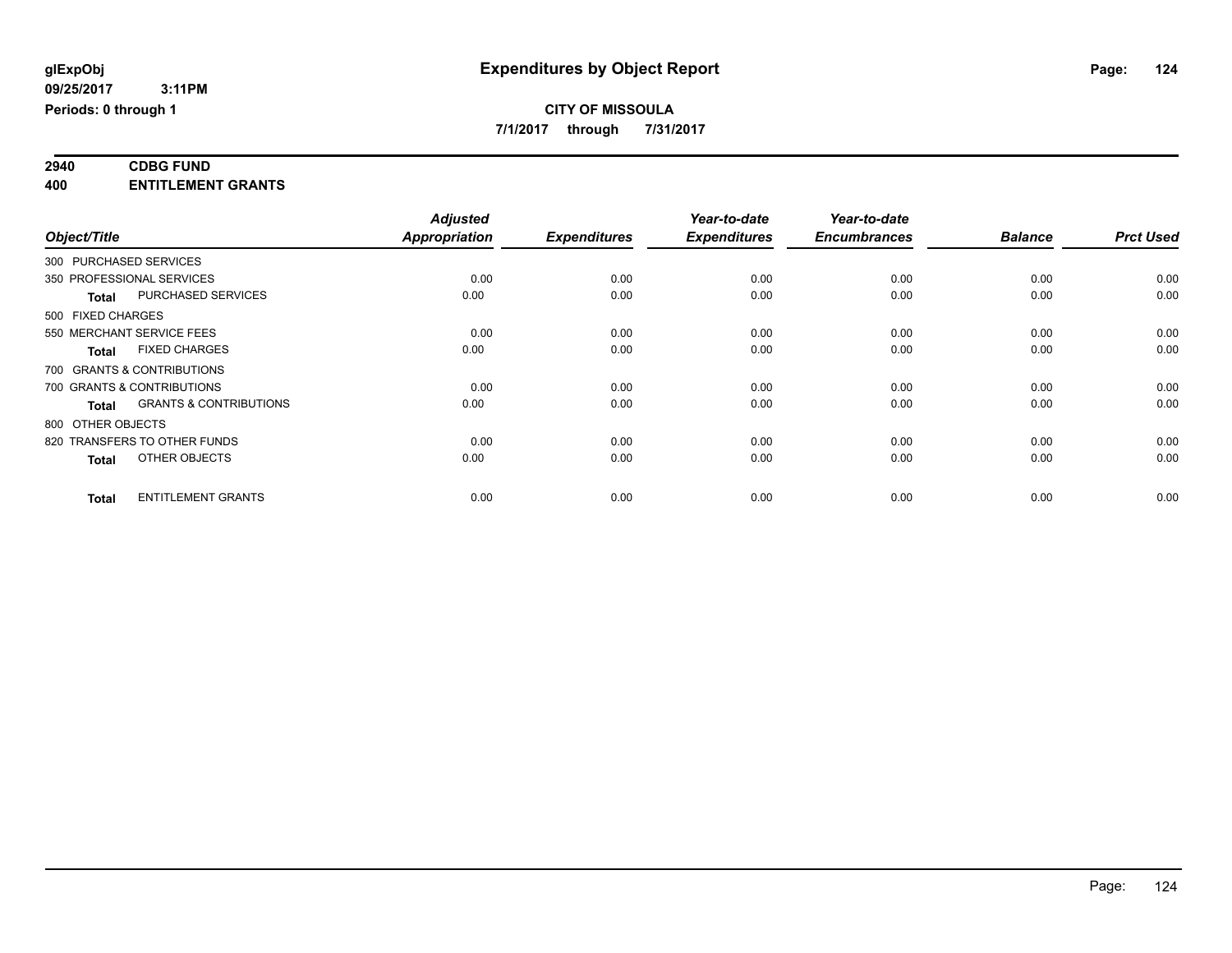**glExpObj**
**09/25/2017 3:11PM**
**Periods: 0 through 1**

# Expenditures by Object Report

**CITY OF MISSOULA**
**7/1/2017 through 7/31/2017**

## 2940 CDBG FUND
## 400 ENTITLEMENT GRANTS

| Object/Title | | Adjusted Appropriation | Expenditures | Year-to-date Expenditures | Year-to-date Encumbrances | Balance | Prct Used |
|---|---|---|---|---|---|---|---|
| 300 PURCHASED SERVICES | | | | | | | |
| 350 PROFESSIONAL SERVICES | | 0.00 | 0.00 | 0.00 | 0.00 | 0.00 | 0.00 |
| **Total** | PURCHASED SERVICES | 0.00 | 0.00 | 0.00 | 0.00 | 0.00 | 0.00 |
| 500 FIXED CHARGES | | | | | | | |
| 550 MERCHANT SERVICE FEES | | 0.00 | 0.00 | 0.00 | 0.00 | 0.00 | 0.00 |
| **Total** | FIXED CHARGES | 0.00 | 0.00 | 0.00 | 0.00 | 0.00 | 0.00 |
| 700 GRANTS & CONTRIBUTIONS | | | | | | | |
| 700 GRANTS & CONTRIBUTIONS | | 0.00 | 0.00 | 0.00 | 0.00 | 0.00 | 0.00 |
| **Total** | GRANTS & CONTRIBUTIONS | 0.00 | 0.00 | 0.00 | 0.00 | 0.00 | 0.00 |
| 800 OTHER OBJECTS | | | | | | | |
| 820 TRANSFERS TO OTHER FUNDS | | 0.00 | 0.00 | 0.00 | 0.00 | 0.00 | 0.00 |
| **Total** | OTHER OBJECTS | 0.00 | 0.00 | 0.00 | 0.00 | 0.00 | 0.00 |
| **Total** | ENTITLEMENT GRANTS | 0.00 | 0.00 | 0.00 | 0.00 | 0.00 | 0.00 |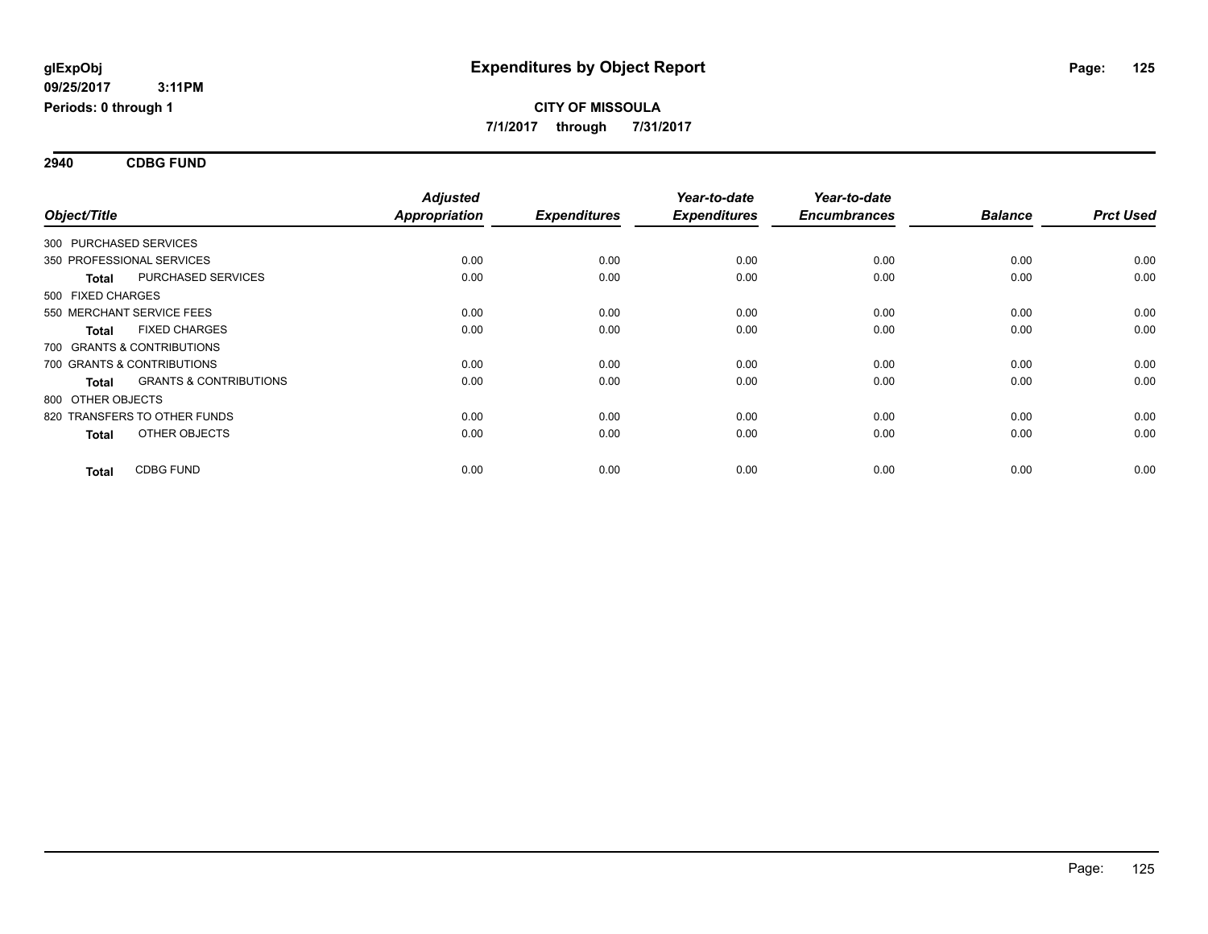**glExpObj**
**09/25/2017 3:11PM**
**Periods: 0 through 1**

# Expenditures by Object Report

**CITY OF MISSOULA**
**7/1/2017 through 7/31/2017**

## 2940 CDBG FUND

| Object/Title | | *Adjusted Appropriation* | *Expenditures* | *Year-to-date Expenditures* | *Year-to-date Encumbrances* | *Balance* | *Prct Used* |
|---|---|---|---|---|---|---|---|
| 300 PURCHASED SERVICES | | | | | | | |
| 350 PROFESSIONAL SERVICES | | 0.00 | 0.00 | 0.00 | 0.00 | 0.00 | 0.00 |
| **Total** | PURCHASED SERVICES | 0.00 | 0.00 | 0.00 | 0.00 | 0.00 | 0.00 |
| 500 FIXED CHARGES | | | | | | | |
| 550 MERCHANT SERVICE FEES | | 0.00 | 0.00 | 0.00 | 0.00 | 0.00 | 0.00 |
| **Total** | FIXED CHARGES | 0.00 | 0.00 | 0.00 | 0.00 | 0.00 | 0.00 |
| 700 GRANTS & CONTRIBUTIONS | | | | | | | |
| 700 GRANTS & CONTRIBUTIONS | | 0.00 | 0.00 | 0.00 | 0.00 | 0.00 | 0.00 |
| **Total** | GRANTS & CONTRIBUTIONS | 0.00 | 0.00 | 0.00 | 0.00 | 0.00 | 0.00 |
| 800 OTHER OBJECTS | | | | | | | |
| 820 TRANSFERS TO OTHER FUNDS | | 0.00 | 0.00 | 0.00 | 0.00 | 0.00 | 0.00 |
| **Total** | OTHER OBJECTS | 0.00 | 0.00 | 0.00 | 0.00 | 0.00 | 0.00 |
| **Total** | CDBG FUND | 0.00 | 0.00 | 0.00 | 0.00 | 0.00 | 0.00 |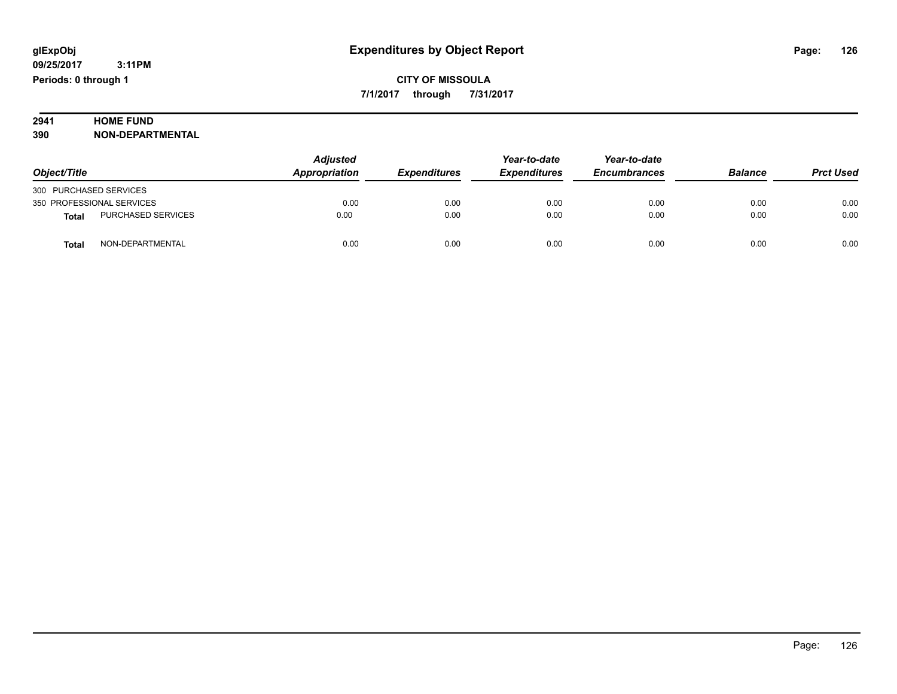**glExpObj** **Expenditures by Object Report**
**09/25/2017 3:11PM**
**Periods: 0 through 1**

**CITY OF MISSOULA**
**7/1/2017 through 7/31/2017**

**2941 HOME FUND**
**390 NON-DEPARTMENTAL**

| Object/Title | | Adjusted Appropriation | Expenditures | Year-to-date Expenditures | Year-to-date Encumbrances | Balance | Prct Used |
|---|---|---|---|---|---|---|---|
| 300 PURCHASED SERVICES | | | | | | | |
| 350 PROFESSIONAL SERVICES | | 0.00 | 0.00 | 0.00 | 0.00 | 0.00 | 0.00 |
| **Total** | PURCHASED SERVICES | 0.00 | 0.00 | 0.00 | 0.00 | 0.00 | 0.00 |
| **Total** | NON-DEPARTMENTAL | 0.00 | 0.00 | 0.00 | 0.00 | 0.00 | 0.00 |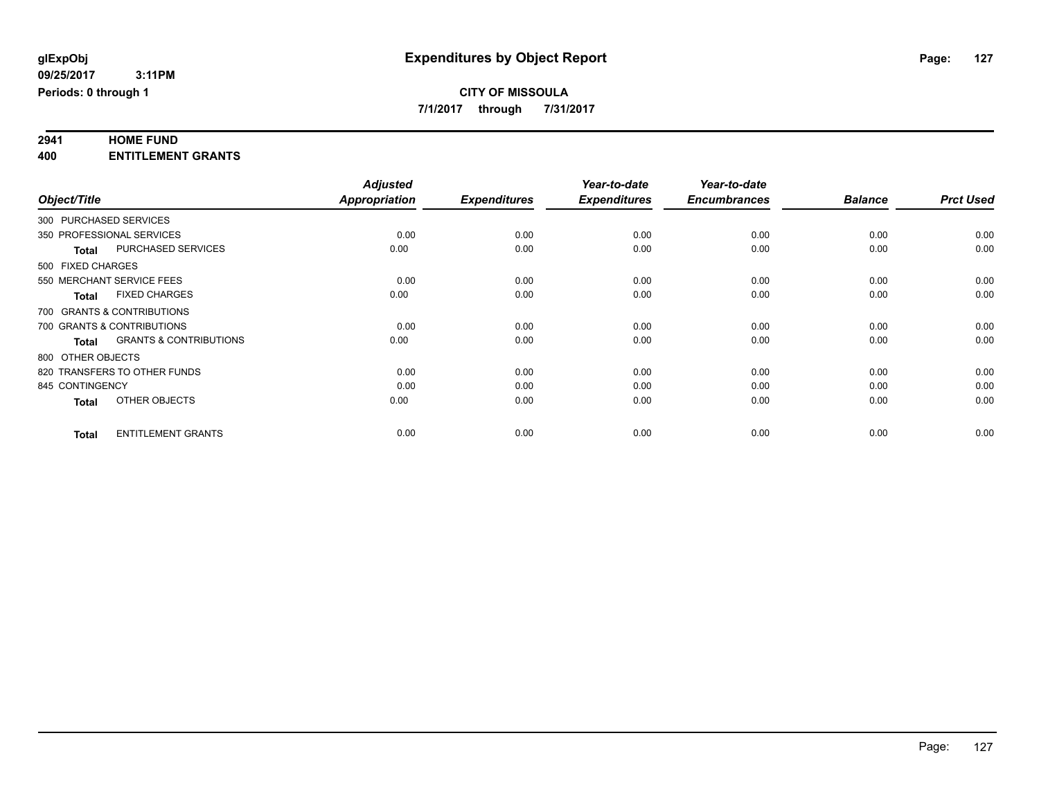**glExpObj**
**09/25/2017 3:11PM**
**Periods: 0 through 1**

# Expenditures by Object Report

**CITY OF MISSOULA**
**7/1/2017 through 7/31/2017**

**2941 HOME FUND**
**400 ENTITLEMENT GRANTS**

| Object/Title | Adjusted Appropriation | Expenditures | Year-to-date Expenditures | Year-to-date Encumbrances | Balance | Prct Used |
|---|---|---|---|---|---|---|
| 300 PURCHASED SERVICES | | | | | | |
| 350 PROFESSIONAL SERVICES | 0.00 | 0.00 | 0.00 | 0.00 | 0.00 | 0.00 |
| **Total** PURCHASED SERVICES | 0.00 | 0.00 | 0.00 | 0.00 | 0.00 | 0.00 |
| 500 FIXED CHARGES | | | | | | |
| 550 MERCHANT SERVICE FEES | 0.00 | 0.00 | 0.00 | 0.00 | 0.00 | 0.00 |
| **Total** FIXED CHARGES | 0.00 | 0.00 | 0.00 | 0.00 | 0.00 | 0.00 |
| 700 GRANTS & CONTRIBUTIONS | | | | | | |
| 700 GRANTS & CONTRIBUTIONS | 0.00 | 0.00 | 0.00 | 0.00 | 0.00 | 0.00 |
| **Total** GRANTS & CONTRIBUTIONS | 0.00 | 0.00 | 0.00 | 0.00 | 0.00 | 0.00 |
| 800 OTHER OBJECTS | | | | | | |
| 820 TRANSFERS TO OTHER FUNDS | 0.00 | 0.00 | 0.00 | 0.00 | 0.00 | 0.00 |
| 845 CONTINGENCY | 0.00 | 0.00 | 0.00 | 0.00 | 0.00 | 0.00 |
| **Total** OTHER OBJECTS | 0.00 | 0.00 | 0.00 | 0.00 | 0.00 | 0.00 |
| **Total** ENTITLEMENT GRANTS | 0.00 | 0.00 | 0.00 | 0.00 | 0.00 | 0.00 |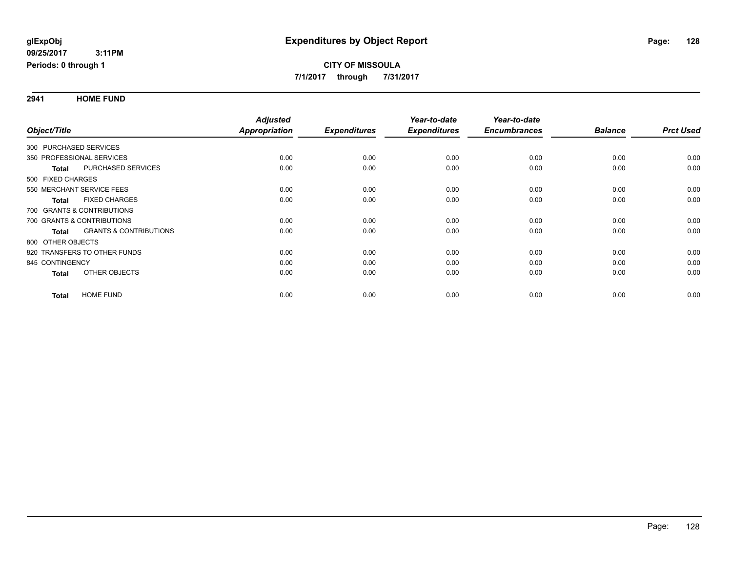**glExpObj**
**09/25/2017 3:11PM**
**Periods: 0 through 1**

# Expenditures by Object Report

**CITY OF MISSOULA**
**7/1/2017 through 7/31/2017**

## 2941 HOME FUND

| Object/Title | | Adjusted Appropriation | Expenditures | Year-to-date Expenditures | Year-to-date Encumbrances | Balance | Prct Used |
|---|---|---|---|---|---|---|---|
| 300 PURCHASED SERVICES | | | | | | | |
| 350 PROFESSIONAL SERVICES | | 0.00 | 0.00 | 0.00 | 0.00 | 0.00 | 0.00 |
| **Total** | PURCHASED SERVICES | 0.00 | 0.00 | 0.00 | 0.00 | 0.00 | 0.00 |
| 500 FIXED CHARGES | | | | | | | |
| 550 MERCHANT SERVICE FEES | | 0.00 | 0.00 | 0.00 | 0.00 | 0.00 | 0.00 |
| **Total** | FIXED CHARGES | 0.00 | 0.00 | 0.00 | 0.00 | 0.00 | 0.00 |
| 700 GRANTS & CONTRIBUTIONS | | | | | | | |
| 700 GRANTS & CONTRIBUTIONS | | 0.00 | 0.00 | 0.00 | 0.00 | 0.00 | 0.00 |
| **Total** | GRANTS & CONTRIBUTIONS | 0.00 | 0.00 | 0.00 | 0.00 | 0.00 | 0.00 |
| 800 OTHER OBJECTS | | | | | | | |
| 820 TRANSFERS TO OTHER FUNDS | | 0.00 | 0.00 | 0.00 | 0.00 | 0.00 | 0.00 |
| 845 CONTINGENCY | | 0.00 | 0.00 | 0.00 | 0.00 | 0.00 | 0.00 |
| **Total** | OTHER OBJECTS | 0.00 | 0.00 | 0.00 | 0.00 | 0.00 | 0.00 |
| **Total** | HOME FUND | 0.00 | 0.00 | 0.00 | 0.00 | 0.00 | 0.00 |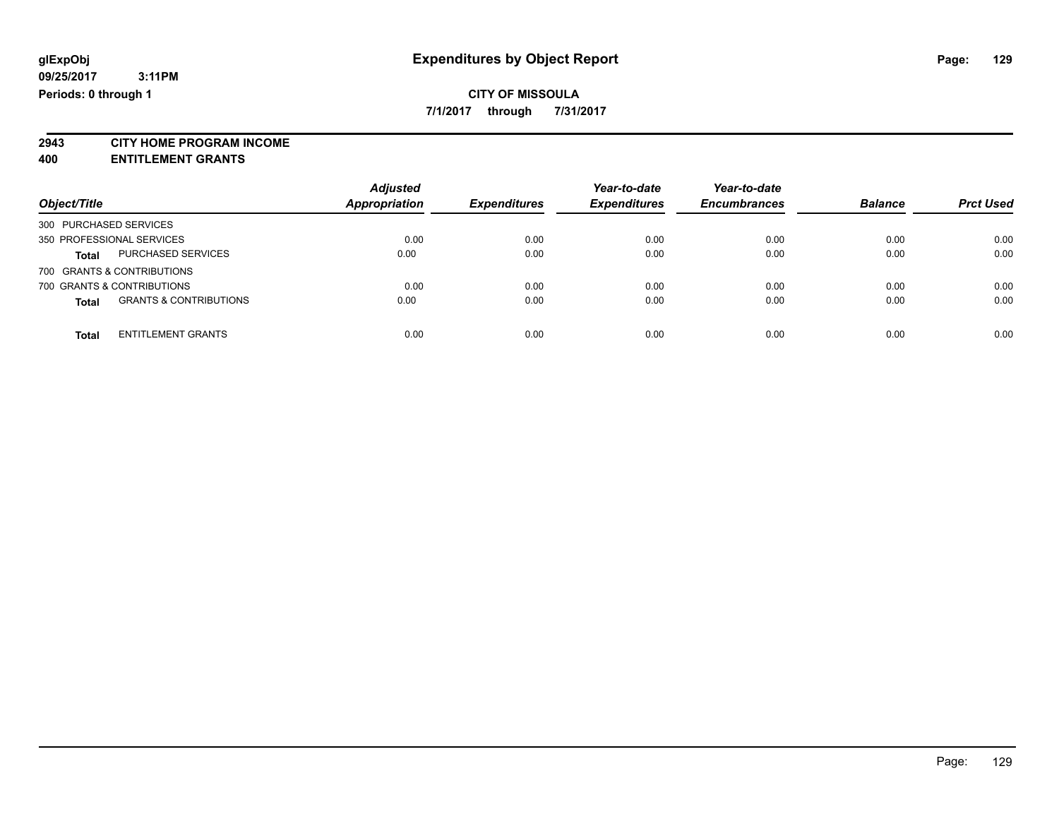**glExpObj**
**09/25/2017 3:11PM**
**Periods: 0 through 1**

# Expenditures by Object Report

**CITY OF MISSOULA**
**7/1/2017 through 7/31/2017**

## 2943 CITY HOME PROGRAM INCOME
## 400 ENTITLEMENT GRANTS

| Object/Title | | Adjusted Appropriation | Expenditures | Year-to-date Expenditures | Year-to-date Encumbrances | Balance | Prct Used |
|---|---|---|---|---|---|---|---|
| 300 PURCHASED SERVICES | | | | | | | |
| 350 PROFESSIONAL SERVICES | | 0.00 | 0.00 | 0.00 | 0.00 | 0.00 | 0.00 |
| **Total** | PURCHASED SERVICES | 0.00 | 0.00 | 0.00 | 0.00 | 0.00 | 0.00 |
| 700 GRANTS & CONTRIBUTIONS | | | | | | | |
| 700 GRANTS & CONTRIBUTIONS | | 0.00 | 0.00 | 0.00 | 0.00 | 0.00 | 0.00 |
| **Total** | GRANTS & CONTRIBUTIONS | 0.00 | 0.00 | 0.00 | 0.00 | 0.00 | 0.00 |
| **Total** | ENTITLEMENT GRANTS | 0.00 | 0.00 | 0.00 | 0.00 | 0.00 | 0.00 |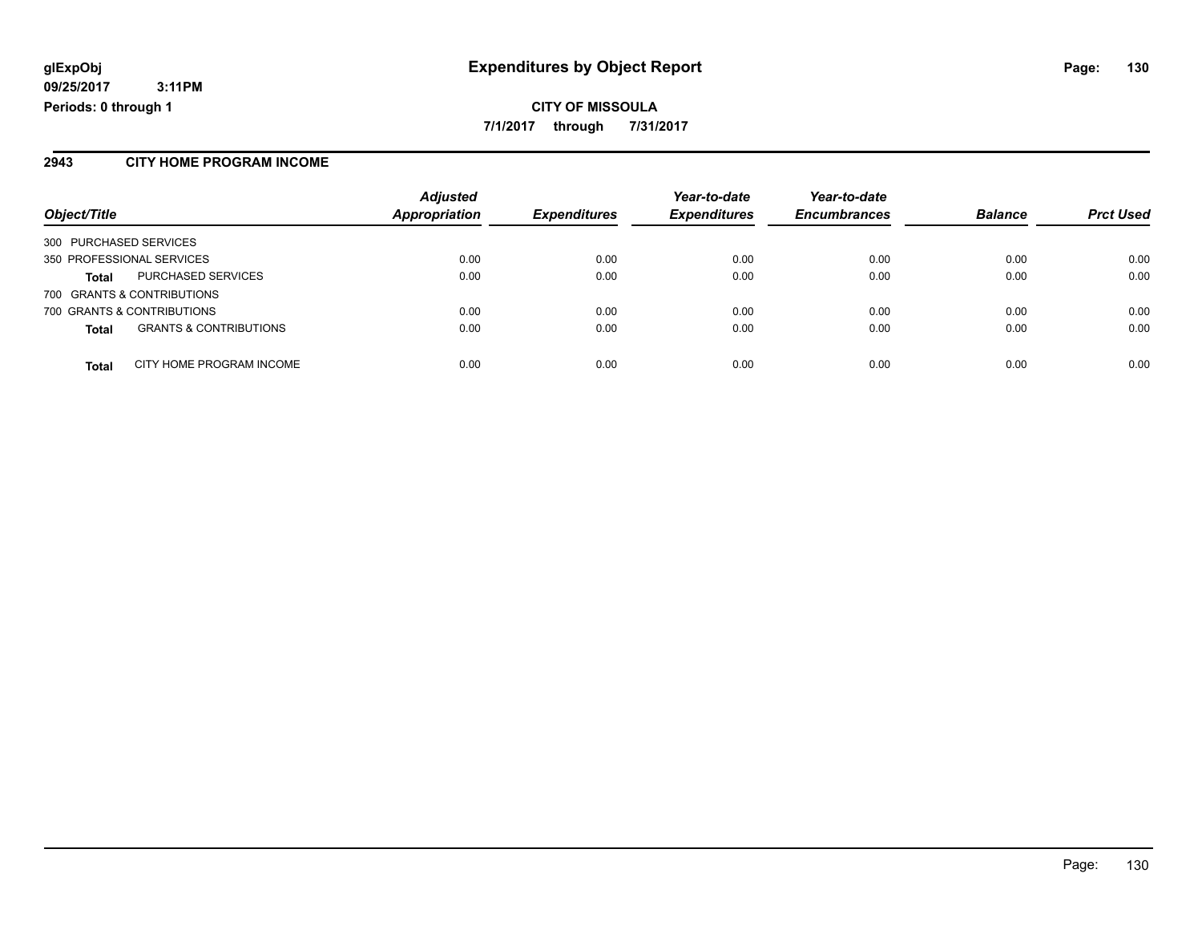**glExpObj**
**09/25/2017 3:11PM**
**Periods: 0 through 1**

# Expenditures by Object Report

**CITY OF MISSOULA**
**7/1/2017 through 7/31/2017**

## 2943 CITY HOME PROGRAM INCOME

| Object/Title | | Adjusted Appropriation | Expenditures | Year-to-date Expenditures | Year-to-date Encumbrances | Balance | Prct Used |
|---|---|---|---|---|---|---|---|
| 300 PURCHASED SERVICES | | | | | | | |
| 350 PROFESSIONAL SERVICES | | 0.00 | 0.00 | 0.00 | 0.00 | 0.00 | 0.00 |
| **Total** | PURCHASED SERVICES | 0.00 | 0.00 | 0.00 | 0.00 | 0.00 | 0.00 |
| 700 GRANTS & CONTRIBUTIONS | | | | | | | |
| 700 GRANTS & CONTRIBUTIONS | | 0.00 | 0.00 | 0.00 | 0.00 | 0.00 | 0.00 |
| **Total** | GRANTS & CONTRIBUTIONS | 0.00 | 0.00 | 0.00 | 0.00 | 0.00 | 0.00 |
| **Total** | CITY HOME PROGRAM INCOME | 0.00 | 0.00 | 0.00 | 0.00 | 0.00 | 0.00 |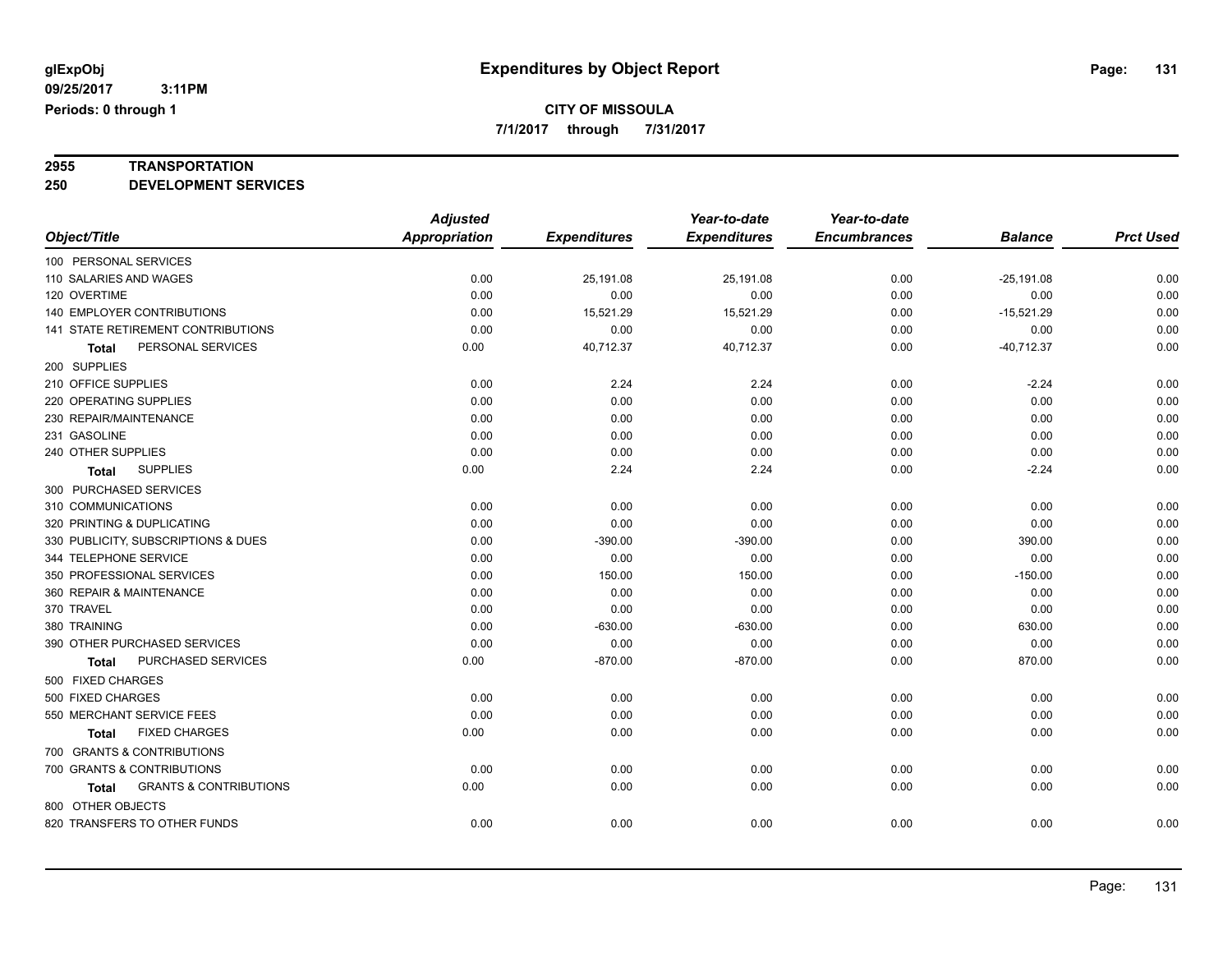glExpObj
09/25/2017 3:11PM
Periods: 0 through 1

# Expenditures by Object Report

**CITY OF MISSOULA**

**7/1/2017 through 7/31/2017**

**2955 TRANSPORTATION**

**250 DEVELOPMENT SERVICES**

| Object/Title | Adjusted Appropriation | Expenditures | Year-to-date Expenditures | Year-to-date Encumbrances | Balance | Prct Used |
|---|---|---|---|---|---|---|
| 100 PERSONAL SERVICES | | | | | | |
| 110 SALARIES AND WAGES | 0.00 | 25,191.08 | 25,191.08 | 0.00 | -25,191.08 | 0.00 |
| 120 OVERTIME | 0.00 | 0.00 | 0.00 | 0.00 | 0.00 | 0.00 |
| 140 EMPLOYER CONTRIBUTIONS | 0.00 | 15,521.29 | 15,521.29 | 0.00 | -15,521.29 | 0.00 |
| 141 STATE RETIREMENT CONTRIBUTIONS | 0.00 | 0.00 | 0.00 | 0.00 | 0.00 | 0.00 |
| **Total** PERSONAL SERVICES | 0.00 | 40,712.37 | 40,712.37 | 0.00 | -40,712.37 | 0.00 |
| 200 SUPPLIES | | | | | | |
| 210 OFFICE SUPPLIES | 0.00 | 2.24 | 2.24 | 0.00 | -2.24 | 0.00 |
| 220 OPERATING SUPPLIES | 0.00 | 0.00 | 0.00 | 0.00 | 0.00 | 0.00 |
| 230 REPAIR/MAINTENANCE | 0.00 | 0.00 | 0.00 | 0.00 | 0.00 | 0.00 |
| 231 GASOLINE | 0.00 | 0.00 | 0.00 | 0.00 | 0.00 | 0.00 |
| 240 OTHER SUPPLIES | 0.00 | 0.00 | 0.00 | 0.00 | 0.00 | 0.00 |
| **Total** SUPPLIES | 0.00 | 2.24 | 2.24 | 0.00 | -2.24 | 0.00 |
| 300 PURCHASED SERVICES | | | | | | |
| 310 COMMUNICATIONS | 0.00 | 0.00 | 0.00 | 0.00 | 0.00 | 0.00 |
| 320 PRINTING & DUPLICATING | 0.00 | 0.00 | 0.00 | 0.00 | 0.00 | 0.00 |
| 330 PUBLICITY, SUBSCRIPTIONS & DUES | 0.00 | -390.00 | -390.00 | 0.00 | 390.00 | 0.00 |
| 344 TELEPHONE SERVICE | 0.00 | 0.00 | 0.00 | 0.00 | 0.00 | 0.00 |
| 350 PROFESSIONAL SERVICES | 0.00 | 150.00 | 150.00 | 0.00 | -150.00 | 0.00 |
| 360 REPAIR & MAINTENANCE | 0.00 | 0.00 | 0.00 | 0.00 | 0.00 | 0.00 |
| 370 TRAVEL | 0.00 | 0.00 | 0.00 | 0.00 | 0.00 | 0.00 |
| 380 TRAINING | 0.00 | -630.00 | -630.00 | 0.00 | 630.00 | 0.00 |
| 390 OTHER PURCHASED SERVICES | 0.00 | 0.00 | 0.00 | 0.00 | 0.00 | 0.00 |
| **Total** PURCHASED SERVICES | 0.00 | -870.00 | -870.00 | 0.00 | 870.00 | 0.00 |
| 500 FIXED CHARGES | | | | | | |
| 500 FIXED CHARGES | 0.00 | 0.00 | 0.00 | 0.00 | 0.00 | 0.00 |
| 550 MERCHANT SERVICE FEES | 0.00 | 0.00 | 0.00 | 0.00 | 0.00 | 0.00 |
| **Total** FIXED CHARGES | 0.00 | 0.00 | 0.00 | 0.00 | 0.00 | 0.00 |
| 700 GRANTS & CONTRIBUTIONS | | | | | | |
| 700 GRANTS & CONTRIBUTIONS | 0.00 | 0.00 | 0.00 | 0.00 | 0.00 | 0.00 |
| **Total** GRANTS & CONTRIBUTIONS | 0.00 | 0.00 | 0.00 | 0.00 | 0.00 | 0.00 |
| 800 OTHER OBJECTS | | | | | | |
| 820 TRANSFERS TO OTHER FUNDS | 0.00 | 0.00 | 0.00 | 0.00 | 0.00 | 0.00 |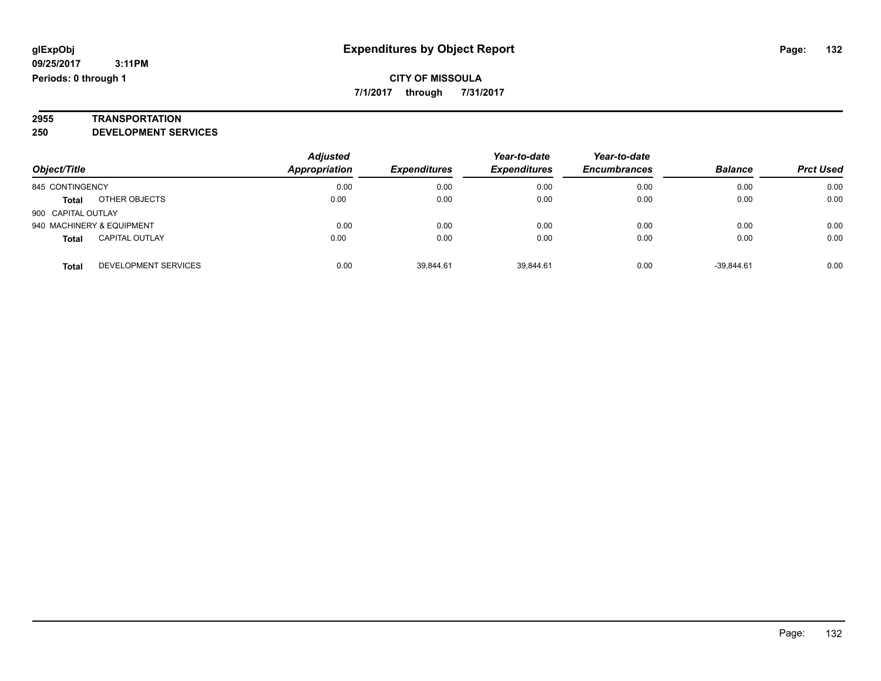**glExpObj**
**09/25/2017 3:11PM**
**Periods: 0 through 1**

# Expenditures by Object Report

**CITY OF MISSOULA**
**7/1/2017 through 7/31/2017**

## 2955 TRANSPORTATION
## 250 DEVELOPMENT SERVICES

| Object/Title | | Adjusted Appropriation | Expenditures | Year-to-date Expenditures | Year-to-date Encumbrances | Balance | Prct Used |
|---|---|---|---|---|---|---|---|
| 845 CONTINGENCY | | 0.00 | 0.00 | 0.00 | 0.00 | 0.00 | 0.00 |
| **Total** | OTHER OBJECTS | 0.00 | 0.00 | 0.00 | 0.00 | 0.00 | 0.00 |
| 900 CAPITAL OUTLAY | | | | | | | |
| 940 MACHINERY & EQUIPMENT | | 0.00 | 0.00 | 0.00 | 0.00 | 0.00 | 0.00 |
| **Total** | CAPITAL OUTLAY | 0.00 | 0.00 | 0.00 | 0.00 | 0.00 | 0.00 |
| **Total** | DEVELOPMENT SERVICES | 0.00 | 39,844.61 | 39,844.61 | 0.00 | -39,844.61 | 0.00 |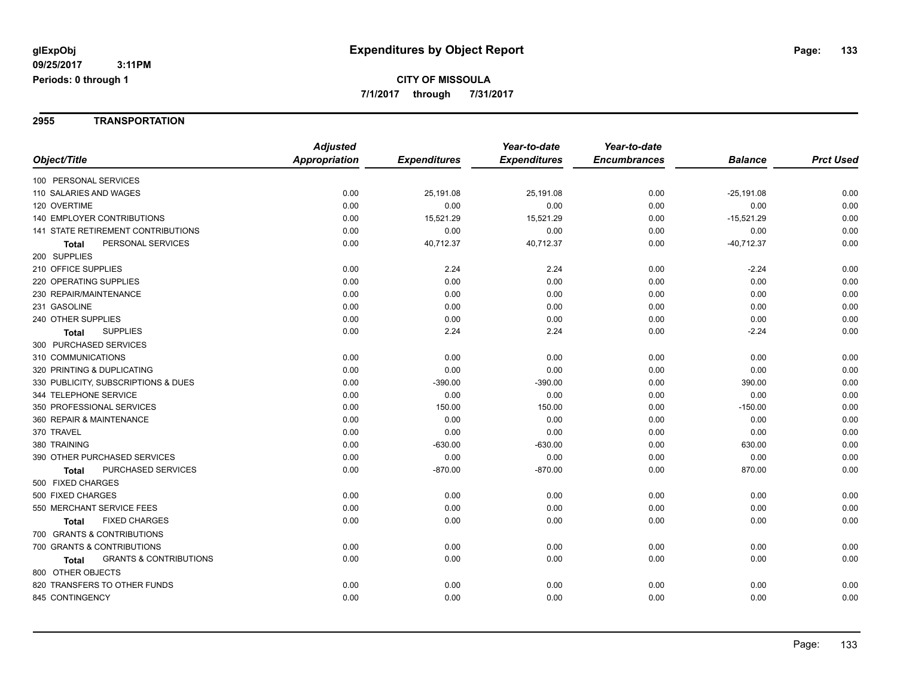glExpObj
09/25/2017 3:11PM
Periods: 0 through 1

# Expenditures by Object Report

**CITY OF MISSOULA**
**7/1/2017 through 7/31/2017**

## 2955 TRANSPORTATION

| Object/Title | Adjusted Appropriation | Expenditures | Year-to-date Expenditures | Year-to-date Encumbrances | Balance | Prct Used |
|---|---|---|---|---|---|---|
| 100 PERSONAL SERVICES | | | | | | |
| 110 SALARIES AND WAGES | 0.00 | 25,191.08 | 25,191.08 | 0.00 | -25,191.08 | 0.00 |
| 120 OVERTIME | 0.00 | 0.00 | 0.00 | 0.00 | 0.00 | 0.00 |
| 140 EMPLOYER CONTRIBUTIONS | 0.00 | 15,521.29 | 15,521.29 | 0.00 | -15,521.29 | 0.00 |
| 141 STATE RETIREMENT CONTRIBUTIONS | 0.00 | 0.00 | 0.00 | 0.00 | 0.00 | 0.00 |
| **Total** PERSONAL SERVICES | 0.00 | 40,712.37 | 40,712.37 | 0.00 | -40,712.37 | 0.00 |
| 200 SUPPLIES | | | | | | |
| 210 OFFICE SUPPLIES | 0.00 | 2.24 | 2.24 | 0.00 | -2.24 | 0.00 |
| 220 OPERATING SUPPLIES | 0.00 | 0.00 | 0.00 | 0.00 | 0.00 | 0.00 |
| 230 REPAIR/MAINTENANCE | 0.00 | 0.00 | 0.00 | 0.00 | 0.00 | 0.00 |
| 231 GASOLINE | 0.00 | 0.00 | 0.00 | 0.00 | 0.00 | 0.00 |
| 240 OTHER SUPPLIES | 0.00 | 0.00 | 0.00 | 0.00 | 0.00 | 0.00 |
| **Total** SUPPLIES | 0.00 | 2.24 | 2.24 | 0.00 | -2.24 | 0.00 |
| 300 PURCHASED SERVICES | | | | | | |
| 310 COMMUNICATIONS | 0.00 | 0.00 | 0.00 | 0.00 | 0.00 | 0.00 |
| 320 PRINTING & DUPLICATING | 0.00 | 0.00 | 0.00 | 0.00 | 0.00 | 0.00 |
| 330 PUBLICITY, SUBSCRIPTIONS & DUES | 0.00 | -390.00 | -390.00 | 0.00 | 390.00 | 0.00 |
| 344 TELEPHONE SERVICE | 0.00 | 0.00 | 0.00 | 0.00 | 0.00 | 0.00 |
| 350 PROFESSIONAL SERVICES | 0.00 | 150.00 | 150.00 | 0.00 | -150.00 | 0.00 |
| 360 REPAIR & MAINTENANCE | 0.00 | 0.00 | 0.00 | 0.00 | 0.00 | 0.00 |
| 370 TRAVEL | 0.00 | 0.00 | 0.00 | 0.00 | 0.00 | 0.00 |
| 380 TRAINING | 0.00 | -630.00 | -630.00 | 0.00 | 630.00 | 0.00 |
| 390 OTHER PURCHASED SERVICES | 0.00 | 0.00 | 0.00 | 0.00 | 0.00 | 0.00 |
| **Total** PURCHASED SERVICES | 0.00 | -870.00 | -870.00 | 0.00 | 870.00 | 0.00 |
| 500 FIXED CHARGES | | | | | | |
| 500 FIXED CHARGES | 0.00 | 0.00 | 0.00 | 0.00 | 0.00 | 0.00 |
| 550 MERCHANT SERVICE FEES | 0.00 | 0.00 | 0.00 | 0.00 | 0.00 | 0.00 |
| **Total** FIXED CHARGES | 0.00 | 0.00 | 0.00 | 0.00 | 0.00 | 0.00 |
| 700 GRANTS & CONTRIBUTIONS | | | | | | |
| 700 GRANTS & CONTRIBUTIONS | 0.00 | 0.00 | 0.00 | 0.00 | 0.00 | 0.00 |
| **Total** GRANTS & CONTRIBUTIONS | 0.00 | 0.00 | 0.00 | 0.00 | 0.00 | 0.00 |
| 800 OTHER OBJECTS | | | | | | |
| 820 TRANSFERS TO OTHER FUNDS | 0.00 | 0.00 | 0.00 | 0.00 | 0.00 | 0.00 |
| 845 CONTINGENCY | 0.00 | 0.00 | 0.00 | 0.00 | 0.00 | 0.00 |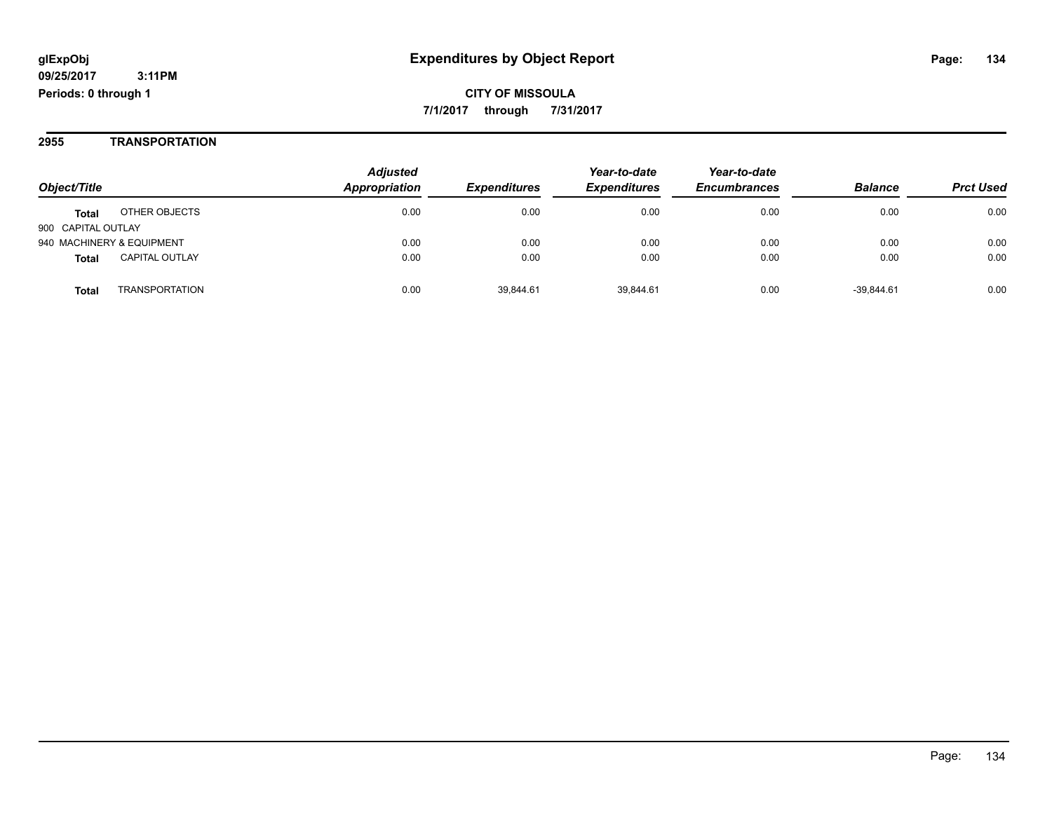**glExpObj** **Expenditures by Object Report**

**09/25/2017 3:11PM**

**Periods: 0 through 1**

**CITY OF MISSOULA**

**7/1/2017 through 7/31/2017**

## 2955 TRANSPORTATION

| Object/Title | | Adjusted Appropriation | Expenditures | Year-to-date Expenditures | Year-to-date Encumbrances | Balance | Prct Used |
|---|---|---|---|---|---|---|---|
| **Total** | OTHER OBJECTS | 0.00 | 0.00 | 0.00 | 0.00 | 0.00 | 0.00 |
| 900 CAPITAL OUTLAY | | | | | | | |
| 940 MACHINERY & EQUIPMENT | | 0.00 | 0.00 | 0.00 | 0.00 | 0.00 | 0.00 |
| **Total** | CAPITAL OUTLAY | 0.00 | 0.00 | 0.00 | 0.00 | 0.00 | 0.00 |
| **Total** | TRANSPORTATION | 0.00 | 39,844.61 | 39,844.61 | 0.00 | -39,844.61 | 0.00 |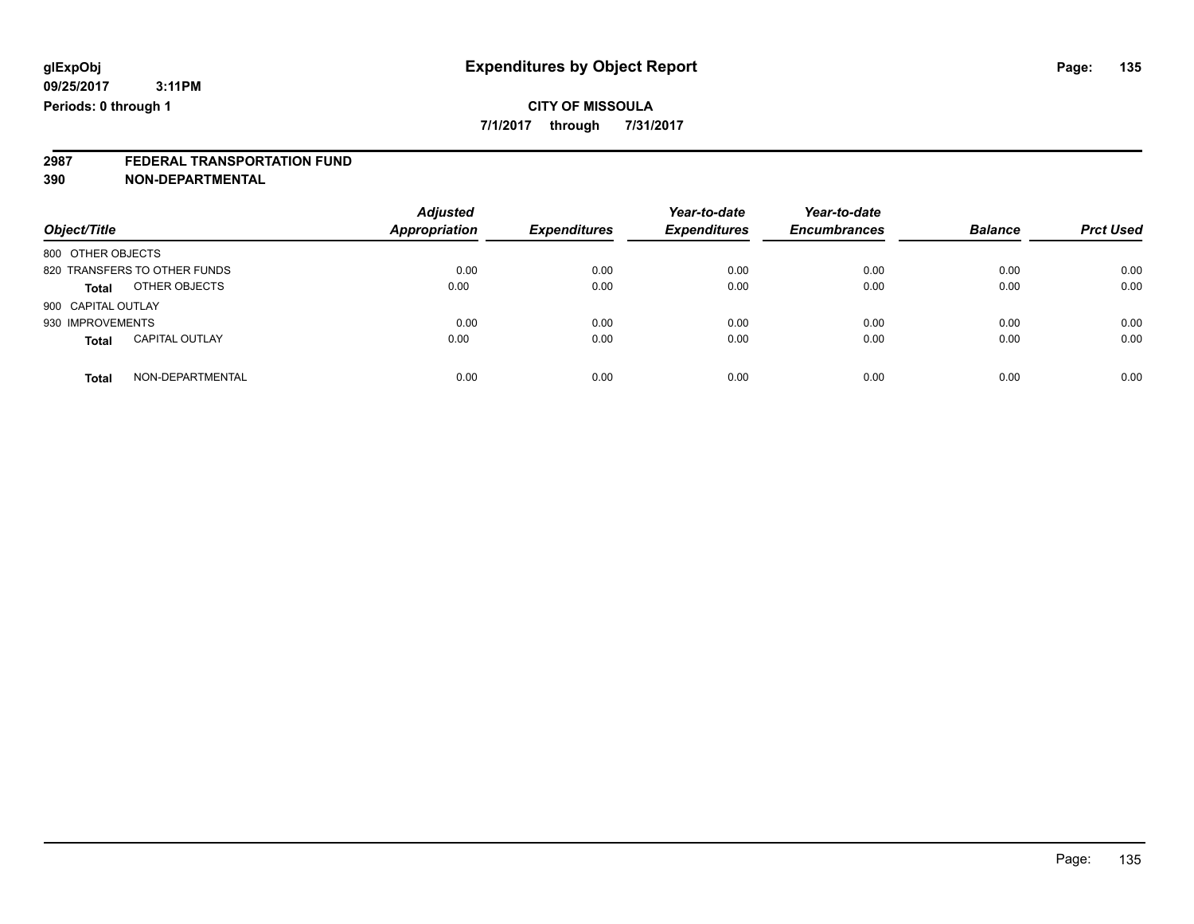glExpObj
09/25/2017 3:11PM
Periods: 0 through 1

# Expenditures by Object Report

**CITY OF MISSOULA**

**7/1/2017 through 7/31/2017**

## 2987 FEDERAL TRANSPORTATION FUND
## 390 NON-DEPARTMENTAL

| Object/Title | | Adjusted Appropriation | Expenditures | Year-to-date Expenditures | Year-to-date Encumbrances | Balance | Prct Used |
|---|---|---|---|---|---|---|---|
| 800 OTHER OBJECTS | | | | | | | |
| 820 TRANSFERS TO OTHER FUNDS | | 0.00 | 0.00 | 0.00 | 0.00 | 0.00 | 0.00 |
| **Total** | OTHER OBJECTS | 0.00 | 0.00 | 0.00 | 0.00 | 0.00 | 0.00 |
| 900 CAPITAL OUTLAY | | | | | | | |
| 930 IMPROVEMENTS | | 0.00 | 0.00 | 0.00 | 0.00 | 0.00 | 0.00 |
| **Total** | CAPITAL OUTLAY | 0.00 | 0.00 | 0.00 | 0.00 | 0.00 | 0.00 |
| **Total** | NON-DEPARTMENTAL | 0.00 | 0.00 | 0.00 | 0.00 | 0.00 | 0.00 |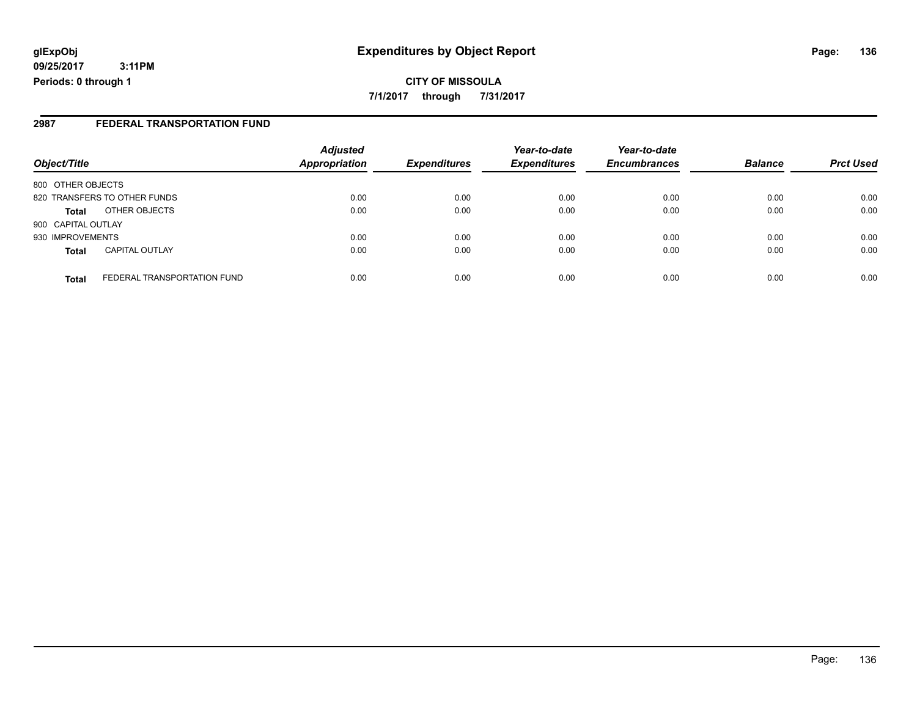**glExpObj** **Expenditures by Object Report**

**09/25/2017 3:11PM**

**Periods: 0 through 1**

**CITY OF MISSOULA**

**7/1/2017 through 7/31/2017**

## 2987 FEDERAL TRANSPORTATION FUND

| Object/Title | | Adjusted Appropriation | Expenditures | Year-to-date Expenditures | Year-to-date Encumbrances | Balance | Prct Used |
|---|---|---|---|---|---|---|---|
| 800 OTHER OBJECTS | | | | | | | |
| 820 TRANSFERS TO OTHER FUNDS | | 0.00 | 0.00 | 0.00 | 0.00 | 0.00 | 0.00 |
| **Total** | OTHER OBJECTS | 0.00 | 0.00 | 0.00 | 0.00 | 0.00 | 0.00 |
| 900 CAPITAL OUTLAY | | | | | | | |
| 930 IMPROVEMENTS | | 0.00 | 0.00 | 0.00 | 0.00 | 0.00 | 0.00 |
| **Total** | CAPITAL OUTLAY | 0.00 | 0.00 | 0.00 | 0.00 | 0.00 | 0.00 |
| **Total** | FEDERAL TRANSPORTATION FUND | 0.00 | 0.00 | 0.00 | 0.00 | 0.00 | 0.00 |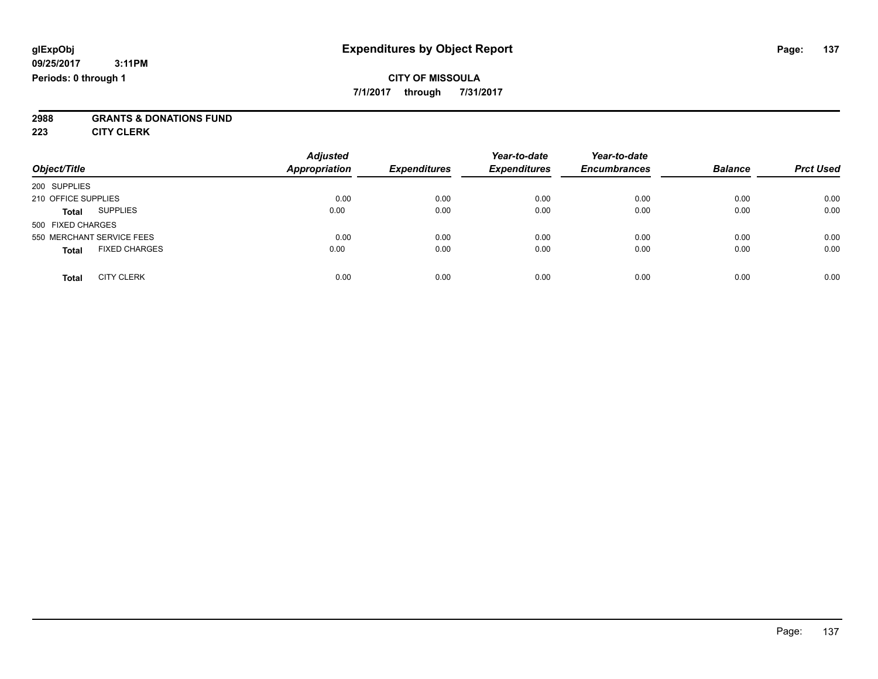**glExpObj** **Expenditures by Object Report**

**09/25/2017 3:11PM**

**Periods: 0 through 1**

**CITY OF MISSOULA**

**7/1/2017 through 7/31/2017**

**2988 GRANTS & DONATIONS FUND**

**223 CITY CLERK**

| Object/Title | | Adjusted Appropriation | Expenditures | Year-to-date Expenditures | Year-to-date Encumbrances | Balance | Prct Used |
|---|---|---|---|---|---|---|---|
| 200 SUPPLIES | | | | | | | |
| 210 OFFICE SUPPLIES | | 0.00 | 0.00 | 0.00 | 0.00 | 0.00 | 0.00 |
| **Total** | SUPPLIES | 0.00 | 0.00 | 0.00 | 0.00 | 0.00 | 0.00 |
| 500 FIXED CHARGES | | | | | | | |
| 550 MERCHANT SERVICE FEES | | 0.00 | 0.00 | 0.00 | 0.00 | 0.00 | 0.00 |
| **Total** | FIXED CHARGES | 0.00 | 0.00 | 0.00 | 0.00 | 0.00 | 0.00 |
| **Total** | CITY CLERK | 0.00 | 0.00 | 0.00 | 0.00 | 0.00 | 0.00 |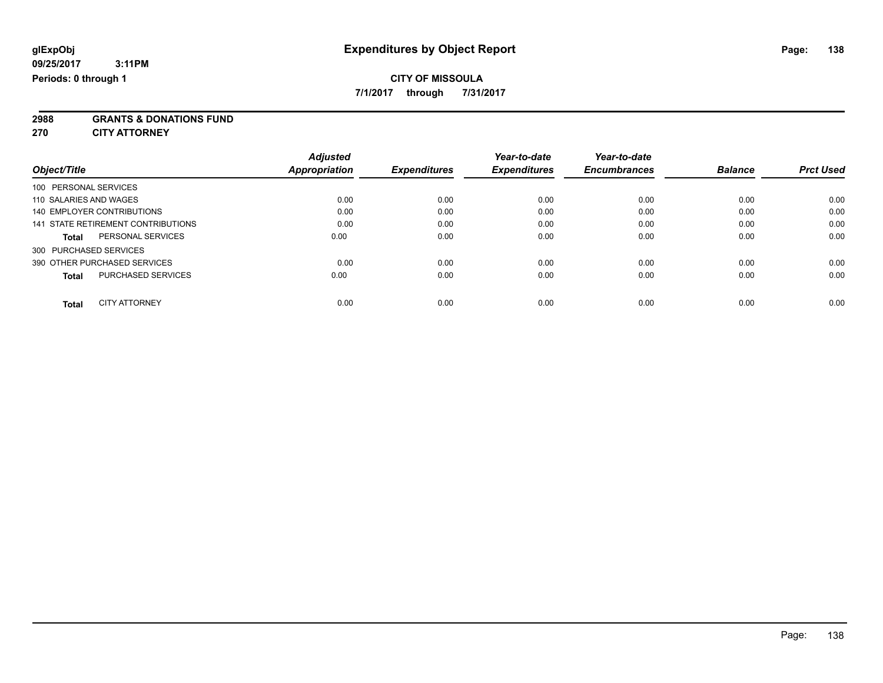**glExpObj** **Expenditures by Object Report**
**09/25/2017 3:11PM**
**Periods: 0 through 1**

**CITY OF MISSOULA**
**7/1/2017 through 7/31/2017**

## 2988 GRANTS & DONATIONS FUND
## 270 CITY ATTORNEY

| Object/Title | Adjusted Appropriation | Expenditures | Year-to-date Expenditures | Year-to-date Encumbrances | Balance | Prct Used |
|---|---|---|---|---|---|---|
| 100 PERSONAL SERVICES | | | | | | |
| 110 SALARIES AND WAGES | 0.00 | 0.00 | 0.00 | 0.00 | 0.00 | 0.00 |
| 140 EMPLOYER CONTRIBUTIONS | 0.00 | 0.00 | 0.00 | 0.00 | 0.00 | 0.00 |
| 141 STATE RETIREMENT CONTRIBUTIONS | 0.00 | 0.00 | 0.00 | 0.00 | 0.00 | 0.00 |
| **Total** PERSONAL SERVICES | 0.00 | 0.00 | 0.00 | 0.00 | 0.00 | 0.00 |
| 300 PURCHASED SERVICES | | | | | | |
| 390 OTHER PURCHASED SERVICES | 0.00 | 0.00 | 0.00 | 0.00 | 0.00 | 0.00 |
| **Total** PURCHASED SERVICES | 0.00 | 0.00 | 0.00 | 0.00 | 0.00 | 0.00 |
| **Total** CITY ATTORNEY | 0.00 | 0.00 | 0.00 | 0.00 | 0.00 | 0.00 |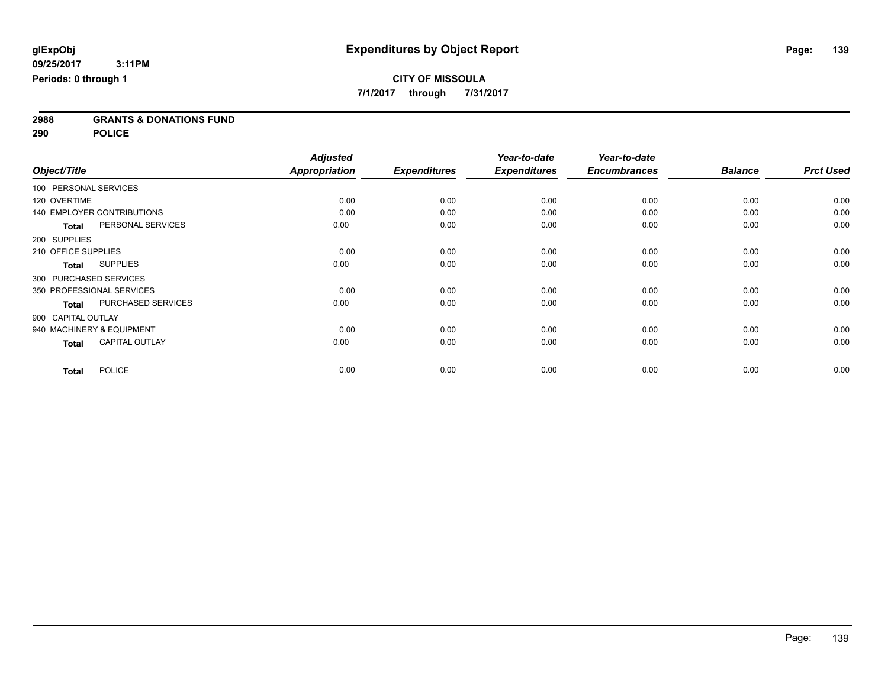**glExpObj**
**09/25/2017 3:11PM**
**Periods: 0 through 1**

# Expenditures by Object Report

**CITY OF MISSOULA**
**7/1/2017 through 7/31/2017**

**2988 GRANTS & DONATIONS FUND**
**290 POLICE**

| Object/Title | Adjusted Appropriation | Expenditures | Year-to-date Expenditures | Year-to-date Encumbrances | Balance | Prct Used |
|---|---|---|---|---|---|---|
| 100 PERSONAL SERVICES | | | | | | |
| 120 OVERTIME | 0.00 | 0.00 | 0.00 | 0.00 | 0.00 | 0.00 |
| 140 EMPLOYER CONTRIBUTIONS | 0.00 | 0.00 | 0.00 | 0.00 | 0.00 | 0.00 |
| **Total** PERSONAL SERVICES | 0.00 | 0.00 | 0.00 | 0.00 | 0.00 | 0.00 |
| 200 SUPPLIES | | | | | | |
| 210 OFFICE SUPPLIES | 0.00 | 0.00 | 0.00 | 0.00 | 0.00 | 0.00 |
| **Total** SUPPLIES | 0.00 | 0.00 | 0.00 | 0.00 | 0.00 | 0.00 |
| 300 PURCHASED SERVICES | | | | | | |
| 350 PROFESSIONAL SERVICES | 0.00 | 0.00 | 0.00 | 0.00 | 0.00 | 0.00 |
| **Total** PURCHASED SERVICES | 0.00 | 0.00 | 0.00 | 0.00 | 0.00 | 0.00 |
| 900 CAPITAL OUTLAY | | | | | | |
| 940 MACHINERY & EQUIPMENT | 0.00 | 0.00 | 0.00 | 0.00 | 0.00 | 0.00 |
| **Total** CAPITAL OUTLAY | 0.00 | 0.00 | 0.00 | 0.00 | 0.00 | 0.00 |
| **Total** POLICE | 0.00 | 0.00 | 0.00 | 0.00 | 0.00 | 0.00 |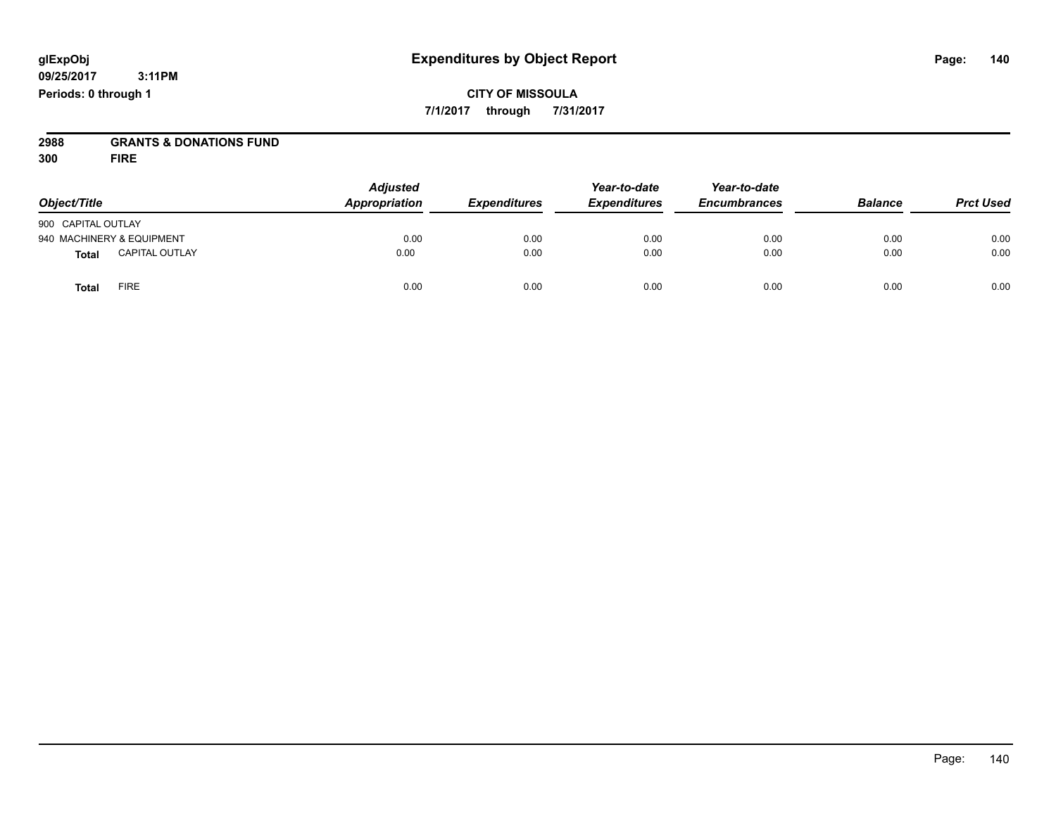**glExpObj**
**09/25/2017 3:11PM**
**Periods: 0 through 1**

# Expenditures by Object Report

**CITY OF MISSOULA**
**7/1/2017 through 7/31/2017**

**2988 GRANTS & DONATIONS FUND**
**300 FIRE**

| Object/Title | Adjusted Appropriation | Expenditures | Year-to-date Expenditures | Year-to-date Encumbrances | Balance | Prct Used |
|---|---|---|---|---|---|---|
| 900 CAPITAL OUTLAY | | | | | | |
| 940 MACHINERY & EQUIPMENT | 0.00 | 0.00 | 0.00 | 0.00 | 0.00 | 0.00 |
| **Total** CAPITAL OUTLAY | 0.00 | 0.00 | 0.00 | 0.00 | 0.00 | 0.00 |
| **Total** FIRE | 0.00 | 0.00 | 0.00 | 0.00 | 0.00 | 0.00 |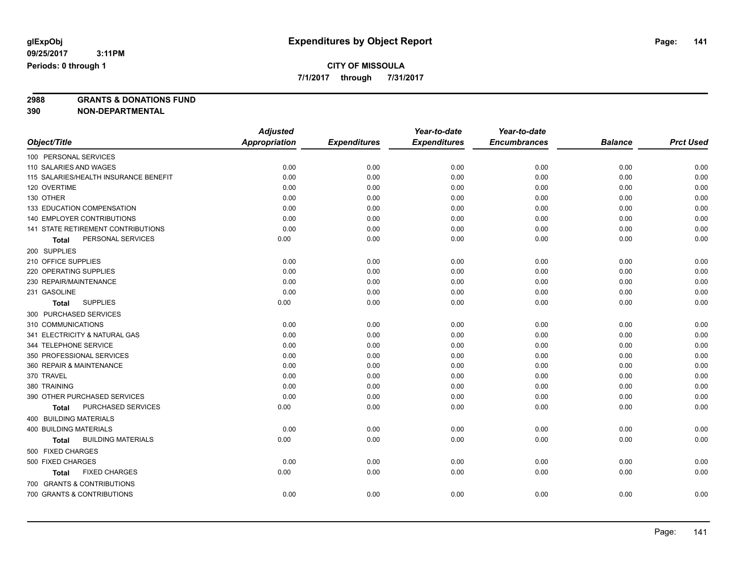**glExpObj** **Expenditures by Object Report**

**09/25/2017 3:11PM**

**Periods: 0 through 1**

**CITY OF MISSOULA**

**7/1/2017 through 7/31/2017**

**2988 GRANTS & DONATIONS FUND**

**390 NON-DEPARTMENTAL**

| Object/Title | Adjusted Appropriation | Expenditures | Year-to-date Expenditures | Year-to-date Encumbrances | Balance | Prct Used |
|---|---|---|---|---|---|---|
| 100 PERSONAL SERVICES | | | | | | |
| 110 SALARIES AND WAGES | 0.00 | 0.00 | 0.00 | 0.00 | 0.00 | 0.00 |
| 115 SALARIES/HEALTH INSURANCE BENEFIT | 0.00 | 0.00 | 0.00 | 0.00 | 0.00 | 0.00 |
| 120 OVERTIME | 0.00 | 0.00 | 0.00 | 0.00 | 0.00 | 0.00 |
| 130 OTHER | 0.00 | 0.00 | 0.00 | 0.00 | 0.00 | 0.00 |
| 133 EDUCATION COMPENSATION | 0.00 | 0.00 | 0.00 | 0.00 | 0.00 | 0.00 |
| 140 EMPLOYER CONTRIBUTIONS | 0.00 | 0.00 | 0.00 | 0.00 | 0.00 | 0.00 |
| 141 STATE RETIREMENT CONTRIBUTIONS | 0.00 | 0.00 | 0.00 | 0.00 | 0.00 | 0.00 |
| **Total** PERSONAL SERVICES | 0.00 | 0.00 | 0.00 | 0.00 | 0.00 | 0.00 |
| 200 SUPPLIES | | | | | | |
| 210 OFFICE SUPPLIES | 0.00 | 0.00 | 0.00 | 0.00 | 0.00 | 0.00 |
| 220 OPERATING SUPPLIES | 0.00 | 0.00 | 0.00 | 0.00 | 0.00 | 0.00 |
| 230 REPAIR/MAINTENANCE | 0.00 | 0.00 | 0.00 | 0.00 | 0.00 | 0.00 |
| 231 GASOLINE | 0.00 | 0.00 | 0.00 | 0.00 | 0.00 | 0.00 |
| **Total** SUPPLIES | 0.00 | 0.00 | 0.00 | 0.00 | 0.00 | 0.00 |
| 300 PURCHASED SERVICES | | | | | | |
| 310 COMMUNICATIONS | 0.00 | 0.00 | 0.00 | 0.00 | 0.00 | 0.00 |
| 341 ELECTRICITY & NATURAL GAS | 0.00 | 0.00 | 0.00 | 0.00 | 0.00 | 0.00 |
| 344 TELEPHONE SERVICE | 0.00 | 0.00 | 0.00 | 0.00 | 0.00 | 0.00 |
| 350 PROFESSIONAL SERVICES | 0.00 | 0.00 | 0.00 | 0.00 | 0.00 | 0.00 |
| 360 REPAIR & MAINTENANCE | 0.00 | 0.00 | 0.00 | 0.00 | 0.00 | 0.00 |
| 370 TRAVEL | 0.00 | 0.00 | 0.00 | 0.00 | 0.00 | 0.00 |
| 380 TRAINING | 0.00 | 0.00 | 0.00 | 0.00 | 0.00 | 0.00 |
| 390 OTHER PURCHASED SERVICES | 0.00 | 0.00 | 0.00 | 0.00 | 0.00 | 0.00 |
| **Total** PURCHASED SERVICES | 0.00 | 0.00 | 0.00 | 0.00 | 0.00 | 0.00 |
| 400 BUILDING MATERIALS | | | | | | |
| 400 BUILDING MATERIALS | 0.00 | 0.00 | 0.00 | 0.00 | 0.00 | 0.00 |
| **Total** BUILDING MATERIALS | 0.00 | 0.00 | 0.00 | 0.00 | 0.00 | 0.00 |
| 500 FIXED CHARGES | | | | | | |
| 500 FIXED CHARGES | 0.00 | 0.00 | 0.00 | 0.00 | 0.00 | 0.00 |
| **Total** FIXED CHARGES | 0.00 | 0.00 | 0.00 | 0.00 | 0.00 | 0.00 |
| 700 GRANTS & CONTRIBUTIONS | | | | | | |
| 700 GRANTS & CONTRIBUTIONS | 0.00 | 0.00 | 0.00 | 0.00 | 0.00 | 0.00 |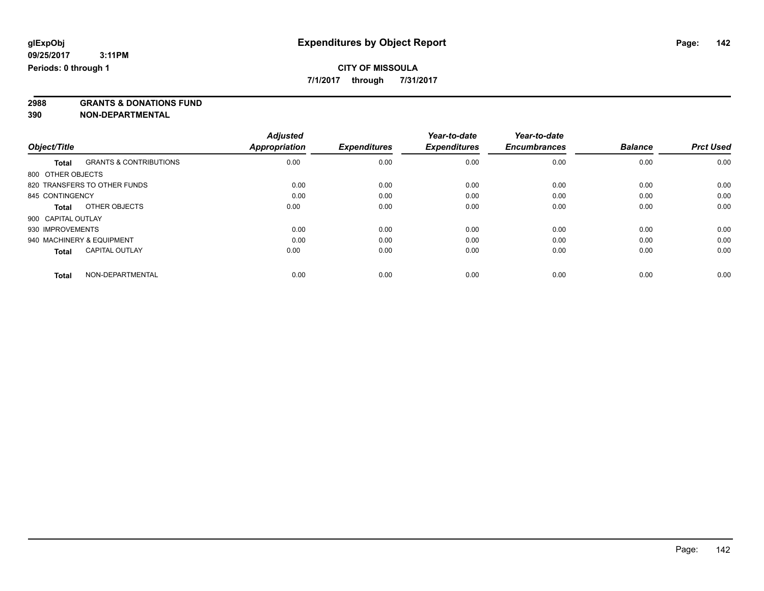**glExpObj**
**09/25/2017 3:11PM**
**Periods: 0 through 1**

# Expenditures by Object Report

**CITY OF MISSOULA**
**7/1/2017 through 7/31/2017**

**2988 GRANTS & DONATIONS FUND**
**390 NON-DEPARTMENTAL**

| Object/Title | | *Adjusted Appropriation* | *Expenditures* | *Year-to-date Expenditures* | *Year-to-date Encumbrances* | *Balance* | *Prct Used* |
|---|---|---|---|---|---|---|---|
| **Total** | GRANTS & CONTRIBUTIONS | 0.00 | 0.00 | 0.00 | 0.00 | 0.00 | 0.00 |
| 800 OTHER OBJECTS | | | | | | | |
| 820 TRANSFERS TO OTHER FUNDS | | 0.00 | 0.00 | 0.00 | 0.00 | 0.00 | 0.00 |
| 845 CONTINGENCY | | 0.00 | 0.00 | 0.00 | 0.00 | 0.00 | 0.00 |
| **Total** | OTHER OBJECTS | 0.00 | 0.00 | 0.00 | 0.00 | 0.00 | 0.00 |
| 900 CAPITAL OUTLAY | | | | | | | |
| 930 IMPROVEMENTS | | 0.00 | 0.00 | 0.00 | 0.00 | 0.00 | 0.00 |
| 940 MACHINERY & EQUIPMENT | | 0.00 | 0.00 | 0.00 | 0.00 | 0.00 | 0.00 |
| **Total** | CAPITAL OUTLAY | 0.00 | 0.00 | 0.00 | 0.00 | 0.00 | 0.00 |
| **Total** | NON-DEPARTMENTAL | 0.00 | 0.00 | 0.00 | 0.00 | 0.00 | 0.00 |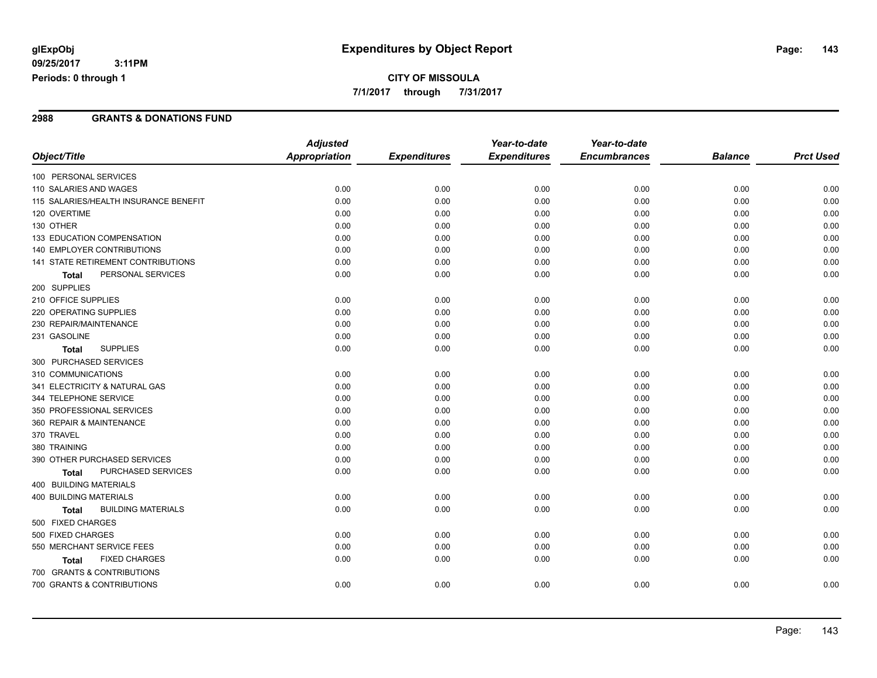glExpObj
09/25/2017 3:11PM
Periods: 0 through 1

# Expenditures by Object Report

**CITY OF MISSOULA**
**7/1/2017 through 7/31/2017**

## 2988 GRANTS & DONATIONS FUND

| Object/Title | Adjusted Appropriation | Expenditures | Year-to-date Expenditures | Year-to-date Encumbrances | Balance | Prct Used |
|---|---|---|---|---|---|---|
| 100 PERSONAL SERVICES | | | | | | |
| 110 SALARIES AND WAGES | 0.00 | 0.00 | 0.00 | 0.00 | 0.00 | 0.00 |
| 115 SALARIES/HEALTH INSURANCE BENEFIT | 0.00 | 0.00 | 0.00 | 0.00 | 0.00 | 0.00 |
| 120 OVERTIME | 0.00 | 0.00 | 0.00 | 0.00 | 0.00 | 0.00 |
| 130 OTHER | 0.00 | 0.00 | 0.00 | 0.00 | 0.00 | 0.00 |
| 133 EDUCATION COMPENSATION | 0.00 | 0.00 | 0.00 | 0.00 | 0.00 | 0.00 |
| 140 EMPLOYER CONTRIBUTIONS | 0.00 | 0.00 | 0.00 | 0.00 | 0.00 | 0.00 |
| 141 STATE RETIREMENT CONTRIBUTIONS | 0.00 | 0.00 | 0.00 | 0.00 | 0.00 | 0.00 |
| **Total** PERSONAL SERVICES | 0.00 | 0.00 | 0.00 | 0.00 | 0.00 | 0.00 |
| 200 SUPPLIES | | | | | | |
| 210 OFFICE SUPPLIES | 0.00 | 0.00 | 0.00 | 0.00 | 0.00 | 0.00 |
| 220 OPERATING SUPPLIES | 0.00 | 0.00 | 0.00 | 0.00 | 0.00 | 0.00 |
| 230 REPAIR/MAINTENANCE | 0.00 | 0.00 | 0.00 | 0.00 | 0.00 | 0.00 |
| 231 GASOLINE | 0.00 | 0.00 | 0.00 | 0.00 | 0.00 | 0.00 |
| **Total** SUPPLIES | 0.00 | 0.00 | 0.00 | 0.00 | 0.00 | 0.00 |
| 300 PURCHASED SERVICES | | | | | | |
| 310 COMMUNICATIONS | 0.00 | 0.00 | 0.00 | 0.00 | 0.00 | 0.00 |
| 341 ELECTRICITY & NATURAL GAS | 0.00 | 0.00 | 0.00 | 0.00 | 0.00 | 0.00 |
| 344 TELEPHONE SERVICE | 0.00 | 0.00 | 0.00 | 0.00 | 0.00 | 0.00 |
| 350 PROFESSIONAL SERVICES | 0.00 | 0.00 | 0.00 | 0.00 | 0.00 | 0.00 |
| 360 REPAIR & MAINTENANCE | 0.00 | 0.00 | 0.00 | 0.00 | 0.00 | 0.00 |
| 370 TRAVEL | 0.00 | 0.00 | 0.00 | 0.00 | 0.00 | 0.00 |
| 380 TRAINING | 0.00 | 0.00 | 0.00 | 0.00 | 0.00 | 0.00 |
| 390 OTHER PURCHASED SERVICES | 0.00 | 0.00 | 0.00 | 0.00 | 0.00 | 0.00 |
| **Total** PURCHASED SERVICES | 0.00 | 0.00 | 0.00 | 0.00 | 0.00 | 0.00 |
| 400 BUILDING MATERIALS | | | | | | |
| 400 BUILDING MATERIALS | 0.00 | 0.00 | 0.00 | 0.00 | 0.00 | 0.00 |
| **Total** BUILDING MATERIALS | 0.00 | 0.00 | 0.00 | 0.00 | 0.00 | 0.00 |
| 500 FIXED CHARGES | | | | | | |
| 500 FIXED CHARGES | 0.00 | 0.00 | 0.00 | 0.00 | 0.00 | 0.00 |
| 550 MERCHANT SERVICE FEES | 0.00 | 0.00 | 0.00 | 0.00 | 0.00 | 0.00 |
| **Total** FIXED CHARGES | 0.00 | 0.00 | 0.00 | 0.00 | 0.00 | 0.00 |
| 700 GRANTS & CONTRIBUTIONS | | | | | | |
| 700 GRANTS & CONTRIBUTIONS | 0.00 | 0.00 | 0.00 | 0.00 | 0.00 | 0.00 |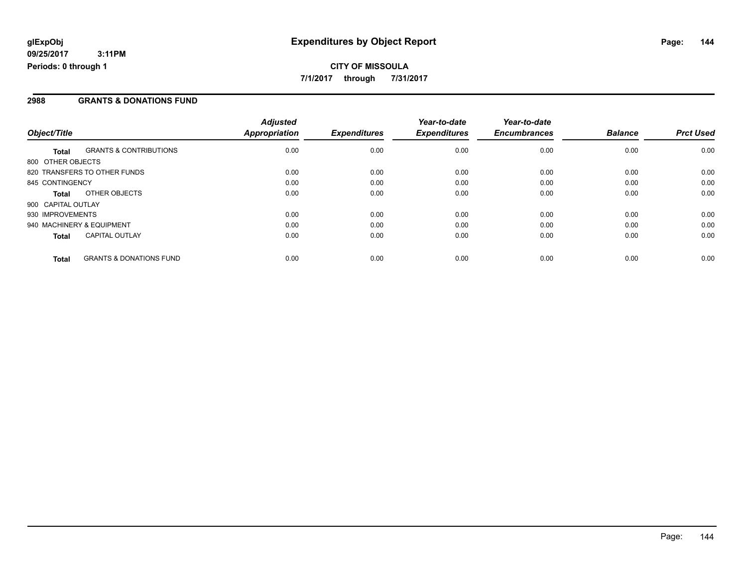**glExpObj** **Expenditures by Object Report**

**09/25/2017 3:11PM**

**Periods: 0 through 1**

**CITY OF MISSOULA**

**7/1/2017 through 7/31/2017**

## 2988 GRANTS & DONATIONS FUND

| Object/Title | | *Adjusted Appropriation* | *Expenditures* | *Year-to-date Expenditures* | *Year-to-date Encumbrances* | *Balance* | *Prct Used* |
|---|---|---|---|---|---|---|---|
| **Total** | GRANTS & CONTRIBUTIONS | 0.00 | 0.00 | 0.00 | 0.00 | 0.00 | 0.00 |
| 800 OTHER OBJECTS | | | | | | | |
| 820 TRANSFERS TO OTHER FUNDS | | 0.00 | 0.00 | 0.00 | 0.00 | 0.00 | 0.00 |
| 845 CONTINGENCY | | 0.00 | 0.00 | 0.00 | 0.00 | 0.00 | 0.00 |
| **Total** | OTHER OBJECTS | 0.00 | 0.00 | 0.00 | 0.00 | 0.00 | 0.00 |
| 900 CAPITAL OUTLAY | | | | | | | |
| 930 IMPROVEMENTS | | 0.00 | 0.00 | 0.00 | 0.00 | 0.00 | 0.00 |
| 940 MACHINERY & EQUIPMENT | | 0.00 | 0.00 | 0.00 | 0.00 | 0.00 | 0.00 |
| **Total** | CAPITAL OUTLAY | 0.00 | 0.00 | 0.00 | 0.00 | 0.00 | 0.00 |
| **Total** | GRANTS & DONATIONS FUND | 0.00 | 0.00 | 0.00 | 0.00 | 0.00 | 0.00 |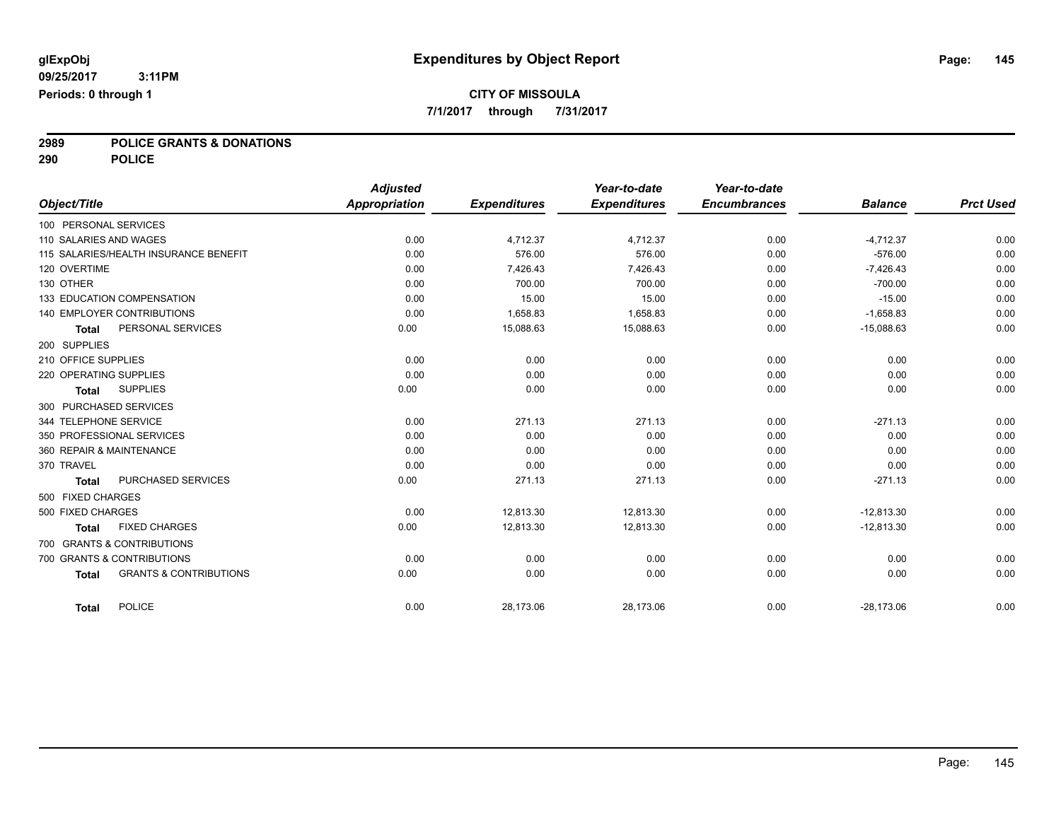**glExpObj** **Expenditures by Object Report**

**09/25/2017 3:11PM**

**Periods: 0 through 1**

**CITY OF MISSOULA**

**7/1/2017 through 7/31/2017**

**2989 POLICE GRANTS & DONATIONS**

**290 POLICE**

| Object/Title | Adjusted Appropriation | Expenditures | Year-to-date Expenditures | Year-to-date Encumbrances | Balance | Prct Used |
|---|---|---|---|---|---|---|
| 100 PERSONAL SERVICES | | | | | | |
| 110 SALARIES AND WAGES | 0.00 | 4,712.37 | 4,712.37 | 0.00 | -4,712.37 | 0.00 |
| 115 SALARIES/HEALTH INSURANCE BENEFIT | 0.00 | 576.00 | 576.00 | 0.00 | -576.00 | 0.00 |
| 120 OVERTIME | 0.00 | 7,426.43 | 7,426.43 | 0.00 | -7,426.43 | 0.00 |
| 130 OTHER | 0.00 | 700.00 | 700.00 | 0.00 | -700.00 | 0.00 |
| 133 EDUCATION COMPENSATION | 0.00 | 15.00 | 15.00 | 0.00 | -15.00 | 0.00 |
| 140 EMPLOYER CONTRIBUTIONS | 0.00 | 1,658.83 | 1,658.83 | 0.00 | -1,658.83 | 0.00 |
| **Total** PERSONAL SERVICES | 0.00 | 15,088.63 | 15,088.63 | 0.00 | -15,088.63 | 0.00 |
| 200 SUPPLIES | | | | | | |
| 210 OFFICE SUPPLIES | 0.00 | 0.00 | 0.00 | 0.00 | 0.00 | 0.00 |
| 220 OPERATING SUPPLIES | 0.00 | 0.00 | 0.00 | 0.00 | 0.00 | 0.00 |
| **Total** SUPPLIES | 0.00 | 0.00 | 0.00 | 0.00 | 0.00 | 0.00 |
| 300 PURCHASED SERVICES | | | | | | |
| 344 TELEPHONE SERVICE | 0.00 | 271.13 | 271.13 | 0.00 | -271.13 | 0.00 |
| 350 PROFESSIONAL SERVICES | 0.00 | 0.00 | 0.00 | 0.00 | 0.00 | 0.00 |
| 360 REPAIR & MAINTENANCE | 0.00 | 0.00 | 0.00 | 0.00 | 0.00 | 0.00 |
| 370 TRAVEL | 0.00 | 0.00 | 0.00 | 0.00 | 0.00 | 0.00 |
| **Total** PURCHASED SERVICES | 0.00 | 271.13 | 271.13 | 0.00 | -271.13 | 0.00 |
| 500 FIXED CHARGES | | | | | | |
| 500 FIXED CHARGES | 0.00 | 12,813.30 | 12,813.30 | 0.00 | -12,813.30 | 0.00 |
| **Total** FIXED CHARGES | 0.00 | 12,813.30 | 12,813.30 | 0.00 | -12,813.30 | 0.00 |
| 700 GRANTS & CONTRIBUTIONS | | | | | | |
| 700 GRANTS & CONTRIBUTIONS | 0.00 | 0.00 | 0.00 | 0.00 | 0.00 | 0.00 |
| **Total** GRANTS & CONTRIBUTIONS | 0.00 | 0.00 | 0.00 | 0.00 | 0.00 | 0.00 |
| **Total** POLICE | 0.00 | 28,173.06 | 28,173.06 | 0.00 | -28,173.06 | 0.00 |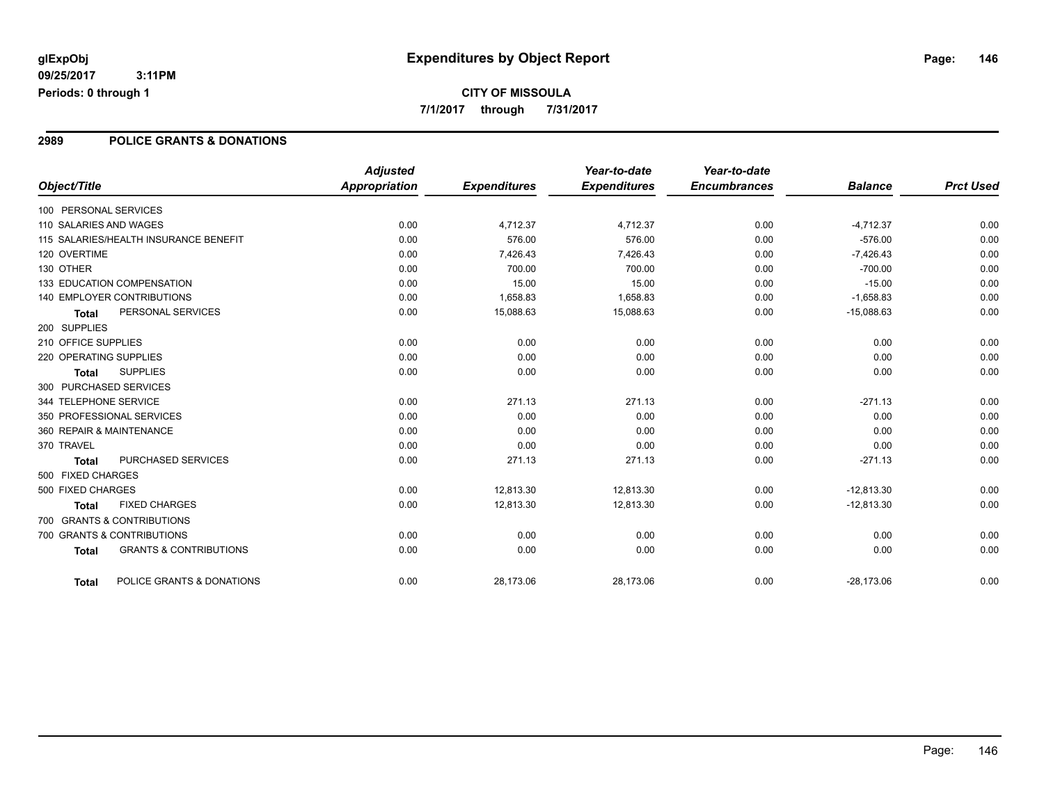**glExpObj**
**09/25/2017 3:11PM**
**Periods: 0 through 1**

# Expenditures by Object Report

**CITY OF MISSOULA**
**7/1/2017 through 7/31/2017**

## 2989 POLICE GRANTS & DONATIONS

| Object/Title | | Adjusted Appropriation | Expenditures | Year-to-date Expenditures | Year-to-date Encumbrances | Balance | Prct Used |
|---|---|---|---|---|---|---|---|
| 100 PERSONAL SERVICES | | | | | | | |
| 110 SALARIES AND WAGES | | 0.00 | 4,712.37 | 4,712.37 | 0.00 | -4,712.37 | 0.00 |
| 115 SALARIES/HEALTH INSURANCE BENEFIT | | 0.00 | 576.00 | 576.00 | 0.00 | -576.00 | 0.00 |
| 120 OVERTIME | | 0.00 | 7,426.43 | 7,426.43 | 0.00 | -7,426.43 | 0.00 |
| 130 OTHER | | 0.00 | 700.00 | 700.00 | 0.00 | -700.00 | 0.00 |
| 133 EDUCATION COMPENSATION | | 0.00 | 15.00 | 15.00 | 0.00 | -15.00 | 0.00 |
| 140 EMPLOYER CONTRIBUTIONS | | 0.00 | 1,658.83 | 1,658.83 | 0.00 | -1,658.83 | 0.00 |
| **Total** | PERSONAL SERVICES | 0.00 | 15,088.63 | 15,088.63 | 0.00 | -15,088.63 | 0.00 |
| 200 SUPPLIES | | | | | | | |
| 210 OFFICE SUPPLIES | | 0.00 | 0.00 | 0.00 | 0.00 | 0.00 | 0.00 |
| 220 OPERATING SUPPLIES | | 0.00 | 0.00 | 0.00 | 0.00 | 0.00 | 0.00 |
| **Total** | SUPPLIES | 0.00 | 0.00 | 0.00 | 0.00 | 0.00 | 0.00 |
| 300 PURCHASED SERVICES | | | | | | | |
| 344 TELEPHONE SERVICE | | 0.00 | 271.13 | 271.13 | 0.00 | -271.13 | 0.00 |
| 350 PROFESSIONAL SERVICES | | 0.00 | 0.00 | 0.00 | 0.00 | 0.00 | 0.00 |
| 360 REPAIR & MAINTENANCE | | 0.00 | 0.00 | 0.00 | 0.00 | 0.00 | 0.00 |
| 370 TRAVEL | | 0.00 | 0.00 | 0.00 | 0.00 | 0.00 | 0.00 |
| **Total** | PURCHASED SERVICES | 0.00 | 271.13 | 271.13 | 0.00 | -271.13 | 0.00 |
| 500 FIXED CHARGES | | | | | | | |
| 500 FIXED CHARGES | | 0.00 | 12,813.30 | 12,813.30 | 0.00 | -12,813.30 | 0.00 |
| **Total** | FIXED CHARGES | 0.00 | 12,813.30 | 12,813.30 | 0.00 | -12,813.30 | 0.00 |
| 700 GRANTS & CONTRIBUTIONS | | | | | | | |
| 700 GRANTS & CONTRIBUTIONS | | 0.00 | 0.00 | 0.00 | 0.00 | 0.00 | 0.00 |
| **Total** | GRANTS & CONTRIBUTIONS | 0.00 | 0.00 | 0.00 | 0.00 | 0.00 | 0.00 |
| **Total** | POLICE GRANTS & DONATIONS | 0.00 | 28,173.06 | 28,173.06 | 0.00 | -28,173.06 | 0.00 |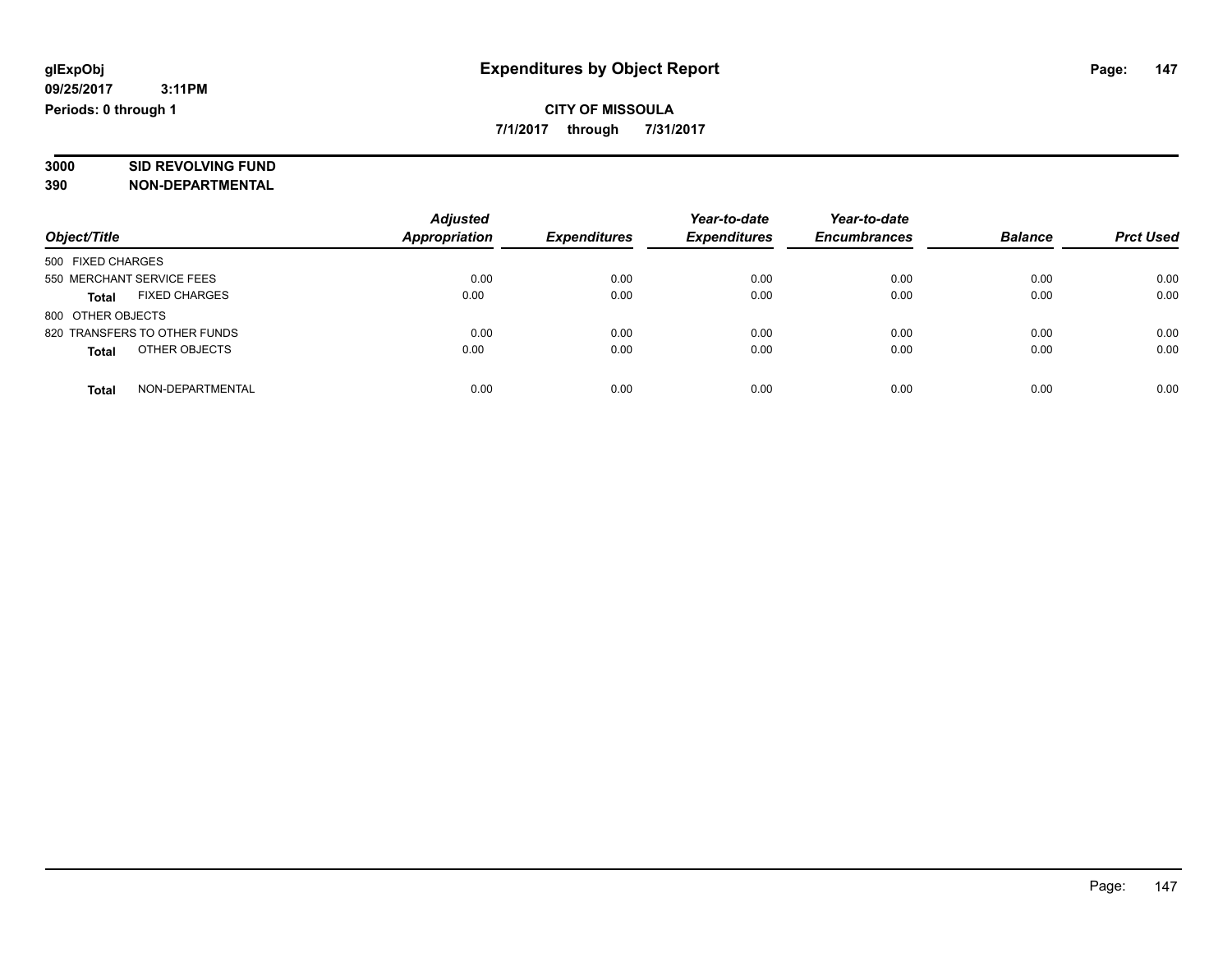glExpObj
09/25/2017 3:11PM
Periods: 0 through 1

# Expenditures by Object Report

**CITY OF MISSOULA**

**7/1/2017 through 7/31/2017**

**3000 SID REVOLVING FUND**
**390 NON-DEPARTMENTAL**

| Object/Title | Adjusted Appropriation | Expenditures | Year-to-date Expenditures | Year-to-date Encumbrances | Balance | Prct Used |
|---|---|---|---|---|---|---|
| 500 FIXED CHARGES | | | | | | |
| 550 MERCHANT SERVICE FEES | 0.00 | 0.00 | 0.00 | 0.00 | 0.00 | 0.00 |
| **Total** FIXED CHARGES | 0.00 | 0.00 | 0.00 | 0.00 | 0.00 | 0.00 |
| 800 OTHER OBJECTS | | | | | | |
| 820 TRANSFERS TO OTHER FUNDS | 0.00 | 0.00 | 0.00 | 0.00 | 0.00 | 0.00 |
| **Total** OTHER OBJECTS | 0.00 | 0.00 | 0.00 | 0.00 | 0.00 | 0.00 |
| **Total** NON-DEPARTMENTAL | 0.00 | 0.00 | 0.00 | 0.00 | 0.00 | 0.00 |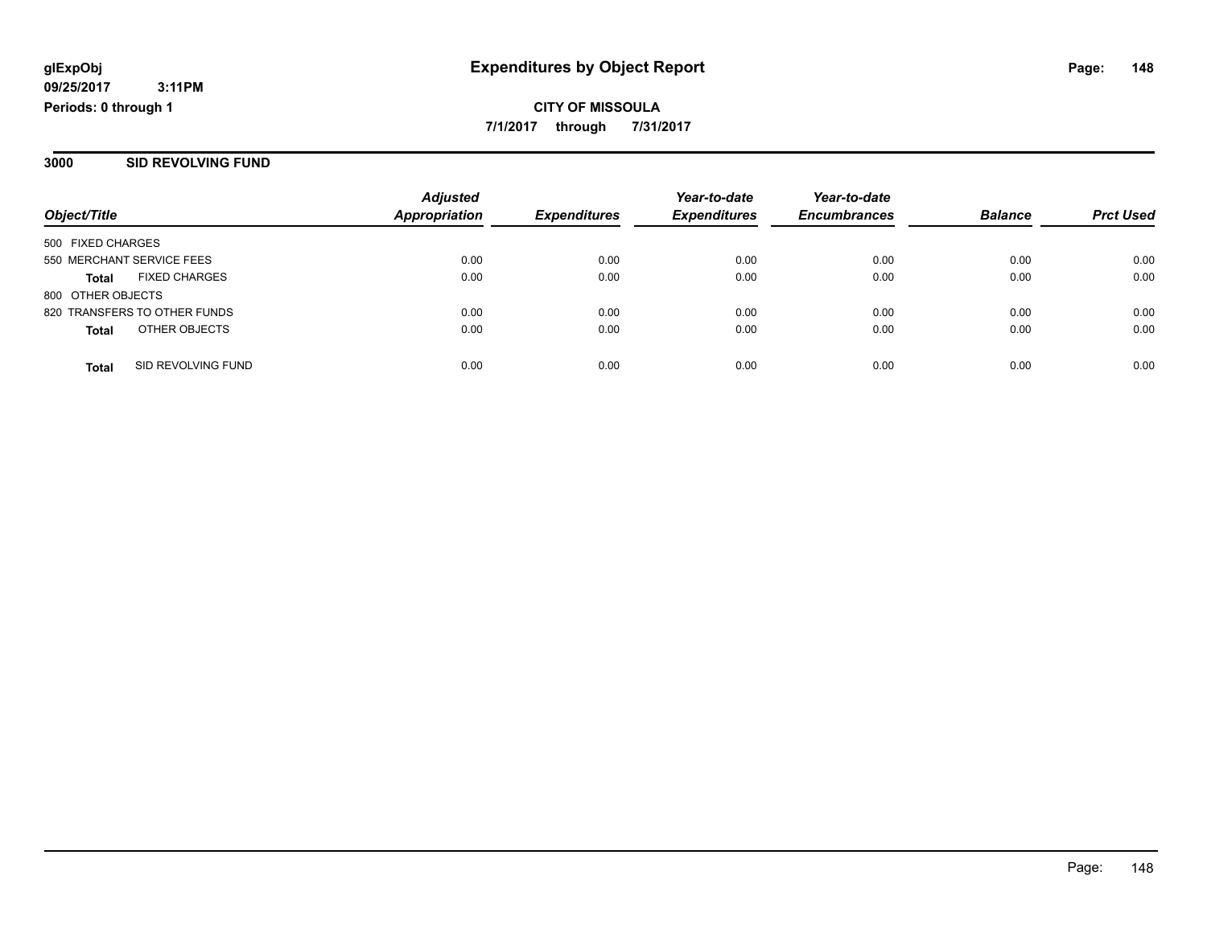# Expenditures by Object Report

glExpObj
09/25/2017 3:11PM
Periods: 0 through 1

**CITY OF MISSOULA**
**7/1/2017 through 7/31/2017**

## 3000 SID REVOLVING FUND

| Object/Title | | Adjusted Appropriation | Expenditures | Year-to-date Expenditures | Year-to-date Encumbrances | Balance | Prct Used |
|---|---|---|---|---|---|---|---|
| 500 FIXED CHARGES | | | | | | | |
| 550 MERCHANT SERVICE FEES | | 0.00 | 0.00 | 0.00 | 0.00 | 0.00 | 0.00 |
| **Total** | FIXED CHARGES | 0.00 | 0.00 | 0.00 | 0.00 | 0.00 | 0.00 |
| 800 OTHER OBJECTS | | | | | | | |
| 820 TRANSFERS TO OTHER FUNDS | | 0.00 | 0.00 | 0.00 | 0.00 | 0.00 | 0.00 |
| **Total** | OTHER OBJECTS | 0.00 | 0.00 | 0.00 | 0.00 | 0.00 | 0.00 |
| **Total** | SID REVOLVING FUND | 0.00 | 0.00 | 0.00 | 0.00 | 0.00 | 0.00 |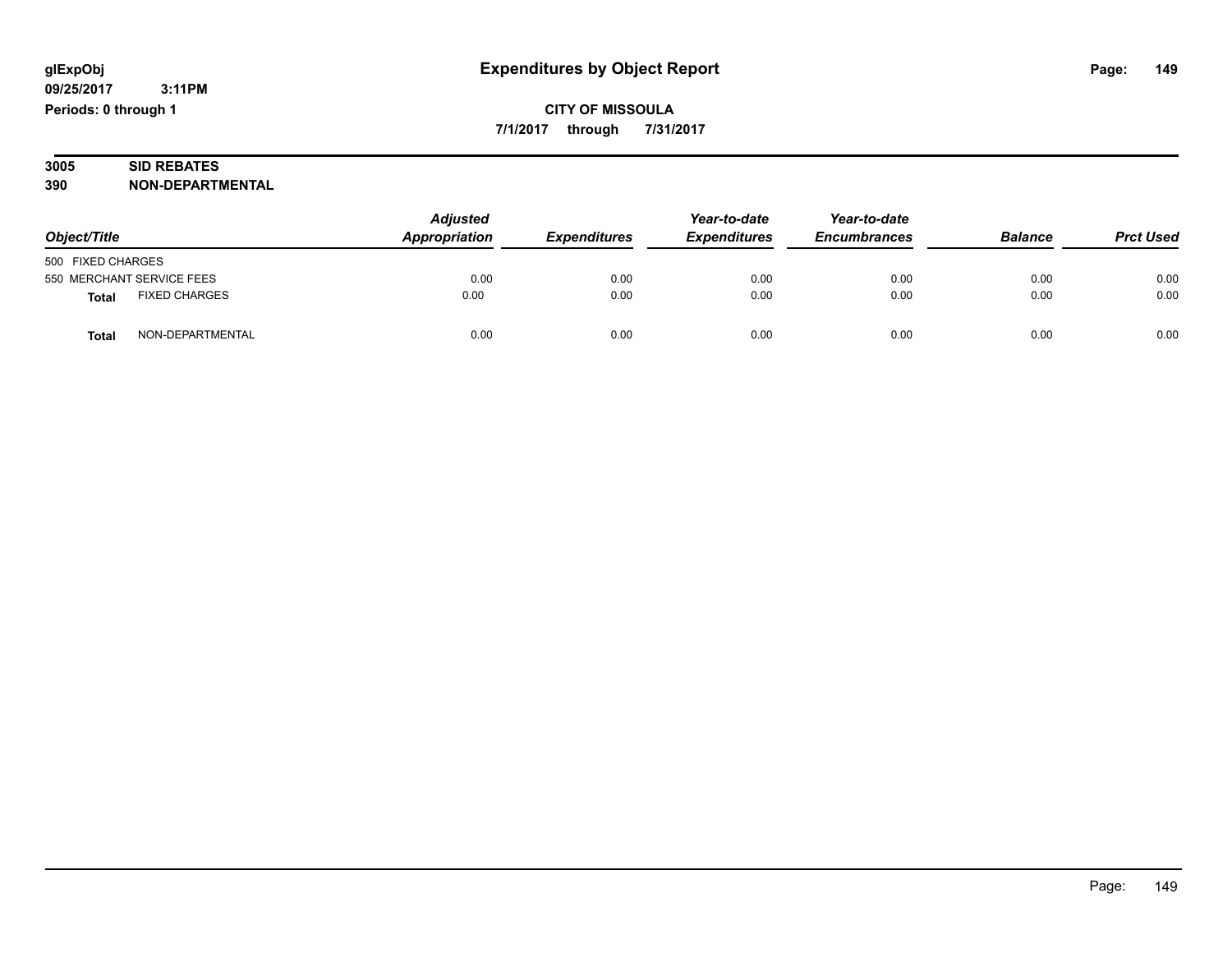**glExpObj** **Expenditures by Object Report**
**09/25/2017 3:11PM**
**Periods: 0 through 1**

**CITY OF MISSOULA**
**7/1/2017 through 7/31/2017**

**3005 SID REBATES**
**390 NON-DEPARTMENTAL**

| Object/Title | | Adjusted Appropriation | Expenditures | Year-to-date Expenditures | Year-to-date Encumbrances | Balance | Prct Used |
|---|---|---|---|---|---|---|---|
| 500 FIXED CHARGES | | | | | | | |
| 550 MERCHANT SERVICE FEES | | 0.00 | 0.00 | 0.00 | 0.00 | 0.00 | 0.00 |
| **Total** | FIXED CHARGES | 0.00 | 0.00 | 0.00 | 0.00 | 0.00 | 0.00 |
| **Total** | NON-DEPARTMENTAL | 0.00 | 0.00 | 0.00 | 0.00 | 0.00 | 0.00 |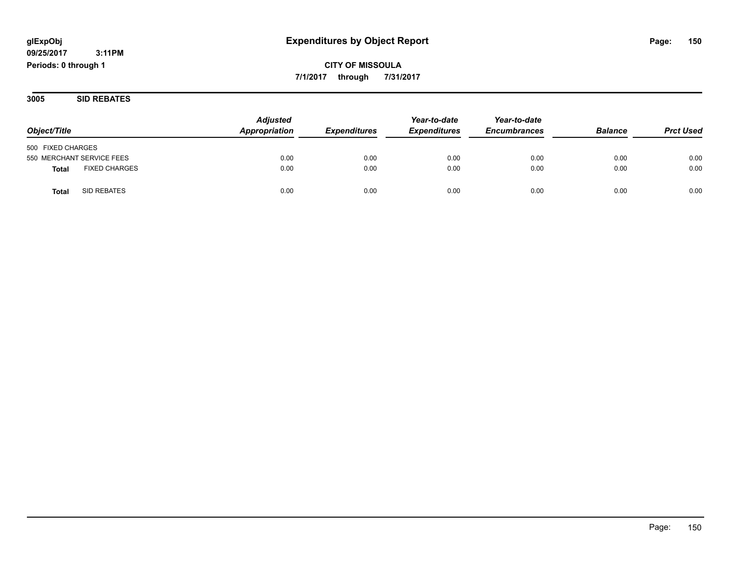glExpObj
09/25/2017 3:11PM
Periods: 0 through 1

# Expenditures by Object Report

CITY OF MISSOULA
7/1/2017 through 7/31/2017

## 3005 SID REBATES

| Object/Title | | Adjusted Appropriation | Expenditures | Year-to-date Expenditures | Year-to-date Encumbrances | Balance | Prct Used |
|---|---|---|---|---|---|---|---|
| 500 FIXED CHARGES | | | | | | | |
| 550 MERCHANT SERVICE FEES | | 0.00 | 0.00 | 0.00 | 0.00 | 0.00 | 0.00 |
| **Total** | FIXED CHARGES | 0.00 | 0.00 | 0.00 | 0.00 | 0.00 | 0.00 |
| **Total** | SID REBATES | 0.00 | 0.00 | 0.00 | 0.00 | 0.00 | 0.00 |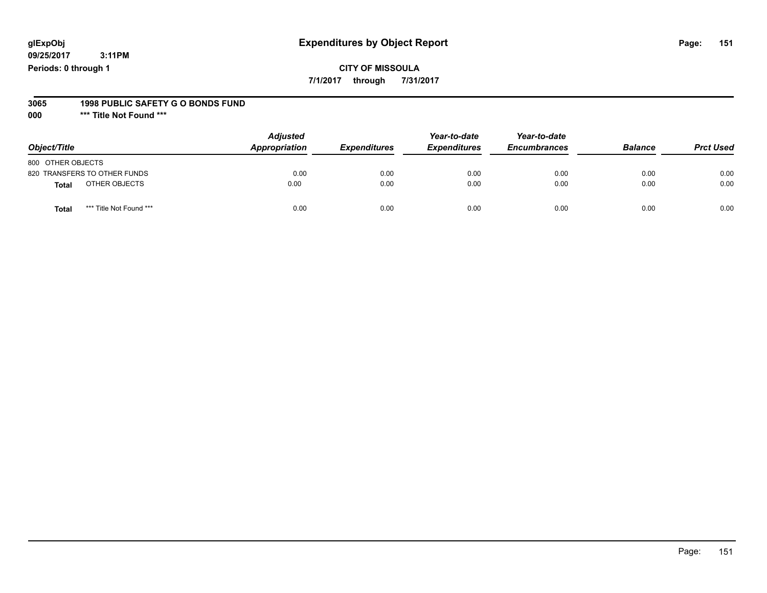glExpObj
09/25/2017 3:11PM
Periods: 0 through 1

# Expenditures by Object Report

CITY OF MISSOULA

7/1/2017 through 7/31/2017

**3065 1998 PUBLIC SAFETY G O BONDS FUND**

**000 *** Title Not Found *****

| Object/Title | Adjusted Appropriation | Expenditures | Year-to-date Expenditures | Year-to-date Encumbrances | Balance | Prct Used |
|---|---|---|---|---|---|---|
| 800 OTHER OBJECTS | | | | | | |
| 820 TRANSFERS TO OTHER FUNDS | 0.00 | 0.00 | 0.00 | 0.00 | 0.00 | 0.00 |
| **Total** OTHER OBJECTS | 0.00 | 0.00 | 0.00 | 0.00 | 0.00 | 0.00 |
| **Total** *** Title Not Found *** | 0.00 | 0.00 | 0.00 | 0.00 | 0.00 | 0.00 |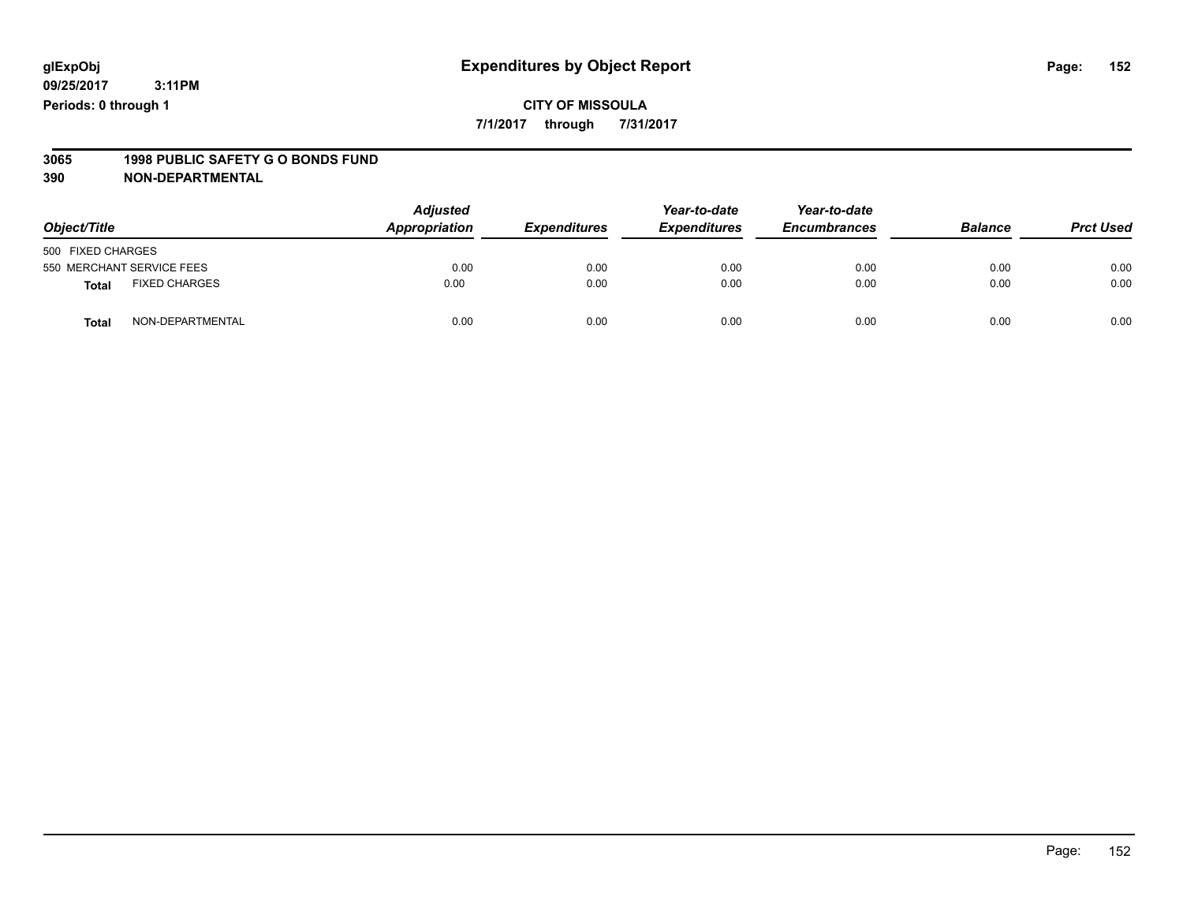glExpObj
09/25/2017 3:11PM
Periods: 0 through 1

# Expenditures by Object Report

**CITY OF MISSOULA**

**7/1/2017 through 7/31/2017**

**3065 1998 PUBLIC SAFETY G O BONDS FUND**
**390 NON-DEPARTMENTAL**

| Object/Title | | *Adjusted Appropriation* | *Expenditures* | *Year-to-date Expenditures* | *Year-to-date Encumbrances* | *Balance* | *Prct Used* |
|---|---|---|---|---|---|---|---|
| 500 FIXED CHARGES | | | | | | | |
| 550 MERCHANT SERVICE FEES | | 0.00 | 0.00 | 0.00 | 0.00 | 0.00 | 0.00 |
| **Total** | FIXED CHARGES | 0.00 | 0.00 | 0.00 | 0.00 | 0.00 | 0.00 |
| **Total** | NON-DEPARTMENTAL | 0.00 | 0.00 | 0.00 | 0.00 | 0.00 | 0.00 |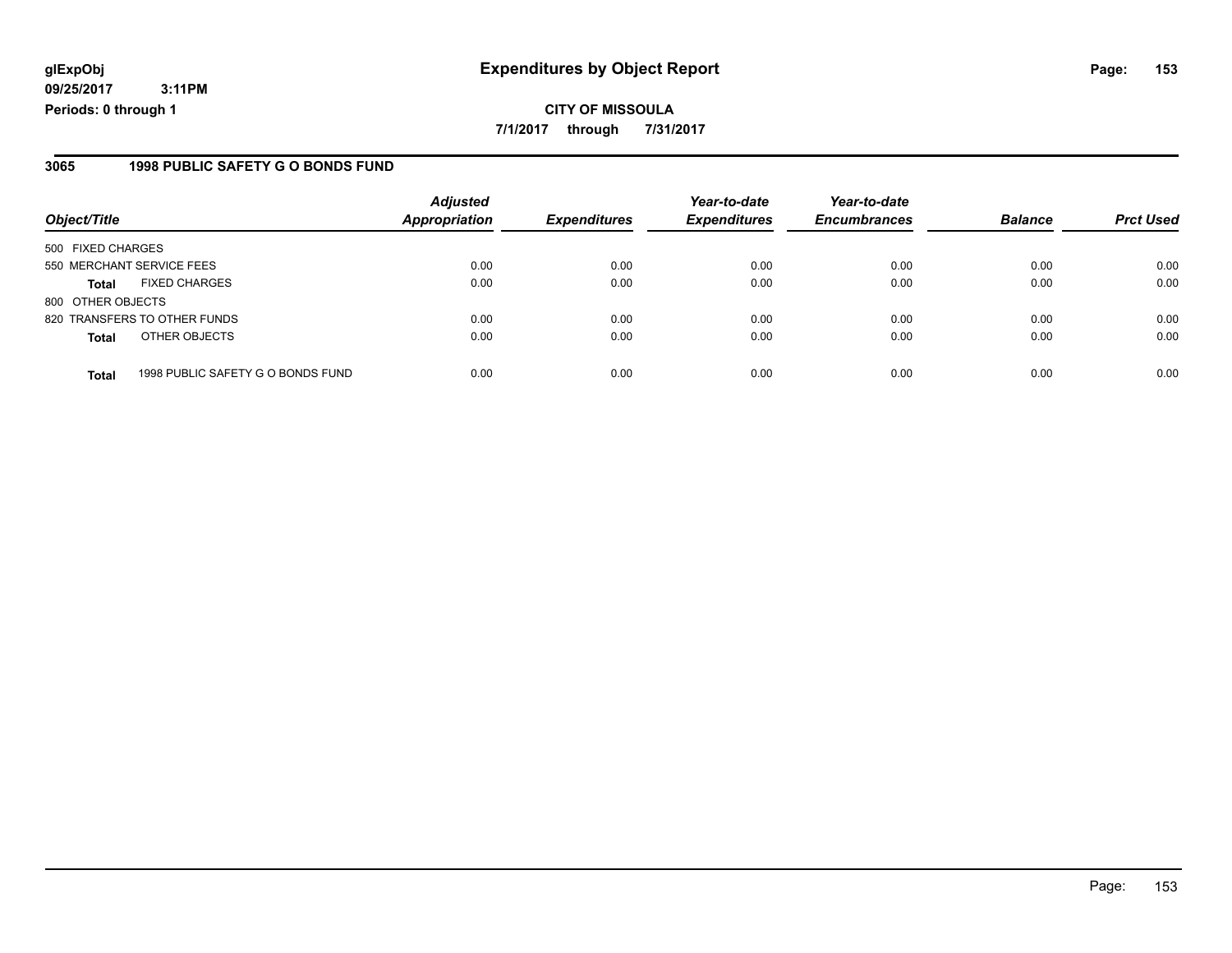glExpObj
09/25/2017 3:11PM
Periods: 0 through 1

# Expenditures by Object Report

**CITY OF MISSOULA**
**7/1/2017 through 7/31/2017**

## 3065 1998 PUBLIC SAFETY G O BONDS FUND

| Object/Title | Adjusted Appropriation | Expenditures | Year-to-date Expenditures | Year-to-date Encumbrances | Balance | Prct Used |
|---|---|---|---|---|---|---|
| 500 FIXED CHARGES | | | | | | |
| 550 MERCHANT SERVICE FEES | 0.00 | 0.00 | 0.00 | 0.00 | 0.00 | 0.00 |
| **Total** FIXED CHARGES | 0.00 | 0.00 | 0.00 | 0.00 | 0.00 | 0.00 |
| 800 OTHER OBJECTS | | | | | | |
| 820 TRANSFERS TO OTHER FUNDS | 0.00 | 0.00 | 0.00 | 0.00 | 0.00 | 0.00 |
| **Total** OTHER OBJECTS | 0.00 | 0.00 | 0.00 | 0.00 | 0.00 | 0.00 |
| **Total** 1998 PUBLIC SAFETY G O BONDS FUND | 0.00 | 0.00 | 0.00 | 0.00 | 0.00 | 0.00 |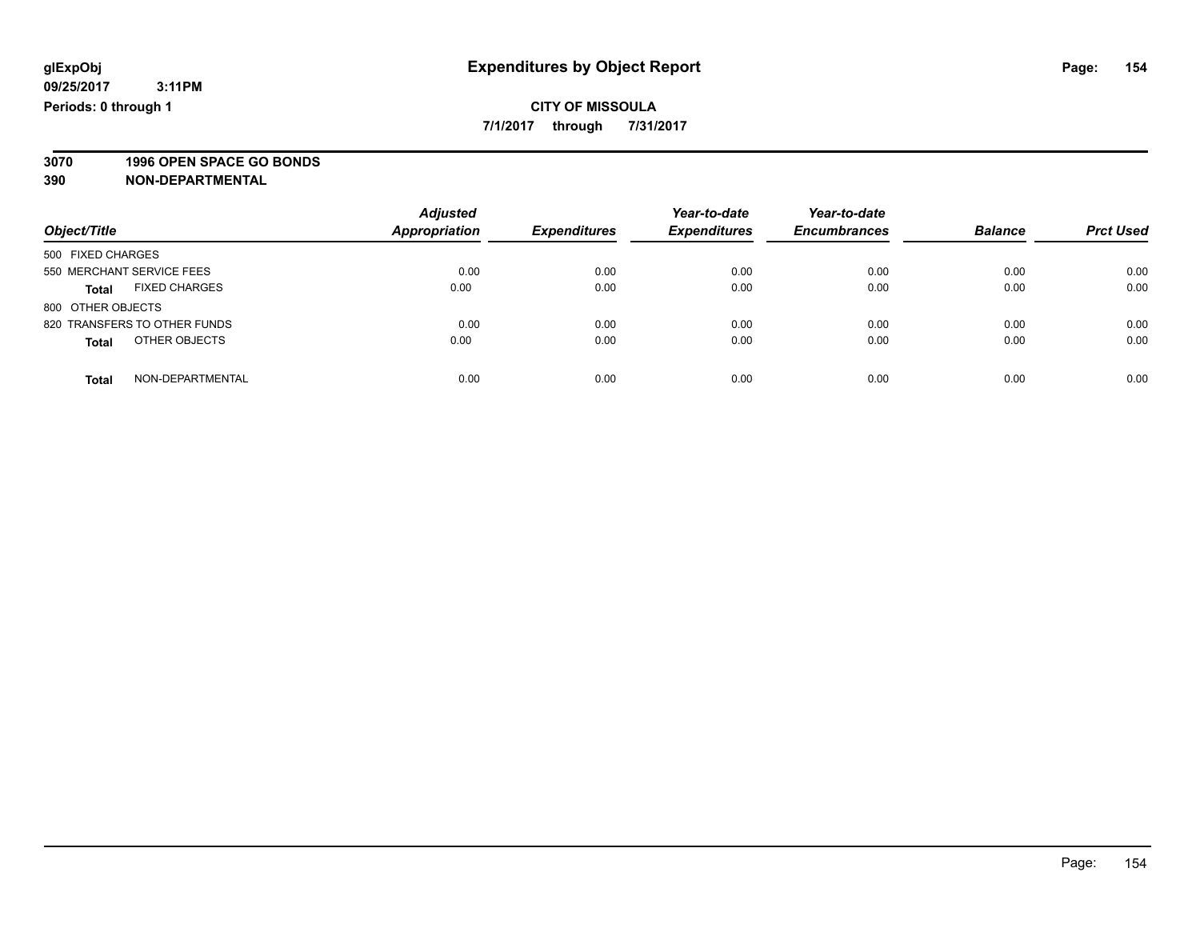glExpObj
09/25/2017 3:11PM
Periods: 0 through 1

# Expenditures by Object Report

**CITY OF MISSOULA**
**7/1/2017 through 7/31/2017**

**3070 1996 OPEN SPACE GO BONDS**
**390 NON-DEPARTMENTAL**

| Object/Title | | Adjusted Appropriation | Expenditures | Year-to-date Expenditures | Year-to-date Encumbrances | Balance | Prct Used |
|---|---|---|---|---|---|---|---|
| 500 FIXED CHARGES | | | | | | | |
| 550 MERCHANT SERVICE FEES | | 0.00 | 0.00 | 0.00 | 0.00 | 0.00 | 0.00 |
| **Total** | FIXED CHARGES | 0.00 | 0.00 | 0.00 | 0.00 | 0.00 | 0.00 |
| 800 OTHER OBJECTS | | | | | | | |
| 820 TRANSFERS TO OTHER FUNDS | | 0.00 | 0.00 | 0.00 | 0.00 | 0.00 | 0.00 |
| **Total** | OTHER OBJECTS | 0.00 | 0.00 | 0.00 | 0.00 | 0.00 | 0.00 |
| **Total** | NON-DEPARTMENTAL | 0.00 | 0.00 | 0.00 | 0.00 | 0.00 | 0.00 |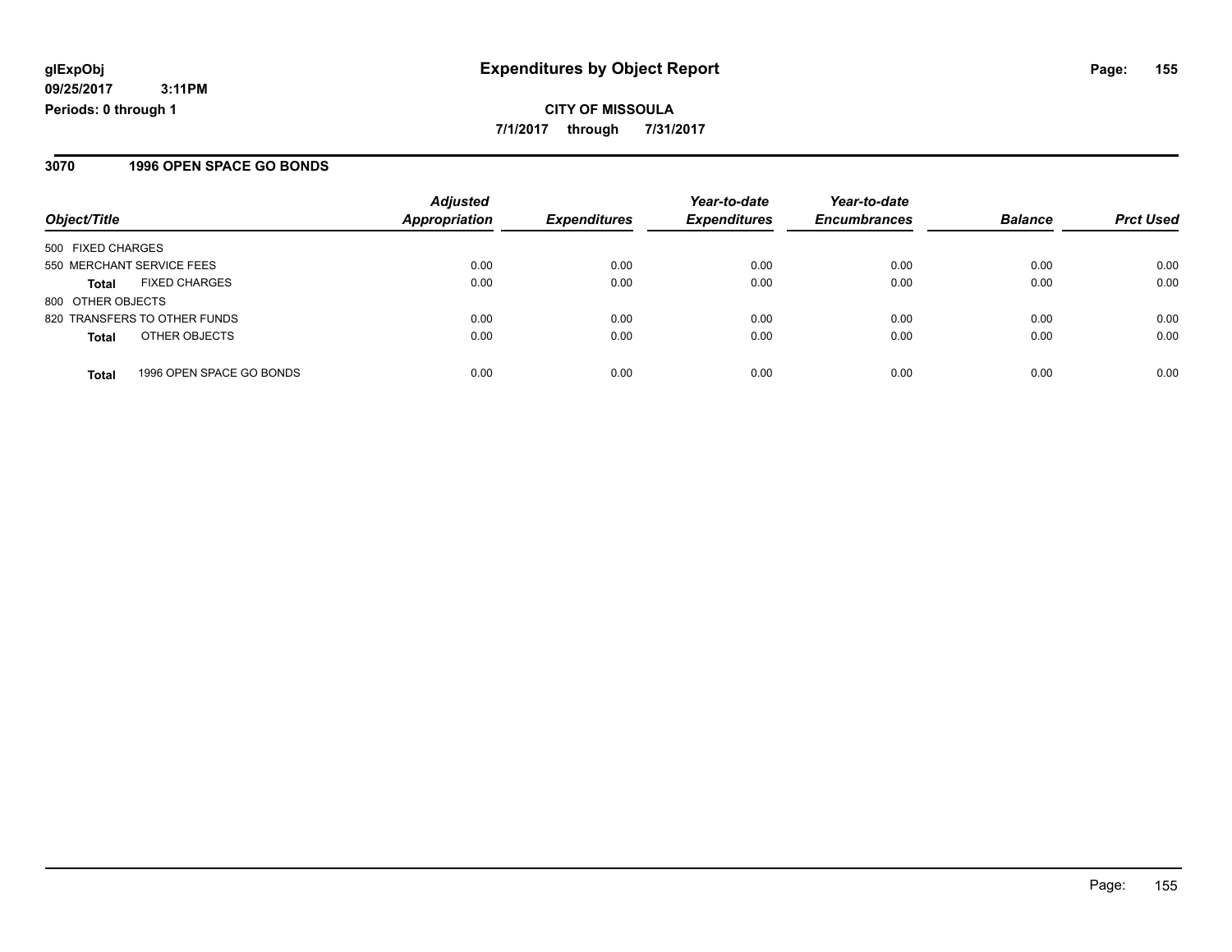**glExpObj** **Expenditures by Object Report**
**09/25/2017 3:11PM**
**Periods: 0 through 1**

**CITY OF MISSOULA**
**7/1/2017 through 7/31/2017**

## 3070 1996 OPEN SPACE GO BONDS

| Object/Title | Adjusted Appropriation | Expenditures | Year-to-date Expenditures | Year-to-date Encumbrances | Balance | Prct Used |
|---|---|---|---|---|---|---|
| 500 FIXED CHARGES | | | | | | |
| 550 MERCHANT SERVICE FEES | 0.00 | 0.00 | 0.00 | 0.00 | 0.00 | 0.00 |
| **Total** FIXED CHARGES | 0.00 | 0.00 | 0.00 | 0.00 | 0.00 | 0.00 |
| 800 OTHER OBJECTS | | | | | | |
| 820 TRANSFERS TO OTHER FUNDS | 0.00 | 0.00 | 0.00 | 0.00 | 0.00 | 0.00 |
| **Total** OTHER OBJECTS | 0.00 | 0.00 | 0.00 | 0.00 | 0.00 | 0.00 |
| **Total** 1996 OPEN SPACE GO BONDS | 0.00 | 0.00 | 0.00 | 0.00 | 0.00 | 0.00 |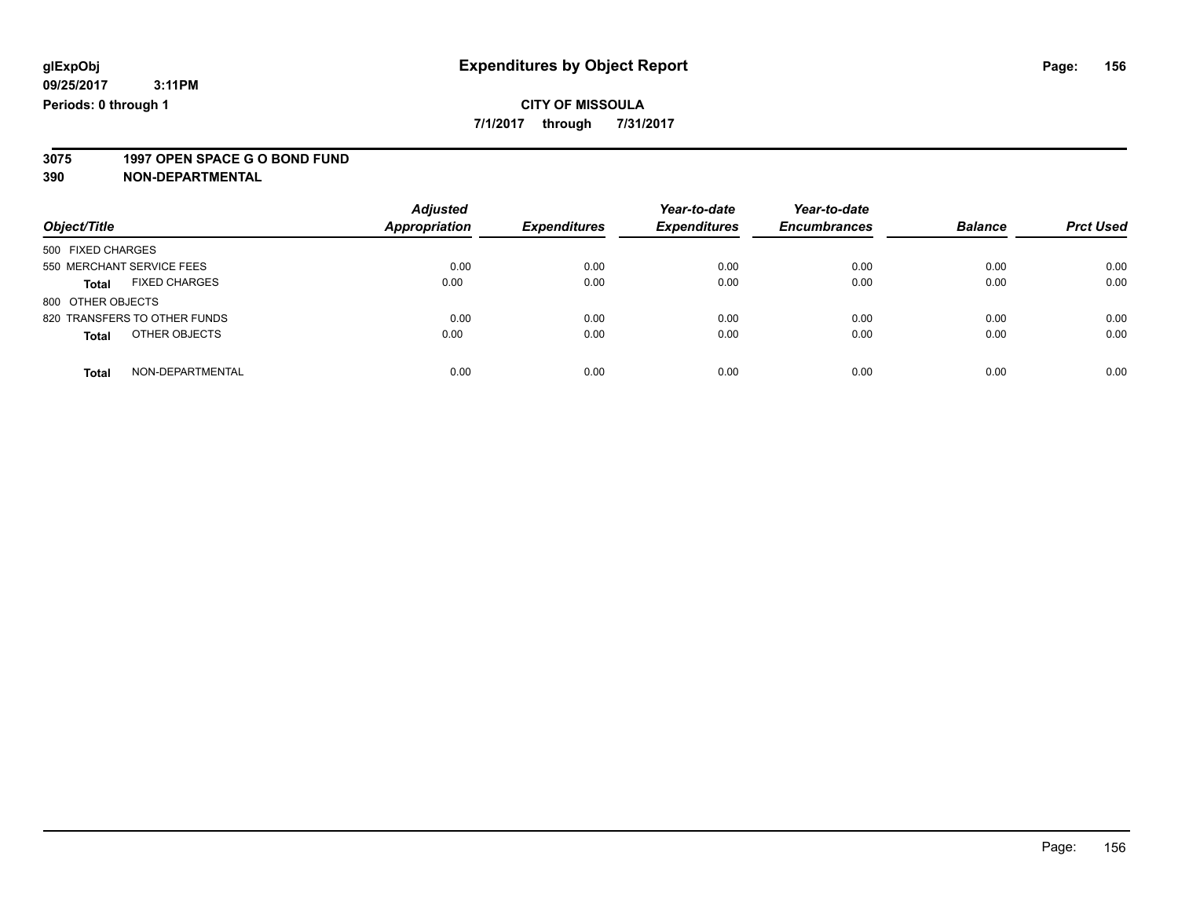**glExpObj**
**09/25/2017 3:11PM**
**Periods: 0 through 1**

# Expenditures by Object Report

**CITY OF MISSOULA**
**7/1/2017 through 7/31/2017**

**3075 1997 OPEN SPACE G O BOND FUND**
**390 NON-DEPARTMENTAL**

| Object/Title | Adjusted Appropriation | Expenditures | Year-to-date Expenditures | Year-to-date Encumbrances | Balance | Prct Used |
|---|---|---|---|---|---|---|
| 500 FIXED CHARGES | | | | | | |
| 550 MERCHANT SERVICE FEES | 0.00 | 0.00 | 0.00 | 0.00 | 0.00 | 0.00 |
| **Total** FIXED CHARGES | 0.00 | 0.00 | 0.00 | 0.00 | 0.00 | 0.00 |
| 800 OTHER OBJECTS | | | | | | |
| 820 TRANSFERS TO OTHER FUNDS | 0.00 | 0.00 | 0.00 | 0.00 | 0.00 | 0.00 |
| **Total** OTHER OBJECTS | 0.00 | 0.00 | 0.00 | 0.00 | 0.00 | 0.00 |
| **Total** NON-DEPARTMENTAL | 0.00 | 0.00 | 0.00 | 0.00 | 0.00 | 0.00 |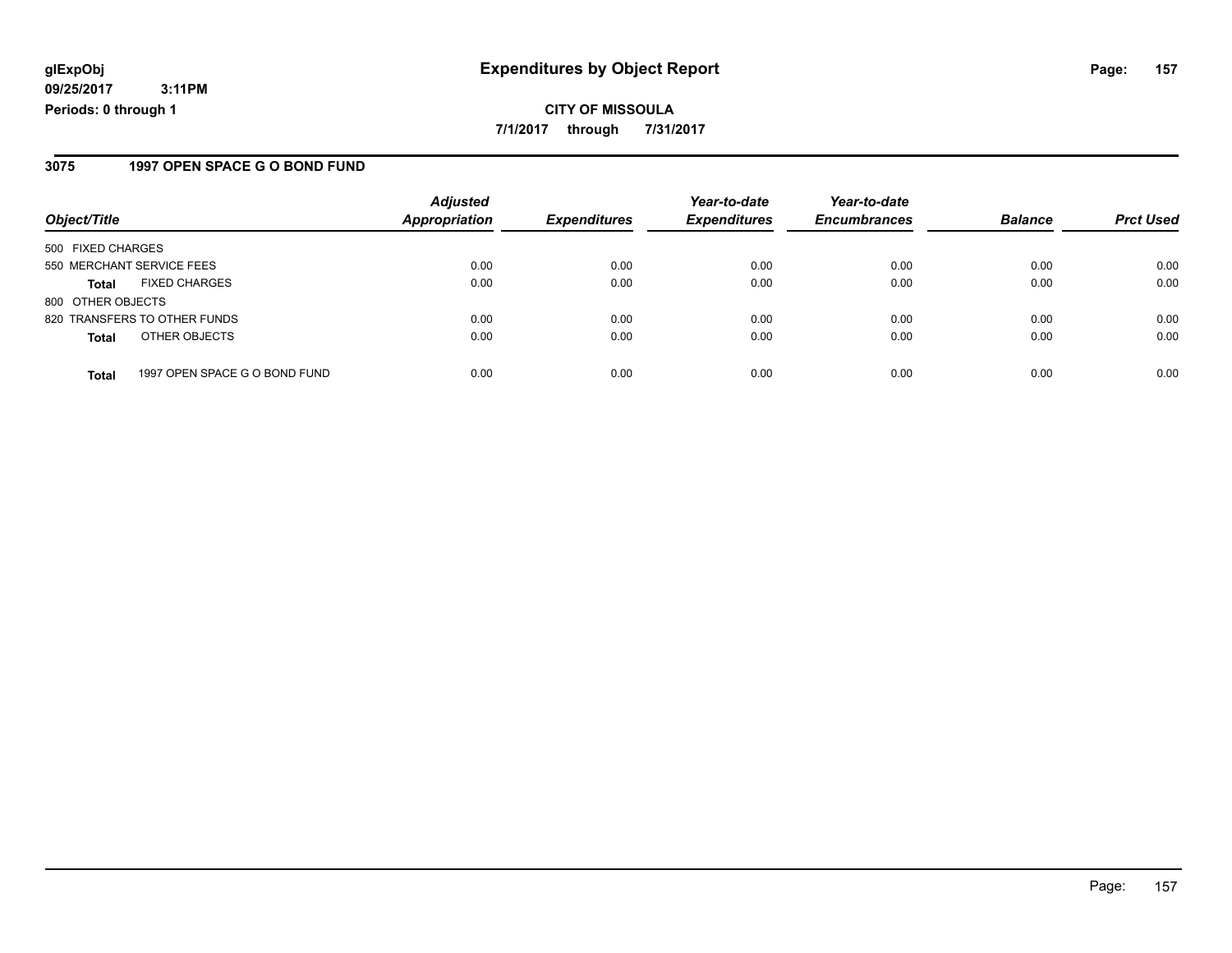glExpObj
09/25/2017 3:11PM
Periods: 0 through 1

# Expenditures by Object Report

**CITY OF MISSOULA**
7/1/2017 through 7/31/2017

## 3075 1997 OPEN SPACE G O BOND FUND

| Object/Title | | Adjusted Appropriation | Expenditures | Year-to-date Expenditures | Year-to-date Encumbrances | Balance | Prct Used |
|---|---|---|---|---|---|---|---|
| 500 FIXED CHARGES | | | | | | | |
| 550 MERCHANT SERVICE FEES | | 0.00 | 0.00 | 0.00 | 0.00 | 0.00 | 0.00 |
| **Total** | FIXED CHARGES | 0.00 | 0.00 | 0.00 | 0.00 | 0.00 | 0.00 |
| 800 OTHER OBJECTS | | | | | | | |
| 820 TRANSFERS TO OTHER FUNDS | | 0.00 | 0.00 | 0.00 | 0.00 | 0.00 | 0.00 |
| **Total** | OTHER OBJECTS | 0.00 | 0.00 | 0.00 | 0.00 | 0.00 | 0.00 |
| **Total** | 1997 OPEN SPACE G O BOND FUND | 0.00 | 0.00 | 0.00 | 0.00 | 0.00 | 0.00 |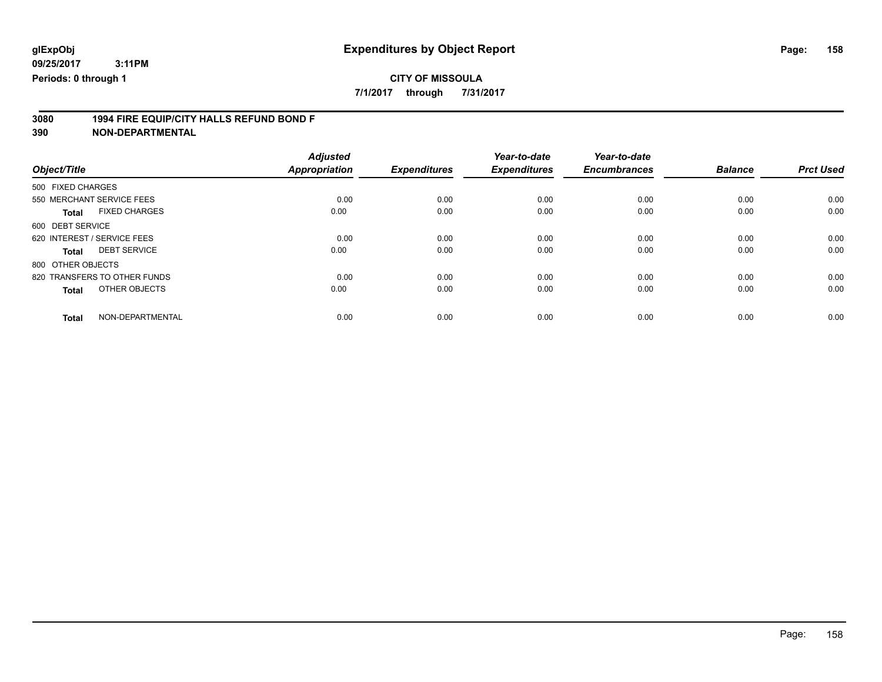**glExpObj**
**09/25/2017 3:11PM**
**Periods: 0 through 1**

# Expenditures by Object Report

**CITY OF MISSOULA**
**7/1/2017 through 7/31/2017**

**3080 1994 FIRE EQUIP/CITY HALLS REFUND BOND F**
**390 NON-DEPARTMENTAL**

| Object/Title | | Adjusted Appropriation | Expenditures | Year-to-date Expenditures | Year-to-date Encumbrances | Balance | Prct Used |
|---|---|---|---|---|---|---|---|
| 500 FIXED CHARGES | | | | | | | |
| 550 MERCHANT SERVICE FEES | | 0.00 | 0.00 | 0.00 | 0.00 | 0.00 | 0.00 |
| **Total** | FIXED CHARGES | 0.00 | 0.00 | 0.00 | 0.00 | 0.00 | 0.00 |
| 600 DEBT SERVICE | | | | | | | |
| 620 INTEREST / SERVICE FEES | | 0.00 | 0.00 | 0.00 | 0.00 | 0.00 | 0.00 |
| **Total** | DEBT SERVICE | 0.00 | 0.00 | 0.00 | 0.00 | 0.00 | 0.00 |
| 800 OTHER OBJECTS | | | | | | | |
| 820 TRANSFERS TO OTHER FUNDS | | 0.00 | 0.00 | 0.00 | 0.00 | 0.00 | 0.00 |
| **Total** | OTHER OBJECTS | 0.00 | 0.00 | 0.00 | 0.00 | 0.00 | 0.00 |
| **Total** | NON-DEPARTMENTAL | 0.00 | 0.00 | 0.00 | 0.00 | 0.00 | 0.00 |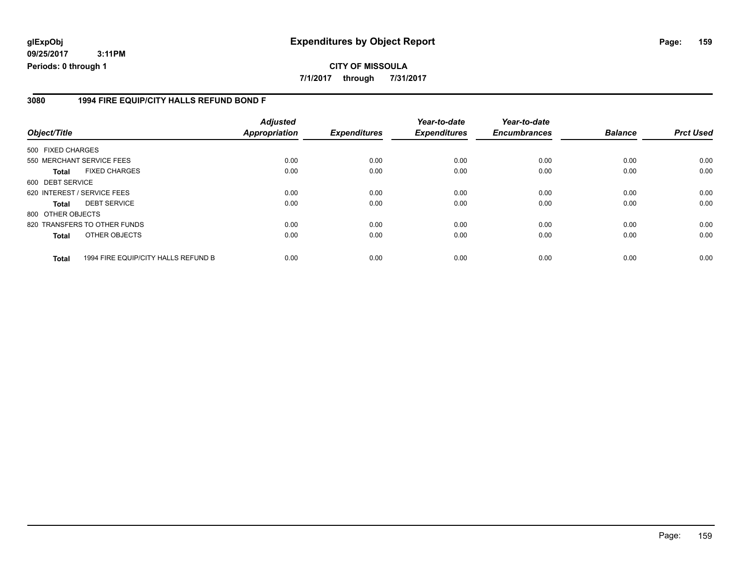**glExpObj**
**09/25/2017 3:11PM**
**Periods: 0 through 1**

# Expenditures by Object Report

**CITY OF MISSOULA**
**7/1/2017 through 7/31/2017**

## 3080 1994 FIRE EQUIP/CITY HALLS REFUND BOND F

| Object/Title | | Adjusted Appropriation | Expenditures | Year-to-date Expenditures | Year-to-date Encumbrances | Balance | Prct Used |
|---|---|---|---|---|---|---|---|
| 500 FIXED CHARGES | | | | | | | |
| 550 MERCHANT SERVICE FEES | | 0.00 | 0.00 | 0.00 | 0.00 | 0.00 | 0.00 |
| **Total** | FIXED CHARGES | 0.00 | 0.00 | 0.00 | 0.00 | 0.00 | 0.00 |
| 600 DEBT SERVICE | | | | | | | |
| 620 INTEREST / SERVICE FEES | | 0.00 | 0.00 | 0.00 | 0.00 | 0.00 | 0.00 |
| **Total** | DEBT SERVICE | 0.00 | 0.00 | 0.00 | 0.00 | 0.00 | 0.00 |
| 800 OTHER OBJECTS | | | | | | | |
| 820 TRANSFERS TO OTHER FUNDS | | 0.00 | 0.00 | 0.00 | 0.00 | 0.00 | 0.00 |
| **Total** | OTHER OBJECTS | 0.00 | 0.00 | 0.00 | 0.00 | 0.00 | 0.00 |
| **Total** | 1994 FIRE EQUIP/CITY HALLS REFUND B | 0.00 | 0.00 | 0.00 | 0.00 | 0.00 | 0.00 |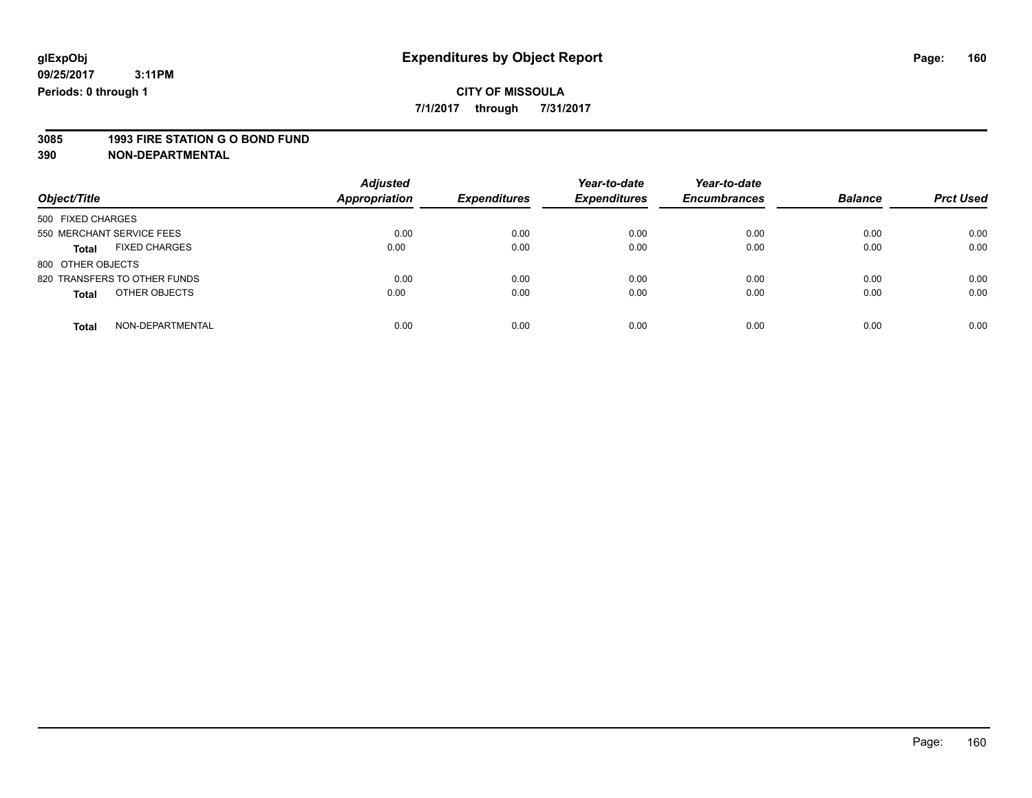glExpObj
09/25/2017 3:11PM
Periods: 0 through 1

# Expenditures by Object Report

**CITY OF MISSOULA**

**7/1/2017 through 7/31/2017**

**3085 1993 FIRE STATION G O BOND FUND**
**390 NON-DEPARTMENTAL**

| Object/Title | | Adjusted Appropriation | Expenditures | Year-to-date Expenditures | Year-to-date Encumbrances | Balance | Prct Used |
|---|---|---|---|---|---|---|---|
| 500 FIXED CHARGES | | | | | | | |
| 550 MERCHANT SERVICE FEES | | 0.00 | 0.00 | 0.00 | 0.00 | 0.00 | 0.00 |
| **Total** | FIXED CHARGES | 0.00 | 0.00 | 0.00 | 0.00 | 0.00 | 0.00 |
| 800 OTHER OBJECTS | | | | | | | |
| 820 TRANSFERS TO OTHER FUNDS | | 0.00 | 0.00 | 0.00 | 0.00 | 0.00 | 0.00 |
| **Total** | OTHER OBJECTS | 0.00 | 0.00 | 0.00 | 0.00 | 0.00 | 0.00 |
| **Total** | NON-DEPARTMENTAL | 0.00 | 0.00 | 0.00 | 0.00 | 0.00 | 0.00 |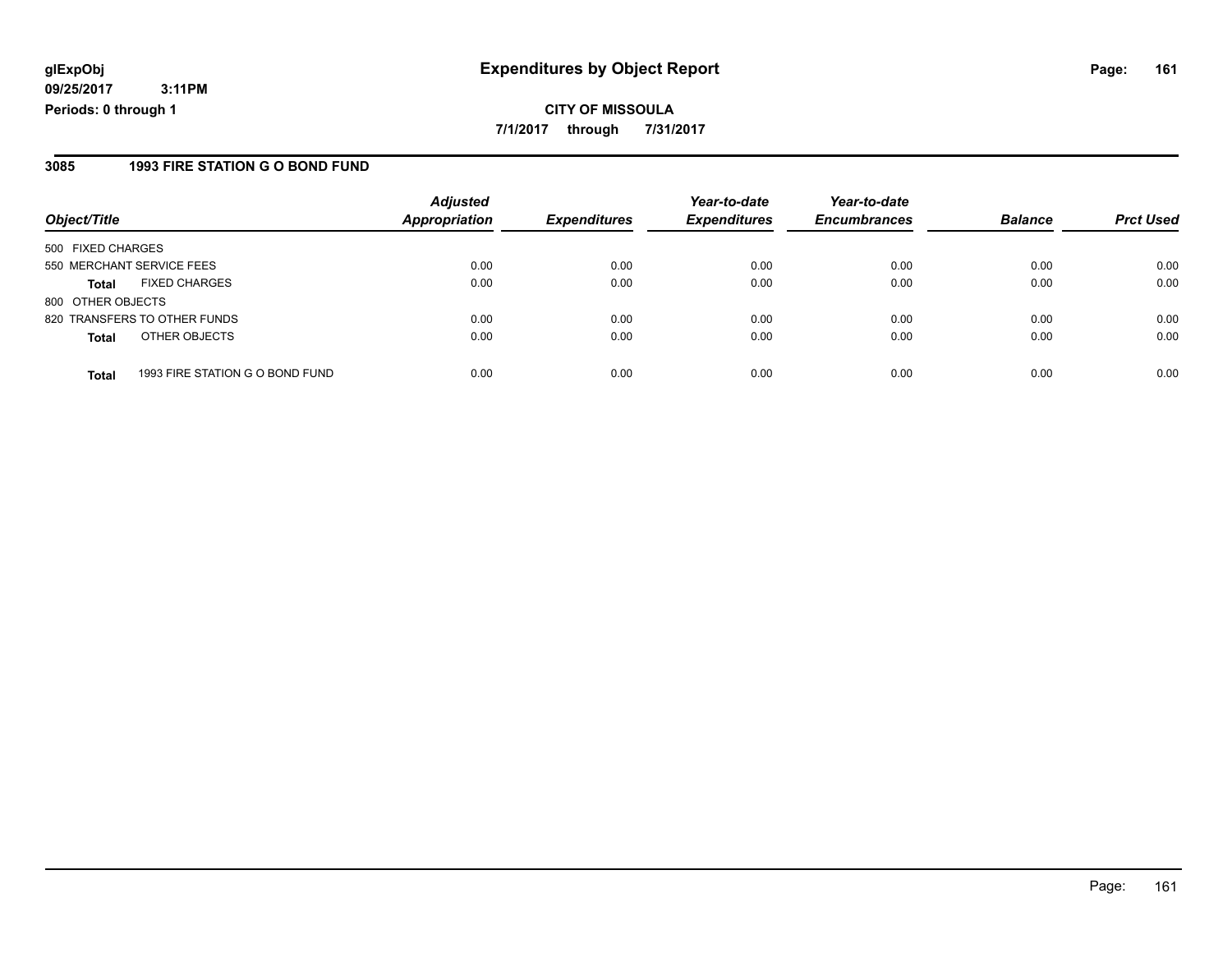# Expenditures by Object Report

glExpObj
09/25/2017 3:11PM
Periods: 0 through 1

**CITY OF MISSOULA**
**7/1/2017 through 7/31/2017**

## 3085 1993 FIRE STATION G O BOND FUND

| Object/Title | | Adjusted Appropriation | Expenditures | Year-to-date Expenditures | Year-to-date Encumbrances | Balance | Prct Used |
|---|---|---|---|---|---|---|---|
| 500 FIXED CHARGES | | | | | | | |
| 550 MERCHANT SERVICE FEES | | 0.00 | 0.00 | 0.00 | 0.00 | 0.00 | 0.00 |
| **Total** | FIXED CHARGES | 0.00 | 0.00 | 0.00 | 0.00 | 0.00 | 0.00 |
| 800 OTHER OBJECTS | | | | | | | |
| 820 TRANSFERS TO OTHER FUNDS | | 0.00 | 0.00 | 0.00 | 0.00 | 0.00 | 0.00 |
| **Total** | OTHER OBJECTS | 0.00 | 0.00 | 0.00 | 0.00 | 0.00 | 0.00 |
| **Total** | 1993 FIRE STATION G O BOND FUND | 0.00 | 0.00 | 0.00 | 0.00 | 0.00 | 0.00 |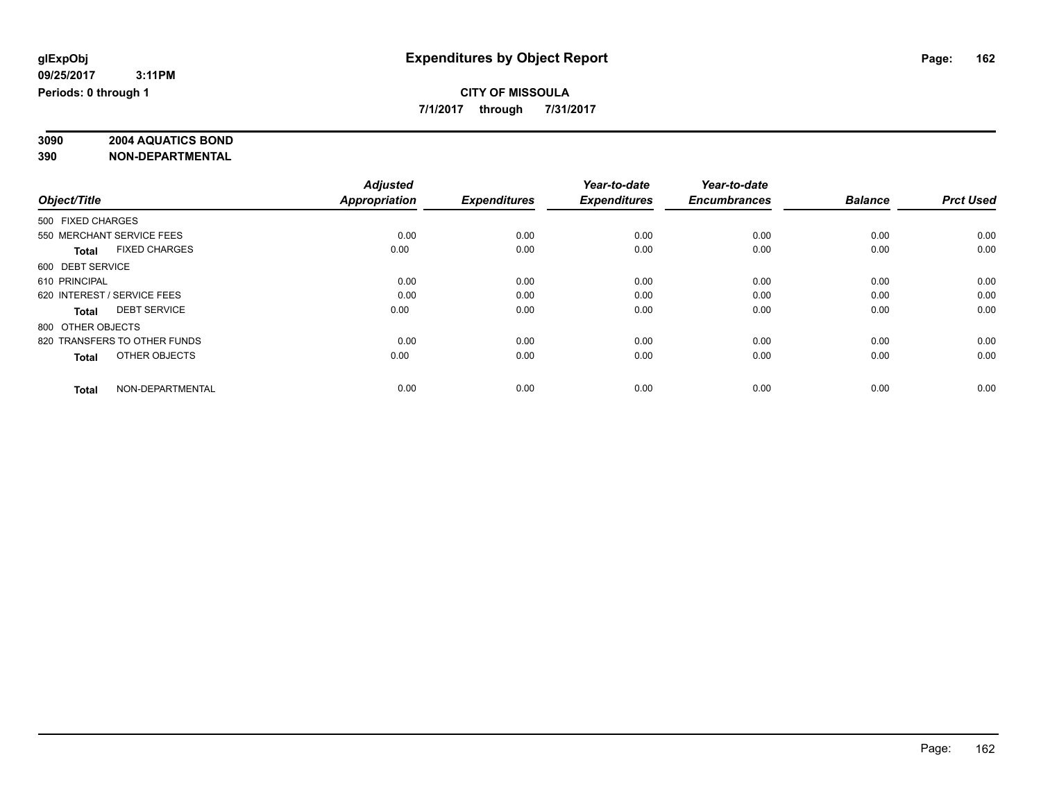# Expenditures by Object Report

glExpObj
09/25/2017 3:11PM
Periods: 0 through 1

**CITY OF MISSOULA**
**7/1/2017 through 7/31/2017**

**3090 2004 AQUATICS BOND**
**390 NON-DEPARTMENTAL**

| Object/Title | Adjusted Appropriation | Expenditures | Year-to-date Expenditures | Year-to-date Encumbrances | Balance | Prct Used |
|---|---|---|---|---|---|---|
| 500 FIXED CHARGES | | | | | | |
| 550 MERCHANT SERVICE FEES | 0.00 | 0.00 | 0.00 | 0.00 | 0.00 | 0.00 |
| **Total** FIXED CHARGES | 0.00 | 0.00 | 0.00 | 0.00 | 0.00 | 0.00 |
| 600 DEBT SERVICE | | | | | | |
| 610 PRINCIPAL | 0.00 | 0.00 | 0.00 | 0.00 | 0.00 | 0.00 |
| 620 INTEREST / SERVICE FEES | 0.00 | 0.00 | 0.00 | 0.00 | 0.00 | 0.00 |
| **Total** DEBT SERVICE | 0.00 | 0.00 | 0.00 | 0.00 | 0.00 | 0.00 |
| 800 OTHER OBJECTS | | | | | | |
| 820 TRANSFERS TO OTHER FUNDS | 0.00 | 0.00 | 0.00 | 0.00 | 0.00 | 0.00 |
| **Total** OTHER OBJECTS | 0.00 | 0.00 | 0.00 | 0.00 | 0.00 | 0.00 |
| **Total** NON-DEPARTMENTAL | 0.00 | 0.00 | 0.00 | 0.00 | 0.00 | 0.00 |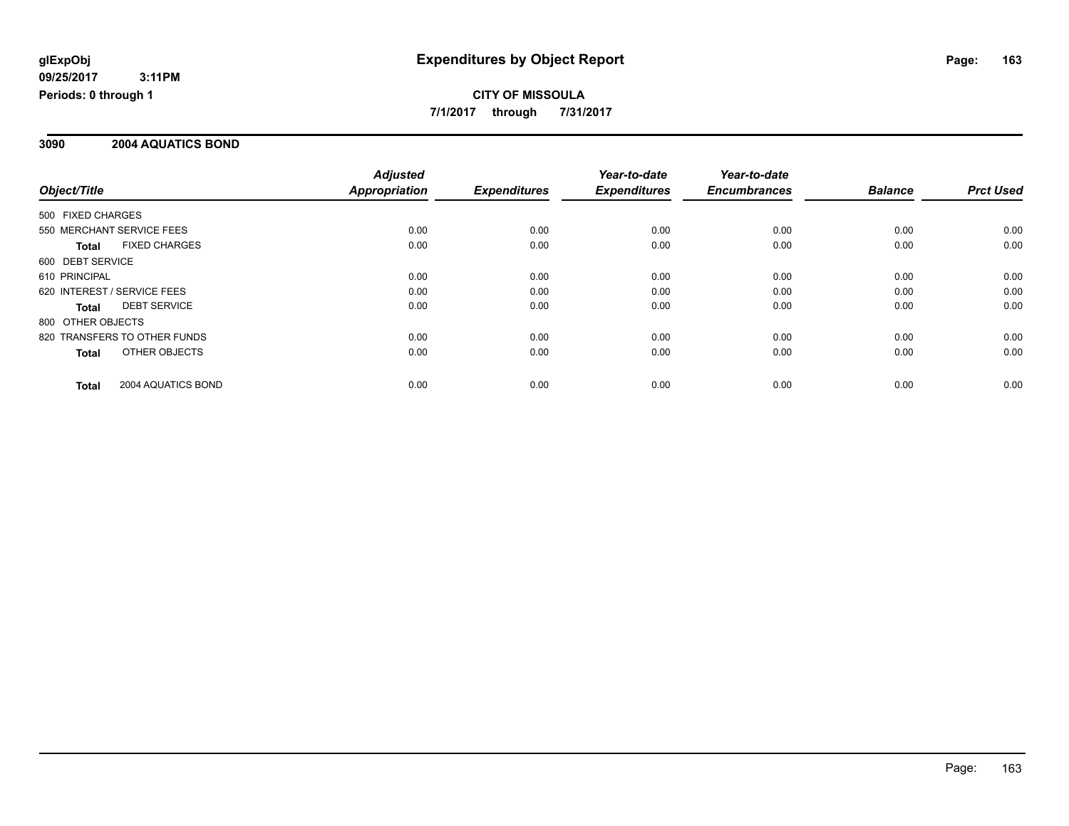**glExpObj**
**09/25/2017 3:11PM**
**Periods: 0 through 1**

# Expenditures by Object Report

**CITY OF MISSOULA**
**7/1/2017 through 7/31/2017**

## 3090 2004 AQUATICS BOND

| Object/Title | | Adjusted Appropriation | Expenditures | Year-to-date Expenditures | Year-to-date Encumbrances | Balance | Prct Used |
|---|---|---|---|---|---|---|---|
| 500 FIXED CHARGES | | | | | | | |
| 550 MERCHANT SERVICE FEES | | 0.00 | 0.00 | 0.00 | 0.00 | 0.00 | 0.00 |
| **Total** | FIXED CHARGES | 0.00 | 0.00 | 0.00 | 0.00 | 0.00 | 0.00 |
| 600 DEBT SERVICE | | | | | | | |
| 610 PRINCIPAL | | 0.00 | 0.00 | 0.00 | 0.00 | 0.00 | 0.00 |
| 620 INTEREST / SERVICE FEES | | 0.00 | 0.00 | 0.00 | 0.00 | 0.00 | 0.00 |
| **Total** | DEBT SERVICE | 0.00 | 0.00 | 0.00 | 0.00 | 0.00 | 0.00 |
| 800 OTHER OBJECTS | | | | | | | |
| 820 TRANSFERS TO OTHER FUNDS | | 0.00 | 0.00 | 0.00 | 0.00 | 0.00 | 0.00 |
| **Total** | OTHER OBJECTS | 0.00 | 0.00 | 0.00 | 0.00 | 0.00 | 0.00 |
| **Total** | 2004 AQUATICS BOND | 0.00 | 0.00 | 0.00 | 0.00 | 0.00 | 0.00 |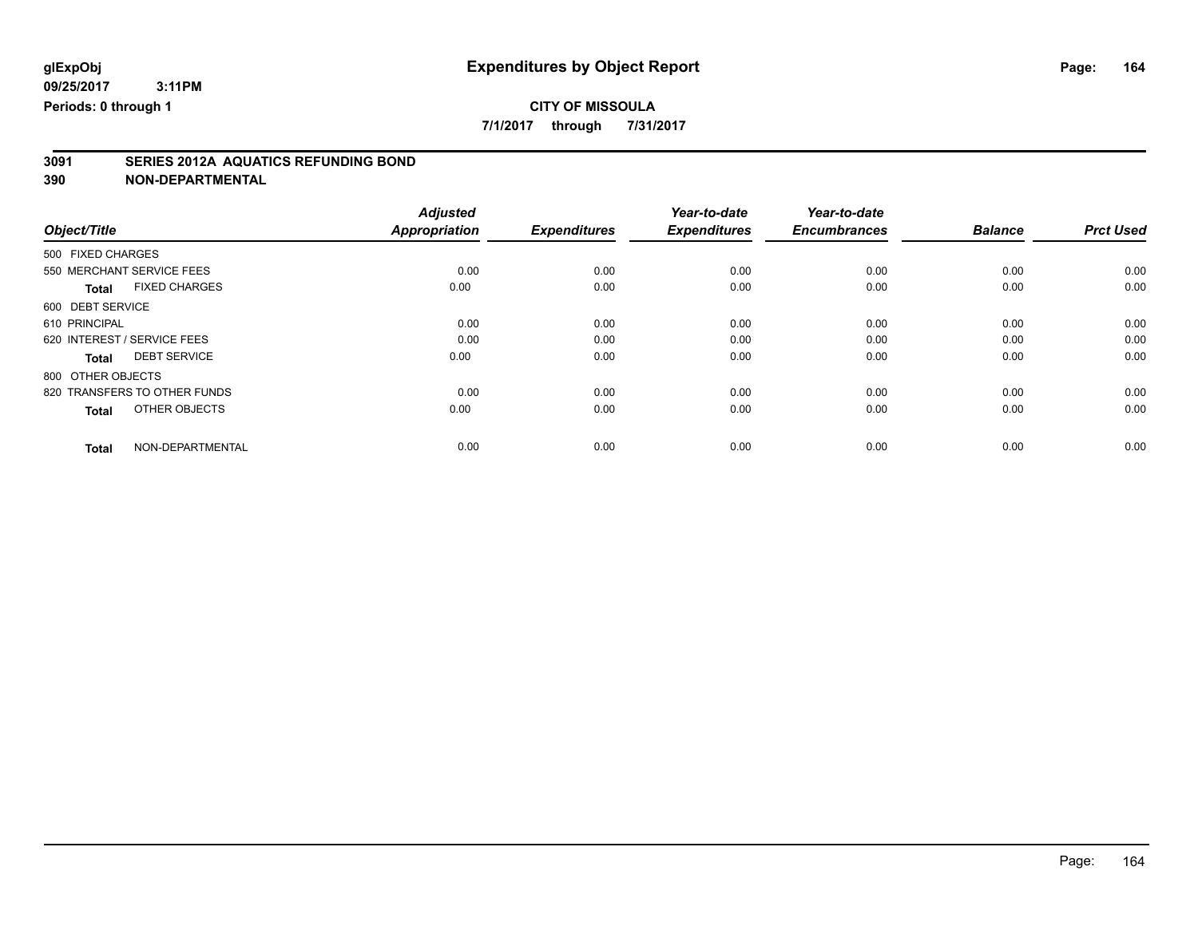glExpObj
09/25/2017 3:11PM
Periods: 0 through 1

# Expenditures by Object Report

**CITY OF MISSOULA**

**7/1/2017 through 7/31/2017**

## 3091 SERIES 2012A AQUATICS REFUNDING BOND
## 390 NON-DEPARTMENTAL

| Object/Title | | Adjusted Appropriation | Expenditures | Year-to-date Expenditures | Year-to-date Encumbrances | Balance | Prct Used |
|---|---|---|---|---|---|---|---|
| 500 FIXED CHARGES | | | | | | | |
| 550 MERCHANT SERVICE FEES | | 0.00 | 0.00 | 0.00 | 0.00 | 0.00 | 0.00 |
| **Total** | FIXED CHARGES | 0.00 | 0.00 | 0.00 | 0.00 | 0.00 | 0.00 |
| 600 DEBT SERVICE | | | | | | | |
| 610 PRINCIPAL | | 0.00 | 0.00 | 0.00 | 0.00 | 0.00 | 0.00 |
| 620 INTEREST / SERVICE FEES | | 0.00 | 0.00 | 0.00 | 0.00 | 0.00 | 0.00 |
| **Total** | DEBT SERVICE | 0.00 | 0.00 | 0.00 | 0.00 | 0.00 | 0.00 |
| 800 OTHER OBJECTS | | | | | | | |
| 820 TRANSFERS TO OTHER FUNDS | | 0.00 | 0.00 | 0.00 | 0.00 | 0.00 | 0.00 |
| **Total** | OTHER OBJECTS | 0.00 | 0.00 | 0.00 | 0.00 | 0.00 | 0.00 |
| **Total** | NON-DEPARTMENTAL | 0.00 | 0.00 | 0.00 | 0.00 | 0.00 | 0.00 |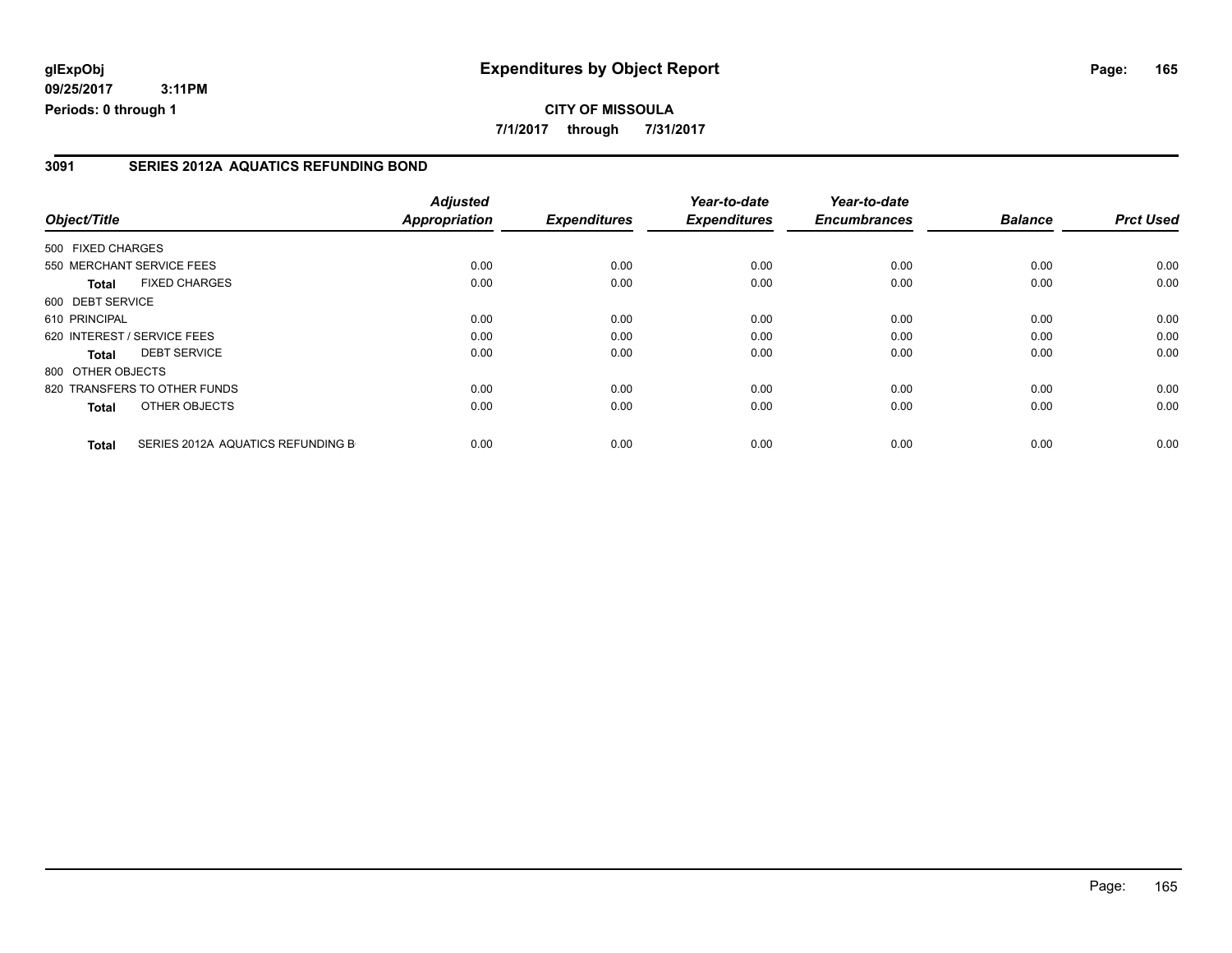**glExpObj**
**09/25/2017 3:11PM**
**Periods: 0 through 1**

# Expenditures by Object Report

**CITY OF MISSOULA**
**7/1/2017 through 7/31/2017**

## 3091 SERIES 2012A AQUATICS REFUNDING BOND

| Object/Title | | Adjusted Appropriation | Expenditures | Year-to-date Expenditures | Year-to-date Encumbrances | Balance | Prct Used |
|---|---|---|---|---|---|---|---|
| 500 FIXED CHARGES | | | | | | | |
| 550 MERCHANT SERVICE FEES | | 0.00 | 0.00 | 0.00 | 0.00 | 0.00 | 0.00 |
| **Total** | FIXED CHARGES | 0.00 | 0.00 | 0.00 | 0.00 | 0.00 | 0.00 |
| 600 DEBT SERVICE | | | | | | | |
| 610 PRINCIPAL | | 0.00 | 0.00 | 0.00 | 0.00 | 0.00 | 0.00 |
| 620 INTEREST / SERVICE FEES | | 0.00 | 0.00 | 0.00 | 0.00 | 0.00 | 0.00 |
| **Total** | DEBT SERVICE | 0.00 | 0.00 | 0.00 | 0.00 | 0.00 | 0.00 |
| 800 OTHER OBJECTS | | | | | | | |
| 820 TRANSFERS TO OTHER FUNDS | | 0.00 | 0.00 | 0.00 | 0.00 | 0.00 | 0.00 |
| **Total** | OTHER OBJECTS | 0.00 | 0.00 | 0.00 | 0.00 | 0.00 | 0.00 |
| **Total** | SERIES 2012A AQUATICS REFUNDING B | 0.00 | 0.00 | 0.00 | 0.00 | 0.00 | 0.00 |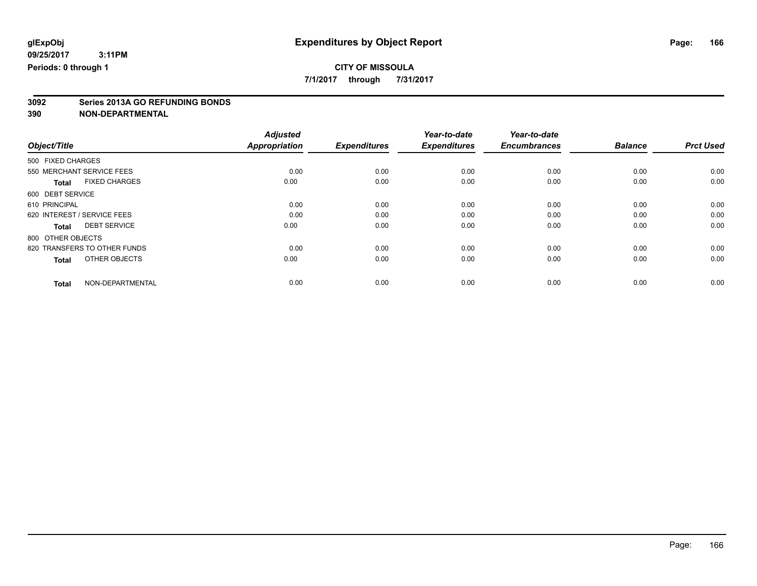glExpObj
09/25/2017 3:11PM
Periods: 0 through 1

# Expenditures by Object Report

**CITY OF MISSOULA**
**7/1/2017 through 7/31/2017**

**3092 Series 2013A GO REFUNDING BONDS**
**390 NON-DEPARTMENTAL**

| Object/Title | | Adjusted Appropriation | Expenditures | Year-to-date Expenditures | Year-to-date Encumbrances | Balance | Prct Used |
|---|---|---|---|---|---|---|---|
| 500 FIXED CHARGES | | | | | | | |
| 550 MERCHANT SERVICE FEES | | 0.00 | 0.00 | 0.00 | 0.00 | 0.00 | 0.00 |
| **Total** | FIXED CHARGES | 0.00 | 0.00 | 0.00 | 0.00 | 0.00 | 0.00 |
| 600 DEBT SERVICE | | | | | | | |
| 610 PRINCIPAL | | 0.00 | 0.00 | 0.00 | 0.00 | 0.00 | 0.00 |
| 620 INTEREST / SERVICE FEES | | 0.00 | 0.00 | 0.00 | 0.00 | 0.00 | 0.00 |
| **Total** | DEBT SERVICE | 0.00 | 0.00 | 0.00 | 0.00 | 0.00 | 0.00 |
| 800 OTHER OBJECTS | | | | | | | |
| 820 TRANSFERS TO OTHER FUNDS | | 0.00 | 0.00 | 0.00 | 0.00 | 0.00 | 0.00 |
| **Total** | OTHER OBJECTS | 0.00 | 0.00 | 0.00 | 0.00 | 0.00 | 0.00 |
| **Total** | NON-DEPARTMENTAL | 0.00 | 0.00 | 0.00 | 0.00 | 0.00 | 0.00 |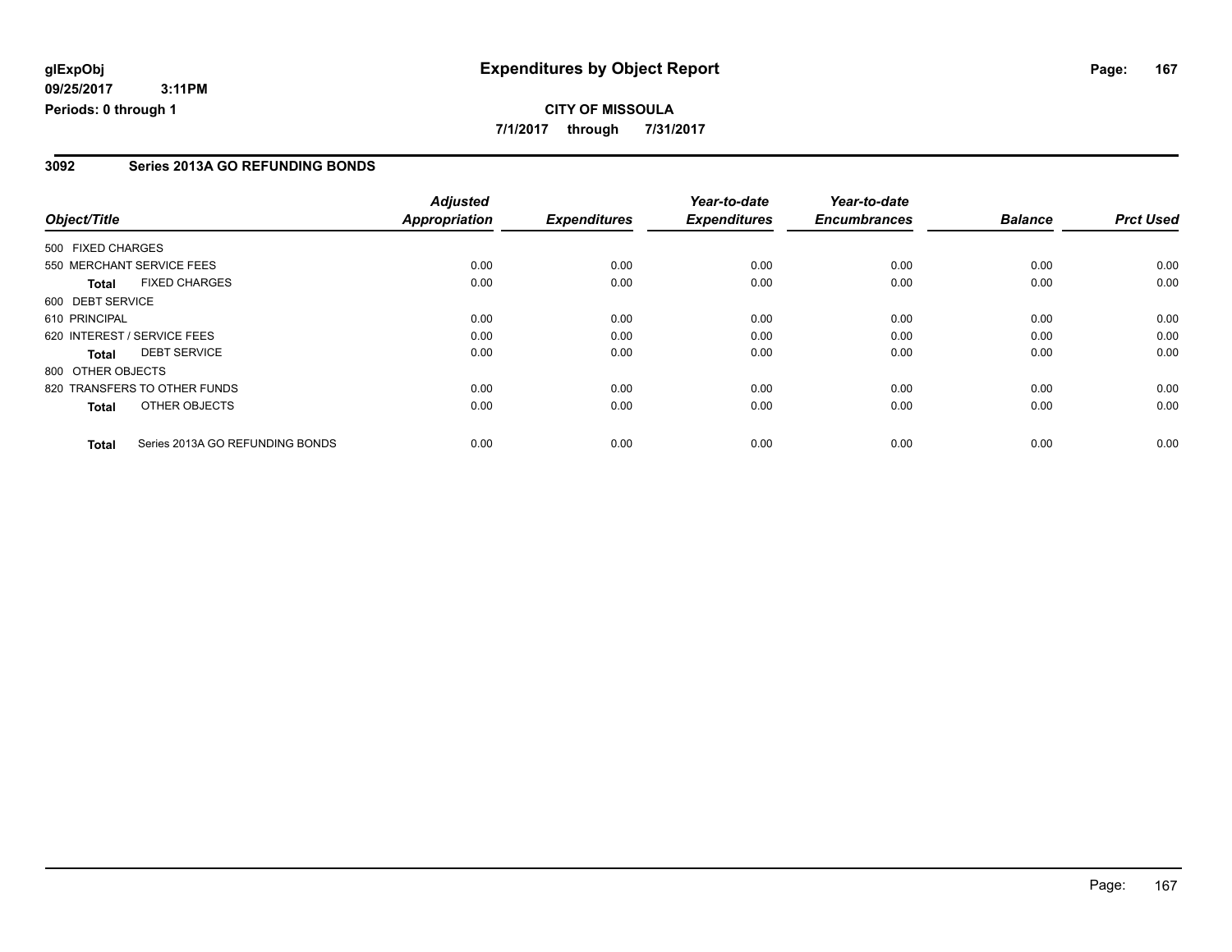**glExpObj** **Expenditures by Object Report**
**09/25/2017 3:11PM**
**Periods: 0 through 1**

**CITY OF MISSOULA**
**7/1/2017 through 7/31/2017**

## 3092 Series 2013A GO REFUNDING BONDS

| Object/Title | | Adjusted Appropriation | Expenditures | Year-to-date Expenditures | Year-to-date Encumbrances | Balance | Prct Used |
|---|---|---|---|---|---|---|---|
| 500 FIXED CHARGES | | | | | | | |
| 550 MERCHANT SERVICE FEES | | 0.00 | 0.00 | 0.00 | 0.00 | 0.00 | 0.00 |
| **Total** | FIXED CHARGES | 0.00 | 0.00 | 0.00 | 0.00 | 0.00 | 0.00 |
| 600 DEBT SERVICE | | | | | | | |
| 610 PRINCIPAL | | 0.00 | 0.00 | 0.00 | 0.00 | 0.00 | 0.00 |
| 620 INTEREST / SERVICE FEES | | 0.00 | 0.00 | 0.00 | 0.00 | 0.00 | 0.00 |
| **Total** | DEBT SERVICE | 0.00 | 0.00 | 0.00 | 0.00 | 0.00 | 0.00 |
| 800 OTHER OBJECTS | | | | | | | |
| 820 TRANSFERS TO OTHER FUNDS | | 0.00 | 0.00 | 0.00 | 0.00 | 0.00 | 0.00 |
| **Total** | OTHER OBJECTS | 0.00 | 0.00 | 0.00 | 0.00 | 0.00 | 0.00 |
| **Total** | Series 2013A GO REFUNDING BONDS | 0.00 | 0.00 | 0.00 | 0.00 | 0.00 | 0.00 |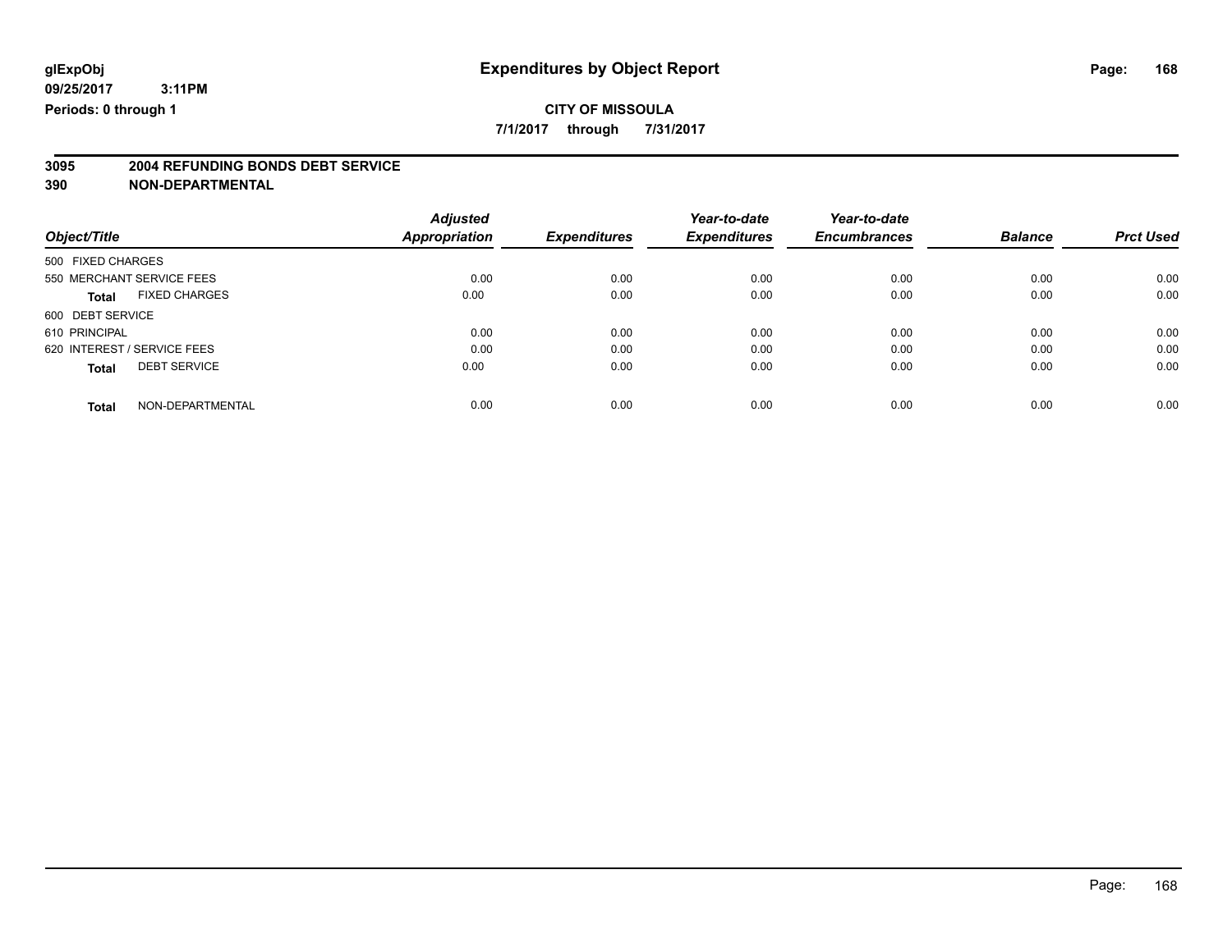glExpObj
09/25/2017 3:11PM
Periods: 0 through 1

# Expenditures by Object Report

**CITY OF MISSOULA**

**7/1/2017 through 7/31/2017**

**3095 2004 REFUNDING BONDS DEBT SERVICE**
**390 NON-DEPARTMENTAL**

| Object/Title | Adjusted Appropriation | Expenditures | Year-to-date Expenditures | Year-to-date Encumbrances | Balance | Prct Used |
|---|---|---|---|---|---|---|
| 500 FIXED CHARGES | | | | | | |
| 550 MERCHANT SERVICE FEES | 0.00 | 0.00 | 0.00 | 0.00 | 0.00 | 0.00 |
| **Total** FIXED CHARGES | 0.00 | 0.00 | 0.00 | 0.00 | 0.00 | 0.00 |
| 600 DEBT SERVICE | | | | | | |
| 610 PRINCIPAL | 0.00 | 0.00 | 0.00 | 0.00 | 0.00 | 0.00 |
| 620 INTEREST / SERVICE FEES | 0.00 | 0.00 | 0.00 | 0.00 | 0.00 | 0.00 |
| **Total** DEBT SERVICE | 0.00 | 0.00 | 0.00 | 0.00 | 0.00 | 0.00 |
| **Total** NON-DEPARTMENTAL | 0.00 | 0.00 | 0.00 | 0.00 | 0.00 | 0.00 |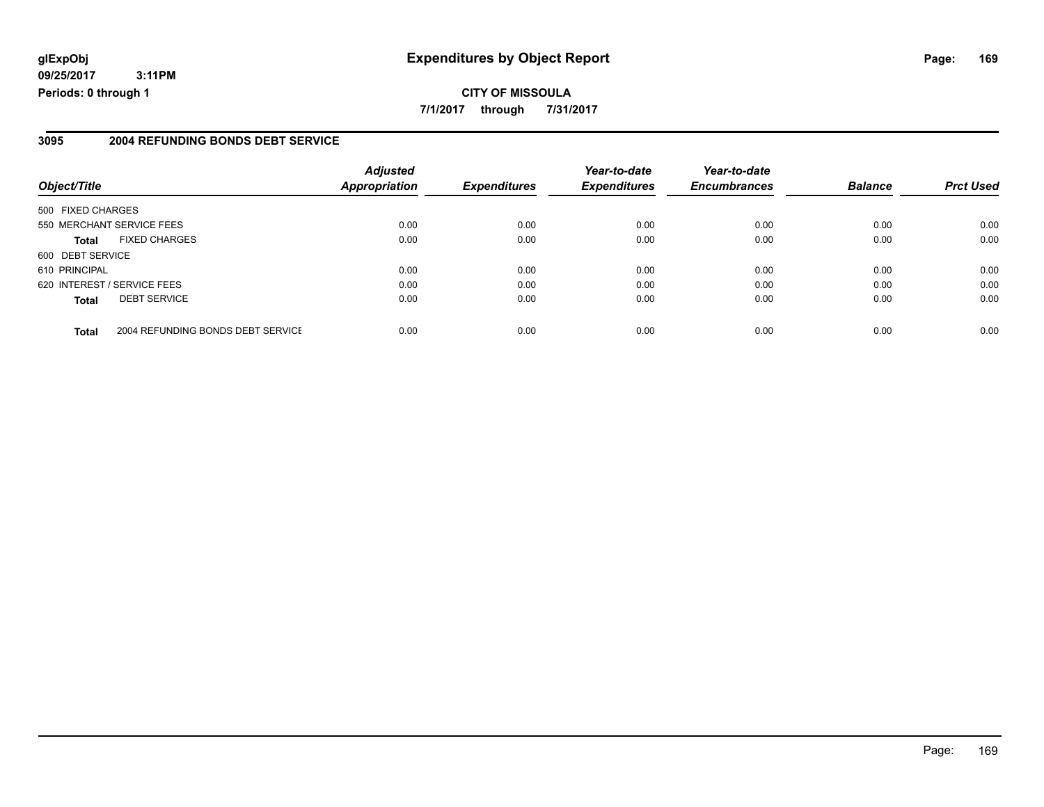glExpObj
09/25/2017 3:11PM
Periods: 0 through 1

# Expenditures by Object Report

**CITY OF MISSOULA**

**7/1/2017 through 7/31/2017**

## 3095 2004 REFUNDING BONDS DEBT SERVICE

| Object/Title | | Adjusted Appropriation | Expenditures | Year-to-date Expenditures | Year-to-date Encumbrances | Balance | Prct Used |
|---|---|---|---|---|---|---|---|
| 500 FIXED CHARGES | | | | | | | |
| 550 MERCHANT SERVICE FEES | | 0.00 | 0.00 | 0.00 | 0.00 | 0.00 | 0.00 |
| **Total** | FIXED CHARGES | 0.00 | 0.00 | 0.00 | 0.00 | 0.00 | 0.00 |
| 600 DEBT SERVICE | | | | | | | |
| 610 PRINCIPAL | | 0.00 | 0.00 | 0.00 | 0.00 | 0.00 | 0.00 |
| 620 INTEREST / SERVICE FEES | | 0.00 | 0.00 | 0.00 | 0.00 | 0.00 | 0.00 |
| **Total** | DEBT SERVICE | 0.00 | 0.00 | 0.00 | 0.00 | 0.00 | 0.00 |
| **Total** | 2004 REFUNDING BONDS DEBT SERVICE | 0.00 | 0.00 | 0.00 | 0.00 | 0.00 | 0.00 |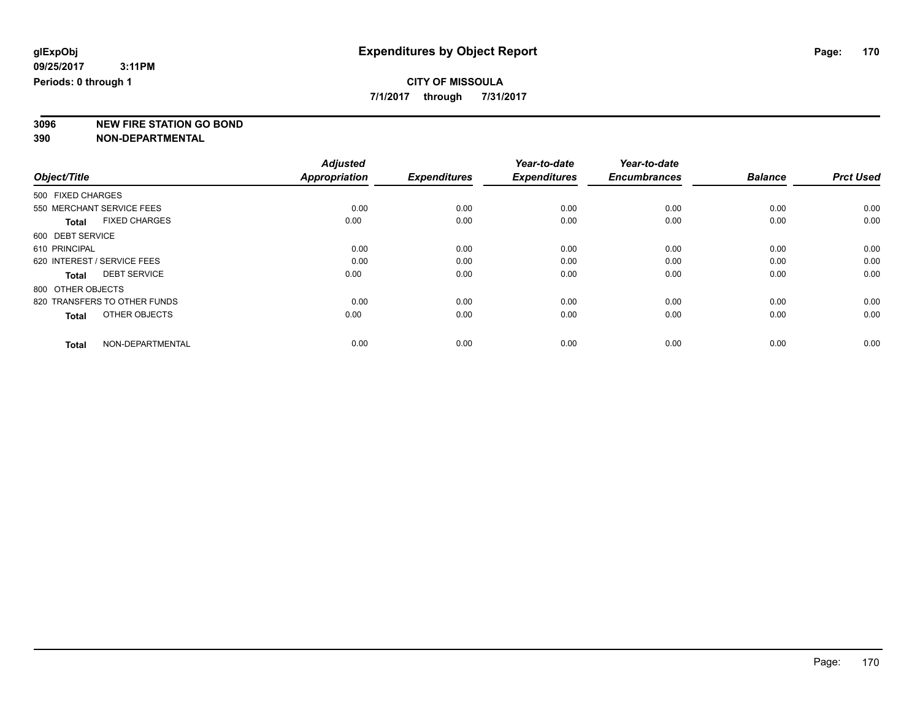glExpObj
09/25/2017 3:11PM
Periods: 0 through 1

# Expenditures by Object Report

**CITY OF MISSOULA**
**7/1/2017 through 7/31/2017**

**3096 NEW FIRE STATION GO BOND**
**390 NON-DEPARTMENTAL**

| Object/Title | | Adjusted Appropriation | Expenditures | Year-to-date Expenditures | Year-to-date Encumbrances | Balance | Prct Used |
|---|---|---|---|---|---|---|---|
| 500 FIXED CHARGES | | | | | | | |
| 550 MERCHANT SERVICE FEES | | 0.00 | 0.00 | 0.00 | 0.00 | 0.00 | 0.00 |
| **Total** | FIXED CHARGES | 0.00 | 0.00 | 0.00 | 0.00 | 0.00 | 0.00 |
| 600 DEBT SERVICE | | | | | | | |
| 610 PRINCIPAL | | 0.00 | 0.00 | 0.00 | 0.00 | 0.00 | 0.00 |
| 620 INTEREST / SERVICE FEES | | 0.00 | 0.00 | 0.00 | 0.00 | 0.00 | 0.00 |
| **Total** | DEBT SERVICE | 0.00 | 0.00 | 0.00 | 0.00 | 0.00 | 0.00 |
| 800 OTHER OBJECTS | | | | | | | |
| 820 TRANSFERS TO OTHER FUNDS | | 0.00 | 0.00 | 0.00 | 0.00 | 0.00 | 0.00 |
| **Total** | OTHER OBJECTS | 0.00 | 0.00 | 0.00 | 0.00 | 0.00 | 0.00 |
| **Total** | NON-DEPARTMENTAL | 0.00 | 0.00 | 0.00 | 0.00 | 0.00 | 0.00 |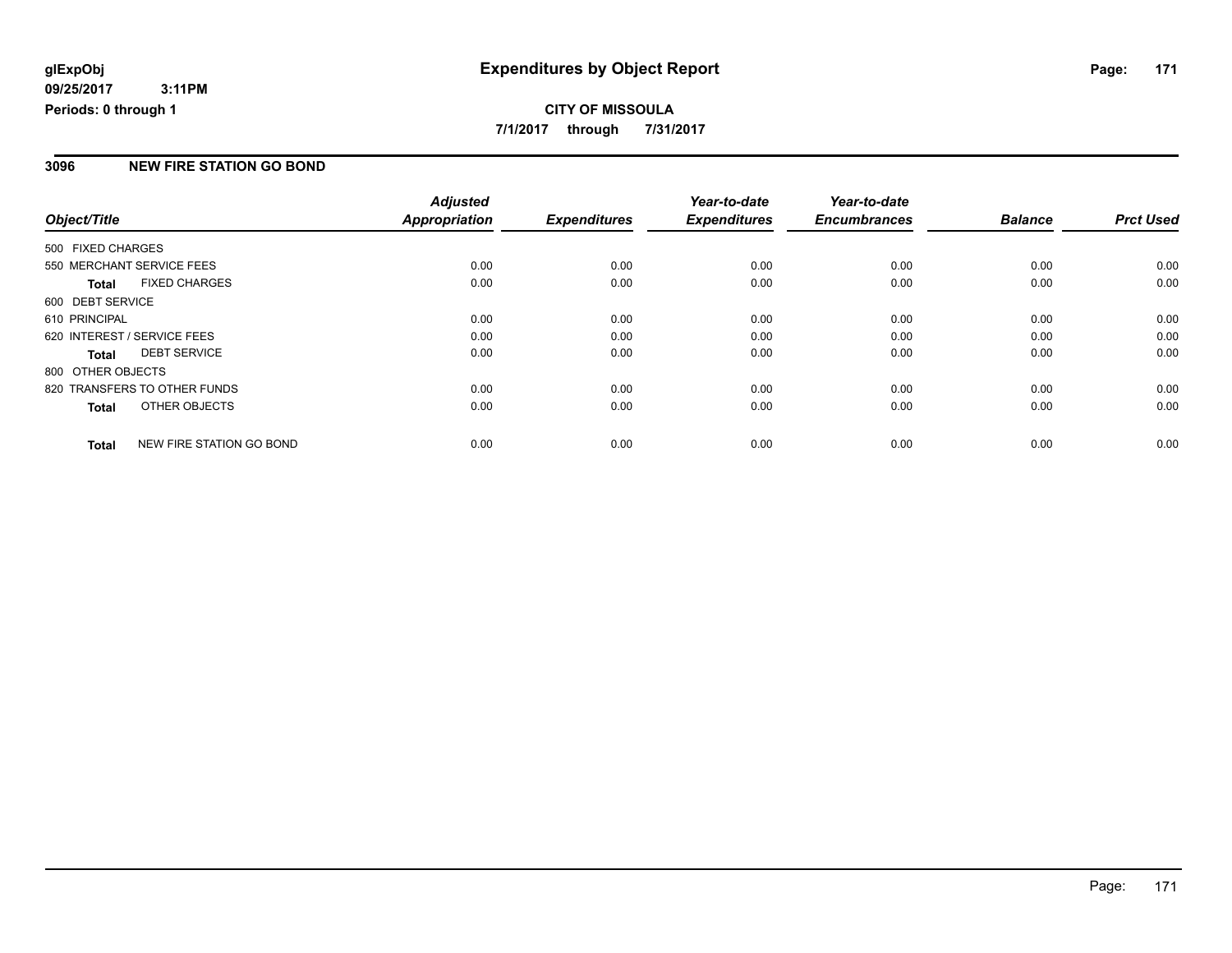**glExpObj** **Expenditures by Object Report**

**09/25/2017 3:11PM**

**Periods: 0 through 1**

**CITY OF MISSOULA**

**7/1/2017 through 7/31/2017**

## 3096 NEW FIRE STATION GO BOND

| Object/Title | | Adjusted Appropriation | Expenditures | Year-to-date Expenditures | Year-to-date Encumbrances | Balance | Prct Used |
|---|---|---|---|---|---|---|---|
| 500 FIXED CHARGES | | | | | | | |
| 550 MERCHANT SERVICE FEES | | 0.00 | 0.00 | 0.00 | 0.00 | 0.00 | 0.00 |
| **Total** | FIXED CHARGES | 0.00 | 0.00 | 0.00 | 0.00 | 0.00 | 0.00 |
| 600 DEBT SERVICE | | | | | | | |
| 610 PRINCIPAL | | 0.00 | 0.00 | 0.00 | 0.00 | 0.00 | 0.00 |
| 620 INTEREST / SERVICE FEES | | 0.00 | 0.00 | 0.00 | 0.00 | 0.00 | 0.00 |
| **Total** | DEBT SERVICE | 0.00 | 0.00 | 0.00 | 0.00 | 0.00 | 0.00 |
| 800 OTHER OBJECTS | | | | | | | |
| 820 TRANSFERS TO OTHER FUNDS | | 0.00 | 0.00 | 0.00 | 0.00 | 0.00 | 0.00 |
| **Total** | OTHER OBJECTS | 0.00 | 0.00 | 0.00 | 0.00 | 0.00 | 0.00 |
| **Total** | NEW FIRE STATION GO BOND | 0.00 | 0.00 | 0.00 | 0.00 | 0.00 | 0.00 |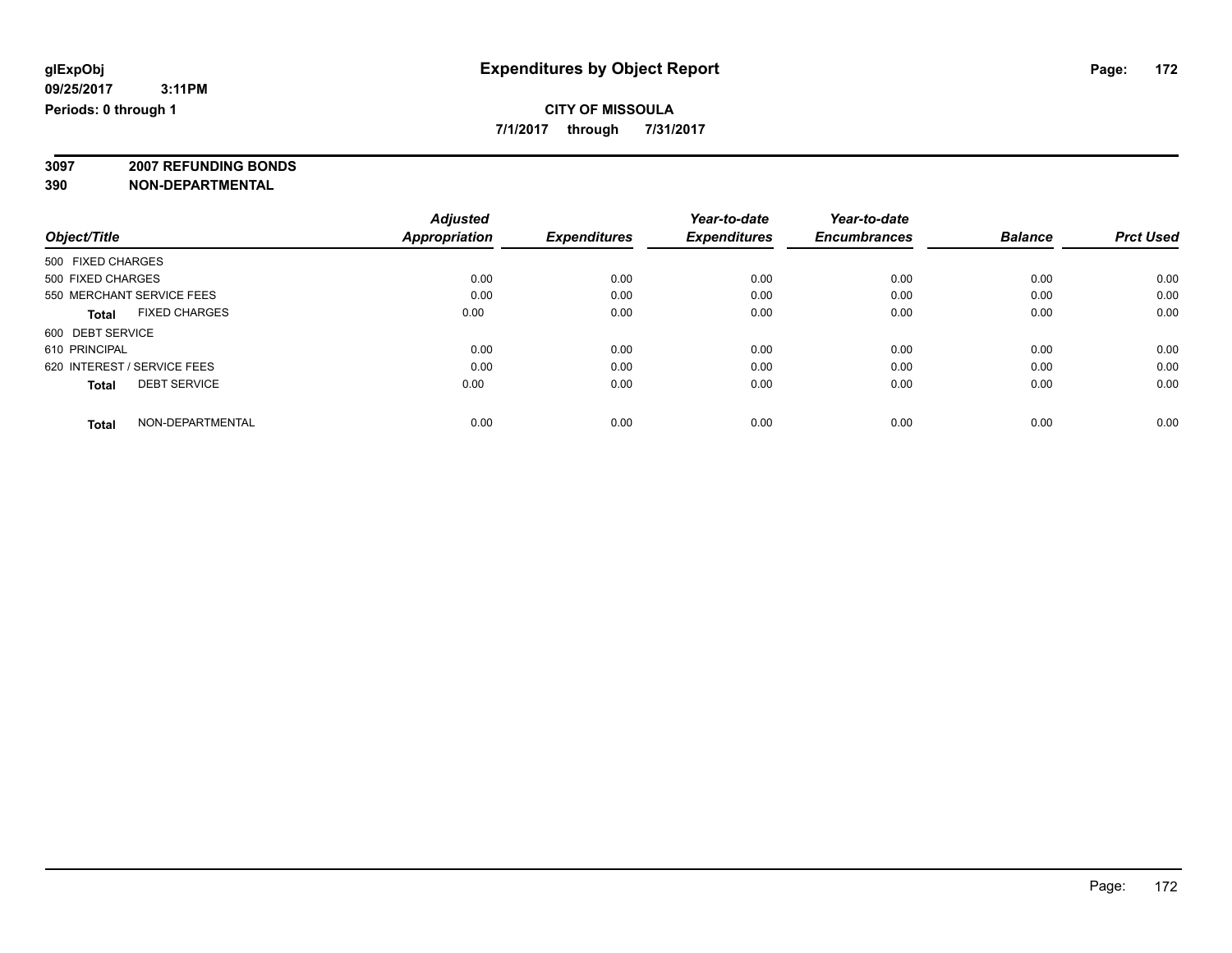**glExpObj** **Expenditures by Object Report**

**09/25/2017 3:11PM**

**Periods: 0 through 1**

**CITY OF MISSOULA**

**7/1/2017 through 7/31/2017**

**3097 2007 REFUNDING BONDS**

**390 NON-DEPARTMENTAL**

| Object/Title | Adjusted Appropriation | Expenditures | Year-to-date Expenditures | Year-to-date Encumbrances | Balance | Prct Used |
|---|---|---|---|---|---|---|
| 500 FIXED CHARGES | | | | | | |
| 500 FIXED CHARGES | 0.00 | 0.00 | 0.00 | 0.00 | 0.00 | 0.00 |
| 550 MERCHANT SERVICE FEES | 0.00 | 0.00 | 0.00 | 0.00 | 0.00 | 0.00 |
| **Total** FIXED CHARGES | 0.00 | 0.00 | 0.00 | 0.00 | 0.00 | 0.00 |
| 600 DEBT SERVICE | | | | | | |
| 610 PRINCIPAL | 0.00 | 0.00 | 0.00 | 0.00 | 0.00 | 0.00 |
| 620 INTEREST / SERVICE FEES | 0.00 | 0.00 | 0.00 | 0.00 | 0.00 | 0.00 |
| **Total** DEBT SERVICE | 0.00 | 0.00 | 0.00 | 0.00 | 0.00 | 0.00 |
| **Total** NON-DEPARTMENTAL | 0.00 | 0.00 | 0.00 | 0.00 | 0.00 | 0.00 |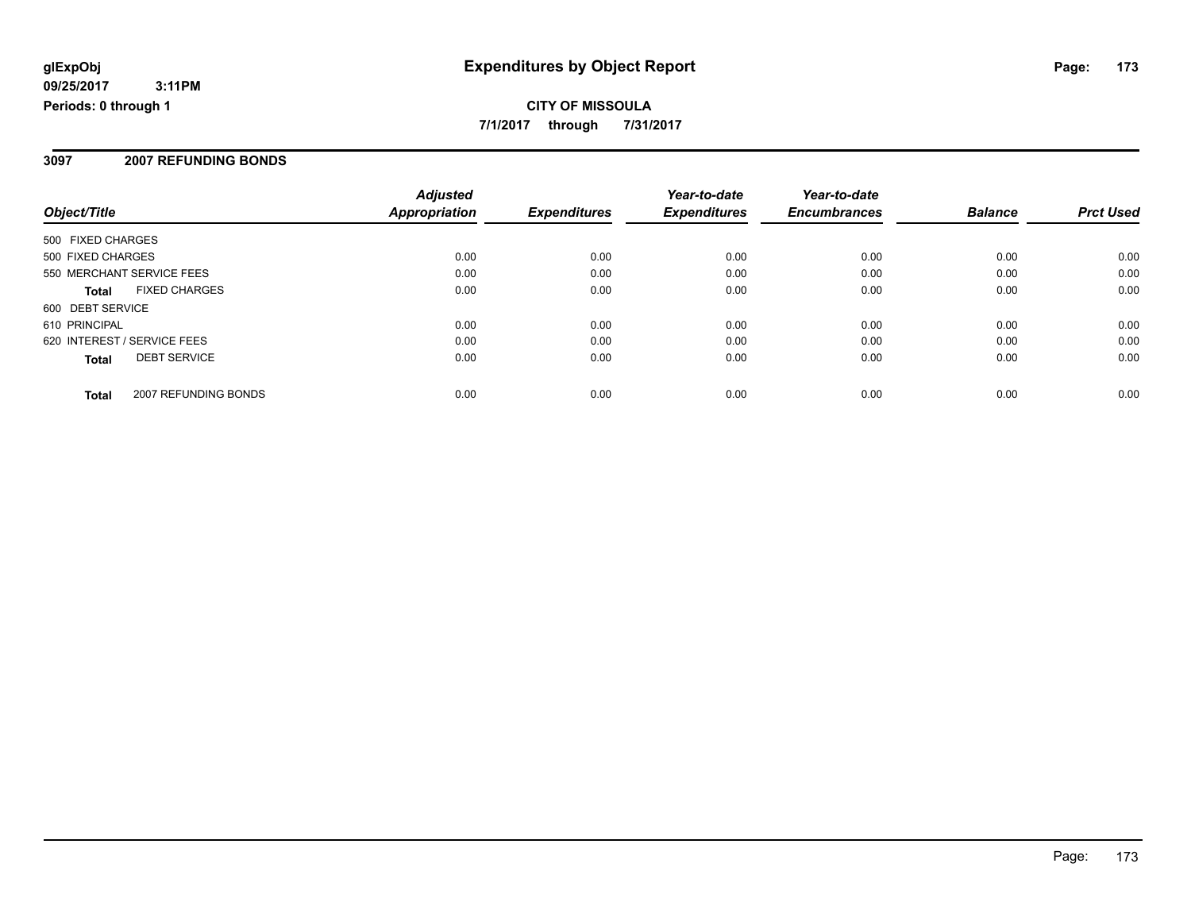**glExpObj** **Expenditures by Object Report**

**09/25/2017 3:11PM**

**Periods: 0 through 1**

**CITY OF MISSOULA**

**7/1/2017 through 7/31/2017**

## 3097 2007 REFUNDING BONDS

| Object/Title | | Adjusted Appropriation | Expenditures | Year-to-date Expenditures | Year-to-date Encumbrances | Balance | Prct Used |
|---|---|---|---|---|---|---|---|
| 500 FIXED CHARGES | | | | | | | |
| 500 FIXED CHARGES | | 0.00 | 0.00 | 0.00 | 0.00 | 0.00 | 0.00 |
| 550 MERCHANT SERVICE FEES | | 0.00 | 0.00 | 0.00 | 0.00 | 0.00 | 0.00 |
| **Total** | FIXED CHARGES | 0.00 | 0.00 | 0.00 | 0.00 | 0.00 | 0.00 |
| 600 DEBT SERVICE | | | | | | | |
| 610 PRINCIPAL | | 0.00 | 0.00 | 0.00 | 0.00 | 0.00 | 0.00 |
| 620 INTEREST / SERVICE FEES | | 0.00 | 0.00 | 0.00 | 0.00 | 0.00 | 0.00 |
| **Total** | DEBT SERVICE | 0.00 | 0.00 | 0.00 | 0.00 | 0.00 | 0.00 |
| **Total** | 2007 REFUNDING BONDS | 0.00 | 0.00 | 0.00 | 0.00 | 0.00 | 0.00 |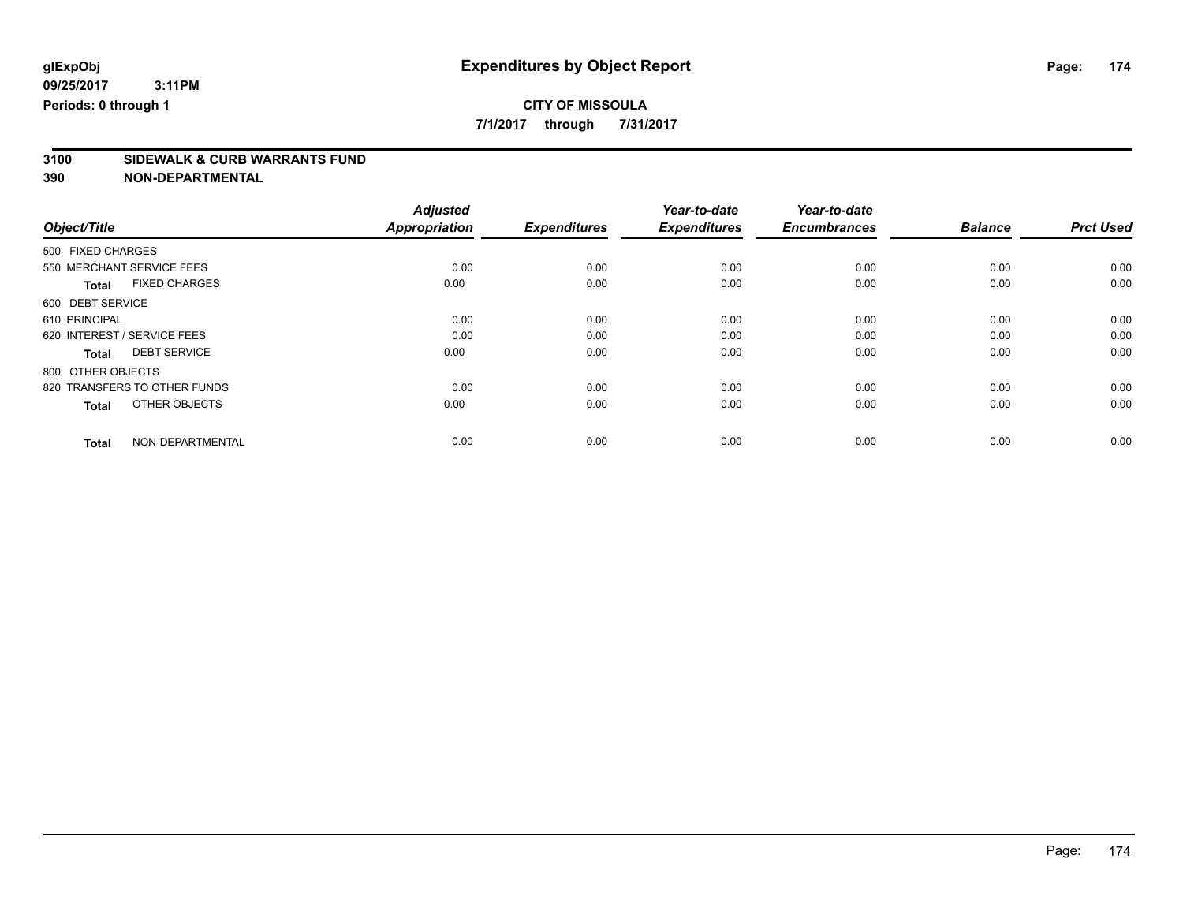glExpObj
09/25/2017 3:11PM
Periods: 0 through 1

# Expenditures by Object Report

**CITY OF MISSOULA**

**7/1/2017 through 7/31/2017**

**3100 SIDEWALK & CURB WARRANTS FUND**
**390 NON-DEPARTMENTAL**

| Object/Title | | Adjusted Appropriation | Expenditures | Year-to-date Expenditures | Year-to-date Encumbrances | Balance | Prct Used |
|---|---|---|---|---|---|---|---|
| 500 FIXED CHARGES | | | | | | | |
| 550 MERCHANT SERVICE FEES | | 0.00 | 0.00 | 0.00 | 0.00 | 0.00 | 0.00 |
| Total | FIXED CHARGES | 0.00 | 0.00 | 0.00 | 0.00 | 0.00 | 0.00 |
| 600 DEBT SERVICE | | | | | | | |
| 610 PRINCIPAL | | 0.00 | 0.00 | 0.00 | 0.00 | 0.00 | 0.00 |
| 620 INTEREST / SERVICE FEES | | 0.00 | 0.00 | 0.00 | 0.00 | 0.00 | 0.00 |
| Total | DEBT SERVICE | 0.00 | 0.00 | 0.00 | 0.00 | 0.00 | 0.00 |
| 800 OTHER OBJECTS | | | | | | | |
| 820 TRANSFERS TO OTHER FUNDS | | 0.00 | 0.00 | 0.00 | 0.00 | 0.00 | 0.00 |
| Total | OTHER OBJECTS | 0.00 | 0.00 | 0.00 | 0.00 | 0.00 | 0.00 |
| Total | NON-DEPARTMENTAL | 0.00 | 0.00 | 0.00 | 0.00 | 0.00 | 0.00 |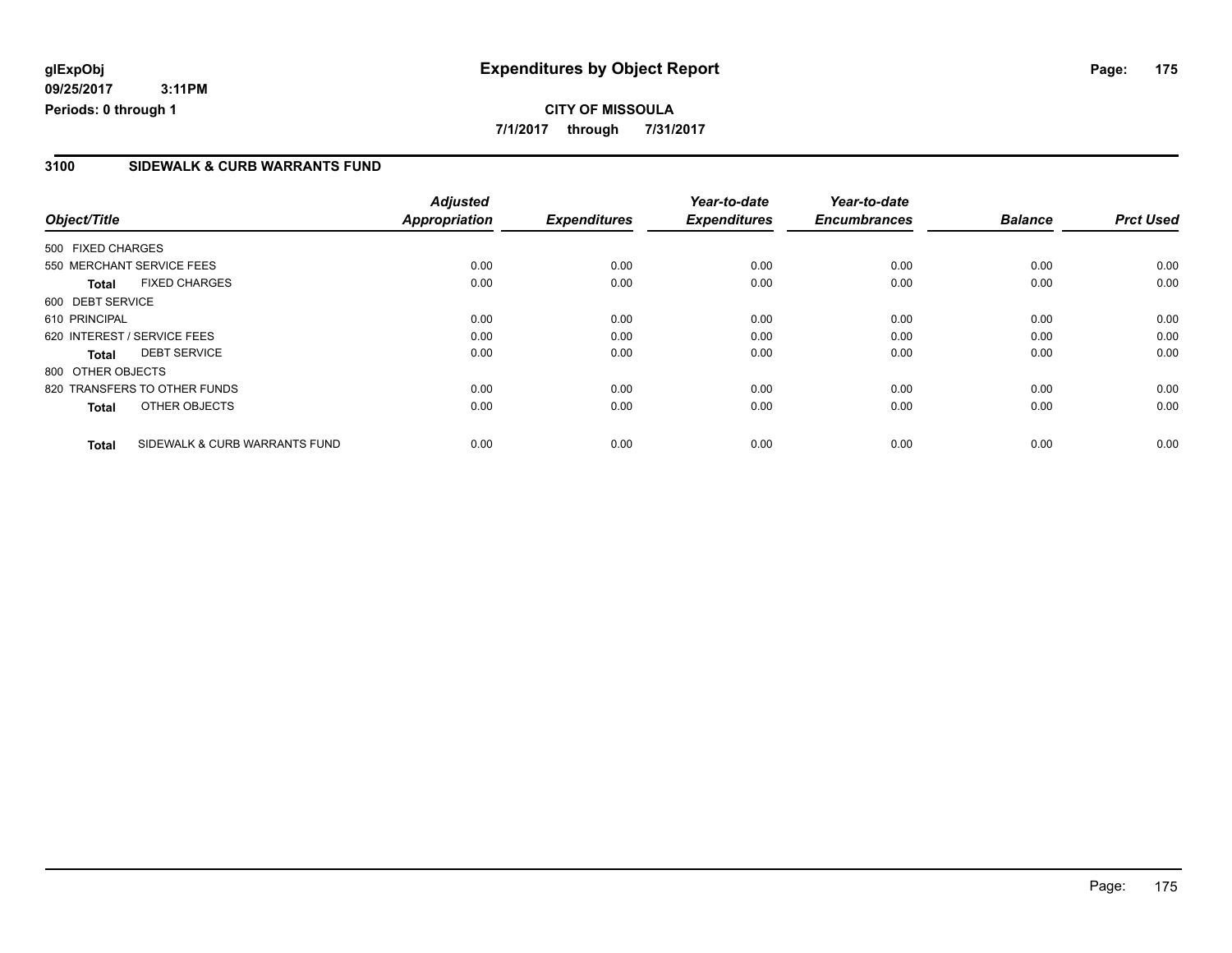**glExpObj** **Expenditures by Object Report**

09/25/2017 3:11PM

Periods: 0 through 1

**CITY OF MISSOULA**

**7/1/2017 through 7/31/2017**

## 3100 SIDEWALK & CURB WARRANTS FUND

| Object/Title | | Adjusted Appropriation | Expenditures | Year-to-date Expenditures | Year-to-date Encumbrances | Balance | Prct Used |
|---|---|---|---|---|---|---|---|
| 500 FIXED CHARGES | | | | | | | |
| 550 MERCHANT SERVICE FEES | | 0.00 | 0.00 | 0.00 | 0.00 | 0.00 | 0.00 |
| **Total** | FIXED CHARGES | 0.00 | 0.00 | 0.00 | 0.00 | 0.00 | 0.00 |
| 600 DEBT SERVICE | | | | | | | |
| 610 PRINCIPAL | | 0.00 | 0.00 | 0.00 | 0.00 | 0.00 | 0.00 |
| 620 INTEREST / SERVICE FEES | | 0.00 | 0.00 | 0.00 | 0.00 | 0.00 | 0.00 |
| **Total** | DEBT SERVICE | 0.00 | 0.00 | 0.00 | 0.00 | 0.00 | 0.00 |
| 800 OTHER OBJECTS | | | | | | | |
| 820 TRANSFERS TO OTHER FUNDS | | 0.00 | 0.00 | 0.00 | 0.00 | 0.00 | 0.00 |
| **Total** | OTHER OBJECTS | 0.00 | 0.00 | 0.00 | 0.00 | 0.00 | 0.00 |
| **Total** | SIDEWALK & CURB WARRANTS FUND | 0.00 | 0.00 | 0.00 | 0.00 | 0.00 | 0.00 |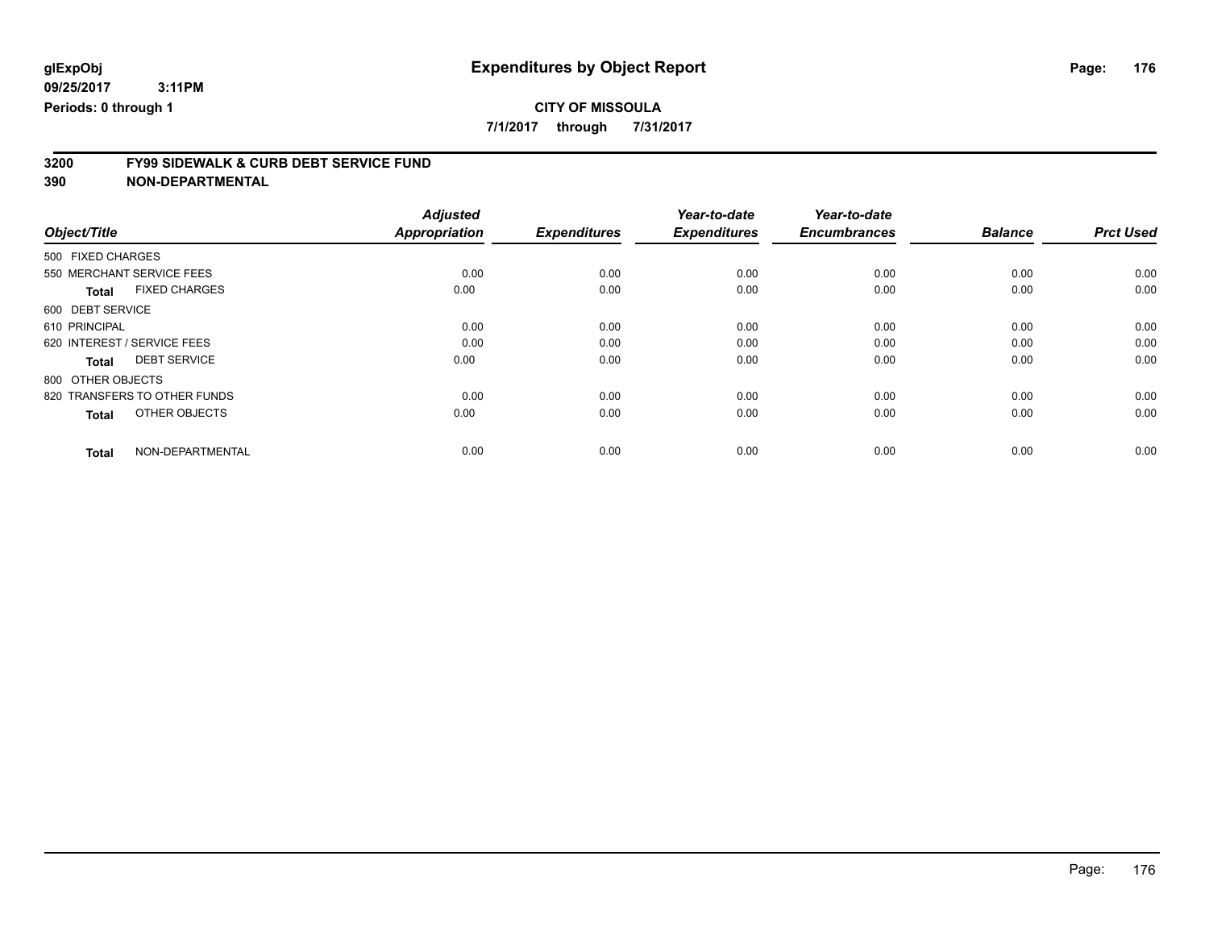glExpObj
09/25/2017 3:11PM
Periods: 0 through 1

# Expenditures by Object Report

**CITY OF MISSOULA**
**7/1/2017 through 7/31/2017**

## 3200 FY99 SIDEWALK & CURB DEBT SERVICE FUND
## 390 NON-DEPARTMENTAL

| Object/Title | Adjusted Appropriation | Expenditures | Year-to-date Expenditures | Year-to-date Encumbrances | Balance | Prct Used |
|---|---|---|---|---|---|---|
| 500 FIXED CHARGES | | | | | | |
| 550 MERCHANT SERVICE FEES | 0.00 | 0.00 | 0.00 | 0.00 | 0.00 | 0.00 |
| **Total** FIXED CHARGES | 0.00 | 0.00 | 0.00 | 0.00 | 0.00 | 0.00 |
| 600 DEBT SERVICE | | | | | | |
| 610 PRINCIPAL | 0.00 | 0.00 | 0.00 | 0.00 | 0.00 | 0.00 |
| 620 INTEREST / SERVICE FEES | 0.00 | 0.00 | 0.00 | 0.00 | 0.00 | 0.00 |
| **Total** DEBT SERVICE | 0.00 | 0.00 | 0.00 | 0.00 | 0.00 | 0.00 |
| 800 OTHER OBJECTS | | | | | | |
| 820 TRANSFERS TO OTHER FUNDS | 0.00 | 0.00 | 0.00 | 0.00 | 0.00 | 0.00 |
| **Total** OTHER OBJECTS | 0.00 | 0.00 | 0.00 | 0.00 | 0.00 | 0.00 |
| **Total** NON-DEPARTMENTAL | 0.00 | 0.00 | 0.00 | 0.00 | 0.00 | 0.00 |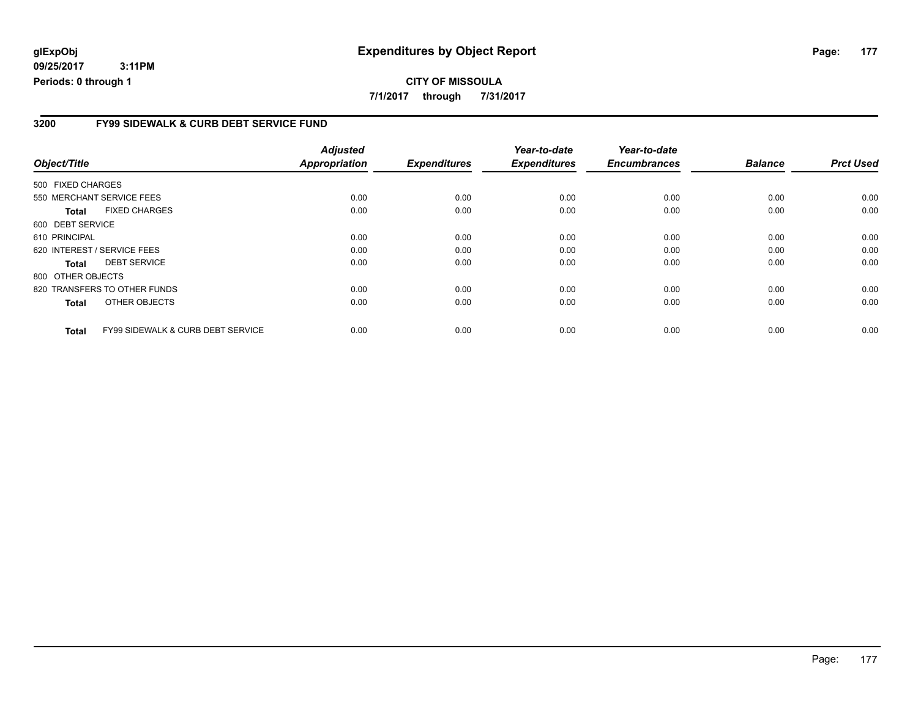**glExpObj** **Expenditures by Object Report**

**09/25/2017 3:11PM**

**Periods: 0 through 1**

**CITY OF MISSOULA**

**7/1/2017 through 7/31/2017**

## 3200 FY99 SIDEWALK & CURB DEBT SERVICE FUND

| Object/Title | | Adjusted Appropriation | Expenditures | Year-to-date Expenditures | Year-to-date Encumbrances | Balance | Prct Used |
|---|---|---|---|---|---|---|---|
| 500 FIXED CHARGES | | | | | | | |
| 550 MERCHANT SERVICE FEES | | 0.00 | 0.00 | 0.00 | 0.00 | 0.00 | 0.00 |
| **Total** | FIXED CHARGES | 0.00 | 0.00 | 0.00 | 0.00 | 0.00 | 0.00 |
| 600 DEBT SERVICE | | | | | | | |
| 610 PRINCIPAL | | 0.00 | 0.00 | 0.00 | 0.00 | 0.00 | 0.00 |
| 620 INTEREST / SERVICE FEES | | 0.00 | 0.00 | 0.00 | 0.00 | 0.00 | 0.00 |
| **Total** | DEBT SERVICE | 0.00 | 0.00 | 0.00 | 0.00 | 0.00 | 0.00 |
| 800 OTHER OBJECTS | | | | | | | |
| 820 TRANSFERS TO OTHER FUNDS | | 0.00 | 0.00 | 0.00 | 0.00 | 0.00 | 0.00 |
| **Total** | OTHER OBJECTS | 0.00 | 0.00 | 0.00 | 0.00 | 0.00 | 0.00 |
| **Total** | FY99 SIDEWALK & CURB DEBT SERVICE | 0.00 | 0.00 | 0.00 | 0.00 | 0.00 | 0.00 |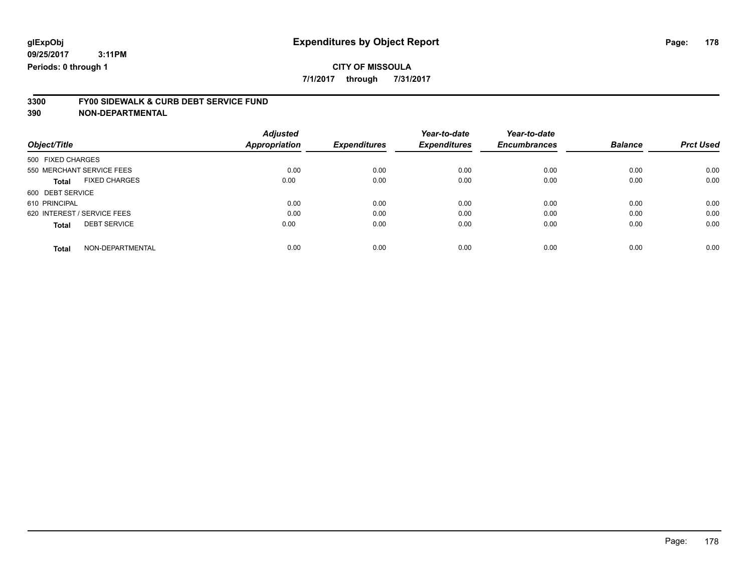glExpObj
09/25/2017 3:11PM
Periods: 0 through 1

# Expenditures by Object Report

**CITY OF MISSOULA**

**7/1/2017 through 7/31/2017**

## 3300 FY00 SIDEWALK & CURB DEBT SERVICE FUND
## 390 NON-DEPARTMENTAL

| Object/Title | | Adjusted Appropriation | Expenditures | Year-to-date Expenditures | Year-to-date Encumbrances | Balance | Prct Used |
|---|---|---|---|---|---|---|---|
| 500 FIXED CHARGES | | | | | | | |
| 550 MERCHANT SERVICE FEES | | 0.00 | 0.00 | 0.00 | 0.00 | 0.00 | 0.00 |
| **Total** | FIXED CHARGES | 0.00 | 0.00 | 0.00 | 0.00 | 0.00 | 0.00 |
| 600 DEBT SERVICE | | | | | | | |
| 610 PRINCIPAL | | 0.00 | 0.00 | 0.00 | 0.00 | 0.00 | 0.00 |
| 620 INTEREST / SERVICE FEES | | 0.00 | 0.00 | 0.00 | 0.00 | 0.00 | 0.00 |
| **Total** | DEBT SERVICE | 0.00 | 0.00 | 0.00 | 0.00 | 0.00 | 0.00 |
| **Total** | NON-DEPARTMENTAL | 0.00 | 0.00 | 0.00 | 0.00 | 0.00 | 0.00 |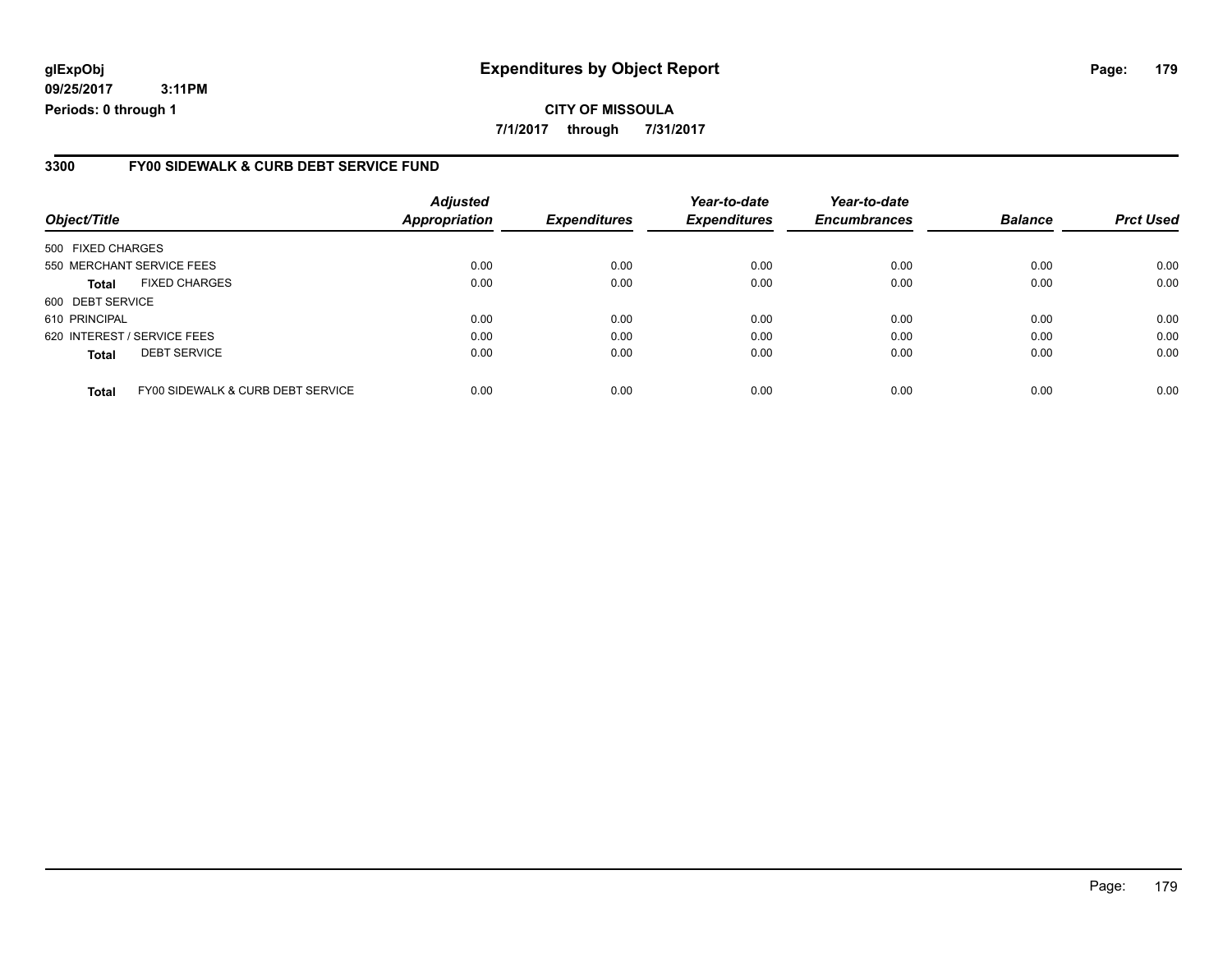**glExpObj** **Expenditures by Object Report**

**09/25/2017 3:11PM**

**Periods: 0 through 1**

**CITY OF MISSOULA**

**7/1/2017 through 7/31/2017**

## 3300 FY00 SIDEWALK & CURB DEBT SERVICE FUND

| Object/Title | | *Adjusted Appropriation* | *Expenditures* | *Year-to-date Expenditures* | *Year-to-date Encumbrances* | *Balance* | *Prct Used* |
|---|---|---|---|---|---|---|---|
| 500 FIXED CHARGES | | | | | | | |
| 550 MERCHANT SERVICE FEES | | 0.00 | 0.00 | 0.00 | 0.00 | 0.00 | 0.00 |
| **Total** | FIXED CHARGES | 0.00 | 0.00 | 0.00 | 0.00 | 0.00 | 0.00 |
| 600 DEBT SERVICE | | | | | | | |
| 610 PRINCIPAL | | 0.00 | 0.00 | 0.00 | 0.00 | 0.00 | 0.00 |
| 620 INTEREST / SERVICE FEES | | 0.00 | 0.00 | 0.00 | 0.00 | 0.00 | 0.00 |
| **Total** | DEBT SERVICE | 0.00 | 0.00 | 0.00 | 0.00 | 0.00 | 0.00 |
| **Total** | FY00 SIDEWALK & CURB DEBT SERVICE | 0.00 | 0.00 | 0.00 | 0.00 | 0.00 | 0.00 |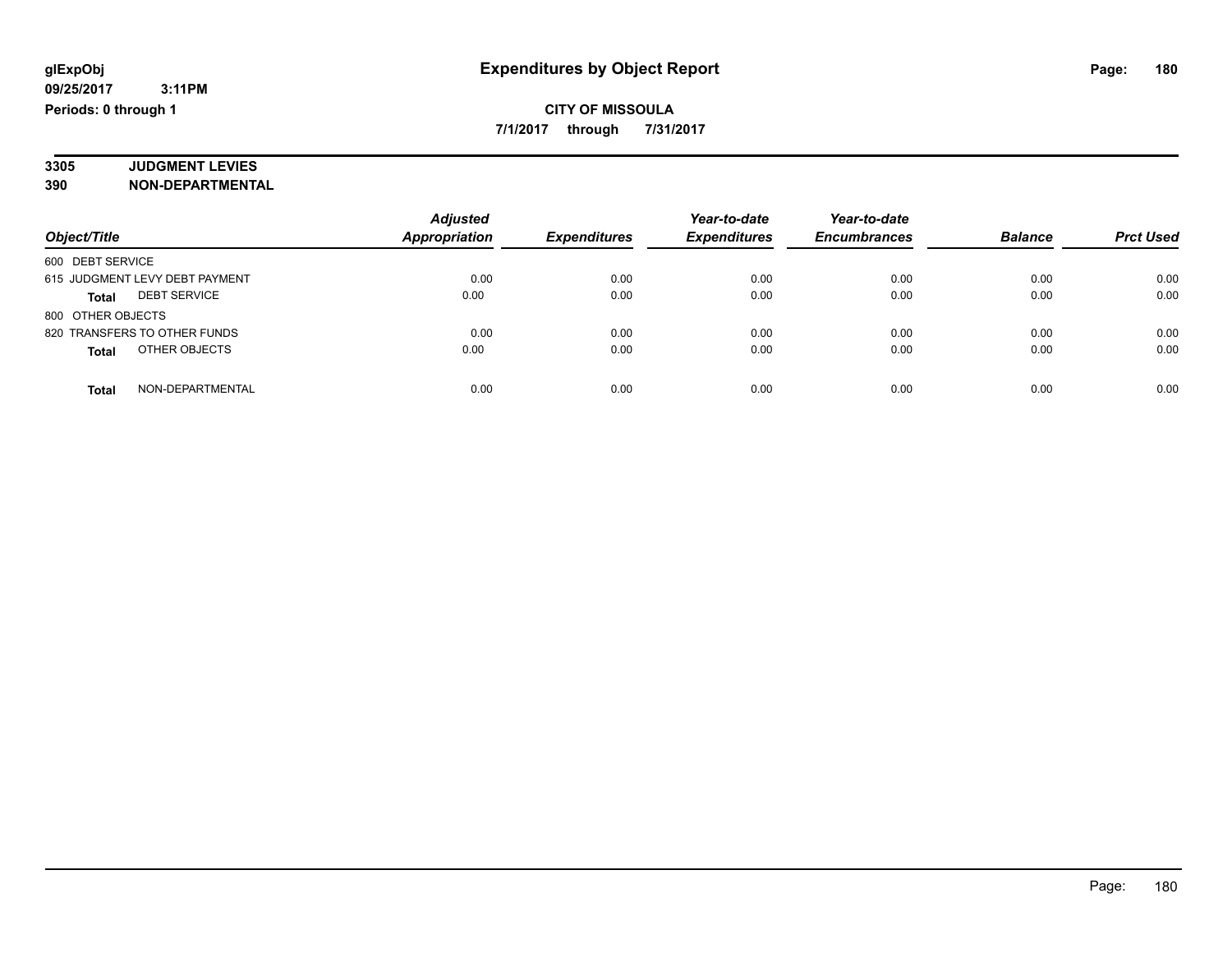glExpObj
09/25/2017 3:11PM
Periods: 0 through 1

# Expenditures by Object Report

**CITY OF MISSOULA**
**7/1/2017 through 7/31/2017**

**3305 JUDGMENT LEVIES**
**390 NON-DEPARTMENTAL**

| Object/Title | Adjusted Appropriation | Expenditures | Year-to-date Expenditures | Year-to-date Encumbrances | Balance | Prct Used |
|---|---|---|---|---|---|---|
| 600 DEBT SERVICE | | | | | | |
| 615 JUDGMENT LEVY DEBT PAYMENT | 0.00 | 0.00 | 0.00 | 0.00 | 0.00 | 0.00 |
| **Total** DEBT SERVICE | 0.00 | 0.00 | 0.00 | 0.00 | 0.00 | 0.00 |
| 800 OTHER OBJECTS | | | | | | |
| 820 TRANSFERS TO OTHER FUNDS | 0.00 | 0.00 | 0.00 | 0.00 | 0.00 | 0.00 |
| **Total** OTHER OBJECTS | 0.00 | 0.00 | 0.00 | 0.00 | 0.00 | 0.00 |
| **Total** NON-DEPARTMENTAL | 0.00 | 0.00 | 0.00 | 0.00 | 0.00 | 0.00 |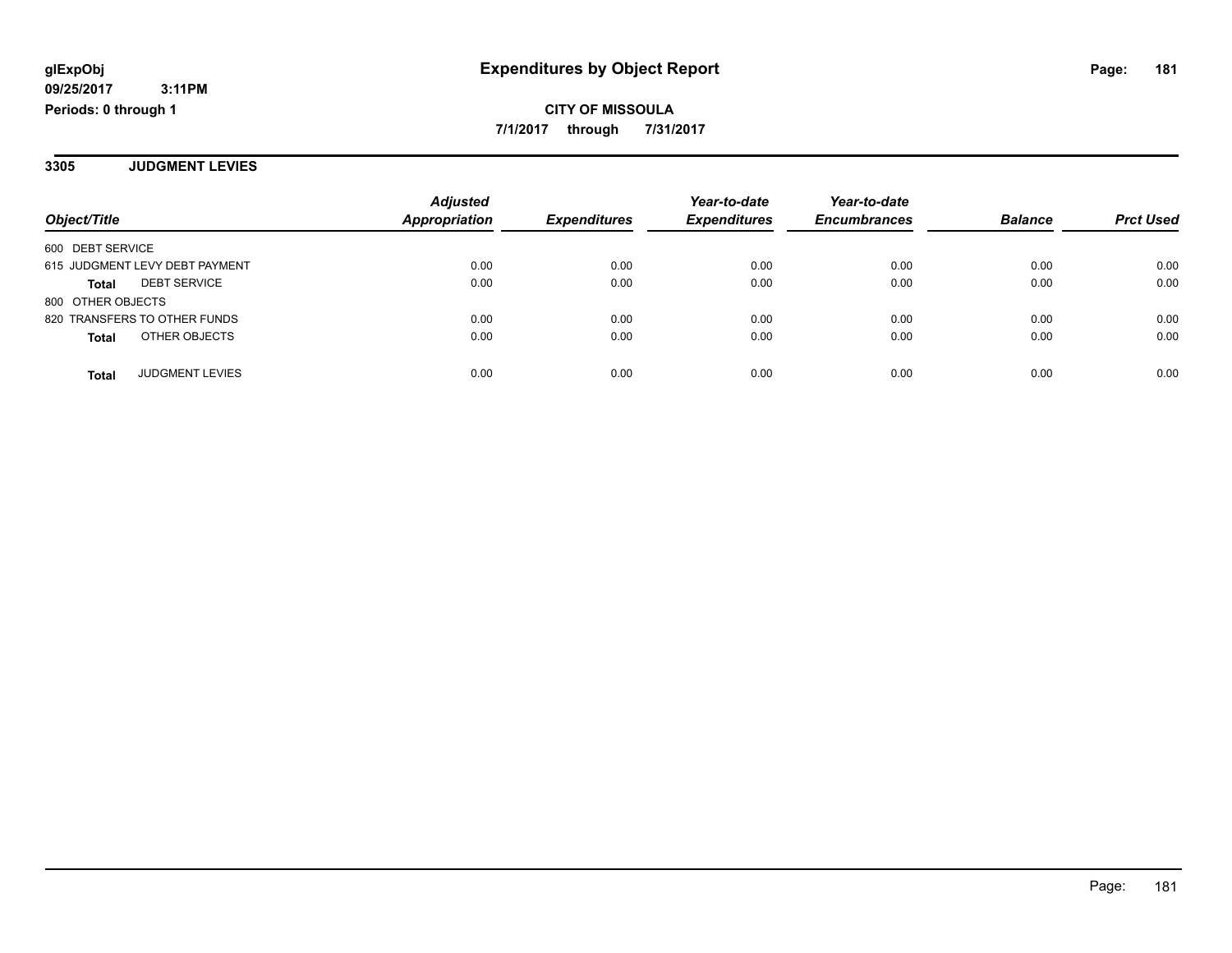**CITY OF MISSOULA**

**7/1/2017 through 7/31/2017**

**Periods: 0 through 1**

## 3305 JUDGMENT LEVIES

| Object/Title | Adjusted Appropriation | Expenditures | Year-to-date Expenditures | Year-to-date Encumbrances | Balance | Prct Used |
|---|---|---|---|---|---|---|
| 600 DEBT SERVICE | | | | | | |
| 615 JUDGMENT LEVY DEBT PAYMENT | 0.00 | 0.00 | 0.00 | 0.00 | 0.00 | 0.00 |
| **Total** DEBT SERVICE | 0.00 | 0.00 | 0.00 | 0.00 | 0.00 | 0.00 |
| 800 OTHER OBJECTS | | | | | | |
| 820 TRANSFERS TO OTHER FUNDS | 0.00 | 0.00 | 0.00 | 0.00 | 0.00 | 0.00 |
| **Total** OTHER OBJECTS | 0.00 | 0.00 | 0.00 | 0.00 | 0.00 | 0.00 |
| **Total** JUDGMENT LEVIES | 0.00 | 0.00 | 0.00 | 0.00 | 0.00 | 0.00 |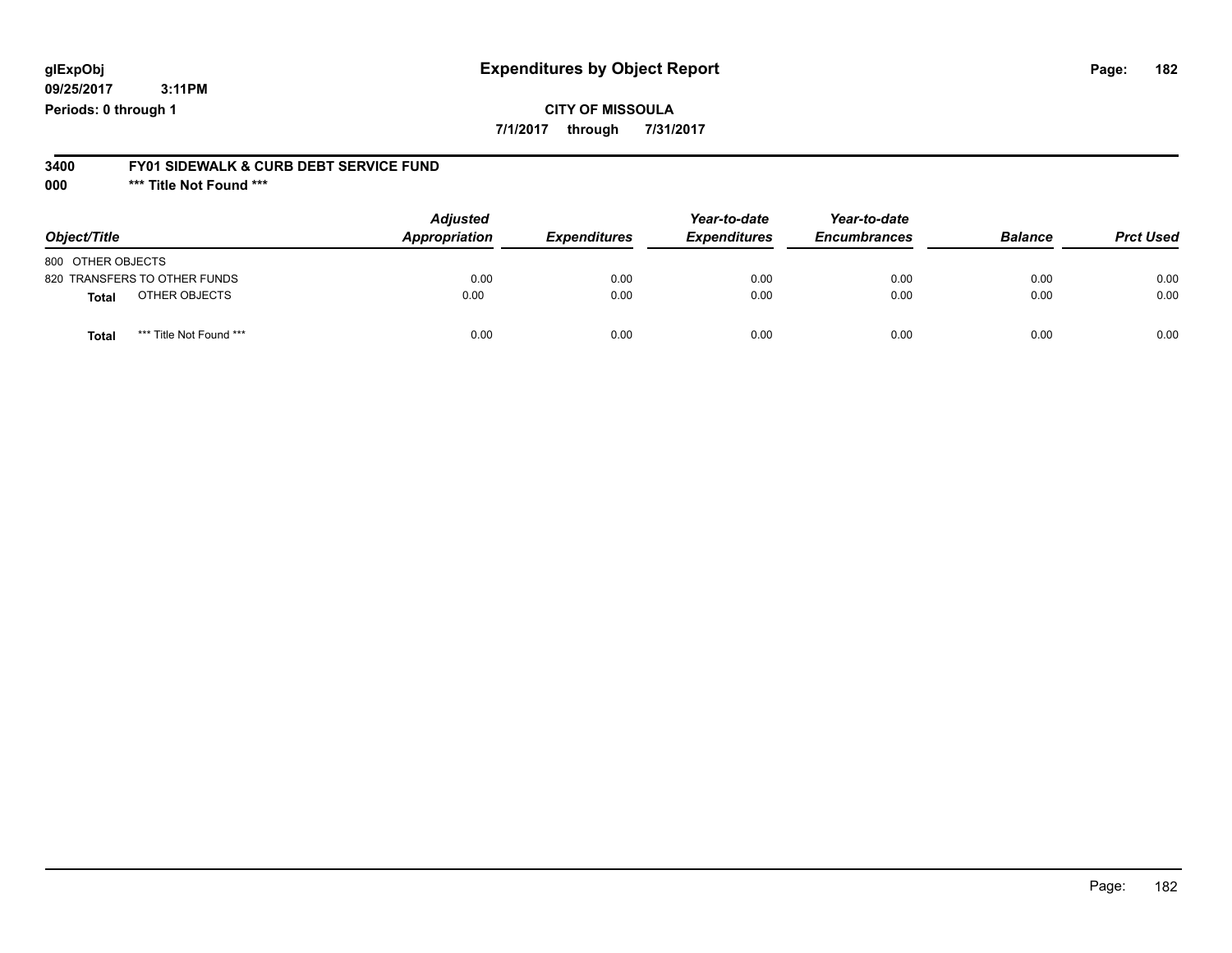glExpObj
09/25/2017 3:11PM
Periods: 0 through 1

# Expenditures by Object Report

CITY OF MISSOULA

7/1/2017 through 7/31/2017

**3400 FY01 SIDEWALK & CURB DEBT SERVICE FUND**

**000 *** Title Not Found *****

| Object/Title | Adjusted Appropriation | Expenditures | Year-to-date Expenditures | Year-to-date Encumbrances | Balance | Prct Used |
|---|---|---|---|---|---|---|
| 800 OTHER OBJECTS | | | | | | |
| 820 TRANSFERS TO OTHER FUNDS | 0.00 | 0.00 | 0.00 | 0.00 | 0.00 | 0.00 |
| **Total** OTHER OBJECTS | 0.00 | 0.00 | 0.00 | 0.00 | 0.00 | 0.00 |
| **Total** *** Title Not Found *** | 0.00 | 0.00 | 0.00 | 0.00 | 0.00 | 0.00 |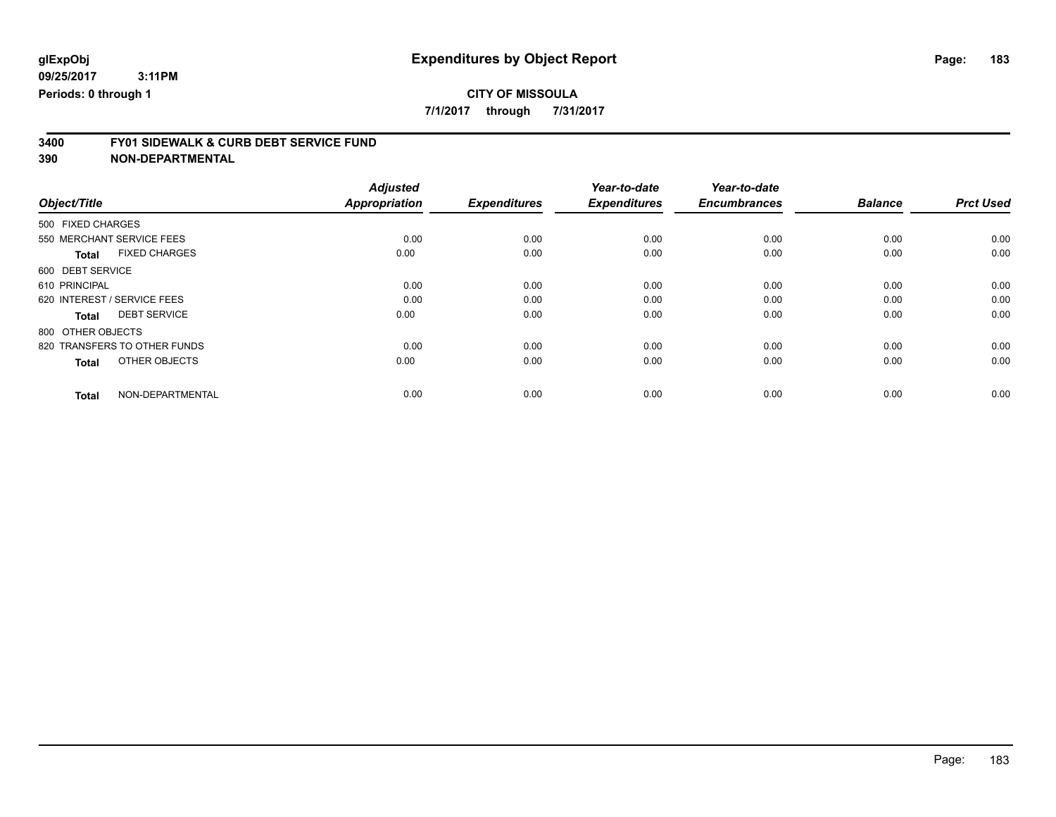**glExpObj**
**09/25/2017 3:11PM**
**Periods: 0 through 1**

# Expenditures by Object Report

**CITY OF MISSOULA**
**7/1/2017 through 7/31/2017**

## 3400 FY01 SIDEWALK & CURB DEBT SERVICE FUND
## 390 NON-DEPARTMENTAL

| Object/Title | Adjusted Appropriation | Expenditures | Year-to-date Expenditures | Year-to-date Encumbrances | Balance | Prct Used |
|---|---|---|---|---|---|---|
| 500 FIXED CHARGES | | | | | | |
| 550 MERCHANT SERVICE FEES | 0.00 | 0.00 | 0.00 | 0.00 | 0.00 | 0.00 |
| **Total** FIXED CHARGES | 0.00 | 0.00 | 0.00 | 0.00 | 0.00 | 0.00 |
| 600 DEBT SERVICE | | | | | | |
| 610 PRINCIPAL | 0.00 | 0.00 | 0.00 | 0.00 | 0.00 | 0.00 |
| 620 INTEREST / SERVICE FEES | 0.00 | 0.00 | 0.00 | 0.00 | 0.00 | 0.00 |
| **Total** DEBT SERVICE | 0.00 | 0.00 | 0.00 | 0.00 | 0.00 | 0.00 |
| 800 OTHER OBJECTS | | | | | | |
| 820 TRANSFERS TO OTHER FUNDS | 0.00 | 0.00 | 0.00 | 0.00 | 0.00 | 0.00 |
| **Total** OTHER OBJECTS | 0.00 | 0.00 | 0.00 | 0.00 | 0.00 | 0.00 |
| **Total** NON-DEPARTMENTAL | 0.00 | 0.00 | 0.00 | 0.00 | 0.00 | 0.00 |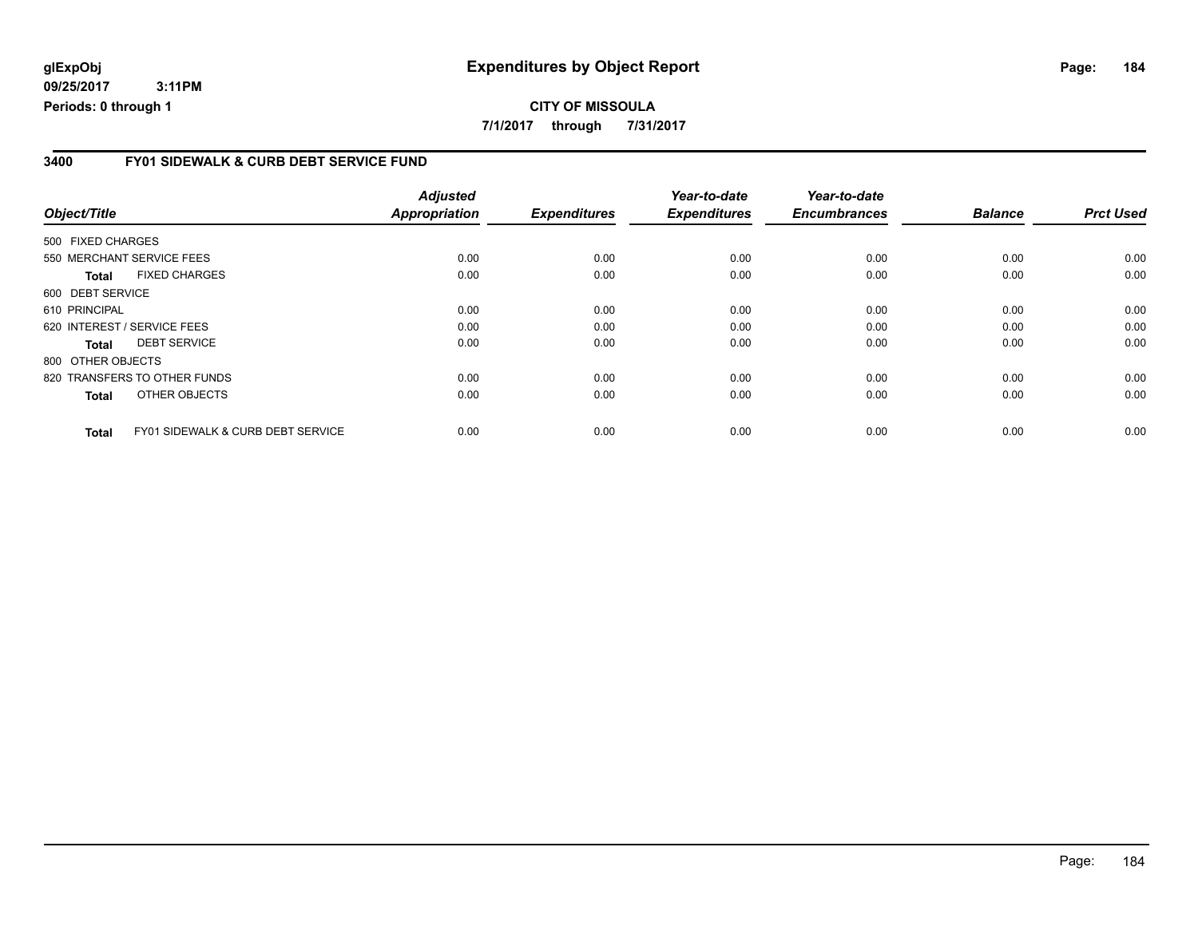glExpObj
09/25/2017 3:11PM
Periods: 0 through 1

# Expenditures by Object Report

CITY OF MISSOULA

7/1/2017 through 7/31/2017

## 3400 FY01 SIDEWALK & CURB DEBT SERVICE FUND

| Object/Title | | Adjusted Appropriation | Expenditures | Year-to-date Expenditures | Year-to-date Encumbrances | Balance | Prct Used |
|---|---|---|---|---|---|---|---|
| 500 FIXED CHARGES | | | | | | | |
| 550 MERCHANT SERVICE FEES | | 0.00 | 0.00 | 0.00 | 0.00 | 0.00 | 0.00 |
| **Total** | FIXED CHARGES | 0.00 | 0.00 | 0.00 | 0.00 | 0.00 | 0.00 |
| 600 DEBT SERVICE | | | | | | | |
| 610 PRINCIPAL | | 0.00 | 0.00 | 0.00 | 0.00 | 0.00 | 0.00 |
| 620 INTEREST / SERVICE FEES | | 0.00 | 0.00 | 0.00 | 0.00 | 0.00 | 0.00 |
| **Total** | DEBT SERVICE | 0.00 | 0.00 | 0.00 | 0.00 | 0.00 | 0.00 |
| 800 OTHER OBJECTS | | | | | | | |
| 820 TRANSFERS TO OTHER FUNDS | | 0.00 | 0.00 | 0.00 | 0.00 | 0.00 | 0.00 |
| **Total** | OTHER OBJECTS | 0.00 | 0.00 | 0.00 | 0.00 | 0.00 | 0.00 |
| **Total** | FY01 SIDEWALK & CURB DEBT SERVICE | 0.00 | 0.00 | 0.00 | 0.00 | 0.00 | 0.00 |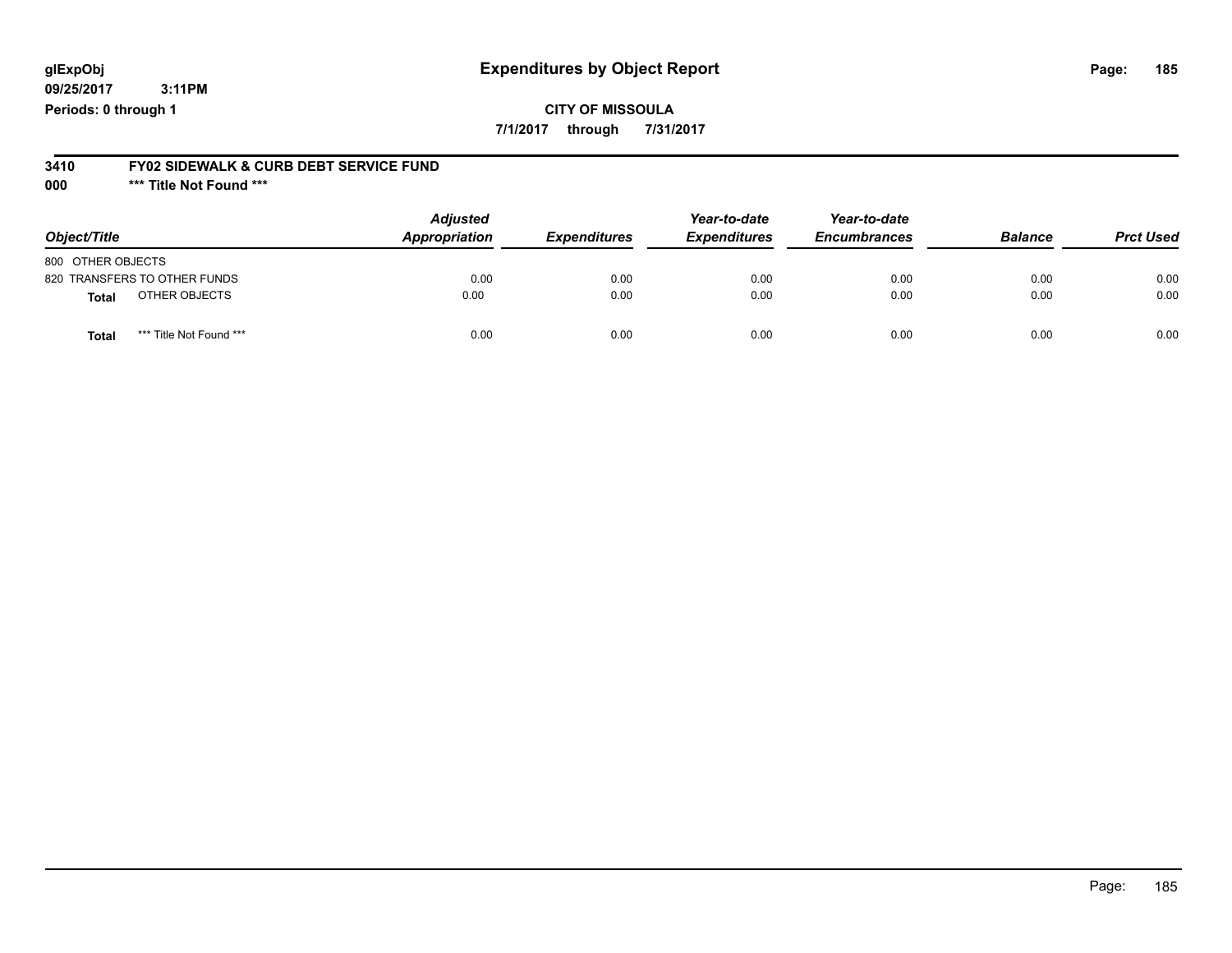glExpObj
09/25/2017 3:11PM
Periods: 0 through 1

# Expenditures by Object Report

**CITY OF MISSOULA**

**7/1/2017 through 7/31/2017**

**3410 FY02 SIDEWALK & CURB DEBT SERVICE FUND**

**000 \*\*\* Title Not Found \*\*\***

| Object/Title | Adjusted Appropriation | Expenditures | Year-to-date Expenditures | Year-to-date Encumbrances | Balance | Prct Used |
|---|---|---|---|---|---|---|
| 800 OTHER OBJECTS | | | | | | |
| 820 TRANSFERS TO OTHER FUNDS | 0.00 | 0.00 | 0.00 | 0.00 | 0.00 | 0.00 |
| **Total** OTHER OBJECTS | 0.00 | 0.00 | 0.00 | 0.00 | 0.00 | 0.00 |
| **Total** *** Title Not Found *** | 0.00 | 0.00 | 0.00 | 0.00 | 0.00 | 0.00 |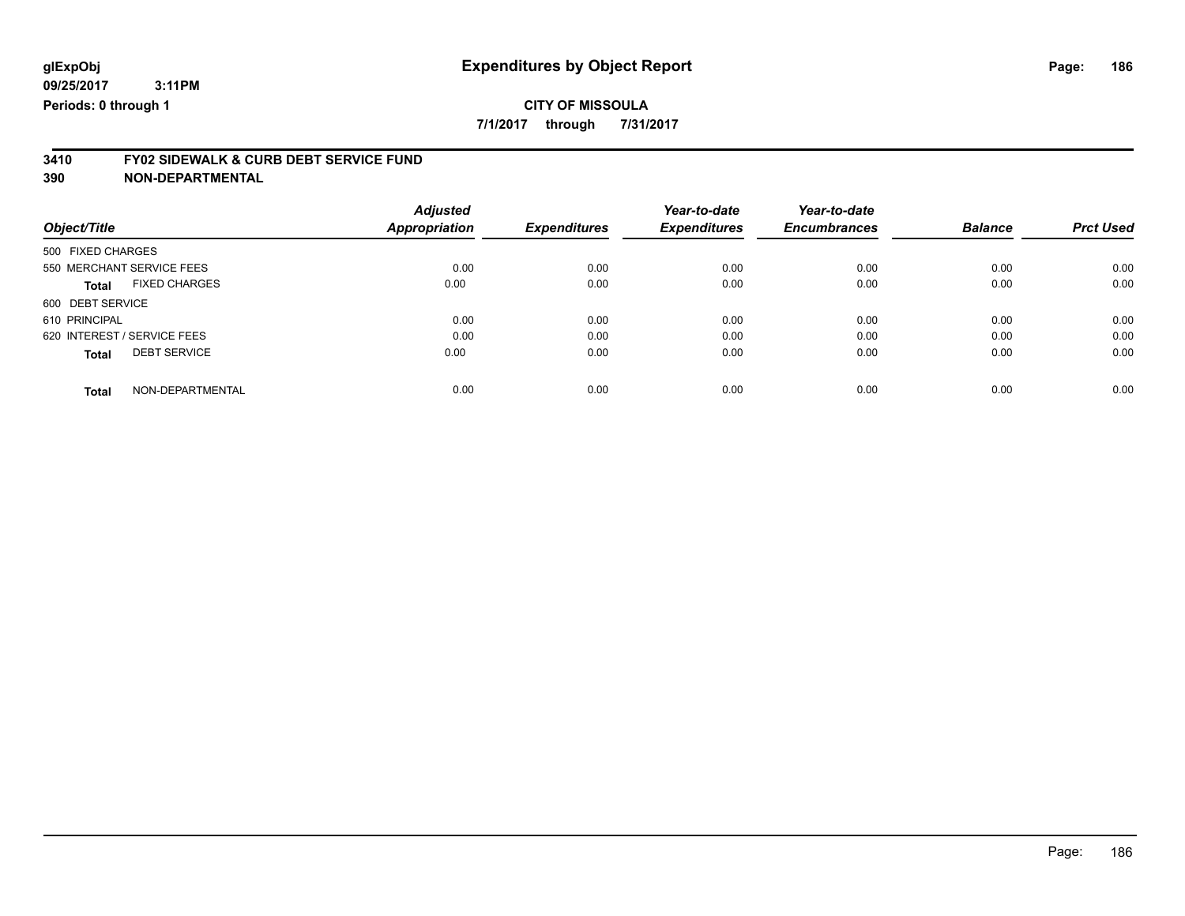**glExpObj**
**09/25/2017 3:11PM**
**Periods: 0 through 1**

# Expenditures by Object Report

**CITY OF MISSOULA**
**7/1/2017 through 7/31/2017**

## 3410 FY02 SIDEWALK & CURB DEBT SERVICE FUND
## 390 NON-DEPARTMENTAL

| Object/Title | Adjusted Appropriation | Expenditures | Year-to-date Expenditures | Year-to-date Encumbrances | Balance | Prct Used |
|---|---|---|---|---|---|---|
| 500 FIXED CHARGES | | | | | | |
| 550 MERCHANT SERVICE FEES | 0.00 | 0.00 | 0.00 | 0.00 | 0.00 | 0.00 |
| **Total** FIXED CHARGES | 0.00 | 0.00 | 0.00 | 0.00 | 0.00 | 0.00 |
| 600 DEBT SERVICE | | | | | | |
| 610 PRINCIPAL | 0.00 | 0.00 | 0.00 | 0.00 | 0.00 | 0.00 |
| 620 INTEREST / SERVICE FEES | 0.00 | 0.00 | 0.00 | 0.00 | 0.00 | 0.00 |
| **Total** DEBT SERVICE | 0.00 | 0.00 | 0.00 | 0.00 | 0.00 | 0.00 |
| **Total** NON-DEPARTMENTAL | 0.00 | 0.00 | 0.00 | 0.00 | 0.00 | 0.00 |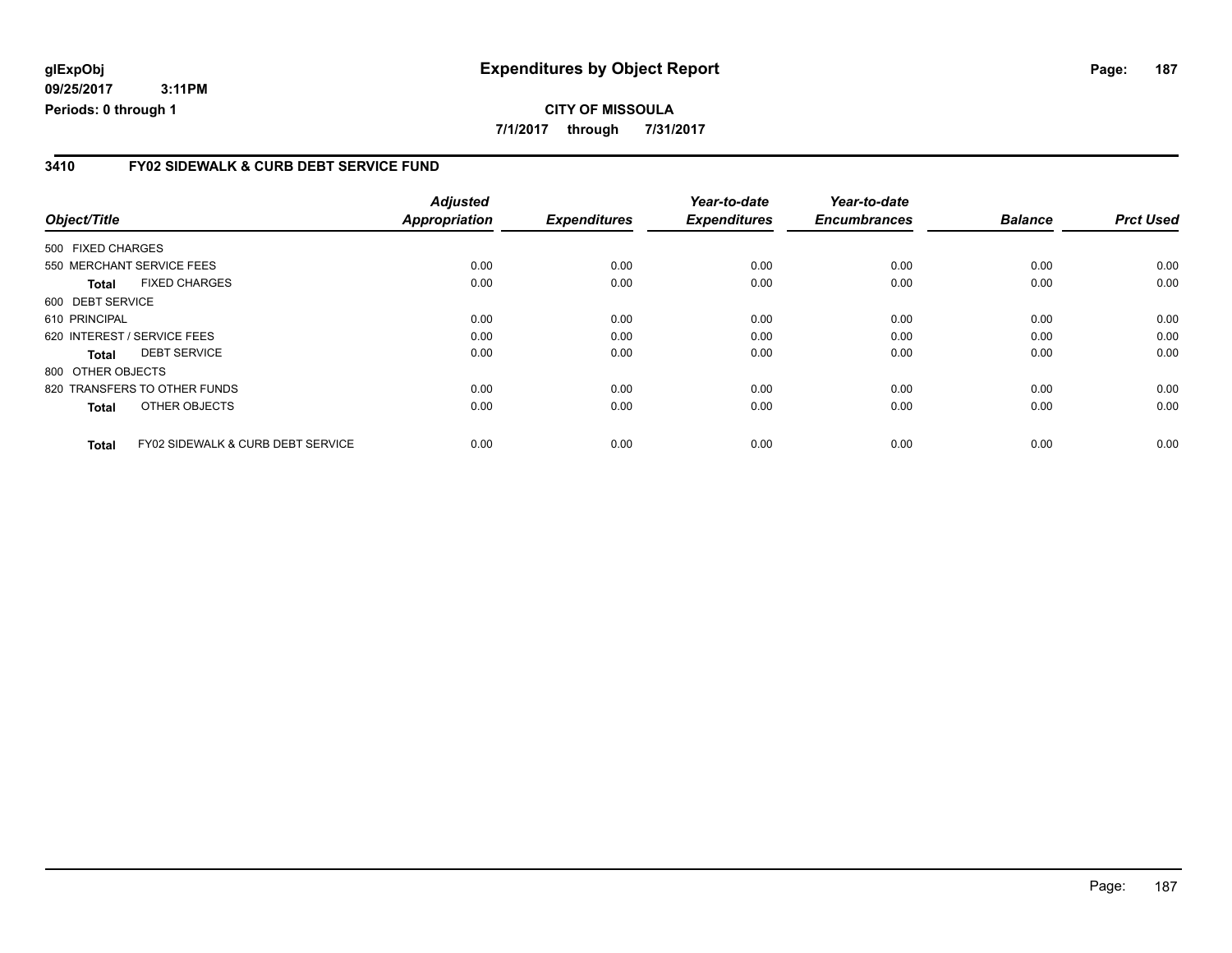**glExpObj**
**09/25/2017 3:11PM**
**Periods: 0 through 1**

# Expenditures by Object Report

**CITY OF MISSOULA**
**7/1/2017 through 7/31/2017**

## 3410 FY02 SIDEWALK & CURB DEBT SERVICE FUND

| Object/Title | Adjusted Appropriation | Expenditures | Year-to-date Expenditures | Year-to-date Encumbrances | Balance | Prct Used |
|---|---|---|---|---|---|---|
| 500 FIXED CHARGES | | | | | | |
| 550 MERCHANT SERVICE FEES | 0.00 | 0.00 | 0.00 | 0.00 | 0.00 | 0.00 |
| **Total** FIXED CHARGES | 0.00 | 0.00 | 0.00 | 0.00 | 0.00 | 0.00 |
| 600 DEBT SERVICE | | | | | | |
| 610 PRINCIPAL | 0.00 | 0.00 | 0.00 | 0.00 | 0.00 | 0.00 |
| 620 INTEREST / SERVICE FEES | 0.00 | 0.00 | 0.00 | 0.00 | 0.00 | 0.00 |
| **Total** DEBT SERVICE | 0.00 | 0.00 | 0.00 | 0.00 | 0.00 | 0.00 |
| 800 OTHER OBJECTS | | | | | | |
| 820 TRANSFERS TO OTHER FUNDS | 0.00 | 0.00 | 0.00 | 0.00 | 0.00 | 0.00 |
| **Total** OTHER OBJECTS | 0.00 | 0.00 | 0.00 | 0.00 | 0.00 | 0.00 |
| **Total** FY02 SIDEWALK & CURB DEBT SERVICE | 0.00 | 0.00 | 0.00 | 0.00 | 0.00 | 0.00 |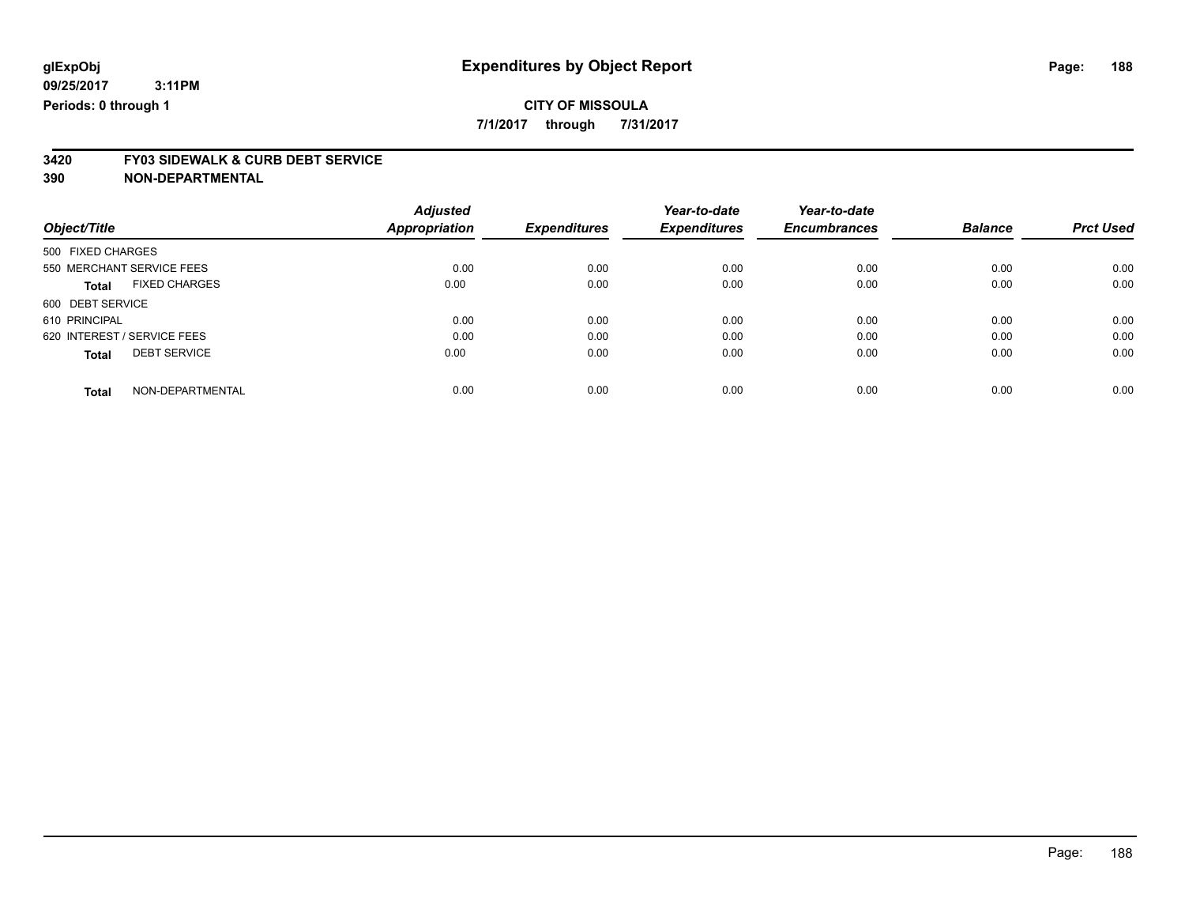glExpObj
09/25/2017 3:11PM
Periods: 0 through 1

# Expenditures by Object Report

CITY OF MISSOULA

7/1/2017 through 7/31/2017

## 3420 FY03 SIDEWALK & CURB DEBT SERVICE
## 390 NON-DEPARTMENTAL

| Object/Title | | Adjusted Appropriation | Expenditures | Year-to-date Expenditures | Year-to-date Encumbrances | Balance | Prct Used |
|---|---|---|---|---|---|---|---|
| 500 FIXED CHARGES | | | | | | | |
| 550 MERCHANT SERVICE FEES | | 0.00 | 0.00 | 0.00 | 0.00 | 0.00 | 0.00 |
| **Total** | FIXED CHARGES | 0.00 | 0.00 | 0.00 | 0.00 | 0.00 | 0.00 |
| 600 DEBT SERVICE | | | | | | | |
| 610 PRINCIPAL | | 0.00 | 0.00 | 0.00 | 0.00 | 0.00 | 0.00 |
| 620 INTEREST / SERVICE FEES | | 0.00 | 0.00 | 0.00 | 0.00 | 0.00 | 0.00 |
| **Total** | DEBT SERVICE | 0.00 | 0.00 | 0.00 | 0.00 | 0.00 | 0.00 |
| **Total** | NON-DEPARTMENTAL | 0.00 | 0.00 | 0.00 | 0.00 | 0.00 | 0.00 |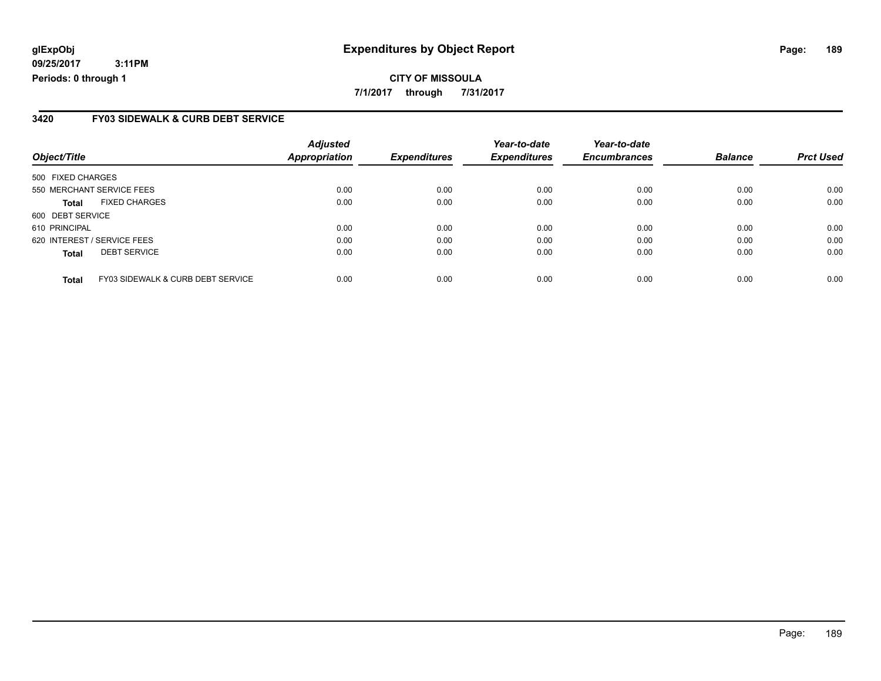**glExpObj**
**09/25/2017 3:11PM**
**Periods: 0 through 1**

# Expenditures by Object Report

**CITY OF MISSOULA**

**7/1/2017 through 7/31/2017**

## 3420 FY03 SIDEWALK & CURB DEBT SERVICE

| Object/Title | | Adjusted Appropriation | Expenditures | Year-to-date Expenditures | Year-to-date Encumbrances | Balance | Prct Used |
|---|---|---|---|---|---|---|---|
| 500 FIXED CHARGES | | | | | | | |
| 550 MERCHANT SERVICE FEES | | 0.00 | 0.00 | 0.00 | 0.00 | 0.00 | 0.00 |
| **Total** | FIXED CHARGES | 0.00 | 0.00 | 0.00 | 0.00 | 0.00 | 0.00 |
| 600 DEBT SERVICE | | | | | | | |
| 610 PRINCIPAL | | 0.00 | 0.00 | 0.00 | 0.00 | 0.00 | 0.00 |
| 620 INTEREST / SERVICE FEES | | 0.00 | 0.00 | 0.00 | 0.00 | 0.00 | 0.00 |
| **Total** | DEBT SERVICE | 0.00 | 0.00 | 0.00 | 0.00 | 0.00 | 0.00 |
| **Total** | FY03 SIDEWALK & CURB DEBT SERVICE | 0.00 | 0.00 | 0.00 | 0.00 | 0.00 | 0.00 |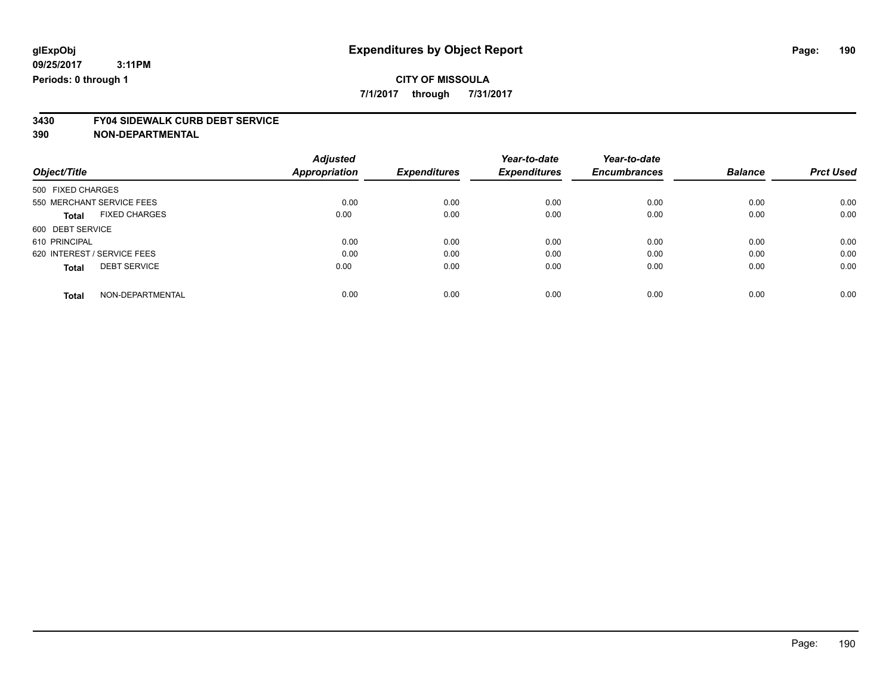**glExpObj** **Expenditures by Object Report**

**09/25/2017 3:11PM**

**Periods: 0 through 1**

**CITY OF MISSOULA**

**7/1/2017 through 7/31/2017**

**3430 FY04 SIDEWALK CURB DEBT SERVICE**

**390 NON-DEPARTMENTAL**

| Object/Title | | Adjusted Appropriation | Expenditures | Year-to-date Expenditures | Year-to-date Encumbrances | Balance | Prct Used |
|---|---|---|---|---|---|---|---|
| 500 FIXED CHARGES | | | | | | | |
| 550 MERCHANT SERVICE FEES | | 0.00 | 0.00 | 0.00 | 0.00 | 0.00 | 0.00 |
| **Total** | FIXED CHARGES | 0.00 | 0.00 | 0.00 | 0.00 | 0.00 | 0.00 |
| 600 DEBT SERVICE | | | | | | | |
| 610 PRINCIPAL | | 0.00 | 0.00 | 0.00 | 0.00 | 0.00 | 0.00 |
| 620 INTEREST / SERVICE FEES | | 0.00 | 0.00 | 0.00 | 0.00 | 0.00 | 0.00 |
| **Total** | DEBT SERVICE | 0.00 | 0.00 | 0.00 | 0.00 | 0.00 | 0.00 |
| **Total** | NON-DEPARTMENTAL | 0.00 | 0.00 | 0.00 | 0.00 | 0.00 | 0.00 |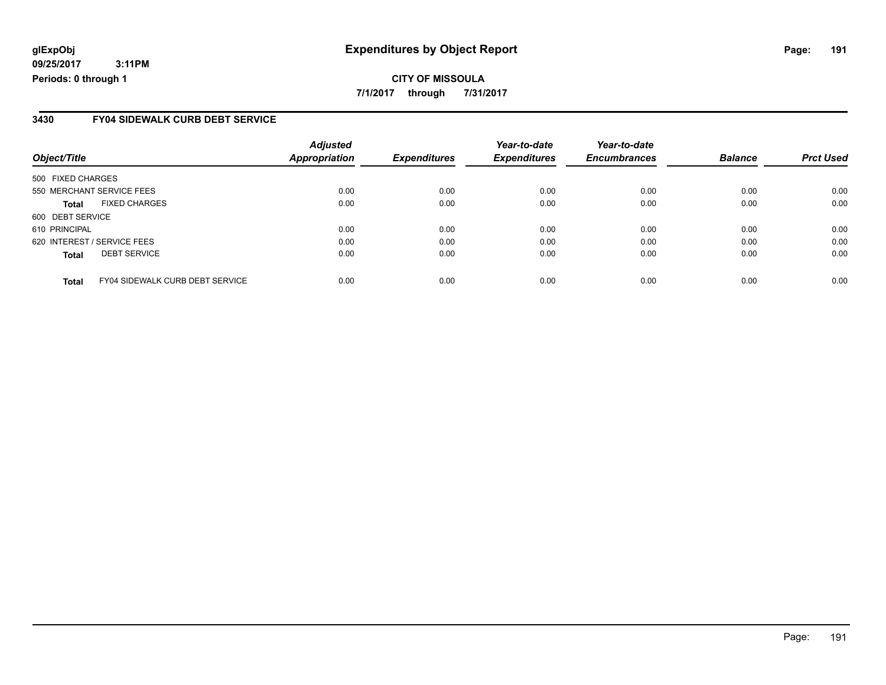glExpObj
09/25/2017 3:11PM
Periods: 0 through 1

# Expenditures by Object Report

CITY OF MISSOULA

7/1/2017 through 7/31/2017

## 3430 FY04 SIDEWALK CURB DEBT SERVICE

| Object/Title | | Adjusted Appropriation | Expenditures | Year-to-date Expenditures | Year-to-date Encumbrances | Balance | Prct Used |
|---|---|---|---|---|---|---|---|
| 500 FIXED CHARGES | | | | | | | |
| 550 MERCHANT SERVICE FEES | | 0.00 | 0.00 | 0.00 | 0.00 | 0.00 | 0.00 |
| **Total** | FIXED CHARGES | 0.00 | 0.00 | 0.00 | 0.00 | 0.00 | 0.00 |
| 600 DEBT SERVICE | | | | | | | |
| 610 PRINCIPAL | | 0.00 | 0.00 | 0.00 | 0.00 | 0.00 | 0.00 |
| 620 INTEREST / SERVICE FEES | | 0.00 | 0.00 | 0.00 | 0.00 | 0.00 | 0.00 |
| **Total** | DEBT SERVICE | 0.00 | 0.00 | 0.00 | 0.00 | 0.00 | 0.00 |
| **Total** | FY04 SIDEWALK CURB DEBT SERVICE | 0.00 | 0.00 | 0.00 | 0.00 | 0.00 | 0.00 |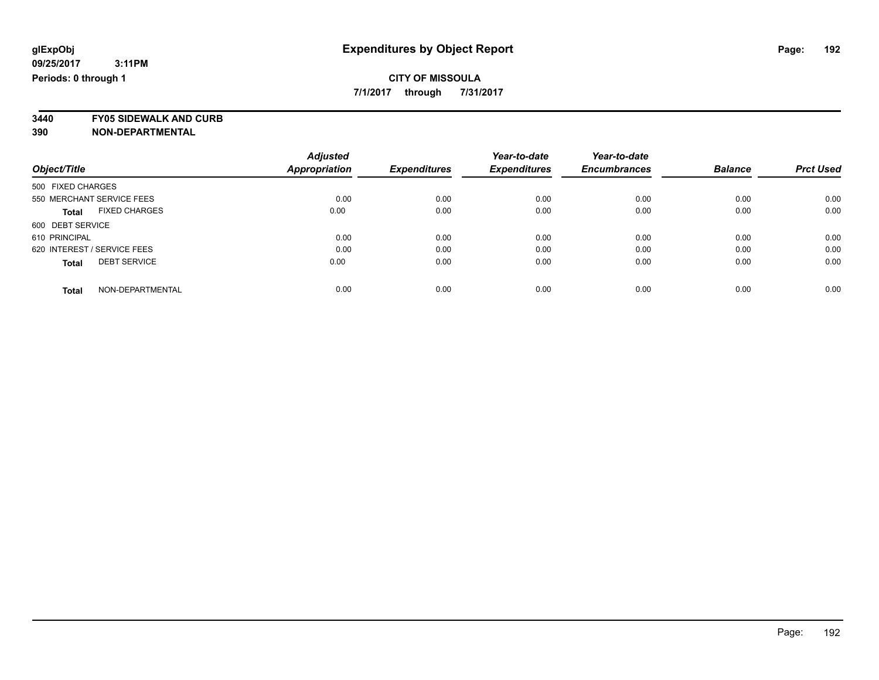**glExpObj**
**09/25/2017 3:11PM**
**Periods: 0 through 1**

# Expenditures by Object Report

**CITY OF MISSOULA**

**7/1/2017 through 7/31/2017**

**3440 FY05 SIDEWALK AND CURB**
**390 NON-DEPARTMENTAL**

| Object/Title | | Adjusted Appropriation | Expenditures | Year-to-date Expenditures | Year-to-date Encumbrances | Balance | Prct Used |
|---|---|---|---|---|---|---|---|
| 500 FIXED CHARGES | | | | | | | |
| 550 MERCHANT SERVICE FEES | | 0.00 | 0.00 | 0.00 | 0.00 | 0.00 | 0.00 |
| **Total** | FIXED CHARGES | 0.00 | 0.00 | 0.00 | 0.00 | 0.00 | 0.00 |
| 600 DEBT SERVICE | | | | | | | |
| 610 PRINCIPAL | | 0.00 | 0.00 | 0.00 | 0.00 | 0.00 | 0.00 |
| 620 INTEREST / SERVICE FEES | | 0.00 | 0.00 | 0.00 | 0.00 | 0.00 | 0.00 |
| **Total** | DEBT SERVICE | 0.00 | 0.00 | 0.00 | 0.00 | 0.00 | 0.00 |
| **Total** | NON-DEPARTMENTAL | 0.00 | 0.00 | 0.00 | 0.00 | 0.00 | 0.00 |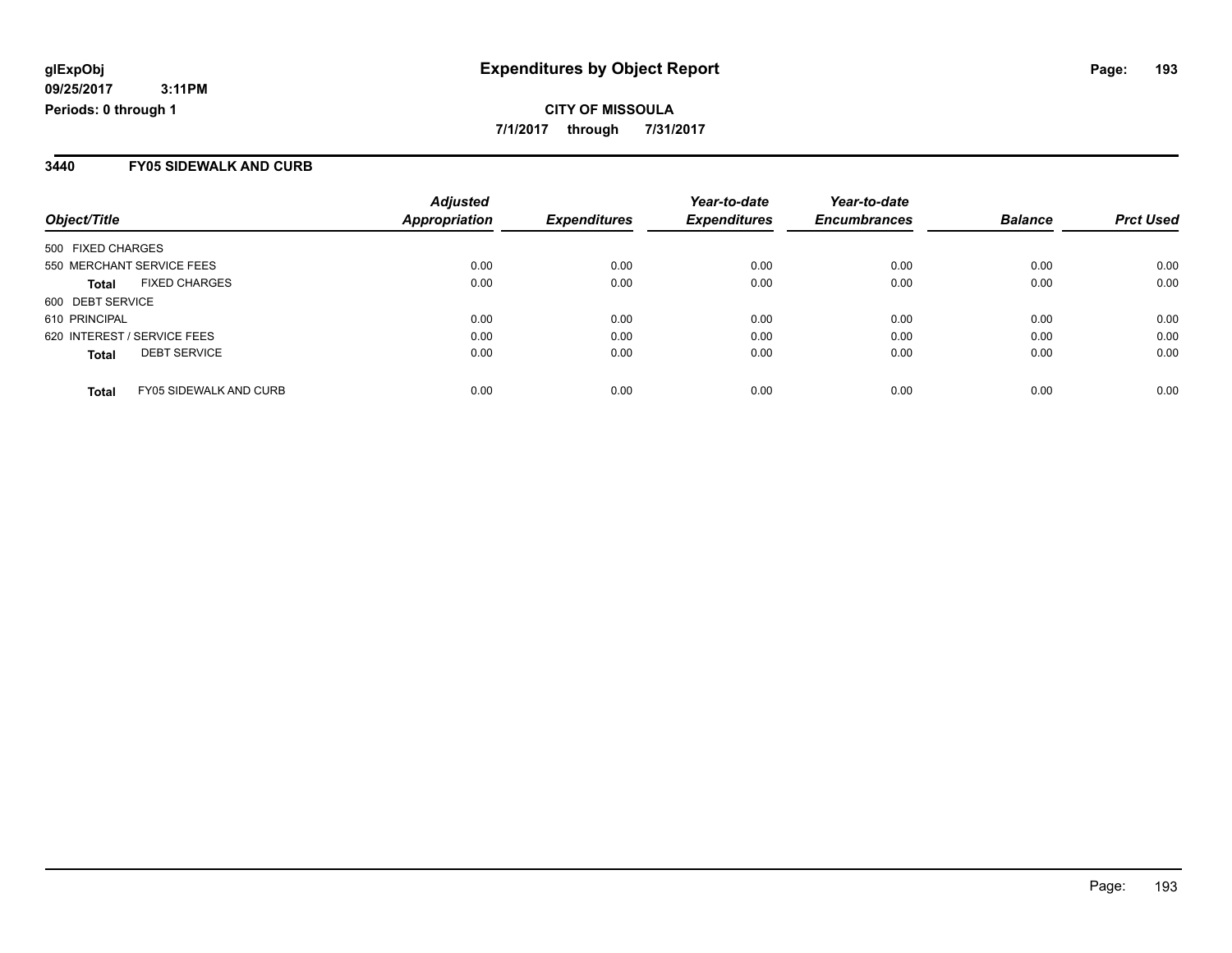**glExpObj**
**09/25/2017 3:11PM**
**Periods: 0 through 1**

# Expenditures by Object Report

**CITY OF MISSOULA**
**7/1/2017 through 7/31/2017**

## 3440 FY05 SIDEWALK AND CURB

| Object/Title | Adjusted Appropriation | Expenditures | Year-to-date Expenditures | Year-to-date Encumbrances | Balance | Prct Used |
|---|---|---|---|---|---|---|
| 500 FIXED CHARGES | | | | | | |
| 550 MERCHANT SERVICE FEES | 0.00 | 0.00 | 0.00 | 0.00 | 0.00 | 0.00 |
| **Total** FIXED CHARGES | 0.00 | 0.00 | 0.00 | 0.00 | 0.00 | 0.00 |
| 600 DEBT SERVICE | | | | | | |
| 610 PRINCIPAL | 0.00 | 0.00 | 0.00 | 0.00 | 0.00 | 0.00 |
| 620 INTEREST / SERVICE FEES | 0.00 | 0.00 | 0.00 | 0.00 | 0.00 | 0.00 |
| **Total** DEBT SERVICE | 0.00 | 0.00 | 0.00 | 0.00 | 0.00 | 0.00 |
| **Total** FY05 SIDEWALK AND CURB | 0.00 | 0.00 | 0.00 | 0.00 | 0.00 | 0.00 |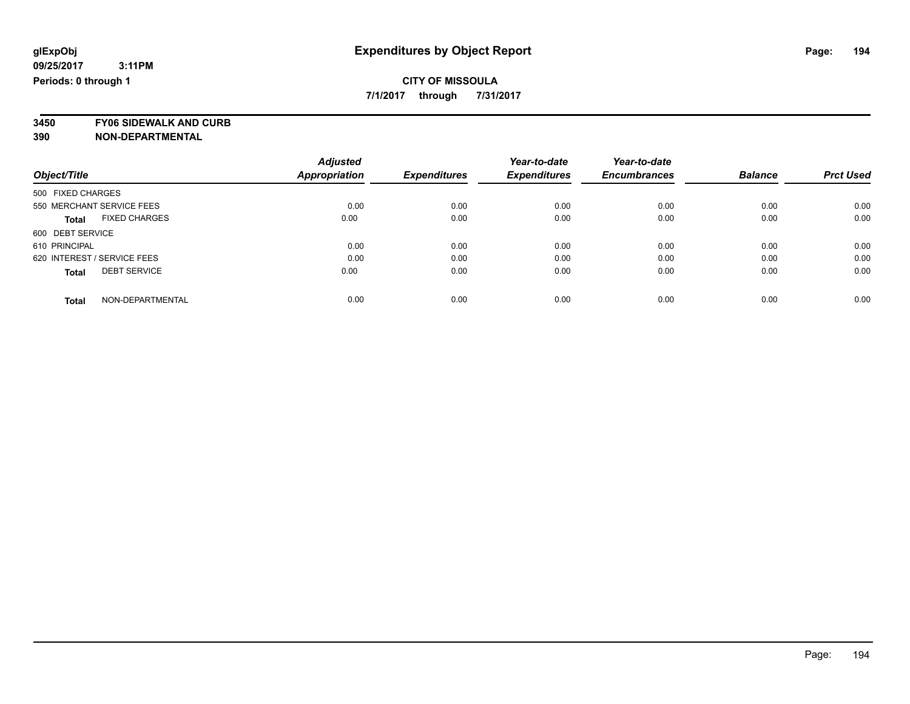**glExpObj** **Expenditures by Object Report**

**09/25/2017 3:11PM**

**Periods: 0 through 1**

**CITY OF MISSOULA**

**7/1/2017 through 7/31/2017**

**3450 FY06 SIDEWALK AND CURB**

**390 NON-DEPARTMENTAL**

| Object/Title | | Adjusted Appropriation | Expenditures | Year-to-date Expenditures | Year-to-date Encumbrances | Balance | Prct Used |
|---|---|---|---|---|---|---|---|
| 500 FIXED CHARGES | | | | | | | |
| 550 MERCHANT SERVICE FEES | | 0.00 | 0.00 | 0.00 | 0.00 | 0.00 | 0.00 |
| **Total** | FIXED CHARGES | 0.00 | 0.00 | 0.00 | 0.00 | 0.00 | 0.00 |
| 600 DEBT SERVICE | | | | | | | |
| 610 PRINCIPAL | | 0.00 | 0.00 | 0.00 | 0.00 | 0.00 | 0.00 |
| 620 INTEREST / SERVICE FEES | | 0.00 | 0.00 | 0.00 | 0.00 | 0.00 | 0.00 |
| **Total** | DEBT SERVICE | 0.00 | 0.00 | 0.00 | 0.00 | 0.00 | 0.00 |
| **Total** | NON-DEPARTMENTAL | 0.00 | 0.00 | 0.00 | 0.00 | 0.00 | 0.00 |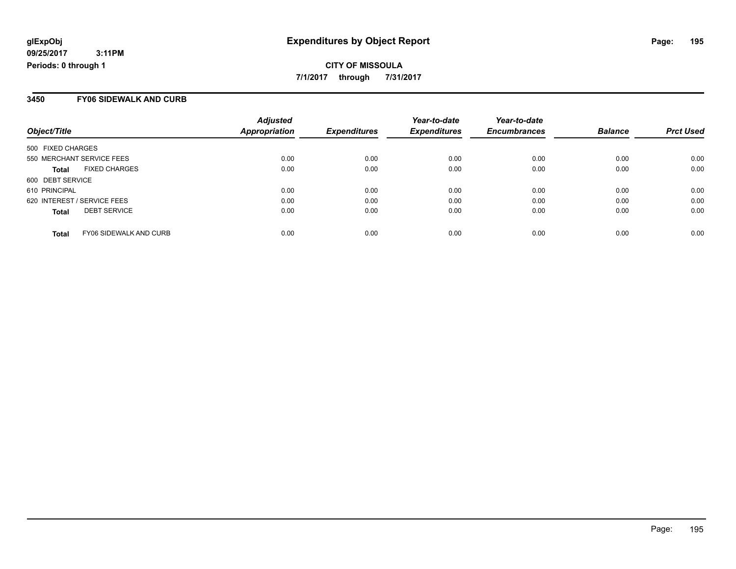**glExpObj**
**09/25/2017 3:11PM**
**Periods: 0 through 1**

# Expenditures by Object Report

**CITY OF MISSOULA**
**7/1/2017 through 7/31/2017**

## 3450 FY06 SIDEWALK AND CURB

| Object/Title | | Adjusted Appropriation | Expenditures | Year-to-date Expenditures | Year-to-date Encumbrances | Balance | Prct Used |
|---|---|---|---|---|---|---|---|
| 500 FIXED CHARGES | | | | | | | |
| 550 MERCHANT SERVICE FEES | | 0.00 | 0.00 | 0.00 | 0.00 | 0.00 | 0.00 |
| **Total** | FIXED CHARGES | 0.00 | 0.00 | 0.00 | 0.00 | 0.00 | 0.00 |
| 600 DEBT SERVICE | | | | | | | |
| 610 PRINCIPAL | | 0.00 | 0.00 | 0.00 | 0.00 | 0.00 | 0.00 |
| 620 INTEREST / SERVICE FEES | | 0.00 | 0.00 | 0.00 | 0.00 | 0.00 | 0.00 |
| **Total** | DEBT SERVICE | 0.00 | 0.00 | 0.00 | 0.00 | 0.00 | 0.00 |
| **Total** | FY06 SIDEWALK AND CURB | 0.00 | 0.00 | 0.00 | 0.00 | 0.00 | 0.00 |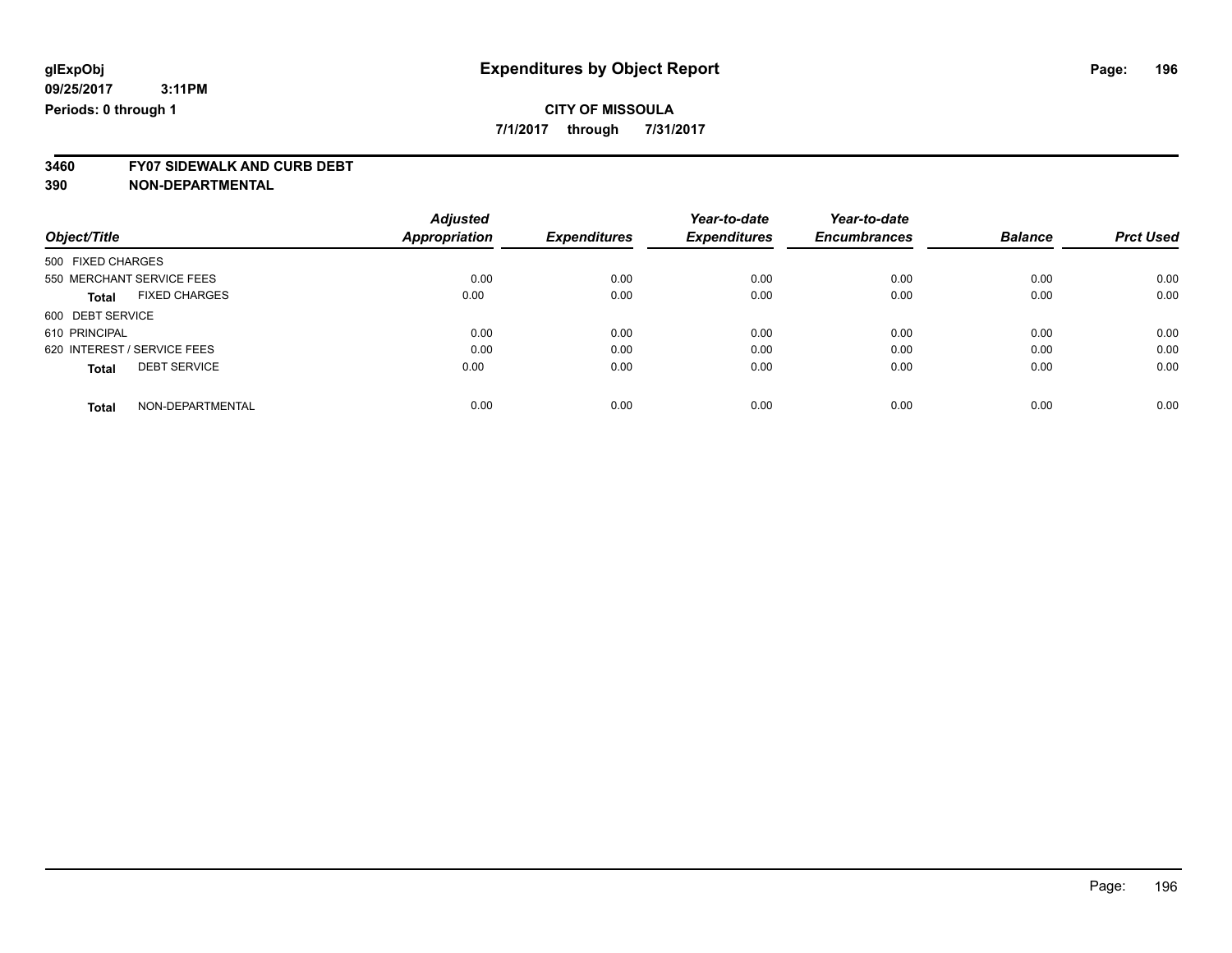glExpObj
09/25/2017 3:11PM
Periods: 0 through 1

# Expenditures by Object Report

**CITY OF MISSOULA**

**7/1/2017 through 7/31/2017**

**3460 FY07 SIDEWALK AND CURB DEBT**
**390 NON-DEPARTMENTAL**

| Object/Title | | Adjusted Appropriation | Expenditures | Year-to-date Expenditures | Year-to-date Encumbrances | Balance | Prct Used |
|---|---|---|---|---|---|---|---|
| 500 FIXED CHARGES | | | | | | | |
| 550 MERCHANT SERVICE FEES | | 0.00 | 0.00 | 0.00 | 0.00 | 0.00 | 0.00 |
| **Total** | FIXED CHARGES | 0.00 | 0.00 | 0.00 | 0.00 | 0.00 | 0.00 |
| 600 DEBT SERVICE | | | | | | | |
| 610 PRINCIPAL | | 0.00 | 0.00 | 0.00 | 0.00 | 0.00 | 0.00 |
| 620 INTEREST / SERVICE FEES | | 0.00 | 0.00 | 0.00 | 0.00 | 0.00 | 0.00 |
| **Total** | DEBT SERVICE | 0.00 | 0.00 | 0.00 | 0.00 | 0.00 | 0.00 |
| **Total** | NON-DEPARTMENTAL | 0.00 | 0.00 | 0.00 | 0.00 | 0.00 | 0.00 |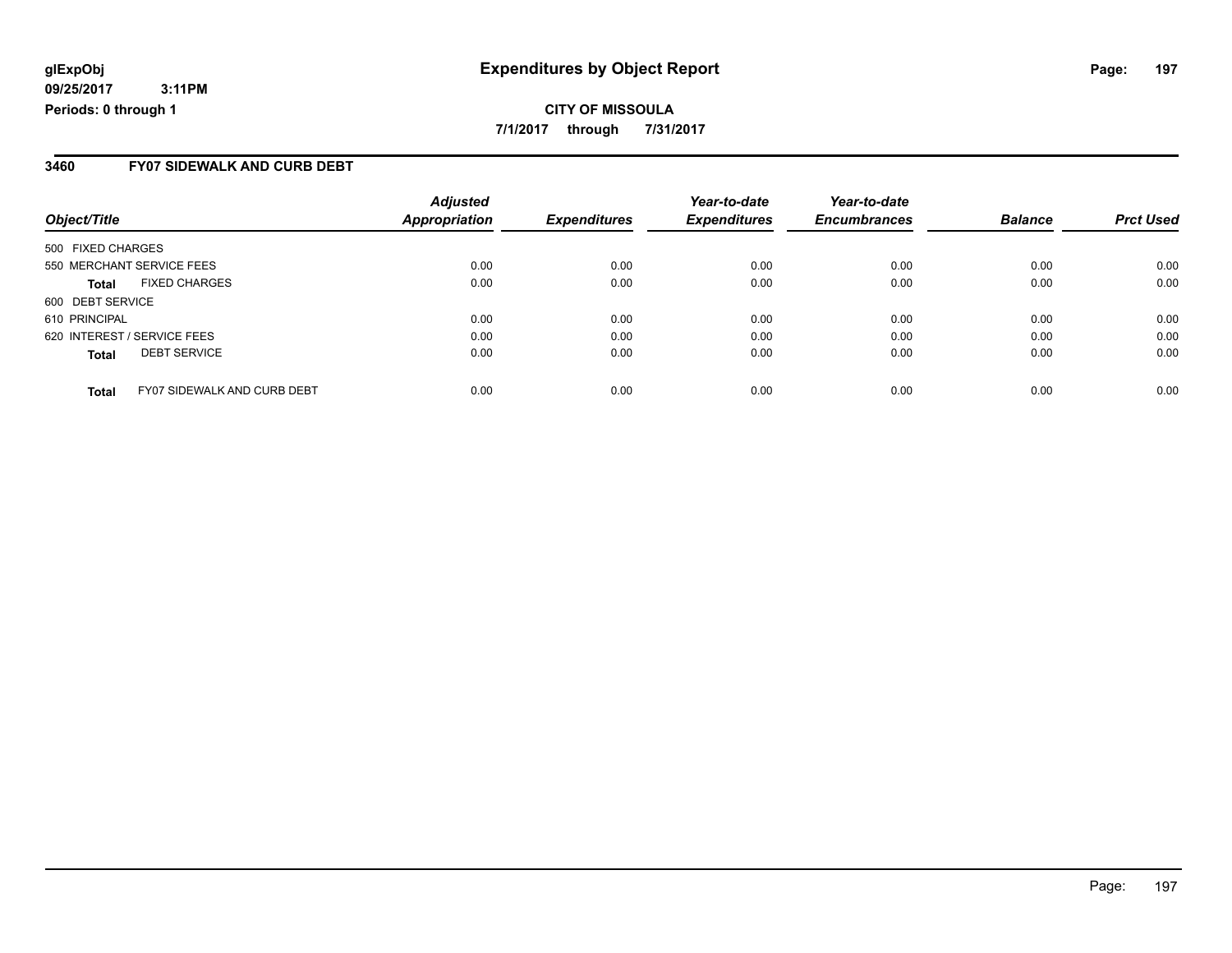glExpObj
09/25/2017 3:11PM
Periods: 0 through 1

# Expenditures by Object Report

**CITY OF MISSOULA**

**7/1/2017 through 7/31/2017**

## 3460 FY07 SIDEWALK AND CURB DEBT

| Object/Title | | Adjusted Appropriation | Expenditures | Year-to-date Expenditures | Year-to-date Encumbrances | Balance | Prct Used |
|---|---|---|---|---|---|---|---|
| 500 FIXED CHARGES | | | | | | | |
| 550 MERCHANT SERVICE FEES | | 0.00 | 0.00 | 0.00 | 0.00 | 0.00 | 0.00 |
| **Total** | FIXED CHARGES | 0.00 | 0.00 | 0.00 | 0.00 | 0.00 | 0.00 |
| 600 DEBT SERVICE | | | | | | | |
| 610 PRINCIPAL | | 0.00 | 0.00 | 0.00 | 0.00 | 0.00 | 0.00 |
| 620 INTEREST / SERVICE FEES | | 0.00 | 0.00 | 0.00 | 0.00 | 0.00 | 0.00 |
| **Total** | DEBT SERVICE | 0.00 | 0.00 | 0.00 | 0.00 | 0.00 | 0.00 |
| **Total** | FY07 SIDEWALK AND CURB DEBT | 0.00 | 0.00 | 0.00 | 0.00 | 0.00 | 0.00 |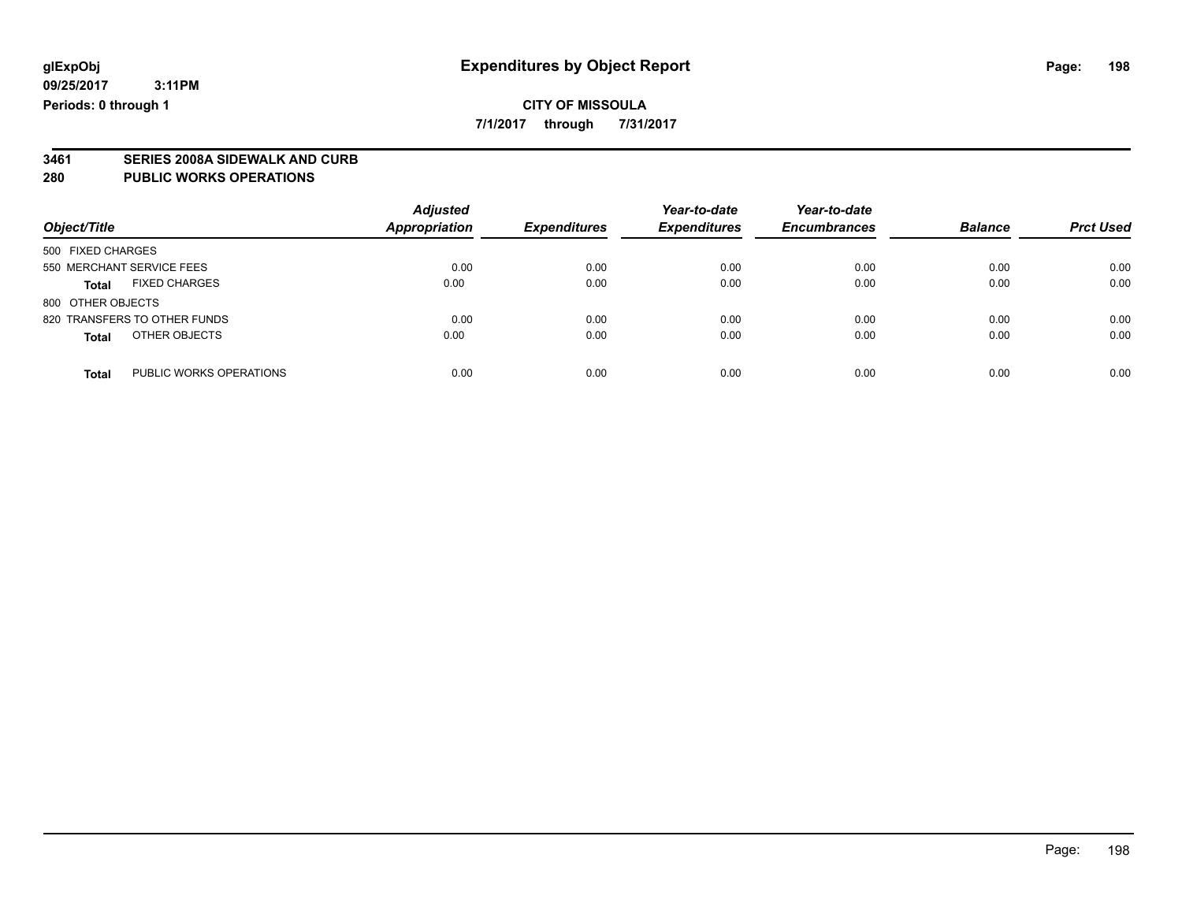**glExpObj**
**09/25/2017 3:11PM**
**Periods: 0 through 1**

# Expenditures by Object Report

**CITY OF MISSOULA**
**7/1/2017 through 7/31/2017**

## 3461 SERIES 2008A SIDEWALK AND CURB
## 280 PUBLIC WORKS OPERATIONS

| Object/Title | | Adjusted Appropriation | Expenditures | Year-to-date Expenditures | Year-to-date Encumbrances | Balance | Prct Used |
|---|---|---|---|---|---|---|---|
| 500 FIXED CHARGES | | | | | | | |
| 550 MERCHANT SERVICE FEES | | 0.00 | 0.00 | 0.00 | 0.00 | 0.00 | 0.00 |
| **Total** | FIXED CHARGES | 0.00 | 0.00 | 0.00 | 0.00 | 0.00 | 0.00 |
| 800 OTHER OBJECTS | | | | | | | |
| 820 TRANSFERS TO OTHER FUNDS | | 0.00 | 0.00 | 0.00 | 0.00 | 0.00 | 0.00 |
| **Total** | OTHER OBJECTS | 0.00 | 0.00 | 0.00 | 0.00 | 0.00 | 0.00 |
| **Total** | PUBLIC WORKS OPERATIONS | 0.00 | 0.00 | 0.00 | 0.00 | 0.00 | 0.00 |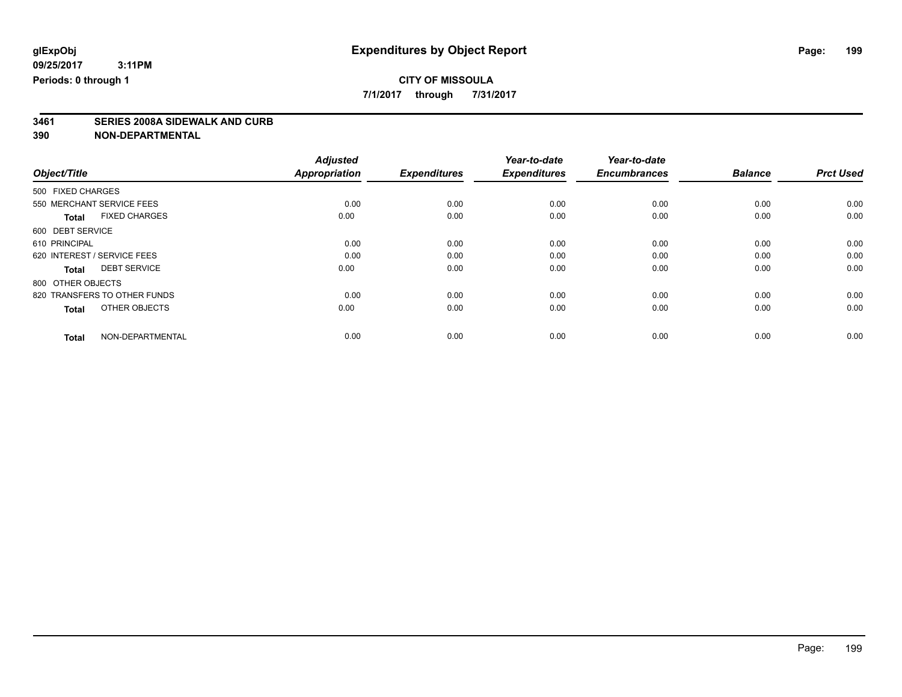glExpObj
09/25/2017 3:11PM
Periods: 0 through 1

# Expenditures by Object Report

**CITY OF MISSOULA**

**7/1/2017 through 7/31/2017**

## 3461 SERIES 2008A SIDEWALK AND CURB
## 390 NON-DEPARTMENTAL

| Object/Title | | Adjusted Appropriation | Expenditures | Year-to-date Expenditures | Year-to-date Encumbrances | Balance | Prct Used |
|---|---|---|---|---|---|---|---|
| 500 FIXED CHARGES | | | | | | | |
| 550 MERCHANT SERVICE FEES | | 0.00 | 0.00 | 0.00 | 0.00 | 0.00 | 0.00 |
| **Total** | FIXED CHARGES | 0.00 | 0.00 | 0.00 | 0.00 | 0.00 | 0.00 |
| 600 DEBT SERVICE | | | | | | | |
| 610 PRINCIPAL | | 0.00 | 0.00 | 0.00 | 0.00 | 0.00 | 0.00 |
| 620 INTEREST / SERVICE FEES | | 0.00 | 0.00 | 0.00 | 0.00 | 0.00 | 0.00 |
| **Total** | DEBT SERVICE | 0.00 | 0.00 | 0.00 | 0.00 | 0.00 | 0.00 |
| 800 OTHER OBJECTS | | | | | | | |
| 820 TRANSFERS TO OTHER FUNDS | | 0.00 | 0.00 | 0.00 | 0.00 | 0.00 | 0.00 |
| **Total** | OTHER OBJECTS | 0.00 | 0.00 | 0.00 | 0.00 | 0.00 | 0.00 |
| **Total** | NON-DEPARTMENTAL | 0.00 | 0.00 | 0.00 | 0.00 | 0.00 | 0.00 |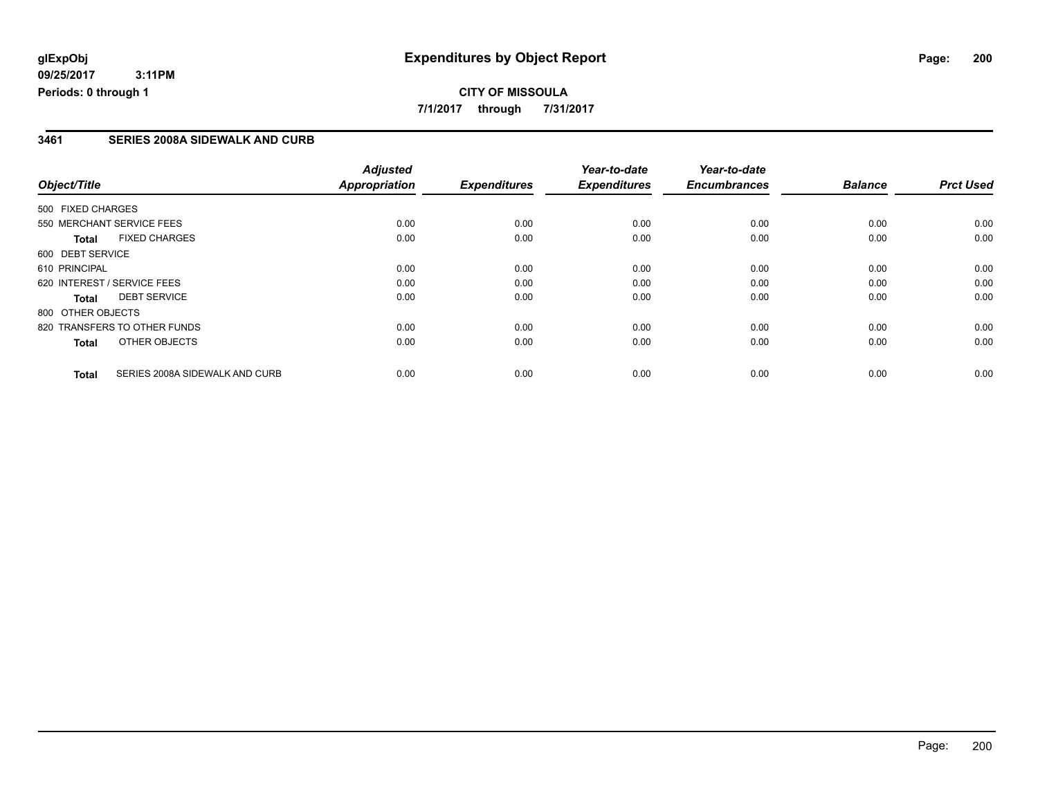glExpObj
09/25/2017 3:11PM
Periods: 0 through 1

# Expenditures by Object Report

CITY OF MISSOULA

7/1/2017 through 7/31/2017

## 3461 SERIES 2008A SIDEWALK AND CURB

| Object/Title | | Adjusted Appropriation | Expenditures | Year-to-date Expenditures | Year-to-date Encumbrances | Balance | Prct Used |
|---|---|---|---|---|---|---|---|
| 500 FIXED CHARGES | | | | | | | |
| 550 MERCHANT SERVICE FEES | | 0.00 | 0.00 | 0.00 | 0.00 | 0.00 | 0.00 |
| Total | FIXED CHARGES | 0.00 | 0.00 | 0.00 | 0.00 | 0.00 | 0.00 |
| 600 DEBT SERVICE | | | | | | | |
| 610 PRINCIPAL | | 0.00 | 0.00 | 0.00 | 0.00 | 0.00 | 0.00 |
| 620 INTEREST / SERVICE FEES | | 0.00 | 0.00 | 0.00 | 0.00 | 0.00 | 0.00 |
| Total | DEBT SERVICE | 0.00 | 0.00 | 0.00 | 0.00 | 0.00 | 0.00 |
| 800 OTHER OBJECTS | | | | | | | |
| 820 TRANSFERS TO OTHER FUNDS | | 0.00 | 0.00 | 0.00 | 0.00 | 0.00 | 0.00 |
| Total | OTHER OBJECTS | 0.00 | 0.00 | 0.00 | 0.00 | 0.00 | 0.00 |
| Total | SERIES 2008A SIDEWALK AND CURB | 0.00 | 0.00 | 0.00 | 0.00 | 0.00 | 0.00 |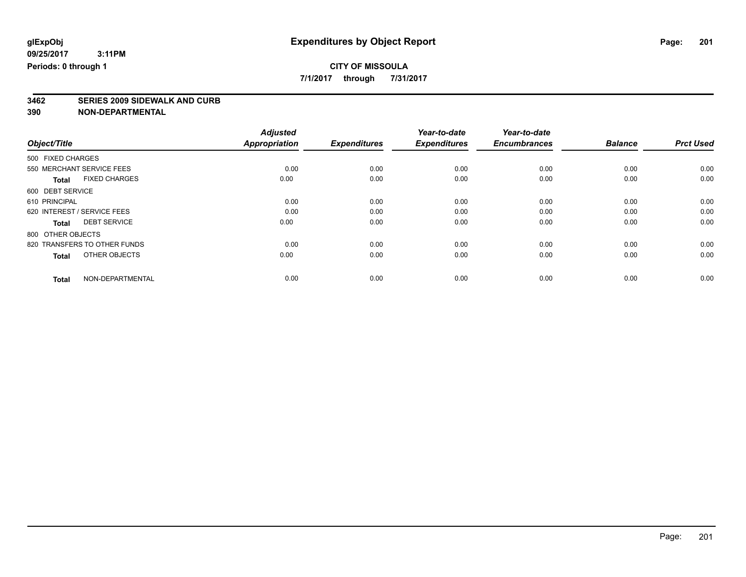**glExpObj**
**09/25/2017 3:11PM**
**Periods: 0 through 1**

# Expenditures by Object Report

**CITY OF MISSOULA**
**7/1/2017 through 7/31/2017**

**3462 SERIES 2009 SIDEWALK AND CURB**
**390 NON-DEPARTMENTAL**

| Object/Title | | Adjusted Appropriation | Expenditures | Year-to-date Expenditures | Year-to-date Encumbrances | Balance | Prct Used |
|---|---|---|---|---|---|---|---|
| 500 FIXED CHARGES | | | | | | | |
| 550 MERCHANT SERVICE FEES | | 0.00 | 0.00 | 0.00 | 0.00 | 0.00 | 0.00 |
| **Total** | FIXED CHARGES | 0.00 | 0.00 | 0.00 | 0.00 | 0.00 | 0.00 |
| 600 DEBT SERVICE | | | | | | | |
| 610 PRINCIPAL | | 0.00 | 0.00 | 0.00 | 0.00 | 0.00 | 0.00 |
| 620 INTEREST / SERVICE FEES | | 0.00 | 0.00 | 0.00 | 0.00 | 0.00 | 0.00 |
| **Total** | DEBT SERVICE | 0.00 | 0.00 | 0.00 | 0.00 | 0.00 | 0.00 |
| 800 OTHER OBJECTS | | | | | | | |
| 820 TRANSFERS TO OTHER FUNDS | | 0.00 | 0.00 | 0.00 | 0.00 | 0.00 | 0.00 |
| **Total** | OTHER OBJECTS | 0.00 | 0.00 | 0.00 | 0.00 | 0.00 | 0.00 |
| **Total** | NON-DEPARTMENTAL | 0.00 | 0.00 | 0.00 | 0.00 | 0.00 | 0.00 |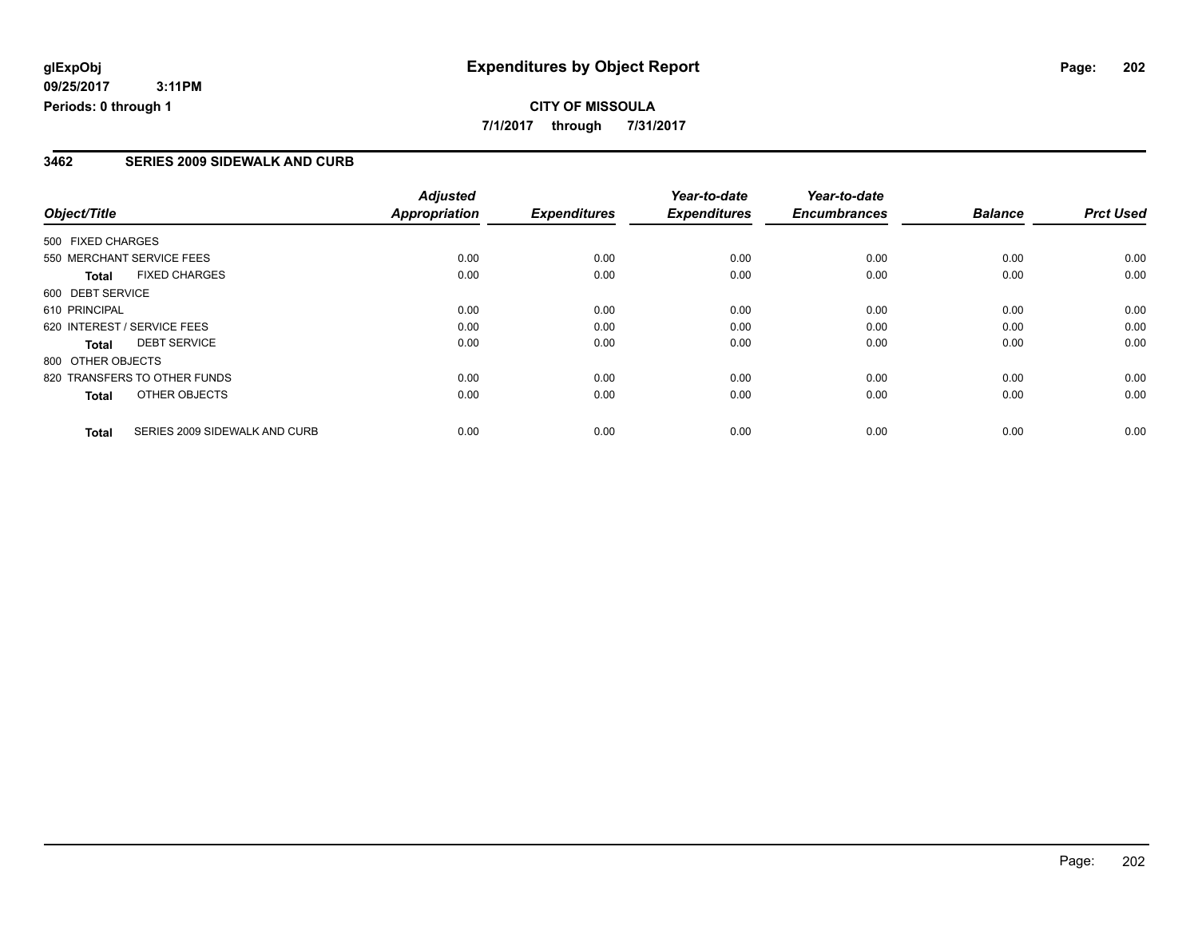**CITY OF MISSOULA**

**7/1/2017 through 7/31/2017**

## 3462 SERIES 2009 SIDEWALK AND CURB

| Object/Title | | Adjusted Appropriation | Expenditures | Year-to-date Expenditures | Year-to-date Encumbrances | Balance | Prct Used |
|---|---|---|---|---|---|---|---|
| 500 FIXED CHARGES | | | | | | | |
| 550 MERCHANT SERVICE FEES | | 0.00 | 0.00 | 0.00 | 0.00 | 0.00 | 0.00 |
| **Total** | FIXED CHARGES | 0.00 | 0.00 | 0.00 | 0.00 | 0.00 | 0.00 |
| 600 DEBT SERVICE | | | | | | | |
| 610 PRINCIPAL | | 0.00 | 0.00 | 0.00 | 0.00 | 0.00 | 0.00 |
| 620 INTEREST / SERVICE FEES | | 0.00 | 0.00 | 0.00 | 0.00 | 0.00 | 0.00 |
| **Total** | DEBT SERVICE | 0.00 | 0.00 | 0.00 | 0.00 | 0.00 | 0.00 |
| 800 OTHER OBJECTS | | | | | | | |
| 820 TRANSFERS TO OTHER FUNDS | | 0.00 | 0.00 | 0.00 | 0.00 | 0.00 | 0.00 |
| **Total** | OTHER OBJECTS | 0.00 | 0.00 | 0.00 | 0.00 | 0.00 | 0.00 |
| **Total** | SERIES 2009 SIDEWALK AND CURB | 0.00 | 0.00 | 0.00 | 0.00 | 0.00 | 0.00 |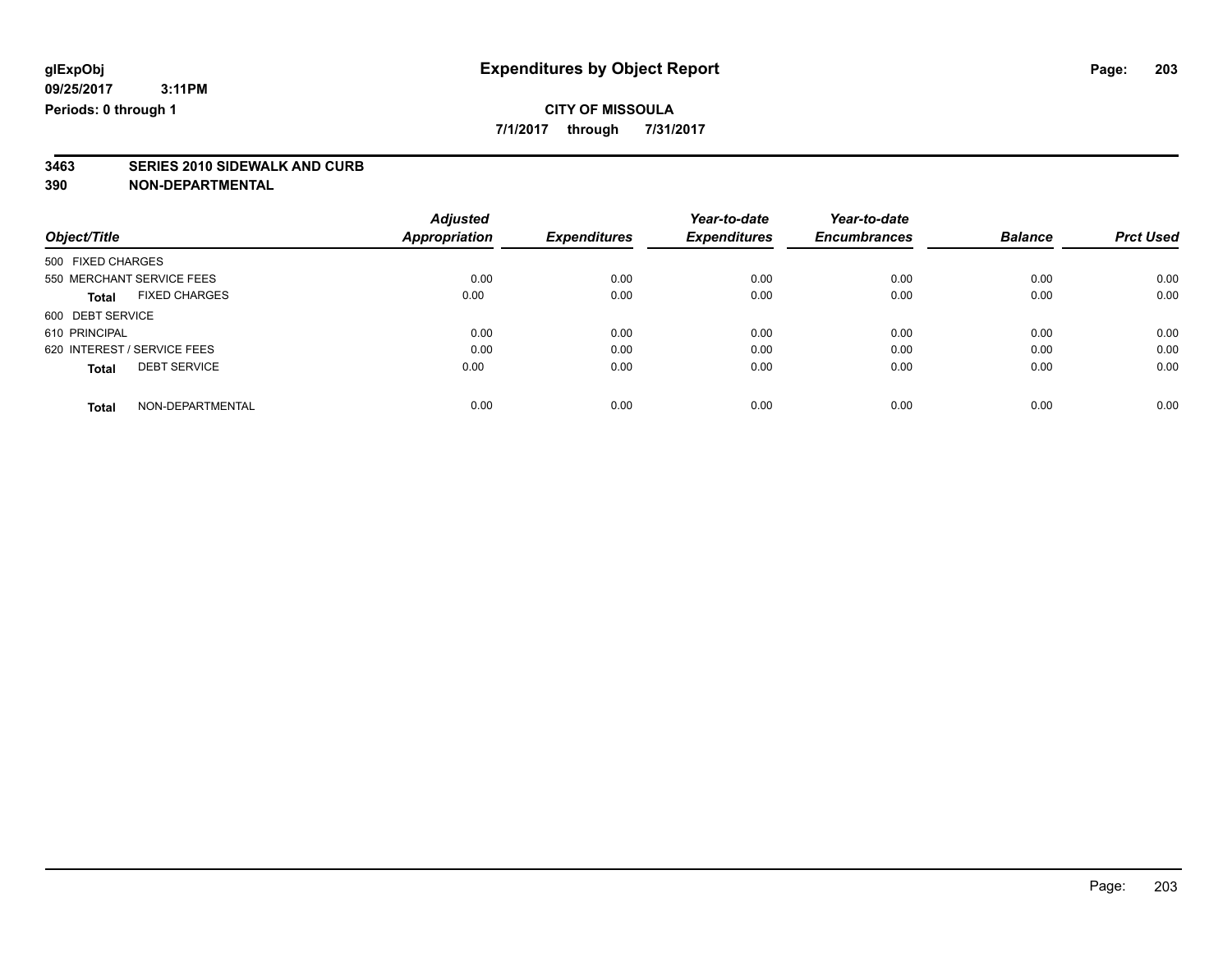glExpObj
09/25/2017 3:11PM
Periods: 0 through 1

# Expenditures by Object Report

**CITY OF MISSOULA**

**7/1/2017 through 7/31/2017**

**3463 SERIES 2010 SIDEWALK AND CURB**

**390 NON-DEPARTMENTAL**

| Object/Title | Adjusted Appropriation | Expenditures | Year-to-date Expenditures | Year-to-date Encumbrances | Balance | Prct Used |
|---|---|---|---|---|---|---|
| 500 FIXED CHARGES | | | | | | |
| 550 MERCHANT SERVICE FEES | 0.00 | 0.00 | 0.00 | 0.00 | 0.00 | 0.00 |
| **Total** FIXED CHARGES | 0.00 | 0.00 | 0.00 | 0.00 | 0.00 | 0.00 |
| 600 DEBT SERVICE | | | | | | |
| 610 PRINCIPAL | 0.00 | 0.00 | 0.00 | 0.00 | 0.00 | 0.00 |
| 620 INTEREST / SERVICE FEES | 0.00 | 0.00 | 0.00 | 0.00 | 0.00 | 0.00 |
| **Total** DEBT SERVICE | 0.00 | 0.00 | 0.00 | 0.00 | 0.00 | 0.00 |
| **Total** NON-DEPARTMENTAL | 0.00 | 0.00 | 0.00 | 0.00 | 0.00 | 0.00 |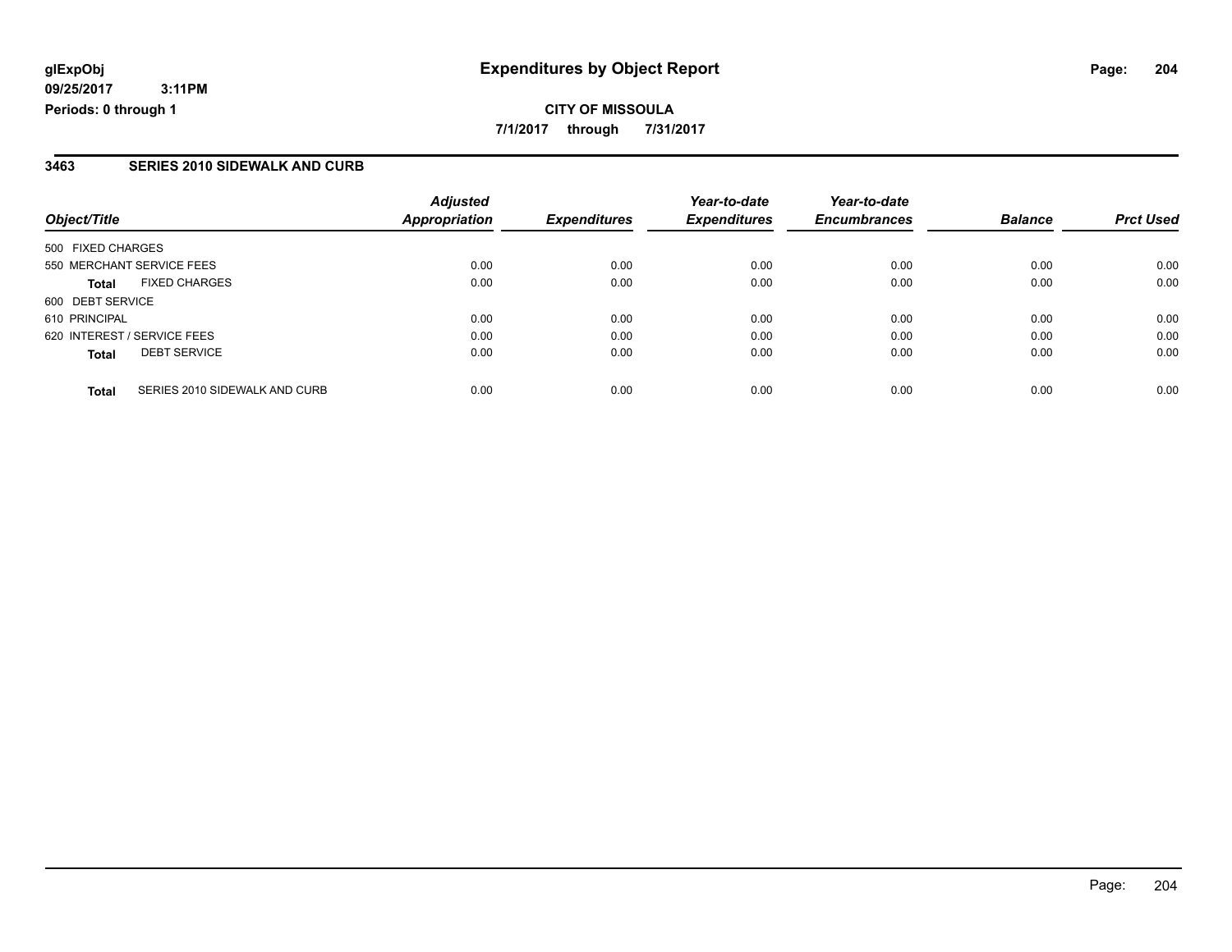**Expenditures by Object Report**

**CITY OF MISSOULA**

**7/1/2017 through 7/31/2017**

glExpObj
09/25/2017 3:11PM
Periods: 0 through 1

## 3463 SERIES 2010 SIDEWALK AND CURB

| Object/Title | | Adjusted Appropriation | Expenditures | Year-to-date Expenditures | Year-to-date Encumbrances | Balance | Prct Used |
|---|---|---|---|---|---|---|---|
| 500 FIXED CHARGES | | | | | | | |
| 550 MERCHANT SERVICE FEES | | 0.00 | 0.00 | 0.00 | 0.00 | 0.00 | 0.00 |
| **Total** | FIXED CHARGES | 0.00 | 0.00 | 0.00 | 0.00 | 0.00 | 0.00 |
| 600 DEBT SERVICE | | | | | | | |
| 610 PRINCIPAL | | 0.00 | 0.00 | 0.00 | 0.00 | 0.00 | 0.00 |
| 620 INTEREST / SERVICE FEES | | 0.00 | 0.00 | 0.00 | 0.00 | 0.00 | 0.00 |
| **Total** | DEBT SERVICE | 0.00 | 0.00 | 0.00 | 0.00 | 0.00 | 0.00 |
| **Total** | SERIES 2010 SIDEWALK AND CURB | 0.00 | 0.00 | 0.00 | 0.00 | 0.00 | 0.00 |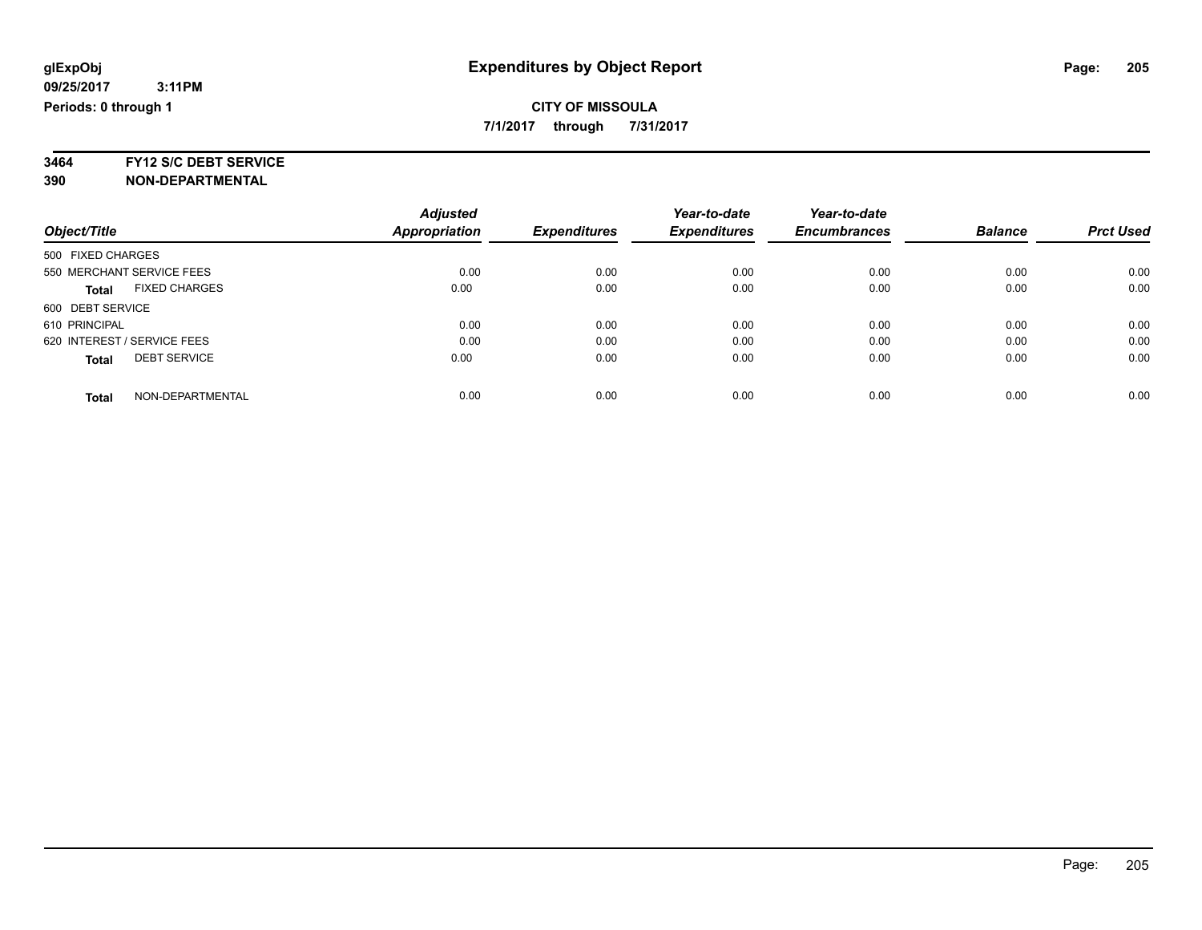glExpObj
09/25/2017 3:11PM
Periods: 0 through 1

# Expenditures by Object Report

**CITY OF MISSOULA**
**7/1/2017 through 7/31/2017**

**3464 FY12 S/C DEBT SERVICE**
**390 NON-DEPARTMENTAL**

| Object/Title | Adjusted Appropriation | Expenditures | Year-to-date Expenditures | Year-to-date Encumbrances | Balance | Prct Used |
|---|---|---|---|---|---|---|
| 500 FIXED CHARGES | | | | | | |
| 550 MERCHANT SERVICE FEES | 0.00 | 0.00 | 0.00 | 0.00 | 0.00 | 0.00 |
| **Total** FIXED CHARGES | 0.00 | 0.00 | 0.00 | 0.00 | 0.00 | 0.00 |
| 600 DEBT SERVICE | | | | | | |
| 610 PRINCIPAL | 0.00 | 0.00 | 0.00 | 0.00 | 0.00 | 0.00 |
| 620 INTEREST / SERVICE FEES | 0.00 | 0.00 | 0.00 | 0.00 | 0.00 | 0.00 |
| **Total** DEBT SERVICE | 0.00 | 0.00 | 0.00 | 0.00 | 0.00 | 0.00 |
| **Total** NON-DEPARTMENTAL | 0.00 | 0.00 | 0.00 | 0.00 | 0.00 | 0.00 |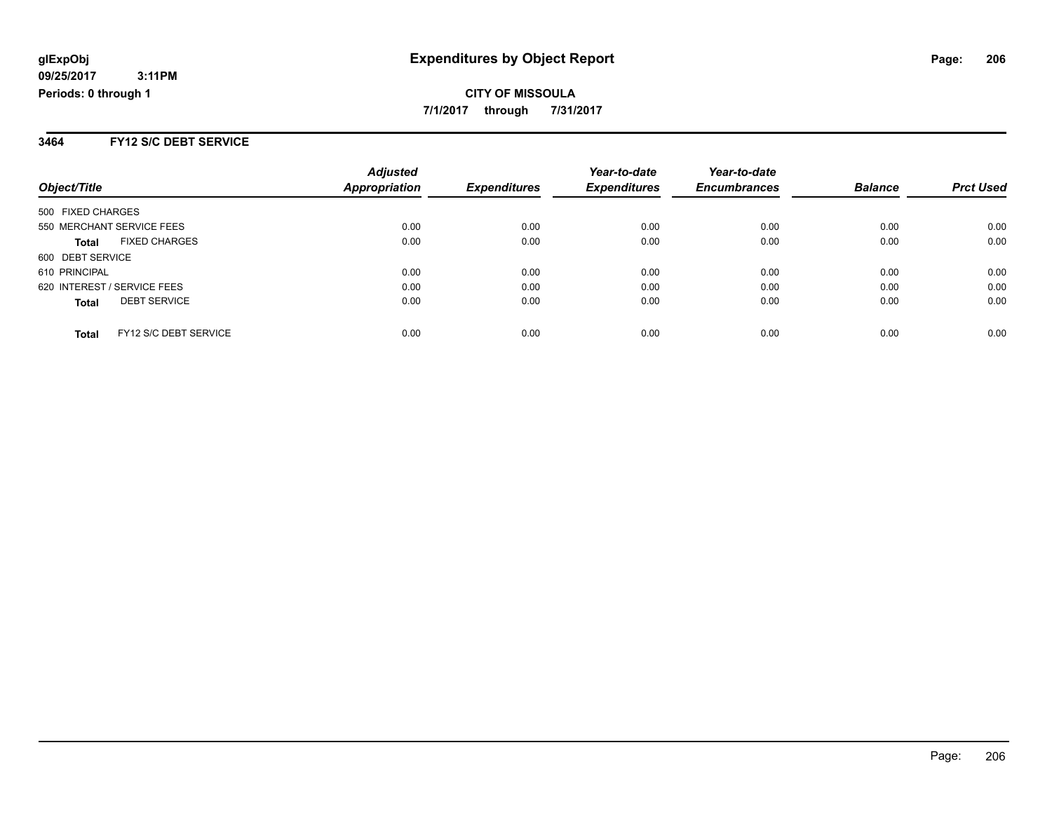**glExpObj**
**09/25/2017 3:11PM**
**Periods: 0 through 1**

# Expenditures by Object Report

**CITY OF MISSOULA**
**7/1/2017 through 7/31/2017**

## 3464 FY12 S/C DEBT SERVICE

| Object/Title | | *Adjusted Appropriation* | *Expenditures* | *Year-to-date Expenditures* | *Year-to-date Encumbrances* | *Balance* | *Prct Used* |
|---|---|---|---|---|---|---|---|
| 500 FIXED CHARGES | | | | | | | |
| 550 MERCHANT SERVICE FEES | | 0.00 | 0.00 | 0.00 | 0.00 | 0.00 | 0.00 |
| **Total** | FIXED CHARGES | 0.00 | 0.00 | 0.00 | 0.00 | 0.00 | 0.00 |
| 600 DEBT SERVICE | | | | | | | |
| 610 PRINCIPAL | | 0.00 | 0.00 | 0.00 | 0.00 | 0.00 | 0.00 |
| 620 INTEREST / SERVICE FEES | | 0.00 | 0.00 | 0.00 | 0.00 | 0.00 | 0.00 |
| **Total** | DEBT SERVICE | 0.00 | 0.00 | 0.00 | 0.00 | 0.00 | 0.00 |
| **Total** | FY12 S/C DEBT SERVICE | 0.00 | 0.00 | 0.00 | 0.00 | 0.00 | 0.00 |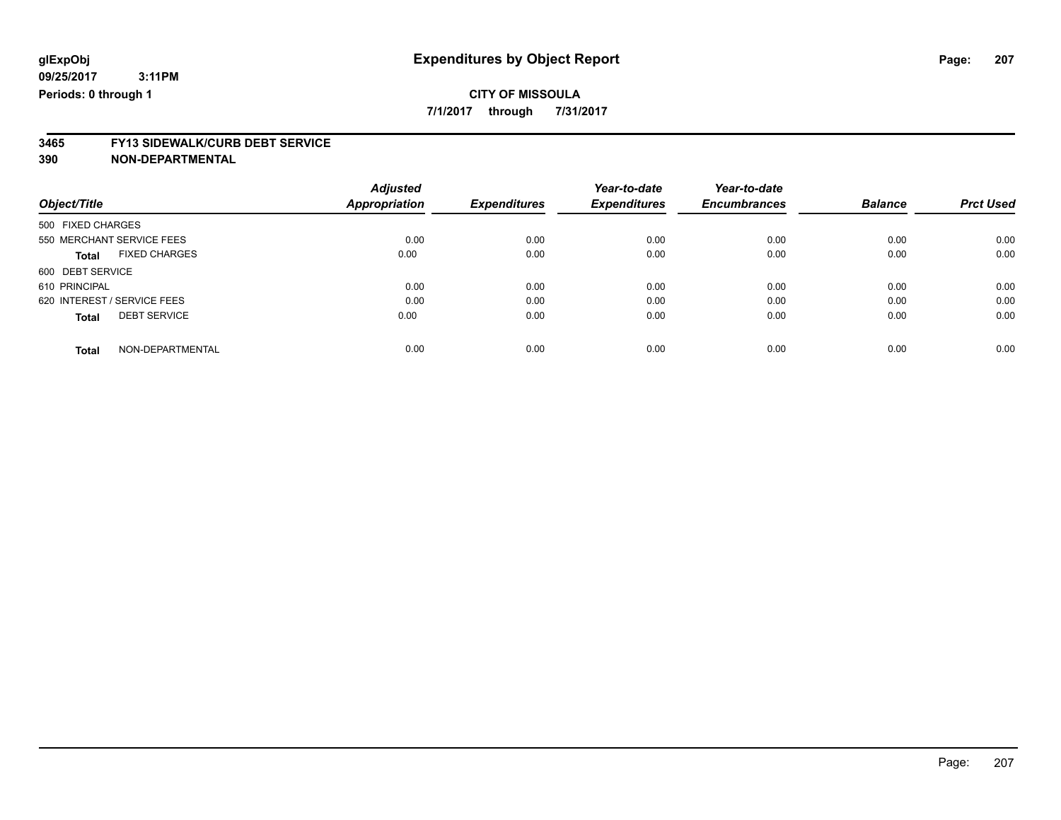**glExpObj**
**09/25/2017 3:11PM**
**Periods: 0 through 1**

# Expenditures by Object Report

**CITY OF MISSOULA**
**7/1/2017 through 7/31/2017**

## 3465 FY13 SIDEWALK/CURB DEBT SERVICE
## 390 NON-DEPARTMENTAL

| Object/Title | Adjusted Appropriation | Expenditures | Year-to-date Expenditures | Year-to-date Encumbrances | Balance | Prct Used |
|---|---|---|---|---|---|---|
| 500 FIXED CHARGES | | | | | | |
| 550 MERCHANT SERVICE FEES | 0.00 | 0.00 | 0.00 | 0.00 | 0.00 | 0.00 |
| **Total** FIXED CHARGES | 0.00 | 0.00 | 0.00 | 0.00 | 0.00 | 0.00 |
| 600 DEBT SERVICE | | | | | | |
| 610 PRINCIPAL | 0.00 | 0.00 | 0.00 | 0.00 | 0.00 | 0.00 |
| 620 INTEREST / SERVICE FEES | 0.00 | 0.00 | 0.00 | 0.00 | 0.00 | 0.00 |
| **Total** DEBT SERVICE | 0.00 | 0.00 | 0.00 | 0.00 | 0.00 | 0.00 |
| **Total** NON-DEPARTMENTAL | 0.00 | 0.00 | 0.00 | 0.00 | 0.00 | 0.00 |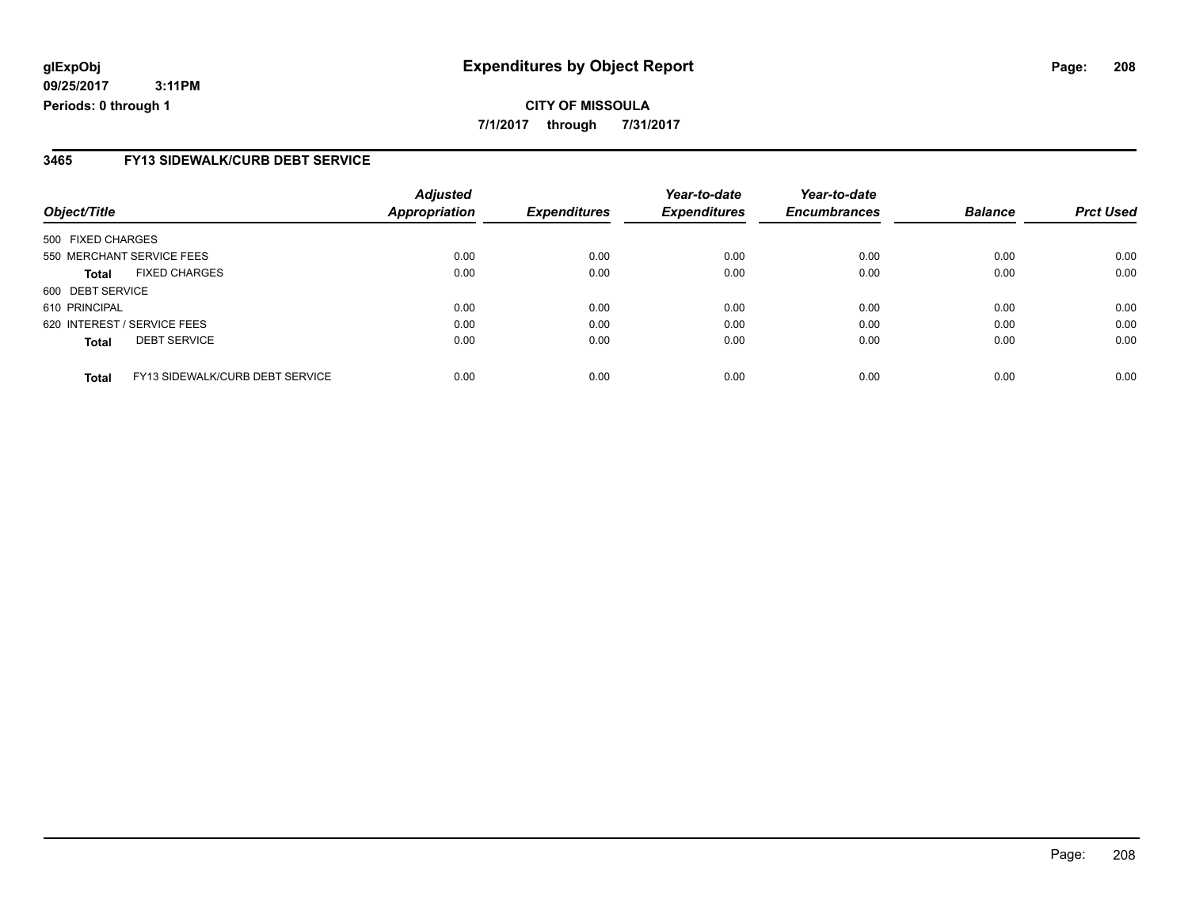glExpObj
09/25/2017 3:11PM
Periods: 0 through 1

# Expenditures by Object Report

**CITY OF MISSOULA**
**7/1/2017 through 7/31/2017**

## 3465 FY13 SIDEWALK/CURB DEBT SERVICE

| Object/Title | | *Adjusted Appropriation* | *Expenditures* | *Year-to-date Expenditures* | *Year-to-date Encumbrances* | *Balance* | *Prct Used* |
|---|---|---|---|---|---|---|---|
| 500 FIXED CHARGES | | | | | | | |
| 550 MERCHANT SERVICE FEES | | 0.00 | 0.00 | 0.00 | 0.00 | 0.00 | 0.00 |
| **Total** | FIXED CHARGES | 0.00 | 0.00 | 0.00 | 0.00 | 0.00 | 0.00 |
| 600 DEBT SERVICE | | | | | | | |
| 610 PRINCIPAL | | 0.00 | 0.00 | 0.00 | 0.00 | 0.00 | 0.00 |
| 620 INTEREST / SERVICE FEES | | 0.00 | 0.00 | 0.00 | 0.00 | 0.00 | 0.00 |
| **Total** | DEBT SERVICE | 0.00 | 0.00 | 0.00 | 0.00 | 0.00 | 0.00 |
| **Total** | FY13 SIDEWALK/CURB DEBT SERVICE | 0.00 | 0.00 | 0.00 | 0.00 | 0.00 | 0.00 |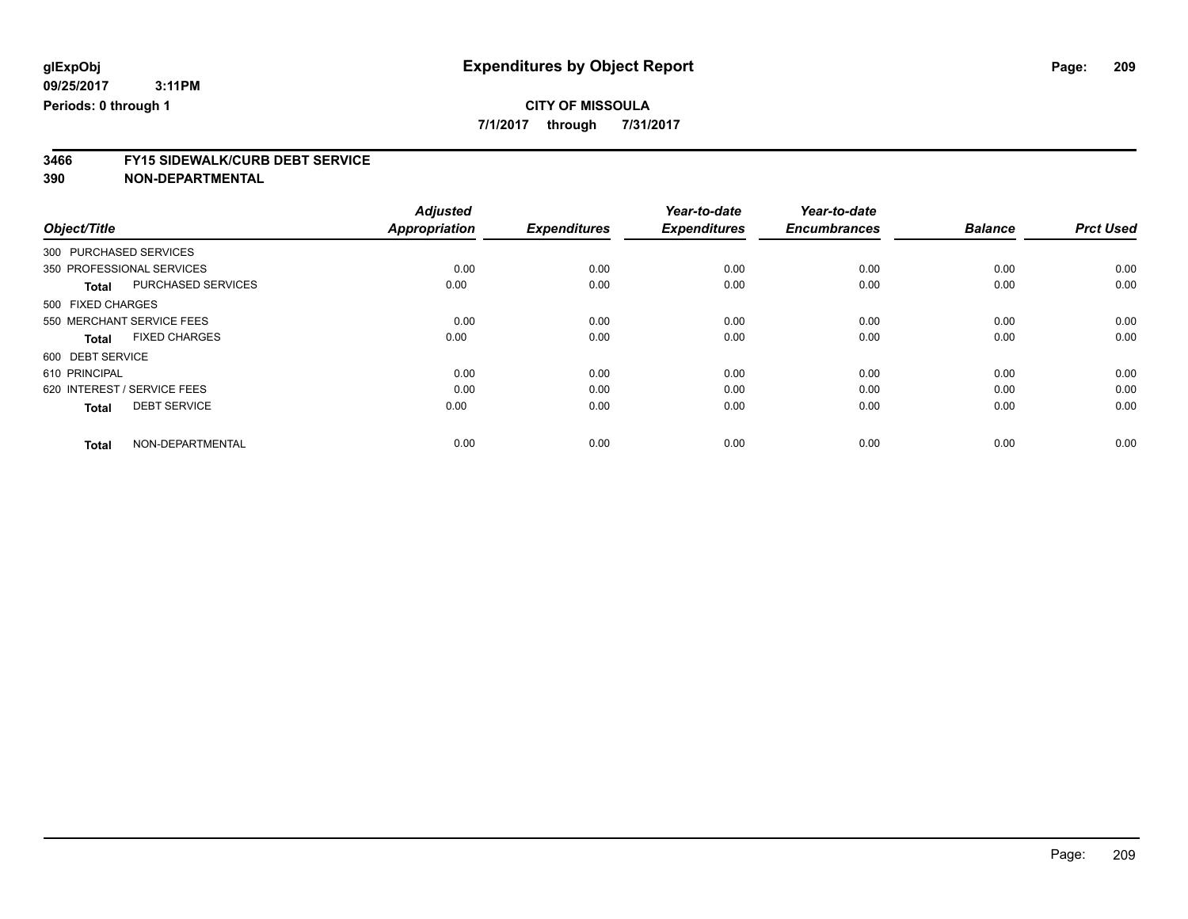**glExpObj** **Expenditures by Object Report**

**09/25/2017 3:11PM**

**Periods: 0 through 1**

**CITY OF MISSOULA**

**7/1/2017 through 7/31/2017**

## 3466 FY15 SIDEWALK/CURB DEBT SERVICE
## 390 NON-DEPARTMENTAL

| Object/Title | | Adjusted Appropriation | Expenditures | Year-to-date Expenditures | Year-to-date Encumbrances | Balance | Prct Used |
|---|---|---|---|---|---|---|---|
| 300 PURCHASED SERVICES | | | | | | | |
| 350 PROFESSIONAL SERVICES | | 0.00 | 0.00 | 0.00 | 0.00 | 0.00 | 0.00 |
| **Total** | PURCHASED SERVICES | 0.00 | 0.00 | 0.00 | 0.00 | 0.00 | 0.00 |
| 500 FIXED CHARGES | | | | | | | |
| 550 MERCHANT SERVICE FEES | | 0.00 | 0.00 | 0.00 | 0.00 | 0.00 | 0.00 |
| **Total** | FIXED CHARGES | 0.00 | 0.00 | 0.00 | 0.00 | 0.00 | 0.00 |
| 600 DEBT SERVICE | | | | | | | |
| 610 PRINCIPAL | | 0.00 | 0.00 | 0.00 | 0.00 | 0.00 | 0.00 |
| 620 INTEREST / SERVICE FEES | | 0.00 | 0.00 | 0.00 | 0.00 | 0.00 | 0.00 |
| **Total** | DEBT SERVICE | 0.00 | 0.00 | 0.00 | 0.00 | 0.00 | 0.00 |
| **Total** | NON-DEPARTMENTAL | 0.00 | 0.00 | 0.00 | 0.00 | 0.00 | 0.00 |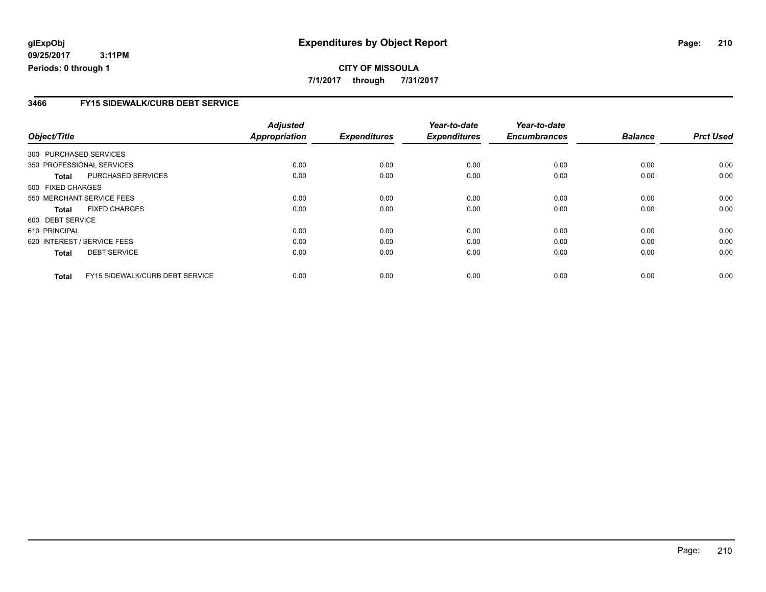**glExpObj**
**09/25/2017 3:11PM**
**Periods: 0 through 1**

# Expenditures by Object Report

**CITY OF MISSOULA**
**7/1/2017 through 7/31/2017**

## 3466 FY15 SIDEWALK/CURB DEBT SERVICE

| Object/Title | | Adjusted Appropriation | Expenditures | Year-to-date Expenditures | Year-to-date Encumbrances | Balance | Prct Used |
|---|---|---|---|---|---|---|---|
| 300 PURCHASED SERVICES | | | | | | | |
| 350 PROFESSIONAL SERVICES | | 0.00 | 0.00 | 0.00 | 0.00 | 0.00 | 0.00 |
| **Total** | PURCHASED SERVICES | 0.00 | 0.00 | 0.00 | 0.00 | 0.00 | 0.00 |
| 500 FIXED CHARGES | | | | | | | |
| 550 MERCHANT SERVICE FEES | | 0.00 | 0.00 | 0.00 | 0.00 | 0.00 | 0.00 |
| **Total** | FIXED CHARGES | 0.00 | 0.00 | 0.00 | 0.00 | 0.00 | 0.00 |
| 600 DEBT SERVICE | | | | | | | |
| 610 PRINCIPAL | | 0.00 | 0.00 | 0.00 | 0.00 | 0.00 | 0.00 |
| 620 INTEREST / SERVICE FEES | | 0.00 | 0.00 | 0.00 | 0.00 | 0.00 | 0.00 |
| **Total** | DEBT SERVICE | 0.00 | 0.00 | 0.00 | 0.00 | 0.00 | 0.00 |
| **Total** | FY15 SIDEWALK/CURB DEBT SERVICE | 0.00 | 0.00 | 0.00 | 0.00 | 0.00 | 0.00 |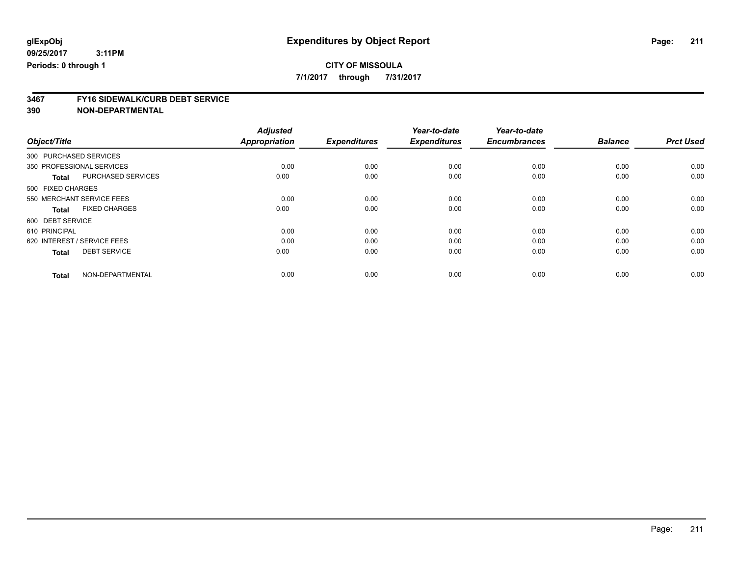glExpObj
09/25/2017 3:11PM
Periods: 0 through 1

# Expenditures by Object Report

**CITY OF MISSOULA**

**7/1/2017 through 7/31/2017**

## 3467 FY16 SIDEWALK/CURB DEBT SERVICE
## 390 NON-DEPARTMENTAL

| Object/Title | | Adjusted Appropriation | Expenditures | Year-to-date Expenditures | Year-to-date Encumbrances | Balance | Prct Used |
|---|---|---|---|---|---|---|---|
| 300 PURCHASED SERVICES | | | | | | | |
| 350 PROFESSIONAL SERVICES | | 0.00 | 0.00 | 0.00 | 0.00 | 0.00 | 0.00 |
| **Total** | PURCHASED SERVICES | 0.00 | 0.00 | 0.00 | 0.00 | 0.00 | 0.00 |
| 500 FIXED CHARGES | | | | | | | |
| 550 MERCHANT SERVICE FEES | | 0.00 | 0.00 | 0.00 | 0.00 | 0.00 | 0.00 |
| **Total** | FIXED CHARGES | 0.00 | 0.00 | 0.00 | 0.00 | 0.00 | 0.00 |
| 600 DEBT SERVICE | | | | | | | |
| 610 PRINCIPAL | | 0.00 | 0.00 | 0.00 | 0.00 | 0.00 | 0.00 |
| 620 INTEREST / SERVICE FEES | | 0.00 | 0.00 | 0.00 | 0.00 | 0.00 | 0.00 |
| **Total** | DEBT SERVICE | 0.00 | 0.00 | 0.00 | 0.00 | 0.00 | 0.00 |
| **Total** | NON-DEPARTMENTAL | 0.00 | 0.00 | 0.00 | 0.00 | 0.00 | 0.00 |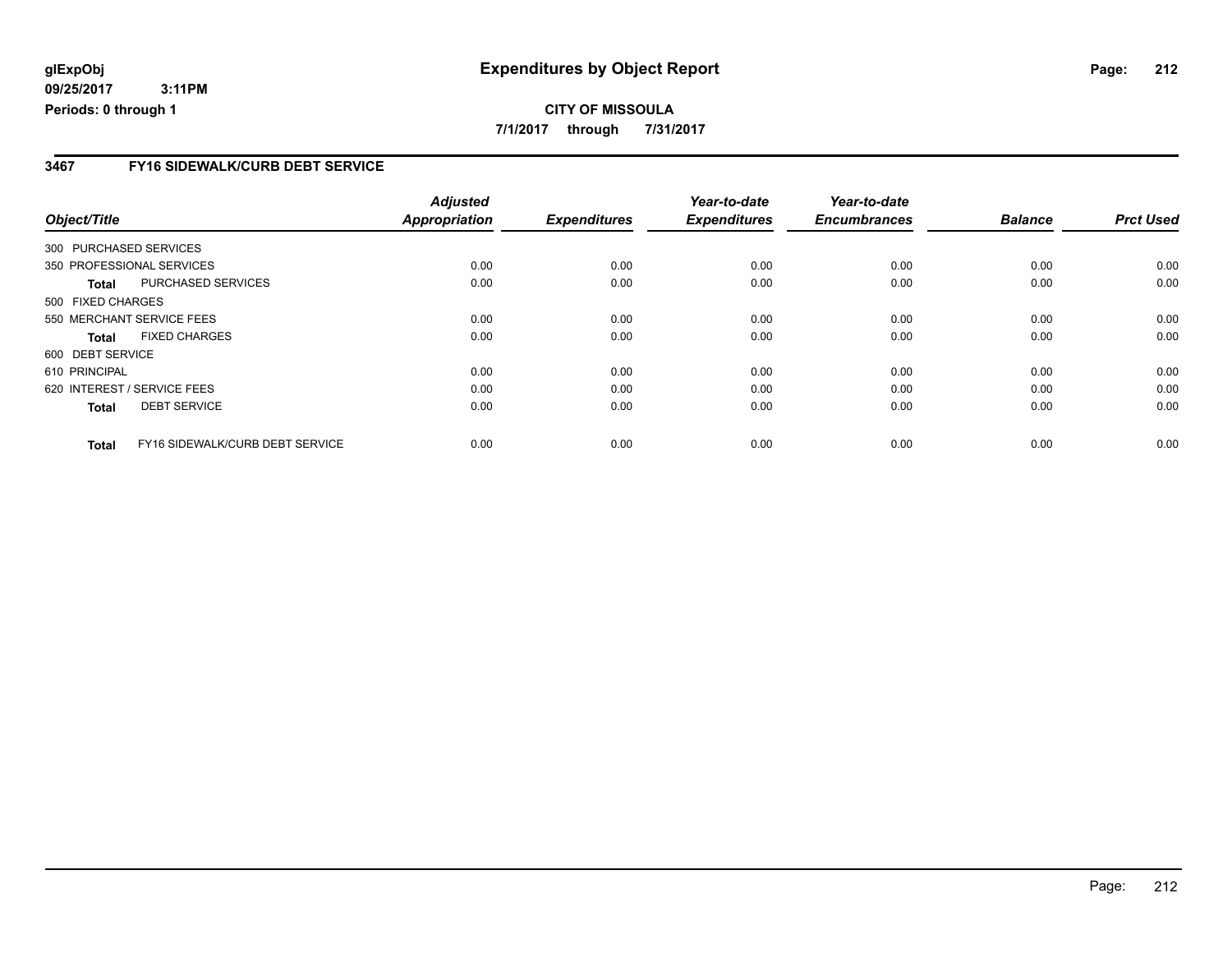**glExpObj**
**09/25/2017 3:11PM**
**Periods: 0 through 1**

# Expenditures by Object Report

**CITY OF MISSOULA**
**7/1/2017 through 7/31/2017**

## 3467 FY16 SIDEWALK/CURB DEBT SERVICE

| Object/Title | | Adjusted Appropriation | Expenditures | Year-to-date Expenditures | Year-to-date Encumbrances | Balance | Prct Used |
|---|---|---|---|---|---|---|---|
| 300 PURCHASED SERVICES | | | | | | | |
| 350 PROFESSIONAL SERVICES | | 0.00 | 0.00 | 0.00 | 0.00 | 0.00 | 0.00 |
| **Total** | PURCHASED SERVICES | 0.00 | 0.00 | 0.00 | 0.00 | 0.00 | 0.00 |
| 500 FIXED CHARGES | | | | | | | |
| 550 MERCHANT SERVICE FEES | | 0.00 | 0.00 | 0.00 | 0.00 | 0.00 | 0.00 |
| **Total** | FIXED CHARGES | 0.00 | 0.00 | 0.00 | 0.00 | 0.00 | 0.00 |
| 600 DEBT SERVICE | | | | | | | |
| 610 PRINCIPAL | | 0.00 | 0.00 | 0.00 | 0.00 | 0.00 | 0.00 |
| 620 INTEREST / SERVICE FEES | | 0.00 | 0.00 | 0.00 | 0.00 | 0.00 | 0.00 |
| **Total** | DEBT SERVICE | 0.00 | 0.00 | 0.00 | 0.00 | 0.00 | 0.00 |
| **Total** | FY16 SIDEWALK/CURB DEBT SERVICE | 0.00 | 0.00 | 0.00 | 0.00 | 0.00 | 0.00 |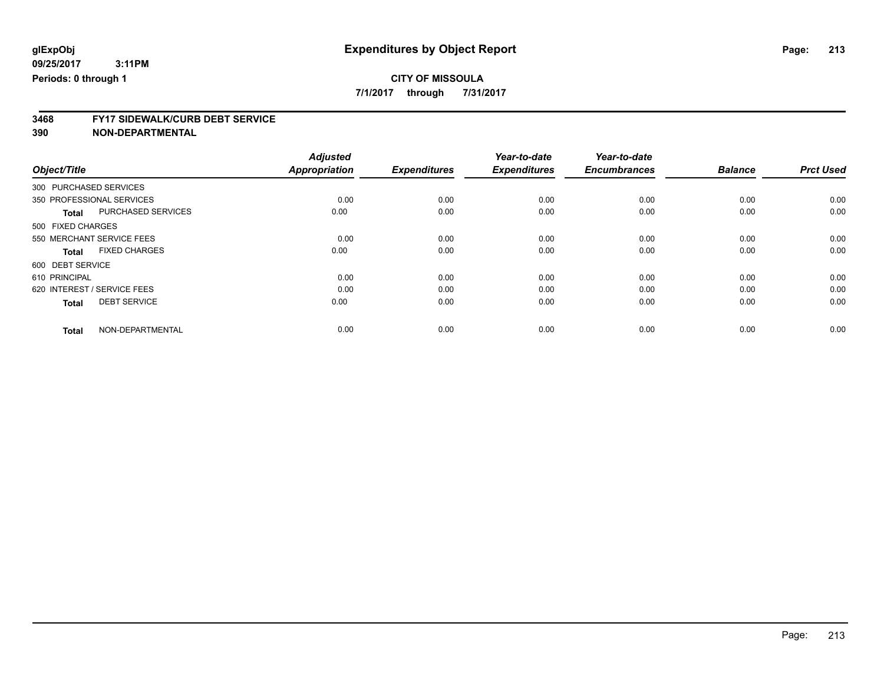**glExpObj** **Expenditures by Object Report**

**09/25/2017 3:11PM**

**Periods: 0 through 1**

**CITY OF MISSOULA**

**7/1/2017 through 7/31/2017**

## 3468 FY17 SIDEWALK/CURB DEBT SERVICE
## 390 NON-DEPARTMENTAL

| Object/Title | Adjusted Appropriation | Expenditures | Year-to-date Expenditures | Year-to-date Encumbrances | Balance | Prct Used |
|---|---|---|---|---|---|---|
| 300 PURCHASED SERVICES | | | | | | |
| 350 PROFESSIONAL SERVICES | 0.00 | 0.00 | 0.00 | 0.00 | 0.00 | 0.00 |
| **Total** PURCHASED SERVICES | 0.00 | 0.00 | 0.00 | 0.00 | 0.00 | 0.00 |
| 500 FIXED CHARGES | | | | | | |
| 550 MERCHANT SERVICE FEES | 0.00 | 0.00 | 0.00 | 0.00 | 0.00 | 0.00 |
| **Total** FIXED CHARGES | 0.00 | 0.00 | 0.00 | 0.00 | 0.00 | 0.00 |
| 600 DEBT SERVICE | | | | | | |
| 610 PRINCIPAL | 0.00 | 0.00 | 0.00 | 0.00 | 0.00 | 0.00 |
| 620 INTEREST / SERVICE FEES | 0.00 | 0.00 | 0.00 | 0.00 | 0.00 | 0.00 |
| **Total** DEBT SERVICE | 0.00 | 0.00 | 0.00 | 0.00 | 0.00 | 0.00 |
| **Total** NON-DEPARTMENTAL | 0.00 | 0.00 | 0.00 | 0.00 | 0.00 | 0.00 |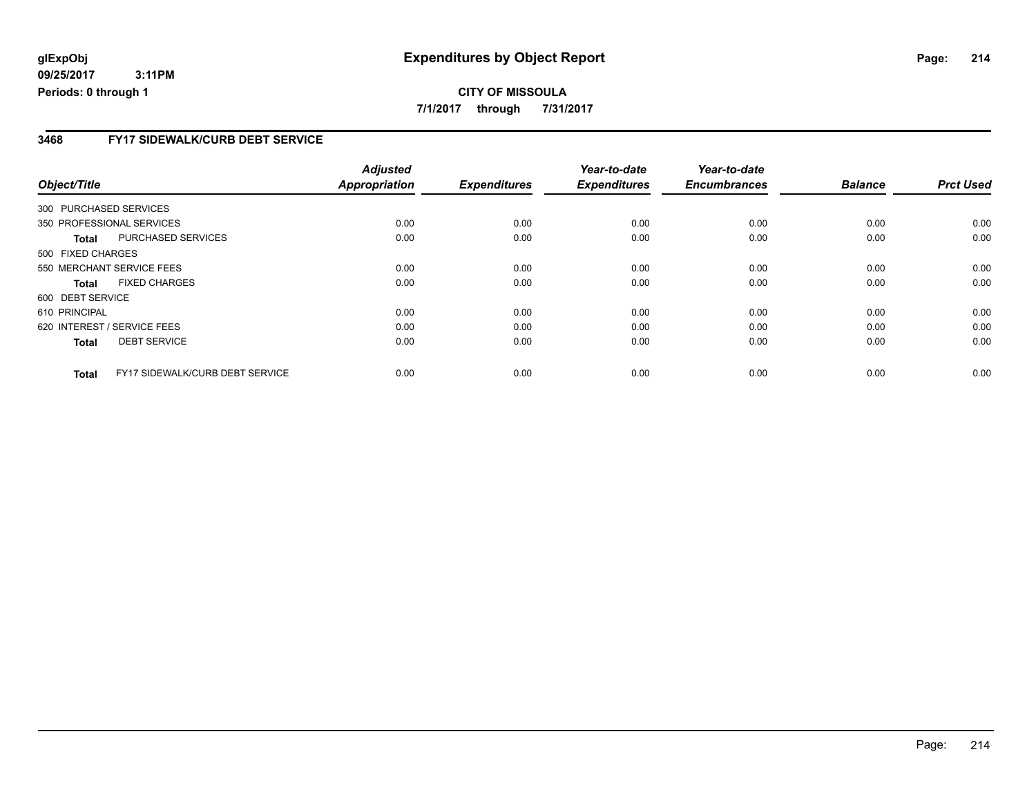# Expenditures by Object Report

glExpObj
09/25/2017 3:11PM
Periods: 0 through 1

**CITY OF MISSOULA**
**7/1/2017 through 7/31/2017**

## 3468 FY17 SIDEWALK/CURB DEBT SERVICE

| Object/Title | | Adjusted Appropriation | Expenditures | Year-to-date Expenditures | Year-to-date Encumbrances | Balance | Prct Used |
|---|---|---|---|---|---|---|---|
| 300 PURCHASED SERVICES | | | | | | | |
| 350 PROFESSIONAL SERVICES | | 0.00 | 0.00 | 0.00 | 0.00 | 0.00 | 0.00 |
| **Total** | PURCHASED SERVICES | 0.00 | 0.00 | 0.00 | 0.00 | 0.00 | 0.00 |
| 500 FIXED CHARGES | | | | | | | |
| 550 MERCHANT SERVICE FEES | | 0.00 | 0.00 | 0.00 | 0.00 | 0.00 | 0.00 |
| **Total** | FIXED CHARGES | 0.00 | 0.00 | 0.00 | 0.00 | 0.00 | 0.00 |
| 600 DEBT SERVICE | | | | | | | |
| 610 PRINCIPAL | | 0.00 | 0.00 | 0.00 | 0.00 | 0.00 | 0.00 |
| 620 INTEREST / SERVICE FEES | | 0.00 | 0.00 | 0.00 | 0.00 | 0.00 | 0.00 |
| **Total** | DEBT SERVICE | 0.00 | 0.00 | 0.00 | 0.00 | 0.00 | 0.00 |
| **Total** | FY17 SIDEWALK/CURB DEBT SERVICE | 0.00 | 0.00 | 0.00 | 0.00 | 0.00 | 0.00 |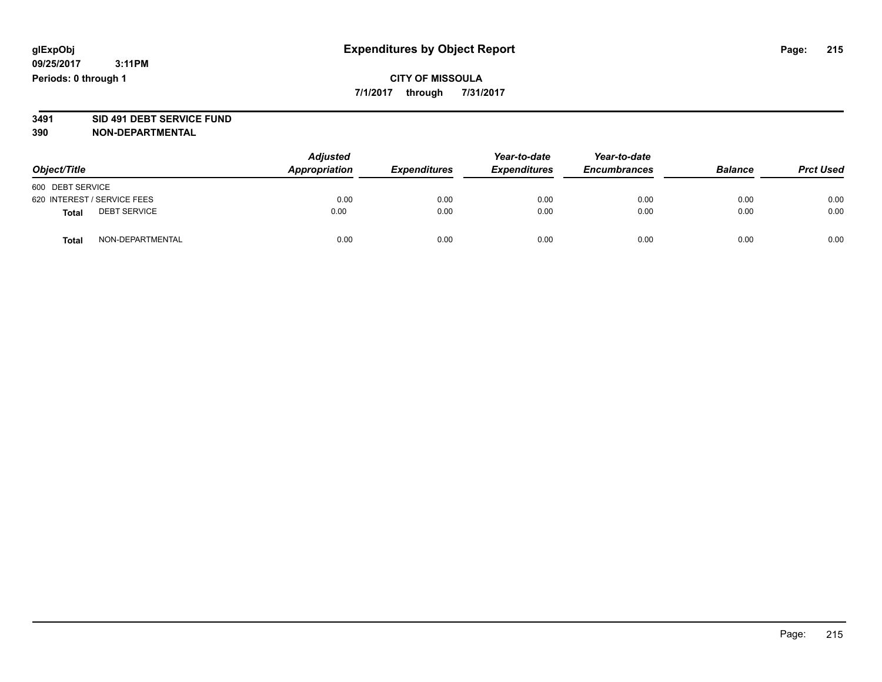glExpObj
09/25/2017 3:11PM
Periods: 0 through 1

# Expenditures by Object Report

**CITY OF MISSOULA**

**7/1/2017 through 7/31/2017**

**3491 SID 491 DEBT SERVICE FUND**
**390 NON-DEPARTMENTAL**

| Object/Title | | Adjusted Appropriation | Expenditures | Year-to-date Expenditures | Year-to-date Encumbrances | Balance | Prct Used |
|---|---|---|---|---|---|---|---|
| 600 DEBT SERVICE | | | | | | | |
| 620 INTEREST / SERVICE FEES | | 0.00 | 0.00 | 0.00 | 0.00 | 0.00 | 0.00 |
| **Total** | DEBT SERVICE | 0.00 | 0.00 | 0.00 | 0.00 | 0.00 | 0.00 |
| **Total** | NON-DEPARTMENTAL | 0.00 | 0.00 | 0.00 | 0.00 | 0.00 | 0.00 |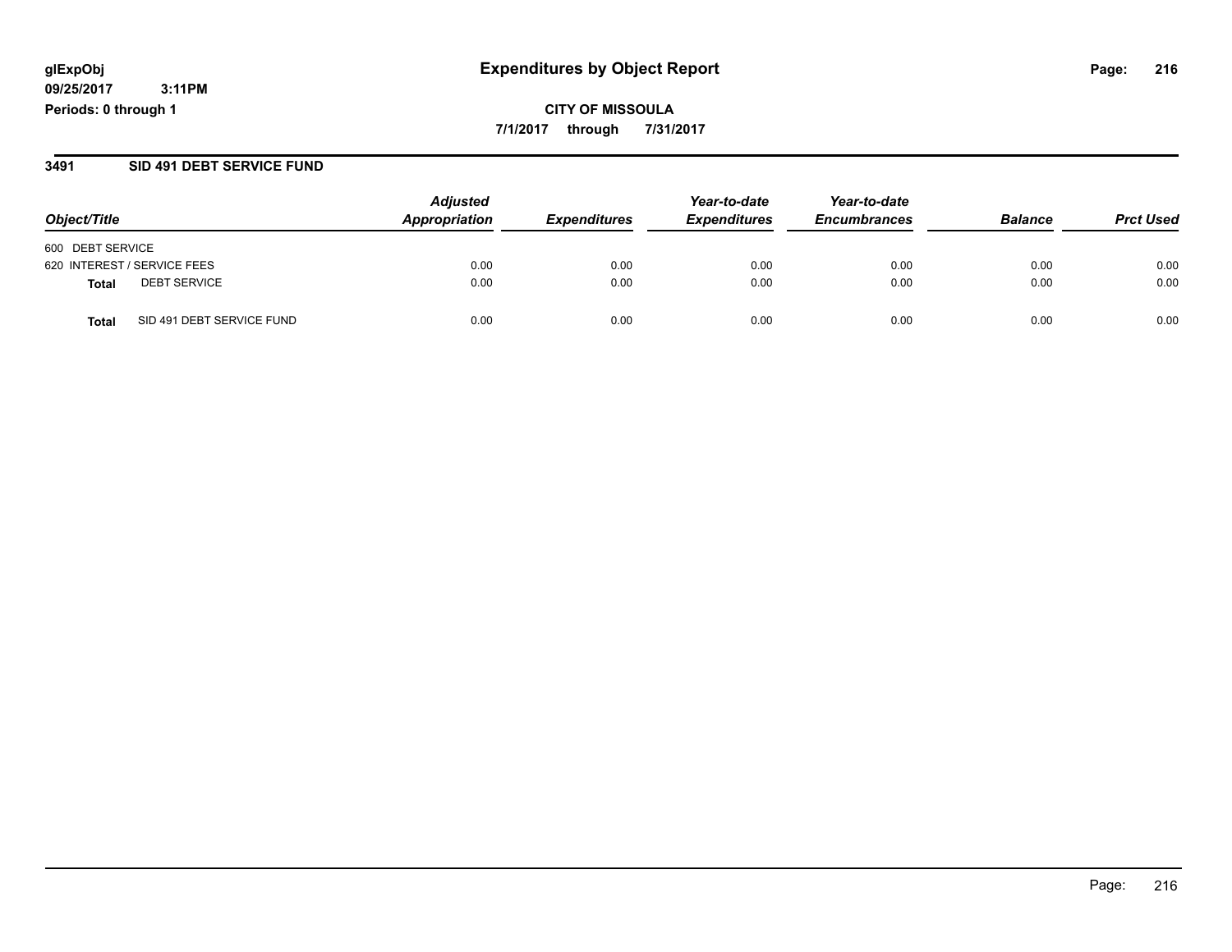**glExpObj**
**09/25/2017 3:11PM**
**Periods: 0 through 1**

# Expenditures by Object Report

**CITY OF MISSOULA**
**7/1/2017 through 7/31/2017**

## 3491 SID 491 DEBT SERVICE FUND

| Object/Title | Adjusted Appropriation | Expenditures | Year-to-date Expenditures | Year-to-date Encumbrances | Balance | Prct Used |
|---|---|---|---|---|---|---|
| 600 DEBT SERVICE | | | | | | |
| 620 INTEREST / SERVICE FEES | 0.00 | 0.00 | 0.00 | 0.00 | 0.00 | 0.00 |
| **Total** DEBT SERVICE | 0.00 | 0.00 | 0.00 | 0.00 | 0.00 | 0.00 |
| **Total** SID 491 DEBT SERVICE FUND | 0.00 | 0.00 | 0.00 | 0.00 | 0.00 | 0.00 |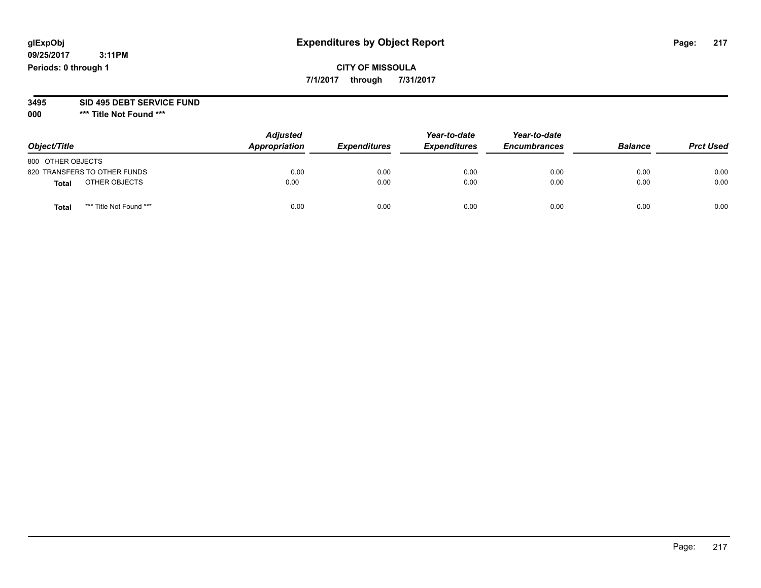glExpObj
09/25/2017 3:11PM
Periods: 0 through 1

# Expenditures by Object Report

**CITY OF MISSOULA**
**7/1/2017 through 7/31/2017**

**3495 SID 495 DEBT SERVICE FUND**
**000 \*\*\* Title Not Found \*\*\***

| Object/Title | Adjusted Appropriation | Expenditures | Year-to-date Expenditures | Year-to-date Encumbrances | Balance | Prct Used |
|---|---|---|---|---|---|---|
| 800 OTHER OBJECTS | | | | | | |
| 820 TRANSFERS TO OTHER FUNDS | 0.00 | 0.00 | 0.00 | 0.00 | 0.00 | 0.00 |
| **Total** OTHER OBJECTS | 0.00 | 0.00 | 0.00 | 0.00 | 0.00 | 0.00 |
| **Total** *** Title Not Found *** | 0.00 | 0.00 | 0.00 | 0.00 | 0.00 | 0.00 |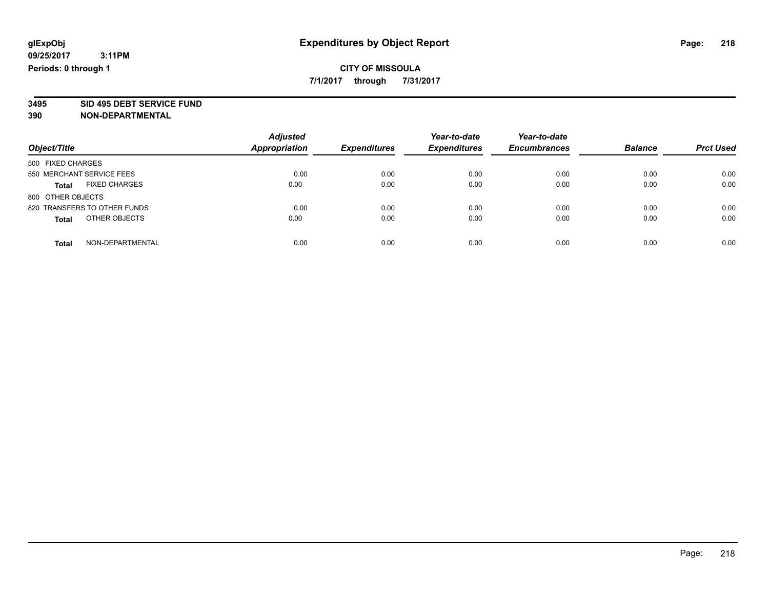# Expenditures by Object Report

glExpObj
09/25/2017 3:11PM
Periods: 0 through 1

**CITY OF MISSOULA**
**7/1/2017 through 7/31/2017**

**3495 SID 495 DEBT SERVICE FUND**
**390 NON-DEPARTMENTAL**

| Object/Title | Adjusted Appropriation | Expenditures | Year-to-date Expenditures | Year-to-date Encumbrances | Balance | Prct Used |
|---|---|---|---|---|---|---|
| 500 FIXED CHARGES | | | | | | |
| 550 MERCHANT SERVICE FEES | 0.00 | 0.00 | 0.00 | 0.00 | 0.00 | 0.00 |
| **Total** FIXED CHARGES | 0.00 | 0.00 | 0.00 | 0.00 | 0.00 | 0.00 |
| 800 OTHER OBJECTS | | | | | | |
| 820 TRANSFERS TO OTHER FUNDS | 0.00 | 0.00 | 0.00 | 0.00 | 0.00 | 0.00 |
| **Total** OTHER OBJECTS | 0.00 | 0.00 | 0.00 | 0.00 | 0.00 | 0.00 |
| **Total** NON-DEPARTMENTAL | 0.00 | 0.00 | 0.00 | 0.00 | 0.00 | 0.00 |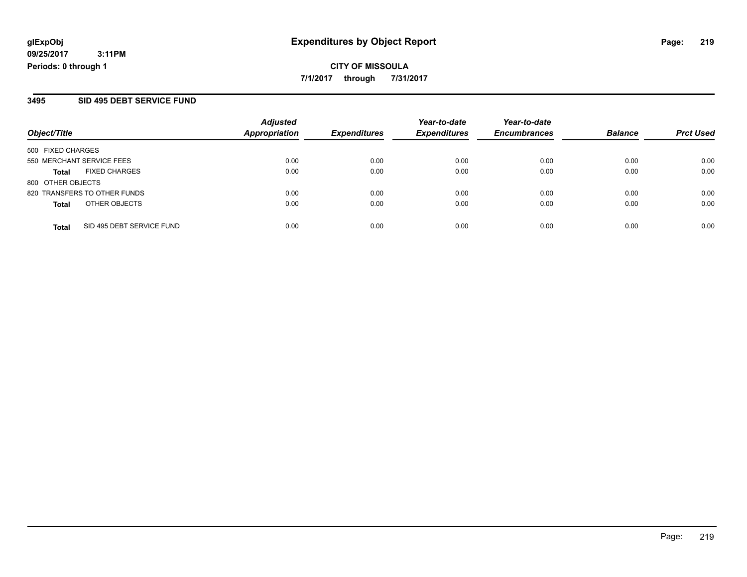glExpObj
09/25/2017 3:11PM
Periods: 0 through 1

# Expenditures by Object Report

**CITY OF MISSOULA**

**7/1/2017 through 7/31/2017**

## 3495 SID 495 DEBT SERVICE FUND

| Object/Title | | Adjusted Appropriation | Expenditures | Year-to-date Expenditures | Year-to-date Encumbrances | Balance | Prct Used |
|---|---|---|---|---|---|---|---|
| 500 FIXED CHARGES | | | | | | | |
| 550 MERCHANT SERVICE FEES | | 0.00 | 0.00 | 0.00 | 0.00 | 0.00 | 0.00 |
| **Total** | FIXED CHARGES | 0.00 | 0.00 | 0.00 | 0.00 | 0.00 | 0.00 |
| 800 OTHER OBJECTS | | | | | | | |
| 820 TRANSFERS TO OTHER FUNDS | | 0.00 | 0.00 | 0.00 | 0.00 | 0.00 | 0.00 |
| **Total** | OTHER OBJECTS | 0.00 | 0.00 | 0.00 | 0.00 | 0.00 | 0.00 |
| **Total** | SID 495 DEBT SERVICE FUND | 0.00 | 0.00 | 0.00 | 0.00 | 0.00 | 0.00 |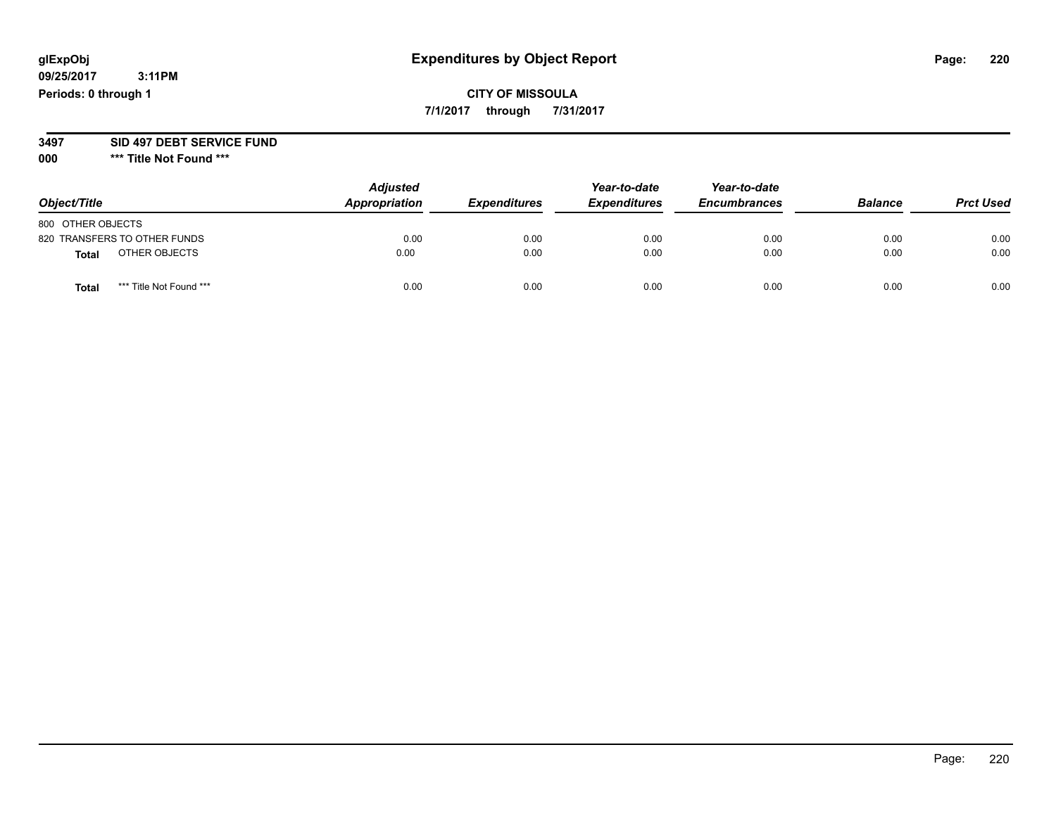**glExpObj**
**09/25/2017 3:11PM**
**Periods: 0 through 1**

# Expenditures by Object Report

**CITY OF MISSOULA**
**7/1/2017 through 7/31/2017**

**3497 SID 497 DEBT SERVICE FUND**
**000 \*\*\* Title Not Found \*\*\***

| Object/Title | Adjusted Appropriation | Expenditures | Year-to-date Expenditures | Year-to-date Encumbrances | Balance | Prct Used |
|---|---|---|---|---|---|---|
| 800 OTHER OBJECTS | | | | | | |
| 820 TRANSFERS TO OTHER FUNDS | 0.00 | 0.00 | 0.00 | 0.00 | 0.00 | 0.00 |
| **Total** OTHER OBJECTS | 0.00 | 0.00 | 0.00 | 0.00 | 0.00 | 0.00 |
| **Total** *** Title Not Found *** | 0.00 | 0.00 | 0.00 | 0.00 | 0.00 | 0.00 |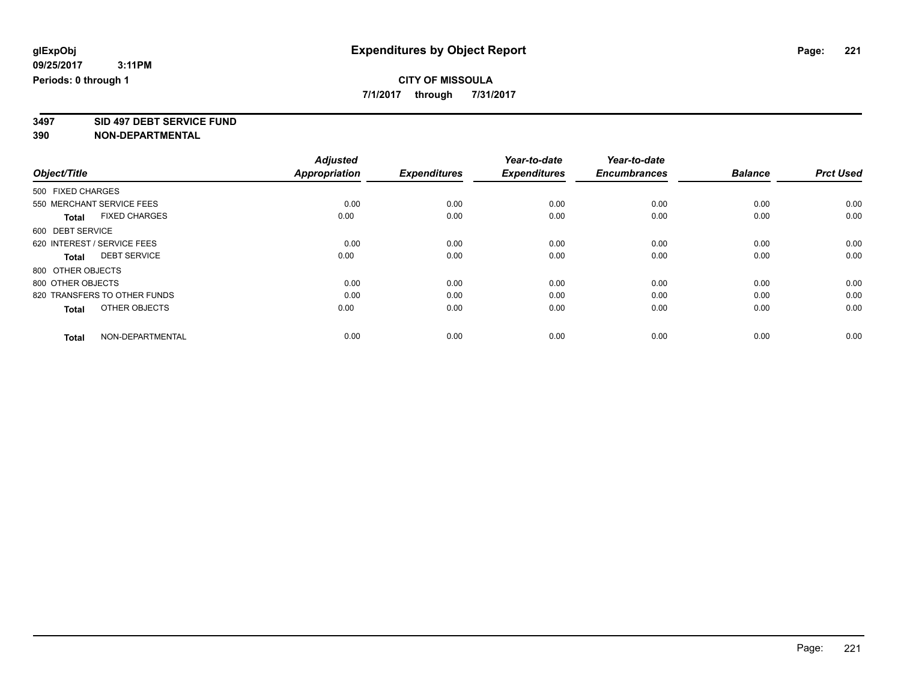**glExpObj**
**09/25/2017 3:11PM**
**Periods: 0 through 1**

# Expenditures by Object Report

**CITY OF MISSOULA**
**7/1/2017 through 7/31/2017**

**3497 SID 497 DEBT SERVICE FUND**
**390 NON-DEPARTMENTAL**

| Object/Title | Adjusted Appropriation | Expenditures | Year-to-date Expenditures | Year-to-date Encumbrances | Balance | Prct Used |
|---|---|---|---|---|---|---|
| 500 FIXED CHARGES | | | | | | |
| 550 MERCHANT SERVICE FEES | 0.00 | 0.00 | 0.00 | 0.00 | 0.00 | 0.00 |
| **Total** FIXED CHARGES | 0.00 | 0.00 | 0.00 | 0.00 | 0.00 | 0.00 |
| 600 DEBT SERVICE | | | | | | |
| 620 INTEREST / SERVICE FEES | 0.00 | 0.00 | 0.00 | 0.00 | 0.00 | 0.00 |
| **Total** DEBT SERVICE | 0.00 | 0.00 | 0.00 | 0.00 | 0.00 | 0.00 |
| 800 OTHER OBJECTS | | | | | | |
| 800 OTHER OBJECTS | 0.00 | 0.00 | 0.00 | 0.00 | 0.00 | 0.00 |
| 820 TRANSFERS TO OTHER FUNDS | 0.00 | 0.00 | 0.00 | 0.00 | 0.00 | 0.00 |
| **Total** OTHER OBJECTS | 0.00 | 0.00 | 0.00 | 0.00 | 0.00 | 0.00 |
| **Total** NON-DEPARTMENTAL | 0.00 | 0.00 | 0.00 | 0.00 | 0.00 | 0.00 |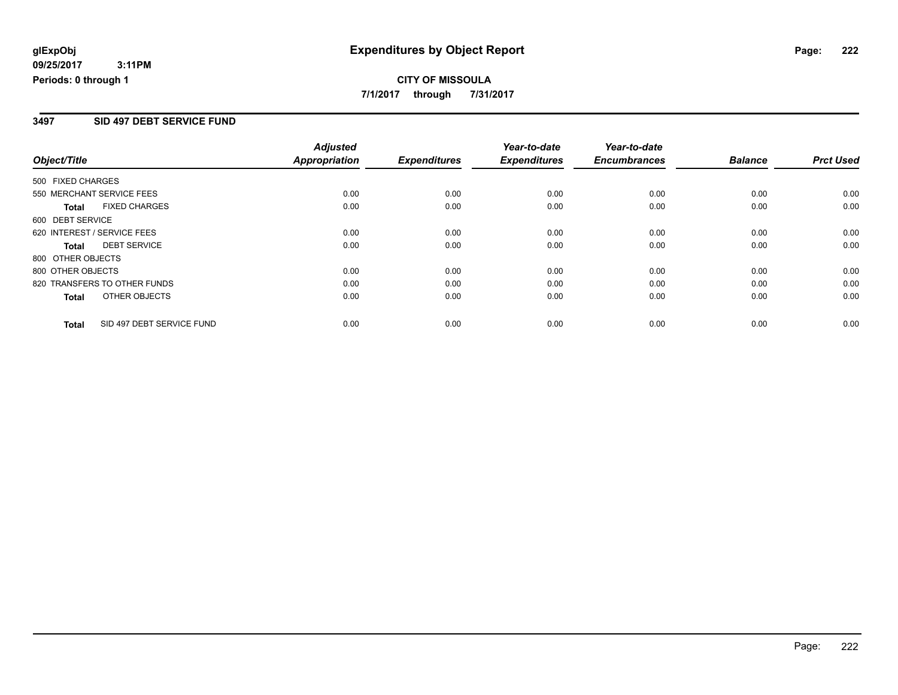**glExpObj**
**09/25/2017 3:11PM**
**Periods: 0 through 1**

# Expenditures by Object Report

**CITY OF MISSOULA**
**7/1/2017 through 7/31/2017**

## 3497 SID 497 DEBT SERVICE FUND

| Object/Title | | Adjusted Appropriation | Expenditures | Year-to-date Expenditures | Year-to-date Encumbrances | Balance | Prct Used |
|---|---|---|---|---|---|---|---|
| 500 FIXED CHARGES | | | | | | | |
| 550 MERCHANT SERVICE FEES | | 0.00 | 0.00 | 0.00 | 0.00 | 0.00 | 0.00 |
| **Total** | FIXED CHARGES | 0.00 | 0.00 | 0.00 | 0.00 | 0.00 | 0.00 |
| 600 DEBT SERVICE | | | | | | | |
| 620 INTEREST / SERVICE FEES | | 0.00 | 0.00 | 0.00 | 0.00 | 0.00 | 0.00 |
| **Total** | DEBT SERVICE | 0.00 | 0.00 | 0.00 | 0.00 | 0.00 | 0.00 |
| 800 OTHER OBJECTS | | | | | | | |
| 800 OTHER OBJECTS | | 0.00 | 0.00 | 0.00 | 0.00 | 0.00 | 0.00 |
| 820 TRANSFERS TO OTHER FUNDS | | 0.00 | 0.00 | 0.00 | 0.00 | 0.00 | 0.00 |
| **Total** | OTHER OBJECTS | 0.00 | 0.00 | 0.00 | 0.00 | 0.00 | 0.00 |
| **Total** | SID 497 DEBT SERVICE FUND | 0.00 | 0.00 | 0.00 | 0.00 | 0.00 | 0.00 |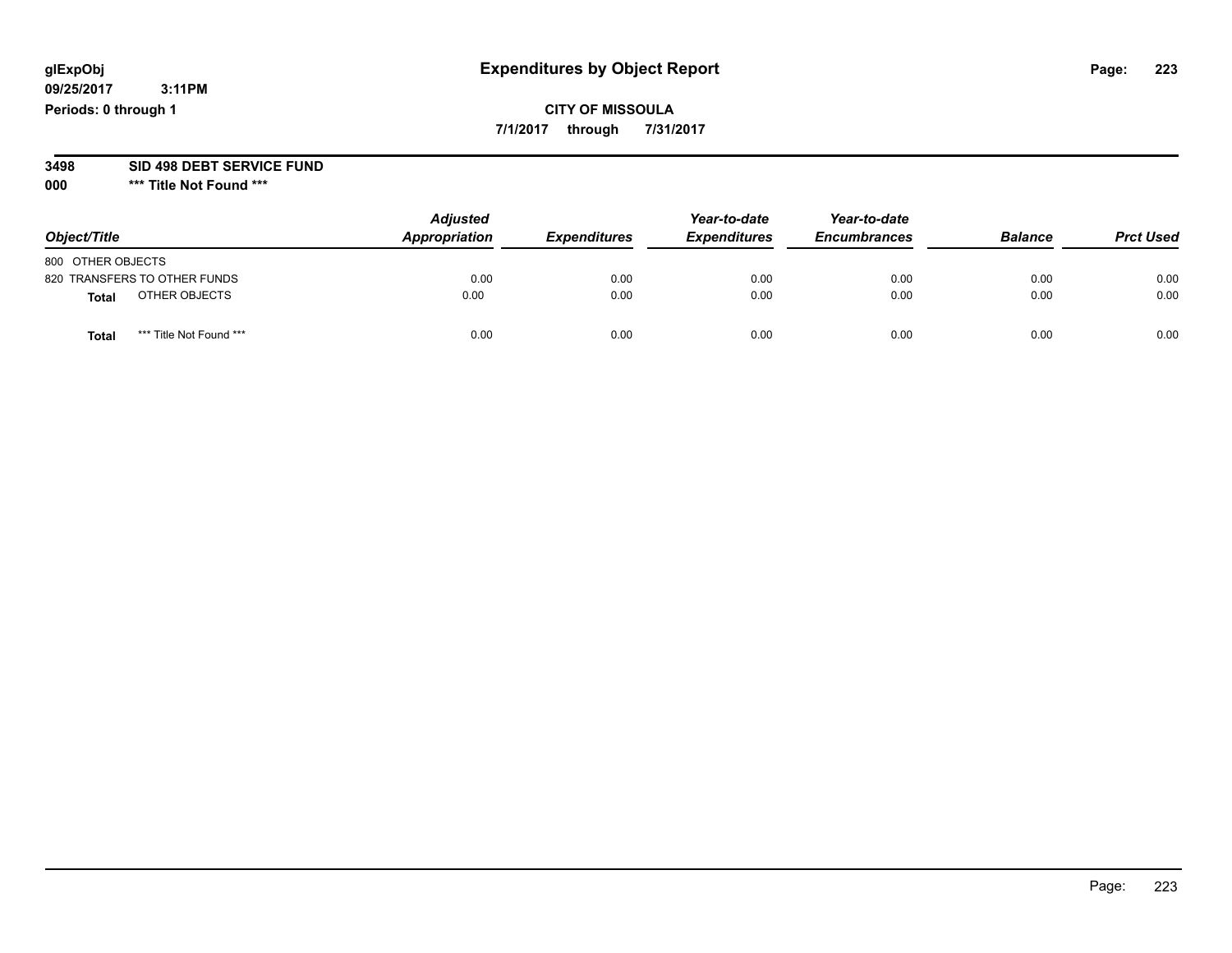glExpObj
09/25/2017 3:11PM
Periods: 0 through 1

# Expenditures by Object Report

**CITY OF MISSOULA**

**7/1/2017 through 7/31/2017**

**3498 SID 498 DEBT SERVICE FUND**

**000 \*** Title Not Found \*****

| Object/Title | Adjusted Appropriation | Expenditures | Year-to-date Expenditures | Year-to-date Encumbrances | Balance | Prct Used |
|---|---|---|---|---|---|---|
| 800 OTHER OBJECTS | | | | | | |
| 820 TRANSFERS TO OTHER FUNDS | 0.00 | 0.00 | 0.00 | 0.00 | 0.00 | 0.00 |
| **Total** OTHER OBJECTS | 0.00 | 0.00 | 0.00 | 0.00 | 0.00 | 0.00 |
| **Total** *** Title Not Found *** | 0.00 | 0.00 | 0.00 | 0.00 | 0.00 | 0.00 |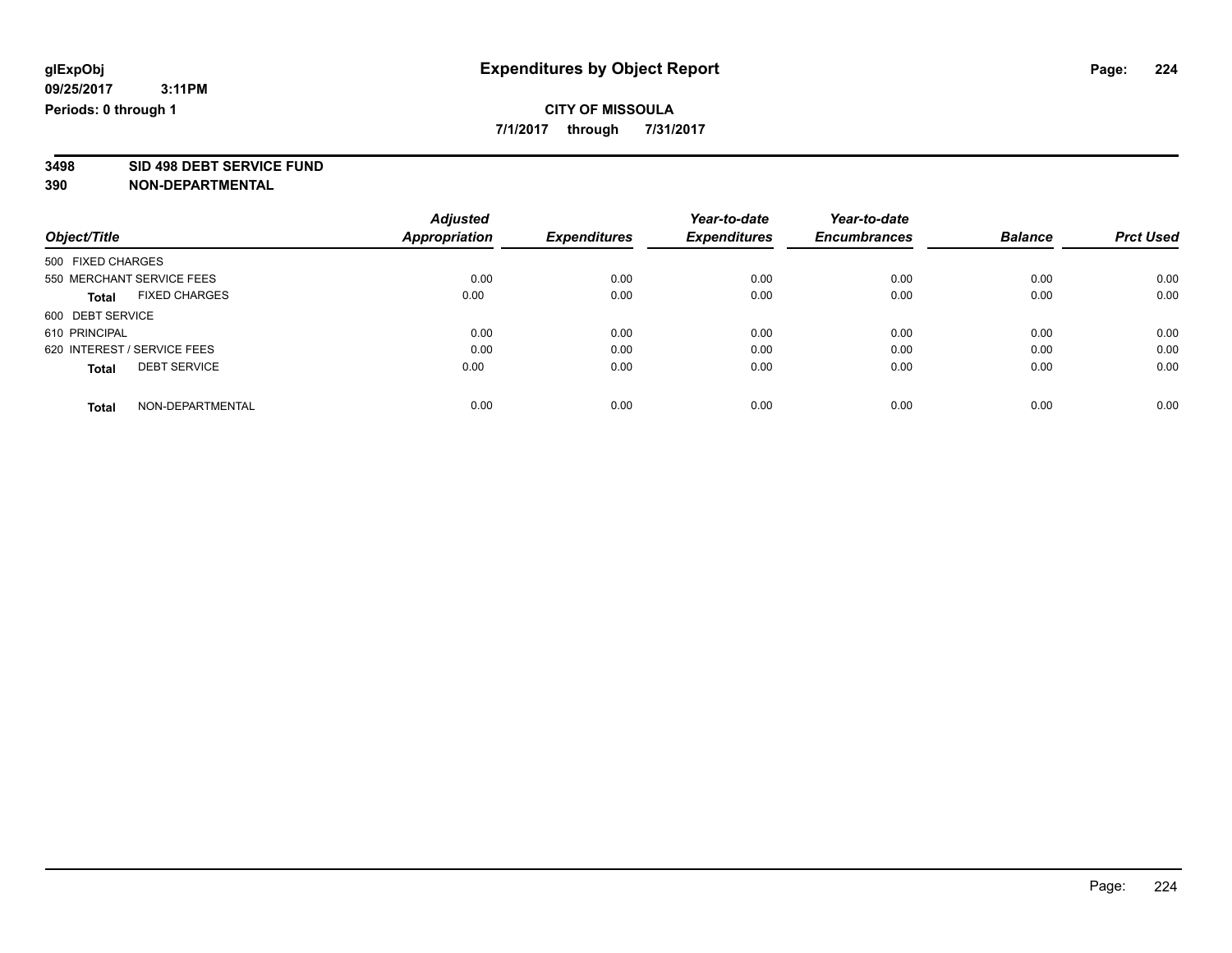**glExpObj**
**09/25/2017 3:11PM**
**Periods: 0 through 1**

# Expenditures by Object Report

**CITY OF MISSOULA**
**7/1/2017 through 7/31/2017**

**3498 SID 498 DEBT SERVICE FUND**
**390 NON-DEPARTMENTAL**

| Object/Title | Adjusted Appropriation | Expenditures | Year-to-date Expenditures | Year-to-date Encumbrances | Balance | Prct Used |
|---|---|---|---|---|---|---|
| 500 FIXED CHARGES | | | | | | |
| 550 MERCHANT SERVICE FEES | 0.00 | 0.00 | 0.00 | 0.00 | 0.00 | 0.00 |
| **Total** FIXED CHARGES | 0.00 | 0.00 | 0.00 | 0.00 | 0.00 | 0.00 |
| 600 DEBT SERVICE | | | | | | |
| 610 PRINCIPAL | 0.00 | 0.00 | 0.00 | 0.00 | 0.00 | 0.00 |
| 620 INTEREST / SERVICE FEES | 0.00 | 0.00 | 0.00 | 0.00 | 0.00 | 0.00 |
| **Total** DEBT SERVICE | 0.00 | 0.00 | 0.00 | 0.00 | 0.00 | 0.00 |
| **Total** NON-DEPARTMENTAL | 0.00 | 0.00 | 0.00 | 0.00 | 0.00 | 0.00 |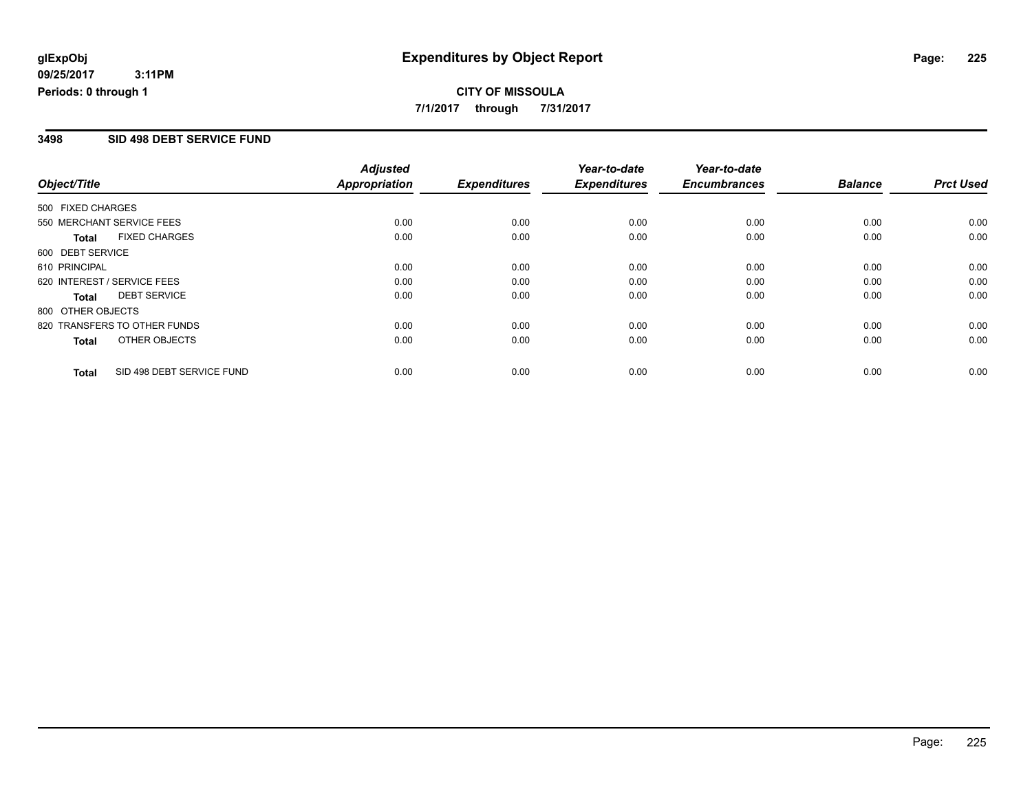**glExpObj**
**09/25/2017 3:11PM**
**Periods: 0 through 1**

# Expenditures by Object Report

**CITY OF MISSOULA**
**7/1/2017 through 7/31/2017**

## 3498 SID 498 DEBT SERVICE FUND

| Object/Title | Adjusted Appropriation | Expenditures | Year-to-date Expenditures | Year-to-date Encumbrances | Balance | Prct Used |
|---|---|---|---|---|---|---|
| 500 FIXED CHARGES | | | | | | |
| 550 MERCHANT SERVICE FEES | 0.00 | 0.00 | 0.00 | 0.00 | 0.00 | 0.00 |
| **Total** FIXED CHARGES | 0.00 | 0.00 | 0.00 | 0.00 | 0.00 | 0.00 |
| 600 DEBT SERVICE | | | | | | |
| 610 PRINCIPAL | 0.00 | 0.00 | 0.00 | 0.00 | 0.00 | 0.00 |
| 620 INTEREST / SERVICE FEES | 0.00 | 0.00 | 0.00 | 0.00 | 0.00 | 0.00 |
| **Total** DEBT SERVICE | 0.00 | 0.00 | 0.00 | 0.00 | 0.00 | 0.00 |
| 800 OTHER OBJECTS | | | | | | |
| 820 TRANSFERS TO OTHER FUNDS | 0.00 | 0.00 | 0.00 | 0.00 | 0.00 | 0.00 |
| **Total** OTHER OBJECTS | 0.00 | 0.00 | 0.00 | 0.00 | 0.00 | 0.00 |
| **Total** SID 498 DEBT SERVICE FUND | 0.00 | 0.00 | 0.00 | 0.00 | 0.00 | 0.00 |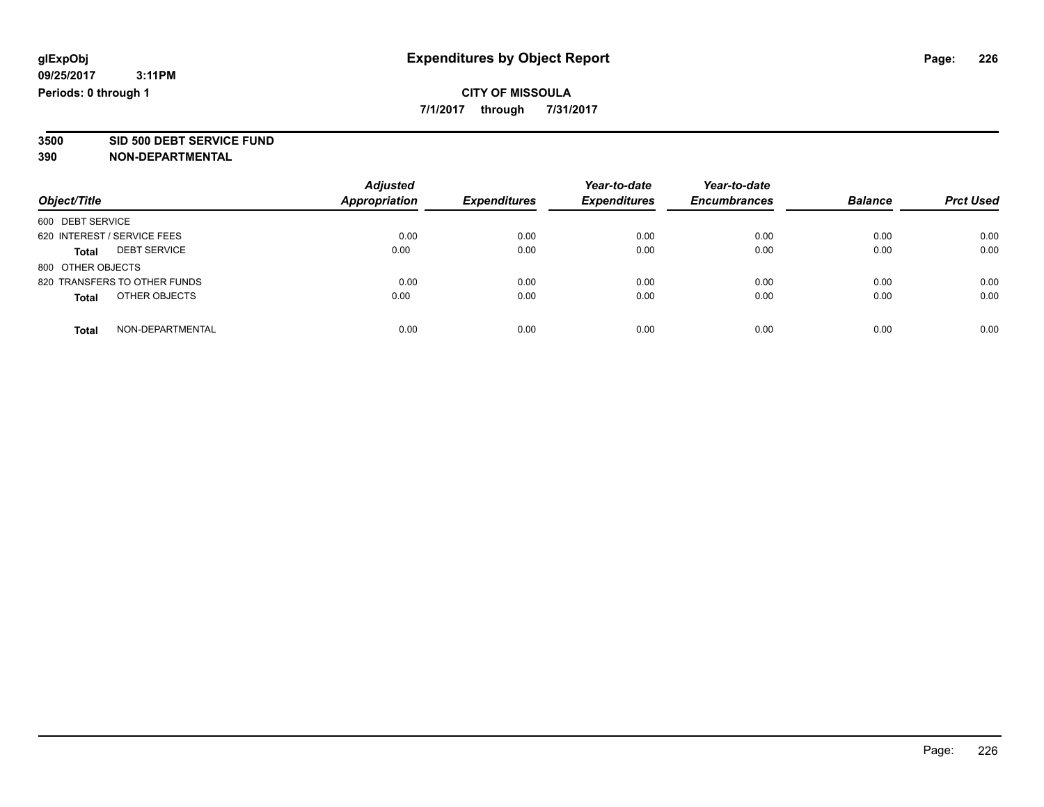**glExpObj** 

**09/25/2017 3:11PM**

**Periods: 0 through 1**

# Expenditures by Object Report

**CITY OF MISSOULA**

**7/1/2017 through 7/31/2017**

**3500 SID 500 DEBT SERVICE FUND**

**390 NON-DEPARTMENTAL**

| Object/Title | | Adjusted Appropriation | Expenditures | Year-to-date Expenditures | Year-to-date Encumbrances | Balance | Prct Used |
|---|---|---|---|---|---|---|---|
| 600 DEBT SERVICE | | | | | | | |
| 620 INTEREST / SERVICE FEES | | 0.00 | 0.00 | 0.00 | 0.00 | 0.00 | 0.00 |
| **Total** | DEBT SERVICE | 0.00 | 0.00 | 0.00 | 0.00 | 0.00 | 0.00 |
| 800 OTHER OBJECTS | | | | | | | |
| 820 TRANSFERS TO OTHER FUNDS | | 0.00 | 0.00 | 0.00 | 0.00 | 0.00 | 0.00 |
| **Total** | OTHER OBJECTS | 0.00 | 0.00 | 0.00 | 0.00 | 0.00 | 0.00 |
| **Total** | NON-DEPARTMENTAL | 0.00 | 0.00 | 0.00 | 0.00 | 0.00 | 0.00 |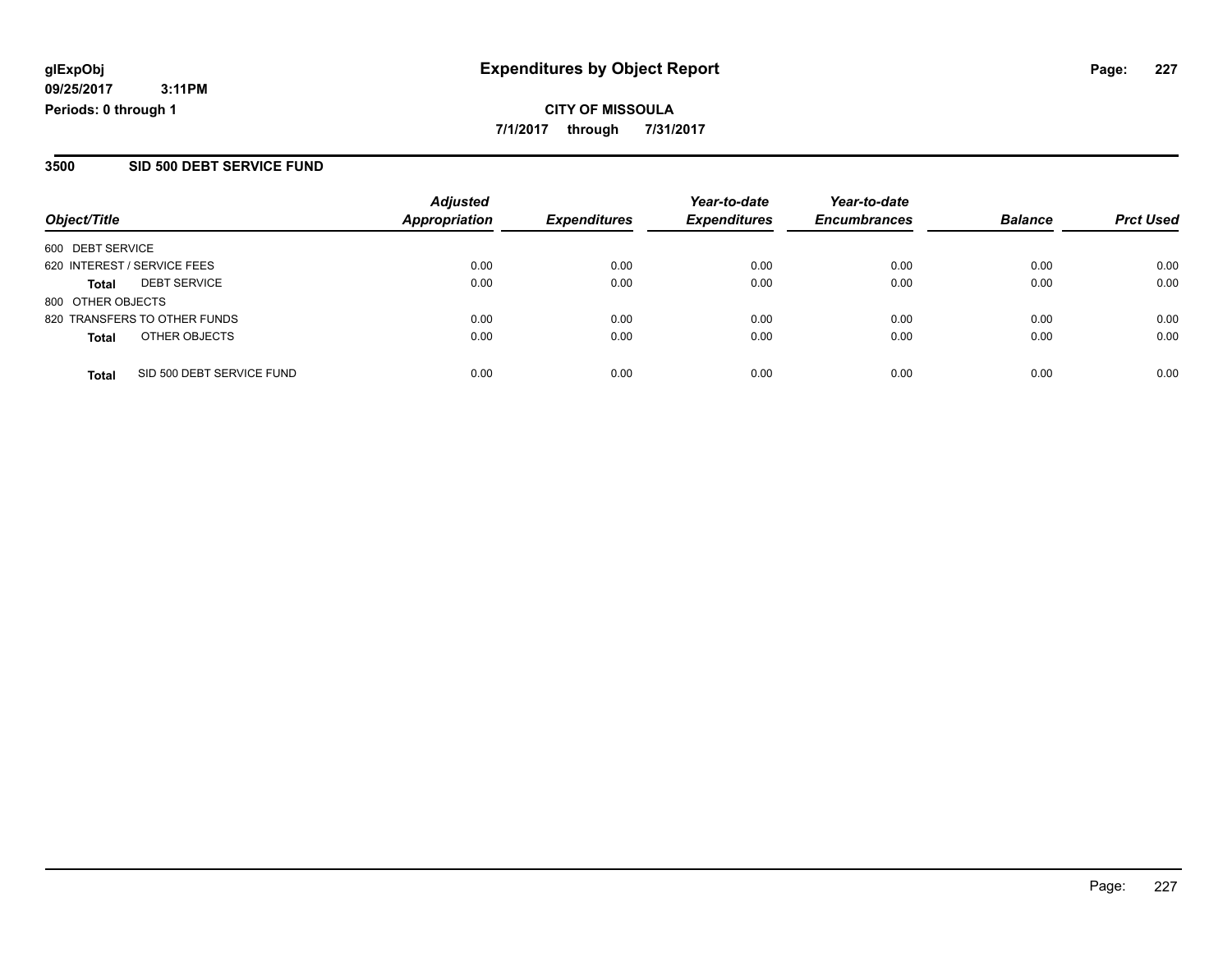**glExpObj**
**09/25/2017 3:11PM**
**Periods: 0 through 1**

# Expenditures by Object Report

**CITY OF MISSOULA**
**7/1/2017 through 7/31/2017**

## 3500 SID 500 DEBT SERVICE FUND

| Object/Title | | Adjusted Appropriation | Expenditures | Year-to-date Expenditures | Year-to-date Encumbrances | Balance | Prct Used |
|---|---|---|---|---|---|---|---|
| 600 DEBT SERVICE | | | | | | | |
| 620 INTEREST / SERVICE FEES | | 0.00 | 0.00 | 0.00 | 0.00 | 0.00 | 0.00 |
| **Total** | DEBT SERVICE | 0.00 | 0.00 | 0.00 | 0.00 | 0.00 | 0.00 |
| 800 OTHER OBJECTS | | | | | | | |
| 820 TRANSFERS TO OTHER FUNDS | | 0.00 | 0.00 | 0.00 | 0.00 | 0.00 | 0.00 |
| **Total** | OTHER OBJECTS | 0.00 | 0.00 | 0.00 | 0.00 | 0.00 | 0.00 |
| **Total** | SID 500 DEBT SERVICE FUND | 0.00 | 0.00 | 0.00 | 0.00 | 0.00 | 0.00 |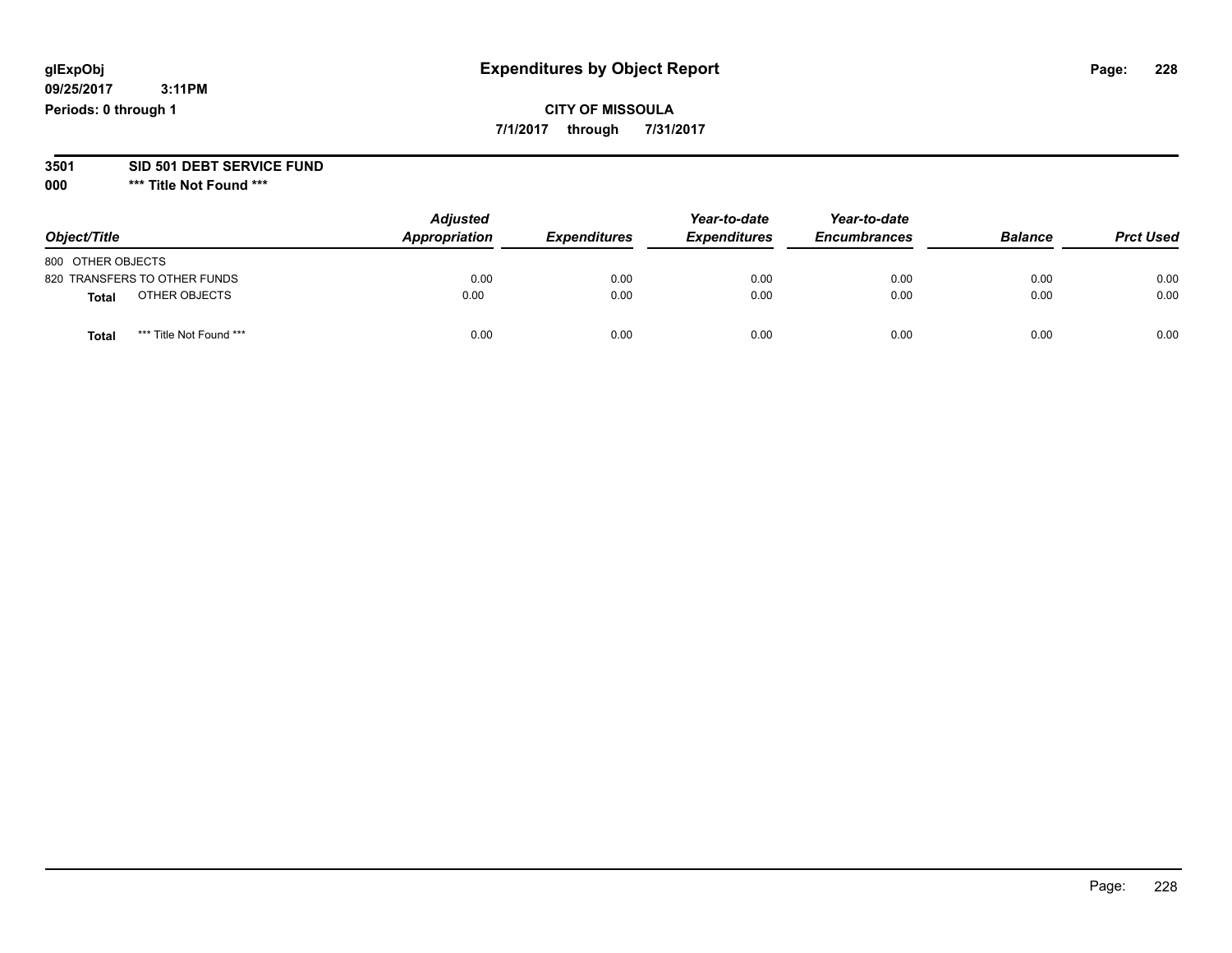glExpObj
09/25/2017 3:11PM
Periods: 0 through 1

# Expenditures by Object Report

**CITY OF MISSOULA**

**7/1/2017 through 7/31/2017**

**3501 SID 501 DEBT SERVICE FUND**

**000 *** Title Not Found *****

| Object/Title | Adjusted Appropriation | Expenditures | Year-to-date Expenditures | Year-to-date Encumbrances | Balance | Prct Used |
|---|---|---|---|---|---|---|
| 800 OTHER OBJECTS | | | | | | |
| 820 TRANSFERS TO OTHER FUNDS | 0.00 | 0.00 | 0.00 | 0.00 | 0.00 | 0.00 |
| **Total** OTHER OBJECTS | 0.00 | 0.00 | 0.00 | 0.00 | 0.00 | 0.00 |
| **Total** *** Title Not Found *** | 0.00 | 0.00 | 0.00 | 0.00 | 0.00 | 0.00 |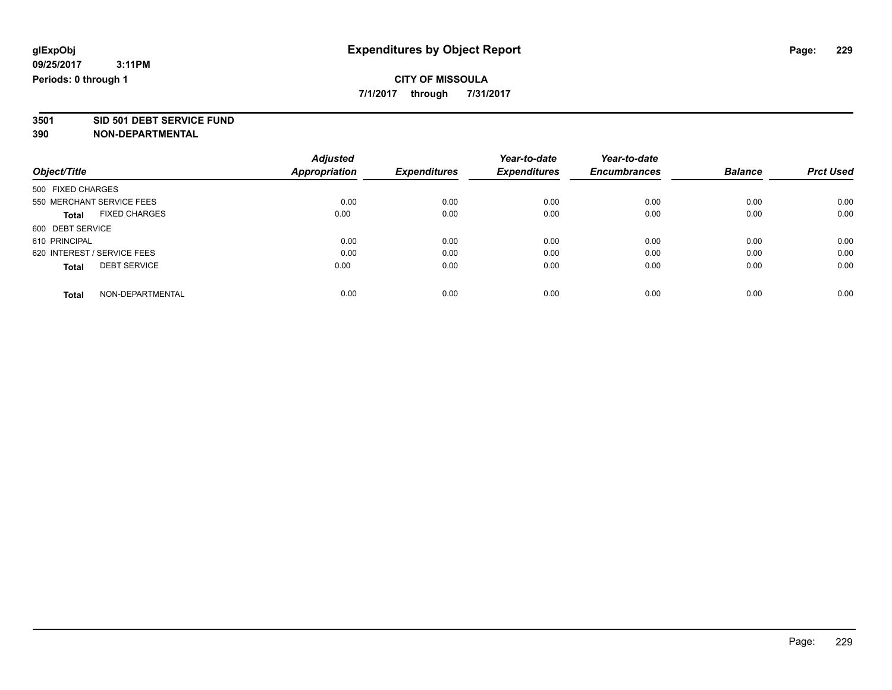glExpObj
09/25/2017 3:11PM
Periods: 0 through 1

# Expenditures by Object Report

**CITY OF MISSOULA**

**7/1/2017 through 7/31/2017**

**3501 SID 501 DEBT SERVICE FUND**

**390 NON-DEPARTMENTAL**

| Object/Title | Adjusted Appropriation | Expenditures | Year-to-date Expenditures | Year-to-date Encumbrances | Balance | Prct Used |
|---|---|---|---|---|---|---|
| 500 FIXED CHARGES | | | | | | |
| 550 MERCHANT SERVICE FEES | 0.00 | 0.00 | 0.00 | 0.00 | 0.00 | 0.00 |
| **Total** FIXED CHARGES | 0.00 | 0.00 | 0.00 | 0.00 | 0.00 | 0.00 |
| 600 DEBT SERVICE | | | | | | |
| 610 PRINCIPAL | 0.00 | 0.00 | 0.00 | 0.00 | 0.00 | 0.00 |
| 620 INTEREST / SERVICE FEES | 0.00 | 0.00 | 0.00 | 0.00 | 0.00 | 0.00 |
| **Total** DEBT SERVICE | 0.00 | 0.00 | 0.00 | 0.00 | 0.00 | 0.00 |
| **Total** NON-DEPARTMENTAL | 0.00 | 0.00 | 0.00 | 0.00 | 0.00 | 0.00 |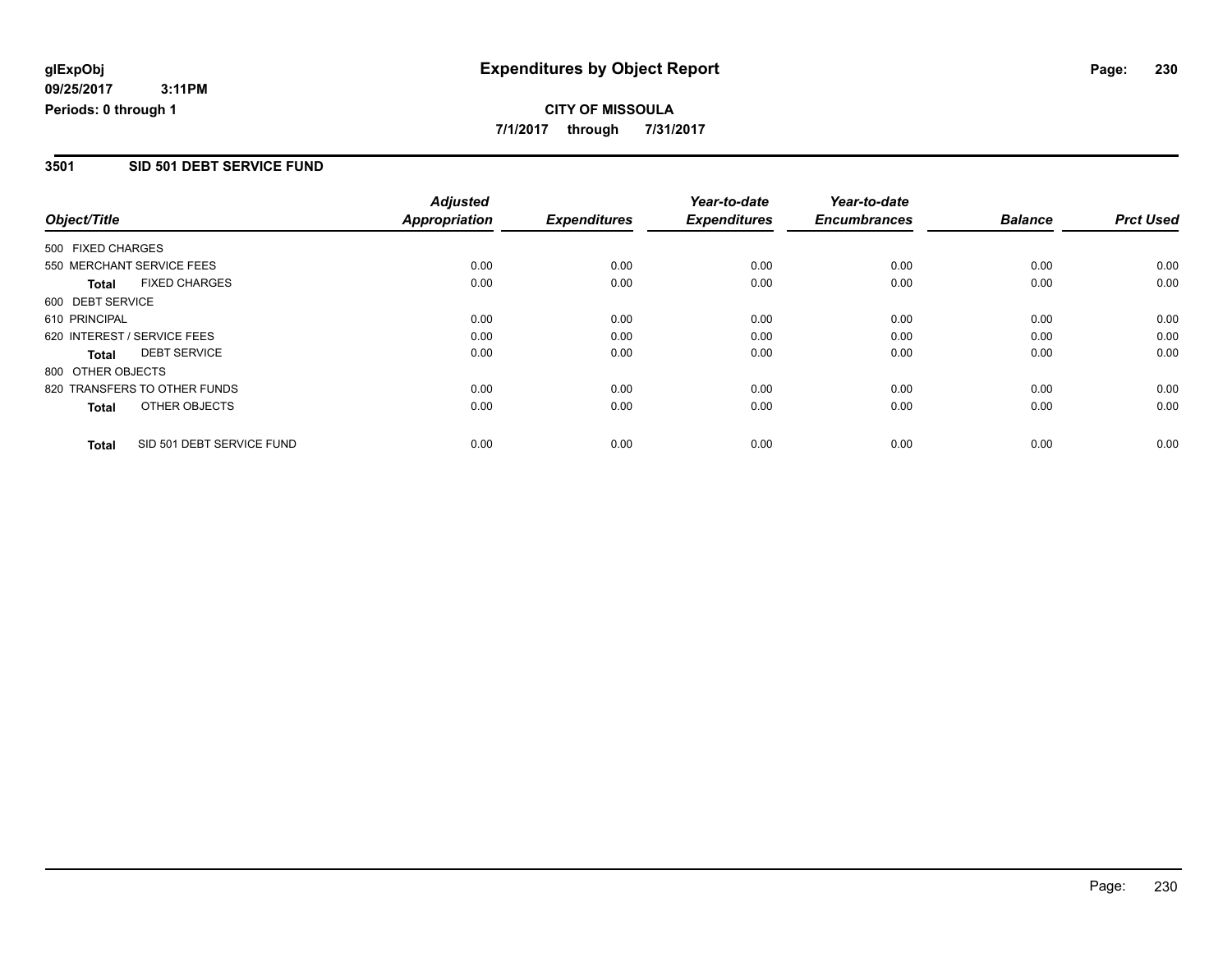**glExpObj**
**09/25/2017 3:11PM**
**Periods: 0 through 1**

# Expenditures by Object Report

**CITY OF MISSOULA**
**7/1/2017 through 7/31/2017**

## 3501 SID 501 DEBT SERVICE FUND

| Object/Title | Adjusted Appropriation | Expenditures | Year-to-date Expenditures | Year-to-date Encumbrances | Balance | Prct Used |
|---|---|---|---|---|---|---|
| 500 FIXED CHARGES | | | | | | |
| 550 MERCHANT SERVICE FEES | 0.00 | 0.00 | 0.00 | 0.00 | 0.00 | 0.00 |
| **Total** FIXED CHARGES | 0.00 | 0.00 | 0.00 | 0.00 | 0.00 | 0.00 |
| 600 DEBT SERVICE | | | | | | |
| 610 PRINCIPAL | 0.00 | 0.00 | 0.00 | 0.00 | 0.00 | 0.00 |
| 620 INTEREST / SERVICE FEES | 0.00 | 0.00 | 0.00 | 0.00 | 0.00 | 0.00 |
| **Total** DEBT SERVICE | 0.00 | 0.00 | 0.00 | 0.00 | 0.00 | 0.00 |
| 800 OTHER OBJECTS | | | | | | |
| 820 TRANSFERS TO OTHER FUNDS | 0.00 | 0.00 | 0.00 | 0.00 | 0.00 | 0.00 |
| **Total** OTHER OBJECTS | 0.00 | 0.00 | 0.00 | 0.00 | 0.00 | 0.00 |
| **Total** SID 501 DEBT SERVICE FUND | 0.00 | 0.00 | 0.00 | 0.00 | 0.00 | 0.00 |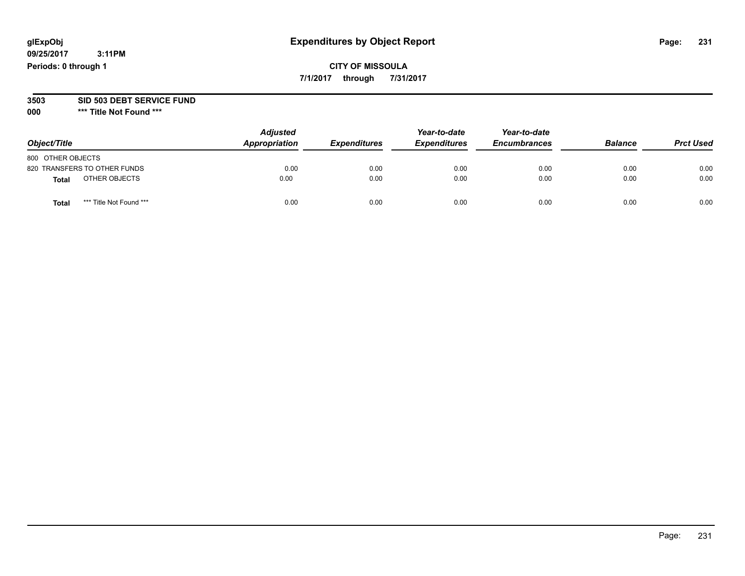glExpObj
09/25/2017 3:11PM
Periods: 0 through 1

# Expenditures by Object Report

**CITY OF MISSOULA**
**7/1/2017 through 7/31/2017**

**3503 SID 503 DEBT SERVICE FUND**
**000 *** Title Not Found *****

| Object/Title | Adjusted Appropriation | Expenditures | Year-to-date Expenditures | Year-to-date Encumbrances | Balance | Prct Used |
|---|---|---|---|---|---|---|
| 800 OTHER OBJECTS | | | | | | |
| 820 TRANSFERS TO OTHER FUNDS | 0.00 | 0.00 | 0.00 | 0.00 | 0.00 | 0.00 |
| **Total** OTHER OBJECTS | 0.00 | 0.00 | 0.00 | 0.00 | 0.00 | 0.00 |
| **Total** *** Title Not Found *** | 0.00 | 0.00 | 0.00 | 0.00 | 0.00 | 0.00 |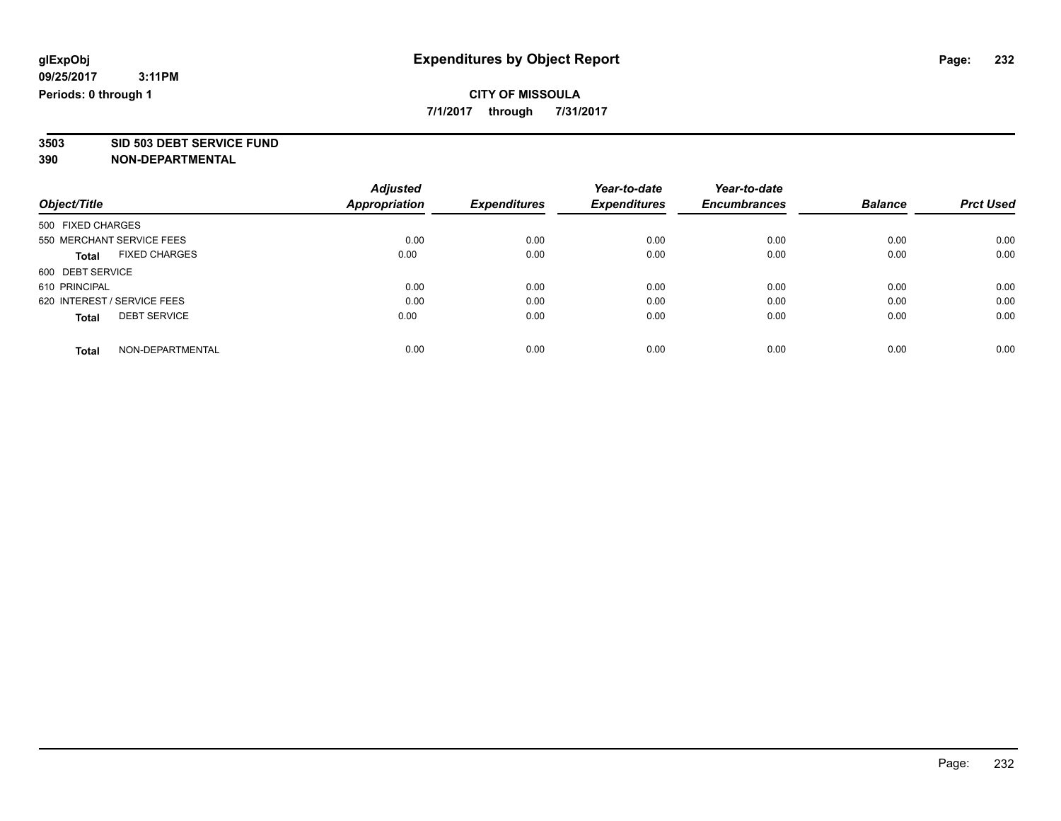**glExpObj** **Expenditures by Object Report**

**09/25/2017 3:11PM**

**Periods: 0 through 1**

**CITY OF MISSOULA**

**7/1/2017 through 7/31/2017**

**3503 SID 503 DEBT SERVICE FUND**

**390 NON-DEPARTMENTAL**

| Object/Title | Adjusted Appropriation | Expenditures | Year-to-date Expenditures | Year-to-date Encumbrances | Balance | Prct Used |
|---|---|---|---|---|---|---|
| 500 FIXED CHARGES | | | | | | |
| 550 MERCHANT SERVICE FEES | 0.00 | 0.00 | 0.00 | 0.00 | 0.00 | 0.00 |
| **Total** FIXED CHARGES | 0.00 | 0.00 | 0.00 | 0.00 | 0.00 | 0.00 |
| 600 DEBT SERVICE | | | | | | |
| 610 PRINCIPAL | 0.00 | 0.00 | 0.00 | 0.00 | 0.00 | 0.00 |
| 620 INTEREST / SERVICE FEES | 0.00 | 0.00 | 0.00 | 0.00 | 0.00 | 0.00 |
| **Total** DEBT SERVICE | 0.00 | 0.00 | 0.00 | 0.00 | 0.00 | 0.00 |
| **Total** NON-DEPARTMENTAL | 0.00 | 0.00 | 0.00 | 0.00 | 0.00 | 0.00 |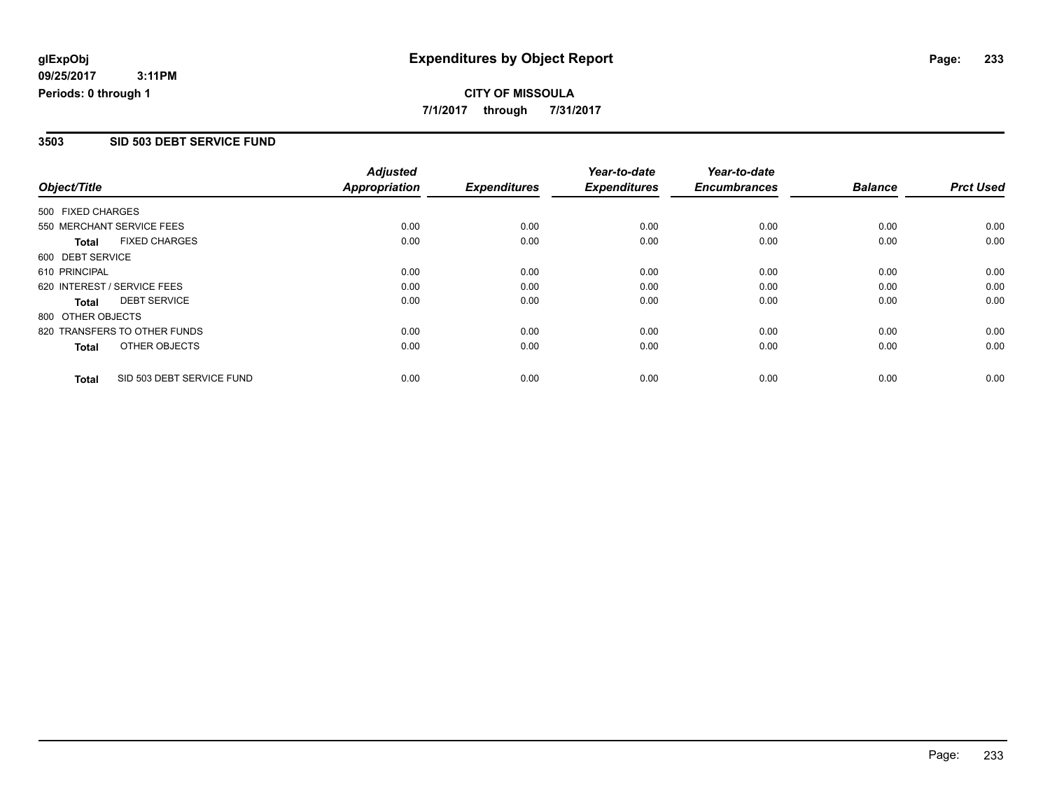**glExpObj**
**09/25/2017 3:11PM**
**Periods: 0 through 1**

# Expenditures by Object Report

**CITY OF MISSOULA**
**7/1/2017 through 7/31/2017**

## 3503 SID 503 DEBT SERVICE FUND

| Object/Title | | Adjusted Appropriation | Expenditures | Year-to-date Expenditures | Year-to-date Encumbrances | Balance | Prct Used |
|---|---|---|---|---|---|---|---|
| 500 FIXED CHARGES | | | | | | | |
| 550 MERCHANT SERVICE FEES | | 0.00 | 0.00 | 0.00 | 0.00 | 0.00 | 0.00 |
| **Total** | FIXED CHARGES | 0.00 | 0.00 | 0.00 | 0.00 | 0.00 | 0.00 |
| 600 DEBT SERVICE | | | | | | | |
| 610 PRINCIPAL | | 0.00 | 0.00 | 0.00 | 0.00 | 0.00 | 0.00 |
| 620 INTEREST / SERVICE FEES | | 0.00 | 0.00 | 0.00 | 0.00 | 0.00 | 0.00 |
| **Total** | DEBT SERVICE | 0.00 | 0.00 | 0.00 | 0.00 | 0.00 | 0.00 |
| 800 OTHER OBJECTS | | | | | | | |
| 820 TRANSFERS TO OTHER FUNDS | | 0.00 | 0.00 | 0.00 | 0.00 | 0.00 | 0.00 |
| **Total** | OTHER OBJECTS | 0.00 | 0.00 | 0.00 | 0.00 | 0.00 | 0.00 |
| **Total** | SID 503 DEBT SERVICE FUND | 0.00 | 0.00 | 0.00 | 0.00 | 0.00 | 0.00 |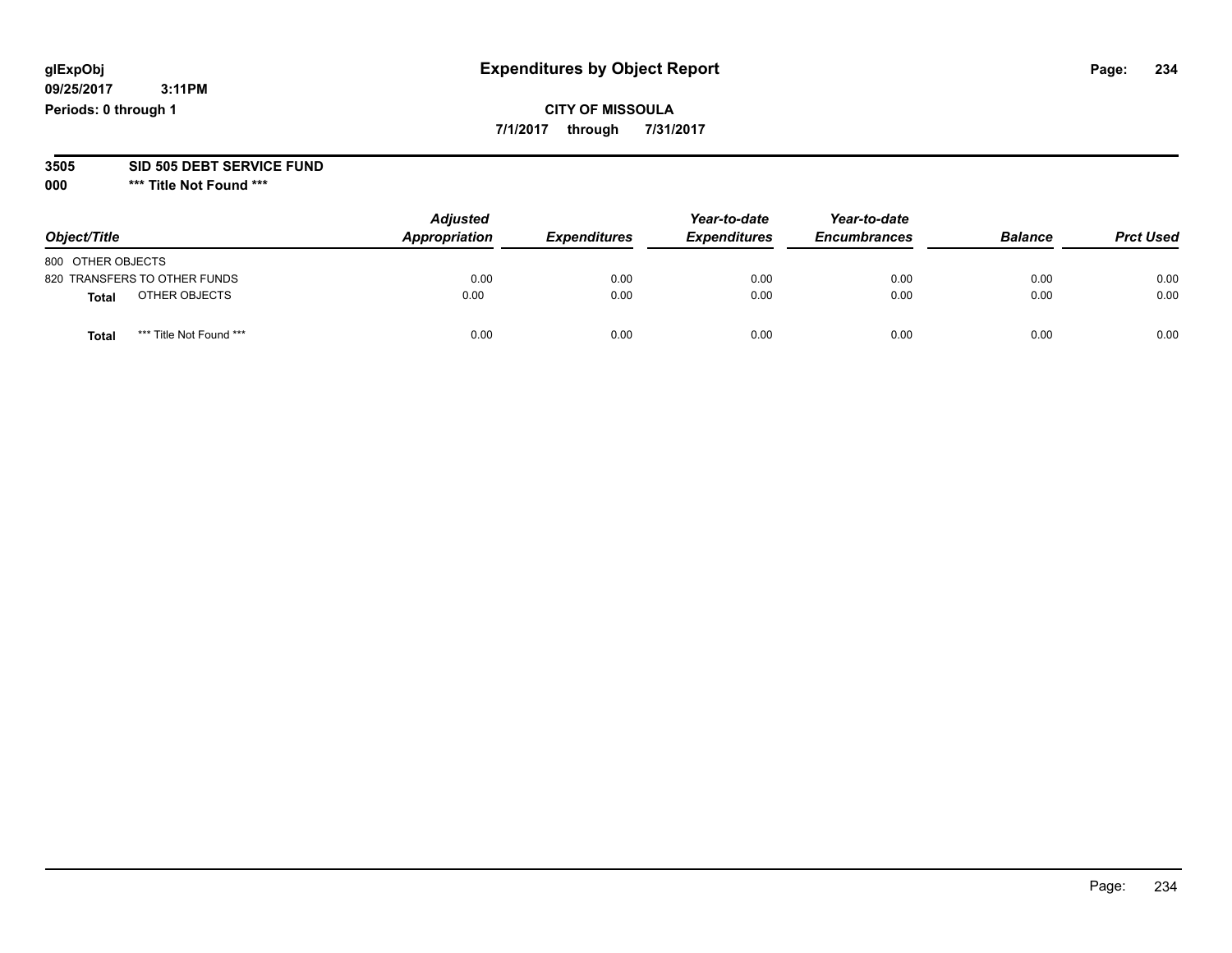**glExpObj** **Expenditures by Object Report**
**09/25/2017 3:11PM**
**Periods: 0 through 1**

**CITY OF MISSOULA**
**7/1/2017 through 7/31/2017**

**3505 SID 505 DEBT SERVICE FUND**
**000 \*\*\* Title Not Found \*\*\***

| Object/Title | Adjusted Appropriation | Expenditures | Year-to-date Expenditures | Year-to-date Encumbrances | Balance | Prct Used |
|---|---|---|---|---|---|---|
| 800 OTHER OBJECTS | | | | | | |
| 820 TRANSFERS TO OTHER FUNDS | 0.00 | 0.00 | 0.00 | 0.00 | 0.00 | 0.00 |
| **Total** OTHER OBJECTS | 0.00 | 0.00 | 0.00 | 0.00 | 0.00 | 0.00 |
| **Total** *** Title Not Found *** | 0.00 | 0.00 | 0.00 | 0.00 | 0.00 | 0.00 |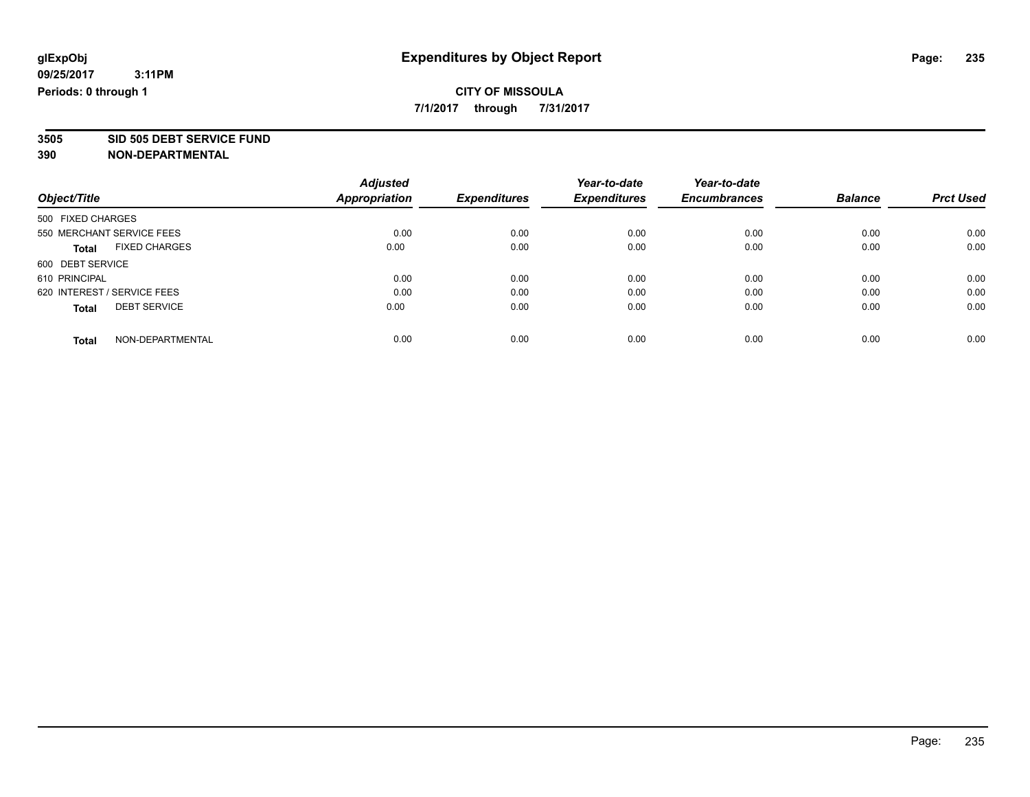**glExpObj** **Expenditures by Object Report**

**09/25/2017 3:11PM**

**Periods: 0 through 1**

**CITY OF MISSOULA**

**7/1/2017 through 7/31/2017**

**3505 SID 505 DEBT SERVICE FUND**

**390 NON-DEPARTMENTAL**

| Object/Title | Adjusted Appropriation | Expenditures | Year-to-date Expenditures | Year-to-date Encumbrances | Balance | Prct Used |
|---|---|---|---|---|---|---|
| 500 FIXED CHARGES | | | | | | |
| 550 MERCHANT SERVICE FEES | 0.00 | 0.00 | 0.00 | 0.00 | 0.00 | 0.00 |
| **Total** FIXED CHARGES | 0.00 | 0.00 | 0.00 | 0.00 | 0.00 | 0.00 |
| 600 DEBT SERVICE | | | | | | |
| 610 PRINCIPAL | 0.00 | 0.00 | 0.00 | 0.00 | 0.00 | 0.00 |
| 620 INTEREST / SERVICE FEES | 0.00 | 0.00 | 0.00 | 0.00 | 0.00 | 0.00 |
| **Total** DEBT SERVICE | 0.00 | 0.00 | 0.00 | 0.00 | 0.00 | 0.00 |
| **Total** NON-DEPARTMENTAL | 0.00 | 0.00 | 0.00 | 0.00 | 0.00 | 0.00 |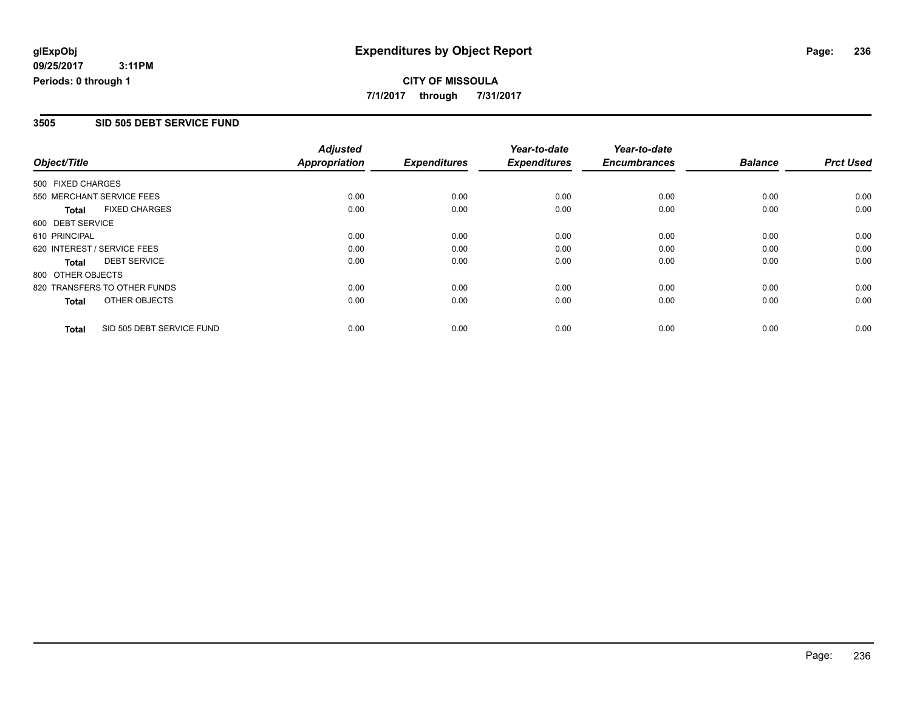**glExpObj** | **Expenditures by Object Report**

**09/25/2017 3:11PM**

**Periods: 0 through 1**

**CITY OF MISSOULA**

**7/1/2017 through 7/31/2017**

## 3505 SID 505 DEBT SERVICE FUND

| Object/Title | | Adjusted Appropriation | Expenditures | Year-to-date Expenditures | Year-to-date Encumbrances | Balance | Prct Used |
|---|---|---|---|---|---|---|---|
| 500 FIXED CHARGES | | | | | | | |
| 550 MERCHANT SERVICE FEES | | 0.00 | 0.00 | 0.00 | 0.00 | 0.00 | 0.00 |
| **Total** | FIXED CHARGES | 0.00 | 0.00 | 0.00 | 0.00 | 0.00 | 0.00 |
| 600 DEBT SERVICE | | | | | | | |
| 610 PRINCIPAL | | 0.00 | 0.00 | 0.00 | 0.00 | 0.00 | 0.00 |
| 620 INTEREST / SERVICE FEES | | 0.00 | 0.00 | 0.00 | 0.00 | 0.00 | 0.00 |
| **Total** | DEBT SERVICE | 0.00 | 0.00 | 0.00 | 0.00 | 0.00 | 0.00 |
| 800 OTHER OBJECTS | | | | | | | |
| 820 TRANSFERS TO OTHER FUNDS | | 0.00 | 0.00 | 0.00 | 0.00 | 0.00 | 0.00 |
| **Total** | OTHER OBJECTS | 0.00 | 0.00 | 0.00 | 0.00 | 0.00 | 0.00 |
| **Total** | SID 505 DEBT SERVICE FUND | 0.00 | 0.00 | 0.00 | 0.00 | 0.00 | 0.00 |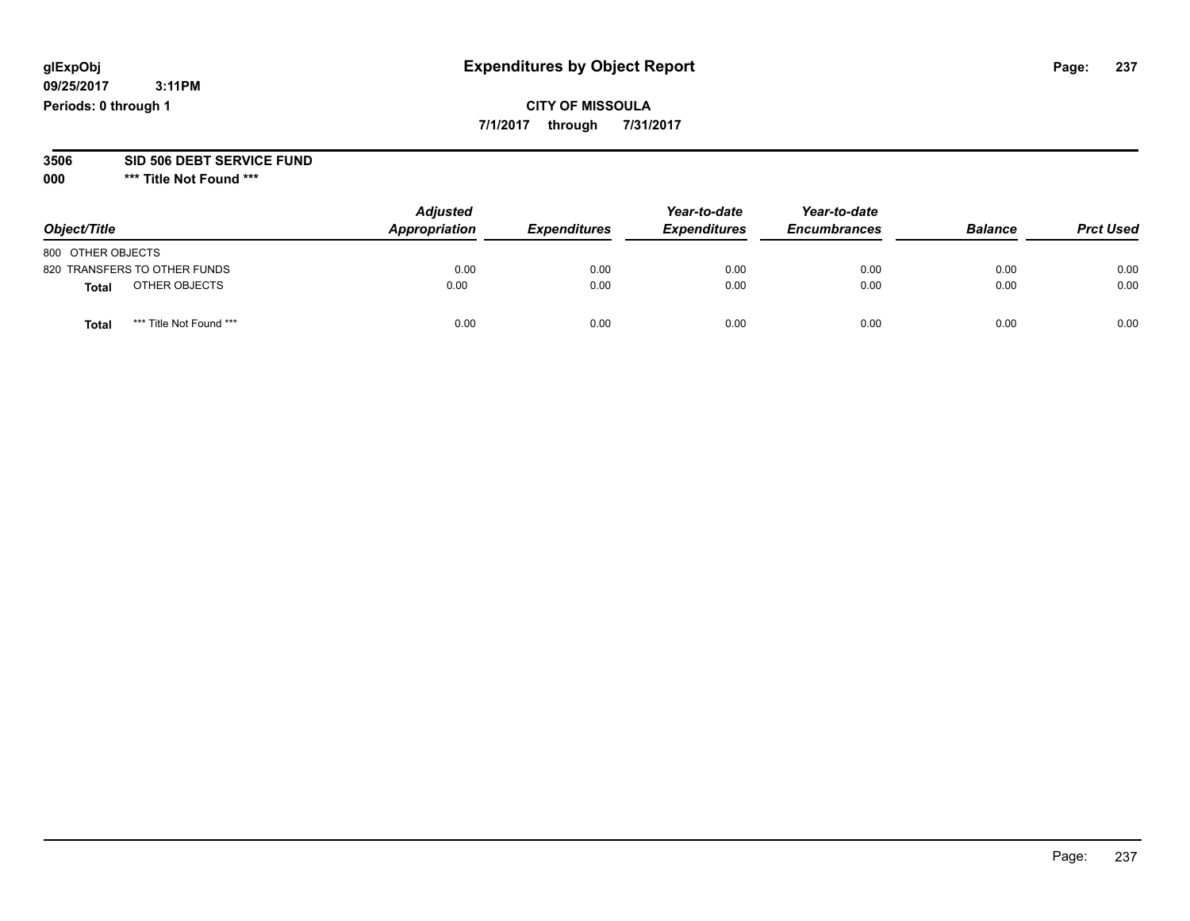glExpObj
09/25/2017 3:11PM
Periods: 0 through 1

# Expenditures by Object Report

**CITY OF MISSOULA**
**7/1/2017 through 7/31/2017**

**3506 SID 506 DEBT SERVICE FUND**
**000 *** Title Not Found *****

| Object/Title | Adjusted Appropriation | Expenditures | Year-to-date Expenditures | Year-to-date Encumbrances | Balance | Prct Used |
|---|---|---|---|---|---|---|
| 800 OTHER OBJECTS | | | | | | |
| 820 TRANSFERS TO OTHER FUNDS | 0.00 | 0.00 | 0.00 | 0.00 | 0.00 | 0.00 |
| **Total** OTHER OBJECTS | 0.00 | 0.00 | 0.00 | 0.00 | 0.00 | 0.00 |
| **Total** *** Title Not Found *** | 0.00 | 0.00 | 0.00 | 0.00 | 0.00 | 0.00 |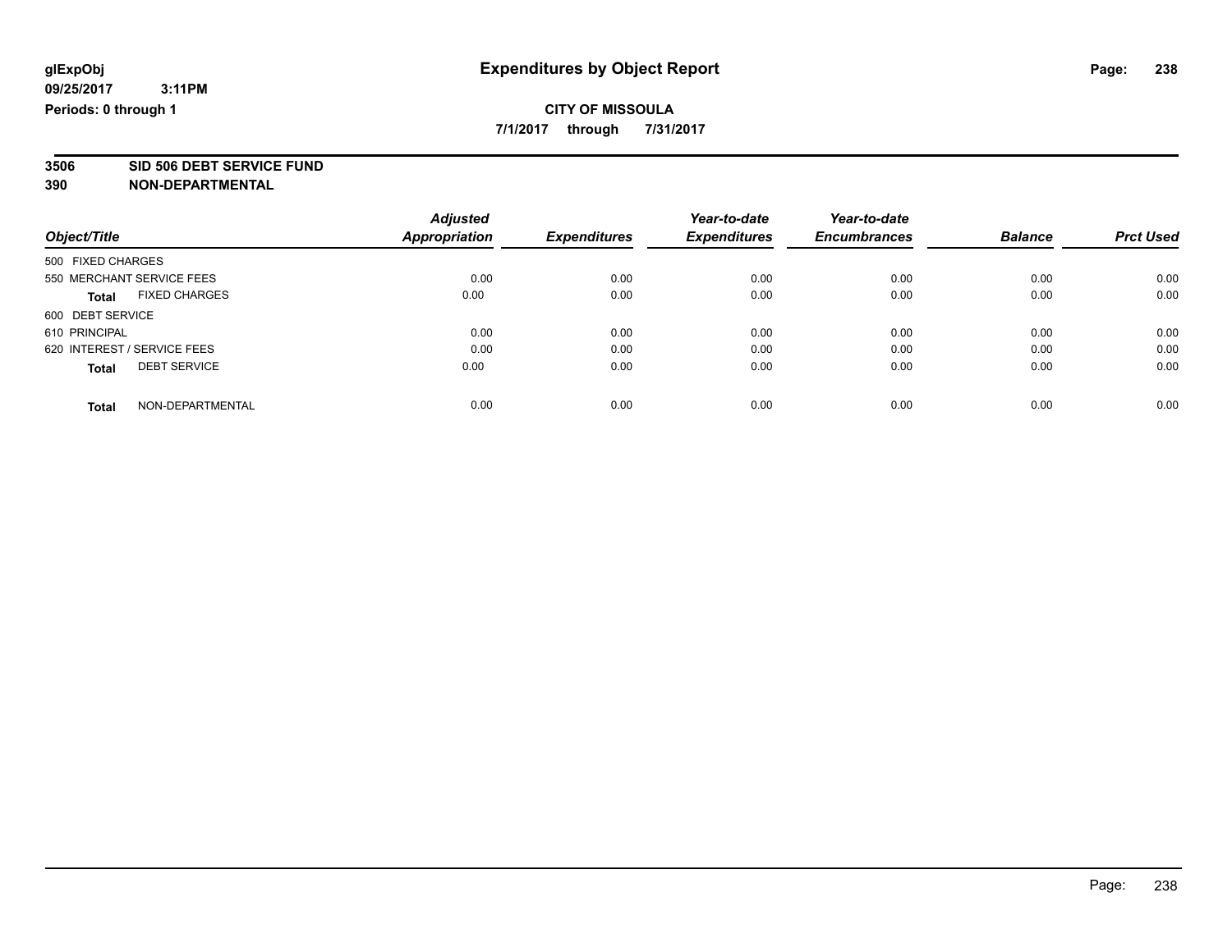# Expenditures by Object Report

**glExpObj**
**09/25/2017 3:11PM**
**Periods: 0 through 1**

**CITY OF MISSOULA**
**7/1/2017 through 7/31/2017**

**3506 SID 506 DEBT SERVICE FUND**
**390 NON-DEPARTMENTAL**

| Object/Title | | *Adjusted Appropriation* | *Expenditures* | *Year-to-date Expenditures* | *Year-to-date Encumbrances* | *Balance* | *Prct Used* |
|---|---|---|---|---|---|---|---|
| 500 FIXED CHARGES | | | | | | | |
| 550 MERCHANT SERVICE FEES | | 0.00 | 0.00 | 0.00 | 0.00 | 0.00 | 0.00 |
| **Total** | FIXED CHARGES | 0.00 | 0.00 | 0.00 | 0.00 | 0.00 | 0.00 |
| 600 DEBT SERVICE | | | | | | | |
| 610 PRINCIPAL | | 0.00 | 0.00 | 0.00 | 0.00 | 0.00 | 0.00 |
| 620 INTEREST / SERVICE FEES | | 0.00 | 0.00 | 0.00 | 0.00 | 0.00 | 0.00 |
| **Total** | DEBT SERVICE | 0.00 | 0.00 | 0.00 | 0.00 | 0.00 | 0.00 |
| **Total** | NON-DEPARTMENTAL | 0.00 | 0.00 | 0.00 | 0.00 | 0.00 | 0.00 |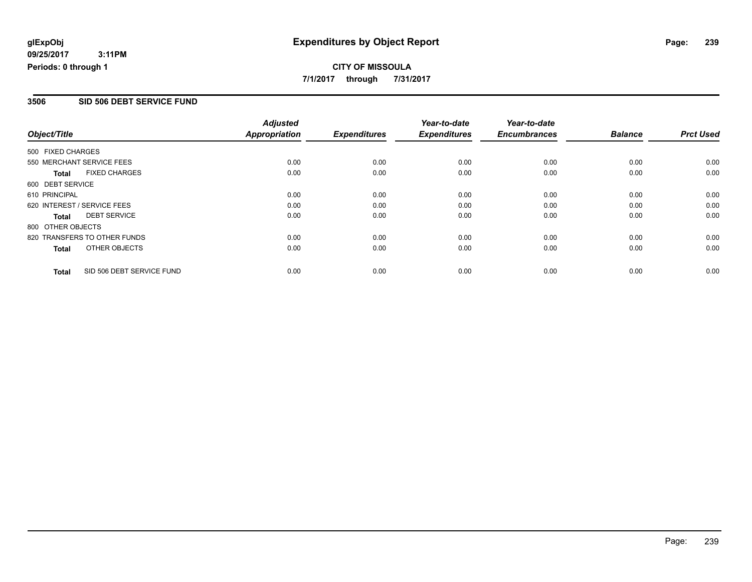**glExpObj**
**09/25/2017 3:11PM**
**Periods: 0 through 1**

# Expenditures by Object Report

**CITY OF MISSOULA**
**7/1/2017 through 7/31/2017**

## 3506 SID 506 DEBT SERVICE FUND

| Object/Title | | Adjusted Appropriation | Expenditures | Year-to-date Expenditures | Year-to-date Encumbrances | Balance | Prct Used |
|---|---|---|---|---|---|---|---|
| 500 FIXED CHARGES | | | | | | | |
| 550 MERCHANT SERVICE FEES | | 0.00 | 0.00 | 0.00 | 0.00 | 0.00 | 0.00 |
| **Total** | FIXED CHARGES | 0.00 | 0.00 | 0.00 | 0.00 | 0.00 | 0.00 |
| 600 DEBT SERVICE | | | | | | | |
| 610 PRINCIPAL | | 0.00 | 0.00 | 0.00 | 0.00 | 0.00 | 0.00 |
| 620 INTEREST / SERVICE FEES | | 0.00 | 0.00 | 0.00 | 0.00 | 0.00 | 0.00 |
| **Total** | DEBT SERVICE | 0.00 | 0.00 | 0.00 | 0.00 | 0.00 | 0.00 |
| 800 OTHER OBJECTS | | | | | | | |
| 820 TRANSFERS TO OTHER FUNDS | | 0.00 | 0.00 | 0.00 | 0.00 | 0.00 | 0.00 |
| **Total** | OTHER OBJECTS | 0.00 | 0.00 | 0.00 | 0.00 | 0.00 | 0.00 |
| **Total** | SID 506 DEBT SERVICE FUND | 0.00 | 0.00 | 0.00 | 0.00 | 0.00 | 0.00 |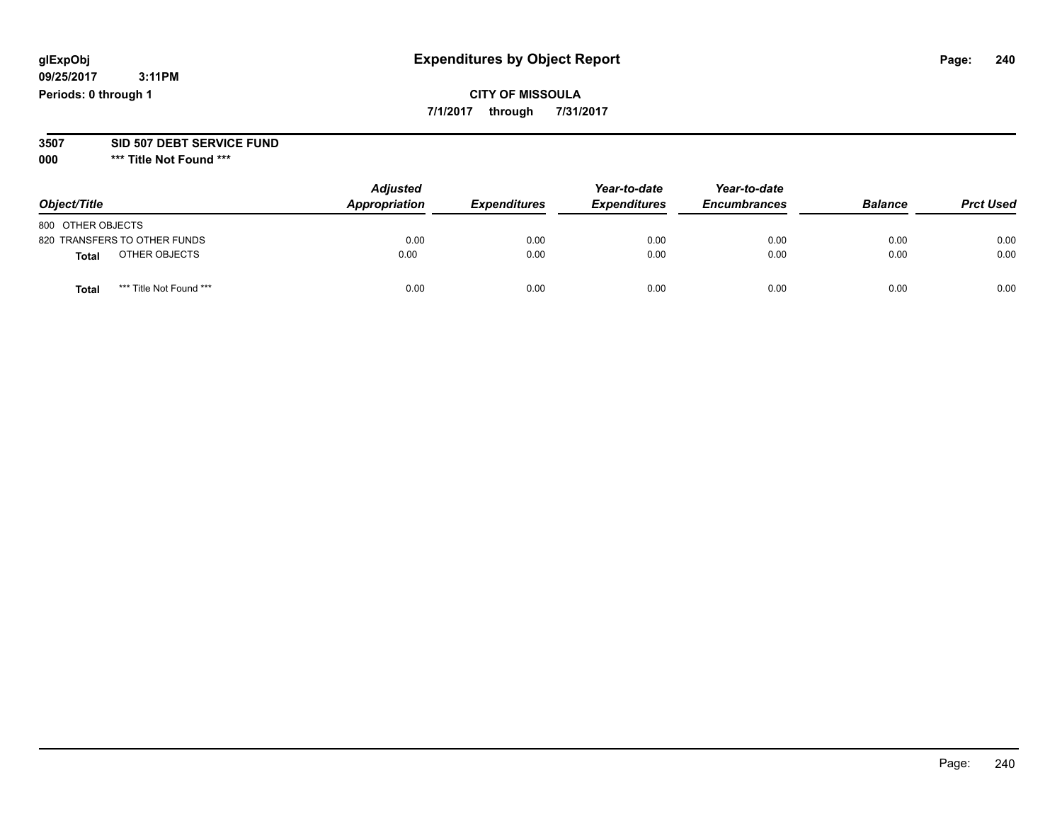# Expenditures by Object Report

glExpObj
09/25/2017 3:11PM
Periods: 0 through 1

**CITY OF MISSOULA**
**7/1/2017 through 7/31/2017**

**3507 SID 507 DEBT SERVICE FUND**
**000 \*\*\* Title Not Found \*\*\***

| Object/Title | Adjusted Appropriation | Expenditures | Year-to-date Expenditures | Year-to-date Encumbrances | Balance | Prct Used |
|---|---|---|---|---|---|---|
| 800 OTHER OBJECTS | | | | | | |
| 820 TRANSFERS TO OTHER FUNDS | 0.00 | 0.00 | 0.00 | 0.00 | 0.00 | 0.00 |
| **Total** OTHER OBJECTS | 0.00 | 0.00 | 0.00 | 0.00 | 0.00 | 0.00 |
| **Total** *** Title Not Found *** | 0.00 | 0.00 | 0.00 | 0.00 | 0.00 | 0.00 |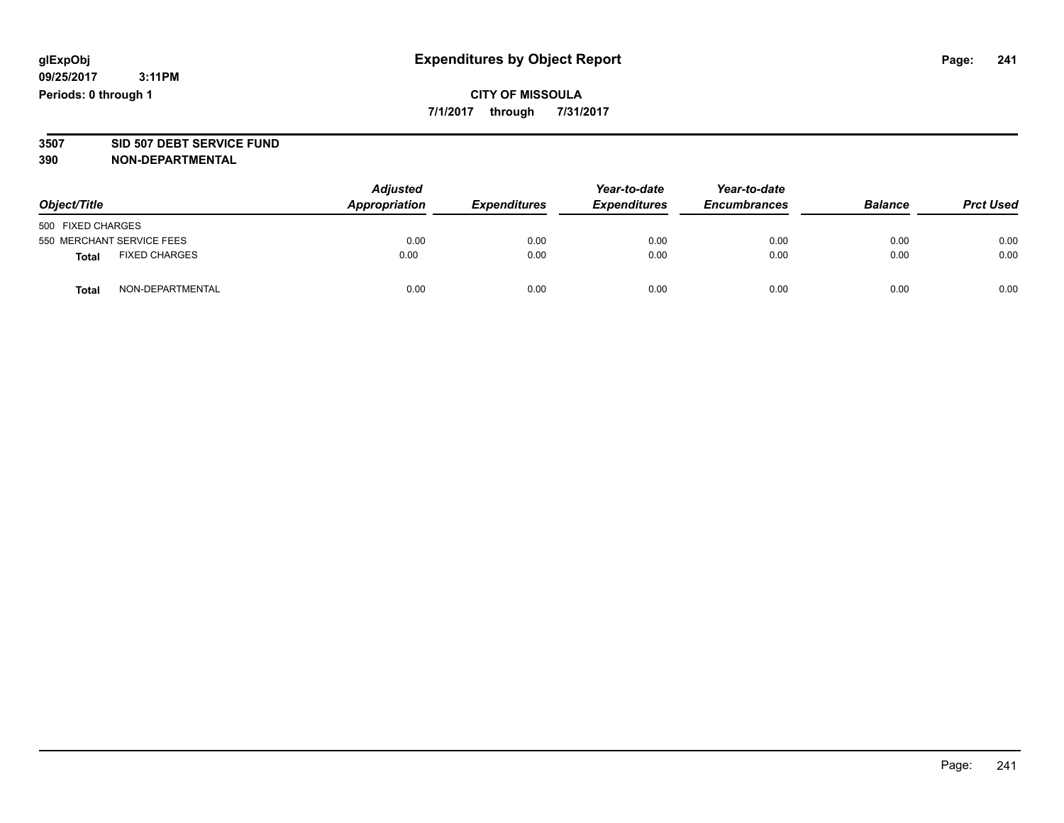**glExpObj**
**09/25/2017 3:11PM**
**Periods: 0 through 1**

# Expenditures by Object Report

**CITY OF MISSOULA**
**7/1/2017 through 7/31/2017**

**3507 SID 507 DEBT SERVICE FUND**
**390 NON-DEPARTMENTAL**

| Object/Title | | Adjusted Appropriation | Expenditures | Year-to-date Expenditures | Year-to-date Encumbrances | Balance | Prct Used |
|---|---|---|---|---|---|---|---|
| 500 FIXED CHARGES | | | | | | | |
| 550 MERCHANT SERVICE FEES | | 0.00 | 0.00 | 0.00 | 0.00 | 0.00 | 0.00 |
| **Total** | FIXED CHARGES | 0.00 | 0.00 | 0.00 | 0.00 | 0.00 | 0.00 |
| **Total** | NON-DEPARTMENTAL | 0.00 | 0.00 | 0.00 | 0.00 | 0.00 | 0.00 |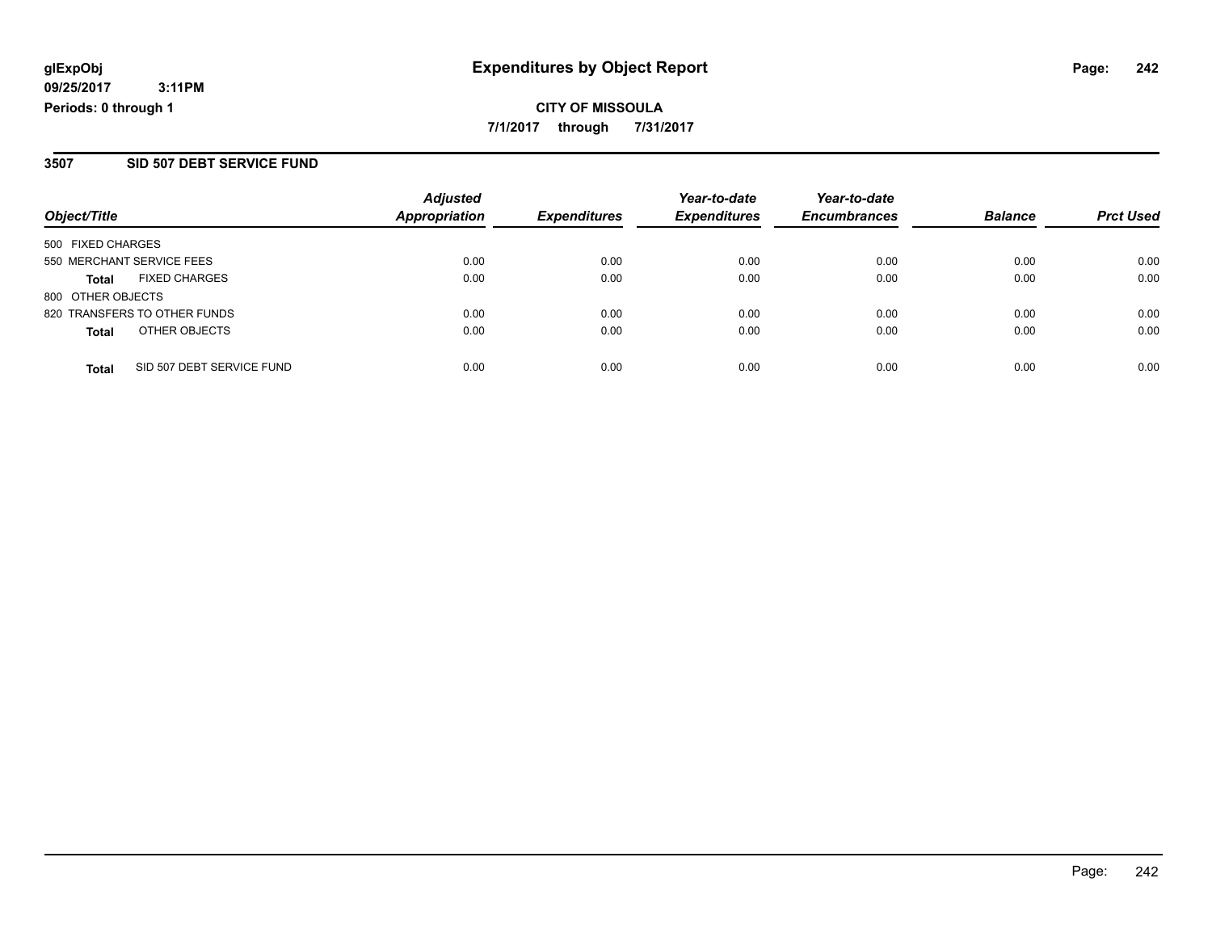glExpObj
09/25/2017 3:11PM
Periods: 0 through 1

# Expenditures by Object Report

**CITY OF MISSOULA**

**7/1/2017 through 7/31/2017**

## 3507 SID 507 DEBT SERVICE FUND

| Object/Title | | Adjusted Appropriation | Expenditures | Year-to-date Expenditures | Year-to-date Encumbrances | Balance | Prct Used |
|---|---|---|---|---|---|---|---|
| 500 FIXED CHARGES | | | | | | | |
| 550 MERCHANT SERVICE FEES | | 0.00 | 0.00 | 0.00 | 0.00 | 0.00 | 0.00 |
| **Total** | FIXED CHARGES | 0.00 | 0.00 | 0.00 | 0.00 | 0.00 | 0.00 |
| 800 OTHER OBJECTS | | | | | | | |
| 820 TRANSFERS TO OTHER FUNDS | | 0.00 | 0.00 | 0.00 | 0.00 | 0.00 | 0.00 |
| **Total** | OTHER OBJECTS | 0.00 | 0.00 | 0.00 | 0.00 | 0.00 | 0.00 |
| **Total** | SID 507 DEBT SERVICE FUND | 0.00 | 0.00 | 0.00 | 0.00 | 0.00 | 0.00 |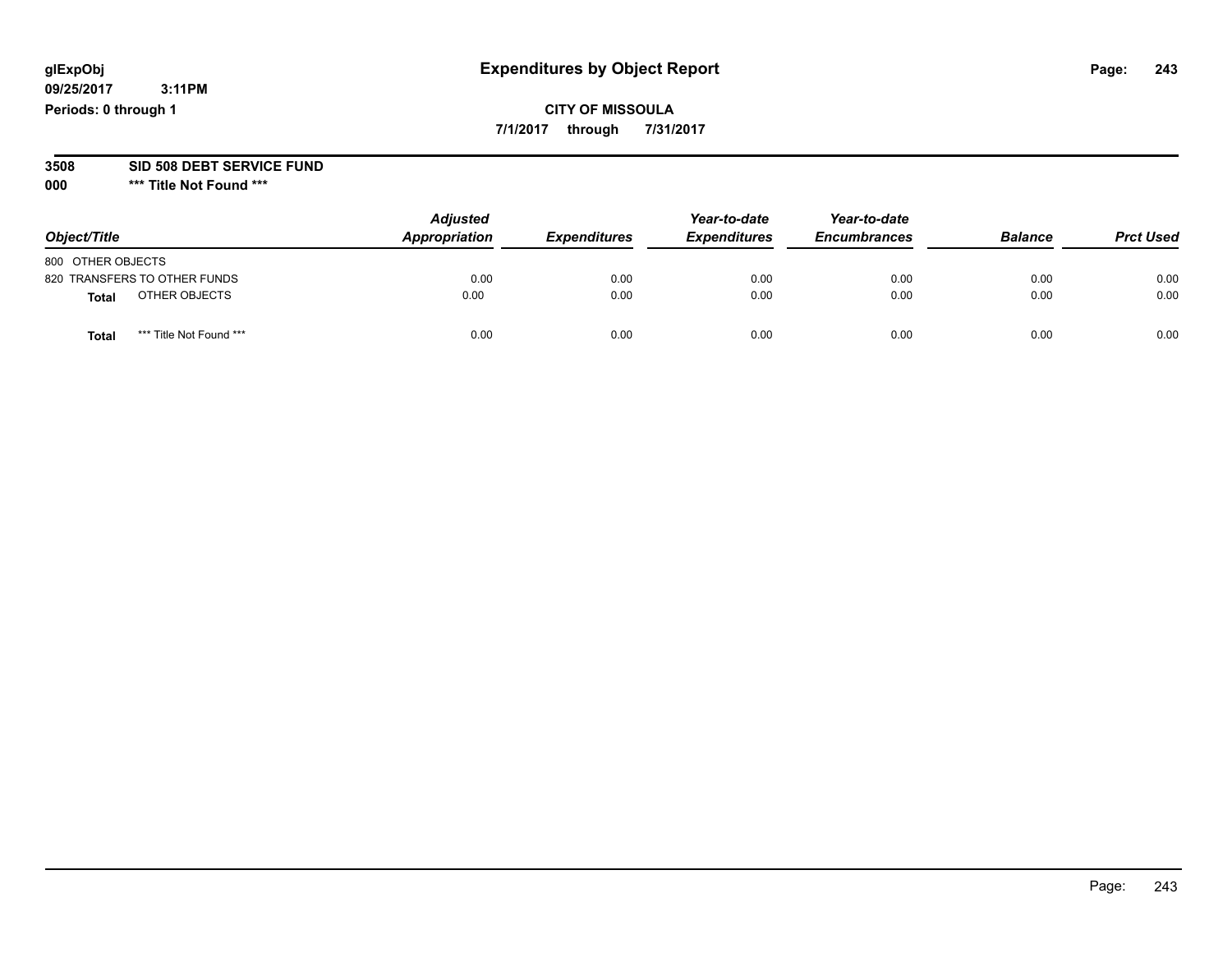glExpObj
09/25/2017 3:11PM
Periods: 0 through 1

# Expenditures by Object Report

**CITY OF MISSOULA**
**7/1/2017 through 7/31/2017**

**3508 SID 508 DEBT SERVICE FUND**
**000 *** Title Not Found *****

| Object/Title | Adjusted Appropriation | Expenditures | Year-to-date Expenditures | Year-to-date Encumbrances | Balance | Prct Used |
|---|---|---|---|---|---|---|
| 800 OTHER OBJECTS | | | | | | |
| 820 TRANSFERS TO OTHER FUNDS | 0.00 | 0.00 | 0.00 | 0.00 | 0.00 | 0.00 |
| **Total** OTHER OBJECTS | 0.00 | 0.00 | 0.00 | 0.00 | 0.00 | 0.00 |
| **Total** *** Title Not Found *** | 0.00 | 0.00 | 0.00 | 0.00 | 0.00 | 0.00 |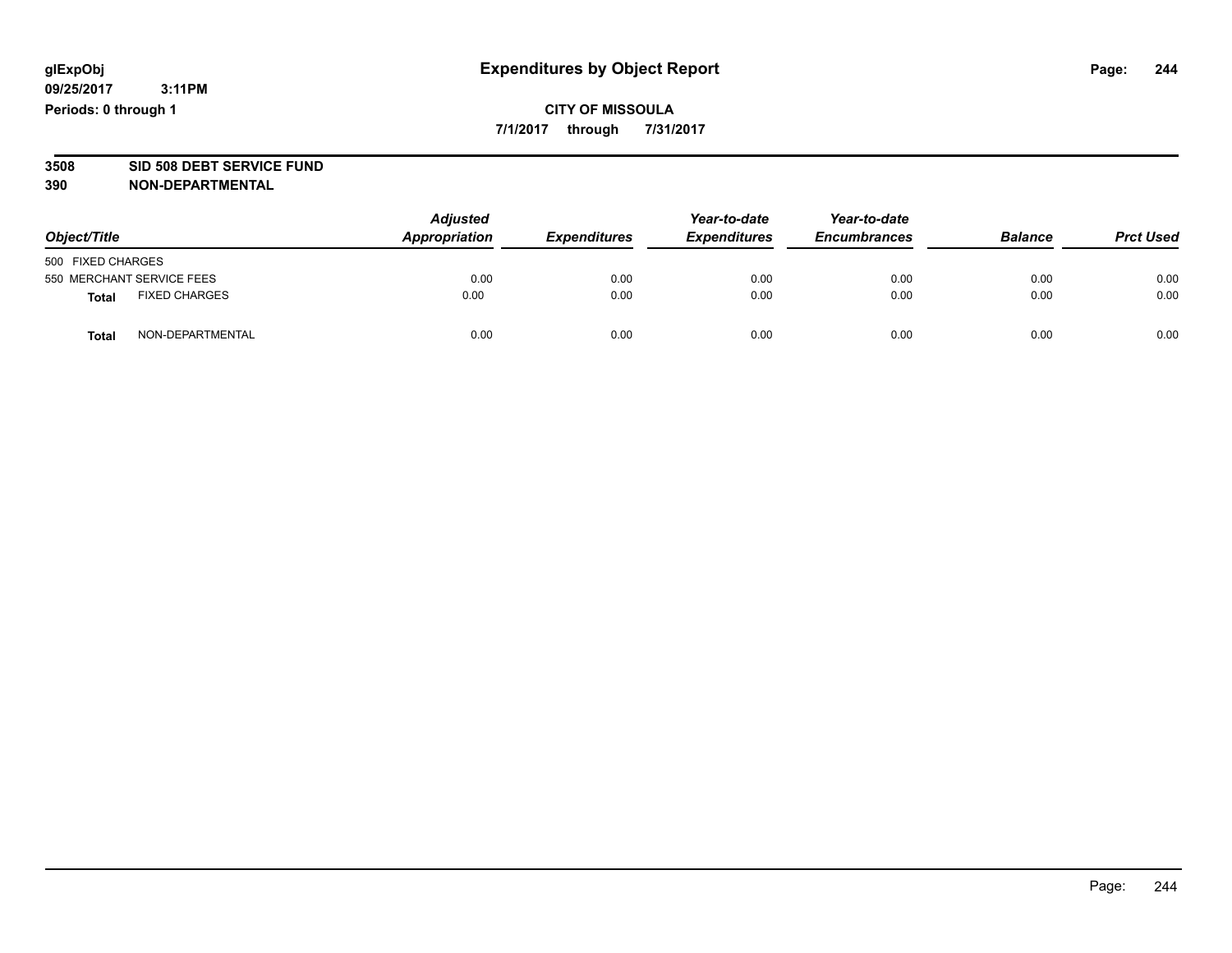# Expenditures by Object Report

glExpObj
09/25/2017 3:11PM
Periods: 0 through 1

**CITY OF MISSOULA**
**7/1/2017 through 7/31/2017**

**3508 SID 508 DEBT SERVICE FUND**
**390 NON-DEPARTMENTAL**

| Object/Title | | Adjusted Appropriation | Expenditures | Year-to-date Expenditures | Year-to-date Encumbrances | Balance | Prct Used |
|---|---|---|---|---|---|---|---|
| 500 FIXED CHARGES | | | | | | | |
| 550 MERCHANT SERVICE FEES | | 0.00 | 0.00 | 0.00 | 0.00 | 0.00 | 0.00 |
| **Total** | FIXED CHARGES | 0.00 | 0.00 | 0.00 | 0.00 | 0.00 | 0.00 |
| **Total** | NON-DEPARTMENTAL | 0.00 | 0.00 | 0.00 | 0.00 | 0.00 | 0.00 |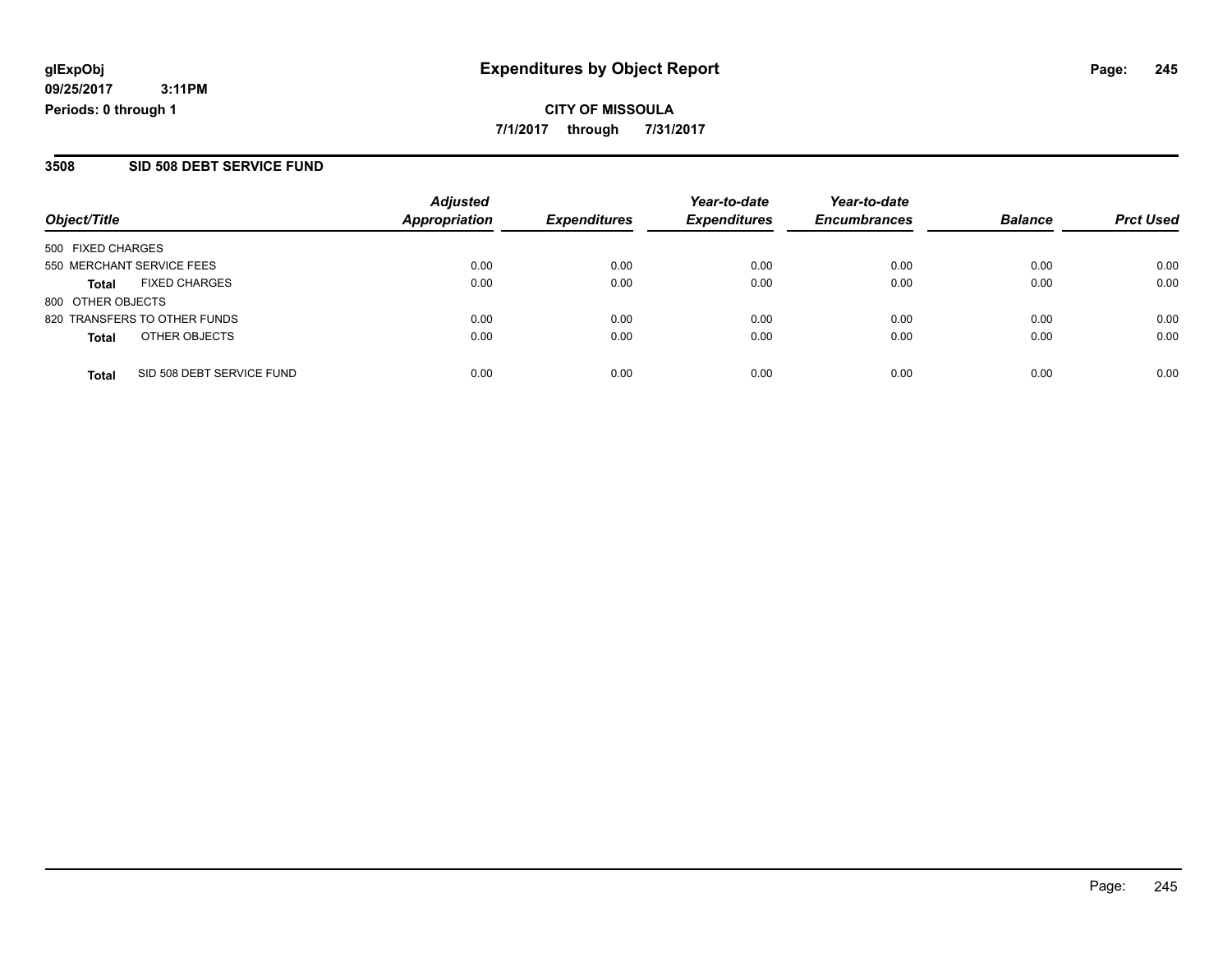glExpObj
09/25/2017 3:11PM
Periods: 0 through 1

# Expenditures by Object Report

**CITY OF MISSOULA**
**7/1/2017 through 7/31/2017**

## 3508 SID 508 DEBT SERVICE FUND

| Object/Title | Adjusted Appropriation | Expenditures | Year-to-date Expenditures | Year-to-date Encumbrances | Balance | Prct Used |
|---|---|---|---|---|---|---|
| 500 FIXED CHARGES | | | | | | |
| 550 MERCHANT SERVICE FEES | 0.00 | 0.00 | 0.00 | 0.00 | 0.00 | 0.00 |
| **Total** FIXED CHARGES | 0.00 | 0.00 | 0.00 | 0.00 | 0.00 | 0.00 |
| 800 OTHER OBJECTS | | | | | | |
| 820 TRANSFERS TO OTHER FUNDS | 0.00 | 0.00 | 0.00 | 0.00 | 0.00 | 0.00 |
| **Total** OTHER OBJECTS | 0.00 | 0.00 | 0.00 | 0.00 | 0.00 | 0.00 |
| **Total** SID 508 DEBT SERVICE FUND | 0.00 | 0.00 | 0.00 | 0.00 | 0.00 | 0.00 |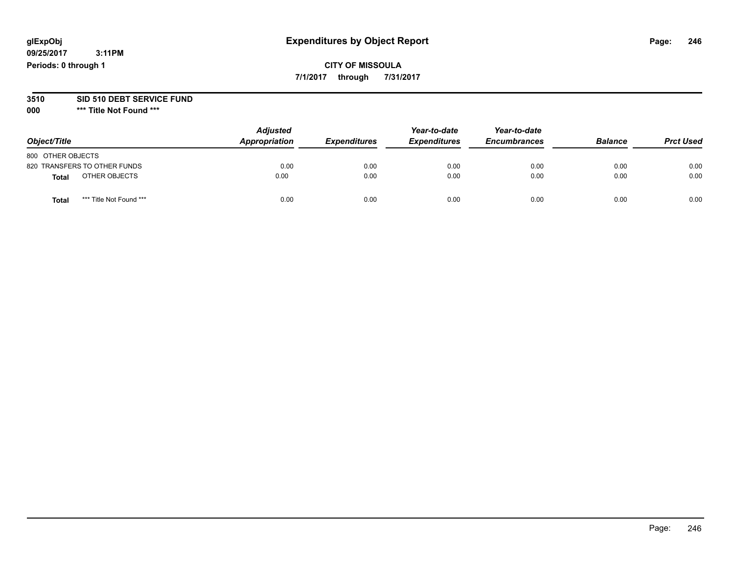**glExpObj** **Expenditures by Object Report**

**09/25/2017 3:11PM**

**Periods: 0 through 1**

**CITY OF MISSOULA**

**7/1/2017 through 7/31/2017**

**3510 SID 510 DEBT SERVICE FUND**

**000 *** Title Not Found *****

| Object/Title | Adjusted Appropriation | Expenditures | Year-to-date Expenditures | Year-to-date Encumbrances | Balance | Prct Used |
|---|---|---|---|---|---|---|
| 800 OTHER OBJECTS | | | | | | |
| 820 TRANSFERS TO OTHER FUNDS | 0.00 | 0.00 | 0.00 | 0.00 | 0.00 | 0.00 |
| **Total** OTHER OBJECTS | 0.00 | 0.00 | 0.00 | 0.00 | 0.00 | 0.00 |
| **Total** *** Title Not Found *** | 0.00 | 0.00 | 0.00 | 0.00 | 0.00 | 0.00 |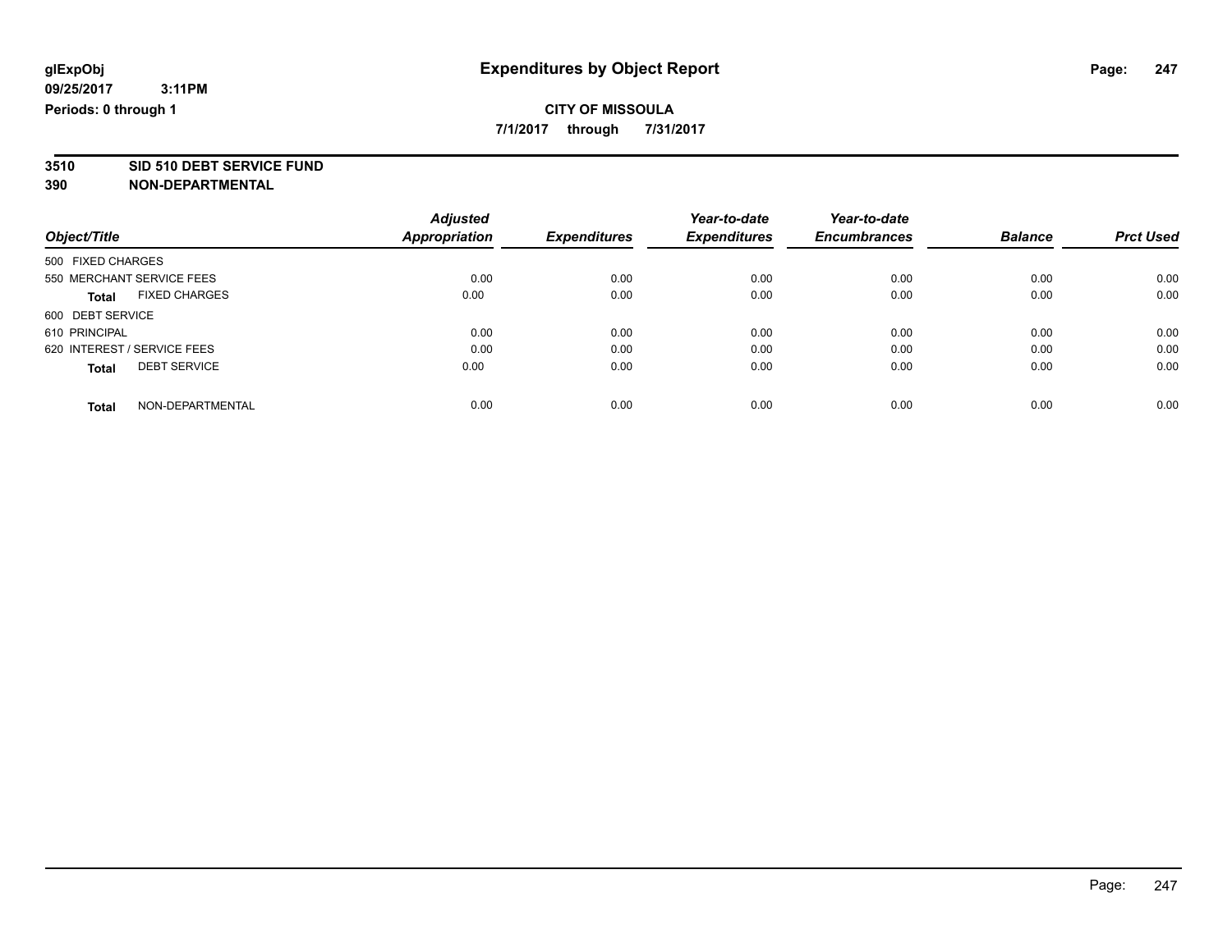**glExpObj** **Expenditures by Object Report**

**09/25/2017 3:11PM**

**Periods: 0 through 1**

**CITY OF MISSOULA**

**7/1/2017 through 7/31/2017**

**3510 SID 510 DEBT SERVICE FUND**

**390 NON-DEPARTMENTAL**

| Object/Title | | Adjusted Appropriation | Expenditures | Year-to-date Expenditures | Year-to-date Encumbrances | Balance | Prct Used |
|---|---|---|---|---|---|---|---|
| 500 FIXED CHARGES | | | | | | | |
| 550 MERCHANT SERVICE FEES | | 0.00 | 0.00 | 0.00 | 0.00 | 0.00 | 0.00 |
| **Total** | FIXED CHARGES | 0.00 | 0.00 | 0.00 | 0.00 | 0.00 | 0.00 |
| 600 DEBT SERVICE | | | | | | | |
| 610 PRINCIPAL | | 0.00 | 0.00 | 0.00 | 0.00 | 0.00 | 0.00 |
| 620 INTEREST / SERVICE FEES | | 0.00 | 0.00 | 0.00 | 0.00 | 0.00 | 0.00 |
| **Total** | DEBT SERVICE | 0.00 | 0.00 | 0.00 | 0.00 | 0.00 | 0.00 |
| **Total** | NON-DEPARTMENTAL | 0.00 | 0.00 | 0.00 | 0.00 | 0.00 | 0.00 |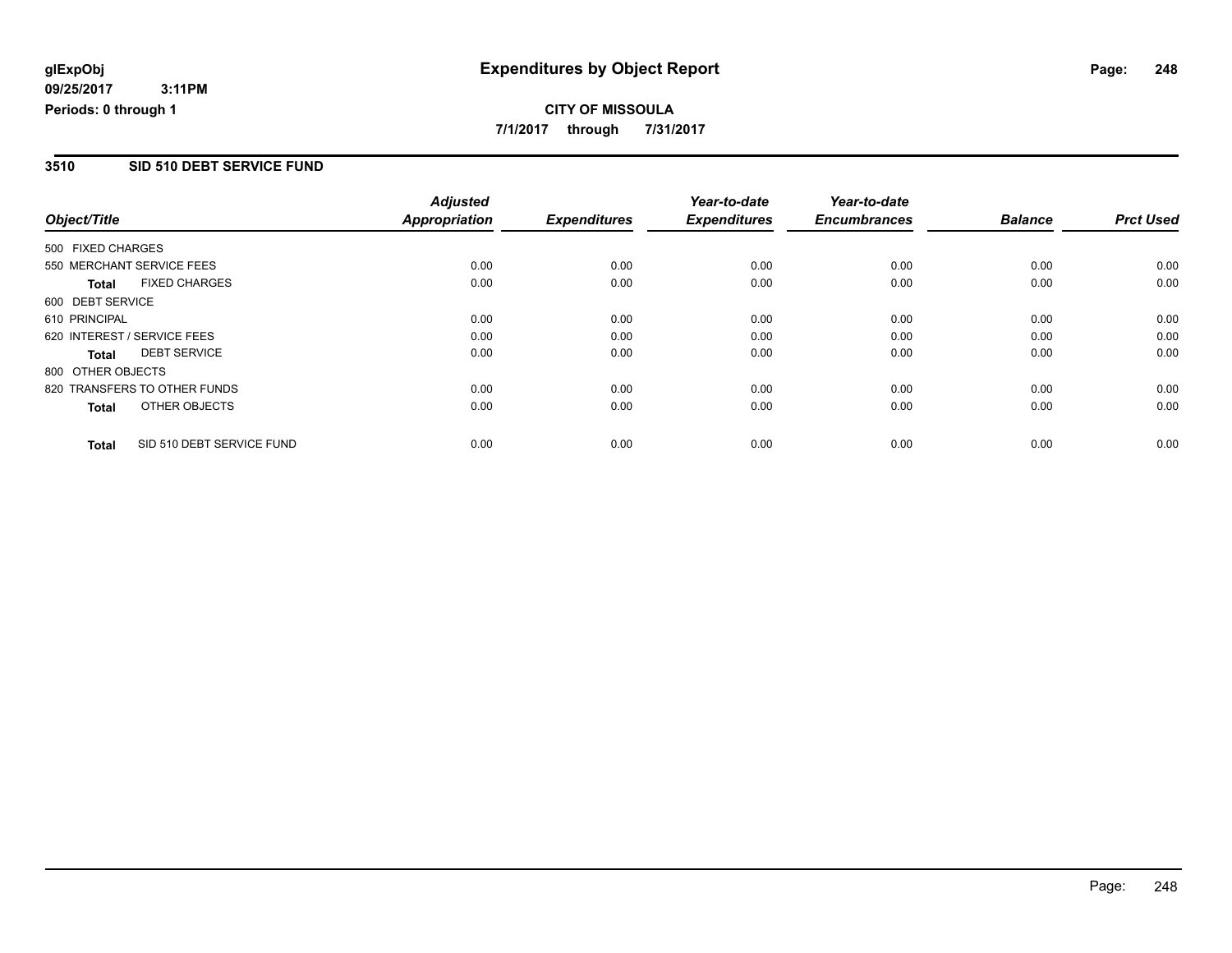**glExpObj** **Expenditures by Object Report**

**09/25/2017 3:11PM**

**Periods: 0 through 1**

**CITY OF MISSOULA**

**7/1/2017 through 7/31/2017**

## 3510 SID 510 DEBT SERVICE FUND

| Object/Title | Adjusted Appropriation | Expenditures | Year-to-date Expenditures | Year-to-date Encumbrances | Balance | Prct Used |
|---|---|---|---|---|---|---|
| 500 FIXED CHARGES | | | | | | |
| 550 MERCHANT SERVICE FEES | 0.00 | 0.00 | 0.00 | 0.00 | 0.00 | 0.00 |
| **Total** FIXED CHARGES | 0.00 | 0.00 | 0.00 | 0.00 | 0.00 | 0.00 |
| 600 DEBT SERVICE | | | | | | |
| 610 PRINCIPAL | 0.00 | 0.00 | 0.00 | 0.00 | 0.00 | 0.00 |
| 620 INTEREST / SERVICE FEES | 0.00 | 0.00 | 0.00 | 0.00 | 0.00 | 0.00 |
| **Total** DEBT SERVICE | 0.00 | 0.00 | 0.00 | 0.00 | 0.00 | 0.00 |
| 800 OTHER OBJECTS | | | | | | |
| 820 TRANSFERS TO OTHER FUNDS | 0.00 | 0.00 | 0.00 | 0.00 | 0.00 | 0.00 |
| **Total** OTHER OBJECTS | 0.00 | 0.00 | 0.00 | 0.00 | 0.00 | 0.00 |
| **Total** SID 510 DEBT SERVICE FUND | 0.00 | 0.00 | 0.00 | 0.00 | 0.00 | 0.00 |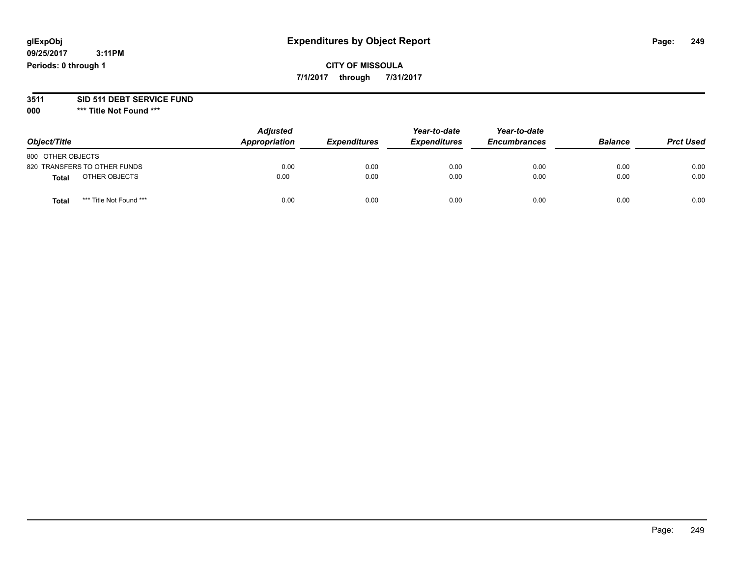glExpObj
09/25/2017 3:11PM
Periods: 0 through 1

# Expenditures by Object Report

**CITY OF MISSOULA**

**7/1/2017 through 7/31/2017**

**3511 SID 511 DEBT SERVICE FUND**

**000 \*\*\* Title Not Found \*\*\***

| Object/Title | Adjusted Appropriation | Expenditures | Year-to-date Expenditures | Year-to-date Encumbrances | Balance | Prct Used |
|---|---|---|---|---|---|---|
| 800 OTHER OBJECTS | | | | | | |
| 820 TRANSFERS TO OTHER FUNDS | 0.00 | 0.00 | 0.00 | 0.00 | 0.00 | 0.00 |
| **Total** OTHER OBJECTS | 0.00 | 0.00 | 0.00 | 0.00 | 0.00 | 0.00 |
| **Total** \*\*\* Title Not Found \*\*\* | 0.00 | 0.00 | 0.00 | 0.00 | 0.00 | 0.00 |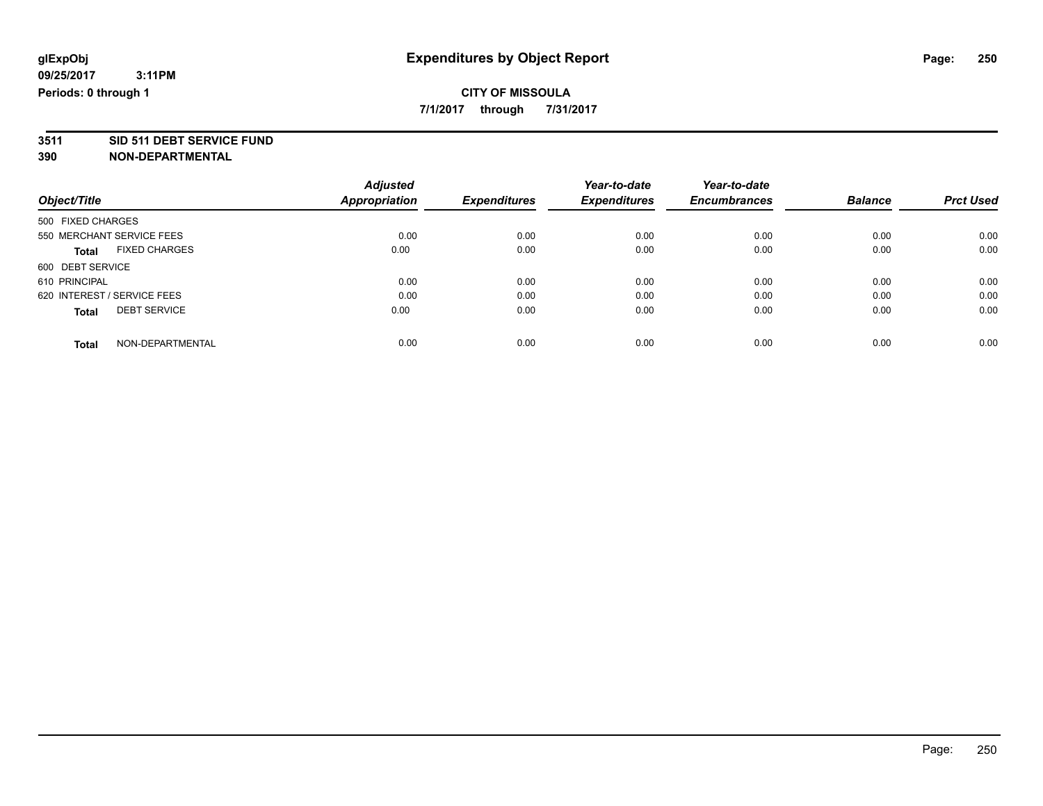# Expenditures by Object Report

glExpObj
09/25/2017 3:11PM
Periods: 0 through 1

**CITY OF MISSOULA**
**7/1/2017 through 7/31/2017**

## 3511 SID 511 DEBT SERVICE FUND
## 390 NON-DEPARTMENTAL

| Object/Title | Adjusted Appropriation | Expenditures | Year-to-date Expenditures | Year-to-date Encumbrances | Balance | Prct Used |
|---|---|---|---|---|---|---|
| 500 FIXED CHARGES | | | | | | |
| 550 MERCHANT SERVICE FEES | 0.00 | 0.00 | 0.00 | 0.00 | 0.00 | 0.00 |
| **Total** FIXED CHARGES | 0.00 | 0.00 | 0.00 | 0.00 | 0.00 | 0.00 |
| 600 DEBT SERVICE | | | | | | |
| 610 PRINCIPAL | 0.00 | 0.00 | 0.00 | 0.00 | 0.00 | 0.00 |
| 620 INTEREST / SERVICE FEES | 0.00 | 0.00 | 0.00 | 0.00 | 0.00 | 0.00 |
| **Total** DEBT SERVICE | 0.00 | 0.00 | 0.00 | 0.00 | 0.00 | 0.00 |
| **Total** NON-DEPARTMENTAL | 0.00 | 0.00 | 0.00 | 0.00 | 0.00 | 0.00 |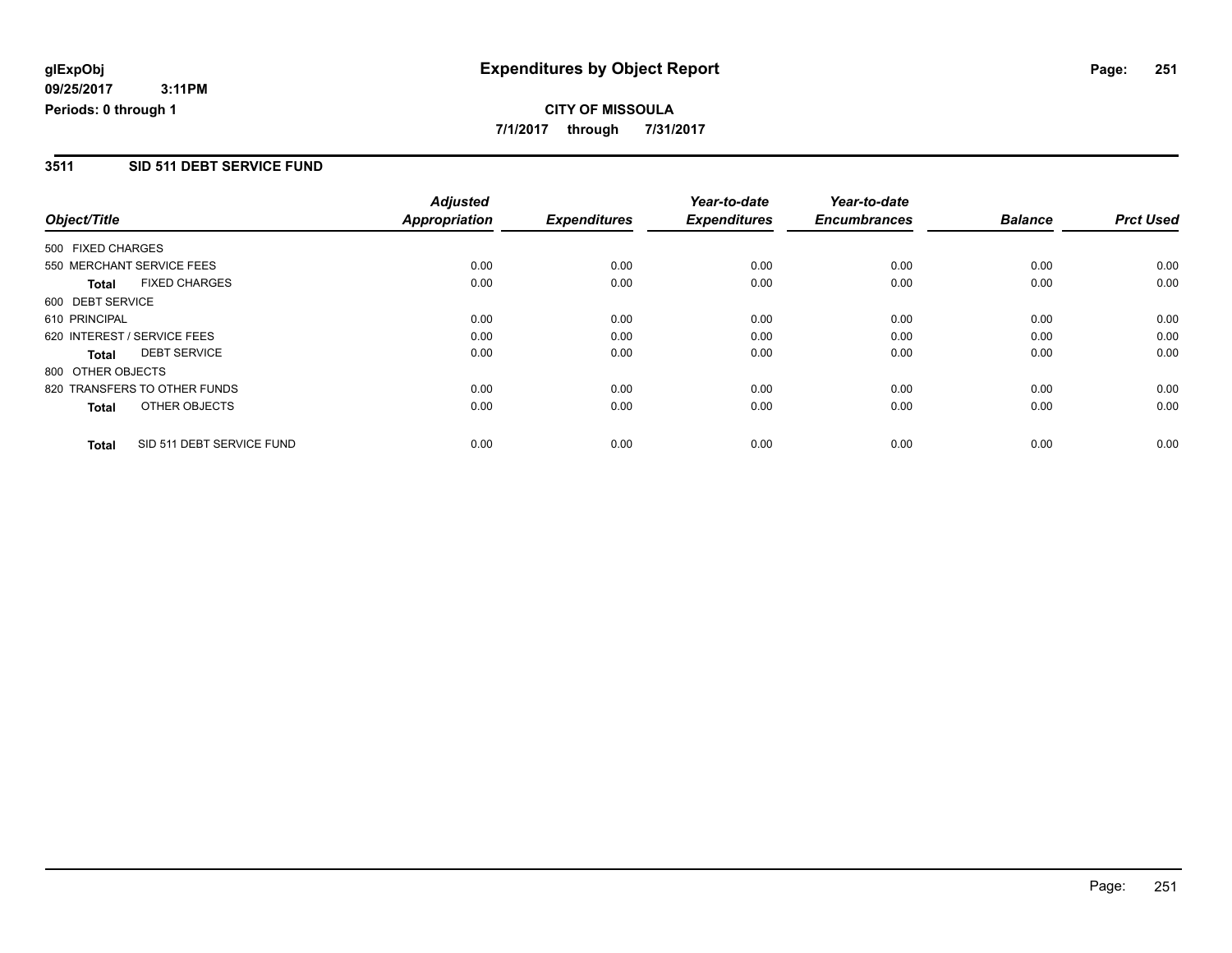**glExpObj** **Expenditures by Object Report**

**09/25/2017 3:11PM**

**Periods: 0 through 1**

**CITY OF MISSOULA**

**7/1/2017 through 7/31/2017**

## 3511 SID 511 DEBT SERVICE FUND

| Object/Title | Adjusted Appropriation | Expenditures | Year-to-date Expenditures | Year-to-date Encumbrances | Balance | Prct Used |
|---|---|---|---|---|---|---|
| 500 FIXED CHARGES | | | | | | |
| 550 MERCHANT SERVICE FEES | 0.00 | 0.00 | 0.00 | 0.00 | 0.00 | 0.00 |
| **Total** FIXED CHARGES | 0.00 | 0.00 | 0.00 | 0.00 | 0.00 | 0.00 |
| 600 DEBT SERVICE | | | | | | |
| 610 PRINCIPAL | 0.00 | 0.00 | 0.00 | 0.00 | 0.00 | 0.00 |
| 620 INTEREST / SERVICE FEES | 0.00 | 0.00 | 0.00 | 0.00 | 0.00 | 0.00 |
| **Total** DEBT SERVICE | 0.00 | 0.00 | 0.00 | 0.00 | 0.00 | 0.00 |
| 800 OTHER OBJECTS | | | | | | |
| 820 TRANSFERS TO OTHER FUNDS | 0.00 | 0.00 | 0.00 | 0.00 | 0.00 | 0.00 |
| **Total** OTHER OBJECTS | 0.00 | 0.00 | 0.00 | 0.00 | 0.00 | 0.00 |
| **Total** SID 511 DEBT SERVICE FUND | 0.00 | 0.00 | 0.00 | 0.00 | 0.00 | 0.00 |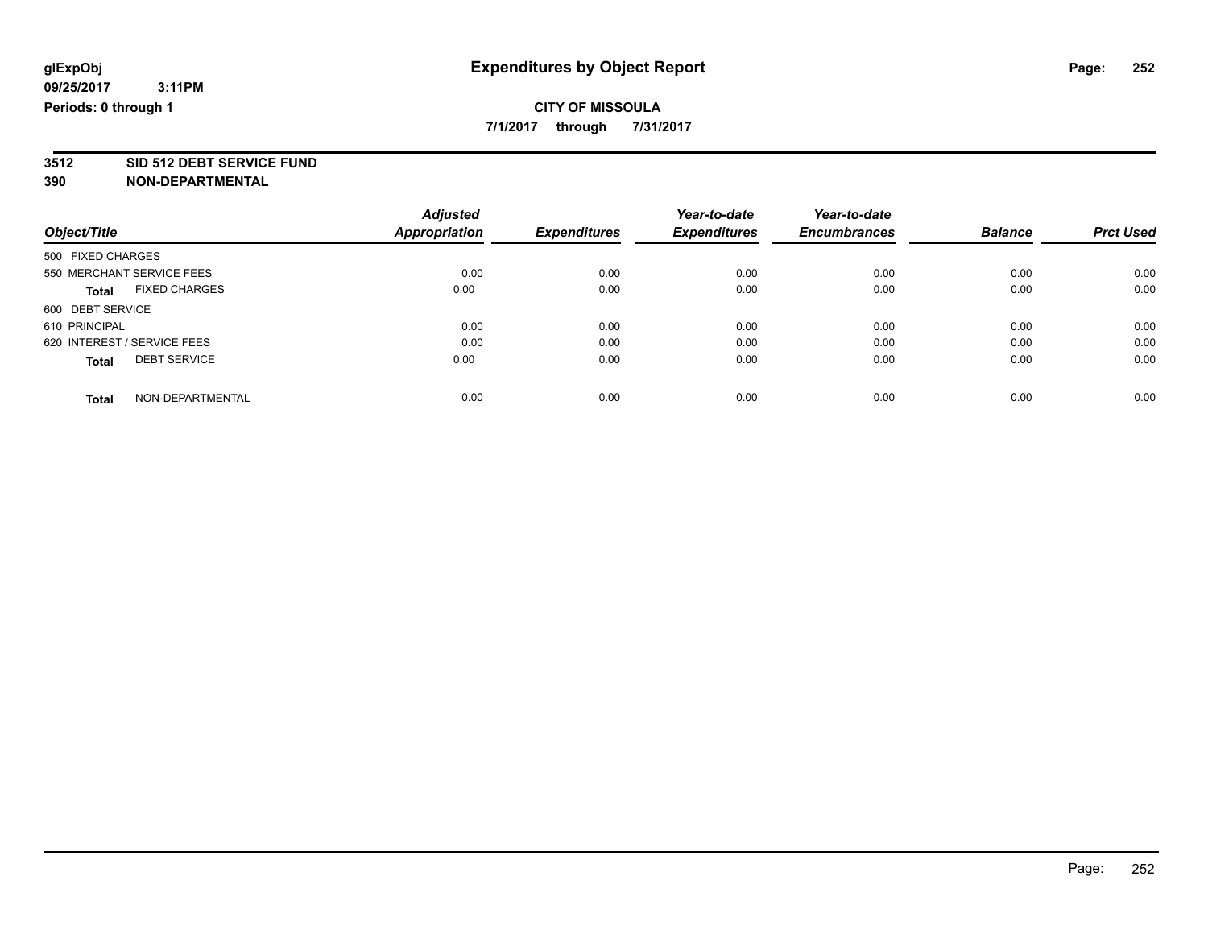**glExpObj**
**09/25/2017 3:11PM**
**Periods: 0 through 1**

# Expenditures by Object Report

**CITY OF MISSOULA**
**7/1/2017 through 7/31/2017**

**3512 SID 512 DEBT SERVICE FUND**
**390 NON-DEPARTMENTAL**

| Object/Title | Adjusted Appropriation | Expenditures | Year-to-date Expenditures | Year-to-date Encumbrances | Balance | Prct Used |
|---|---|---|---|---|---|---|
| 500 FIXED CHARGES | | | | | | |
| 550 MERCHANT SERVICE FEES | 0.00 | 0.00 | 0.00 | 0.00 | 0.00 | 0.00 |
| **Total** FIXED CHARGES | 0.00 | 0.00 | 0.00 | 0.00 | 0.00 | 0.00 |
| 600 DEBT SERVICE | | | | | | |
| 610 PRINCIPAL | 0.00 | 0.00 | 0.00 | 0.00 | 0.00 | 0.00 |
| 620 INTEREST / SERVICE FEES | 0.00 | 0.00 | 0.00 | 0.00 | 0.00 | 0.00 |
| **Total** DEBT SERVICE | 0.00 | 0.00 | 0.00 | 0.00 | 0.00 | 0.00 |
| **Total** NON-DEPARTMENTAL | 0.00 | 0.00 | 0.00 | 0.00 | 0.00 | 0.00 |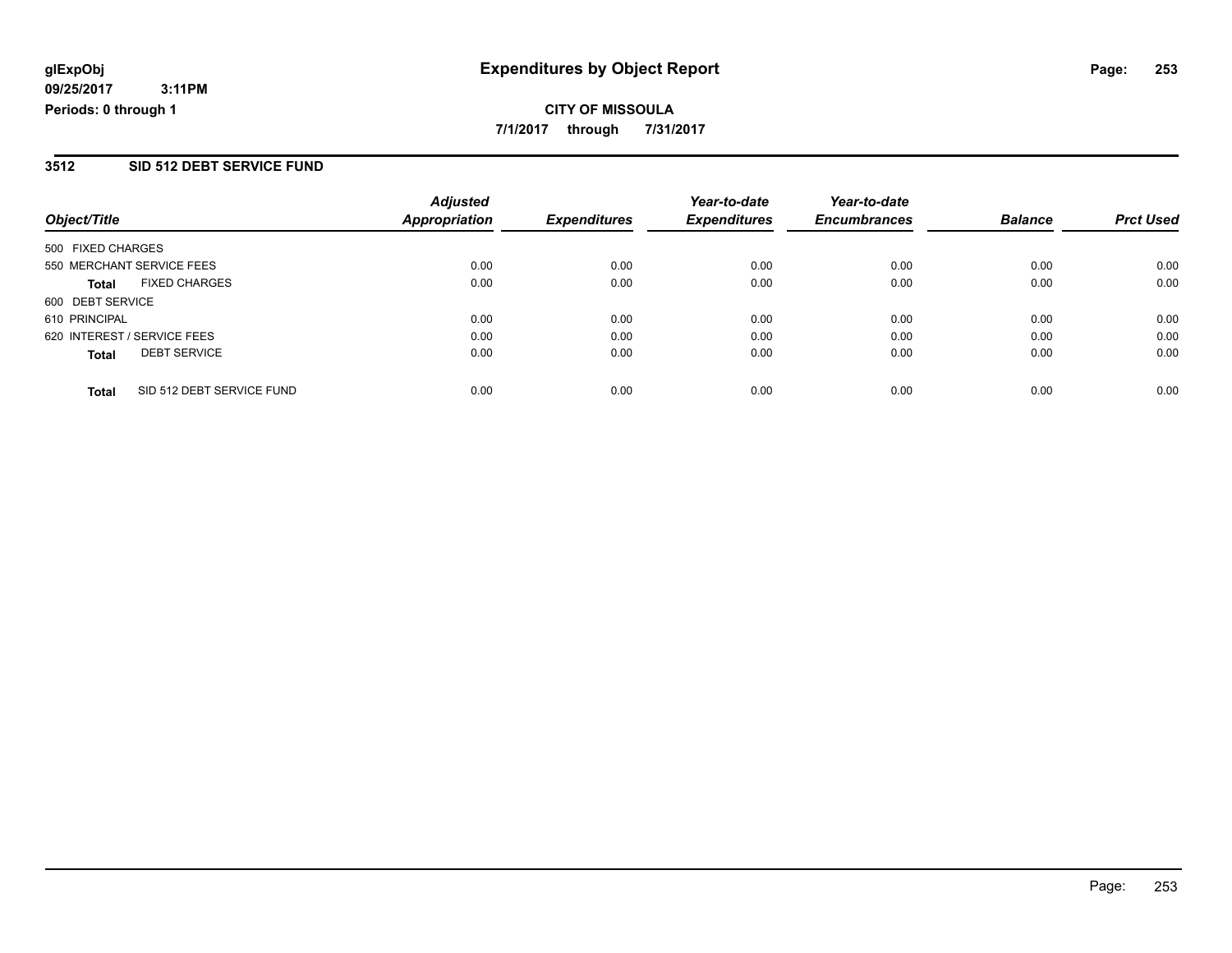**glExpObj** **Expenditures by Object Report**

**09/25/2017 3:11PM**

**Periods: 0 through 1**

**CITY OF MISSOULA**

**7/1/2017 through 7/31/2017**

## 3512 SID 512 DEBT SERVICE FUND

| Object/Title | | Adjusted Appropriation | Expenditures | Year-to-date Expenditures | Year-to-date Encumbrances | Balance | Prct Used |
|---|---|---|---|---|---|---|---|
| 500 FIXED CHARGES | | | | | | | |
| 550 MERCHANT SERVICE FEES | | 0.00 | 0.00 | 0.00 | 0.00 | 0.00 | 0.00 |
| **Total** | FIXED CHARGES | 0.00 | 0.00 | 0.00 | 0.00 | 0.00 | 0.00 |
| 600 DEBT SERVICE | | | | | | | |
| 610 PRINCIPAL | | 0.00 | 0.00 | 0.00 | 0.00 | 0.00 | 0.00 |
| 620 INTEREST / SERVICE FEES | | 0.00 | 0.00 | 0.00 | 0.00 | 0.00 | 0.00 |
| **Total** | DEBT SERVICE | 0.00 | 0.00 | 0.00 | 0.00 | 0.00 | 0.00 |
| **Total** | SID 512 DEBT SERVICE FUND | 0.00 | 0.00 | 0.00 | 0.00 | 0.00 | 0.00 |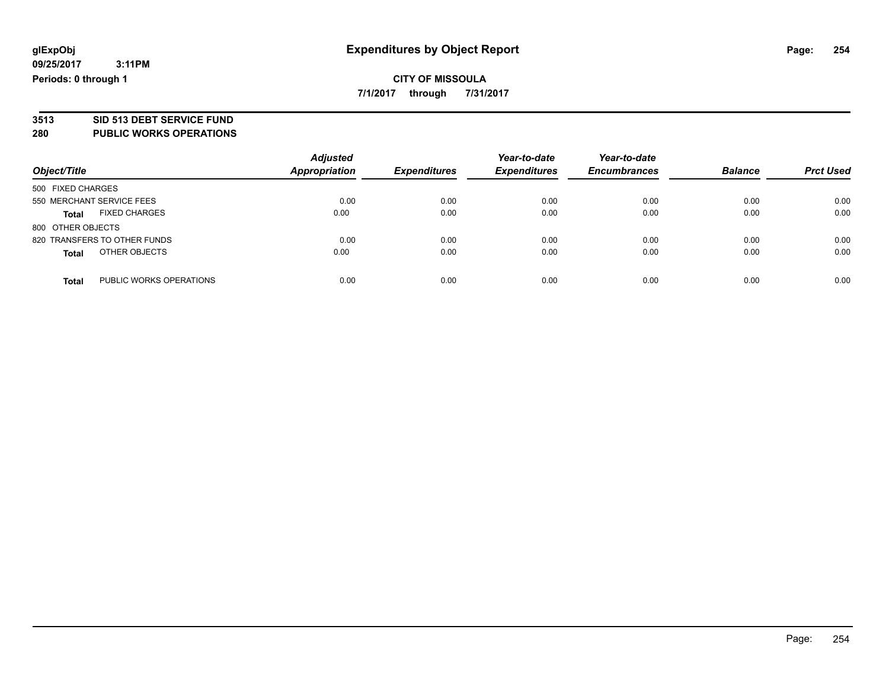glExpObj
09/25/2017 3:11PM
Periods: 0 through 1

# Expenditures by Object Report

CITY OF MISSOULA
7/1/2017 through 7/31/2017

## 3513 SID 513 DEBT SERVICE FUND
## 280 PUBLIC WORKS OPERATIONS

| Object/Title | | *Adjusted Appropriation* | *Expenditures* | *Year-to-date Expenditures* | *Year-to-date Encumbrances* | *Balance* | *Prct Used* |
|---|---|---|---|---|---|---|---|
| 500 FIXED CHARGES | | | | | | | |
| 550 MERCHANT SERVICE FEES | | 0.00 | 0.00 | 0.00 | 0.00 | 0.00 | 0.00 |
| **Total** | FIXED CHARGES | 0.00 | 0.00 | 0.00 | 0.00 | 0.00 | 0.00 |
| 800 OTHER OBJECTS | | | | | | | |
| 820 TRANSFERS TO OTHER FUNDS | | 0.00 | 0.00 | 0.00 | 0.00 | 0.00 | 0.00 |
| **Total** | OTHER OBJECTS | 0.00 | 0.00 | 0.00 | 0.00 | 0.00 | 0.00 |
| **Total** | PUBLIC WORKS OPERATIONS | 0.00 | 0.00 | 0.00 | 0.00 | 0.00 | 0.00 |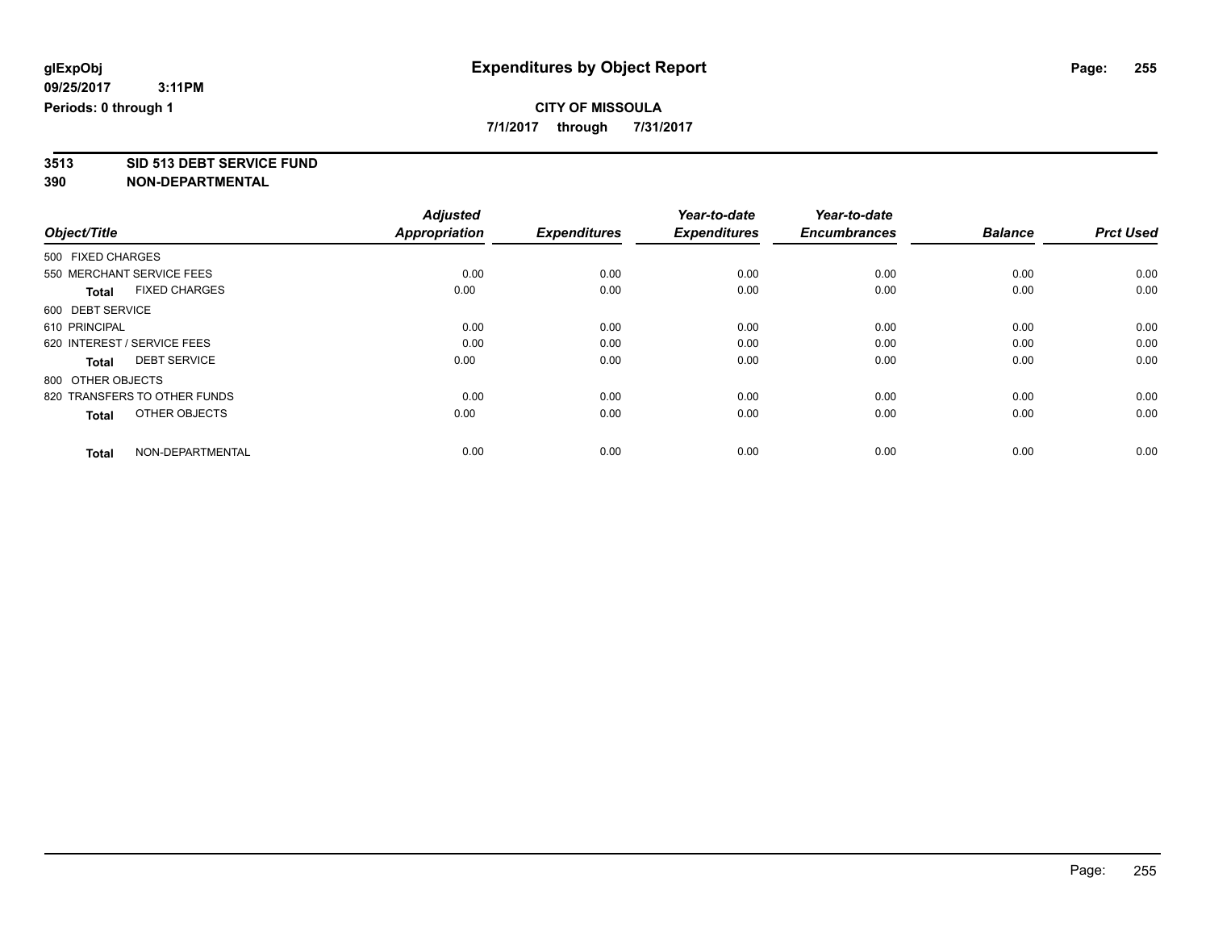**glExpObj**
**09/25/2017 3:11PM**
**Periods: 0 through 1**

# Expenditures by Object Report

**CITY OF MISSOULA**
**7/1/2017 through 7/31/2017**

**3513 SID 513 DEBT SERVICE FUND**
**390 NON-DEPARTMENTAL**

| Object/Title | Adjusted Appropriation | Expenditures | Year-to-date Expenditures | Year-to-date Encumbrances | Balance | Prct Used |
|---|---|---|---|---|---|---|
| 500 FIXED CHARGES | | | | | | |
| 550 MERCHANT SERVICE FEES | 0.00 | 0.00 | 0.00 | 0.00 | 0.00 | 0.00 |
| **Total** FIXED CHARGES | 0.00 | 0.00 | 0.00 | 0.00 | 0.00 | 0.00 |
| 600 DEBT SERVICE | | | | | | |
| 610 PRINCIPAL | 0.00 | 0.00 | 0.00 | 0.00 | 0.00 | 0.00 |
| 620 INTEREST / SERVICE FEES | 0.00 | 0.00 | 0.00 | 0.00 | 0.00 | 0.00 |
| **Total** DEBT SERVICE | 0.00 | 0.00 | 0.00 | 0.00 | 0.00 | 0.00 |
| 800 OTHER OBJECTS | | | | | | |
| 820 TRANSFERS TO OTHER FUNDS | 0.00 | 0.00 | 0.00 | 0.00 | 0.00 | 0.00 |
| **Total** OTHER OBJECTS | 0.00 | 0.00 | 0.00 | 0.00 | 0.00 | 0.00 |
| **Total** NON-DEPARTMENTAL | 0.00 | 0.00 | 0.00 | 0.00 | 0.00 | 0.00 |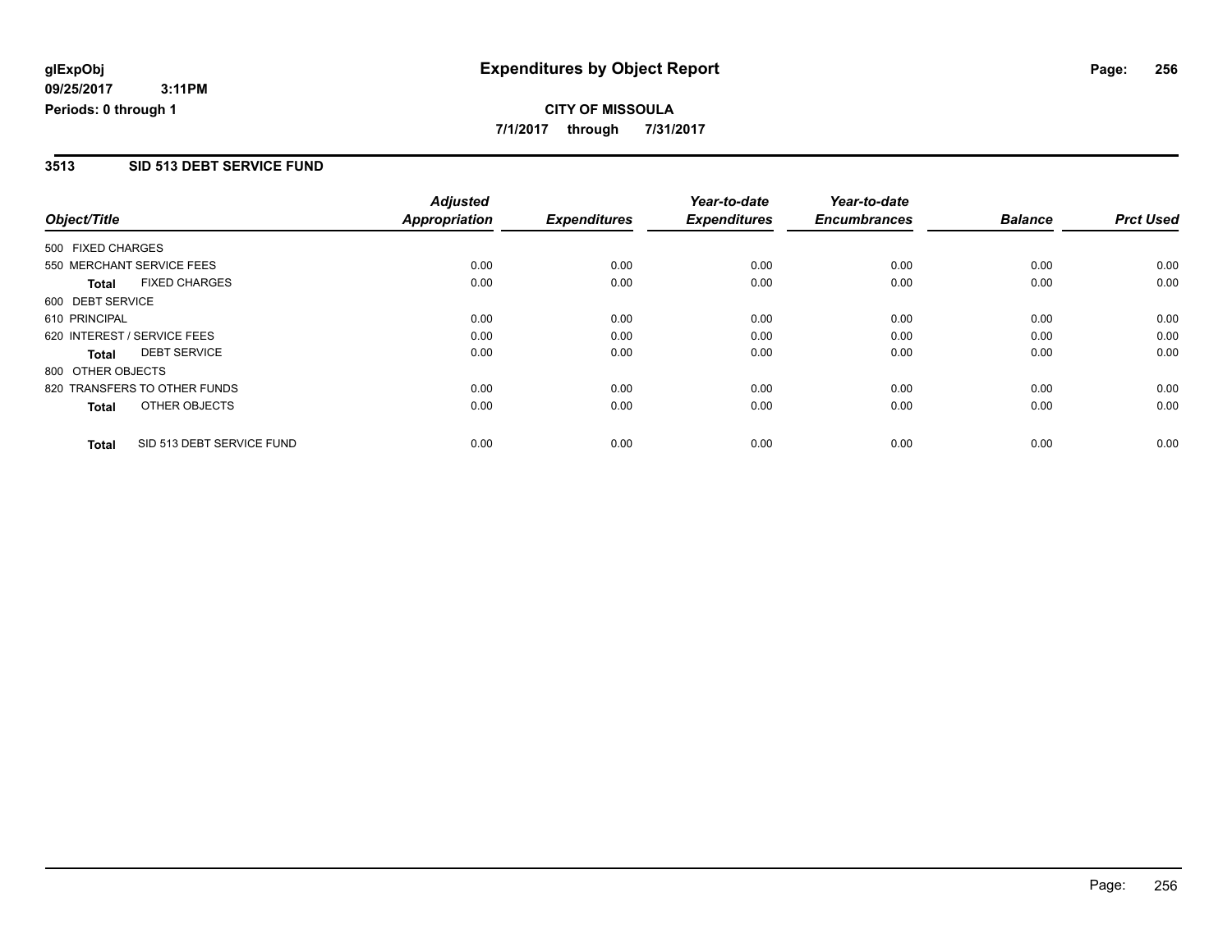**glExpObj** **Expenditures by Object Report**

**09/25/2017 3:11PM**

**Periods: 0 through 1**

**CITY OF MISSOULA**

**7/1/2017 through 7/31/2017**

## 3513 SID 513 DEBT SERVICE FUND

| Object/Title | | Adjusted Appropriation | Expenditures | Year-to-date Expenditures | Year-to-date Encumbrances | Balance | Prct Used |
|---|---|---|---|---|---|---|---|
| 500 FIXED CHARGES | | | | | | | |
| 550 MERCHANT SERVICE FEES | | 0.00 | 0.00 | 0.00 | 0.00 | 0.00 | 0.00 |
| **Total** | FIXED CHARGES | 0.00 | 0.00 | 0.00 | 0.00 | 0.00 | 0.00 |
| 600 DEBT SERVICE | | | | | | | |
| 610 PRINCIPAL | | 0.00 | 0.00 | 0.00 | 0.00 | 0.00 | 0.00 |
| 620 INTEREST / SERVICE FEES | | 0.00 | 0.00 | 0.00 | 0.00 | 0.00 | 0.00 |
| **Total** | DEBT SERVICE | 0.00 | 0.00 | 0.00 | 0.00 | 0.00 | 0.00 |
| 800 OTHER OBJECTS | | | | | | | |
| 820 TRANSFERS TO OTHER FUNDS | | 0.00 | 0.00 | 0.00 | 0.00 | 0.00 | 0.00 |
| **Total** | OTHER OBJECTS | 0.00 | 0.00 | 0.00 | 0.00 | 0.00 | 0.00 |
| **Total** | SID 513 DEBT SERVICE FUND | 0.00 | 0.00 | 0.00 | 0.00 | 0.00 | 0.00 |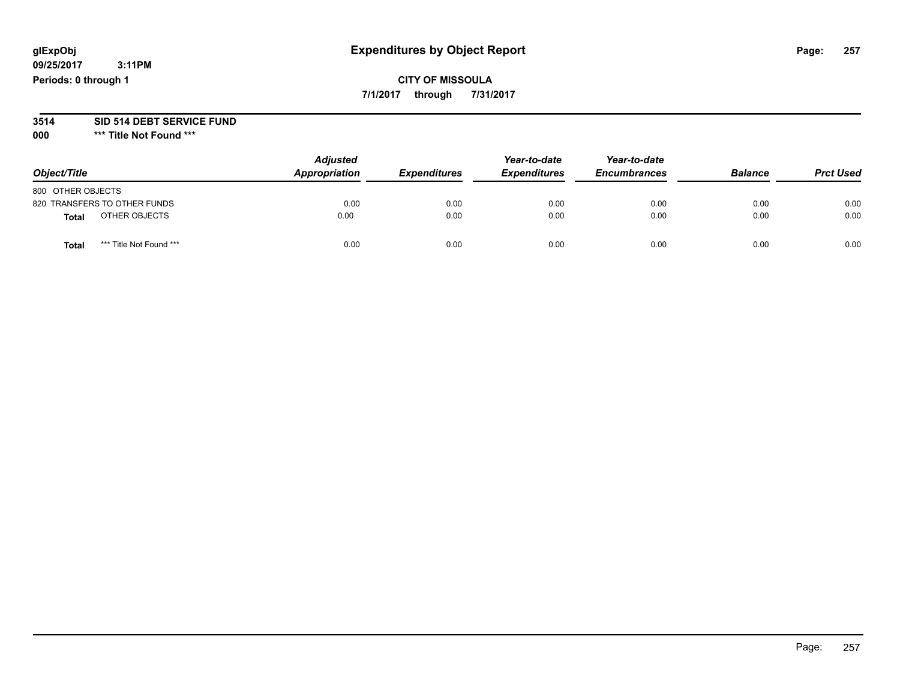glExpObj
09/25/2017 3:11PM
Periods: 0 through 1

# Expenditures by Object Report

**CITY OF MISSOULA**

**7/1/2017 through 7/31/2017**

**3514 SID 514 DEBT SERVICE FUND**

**000 *** Title Not Found *****

| Object/Title | | Adjusted Appropriation | Expenditures | Year-to-date Expenditures | Year-to-date Encumbrances | Balance | Prct Used |
|---|---|---|---|---|---|---|---|
| 800 OTHER OBJECTS | | | | | | | |
| 820 TRANSFERS TO OTHER FUNDS | | 0.00 | 0.00 | 0.00 | 0.00 | 0.00 | 0.00 |
| **Total** | OTHER OBJECTS | 0.00 | 0.00 | 0.00 | 0.00 | 0.00 | 0.00 |
| **Total** | *** Title Not Found *** | 0.00 | 0.00 | 0.00 | 0.00 | 0.00 | 0.00 |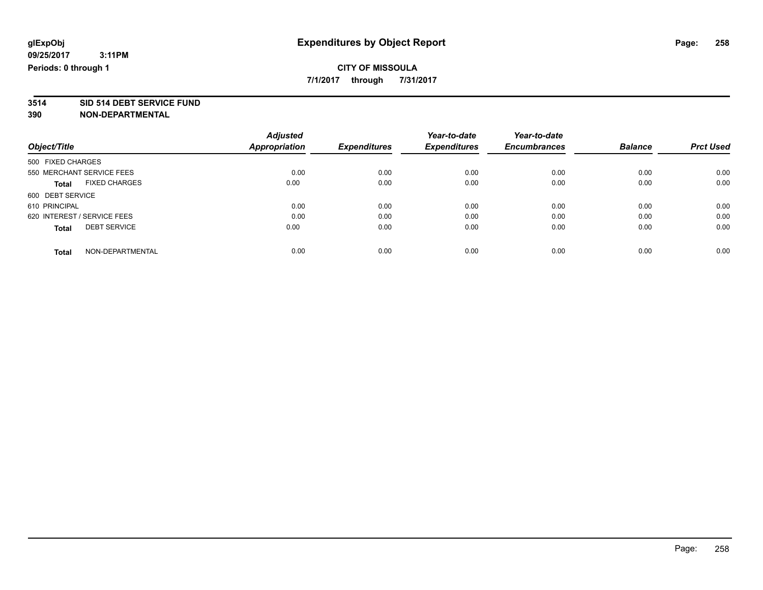**glExpObj** **Expenditures by Object Report**

**09/25/2017 3:11PM**

**Periods: 0 through 1**

**CITY OF MISSOULA**

**7/1/2017 through 7/31/2017**

**3514 SID 514 DEBT SERVICE FUND**

**390 NON-DEPARTMENTAL**

| Object/Title | Adjusted Appropriation | Expenditures | Year-to-date Expenditures | Year-to-date Encumbrances | Balance | Prct Used |
|---|---|---|---|---|---|---|
| 500 FIXED CHARGES | | | | | | |
| 550 MERCHANT SERVICE FEES | 0.00 | 0.00 | 0.00 | 0.00 | 0.00 | 0.00 |
| **Total** FIXED CHARGES | 0.00 | 0.00 | 0.00 | 0.00 | 0.00 | 0.00 |
| 600 DEBT SERVICE | | | | | | |
| 610 PRINCIPAL | 0.00 | 0.00 | 0.00 | 0.00 | 0.00 | 0.00 |
| 620 INTEREST / SERVICE FEES | 0.00 | 0.00 | 0.00 | 0.00 | 0.00 | 0.00 |
| **Total** DEBT SERVICE | 0.00 | 0.00 | 0.00 | 0.00 | 0.00 | 0.00 |
| **Total** NON-DEPARTMENTAL | 0.00 | 0.00 | 0.00 | 0.00 | 0.00 | 0.00 |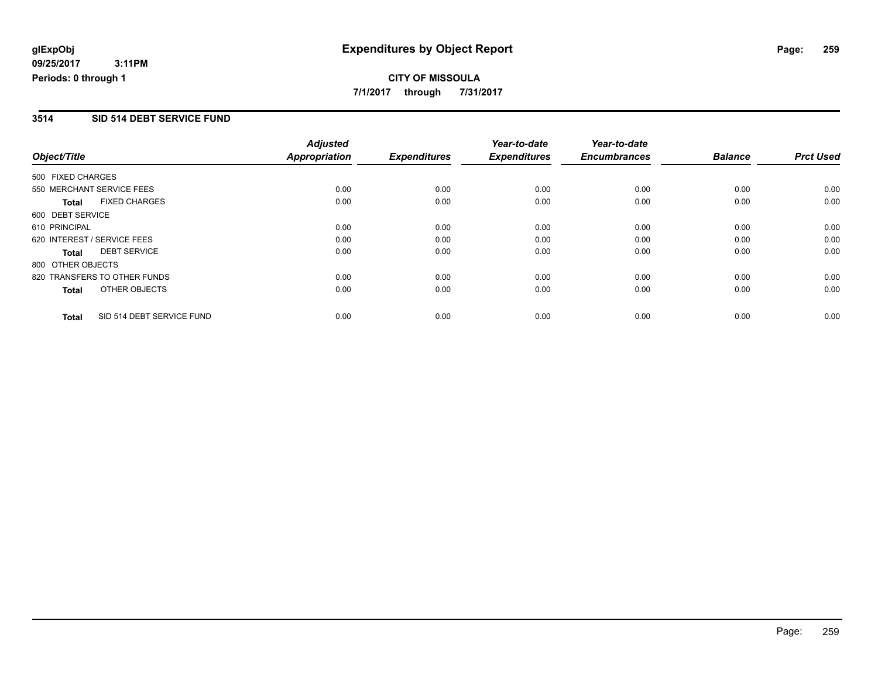**glExpObj**
**09/25/2017 3:11PM**
**Periods: 0 through 1**

# Expenditures by Object Report

**CITY OF MISSOULA**
**7/1/2017 through 7/31/2017**

## 3514 SID 514 DEBT SERVICE FUND

| Object/Title | Adjusted Appropriation | Expenditures | Year-to-date Expenditures | Year-to-date Encumbrances | Balance | Prct Used |
|---|---|---|---|---|---|---|
| 500 FIXED CHARGES | | | | | | |
| 550 MERCHANT SERVICE FEES | 0.00 | 0.00 | 0.00 | 0.00 | 0.00 | 0.00 |
| **Total** FIXED CHARGES | 0.00 | 0.00 | 0.00 | 0.00 | 0.00 | 0.00 |
| 600 DEBT SERVICE | | | | | | |
| 610 PRINCIPAL | 0.00 | 0.00 | 0.00 | 0.00 | 0.00 | 0.00 |
| 620 INTEREST / SERVICE FEES | 0.00 | 0.00 | 0.00 | 0.00 | 0.00 | 0.00 |
| **Total** DEBT SERVICE | 0.00 | 0.00 | 0.00 | 0.00 | 0.00 | 0.00 |
| 800 OTHER OBJECTS | | | | | | |
| 820 TRANSFERS TO OTHER FUNDS | 0.00 | 0.00 | 0.00 | 0.00 | 0.00 | 0.00 |
| **Total** OTHER OBJECTS | 0.00 | 0.00 | 0.00 | 0.00 | 0.00 | 0.00 |
| **Total** SID 514 DEBT SERVICE FUND | 0.00 | 0.00 | 0.00 | 0.00 | 0.00 | 0.00 |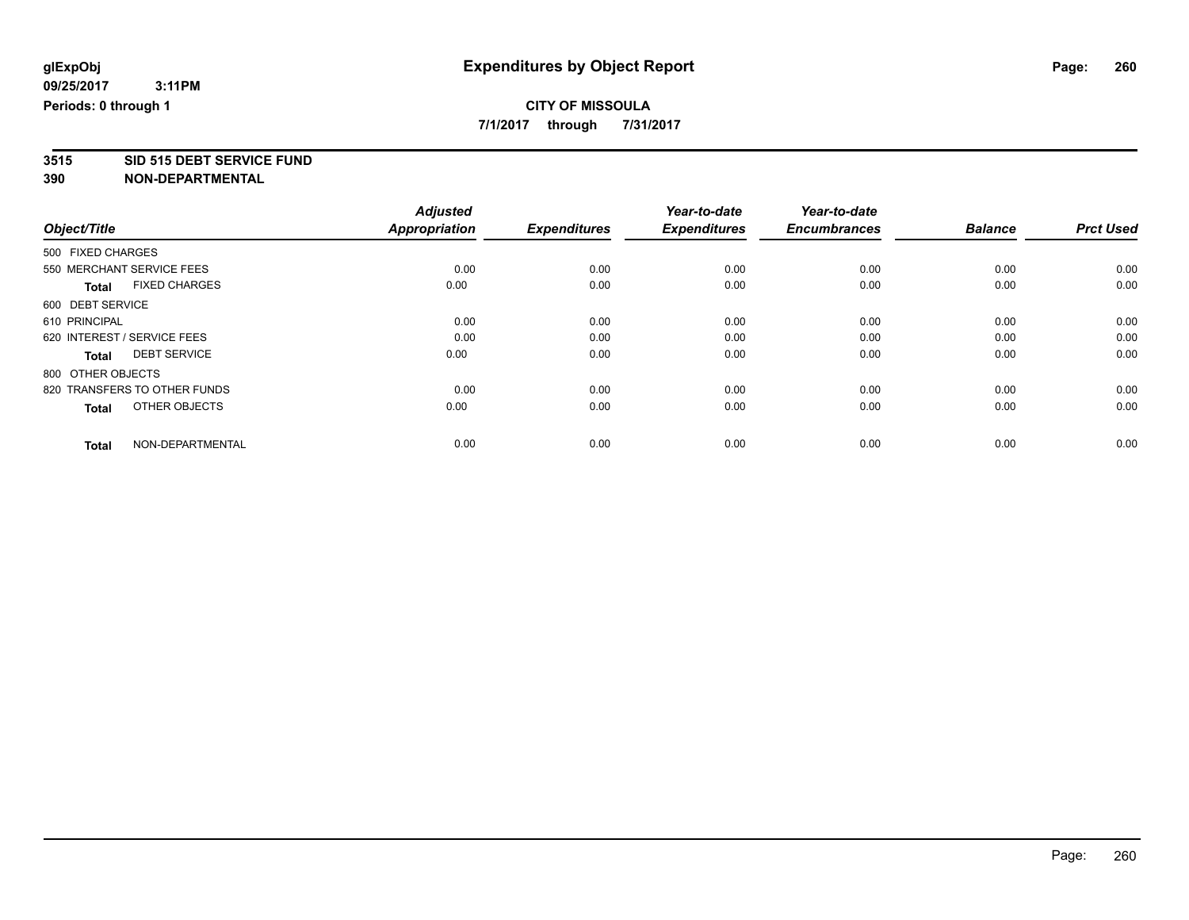**glExpObj**
**09/25/2017 3:11PM**
**Periods: 0 through 1**

# Expenditures by Object Report

**CITY OF MISSOULA**
**7/1/2017 through 7/31/2017**

**3515 SID 515 DEBT SERVICE FUND**
**390 NON-DEPARTMENTAL**

| Object/Title | Adjusted Appropriation | Expenditures | Year-to-date Expenditures | Year-to-date Encumbrances | Balance | Prct Used |
|---|---|---|---|---|---|---|
| 500 FIXED CHARGES | | | | | | |
| 550 MERCHANT SERVICE FEES | 0.00 | 0.00 | 0.00 | 0.00 | 0.00 | 0.00 |
| **Total** FIXED CHARGES | 0.00 | 0.00 | 0.00 | 0.00 | 0.00 | 0.00 |
| 600 DEBT SERVICE | | | | | | |
| 610 PRINCIPAL | 0.00 | 0.00 | 0.00 | 0.00 | 0.00 | 0.00 |
| 620 INTEREST / SERVICE FEES | 0.00 | 0.00 | 0.00 | 0.00 | 0.00 | 0.00 |
| **Total** DEBT SERVICE | 0.00 | 0.00 | 0.00 | 0.00 | 0.00 | 0.00 |
| 800 OTHER OBJECTS | | | | | | |
| 820 TRANSFERS TO OTHER FUNDS | 0.00 | 0.00 | 0.00 | 0.00 | 0.00 | 0.00 |
| **Total** OTHER OBJECTS | 0.00 | 0.00 | 0.00 | 0.00 | 0.00 | 0.00 |
| **Total** NON-DEPARTMENTAL | 0.00 | 0.00 | 0.00 | 0.00 | 0.00 | 0.00 |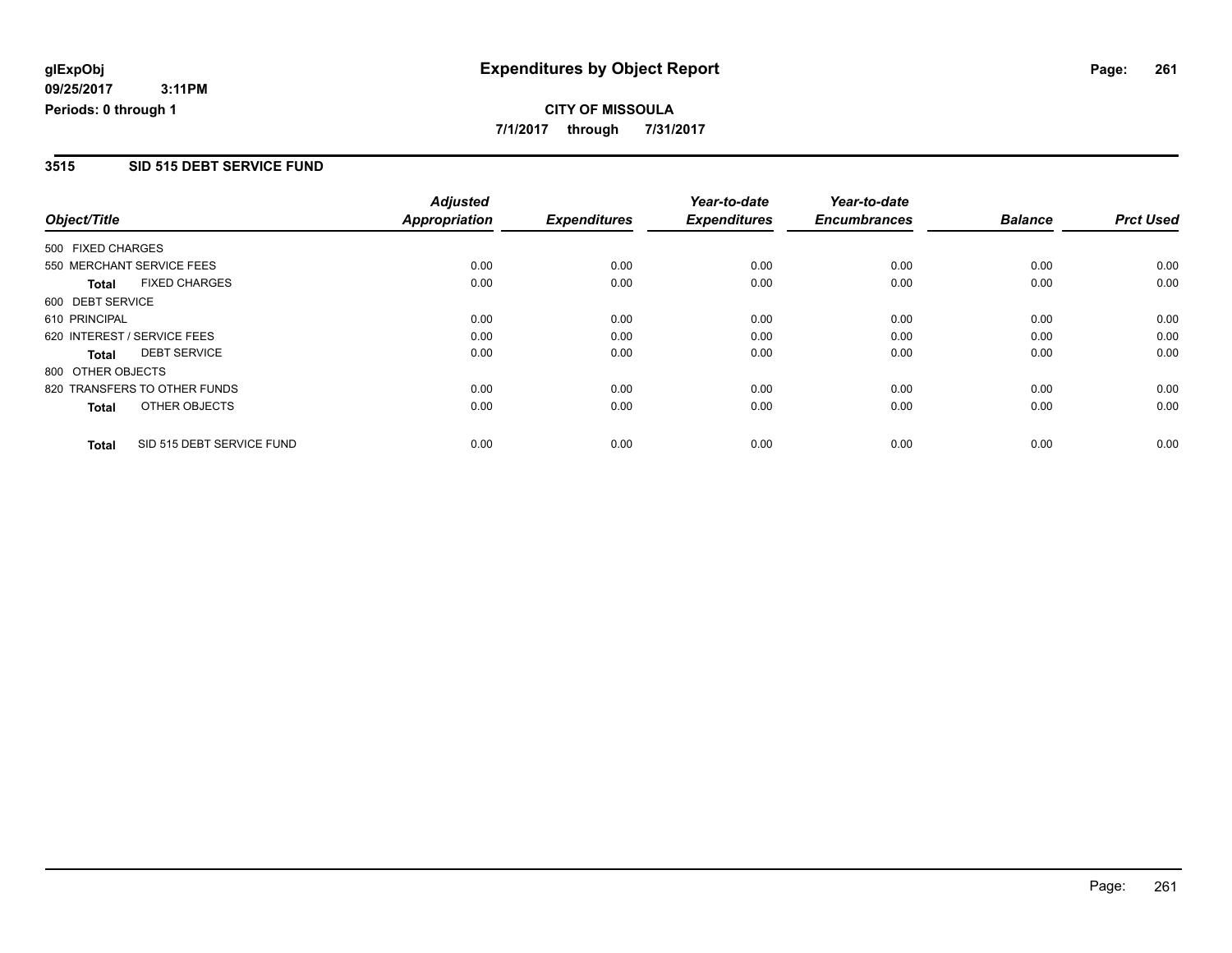**glExpObj** 09/25/2017 3:11PM
**Periods: 0 through 1**

# Expenditures by Object Report

**CITY OF MISSOULA**
**7/1/2017 through 7/31/2017**

## 3515 SID 515 DEBT SERVICE FUND

| Object/Title | | Adjusted Appropriation | Expenditures | Year-to-date Expenditures | Year-to-date Encumbrances | Balance | Prct Used |
|---|---|---|---|---|---|---|---|
| 500 FIXED CHARGES | | | | | | | |
| 550 MERCHANT SERVICE FEES | | 0.00 | 0.00 | 0.00 | 0.00 | 0.00 | 0.00 |
| **Total** | FIXED CHARGES | 0.00 | 0.00 | 0.00 | 0.00 | 0.00 | 0.00 |
| 600 DEBT SERVICE | | | | | | | |
| 610 PRINCIPAL | | 0.00 | 0.00 | 0.00 | 0.00 | 0.00 | 0.00 |
| 620 INTEREST / SERVICE FEES | | 0.00 | 0.00 | 0.00 | 0.00 | 0.00 | 0.00 |
| **Total** | DEBT SERVICE | 0.00 | 0.00 | 0.00 | 0.00 | 0.00 | 0.00 |
| 800 OTHER OBJECTS | | | | | | | |
| 820 TRANSFERS TO OTHER FUNDS | | 0.00 | 0.00 | 0.00 | 0.00 | 0.00 | 0.00 |
| **Total** | OTHER OBJECTS | 0.00 | 0.00 | 0.00 | 0.00 | 0.00 | 0.00 |
| **Total** | SID 515 DEBT SERVICE FUND | 0.00 | 0.00 | 0.00 | 0.00 | 0.00 | 0.00 |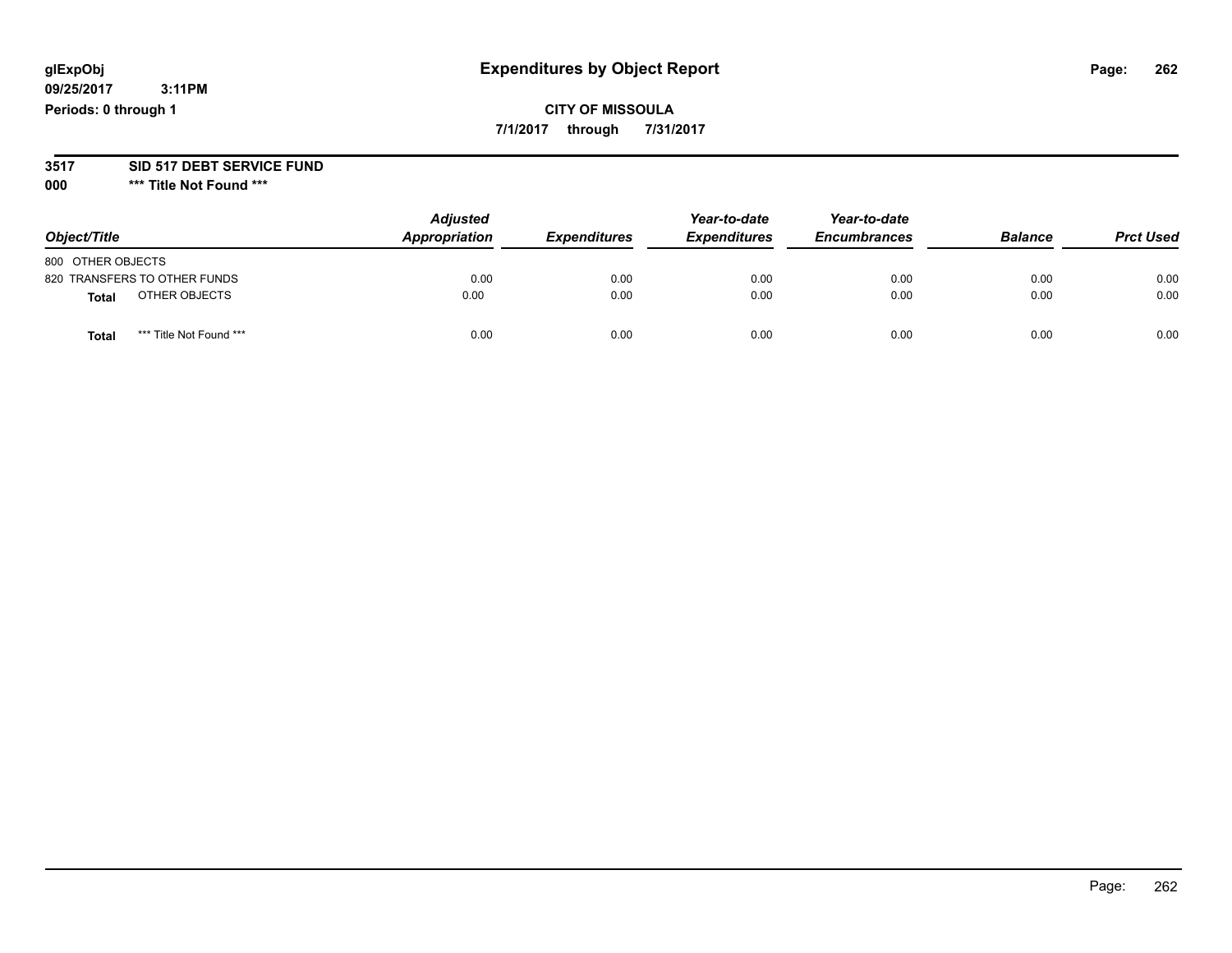# Expenditures by Object Report

glExpObj
09/25/2017 3:11PM
Periods: 0 through 1

**CITY OF MISSOULA**
**7/1/2017 through 7/31/2017**

**3517 SID 517 DEBT SERVICE FUND**
**000 *** Title Not Found *****

| Object/Title | Adjusted Appropriation | Expenditures | Year-to-date Expenditures | Year-to-date Encumbrances | Balance | Prct Used |
|---|---|---|---|---|---|---|
| 800 OTHER OBJECTS | | | | | | |
| 820 TRANSFERS TO OTHER FUNDS | 0.00 | 0.00 | 0.00 | 0.00 | 0.00 | 0.00 |
| **Total** OTHER OBJECTS | 0.00 | 0.00 | 0.00 | 0.00 | 0.00 | 0.00 |
| **Total** *** Title Not Found *** | 0.00 | 0.00 | 0.00 | 0.00 | 0.00 | 0.00 |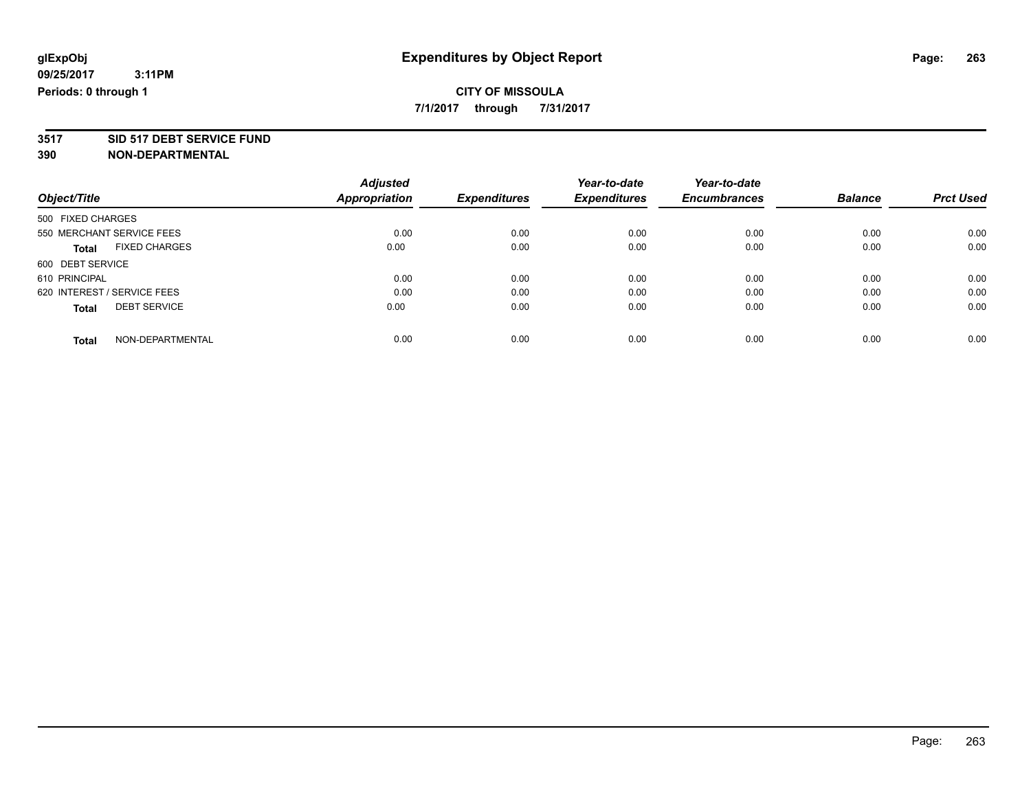**glExpObj**
**09/25/2017 3:11PM**
**Periods: 0 through 1**

# Expenditures by Object Report

**CITY OF MISSOULA**
**7/1/2017 through 7/31/2017**

**3517 SID 517 DEBT SERVICE FUND**
**390 NON-DEPARTMENTAL**

| Object/Title | Adjusted Appropriation | Expenditures | Year-to-date Expenditures | Year-to-date Encumbrances | Balance | Prct Used |
|---|---|---|---|---|---|---|
| 500 FIXED CHARGES | | | | | | |
| 550 MERCHANT SERVICE FEES | 0.00 | 0.00 | 0.00 | 0.00 | 0.00 | 0.00 |
| **Total** FIXED CHARGES | 0.00 | 0.00 | 0.00 | 0.00 | 0.00 | 0.00 |
| 600 DEBT SERVICE | | | | | | |
| 610 PRINCIPAL | 0.00 | 0.00 | 0.00 | 0.00 | 0.00 | 0.00 |
| 620 INTEREST / SERVICE FEES | 0.00 | 0.00 | 0.00 | 0.00 | 0.00 | 0.00 |
| **Total** DEBT SERVICE | 0.00 | 0.00 | 0.00 | 0.00 | 0.00 | 0.00 |
| **Total** NON-DEPARTMENTAL | 0.00 | 0.00 | 0.00 | 0.00 | 0.00 | 0.00 |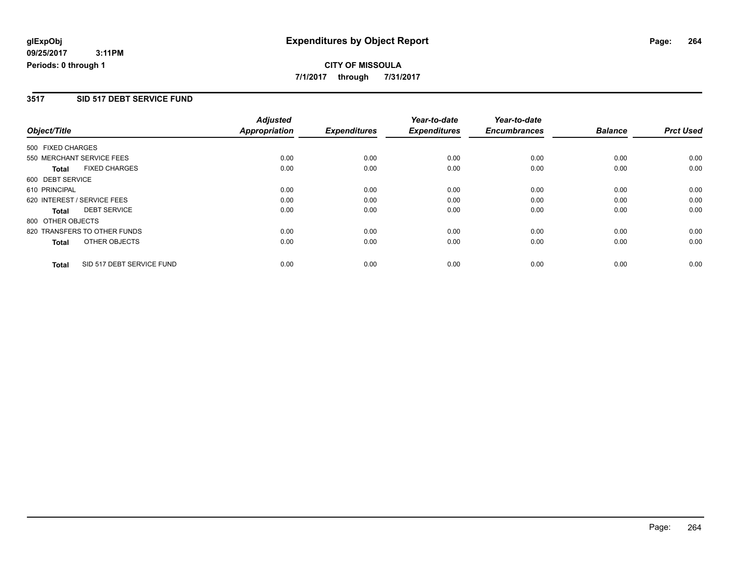**glExpObj**
**09/25/2017 3:11PM**
**Periods: 0 through 1**

# Expenditures by Object Report

**CITY OF MISSOULA**
**7/1/2017 through 7/31/2017**

## 3517 SID 517 DEBT SERVICE FUND

| Object/Title | | Adjusted Appropriation | Expenditures | Year-to-date Expenditures | Year-to-date Encumbrances | Balance | Prct Used |
|---|---|---|---|---|---|---|---|
| 500 FIXED CHARGES | | | | | | | |
| 550 MERCHANT SERVICE FEES | | 0.00 | 0.00 | 0.00 | 0.00 | 0.00 | 0.00 |
| **Total** | FIXED CHARGES | 0.00 | 0.00 | 0.00 | 0.00 | 0.00 | 0.00 |
| 600 DEBT SERVICE | | | | | | | |
| 610 PRINCIPAL | | 0.00 | 0.00 | 0.00 | 0.00 | 0.00 | 0.00 |
| 620 INTEREST / SERVICE FEES | | 0.00 | 0.00 | 0.00 | 0.00 | 0.00 | 0.00 |
| **Total** | DEBT SERVICE | 0.00 | 0.00 | 0.00 | 0.00 | 0.00 | 0.00 |
| 800 OTHER OBJECTS | | | | | | | |
| 820 TRANSFERS TO OTHER FUNDS | | 0.00 | 0.00 | 0.00 | 0.00 | 0.00 | 0.00 |
| **Total** | OTHER OBJECTS | 0.00 | 0.00 | 0.00 | 0.00 | 0.00 | 0.00 |
| **Total** | SID 517 DEBT SERVICE FUND | 0.00 | 0.00 | 0.00 | 0.00 | 0.00 | 0.00 |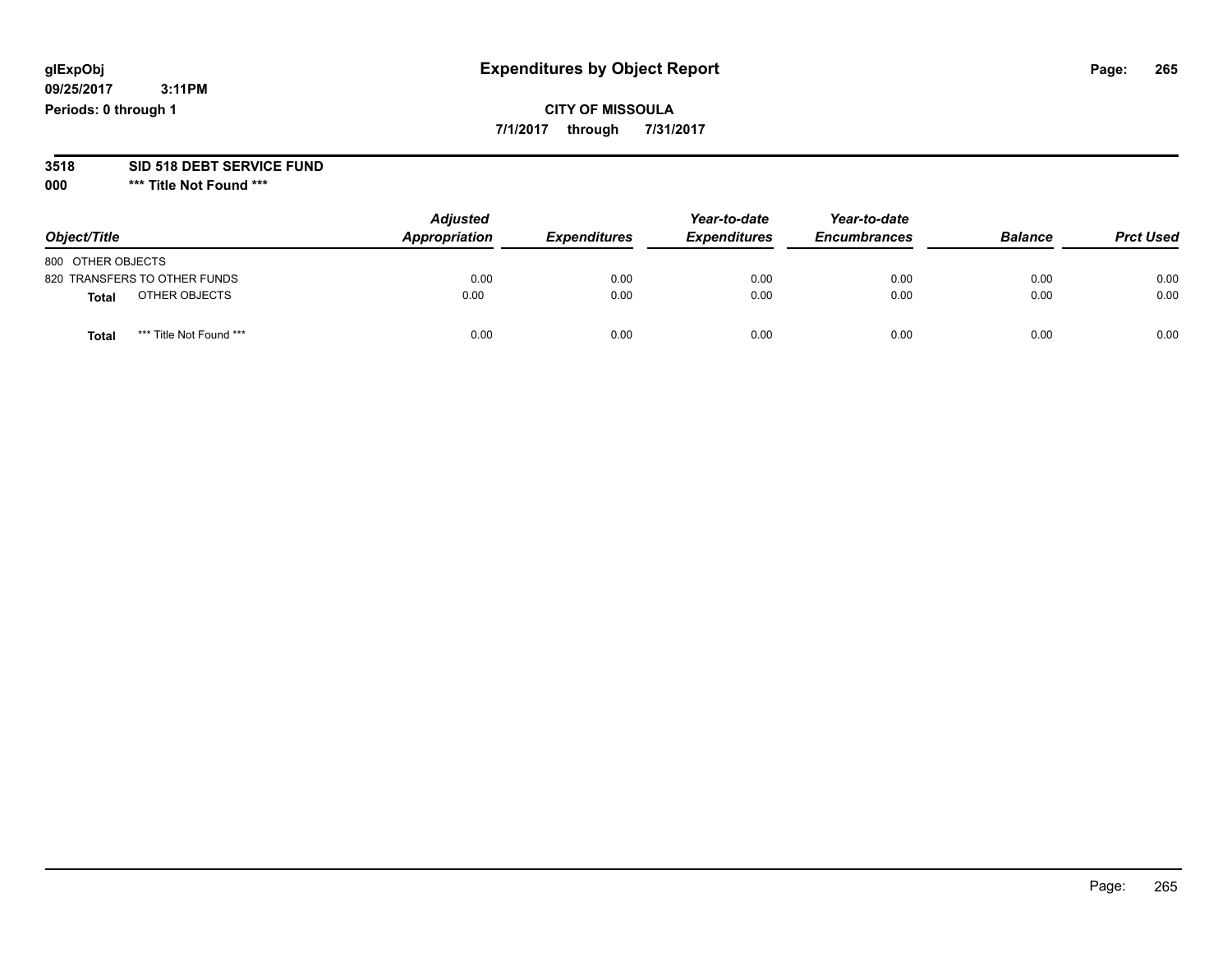**glExpObj** **Expenditures by Object Report**
**09/25/2017 3:11PM**
**Periods: 0 through 1**

**CITY OF MISSOULA**
**7/1/2017 through 7/31/2017**

**3518 SID 518 DEBT SERVICE FUND**
**000 *** Title Not Found *****

| Object/Title | Adjusted Appropriation | Expenditures | Year-to-date Expenditures | Year-to-date Encumbrances | Balance | Prct Used |
|---|---|---|---|---|---|---|
| 800 OTHER OBJECTS | | | | | | |
| 820 TRANSFERS TO OTHER FUNDS | 0.00 | 0.00 | 0.00 | 0.00 | 0.00 | 0.00 |
| **Total** OTHER OBJECTS | 0.00 | 0.00 | 0.00 | 0.00 | 0.00 | 0.00 |
| **Total** *** Title Not Found *** | 0.00 | 0.00 | 0.00 | 0.00 | 0.00 | 0.00 |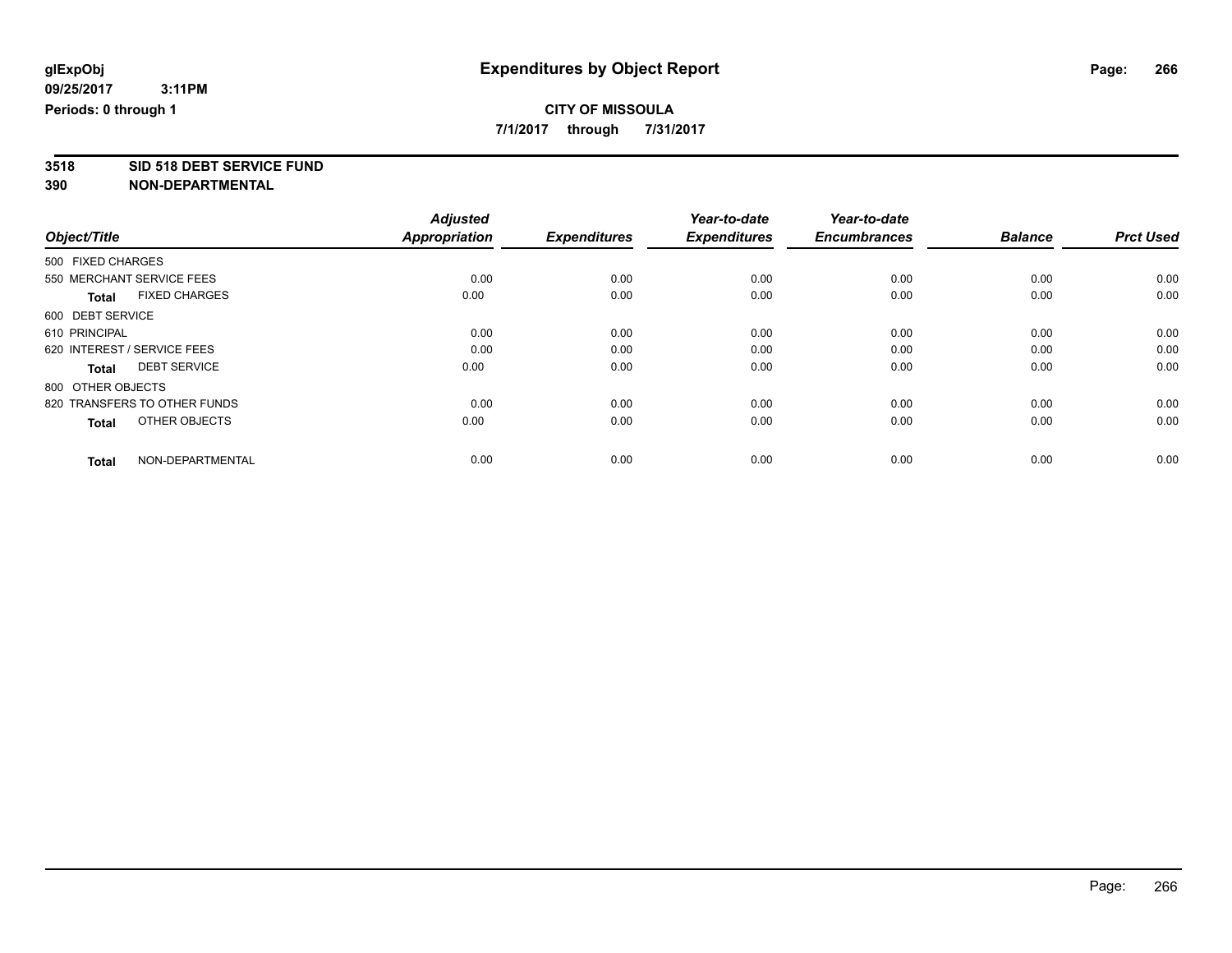**glExpObj**
**09/25/2017 3:11PM**
**Periods: 0 through 1**

# Expenditures by Object Report

**CITY OF MISSOULA**
**7/1/2017 through 7/31/2017**

**3518 SID 518 DEBT SERVICE FUND**
**390 NON-DEPARTMENTAL**

| Object/Title | | Adjusted Appropriation | Expenditures | Year-to-date Expenditures | Year-to-date Encumbrances | Balance | Prct Used |
|---|---|---|---|---|---|---|---|
| 500 FIXED CHARGES | | | | | | | |
| 550 MERCHANT SERVICE FEES | | 0.00 | 0.00 | 0.00 | 0.00 | 0.00 | 0.00 |
| **Total** | FIXED CHARGES | 0.00 | 0.00 | 0.00 | 0.00 | 0.00 | 0.00 |
| 600 DEBT SERVICE | | | | | | | |
| 610 PRINCIPAL | | 0.00 | 0.00 | 0.00 | 0.00 | 0.00 | 0.00 |
| 620 INTEREST / SERVICE FEES | | 0.00 | 0.00 | 0.00 | 0.00 | 0.00 | 0.00 |
| **Total** | DEBT SERVICE | 0.00 | 0.00 | 0.00 | 0.00 | 0.00 | 0.00 |
| 800 OTHER OBJECTS | | | | | | | |
| 820 TRANSFERS TO OTHER FUNDS | | 0.00 | 0.00 | 0.00 | 0.00 | 0.00 | 0.00 |
| **Total** | OTHER OBJECTS | 0.00 | 0.00 | 0.00 | 0.00 | 0.00 | 0.00 |
| **Total** | NON-DEPARTMENTAL | 0.00 | 0.00 | 0.00 | 0.00 | 0.00 | 0.00 |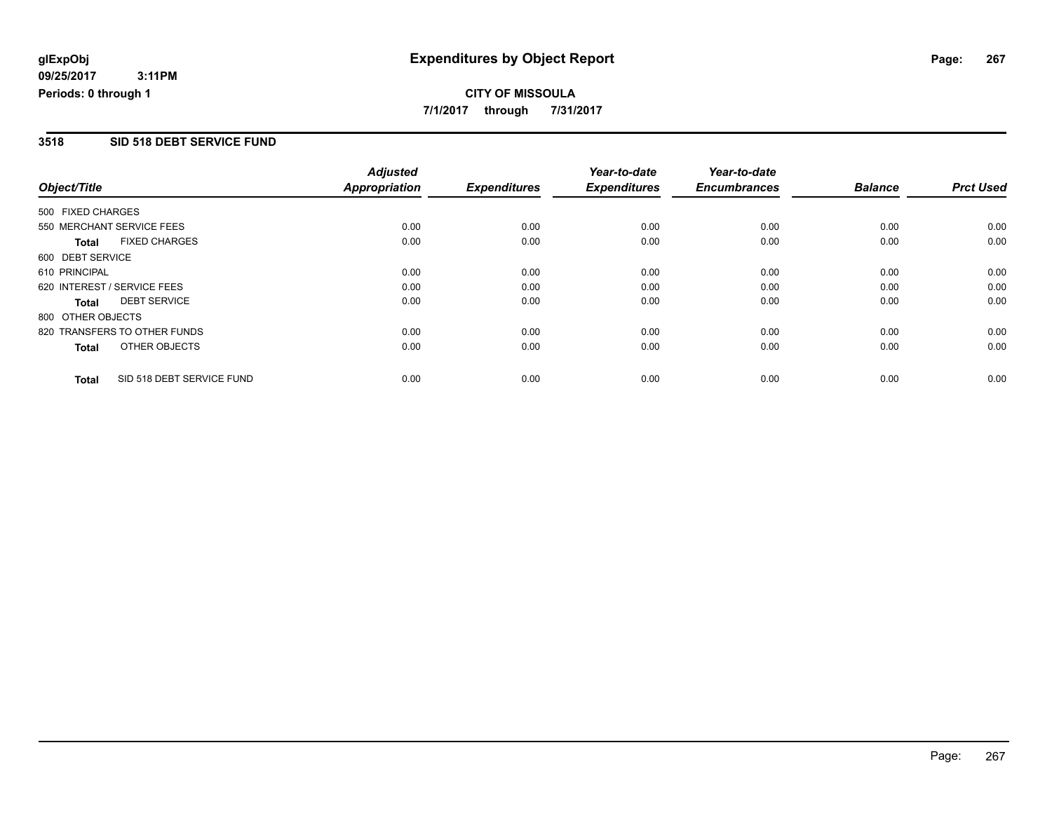**glExpObj** **Expenditures by Object Report**

**09/25/2017 3:11PM**

**Periods: 0 through 1**

**CITY OF MISSOULA**

**7/1/2017 through 7/31/2017**

## 3518 SID 518 DEBT SERVICE FUND

| Object/Title | Adjusted Appropriation | Expenditures | Year-to-date Expenditures | Year-to-date Encumbrances | Balance | Prct Used |
|---|---|---|---|---|---|---|
| 500 FIXED CHARGES | | | | | | |
| 550 MERCHANT SERVICE FEES | 0.00 | 0.00 | 0.00 | 0.00 | 0.00 | 0.00 |
| **Total** FIXED CHARGES | 0.00 | 0.00 | 0.00 | 0.00 | 0.00 | 0.00 |
| 600 DEBT SERVICE | | | | | | |
| 610 PRINCIPAL | 0.00 | 0.00 | 0.00 | 0.00 | 0.00 | 0.00 |
| 620 INTEREST / SERVICE FEES | 0.00 | 0.00 | 0.00 | 0.00 | 0.00 | 0.00 |
| **Total** DEBT SERVICE | 0.00 | 0.00 | 0.00 | 0.00 | 0.00 | 0.00 |
| 800 OTHER OBJECTS | | | | | | |
| 820 TRANSFERS TO OTHER FUNDS | 0.00 | 0.00 | 0.00 | 0.00 | 0.00 | 0.00 |
| **Total** OTHER OBJECTS | 0.00 | 0.00 | 0.00 | 0.00 | 0.00 | 0.00 |
| **Total** SID 518 DEBT SERVICE FUND | 0.00 | 0.00 | 0.00 | 0.00 | 0.00 | 0.00 |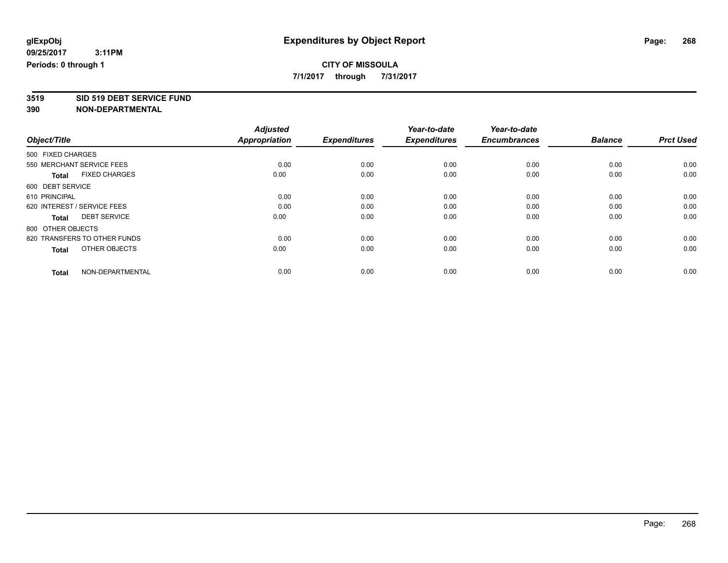**glExpObj**
**09/25/2017 3:11PM**
**Periods: 0 through 1**

# Expenditures by Object Report

**CITY OF MISSOULA**
**7/1/2017 through 7/31/2017**

**3519 SID 519 DEBT SERVICE FUND**
**390 NON-DEPARTMENTAL**

| Object/Title | | Adjusted Appropriation | Expenditures | Year-to-date Expenditures | Year-to-date Encumbrances | Balance | Prct Used |
|---|---|---|---|---|---|---|---|
| 500 FIXED CHARGES | | | | | | | |
| 550 MERCHANT SERVICE FEES | | 0.00 | 0.00 | 0.00 | 0.00 | 0.00 | 0.00 |
| **Total** | FIXED CHARGES | 0.00 | 0.00 | 0.00 | 0.00 | 0.00 | 0.00 |
| 600 DEBT SERVICE | | | | | | | |
| 610 PRINCIPAL | | 0.00 | 0.00 | 0.00 | 0.00 | 0.00 | 0.00 |
| 620 INTEREST / SERVICE FEES | | 0.00 | 0.00 | 0.00 | 0.00 | 0.00 | 0.00 |
| **Total** | DEBT SERVICE | 0.00 | 0.00 | 0.00 | 0.00 | 0.00 | 0.00 |
| 800 OTHER OBJECTS | | | | | | | |
| 820 TRANSFERS TO OTHER FUNDS | | 0.00 | 0.00 | 0.00 | 0.00 | 0.00 | 0.00 |
| **Total** | OTHER OBJECTS | 0.00 | 0.00 | 0.00 | 0.00 | 0.00 | 0.00 |
| **Total** | NON-DEPARTMENTAL | 0.00 | 0.00 | 0.00 | 0.00 | 0.00 | 0.00 |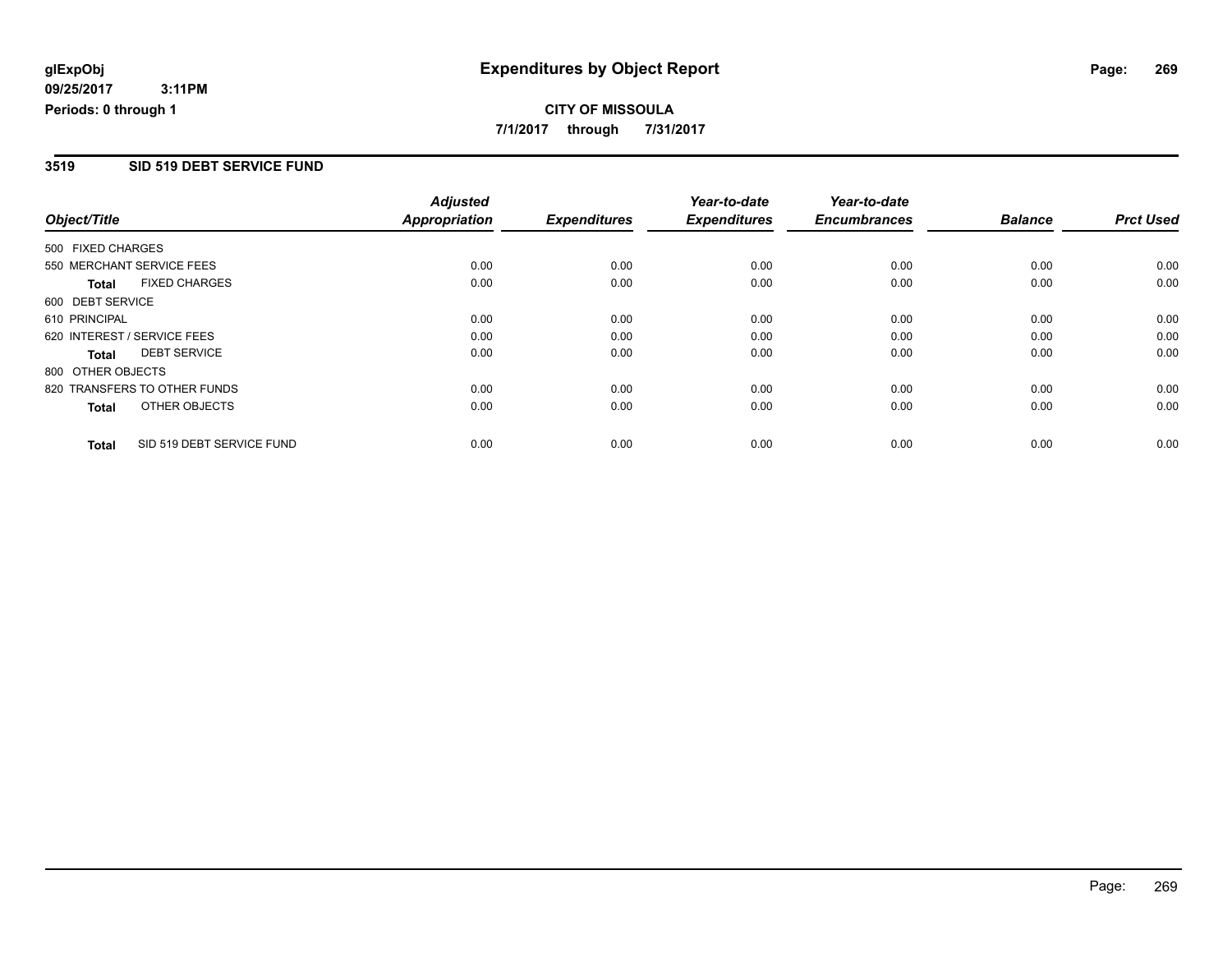**glExpObj** **Expenditures by Object Report**

**09/25/2017 3:11PM**

**Periods: 0 through 1**

**CITY OF MISSOULA**

**7/1/2017 through 7/31/2017**

### 3519 SID 519 DEBT SERVICE FUND

| Object/Title | Adjusted Appropriation | Expenditures | Year-to-date Expenditures | Year-to-date Encumbrances | Balance | Prct Used |
|---|---|---|---|---|---|---|
| 500 FIXED CHARGES | | | | | | |
| 550 MERCHANT SERVICE FEES | 0.00 | 0.00 | 0.00 | 0.00 | 0.00 | 0.00 |
| **Total** FIXED CHARGES | 0.00 | 0.00 | 0.00 | 0.00 | 0.00 | 0.00 |
| 600 DEBT SERVICE | | | | | | |
| 610 PRINCIPAL | 0.00 | 0.00 | 0.00 | 0.00 | 0.00 | 0.00 |
| 620 INTEREST / SERVICE FEES | 0.00 | 0.00 | 0.00 | 0.00 | 0.00 | 0.00 |
| **Total** DEBT SERVICE | 0.00 | 0.00 | 0.00 | 0.00 | 0.00 | 0.00 |
| 800 OTHER OBJECTS | | | | | | |
| 820 TRANSFERS TO OTHER FUNDS | 0.00 | 0.00 | 0.00 | 0.00 | 0.00 | 0.00 |
| **Total** OTHER OBJECTS | 0.00 | 0.00 | 0.00 | 0.00 | 0.00 | 0.00 |
| **Total** SID 519 DEBT SERVICE FUND | 0.00 | 0.00 | 0.00 | 0.00 | 0.00 | 0.00 |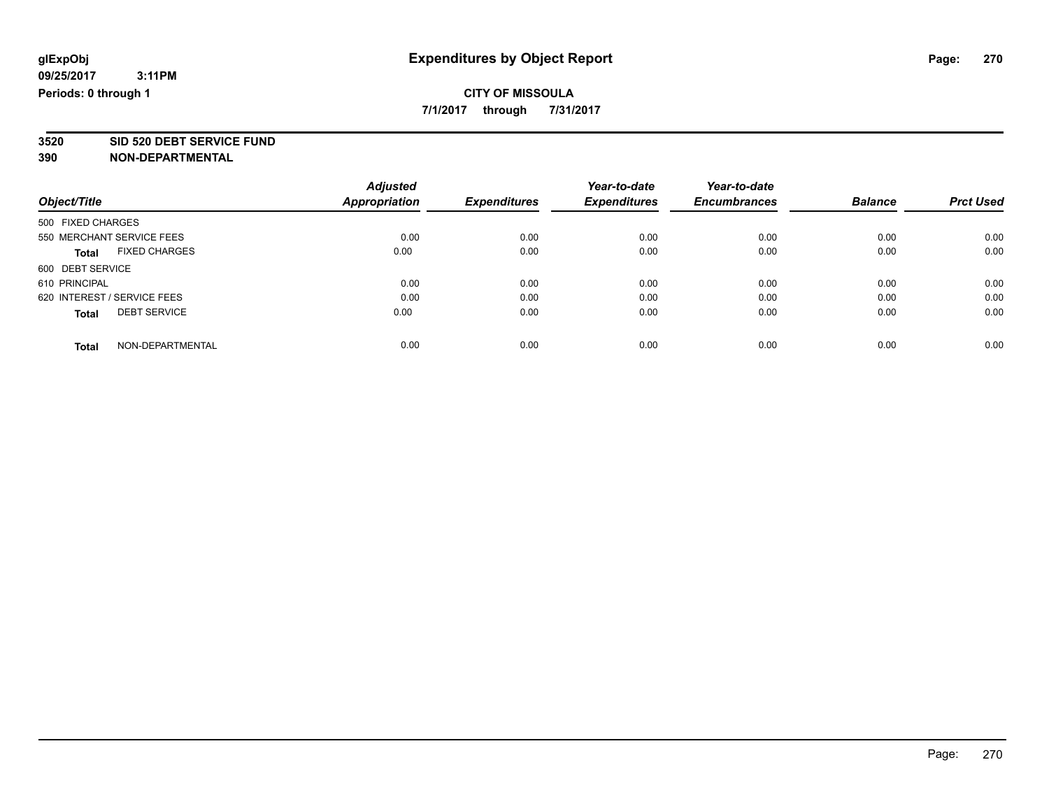# Expenditures by Object Report

glExpObj
09/25/2017 3:11PM
Periods: 0 through 1

**CITY OF MISSOULA**

**7/1/2017 through 7/31/2017**

**3520 SID 520 DEBT SERVICE FUND**
**390 NON-DEPARTMENTAL**

| Object/Title | Adjusted Appropriation | Expenditures | Year-to-date Expenditures | Year-to-date Encumbrances | Balance | Prct Used |
|---|---|---|---|---|---|---|
| 500 FIXED CHARGES | | | | | | |
| 550 MERCHANT SERVICE FEES | 0.00 | 0.00 | 0.00 | 0.00 | 0.00 | 0.00 |
| **Total** FIXED CHARGES | 0.00 | 0.00 | 0.00 | 0.00 | 0.00 | 0.00 |
| 600 DEBT SERVICE | | | | | | |
| 610 PRINCIPAL | 0.00 | 0.00 | 0.00 | 0.00 | 0.00 | 0.00 |
| 620 INTEREST / SERVICE FEES | 0.00 | 0.00 | 0.00 | 0.00 | 0.00 | 0.00 |
| **Total** DEBT SERVICE | 0.00 | 0.00 | 0.00 | 0.00 | 0.00 | 0.00 |
| **Total** NON-DEPARTMENTAL | 0.00 | 0.00 | 0.00 | 0.00 | 0.00 | 0.00 |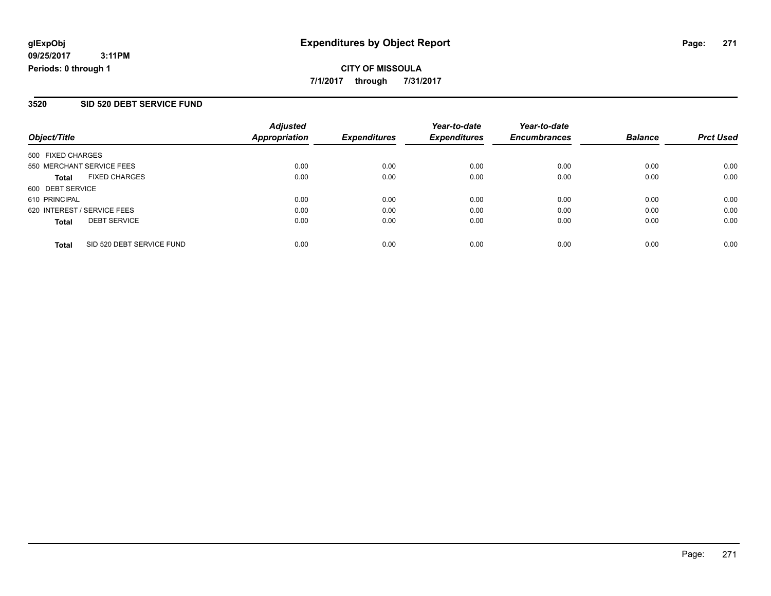**glExpObj** **Expenditures by Object Report**

**09/25/2017 3:11PM**

**Periods: 0 through 1**

**CITY OF MISSOULA**

**7/1/2017 through 7/31/2017**

## 3520 SID 520 DEBT SERVICE FUND

| Object/Title | Adjusted Appropriation | Expenditures | Year-to-date Expenditures | Year-to-date Encumbrances | Balance | Prct Used |
|---|---|---|---|---|---|---|
| 500 FIXED CHARGES | | | | | | |
| 550 MERCHANT SERVICE FEES | 0.00 | 0.00 | 0.00 | 0.00 | 0.00 | 0.00 |
| **Total** FIXED CHARGES | 0.00 | 0.00 | 0.00 | 0.00 | 0.00 | 0.00 |
| 600 DEBT SERVICE | | | | | | |
| 610 PRINCIPAL | 0.00 | 0.00 | 0.00 | 0.00 | 0.00 | 0.00 |
| 620 INTEREST / SERVICE FEES | 0.00 | 0.00 | 0.00 | 0.00 | 0.00 | 0.00 |
| **Total** DEBT SERVICE | 0.00 | 0.00 | 0.00 | 0.00 | 0.00 | 0.00 |
| **Total** SID 520 DEBT SERVICE FUND | 0.00 | 0.00 | 0.00 | 0.00 | 0.00 | 0.00 |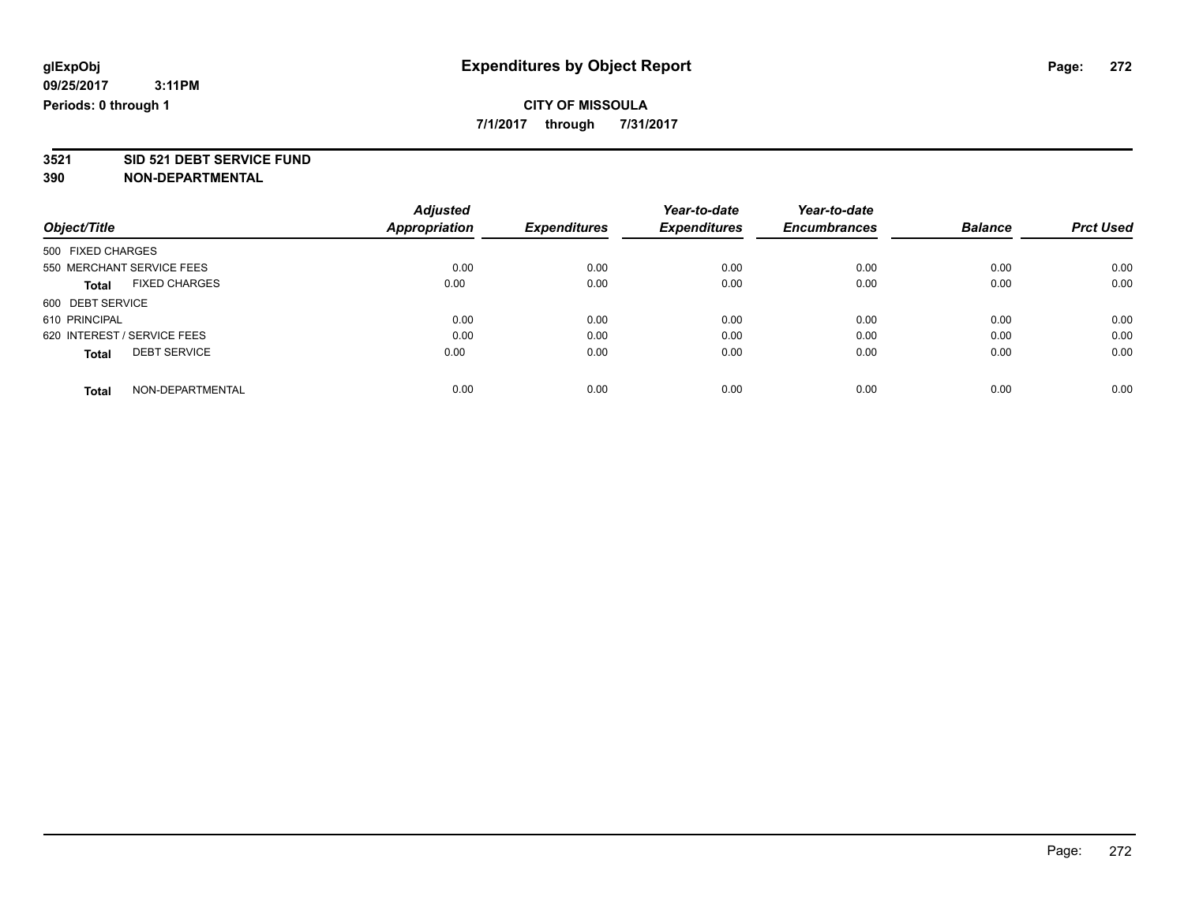**glExpObj**
**09/25/2017 3:11PM**
**Periods: 0 through 1**

# Expenditures by Object Report

**CITY OF MISSOULA**
**7/1/2017 through 7/31/2017**

**3521 SID 521 DEBT SERVICE FUND**
**390 NON-DEPARTMENTAL**

| Object/Title | Adjusted Appropriation | Expenditures | Year-to-date Expenditures | Year-to-date Encumbrances | Balance | Prct Used |
|---|---|---|---|---|---|---|
| 500 FIXED CHARGES | | | | | | |
| 550 MERCHANT SERVICE FEES | 0.00 | 0.00 | 0.00 | 0.00 | 0.00 | 0.00 |
| **Total** FIXED CHARGES | 0.00 | 0.00 | 0.00 | 0.00 | 0.00 | 0.00 |
| 600 DEBT SERVICE | | | | | | |
| 610 PRINCIPAL | 0.00 | 0.00 | 0.00 | 0.00 | 0.00 | 0.00 |
| 620 INTEREST / SERVICE FEES | 0.00 | 0.00 | 0.00 | 0.00 | 0.00 | 0.00 |
| **Total** DEBT SERVICE | 0.00 | 0.00 | 0.00 | 0.00 | 0.00 | 0.00 |
| **Total** NON-DEPARTMENTAL | 0.00 | 0.00 | 0.00 | 0.00 | 0.00 | 0.00 |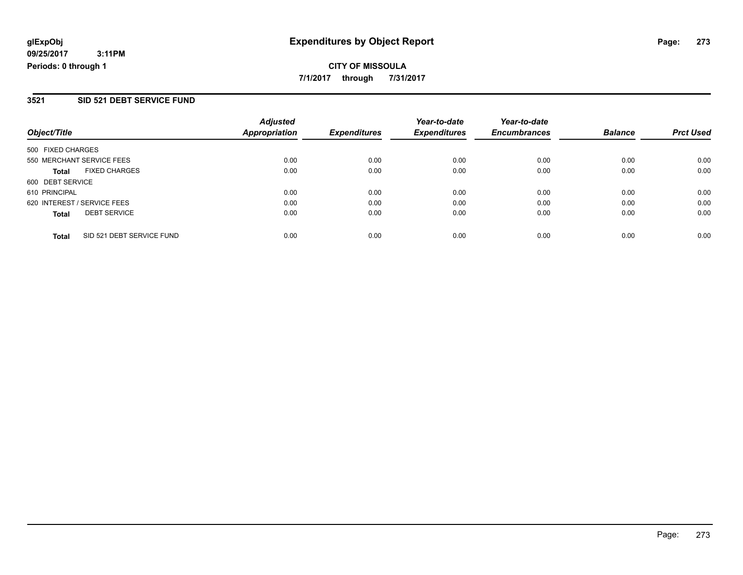**glExpObj**
**09/25/2017 3:11PM**
**Periods: 0 through 1**

# Expenditures by Object Report

**CITY OF MISSOULA**
**7/1/2017 through 7/31/2017**

## 3521 SID 521 DEBT SERVICE FUND

| Object/Title | *Adjusted Appropriation* | *Expenditures* | *Year-to-date Expenditures* | *Year-to-date Encumbrances* | *Balance* | *Prct Used* |
|---|---|---|---|---|---|---|
| 500 FIXED CHARGES | | | | | | |
| 550 MERCHANT SERVICE FEES | 0.00 | 0.00 | 0.00 | 0.00 | 0.00 | 0.00 |
| **Total** FIXED CHARGES | 0.00 | 0.00 | 0.00 | 0.00 | 0.00 | 0.00 |
| 600 DEBT SERVICE | | | | | | |
| 610 PRINCIPAL | 0.00 | 0.00 | 0.00 | 0.00 | 0.00 | 0.00 |
| 620 INTEREST / SERVICE FEES | 0.00 | 0.00 | 0.00 | 0.00 | 0.00 | 0.00 |
| **Total** DEBT SERVICE | 0.00 | 0.00 | 0.00 | 0.00 | 0.00 | 0.00 |
| **Total** SID 521 DEBT SERVICE FUND | 0.00 | 0.00 | 0.00 | 0.00 | 0.00 | 0.00 |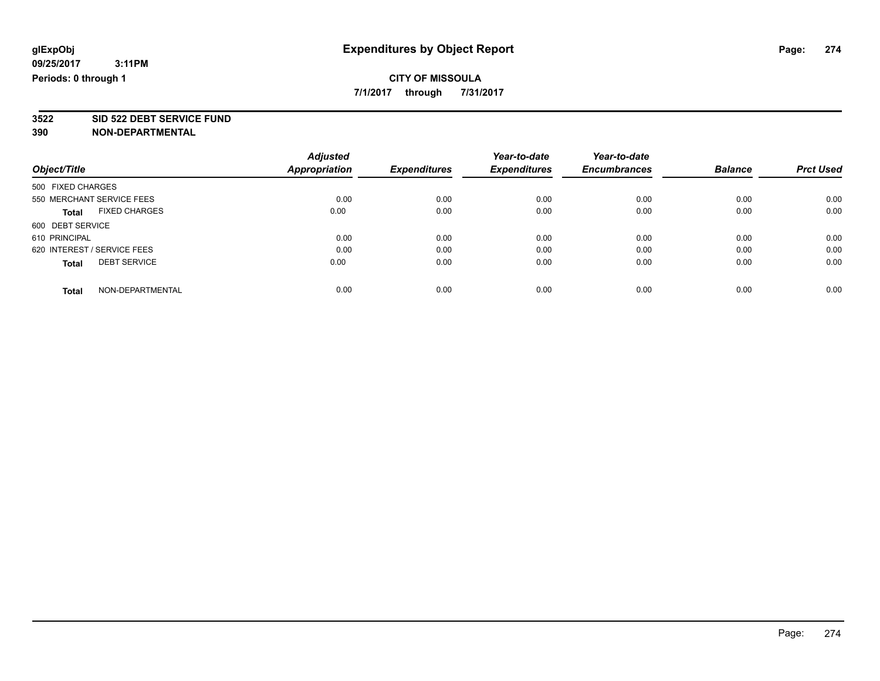**glExpObj**
**09/25/2017 3:11PM**
**Periods: 0 through 1**

# Expenditures by Object Report

**CITY OF MISSOULA**
**7/1/2017 through 7/31/2017**

**3522 SID 522 DEBT SERVICE FUND**
**390 NON-DEPARTMENTAL**

| Object/Title | | Adjusted Appropriation | Expenditures | Year-to-date Expenditures | Year-to-date Encumbrances | Balance | Prct Used |
|---|---|---|---|---|---|---|---|
| 500 FIXED CHARGES | | | | | | | |
| 550 MERCHANT SERVICE FEES | | 0.00 | 0.00 | 0.00 | 0.00 | 0.00 | 0.00 |
| **Total** | FIXED CHARGES | 0.00 | 0.00 | 0.00 | 0.00 | 0.00 | 0.00 |
| 600 DEBT SERVICE | | | | | | | |
| 610 PRINCIPAL | | 0.00 | 0.00 | 0.00 | 0.00 | 0.00 | 0.00 |
| 620 INTEREST / SERVICE FEES | | 0.00 | 0.00 | 0.00 | 0.00 | 0.00 | 0.00 |
| **Total** | DEBT SERVICE | 0.00 | 0.00 | 0.00 | 0.00 | 0.00 | 0.00 |
| **Total** | NON-DEPARTMENTAL | 0.00 | 0.00 | 0.00 | 0.00 | 0.00 | 0.00 |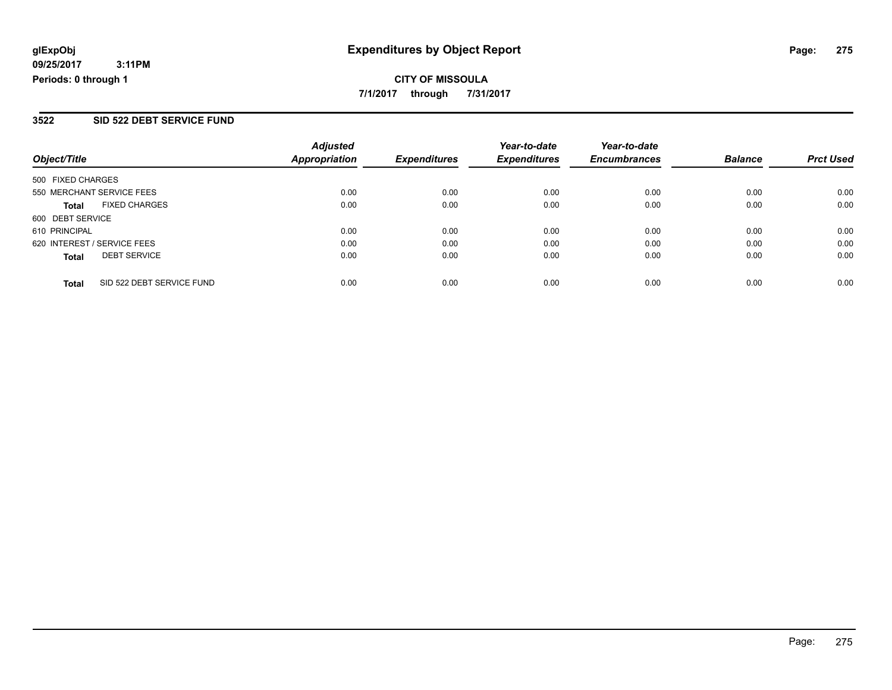**CITY OF MISSOULA**

**7/1/2017 through 7/31/2017**

## 3522 SID 522 DEBT SERVICE FUND

| Object/Title | | Adjusted Appropriation | Expenditures | Year-to-date Expenditures | Year-to-date Encumbrances | Balance | Prct Used |
|---|---|---|---|---|---|---|---|
| 500 FIXED CHARGES | | | | | | | |
| 550 MERCHANT SERVICE FEES | | 0.00 | 0.00 | 0.00 | 0.00 | 0.00 | 0.00 |
| **Total** | FIXED CHARGES | 0.00 | 0.00 | 0.00 | 0.00 | 0.00 | 0.00 |
| 600 DEBT SERVICE | | | | | | | |
| 610 PRINCIPAL | | 0.00 | 0.00 | 0.00 | 0.00 | 0.00 | 0.00 |
| 620 INTEREST / SERVICE FEES | | 0.00 | 0.00 | 0.00 | 0.00 | 0.00 | 0.00 |
| **Total** | DEBT SERVICE | 0.00 | 0.00 | 0.00 | 0.00 | 0.00 | 0.00 |
| **Total** | SID 522 DEBT SERVICE FUND | 0.00 | 0.00 | 0.00 | 0.00 | 0.00 | 0.00 |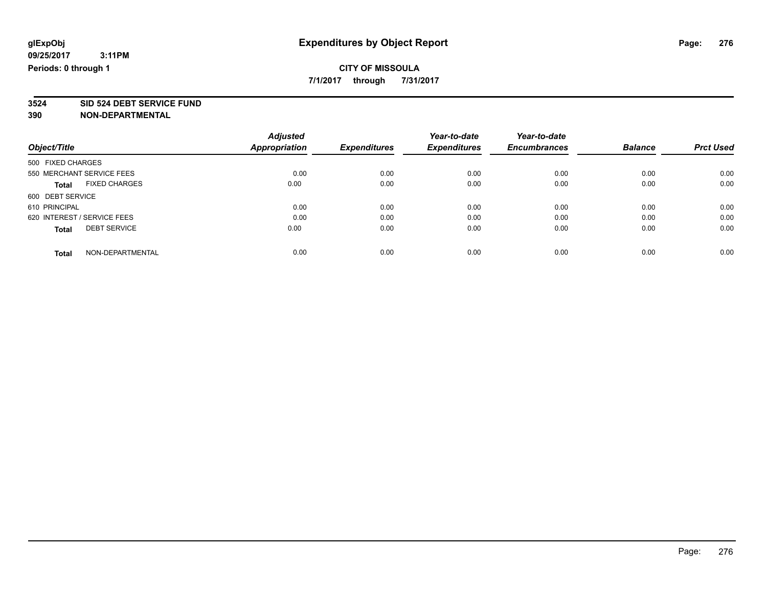**glExpObj** **Expenditures by Object Report**

**09/25/2017 3:11PM**

**Periods: 0 through 1**

**CITY OF MISSOULA**

**7/1/2017 through 7/31/2017**

**3524 SID 524 DEBT SERVICE FUND**

**390 NON-DEPARTMENTAL**

| Object/Title | Adjusted Appropriation | Expenditures | Year-to-date Expenditures | Year-to-date Encumbrances | Balance | Prct Used |
|---|---|---|---|---|---|---|
| 500 FIXED CHARGES | | | | | | |
| 550 MERCHANT SERVICE FEES | 0.00 | 0.00 | 0.00 | 0.00 | 0.00 | 0.00 |
| **Total** FIXED CHARGES | 0.00 | 0.00 | 0.00 | 0.00 | 0.00 | 0.00 |
| 600 DEBT SERVICE | | | | | | |
| 610 PRINCIPAL | 0.00 | 0.00 | 0.00 | 0.00 | 0.00 | 0.00 |
| 620 INTEREST / SERVICE FEES | 0.00 | 0.00 | 0.00 | 0.00 | 0.00 | 0.00 |
| **Total** DEBT SERVICE | 0.00 | 0.00 | 0.00 | 0.00 | 0.00 | 0.00 |
| **Total** NON-DEPARTMENTAL | 0.00 | 0.00 | 0.00 | 0.00 | 0.00 | 0.00 |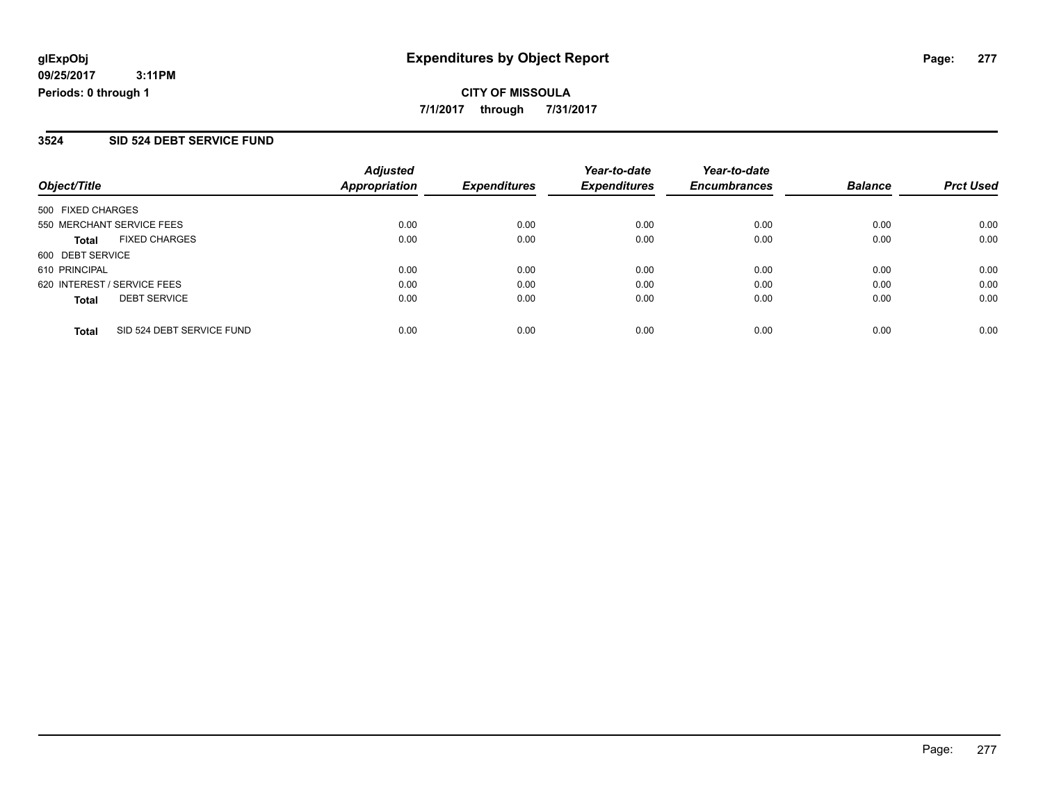**glExpObj**
**09/25/2017 3:11PM**
**Periods: 0 through 1**

# Expenditures by Object Report

**CITY OF MISSOULA**
**7/1/2017 through 7/31/2017**

## 3524 SID 524 DEBT SERVICE FUND

| Object/Title | Adjusted Appropriation | Expenditures | Year-to-date Expenditures | Year-to-date Encumbrances | Balance | Prct Used |
|---|---|---|---|---|---|---|
| 500 FIXED CHARGES | | | | | | |
| 550 MERCHANT SERVICE FEES | 0.00 | 0.00 | 0.00 | 0.00 | 0.00 | 0.00 |
| **Total** FIXED CHARGES | 0.00 | 0.00 | 0.00 | 0.00 | 0.00 | 0.00 |
| 600 DEBT SERVICE | | | | | | |
| 610 PRINCIPAL | 0.00 | 0.00 | 0.00 | 0.00 | 0.00 | 0.00 |
| 620 INTEREST / SERVICE FEES | 0.00 | 0.00 | 0.00 | 0.00 | 0.00 | 0.00 |
| **Total** DEBT SERVICE | 0.00 | 0.00 | 0.00 | 0.00 | 0.00 | 0.00 |
| **Total** SID 524 DEBT SERVICE FUND | 0.00 | 0.00 | 0.00 | 0.00 | 0.00 | 0.00 |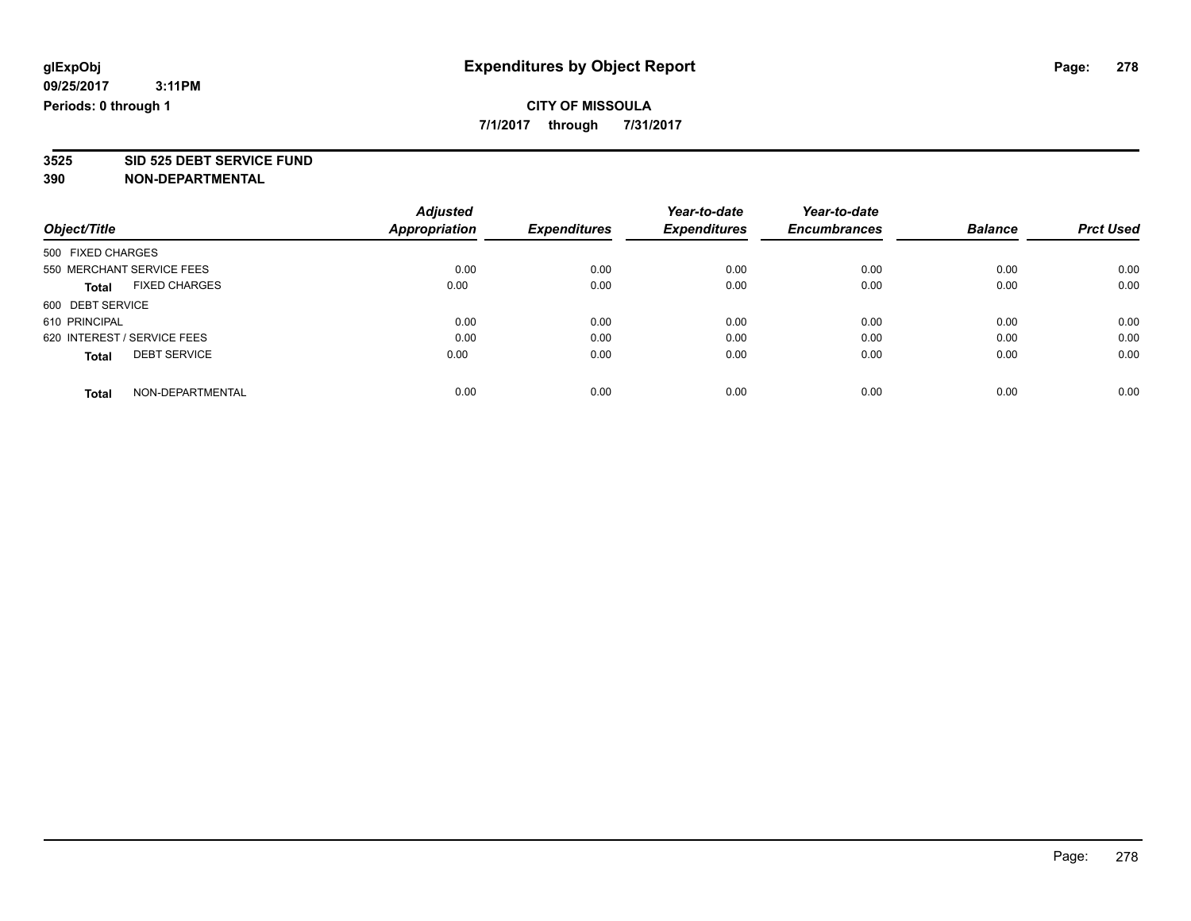**glExpObj** **Expenditures by Object Report**

**09/25/2017 3:11PM**

**Periods: 0 through 1**

**CITY OF MISSOULA**

**7/1/2017 through 7/31/2017**

**3525 SID 525 DEBT SERVICE FUND**

**390 NON-DEPARTMENTAL**

| Object/Title | Adjusted Appropriation | Expenditures | Year-to-date Expenditures | Year-to-date Encumbrances | Balance | Prct Used |
|---|---|---|---|---|---|---|
| 500 FIXED CHARGES | | | | | | |
| 550 MERCHANT SERVICE FEES | 0.00 | 0.00 | 0.00 | 0.00 | 0.00 | 0.00 |
| **Total** FIXED CHARGES | 0.00 | 0.00 | 0.00 | 0.00 | 0.00 | 0.00 |
| 600 DEBT SERVICE | | | | | | |
| 610 PRINCIPAL | 0.00 | 0.00 | 0.00 | 0.00 | 0.00 | 0.00 |
| 620 INTEREST / SERVICE FEES | 0.00 | 0.00 | 0.00 | 0.00 | 0.00 | 0.00 |
| **Total** DEBT SERVICE | 0.00 | 0.00 | 0.00 | 0.00 | 0.00 | 0.00 |
| **Total** NON-DEPARTMENTAL | 0.00 | 0.00 | 0.00 | 0.00 | 0.00 | 0.00 |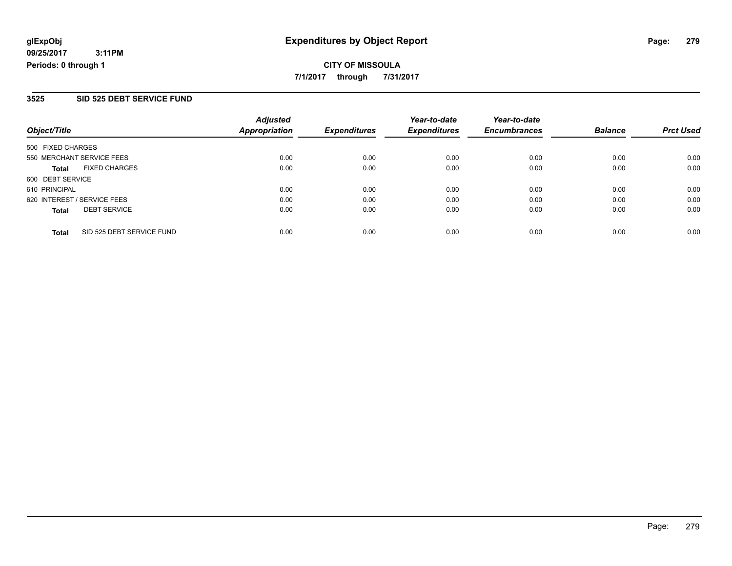**glExpObj**
**09/25/2017 3:11PM**
**Periods: 0 through 1**

# Expenditures by Object Report

**CITY OF MISSOULA**

**7/1/2017 through 7/31/2017**

## 3525 SID 525 DEBT SERVICE FUND

| Object/Title | | Adjusted Appropriation | Expenditures | Year-to-date Expenditures | Year-to-date Encumbrances | Balance | Prct Used |
|---|---|---|---|---|---|---|---|
| 500 FIXED CHARGES | | | | | | | |
| 550 MERCHANT SERVICE FEES | | 0.00 | 0.00 | 0.00 | 0.00 | 0.00 | 0.00 |
| **Total** | FIXED CHARGES | 0.00 | 0.00 | 0.00 | 0.00 | 0.00 | 0.00 |
| 600 DEBT SERVICE | | | | | | | |
| 610 PRINCIPAL | | 0.00 | 0.00 | 0.00 | 0.00 | 0.00 | 0.00 |
| 620 INTEREST / SERVICE FEES | | 0.00 | 0.00 | 0.00 | 0.00 | 0.00 | 0.00 |
| **Total** | DEBT SERVICE | 0.00 | 0.00 | 0.00 | 0.00 | 0.00 | 0.00 |
| **Total** | SID 525 DEBT SERVICE FUND | 0.00 | 0.00 | 0.00 | 0.00 | 0.00 | 0.00 |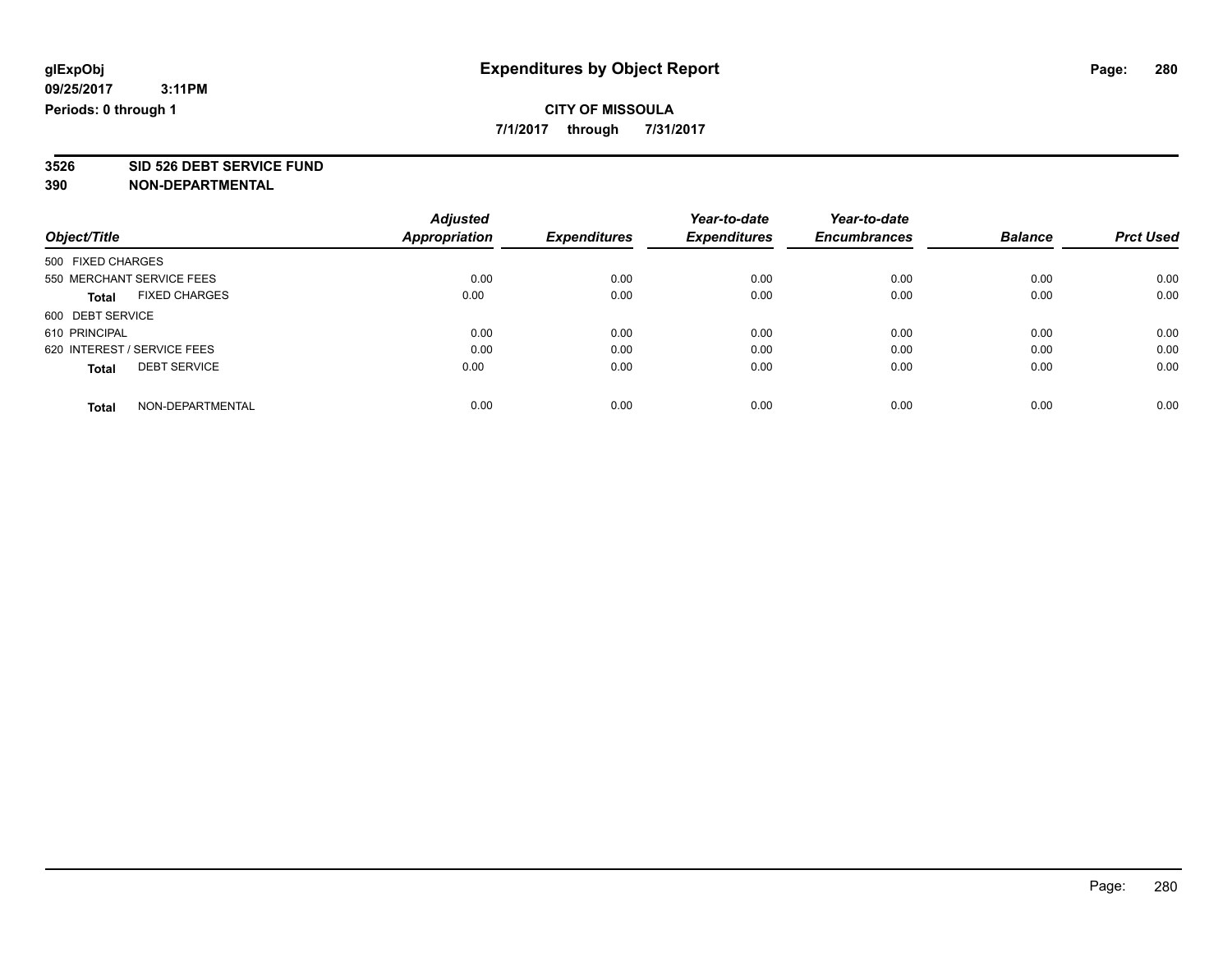**glExpObj**
**09/25/2017 3:11PM**
**Periods: 0 through 1**

# Expenditures by Object Report

**CITY OF MISSOULA**
**7/1/2017 through 7/31/2017**

**3526 SID 526 DEBT SERVICE FUND**
**390 NON-DEPARTMENTAL**

| Object/Title | Adjusted Appropriation | Expenditures | Year-to-date Expenditures | Year-to-date Encumbrances | Balance | Prct Used |
|---|---|---|---|---|---|---|
| 500 FIXED CHARGES | | | | | | |
| 550 MERCHANT SERVICE FEES | 0.00 | 0.00 | 0.00 | 0.00 | 0.00 | 0.00 |
| **Total** FIXED CHARGES | 0.00 | 0.00 | 0.00 | 0.00 | 0.00 | 0.00 |
| 600 DEBT SERVICE | | | | | | |
| 610 PRINCIPAL | 0.00 | 0.00 | 0.00 | 0.00 | 0.00 | 0.00 |
| 620 INTEREST / SERVICE FEES | 0.00 | 0.00 | 0.00 | 0.00 | 0.00 | 0.00 |
| **Total** DEBT SERVICE | 0.00 | 0.00 | 0.00 | 0.00 | 0.00 | 0.00 |
| **Total** NON-DEPARTMENTAL | 0.00 | 0.00 | 0.00 | 0.00 | 0.00 | 0.00 |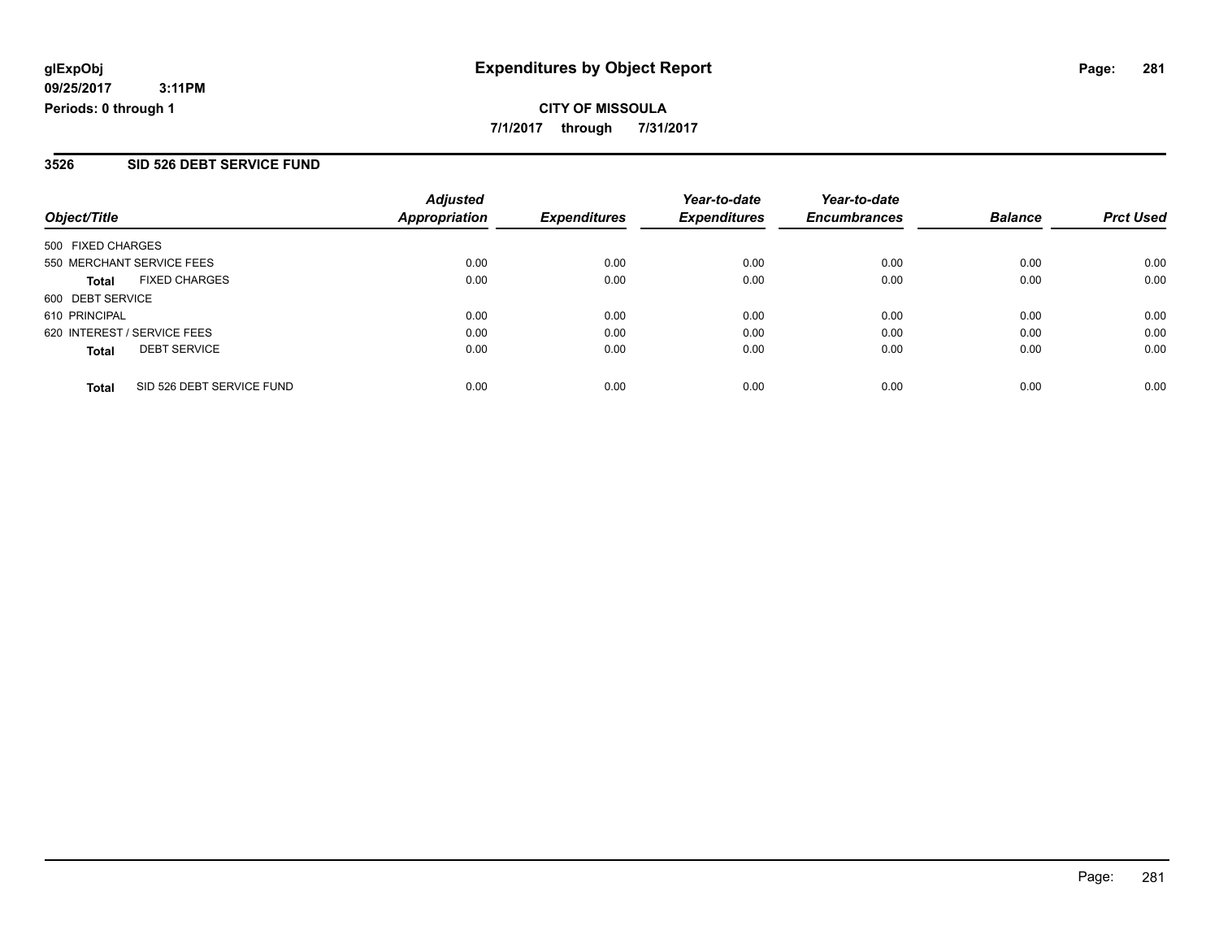**glExpObj**
**09/25/2017 3:11PM**
**Periods: 0 through 1**

# Expenditures by Object Report

**CITY OF MISSOULA**

**7/1/2017 through 7/31/2017**

## 3526 SID 526 DEBT SERVICE FUND

| Object/Title | | Adjusted Appropriation | Expenditures | Year-to-date Expenditures | Year-to-date Encumbrances | Balance | Prct Used |
|---|---|---|---|---|---|---|---|
| 500 FIXED CHARGES | | | | | | | |
| 550 MERCHANT SERVICE FEES | | 0.00 | 0.00 | 0.00 | 0.00 | 0.00 | 0.00 |
| **Total** | FIXED CHARGES | 0.00 | 0.00 | 0.00 | 0.00 | 0.00 | 0.00 |
| 600 DEBT SERVICE | | | | | | | |
| 610 PRINCIPAL | | 0.00 | 0.00 | 0.00 | 0.00 | 0.00 | 0.00 |
| 620 INTEREST / SERVICE FEES | | 0.00 | 0.00 | 0.00 | 0.00 | 0.00 | 0.00 |
| **Total** | DEBT SERVICE | 0.00 | 0.00 | 0.00 | 0.00 | 0.00 | 0.00 |
| **Total** | SID 526 DEBT SERVICE FUND | 0.00 | 0.00 | 0.00 | 0.00 | 0.00 | 0.00 |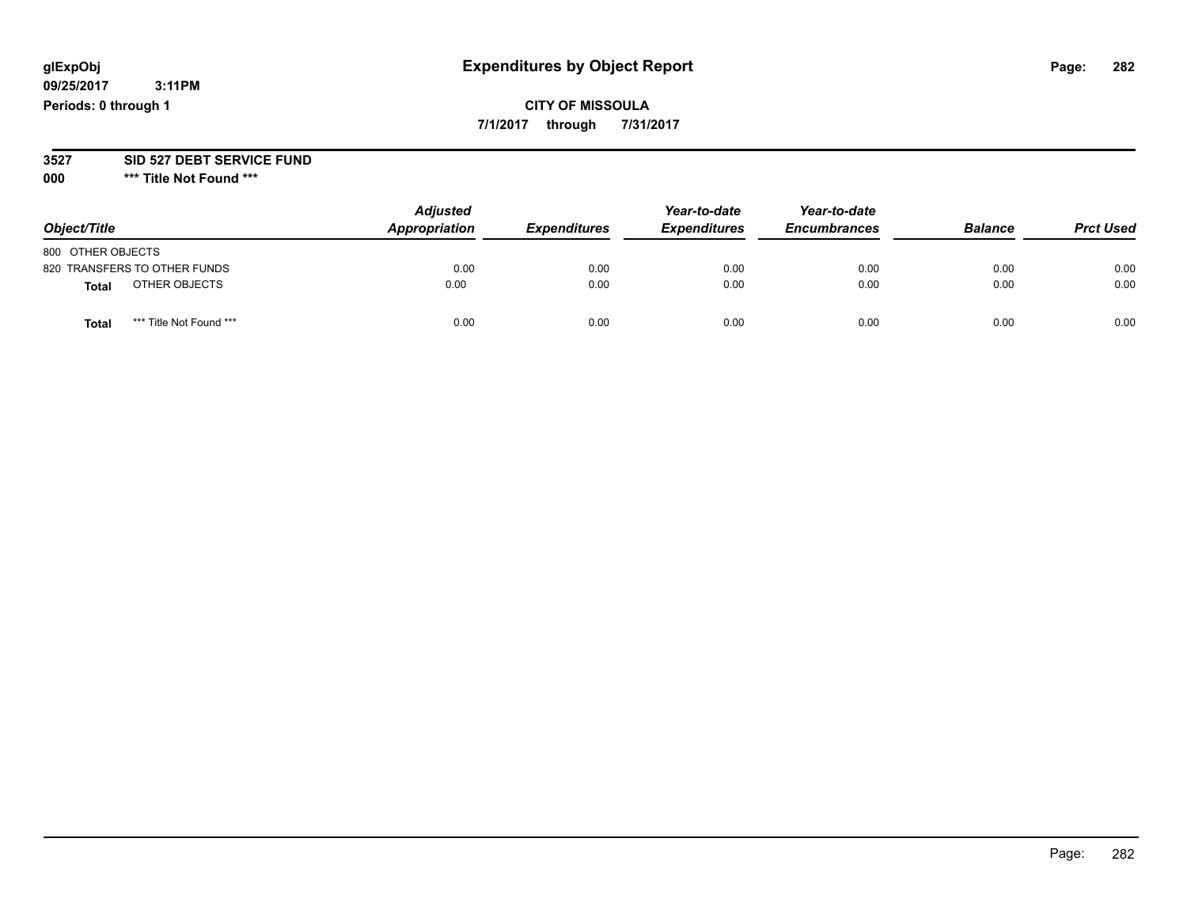glExpObj
09/25/2017 3:11PM
Periods: 0 through 1

# Expenditures by Object Report

**CITY OF MISSOULA**
**7/1/2017 through 7/31/2017**

**3527 SID 527 DEBT SERVICE FUND**
**000 *** Title Not Found *****

| Object/Title | Adjusted Appropriation | Expenditures | Year-to-date Expenditures | Year-to-date Encumbrances | Balance | Prct Used |
|---|---|---|---|---|---|---|
| 800 OTHER OBJECTS | | | | | | |
| 820 TRANSFERS TO OTHER FUNDS | 0.00 | 0.00 | 0.00 | 0.00 | 0.00 | 0.00 |
| **Total** OTHER OBJECTS | 0.00 | 0.00 | 0.00 | 0.00 | 0.00 | 0.00 |
| **Total** *** Title Not Found *** | 0.00 | 0.00 | 0.00 | 0.00 | 0.00 | 0.00 |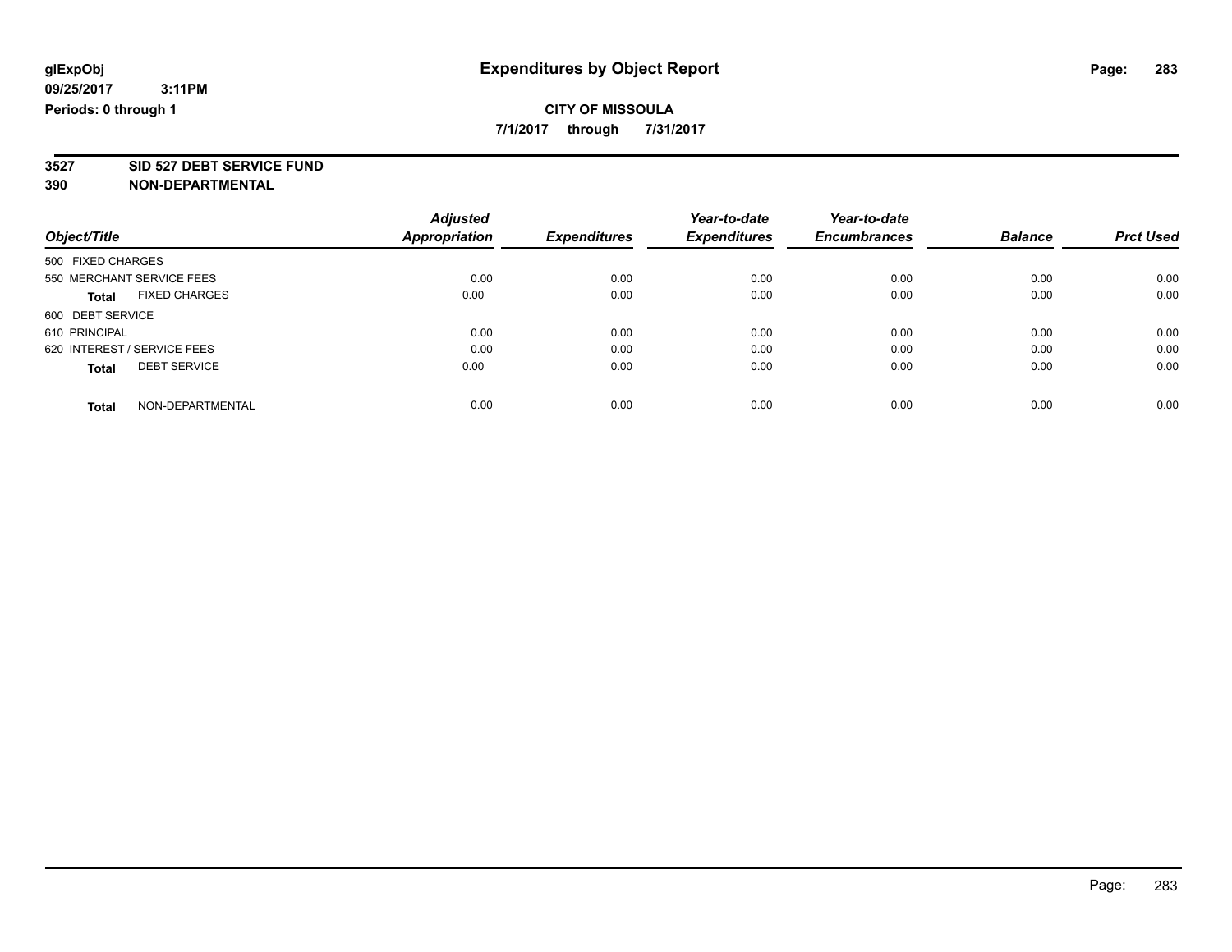glExpObj
09/25/2017 3:11PM
Periods: 0 through 1

# Expenditures by Object Report

## CITY OF MISSOULA

7/1/2017 through 7/31/2017

**3527 SID 527 DEBT SERVICE FUND**
**390 NON-DEPARTMENTAL**

| Object/Title | Adjusted Appropriation | Expenditures | Year-to-date Expenditures | Year-to-date Encumbrances | Balance | Prct Used |
|---|---|---|---|---|---|---|
| 500 FIXED CHARGES | | | | | | |
| 550 MERCHANT SERVICE FEES | 0.00 | 0.00 | 0.00 | 0.00 | 0.00 | 0.00 |
| **Total** FIXED CHARGES | 0.00 | 0.00 | 0.00 | 0.00 | 0.00 | 0.00 |
| 600 DEBT SERVICE | | | | | | |
| 610 PRINCIPAL | 0.00 | 0.00 | 0.00 | 0.00 | 0.00 | 0.00 |
| 620 INTEREST / SERVICE FEES | 0.00 | 0.00 | 0.00 | 0.00 | 0.00 | 0.00 |
| **Total** DEBT SERVICE | 0.00 | 0.00 | 0.00 | 0.00 | 0.00 | 0.00 |
| **Total** NON-DEPARTMENTAL | 0.00 | 0.00 | 0.00 | 0.00 | 0.00 | 0.00 |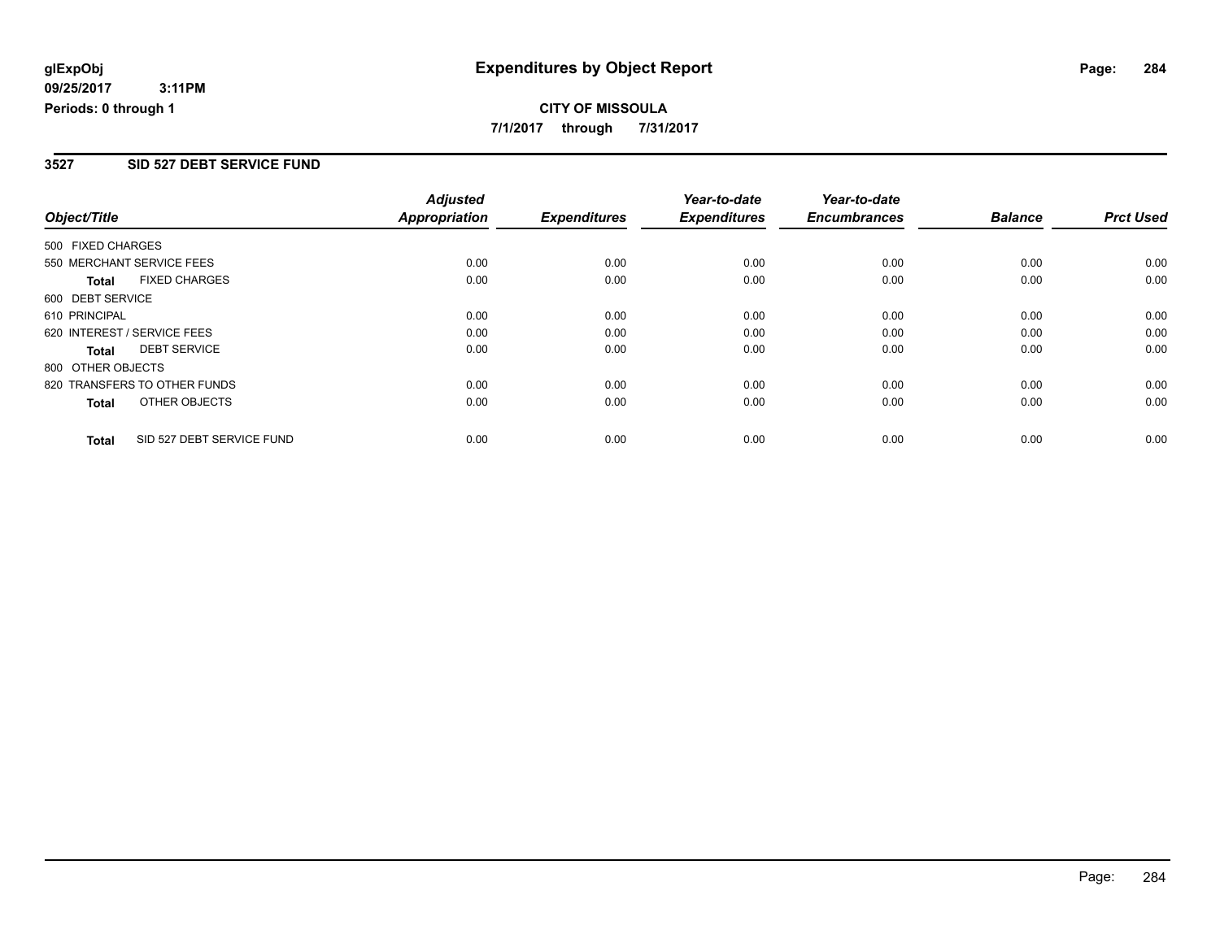# Expenditures by Object Report

glExpObj
09/25/2017 3:11PM
Periods: 0 through 1

**CITY OF MISSOULA**
**7/1/2017 through 7/31/2017**

## 3527 SID 527 DEBT SERVICE FUND

| Object/Title | Adjusted Appropriation | Expenditures | Year-to-date Expenditures | Year-to-date Encumbrances | Balance | Prct Used |
|---|---|---|---|---|---|---|
| 500 FIXED CHARGES | | | | | | |
| 550 MERCHANT SERVICE FEES | 0.00 | 0.00 | 0.00 | 0.00 | 0.00 | 0.00 |
| **Total** FIXED CHARGES | 0.00 | 0.00 | 0.00 | 0.00 | 0.00 | 0.00 |
| 600 DEBT SERVICE | | | | | | |
| 610 PRINCIPAL | 0.00 | 0.00 | 0.00 | 0.00 | 0.00 | 0.00 |
| 620 INTEREST / SERVICE FEES | 0.00 | 0.00 | 0.00 | 0.00 | 0.00 | 0.00 |
| **Total** DEBT SERVICE | 0.00 | 0.00 | 0.00 | 0.00 | 0.00 | 0.00 |
| 800 OTHER OBJECTS | | | | | | |
| 820 TRANSFERS TO OTHER FUNDS | 0.00 | 0.00 | 0.00 | 0.00 | 0.00 | 0.00 |
| **Total** OTHER OBJECTS | 0.00 | 0.00 | 0.00 | 0.00 | 0.00 | 0.00 |
| **Total** SID 527 DEBT SERVICE FUND | 0.00 | 0.00 | 0.00 | 0.00 | 0.00 | 0.00 |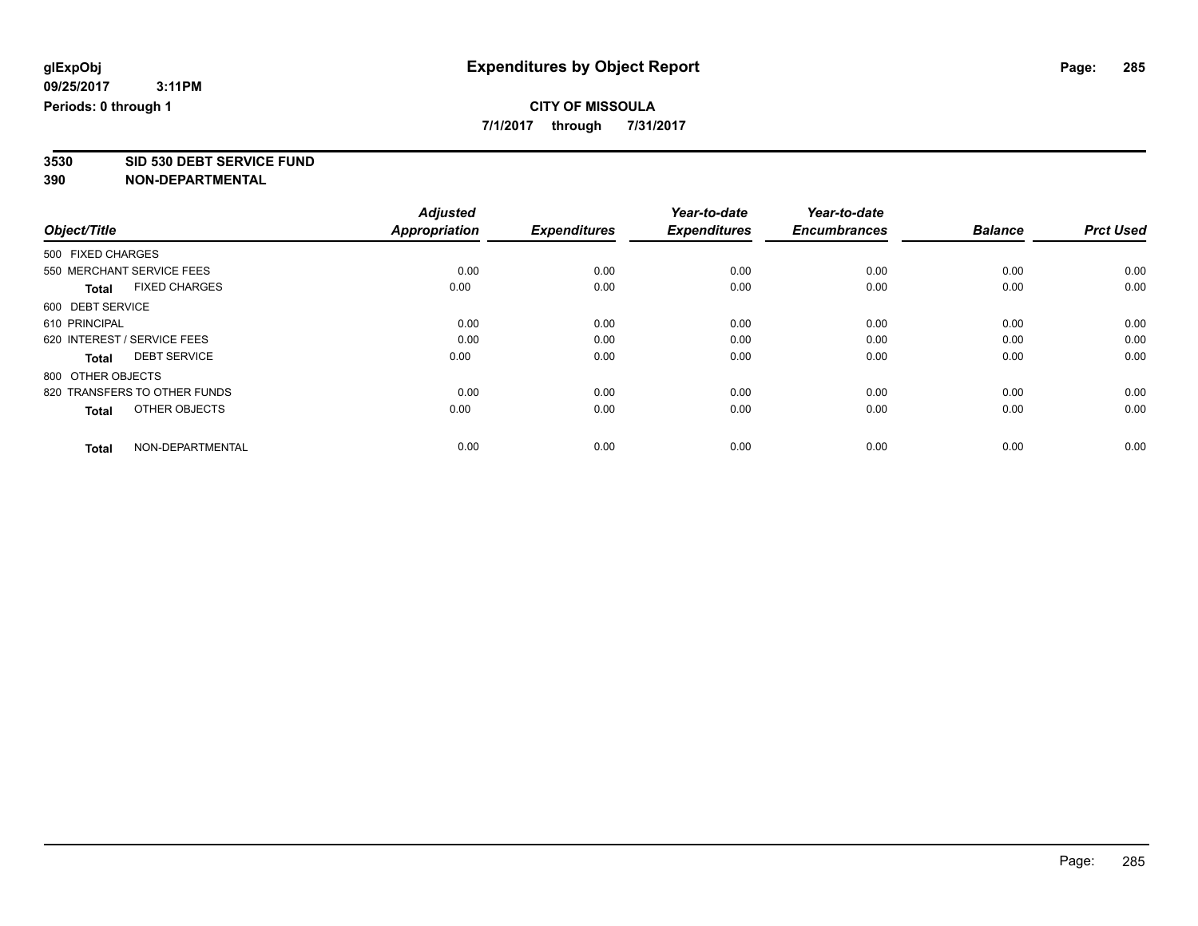glExpObj
09/25/2017 3:11PM
Periods: 0 through 1

# Expenditures by Object Report

**CITY OF MISSOULA**
**7/1/2017 through 7/31/2017**

**3530 SID 530 DEBT SERVICE FUND**
**390 NON-DEPARTMENTAL**

| Object/Title | | Adjusted Appropriation | Expenditures | Year-to-date Expenditures | Year-to-date Encumbrances | Balance | Prct Used |
|---|---|---|---|---|---|---|---|
| 500 FIXED CHARGES | | | | | | | |
| 550 MERCHANT SERVICE FEES | | 0.00 | 0.00 | 0.00 | 0.00 | 0.00 | 0.00 |
| **Total** | FIXED CHARGES | 0.00 | 0.00 | 0.00 | 0.00 | 0.00 | 0.00 |
| 600 DEBT SERVICE | | | | | | | |
| 610 PRINCIPAL | | 0.00 | 0.00 | 0.00 | 0.00 | 0.00 | 0.00 |
| 620 INTEREST / SERVICE FEES | | 0.00 | 0.00 | 0.00 | 0.00 | 0.00 | 0.00 |
| **Total** | DEBT SERVICE | 0.00 | 0.00 | 0.00 | 0.00 | 0.00 | 0.00 |
| 800 OTHER OBJECTS | | | | | | | |
| 820 TRANSFERS TO OTHER FUNDS | | 0.00 | 0.00 | 0.00 | 0.00 | 0.00 | 0.00 |
| **Total** | OTHER OBJECTS | 0.00 | 0.00 | 0.00 | 0.00 | 0.00 | 0.00 |
| **Total** | NON-DEPARTMENTAL | 0.00 | 0.00 | 0.00 | 0.00 | 0.00 | 0.00 |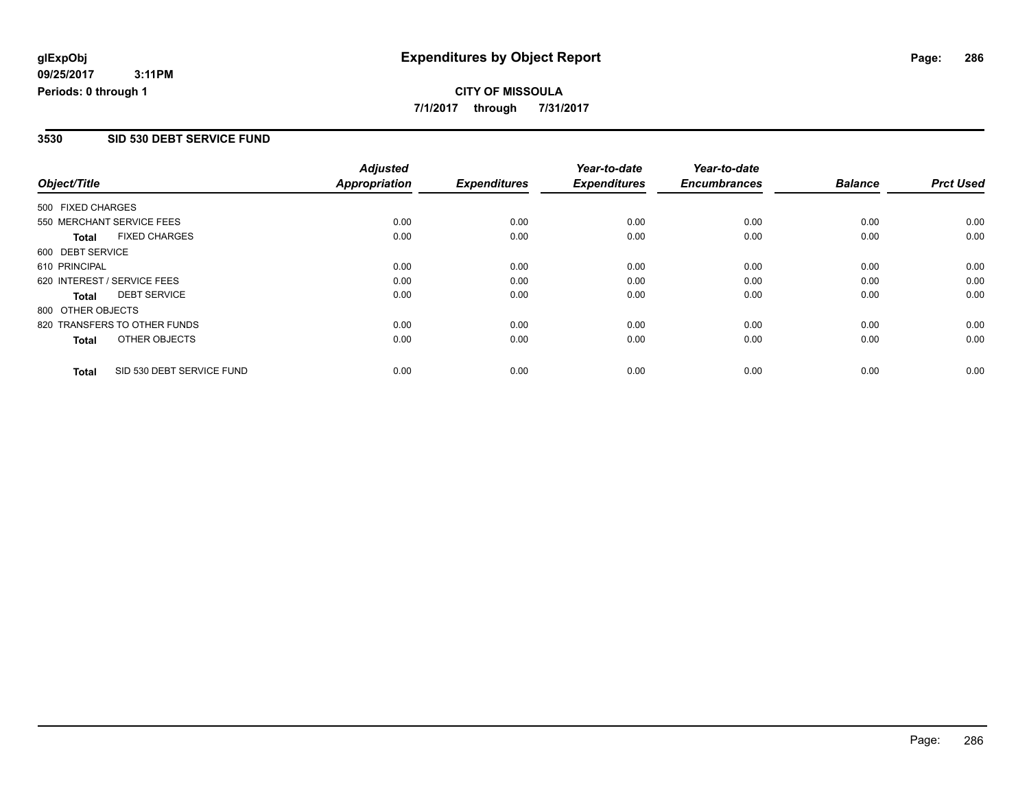**glExpObj**
**09/25/2017 3:11PM**
**Periods: 0 through 1**

# Expenditures by Object Report

**CITY OF MISSOULA**

**7/1/2017 through 7/31/2017**

## 3530 SID 530 DEBT SERVICE FUND

| Object/Title | Adjusted Appropriation | Expenditures | Year-to-date Expenditures | Year-to-date Encumbrances | Balance | Prct Used |
|---|---|---|---|---|---|---|
| 500 FIXED CHARGES | | | | | | |
| 550 MERCHANT SERVICE FEES | 0.00 | 0.00 | 0.00 | 0.00 | 0.00 | 0.00 |
| **Total** FIXED CHARGES | 0.00 | 0.00 | 0.00 | 0.00 | 0.00 | 0.00 |
| 600 DEBT SERVICE | | | | | | |
| 610 PRINCIPAL | 0.00 | 0.00 | 0.00 | 0.00 | 0.00 | 0.00 |
| 620 INTEREST / SERVICE FEES | 0.00 | 0.00 | 0.00 | 0.00 | 0.00 | 0.00 |
| **Total** DEBT SERVICE | 0.00 | 0.00 | 0.00 | 0.00 | 0.00 | 0.00 |
| 800 OTHER OBJECTS | | | | | | |
| 820 TRANSFERS TO OTHER FUNDS | 0.00 | 0.00 | 0.00 | 0.00 | 0.00 | 0.00 |
| **Total** OTHER OBJECTS | 0.00 | 0.00 | 0.00 | 0.00 | 0.00 | 0.00 |
| **Total** SID 530 DEBT SERVICE FUND | 0.00 | 0.00 | 0.00 | 0.00 | 0.00 | 0.00 |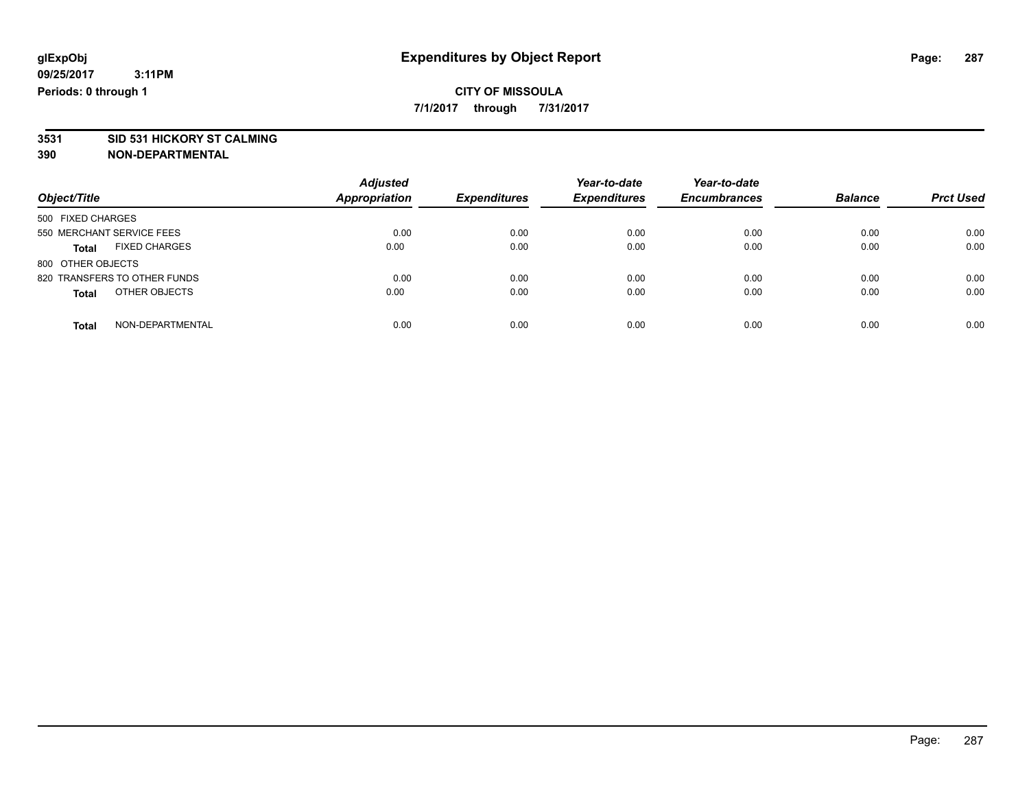**glExpObj**
**09/25/2017 3:11PM**
**Periods: 0 through 1**

# Expenditures by Object Report

**CITY OF MISSOULA**
**7/1/2017 through 7/31/2017**

**3531 SID 531 HICKORY ST CALMING**
**390 NON-DEPARTMENTAL**

| Object/Title | Adjusted Appropriation | Expenditures | Year-to-date Expenditures | Year-to-date Encumbrances | Balance | Prct Used |
|---|---|---|---|---|---|---|
| 500 FIXED CHARGES | | | | | | |
| 550 MERCHANT SERVICE FEES | 0.00 | 0.00 | 0.00 | 0.00 | 0.00 | 0.00 |
| **Total** FIXED CHARGES | 0.00 | 0.00 | 0.00 | 0.00 | 0.00 | 0.00 |
| 800 OTHER OBJECTS | | | | | | |
| 820 TRANSFERS TO OTHER FUNDS | 0.00 | 0.00 | 0.00 | 0.00 | 0.00 | 0.00 |
| **Total** OTHER OBJECTS | 0.00 | 0.00 | 0.00 | 0.00 | 0.00 | 0.00 |
| **Total** NON-DEPARTMENTAL | 0.00 | 0.00 | 0.00 | 0.00 | 0.00 | 0.00 |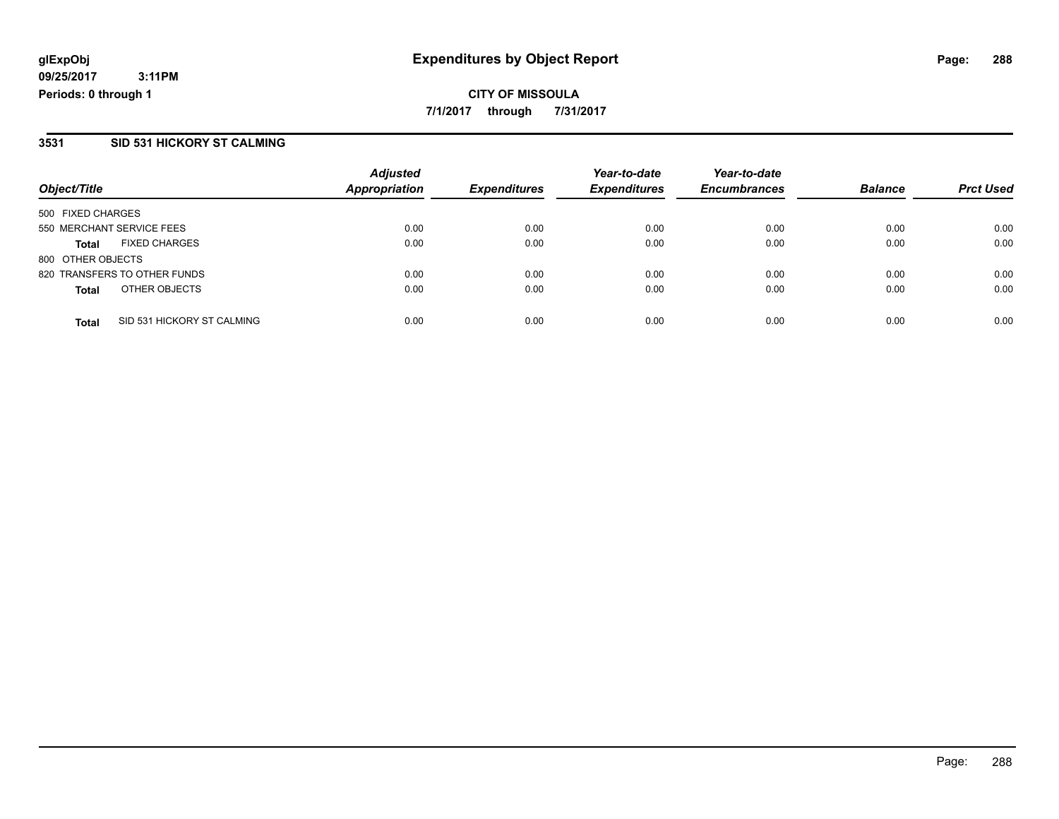glExpObj
09/25/2017 3:11PM
Periods: 0 through 1

# Expenditures by Object Report

**CITY OF MISSOULA**
**7/1/2017 through 7/31/2017**

## 3531 SID 531 HICKORY ST CALMING

| Object/Title | | Adjusted Appropriation | Expenditures | Year-to-date Expenditures | Year-to-date Encumbrances | Balance | Prct Used |
|---|---|---|---|---|---|---|---|
| 500 FIXED CHARGES | | | | | | | |
| 550 MERCHANT SERVICE FEES | | 0.00 | 0.00 | 0.00 | 0.00 | 0.00 | 0.00 |
| **Total** | FIXED CHARGES | 0.00 | 0.00 | 0.00 | 0.00 | 0.00 | 0.00 |
| 800 OTHER OBJECTS | | | | | | | |
| 820 TRANSFERS TO OTHER FUNDS | | 0.00 | 0.00 | 0.00 | 0.00 | 0.00 | 0.00 |
| **Total** | OTHER OBJECTS | 0.00 | 0.00 | 0.00 | 0.00 | 0.00 | 0.00 |
| **Total** | SID 531 HICKORY ST CALMING | 0.00 | 0.00 | 0.00 | 0.00 | 0.00 | 0.00 |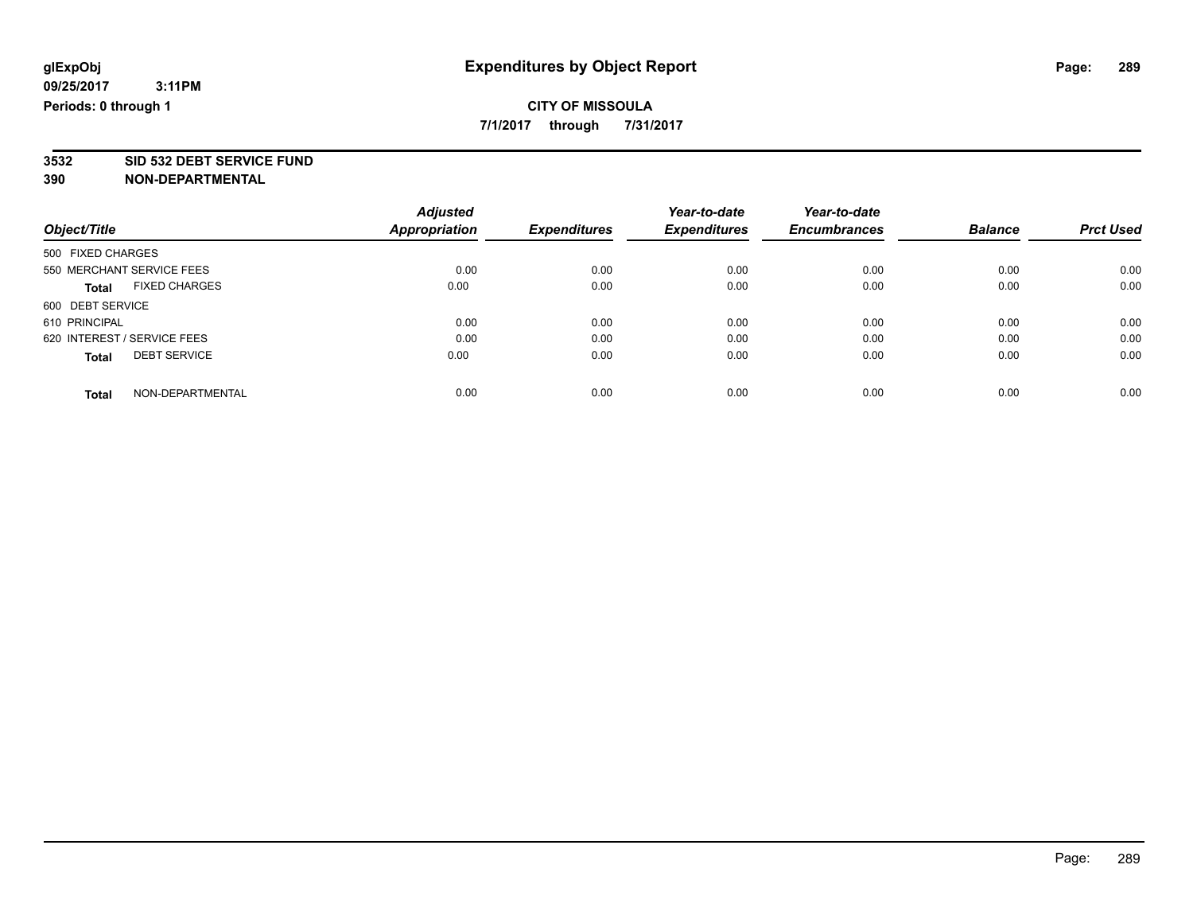**glExpObj**
**09/25/2017 3:11PM**
**Periods: 0 through 1**

# Expenditures by Object Report

**CITY OF MISSOULA**
**7/1/2017 through 7/31/2017**

**3532 SID 532 DEBT SERVICE FUND**
**390 NON-DEPARTMENTAL**

| Object/Title | Adjusted Appropriation | Expenditures | Year-to-date Expenditures | Year-to-date Encumbrances | Balance | Prct Used |
|---|---|---|---|---|---|---|
| 500 FIXED CHARGES | | | | | | |
| 550 MERCHANT SERVICE FEES | 0.00 | 0.00 | 0.00 | 0.00 | 0.00 | 0.00 |
| **Total** FIXED CHARGES | 0.00 | 0.00 | 0.00 | 0.00 | 0.00 | 0.00 |
| 600 DEBT SERVICE | | | | | | |
| 610 PRINCIPAL | 0.00 | 0.00 | 0.00 | 0.00 | 0.00 | 0.00 |
| 620 INTEREST / SERVICE FEES | 0.00 | 0.00 | 0.00 | 0.00 | 0.00 | 0.00 |
| **Total** DEBT SERVICE | 0.00 | 0.00 | 0.00 | 0.00 | 0.00 | 0.00 |
| **Total** NON-DEPARTMENTAL | 0.00 | 0.00 | 0.00 | 0.00 | 0.00 | 0.00 |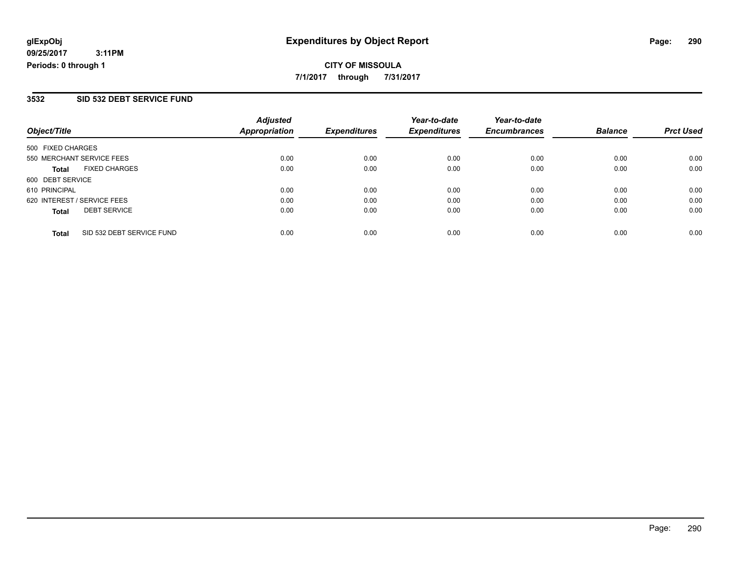**glExpObj**
**09/25/2017 3:11PM**
**Periods: 0 through 1**

# Expenditures by Object Report

**CITY OF MISSOULA**
**7/1/2017 through 7/31/2017**

## 3532 SID 532 DEBT SERVICE FUND

| Object/Title | Adjusted Appropriation | Expenditures | Year-to-date Expenditures | Year-to-date Encumbrances | Balance | Prct Used |
|---|---|---|---|---|---|---|
| 500 FIXED CHARGES | | | | | | |
| 550 MERCHANT SERVICE FEES | 0.00 | 0.00 | 0.00 | 0.00 | 0.00 | 0.00 |
| **Total** FIXED CHARGES | 0.00 | 0.00 | 0.00 | 0.00 | 0.00 | 0.00 |
| 600 DEBT SERVICE | | | | | | |
| 610 PRINCIPAL | 0.00 | 0.00 | 0.00 | 0.00 | 0.00 | 0.00 |
| 620 INTEREST / SERVICE FEES | 0.00 | 0.00 | 0.00 | 0.00 | 0.00 | 0.00 |
| **Total** DEBT SERVICE | 0.00 | 0.00 | 0.00 | 0.00 | 0.00 | 0.00 |
| **Total** SID 532 DEBT SERVICE FUND | 0.00 | 0.00 | 0.00 | 0.00 | 0.00 | 0.00 |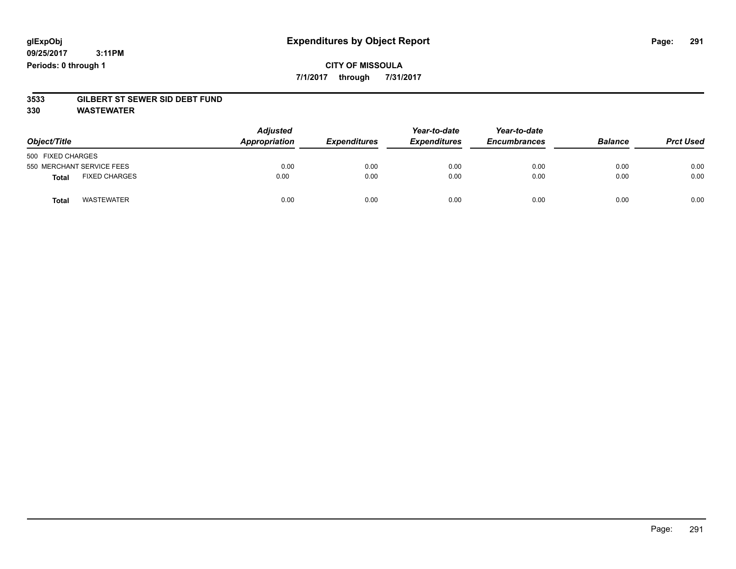**glExpObj**
**09/25/2017 3:11PM**
**Periods: 0 through 1**

# Expenditures by Object Report

**CITY OF MISSOULA**
**7/1/2017 through 7/31/2017**

**3533 GILBERT ST SEWER SID DEBT FUND**
**330 WASTEWATER**

| Object/Title | | Adjusted Appropriation | Expenditures | Year-to-date Expenditures | Year-to-date Encumbrances | Balance | Prct Used |
|---|---|---|---|---|---|---|---|
| 500 FIXED CHARGES | | | | | | | |
| 550 MERCHANT SERVICE FEES | | 0.00 | 0.00 | 0.00 | 0.00 | 0.00 | 0.00 |
| **Total** | FIXED CHARGES | 0.00 | 0.00 | 0.00 | 0.00 | 0.00 | 0.00 |
| **Total** | WASTEWATER | 0.00 | 0.00 | 0.00 | 0.00 | 0.00 | 0.00 |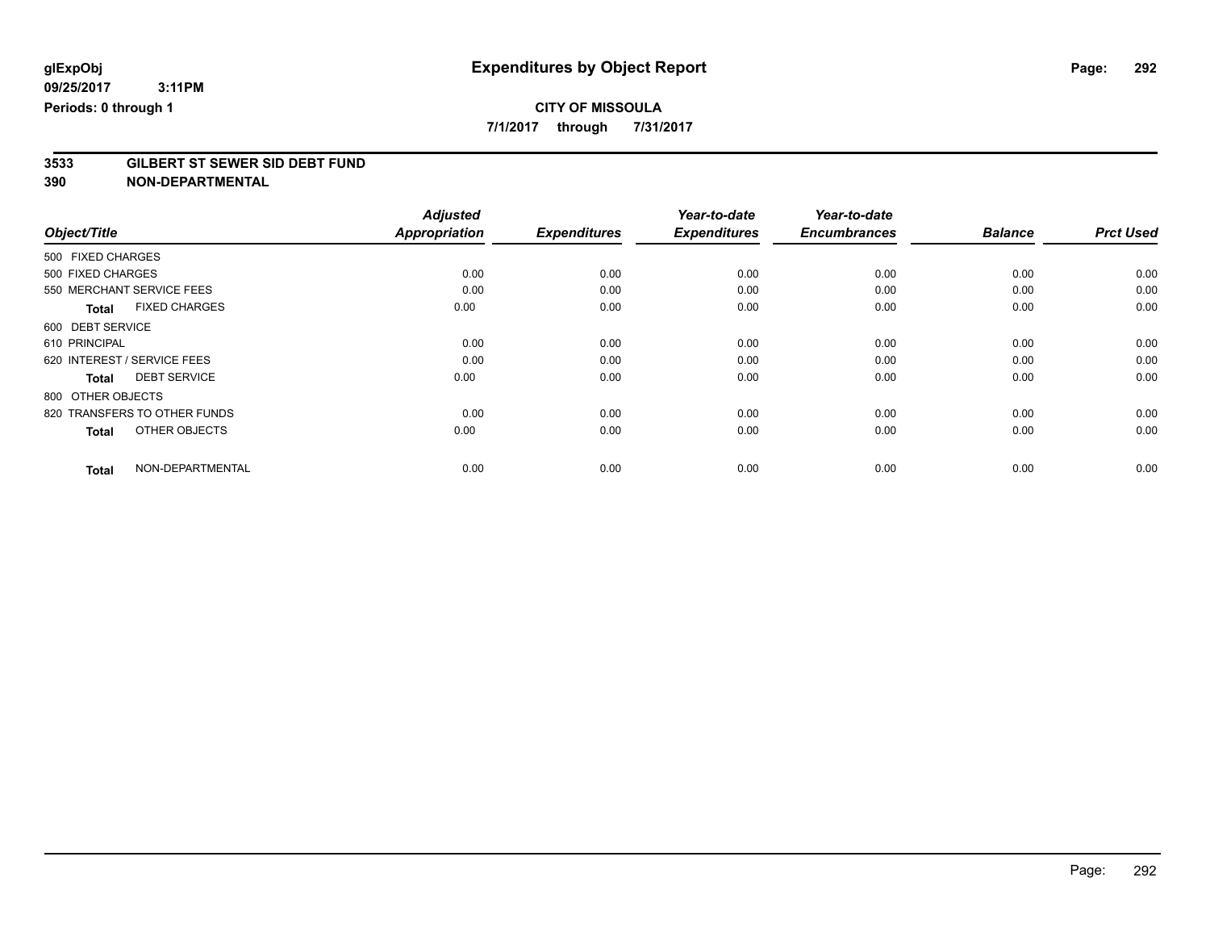glExpObj
09/25/2017 3:11PM
Periods: 0 through 1

# Expenditures by Object Report

**CITY OF MISSOULA**

**7/1/2017 through 7/31/2017**

**3533 GILBERT ST SEWER SID DEBT FUND**

**390 NON-DEPARTMENTAL**

| Object/Title | Adjusted Appropriation | Expenditures | Year-to-date Expenditures | Year-to-date Encumbrances | Balance | Prct Used |
|---|---|---|---|---|---|---|
| 500 FIXED CHARGES | | | | | | |
| 500 FIXED CHARGES | 0.00 | 0.00 | 0.00 | 0.00 | 0.00 | 0.00 |
| 550 MERCHANT SERVICE FEES | 0.00 | 0.00 | 0.00 | 0.00 | 0.00 | 0.00 |
| **Total** FIXED CHARGES | 0.00 | 0.00 | 0.00 | 0.00 | 0.00 | 0.00 |
| 600 DEBT SERVICE | | | | | | |
| 610 PRINCIPAL | 0.00 | 0.00 | 0.00 | 0.00 | 0.00 | 0.00 |
| 620 INTEREST / SERVICE FEES | 0.00 | 0.00 | 0.00 | 0.00 | 0.00 | 0.00 |
| **Total** DEBT SERVICE | 0.00 | 0.00 | 0.00 | 0.00 | 0.00 | 0.00 |
| 800 OTHER OBJECTS | | | | | | |
| 820 TRANSFERS TO OTHER FUNDS | 0.00 | 0.00 | 0.00 | 0.00 | 0.00 | 0.00 |
| **Total** OTHER OBJECTS | 0.00 | 0.00 | 0.00 | 0.00 | 0.00 | 0.00 |
| **Total** NON-DEPARTMENTAL | 0.00 | 0.00 | 0.00 | 0.00 | 0.00 | 0.00 |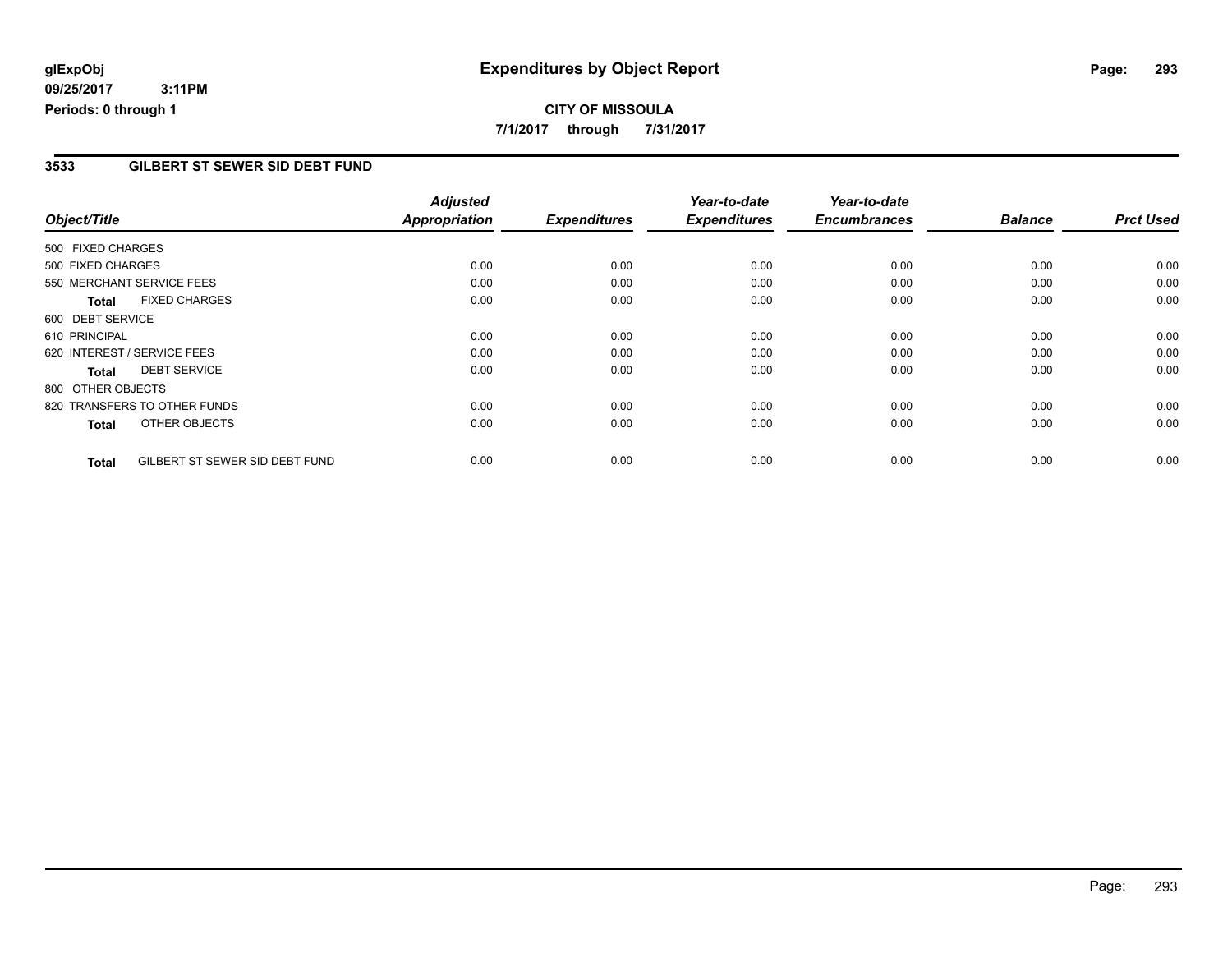glExpObj
09/25/2017 3:11PM
Periods: 0 through 1

# Expenditures by Object Report

**CITY OF MISSOULA**

**7/1/2017 through 7/31/2017**

## 3533 GILBERT ST SEWER SID DEBT FUND

| Object/Title | | Adjusted Appropriation | Expenditures | Year-to-date Expenditures | Year-to-date Encumbrances | Balance | Prct Used |
|---|---|---|---|---|---|---|---|
| 500 FIXED CHARGES | | | | | | | |
| 500 FIXED CHARGES | | 0.00 | 0.00 | 0.00 | 0.00 | 0.00 | 0.00 |
| 550 MERCHANT SERVICE FEES | | 0.00 | 0.00 | 0.00 | 0.00 | 0.00 | 0.00 |
| **Total** | FIXED CHARGES | 0.00 | 0.00 | 0.00 | 0.00 | 0.00 | 0.00 |
| 600 DEBT SERVICE | | | | | | | |
| 610 PRINCIPAL | | 0.00 | 0.00 | 0.00 | 0.00 | 0.00 | 0.00 |
| 620 INTEREST / SERVICE FEES | | 0.00 | 0.00 | 0.00 | 0.00 | 0.00 | 0.00 |
| **Total** | DEBT SERVICE | 0.00 | 0.00 | 0.00 | 0.00 | 0.00 | 0.00 |
| 800 OTHER OBJECTS | | | | | | | |
| 820 TRANSFERS TO OTHER FUNDS | | 0.00 | 0.00 | 0.00 | 0.00 | 0.00 | 0.00 |
| **Total** | OTHER OBJECTS | 0.00 | 0.00 | 0.00 | 0.00 | 0.00 | 0.00 |
| **Total** | GILBERT ST SEWER SID DEBT FUND | 0.00 | 0.00 | 0.00 | 0.00 | 0.00 | 0.00 |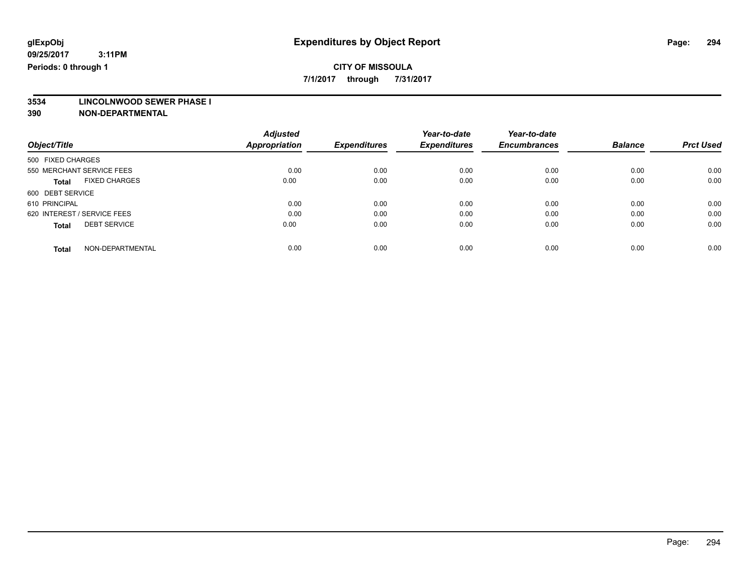**glExpObj** **Expenditures by Object Report**
**09/25/2017 3:11PM**
**Periods: 0 through 1**

**CITY OF MISSOULA**
**7/1/2017 through 7/31/2017**

## 3534 LINCOLNWOOD SEWER PHASE I
## 390 NON-DEPARTMENTAL

| Object/Title | Adjusted Appropriation | Expenditures | Year-to-date Expenditures | Year-to-date Encumbrances | Balance | Prct Used |
|---|---|---|---|---|---|---|
| 500 FIXED CHARGES | | | | | | |
| 550 MERCHANT SERVICE FEES | 0.00 | 0.00 | 0.00 | 0.00 | 0.00 | 0.00 |
| **Total** FIXED CHARGES | 0.00 | 0.00 | 0.00 | 0.00 | 0.00 | 0.00 |
| 600 DEBT SERVICE | | | | | | |
| 610 PRINCIPAL | 0.00 | 0.00 | 0.00 | 0.00 | 0.00 | 0.00 |
| 620 INTEREST / SERVICE FEES | 0.00 | 0.00 | 0.00 | 0.00 | 0.00 | 0.00 |
| **Total** DEBT SERVICE | 0.00 | 0.00 | 0.00 | 0.00 | 0.00 | 0.00 |
| **Total** NON-DEPARTMENTAL | 0.00 | 0.00 | 0.00 | 0.00 | 0.00 | 0.00 |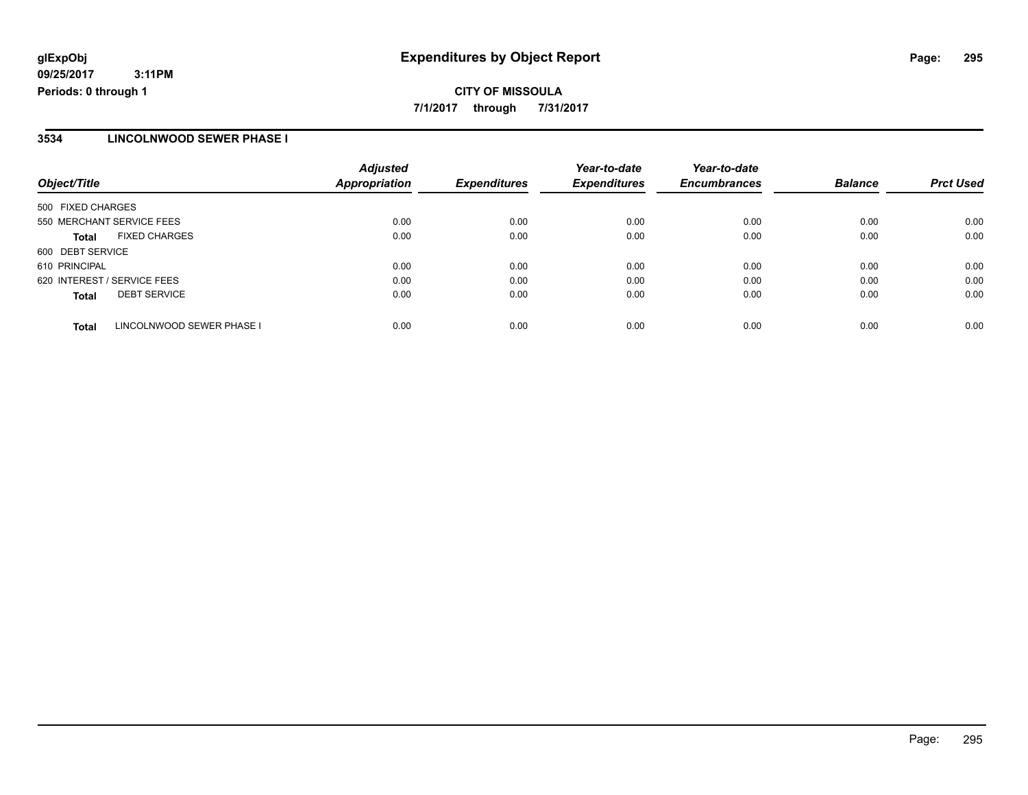**glExpObj** **Expenditures by Object Report**

**09/25/2017 3:11PM**

**Periods: 0 through 1**

**CITY OF MISSOULA**

**7/1/2017 through 7/31/2017**

## 3534 LINCOLNWOOD SEWER PHASE I

| Object/Title | | Adjusted Appropriation | Expenditures | Year-to-date Expenditures | Year-to-date Encumbrances | Balance | Prct Used |
|---|---|---|---|---|---|---|---|
| 500 FIXED CHARGES | | | | | | | |
| 550 MERCHANT SERVICE FEES | | 0.00 | 0.00 | 0.00 | 0.00 | 0.00 | 0.00 |
| **Total** | FIXED CHARGES | 0.00 | 0.00 | 0.00 | 0.00 | 0.00 | 0.00 |
| 600 DEBT SERVICE | | | | | | | |
| 610 PRINCIPAL | | 0.00 | 0.00 | 0.00 | 0.00 | 0.00 | 0.00 |
| 620 INTEREST / SERVICE FEES | | 0.00 | 0.00 | 0.00 | 0.00 | 0.00 | 0.00 |
| **Total** | DEBT SERVICE | 0.00 | 0.00 | 0.00 | 0.00 | 0.00 | 0.00 |
| **Total** | LINCOLNWOOD SEWER PHASE I | 0.00 | 0.00 | 0.00 | 0.00 | 0.00 | 0.00 |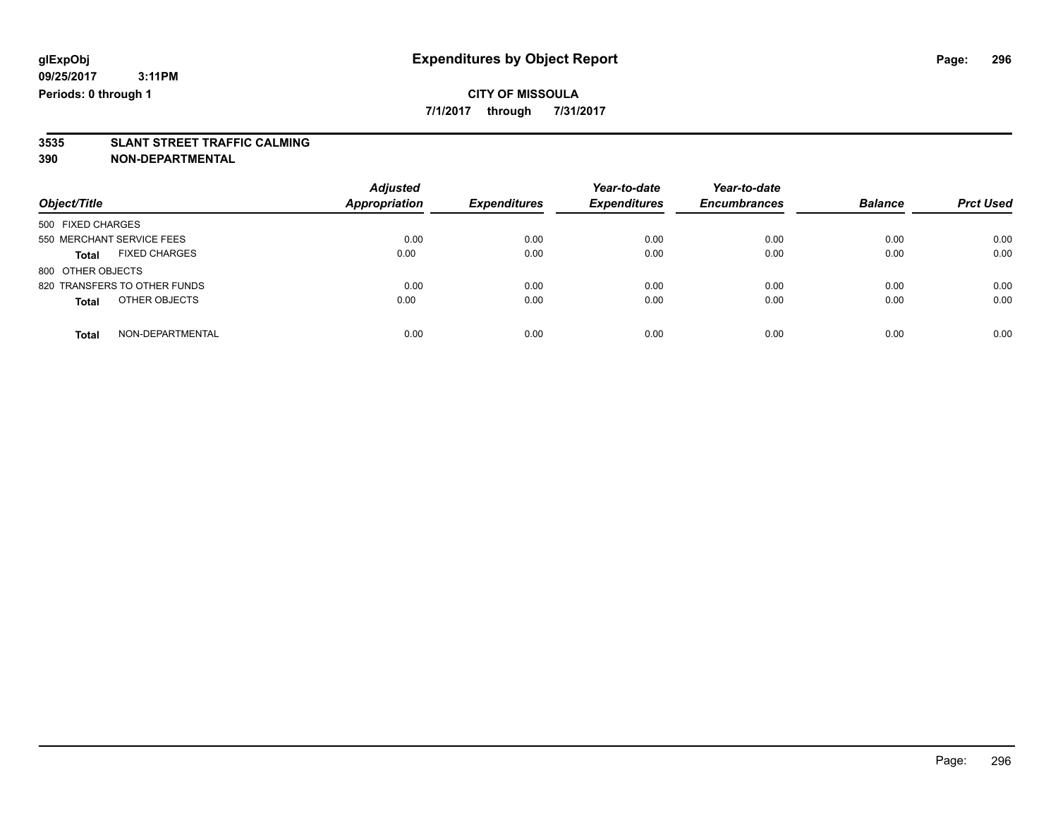**glExpObj**
**09/25/2017 3:11PM**
**Periods: 0 through 1**

# Expenditures by Object Report

**CITY OF MISSOULA**
**7/1/2017 through 7/31/2017**

## 3535 SLANT STREET TRAFFIC CALMING
## 390 NON-DEPARTMENTAL

| Object/Title | Adjusted Appropriation | Expenditures | Year-to-date Expenditures | Year-to-date Encumbrances | Balance | Prct Used |
|---|---|---|---|---|---|---|
| 500 FIXED CHARGES | | | | | | |
| 550 MERCHANT SERVICE FEES | 0.00 | 0.00 | 0.00 | 0.00 | 0.00 | 0.00 |
| **Total** FIXED CHARGES | 0.00 | 0.00 | 0.00 | 0.00 | 0.00 | 0.00 |
| 800 OTHER OBJECTS | | | | | | |
| 820 TRANSFERS TO OTHER FUNDS | 0.00 | 0.00 | 0.00 | 0.00 | 0.00 | 0.00 |
| **Total** OTHER OBJECTS | 0.00 | 0.00 | 0.00 | 0.00 | 0.00 | 0.00 |
| **Total** NON-DEPARTMENTAL | 0.00 | 0.00 | 0.00 | 0.00 | 0.00 | 0.00 |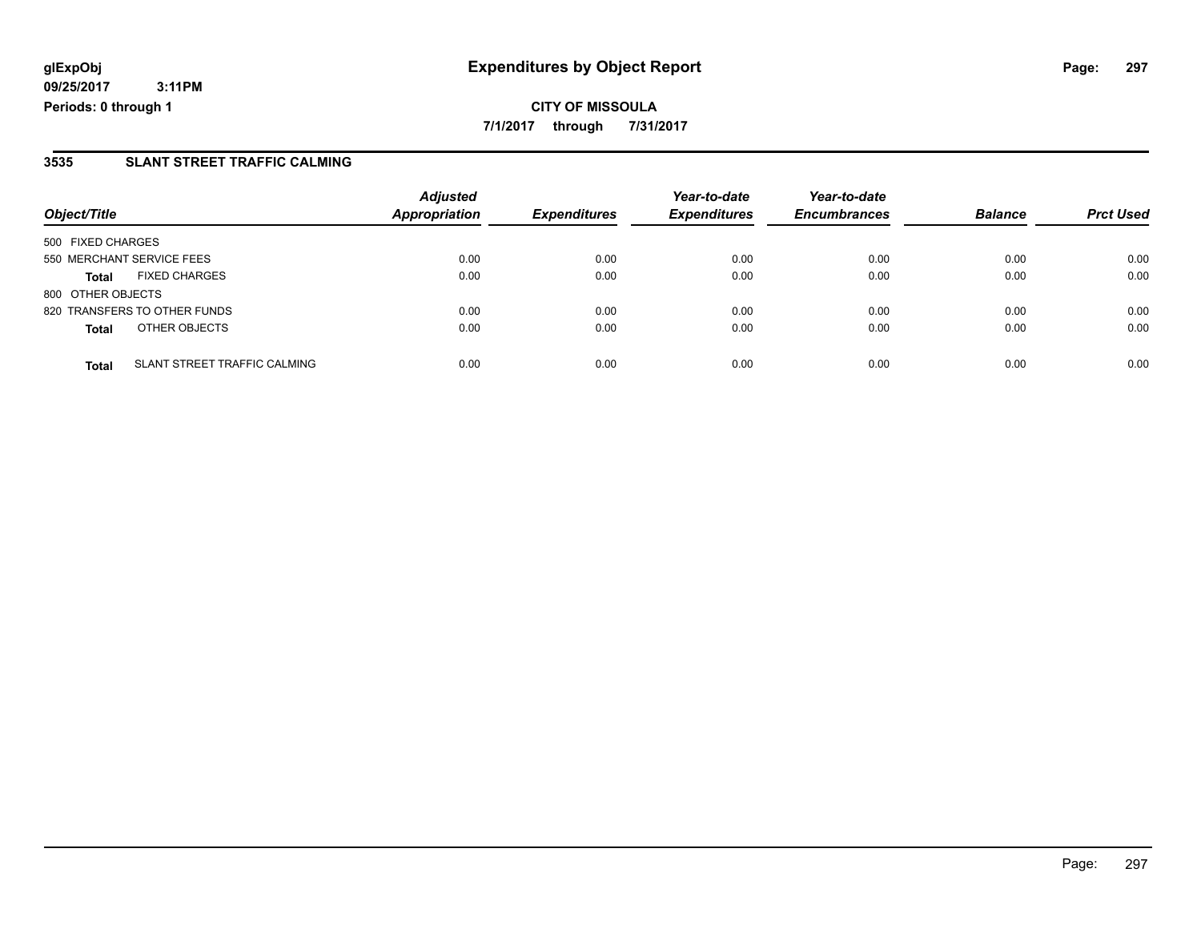**glExpObj** **Expenditures by Object Report**

**09/25/2017 3:11PM**

**Periods: 0 through 1**

**CITY OF MISSOULA**

**7/1/2017 through 7/31/2017**

## 3535 SLANT STREET TRAFFIC CALMING

| Object/Title | | Adjusted Appropriation | Expenditures | Year-to-date Expenditures | Year-to-date Encumbrances | Balance | Prct Used |
|---|---|---|---|---|---|---|---|
| 500 FIXED CHARGES | | | | | | | |
| 550 MERCHANT SERVICE FEES | | 0.00 | 0.00 | 0.00 | 0.00 | 0.00 | 0.00 |
| **Total** | FIXED CHARGES | 0.00 | 0.00 | 0.00 | 0.00 | 0.00 | 0.00 |
| 800 OTHER OBJECTS | | | | | | | |
| 820 TRANSFERS TO OTHER FUNDS | | 0.00 | 0.00 | 0.00 | 0.00 | 0.00 | 0.00 |
| **Total** | OTHER OBJECTS | 0.00 | 0.00 | 0.00 | 0.00 | 0.00 | 0.00 |
| **Total** | SLANT STREET TRAFFIC CALMING | 0.00 | 0.00 | 0.00 | 0.00 | 0.00 | 0.00 |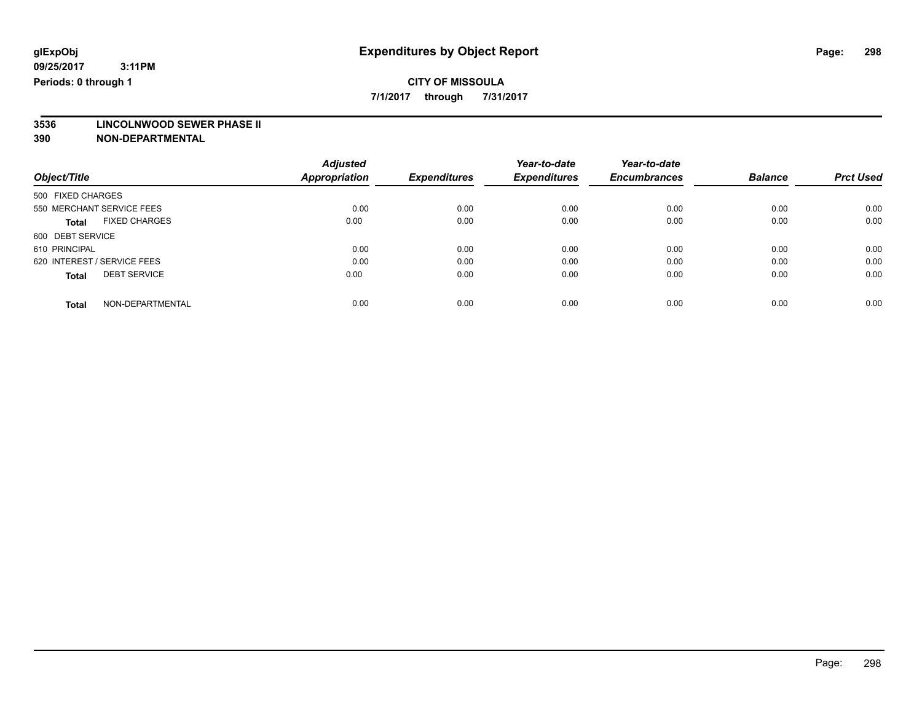# Expenditures by Object Report

glExpObj
09/25/2017 3:11PM
Periods: 0 through 1

**CITY OF MISSOULA**
7/1/2017 through 7/31/2017

**3536 LINCOLNWOOD SEWER PHASE II**
**390 NON-DEPARTMENTAL**

| Object/Title | Adjusted Appropriation | Expenditures | Year-to-date Expenditures | Year-to-date Encumbrances | Balance | Prct Used |
|---|---|---|---|---|---|---|
| 500 FIXED CHARGES | | | | | | |
| 550 MERCHANT SERVICE FEES | 0.00 | 0.00 | 0.00 | 0.00 | 0.00 | 0.00 |
| **Total** FIXED CHARGES | 0.00 | 0.00 | 0.00 | 0.00 | 0.00 | 0.00 |
| 600 DEBT SERVICE | | | | | | |
| 610 PRINCIPAL | 0.00 | 0.00 | 0.00 | 0.00 | 0.00 | 0.00 |
| 620 INTEREST / SERVICE FEES | 0.00 | 0.00 | 0.00 | 0.00 | 0.00 | 0.00 |
| **Total** DEBT SERVICE | 0.00 | 0.00 | 0.00 | 0.00 | 0.00 | 0.00 |
| **Total** NON-DEPARTMENTAL | 0.00 | 0.00 | 0.00 | 0.00 | 0.00 | 0.00 |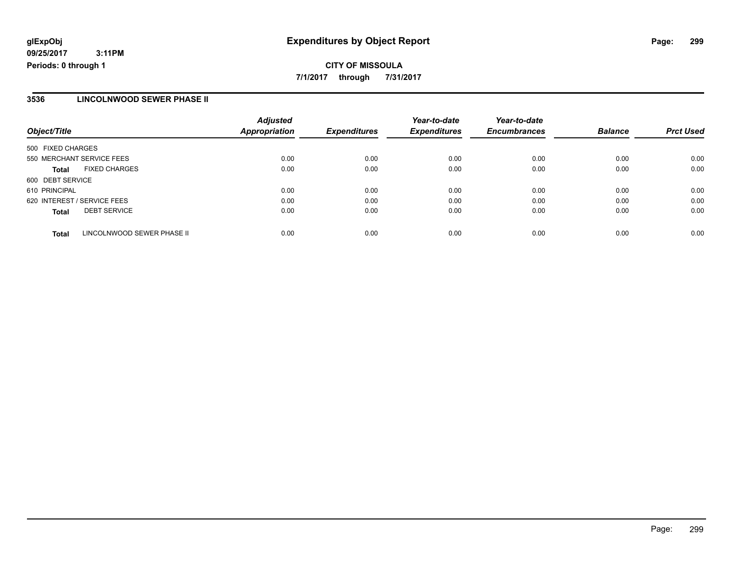**glExpObj**
**09/25/2017 3:11PM**
**Periods: 0 through 1**

# Expenditures by Object Report

**CITY OF MISSOULA**

**7/1/2017 through 7/31/2017**

## 3536 LINCOLNWOOD SEWER PHASE II

| Object/Title | Adjusted Appropriation | Expenditures | Year-to-date Expenditures | Year-to-date Encumbrances | Balance | Prct Used |
|---|---|---|---|---|---|---|
| 500 FIXED CHARGES | | | | | | |
| 550 MERCHANT SERVICE FEES | 0.00 | 0.00 | 0.00 | 0.00 | 0.00 | 0.00 |
| **Total** FIXED CHARGES | 0.00 | 0.00 | 0.00 | 0.00 | 0.00 | 0.00 |
| 600 DEBT SERVICE | | | | | | |
| 610 PRINCIPAL | 0.00 | 0.00 | 0.00 | 0.00 | 0.00 | 0.00 |
| 620 INTEREST / SERVICE FEES | 0.00 | 0.00 | 0.00 | 0.00 | 0.00 | 0.00 |
| **Total** DEBT SERVICE | 0.00 | 0.00 | 0.00 | 0.00 | 0.00 | 0.00 |
| **Total** LINCOLNWOOD SEWER PHASE II | 0.00 | 0.00 | 0.00 | 0.00 | 0.00 | 0.00 |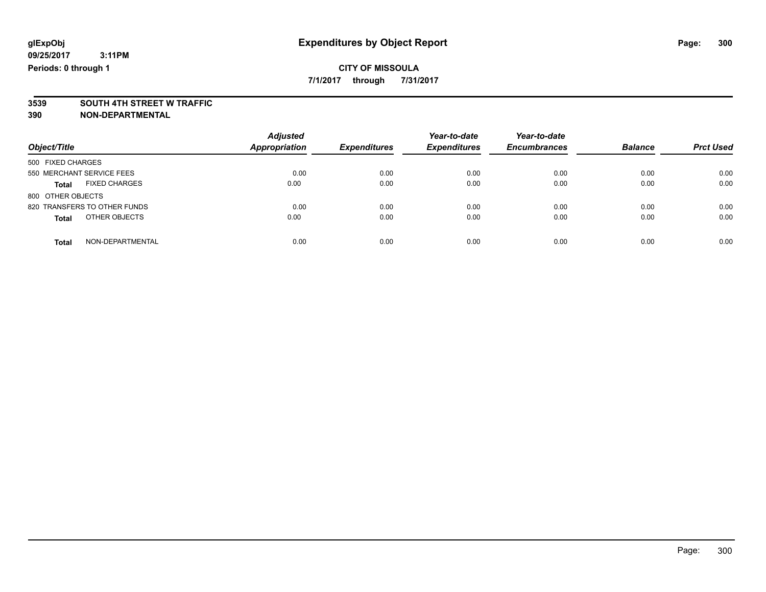**glExpObj** **Expenditures by Object Report**

**09/25/2017 3:11PM**

**Periods: 0 through 1**

**CITY OF MISSOULA**

**7/1/2017 through 7/31/2017**

**3539 SOUTH 4TH STREET W TRAFFIC**

**390 NON-DEPARTMENTAL**

| Object/Title | Adjusted Appropriation | Expenditures | Year-to-date Expenditures | Year-to-date Encumbrances | Balance | Prct Used |
|---|---|---|---|---|---|---|
| 500 FIXED CHARGES | | | | | | |
| 550 MERCHANT SERVICE FEES | 0.00 | 0.00 | 0.00 | 0.00 | 0.00 | 0.00 |
| **Total** FIXED CHARGES | 0.00 | 0.00 | 0.00 | 0.00 | 0.00 | 0.00 |
| 800 OTHER OBJECTS | | | | | | |
| 820 TRANSFERS TO OTHER FUNDS | 0.00 | 0.00 | 0.00 | 0.00 | 0.00 | 0.00 |
| **Total** OTHER OBJECTS | 0.00 | 0.00 | 0.00 | 0.00 | 0.00 | 0.00 |
| **Total** NON-DEPARTMENTAL | 0.00 | 0.00 | 0.00 | 0.00 | 0.00 | 0.00 |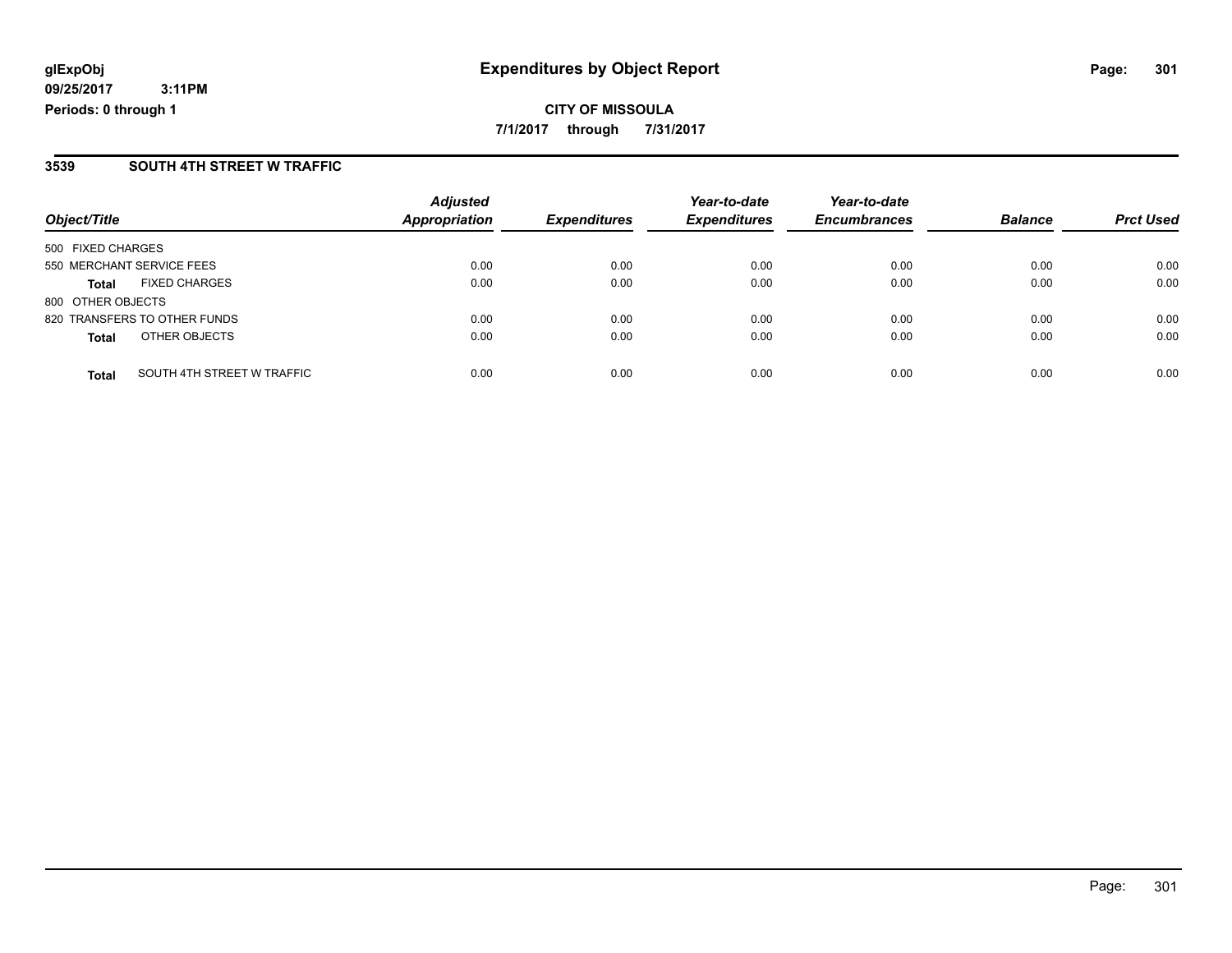**glExpObj**
**09/25/2017 3:11PM**
**Periods: 0 through 1**

# Expenditures by Object Report

**CITY OF MISSOULA**
**7/1/2017 through 7/31/2017**

## 3539 SOUTH 4TH STREET W TRAFFIC

| Object/Title | | Adjusted Appropriation | Expenditures | Year-to-date Expenditures | Year-to-date Encumbrances | Balance | Prct Used |
|---|---|---|---|---|---|---|---|
| 500 FIXED CHARGES | | | | | | | |
| 550 MERCHANT SERVICE FEES | | 0.00 | 0.00 | 0.00 | 0.00 | 0.00 | 0.00 |
| **Total** | FIXED CHARGES | 0.00 | 0.00 | 0.00 | 0.00 | 0.00 | 0.00 |
| 800 OTHER OBJECTS | | | | | | | |
| 820 TRANSFERS TO OTHER FUNDS | | 0.00 | 0.00 | 0.00 | 0.00 | 0.00 | 0.00 |
| **Total** | OTHER OBJECTS | 0.00 | 0.00 | 0.00 | 0.00 | 0.00 | 0.00 |
| **Total** | SOUTH 4TH STREET W TRAFFIC | 0.00 | 0.00 | 0.00 | 0.00 | 0.00 | 0.00 |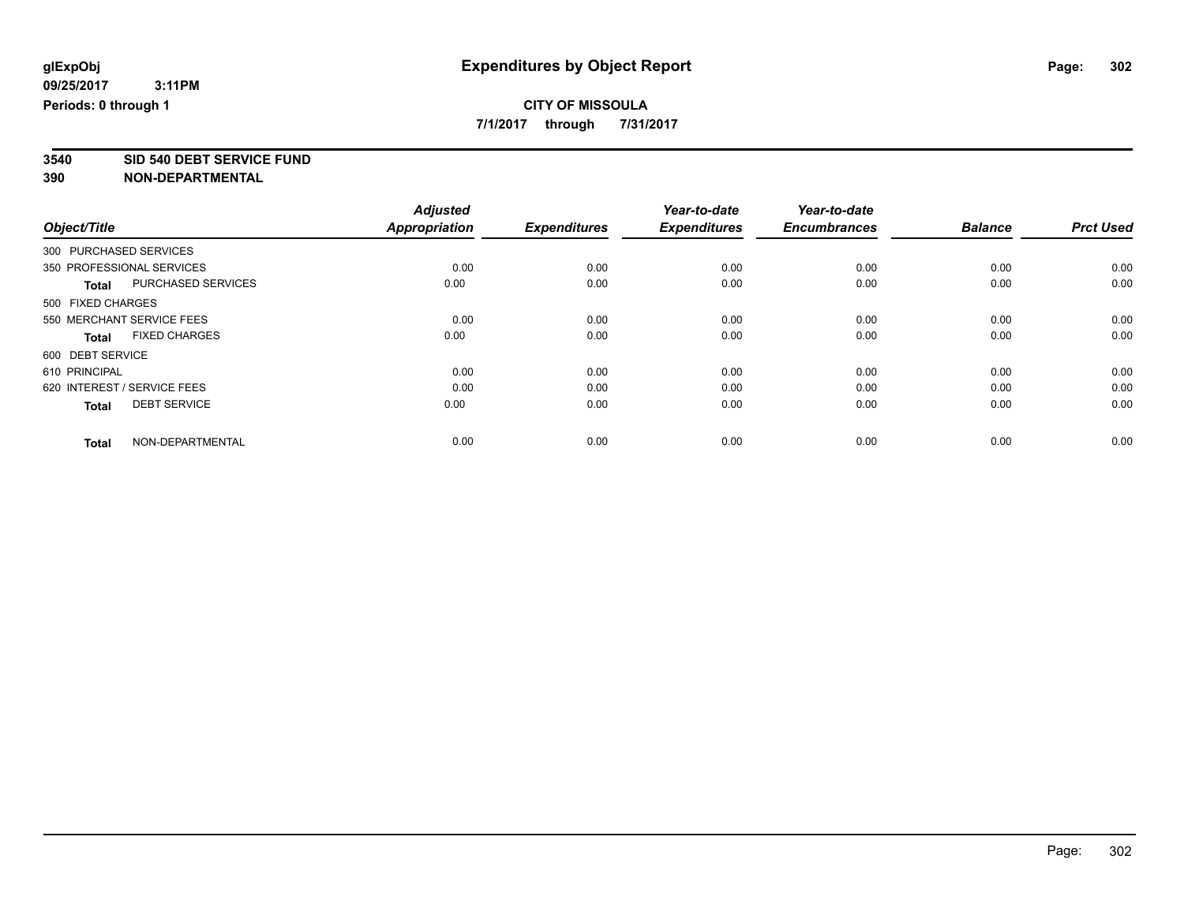**glExpObj**
**09/25/2017 3:11PM**
**Periods: 0 through 1**

# Expenditures by Object Report

**CITY OF MISSOULA**
**7/1/2017 through 7/31/2017**

**3540 SID 540 DEBT SERVICE FUND**
**390 NON-DEPARTMENTAL**

| Object/Title | | Adjusted Appropriation | Expenditures | Year-to-date Expenditures | Year-to-date Encumbrances | Balance | Prct Used |
|---|---|---|---|---|---|---|---|
| 300 PURCHASED SERVICES | | | | | | | |
| 350 PROFESSIONAL SERVICES | | 0.00 | 0.00 | 0.00 | 0.00 | 0.00 | 0.00 |
| **Total** | PURCHASED SERVICES | 0.00 | 0.00 | 0.00 | 0.00 | 0.00 | 0.00 |
| 500 FIXED CHARGES | | | | | | | |
| 550 MERCHANT SERVICE FEES | | 0.00 | 0.00 | 0.00 | 0.00 | 0.00 | 0.00 |
| **Total** | FIXED CHARGES | 0.00 | 0.00 | 0.00 | 0.00 | 0.00 | 0.00 |
| 600 DEBT SERVICE | | | | | | | |
| 610 PRINCIPAL | | 0.00 | 0.00 | 0.00 | 0.00 | 0.00 | 0.00 |
| 620 INTEREST / SERVICE FEES | | 0.00 | 0.00 | 0.00 | 0.00 | 0.00 | 0.00 |
| **Total** | DEBT SERVICE | 0.00 | 0.00 | 0.00 | 0.00 | 0.00 | 0.00 |
| **Total** | NON-DEPARTMENTAL | 0.00 | 0.00 | 0.00 | 0.00 | 0.00 | 0.00 |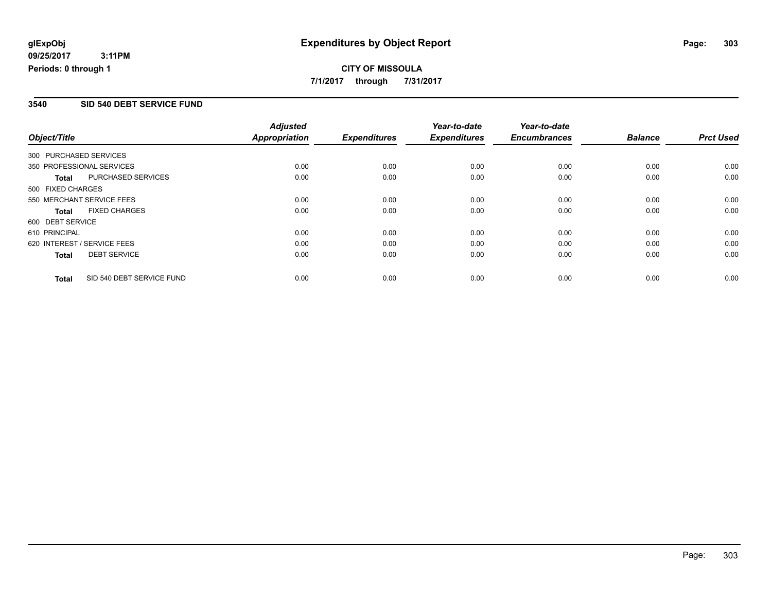glExpObj
09/25/2017 3:11PM
Periods: 0 through 1

# Expenditures by Object Report

CITY OF MISSOULA

7/1/2017 through 7/31/2017

## 3540 SID 540 DEBT SERVICE FUND

| Object/Title | Adjusted Appropriation | Expenditures | Year-to-date Expenditures | Year-to-date Encumbrances | Balance | Prct Used |
|---|---|---|---|---|---|---|
| 300 PURCHASED SERVICES | | | | | | |
| 350 PROFESSIONAL SERVICES | 0.00 | 0.00 | 0.00 | 0.00 | 0.00 | 0.00 |
| **Total** PURCHASED SERVICES | 0.00 | 0.00 | 0.00 | 0.00 | 0.00 | 0.00 |
| 500 FIXED CHARGES | | | | | | |
| 550 MERCHANT SERVICE FEES | 0.00 | 0.00 | 0.00 | 0.00 | 0.00 | 0.00 |
| **Total** FIXED CHARGES | 0.00 | 0.00 | 0.00 | 0.00 | 0.00 | 0.00 |
| 600 DEBT SERVICE | | | | | | |
| 610 PRINCIPAL | 0.00 | 0.00 | 0.00 | 0.00 | 0.00 | 0.00 |
| 620 INTEREST / SERVICE FEES | 0.00 | 0.00 | 0.00 | 0.00 | 0.00 | 0.00 |
| **Total** DEBT SERVICE | 0.00 | 0.00 | 0.00 | 0.00 | 0.00 | 0.00 |
| **Total** SID 540 DEBT SERVICE FUND | 0.00 | 0.00 | 0.00 | 0.00 | 0.00 | 0.00 |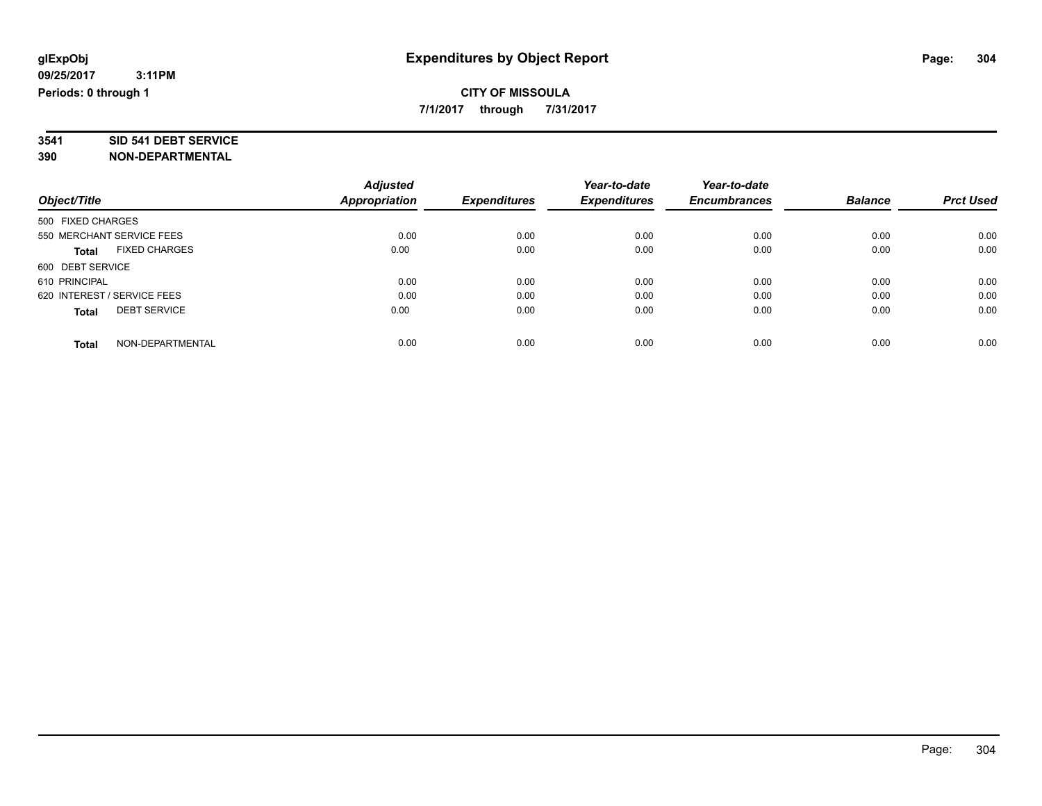# Expenditures by Object Report

glExpObj
09/25/2017 3:11PM
Periods: 0 through 1

**CITY OF MISSOULA**
**7/1/2017 through 7/31/2017**

**3541 SID 541 DEBT SERVICE**
**390 NON-DEPARTMENTAL**

| Object/Title | Adjusted Appropriation | Expenditures | Year-to-date Expenditures | Year-to-date Encumbrances | Balance | Prct Used |
|---|---|---|---|---|---|---|
| 500 FIXED CHARGES | | | | | | |
| 550 MERCHANT SERVICE FEES | 0.00 | 0.00 | 0.00 | 0.00 | 0.00 | 0.00 |
| **Total** FIXED CHARGES | 0.00 | 0.00 | 0.00 | 0.00 | 0.00 | 0.00 |
| 600 DEBT SERVICE | | | | | | |
| 610 PRINCIPAL | 0.00 | 0.00 | 0.00 | 0.00 | 0.00 | 0.00 |
| 620 INTEREST / SERVICE FEES | 0.00 | 0.00 | 0.00 | 0.00 | 0.00 | 0.00 |
| **Total** DEBT SERVICE | 0.00 | 0.00 | 0.00 | 0.00 | 0.00 | 0.00 |
| **Total** NON-DEPARTMENTAL | 0.00 | 0.00 | 0.00 | 0.00 | 0.00 | 0.00 |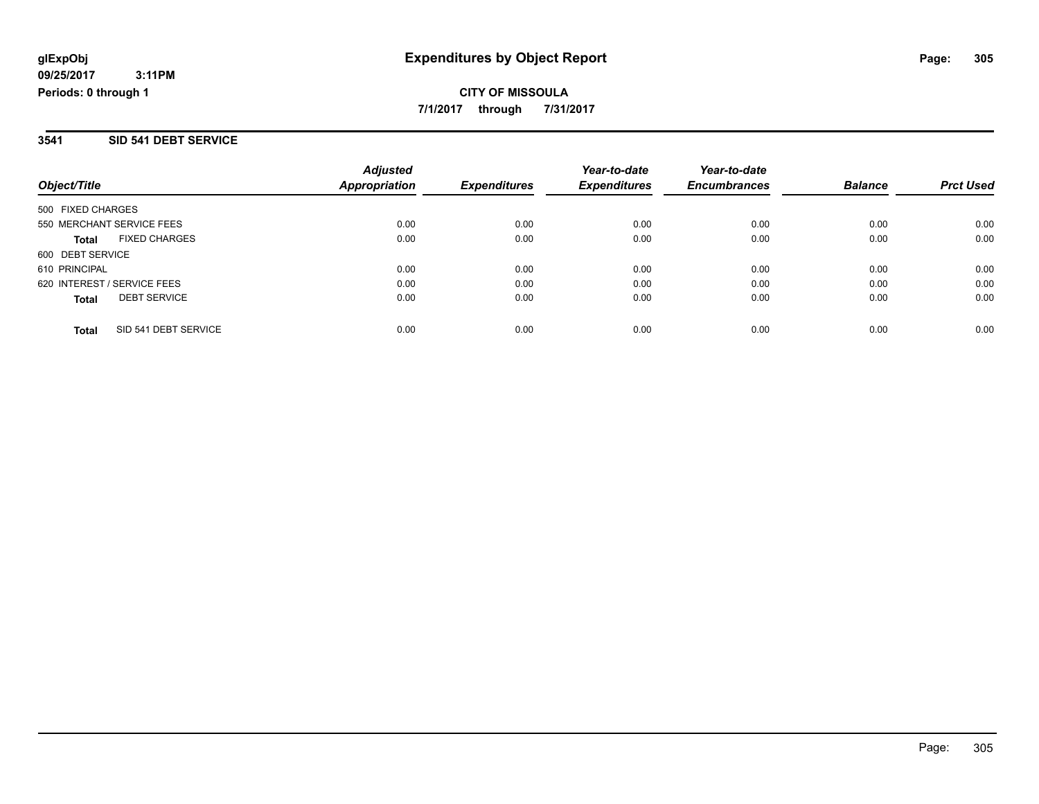**glExpObj**
**09/25/2017 3:11PM**
**Periods: 0 through 1**

# Expenditures by Object Report

**CITY OF MISSOULA**
**7/1/2017 through 7/31/2017**

### 3541 SID 541 DEBT SERVICE

| Object/Title | Adjusted Appropriation | Expenditures | Year-to-date Expenditures | Year-to-date Encumbrances | Balance | Prct Used |
|---|---|---|---|---|---|---|
| 500 FIXED CHARGES | | | | | | |
| 550 MERCHANT SERVICE FEES | 0.00 | 0.00 | 0.00 | 0.00 | 0.00 | 0.00 |
| **Total** FIXED CHARGES | 0.00 | 0.00 | 0.00 | 0.00 | 0.00 | 0.00 |
| 600 DEBT SERVICE | | | | | | |
| 610 PRINCIPAL | 0.00 | 0.00 | 0.00 | 0.00 | 0.00 | 0.00 |
| 620 INTEREST / SERVICE FEES | 0.00 | 0.00 | 0.00 | 0.00 | 0.00 | 0.00 |
| **Total** DEBT SERVICE | 0.00 | 0.00 | 0.00 | 0.00 | 0.00 | 0.00 |
| **Total** SID 541 DEBT SERVICE | 0.00 | 0.00 | 0.00 | 0.00 | 0.00 | 0.00 |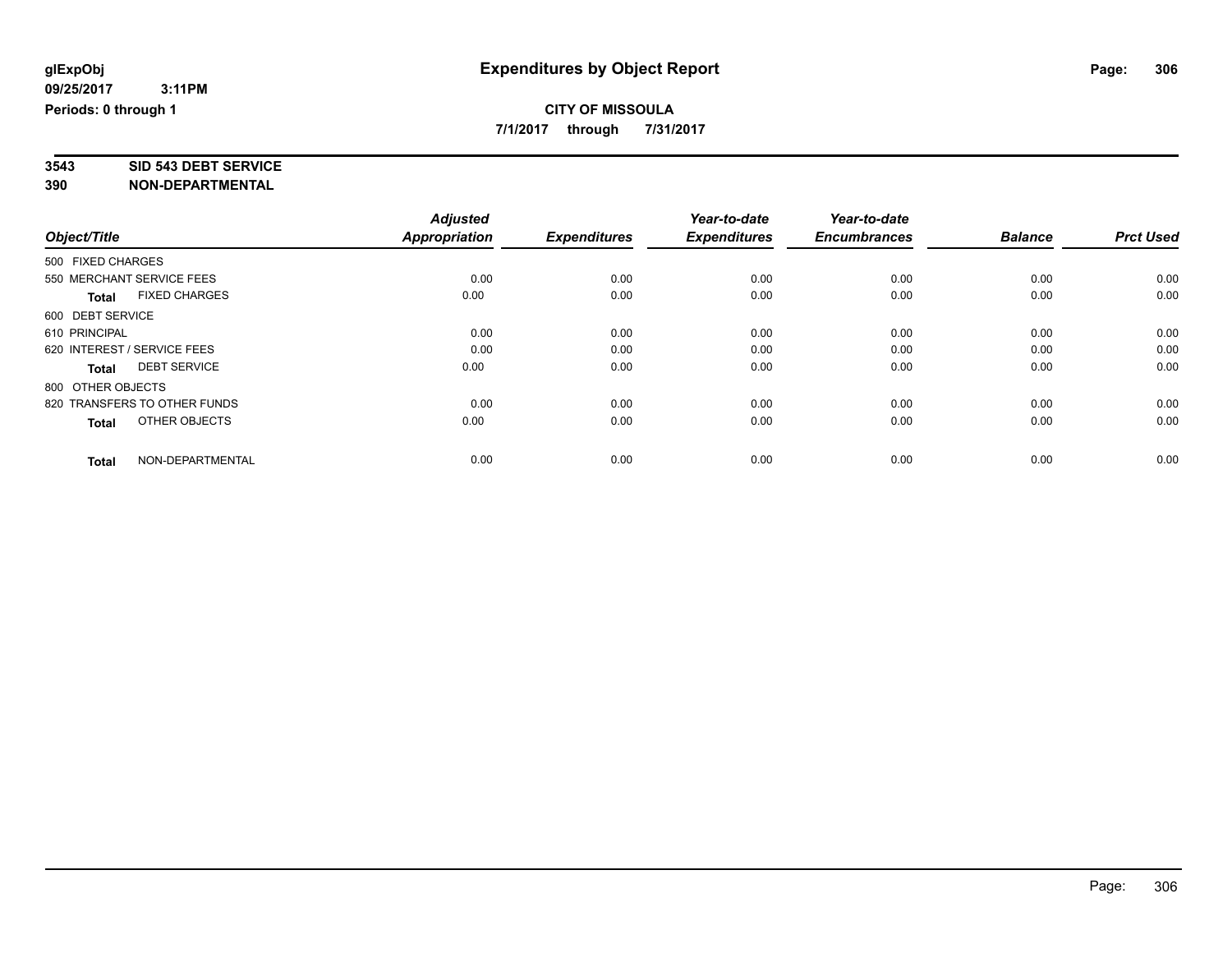glExpObj
09/25/2017 3:11PM
Periods: 0 through 1

# Expenditures by Object Report

**CITY OF MISSOULA**
**7/1/2017 through 7/31/2017**

**3543 SID 543 DEBT SERVICE**
**390 NON-DEPARTMENTAL**

| Object/Title | Adjusted Appropriation | Expenditures | Year-to-date Expenditures | Year-to-date Encumbrances | Balance | Prct Used |
|---|---|---|---|---|---|---|
| 500 FIXED CHARGES | | | | | | |
| 550 MERCHANT SERVICE FEES | 0.00 | 0.00 | 0.00 | 0.00 | 0.00 | 0.00 |
| **Total** FIXED CHARGES | 0.00 | 0.00 | 0.00 | 0.00 | 0.00 | 0.00 |
| 600 DEBT SERVICE | | | | | | |
| 610 PRINCIPAL | 0.00 | 0.00 | 0.00 | 0.00 | 0.00 | 0.00 |
| 620 INTEREST / SERVICE FEES | 0.00 | 0.00 | 0.00 | 0.00 | 0.00 | 0.00 |
| **Total** DEBT SERVICE | 0.00 | 0.00 | 0.00 | 0.00 | 0.00 | 0.00 |
| 800 OTHER OBJECTS | | | | | | |
| 820 TRANSFERS TO OTHER FUNDS | 0.00 | 0.00 | 0.00 | 0.00 | 0.00 | 0.00 |
| **Total** OTHER OBJECTS | 0.00 | 0.00 | 0.00 | 0.00 | 0.00 | 0.00 |
| **Total** NON-DEPARTMENTAL | 0.00 | 0.00 | 0.00 | 0.00 | 0.00 | 0.00 |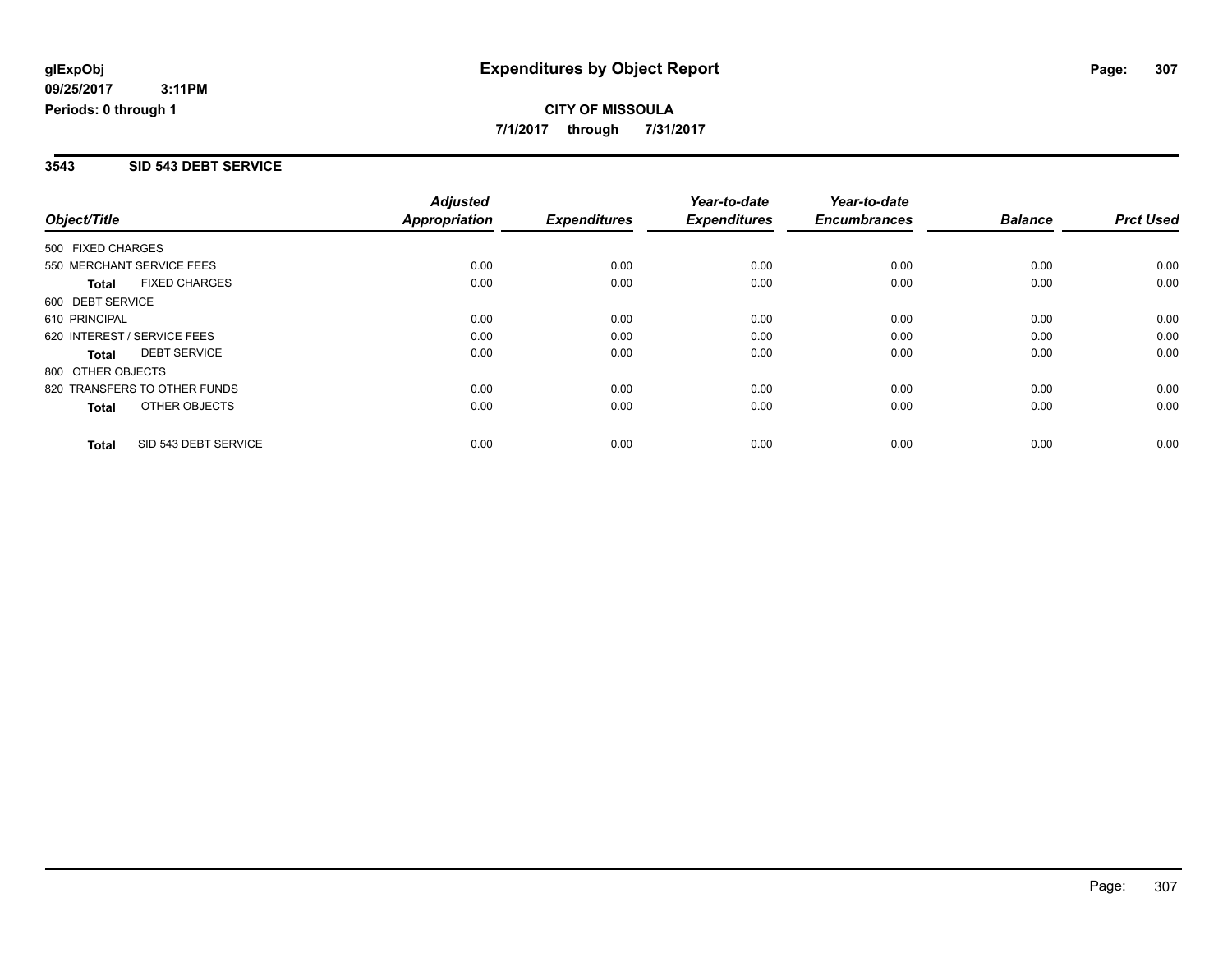**glExpObj** **Expenditures by Object Report**

**09/25/2017 3:11PM**

**Periods: 0 through 1**

**CITY OF MISSOULA**

**7/1/2017 through 7/31/2017**

## 3543 SID 543 DEBT SERVICE

| Object/Title | Adjusted Appropriation | Expenditures | Year-to-date Expenditures | Year-to-date Encumbrances | Balance | Prct Used |
|---|---|---|---|---|---|---|
| 500 FIXED CHARGES | | | | | | |
| 550 MERCHANT SERVICE FEES | 0.00 | 0.00 | 0.00 | 0.00 | 0.00 | 0.00 |
| **Total** FIXED CHARGES | 0.00 | 0.00 | 0.00 | 0.00 | 0.00 | 0.00 |
| 600 DEBT SERVICE | | | | | | |
| 610 PRINCIPAL | 0.00 | 0.00 | 0.00 | 0.00 | 0.00 | 0.00 |
| 620 INTEREST / SERVICE FEES | 0.00 | 0.00 | 0.00 | 0.00 | 0.00 | 0.00 |
| **Total** DEBT SERVICE | 0.00 | 0.00 | 0.00 | 0.00 | 0.00 | 0.00 |
| 800 OTHER OBJECTS | | | | | | |
| 820 TRANSFERS TO OTHER FUNDS | 0.00 | 0.00 | 0.00 | 0.00 | 0.00 | 0.00 |
| **Total** OTHER OBJECTS | 0.00 | 0.00 | 0.00 | 0.00 | 0.00 | 0.00 |
| **Total** SID 543 DEBT SERVICE | 0.00 | 0.00 | 0.00 | 0.00 | 0.00 | 0.00 |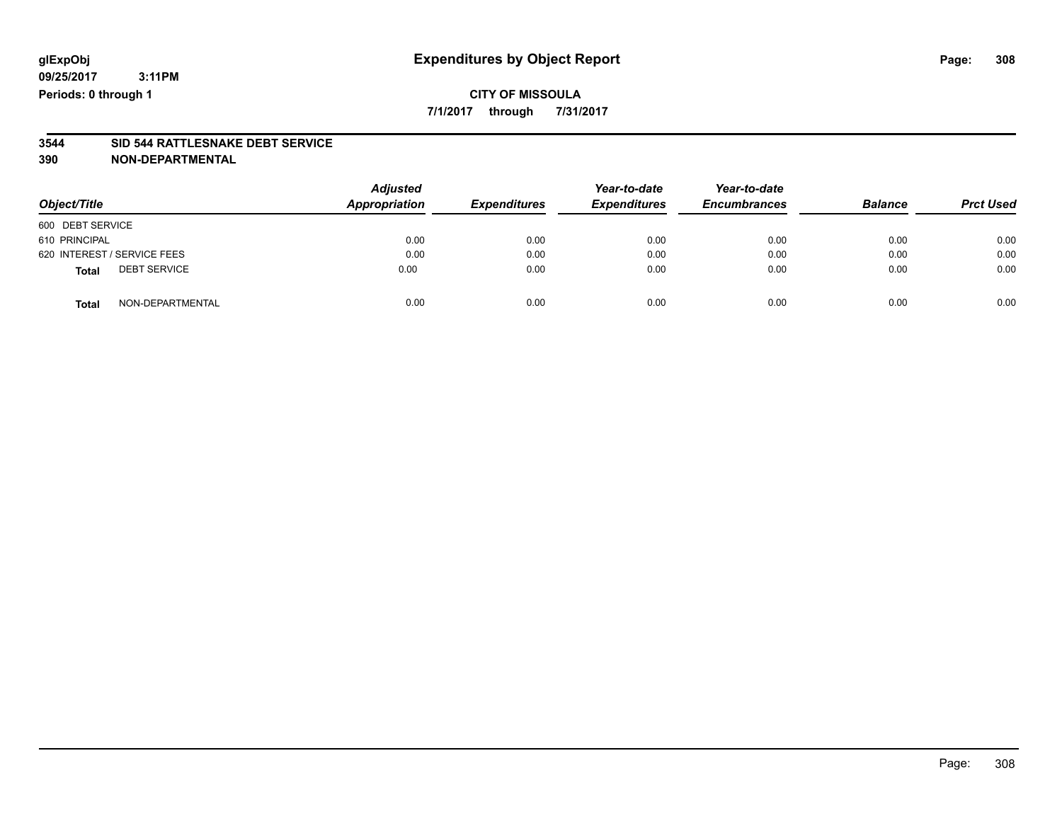glExpObj
09/25/2017 3:11PM
Periods: 0 through 1

# Expenditures by Object Report

CITY OF MISSOULA

7/1/2017 through 7/31/2017

**3544 SID 544 RATTLESNAKE DEBT SERVICE**
**390 NON-DEPARTMENTAL**

| Object/Title | | Adjusted Appropriation | Expenditures | Year-to-date Expenditures | Year-to-date Encumbrances | Balance | Prct Used |
|---|---|---|---|---|---|---|---|
| 600 DEBT SERVICE | | | | | | | |
| 610 PRINCIPAL | | 0.00 | 0.00 | 0.00 | 0.00 | 0.00 | 0.00 |
| 620 INTEREST / SERVICE FEES | | 0.00 | 0.00 | 0.00 | 0.00 | 0.00 | 0.00 |
| **Total** | DEBT SERVICE | 0.00 | 0.00 | 0.00 | 0.00 | 0.00 | 0.00 |
| **Total** | NON-DEPARTMENTAL | 0.00 | 0.00 | 0.00 | 0.00 | 0.00 | 0.00 |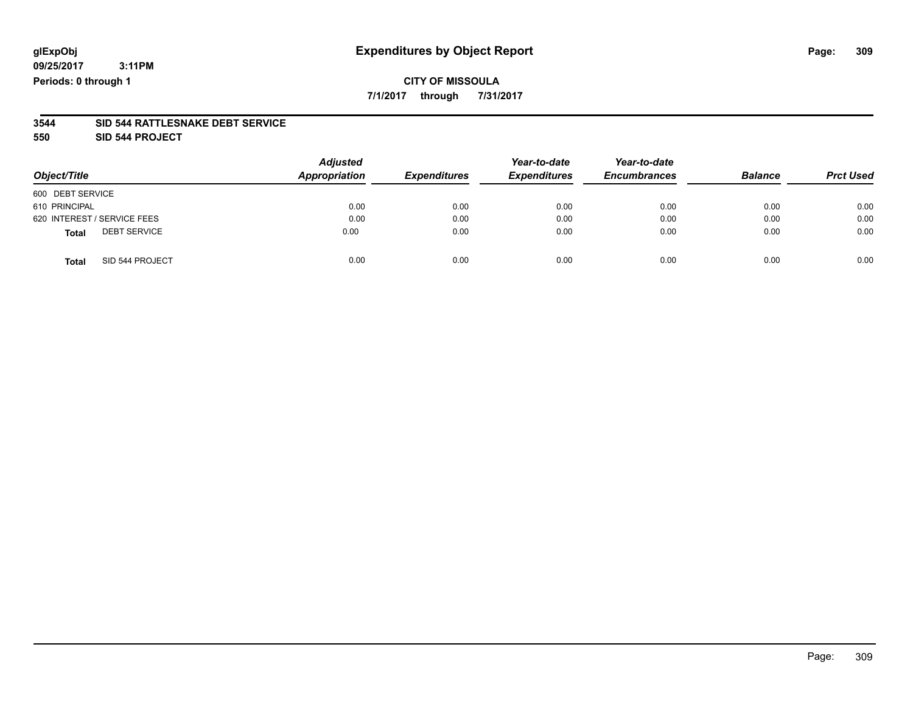glExpObj
09/25/2017 3:11PM
Periods: 0 through 1

# Expenditures by Object Report

**CITY OF MISSOULA**
**7/1/2017 through 7/31/2017**

**3544 SID 544 RATTLESNAKE DEBT SERVICE**
**550 SID 544 PROJECT**

| Object/Title | Adjusted Appropriation | Expenditures | Year-to-date Expenditures | Year-to-date Encumbrances | Balance | Prct Used |
|---|---|---|---|---|---|---|
| 600 DEBT SERVICE | | | | | | |
| 610 PRINCIPAL | 0.00 | 0.00 | 0.00 | 0.00 | 0.00 | 0.00 |
| 620 INTEREST / SERVICE FEES | 0.00 | 0.00 | 0.00 | 0.00 | 0.00 | 0.00 |
| **Total** DEBT SERVICE | 0.00 | 0.00 | 0.00 | 0.00 | 0.00 | 0.00 |
| **Total** SID 544 PROJECT | 0.00 | 0.00 | 0.00 | 0.00 | 0.00 | 0.00 |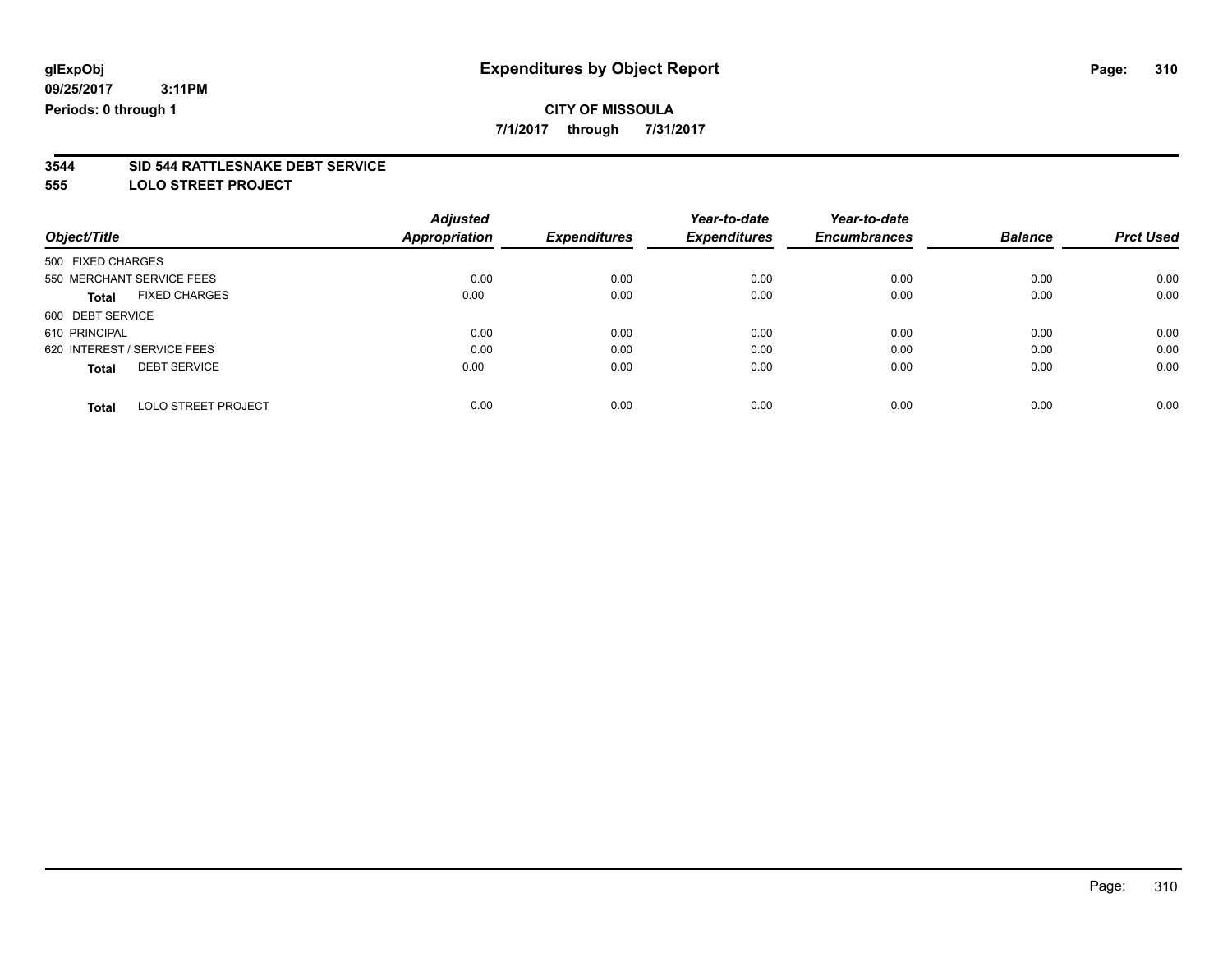# Expenditures by Object Report

**CITY OF MISSOULA**

**7/1/2017 through 7/31/2017**

glExpObj
09/25/2017 3:11PM
Periods: 0 through 1

## 3544 SID 544 RATTLESNAKE DEBT SERVICE

## 555 LOLO STREET PROJECT

| Object/Title | Adjusted Appropriation | Expenditures | Year-to-date Expenditures | Year-to-date Encumbrances | Balance | Prct Used |
|---|---|---|---|---|---|---|
| 500 FIXED CHARGES | | | | | | |
| 550 MERCHANT SERVICE FEES | 0.00 | 0.00 | 0.00 | 0.00 | 0.00 | 0.00 |
| **Total** FIXED CHARGES | 0.00 | 0.00 | 0.00 | 0.00 | 0.00 | 0.00 |
| 600 DEBT SERVICE | | | | | | |
| 610 PRINCIPAL | 0.00 | 0.00 | 0.00 | 0.00 | 0.00 | 0.00 |
| 620 INTEREST / SERVICE FEES | 0.00 | 0.00 | 0.00 | 0.00 | 0.00 | 0.00 |
| **Total** DEBT SERVICE | 0.00 | 0.00 | 0.00 | 0.00 | 0.00 | 0.00 |
| **Total** LOLO STREET PROJECT | 0.00 | 0.00 | 0.00 | 0.00 | 0.00 | 0.00 |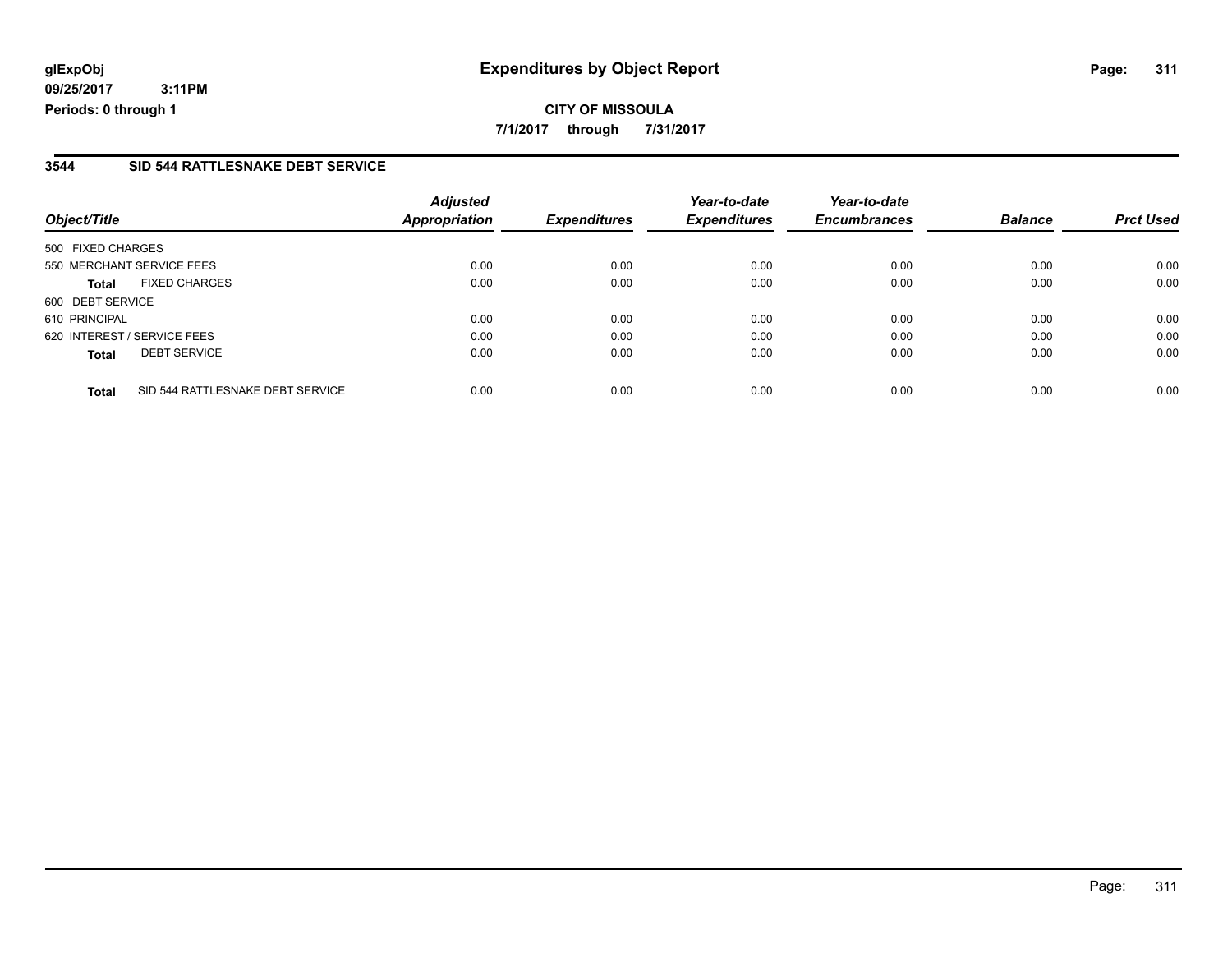**glExpObj**
**09/25/2017 3:11PM**
**Periods: 0 through 1**

# Expenditures by Object Report

**CITY OF MISSOULA**
**7/1/2017 through 7/31/2017**

## 3544 SID 544 RATTLESNAKE DEBT SERVICE

| Object/Title | | Adjusted Appropriation | Expenditures | Year-to-date Expenditures | Year-to-date Encumbrances | Balance | Prct Used |
|---|---|---|---|---|---|---|---|
| 500 FIXED CHARGES | | | | | | | |
| 550 MERCHANT SERVICE FEES | | 0.00 | 0.00 | 0.00 | 0.00 | 0.00 | 0.00 |
| **Total** | FIXED CHARGES | 0.00 | 0.00 | 0.00 | 0.00 | 0.00 | 0.00 |
| 600 DEBT SERVICE | | | | | | | |
| 610 PRINCIPAL | | 0.00 | 0.00 | 0.00 | 0.00 | 0.00 | 0.00 |
| 620 INTEREST / SERVICE FEES | | 0.00 | 0.00 | 0.00 | 0.00 | 0.00 | 0.00 |
| **Total** | DEBT SERVICE | 0.00 | 0.00 | 0.00 | 0.00 | 0.00 | 0.00 |
| **Total** | SID 544 RATTLESNAKE DEBT SERVICE | 0.00 | 0.00 | 0.00 | 0.00 | 0.00 | 0.00 |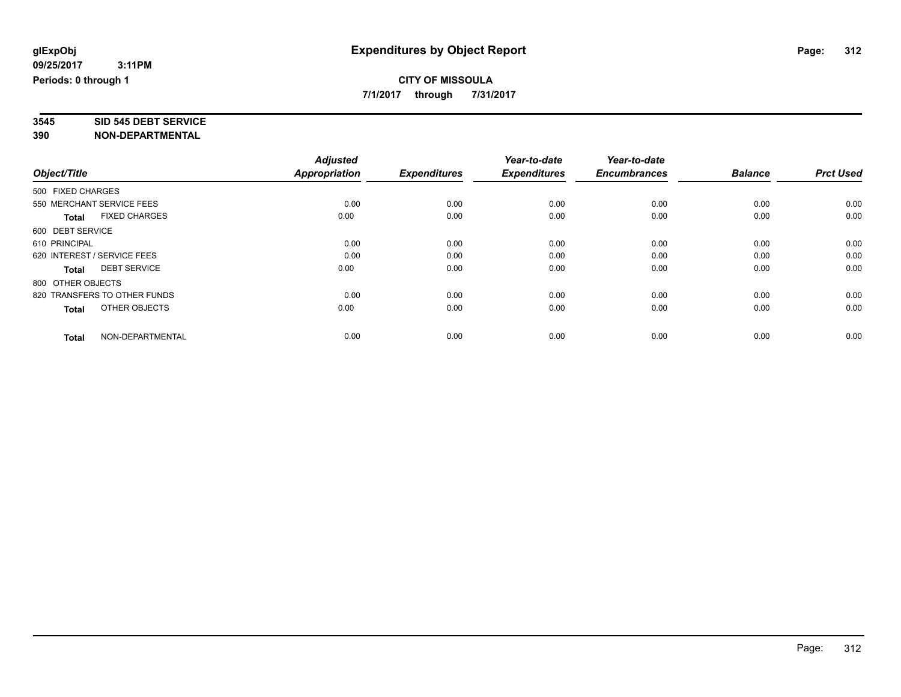**glExpObj**
**09/25/2017 3:11PM**
**Periods: 0 through 1**

# Expenditures by Object Report

**CITY OF MISSOULA**
**7/1/2017 through 7/31/2017**

**3545 SID 545 DEBT SERVICE**
**390 NON-DEPARTMENTAL**

| Object/Title | Adjusted Appropriation | Expenditures | Year-to-date Expenditures | Year-to-date Encumbrances | Balance | Prct Used |
|---|---|---|---|---|---|---|
| 500 FIXED CHARGES | | | | | | |
| 550 MERCHANT SERVICE FEES | 0.00 | 0.00 | 0.00 | 0.00 | 0.00 | 0.00 |
| **Total** FIXED CHARGES | 0.00 | 0.00 | 0.00 | 0.00 | 0.00 | 0.00 |
| 600 DEBT SERVICE | | | | | | |
| 610 PRINCIPAL | 0.00 | 0.00 | 0.00 | 0.00 | 0.00 | 0.00 |
| 620 INTEREST / SERVICE FEES | 0.00 | 0.00 | 0.00 | 0.00 | 0.00 | 0.00 |
| **Total** DEBT SERVICE | 0.00 | 0.00 | 0.00 | 0.00 | 0.00 | 0.00 |
| 800 OTHER OBJECTS | | | | | | |
| 820 TRANSFERS TO OTHER FUNDS | 0.00 | 0.00 | 0.00 | 0.00 | 0.00 | 0.00 |
| **Total** OTHER OBJECTS | 0.00 | 0.00 | 0.00 | 0.00 | 0.00 | 0.00 |
| **Total** NON-DEPARTMENTAL | 0.00 | 0.00 | 0.00 | 0.00 | 0.00 | 0.00 |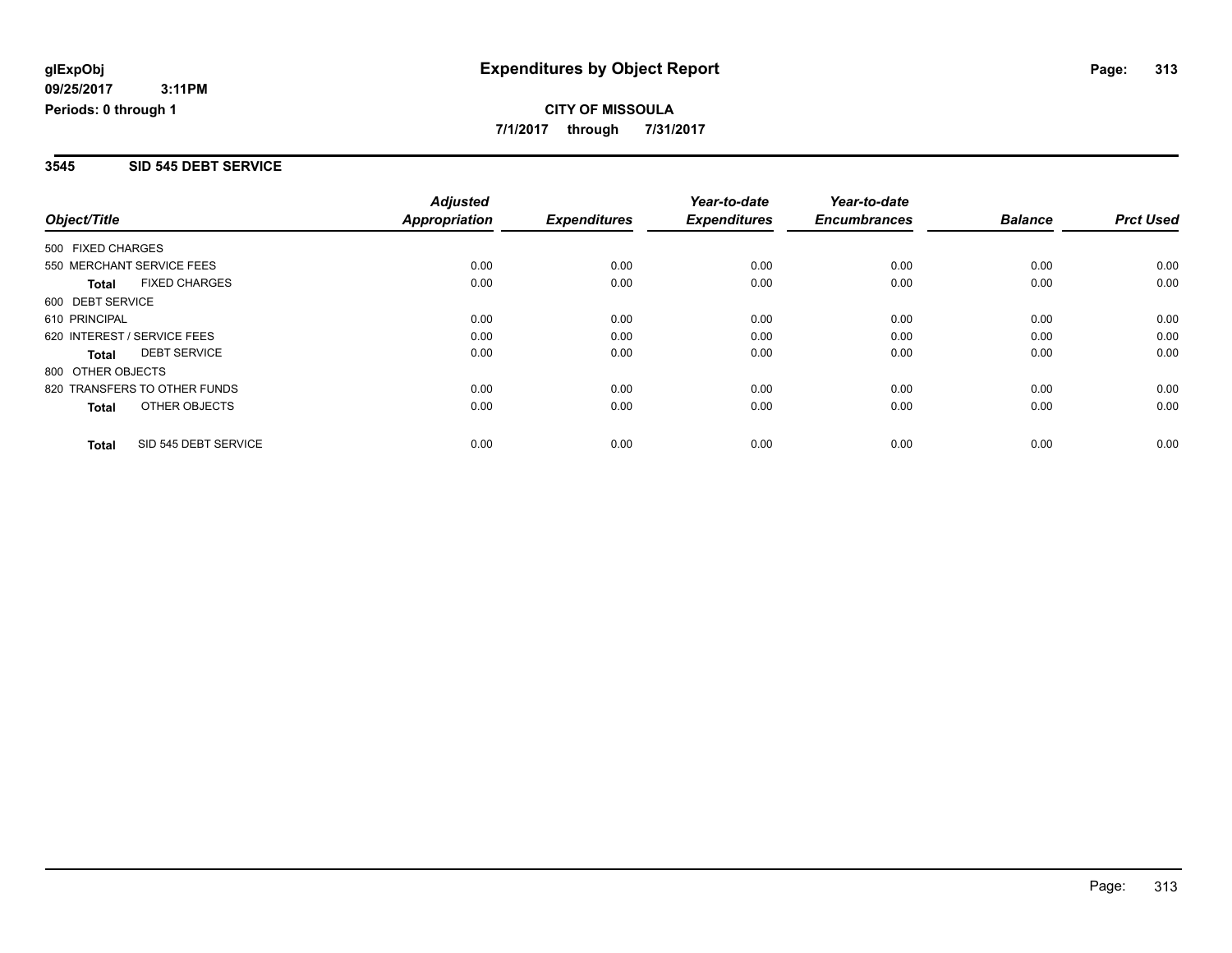glExpObj
09/25/2017 3:11PM
Periods: 0 through 1

# Expenditures by Object Report

**CITY OF MISSOULA**
**7/1/2017 through 7/31/2017**

## 3545 SID 545 DEBT SERVICE

| Object/Title | Adjusted Appropriation | Expenditures | Year-to-date Expenditures | Year-to-date Encumbrances | Balance | Prct Used |
|---|---|---|---|---|---|---|
| 500 FIXED CHARGES | | | | | | |
| 550 MERCHANT SERVICE FEES | 0.00 | 0.00 | 0.00 | 0.00 | 0.00 | 0.00 |
| **Total** FIXED CHARGES | 0.00 | 0.00 | 0.00 | 0.00 | 0.00 | 0.00 |
| 600 DEBT SERVICE | | | | | | |
| 610 PRINCIPAL | 0.00 | 0.00 | 0.00 | 0.00 | 0.00 | 0.00 |
| 620 INTEREST / SERVICE FEES | 0.00 | 0.00 | 0.00 | 0.00 | 0.00 | 0.00 |
| **Total** DEBT SERVICE | 0.00 | 0.00 | 0.00 | 0.00 | 0.00 | 0.00 |
| 800 OTHER OBJECTS | | | | | | |
| 820 TRANSFERS TO OTHER FUNDS | 0.00 | 0.00 | 0.00 | 0.00 | 0.00 | 0.00 |
| **Total** OTHER OBJECTS | 0.00 | 0.00 | 0.00 | 0.00 | 0.00 | 0.00 |
| **Total** SID 545 DEBT SERVICE | 0.00 | 0.00 | 0.00 | 0.00 | 0.00 | 0.00 |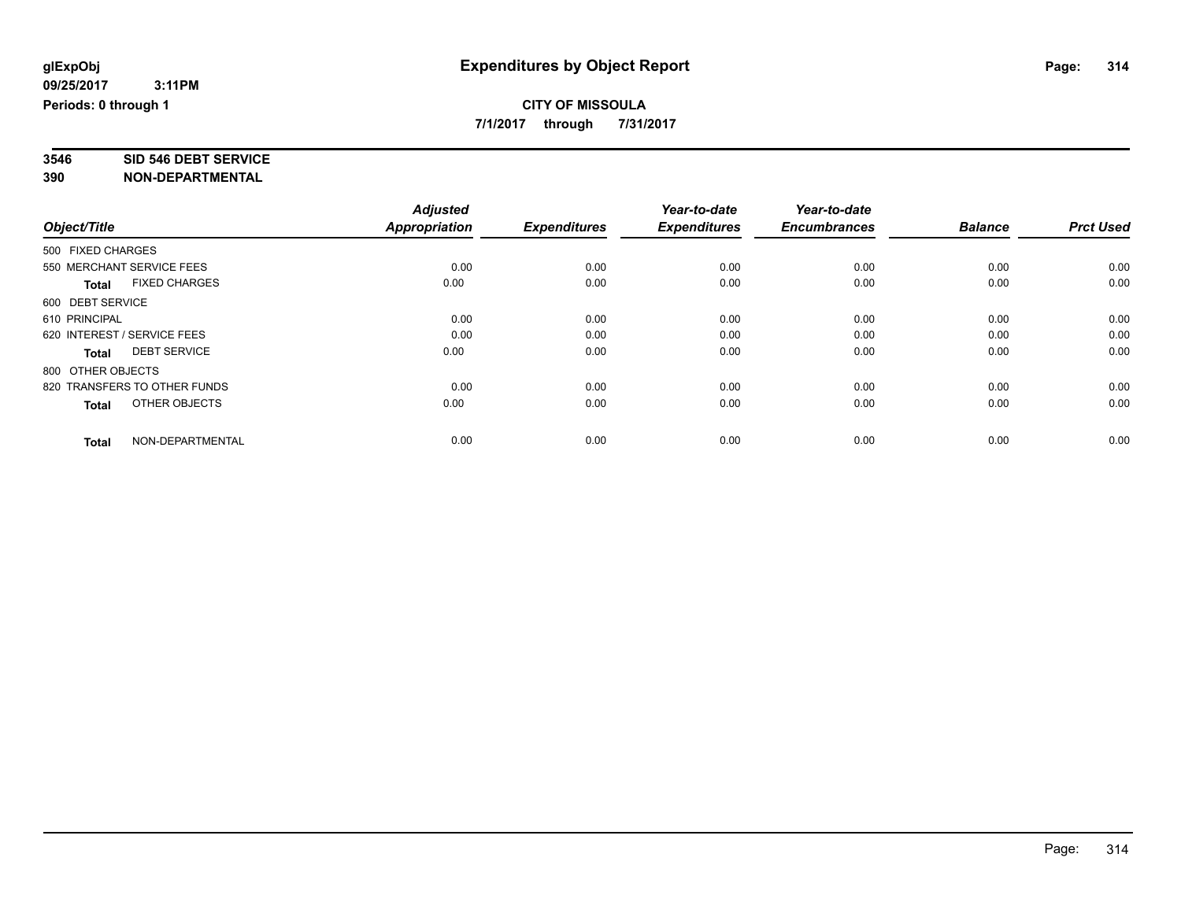glExpObj
09/25/2017 3:11PM
Periods: 0 through 1

# Expenditures by Object Report

**CITY OF MISSOULA**
**7/1/2017 through 7/31/2017**

**3546 SID 546 DEBT SERVICE**
**390 NON-DEPARTMENTAL**

| Object/Title | | Adjusted Appropriation | Expenditures | Year-to-date Expenditures | Year-to-date Encumbrances | Balance | Prct Used |
|---|---|---|---|---|---|---|---|
| 500 FIXED CHARGES | | | | | | | |
| 550 MERCHANT SERVICE FEES | | 0.00 | 0.00 | 0.00 | 0.00 | 0.00 | 0.00 |
| **Total** | FIXED CHARGES | 0.00 | 0.00 | 0.00 | 0.00 | 0.00 | 0.00 |
| 600 DEBT SERVICE | | | | | | | |
| 610 PRINCIPAL | | 0.00 | 0.00 | 0.00 | 0.00 | 0.00 | 0.00 |
| 620 INTEREST / SERVICE FEES | | 0.00 | 0.00 | 0.00 | 0.00 | 0.00 | 0.00 |
| **Total** | DEBT SERVICE | 0.00 | 0.00 | 0.00 | 0.00 | 0.00 | 0.00 |
| 800 OTHER OBJECTS | | | | | | | |
| 820 TRANSFERS TO OTHER FUNDS | | 0.00 | 0.00 | 0.00 | 0.00 | 0.00 | 0.00 |
| **Total** | OTHER OBJECTS | 0.00 | 0.00 | 0.00 | 0.00 | 0.00 | 0.00 |
| **Total** | NON-DEPARTMENTAL | 0.00 | 0.00 | 0.00 | 0.00 | 0.00 | 0.00 |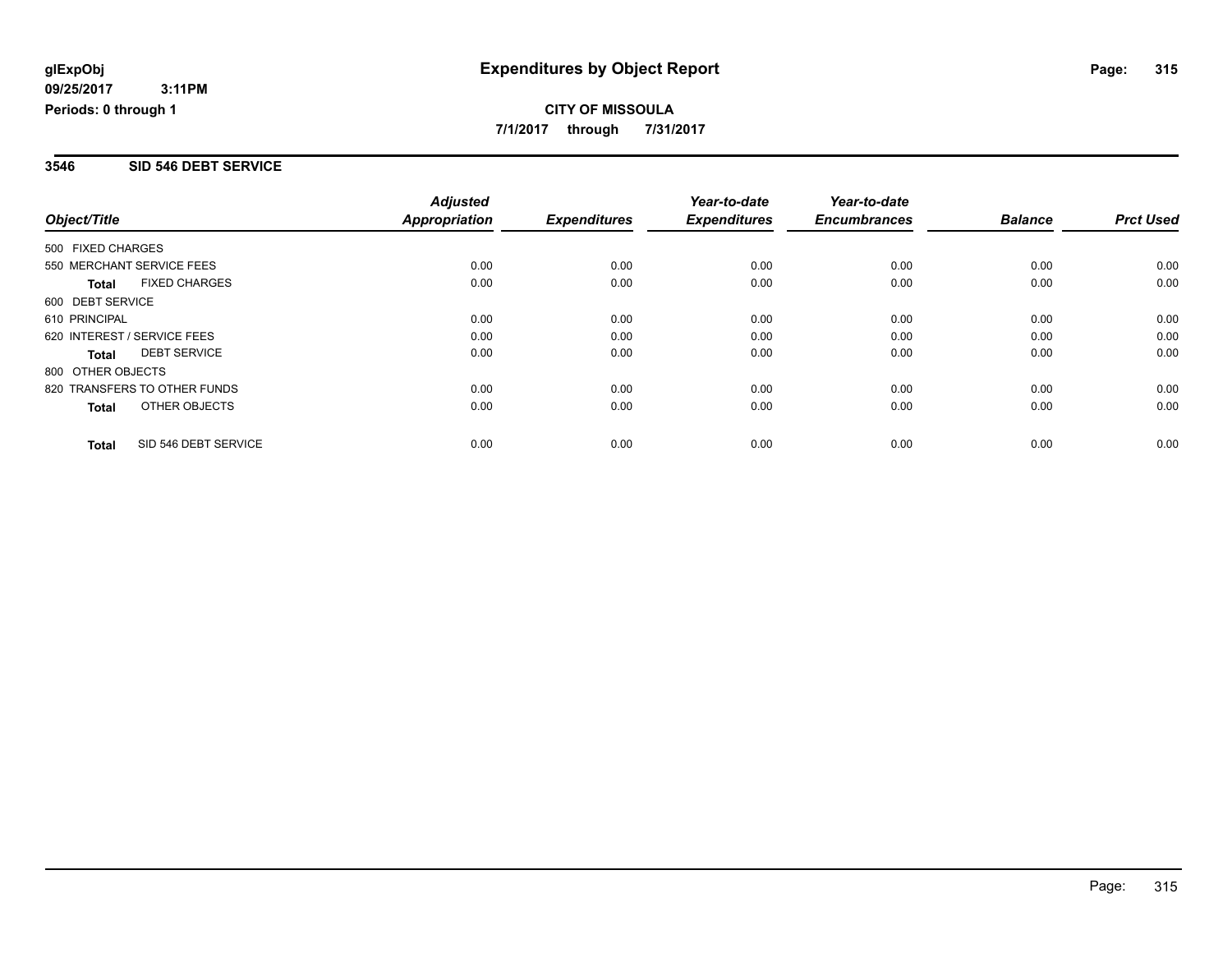**glExpObj** **Expenditures by Object Report**

**09/25/2017 3:11PM**

**Periods: 0 through 1**

**CITY OF MISSOULA**

**7/1/2017 through 7/31/2017**

## 3546 SID 546 DEBT SERVICE

| Object/Title | Adjusted Appropriation | Expenditures | Year-to-date Expenditures | Year-to-date Encumbrances | Balance | Prct Used |
|---|---|---|---|---|---|---|
| 500 FIXED CHARGES | | | | | | |
| 550 MERCHANT SERVICE FEES | 0.00 | 0.00 | 0.00 | 0.00 | 0.00 | 0.00 |
| **Total** FIXED CHARGES | 0.00 | 0.00 | 0.00 | 0.00 | 0.00 | 0.00 |
| 600 DEBT SERVICE | | | | | | |
| 610 PRINCIPAL | 0.00 | 0.00 | 0.00 | 0.00 | 0.00 | 0.00 |
| 620 INTEREST / SERVICE FEES | 0.00 | 0.00 | 0.00 | 0.00 | 0.00 | 0.00 |
| **Total** DEBT SERVICE | 0.00 | 0.00 | 0.00 | 0.00 | 0.00 | 0.00 |
| 800 OTHER OBJECTS | | | | | | |
| 820 TRANSFERS TO OTHER FUNDS | 0.00 | 0.00 | 0.00 | 0.00 | 0.00 | 0.00 |
| **Total** OTHER OBJECTS | 0.00 | 0.00 | 0.00 | 0.00 | 0.00 | 0.00 |
| **Total** SID 546 DEBT SERVICE | 0.00 | 0.00 | 0.00 | 0.00 | 0.00 | 0.00 |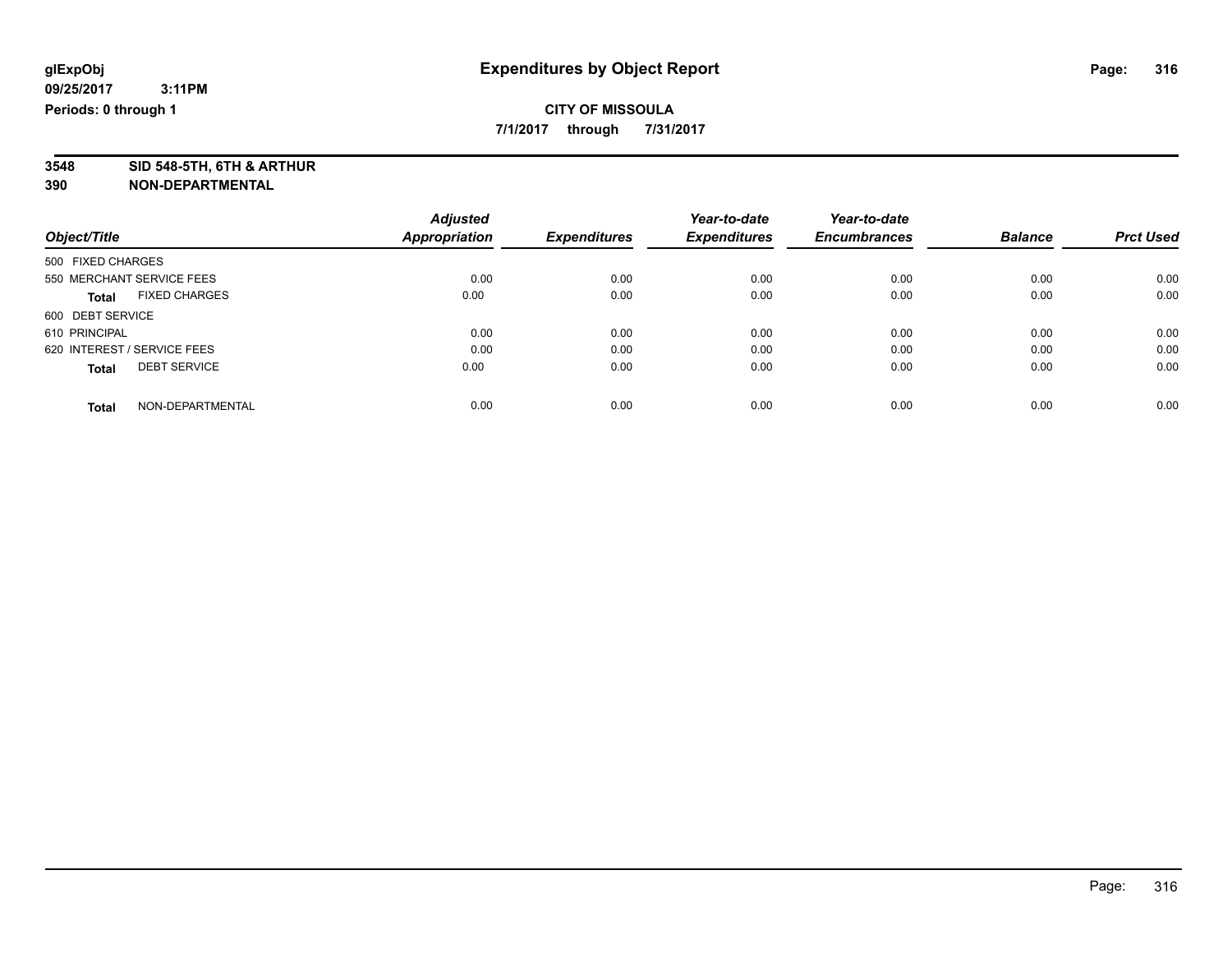glExpObj
09/25/2017 3:11PM
Periods: 0 through 1

# Expenditures by Object Report

**CITY OF MISSOULA**
**7/1/2017 through 7/31/2017**

**3548 SID 548-5TH, 6TH & ARTHUR**
**390 NON-DEPARTMENTAL**

| Object/Title | Adjusted Appropriation | Expenditures | Year-to-date Expenditures | Year-to-date Encumbrances | Balance | Prct Used |
|---|---|---|---|---|---|---|
| 500 FIXED CHARGES | | | | | | |
| 550 MERCHANT SERVICE FEES | 0.00 | 0.00 | 0.00 | 0.00 | 0.00 | 0.00 |
| **Total** FIXED CHARGES | 0.00 | 0.00 | 0.00 | 0.00 | 0.00 | 0.00 |
| 600 DEBT SERVICE | | | | | | |
| 610 PRINCIPAL | 0.00 | 0.00 | 0.00 | 0.00 | 0.00 | 0.00 |
| 620 INTEREST / SERVICE FEES | 0.00 | 0.00 | 0.00 | 0.00 | 0.00 | 0.00 |
| **Total** DEBT SERVICE | 0.00 | 0.00 | 0.00 | 0.00 | 0.00 | 0.00 |
| **Total** NON-DEPARTMENTAL | 0.00 | 0.00 | 0.00 | 0.00 | 0.00 | 0.00 |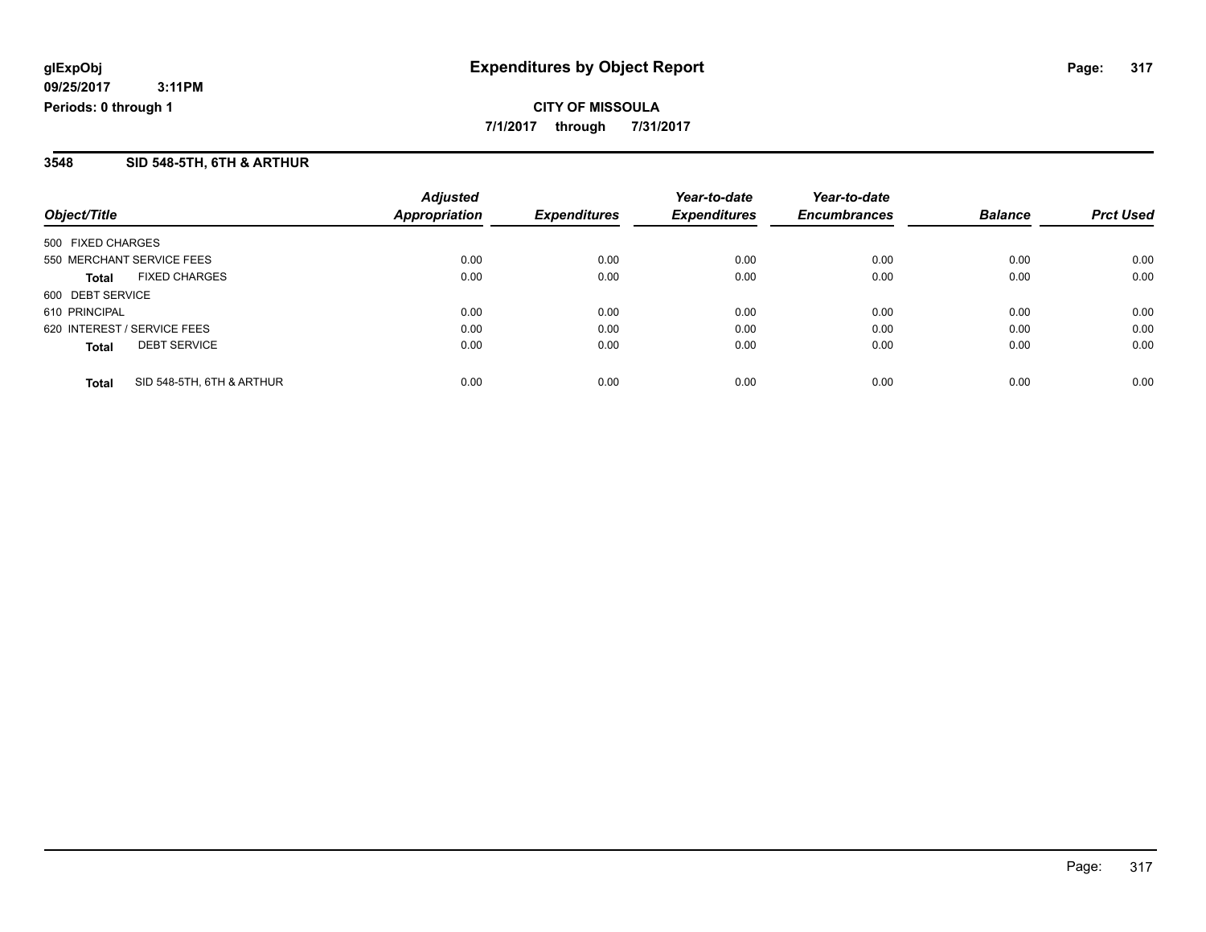# Expenditures by Object Report

glExpObj
09/25/2017 3:11PM
Periods: 0 through 1

**CITY OF MISSOULA**
**7/1/2017 through 7/31/2017**

## 3548 SID 548-5TH, 6TH & ARTHUR

| Object/Title | | Adjusted Appropriation | Expenditures | Year-to-date Expenditures | Year-to-date Encumbrances | Balance | Prct Used |
|---|---|---|---|---|---|---|---|
| 500 FIXED CHARGES | | | | | | | |
| 550 MERCHANT SERVICE FEES | | 0.00 | 0.00 | 0.00 | 0.00 | 0.00 | 0.00 |
| **Total** | FIXED CHARGES | 0.00 | 0.00 | 0.00 | 0.00 | 0.00 | 0.00 |
| 600 DEBT SERVICE | | | | | | | |
| 610 PRINCIPAL | | 0.00 | 0.00 | 0.00 | 0.00 | 0.00 | 0.00 |
| 620 INTEREST / SERVICE FEES | | 0.00 | 0.00 | 0.00 | 0.00 | 0.00 | 0.00 |
| **Total** | DEBT SERVICE | 0.00 | 0.00 | 0.00 | 0.00 | 0.00 | 0.00 |
| **Total** | SID 548-5TH, 6TH & ARTHUR | 0.00 | 0.00 | 0.00 | 0.00 | 0.00 | 0.00 |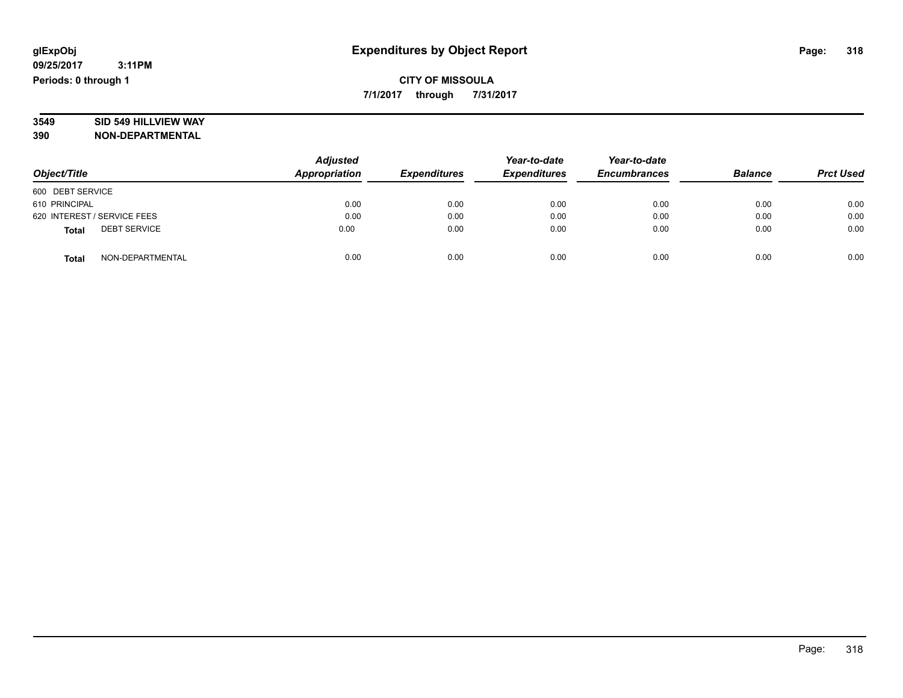**glExpObj**
**09/25/2017 3:11PM**
**Periods: 0 through 1**

# Expenditures by Object Report

**CITY OF MISSOULA**
**7/1/2017 through 7/31/2017**

**3549 SID 549 HILLVIEW WAY**
**390 NON-DEPARTMENTAL**

| Object/Title | Adjusted Appropriation | Expenditures | Year-to-date Expenditures | Year-to-date Encumbrances | Balance | Prct Used |
|---|---|---|---|---|---|---|
| 600 DEBT SERVICE | | | | | | |
| 610 PRINCIPAL | 0.00 | 0.00 | 0.00 | 0.00 | 0.00 | 0.00 |
| 620 INTEREST / SERVICE FEES | 0.00 | 0.00 | 0.00 | 0.00 | 0.00 | 0.00 |
| **Total** DEBT SERVICE | 0.00 | 0.00 | 0.00 | 0.00 | 0.00 | 0.00 |
| **Total** NON-DEPARTMENTAL | 0.00 | 0.00 | 0.00 | 0.00 | 0.00 | 0.00 |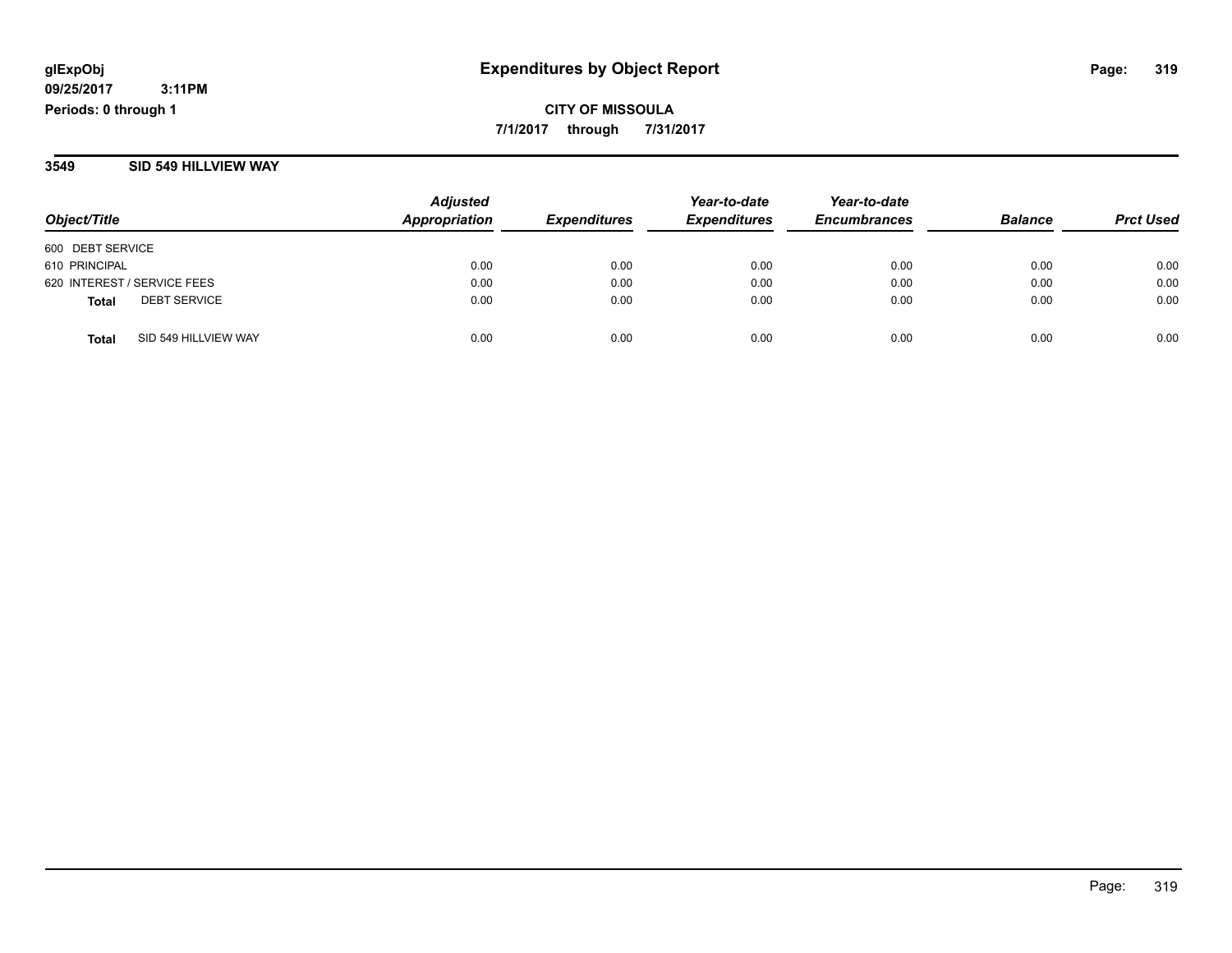**glExpObj**
**09/25/2017 3:11PM**
**Periods: 0 through 1**

# Expenditures by Object Report

**CITY OF MISSOULA**
**7/1/2017 through 7/31/2017**

## 3549 SID 549 HILLVIEW WAY

| Object/Title | Adjusted Appropriation | Expenditures | Year-to-date Expenditures | Year-to-date Encumbrances | Balance | Prct Used |
|---|---|---|---|---|---|---|
| 600 DEBT SERVICE | | | | | | |
| 610 PRINCIPAL | 0.00 | 0.00 | 0.00 | 0.00 | 0.00 | 0.00 |
| 620 INTEREST / SERVICE FEES | 0.00 | 0.00 | 0.00 | 0.00 | 0.00 | 0.00 |
| **Total** DEBT SERVICE | 0.00 | 0.00 | 0.00 | 0.00 | 0.00 | 0.00 |
| **Total** SID 549 HILLVIEW WAY | 0.00 | 0.00 | 0.00 | 0.00 | 0.00 | 0.00 |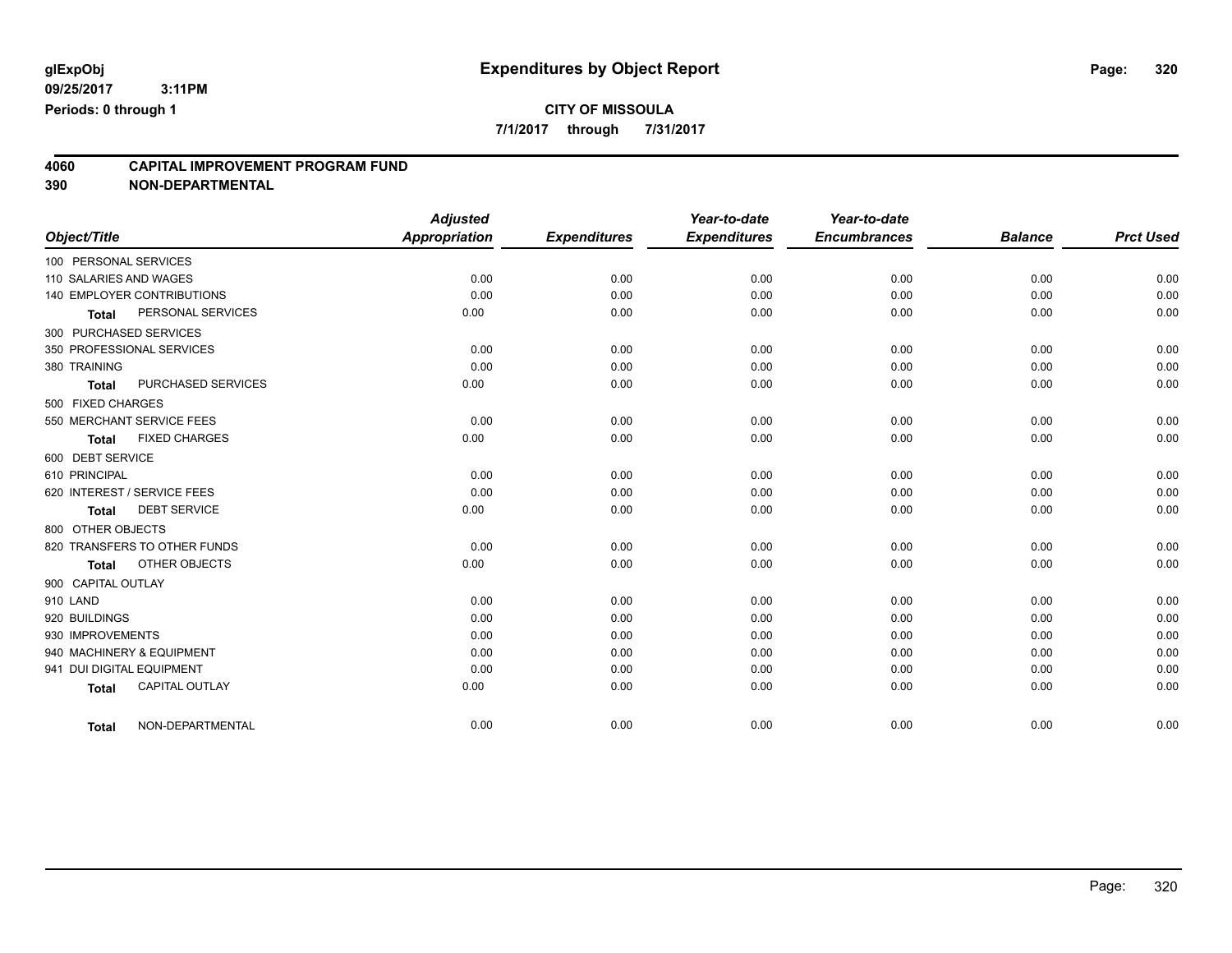**glExpObj** **Expenditures by Object Report**

**09/25/2017 3:11PM**

**Periods: 0 through 1**

**CITY OF MISSOULA**

**7/1/2017 through 7/31/2017**

## 4060 CAPITAL IMPROVEMENT PROGRAM FUND
## 390 NON-DEPARTMENTAL

| Object/Title | Adjusted Appropriation | Expenditures | Year-to-date Expenditures | Year-to-date Encumbrances | Balance | Prct Used |
|---|---|---|---|---|---|---|
| 100 PERSONAL SERVICES | | | | | | |
| 110 SALARIES AND WAGES | 0.00 | 0.00 | 0.00 | 0.00 | 0.00 | 0.00 |
| 140 EMPLOYER CONTRIBUTIONS | 0.00 | 0.00 | 0.00 | 0.00 | 0.00 | 0.00 |
| **Total** PERSONAL SERVICES | 0.00 | 0.00 | 0.00 | 0.00 | 0.00 | 0.00 |
| 300 PURCHASED SERVICES | | | | | | |
| 350 PROFESSIONAL SERVICES | 0.00 | 0.00 | 0.00 | 0.00 | 0.00 | 0.00 |
| 380 TRAINING | 0.00 | 0.00 | 0.00 | 0.00 | 0.00 | 0.00 |
| **Total** PURCHASED SERVICES | 0.00 | 0.00 | 0.00 | 0.00 | 0.00 | 0.00 |
| 500 FIXED CHARGES | | | | | | |
| 550 MERCHANT SERVICE FEES | 0.00 | 0.00 | 0.00 | 0.00 | 0.00 | 0.00 |
| **Total** FIXED CHARGES | 0.00 | 0.00 | 0.00 | 0.00 | 0.00 | 0.00 |
| 600 DEBT SERVICE | | | | | | |
| 610 PRINCIPAL | 0.00 | 0.00 | 0.00 | 0.00 | 0.00 | 0.00 |
| 620 INTEREST / SERVICE FEES | 0.00 | 0.00 | 0.00 | 0.00 | 0.00 | 0.00 |
| **Total** DEBT SERVICE | 0.00 | 0.00 | 0.00 | 0.00 | 0.00 | 0.00 |
| 800 OTHER OBJECTS | | | | | | |
| 820 TRANSFERS TO OTHER FUNDS | 0.00 | 0.00 | 0.00 | 0.00 | 0.00 | 0.00 |
| **Total** OTHER OBJECTS | 0.00 | 0.00 | 0.00 | 0.00 | 0.00 | 0.00 |
| 900 CAPITAL OUTLAY | | | | | | |
| 910 LAND | 0.00 | 0.00 | 0.00 | 0.00 | 0.00 | 0.00 |
| 920 BUILDINGS | 0.00 | 0.00 | 0.00 | 0.00 | 0.00 | 0.00 |
| 930 IMPROVEMENTS | 0.00 | 0.00 | 0.00 | 0.00 | 0.00 | 0.00 |
| 940 MACHINERY & EQUIPMENT | 0.00 | 0.00 | 0.00 | 0.00 | 0.00 | 0.00 |
| 941 DUI DIGITAL EQUIPMENT | 0.00 | 0.00 | 0.00 | 0.00 | 0.00 | 0.00 |
| **Total** CAPITAL OUTLAY | 0.00 | 0.00 | 0.00 | 0.00 | 0.00 | 0.00 |
| **Total** NON-DEPARTMENTAL | 0.00 | 0.00 | 0.00 | 0.00 | 0.00 | 0.00 |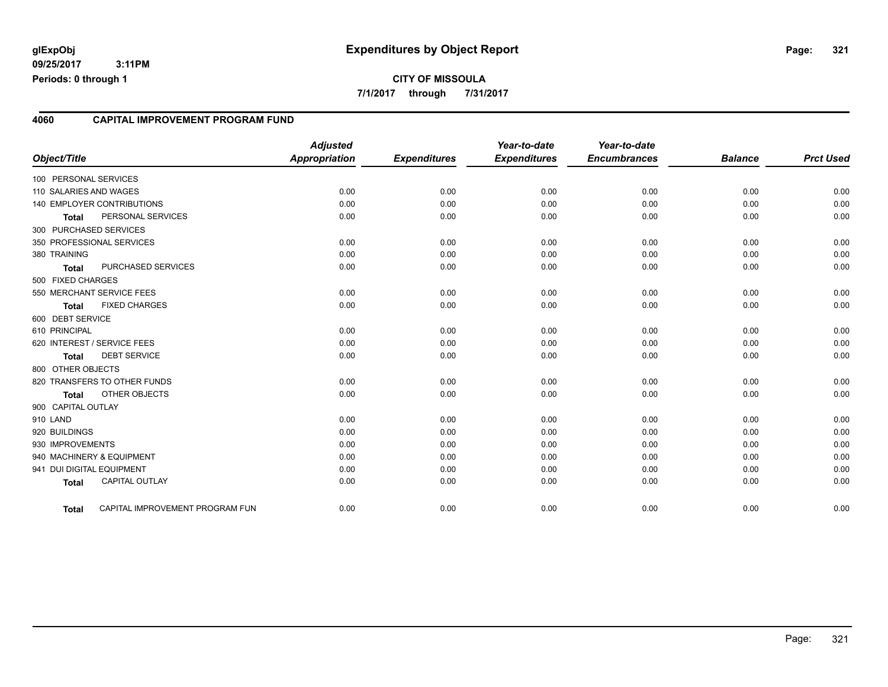**glExpObj** **Expenditures by Object Report**

**09/25/2017 3:11PM**

**Periods: 0 through 1**

**CITY OF MISSOULA**

**7/1/2017 through 7/31/2017**

## 4060 CAPITAL IMPROVEMENT PROGRAM FUND

| Object/Title | Adjusted Appropriation | Expenditures | Year-to-date Expenditures | Year-to-date Encumbrances | Balance | Prct Used |
|---|---|---|---|---|---|---|
| 100 PERSONAL SERVICES | | | | | | |
| 110 SALARIES AND WAGES | 0.00 | 0.00 | 0.00 | 0.00 | 0.00 | 0.00 |
| 140 EMPLOYER CONTRIBUTIONS | 0.00 | 0.00 | 0.00 | 0.00 | 0.00 | 0.00 |
| **Total** PERSONAL SERVICES | 0.00 | 0.00 | 0.00 | 0.00 | 0.00 | 0.00 |
| 300 PURCHASED SERVICES | | | | | | |
| 350 PROFESSIONAL SERVICES | 0.00 | 0.00 | 0.00 | 0.00 | 0.00 | 0.00 |
| 380 TRAINING | 0.00 | 0.00 | 0.00 | 0.00 | 0.00 | 0.00 |
| **Total** PURCHASED SERVICES | 0.00 | 0.00 | 0.00 | 0.00 | 0.00 | 0.00 |
| 500 FIXED CHARGES | | | | | | |
| 550 MERCHANT SERVICE FEES | 0.00 | 0.00 | 0.00 | 0.00 | 0.00 | 0.00 |
| **Total** FIXED CHARGES | 0.00 | 0.00 | 0.00 | 0.00 | 0.00 | 0.00 |
| 600 DEBT SERVICE | | | | | | |
| 610 PRINCIPAL | 0.00 | 0.00 | 0.00 | 0.00 | 0.00 | 0.00 |
| 620 INTEREST / SERVICE FEES | 0.00 | 0.00 | 0.00 | 0.00 | 0.00 | 0.00 |
| **Total** DEBT SERVICE | 0.00 | 0.00 | 0.00 | 0.00 | 0.00 | 0.00 |
| 800 OTHER OBJECTS | | | | | | |
| 820 TRANSFERS TO OTHER FUNDS | 0.00 | 0.00 | 0.00 | 0.00 | 0.00 | 0.00 |
| **Total** OTHER OBJECTS | 0.00 | 0.00 | 0.00 | 0.00 | 0.00 | 0.00 |
| 900 CAPITAL OUTLAY | | | | | | |
| 910 LAND | 0.00 | 0.00 | 0.00 | 0.00 | 0.00 | 0.00 |
| 920 BUILDINGS | 0.00 | 0.00 | 0.00 | 0.00 | 0.00 | 0.00 |
| 930 IMPROVEMENTS | 0.00 | 0.00 | 0.00 | 0.00 | 0.00 | 0.00 |
| 940 MACHINERY & EQUIPMENT | 0.00 | 0.00 | 0.00 | 0.00 | 0.00 | 0.00 |
| 941 DUI DIGITAL EQUIPMENT | 0.00 | 0.00 | 0.00 | 0.00 | 0.00 | 0.00 |
| **Total** CAPITAL OUTLAY | 0.00 | 0.00 | 0.00 | 0.00 | 0.00 | 0.00 |
| **Total** CAPITAL IMPROVEMENT PROGRAM FUN | 0.00 | 0.00 | 0.00 | 0.00 | 0.00 | 0.00 |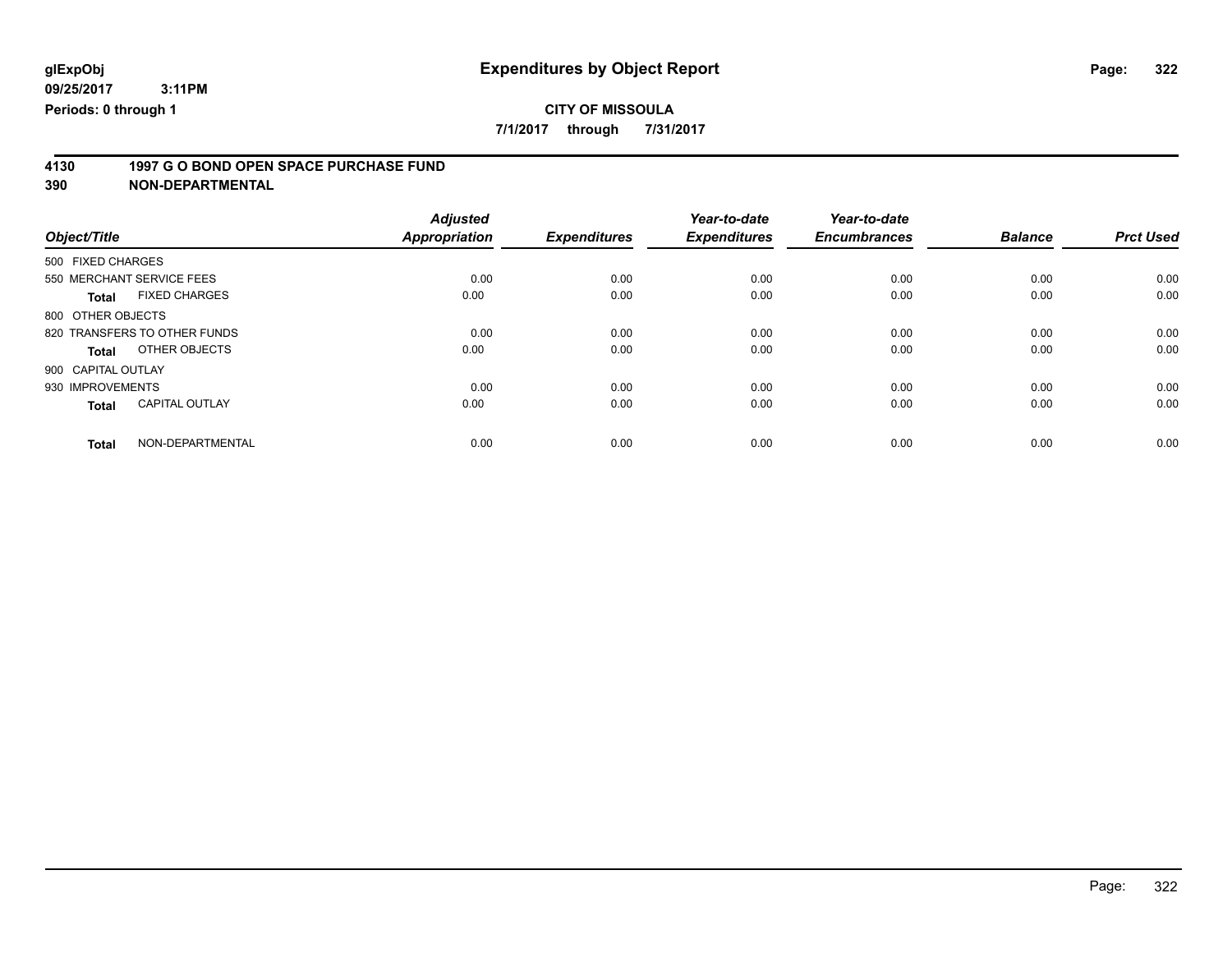**glExpObj** **Expenditures by Object Report**

**09/25/2017 3:11PM**

**Periods: 0 through 1**

**CITY OF MISSOULA**

**7/1/2017 through 7/31/2017**

## 4130 1997 G O BOND OPEN SPACE PURCHASE FUND
## 390 NON-DEPARTMENTAL

| Object/Title | Adjusted Appropriation | Expenditures | Year-to-date Expenditures | Year-to-date Encumbrances | Balance | Prct Used |
|---|---|---|---|---|---|---|
| 500 FIXED CHARGES | | | | | | |
| 550 MERCHANT SERVICE FEES | 0.00 | 0.00 | 0.00 | 0.00 | 0.00 | 0.00 |
| **Total** FIXED CHARGES | 0.00 | 0.00 | 0.00 | 0.00 | 0.00 | 0.00 |
| 800 OTHER OBJECTS | | | | | | |
| 820 TRANSFERS TO OTHER FUNDS | 0.00 | 0.00 | 0.00 | 0.00 | 0.00 | 0.00 |
| **Total** OTHER OBJECTS | 0.00 | 0.00 | 0.00 | 0.00 | 0.00 | 0.00 |
| 900 CAPITAL OUTLAY | | | | | | |
| 930 IMPROVEMENTS | 0.00 | 0.00 | 0.00 | 0.00 | 0.00 | 0.00 |
| **Total** CAPITAL OUTLAY | 0.00 | 0.00 | 0.00 | 0.00 | 0.00 | 0.00 |
| **Total** NON-DEPARTMENTAL | 0.00 | 0.00 | 0.00 | 0.00 | 0.00 | 0.00 |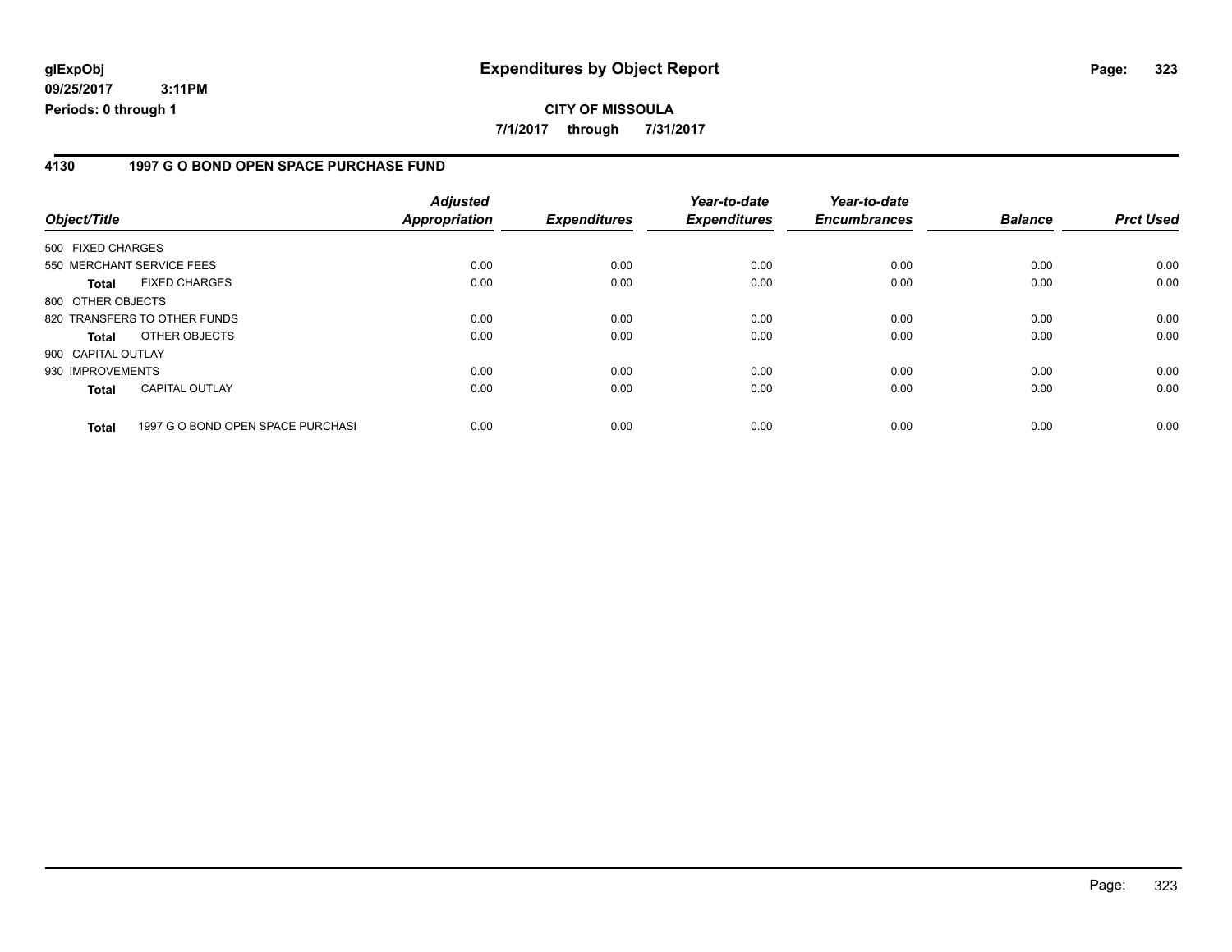glExpObj
09/25/2017 3:11PM
Periods: 0 through 1

# Expenditures by Object Report

**CITY OF MISSOULA**

**7/1/2017 through 7/31/2017**

## 4130 1997 G O BOND OPEN SPACE PURCHASE FUND

| Object/Title | Adjusted Appropriation | Expenditures | Year-to-date Expenditures | Year-to-date Encumbrances | Balance | Prct Used |
|---|---|---|---|---|---|---|
| 500 FIXED CHARGES | | | | | | |
| 550 MERCHANT SERVICE FEES | 0.00 | 0.00 | 0.00 | 0.00 | 0.00 | 0.00 |
| **Total** FIXED CHARGES | 0.00 | 0.00 | 0.00 | 0.00 | 0.00 | 0.00 |
| 800 OTHER OBJECTS | | | | | | |
| 820 TRANSFERS TO OTHER FUNDS | 0.00 | 0.00 | 0.00 | 0.00 | 0.00 | 0.00 |
| **Total** OTHER OBJECTS | 0.00 | 0.00 | 0.00 | 0.00 | 0.00 | 0.00 |
| 900 CAPITAL OUTLAY | | | | | | |
| 930 IMPROVEMENTS | 0.00 | 0.00 | 0.00 | 0.00 | 0.00 | 0.00 |
| **Total** CAPITAL OUTLAY | 0.00 | 0.00 | 0.00 | 0.00 | 0.00 | 0.00 |
| **Total** 1997 G O BOND OPEN SPACE PURCHASI | 0.00 | 0.00 | 0.00 | 0.00 | 0.00 | 0.00 |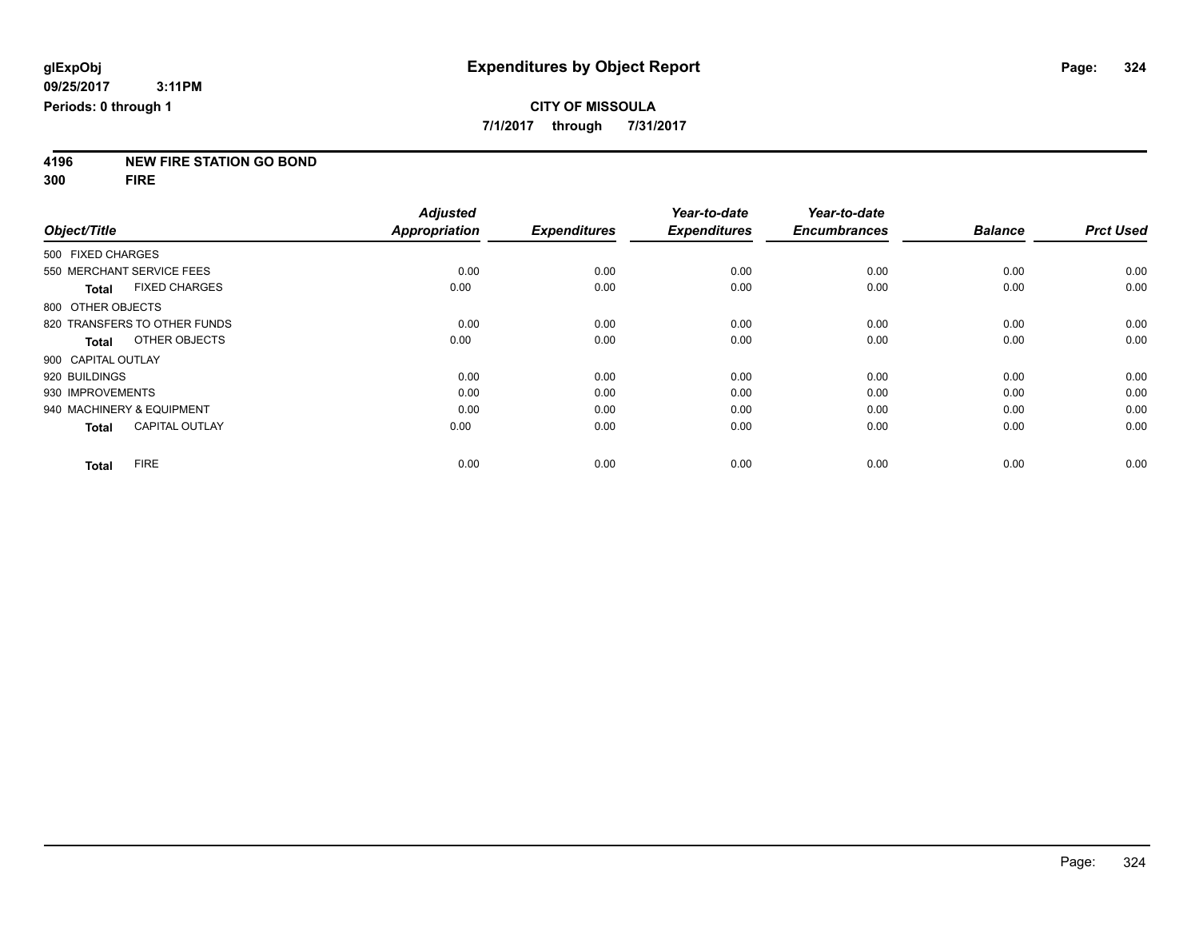**glExpObj** **Expenditures by Object Report**

**09/25/2017 3:11PM**

**Periods: 0 through 1**

**CITY OF MISSOULA**

**7/1/2017 through 7/31/2017**

**4196 NEW FIRE STATION GO BOND**

**300 FIRE**

| Object/Title | Adjusted Appropriation | Expenditures | Year-to-date Expenditures | Year-to-date Encumbrances | Balance | Prct Used |
|---|---|---|---|---|---|---|
| 500 FIXED CHARGES | | | | | | |
| 550 MERCHANT SERVICE FEES | 0.00 | 0.00 | 0.00 | 0.00 | 0.00 | 0.00 |
| **Total** FIXED CHARGES | 0.00 | 0.00 | 0.00 | 0.00 | 0.00 | 0.00 |
| 800 OTHER OBJECTS | | | | | | |
| 820 TRANSFERS TO OTHER FUNDS | 0.00 | 0.00 | 0.00 | 0.00 | 0.00 | 0.00 |
| **Total** OTHER OBJECTS | 0.00 | 0.00 | 0.00 | 0.00 | 0.00 | 0.00 |
| 900 CAPITAL OUTLAY | | | | | | |
| 920 BUILDINGS | 0.00 | 0.00 | 0.00 | 0.00 | 0.00 | 0.00 |
| 930 IMPROVEMENTS | 0.00 | 0.00 | 0.00 | 0.00 | 0.00 | 0.00 |
| 940 MACHINERY & EQUIPMENT | 0.00 | 0.00 | 0.00 | 0.00 | 0.00 | 0.00 |
| **Total** CAPITAL OUTLAY | 0.00 | 0.00 | 0.00 | 0.00 | 0.00 | 0.00 |
| **Total** FIRE | 0.00 | 0.00 | 0.00 | 0.00 | 0.00 | 0.00 |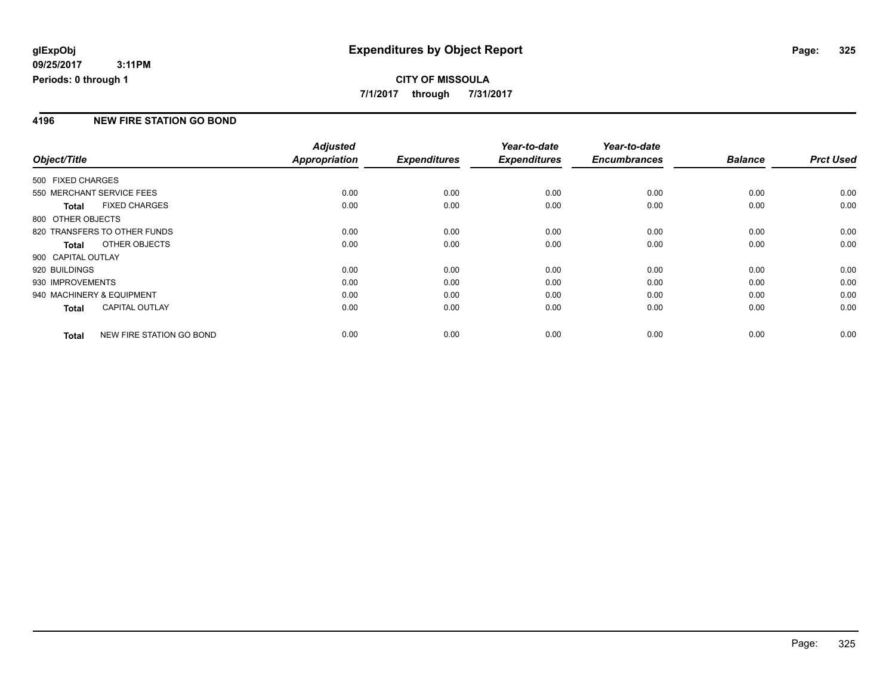**glExpObj** **Expenditures by Object Report**
**09/25/2017 3:11PM**
**Periods: 0 through 1**

**CITY OF MISSOULA**
**7/1/2017 through 7/31/2017**

## 4196 NEW FIRE STATION GO BOND

| Object/Title | | *Adjusted Appropriation* | *Expenditures* | *Year-to-date Expenditures* | *Year-to-date Encumbrances* | *Balance* | *Prct Used* |
|---|---|---|---|---|---|---|---|
| 500 FIXED CHARGES | | | | | | | |
| 550 MERCHANT SERVICE FEES | | 0.00 | 0.00 | 0.00 | 0.00 | 0.00 | 0.00 |
| **Total** | FIXED CHARGES | 0.00 | 0.00 | 0.00 | 0.00 | 0.00 | 0.00 |
| 800 OTHER OBJECTS | | | | | | | |
| 820 TRANSFERS TO OTHER FUNDS | | 0.00 | 0.00 | 0.00 | 0.00 | 0.00 | 0.00 |
| **Total** | OTHER OBJECTS | 0.00 | 0.00 | 0.00 | 0.00 | 0.00 | 0.00 |
| 900 CAPITAL OUTLAY | | | | | | | |
| 920 BUILDINGS | | 0.00 | 0.00 | 0.00 | 0.00 | 0.00 | 0.00 |
| 930 IMPROVEMENTS | | 0.00 | 0.00 | 0.00 | 0.00 | 0.00 | 0.00 |
| 940 MACHINERY & EQUIPMENT | | 0.00 | 0.00 | 0.00 | 0.00 | 0.00 | 0.00 |
| **Total** | CAPITAL OUTLAY | 0.00 | 0.00 | 0.00 | 0.00 | 0.00 | 0.00 |
| **Total** | NEW FIRE STATION GO BOND | 0.00 | 0.00 | 0.00 | 0.00 | 0.00 | 0.00 |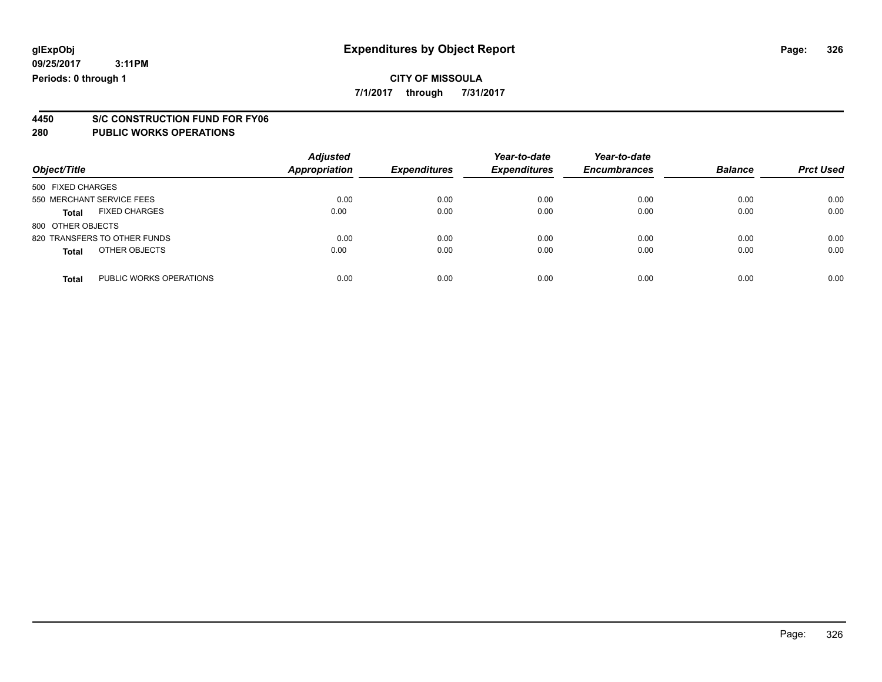**glExpObj**
**09/25/2017 3:11PM**
**Periods: 0 through 1**

# Expenditures by Object Report

**CITY OF MISSOULA**
**7/1/2017 through 7/31/2017**

## 4450 S/C CONSTRUCTION FUND FOR FY06
## 280 PUBLIC WORKS OPERATIONS

| Object/Title | | Adjusted Appropriation | Expenditures | Year-to-date Expenditures | Year-to-date Encumbrances | Balance | Prct Used |
|---|---|---|---|---|---|---|---|
| 500 FIXED CHARGES | | | | | | | |
| 550 MERCHANT SERVICE FEES | | 0.00 | 0.00 | 0.00 | 0.00 | 0.00 | 0.00 |
| **Total** | FIXED CHARGES | 0.00 | 0.00 | 0.00 | 0.00 | 0.00 | 0.00 |
| 800 OTHER OBJECTS | | | | | | | |
| 820 TRANSFERS TO OTHER FUNDS | | 0.00 | 0.00 | 0.00 | 0.00 | 0.00 | 0.00 |
| **Total** | OTHER OBJECTS | 0.00 | 0.00 | 0.00 | 0.00 | 0.00 | 0.00 |
| **Total** | PUBLIC WORKS OPERATIONS | 0.00 | 0.00 | 0.00 | 0.00 | 0.00 | 0.00 |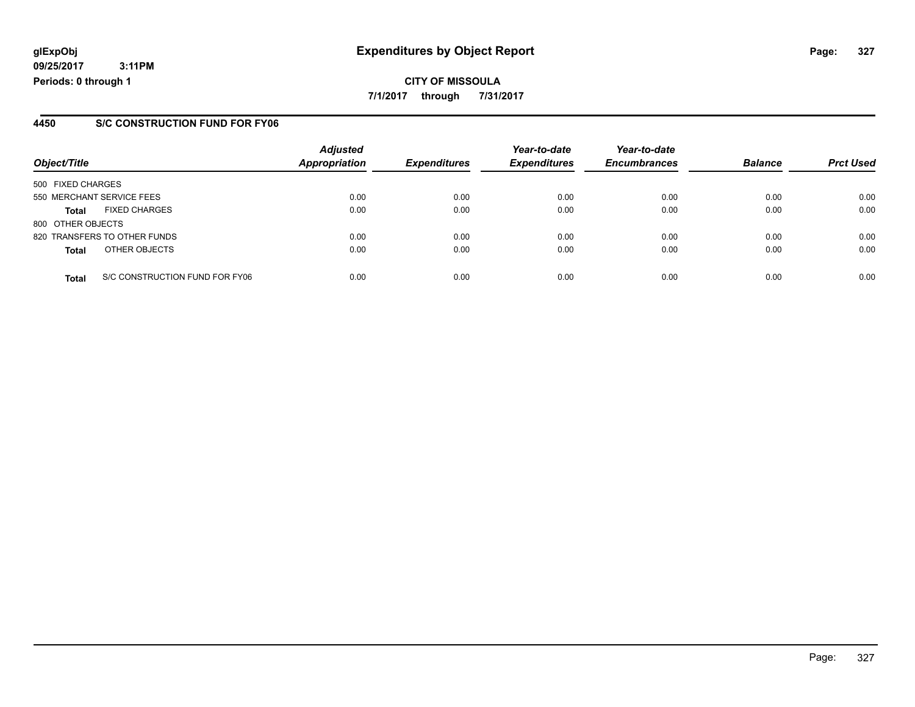**glExpObj** **Expenditures by Object Report**

**09/25/2017 3:11PM**

**Periods: 0 through 1**

**CITY OF MISSOULA**

**7/1/2017 through 7/31/2017**

## 4450 S/C CONSTRUCTION FUND FOR FY06

| Object/Title | | Adjusted Appropriation | Expenditures | Year-to-date Expenditures | Year-to-date Encumbrances | Balance | Prct Used |
|---|---|---|---|---|---|---|---|
| 500 FIXED CHARGES | | | | | | | |
| 550 MERCHANT SERVICE FEES | | 0.00 | 0.00 | 0.00 | 0.00 | 0.00 | 0.00 |
| **Total** | FIXED CHARGES | 0.00 | 0.00 | 0.00 | 0.00 | 0.00 | 0.00 |
| 800 OTHER OBJECTS | | | | | | | |
| 820 TRANSFERS TO OTHER FUNDS | | 0.00 | 0.00 | 0.00 | 0.00 | 0.00 | 0.00 |
| **Total** | OTHER OBJECTS | 0.00 | 0.00 | 0.00 | 0.00 | 0.00 | 0.00 |
| **Total** | S/C CONSTRUCTION FUND FOR FY06 | 0.00 | 0.00 | 0.00 | 0.00 | 0.00 | 0.00 |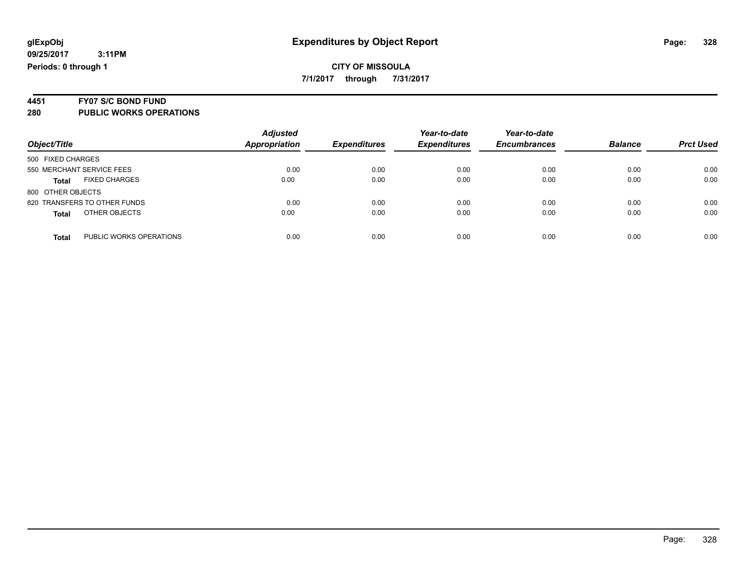**glExpObj** **Expenditures by Object Report**

**09/25/2017 3:11PM**

**Periods: 0 through 1**

**CITY OF MISSOULA**

**7/1/2017 through 7/31/2017**

## 4451 FY07 S/C BOND FUND

## 280 PUBLIC WORKS OPERATIONS

| Object/Title | | Adjusted Appropriation | Expenditures | Year-to-date Expenditures | Year-to-date Encumbrances | Balance | Prct Used |
|---|---|---|---|---|---|---|---|
| 500 FIXED CHARGES | | | | | | | |
| 550 MERCHANT SERVICE FEES | | 0.00 | 0.00 | 0.00 | 0.00 | 0.00 | 0.00 |
| **Total** | FIXED CHARGES | 0.00 | 0.00 | 0.00 | 0.00 | 0.00 | 0.00 |
| 800 OTHER OBJECTS | | | | | | | |
| 820 TRANSFERS TO OTHER FUNDS | | 0.00 | 0.00 | 0.00 | 0.00 | 0.00 | 0.00 |
| **Total** | OTHER OBJECTS | 0.00 | 0.00 | 0.00 | 0.00 | 0.00 | 0.00 |
| **Total** | PUBLIC WORKS OPERATIONS | 0.00 | 0.00 | 0.00 | 0.00 | 0.00 | 0.00 |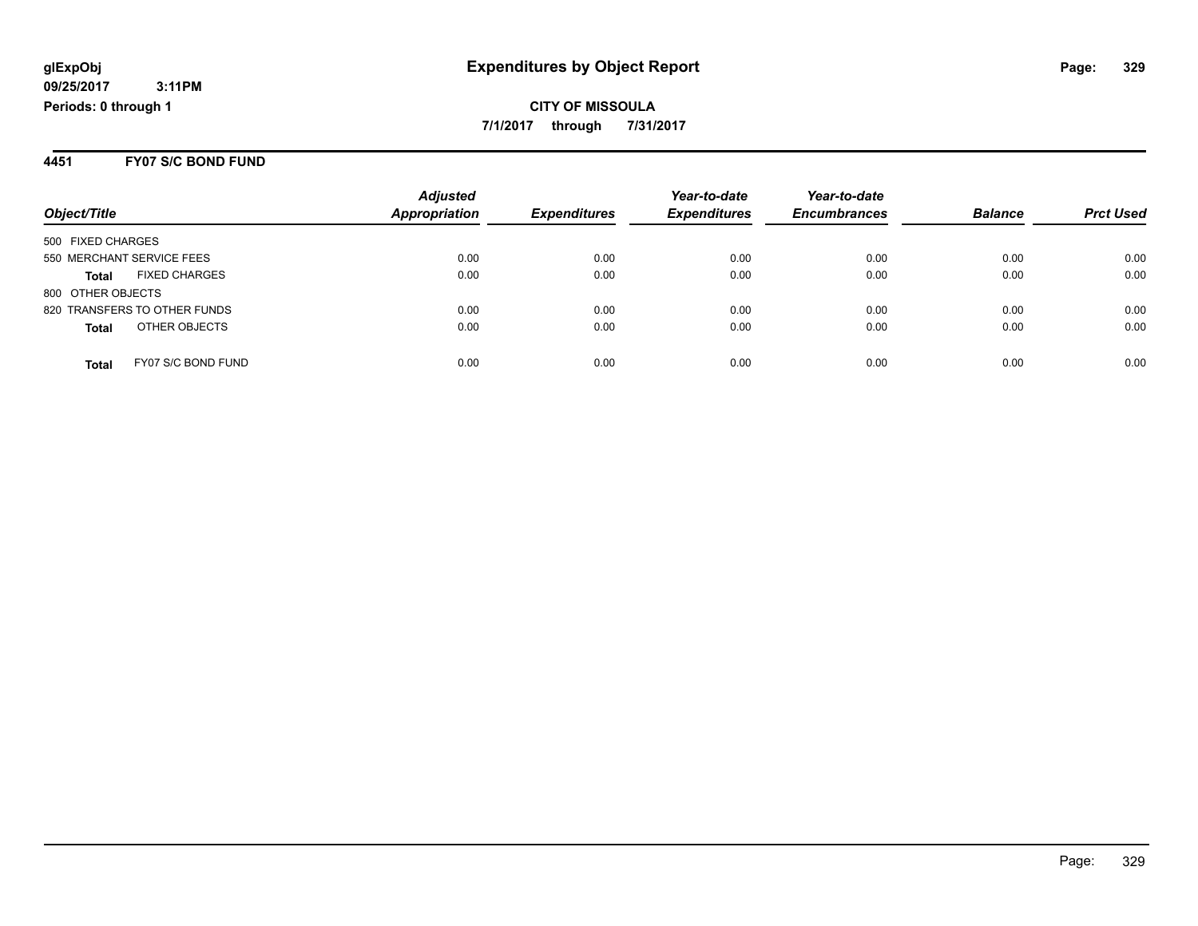# Expenditures by Object Report

glExpObj
09/25/2017 3:11PM
Periods: 0 through 1

**CITY OF MISSOULA**
**7/1/2017 through 7/31/2017**

## 4451 FY07 S/C BOND FUND

| Object/Title | Adjusted Appropriation | Expenditures | Year-to-date Expenditures | Year-to-date Encumbrances | Balance | Prct Used |
|---|---|---|---|---|---|---|
| 500 FIXED CHARGES | | | | | | |
| 550 MERCHANT SERVICE FEES | 0.00 | 0.00 | 0.00 | 0.00 | 0.00 | 0.00 |
| **Total** FIXED CHARGES | 0.00 | 0.00 | 0.00 | 0.00 | 0.00 | 0.00 |
| 800 OTHER OBJECTS | | | | | | |
| 820 TRANSFERS TO OTHER FUNDS | 0.00 | 0.00 | 0.00 | 0.00 | 0.00 | 0.00 |
| **Total** OTHER OBJECTS | 0.00 | 0.00 | 0.00 | 0.00 | 0.00 | 0.00 |
| **Total** FY07 S/C BOND FUND | 0.00 | 0.00 | 0.00 | 0.00 | 0.00 | 0.00 |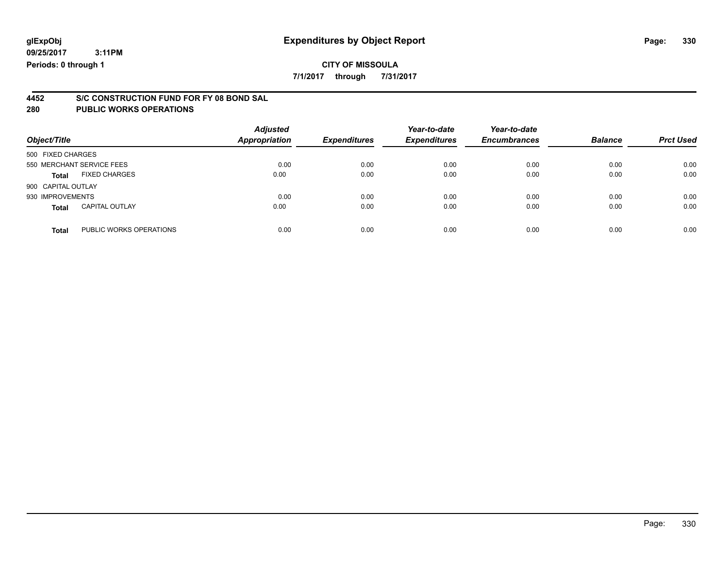# Expenditures by Object Report

glExpObj
09/25/2017 3:11PM
Periods: 0 through 1

**CITY OF MISSOULA**
**7/1/2017 through 7/31/2017**

## 4452 S/C CONSTRUCTION FUND FOR FY 08 BOND SAL
## 280 PUBLIC WORKS OPERATIONS

| Object/Title | | Adjusted Appropriation | Expenditures | Year-to-date Expenditures | Year-to-date Encumbrances | Balance | Prct Used |
|---|---|---|---|---|---|---|---|
| 500 FIXED CHARGES | | | | | | | |
| 550 MERCHANT SERVICE FEES | | 0.00 | 0.00 | 0.00 | 0.00 | 0.00 | 0.00 |
| **Total** | FIXED CHARGES | 0.00 | 0.00 | 0.00 | 0.00 | 0.00 | 0.00 |
| 900 CAPITAL OUTLAY | | | | | | | |
| 930 IMPROVEMENTS | | 0.00 | 0.00 | 0.00 | 0.00 | 0.00 | 0.00 |
| **Total** | CAPITAL OUTLAY | 0.00 | 0.00 | 0.00 | 0.00 | 0.00 | 0.00 |
| **Total** | PUBLIC WORKS OPERATIONS | 0.00 | 0.00 | 0.00 | 0.00 | 0.00 | 0.00 |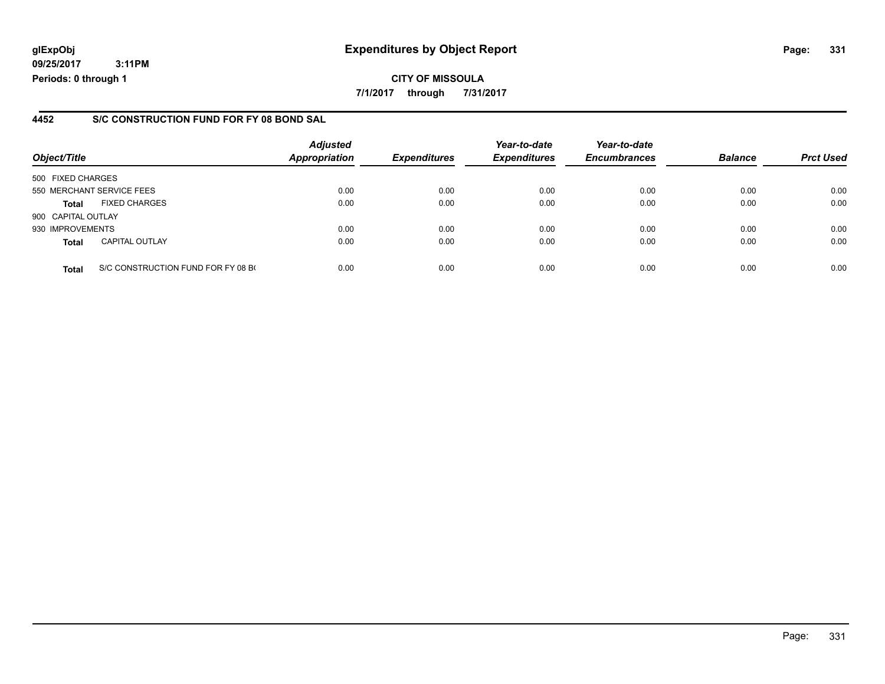**glExpObj**
**09/25/2017 3:11PM**
**Periods: 0 through 1**

# Expenditures by Object Report

**CITY OF MISSOULA**

**7/1/2017 through 7/31/2017**

## 4452 S/C CONSTRUCTION FUND FOR FY 08 BOND SAL

| Object/Title | | Adjusted Appropriation | Expenditures | Year-to-date Expenditures | Year-to-date Encumbrances | Balance | Prct Used |
|---|---|---|---|---|---|---|---|
| 500 FIXED CHARGES | | | | | | | |
| 550 MERCHANT SERVICE FEES | | 0.00 | 0.00 | 0.00 | 0.00 | 0.00 | 0.00 |
| **Total** | FIXED CHARGES | 0.00 | 0.00 | 0.00 | 0.00 | 0.00 | 0.00 |
| 900 CAPITAL OUTLAY | | | | | | | |
| 930 IMPROVEMENTS | | 0.00 | 0.00 | 0.00 | 0.00 | 0.00 | 0.00 |
| **Total** | CAPITAL OUTLAY | 0.00 | 0.00 | 0.00 | 0.00 | 0.00 | 0.00 |
| **Total** | S/C CONSTRUCTION FUND FOR FY 08 B( | 0.00 | 0.00 | 0.00 | 0.00 | 0.00 | 0.00 |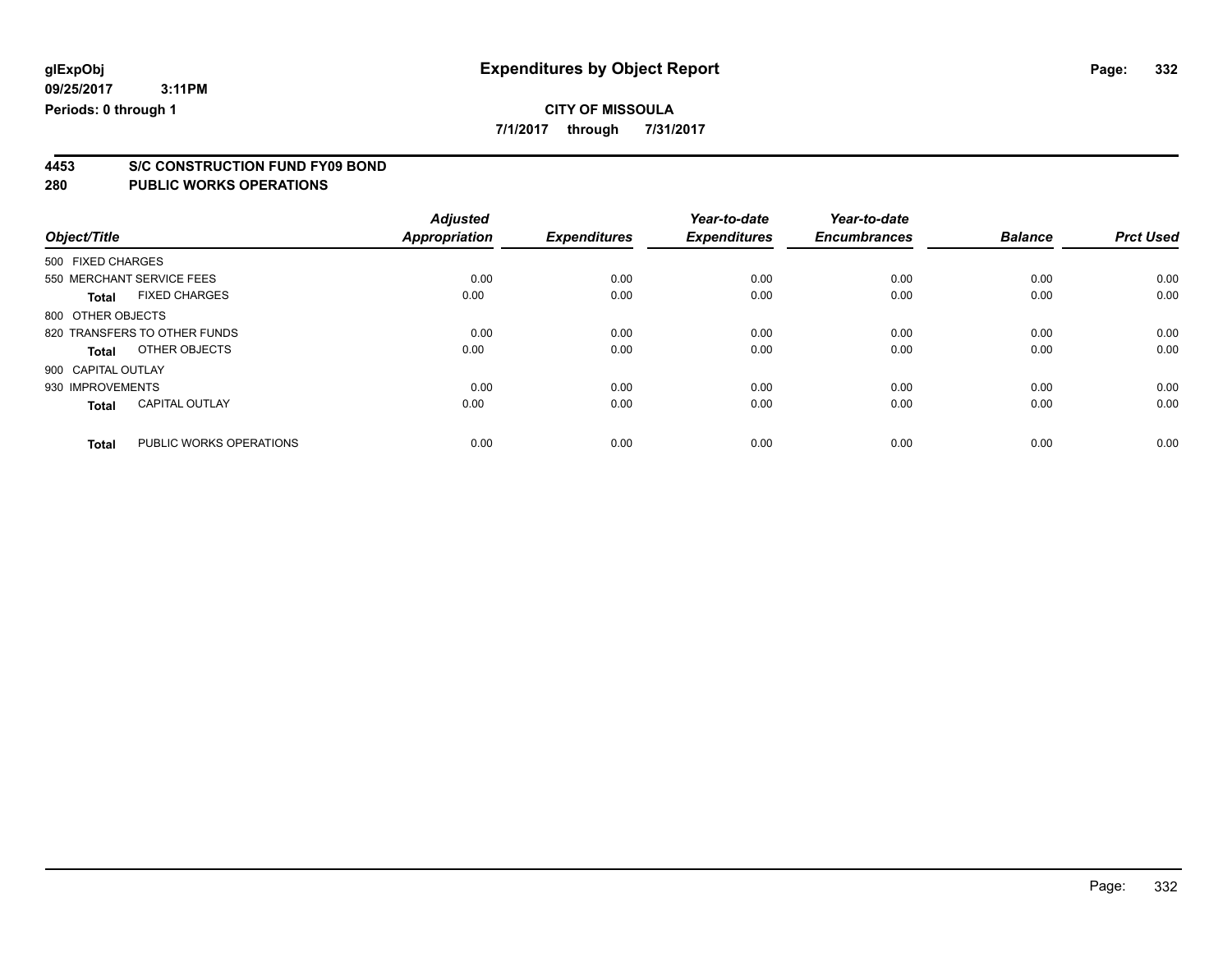glExpObj
09/25/2017 3:11PM
Periods: 0 through 1

# Expenditures by Object Report

**CITY OF MISSOULA**

**7/1/2017 through 7/31/2017**

## 4453 S/C CONSTRUCTION FUND FY09 BOND
## 280 PUBLIC WORKS OPERATIONS

| Object/Title | | Adjusted Appropriation | Expenditures | Year-to-date Expenditures | Year-to-date Encumbrances | Balance | Prct Used |
|---|---|---|---|---|---|---|---|
| 500 FIXED CHARGES | | | | | | | |
| 550 MERCHANT SERVICE FEES | | 0.00 | 0.00 | 0.00 | 0.00 | 0.00 | 0.00 |
| **Total** | FIXED CHARGES | 0.00 | 0.00 | 0.00 | 0.00 | 0.00 | 0.00 |
| 800 OTHER OBJECTS | | | | | | | |
| 820 TRANSFERS TO OTHER FUNDS | | 0.00 | 0.00 | 0.00 | 0.00 | 0.00 | 0.00 |
| **Total** | OTHER OBJECTS | 0.00 | 0.00 | 0.00 | 0.00 | 0.00 | 0.00 |
| 900 CAPITAL OUTLAY | | | | | | | |
| 930 IMPROVEMENTS | | 0.00 | 0.00 | 0.00 | 0.00 | 0.00 | 0.00 |
| **Total** | CAPITAL OUTLAY | 0.00 | 0.00 | 0.00 | 0.00 | 0.00 | 0.00 |
| **Total** | PUBLIC WORKS OPERATIONS | 0.00 | 0.00 | 0.00 | 0.00 | 0.00 | 0.00 |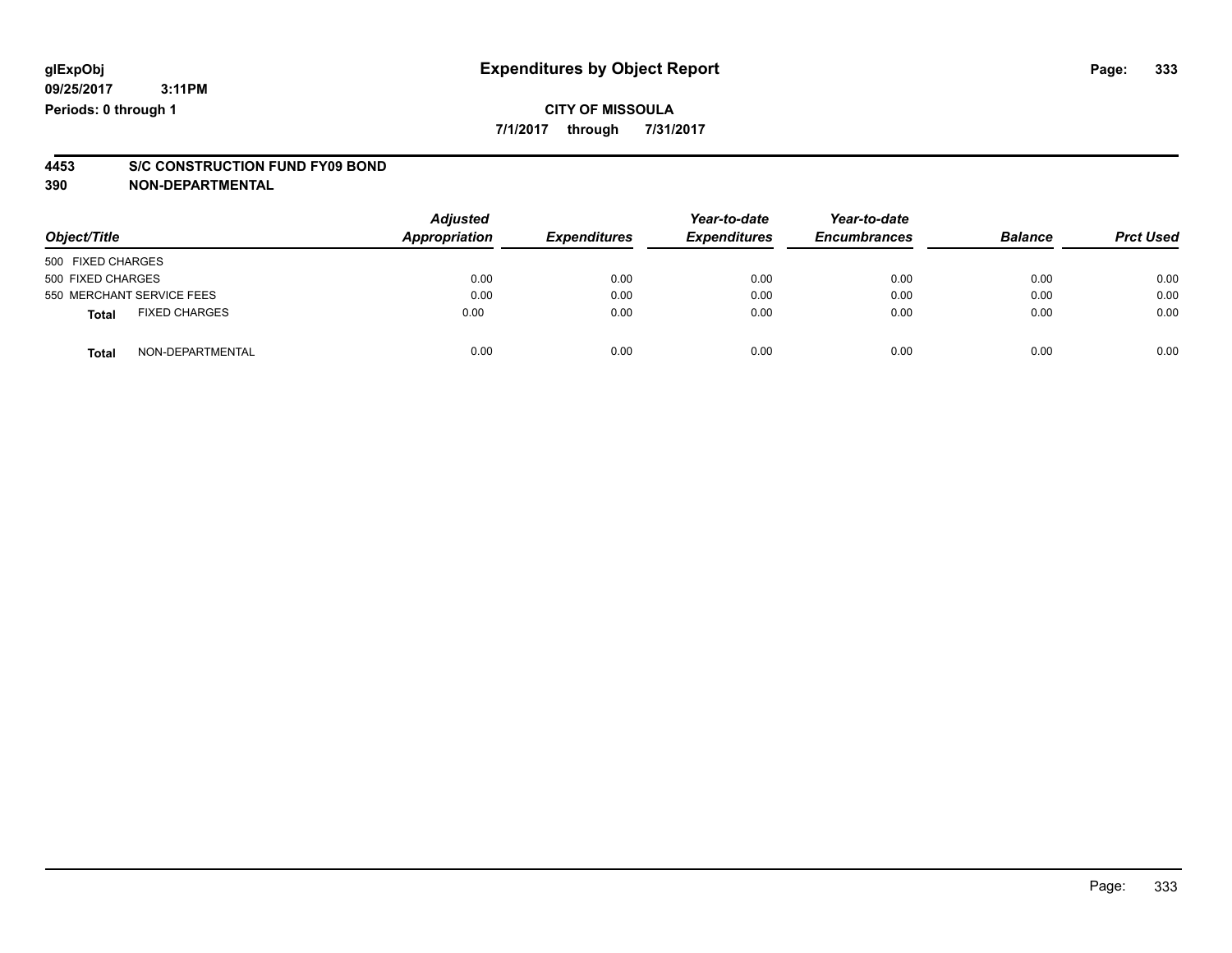glExpObj
09/25/2017 3:11PM
Periods: 0 through 1

# Expenditures by Object Report

**CITY OF MISSOULA**

**7/1/2017 through 7/31/2017**

**4453 S/C CONSTRUCTION FUND FY09 BOND**
**390 NON-DEPARTMENTAL**

| Object/Title | Adjusted Appropriation | Expenditures | Year-to-date Expenditures | Year-to-date Encumbrances | Balance | Prct Used |
|---|---|---|---|---|---|---|
| 500 FIXED CHARGES | | | | | | |
| 500 FIXED CHARGES | 0.00 | 0.00 | 0.00 | 0.00 | 0.00 | 0.00 |
| 550 MERCHANT SERVICE FEES | 0.00 | 0.00 | 0.00 | 0.00 | 0.00 | 0.00 |
| **Total** FIXED CHARGES | 0.00 | 0.00 | 0.00 | 0.00 | 0.00 | 0.00 |
| **Total** NON-DEPARTMENTAL | 0.00 | 0.00 | 0.00 | 0.00 | 0.00 | 0.00 |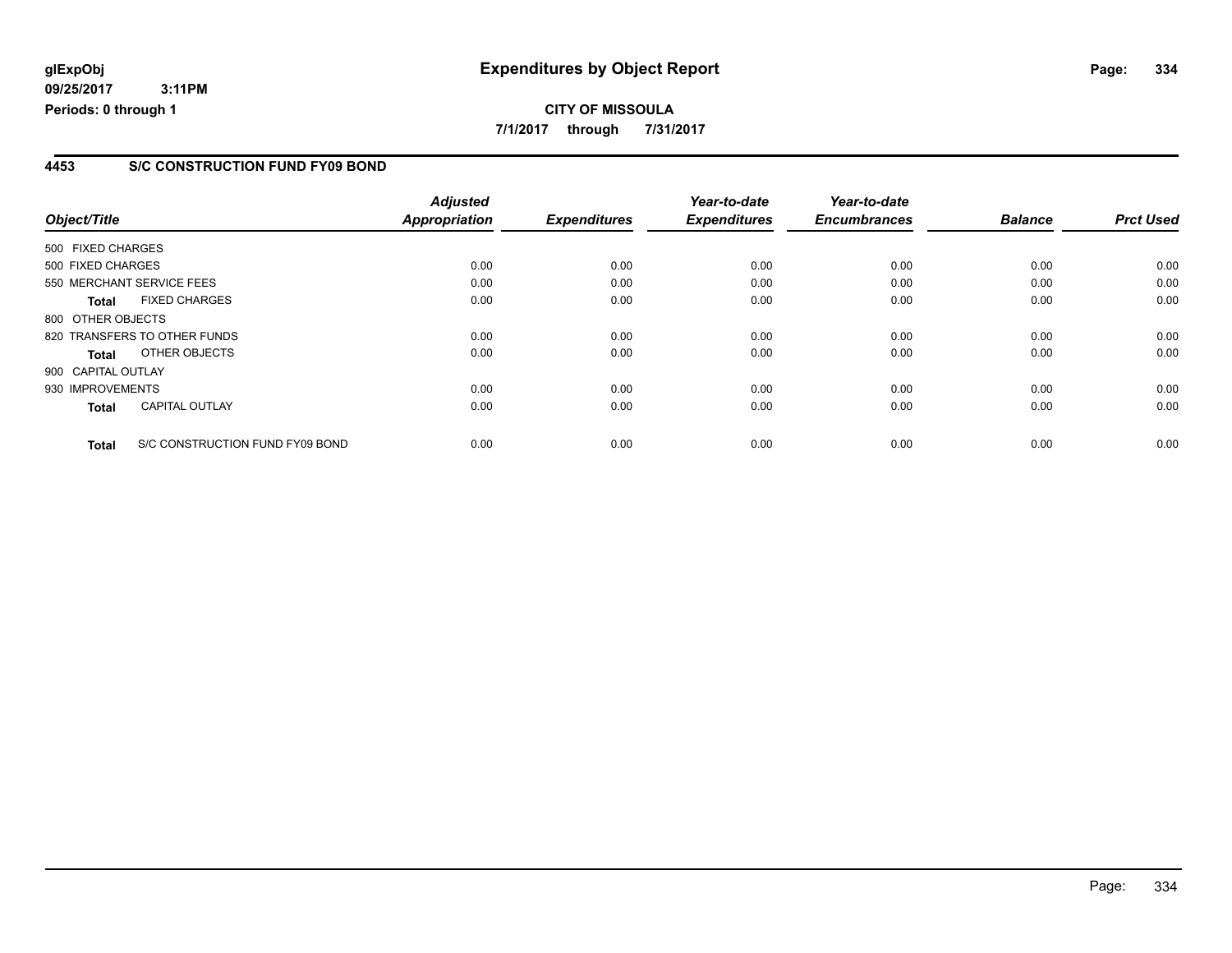**glExpObj**
**09/25/2017 3:11PM**
**Periods: 0 through 1**

# Expenditures by Object Report

**CITY OF MISSOULA**
**7/1/2017 through 7/31/2017**

## 4453 S/C CONSTRUCTION FUND FY09 BOND

| Object/Title | Adjusted Appropriation | Expenditures | Year-to-date Expenditures | Year-to-date Encumbrances | Balance | Prct Used |
|---|---|---|---|---|---|---|
| 500 FIXED CHARGES | | | | | | |
| 500 FIXED CHARGES | 0.00 | 0.00 | 0.00 | 0.00 | 0.00 | 0.00 |
| 550 MERCHANT SERVICE FEES | 0.00 | 0.00 | 0.00 | 0.00 | 0.00 | 0.00 |
| **Total** FIXED CHARGES | 0.00 | 0.00 | 0.00 | 0.00 | 0.00 | 0.00 |
| 800 OTHER OBJECTS | | | | | | |
| 820 TRANSFERS TO OTHER FUNDS | 0.00 | 0.00 | 0.00 | 0.00 | 0.00 | 0.00 |
| **Total** OTHER OBJECTS | 0.00 | 0.00 | 0.00 | 0.00 | 0.00 | 0.00 |
| 900 CAPITAL OUTLAY | | | | | | |
| 930 IMPROVEMENTS | 0.00 | 0.00 | 0.00 | 0.00 | 0.00 | 0.00 |
| **Total** CAPITAL OUTLAY | 0.00 | 0.00 | 0.00 | 0.00 | 0.00 | 0.00 |
| **Total** S/C CONSTRUCTION FUND FY09 BOND | 0.00 | 0.00 | 0.00 | 0.00 | 0.00 | 0.00 |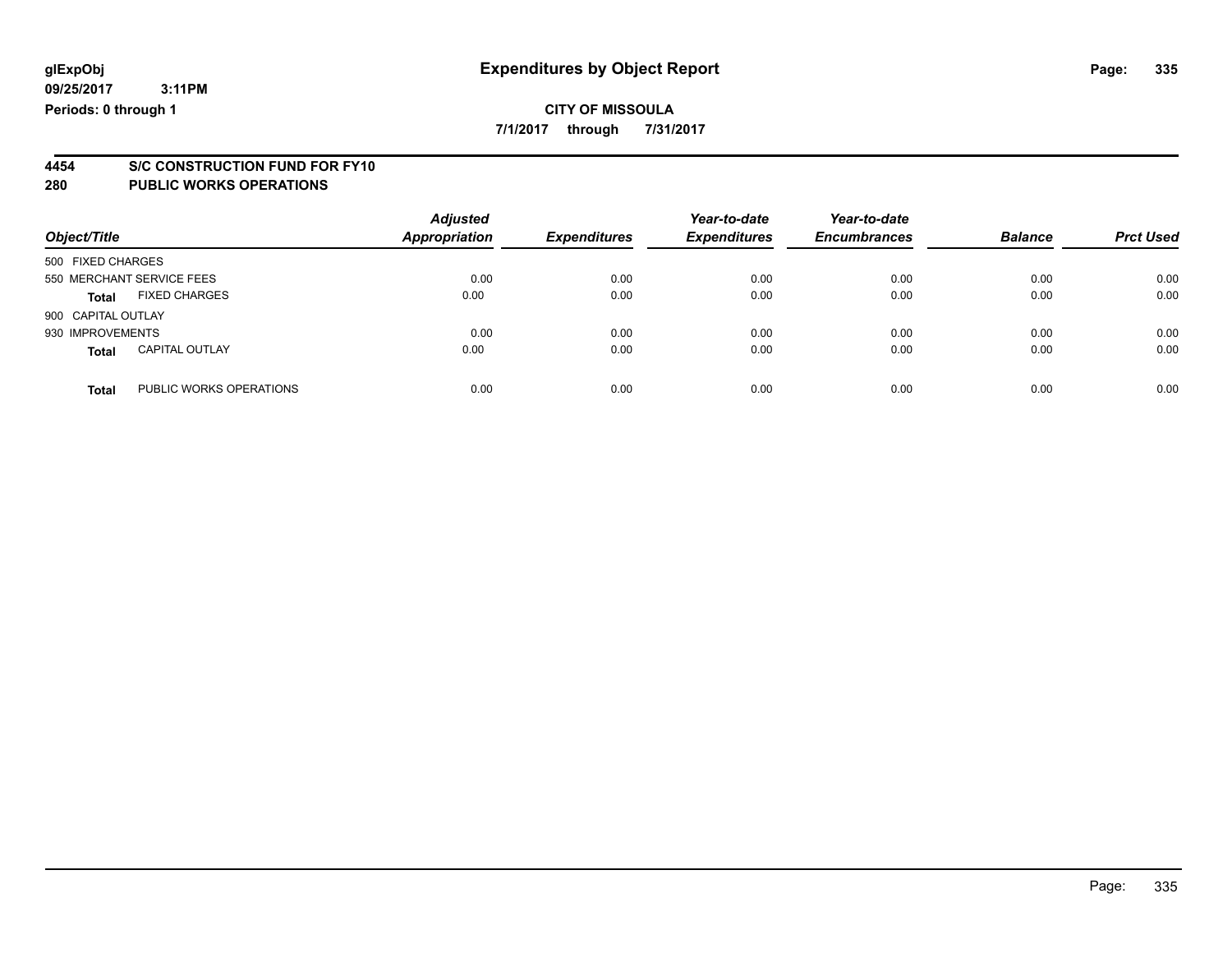**glExpObj** **Expenditures by Object Report**

**09/25/2017 3:11PM**

**Periods: 0 through 1**

**CITY OF MISSOULA**

**7/1/2017 through 7/31/2017**

## 4454 S/C CONSTRUCTION FUND FOR FY10

## 280 PUBLIC WORKS OPERATIONS

| Object/Title | | Adjusted Appropriation | Expenditures | Year-to-date Expenditures | Year-to-date Encumbrances | Balance | Prct Used |
|---|---|---|---|---|---|---|---|
| 500 FIXED CHARGES | | | | | | | |
| 550 MERCHANT SERVICE FEES | | 0.00 | 0.00 | 0.00 | 0.00 | 0.00 | 0.00 |
| **Total** | FIXED CHARGES | 0.00 | 0.00 | 0.00 | 0.00 | 0.00 | 0.00 |
| 900 CAPITAL OUTLAY | | | | | | | |
| 930 IMPROVEMENTS | | 0.00 | 0.00 | 0.00 | 0.00 | 0.00 | 0.00 |
| **Total** | CAPITAL OUTLAY | 0.00 | 0.00 | 0.00 | 0.00 | 0.00 | 0.00 |
| **Total** | PUBLIC WORKS OPERATIONS | 0.00 | 0.00 | 0.00 | 0.00 | 0.00 | 0.00 |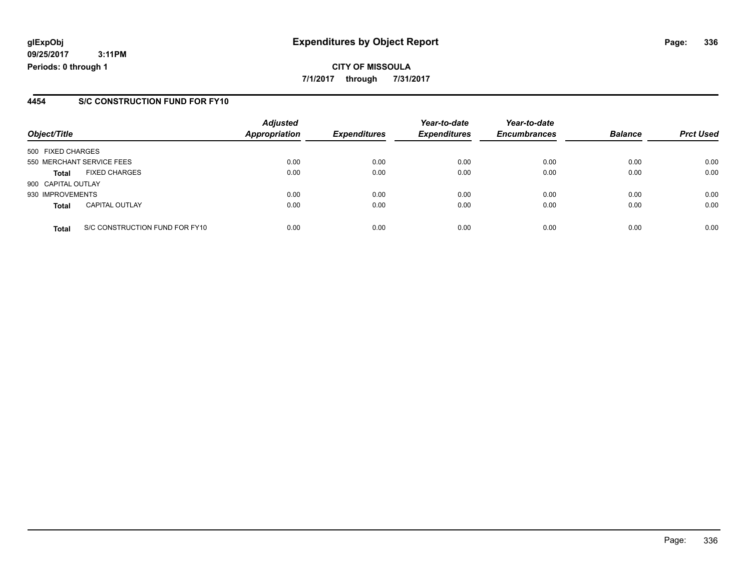glExpObj
09/25/2017 3:11PM
Periods: 0 through 1

# Expenditures by Object Report

CITY OF MISSOULA

7/1/2017 through 7/31/2017

## 4454 S/C CONSTRUCTION FUND FOR FY10

| Object/Title | | Adjusted Appropriation | Expenditures | Year-to-date Expenditures | Year-to-date Encumbrances | Balance | Prct Used |
|---|---|---|---|---|---|---|---|
| 500 FIXED CHARGES | | | | | | | |
| 550 MERCHANT SERVICE FEES | | 0.00 | 0.00 | 0.00 | 0.00 | 0.00 | 0.00 |
| **Total** | FIXED CHARGES | 0.00 | 0.00 | 0.00 | 0.00 | 0.00 | 0.00 |
| 900 CAPITAL OUTLAY | | | | | | | |
| 930 IMPROVEMENTS | | 0.00 | 0.00 | 0.00 | 0.00 | 0.00 | 0.00 |
| **Total** | CAPITAL OUTLAY | 0.00 | 0.00 | 0.00 | 0.00 | 0.00 | 0.00 |
| **Total** | S/C CONSTRUCTION FUND FOR FY10 | 0.00 | 0.00 | 0.00 | 0.00 | 0.00 | 0.00 |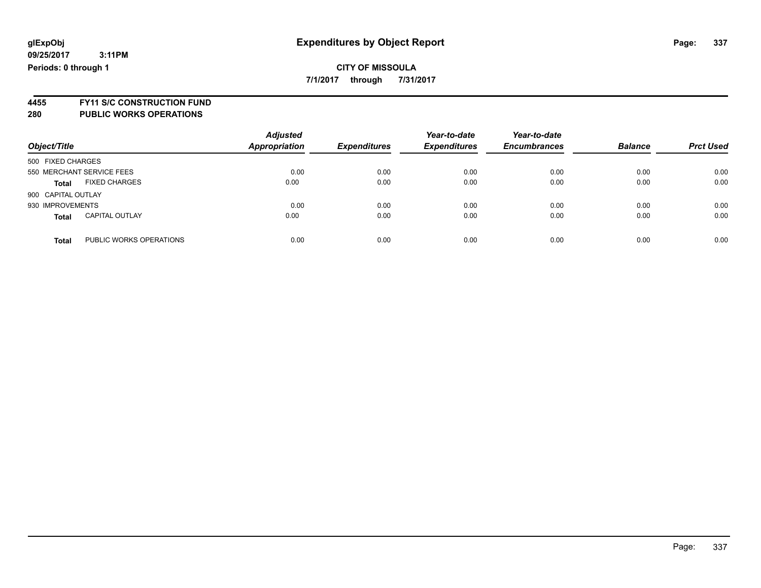**glExpObj**
**09/25/2017 3:11PM**
**Periods: 0 through 1**

# Expenditures by Object Report

**CITY OF MISSOULA**

**7/1/2017 through 7/31/2017**

## 4455 FY11 S/C CONSTRUCTION FUND
## 280 PUBLIC WORKS OPERATIONS

| Object/Title | | *Adjusted Appropriation* | *Expenditures* | *Year-to-date Expenditures* | *Year-to-date Encumbrances* | *Balance* | *Prct Used* |
|---|---|---|---|---|---|---|---|
| 500 FIXED CHARGES | | | | | | | |
| 550 MERCHANT SERVICE FEES | | 0.00 | 0.00 | 0.00 | 0.00 | 0.00 | 0.00 |
| **Total** | FIXED CHARGES | 0.00 | 0.00 | 0.00 | 0.00 | 0.00 | 0.00 |
| 900 CAPITAL OUTLAY | | | | | | | |
| 930 IMPROVEMENTS | | 0.00 | 0.00 | 0.00 | 0.00 | 0.00 | 0.00 |
| **Total** | CAPITAL OUTLAY | 0.00 | 0.00 | 0.00 | 0.00 | 0.00 | 0.00 |
| **Total** | PUBLIC WORKS OPERATIONS | 0.00 | 0.00 | 0.00 | 0.00 | 0.00 | 0.00 |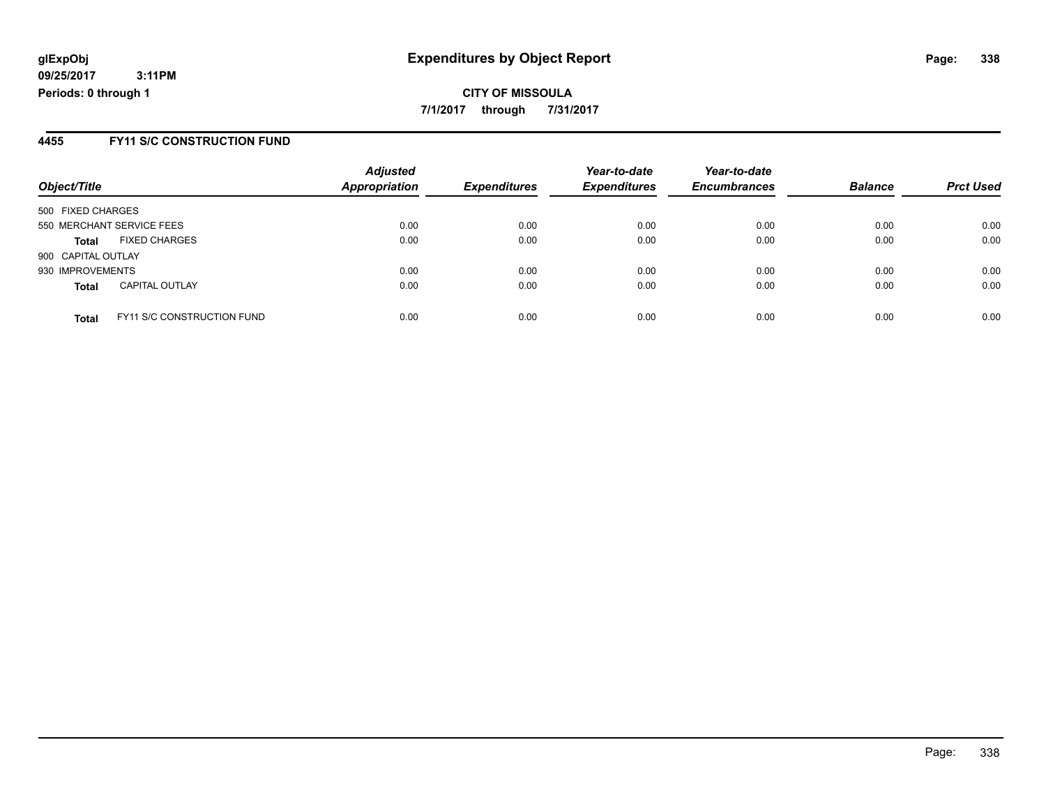**glExpObj**
**09/25/2017 3:11PM**
**Periods: 0 through 1**

# Expenditures by Object Report

**CITY OF MISSOULA**
**7/1/2017 through 7/31/2017**

## 4455 FY11 S/C CONSTRUCTION FUND

| Object/Title | | Adjusted Appropriation | Expenditures | Year-to-date Expenditures | Year-to-date Encumbrances | Balance | Prct Used |
|---|---|---|---|---|---|---|---|
| 500 FIXED CHARGES | | | | | | | |
| 550 MERCHANT SERVICE FEES | | 0.00 | 0.00 | 0.00 | 0.00 | 0.00 | 0.00 |
| **Total** | FIXED CHARGES | 0.00 | 0.00 | 0.00 | 0.00 | 0.00 | 0.00 |
| 900 CAPITAL OUTLAY | | | | | | | |
| 930 IMPROVEMENTS | | 0.00 | 0.00 | 0.00 | 0.00 | 0.00 | 0.00 |
| **Total** | CAPITAL OUTLAY | 0.00 | 0.00 | 0.00 | 0.00 | 0.00 | 0.00 |
| **Total** | FY11 S/C CONSTRUCTION FUND | 0.00 | 0.00 | 0.00 | 0.00 | 0.00 | 0.00 |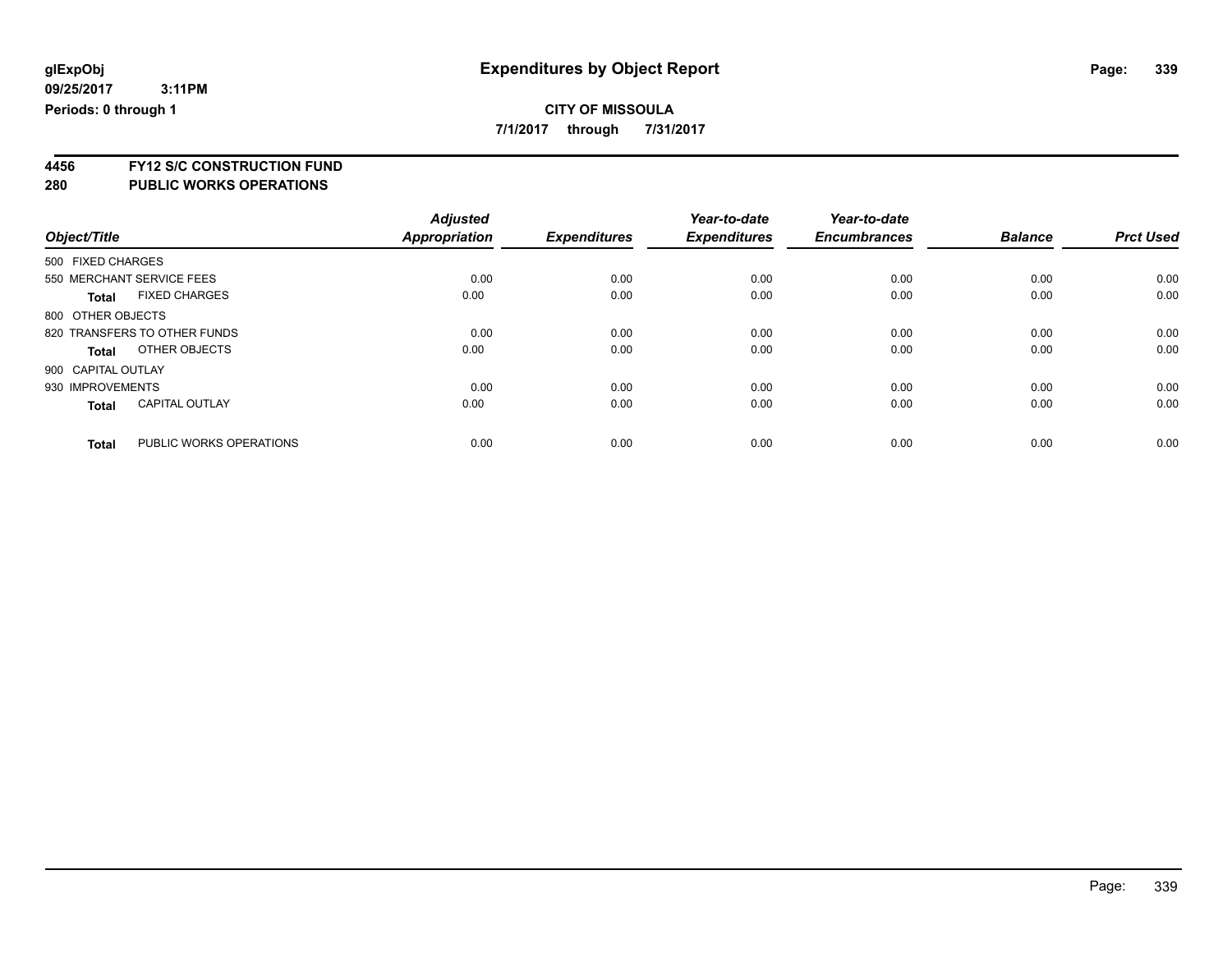**glExpObj** **Expenditures by Object Report**

**09/25/2017 3:11PM**

**Periods: 0 through 1**

**CITY OF MISSOULA**

**7/1/2017 through 7/31/2017**

## 4456 FY12 S/C CONSTRUCTION FUND
## 280 PUBLIC WORKS OPERATIONS

| Object/Title | Adjusted Appropriation | Expenditures | Year-to-date Expenditures | Year-to-date Encumbrances | Balance | Prct Used |
|---|---|---|---|---|---|---|
| 500 FIXED CHARGES | | | | | | |
| 550 MERCHANT SERVICE FEES | 0.00 | 0.00 | 0.00 | 0.00 | 0.00 | 0.00 |
| **Total** FIXED CHARGES | 0.00 | 0.00 | 0.00 | 0.00 | 0.00 | 0.00 |
| 800 OTHER OBJECTS | | | | | | |
| 820 TRANSFERS TO OTHER FUNDS | 0.00 | 0.00 | 0.00 | 0.00 | 0.00 | 0.00 |
| **Total** OTHER OBJECTS | 0.00 | 0.00 | 0.00 | 0.00 | 0.00 | 0.00 |
| 900 CAPITAL OUTLAY | | | | | | |
| 930 IMPROVEMENTS | 0.00 | 0.00 | 0.00 | 0.00 | 0.00 | 0.00 |
| **Total** CAPITAL OUTLAY | 0.00 | 0.00 | 0.00 | 0.00 | 0.00 | 0.00 |
| **Total** PUBLIC WORKS OPERATIONS | 0.00 | 0.00 | 0.00 | 0.00 | 0.00 | 0.00 |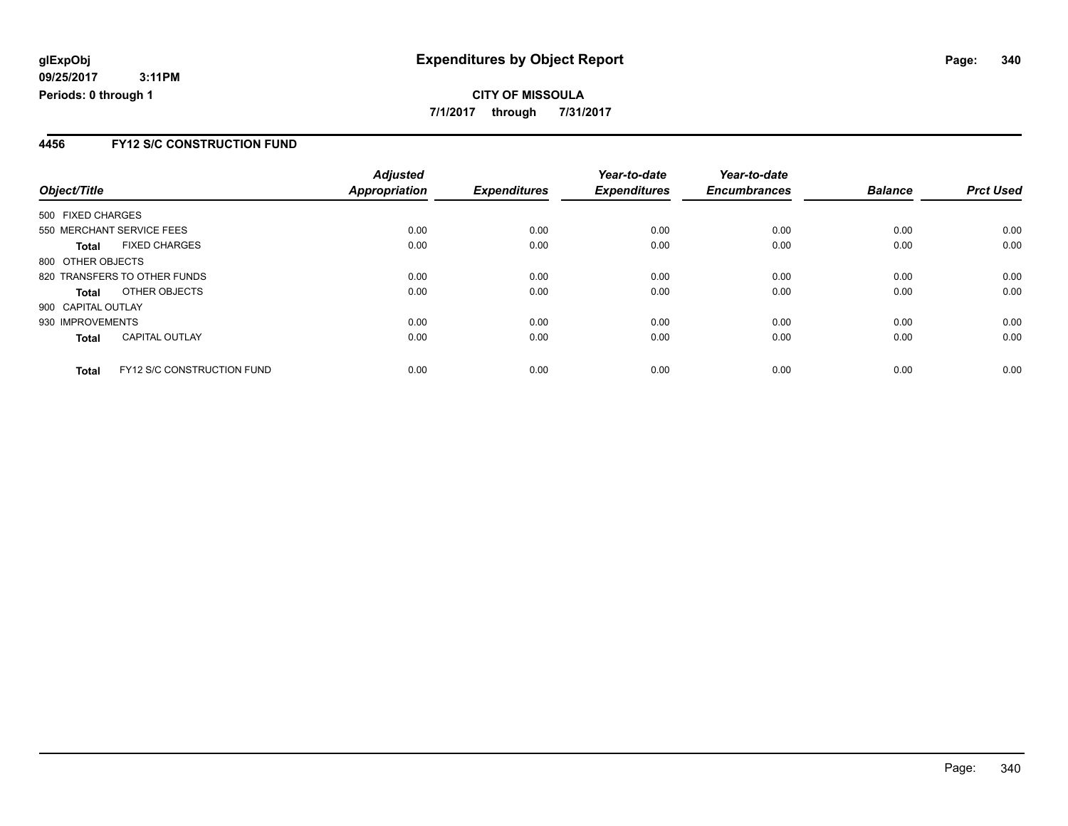**glExpObj** 
**09/25/2017 3:11PM**
**Periods: 0 through 1**

# Expenditures by Object Report

**CITY OF MISSOULA**
**7/1/2017 through 7/31/2017**

## 4456 FY12 S/C CONSTRUCTION FUND

| Object/Title | Adjusted Appropriation | Expenditures | Year-to-date Expenditures | Year-to-date Encumbrances | Balance | Prct Used |
|---|---|---|---|---|---|---|
| 500 FIXED CHARGES | | | | | | |
| 550 MERCHANT SERVICE FEES | 0.00 | 0.00 | 0.00 | 0.00 | 0.00 | 0.00 |
| **Total** FIXED CHARGES | 0.00 | 0.00 | 0.00 | 0.00 | 0.00 | 0.00 |
| 800 OTHER OBJECTS | | | | | | |
| 820 TRANSFERS TO OTHER FUNDS | 0.00 | 0.00 | 0.00 | 0.00 | 0.00 | 0.00 |
| **Total** OTHER OBJECTS | 0.00 | 0.00 | 0.00 | 0.00 | 0.00 | 0.00 |
| 900 CAPITAL OUTLAY | | | | | | |
| 930 IMPROVEMENTS | 0.00 | 0.00 | 0.00 | 0.00 | 0.00 | 0.00 |
| **Total** CAPITAL OUTLAY | 0.00 | 0.00 | 0.00 | 0.00 | 0.00 | 0.00 |
| **Total** FY12 S/C CONSTRUCTION FUND | 0.00 | 0.00 | 0.00 | 0.00 | 0.00 | 0.00 |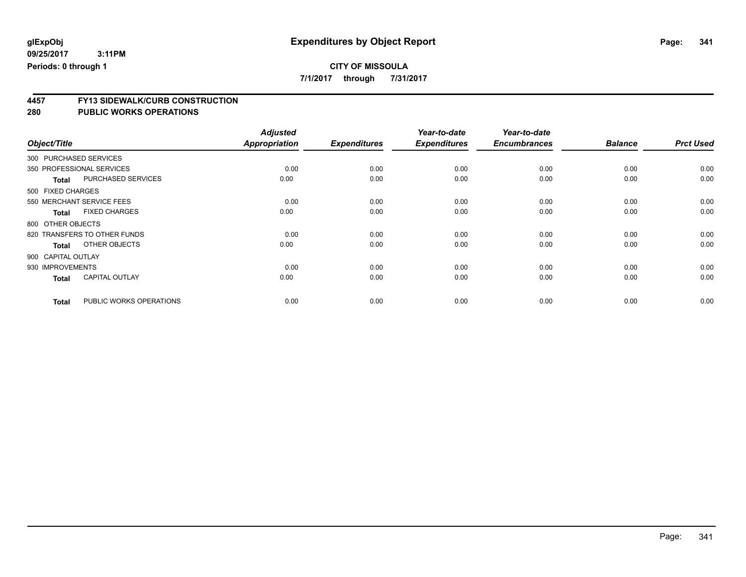**glExpObj**
**09/25/2017 3:11PM**
**Periods: 0 through 1**

# Expenditures by Object Report

**CITY OF MISSOULA**
**7/1/2017 through 7/31/2017**

## 4457 FY13 SIDEWALK/CURB CONSTRUCTION
## 280 PUBLIC WORKS OPERATIONS

| Object/Title | | Adjusted Appropriation | Expenditures | Year-to-date Expenditures | Year-to-date Encumbrances | Balance | Prct Used |
|---|---|---|---|---|---|---|---|
| 300 PURCHASED SERVICES | | | | | | | |
| 350 PROFESSIONAL SERVICES | | 0.00 | 0.00 | 0.00 | 0.00 | 0.00 | 0.00 |
| **Total** | PURCHASED SERVICES | 0.00 | 0.00 | 0.00 | 0.00 | 0.00 | 0.00 |
| 500 FIXED CHARGES | | | | | | | |
| 550 MERCHANT SERVICE FEES | | 0.00 | 0.00 | 0.00 | 0.00 | 0.00 | 0.00 |
| **Total** | FIXED CHARGES | 0.00 | 0.00 | 0.00 | 0.00 | 0.00 | 0.00 |
| 800 OTHER OBJECTS | | | | | | | |
| 820 TRANSFERS TO OTHER FUNDS | | 0.00 | 0.00 | 0.00 | 0.00 | 0.00 | 0.00 |
| **Total** | OTHER OBJECTS | 0.00 | 0.00 | 0.00 | 0.00 | 0.00 | 0.00 |
| 900 CAPITAL OUTLAY | | | | | | | |
| 930 IMPROVEMENTS | | 0.00 | 0.00 | 0.00 | 0.00 | 0.00 | 0.00 |
| **Total** | CAPITAL OUTLAY | 0.00 | 0.00 | 0.00 | 0.00 | 0.00 | 0.00 |
| **Total** | PUBLIC WORKS OPERATIONS | 0.00 | 0.00 | 0.00 | 0.00 | 0.00 | 0.00 |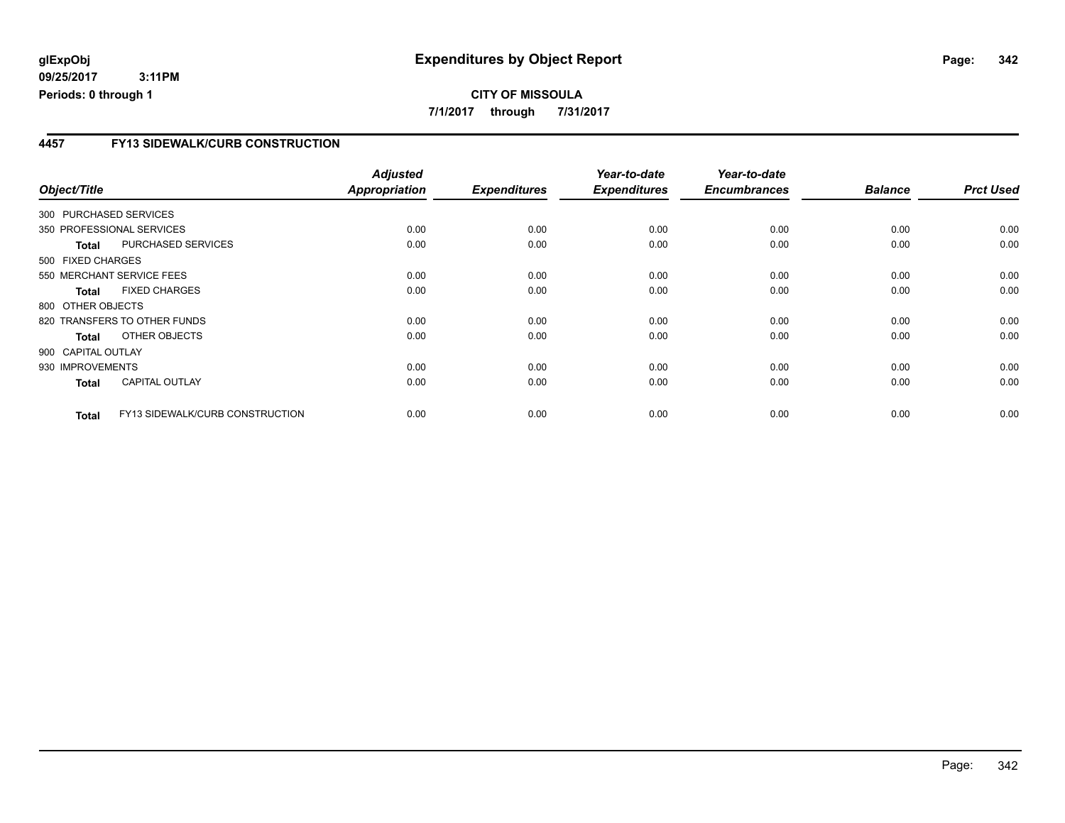**glExpObj**
**09/25/2017 3:11PM**
**Periods: 0 through 1**

# Expenditures by Object Report

**CITY OF MISSOULA**
**7/1/2017 through 7/31/2017**

## 4457 FY13 SIDEWALK/CURB CONSTRUCTION

| Object/Title | | Adjusted Appropriation | Expenditures | Year-to-date Expenditures | Year-to-date Encumbrances | Balance | Prct Used |
|---|---|---|---|---|---|---|---|
| 300 PURCHASED SERVICES | | | | | | | |
| 350 PROFESSIONAL SERVICES | | 0.00 | 0.00 | 0.00 | 0.00 | 0.00 | 0.00 |
| **Total** | PURCHASED SERVICES | 0.00 | 0.00 | 0.00 | 0.00 | 0.00 | 0.00 |
| 500 FIXED CHARGES | | | | | | | |
| 550 MERCHANT SERVICE FEES | | 0.00 | 0.00 | 0.00 | 0.00 | 0.00 | 0.00 |
| **Total** | FIXED CHARGES | 0.00 | 0.00 | 0.00 | 0.00 | 0.00 | 0.00 |
| 800 OTHER OBJECTS | | | | | | | |
| 820 TRANSFERS TO OTHER FUNDS | | 0.00 | 0.00 | 0.00 | 0.00 | 0.00 | 0.00 |
| **Total** | OTHER OBJECTS | 0.00 | 0.00 | 0.00 | 0.00 | 0.00 | 0.00 |
| 900 CAPITAL OUTLAY | | | | | | | |
| 930 IMPROVEMENTS | | 0.00 | 0.00 | 0.00 | 0.00 | 0.00 | 0.00 |
| **Total** | CAPITAL OUTLAY | 0.00 | 0.00 | 0.00 | 0.00 | 0.00 | 0.00 |
| **Total** | FY13 SIDEWALK/CURB CONSTRUCTION | 0.00 | 0.00 | 0.00 | 0.00 | 0.00 | 0.00 |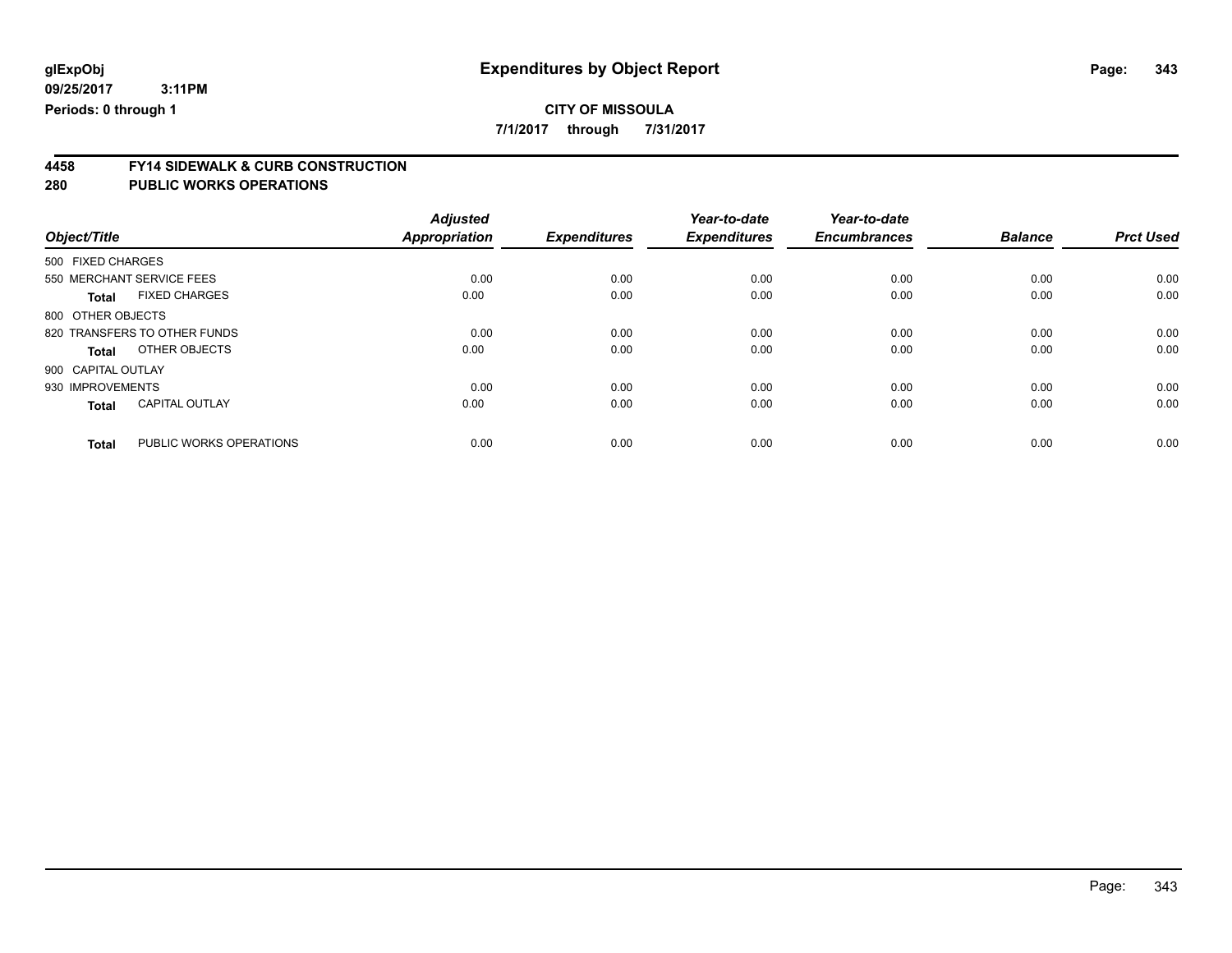**glExpObj**
**09/25/2017 3:11PM**
**Periods: 0 through 1**

# Expenditures by Object Report

**CITY OF MISSOULA**
**7/1/2017 through 7/31/2017**

## 4458 FY14 SIDEWALK & CURB CONSTRUCTION
## 280 PUBLIC WORKS OPERATIONS

| Object/Title | | Adjusted Appropriation | Expenditures | Year-to-date Expenditures | Year-to-date Encumbrances | Balance | Prct Used |
|---|---|---|---|---|---|---|---|
| 500 FIXED CHARGES | | | | | | | |
| 550 MERCHANT SERVICE FEES | | 0.00 | 0.00 | 0.00 | 0.00 | 0.00 | 0.00 |
| **Total** | FIXED CHARGES | 0.00 | 0.00 | 0.00 | 0.00 | 0.00 | 0.00 |
| 800 OTHER OBJECTS | | | | | | | |
| 820 TRANSFERS TO OTHER FUNDS | | 0.00 | 0.00 | 0.00 | 0.00 | 0.00 | 0.00 |
| **Total** | OTHER OBJECTS | 0.00 | 0.00 | 0.00 | 0.00 | 0.00 | 0.00 |
| 900 CAPITAL OUTLAY | | | | | | | |
| 930 IMPROVEMENTS | | 0.00 | 0.00 | 0.00 | 0.00 | 0.00 | 0.00 |
| **Total** | CAPITAL OUTLAY | 0.00 | 0.00 | 0.00 | 0.00 | 0.00 | 0.00 |
| **Total** | PUBLIC WORKS OPERATIONS | 0.00 | 0.00 | 0.00 | 0.00 | 0.00 | 0.00 |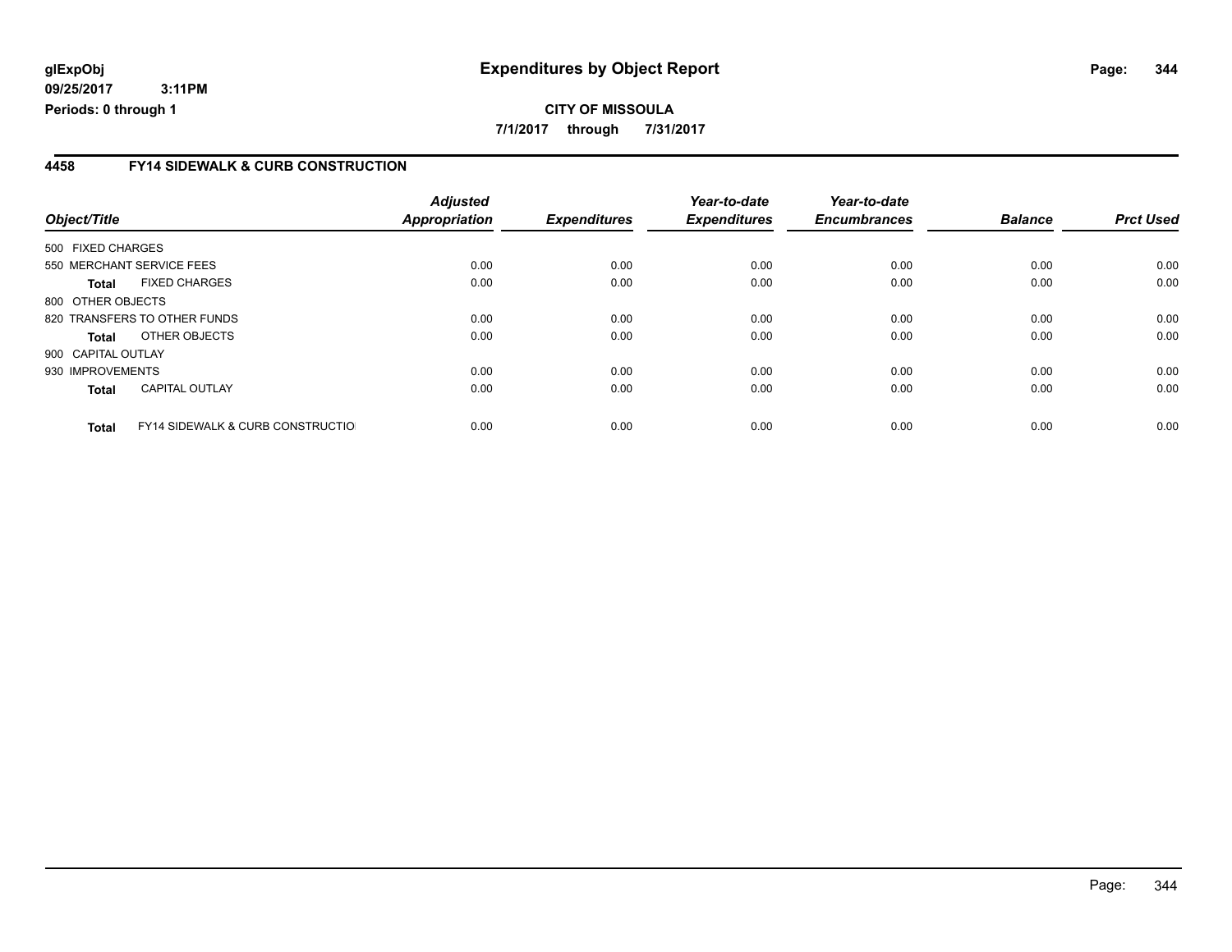**CITY OF MISSOULA**

**7/1/2017 through 7/31/2017**

## 4458 FY14 SIDEWALK & CURB CONSTRUCTION

| Object/Title | | Adjusted Appropriation | Expenditures | Year-to-date Expenditures | Year-to-date Encumbrances | Balance | Prct Used |
|---|---|---|---|---|---|---|---|
| 500 FIXED CHARGES | | | | | | | |
| 550 MERCHANT SERVICE FEES | | 0.00 | 0.00 | 0.00 | 0.00 | 0.00 | 0.00 |
| **Total** | FIXED CHARGES | 0.00 | 0.00 | 0.00 | 0.00 | 0.00 | 0.00 |
| 800 OTHER OBJECTS | | | | | | | |
| 820 TRANSFERS TO OTHER FUNDS | | 0.00 | 0.00 | 0.00 | 0.00 | 0.00 | 0.00 |
| **Total** | OTHER OBJECTS | 0.00 | 0.00 | 0.00 | 0.00 | 0.00 | 0.00 |
| 900 CAPITAL OUTLAY | | | | | | | |
| 930 IMPROVEMENTS | | 0.00 | 0.00 | 0.00 | 0.00 | 0.00 | 0.00 |
| **Total** | CAPITAL OUTLAY | 0.00 | 0.00 | 0.00 | 0.00 | 0.00 | 0.00 |
| **Total** | FY14 SIDEWALK & CURB CONSTRUCTIO | 0.00 | 0.00 | 0.00 | 0.00 | 0.00 | 0.00 |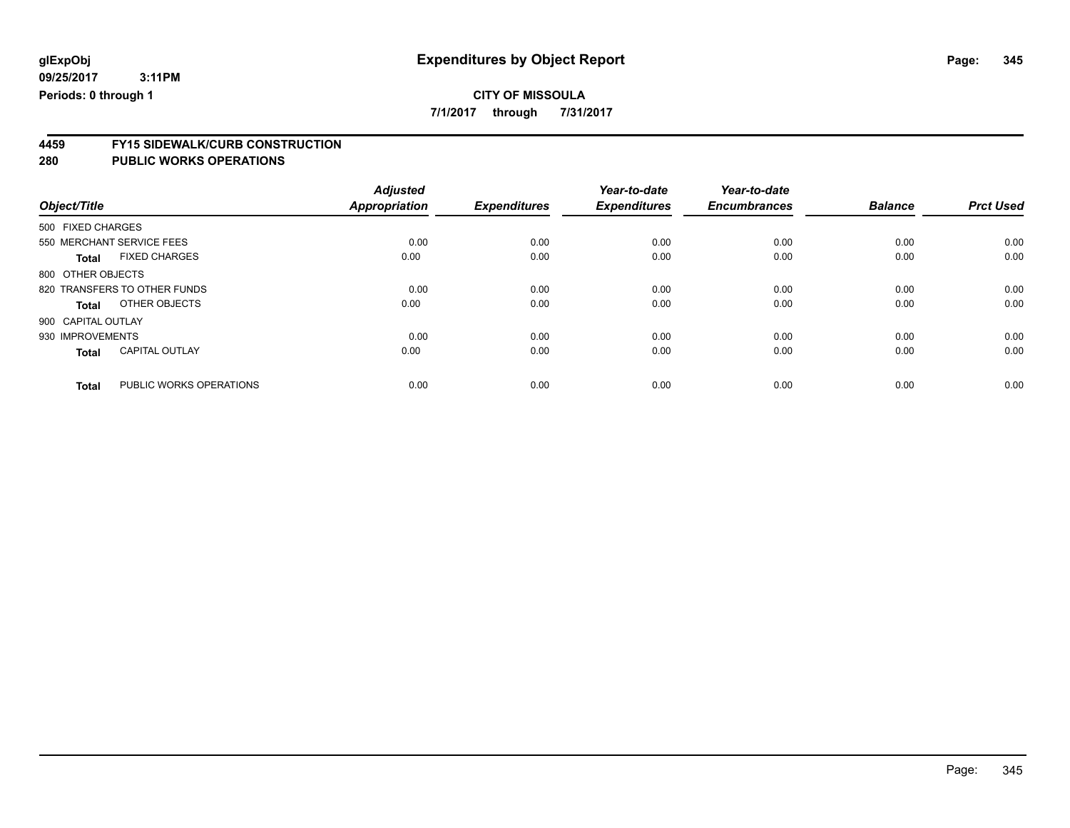**glExpObj** **Expenditures by Object Report**

**09/25/2017 3:11PM**

**Periods: 0 through 1**

**CITY OF MISSOULA**

**7/1/2017 through 7/31/2017**

## 4459 FY15 SIDEWALK/CURB CONSTRUCTION
## 280 PUBLIC WORKS OPERATIONS

| Object/Title | | Adjusted Appropriation | Expenditures | Year-to-date Expenditures | Year-to-date Encumbrances | Balance | Prct Used |
|---|---|---|---|---|---|---|---|
| 500 FIXED CHARGES | | | | | | | |
| 550 MERCHANT SERVICE FEES | | 0.00 | 0.00 | 0.00 | 0.00 | 0.00 | 0.00 |
| **Total** | FIXED CHARGES | 0.00 | 0.00 | 0.00 | 0.00 | 0.00 | 0.00 |
| 800 OTHER OBJECTS | | | | | | | |
| 820 TRANSFERS TO OTHER FUNDS | | 0.00 | 0.00 | 0.00 | 0.00 | 0.00 | 0.00 |
| **Total** | OTHER OBJECTS | 0.00 | 0.00 | 0.00 | 0.00 | 0.00 | 0.00 |
| 900 CAPITAL OUTLAY | | | | | | | |
| 930 IMPROVEMENTS | | 0.00 | 0.00 | 0.00 | 0.00 | 0.00 | 0.00 |
| **Total** | CAPITAL OUTLAY | 0.00 | 0.00 | 0.00 | 0.00 | 0.00 | 0.00 |
| **Total** | PUBLIC WORKS OPERATIONS | 0.00 | 0.00 | 0.00 | 0.00 | 0.00 | 0.00 |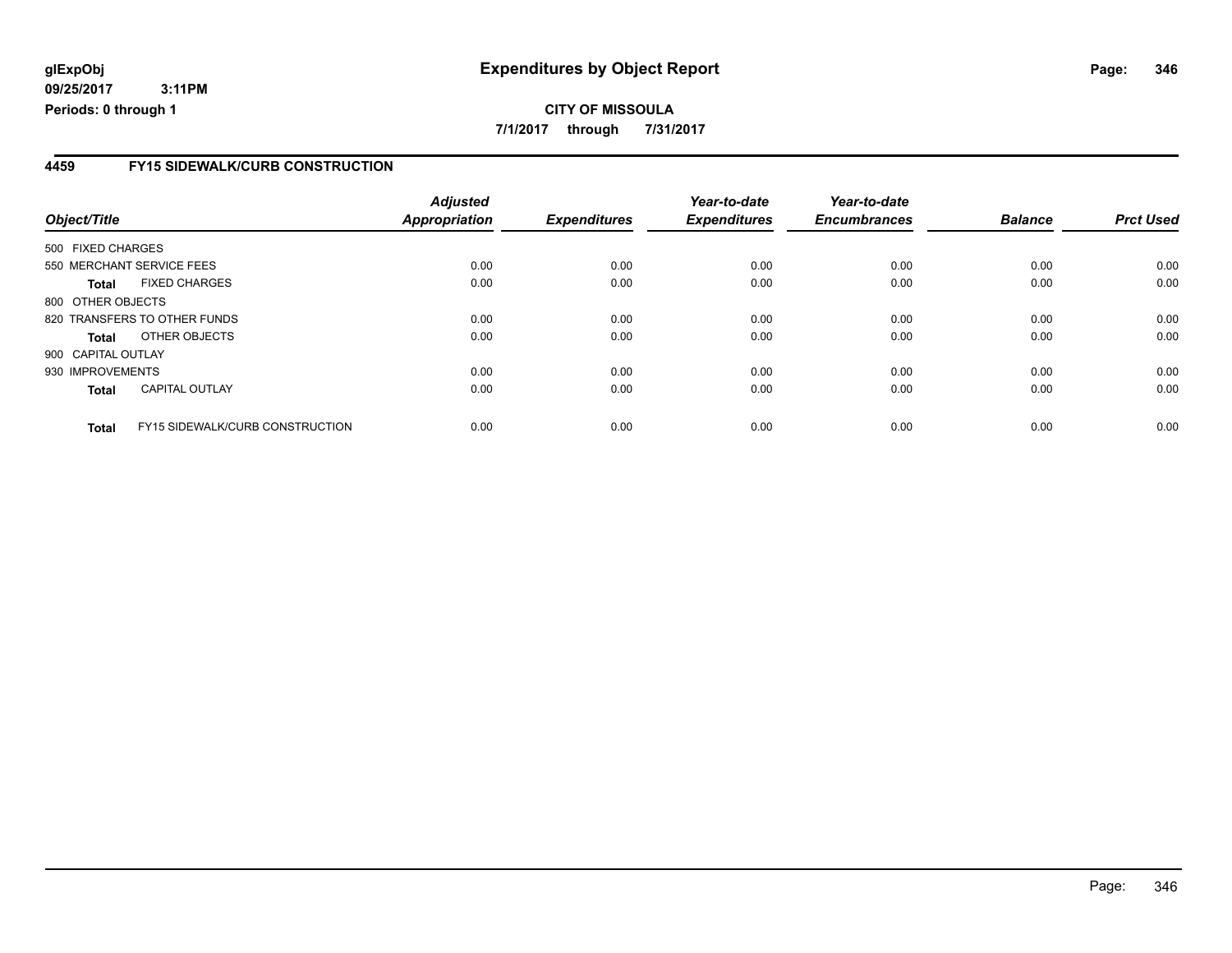glExpObj
09/25/2017 3:11PM
Periods: 0 through 1

# Expenditures by Object Report

**CITY OF MISSOULA**

**7/1/2017 through 7/31/2017**

## 4459 FY15 SIDEWALK/CURB CONSTRUCTION

| Object/Title | | Adjusted Appropriation | Expenditures | Year-to-date Expenditures | Year-to-date Encumbrances | Balance | Prct Used |
|---|---|---|---|---|---|---|---|
| 500 FIXED CHARGES | | | | | | | |
| 550 MERCHANT SERVICE FEES | | 0.00 | 0.00 | 0.00 | 0.00 | 0.00 | 0.00 |
| **Total** | FIXED CHARGES | 0.00 | 0.00 | 0.00 | 0.00 | 0.00 | 0.00 |
| 800 OTHER OBJECTS | | | | | | | |
| 820 TRANSFERS TO OTHER FUNDS | | 0.00 | 0.00 | 0.00 | 0.00 | 0.00 | 0.00 |
| **Total** | OTHER OBJECTS | 0.00 | 0.00 | 0.00 | 0.00 | 0.00 | 0.00 |
| 900 CAPITAL OUTLAY | | | | | | | |
| 930 IMPROVEMENTS | | 0.00 | 0.00 | 0.00 | 0.00 | 0.00 | 0.00 |
| **Total** | CAPITAL OUTLAY | 0.00 | 0.00 | 0.00 | 0.00 | 0.00 | 0.00 |
| **Total** | FY15 SIDEWALK/CURB CONSTRUCTION | 0.00 | 0.00 | 0.00 | 0.00 | 0.00 | 0.00 |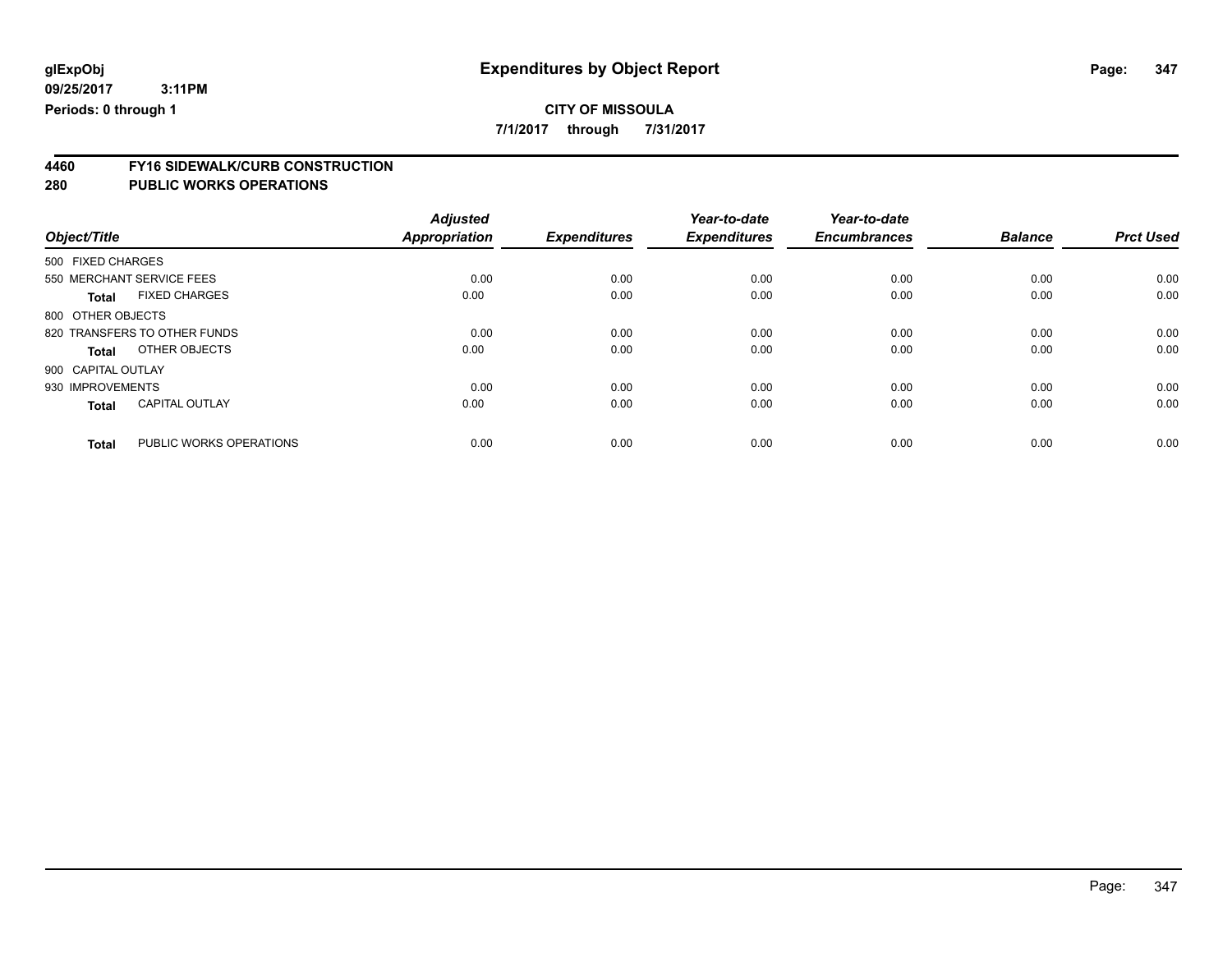glExpObj
09/25/2017 3:11PM
Periods: 0 through 1

# Expenditures by Object Report

**CITY OF MISSOULA**
**7/1/2017 through 7/31/2017**

## 4460 FY16 SIDEWALK/CURB CONSTRUCTION
## 280 PUBLIC WORKS OPERATIONS

| Object/Title | | Adjusted Appropriation | Expenditures | Year-to-date Expenditures | Year-to-date Encumbrances | Balance | Prct Used |
|---|---|---|---|---|---|---|---|
| 500 FIXED CHARGES | | | | | | | |
| 550 MERCHANT SERVICE FEES | | 0.00 | 0.00 | 0.00 | 0.00 | 0.00 | 0.00 |
| **Total** | FIXED CHARGES | 0.00 | 0.00 | 0.00 | 0.00 | 0.00 | 0.00 |
| 800 OTHER OBJECTS | | | | | | | |
| 820 TRANSFERS TO OTHER FUNDS | | 0.00 | 0.00 | 0.00 | 0.00 | 0.00 | 0.00 |
| **Total** | OTHER OBJECTS | 0.00 | 0.00 | 0.00 | 0.00 | 0.00 | 0.00 |
| 900 CAPITAL OUTLAY | | | | | | | |
| 930 IMPROVEMENTS | | 0.00 | 0.00 | 0.00 | 0.00 | 0.00 | 0.00 |
| **Total** | CAPITAL OUTLAY | 0.00 | 0.00 | 0.00 | 0.00 | 0.00 | 0.00 |
| **Total** | PUBLIC WORKS OPERATIONS | 0.00 | 0.00 | 0.00 | 0.00 | 0.00 | 0.00 |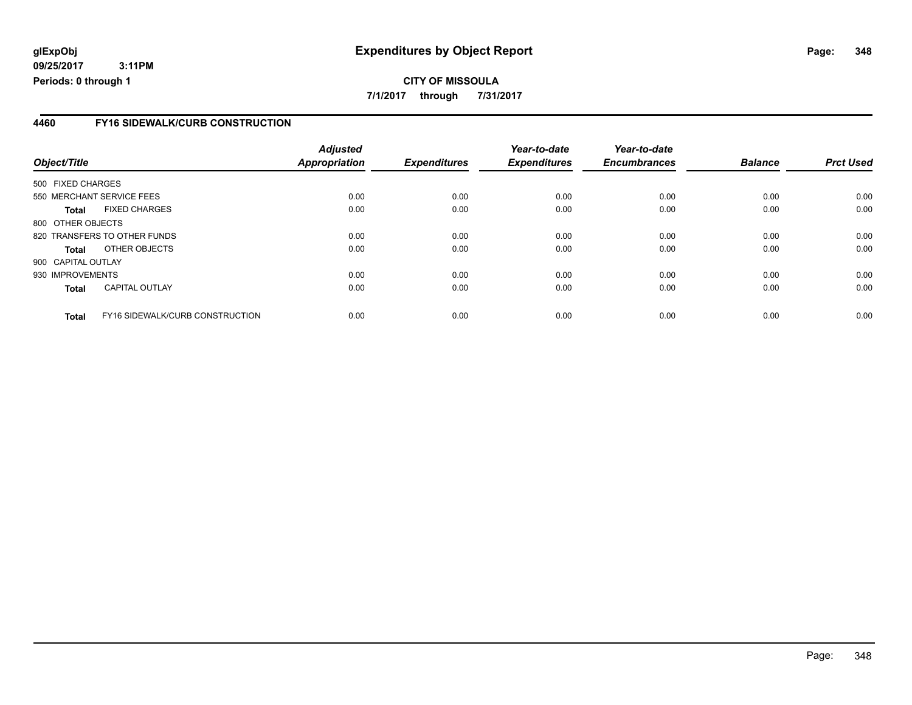**glExpObj**
**09/25/2017 3:11PM**
**Periods: 0 through 1**

# Expenditures by Object Report

**CITY OF MISSOULA**
**7/1/2017 through 7/31/2017**

## 4460 FY16 SIDEWALK/CURB CONSTRUCTION

| Object/Title | | Adjusted Appropriation | Expenditures | Year-to-date Expenditures | Year-to-date Encumbrances | Balance | Prct Used |
|---|---|---|---|---|---|---|---|
| 500 FIXED CHARGES | | | | | | | |
| 550 MERCHANT SERVICE FEES | | 0.00 | 0.00 | 0.00 | 0.00 | 0.00 | 0.00 |
| **Total** | FIXED CHARGES | 0.00 | 0.00 | 0.00 | 0.00 | 0.00 | 0.00 |
| 800 OTHER OBJECTS | | | | | | | |
| 820 TRANSFERS TO OTHER FUNDS | | 0.00 | 0.00 | 0.00 | 0.00 | 0.00 | 0.00 |
| **Total** | OTHER OBJECTS | 0.00 | 0.00 | 0.00 | 0.00 | 0.00 | 0.00 |
| 900 CAPITAL OUTLAY | | | | | | | |
| 930 IMPROVEMENTS | | 0.00 | 0.00 | 0.00 | 0.00 | 0.00 | 0.00 |
| **Total** | CAPITAL OUTLAY | 0.00 | 0.00 | 0.00 | 0.00 | 0.00 | 0.00 |
| **Total** | FY16 SIDEWALK/CURB CONSTRUCTION | 0.00 | 0.00 | 0.00 | 0.00 | 0.00 | 0.00 |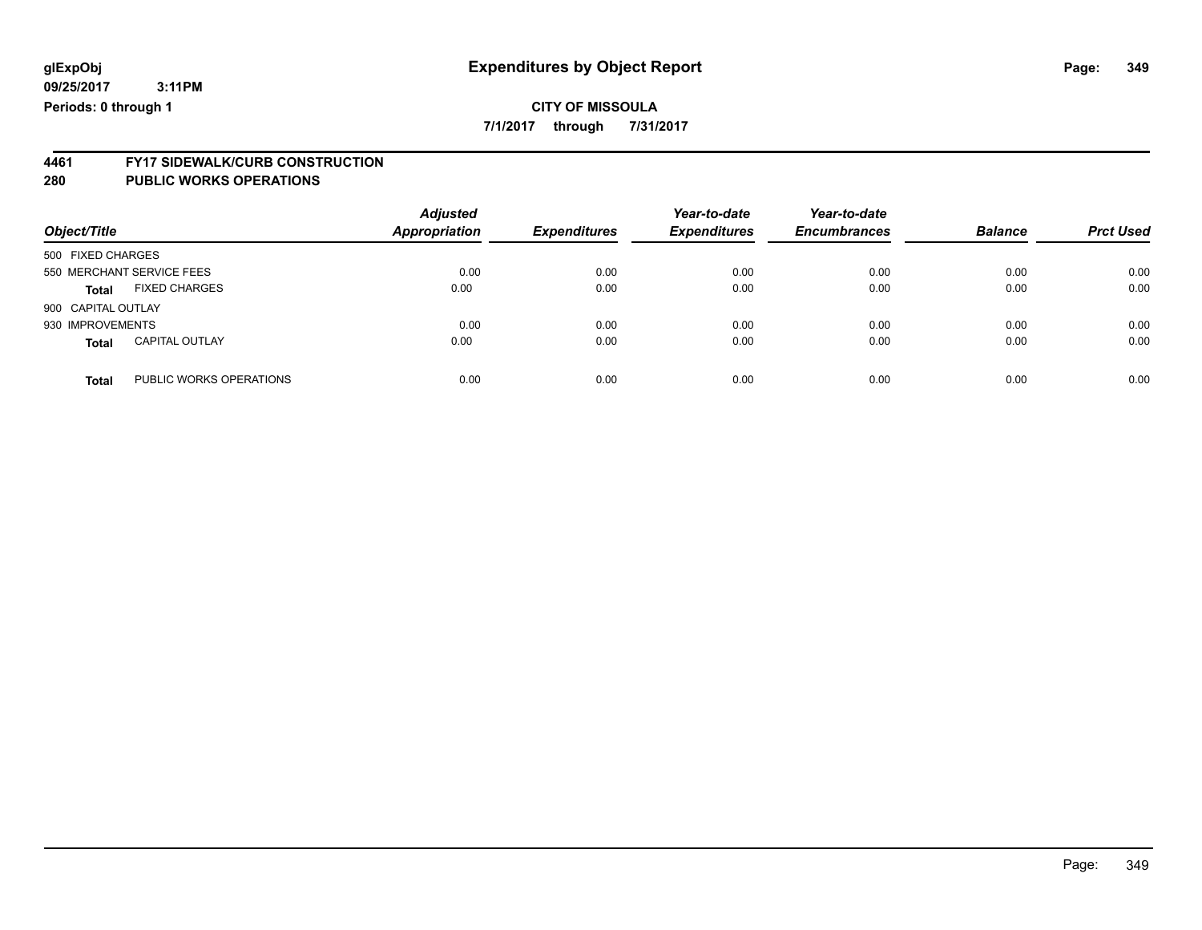**glExpObj**
**09/25/2017 3:11PM**
**Periods: 0 through 1**

# Expenditures by Object Report

**CITY OF MISSOULA**

**7/1/2017 through 7/31/2017**

## 4461 FY17 SIDEWALK/CURB CONSTRUCTION
## 280 PUBLIC WORKS OPERATIONS

| Object/Title | | Adjusted Appropriation | Expenditures | Year-to-date Expenditures | Year-to-date Encumbrances | Balance | Prct Used |
|---|---|---|---|---|---|---|---|
| 500 FIXED CHARGES | | | | | | | |
| 550 MERCHANT SERVICE FEES | | 0.00 | 0.00 | 0.00 | 0.00 | 0.00 | 0.00 |
| **Total** | FIXED CHARGES | 0.00 | 0.00 | 0.00 | 0.00 | 0.00 | 0.00 |
| 900 CAPITAL OUTLAY | | | | | | | |
| 930 IMPROVEMENTS | | 0.00 | 0.00 | 0.00 | 0.00 | 0.00 | 0.00 |
| **Total** | CAPITAL OUTLAY | 0.00 | 0.00 | 0.00 | 0.00 | 0.00 | 0.00 |
| **Total** | PUBLIC WORKS OPERATIONS | 0.00 | 0.00 | 0.00 | 0.00 | 0.00 | 0.00 |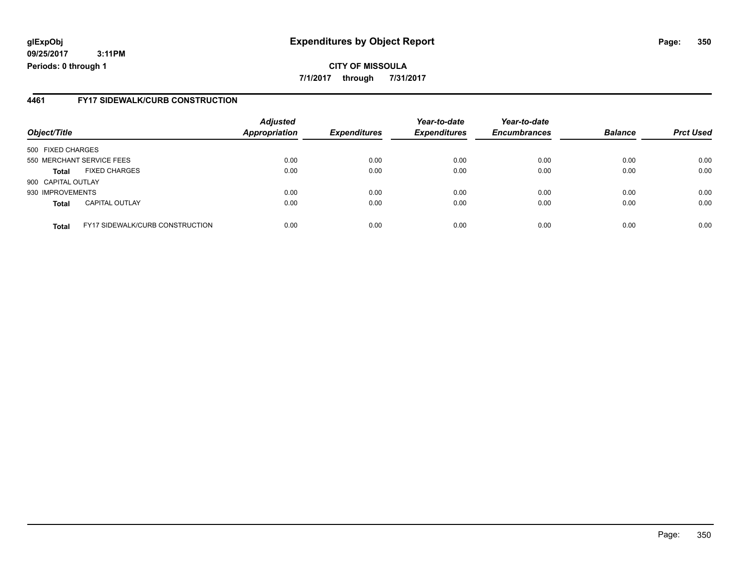**glExpObj**
**09/25/2017 3:11PM**
**Periods: 0 through 1**

# Expenditures by Object Report

**CITY OF MISSOULA**

**7/1/2017 through 7/31/2017**

## 4461 FY17 SIDEWALK/CURB CONSTRUCTION

| Object/Title | | Adjusted Appropriation | Expenditures | Year-to-date Expenditures | Year-to-date Encumbrances | Balance | Prct Used |
|---|---|---|---|---|---|---|---|
| 500 FIXED CHARGES | | | | | | | |
| 550 MERCHANT SERVICE FEES | | 0.00 | 0.00 | 0.00 | 0.00 | 0.00 | 0.00 |
| **Total** | FIXED CHARGES | 0.00 | 0.00 | 0.00 | 0.00 | 0.00 | 0.00 |
| 900 CAPITAL OUTLAY | | | | | | | |
| 930 IMPROVEMENTS | | 0.00 | 0.00 | 0.00 | 0.00 | 0.00 | 0.00 |
| **Total** | CAPITAL OUTLAY | 0.00 | 0.00 | 0.00 | 0.00 | 0.00 | 0.00 |
| **Total** | FY17 SIDEWALK/CURB CONSTRUCTION | 0.00 | 0.00 | 0.00 | 0.00 | 0.00 | 0.00 |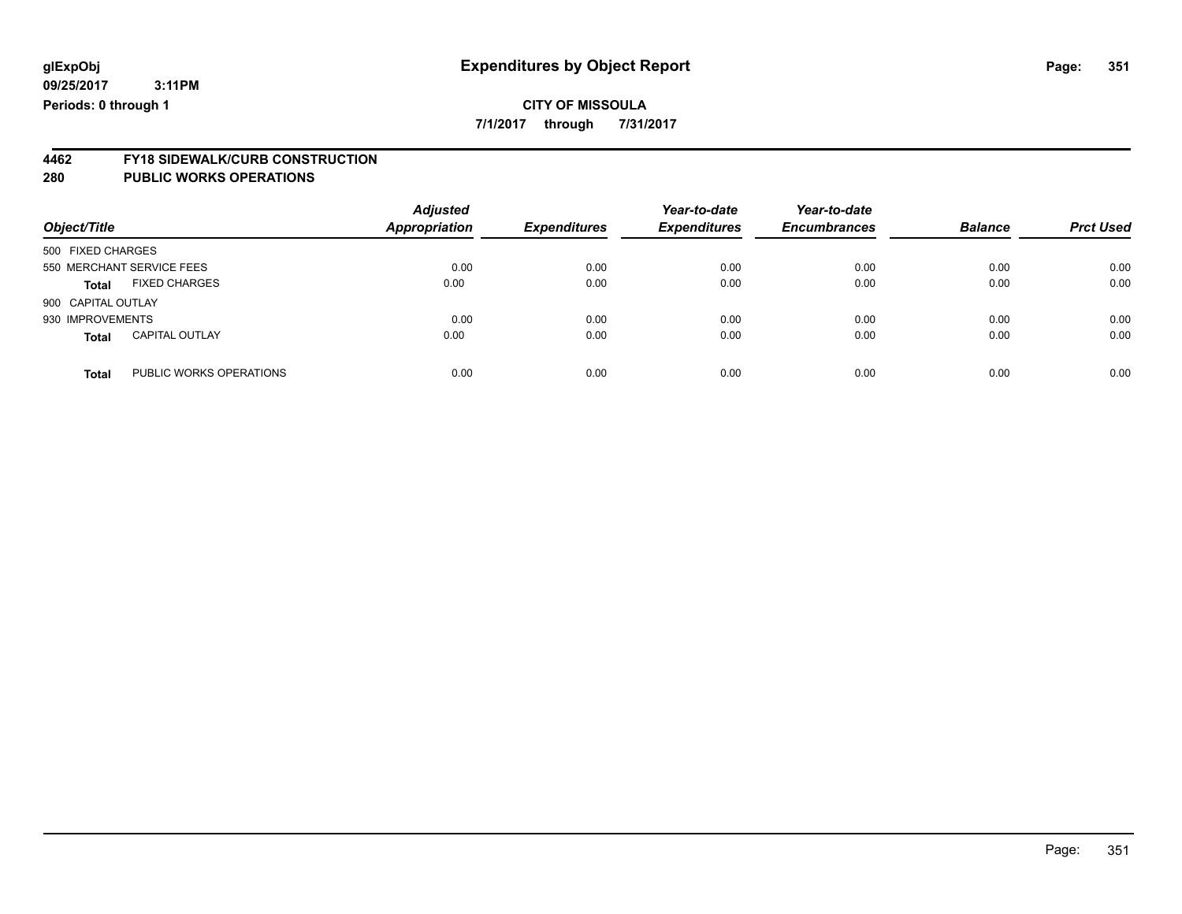glExpObj
09/25/2017 3:11PM
Periods: 0 through 1

# Expenditures by Object Report

**CITY OF MISSOULA**

**7/1/2017 through 7/31/2017**

## 4462 FY18 SIDEWALK/CURB CONSTRUCTION
## 280 PUBLIC WORKS OPERATIONS

| Object/Title | | *Adjusted Appropriation* | *Expenditures* | *Year-to-date Expenditures* | *Year-to-date Encumbrances* | *Balance* | *Prct Used* |
|---|---|---|---|---|---|---|---|
| 500 FIXED CHARGES | | | | | | | |
| 550 MERCHANT SERVICE FEES | | 0.00 | 0.00 | 0.00 | 0.00 | 0.00 | 0.00 |
| **Total** | FIXED CHARGES | 0.00 | 0.00 | 0.00 | 0.00 | 0.00 | 0.00 |
| 900 CAPITAL OUTLAY | | | | | | | |
| 930 IMPROVEMENTS | | 0.00 | 0.00 | 0.00 | 0.00 | 0.00 | 0.00 |
| **Total** | CAPITAL OUTLAY | 0.00 | 0.00 | 0.00 | 0.00 | 0.00 | 0.00 |
| **Total** | PUBLIC WORKS OPERATIONS | 0.00 | 0.00 | 0.00 | 0.00 | 0.00 | 0.00 |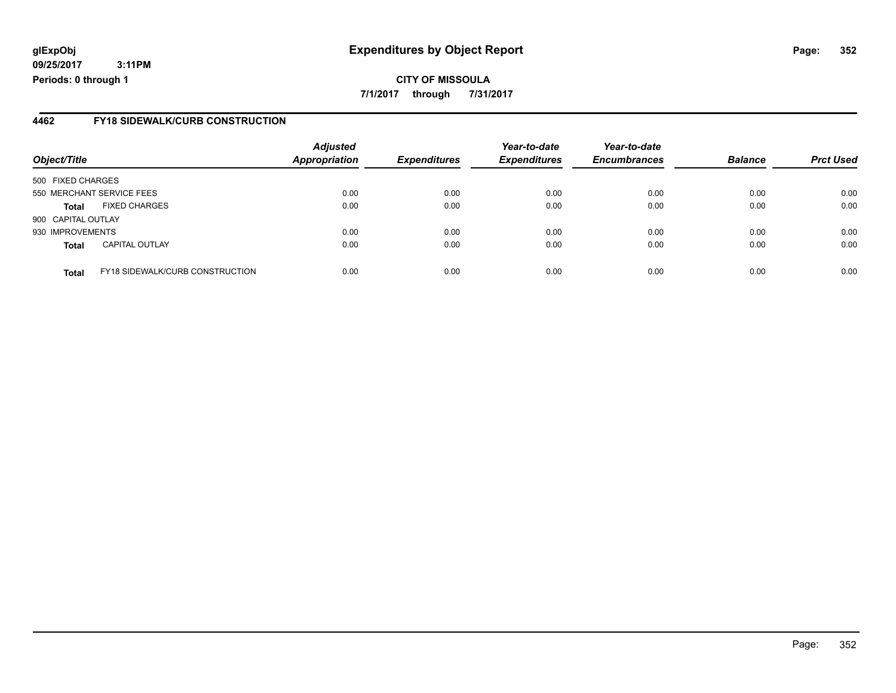**glExpObj** **Expenditures by Object Report**

**09/25/2017 3:11PM**

**Periods: 0 through 1**

**CITY OF MISSOULA**

**7/1/2017 through 7/31/2017**

## 4462 FY18 SIDEWALK/CURB CONSTRUCTION

| Object/Title | | Adjusted Appropriation | Expenditures | Year-to-date Expenditures | Year-to-date Encumbrances | Balance | Prct Used |
|---|---|---|---|---|---|---|---|
| 500 FIXED CHARGES | | | | | | | |
| 550 MERCHANT SERVICE FEES | | 0.00 | 0.00 | 0.00 | 0.00 | 0.00 | 0.00 |
| **Total** | FIXED CHARGES | 0.00 | 0.00 | 0.00 | 0.00 | 0.00 | 0.00 |
| 900 CAPITAL OUTLAY | | | | | | | |
| 930 IMPROVEMENTS | | 0.00 | 0.00 | 0.00 | 0.00 | 0.00 | 0.00 |
| **Total** | CAPITAL OUTLAY | 0.00 | 0.00 | 0.00 | 0.00 | 0.00 | 0.00 |
| **Total** | FY18 SIDEWALK/CURB CONSTRUCTION | 0.00 | 0.00 | 0.00 | 0.00 | 0.00 | 0.00 |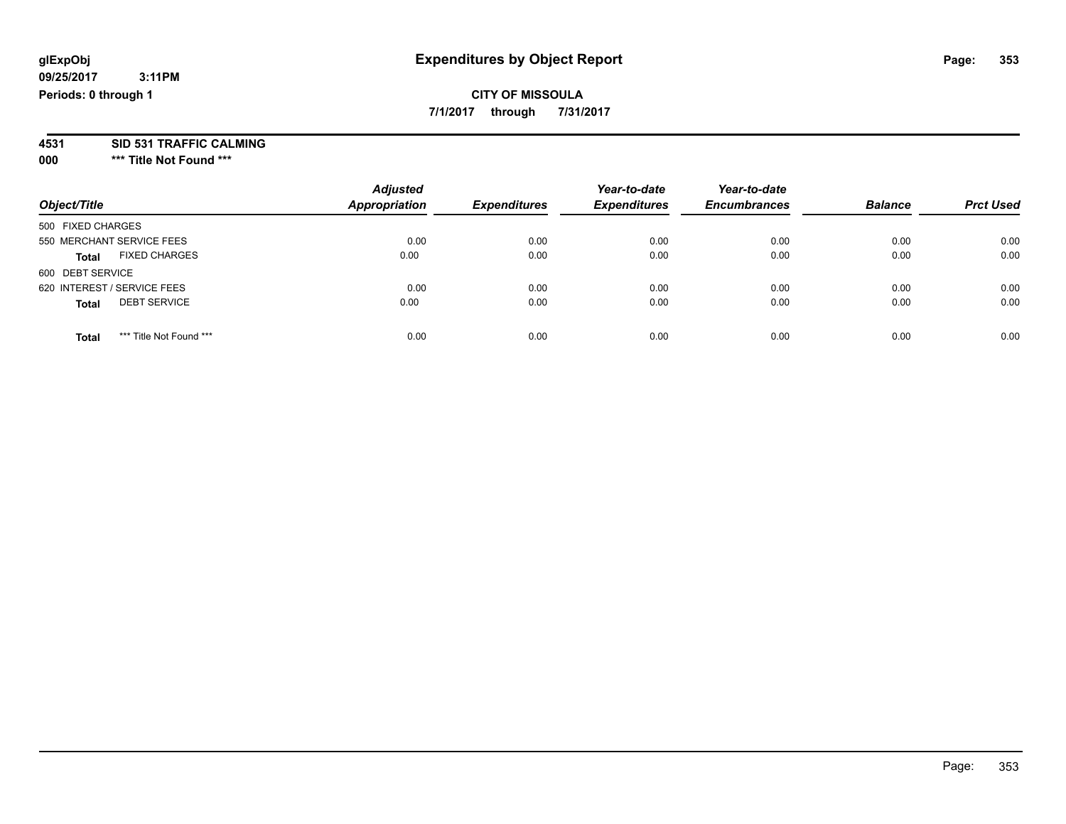glExpObj
09/25/2017 3:11PM
Periods: 0 through 1

# Expenditures by Object Report

**CITY OF MISSOULA**

**7/1/2017 through 7/31/2017**

**4531 SID 531 TRAFFIC CALMING**

**000 \*\*\* Title Not Found \*\*\***

| Object/Title | | Adjusted Appropriation | Expenditures | Year-to-date Expenditures | Year-to-date Encumbrances | Balance | Prct Used |
|---|---|---|---|---|---|---|---|
| 500 FIXED CHARGES | | | | | | | |
| 550 MERCHANT SERVICE FEES | | 0.00 | 0.00 | 0.00 | 0.00 | 0.00 | 0.00 |
| **Total** | FIXED CHARGES | 0.00 | 0.00 | 0.00 | 0.00 | 0.00 | 0.00 |
| 600 DEBT SERVICE | | | | | | | |
| 620 INTEREST / SERVICE FEES | | 0.00 | 0.00 | 0.00 | 0.00 | 0.00 | 0.00 |
| **Total** | DEBT SERVICE | 0.00 | 0.00 | 0.00 | 0.00 | 0.00 | 0.00 |
| **Total** | *** Title Not Found *** | 0.00 | 0.00 | 0.00 | 0.00 | 0.00 | 0.00 |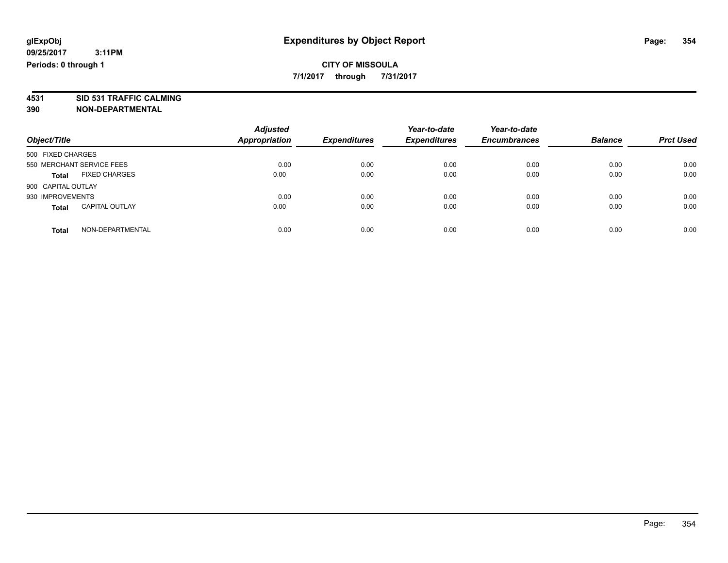glExpObj
09/25/2017 3:11PM
Periods: 0 through 1

# Expenditures by Object Report

**CITY OF MISSOULA**
**7/1/2017 through 7/31/2017**

**4531 SID 531 TRAFFIC CALMING**
**390 NON-DEPARTMENTAL**

| Object/Title | | Adjusted Appropriation | Expenditures | Year-to-date Expenditures | Year-to-date Encumbrances | Balance | Prct Used |
|---|---|---|---|---|---|---|---|
| 500 FIXED CHARGES | | | | | | | |
| 550 MERCHANT SERVICE FEES | | 0.00 | 0.00 | 0.00 | 0.00 | 0.00 | 0.00 |
| **Total** | FIXED CHARGES | 0.00 | 0.00 | 0.00 | 0.00 | 0.00 | 0.00 |
| 900 CAPITAL OUTLAY | | | | | | | |
| 930 IMPROVEMENTS | | 0.00 | 0.00 | 0.00 | 0.00 | 0.00 | 0.00 |
| **Total** | CAPITAL OUTLAY | 0.00 | 0.00 | 0.00 | 0.00 | 0.00 | 0.00 |
| **Total** | NON-DEPARTMENTAL | 0.00 | 0.00 | 0.00 | 0.00 | 0.00 | 0.00 |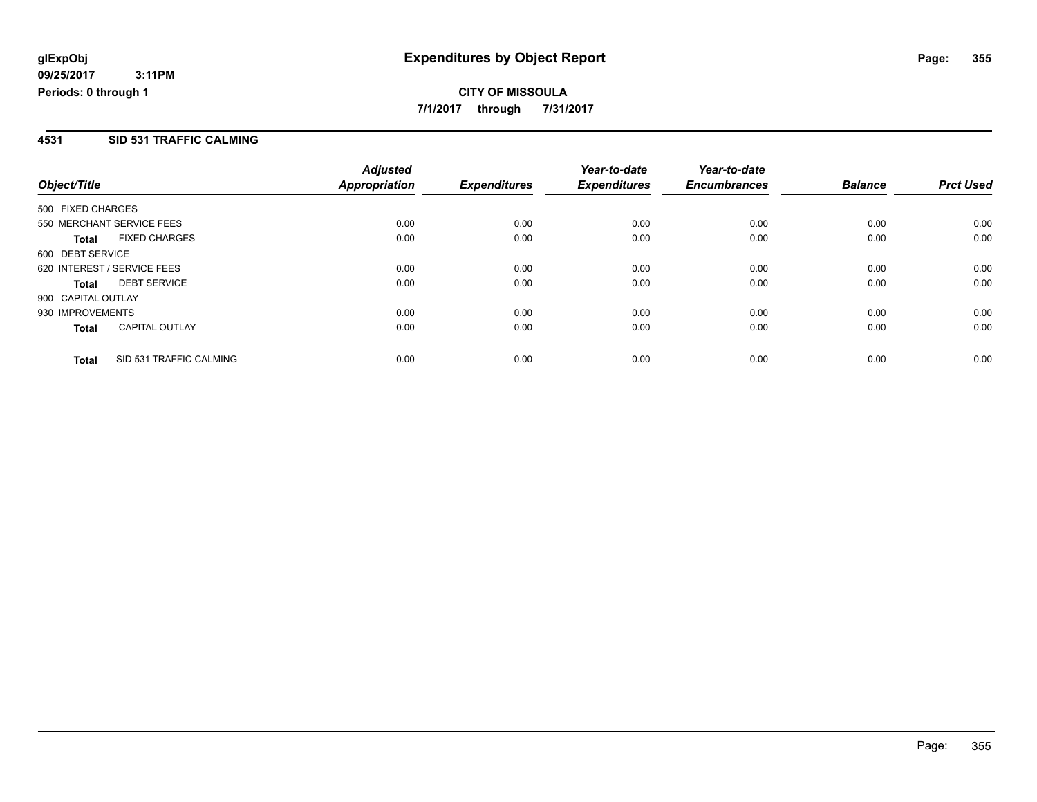**glExpObj**
**09/25/2017 3:11PM**
**Periods: 0 through 1**

# Expenditures by Object Report

**CITY OF MISSOULA**
**7/1/2017 through 7/31/2017**

## 4531 SID 531 TRAFFIC CALMING

| Object/Title | | Adjusted Appropriation | Expenditures | Year-to-date Expenditures | Year-to-date Encumbrances | Balance | Prct Used |
|---|---|---|---|---|---|---|---|
| 500 FIXED CHARGES | | | | | | | |
| 550 MERCHANT SERVICE FEES | | 0.00 | 0.00 | 0.00 | 0.00 | 0.00 | 0.00 |
| **Total** | FIXED CHARGES | 0.00 | 0.00 | 0.00 | 0.00 | 0.00 | 0.00 |
| 600 DEBT SERVICE | | | | | | | |
| 620 INTEREST / SERVICE FEES | | 0.00 | 0.00 | 0.00 | 0.00 | 0.00 | 0.00 |
| **Total** | DEBT SERVICE | 0.00 | 0.00 | 0.00 | 0.00 | 0.00 | 0.00 |
| 900 CAPITAL OUTLAY | | | | | | | |
| 930 IMPROVEMENTS | | 0.00 | 0.00 | 0.00 | 0.00 | 0.00 | 0.00 |
| **Total** | CAPITAL OUTLAY | 0.00 | 0.00 | 0.00 | 0.00 | 0.00 | 0.00 |
| **Total** | SID 531 TRAFFIC CALMING | 0.00 | 0.00 | 0.00 | 0.00 | 0.00 | 0.00 |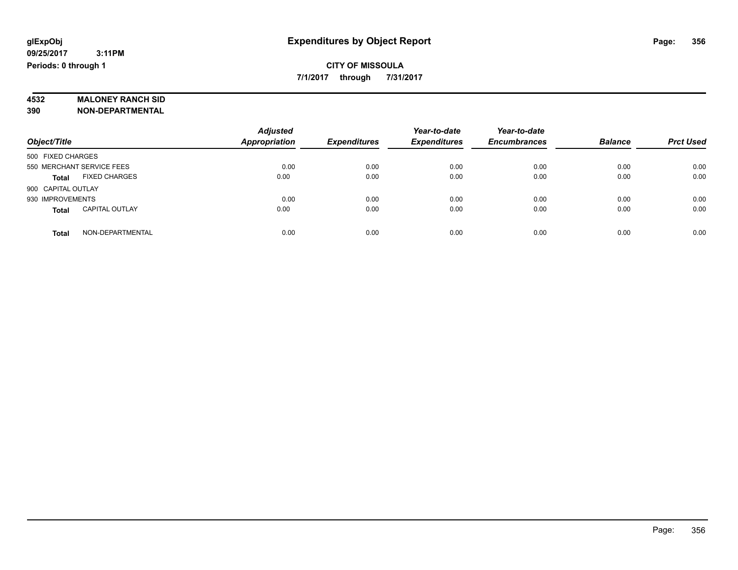glExpObj
09/25/2017 3:11PM
Periods: 0 through 1

# Expenditures by Object Report

**CITY OF MISSOULA**

**7/1/2017 through 7/31/2017**

**4532 MALONEY RANCH SID**
**390 NON-DEPARTMENTAL**

| Object/Title | Adjusted Appropriation | Expenditures | Year-to-date Expenditures | Year-to-date Encumbrances | Balance | Prct Used |
|---|---|---|---|---|---|---|
| 500 FIXED CHARGES | | | | | | |
| 550 MERCHANT SERVICE FEES | 0.00 | 0.00 | 0.00 | 0.00 | 0.00 | 0.00 |
| **Total** FIXED CHARGES | 0.00 | 0.00 | 0.00 | 0.00 | 0.00 | 0.00 |
| 900 CAPITAL OUTLAY | | | | | | |
| 930 IMPROVEMENTS | 0.00 | 0.00 | 0.00 | 0.00 | 0.00 | 0.00 |
| **Total** CAPITAL OUTLAY | 0.00 | 0.00 | 0.00 | 0.00 | 0.00 | 0.00 |
| **Total** NON-DEPARTMENTAL | 0.00 | 0.00 | 0.00 | 0.00 | 0.00 | 0.00 |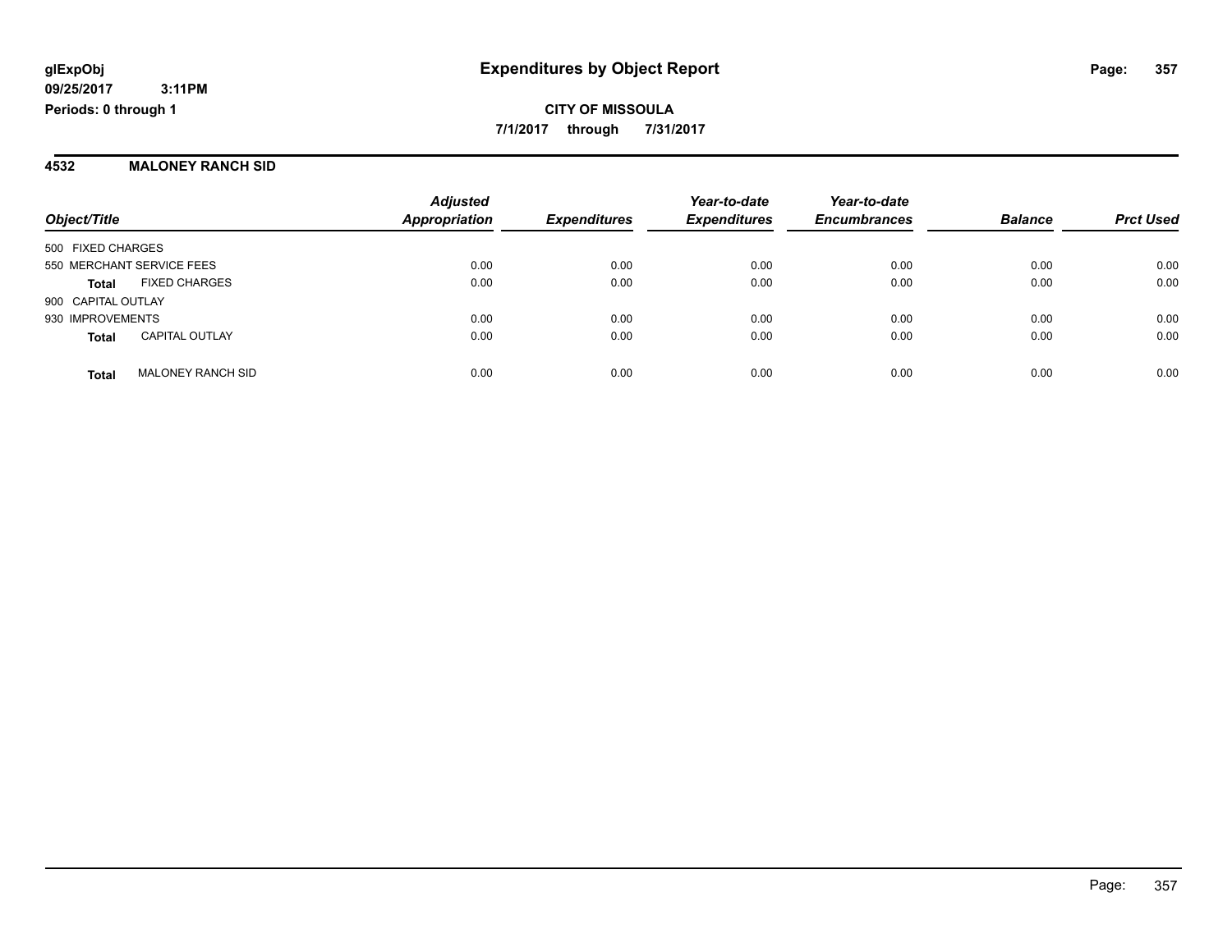**glExpObj**
**09/25/2017 3:11PM**
**Periods: 0 through 1**

# Expenditures by Object Report

**CITY OF MISSOULA**

**7/1/2017 through 7/31/2017**

## 4532 MALONEY RANCH SID

| Object/Title | | Adjusted Appropriation | Expenditures | Year-to-date Expenditures | Year-to-date Encumbrances | Balance | Prct Used |
|---|---|---|---|---|---|---|---|
| 500 FIXED CHARGES | | | | | | | |
| 550 MERCHANT SERVICE FEES | | 0.00 | 0.00 | 0.00 | 0.00 | 0.00 | 0.00 |
| **Total** | FIXED CHARGES | 0.00 | 0.00 | 0.00 | 0.00 | 0.00 | 0.00 |
| 900 CAPITAL OUTLAY | | | | | | | |
| 930 IMPROVEMENTS | | 0.00 | 0.00 | 0.00 | 0.00 | 0.00 | 0.00 |
| **Total** | CAPITAL OUTLAY | 0.00 | 0.00 | 0.00 | 0.00 | 0.00 | 0.00 |
| **Total** | MALONEY RANCH SID | 0.00 | 0.00 | 0.00 | 0.00 | 0.00 | 0.00 |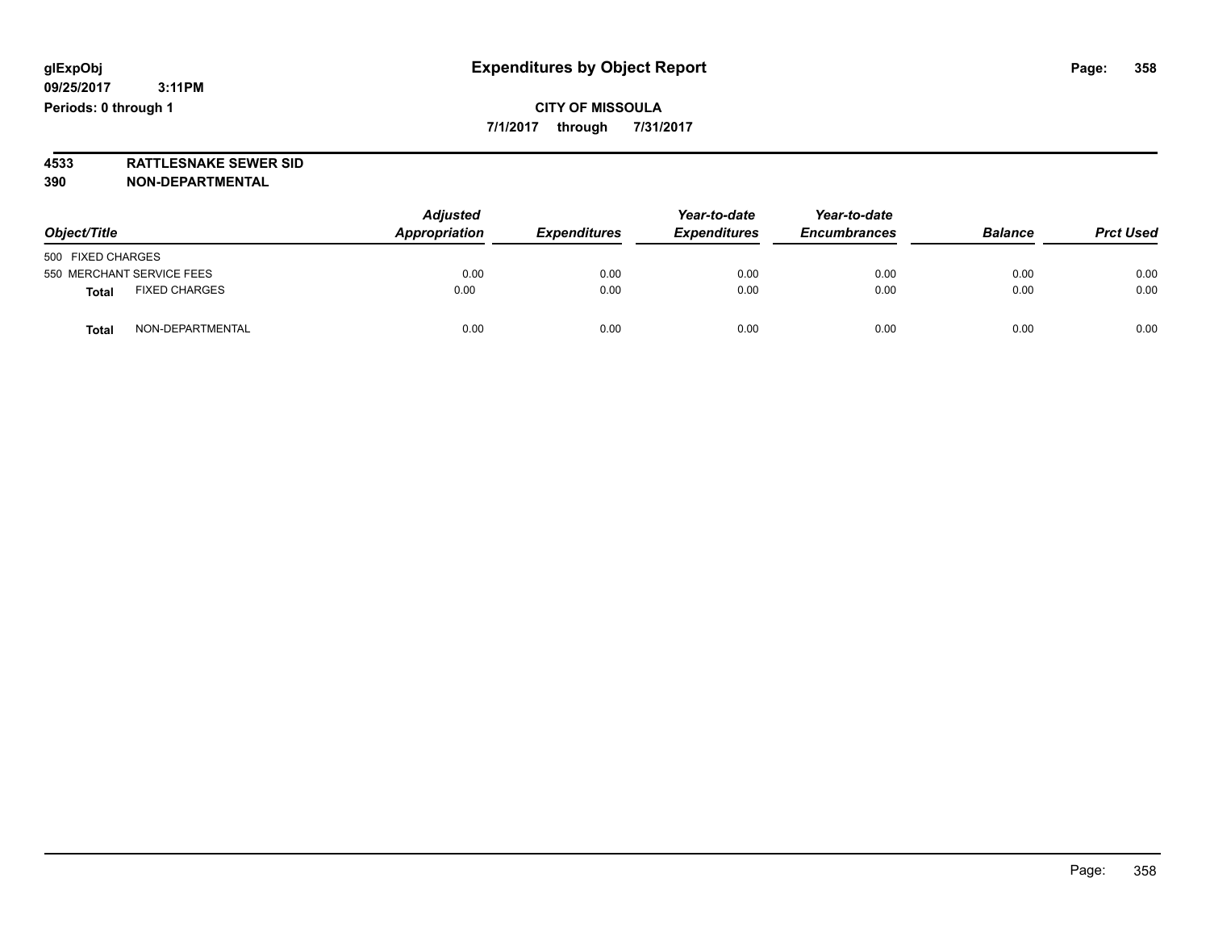**glExpObj** **Expenditures by Object Report**

**09/25/2017 3:11PM**

**Periods: 0 through 1**

**CITY OF MISSOULA**

**7/1/2017 through 7/31/2017**

**4533 RATTLESNAKE SEWER SID**

**390 NON-DEPARTMENTAL**

| Object/Title | | Adjusted Appropriation | Expenditures | Year-to-date Expenditures | Year-to-date Encumbrances | Balance | Prct Used |
|---|---|---|---|---|---|---|---|
| 500 FIXED CHARGES | | | | | | | |
| 550 MERCHANT SERVICE FEES | | 0.00 | 0.00 | 0.00 | 0.00 | 0.00 | 0.00 |
| **Total** | FIXED CHARGES | 0.00 | 0.00 | 0.00 | 0.00 | 0.00 | 0.00 |
| **Total** | NON-DEPARTMENTAL | 0.00 | 0.00 | 0.00 | 0.00 | 0.00 | 0.00 |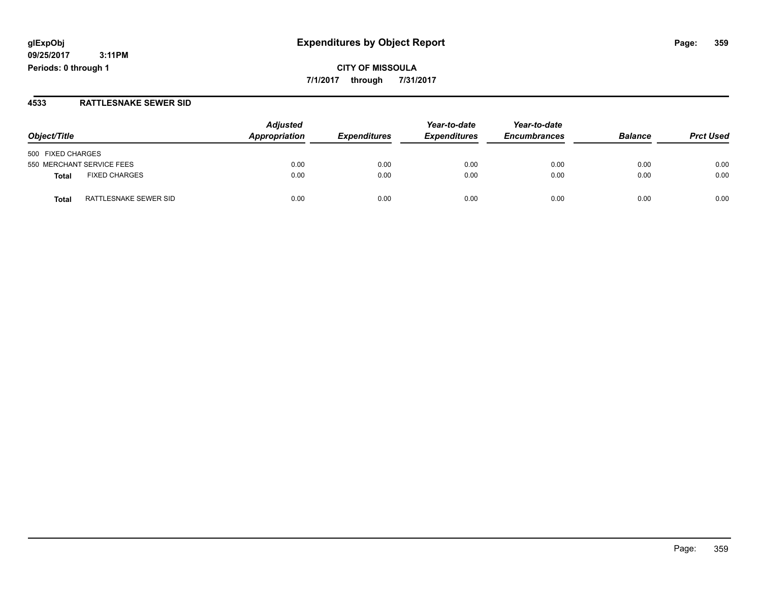glExpObj
09/25/2017 3:11PM
Periods: 0 through 1

# Expenditures by Object Report

CITY OF MISSOULA

7/1/2017 through 7/31/2017

## 4533 RATTLESNAKE SEWER SID

| Object/Title | | Adjusted Appropriation | Expenditures | Year-to-date Expenditures | Year-to-date Encumbrances | Balance | Prct Used |
|---|---|---|---|---|---|---|---|
| 500 FIXED CHARGES | | | | | | | |
| 550 MERCHANT SERVICE FEES | | 0.00 | 0.00 | 0.00 | 0.00 | 0.00 | 0.00 |
| **Total** | FIXED CHARGES | 0.00 | 0.00 | 0.00 | 0.00 | 0.00 | 0.00 |
| **Total** | RATTLESNAKE SEWER SID | 0.00 | 0.00 | 0.00 | 0.00 | 0.00 | 0.00 |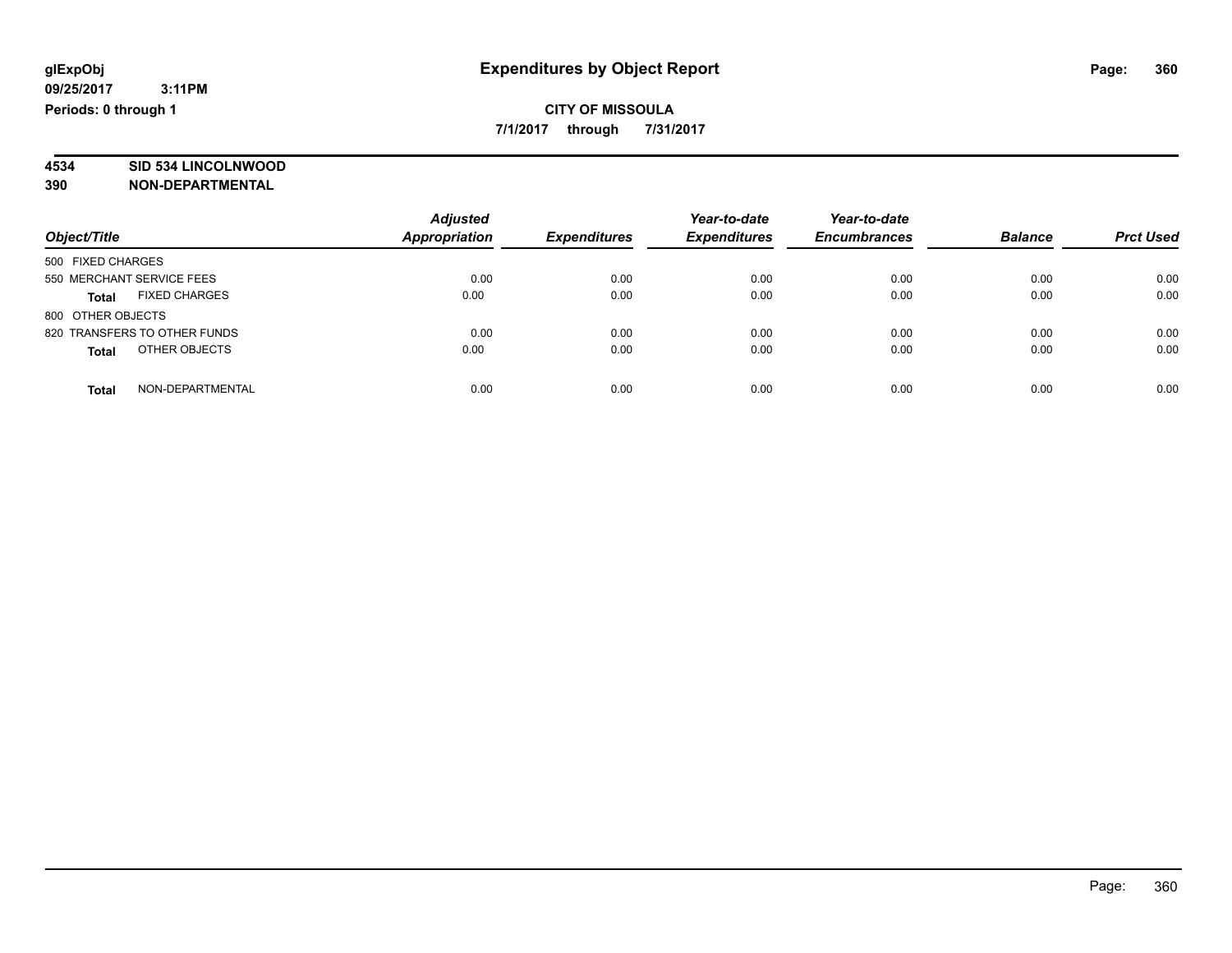**glExpObj** **Expenditures by Object Report**

**09/25/2017 3:11PM**

**Periods: 0 through 1**

**CITY OF MISSOULA**

**7/1/2017 through 7/31/2017**

**4534 SID 534 LINCOLNWOOD**

**390 NON-DEPARTMENTAL**

| Object/Title | | Adjusted Appropriation | Expenditures | Year-to-date Expenditures | Year-to-date Encumbrances | Balance | Prct Used |
|---|---|---|---|---|---|---|---|
| 500 FIXED CHARGES | | | | | | | |
| 550 MERCHANT SERVICE FEES | | 0.00 | 0.00 | 0.00 | 0.00 | 0.00 | 0.00 |
| **Total** | FIXED CHARGES | 0.00 | 0.00 | 0.00 | 0.00 | 0.00 | 0.00 |
| 800 OTHER OBJECTS | | | | | | | |
| 820 TRANSFERS TO OTHER FUNDS | | 0.00 | 0.00 | 0.00 | 0.00 | 0.00 | 0.00 |
| **Total** | OTHER OBJECTS | 0.00 | 0.00 | 0.00 | 0.00 | 0.00 | 0.00 |
| **Total** | NON-DEPARTMENTAL | 0.00 | 0.00 | 0.00 | 0.00 | 0.00 | 0.00 |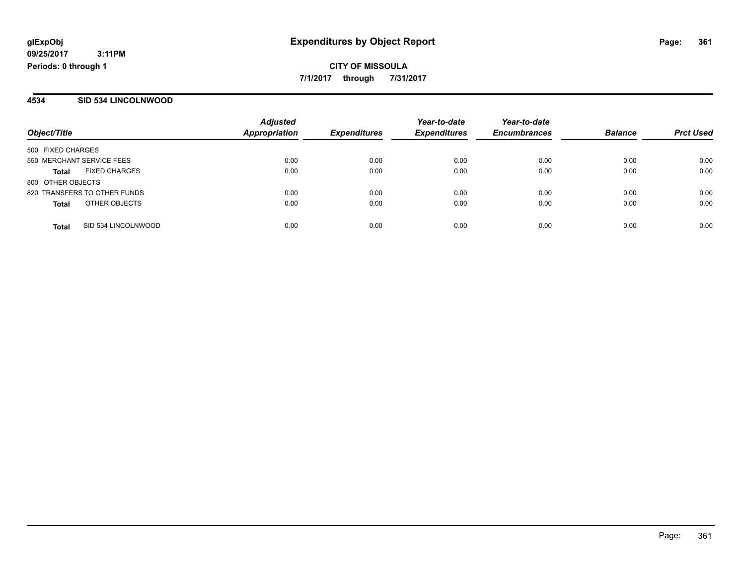# Expenditures by Object Report

glExpObj
09/25/2017 3:11PM
Periods: 0 through 1

**CITY OF MISSOULA**
**7/1/2017 through 7/31/2017**

## 4534 SID 534 LINCOLNWOOD

| Object/Title | | Adjusted Appropriation | Expenditures | Year-to-date Expenditures | Year-to-date Encumbrances | Balance | Prct Used |
|---|---|---|---|---|---|---|---|
| 500 FIXED CHARGES | | | | | | | |
| 550 MERCHANT SERVICE FEES | | 0.00 | 0.00 | 0.00 | 0.00 | 0.00 | 0.00 |
| **Total** | FIXED CHARGES | 0.00 | 0.00 | 0.00 | 0.00 | 0.00 | 0.00 |
| 800 OTHER OBJECTS | | | | | | | |
| 820 TRANSFERS TO OTHER FUNDS | | 0.00 | 0.00 | 0.00 | 0.00 | 0.00 | 0.00 |
| **Total** | OTHER OBJECTS | 0.00 | 0.00 | 0.00 | 0.00 | 0.00 | 0.00 |
| **Total** | SID 534 LINCOLNWOOD | 0.00 | 0.00 | 0.00 | 0.00 | 0.00 | 0.00 |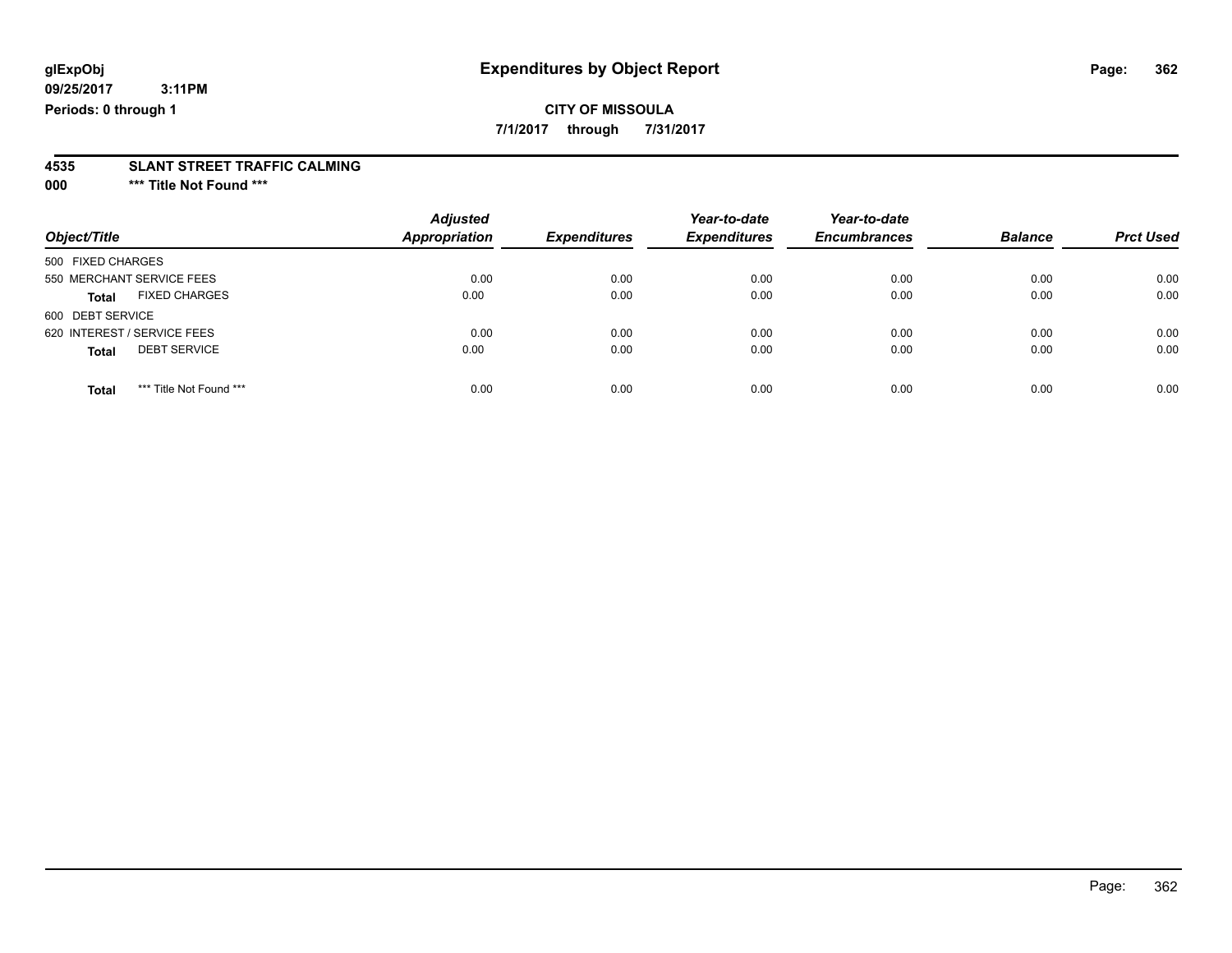**glExpObj** **Expenditures by Object Report**

**09/25/2017 3:11PM**

**Periods: 0 through 1**

**CITY OF MISSOULA**

**7/1/2017 through 7/31/2017**

**4535 SLANT STREET TRAFFIC CALMING**

**000 \*\*\* Title Not Found \*\*\***

| Object/Title | Adjusted Appropriation | Expenditures | Year-to-date Expenditures | Year-to-date Encumbrances | Balance | Prct Used |
|---|---|---|---|---|---|---|
| 500 FIXED CHARGES | | | | | | |
| 550 MERCHANT SERVICE FEES | 0.00 | 0.00 | 0.00 | 0.00 | 0.00 | 0.00 |
| **Total** FIXED CHARGES | 0.00 | 0.00 | 0.00 | 0.00 | 0.00 | 0.00 |
| 600 DEBT SERVICE | | | | | | |
| 620 INTEREST / SERVICE FEES | 0.00 | 0.00 | 0.00 | 0.00 | 0.00 | 0.00 |
| **Total** DEBT SERVICE | 0.00 | 0.00 | 0.00 | 0.00 | 0.00 | 0.00 |
| **Total** \*\*\* Title Not Found \*\*\* | 0.00 | 0.00 | 0.00 | 0.00 | 0.00 | 0.00 |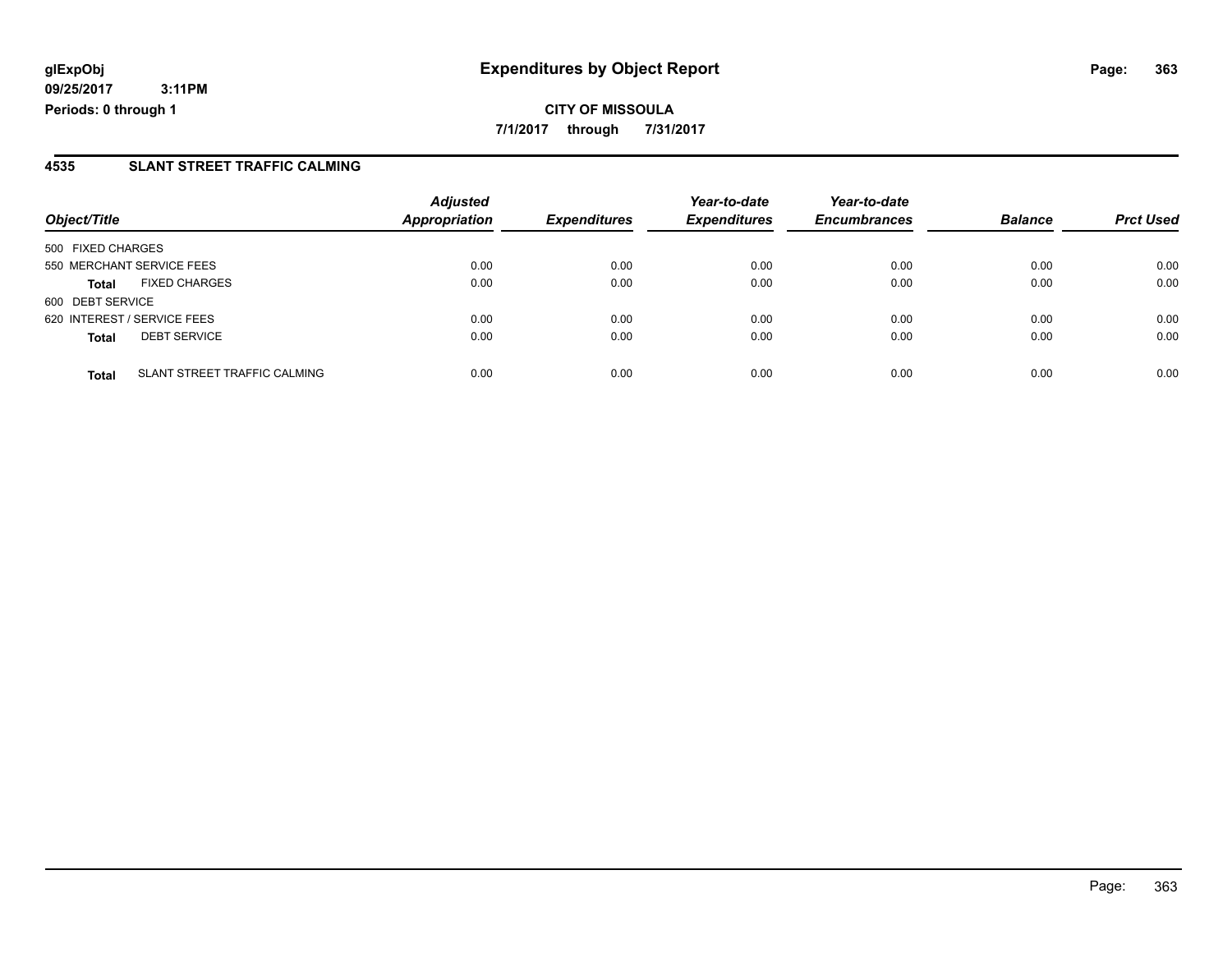**glExpObj**
**09/25/2017 3:11PM**
**Periods: 0 through 1**

# Expenditures by Object Report

**CITY OF MISSOULA**
**7/1/2017 through 7/31/2017**

## 4535 SLANT STREET TRAFFIC CALMING

| Object/Title | *Adjusted Appropriation* | *Expenditures* | *Year-to-date Expenditures* | *Year-to-date Encumbrances* | *Balance* | *Prct Used* |
|---|---|---|---|---|---|---|
| 500 FIXED CHARGES | | | | | | |
| 550 MERCHANT SERVICE FEES | 0.00 | 0.00 | 0.00 | 0.00 | 0.00 | 0.00 |
| **Total** FIXED CHARGES | 0.00 | 0.00 | 0.00 | 0.00 | 0.00 | 0.00 |
| 600 DEBT SERVICE | | | | | | |
| 620 INTEREST / SERVICE FEES | 0.00 | 0.00 | 0.00 | 0.00 | 0.00 | 0.00 |
| **Total** DEBT SERVICE | 0.00 | 0.00 | 0.00 | 0.00 | 0.00 | 0.00 |
| **Total** SLANT STREET TRAFFIC CALMING | 0.00 | 0.00 | 0.00 | 0.00 | 0.00 | 0.00 |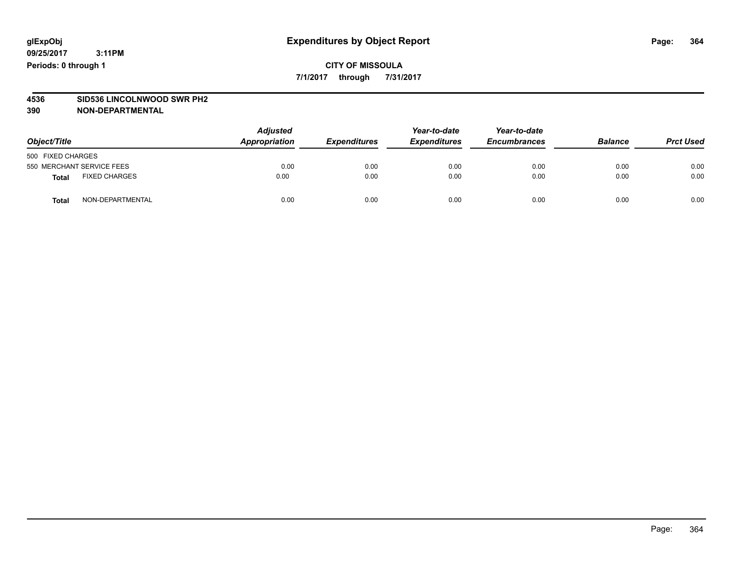**glExpObj** **Expenditures by Object Report**

**09/25/2017 3:11PM**

**Periods: 0 through 1**

**CITY OF MISSOULA**

**7/1/2017 through 7/31/2017**

**4536 SID536 LINCOLNWOOD SWR PH2**

**390 NON-DEPARTMENTAL**

| Object/Title | | Adjusted Appropriation | Expenditures | Year-to-date Expenditures | Year-to-date Encumbrances | Balance | Prct Used |
|---|---|---|---|---|---|---|---|
| 500 FIXED CHARGES | | | | | | | |
| 550 MERCHANT SERVICE FEES | | 0.00 | 0.00 | 0.00 | 0.00 | 0.00 | 0.00 |
| **Total** | FIXED CHARGES | 0.00 | 0.00 | 0.00 | 0.00 | 0.00 | 0.00 |
| **Total** | NON-DEPARTMENTAL | 0.00 | 0.00 | 0.00 | 0.00 | 0.00 | 0.00 |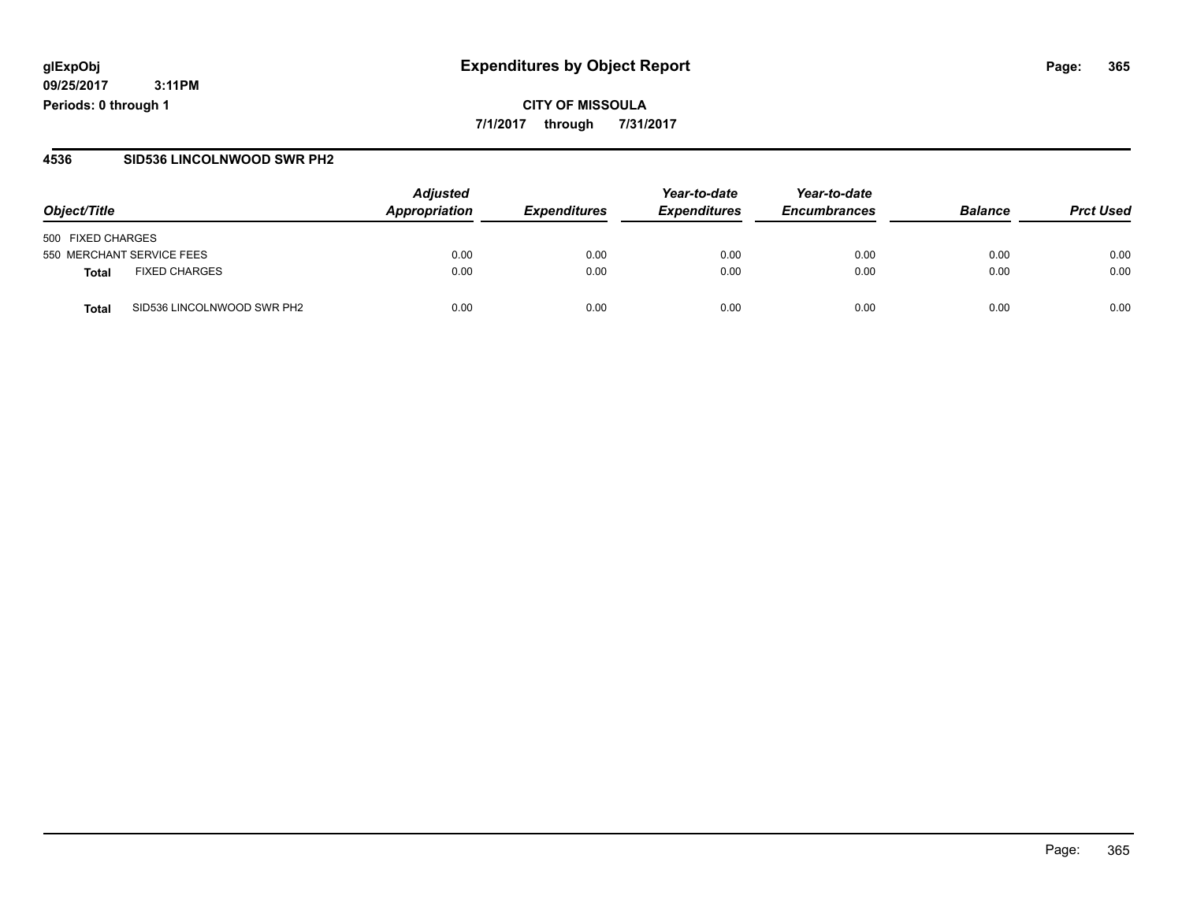**glExpObj**
**09/25/2017 3:11PM**
**Periods: 0 through 1**

# Expenditures by Object Report

**CITY OF MISSOULA**
**7/1/2017 through 7/31/2017**

## 4536 SID536 LINCOLNWOOD SWR PH2

| Object/Title | | Adjusted Appropriation | Expenditures | Year-to-date Expenditures | Year-to-date Encumbrances | Balance | Prct Used |
|---|---|---|---|---|---|---|---|
| 500 FIXED CHARGES | | | | | | | |
| 550 MERCHANT SERVICE FEES | | 0.00 | 0.00 | 0.00 | 0.00 | 0.00 | 0.00 |
| **Total** | FIXED CHARGES | 0.00 | 0.00 | 0.00 | 0.00 | 0.00 | 0.00 |
| **Total** | SID536 LINCOLNWOOD SWR PH2 | 0.00 | 0.00 | 0.00 | 0.00 | 0.00 | 0.00 |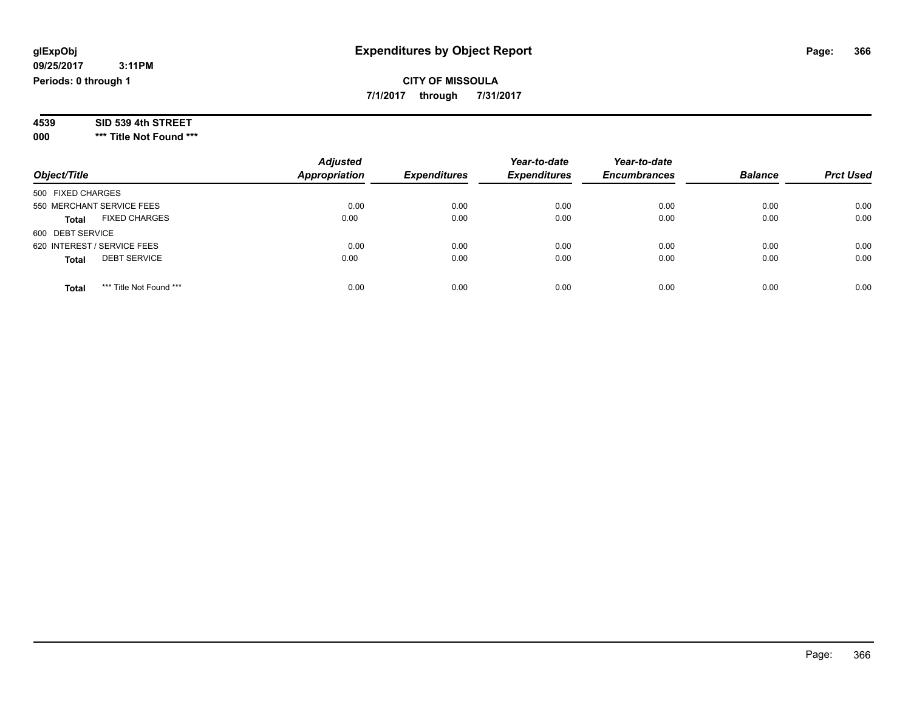glExpObj
09/25/2017 3:11PM
Periods: 0 through 1

# Expenditures by Object Report

**CITY OF MISSOULA**
**7/1/2017 through 7/31/2017**

**4539 SID 539 4th STREET**
**000 *** Title Not Found *****

| Object/Title | Adjusted Appropriation | Expenditures | Year-to-date Expenditures | Year-to-date Encumbrances | Balance | Prct Used |
|---|---|---|---|---|---|---|
| 500 FIXED CHARGES | | | | | | |
| 550 MERCHANT SERVICE FEES | 0.00 | 0.00 | 0.00 | 0.00 | 0.00 | 0.00 |
| **Total** FIXED CHARGES | 0.00 | 0.00 | 0.00 | 0.00 | 0.00 | 0.00 |
| 600 DEBT SERVICE | | | | | | |
| 620 INTEREST / SERVICE FEES | 0.00 | 0.00 | 0.00 | 0.00 | 0.00 | 0.00 |
| **Total** DEBT SERVICE | 0.00 | 0.00 | 0.00 | 0.00 | 0.00 | 0.00 |
| **Total** *** Title Not Found *** | 0.00 | 0.00 | 0.00 | 0.00 | 0.00 | 0.00 |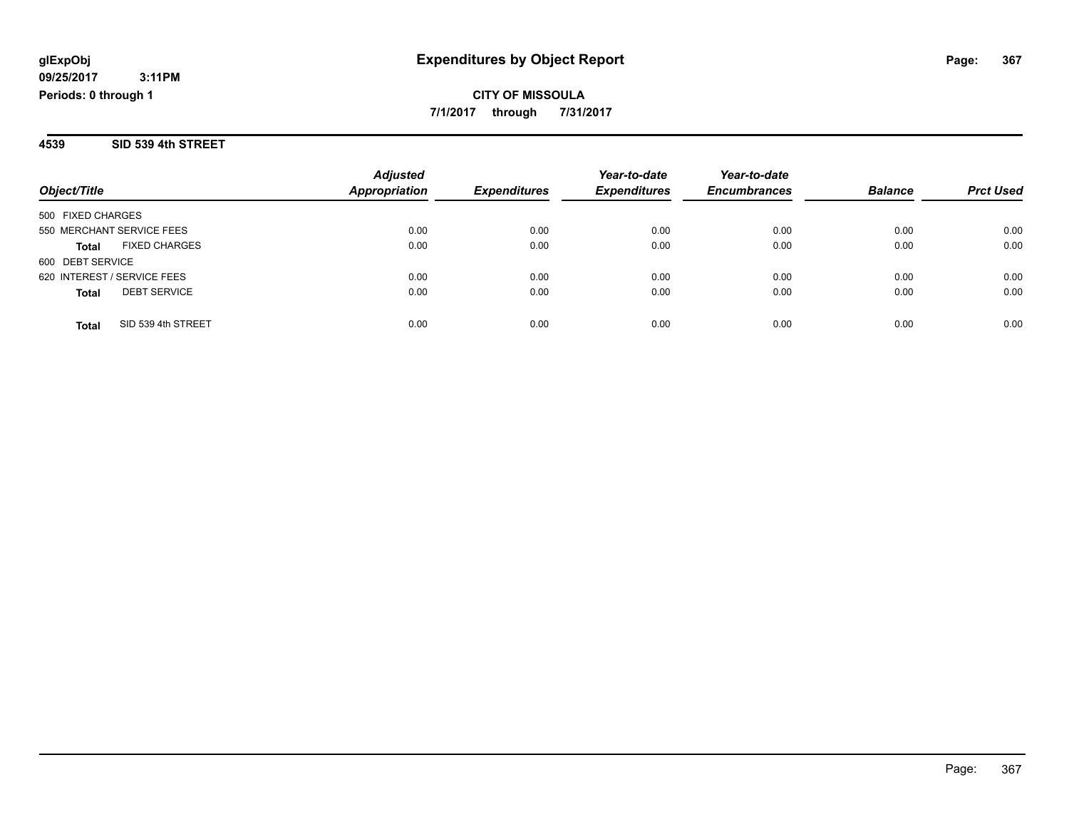**glExpObj**
**09/25/2017 3:11PM**
**Periods: 0 through 1**

# Expenditures by Object Report

**CITY OF MISSOULA**
**7/1/2017 through 7/31/2017**

## 4539 SID 539 4th STREET

| Object/Title | Adjusted Appropriation | Expenditures | Year-to-date Expenditures | Year-to-date Encumbrances | Balance | Prct Used |
|---|---|---|---|---|---|---|
| 500 FIXED CHARGES | | | | | | |
| 550 MERCHANT SERVICE FEES | 0.00 | 0.00 | 0.00 | 0.00 | 0.00 | 0.00 |
| **Total** FIXED CHARGES | 0.00 | 0.00 | 0.00 | 0.00 | 0.00 | 0.00 |
| 600 DEBT SERVICE | | | | | | |
| 620 INTEREST / SERVICE FEES | 0.00 | 0.00 | 0.00 | 0.00 | 0.00 | 0.00 |
| **Total** DEBT SERVICE | 0.00 | 0.00 | 0.00 | 0.00 | 0.00 | 0.00 |
| **Total** SID 539 4th STREET | 0.00 | 0.00 | 0.00 | 0.00 | 0.00 | 0.00 |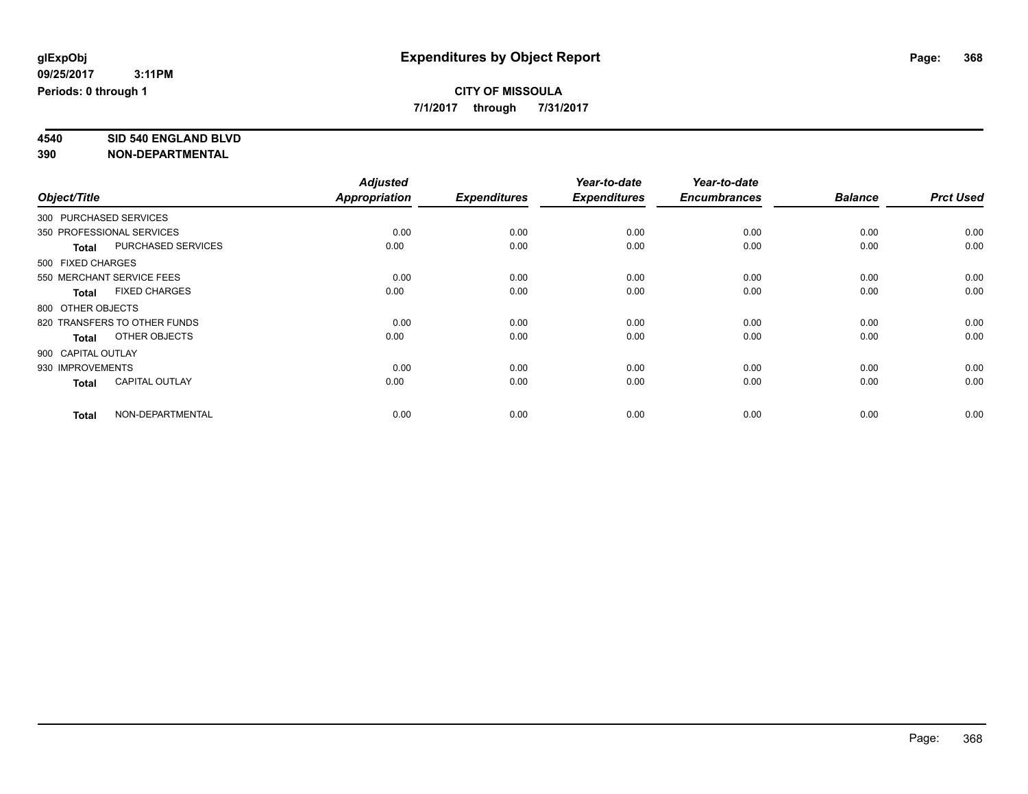glExpObj
09/25/2017 3:11PM
Periods: 0 through 1

# Expenditures by Object Report

**CITY OF MISSOULA**
**7/1/2017 through 7/31/2017**

**4540 SID 540 ENGLAND BLVD**
**390 NON-DEPARTMENTAL**

| Object/Title | Adjusted Appropriation | Expenditures | Year-to-date Expenditures | Year-to-date Encumbrances | Balance | Prct Used |
|---|---|---|---|---|---|---|
| 300 PURCHASED SERVICES | | | | | | |
| 350 PROFESSIONAL SERVICES | 0.00 | 0.00 | 0.00 | 0.00 | 0.00 | 0.00 |
| **Total** PURCHASED SERVICES | 0.00 | 0.00 | 0.00 | 0.00 | 0.00 | 0.00 |
| 500 FIXED CHARGES | | | | | | |
| 550 MERCHANT SERVICE FEES | 0.00 | 0.00 | 0.00 | 0.00 | 0.00 | 0.00 |
| **Total** FIXED CHARGES | 0.00 | 0.00 | 0.00 | 0.00 | 0.00 | 0.00 |
| 800 OTHER OBJECTS | | | | | | |
| 820 TRANSFERS TO OTHER FUNDS | 0.00 | 0.00 | 0.00 | 0.00 | 0.00 | 0.00 |
| **Total** OTHER OBJECTS | 0.00 | 0.00 | 0.00 | 0.00 | 0.00 | 0.00 |
| 900 CAPITAL OUTLAY | | | | | | |
| 930 IMPROVEMENTS | 0.00 | 0.00 | 0.00 | 0.00 | 0.00 | 0.00 |
| **Total** CAPITAL OUTLAY | 0.00 | 0.00 | 0.00 | 0.00 | 0.00 | 0.00 |
| **Total** NON-DEPARTMENTAL | 0.00 | 0.00 | 0.00 | 0.00 | 0.00 | 0.00 |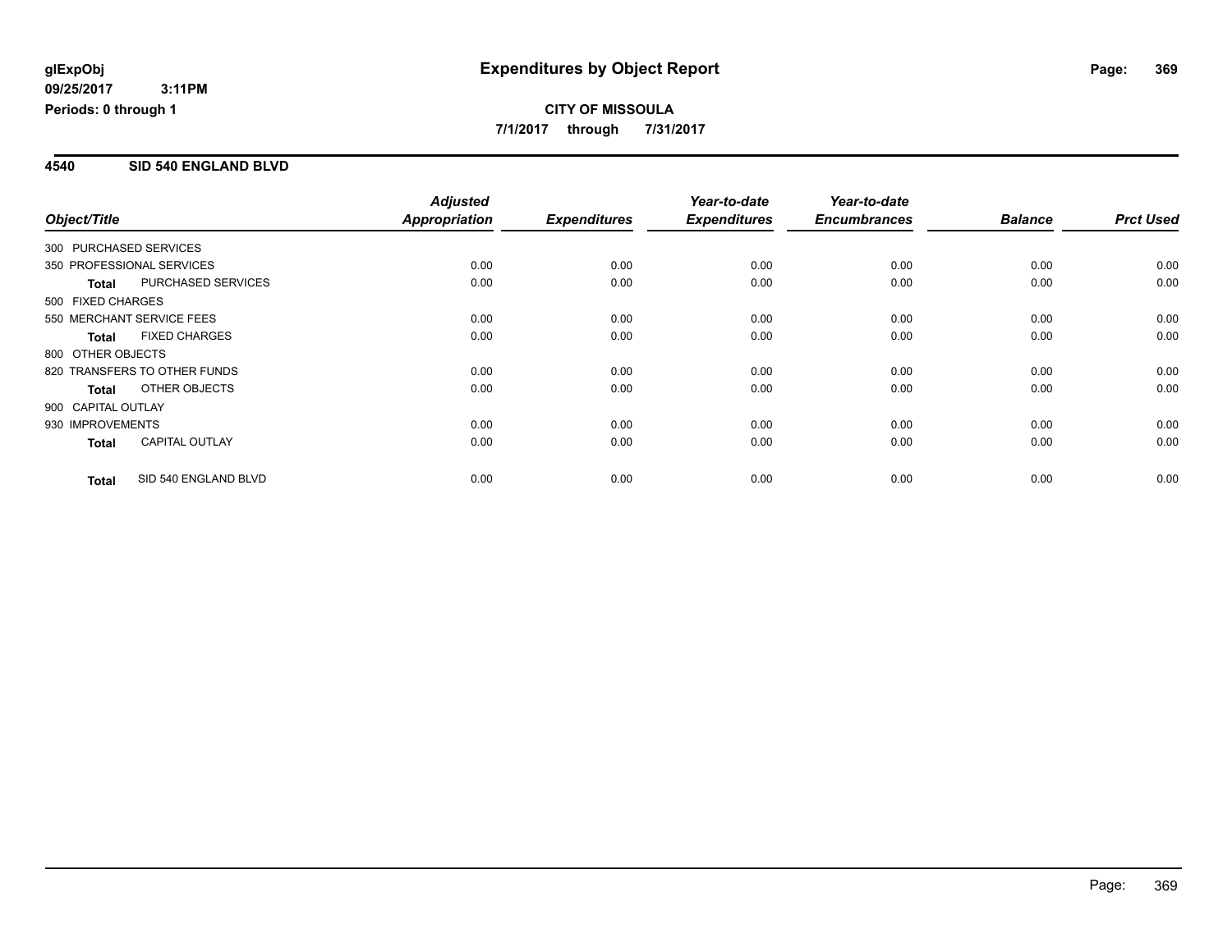# Expenditures by Object Report

glExpObj
09/25/2017 3:11PM
Periods: 0 through 1

**CITY OF MISSOULA**
7/1/2017 through 7/31/2017

## 4540 SID 540 ENGLAND BLVD

| Object/Title | | Adjusted Appropriation | Expenditures | Year-to-date Expenditures | Year-to-date Encumbrances | Balance | Prct Used |
|---|---|---|---|---|---|---|---|
| 300 PURCHASED SERVICES | | | | | | | |
| 350 PROFESSIONAL SERVICES | | 0.00 | 0.00 | 0.00 | 0.00 | 0.00 | 0.00 |
| Total | PURCHASED SERVICES | 0.00 | 0.00 | 0.00 | 0.00 | 0.00 | 0.00 |
| 500 FIXED CHARGES | | | | | | | |
| 550 MERCHANT SERVICE FEES | | 0.00 | 0.00 | 0.00 | 0.00 | 0.00 | 0.00 |
| Total | FIXED CHARGES | 0.00 | 0.00 | 0.00 | 0.00 | 0.00 | 0.00 |
| 800 OTHER OBJECTS | | | | | | | |
| 820 TRANSFERS TO OTHER FUNDS | | 0.00 | 0.00 | 0.00 | 0.00 | 0.00 | 0.00 |
| Total | OTHER OBJECTS | 0.00 | 0.00 | 0.00 | 0.00 | 0.00 | 0.00 |
| 900 CAPITAL OUTLAY | | | | | | | |
| 930 IMPROVEMENTS | | 0.00 | 0.00 | 0.00 | 0.00 | 0.00 | 0.00 |
| Total | CAPITAL OUTLAY | 0.00 | 0.00 | 0.00 | 0.00 | 0.00 | 0.00 |
| Total | SID 540 ENGLAND BLVD | 0.00 | 0.00 | 0.00 | 0.00 | 0.00 | 0.00 |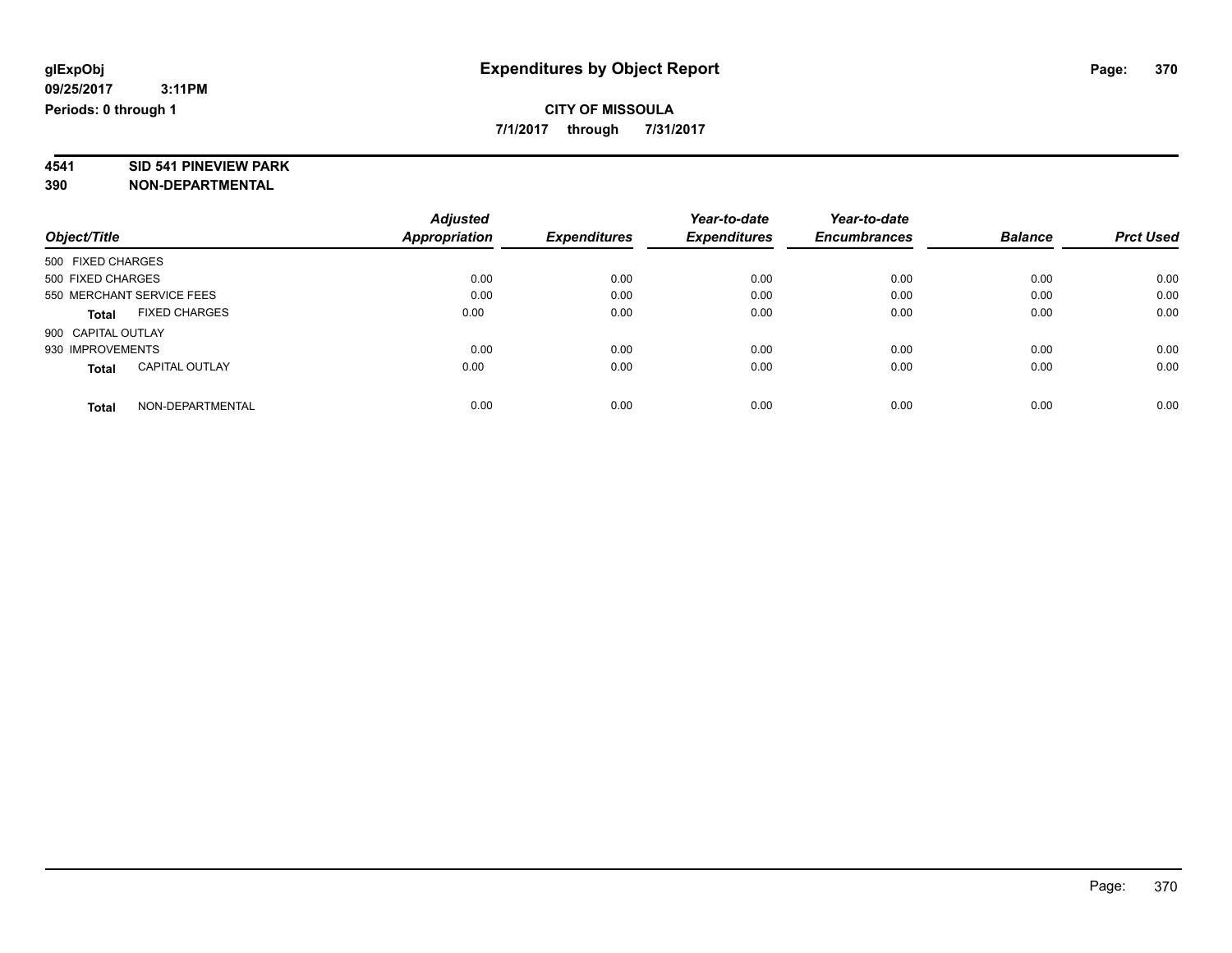**glExpObj** **Expenditures by Object Report**

**09/25/2017 3:11PM**

**Periods: 0 through 1**

**CITY OF MISSOULA**

**7/1/2017 through 7/31/2017**

**4541 SID 541 PINEVIEW PARK**

**390 NON-DEPARTMENTAL**

| Object/Title | Adjusted Appropriation | Expenditures | Year-to-date Expenditures | Year-to-date Encumbrances | Balance | Prct Used |
|---|---|---|---|---|---|---|
| 500 FIXED CHARGES | | | | | | |
| 500 FIXED CHARGES | 0.00 | 0.00 | 0.00 | 0.00 | 0.00 | 0.00 |
| 550 MERCHANT SERVICE FEES | 0.00 | 0.00 | 0.00 | 0.00 | 0.00 | 0.00 |
| **Total** FIXED CHARGES | 0.00 | 0.00 | 0.00 | 0.00 | 0.00 | 0.00 |
| 900 CAPITAL OUTLAY | | | | | | |
| 930 IMPROVEMENTS | 0.00 | 0.00 | 0.00 | 0.00 | 0.00 | 0.00 |
| **Total** CAPITAL OUTLAY | 0.00 | 0.00 | 0.00 | 0.00 | 0.00 | 0.00 |
| **Total** NON-DEPARTMENTAL | 0.00 | 0.00 | 0.00 | 0.00 | 0.00 | 0.00 |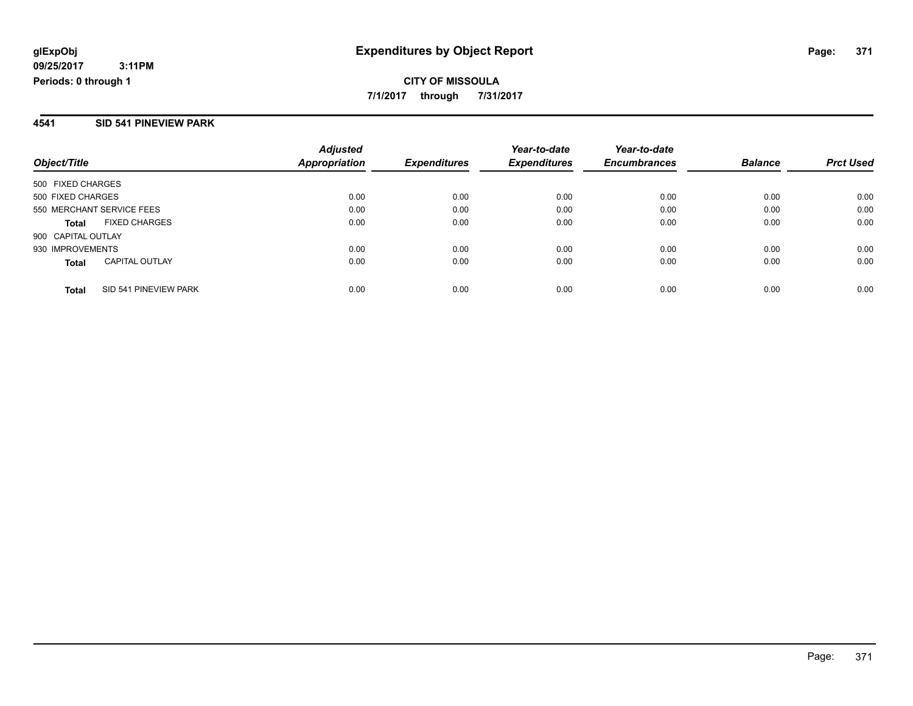glExpObj
09/25/2017 3:11PM
Periods: 0 through 1

# Expenditures by Object Report

CITY OF MISSOULA

7/1/2017 through 7/31/2017

**4541 SID 541 PINEVIEW PARK**

| Object/Title | | Adjusted Appropriation | Expenditures | Year-to-date Expenditures | Year-to-date Encumbrances | Balance | Prct Used |
|---|---|---|---|---|---|---|---|
| 500 FIXED CHARGES | | | | | | | |
| 500 FIXED CHARGES | | 0.00 | 0.00 | 0.00 | 0.00 | 0.00 | 0.00 |
| 550 MERCHANT SERVICE FEES | | 0.00 | 0.00 | 0.00 | 0.00 | 0.00 | 0.00 |
| **Total** | FIXED CHARGES | 0.00 | 0.00 | 0.00 | 0.00 | 0.00 | 0.00 |
| 900 CAPITAL OUTLAY | | | | | | | |
| 930 IMPROVEMENTS | | 0.00 | 0.00 | 0.00 | 0.00 | 0.00 | 0.00 |
| **Total** | CAPITAL OUTLAY | 0.00 | 0.00 | 0.00 | 0.00 | 0.00 | 0.00 |
| **Total** | SID 541 PINEVIEW PARK | 0.00 | 0.00 | 0.00 | 0.00 | 0.00 | 0.00 |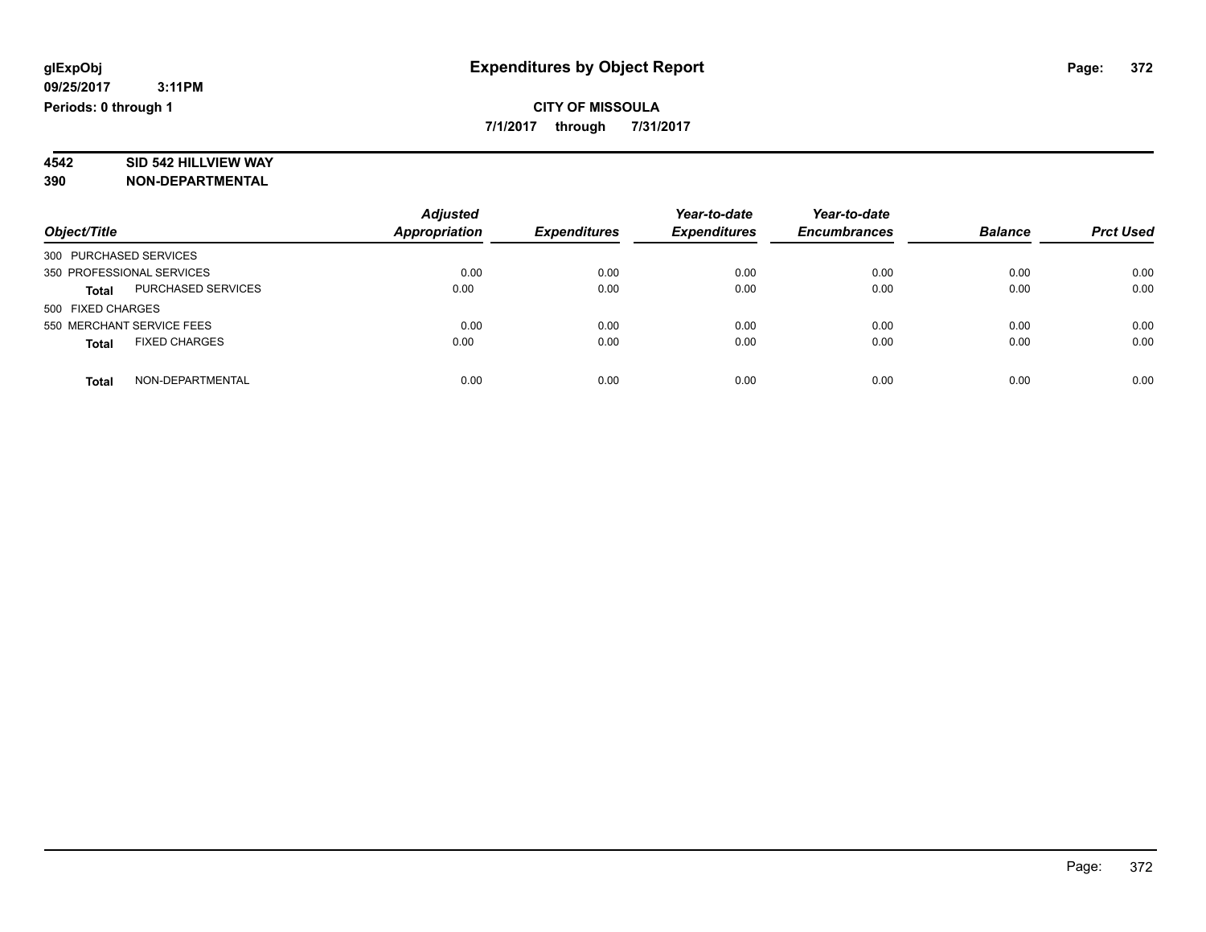glExpObj

09/25/2017 3:11PM

Periods: 0 through 1

# Expenditures by Object Report

**CITY OF MISSOULA**

**7/1/2017 through 7/31/2017**

**4542 SID 542 HILLVIEW WAY**

**390 NON-DEPARTMENTAL**

| Object/Title | | Adjusted Appropriation | Expenditures | Year-to-date Expenditures | Year-to-date Encumbrances | Balance | Prct Used |
|---|---|---|---|---|---|---|---|
| 300 PURCHASED SERVICES | | | | | | | |
| 350 PROFESSIONAL SERVICES | | 0.00 | 0.00 | 0.00 | 0.00 | 0.00 | 0.00 |
| **Total** | PURCHASED SERVICES | 0.00 | 0.00 | 0.00 | 0.00 | 0.00 | 0.00 |
| 500 FIXED CHARGES | | | | | | | |
| 550 MERCHANT SERVICE FEES | | 0.00 | 0.00 | 0.00 | 0.00 | 0.00 | 0.00 |
| **Total** | FIXED CHARGES | 0.00 | 0.00 | 0.00 | 0.00 | 0.00 | 0.00 |
| **Total** | NON-DEPARTMENTAL | 0.00 | 0.00 | 0.00 | 0.00 | 0.00 | 0.00 |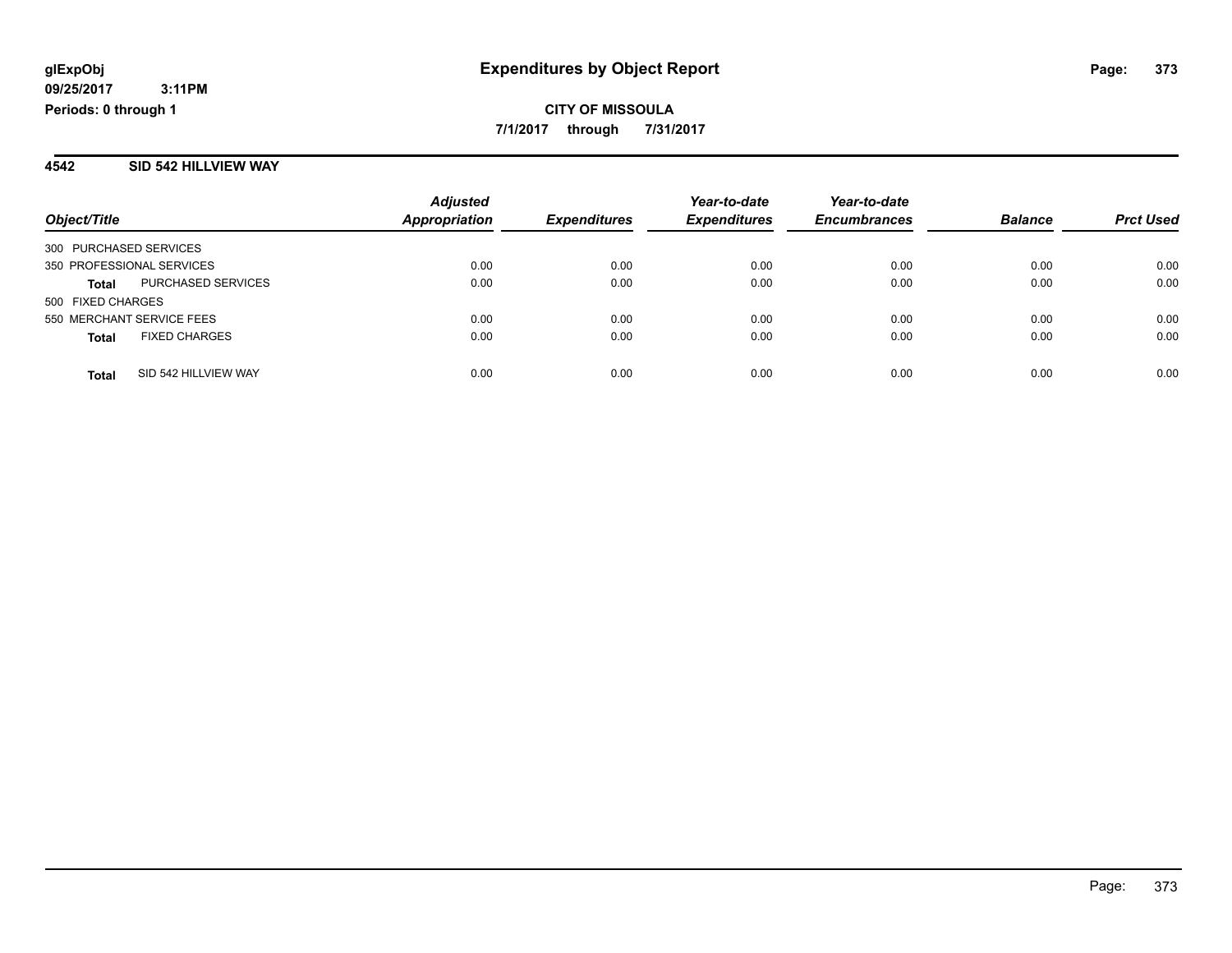**glExpObj** **Expenditures by Object Report**
**09/25/2017 3:11PM**
**Periods: 0 through 1**

**CITY OF MISSOULA**
**7/1/2017 through 7/31/2017**

**4542 SID 542 HILLVIEW WAY**

| Object/Title | | *Adjusted Appropriation* | *Expenditures* | *Year-to-date Expenditures* | *Year-to-date Encumbrances* | *Balance* | *Prct Used* |
|---|---|---|---|---|---|---|---|
| 300 PURCHASED SERVICES | | | | | | | |
| 350 PROFESSIONAL SERVICES | | 0.00 | 0.00 | 0.00 | 0.00 | 0.00 | 0.00 |
| **Total** | PURCHASED SERVICES | 0.00 | 0.00 | 0.00 | 0.00 | 0.00 | 0.00 |
| 500 FIXED CHARGES | | | | | | | |
| 550 MERCHANT SERVICE FEES | | 0.00 | 0.00 | 0.00 | 0.00 | 0.00 | 0.00 |
| **Total** | FIXED CHARGES | 0.00 | 0.00 | 0.00 | 0.00 | 0.00 | 0.00 |
| **Total** | SID 542 HILLVIEW WAY | 0.00 | 0.00 | 0.00 | 0.00 | 0.00 | 0.00 |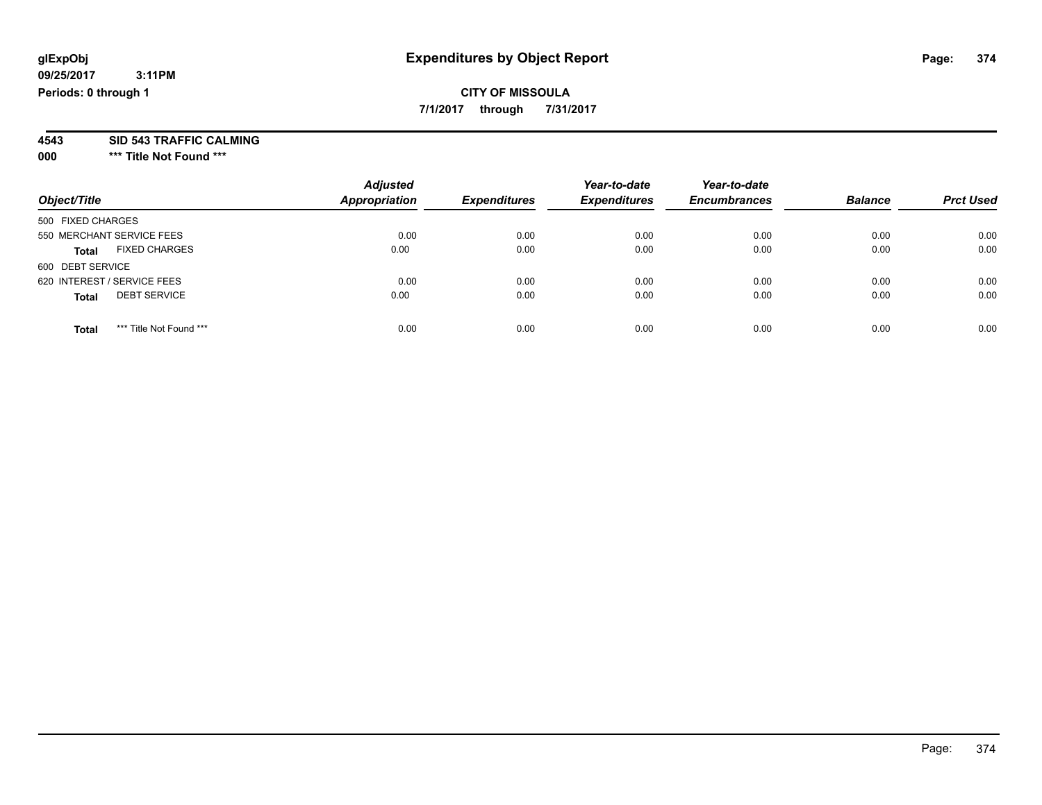glExpObj
09/25/2017 3:11PM
Periods: 0 through 1

# Expenditures by Object Report

**CITY OF MISSOULA**

**7/1/2017 through 7/31/2017**

**4543 SID 543 TRAFFIC CALMING**

**000 \*** Title Not Found \*****

| Object/Title | Adjusted Appropriation | Expenditures | Year-to-date Expenditures | Year-to-date Encumbrances | Balance | Prct Used |
|---|---|---|---|---|---|---|
| 500 FIXED CHARGES | | | | | | |
| 550 MERCHANT SERVICE FEES | 0.00 | 0.00 | 0.00 | 0.00 | 0.00 | 0.00 |
| **Total** FIXED CHARGES | 0.00 | 0.00 | 0.00 | 0.00 | 0.00 | 0.00 |
| 600 DEBT SERVICE | | | | | | |
| 620 INTEREST / SERVICE FEES | 0.00 | 0.00 | 0.00 | 0.00 | 0.00 | 0.00 |
| **Total** DEBT SERVICE | 0.00 | 0.00 | 0.00 | 0.00 | 0.00 | 0.00 |
| **Total** *** Title Not Found *** | 0.00 | 0.00 | 0.00 | 0.00 | 0.00 | 0.00 |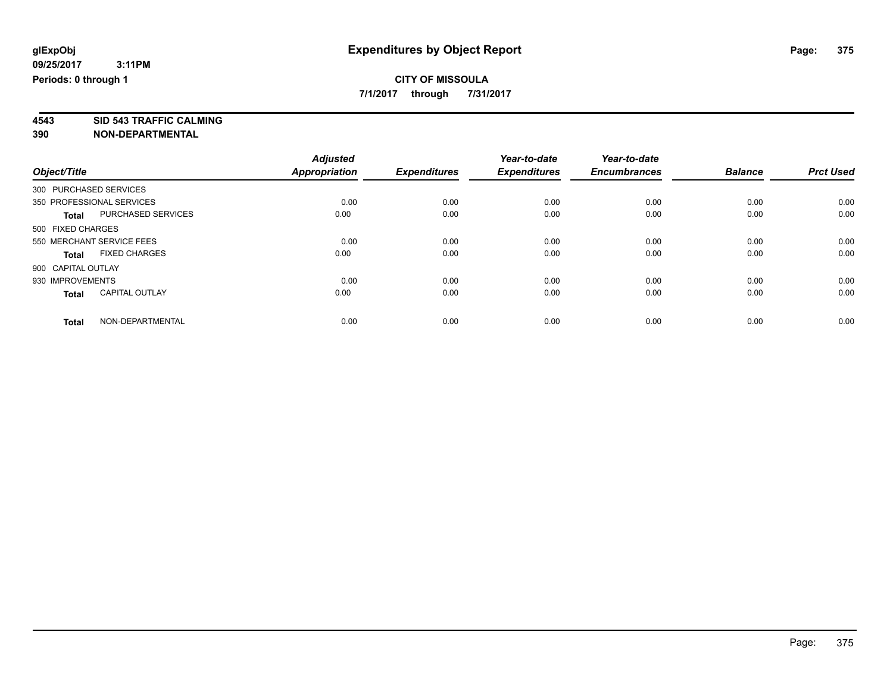**glExpObj** **Expenditures by Object Report**

**09/25/2017 3:11PM**

**Periods: 0 through 1**

**CITY OF MISSOULA**

**7/1/2017 through 7/31/2017**

**4543 SID 543 TRAFFIC CALMING**

**390 NON-DEPARTMENTAL**

| Object/Title | | Adjusted Appropriation | Expenditures | Year-to-date Expenditures | Year-to-date Encumbrances | Balance | Prct Used |
|---|---|---|---|---|---|---|---|
| 300 PURCHASED SERVICES | | | | | | | |
| 350 PROFESSIONAL SERVICES | | 0.00 | 0.00 | 0.00 | 0.00 | 0.00 | 0.00 |
| **Total** | PURCHASED SERVICES | 0.00 | 0.00 | 0.00 | 0.00 | 0.00 | 0.00 |
| 500 FIXED CHARGES | | | | | | | |
| 550 MERCHANT SERVICE FEES | | 0.00 | 0.00 | 0.00 | 0.00 | 0.00 | 0.00 |
| **Total** | FIXED CHARGES | 0.00 | 0.00 | 0.00 | 0.00 | 0.00 | 0.00 |
| 900 CAPITAL OUTLAY | | | | | | | |
| 930 IMPROVEMENTS | | 0.00 | 0.00 | 0.00 | 0.00 | 0.00 | 0.00 |
| **Total** | CAPITAL OUTLAY | 0.00 | 0.00 | 0.00 | 0.00 | 0.00 | 0.00 |
| **Total** | NON-DEPARTMENTAL | 0.00 | 0.00 | 0.00 | 0.00 | 0.00 | 0.00 |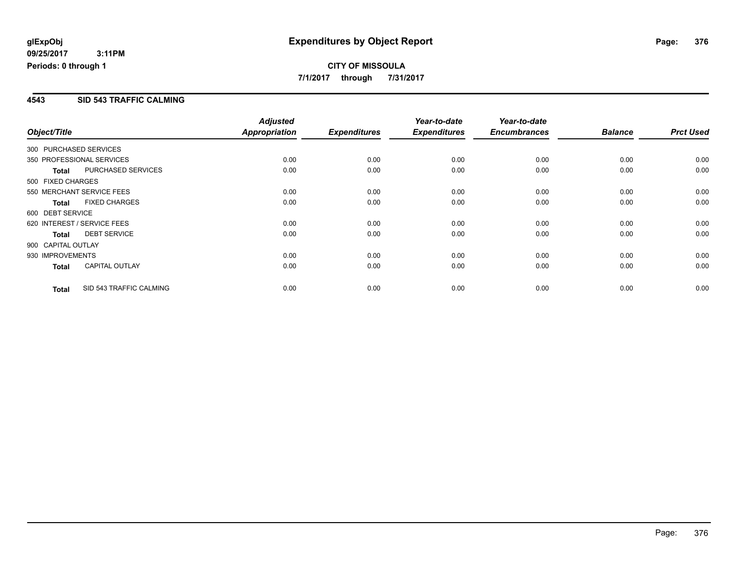**glExpObj**
**09/25/2017 3:11PM**
**Periods: 0 through 1**

# Expenditures by Object Report

**CITY OF MISSOULA**
**7/1/2017 through 7/31/2017**

## 4543 SID 543 TRAFFIC CALMING

| Object/Title | | *Adjusted Appropriation* | *Expenditures* | *Year-to-date Expenditures* | *Year-to-date Encumbrances* | *Balance* | *Prct Used* |
|---|---|---|---|---|---|---|---|
| 300 PURCHASED SERVICES | | | | | | | |
| 350 PROFESSIONAL SERVICES | | 0.00 | 0.00 | 0.00 | 0.00 | 0.00 | 0.00 |
| **Total** | PURCHASED SERVICES | 0.00 | 0.00 | 0.00 | 0.00 | 0.00 | 0.00 |
| 500 FIXED CHARGES | | | | | | | |
| 550 MERCHANT SERVICE FEES | | 0.00 | 0.00 | 0.00 | 0.00 | 0.00 | 0.00 |
| **Total** | FIXED CHARGES | 0.00 | 0.00 | 0.00 | 0.00 | 0.00 | 0.00 |
| 600 DEBT SERVICE | | | | | | | |
| 620 INTEREST / SERVICE FEES | | 0.00 | 0.00 | 0.00 | 0.00 | 0.00 | 0.00 |
| **Total** | DEBT SERVICE | 0.00 | 0.00 | 0.00 | 0.00 | 0.00 | 0.00 |
| 900 CAPITAL OUTLAY | | | | | | | |
| 930 IMPROVEMENTS | | 0.00 | 0.00 | 0.00 | 0.00 | 0.00 | 0.00 |
| **Total** | CAPITAL OUTLAY | 0.00 | 0.00 | 0.00 | 0.00 | 0.00 | 0.00 |
| **Total** | SID 543 TRAFFIC CALMING | 0.00 | 0.00 | 0.00 | 0.00 | 0.00 | 0.00 |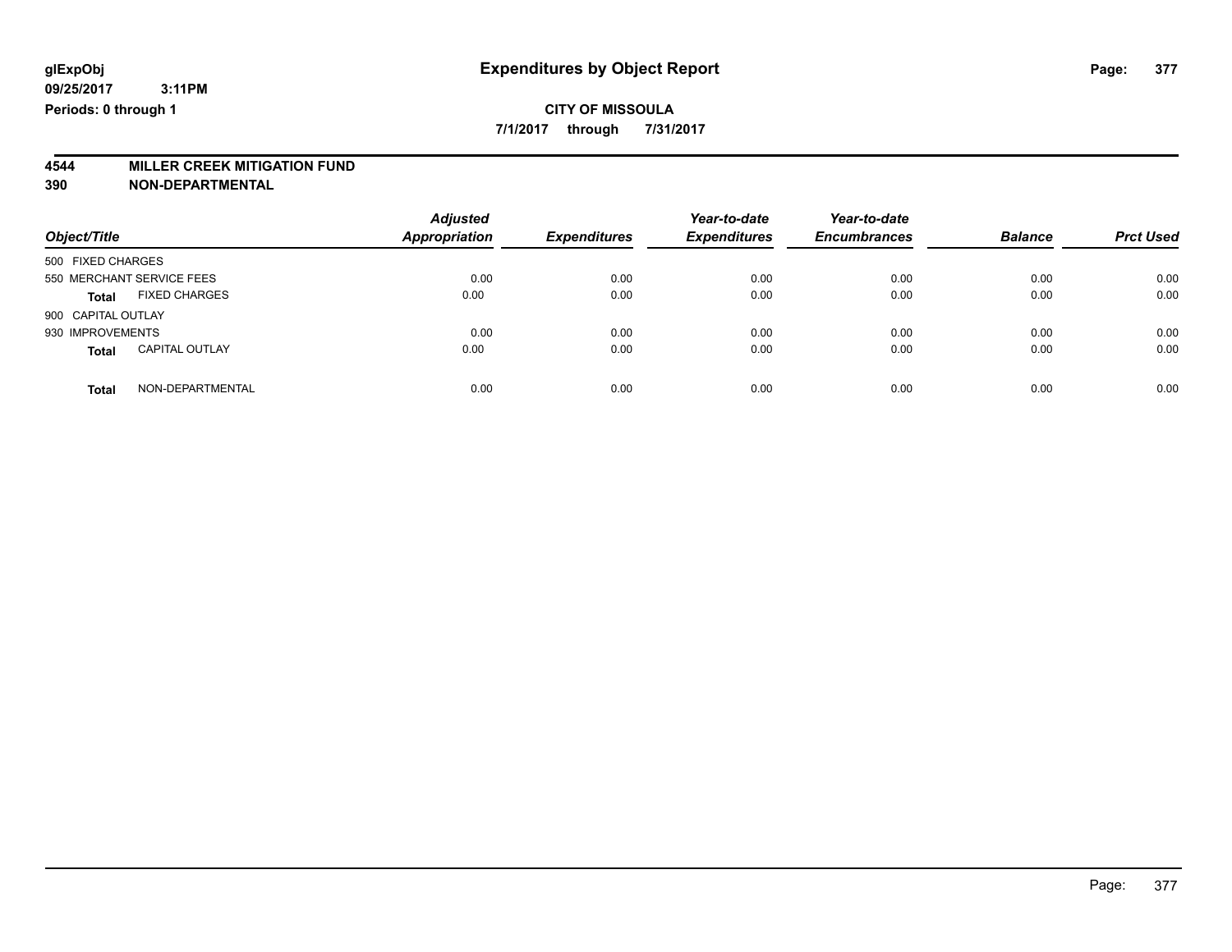**glExpObj** **Expenditures by Object Report**
**09/25/2017 3:11PM**
**Periods: 0 through 1**

**CITY OF MISSOULA**
**7/1/2017 through 7/31/2017**

## 4544 MILLER CREEK MITIGATION FUND
## 390 NON-DEPARTMENTAL

| Object/Title | Adjusted Appropriation | Expenditures | Year-to-date Expenditures | Year-to-date Encumbrances | Balance | Prct Used |
|---|---|---|---|---|---|---|
| 500 FIXED CHARGES | | | | | | |
| 550 MERCHANT SERVICE FEES | 0.00 | 0.00 | 0.00 | 0.00 | 0.00 | 0.00 |
| **Total** FIXED CHARGES | 0.00 | 0.00 | 0.00 | 0.00 | 0.00 | 0.00 |
| 900 CAPITAL OUTLAY | | | | | | |
| 930 IMPROVEMENTS | 0.00 | 0.00 | 0.00 | 0.00 | 0.00 | 0.00 |
| **Total** CAPITAL OUTLAY | 0.00 | 0.00 | 0.00 | 0.00 | 0.00 | 0.00 |
| **Total** NON-DEPARTMENTAL | 0.00 | 0.00 | 0.00 | 0.00 | 0.00 | 0.00 |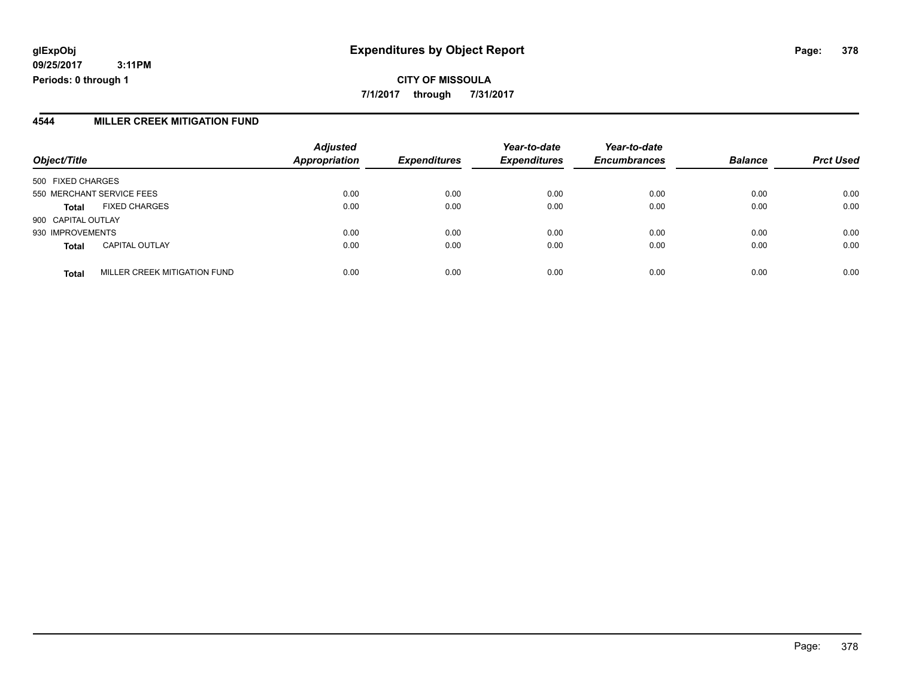**glExpObj**
**09/25/2017 3:11PM**
**Periods: 0 through 1**

# Expenditures by Object Report

**CITY OF MISSOULA**
**7/1/2017 through 7/31/2017**

## 4544 MILLER CREEK MITIGATION FUND

| Object/Title | | Adjusted Appropriation | Expenditures | Year-to-date Expenditures | Year-to-date Encumbrances | Balance | Prct Used |
|---|---|---|---|---|---|---|---|
| 500 FIXED CHARGES | | | | | | | |
| 550 MERCHANT SERVICE FEES | | 0.00 | 0.00 | 0.00 | 0.00 | 0.00 | 0.00 |
| **Total** | FIXED CHARGES | 0.00 | 0.00 | 0.00 | 0.00 | 0.00 | 0.00 |
| 900 CAPITAL OUTLAY | | | | | | | |
| 930 IMPROVEMENTS | | 0.00 | 0.00 | 0.00 | 0.00 | 0.00 | 0.00 |
| **Total** | CAPITAL OUTLAY | 0.00 | 0.00 | 0.00 | 0.00 | 0.00 | 0.00 |
| **Total** | MILLER CREEK MITIGATION FUND | 0.00 | 0.00 | 0.00 | 0.00 | 0.00 | 0.00 |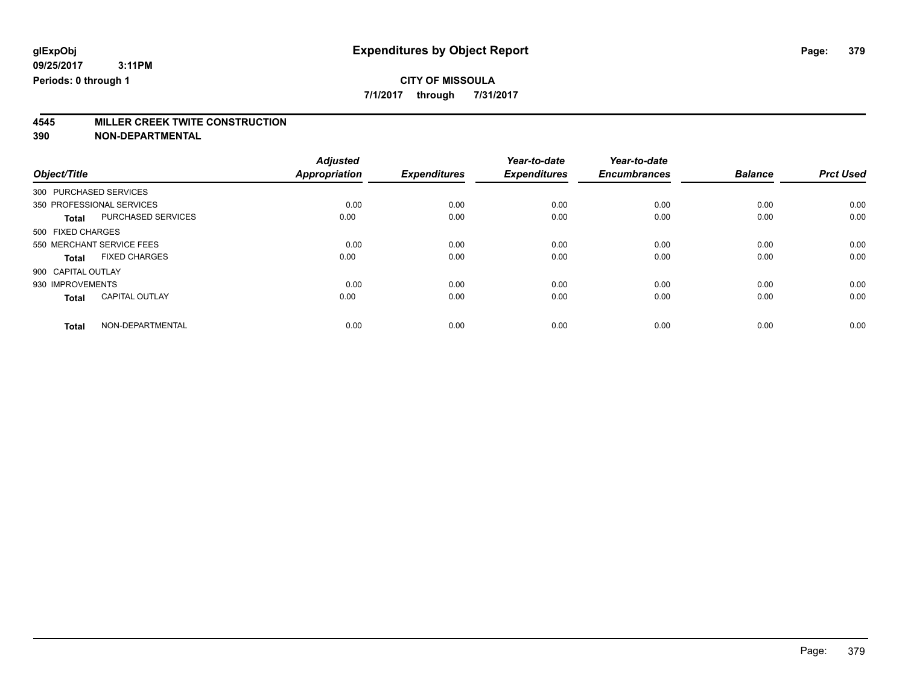glExpObj
09/25/2017 3:11PM
Periods: 0 through 1

# Expenditures by Object Report

**CITY OF MISSOULA**

**7/1/2017 through 7/31/2017**

## 4545 MILLER CREEK TWITE CONSTRUCTION
## 390 NON-DEPARTMENTAL

| Object/Title | | Adjusted Appropriation | Expenditures | Year-to-date Expenditures | Year-to-date Encumbrances | Balance | Prct Used |
|---|---|---|---|---|---|---|---|
| 300 PURCHASED SERVICES | | | | | | | |
| 350 PROFESSIONAL SERVICES | | 0.00 | 0.00 | 0.00 | 0.00 | 0.00 | 0.00 |
| **Total** | PURCHASED SERVICES | 0.00 | 0.00 | 0.00 | 0.00 | 0.00 | 0.00 |
| 500 FIXED CHARGES | | | | | | | |
| 550 MERCHANT SERVICE FEES | | 0.00 | 0.00 | 0.00 | 0.00 | 0.00 | 0.00 |
| **Total** | FIXED CHARGES | 0.00 | 0.00 | 0.00 | 0.00 | 0.00 | 0.00 |
| 900 CAPITAL OUTLAY | | | | | | | |
| 930 IMPROVEMENTS | | 0.00 | 0.00 | 0.00 | 0.00 | 0.00 | 0.00 |
| **Total** | CAPITAL OUTLAY | 0.00 | 0.00 | 0.00 | 0.00 | 0.00 | 0.00 |
| **Total** | NON-DEPARTMENTAL | 0.00 | 0.00 | 0.00 | 0.00 | 0.00 | 0.00 |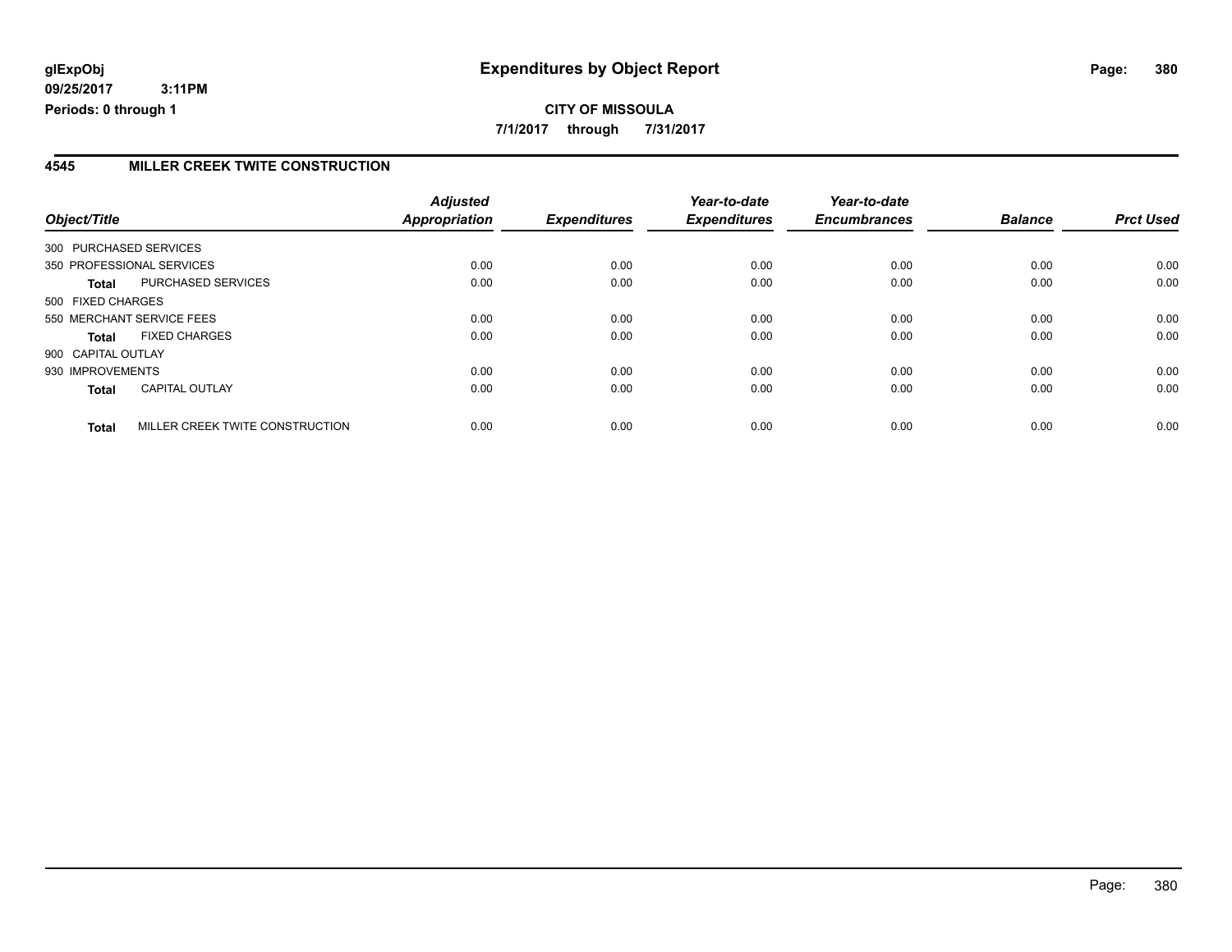**glExpObj**
**09/25/2017 3:11PM**
**Periods: 0 through 1**

# Expenditures by Object Report

**CITY OF MISSOULA**
**7/1/2017 through 7/31/2017**

## 4545 MILLER CREEK TWITE CONSTRUCTION

| Object/Title | | Adjusted Appropriation | Expenditures | Year-to-date Expenditures | Year-to-date Encumbrances | Balance | Prct Used |
|---|---|---|---|---|---|---|---|
| 300 PURCHASED SERVICES | | | | | | | |
| 350 PROFESSIONAL SERVICES | | 0.00 | 0.00 | 0.00 | 0.00 | 0.00 | 0.00 |
| **Total** | PURCHASED SERVICES | 0.00 | 0.00 | 0.00 | 0.00 | 0.00 | 0.00 |
| 500 FIXED CHARGES | | | | | | | |
| 550 MERCHANT SERVICE FEES | | 0.00 | 0.00 | 0.00 | 0.00 | 0.00 | 0.00 |
| **Total** | FIXED CHARGES | 0.00 | 0.00 | 0.00 | 0.00 | 0.00 | 0.00 |
| 900 CAPITAL OUTLAY | | | | | | | |
| 930 IMPROVEMENTS | | 0.00 | 0.00 | 0.00 | 0.00 | 0.00 | 0.00 |
| **Total** | CAPITAL OUTLAY | 0.00 | 0.00 | 0.00 | 0.00 | 0.00 | 0.00 |
| **Total** | MILLER CREEK TWITE CONSTRUCTION | 0.00 | 0.00 | 0.00 | 0.00 | 0.00 | 0.00 |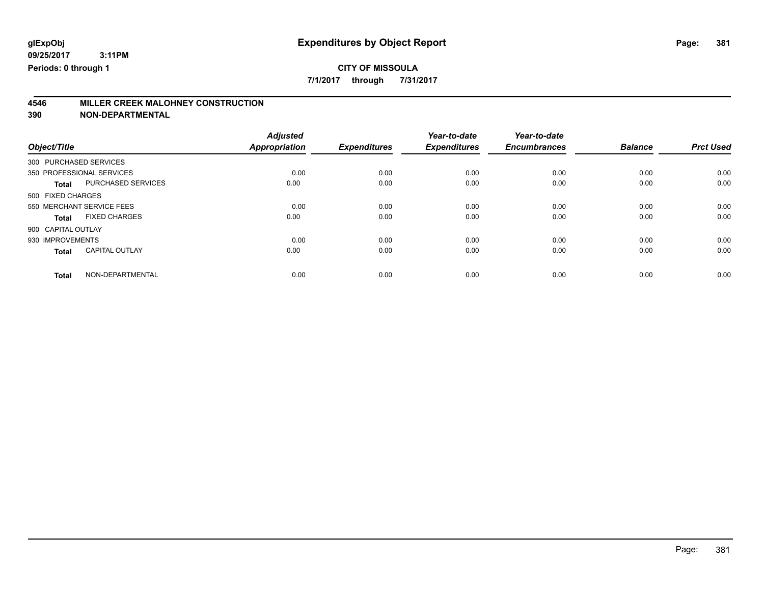**glExpObj** **Expenditures by Object Report**

**09/25/2017 3:11PM**

**Periods: 0 through 1**

**CITY OF MISSOULA**

**7/1/2017 through 7/31/2017**

## 4546 MILLER CREEK MALOHNEY CONSTRUCTION

## 390 NON-DEPARTMENTAL

| Object/Title | Adjusted Appropriation | Expenditures | Year-to-date Expenditures | Year-to-date Encumbrances | Balance | Prct Used |
|---|---|---|---|---|---|---|
| 300 PURCHASED SERVICES | | | | | | |
| 350 PROFESSIONAL SERVICES | 0.00 | 0.00 | 0.00 | 0.00 | 0.00 | 0.00 |
| **Total** PURCHASED SERVICES | 0.00 | 0.00 | 0.00 | 0.00 | 0.00 | 0.00 |
| 500 FIXED CHARGES | | | | | | |
| 550 MERCHANT SERVICE FEES | 0.00 | 0.00 | 0.00 | 0.00 | 0.00 | 0.00 |
| **Total** FIXED CHARGES | 0.00 | 0.00 | 0.00 | 0.00 | 0.00 | 0.00 |
| 900 CAPITAL OUTLAY | | | | | | |
| 930 IMPROVEMENTS | 0.00 | 0.00 | 0.00 | 0.00 | 0.00 | 0.00 |
| **Total** CAPITAL OUTLAY | 0.00 | 0.00 | 0.00 | 0.00 | 0.00 | 0.00 |
| **Total** NON-DEPARTMENTAL | 0.00 | 0.00 | 0.00 | 0.00 | 0.00 | 0.00 |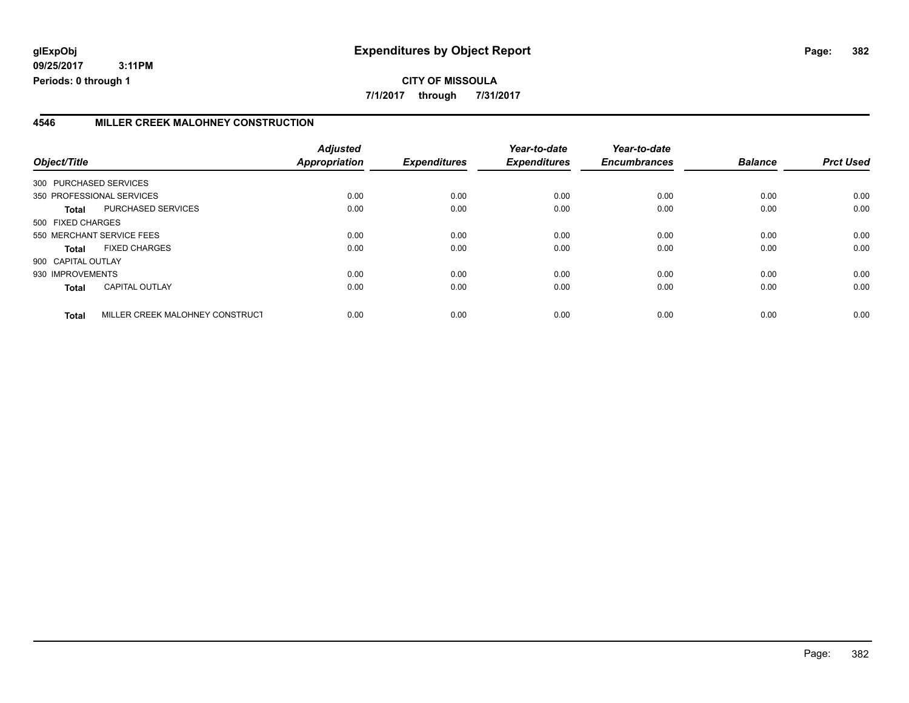**glExpObj**
**09/25/2017 3:11PM**
**Periods: 0 through 1**

# Expenditures by Object Report

**CITY OF MISSOULA**
**7/1/2017 through 7/31/2017**

## 4546 MILLER CREEK MALOHNEY CONSTRUCTION

| Object/Title | | Adjusted Appropriation | Expenditures | Year-to-date Expenditures | Year-to-date Encumbrances | Balance | Prct Used |
|---|---|---|---|---|---|---|---|
| 300 PURCHASED SERVICES | | | | | | | |
| 350 PROFESSIONAL SERVICES | | 0.00 | 0.00 | 0.00 | 0.00 | 0.00 | 0.00 |
| **Total** | PURCHASED SERVICES | 0.00 | 0.00 | 0.00 | 0.00 | 0.00 | 0.00 |
| 500 FIXED CHARGES | | | | | | | |
| 550 MERCHANT SERVICE FEES | | 0.00 | 0.00 | 0.00 | 0.00 | 0.00 | 0.00 |
| **Total** | FIXED CHARGES | 0.00 | 0.00 | 0.00 | 0.00 | 0.00 | 0.00 |
| 900 CAPITAL OUTLAY | | | | | | | |
| 930 IMPROVEMENTS | | 0.00 | 0.00 | 0.00 | 0.00 | 0.00 | 0.00 |
| **Total** | CAPITAL OUTLAY | 0.00 | 0.00 | 0.00 | 0.00 | 0.00 | 0.00 |
| **Total** | MILLER CREEK MALOHNEY CONSTRUCT | 0.00 | 0.00 | 0.00 | 0.00 | 0.00 | 0.00 |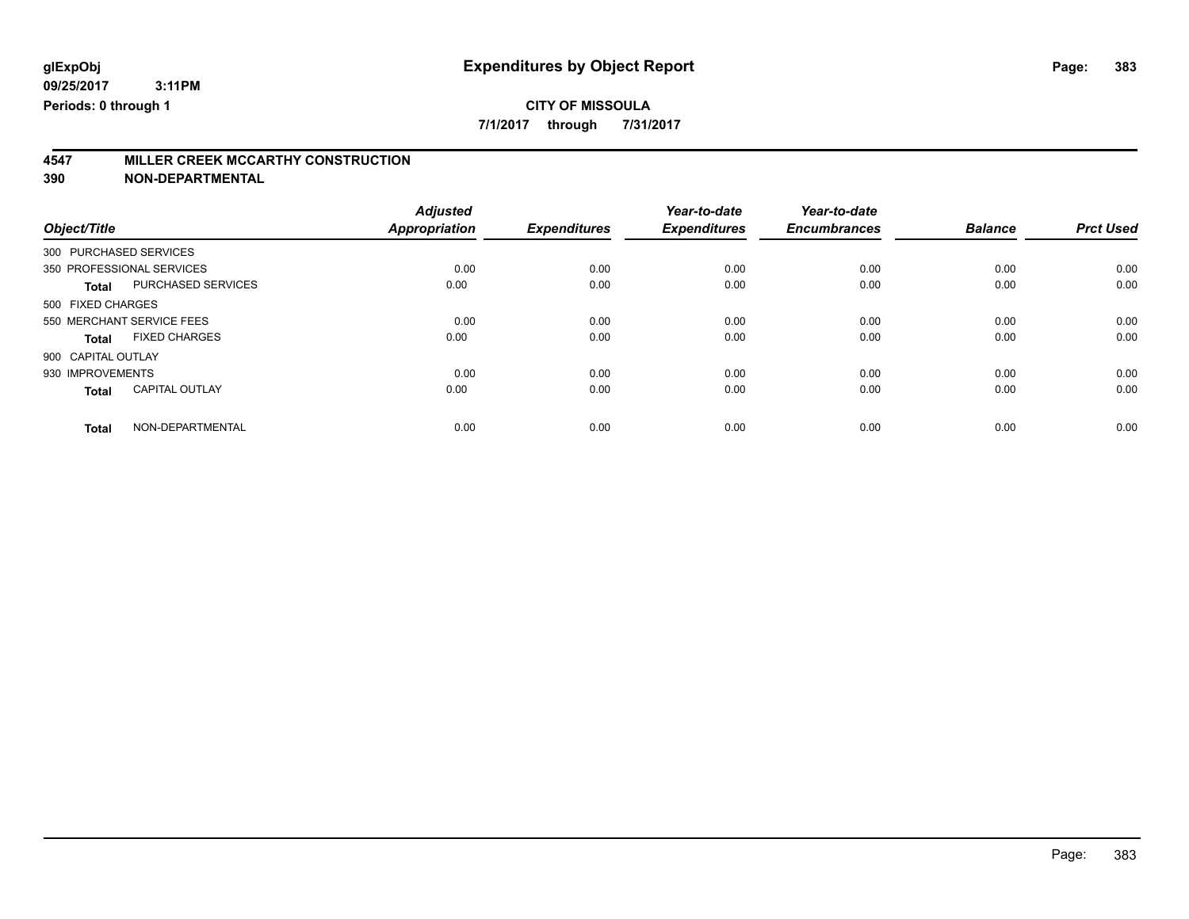**glExpObj** **Expenditures by Object Report**

**09/25/2017 3:11PM**

**Periods: 0 through 1**

**CITY OF MISSOULA**

**7/1/2017 through 7/31/2017**

## 4547 MILLER CREEK MCCARTHY CONSTRUCTION
## 390 NON-DEPARTMENTAL

| Object/Title | | *Adjusted Appropriation* | *Expenditures* | *Year-to-date Expenditures* | *Year-to-date Encumbrances* | *Balance* | *Prct Used* |
|---|---|---|---|---|---|---|---|
| 300 PURCHASED SERVICES | | | | | | | |
| 350 PROFESSIONAL SERVICES | | 0.00 | 0.00 | 0.00 | 0.00 | 0.00 | 0.00 |
| **Total** | PURCHASED SERVICES | 0.00 | 0.00 | 0.00 | 0.00 | 0.00 | 0.00 |
| 500 FIXED CHARGES | | | | | | | |
| 550 MERCHANT SERVICE FEES | | 0.00 | 0.00 | 0.00 | 0.00 | 0.00 | 0.00 |
| **Total** | FIXED CHARGES | 0.00 | 0.00 | 0.00 | 0.00 | 0.00 | 0.00 |
| 900 CAPITAL OUTLAY | | | | | | | |
| 930 IMPROVEMENTS | | 0.00 | 0.00 | 0.00 | 0.00 | 0.00 | 0.00 |
| **Total** | CAPITAL OUTLAY | 0.00 | 0.00 | 0.00 | 0.00 | 0.00 | 0.00 |
| **Total** | NON-DEPARTMENTAL | 0.00 | 0.00 | 0.00 | 0.00 | 0.00 | 0.00 |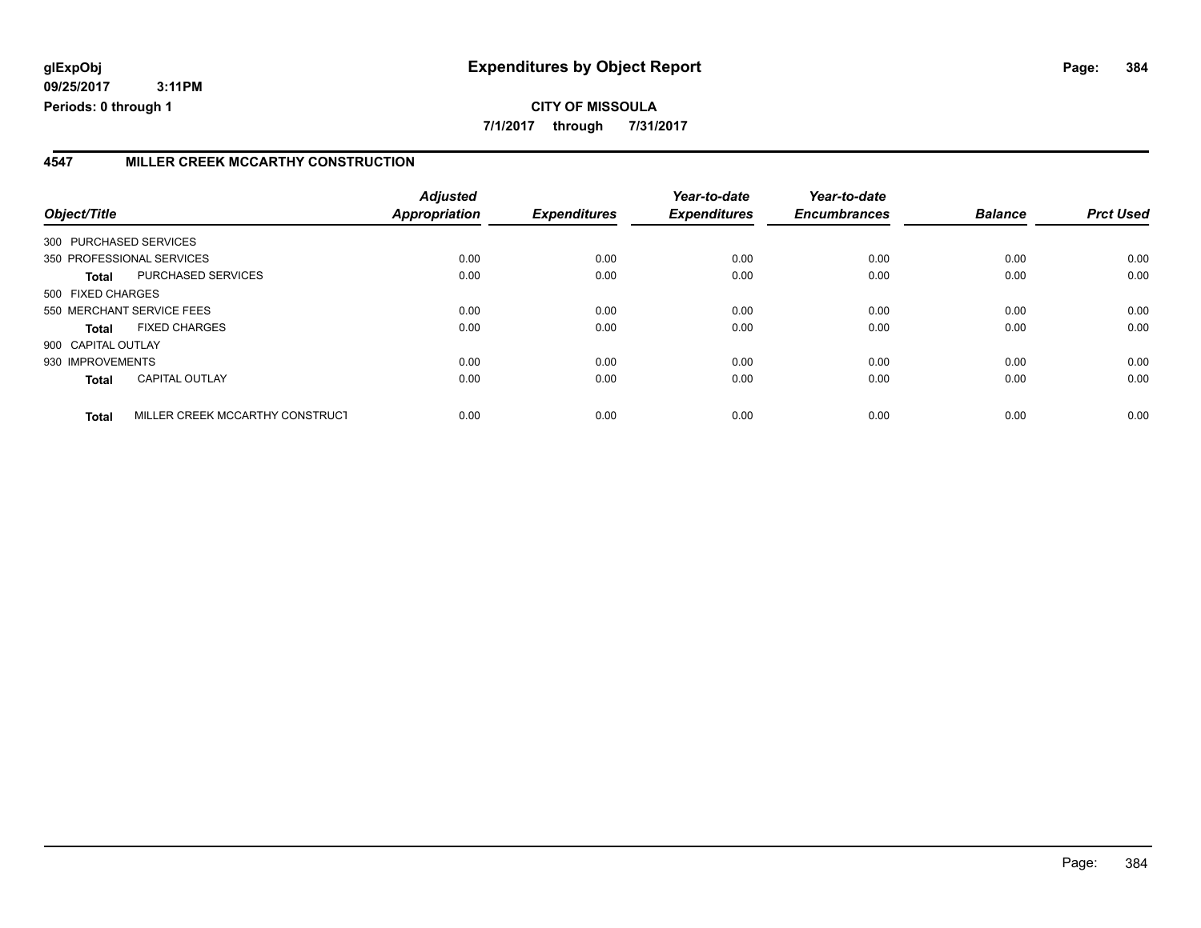**glExpObj** **Expenditures by Object Report**
**09/25/2017 3:11PM**
**Periods: 0 through 1**

**CITY OF MISSOULA**
**7/1/2017 through 7/31/2017**

## 4547 MILLER CREEK MCCARTHY CONSTRUCTION

| Object/Title | Adjusted Appropriation | Expenditures | Year-to-date Expenditures | Year-to-date Encumbrances | Balance | Prct Used |
|---|---|---|---|---|---|---|
| 300 PURCHASED SERVICES | | | | | | |
| 350 PROFESSIONAL SERVICES | 0.00 | 0.00 | 0.00 | 0.00 | 0.00 | 0.00 |
| **Total** PURCHASED SERVICES | 0.00 | 0.00 | 0.00 | 0.00 | 0.00 | 0.00 |
| 500 FIXED CHARGES | | | | | | |
| 550 MERCHANT SERVICE FEES | 0.00 | 0.00 | 0.00 | 0.00 | 0.00 | 0.00 |
| **Total** FIXED CHARGES | 0.00 | 0.00 | 0.00 | 0.00 | 0.00 | 0.00 |
| 900 CAPITAL OUTLAY | | | | | | |
| 930 IMPROVEMENTS | 0.00 | 0.00 | 0.00 | 0.00 | 0.00 | 0.00 |
| **Total** CAPITAL OUTLAY | 0.00 | 0.00 | 0.00 | 0.00 | 0.00 | 0.00 |
| **Total** MILLER CREEK MCCARTHY CONSTRUCT | 0.00 | 0.00 | 0.00 | 0.00 | 0.00 | 0.00 |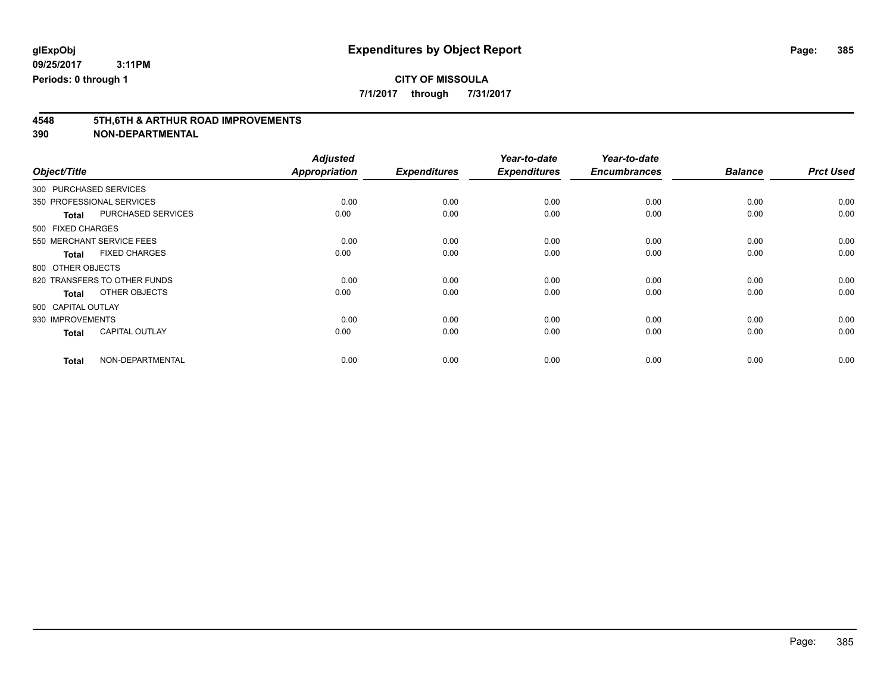**glExpObj**
**09/25/2017 3:11PM**
**Periods: 0 through 1**

# Expenditures by Object Report

**CITY OF MISSOULA**
**7/1/2017 through 7/31/2017**

## 4548 5TH,6TH & ARTHUR ROAD IMPROVEMENTS
## 390 NON-DEPARTMENTAL

| Object/Title | Adjusted Appropriation | Expenditures | Year-to-date Expenditures | Year-to-date Encumbrances | Balance | Prct Used |
|---|---|---|---|---|---|---|
| 300 PURCHASED SERVICES | | | | | | |
| 350 PROFESSIONAL SERVICES | 0.00 | 0.00 | 0.00 | 0.00 | 0.00 | 0.00 |
| **Total** PURCHASED SERVICES | 0.00 | 0.00 | 0.00 | 0.00 | 0.00 | 0.00 |
| 500 FIXED CHARGES | | | | | | |
| 550 MERCHANT SERVICE FEES | 0.00 | 0.00 | 0.00 | 0.00 | 0.00 | 0.00 |
| **Total** FIXED CHARGES | 0.00 | 0.00 | 0.00 | 0.00 | 0.00 | 0.00 |
| 800 OTHER OBJECTS | | | | | | |
| 820 TRANSFERS TO OTHER FUNDS | 0.00 | 0.00 | 0.00 | 0.00 | 0.00 | 0.00 |
| **Total** OTHER OBJECTS | 0.00 | 0.00 | 0.00 | 0.00 | 0.00 | 0.00 |
| 900 CAPITAL OUTLAY | | | | | | |
| 930 IMPROVEMENTS | 0.00 | 0.00 | 0.00 | 0.00 | 0.00 | 0.00 |
| **Total** CAPITAL OUTLAY | 0.00 | 0.00 | 0.00 | 0.00 | 0.00 | 0.00 |
| **Total** NON-DEPARTMENTAL | 0.00 | 0.00 | 0.00 | 0.00 | 0.00 | 0.00 |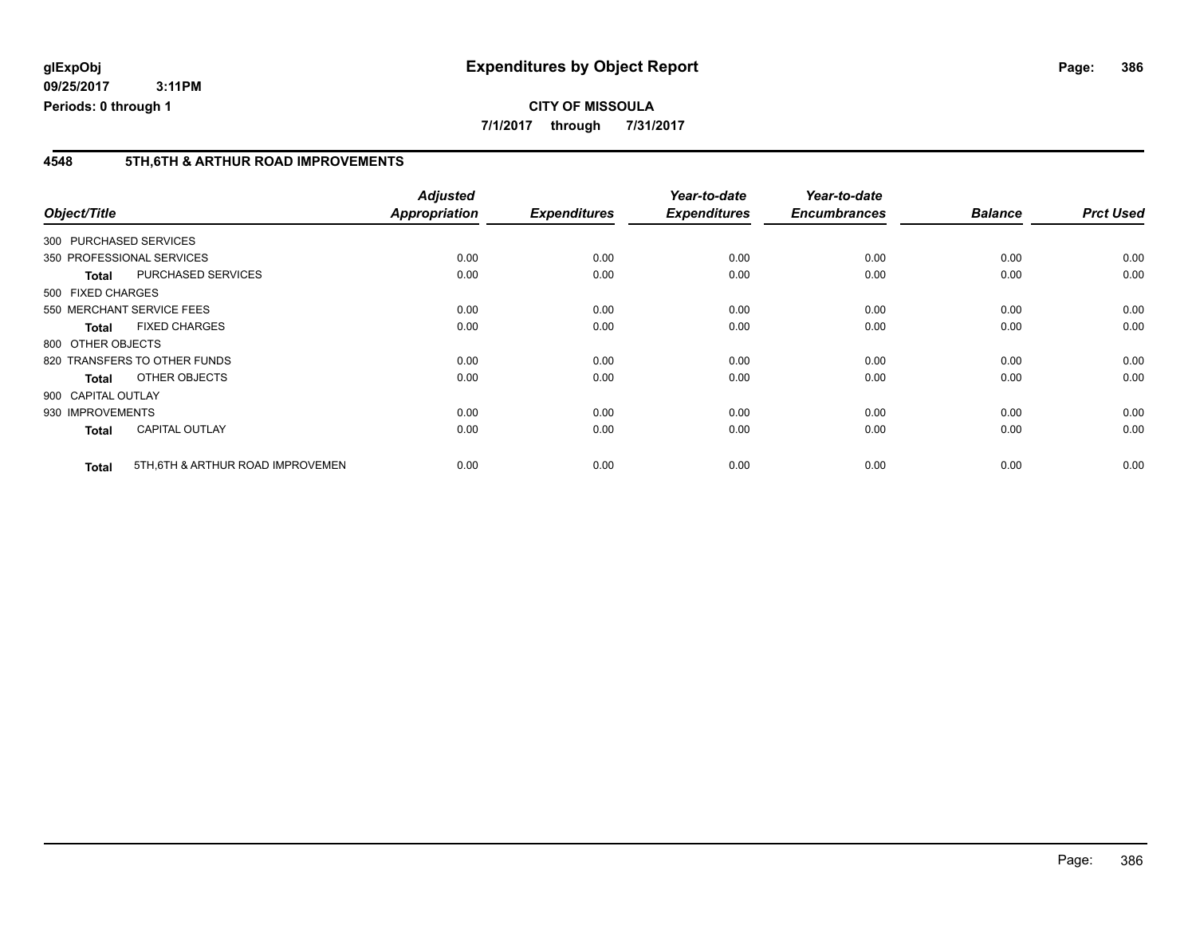**glExpObj** **Expenditures by Object Report**
**09/25/2017 3:11PM**
**Periods: 0 through 1**

**CITY OF MISSOULA**
**7/1/2017 through 7/31/2017**

## 4548 5TH,6TH & ARTHUR ROAD IMPROVEMENTS

| Object/Title | | *Adjusted Appropriation* | *Expenditures* | *Year-to-date Expenditures* | *Year-to-date Encumbrances* | *Balance* | *Prct Used* |
|---|---|---|---|---|---|---|---|
| 300 PURCHASED SERVICES | | | | | | | |
| 350 PROFESSIONAL SERVICES | | 0.00 | 0.00 | 0.00 | 0.00 | 0.00 | 0.00 |
| **Total** | PURCHASED SERVICES | 0.00 | 0.00 | 0.00 | 0.00 | 0.00 | 0.00 |
| 500 FIXED CHARGES | | | | | | | |
| 550 MERCHANT SERVICE FEES | | 0.00 | 0.00 | 0.00 | 0.00 | 0.00 | 0.00 |
| **Total** | FIXED CHARGES | 0.00 | 0.00 | 0.00 | 0.00 | 0.00 | 0.00 |
| 800 OTHER OBJECTS | | | | | | | |
| 820 TRANSFERS TO OTHER FUNDS | | 0.00 | 0.00 | 0.00 | 0.00 | 0.00 | 0.00 |
| **Total** | OTHER OBJECTS | 0.00 | 0.00 | 0.00 | 0.00 | 0.00 | 0.00 |
| 900 CAPITAL OUTLAY | | | | | | | |
| 930 IMPROVEMENTS | | 0.00 | 0.00 | 0.00 | 0.00 | 0.00 | 0.00 |
| **Total** | CAPITAL OUTLAY | 0.00 | 0.00 | 0.00 | 0.00 | 0.00 | 0.00 |
| **Total** | 5TH,6TH & ARTHUR ROAD IMPROVEMEN | 0.00 | 0.00 | 0.00 | 0.00 | 0.00 | 0.00 |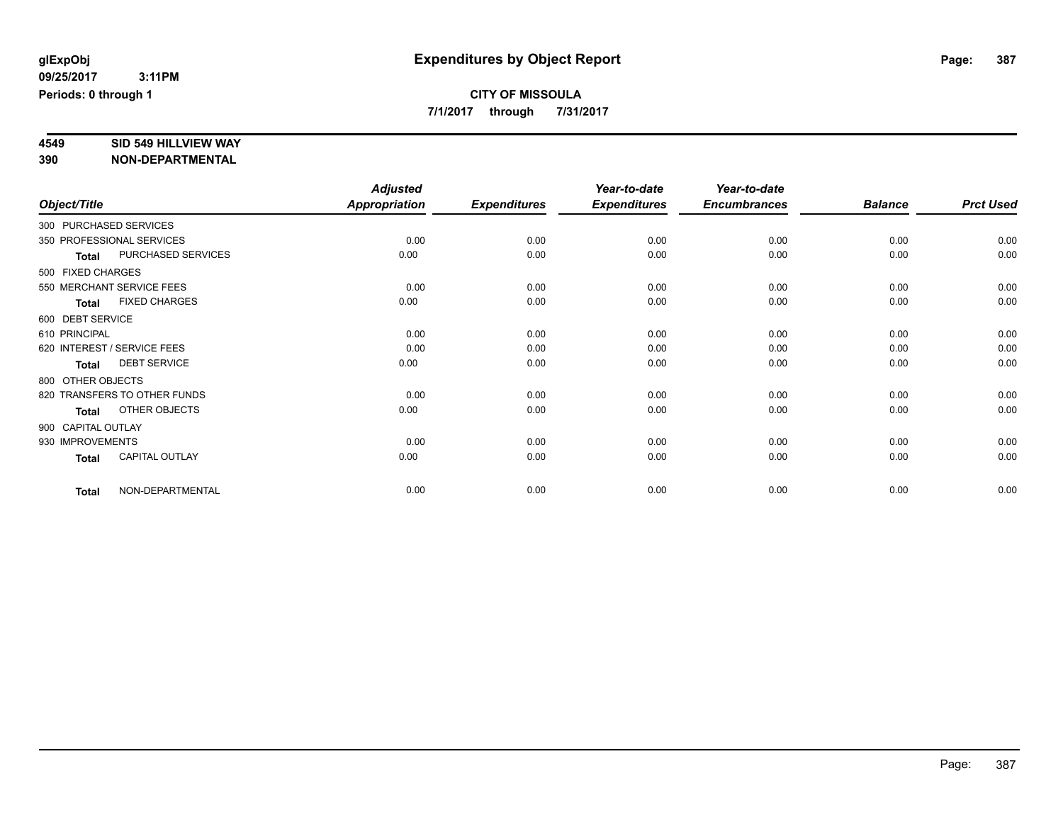**glExpObj** **Expenditures by Object Report**

**09/25/2017 3:11PM**

**Periods: 0 through 1**

**CITY OF MISSOULA**

**7/1/2017 through 7/31/2017**

**4549 SID 549 HILLVIEW WAY**

**390 NON-DEPARTMENTAL**

| Object/Title | | Adjusted Appropriation | Expenditures | Year-to-date Expenditures | Year-to-date Encumbrances | Balance | Prct Used |
|---|---|---|---|---|---|---|---|
| 300 PURCHASED SERVICES | | | | | | | |
| 350 PROFESSIONAL SERVICES | | 0.00 | 0.00 | 0.00 | 0.00 | 0.00 | 0.00 |
| **Total** | PURCHASED SERVICES | 0.00 | 0.00 | 0.00 | 0.00 | 0.00 | 0.00 |
| 500 FIXED CHARGES | | | | | | | |
| 550 MERCHANT SERVICE FEES | | 0.00 | 0.00 | 0.00 | 0.00 | 0.00 | 0.00 |
| **Total** | FIXED CHARGES | 0.00 | 0.00 | 0.00 | 0.00 | 0.00 | 0.00 |
| 600 DEBT SERVICE | | | | | | | |
| 610 PRINCIPAL | | 0.00 | 0.00 | 0.00 | 0.00 | 0.00 | 0.00 |
| 620 INTEREST / SERVICE FEES | | 0.00 | 0.00 | 0.00 | 0.00 | 0.00 | 0.00 |
| **Total** | DEBT SERVICE | 0.00 | 0.00 | 0.00 | 0.00 | 0.00 | 0.00 |
| 800 OTHER OBJECTS | | | | | | | |
| 820 TRANSFERS TO OTHER FUNDS | | 0.00 | 0.00 | 0.00 | 0.00 | 0.00 | 0.00 |
| **Total** | OTHER OBJECTS | 0.00 | 0.00 | 0.00 | 0.00 | 0.00 | 0.00 |
| 900 CAPITAL OUTLAY | | | | | | | |
| 930 IMPROVEMENTS | | 0.00 | 0.00 | 0.00 | 0.00 | 0.00 | 0.00 |
| **Total** | CAPITAL OUTLAY | 0.00 | 0.00 | 0.00 | 0.00 | 0.00 | 0.00 |
| **Total** | NON-DEPARTMENTAL | 0.00 | 0.00 | 0.00 | 0.00 | 0.00 | 0.00 |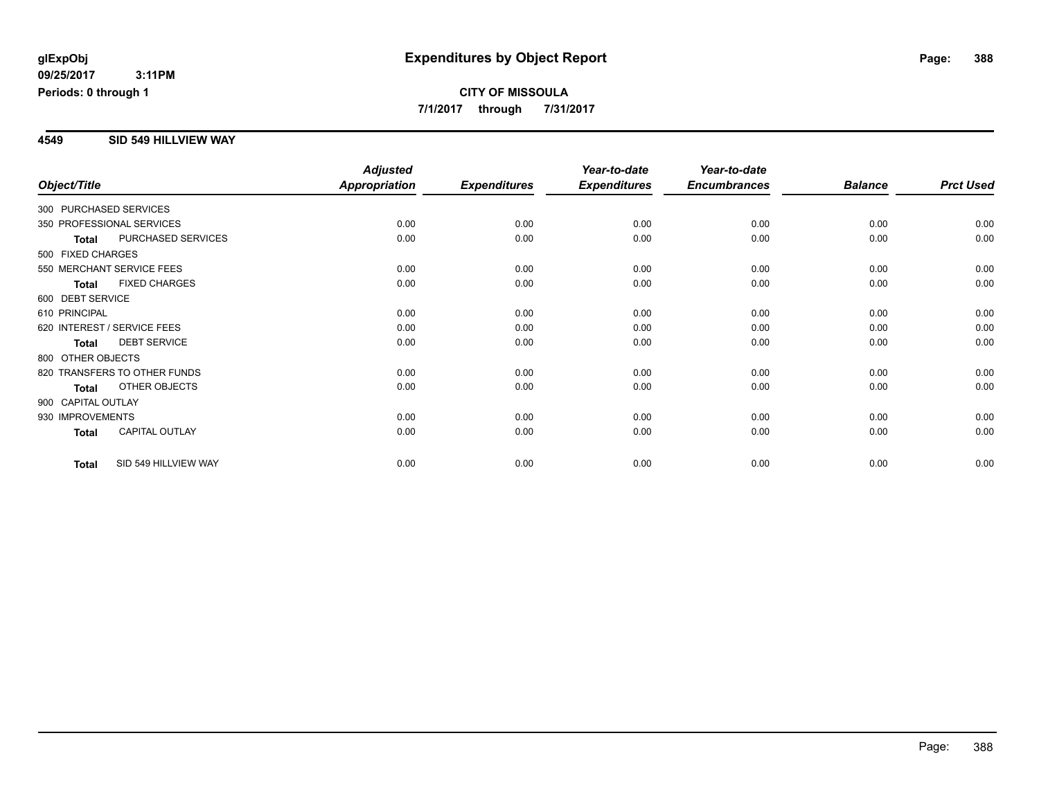**glExpObj**
**09/25/2017 3:11PM**
**Periods: 0 through 1**

# Expenditures by Object Report

**CITY OF MISSOULA**
**7/1/2017 through 7/31/2017**

## 4549 SID 549 HILLVIEW WAY

| Object/Title | | Adjusted Appropriation | Expenditures | Year-to-date Expenditures | Year-to-date Encumbrances | Balance | Prct Used |
|---|---|---|---|---|---|---|---|
| 300 PURCHASED SERVICES | | | | | | | |
| 350 PROFESSIONAL SERVICES | | 0.00 | 0.00 | 0.00 | 0.00 | 0.00 | 0.00 |
| **Total** | PURCHASED SERVICES | 0.00 | 0.00 | 0.00 | 0.00 | 0.00 | 0.00 |
| 500 FIXED CHARGES | | | | | | | |
| 550 MERCHANT SERVICE FEES | | 0.00 | 0.00 | 0.00 | 0.00 | 0.00 | 0.00 |
| **Total** | FIXED CHARGES | 0.00 | 0.00 | 0.00 | 0.00 | 0.00 | 0.00 |
| 600 DEBT SERVICE | | | | | | | |
| 610 PRINCIPAL | | 0.00 | 0.00 | 0.00 | 0.00 | 0.00 | 0.00 |
| 620 INTEREST / SERVICE FEES | | 0.00 | 0.00 | 0.00 | 0.00 | 0.00 | 0.00 |
| **Total** | DEBT SERVICE | 0.00 | 0.00 | 0.00 | 0.00 | 0.00 | 0.00 |
| 800 OTHER OBJECTS | | | | | | | |
| 820 TRANSFERS TO OTHER FUNDS | | 0.00 | 0.00 | 0.00 | 0.00 | 0.00 | 0.00 |
| **Total** | OTHER OBJECTS | 0.00 | 0.00 | 0.00 | 0.00 | 0.00 | 0.00 |
| 900 CAPITAL OUTLAY | | | | | | | |
| 930 IMPROVEMENTS | | 0.00 | 0.00 | 0.00 | 0.00 | 0.00 | 0.00 |
| **Total** | CAPITAL OUTLAY | 0.00 | 0.00 | 0.00 | 0.00 | 0.00 | 0.00 |
| **Total** | SID 549 HILLVIEW WAY | 0.00 | 0.00 | 0.00 | 0.00 | 0.00 | 0.00 |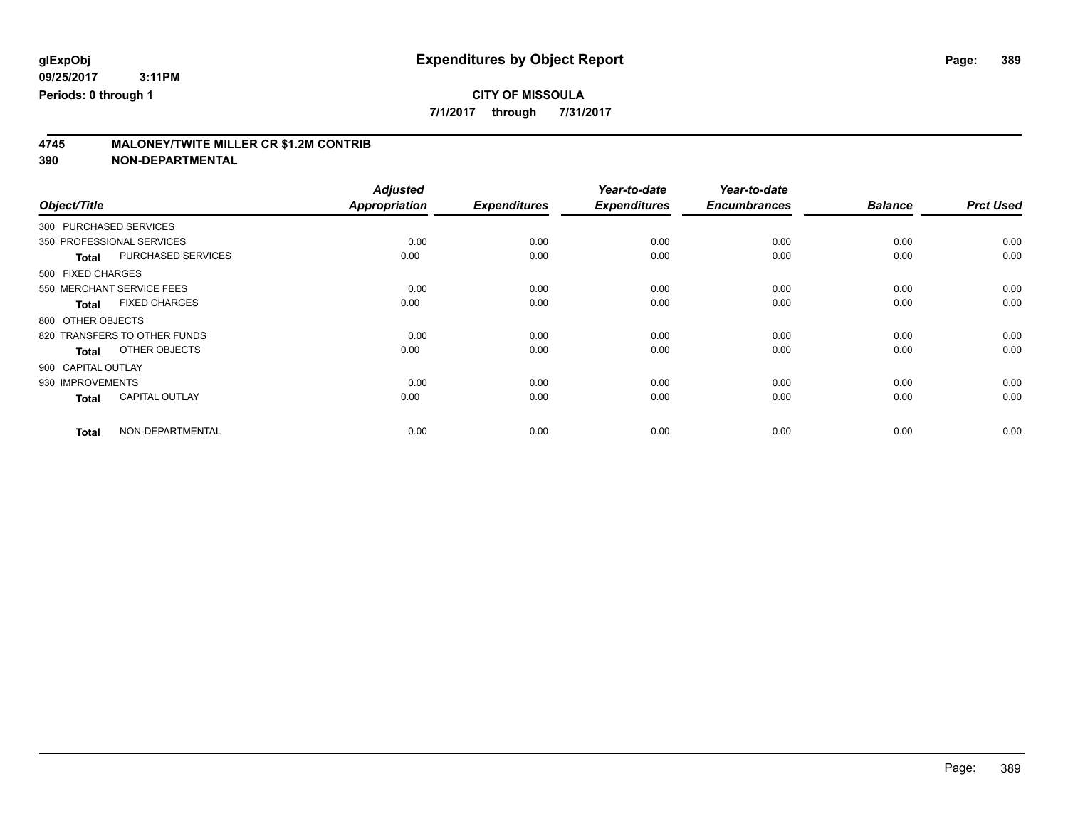glExpObj
09/25/2017 3:11PM
Periods: 0 through 1

# Expenditures by Object Report

**CITY OF MISSOULA**
**7/1/2017 through 7/31/2017**

## 4745 MALONEY/TWITE MILLER CR $1.2M CONTRIB
## 390 NON-DEPARTMENTAL

| Object/Title | | Adjusted Appropriation | Expenditures | Year-to-date Expenditures | Year-to-date Encumbrances | Balance | Prct Used |
|---|---|---|---|---|---|---|---|
| 300 PURCHASED SERVICES | | | | | | | |
| 350 PROFESSIONAL SERVICES | | 0.00 | 0.00 | 0.00 | 0.00 | 0.00 | 0.00 |
| **Total** | PURCHASED SERVICES | 0.00 | 0.00 | 0.00 | 0.00 | 0.00 | 0.00 |
| 500 FIXED CHARGES | | | | | | | |
| 550 MERCHANT SERVICE FEES | | 0.00 | 0.00 | 0.00 | 0.00 | 0.00 | 0.00 |
| **Total** | FIXED CHARGES | 0.00 | 0.00 | 0.00 | 0.00 | 0.00 | 0.00 |
| 800 OTHER OBJECTS | | | | | | | |
| 820 TRANSFERS TO OTHER FUNDS | | 0.00 | 0.00 | 0.00 | 0.00 | 0.00 | 0.00 |
| **Total** | OTHER OBJECTS | 0.00 | 0.00 | 0.00 | 0.00 | 0.00 | 0.00 |
| 900 CAPITAL OUTLAY | | | | | | | |
| 930 IMPROVEMENTS | | 0.00 | 0.00 | 0.00 | 0.00 | 0.00 | 0.00 |
| **Total** | CAPITAL OUTLAY | 0.00 | 0.00 | 0.00 | 0.00 | 0.00 | 0.00 |
| **Total** | NON-DEPARTMENTAL | 0.00 | 0.00 | 0.00 | 0.00 | 0.00 | 0.00 |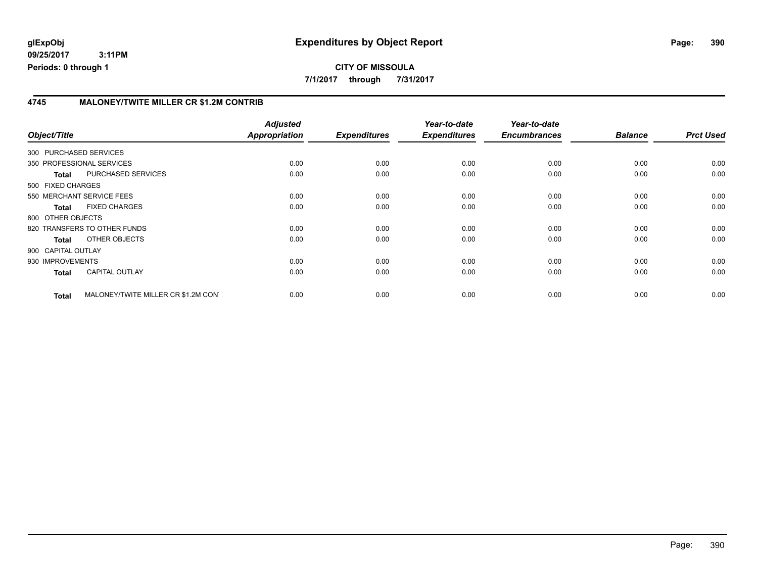**glExpObj**
**09/25/2017 3:11PM**
**Periods: 0 through 1**

# Expenditures by Object Report

**CITY OF MISSOULA**
**7/1/2017 through 7/31/2017**

## 4745 MALONEY/TWITE MILLER CR $1.2M CONTRIB

| Object/Title | | Adjusted Appropriation | Expenditures | Year-to-date Expenditures | Year-to-date Encumbrances | Balance | Prct Used |
|---|---|---|---|---|---|---|---|
| 300 PURCHASED SERVICES | | | | | | | |
| 350 PROFESSIONAL SERVICES | | 0.00 | 0.00 | 0.00 | 0.00 | 0.00 | 0.00 |
| **Total** | PURCHASED SERVICES | 0.00 | 0.00 | 0.00 | 0.00 | 0.00 | 0.00 |
| 500 FIXED CHARGES | | | | | | | |
| 550 MERCHANT SERVICE FEES | | 0.00 | 0.00 | 0.00 | 0.00 | 0.00 | 0.00 |
| **Total** | FIXED CHARGES | 0.00 | 0.00 | 0.00 | 0.00 | 0.00 | 0.00 |
| 800 OTHER OBJECTS | | | | | | | |
| 820 TRANSFERS TO OTHER FUNDS | | 0.00 | 0.00 | 0.00 | 0.00 | 0.00 | 0.00 |
| **Total** | OTHER OBJECTS | 0.00 | 0.00 | 0.00 | 0.00 | 0.00 | 0.00 |
| 900 CAPITAL OUTLAY | | | | | | | |
| 930 IMPROVEMENTS | | 0.00 | 0.00 | 0.00 | 0.00 | 0.00 | 0.00 |
| **Total** | CAPITAL OUTLAY | 0.00 | 0.00 | 0.00 | 0.00 | 0.00 | 0.00 |
| **Total** | MALONEY/TWITE MILLER CR $1.2M CON | 0.00 | 0.00 | 0.00 | 0.00 | 0.00 | 0.00 |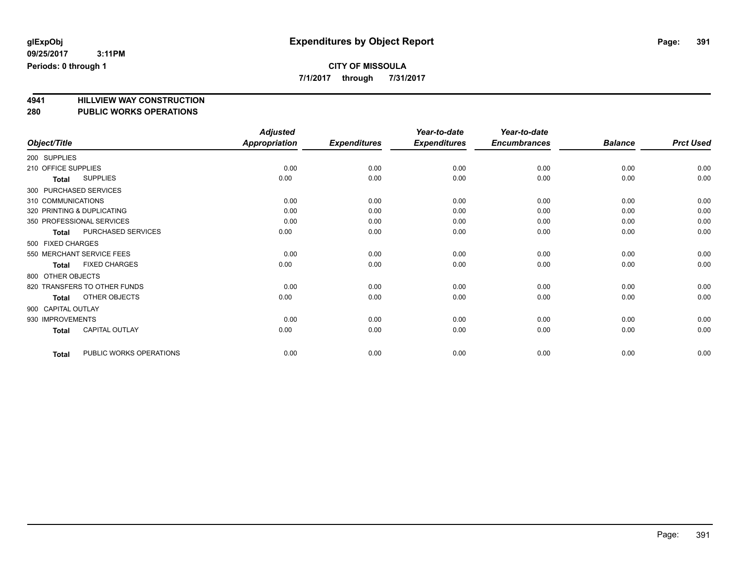**glExpObj** **Expenditures by Object Report**

**09/25/2017 3:11PM**

**Periods: 0 through 1**

**CITY OF MISSOULA**

**7/1/2017 through 7/31/2017**

## 4941 HILLVIEW WAY CONSTRUCTION

## 280 PUBLIC WORKS OPERATIONS

| Object/Title | | Adjusted Appropriation | Expenditures | Year-to-date Expenditures | Year-to-date Encumbrances | Balance | Prct Used |
|---|---|---|---|---|---|---|---|
| 200 SUPPLIES | | | | | | | |
| 210 OFFICE SUPPLIES | | 0.00 | 0.00 | 0.00 | 0.00 | 0.00 | 0.00 |
| **Total** | SUPPLIES | 0.00 | 0.00 | 0.00 | 0.00 | 0.00 | 0.00 |
| 300 PURCHASED SERVICES | | | | | | | |
| 310 COMMUNICATIONS | | 0.00 | 0.00 | 0.00 | 0.00 | 0.00 | 0.00 |
| 320 PRINTING & DUPLICATING | | 0.00 | 0.00 | 0.00 | 0.00 | 0.00 | 0.00 |
| 350 PROFESSIONAL SERVICES | | 0.00 | 0.00 | 0.00 | 0.00 | 0.00 | 0.00 |
| **Total** | PURCHASED SERVICES | 0.00 | 0.00 | 0.00 | 0.00 | 0.00 | 0.00 |
| 500 FIXED CHARGES | | | | | | | |
| 550 MERCHANT SERVICE FEES | | 0.00 | 0.00 | 0.00 | 0.00 | 0.00 | 0.00 |
| **Total** | FIXED CHARGES | 0.00 | 0.00 | 0.00 | 0.00 | 0.00 | 0.00 |
| 800 OTHER OBJECTS | | | | | | | |
| 820 TRANSFERS TO OTHER FUNDS | | 0.00 | 0.00 | 0.00 | 0.00 | 0.00 | 0.00 |
| **Total** | OTHER OBJECTS | 0.00 | 0.00 | 0.00 | 0.00 | 0.00 | 0.00 |
| 900 CAPITAL OUTLAY | | | | | | | |
| 930 IMPROVEMENTS | | 0.00 | 0.00 | 0.00 | 0.00 | 0.00 | 0.00 |
| **Total** | CAPITAL OUTLAY | 0.00 | 0.00 | 0.00 | 0.00 | 0.00 | 0.00 |
| **Total** | PUBLIC WORKS OPERATIONS | 0.00 | 0.00 | 0.00 | 0.00 | 0.00 | 0.00 |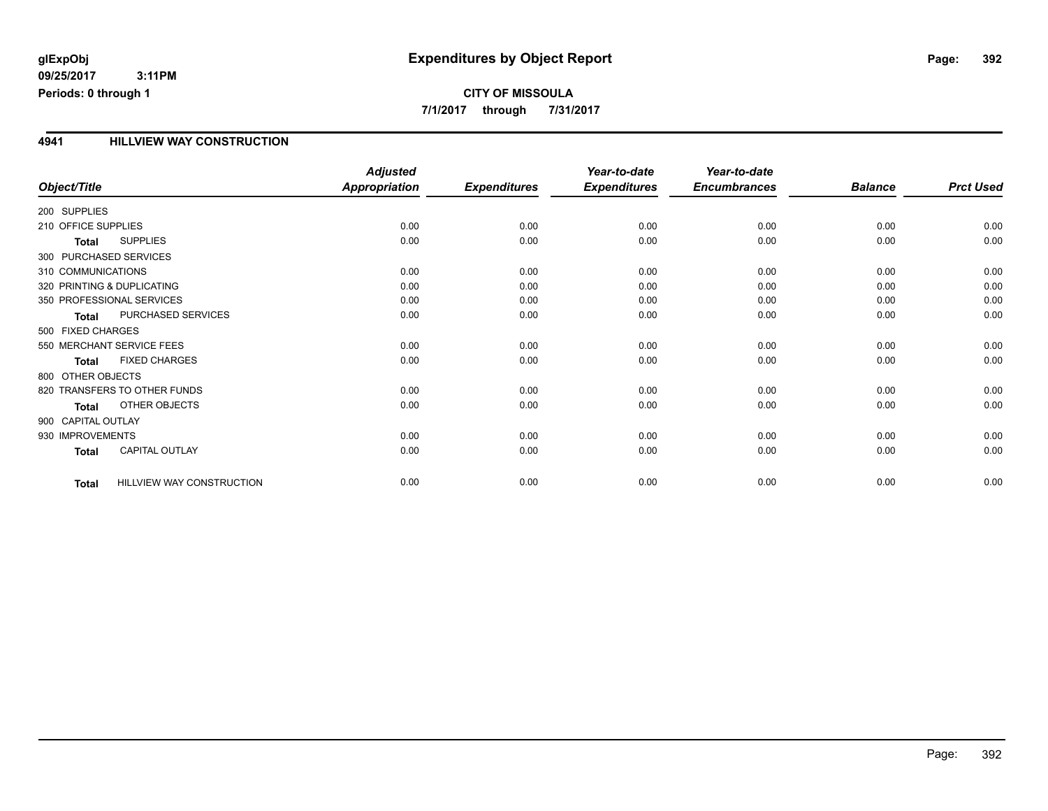**glExpObj**
**09/25/2017 3:11PM**
**Periods: 0 through 1**

# Expenditures by Object Report

**CITY OF MISSOULA**
**7/1/2017 through 7/31/2017**

## 4941 HILLVIEW WAY CONSTRUCTION

| Object/Title | Adjusted Appropriation | Expenditures | Year-to-date Expenditures | Year-to-date Encumbrances | Balance | Prct Used |
|---|---|---|---|---|---|---|
| 200 SUPPLIES | | | | | | |
| 210 OFFICE SUPPLIES | 0.00 | 0.00 | 0.00 | 0.00 | 0.00 | 0.00 |
| **Total** SUPPLIES | 0.00 | 0.00 | 0.00 | 0.00 | 0.00 | 0.00 |
| 300 PURCHASED SERVICES | | | | | | |
| 310 COMMUNICATIONS | 0.00 | 0.00 | 0.00 | 0.00 | 0.00 | 0.00 |
| 320 PRINTING & DUPLICATING | 0.00 | 0.00 | 0.00 | 0.00 | 0.00 | 0.00 |
| 350 PROFESSIONAL SERVICES | 0.00 | 0.00 | 0.00 | 0.00 | 0.00 | 0.00 |
| **Total** PURCHASED SERVICES | 0.00 | 0.00 | 0.00 | 0.00 | 0.00 | 0.00 |
| 500 FIXED CHARGES | | | | | | |
| 550 MERCHANT SERVICE FEES | 0.00 | 0.00 | 0.00 | 0.00 | 0.00 | 0.00 |
| **Total** FIXED CHARGES | 0.00 | 0.00 | 0.00 | 0.00 | 0.00 | 0.00 |
| 800 OTHER OBJECTS | | | | | | |
| 820 TRANSFERS TO OTHER FUNDS | 0.00 | 0.00 | 0.00 | 0.00 | 0.00 | 0.00 |
| **Total** OTHER OBJECTS | 0.00 | 0.00 | 0.00 | 0.00 | 0.00 | 0.00 |
| 900 CAPITAL OUTLAY | | | | | | |
| 930 IMPROVEMENTS | 0.00 | 0.00 | 0.00 | 0.00 | 0.00 | 0.00 |
| **Total** CAPITAL OUTLAY | 0.00 | 0.00 | 0.00 | 0.00 | 0.00 | 0.00 |
| **Total** HILLVIEW WAY CONSTRUCTION | 0.00 | 0.00 | 0.00 | 0.00 | 0.00 | 0.00 |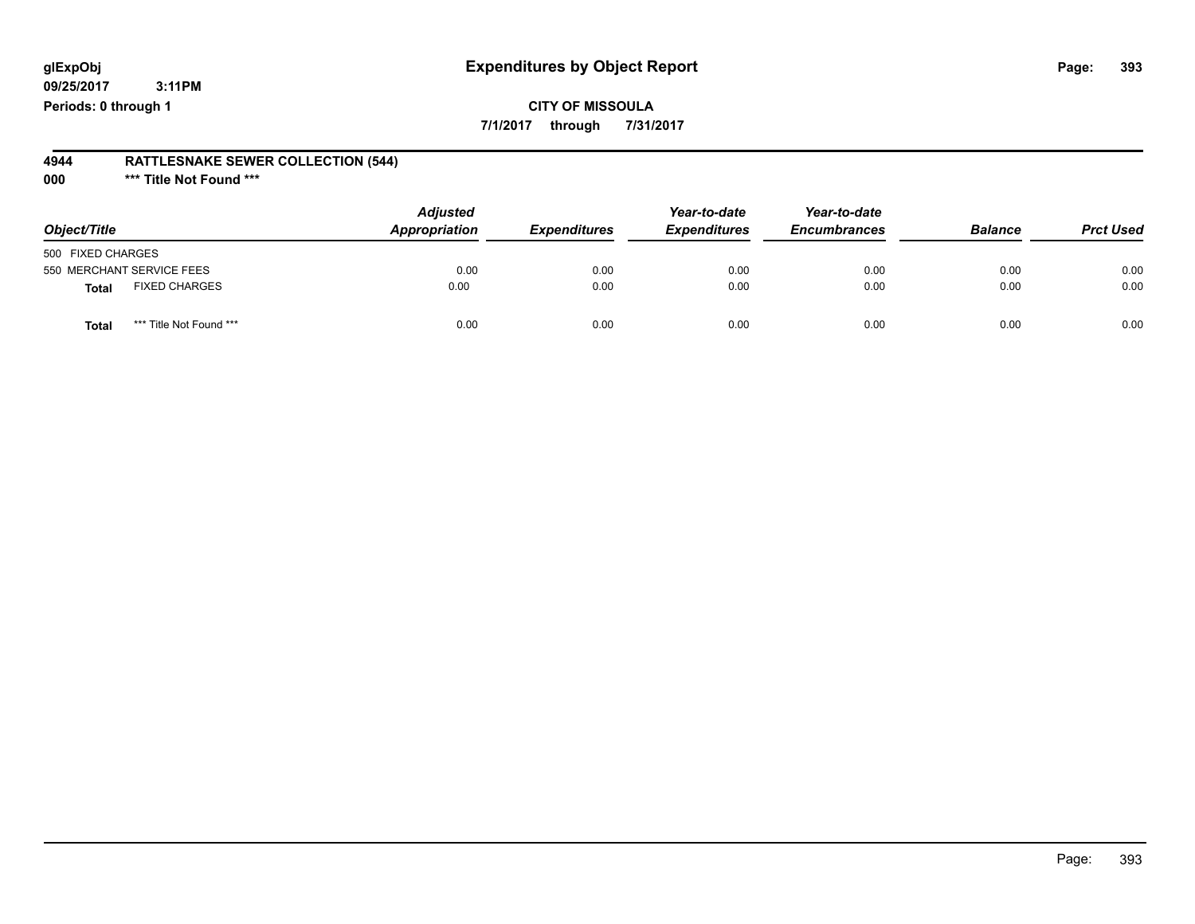**glExpObj** **Expenditures by Object Report**
**09/25/2017 3:11PM**
**Periods: 0 through 1**

**CITY OF MISSOULA**
**7/1/2017 through 7/31/2017**

**4944 RATTLESNAKE SEWER COLLECTION (544)**
**000 \*\*\* Title Not Found \*\*\***

| Object/Title | Adjusted Appropriation | Expenditures | Year-to-date Expenditures | Year-to-date Encumbrances | Balance | Prct Used |
|---|---|---|---|---|---|---|
| 500 FIXED CHARGES | | | | | | |
| 550 MERCHANT SERVICE FEES | 0.00 | 0.00 | 0.00 | 0.00 | 0.00 | 0.00 |
| **Total** FIXED CHARGES | 0.00 | 0.00 | 0.00 | 0.00 | 0.00 | 0.00 |
| **Total** *** Title Not Found *** | 0.00 | 0.00 | 0.00 | 0.00 | 0.00 | 0.00 |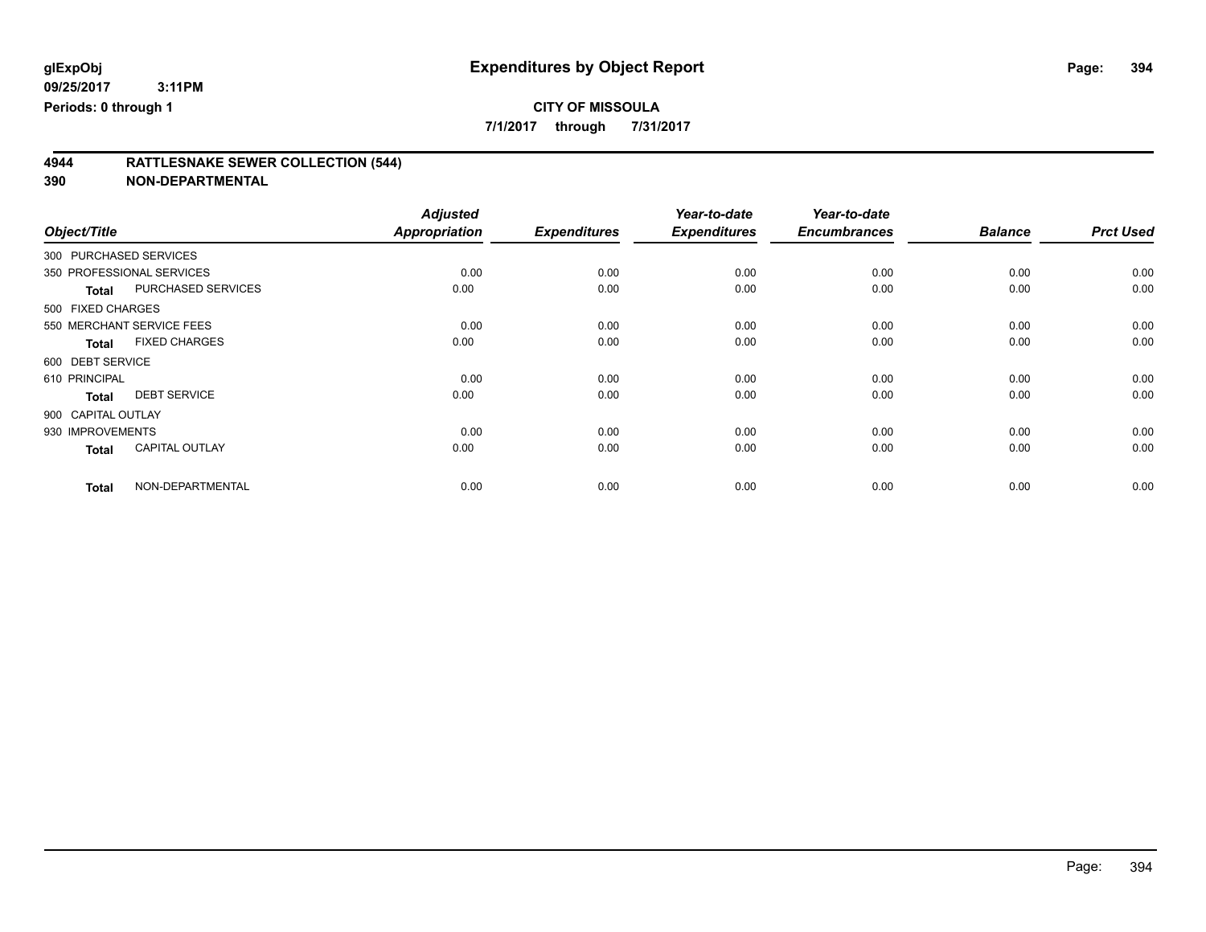**glExpObj** **Expenditures by Object Report**
**09/25/2017 3:11PM**
**Periods: 0 through 1**

**CITY OF MISSOULA**
**7/1/2017 through 7/31/2017**

## 4944 RATTLESNAKE SEWER COLLECTION (544)
## 390 NON-DEPARTMENTAL

| Object/Title | *Adjusted Appropriation* | *Expenditures* | *Year-to-date Expenditures* | *Year-to-date Encumbrances* | *Balance* | *Prct Used* |
|---|---|---|---|---|---|---|
| 300 PURCHASED SERVICES | | | | | | |
| 350 PROFESSIONAL SERVICES | 0.00 | 0.00 | 0.00 | 0.00 | 0.00 | 0.00 |
| **Total** PURCHASED SERVICES | 0.00 | 0.00 | 0.00 | 0.00 | 0.00 | 0.00 |
| 500 FIXED CHARGES | | | | | | |
| 550 MERCHANT SERVICE FEES | 0.00 | 0.00 | 0.00 | 0.00 | 0.00 | 0.00 |
| **Total** FIXED CHARGES | 0.00 | 0.00 | 0.00 | 0.00 | 0.00 | 0.00 |
| 600 DEBT SERVICE | | | | | | |
| 610 PRINCIPAL | 0.00 | 0.00 | 0.00 | 0.00 | 0.00 | 0.00 |
| **Total** DEBT SERVICE | 0.00 | 0.00 | 0.00 | 0.00 | 0.00 | 0.00 |
| 900 CAPITAL OUTLAY | | | | | | |
| 930 IMPROVEMENTS | 0.00 | 0.00 | 0.00 | 0.00 | 0.00 | 0.00 |
| **Total** CAPITAL OUTLAY | 0.00 | 0.00 | 0.00 | 0.00 | 0.00 | 0.00 |
| **Total** NON-DEPARTMENTAL | 0.00 | 0.00 | 0.00 | 0.00 | 0.00 | 0.00 |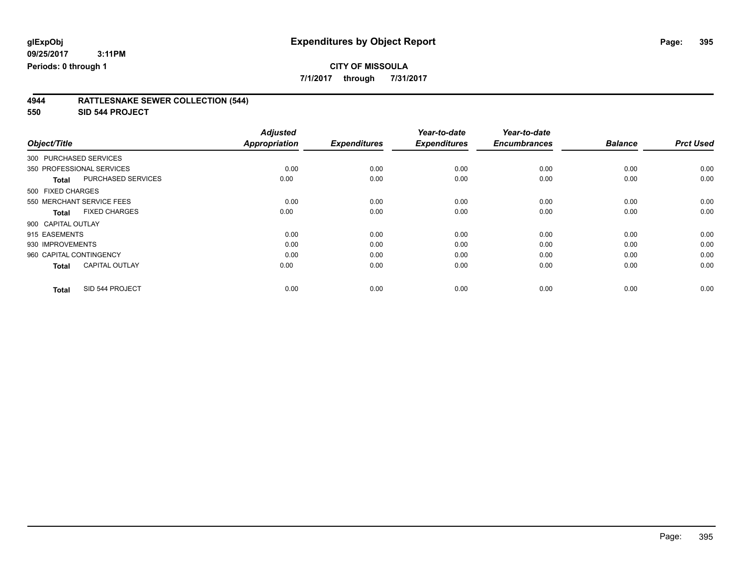**glExpObj**
**09/25/2017 3:11PM**
**Periods: 0 through 1**

# Expenditures by Object Report

**CITY OF MISSOULA**
**7/1/2017 through 7/31/2017**

## 4944 RATTLESNAKE SEWER COLLECTION (544)
## 550 SID 544 PROJECT

| Object/Title | Adjusted Appropriation | Expenditures | Year-to-date Expenditures | Year-to-date Encumbrances | Balance | Prct Used |
|---|---|---|---|---|---|---|
| 300 PURCHASED SERVICES | | | | | | |
| 350 PROFESSIONAL SERVICES | 0.00 | 0.00 | 0.00 | 0.00 | 0.00 | 0.00 |
| **Total** PURCHASED SERVICES | 0.00 | 0.00 | 0.00 | 0.00 | 0.00 | 0.00 |
| 500 FIXED CHARGES | | | | | | |
| 550 MERCHANT SERVICE FEES | 0.00 | 0.00 | 0.00 | 0.00 | 0.00 | 0.00 |
| **Total** FIXED CHARGES | 0.00 | 0.00 | 0.00 | 0.00 | 0.00 | 0.00 |
| 900 CAPITAL OUTLAY | | | | | | |
| 915 EASEMENTS | 0.00 | 0.00 | 0.00 | 0.00 | 0.00 | 0.00 |
| 930 IMPROVEMENTS | 0.00 | 0.00 | 0.00 | 0.00 | 0.00 | 0.00 |
| 960 CAPITAL CONTINGENCY | 0.00 | 0.00 | 0.00 | 0.00 | 0.00 | 0.00 |
| **Total** CAPITAL OUTLAY | 0.00 | 0.00 | 0.00 | 0.00 | 0.00 | 0.00 |
| **Total** SID 544 PROJECT | 0.00 | 0.00 | 0.00 | 0.00 | 0.00 | 0.00 |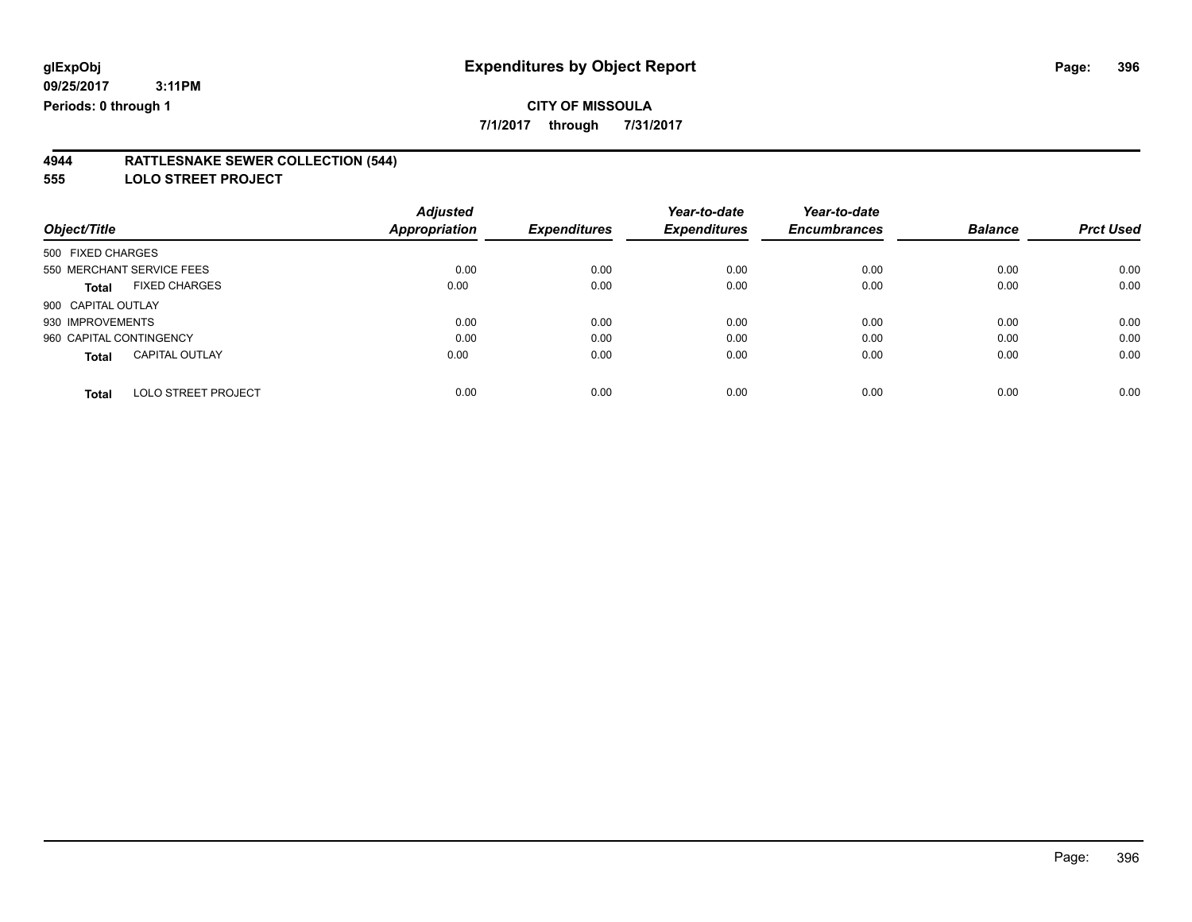**glExpObj**
**09/25/2017 3:11PM**
**Periods: 0 through 1**

# Expenditures by Object Report

**CITY OF MISSOULA**
**7/1/2017 through 7/31/2017**

## 4944 RATTLESNAKE SEWER COLLECTION (544)
## 555 LOLO STREET PROJECT

| Object/Title | | Adjusted Appropriation | Expenditures | Year-to-date Expenditures | Year-to-date Encumbrances | Balance | Prct Used |
|---|---|---|---|---|---|---|---|
| 500 FIXED CHARGES | | | | | | | |
| 550 MERCHANT SERVICE FEES | | 0.00 | 0.00 | 0.00 | 0.00 | 0.00 | 0.00 |
| **Total** | FIXED CHARGES | 0.00 | 0.00 | 0.00 | 0.00 | 0.00 | 0.00 |
| 900 CAPITAL OUTLAY | | | | | | | |
| 930 IMPROVEMENTS | | 0.00 | 0.00 | 0.00 | 0.00 | 0.00 | 0.00 |
| 960 CAPITAL CONTINGENCY | | 0.00 | 0.00 | 0.00 | 0.00 | 0.00 | 0.00 |
| **Total** | CAPITAL OUTLAY | 0.00 | 0.00 | 0.00 | 0.00 | 0.00 | 0.00 |
| **Total** | LOLO STREET PROJECT | 0.00 | 0.00 | 0.00 | 0.00 | 0.00 | 0.00 |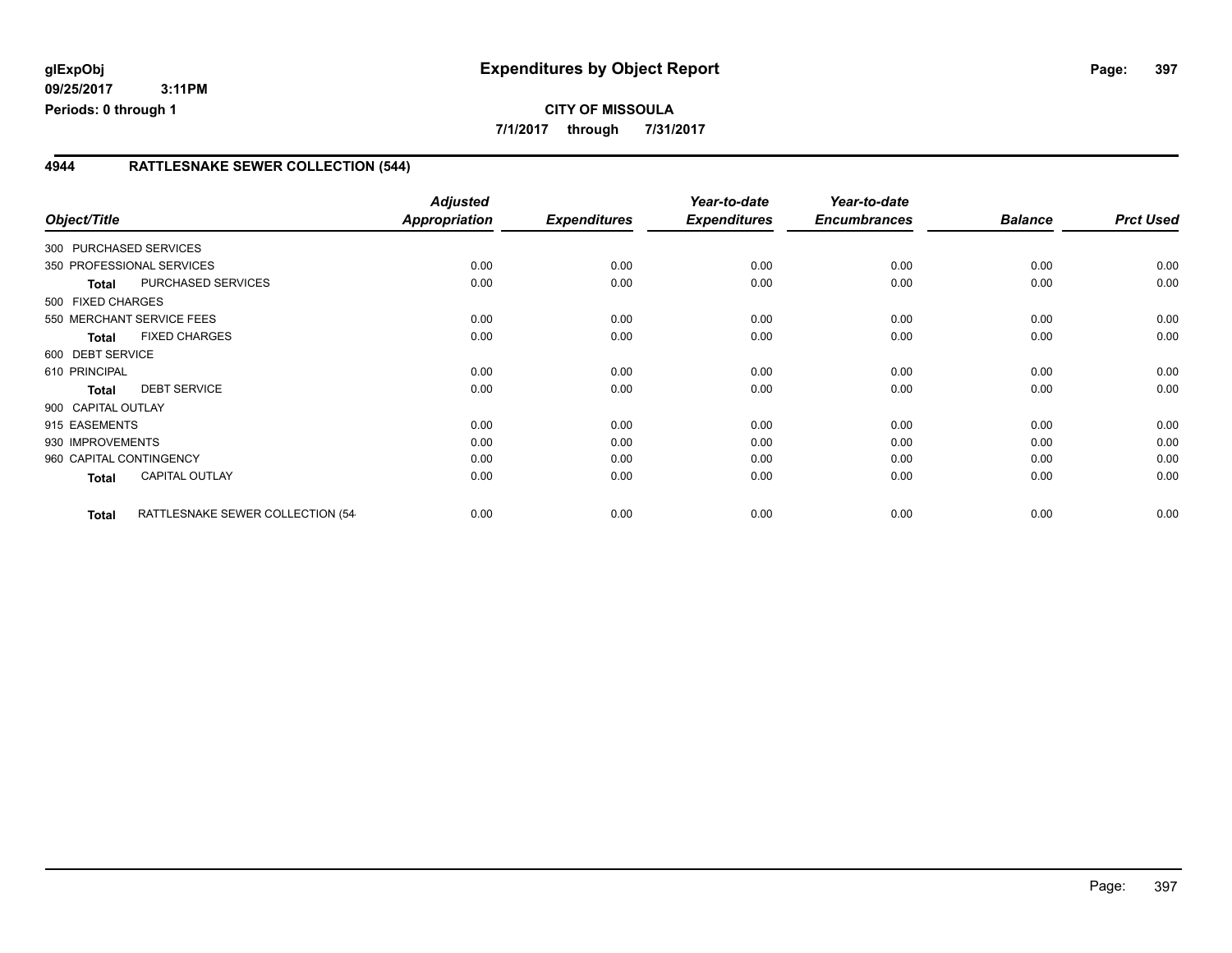**glExpObj**
**09/25/2017 3:11PM**
**Periods: 0 through 1**

# Expenditures by Object Report

**CITY OF MISSOULA**
**7/1/2017 through 7/31/2017**

## 4944 RATTLESNAKE SEWER COLLECTION (544)

| Object/Title | | Adjusted Appropriation | Expenditures | Year-to-date Expenditures | Year-to-date Encumbrances | Balance | Prct Used |
|---|---|---|---|---|---|---|---|
| 300 PURCHASED SERVICES | | | | | | | |
| 350 PROFESSIONAL SERVICES | | 0.00 | 0.00 | 0.00 | 0.00 | 0.00 | 0.00 |
| **Total** | PURCHASED SERVICES | 0.00 | 0.00 | 0.00 | 0.00 | 0.00 | 0.00 |
| 500 FIXED CHARGES | | | | | | | |
| 550 MERCHANT SERVICE FEES | | 0.00 | 0.00 | 0.00 | 0.00 | 0.00 | 0.00 |
| **Total** | FIXED CHARGES | 0.00 | 0.00 | 0.00 | 0.00 | 0.00 | 0.00 |
| 600 DEBT SERVICE | | | | | | | |
| 610 PRINCIPAL | | 0.00 | 0.00 | 0.00 | 0.00 | 0.00 | 0.00 |
| **Total** | DEBT SERVICE | 0.00 | 0.00 | 0.00 | 0.00 | 0.00 | 0.00 |
| 900 CAPITAL OUTLAY | | | | | | | |
| 915 EASEMENTS | | 0.00 | 0.00 | 0.00 | 0.00 | 0.00 | 0.00 |
| 930 IMPROVEMENTS | | 0.00 | 0.00 | 0.00 | 0.00 | 0.00 | 0.00 |
| 960 CAPITAL CONTINGENCY | | 0.00 | 0.00 | 0.00 | 0.00 | 0.00 | 0.00 |
| **Total** | CAPITAL OUTLAY | 0.00 | 0.00 | 0.00 | 0.00 | 0.00 | 0.00 |
| **Total** | RATTLESNAKE SEWER COLLECTION (54 | 0.00 | 0.00 | 0.00 | 0.00 | 0.00 | 0.00 |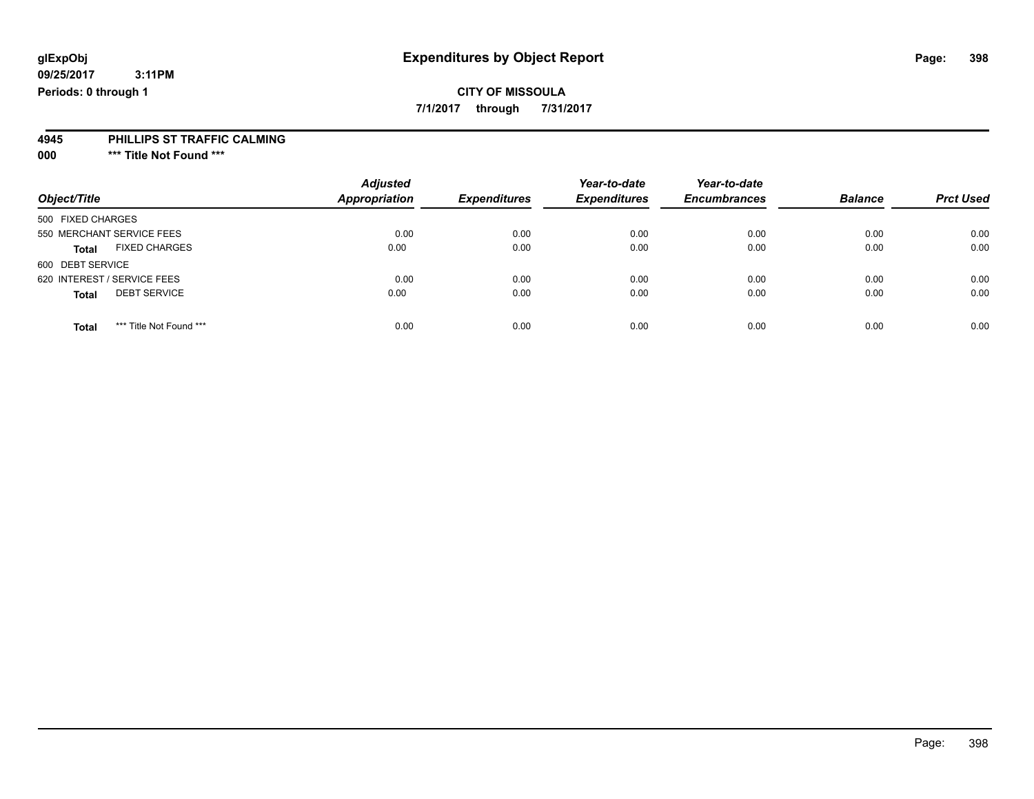# Expenditures by Object Report

glExpObj
09/25/2017 3:11PM
Periods: 0 through 1

**CITY OF MISSOULA**

**7/1/2017 through 7/31/2017**

**4945 PHILLIPS ST TRAFFIC CALMING**

**000 \*\*\* Title Not Found \*\*\***

| Object/Title | Adjusted Appropriation | Expenditures | Year-to-date Expenditures | Year-to-date Encumbrances | Balance | Prct Used |
|---|---|---|---|---|---|---|
| 500 FIXED CHARGES | | | | | | |
| 550 MERCHANT SERVICE FEES | 0.00 | 0.00 | 0.00 | 0.00 | 0.00 | 0.00 |
| **Total** FIXED CHARGES | 0.00 | 0.00 | 0.00 | 0.00 | 0.00 | 0.00 |
| 600 DEBT SERVICE | | | | | | |
| 620 INTEREST / SERVICE FEES | 0.00 | 0.00 | 0.00 | 0.00 | 0.00 | 0.00 |
| **Total** DEBT SERVICE | 0.00 | 0.00 | 0.00 | 0.00 | 0.00 | 0.00 |
| **Total** *** Title Not Found *** | 0.00 | 0.00 | 0.00 | 0.00 | 0.00 | 0.00 |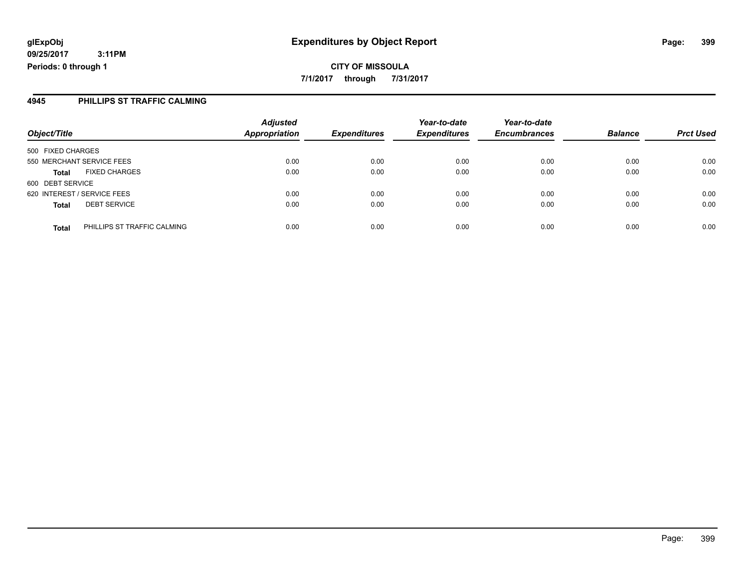**glExpObj** **Expenditures by Object Report**

**09/25/2017 3:11PM**

**Periods: 0 through 1**

**CITY OF MISSOULA**

**7/1/2017 through 7/31/2017**

## 4945 PHILLIPS ST TRAFFIC CALMING

| Object/Title | | Adjusted Appropriation | Expenditures | Year-to-date Expenditures | Year-to-date Encumbrances | Balance | Prct Used |
|---|---|---|---|---|---|---|---|
| 500 FIXED CHARGES | | | | | | | |
| 550 MERCHANT SERVICE FEES | | 0.00 | 0.00 | 0.00 | 0.00 | 0.00 | 0.00 |
| **Total** | FIXED CHARGES | 0.00 | 0.00 | 0.00 | 0.00 | 0.00 | 0.00 |
| 600 DEBT SERVICE | | | | | | | |
| 620 INTEREST / SERVICE FEES | | 0.00 | 0.00 | 0.00 | 0.00 | 0.00 | 0.00 |
| **Total** | DEBT SERVICE | 0.00 | 0.00 | 0.00 | 0.00 | 0.00 | 0.00 |
| **Total** | PHILLIPS ST TRAFFIC CALMING | 0.00 | 0.00 | 0.00 | 0.00 | 0.00 | 0.00 |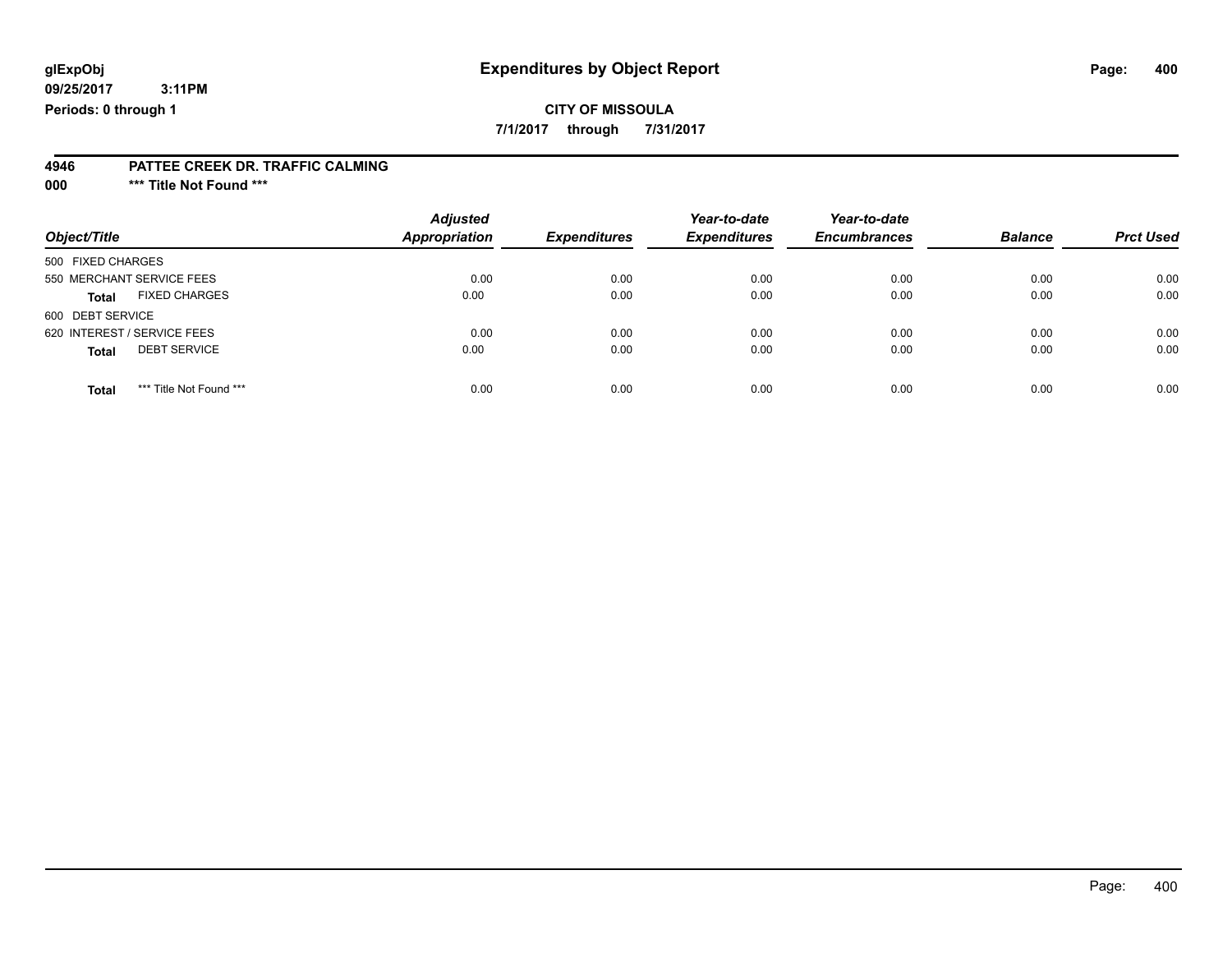**glExpObj**
**09/25/2017 3:11PM**
**Periods: 0 through 1**

# Expenditures by Object Report

**CITY OF MISSOULA**

**7/1/2017 through 7/31/2017**

**4946 PATTEE CREEK DR. TRAFFIC CALMING**

**000 \*** Title Not Found \*****

| Object/Title | | Adjusted Appropriation | Expenditures | Year-to-date Expenditures | Year-to-date Encumbrances | Balance | Prct Used |
|---|---|---|---|---|---|---|---|
| 500 FIXED CHARGES | | | | | | | |
| 550 MERCHANT SERVICE FEES | | 0.00 | 0.00 | 0.00 | 0.00 | 0.00 | 0.00 |
| **Total** | FIXED CHARGES | 0.00 | 0.00 | 0.00 | 0.00 | 0.00 | 0.00 |
| 600 DEBT SERVICE | | | | | | | |
| 620 INTEREST / SERVICE FEES | | 0.00 | 0.00 | 0.00 | 0.00 | 0.00 | 0.00 |
| **Total** | DEBT SERVICE | 0.00 | 0.00 | 0.00 | 0.00 | 0.00 | 0.00 |
| **Total** | *** Title Not Found *** | 0.00 | 0.00 | 0.00 | 0.00 | 0.00 | 0.00 |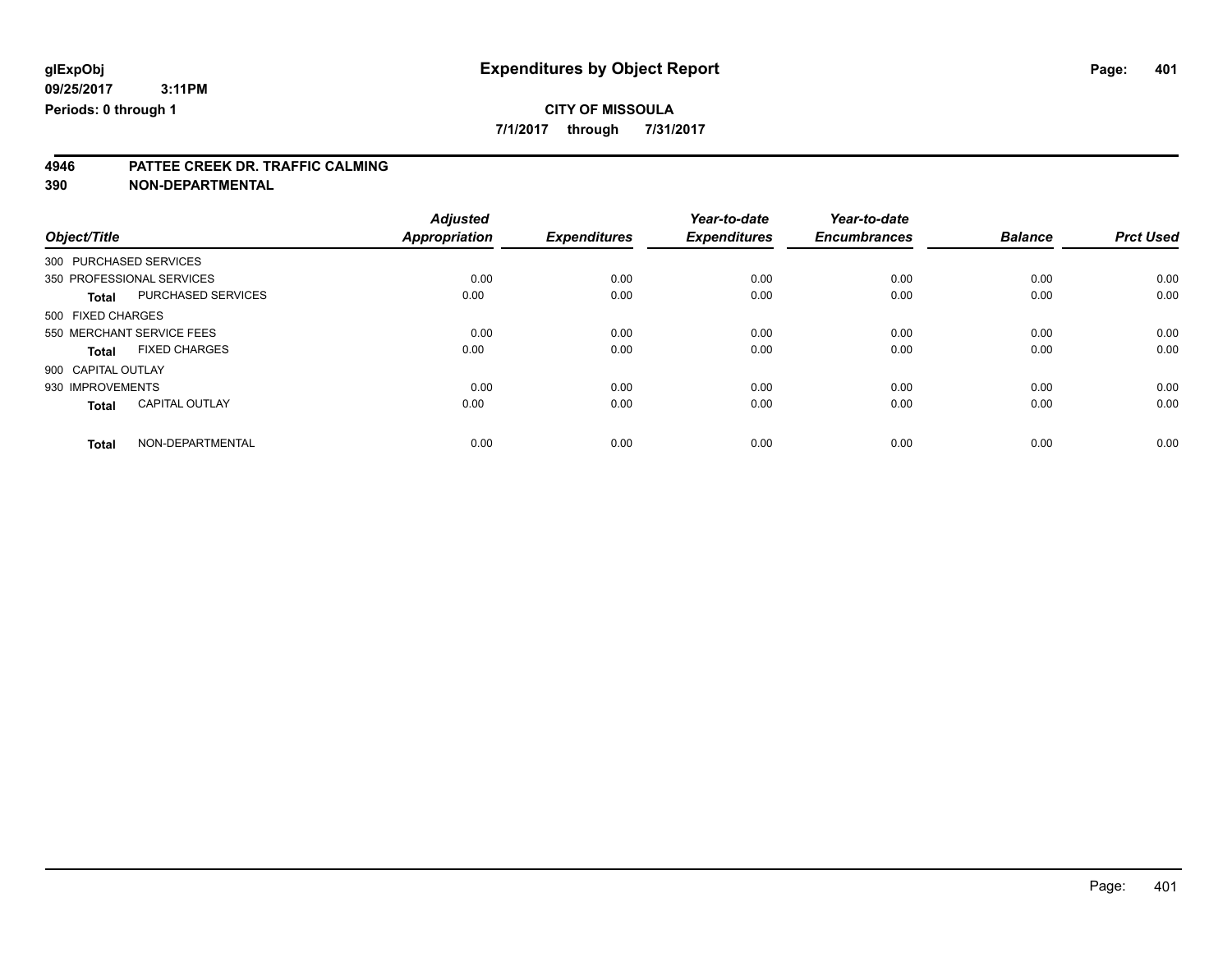**glExpObj** **Expenditures by Object Report**

**09/25/2017 3:11PM**

**Periods: 0 through 1**

**CITY OF MISSOULA**

**7/1/2017 through 7/31/2017**

## 4946 PATTEE CREEK DR. TRAFFIC CALMING

## 390 NON-DEPARTMENTAL

| Object/Title | | Adjusted Appropriation | Expenditures | Year-to-date Expenditures | Year-to-date Encumbrances | Balance | Prct Used |
|---|---|---|---|---|---|---|---|
| 300 PURCHASED SERVICES | | | | | | | |
| 350 PROFESSIONAL SERVICES | | 0.00 | 0.00 | 0.00 | 0.00 | 0.00 | 0.00 |
| **Total** | PURCHASED SERVICES | 0.00 | 0.00 | 0.00 | 0.00 | 0.00 | 0.00 |
| 500 FIXED CHARGES | | | | | | | |
| 550 MERCHANT SERVICE FEES | | 0.00 | 0.00 | 0.00 | 0.00 | 0.00 | 0.00 |
| **Total** | FIXED CHARGES | 0.00 | 0.00 | 0.00 | 0.00 | 0.00 | 0.00 |
| 900 CAPITAL OUTLAY | | | | | | | |
| 930 IMPROVEMENTS | | 0.00 | 0.00 | 0.00 | 0.00 | 0.00 | 0.00 |
| **Total** | CAPITAL OUTLAY | 0.00 | 0.00 | 0.00 | 0.00 | 0.00 | 0.00 |
| **Total** | NON-DEPARTMENTAL | 0.00 | 0.00 | 0.00 | 0.00 | 0.00 | 0.00 |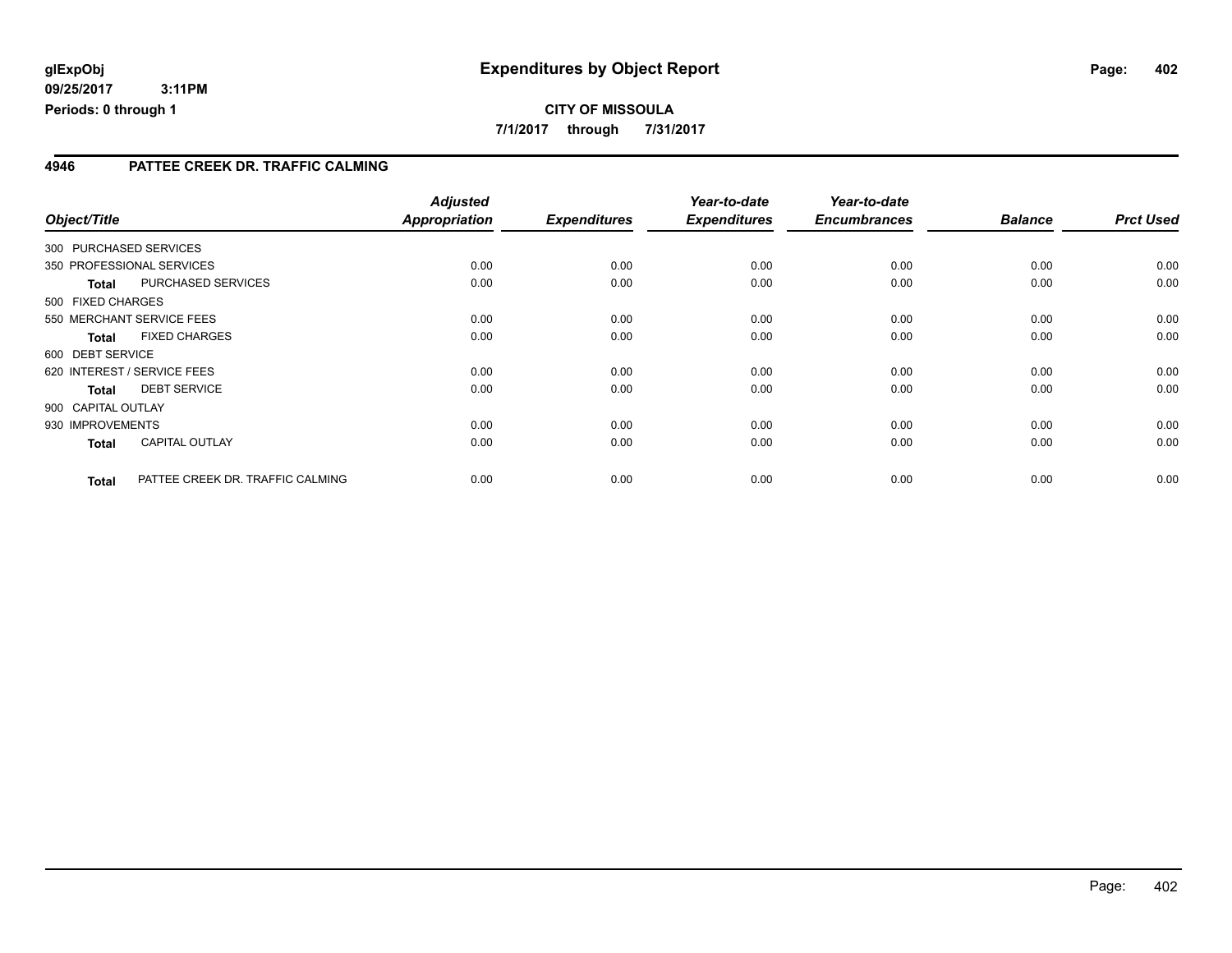**glExpObj**
**09/25/2017 3:11PM**
**Periods: 0 through 1**

# Expenditures by Object Report

**CITY OF MISSOULA**
**7/1/2017 through 7/31/2017**

## 4946 PATTEE CREEK DR. TRAFFIC CALMING

| Object/Title | | Adjusted Appropriation | Expenditures | Year-to-date Expenditures | Year-to-date Encumbrances | Balance | Prct Used |
|---|---|---|---|---|---|---|---|
| 300 PURCHASED SERVICES | | | | | | | |
| 350 PROFESSIONAL SERVICES | | 0.00 | 0.00 | 0.00 | 0.00 | 0.00 | 0.00 |
| **Total** | PURCHASED SERVICES | 0.00 | 0.00 | 0.00 | 0.00 | 0.00 | 0.00 |
| 500 FIXED CHARGES | | | | | | | |
| 550 MERCHANT SERVICE FEES | | 0.00 | 0.00 | 0.00 | 0.00 | 0.00 | 0.00 |
| **Total** | FIXED CHARGES | 0.00 | 0.00 | 0.00 | 0.00 | 0.00 | 0.00 |
| 600 DEBT SERVICE | | | | | | | |
| 620 INTEREST / SERVICE FEES | | 0.00 | 0.00 | 0.00 | 0.00 | 0.00 | 0.00 |
| **Total** | DEBT SERVICE | 0.00 | 0.00 | 0.00 | 0.00 | 0.00 | 0.00 |
| 900 CAPITAL OUTLAY | | | | | | | |
| 930 IMPROVEMENTS | | 0.00 | 0.00 | 0.00 | 0.00 | 0.00 | 0.00 |
| **Total** | CAPITAL OUTLAY | 0.00 | 0.00 | 0.00 | 0.00 | 0.00 | 0.00 |
| **Total** | PATTEE CREEK DR. TRAFFIC CALMING | 0.00 | 0.00 | 0.00 | 0.00 | 0.00 | 0.00 |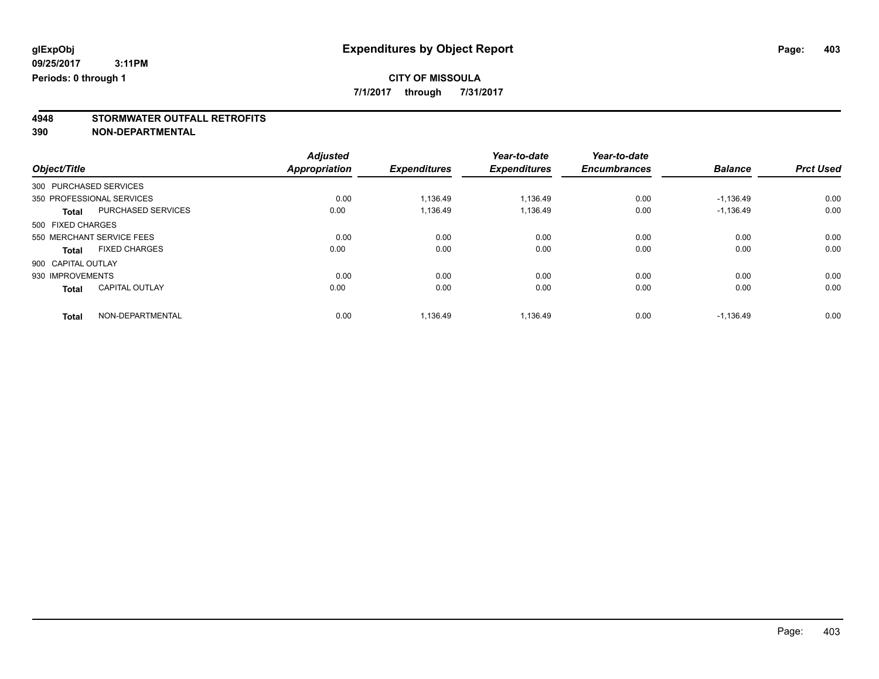**glExpObj** **Expenditures by Object Report**

**09/25/2017 3:11PM**

**Periods: 0 through 1**

**CITY OF MISSOULA**

**7/1/2017 through 7/31/2017**

## 4948 STORMWATER OUTFALL RETROFITS

## 390 NON-DEPARTMENTAL

| Object/Title | | Adjusted Appropriation | Expenditures | Year-to-date Expenditures | Year-to-date Encumbrances | Balance | Prct Used |
|---|---|---|---|---|---|---|---|
| 300 PURCHASED SERVICES | | | | | | | |
| 350 PROFESSIONAL SERVICES | | 0.00 | 1,136.49 | 1,136.49 | 0.00 | -1,136.49 | 0.00 |
| **Total** | PURCHASED SERVICES | 0.00 | 1,136.49 | 1,136.49 | 0.00 | -1,136.49 | 0.00 |
| 500 FIXED CHARGES | | | | | | | |
| 550 MERCHANT SERVICE FEES | | 0.00 | 0.00 | 0.00 | 0.00 | 0.00 | 0.00 |
| **Total** | FIXED CHARGES | 0.00 | 0.00 | 0.00 | 0.00 | 0.00 | 0.00 |
| 900 CAPITAL OUTLAY | | | | | | | |
| 930 IMPROVEMENTS | | 0.00 | 0.00 | 0.00 | 0.00 | 0.00 | 0.00 |
| **Total** | CAPITAL OUTLAY | 0.00 | 0.00 | 0.00 | 0.00 | 0.00 | 0.00 |
| **Total** | NON-DEPARTMENTAL | 0.00 | 1,136.49 | 1,136.49 | 0.00 | -1,136.49 | 0.00 |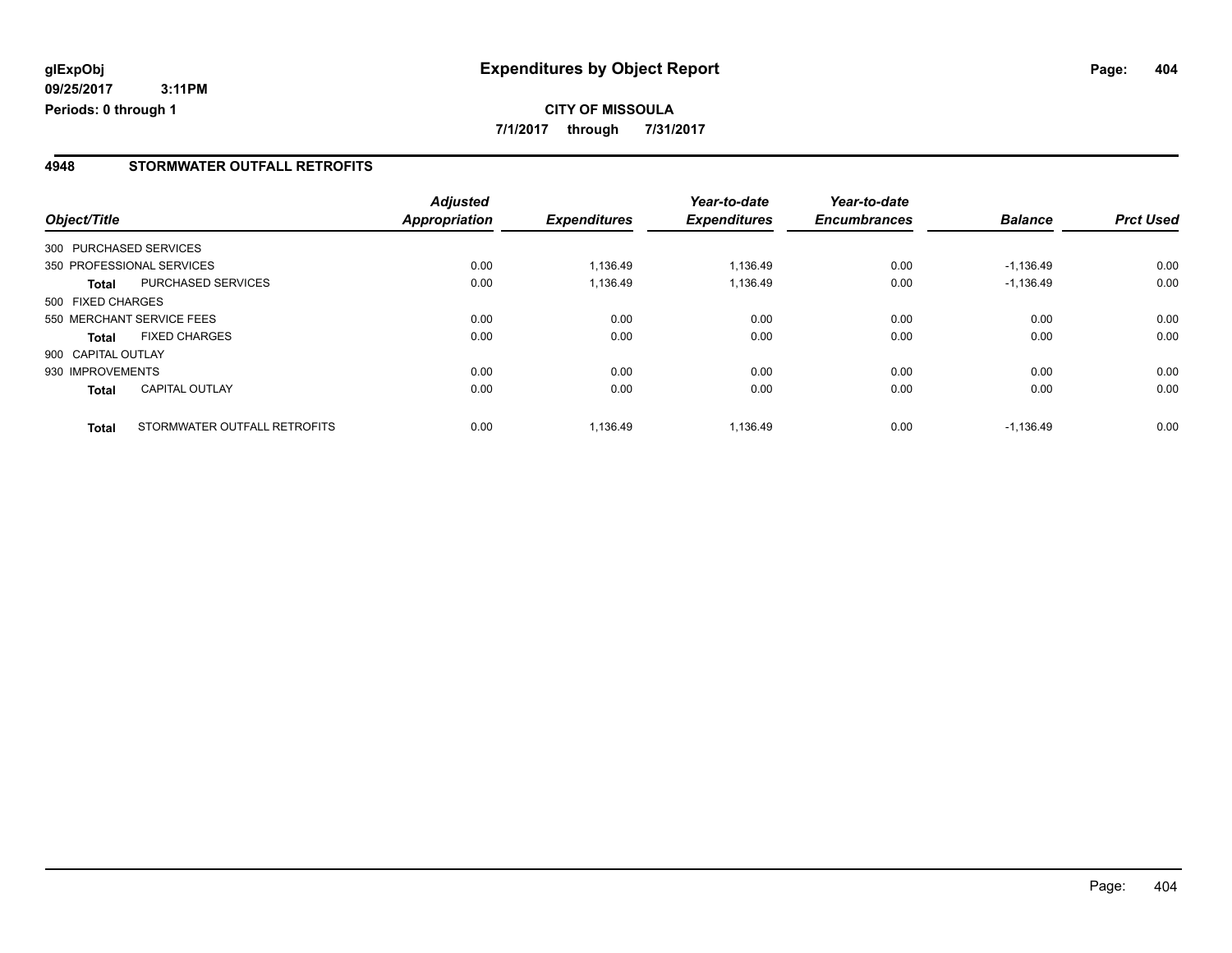**glExpObj**
**09/25/2017 3:11PM**
**Periods: 0 through 1**

# Expenditures by Object Report

**CITY OF MISSOULA**
**7/1/2017 through 7/31/2017**

## 4948 STORMWATER OUTFALL RETROFITS

| Object/Title | | *Adjusted Appropriation* | *Expenditures* | *Year-to-date Expenditures* | *Year-to-date Encumbrances* | *Balance* | *Prct Used* |
|---|---|---|---|---|---|---|---|
| 300 PURCHASED SERVICES | | | | | | | |
| 350 PROFESSIONAL SERVICES | | 0.00 | 1,136.49 | 1,136.49 | 0.00 | -1,136.49 | 0.00 |
| **Total** | PURCHASED SERVICES | 0.00 | 1,136.49 | 1,136.49 | 0.00 | -1,136.49 | 0.00 |
| 500 FIXED CHARGES | | | | | | | |
| 550 MERCHANT SERVICE FEES | | 0.00 | 0.00 | 0.00 | 0.00 | 0.00 | 0.00 |
| **Total** | FIXED CHARGES | 0.00 | 0.00 | 0.00 | 0.00 | 0.00 | 0.00 |
| 900 CAPITAL OUTLAY | | | | | | | |
| 930 IMPROVEMENTS | | 0.00 | 0.00 | 0.00 | 0.00 | 0.00 | 0.00 |
| **Total** | CAPITAL OUTLAY | 0.00 | 0.00 | 0.00 | 0.00 | 0.00 | 0.00 |
| **Total** | STORMWATER OUTFALL RETROFITS | 0.00 | 1,136.49 | 1,136.49 | 0.00 | -1,136.49 | 0.00 |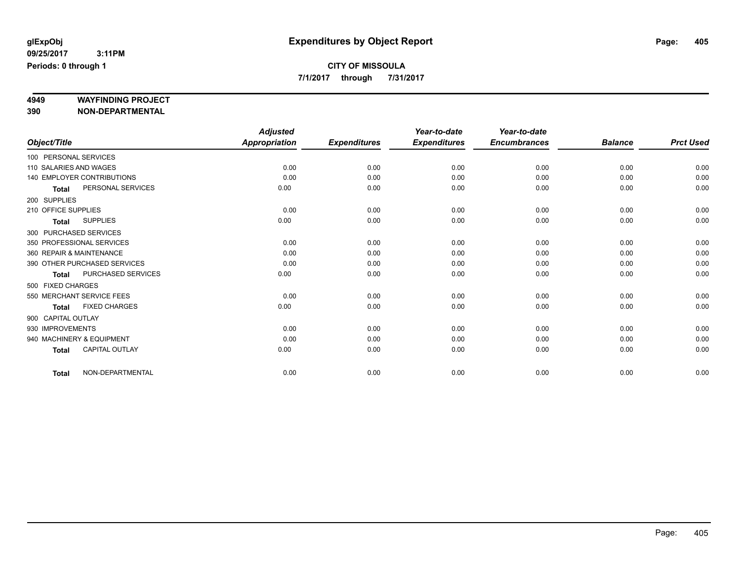**glExpObj** **Expenditures by Object Report**

**09/25/2017 3:11PM**

**Periods: 0 through 1**

**CITY OF MISSOULA**

**7/1/2017 through 7/31/2017**

**4949 WAYFINDING PROJECT**

**390 NON-DEPARTMENTAL**

| Object/Title | Adjusted Appropriation | Expenditures | Year-to-date Expenditures | Year-to-date Encumbrances | Balance | Prct Used |
|---|---|---|---|---|---|---|
| 100 PERSONAL SERVICES | | | | | | |
| 110 SALARIES AND WAGES | 0.00 | 0.00 | 0.00 | 0.00 | 0.00 | 0.00 |
| 140 EMPLOYER CONTRIBUTIONS | 0.00 | 0.00 | 0.00 | 0.00 | 0.00 | 0.00 |
| **Total** PERSONAL SERVICES | 0.00 | 0.00 | 0.00 | 0.00 | 0.00 | 0.00 |
| 200 SUPPLIES | | | | | | |
| 210 OFFICE SUPPLIES | 0.00 | 0.00 | 0.00 | 0.00 | 0.00 | 0.00 |
| **Total** SUPPLIES | 0.00 | 0.00 | 0.00 | 0.00 | 0.00 | 0.00 |
| 300 PURCHASED SERVICES | | | | | | |
| 350 PROFESSIONAL SERVICES | 0.00 | 0.00 | 0.00 | 0.00 | 0.00 | 0.00 |
| 360 REPAIR & MAINTENANCE | 0.00 | 0.00 | 0.00 | 0.00 | 0.00 | 0.00 |
| 390 OTHER PURCHASED SERVICES | 0.00 | 0.00 | 0.00 | 0.00 | 0.00 | 0.00 |
| **Total** PURCHASED SERVICES | 0.00 | 0.00 | 0.00 | 0.00 | 0.00 | 0.00 |
| 500 FIXED CHARGES | | | | | | |
| 550 MERCHANT SERVICE FEES | 0.00 | 0.00 | 0.00 | 0.00 | 0.00 | 0.00 |
| **Total** FIXED CHARGES | 0.00 | 0.00 | 0.00 | 0.00 | 0.00 | 0.00 |
| 900 CAPITAL OUTLAY | | | | | | |
| 930 IMPROVEMENTS | 0.00 | 0.00 | 0.00 | 0.00 | 0.00 | 0.00 |
| 940 MACHINERY & EQUIPMENT | 0.00 | 0.00 | 0.00 | 0.00 | 0.00 | 0.00 |
| **Total** CAPITAL OUTLAY | 0.00 | 0.00 | 0.00 | 0.00 | 0.00 | 0.00 |
| **Total** NON-DEPARTMENTAL | 0.00 | 0.00 | 0.00 | 0.00 | 0.00 | 0.00 |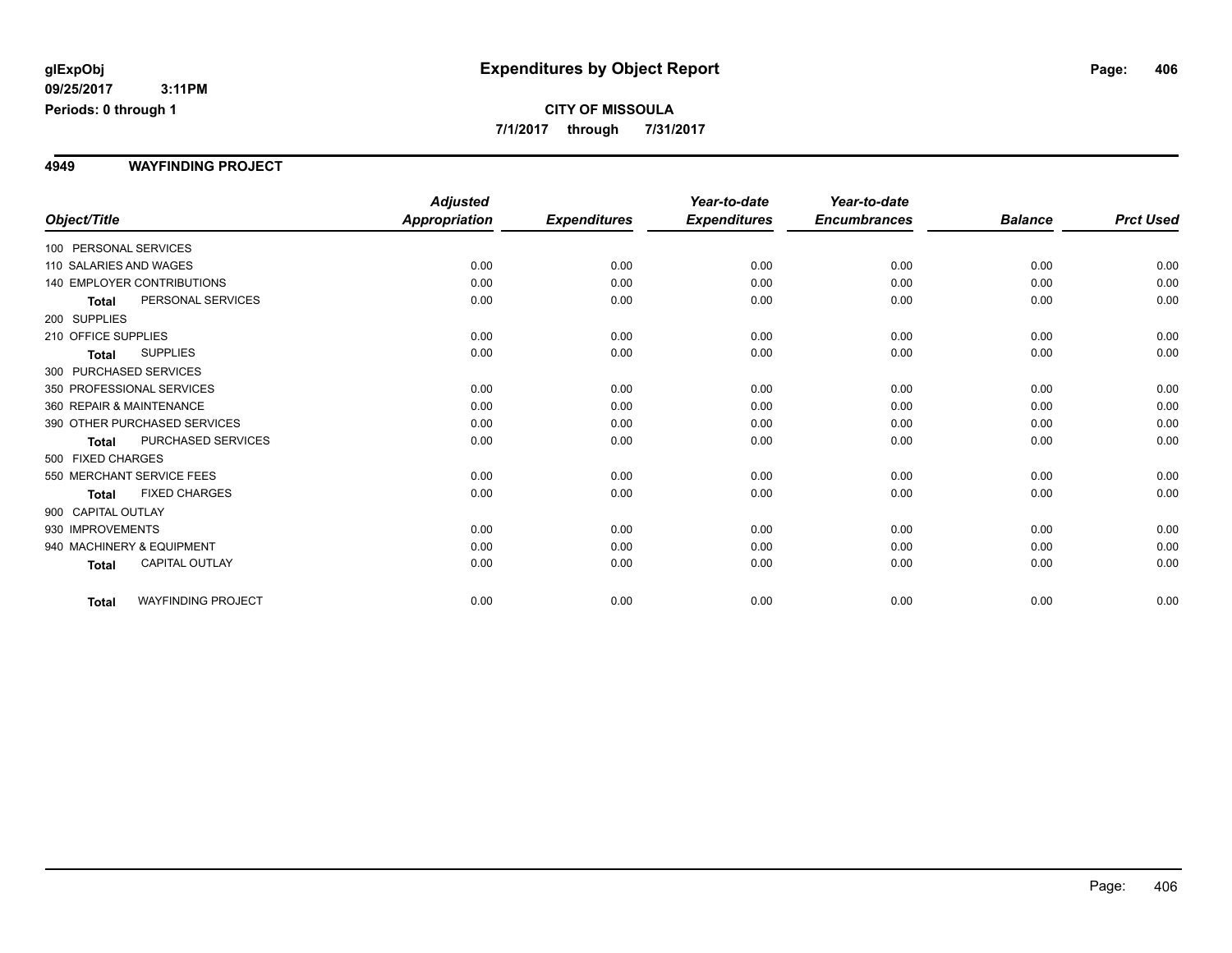glExpObj
09/25/2017 3:11PM
Periods: 0 through 1

# Expenditures by Object Report

**CITY OF MISSOULA**
**7/1/2017 through 7/31/2017**

## 4949 WAYFINDING PROJECT

| Object/Title | | Adjusted Appropriation | Expenditures | Year-to-date Expenditures | Year-to-date Encumbrances | Balance | Prct Used |
|---|---|---|---|---|---|---|---|
| 100 PERSONAL SERVICES | | | | | | | |
| 110 SALARIES AND WAGES | | 0.00 | 0.00 | 0.00 | 0.00 | 0.00 | 0.00 |
| 140 EMPLOYER CONTRIBUTIONS | | 0.00 | 0.00 | 0.00 | 0.00 | 0.00 | 0.00 |
| **Total** | PERSONAL SERVICES | 0.00 | 0.00 | 0.00 | 0.00 | 0.00 | 0.00 |
| 200 SUPPLIES | | | | | | | |
| 210 OFFICE SUPPLIES | | 0.00 | 0.00 | 0.00 | 0.00 | 0.00 | 0.00 |
| **Total** | SUPPLIES | 0.00 | 0.00 | 0.00 | 0.00 | 0.00 | 0.00 |
| 300 PURCHASED SERVICES | | | | | | | |
| 350 PROFESSIONAL SERVICES | | 0.00 | 0.00 | 0.00 | 0.00 | 0.00 | 0.00 |
| 360 REPAIR & MAINTENANCE | | 0.00 | 0.00 | 0.00 | 0.00 | 0.00 | 0.00 |
| 390 OTHER PURCHASED SERVICES | | 0.00 | 0.00 | 0.00 | 0.00 | 0.00 | 0.00 |
| **Total** | PURCHASED SERVICES | 0.00 | 0.00 | 0.00 | 0.00 | 0.00 | 0.00 |
| 500 FIXED CHARGES | | | | | | | |
| 550 MERCHANT SERVICE FEES | | 0.00 | 0.00 | 0.00 | 0.00 | 0.00 | 0.00 |
| **Total** | FIXED CHARGES | 0.00 | 0.00 | 0.00 | 0.00 | 0.00 | 0.00 |
| 900 CAPITAL OUTLAY | | | | | | | |
| 930 IMPROVEMENTS | | 0.00 | 0.00 | 0.00 | 0.00 | 0.00 | 0.00 |
| 940 MACHINERY & EQUIPMENT | | 0.00 | 0.00 | 0.00 | 0.00 | 0.00 | 0.00 |
| **Total** | CAPITAL OUTLAY | 0.00 | 0.00 | 0.00 | 0.00 | 0.00 | 0.00 |
| **Total** | WAYFINDING PROJECT | 0.00 | 0.00 | 0.00 | 0.00 | 0.00 | 0.00 |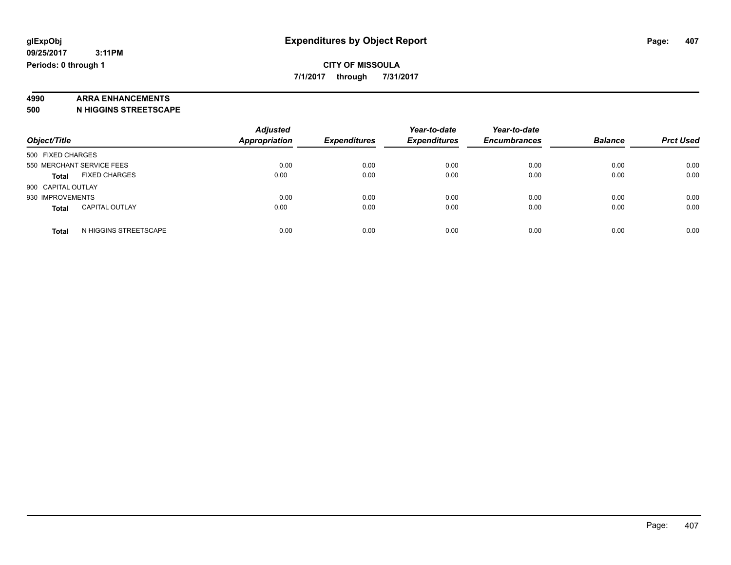**glExpObj**
**09/25/2017 3:11PM**
**Periods: 0 through 1**

# Expenditures by Object Report

**CITY OF MISSOULA**
**7/1/2017 through 7/31/2017**

**4990 ARRA ENHANCEMENTS**
**500 N HIGGINS STREETSCAPE**

| Object/Title | | Adjusted Appropriation | Expenditures | Year-to-date Expenditures | Year-to-date Encumbrances | Balance | Prct Used |
|---|---|---|---|---|---|---|---|
| 500 FIXED CHARGES | | | | | | | |
| 550 MERCHANT SERVICE FEES | | 0.00 | 0.00 | 0.00 | 0.00 | 0.00 | 0.00 |
| **Total** | FIXED CHARGES | 0.00 | 0.00 | 0.00 | 0.00 | 0.00 | 0.00 |
| 900 CAPITAL OUTLAY | | | | | | | |
| 930 IMPROVEMENTS | | 0.00 | 0.00 | 0.00 | 0.00 | 0.00 | 0.00 |
| **Total** | CAPITAL OUTLAY | 0.00 | 0.00 | 0.00 | 0.00 | 0.00 | 0.00 |
| **Total** | N HIGGINS STREETSCAPE | 0.00 | 0.00 | 0.00 | 0.00 | 0.00 | 0.00 |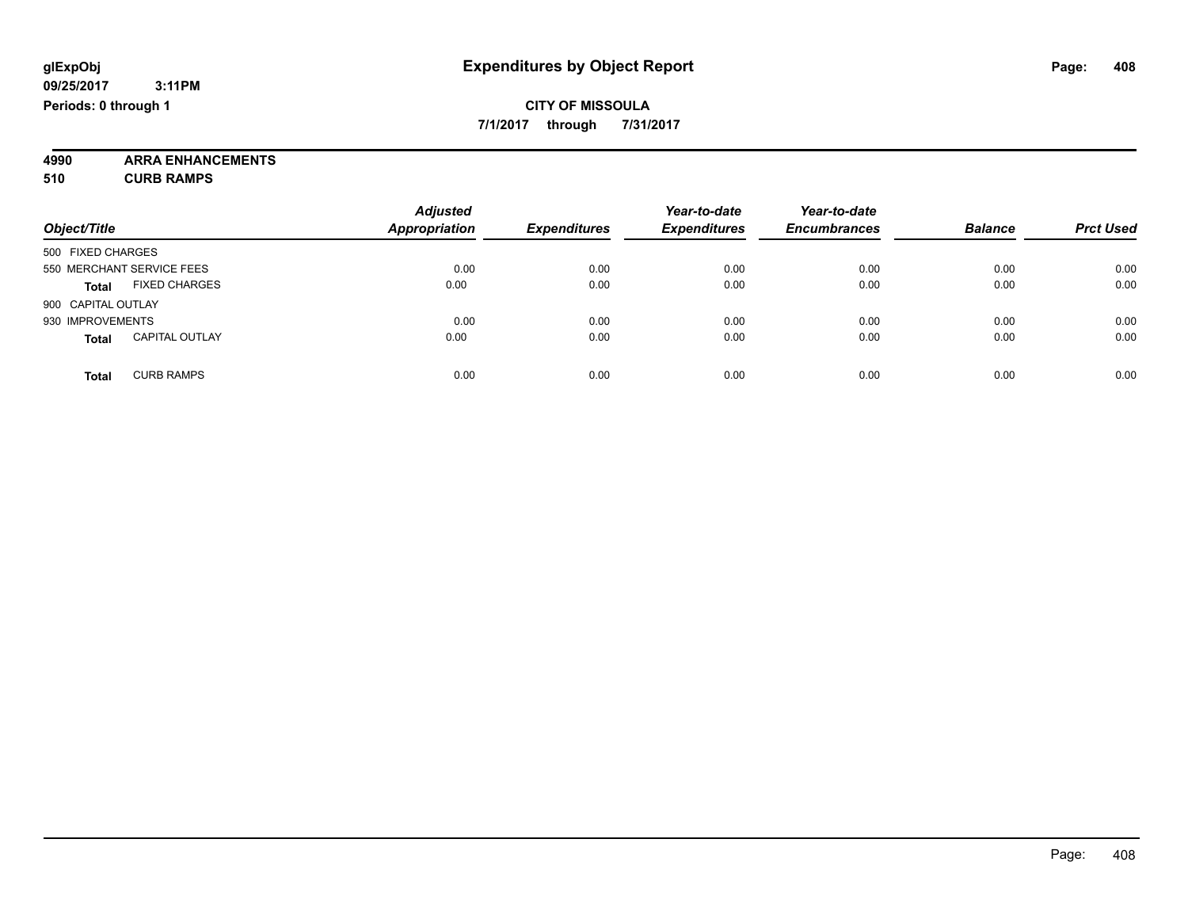**glExpObj** **Expenditures by Object Report**
**09/25/2017 3:11PM**
**Periods: 0 through 1**

**CITY OF MISSOULA**
**7/1/2017 through 7/31/2017**

**4990 ARRA ENHANCEMENTS**
**510 CURB RAMPS**

| Object/Title | Adjusted Appropriation | Expenditures | Year-to-date Expenditures | Year-to-date Encumbrances | Balance | Prct Used |
|---|---|---|---|---|---|---|
| 500 FIXED CHARGES | | | | | | |
| 550 MERCHANT SERVICE FEES | 0.00 | 0.00 | 0.00 | 0.00 | 0.00 | 0.00 |
| **Total** FIXED CHARGES | 0.00 | 0.00 | 0.00 | 0.00 | 0.00 | 0.00 |
| 900 CAPITAL OUTLAY | | | | | | |
| 930 IMPROVEMENTS | 0.00 | 0.00 | 0.00 | 0.00 | 0.00 | 0.00 |
| **Total** CAPITAL OUTLAY | 0.00 | 0.00 | 0.00 | 0.00 | 0.00 | 0.00 |
| **Total** CURB RAMPS | 0.00 | 0.00 | 0.00 | 0.00 | 0.00 | 0.00 |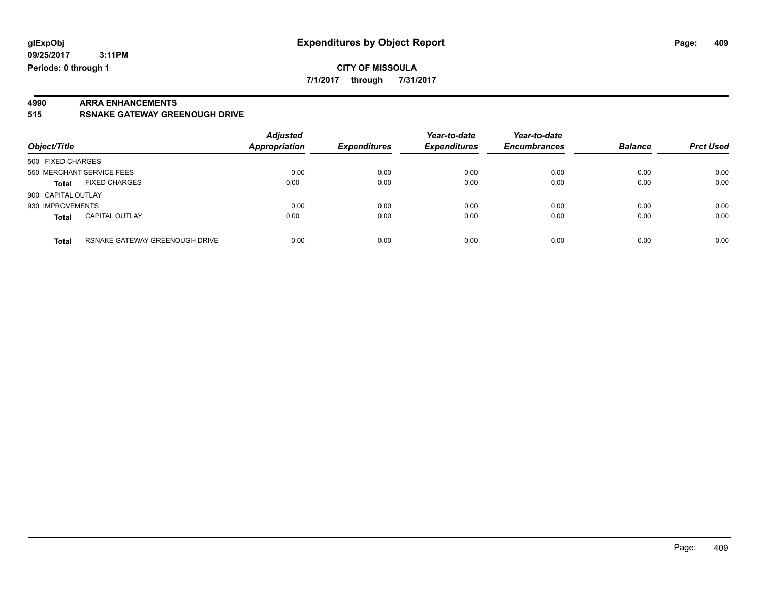**glExpObj** 
**09/25/2017 3:11PM** 
**Periods: 0 through 1**

# Expenditures by Object Report

**CITY OF MISSOULA**

**7/1/2017 through 7/31/2017**

**4990 ARRA ENHANCEMENTS**

**515 RSNAKE GATEWAY GREENOUGH DRIVE**

| Object/Title | | Adjusted Appropriation | Expenditures | Year-to-date Expenditures | Year-to-date Encumbrances | Balance | Prct Used |
|---|---|---|---|---|---|---|---|
| 500 FIXED CHARGES | | | | | | | |
| 550 MERCHANT SERVICE FEES | | 0.00 | 0.00 | 0.00 | 0.00 | 0.00 | 0.00 |
| **Total** | FIXED CHARGES | 0.00 | 0.00 | 0.00 | 0.00 | 0.00 | 0.00 |
| 900 CAPITAL OUTLAY | | | | | | | |
| 930 IMPROVEMENTS | | 0.00 | 0.00 | 0.00 | 0.00 | 0.00 | 0.00 |
| **Total** | CAPITAL OUTLAY | 0.00 | 0.00 | 0.00 | 0.00 | 0.00 | 0.00 |
| **Total** | RSNAKE GATEWAY GREENOUGH DRIVE | 0.00 | 0.00 | 0.00 | 0.00 | 0.00 | 0.00 |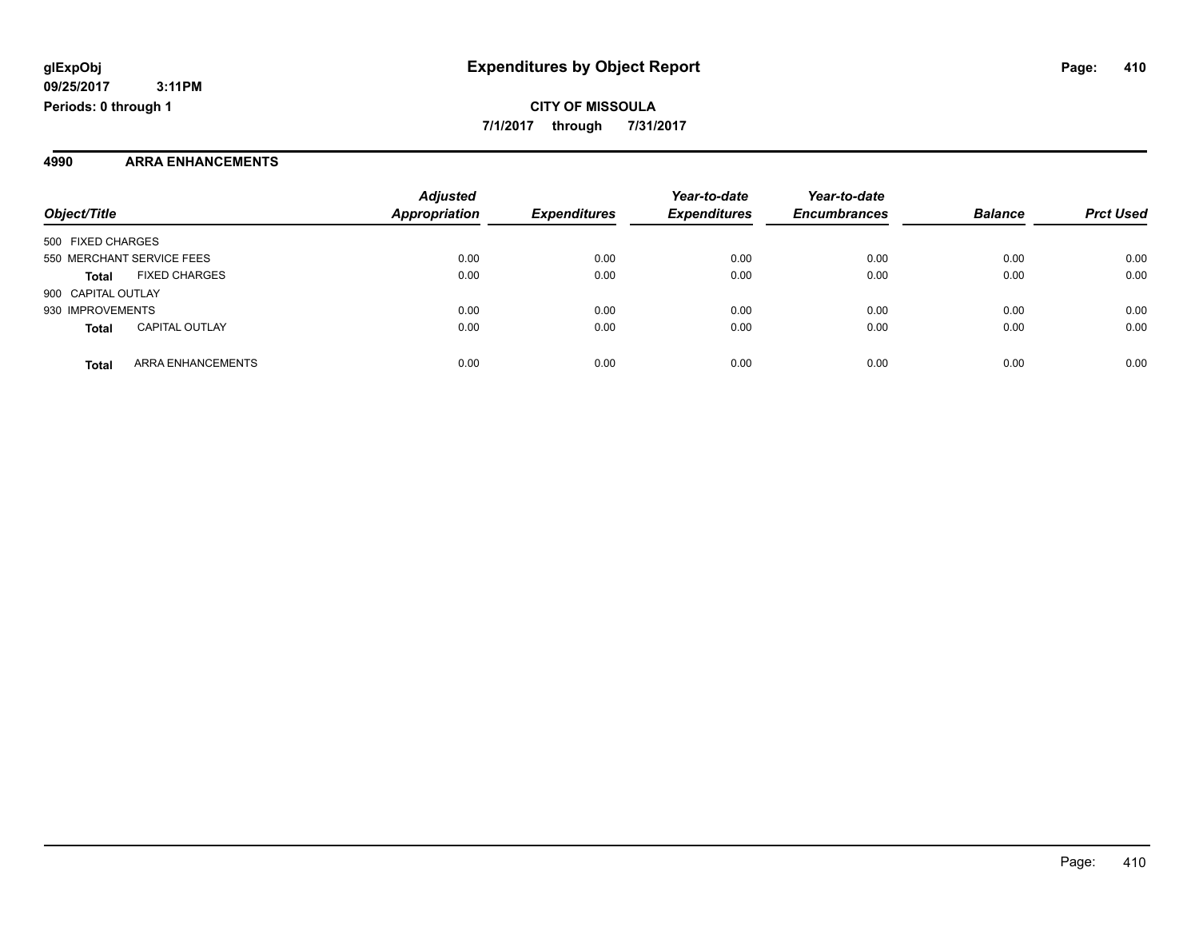**glExpObj** **Expenditures by Object Report**

**09/25/2017 3:11PM**

**Periods: 0 through 1**

**CITY OF MISSOULA**

**7/1/2017 through 7/31/2017**

**4990 ARRA ENHANCEMENTS**

| Object/Title | | Adjusted Appropriation | Expenditures | Year-to-date Expenditures | Year-to-date Encumbrances | Balance | Prct Used |
|---|---|---|---|---|---|---|---|
| 500 FIXED CHARGES | | | | | | | |
| 550 MERCHANT SERVICE FEES | | 0.00 | 0.00 | 0.00 | 0.00 | 0.00 | 0.00 |
| **Total** | FIXED CHARGES | 0.00 | 0.00 | 0.00 | 0.00 | 0.00 | 0.00 |
| 900 CAPITAL OUTLAY | | | | | | | |
| 930 IMPROVEMENTS | | 0.00 | 0.00 | 0.00 | 0.00 | 0.00 | 0.00 |
| **Total** | CAPITAL OUTLAY | 0.00 | 0.00 | 0.00 | 0.00 | 0.00 | 0.00 |
| **Total** | ARRA ENHANCEMENTS | 0.00 | 0.00 | 0.00 | 0.00 | 0.00 | 0.00 |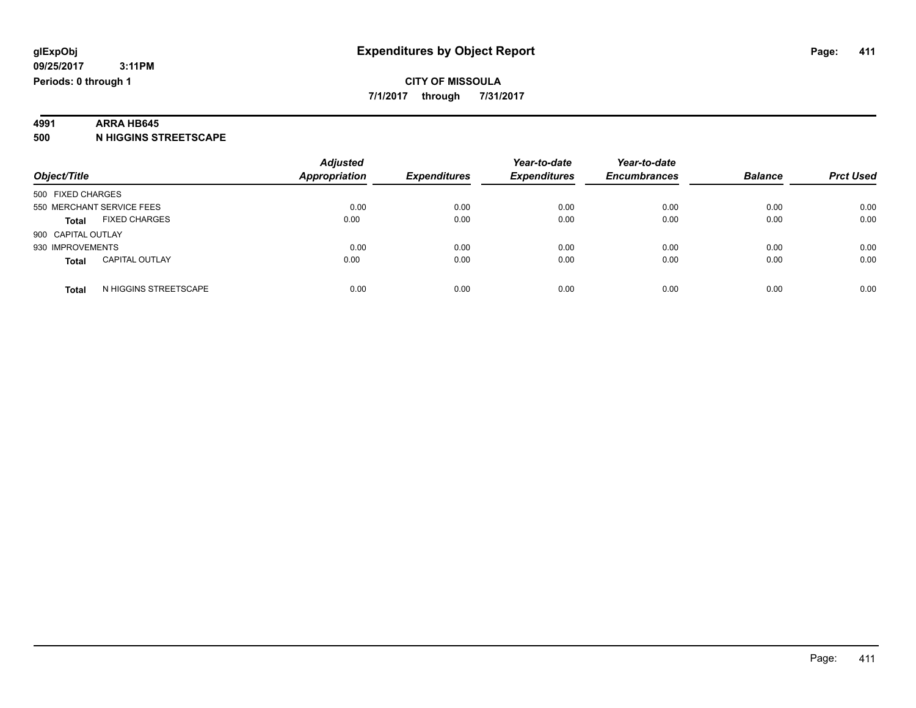**glExpObj** **Expenditures by Object Report**

**09/25/2017 3:11PM**

**Periods: 0 through 1**

**CITY OF MISSOULA**

**7/1/2017 through 7/31/2017**

**4991 ARRA HB645**

**500 N HIGGINS STREETSCAPE**

| Object/Title | | Adjusted Appropriation | Expenditures | Year-to-date Expenditures | Year-to-date Encumbrances | Balance | Prct Used |
|---|---|---|---|---|---|---|---|
| 500 FIXED CHARGES | | | | | | | |
| 550 MERCHANT SERVICE FEES | | 0.00 | 0.00 | 0.00 | 0.00 | 0.00 | 0.00 |
| **Total** | FIXED CHARGES | 0.00 | 0.00 | 0.00 | 0.00 | 0.00 | 0.00 |
| 900 CAPITAL OUTLAY | | | | | | | |
| 930 IMPROVEMENTS | | 0.00 | 0.00 | 0.00 | 0.00 | 0.00 | 0.00 |
| **Total** | CAPITAL OUTLAY | 0.00 | 0.00 | 0.00 | 0.00 | 0.00 | 0.00 |
| **Total** | N HIGGINS STREETSCAPE | 0.00 | 0.00 | 0.00 | 0.00 | 0.00 | 0.00 |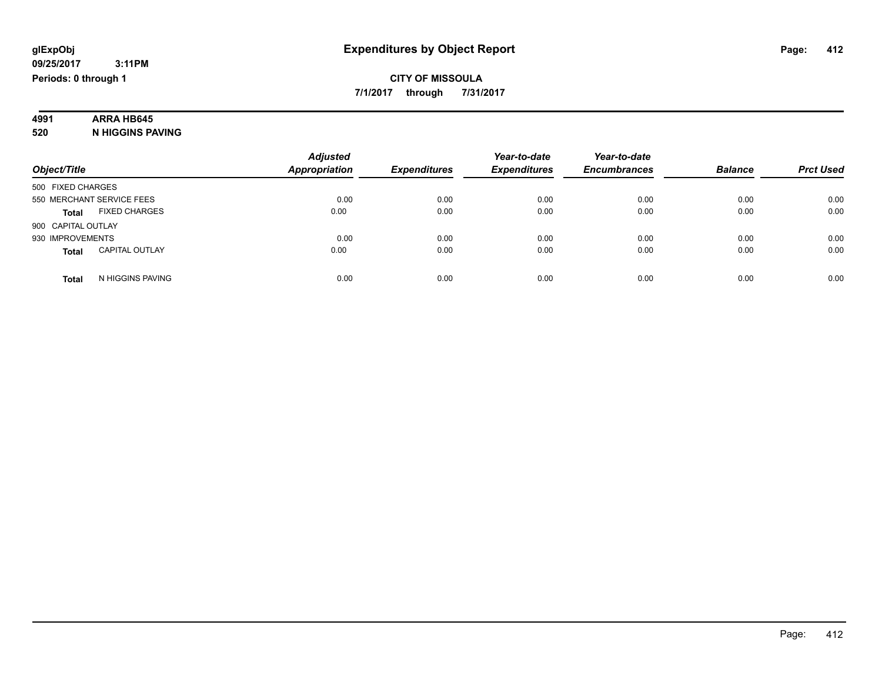**glExpObj** **Expenditures by Object Report**
**09/25/2017 3:11PM**
**Periods: 0 through 1**

**CITY OF MISSOULA**
**7/1/2017 through 7/31/2017**

**4991 ARRA HB645**
**520 N HIGGINS PAVING**

| Object/Title | Adjusted Appropriation | Expenditures | Year-to-date Expenditures | Year-to-date Encumbrances | Balance | Prct Used |
|---|---|---|---|---|---|---|
| 500 FIXED CHARGES | | | | | | |
| 550 MERCHANT SERVICE FEES | 0.00 | 0.00 | 0.00 | 0.00 | 0.00 | 0.00 |
| **Total** FIXED CHARGES | 0.00 | 0.00 | 0.00 | 0.00 | 0.00 | 0.00 |
| 900 CAPITAL OUTLAY | | | | | | |
| 930 IMPROVEMENTS | 0.00 | 0.00 | 0.00 | 0.00 | 0.00 | 0.00 |
| **Total** CAPITAL OUTLAY | 0.00 | 0.00 | 0.00 | 0.00 | 0.00 | 0.00 |
| **Total** N HIGGINS PAVING | 0.00 | 0.00 | 0.00 | 0.00 | 0.00 | 0.00 |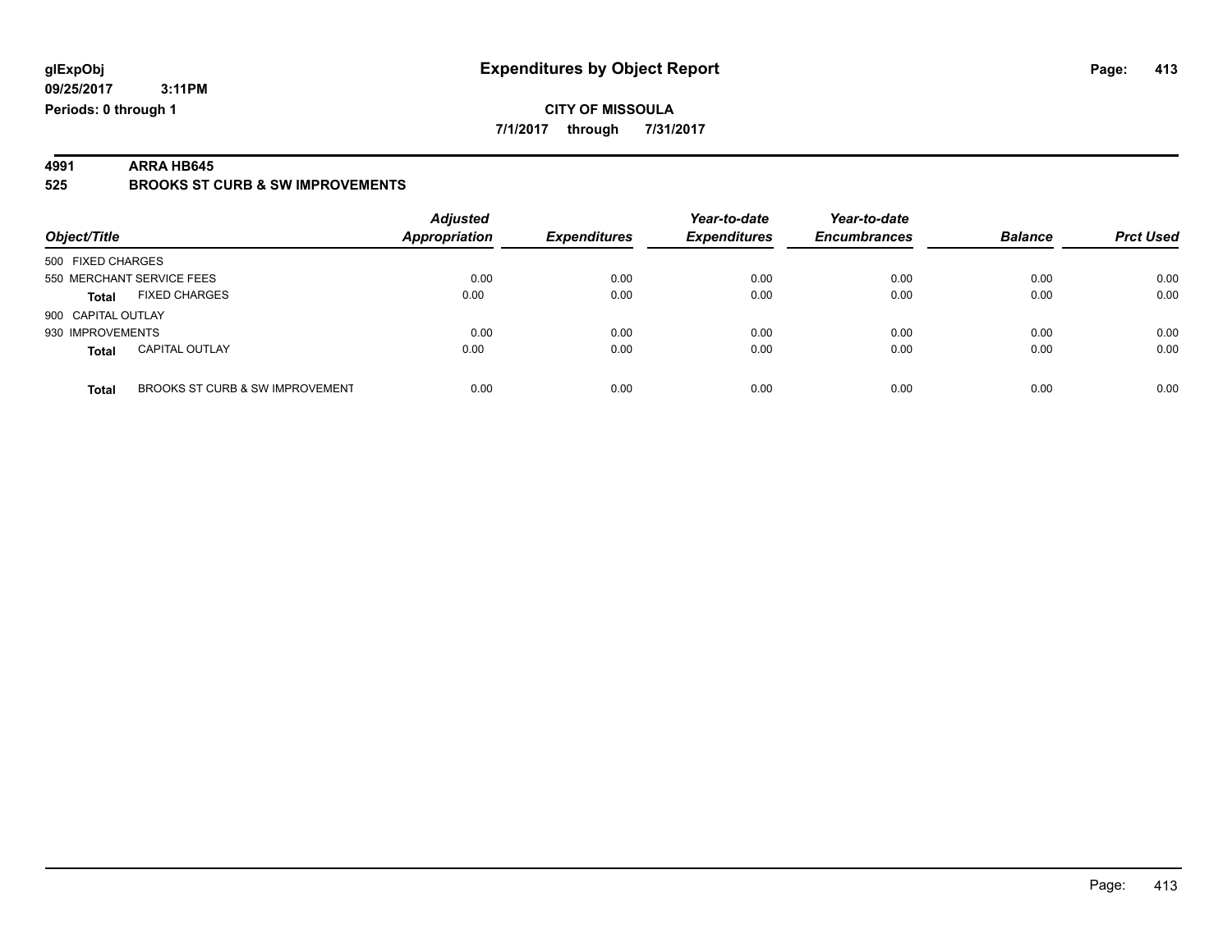**glExpObj** **Expenditures by Object Report**

**09/25/2017 3:11PM**

**Periods: 0 through 1**

**CITY OF MISSOULA**

**7/1/2017 through 7/31/2017**

## 4991 ARRA HB645

## 525 BROOKS ST CURB & SW IMPROVEMENTS

| Object/Title | | Adjusted Appropriation | Expenditures | Year-to-date Expenditures | Year-to-date Encumbrances | Balance | Prct Used |
|---|---|---|---|---|---|---|---|
| 500 FIXED CHARGES | | | | | | | |
| 550 MERCHANT SERVICE FEES | | 0.00 | 0.00 | 0.00 | 0.00 | 0.00 | 0.00 |
| **Total** | FIXED CHARGES | 0.00 | 0.00 | 0.00 | 0.00 | 0.00 | 0.00 |
| 900 CAPITAL OUTLAY | | | | | | | |
| 930 IMPROVEMENTS | | 0.00 | 0.00 | 0.00 | 0.00 | 0.00 | 0.00 |
| **Total** | CAPITAL OUTLAY | 0.00 | 0.00 | 0.00 | 0.00 | 0.00 | 0.00 |
| **Total** | BROOKS ST CURB & SW IMPROVEMENT | 0.00 | 0.00 | 0.00 | 0.00 | 0.00 | 0.00 |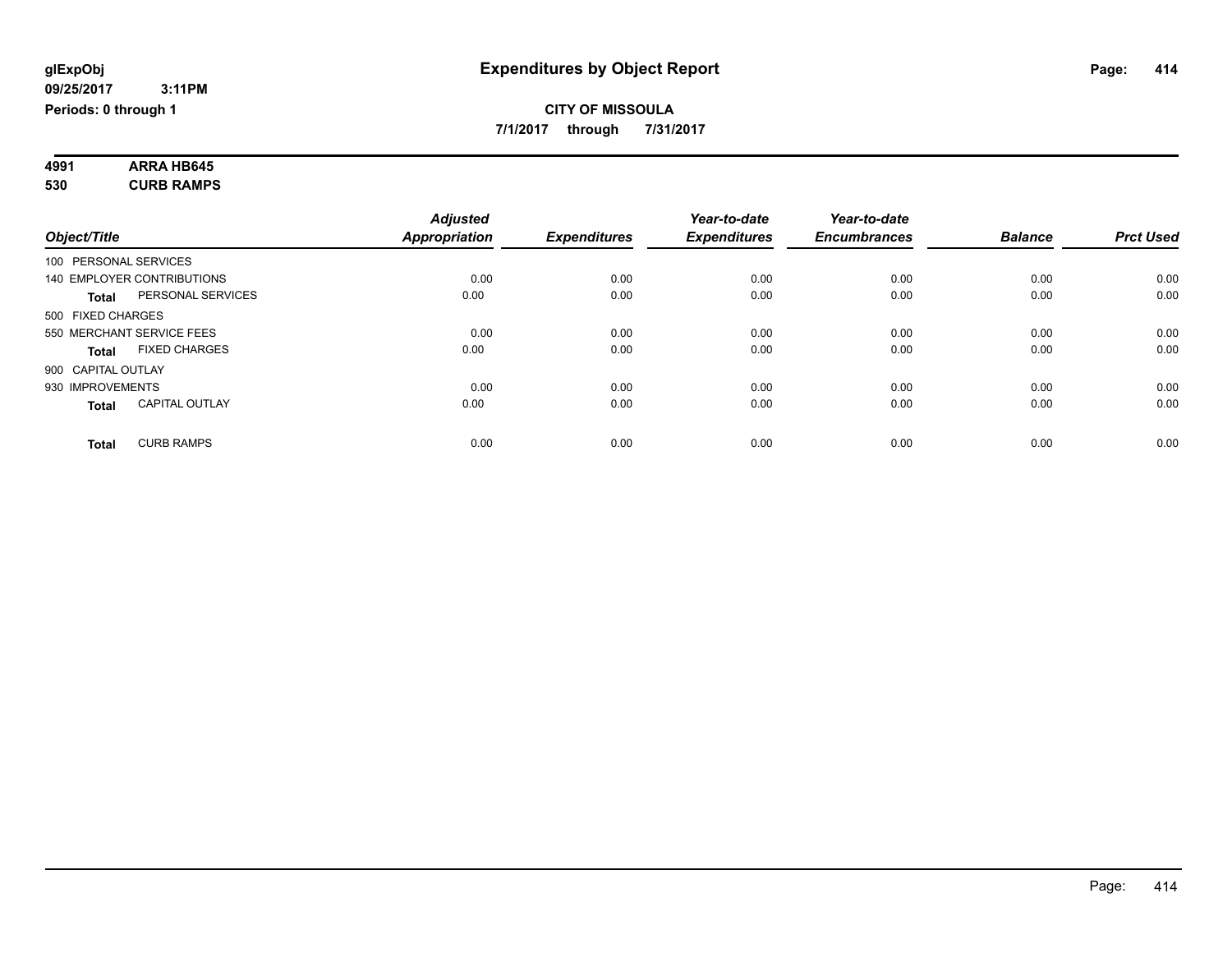**glExpObj** **Expenditures by Object Report**

**09/25/2017 3:11PM**

**Periods: 0 through 1**

**CITY OF MISSOULA**

**7/1/2017 through 7/31/2017**

**4991 ARRA HB645**

**530 CURB RAMPS**

| Object/Title | | Adjusted Appropriation | Expenditures | Year-to-date Expenditures | Year-to-date Encumbrances | Balance | Prct Used |
|---|---|---|---|---|---|---|---|
| 100 PERSONAL SERVICES | | | | | | | |
| 140 EMPLOYER CONTRIBUTIONS | | 0.00 | 0.00 | 0.00 | 0.00 | 0.00 | 0.00 |
| **Total** | PERSONAL SERVICES | 0.00 | 0.00 | 0.00 | 0.00 | 0.00 | 0.00 |
| 500 FIXED CHARGES | | | | | | | |
| 550 MERCHANT SERVICE FEES | | 0.00 | 0.00 | 0.00 | 0.00 | 0.00 | 0.00 |
| **Total** | FIXED CHARGES | 0.00 | 0.00 | 0.00 | 0.00 | 0.00 | 0.00 |
| 900 CAPITAL OUTLAY | | | | | | | |
| 930 IMPROVEMENTS | | 0.00 | 0.00 | 0.00 | 0.00 | 0.00 | 0.00 |
| **Total** | CAPITAL OUTLAY | 0.00 | 0.00 | 0.00 | 0.00 | 0.00 | 0.00 |
| **Total** | CURB RAMPS | 0.00 | 0.00 | 0.00 | 0.00 | 0.00 | 0.00 |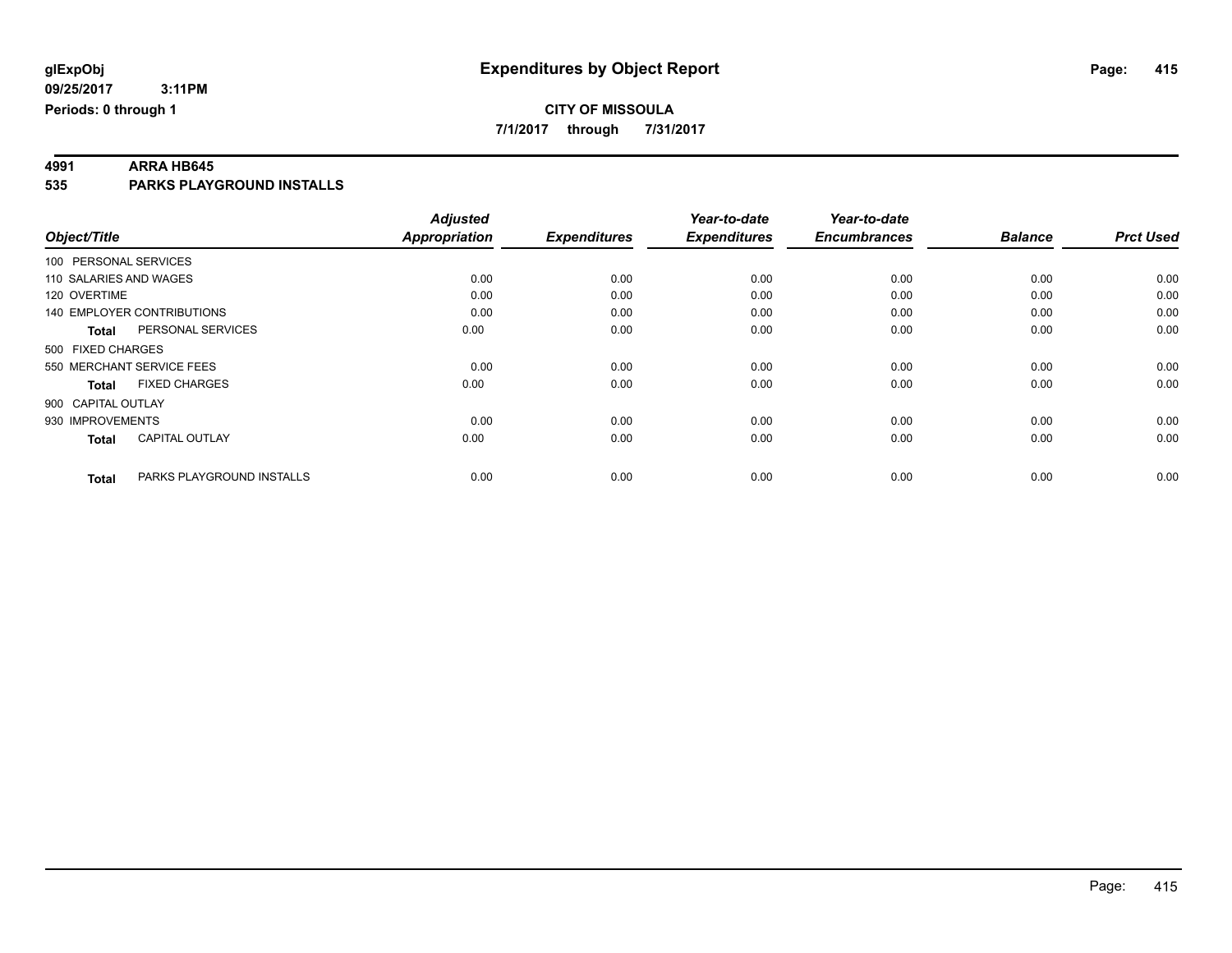**glExpObj** **Expenditures by Object Report**

**09/25/2017 3:11PM**

**Periods: 0 through 1**

**CITY OF MISSOULA**

**7/1/2017 through 7/31/2017**

## 4991 ARRA HB645

## 535 PARKS PLAYGROUND INSTALLS

| Object/Title | | Adjusted Appropriation | Expenditures | Year-to-date Expenditures | Year-to-date Encumbrances | Balance | Prct Used |
|---|---|---|---|---|---|---|---|
| 100 PERSONAL SERVICES | | | | | | | |
| 110 SALARIES AND WAGES | | 0.00 | 0.00 | 0.00 | 0.00 | 0.00 | 0.00 |
| 120 OVERTIME | | 0.00 | 0.00 | 0.00 | 0.00 | 0.00 | 0.00 |
| 140 EMPLOYER CONTRIBUTIONS | | 0.00 | 0.00 | 0.00 | 0.00 | 0.00 | 0.00 |
| **Total** | PERSONAL SERVICES | 0.00 | 0.00 | 0.00 | 0.00 | 0.00 | 0.00 |
| 500 FIXED CHARGES | | | | | | | |
| 550 MERCHANT SERVICE FEES | | 0.00 | 0.00 | 0.00 | 0.00 | 0.00 | 0.00 |
| **Total** | FIXED CHARGES | 0.00 | 0.00 | 0.00 | 0.00 | 0.00 | 0.00 |
| 900 CAPITAL OUTLAY | | | | | | | |
| 930 IMPROVEMENTS | | 0.00 | 0.00 | 0.00 | 0.00 | 0.00 | 0.00 |
| **Total** | CAPITAL OUTLAY | 0.00 | 0.00 | 0.00 | 0.00 | 0.00 | 0.00 |
| **Total** | PARKS PLAYGROUND INSTALLS | 0.00 | 0.00 | 0.00 | 0.00 | 0.00 | 0.00 |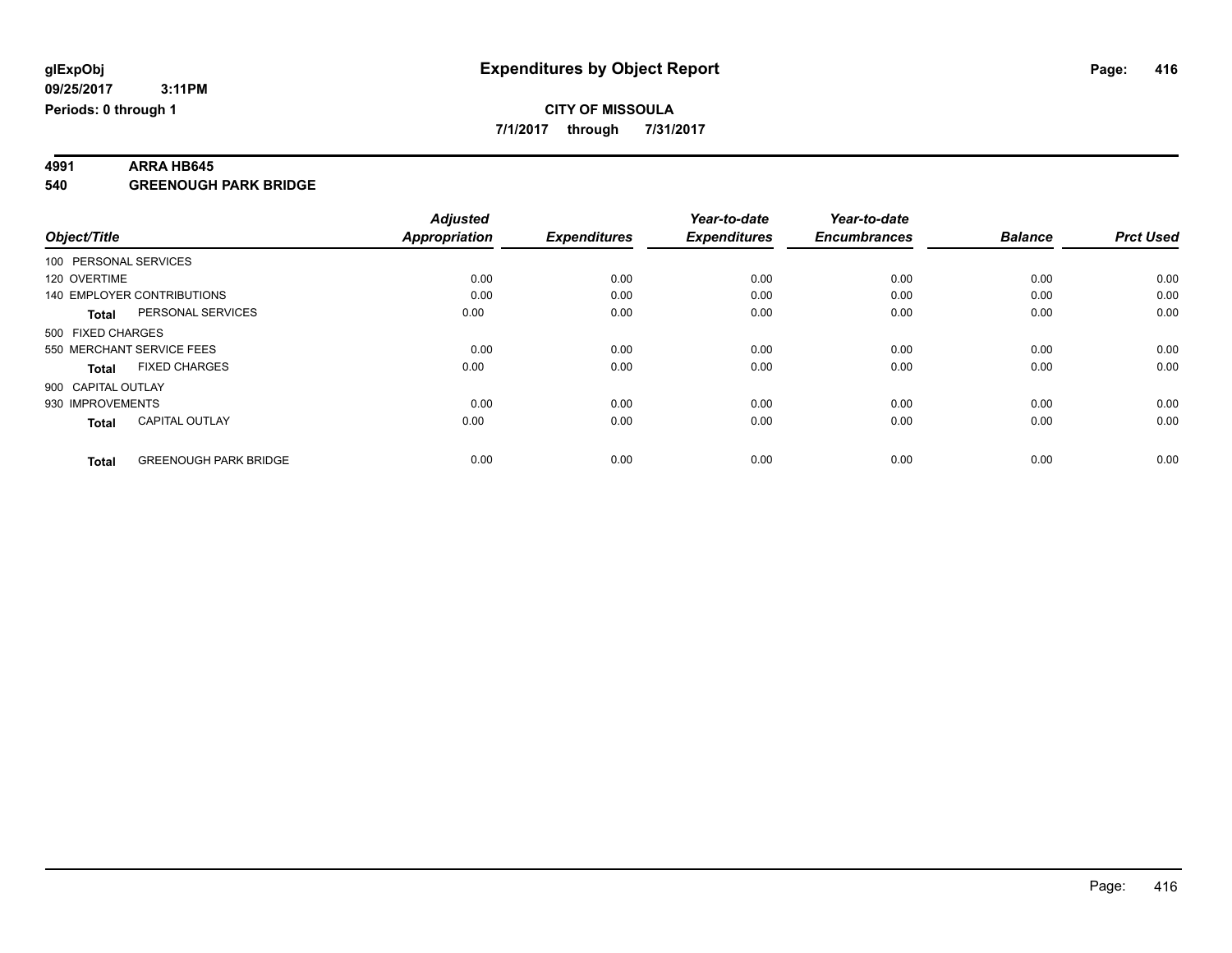**glExpObj**
**09/25/2017 3:11PM**
**Periods: 0 through 1**

# Expenditures by Object Report

**CITY OF MISSOULA**
**7/1/2017 through 7/31/2017**

**4991 ARRA HB645**
**540 GREENOUGH PARK BRIDGE**

| Object/Title | | Adjusted Appropriation | Expenditures | Year-to-date Expenditures | Year-to-date Encumbrances | Balance | Prct Used |
|---|---|---|---|---|---|---|---|
| 100 PERSONAL SERVICES | | | | | | | |
| 120 OVERTIME | | 0.00 | 0.00 | 0.00 | 0.00 | 0.00 | 0.00 |
| 140 EMPLOYER CONTRIBUTIONS | | 0.00 | 0.00 | 0.00 | 0.00 | 0.00 | 0.00 |
| **Total** | PERSONAL SERVICES | 0.00 | 0.00 | 0.00 | 0.00 | 0.00 | 0.00 |
| 500 FIXED CHARGES | | | | | | | |
| 550 MERCHANT SERVICE FEES | | 0.00 | 0.00 | 0.00 | 0.00 | 0.00 | 0.00 |
| **Total** | FIXED CHARGES | 0.00 | 0.00 | 0.00 | 0.00 | 0.00 | 0.00 |
| 900 CAPITAL OUTLAY | | | | | | | |
| 930 IMPROVEMENTS | | 0.00 | 0.00 | 0.00 | 0.00 | 0.00 | 0.00 |
| **Total** | CAPITAL OUTLAY | 0.00 | 0.00 | 0.00 | 0.00 | 0.00 | 0.00 |
| **Total** | GREENOUGH PARK BRIDGE | 0.00 | 0.00 | 0.00 | 0.00 | 0.00 | 0.00 |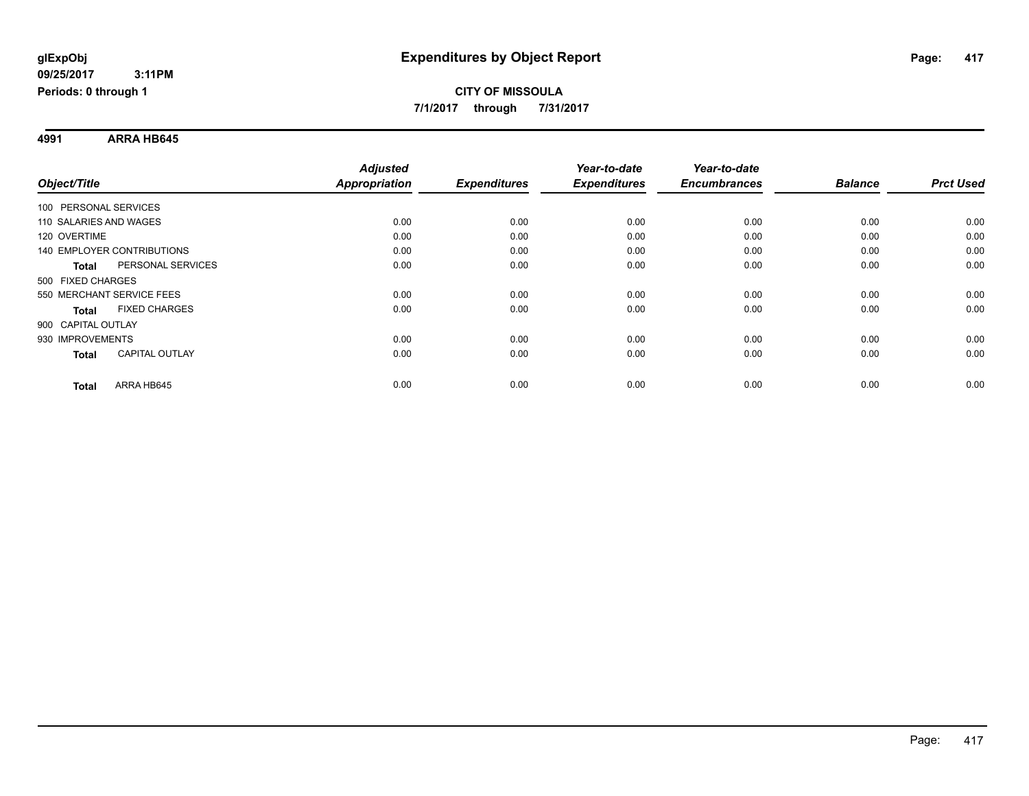**glExpObj**
**09/25/2017 3:11PM**
**Periods: 0 through 1**

# Expenditures by Object Report

**CITY OF MISSOULA**
**7/1/2017 through 7/31/2017**

## 4991 ARRA HB645

| Object/Title | Adjusted Appropriation | Expenditures | Year-to-date Expenditures | Year-to-date Encumbrances | Balance | Prct Used |
|---|---|---|---|---|---|---|
| 100 PERSONAL SERVICES | | | | | | |
| 110 SALARIES AND WAGES | 0.00 | 0.00 | 0.00 | 0.00 | 0.00 | 0.00 |
| 120 OVERTIME | 0.00 | 0.00 | 0.00 | 0.00 | 0.00 | 0.00 |
| 140 EMPLOYER CONTRIBUTIONS | 0.00 | 0.00 | 0.00 | 0.00 | 0.00 | 0.00 |
| **Total** PERSONAL SERVICES | 0.00 | 0.00 | 0.00 | 0.00 | 0.00 | 0.00 |
| 500 FIXED CHARGES | | | | | | |
| 550 MERCHANT SERVICE FEES | 0.00 | 0.00 | 0.00 | 0.00 | 0.00 | 0.00 |
| **Total** FIXED CHARGES | 0.00 | 0.00 | 0.00 | 0.00 | 0.00 | 0.00 |
| 900 CAPITAL OUTLAY | | | | | | |
| 930 IMPROVEMENTS | 0.00 | 0.00 | 0.00 | 0.00 | 0.00 | 0.00 |
| **Total** CAPITAL OUTLAY | 0.00 | 0.00 | 0.00 | 0.00 | 0.00 | 0.00 |
| **Total** ARRA HB645 | 0.00 | 0.00 | 0.00 | 0.00 | 0.00 | 0.00 |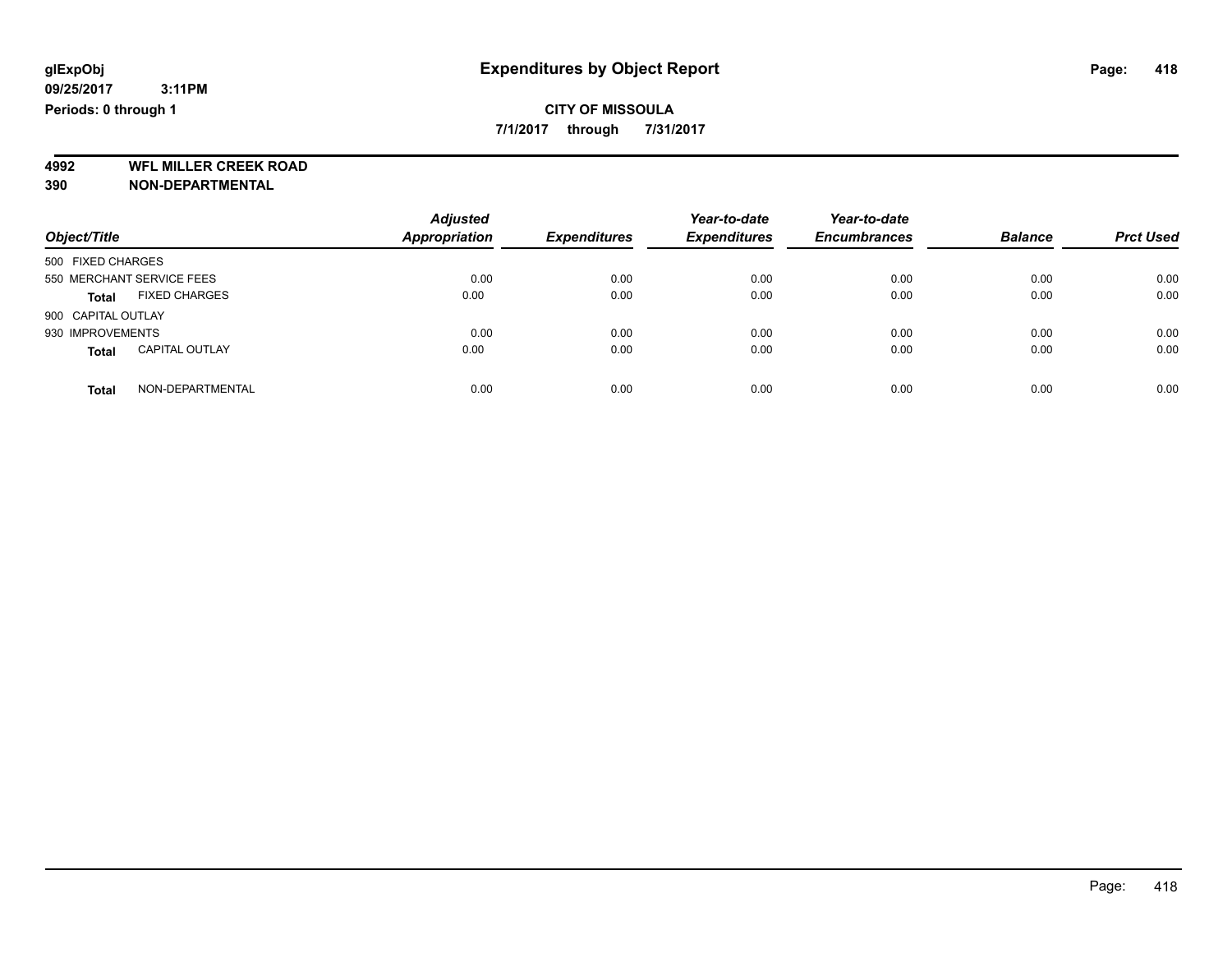**glExpObj**
**09/25/2017 3:11PM**
**Periods: 0 through 1**

# Expenditures by Object Report

**CITY OF MISSOULA**
**7/1/2017 through 7/31/2017**

**4992 WFL MILLER CREEK ROAD**
**390 NON-DEPARTMENTAL**

| Object/Title | Adjusted Appropriation | Expenditures | Year-to-date Expenditures | Year-to-date Encumbrances | Balance | Prct Used |
|---|---|---|---|---|---|---|
| 500 FIXED CHARGES | | | | | | |
| 550 MERCHANT SERVICE FEES | 0.00 | 0.00 | 0.00 | 0.00 | 0.00 | 0.00 |
| **Total** FIXED CHARGES | 0.00 | 0.00 | 0.00 | 0.00 | 0.00 | 0.00 |
| 900 CAPITAL OUTLAY | | | | | | |
| 930 IMPROVEMENTS | 0.00 | 0.00 | 0.00 | 0.00 | 0.00 | 0.00 |
| **Total** CAPITAL OUTLAY | 0.00 | 0.00 | 0.00 | 0.00 | 0.00 | 0.00 |
| **Total** NON-DEPARTMENTAL | 0.00 | 0.00 | 0.00 | 0.00 | 0.00 | 0.00 |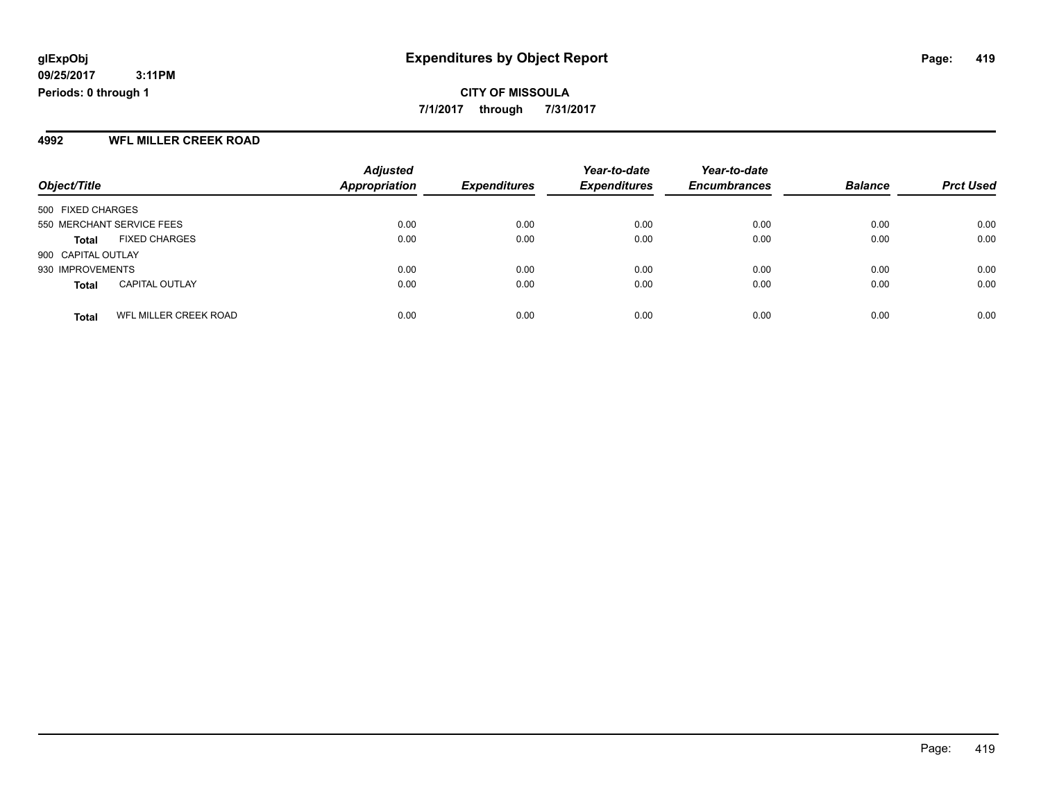**glExpObj** **Expenditures by Object Report**
**09/25/2017 3:11PM**
**Periods: 0 through 1**

**CITY OF MISSOULA**
**7/1/2017 through 7/31/2017**

## 4992 WFL MILLER CREEK ROAD

| Object/Title | | Adjusted Appropriation | Expenditures | Year-to-date Expenditures | Year-to-date Encumbrances | Balance | Prct Used |
|---|---|---|---|---|---|---|---|
| 500 FIXED CHARGES | | | | | | | |
| 550 MERCHANT SERVICE FEES | | 0.00 | 0.00 | 0.00 | 0.00 | 0.00 | 0.00 |
| **Total** | FIXED CHARGES | 0.00 | 0.00 | 0.00 | 0.00 | 0.00 | 0.00 |
| 900 CAPITAL OUTLAY | | | | | | | |
| 930 IMPROVEMENTS | | 0.00 | 0.00 | 0.00 | 0.00 | 0.00 | 0.00 |
| **Total** | CAPITAL OUTLAY | 0.00 | 0.00 | 0.00 | 0.00 | 0.00 | 0.00 |
| **Total** | WFL MILLER CREEK ROAD | 0.00 | 0.00 | 0.00 | 0.00 | 0.00 | 0.00 |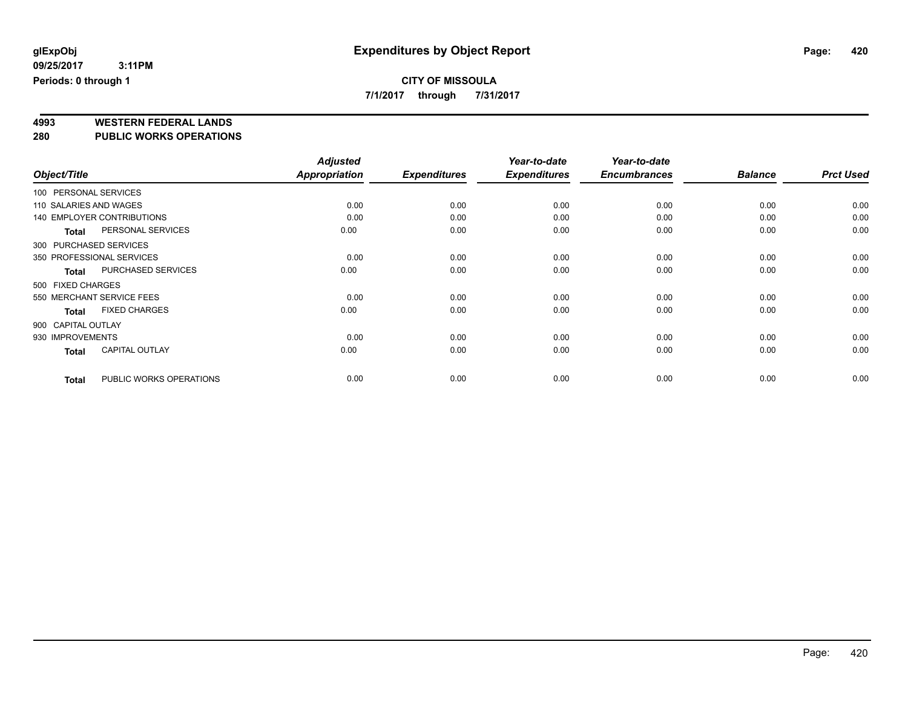**glExpObj** **Expenditures by Object Report**

**09/25/2017 3:11PM**

**Periods: 0 through 1**

**CITY OF MISSOULA**

**7/1/2017 through 7/31/2017**

**4993 WESTERN FEDERAL LANDS**

**280 PUBLIC WORKS OPERATIONS**

| Object/Title | Adjusted Appropriation | Expenditures | Year-to-date Expenditures | Year-to-date Encumbrances | Balance | Prct Used |
|---|---|---|---|---|---|---|
| 100 PERSONAL SERVICES | | | | | | |
| 110 SALARIES AND WAGES | 0.00 | 0.00 | 0.00 | 0.00 | 0.00 | 0.00 |
| 140 EMPLOYER CONTRIBUTIONS | 0.00 | 0.00 | 0.00 | 0.00 | 0.00 | 0.00 |
| **Total** PERSONAL SERVICES | 0.00 | 0.00 | 0.00 | 0.00 | 0.00 | 0.00 |
| 300 PURCHASED SERVICES | | | | | | |
| 350 PROFESSIONAL SERVICES | 0.00 | 0.00 | 0.00 | 0.00 | 0.00 | 0.00 |
| **Total** PURCHASED SERVICES | 0.00 | 0.00 | 0.00 | 0.00 | 0.00 | 0.00 |
| 500 FIXED CHARGES | | | | | | |
| 550 MERCHANT SERVICE FEES | 0.00 | 0.00 | 0.00 | 0.00 | 0.00 | 0.00 |
| **Total** FIXED CHARGES | 0.00 | 0.00 | 0.00 | 0.00 | 0.00 | 0.00 |
| 900 CAPITAL OUTLAY | | | | | | |
| 930 IMPROVEMENTS | 0.00 | 0.00 | 0.00 | 0.00 | 0.00 | 0.00 |
| **Total** CAPITAL OUTLAY | 0.00 | 0.00 | 0.00 | 0.00 | 0.00 | 0.00 |
| **Total** PUBLIC WORKS OPERATIONS | 0.00 | 0.00 | 0.00 | 0.00 | 0.00 | 0.00 |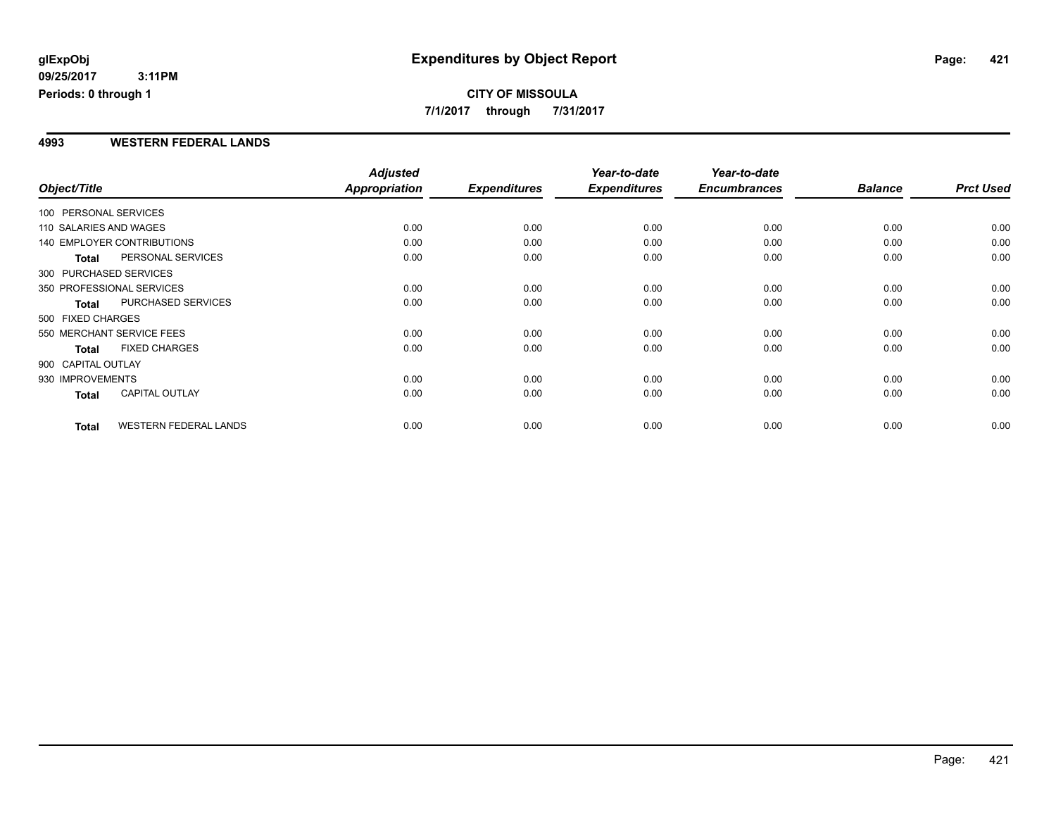**glExpObj**
**09/25/2017 3:11PM**
**Periods: 0 through 1**

# Expenditures by Object Report

**CITY OF MISSOULA**
**7/1/2017 through 7/31/2017**

## 4993 WESTERN FEDERAL LANDS

| Object/Title | Adjusted Appropriation | Expenditures | Year-to-date Expenditures | Year-to-date Encumbrances | Balance | Prct Used |
|---|---|---|---|---|---|---|
| 100 PERSONAL SERVICES | | | | | | |
| 110 SALARIES AND WAGES | 0.00 | 0.00 | 0.00 | 0.00 | 0.00 | 0.00 |
| 140 EMPLOYER CONTRIBUTIONS | 0.00 | 0.00 | 0.00 | 0.00 | 0.00 | 0.00 |
| **Total** PERSONAL SERVICES | 0.00 | 0.00 | 0.00 | 0.00 | 0.00 | 0.00 |
| 300 PURCHASED SERVICES | | | | | | |
| 350 PROFESSIONAL SERVICES | 0.00 | 0.00 | 0.00 | 0.00 | 0.00 | 0.00 |
| **Total** PURCHASED SERVICES | 0.00 | 0.00 | 0.00 | 0.00 | 0.00 | 0.00 |
| 500 FIXED CHARGES | | | | | | |
| 550 MERCHANT SERVICE FEES | 0.00 | 0.00 | 0.00 | 0.00 | 0.00 | 0.00 |
| **Total** FIXED CHARGES | 0.00 | 0.00 | 0.00 | 0.00 | 0.00 | 0.00 |
| 900 CAPITAL OUTLAY | | | | | | |
| 930 IMPROVEMENTS | 0.00 | 0.00 | 0.00 | 0.00 | 0.00 | 0.00 |
| **Total** CAPITAL OUTLAY | 0.00 | 0.00 | 0.00 | 0.00 | 0.00 | 0.00 |
| **Total** WESTERN FEDERAL LANDS | 0.00 | 0.00 | 0.00 | 0.00 | 0.00 | 0.00 |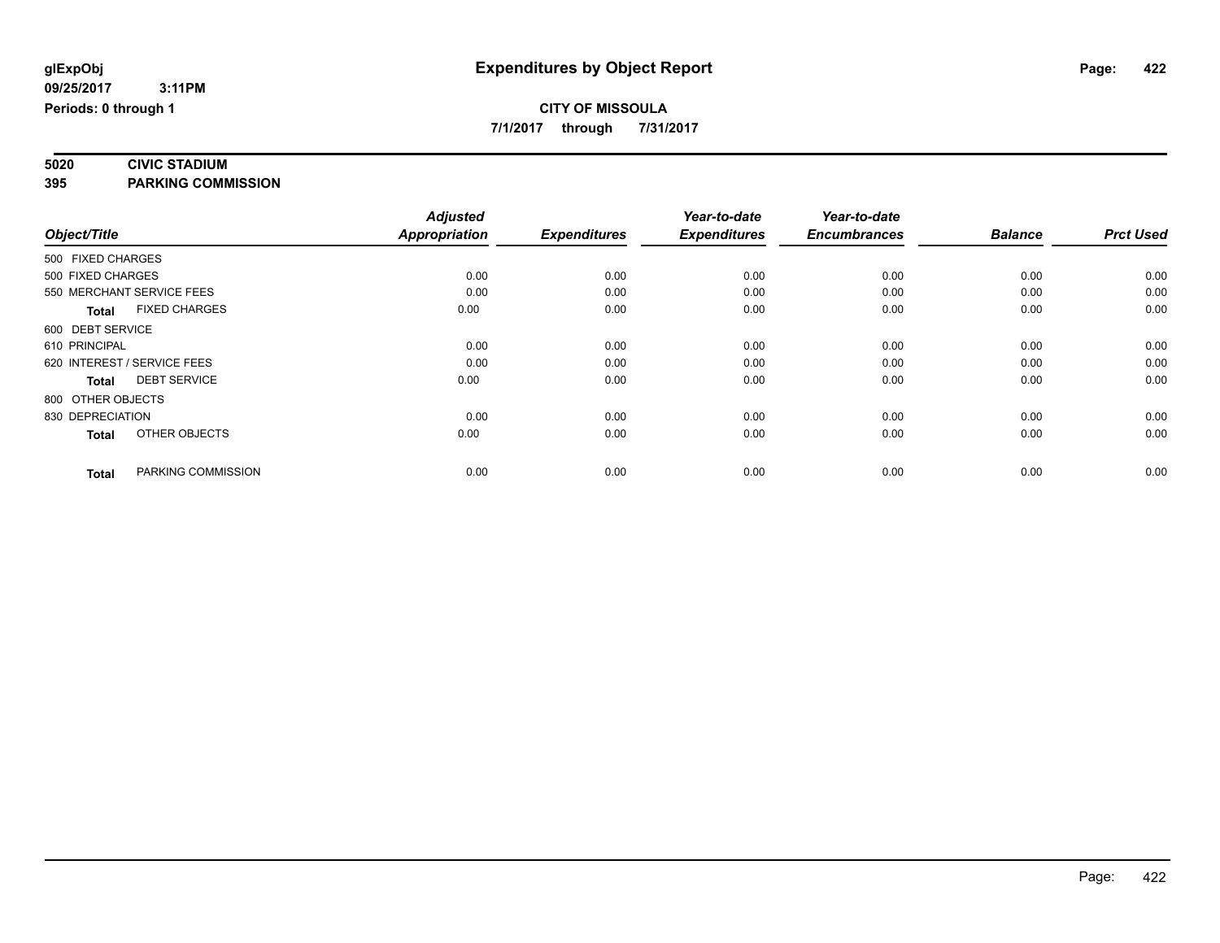**glExpObj**
**09/25/2017 3:11PM**
**Periods: 0 through 1**

# Expenditures by Object Report

**CITY OF MISSOULA**
**7/1/2017 through 7/31/2017**

**5020 CIVIC STADIUM**
**395 PARKING COMMISSION**

| Object/Title | | Adjusted Appropriation | Expenditures | Year-to-date Expenditures | Year-to-date Encumbrances | Balance | Prct Used |
|---|---|---|---|---|---|---|---|
| 500 FIXED CHARGES | | | | | | | |
| 500 FIXED CHARGES | | 0.00 | 0.00 | 0.00 | 0.00 | 0.00 | 0.00 |
| 550 MERCHANT SERVICE FEES | | 0.00 | 0.00 | 0.00 | 0.00 | 0.00 | 0.00 |
| **Total** | FIXED CHARGES | 0.00 | 0.00 | 0.00 | 0.00 | 0.00 | 0.00 |
| 600 DEBT SERVICE | | | | | | | |
| 610 PRINCIPAL | | 0.00 | 0.00 | 0.00 | 0.00 | 0.00 | 0.00 |
| 620 INTEREST / SERVICE FEES | | 0.00 | 0.00 | 0.00 | 0.00 | 0.00 | 0.00 |
| **Total** | DEBT SERVICE | 0.00 | 0.00 | 0.00 | 0.00 | 0.00 | 0.00 |
| 800 OTHER OBJECTS | | | | | | | |
| 830 DEPRECIATION | | 0.00 | 0.00 | 0.00 | 0.00 | 0.00 | 0.00 |
| **Total** | OTHER OBJECTS | 0.00 | 0.00 | 0.00 | 0.00 | 0.00 | 0.00 |
| **Total** | PARKING COMMISSION | 0.00 | 0.00 | 0.00 | 0.00 | 0.00 | 0.00 |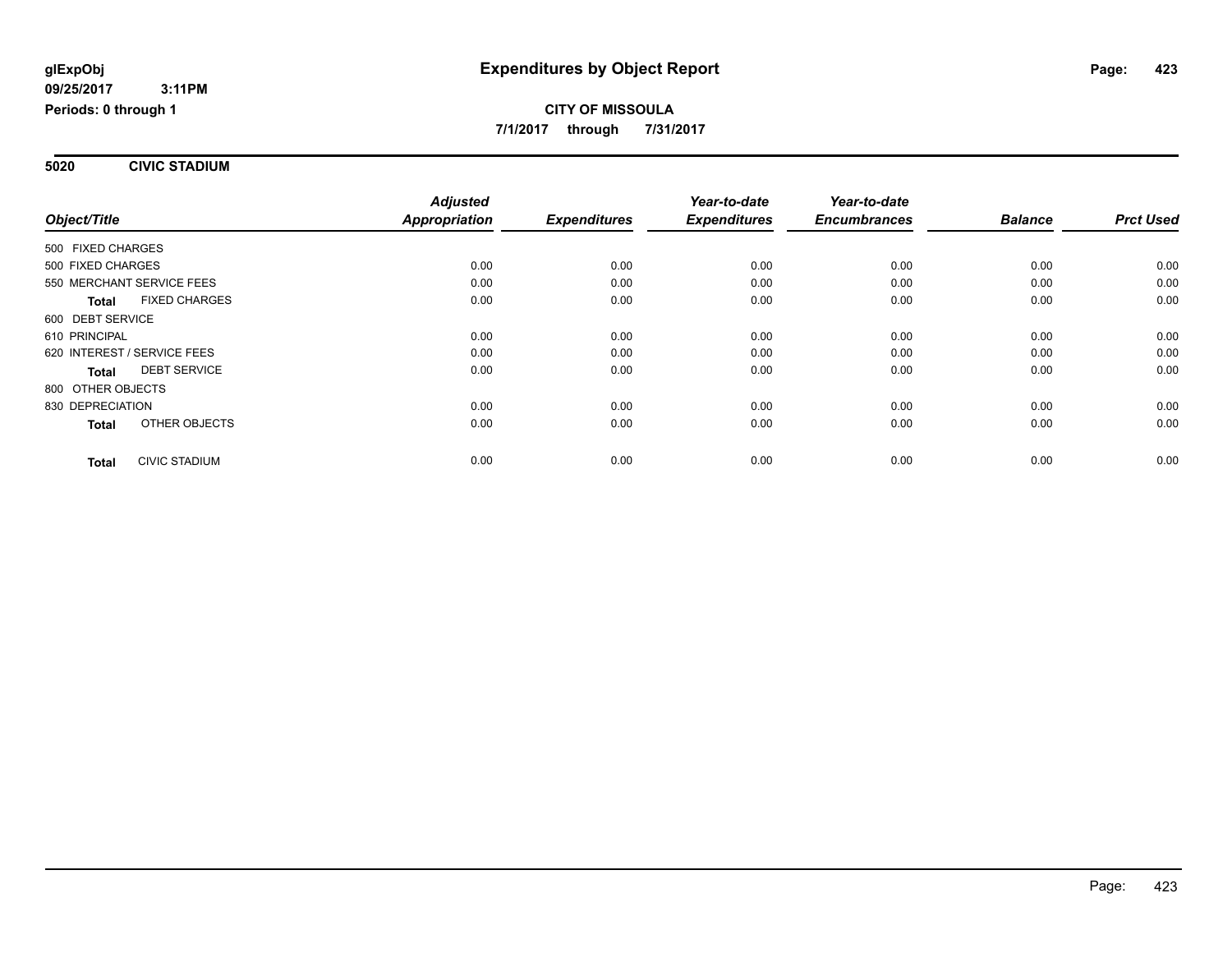# Expenditures by Object Report

**CITY OF MISSOULA**

**7/1/2017 through 7/31/2017**

glExpObj
09/25/2017 3:11PM
Periods: 0 through 1

## 5020 CIVIC STADIUM

| Object/Title | | Adjusted Appropriation | Expenditures | Year-to-date Expenditures | Year-to-date Encumbrances | Balance | Prct Used |
|---|---|---|---|---|---|---|---|
| 500 FIXED CHARGES | | | | | | | |
| 500 FIXED CHARGES | | 0.00 | 0.00 | 0.00 | 0.00 | 0.00 | 0.00 |
| 550 MERCHANT SERVICE FEES | | 0.00 | 0.00 | 0.00 | 0.00 | 0.00 | 0.00 |
| **Total** | FIXED CHARGES | 0.00 | 0.00 | 0.00 | 0.00 | 0.00 | 0.00 |
| 600 DEBT SERVICE | | | | | | | |
| 610 PRINCIPAL | | 0.00 | 0.00 | 0.00 | 0.00 | 0.00 | 0.00 |
| 620 INTEREST / SERVICE FEES | | 0.00 | 0.00 | 0.00 | 0.00 | 0.00 | 0.00 |
| **Total** | DEBT SERVICE | 0.00 | 0.00 | 0.00 | 0.00 | 0.00 | 0.00 |
| 800 OTHER OBJECTS | | | | | | | |
| 830 DEPRECIATION | | 0.00 | 0.00 | 0.00 | 0.00 | 0.00 | 0.00 |
| **Total** | OTHER OBJECTS | 0.00 | 0.00 | 0.00 | 0.00 | 0.00 | 0.00 |
| **Total** | CIVIC STADIUM | 0.00 | 0.00 | 0.00 | 0.00 | 0.00 | 0.00 |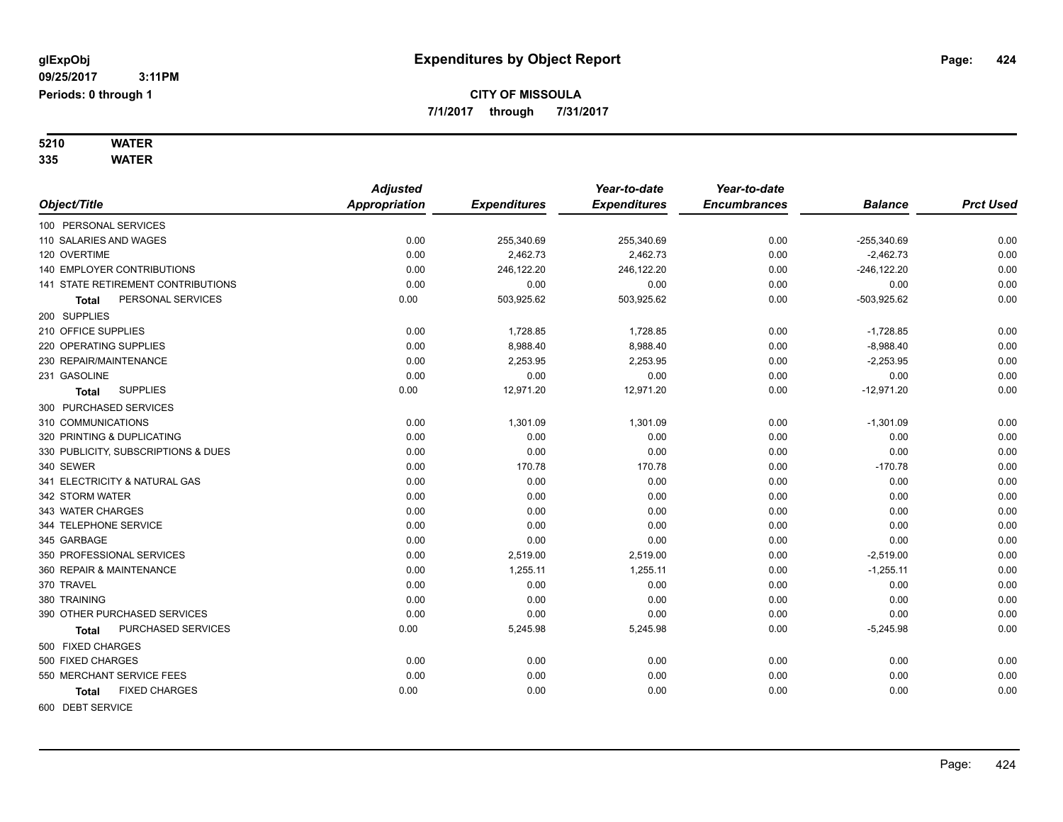glExpObj
09/25/2017 3:11PM
Periods: 0 through 1

# Expenditures by Object Report

**CITY OF MISSOULA**

**7/1/2017 through 7/31/2017**

**5210 WATER**
**335 WATER**

| Object/Title | Adjusted Appropriation | Expenditures | Year-to-date Expenditures | Year-to-date Encumbrances | Balance | Prct Used |
|---|---|---|---|---|---|---|
| 100 PERSONAL SERVICES | | | | | | |
| 110 SALARIES AND WAGES | 0.00 | 255,340.69 | 255,340.69 | 0.00 | -255,340.69 | 0.00 |
| 120 OVERTIME | 0.00 | 2,462.73 | 2,462.73 | 0.00 | -2,462.73 | 0.00 |
| 140 EMPLOYER CONTRIBUTIONS | 0.00 | 246,122.20 | 246,122.20 | 0.00 | -246,122.20 | 0.00 |
| 141 STATE RETIREMENT CONTRIBUTIONS | 0.00 | 0.00 | 0.00 | 0.00 | 0.00 | 0.00 |
| **Total** PERSONAL SERVICES | 0.00 | 503,925.62 | 503,925.62 | 0.00 | -503,925.62 | 0.00 |
| 200 SUPPLIES | | | | | | |
| 210 OFFICE SUPPLIES | 0.00 | 1,728.85 | 1,728.85 | 0.00 | -1,728.85 | 0.00 |
| 220 OPERATING SUPPLIES | 0.00 | 8,988.40 | 8,988.40 | 0.00 | -8,988.40 | 0.00 |
| 230 REPAIR/MAINTENANCE | 0.00 | 2,253.95 | 2,253.95 | 0.00 | -2,253.95 | 0.00 |
| 231 GASOLINE | 0.00 | 0.00 | 0.00 | 0.00 | 0.00 | 0.00 |
| **Total** SUPPLIES | 0.00 | 12,971.20 | 12,971.20 | 0.00 | -12,971.20 | 0.00 |
| 300 PURCHASED SERVICES | | | | | | |
| 310 COMMUNICATIONS | 0.00 | 1,301.09 | 1,301.09 | 0.00 | -1,301.09 | 0.00 |
| 320 PRINTING & DUPLICATING | 0.00 | 0.00 | 0.00 | 0.00 | 0.00 | 0.00 |
| 330 PUBLICITY, SUBSCRIPTIONS & DUES | 0.00 | 0.00 | 0.00 | 0.00 | 0.00 | 0.00 |
| 340 SEWER | 0.00 | 170.78 | 170.78 | 0.00 | -170.78 | 0.00 |
| 341 ELECTRICITY & NATURAL GAS | 0.00 | 0.00 | 0.00 | 0.00 | 0.00 | 0.00 |
| 342 STORM WATER | 0.00 | 0.00 | 0.00 | 0.00 | 0.00 | 0.00 |
| 343 WATER CHARGES | 0.00 | 0.00 | 0.00 | 0.00 | 0.00 | 0.00 |
| 344 TELEPHONE SERVICE | 0.00 | 0.00 | 0.00 | 0.00 | 0.00 | 0.00 |
| 345 GARBAGE | 0.00 | 0.00 | 0.00 | 0.00 | 0.00 | 0.00 |
| 350 PROFESSIONAL SERVICES | 0.00 | 2,519.00 | 2,519.00 | 0.00 | -2,519.00 | 0.00 |
| 360 REPAIR & MAINTENANCE | 0.00 | 1,255.11 | 1,255.11 | 0.00 | -1,255.11 | 0.00 |
| 370 TRAVEL | 0.00 | 0.00 | 0.00 | 0.00 | 0.00 | 0.00 |
| 380 TRAINING | 0.00 | 0.00 | 0.00 | 0.00 | 0.00 | 0.00 |
| 390 OTHER PURCHASED SERVICES | 0.00 | 0.00 | 0.00 | 0.00 | 0.00 | 0.00 |
| **Total** PURCHASED SERVICES | 0.00 | 5,245.98 | 5,245.98 | 0.00 | -5,245.98 | 0.00 |
| 500 FIXED CHARGES | | | | | | |
| 500 FIXED CHARGES | 0.00 | 0.00 | 0.00 | 0.00 | 0.00 | 0.00 |
| 550 MERCHANT SERVICE FEES | 0.00 | 0.00 | 0.00 | 0.00 | 0.00 | 0.00 |
| **Total** FIXED CHARGES | 0.00 | 0.00 | 0.00 | 0.00 | 0.00 | 0.00 |
| 600 DEBT SERVICE | | | | | | |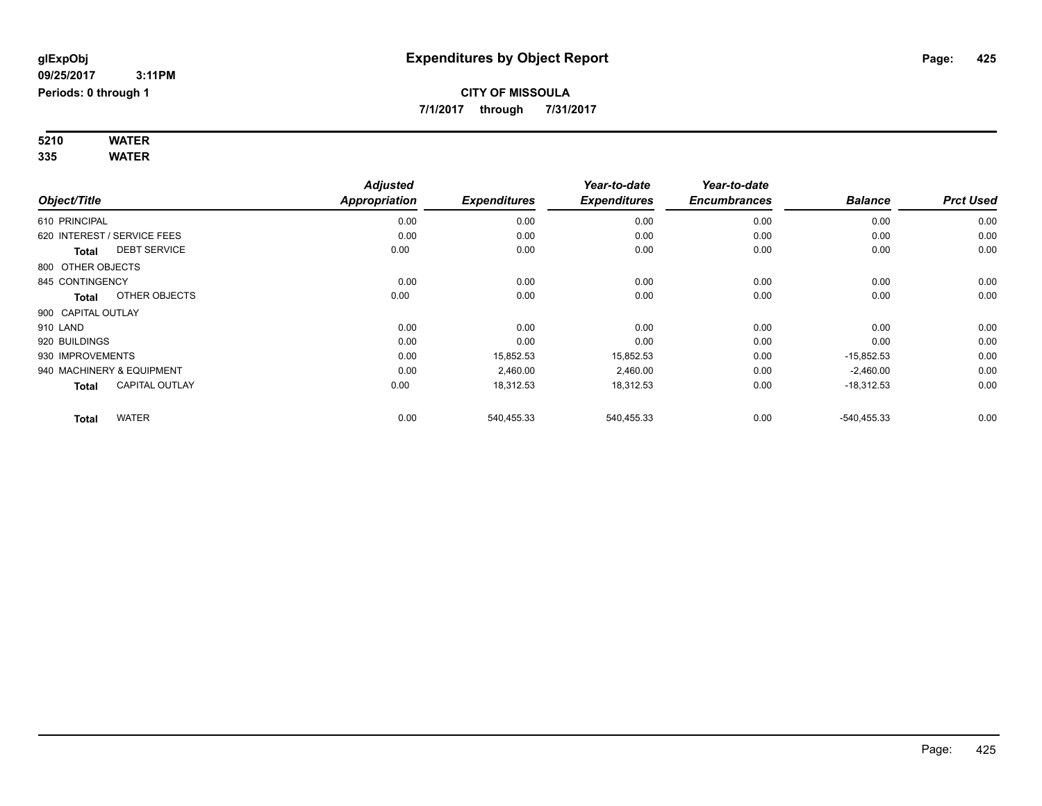glExpObj
09/25/2017 3:11PM
Periods: 0 through 1

# Expenditures by Object Report

**CITY OF MISSOULA**

**7/1/2017 through 7/31/2017**

**5210 WATER**
**335 WATER**

| Object/Title | Adjusted Appropriation | Expenditures | Year-to-date Expenditures | Year-to-date Encumbrances | Balance | Prct Used |
|---|---|---|---|---|---|---|
| 610 PRINCIPAL | 0.00 | 0.00 | 0.00 | 0.00 | 0.00 | 0.00 |
| 620 INTEREST / SERVICE FEES | 0.00 | 0.00 | 0.00 | 0.00 | 0.00 | 0.00 |
| **Total** DEBT SERVICE | 0.00 | 0.00 | 0.00 | 0.00 | 0.00 | 0.00 |
| 800 OTHER OBJECTS | | | | | | |
| 845 CONTINGENCY | 0.00 | 0.00 | 0.00 | 0.00 | 0.00 | 0.00 |
| **Total** OTHER OBJECTS | 0.00 | 0.00 | 0.00 | 0.00 | 0.00 | 0.00 |
| 900 CAPITAL OUTLAY | | | | | | |
| 910 LAND | 0.00 | 0.00 | 0.00 | 0.00 | 0.00 | 0.00 |
| 920 BUILDINGS | 0.00 | 0.00 | 0.00 | 0.00 | 0.00 | 0.00 |
| 930 IMPROVEMENTS | 0.00 | 15,852.53 | 15,852.53 | 0.00 | -15,852.53 | 0.00 |
| 940 MACHINERY & EQUIPMENT | 0.00 | 2,460.00 | 2,460.00 | 0.00 | -2,460.00 | 0.00 |
| **Total** CAPITAL OUTLAY | 0.00 | 18,312.53 | 18,312.53 | 0.00 | -18,312.53 | 0.00 |
| **Total** WATER | 0.00 | 540,455.33 | 540,455.33 | 0.00 | -540,455.33 | 0.00 |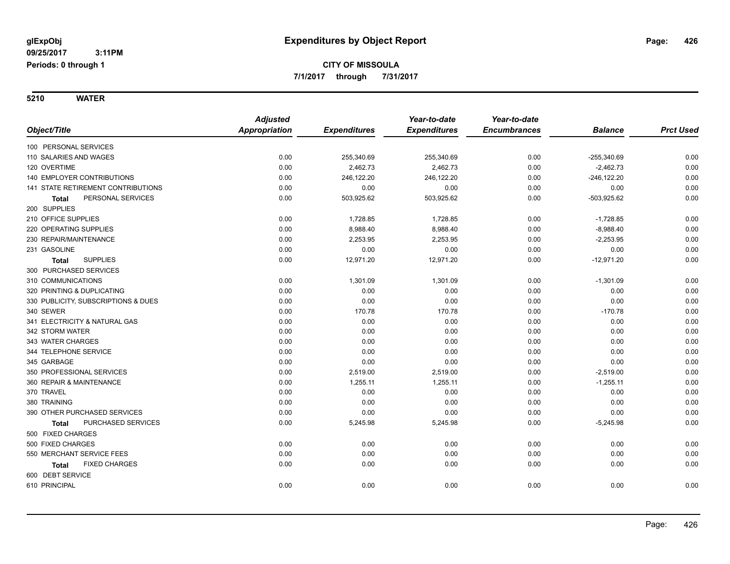# Expenditures by Object Report

glExpObj
09/25/2017 3:11PM
Periods: 0 through 1

**CITY OF MISSOULA**
**7/1/2017 through 7/31/2017**

**5210 WATER**

| Object/Title | Adjusted Appropriation | Expenditures | Year-to-date Expenditures | Year-to-date Encumbrances | Balance | Prct Used |
|---|---|---|---|---|---|---|
| 100 PERSONAL SERVICES | | | | | | |
| 110 SALARIES AND WAGES | 0.00 | 255,340.69 | 255,340.69 | 0.00 | -255,340.69 | 0.00 |
| 120 OVERTIME | 0.00 | 2,462.73 | 2,462.73 | 0.00 | -2,462.73 | 0.00 |
| 140 EMPLOYER CONTRIBUTIONS | 0.00 | 246,122.20 | 246,122.20 | 0.00 | -246,122.20 | 0.00 |
| 141 STATE RETIREMENT CONTRIBUTIONS | 0.00 | 0.00 | 0.00 | 0.00 | 0.00 | 0.00 |
| **Total** PERSONAL SERVICES | 0.00 | 503,925.62 | 503,925.62 | 0.00 | -503,925.62 | 0.00 |
| 200 SUPPLIES | | | | | | |
| 210 OFFICE SUPPLIES | 0.00 | 1,728.85 | 1,728.85 | 0.00 | -1,728.85 | 0.00 |
| 220 OPERATING SUPPLIES | 0.00 | 8,988.40 | 8,988.40 | 0.00 | -8,988.40 | 0.00 |
| 230 REPAIR/MAINTENANCE | 0.00 | 2,253.95 | 2,253.95 | 0.00 | -2,253.95 | 0.00 |
| 231 GASOLINE | 0.00 | 0.00 | 0.00 | 0.00 | 0.00 | 0.00 |
| **Total** SUPPLIES | 0.00 | 12,971.20 | 12,971.20 | 0.00 | -12,971.20 | 0.00 |
| 300 PURCHASED SERVICES | | | | | | |
| 310 COMMUNICATIONS | 0.00 | 1,301.09 | 1,301.09 | 0.00 | -1,301.09 | 0.00 |
| 320 PRINTING & DUPLICATING | 0.00 | 0.00 | 0.00 | 0.00 | 0.00 | 0.00 |
| 330 PUBLICITY, SUBSCRIPTIONS & DUES | 0.00 | 0.00 | 0.00 | 0.00 | 0.00 | 0.00 |
| 340 SEWER | 0.00 | 170.78 | 170.78 | 0.00 | -170.78 | 0.00 |
| 341 ELECTRICITY & NATURAL GAS | 0.00 | 0.00 | 0.00 | 0.00 | 0.00 | 0.00 |
| 342 STORM WATER | 0.00 | 0.00 | 0.00 | 0.00 | 0.00 | 0.00 |
| 343 WATER CHARGES | 0.00 | 0.00 | 0.00 | 0.00 | 0.00 | 0.00 |
| 344 TELEPHONE SERVICE | 0.00 | 0.00 | 0.00 | 0.00 | 0.00 | 0.00 |
| 345 GARBAGE | 0.00 | 0.00 | 0.00 | 0.00 | 0.00 | 0.00 |
| 350 PROFESSIONAL SERVICES | 0.00 | 2,519.00 | 2,519.00 | 0.00 | -2,519.00 | 0.00 |
| 360 REPAIR & MAINTENANCE | 0.00 | 1,255.11 | 1,255.11 | 0.00 | -1,255.11 | 0.00 |
| 370 TRAVEL | 0.00 | 0.00 | 0.00 | 0.00 | 0.00 | 0.00 |
| 380 TRAINING | 0.00 | 0.00 | 0.00 | 0.00 | 0.00 | 0.00 |
| 390 OTHER PURCHASED SERVICES | 0.00 | 0.00 | 0.00 | 0.00 | 0.00 | 0.00 |
| **Total** PURCHASED SERVICES | 0.00 | 5,245.98 | 5,245.98 | 0.00 | -5,245.98 | 0.00 |
| 500 FIXED CHARGES | | | | | | |
| 500 FIXED CHARGES | 0.00 | 0.00 | 0.00 | 0.00 | 0.00 | 0.00 |
| 550 MERCHANT SERVICE FEES | 0.00 | 0.00 | 0.00 | 0.00 | 0.00 | 0.00 |
| **Total** FIXED CHARGES | 0.00 | 0.00 | 0.00 | 0.00 | 0.00 | 0.00 |
| 600 DEBT SERVICE | | | | | | |
| 610 PRINCIPAL | 0.00 | 0.00 | 0.00 | 0.00 | 0.00 | 0.00 |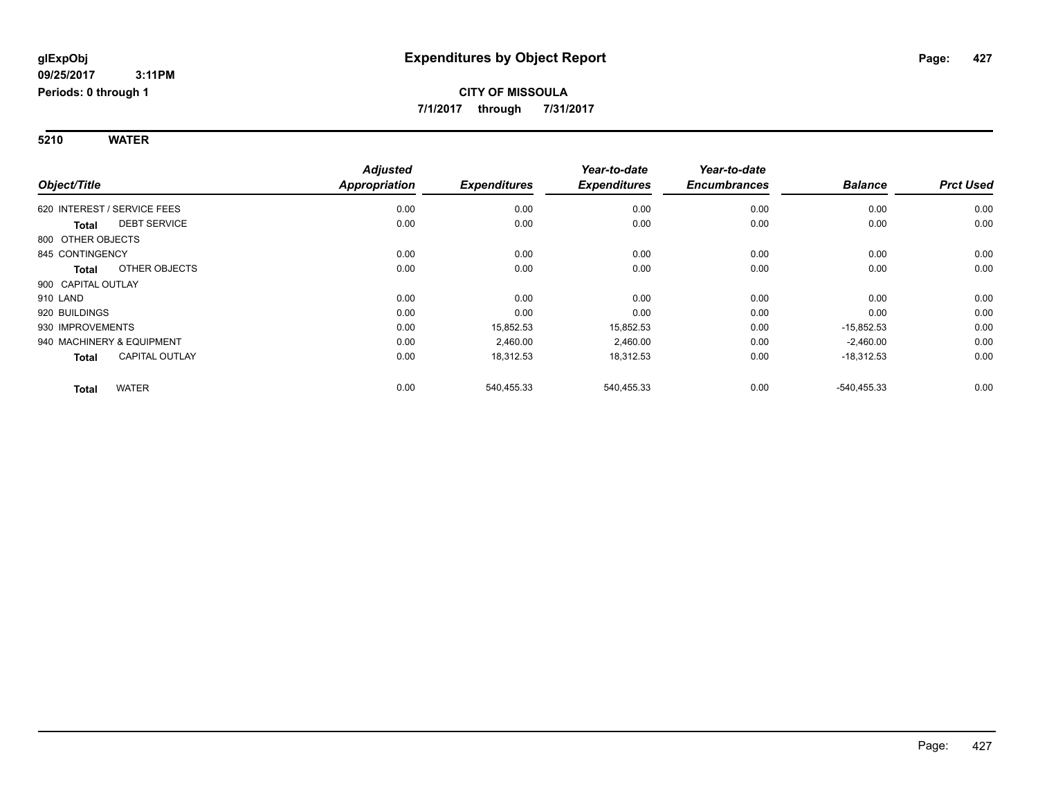**glExpObj**
**09/25/2017 3:11PM**
**Periods: 0 through 1**

# Expenditures by Object Report

**CITY OF MISSOULA**
**7/1/2017 through 7/31/2017**

**5210 WATER**

| Object/Title | Adjusted Appropriation | Expenditures | Year-to-date Expenditures | Year-to-date Encumbrances | Balance | Prct Used |
|---|---|---|---|---|---|---|
| 620 INTEREST / SERVICE FEES | 0.00 | 0.00 | 0.00 | 0.00 | 0.00 | 0.00 |
| **Total** DEBT SERVICE | 0.00 | 0.00 | 0.00 | 0.00 | 0.00 | 0.00 |
| 800 OTHER OBJECTS | | | | | | |
| 845 CONTINGENCY | 0.00 | 0.00 | 0.00 | 0.00 | 0.00 | 0.00 |
| **Total** OTHER OBJECTS | 0.00 | 0.00 | 0.00 | 0.00 | 0.00 | 0.00 |
| 900 CAPITAL OUTLAY | | | | | | |
| 910 LAND | 0.00 | 0.00 | 0.00 | 0.00 | 0.00 | 0.00 |
| 920 BUILDINGS | 0.00 | 0.00 | 0.00 | 0.00 | 0.00 | 0.00 |
| 930 IMPROVEMENTS | 0.00 | 15,852.53 | 15,852.53 | 0.00 | -15,852.53 | 0.00 |
| 940 MACHINERY & EQUIPMENT | 0.00 | 2,460.00 | 2,460.00 | 0.00 | -2,460.00 | 0.00 |
| **Total** CAPITAL OUTLAY | 0.00 | 18,312.53 | 18,312.53 | 0.00 | -18,312.53 | 0.00 |
| **Total** WATER | 0.00 | 540,455.33 | 540,455.33 | 0.00 | -540,455.33 | 0.00 |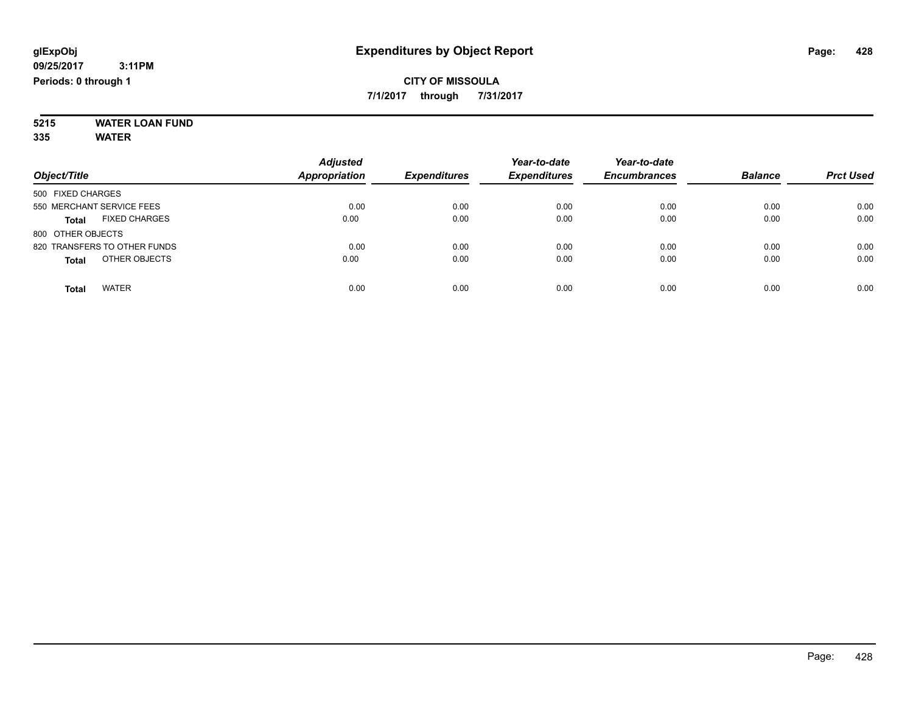**glExpObj** **Expenditures by Object Report**
**09/25/2017 3:11PM**
**Periods: 0 through 1**

**CITY OF MISSOULA**
**7/1/2017 through 7/31/2017**

**5215 WATER LOAN FUND**
**335 WATER**

| Object/Title | Adjusted Appropriation | Expenditures | Year-to-date Expenditures | Year-to-date Encumbrances | Balance | Prct Used |
|---|---|---|---|---|---|---|
| 500 FIXED CHARGES | | | | | | |
| 550 MERCHANT SERVICE FEES | 0.00 | 0.00 | 0.00 | 0.00 | 0.00 | 0.00 |
| **Total** FIXED CHARGES | 0.00 | 0.00 | 0.00 | 0.00 | 0.00 | 0.00 |
| 800 OTHER OBJECTS | | | | | | |
| 820 TRANSFERS TO OTHER FUNDS | 0.00 | 0.00 | 0.00 | 0.00 | 0.00 | 0.00 |
| **Total** OTHER OBJECTS | 0.00 | 0.00 | 0.00 | 0.00 | 0.00 | 0.00 |
| **Total** WATER | 0.00 | 0.00 | 0.00 | 0.00 | 0.00 | 0.00 |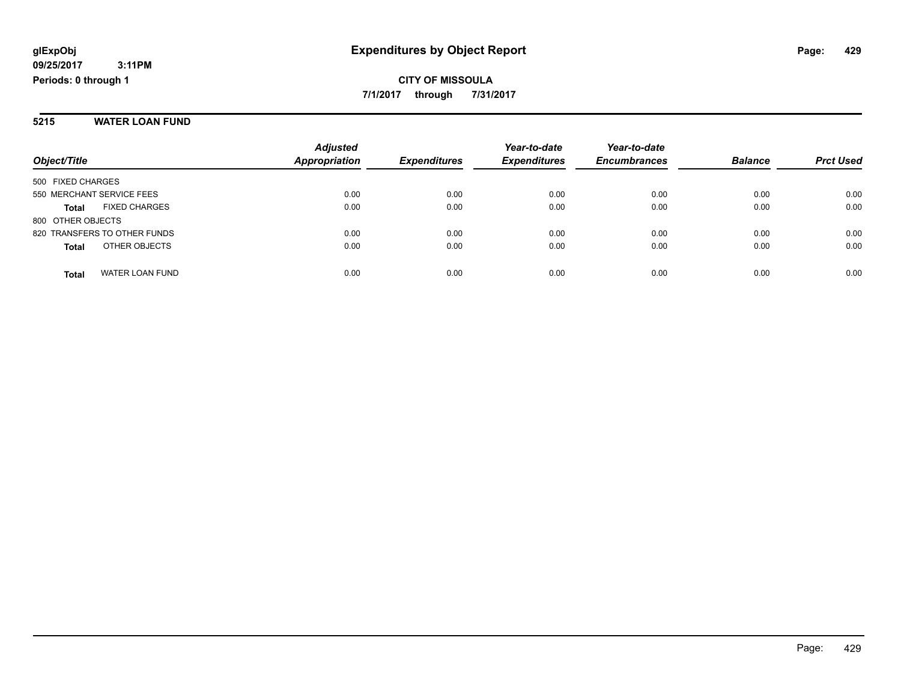glExpObj
09/25/2017 3:11PM
Periods: 0 through 1

# Expenditures by Object Report

**CITY OF MISSOULA**

**7/1/2017 through 7/31/2017**

## 5215 WATER LOAN FUND

| Object/Title | | Adjusted Appropriation | Expenditures | Year-to-date Expenditures | Year-to-date Encumbrances | Balance | Prct Used |
|---|---|---|---|---|---|---|---|
| 500 FIXED CHARGES | | | | | | | |
| 550 MERCHANT SERVICE FEES | | 0.00 | 0.00 | 0.00 | 0.00 | 0.00 | 0.00 |
| **Total** | FIXED CHARGES | 0.00 | 0.00 | 0.00 | 0.00 | 0.00 | 0.00 |
| 800 OTHER OBJECTS | | | | | | | |
| 820 TRANSFERS TO OTHER FUNDS | | 0.00 | 0.00 | 0.00 | 0.00 | 0.00 | 0.00 |
| **Total** | OTHER OBJECTS | 0.00 | 0.00 | 0.00 | 0.00 | 0.00 | 0.00 |
| **Total** | WATER LOAN FUND | 0.00 | 0.00 | 0.00 | 0.00 | 0.00 | 0.00 |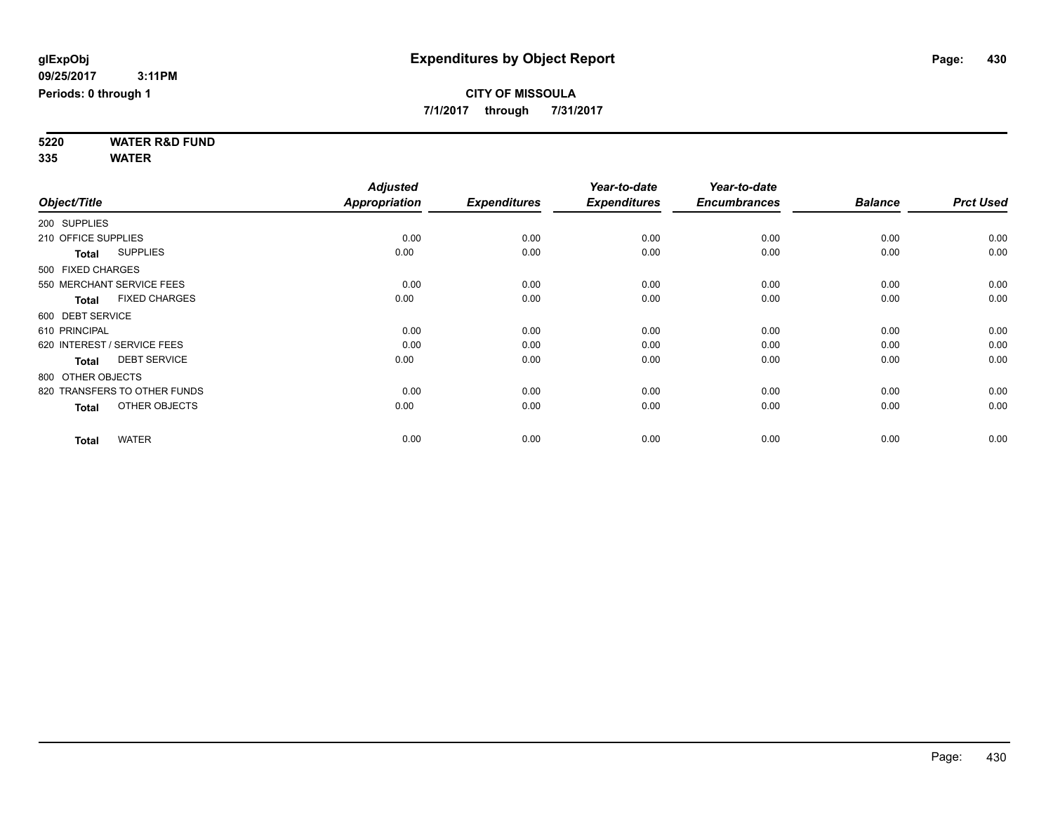**glExpObj**
**09/25/2017 3:11PM**
**Periods: 0 through 1**

# Expenditures by Object Report

**CITY OF MISSOULA**
**7/1/2017 through 7/31/2017**

**5220 WATER R&D FUND**
**335 WATER**

| Object/Title | Adjusted Appropriation | Expenditures | Year-to-date Expenditures | Year-to-date Encumbrances | Balance | Prct Used |
|---|---|---|---|---|---|---|
| 200 SUPPLIES | | | | | | |
| 210 OFFICE SUPPLIES | 0.00 | 0.00 | 0.00 | 0.00 | 0.00 | 0.00 |
| **Total** SUPPLIES | 0.00 | 0.00 | 0.00 | 0.00 | 0.00 | 0.00 |
| 500 FIXED CHARGES | | | | | | |
| 550 MERCHANT SERVICE FEES | 0.00 | 0.00 | 0.00 | 0.00 | 0.00 | 0.00 |
| **Total** FIXED CHARGES | 0.00 | 0.00 | 0.00 | 0.00 | 0.00 | 0.00 |
| 600 DEBT SERVICE | | | | | | |
| 610 PRINCIPAL | 0.00 | 0.00 | 0.00 | 0.00 | 0.00 | 0.00 |
| 620 INTEREST / SERVICE FEES | 0.00 | 0.00 | 0.00 | 0.00 | 0.00 | 0.00 |
| **Total** DEBT SERVICE | 0.00 | 0.00 | 0.00 | 0.00 | 0.00 | 0.00 |
| 800 OTHER OBJECTS | | | | | | |
| 820 TRANSFERS TO OTHER FUNDS | 0.00 | 0.00 | 0.00 | 0.00 | 0.00 | 0.00 |
| **Total** OTHER OBJECTS | 0.00 | 0.00 | 0.00 | 0.00 | 0.00 | 0.00 |
| **Total** WATER | 0.00 | 0.00 | 0.00 | 0.00 | 0.00 | 0.00 |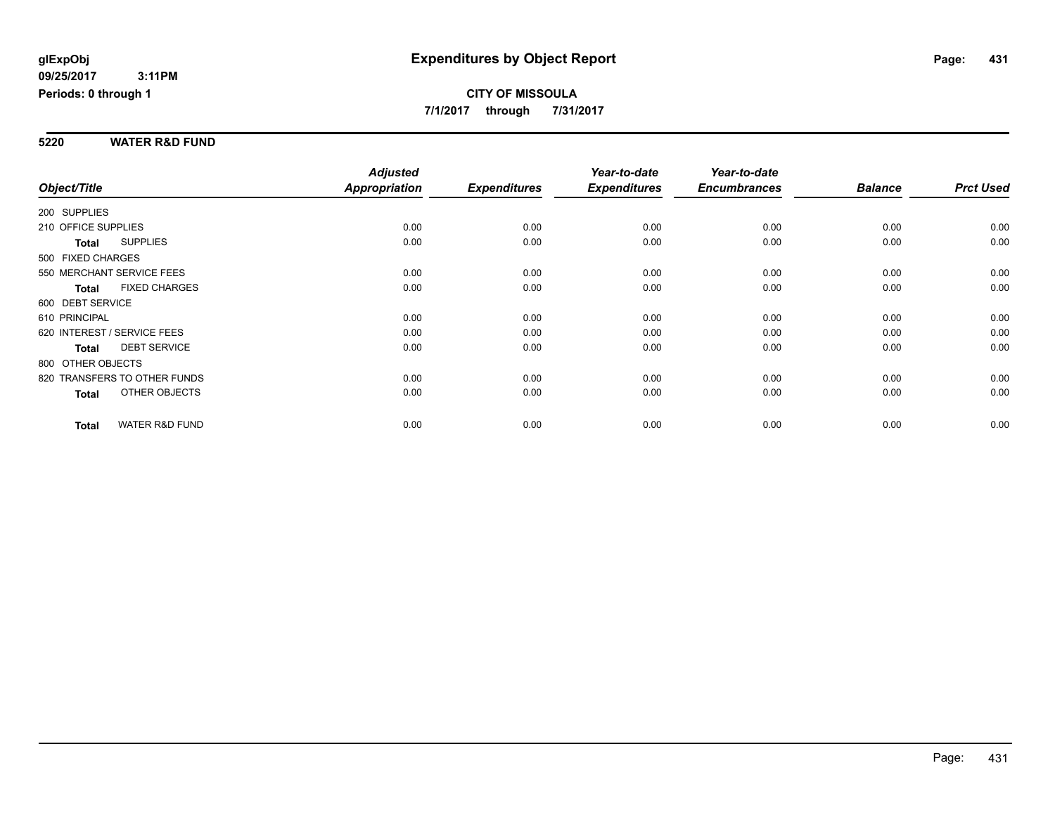# Expenditures by Object Report

glExpObj
09/25/2017 3:11PM
Periods: 0 through 1

**CITY OF MISSOULA**
**7/1/2017 through 7/31/2017**

## 5220 WATER R&D FUND

| Object/Title | Adjusted Appropriation | Expenditures | Year-to-date Expenditures | Year-to-date Encumbrances | Balance | Prct Used |
|---|---|---|---|---|---|---|
| 200 SUPPLIES | | | | | | |
| 210 OFFICE SUPPLIES | 0.00 | 0.00 | 0.00 | 0.00 | 0.00 | 0.00 |
| **Total** SUPPLIES | 0.00 | 0.00 | 0.00 | 0.00 | 0.00 | 0.00 |
| 500 FIXED CHARGES | | | | | | |
| 550 MERCHANT SERVICE FEES | 0.00 | 0.00 | 0.00 | 0.00 | 0.00 | 0.00 |
| **Total** FIXED CHARGES | 0.00 | 0.00 | 0.00 | 0.00 | 0.00 | 0.00 |
| 600 DEBT SERVICE | | | | | | |
| 610 PRINCIPAL | 0.00 | 0.00 | 0.00 | 0.00 | 0.00 | 0.00 |
| 620 INTEREST / SERVICE FEES | 0.00 | 0.00 | 0.00 | 0.00 | 0.00 | 0.00 |
| **Total** DEBT SERVICE | 0.00 | 0.00 | 0.00 | 0.00 | 0.00 | 0.00 |
| 800 OTHER OBJECTS | | | | | | |
| 820 TRANSFERS TO OTHER FUNDS | 0.00 | 0.00 | 0.00 | 0.00 | 0.00 | 0.00 |
| **Total** OTHER OBJECTS | 0.00 | 0.00 | 0.00 | 0.00 | 0.00 | 0.00 |
| **Total** WATER R&D FUND | 0.00 | 0.00 | 0.00 | 0.00 | 0.00 | 0.00 |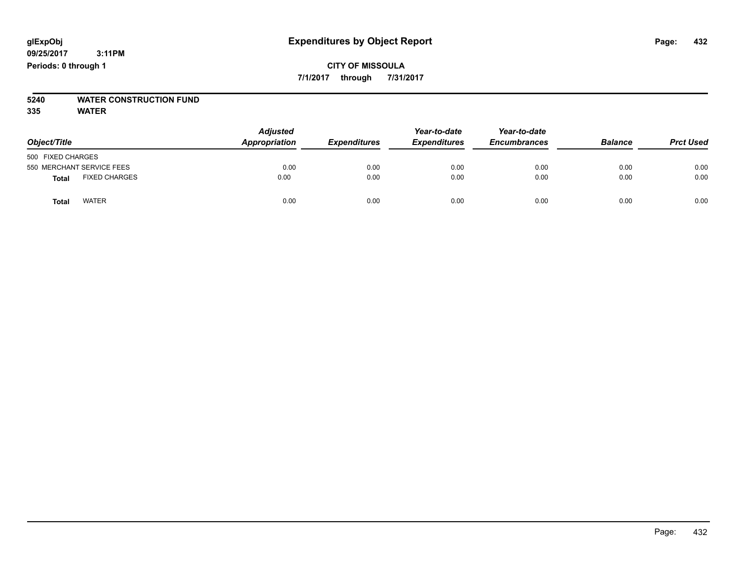glExpObj
09/25/2017 3:11PM
Periods: 0 through 1

# Expenditures by Object Report

**CITY OF MISSOULA**

**7/1/2017 through 7/31/2017**

**5240 WATER CONSTRUCTION FUND**
**335 WATER**

| Object/Title | | Adjusted Appropriation | Expenditures | Year-to-date Expenditures | Year-to-date Encumbrances | Balance | Prct Used |
|---|---|---|---|---|---|---|---|
| 500 FIXED CHARGES | | | | | | | |
| 550 MERCHANT SERVICE FEES | | 0.00 | 0.00 | 0.00 | 0.00 | 0.00 | 0.00 |
| **Total** | FIXED CHARGES | 0.00 | 0.00 | 0.00 | 0.00 | 0.00 | 0.00 |
| **Total** | WATER | 0.00 | 0.00 | 0.00 | 0.00 | 0.00 | 0.00 |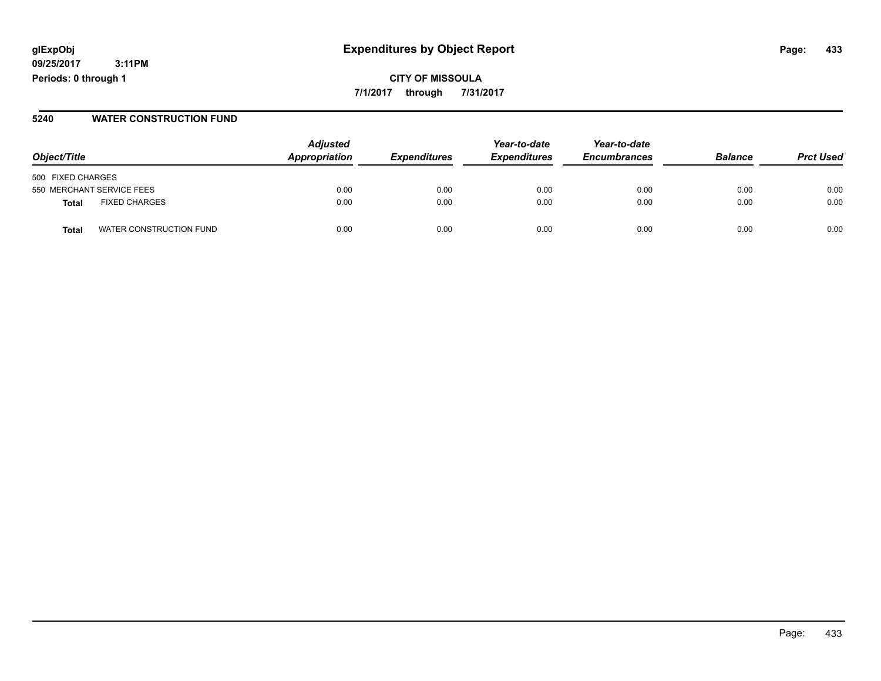**glExpObj**
**09/25/2017 3:11PM**
**Periods: 0 through 1**

# Expenditures by Object Report

**CITY OF MISSOULA**
**7/1/2017 through 7/31/2017**

## 5240 WATER CONSTRUCTION FUND

| Object/Title | | Adjusted Appropriation | Expenditures | Year-to-date Expenditures | Year-to-date Encumbrances | Balance | Prct Used |
|---|---|---|---|---|---|---|---|
| 500 FIXED CHARGES | | | | | | | |
| 550 MERCHANT SERVICE FEES | | 0.00 | 0.00 | 0.00 | 0.00 | 0.00 | 0.00 |
| **Total** | FIXED CHARGES | 0.00 | 0.00 | 0.00 | 0.00 | 0.00 | 0.00 |
| **Total** | WATER CONSTRUCTION FUND | 0.00 | 0.00 | 0.00 | 0.00 | 0.00 | 0.00 |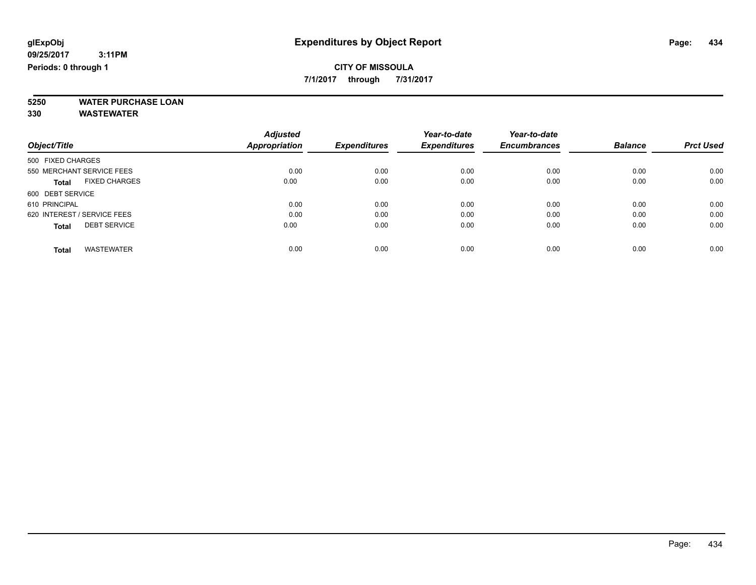**glExpObj** **Expenditures by Object Report**

**09/25/2017 3:11PM**

**Periods: 0 through 1**

**CITY OF MISSOULA**

**7/1/2017 through 7/31/2017**

**5250 WATER PURCHASE LOAN**

**330 WASTEWATER**

| Object/Title | Adjusted Appropriation | Expenditures | Year-to-date Expenditures | Year-to-date Encumbrances | Balance | Prct Used |
|---|---|---|---|---|---|---|
| 500 FIXED CHARGES | | | | | | |
| 550 MERCHANT SERVICE FEES | 0.00 | 0.00 | 0.00 | 0.00 | 0.00 | 0.00 |
| **Total** FIXED CHARGES | 0.00 | 0.00 | 0.00 | 0.00 | 0.00 | 0.00 |
| 600 DEBT SERVICE | | | | | | |
| 610 PRINCIPAL | 0.00 | 0.00 | 0.00 | 0.00 | 0.00 | 0.00 |
| 620 INTEREST / SERVICE FEES | 0.00 | 0.00 | 0.00 | 0.00 | 0.00 | 0.00 |
| **Total** DEBT SERVICE | 0.00 | 0.00 | 0.00 | 0.00 | 0.00 | 0.00 |
| **Total** WASTEWATER | 0.00 | 0.00 | 0.00 | 0.00 | 0.00 | 0.00 |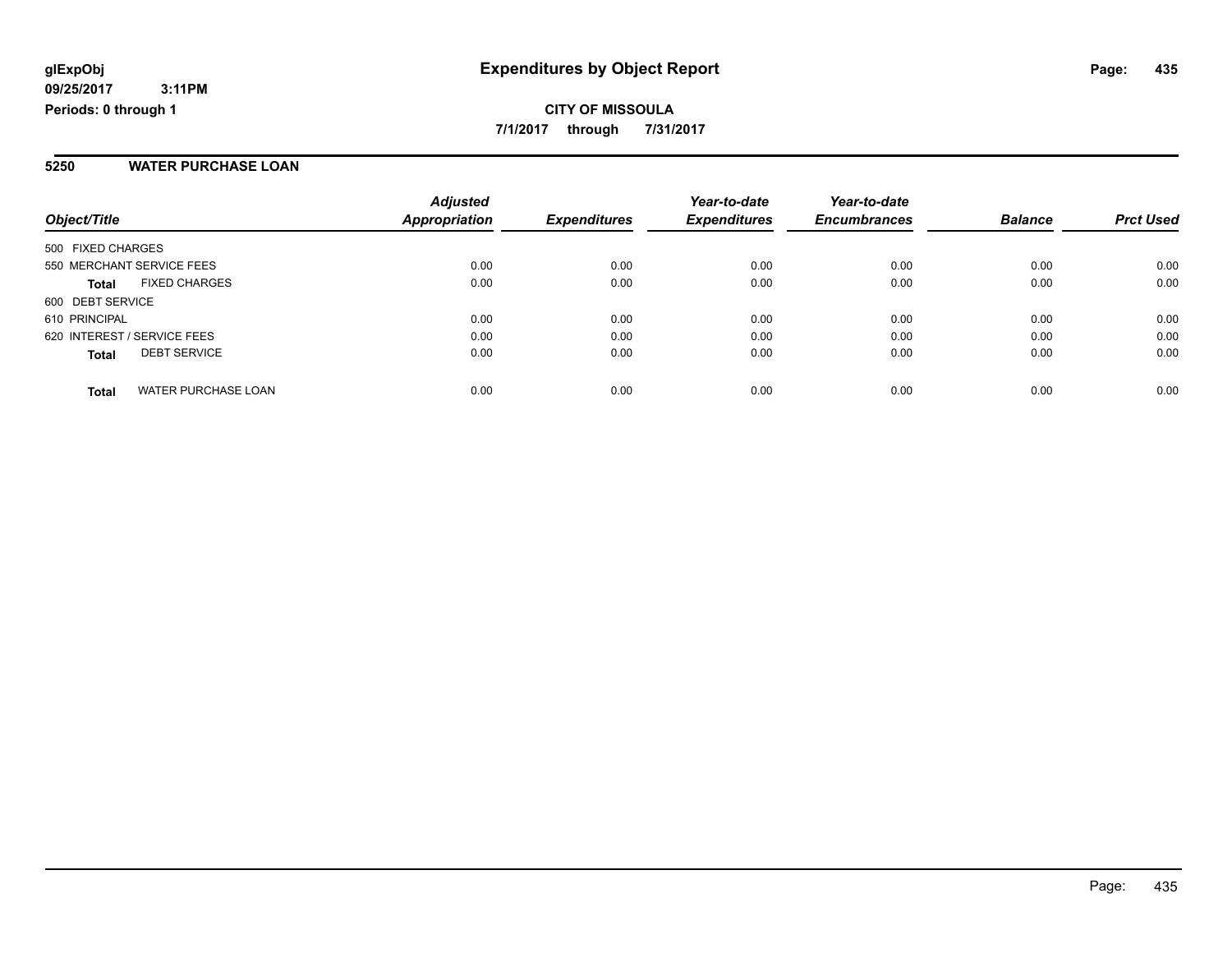**glExpObj**
**09/25/2017 3:11PM**
**Periods: 0 through 1**

# Expenditures by Object Report

**CITY OF MISSOULA**
**7/1/2017 through 7/31/2017**

## 5250 WATER PURCHASE LOAN

| Object/Title | | Adjusted Appropriation | Expenditures | Year-to-date Expenditures | Year-to-date Encumbrances | Balance | Prct Used |
|---|---|---|---|---|---|---|---|
| 500 FIXED CHARGES | | | | | | | |
| 550 MERCHANT SERVICE FEES | | 0.00 | 0.00 | 0.00 | 0.00 | 0.00 | 0.00 |
| **Total** | FIXED CHARGES | 0.00 | 0.00 | 0.00 | 0.00 | 0.00 | 0.00 |
| 600 DEBT SERVICE | | | | | | | |
| 610 PRINCIPAL | | 0.00 | 0.00 | 0.00 | 0.00 | 0.00 | 0.00 |
| 620 INTEREST / SERVICE FEES | | 0.00 | 0.00 | 0.00 | 0.00 | 0.00 | 0.00 |
| **Total** | DEBT SERVICE | 0.00 | 0.00 | 0.00 | 0.00 | 0.00 | 0.00 |
| **Total** | WATER PURCHASE LOAN | 0.00 | 0.00 | 0.00 | 0.00 | 0.00 | 0.00 |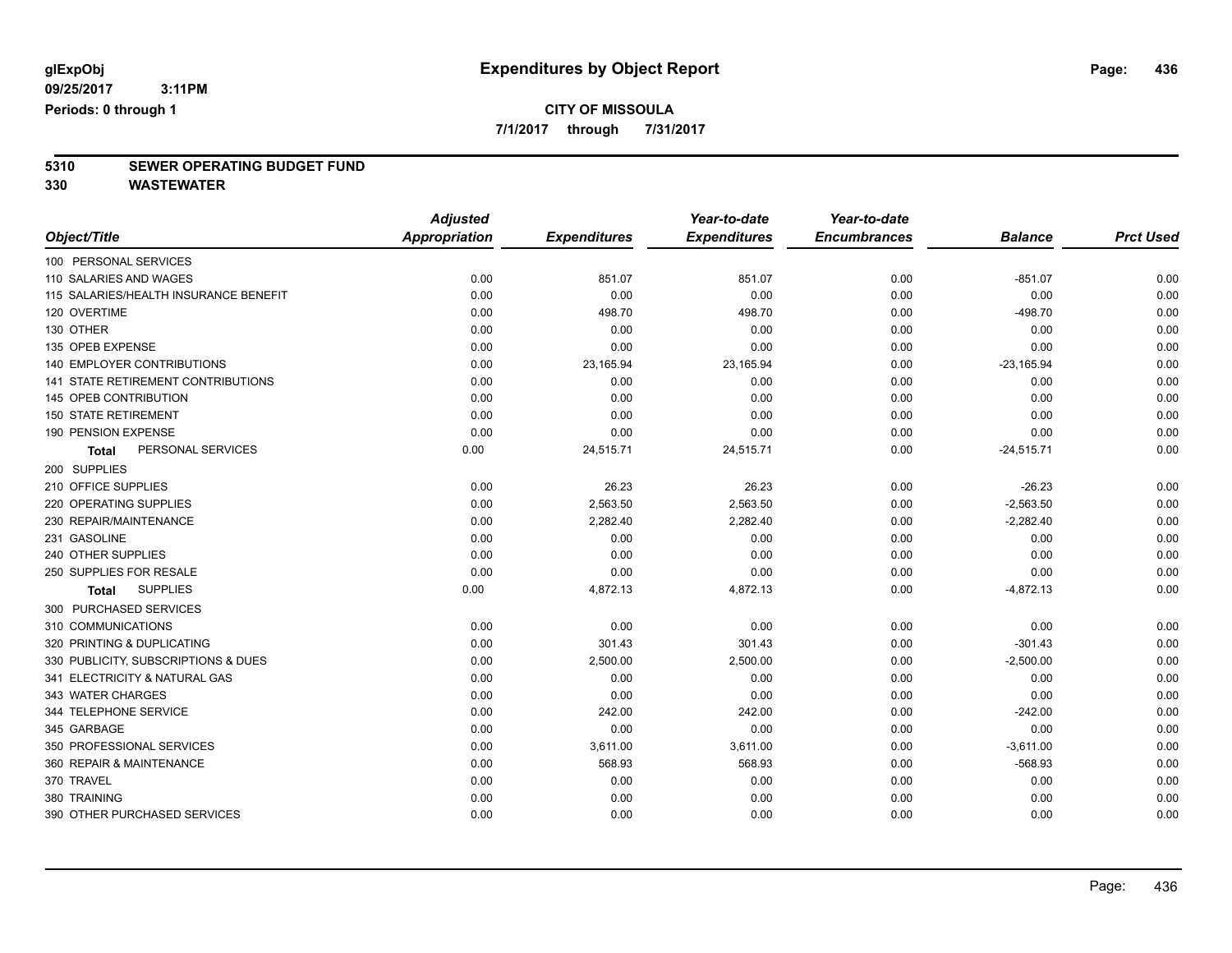**glExpObj** 09/25/2017 3:11PM
**Periods: 0 through 1**

# Expenditures by Object Report

**CITY OF MISSOULA**
**7/1/2017 through 7/31/2017**

## 5310 SEWER OPERATING BUDGET FUND
## 330 WASTEWATER

| Object/Title | Adjusted Appropriation | Expenditures | Year-to-date Expenditures | Year-to-date Encumbrances | Balance | Prct Used |
|---|---|---|---|---|---|---|
| 100 PERSONAL SERVICES | | | | | | |
| 110 SALARIES AND WAGES | 0.00 | 851.07 | 851.07 | 0.00 | -851.07 | 0.00 |
| 115 SALARIES/HEALTH INSURANCE BENEFIT | 0.00 | 0.00 | 0.00 | 0.00 | 0.00 | 0.00 |
| 120 OVERTIME | 0.00 | 498.70 | 498.70 | 0.00 | -498.70 | 0.00 |
| 130 OTHER | 0.00 | 0.00 | 0.00 | 0.00 | 0.00 | 0.00 |
| 135 OPEB EXPENSE | 0.00 | 0.00 | 0.00 | 0.00 | 0.00 | 0.00 |
| 140 EMPLOYER CONTRIBUTIONS | 0.00 | 23,165.94 | 23,165.94 | 0.00 | -23,165.94 | 0.00 |
| 141 STATE RETIREMENT CONTRIBUTIONS | 0.00 | 0.00 | 0.00 | 0.00 | 0.00 | 0.00 |
| 145 OPEB CONTRIBUTION | 0.00 | 0.00 | 0.00 | 0.00 | 0.00 | 0.00 |
| 150 STATE RETIREMENT | 0.00 | 0.00 | 0.00 | 0.00 | 0.00 | 0.00 |
| 190 PENSION EXPENSE | 0.00 | 0.00 | 0.00 | 0.00 | 0.00 | 0.00 |
| **Total** PERSONAL SERVICES | 0.00 | 24,515.71 | 24,515.71 | 0.00 | -24,515.71 | 0.00 |
| 200 SUPPLIES | | | | | | |
| 210 OFFICE SUPPLIES | 0.00 | 26.23 | 26.23 | 0.00 | -26.23 | 0.00 |
| 220 OPERATING SUPPLIES | 0.00 | 2,563.50 | 2,563.50 | 0.00 | -2,563.50 | 0.00 |
| 230 REPAIR/MAINTENANCE | 0.00 | 2,282.40 | 2,282.40 | 0.00 | -2,282.40 | 0.00 |
| 231 GASOLINE | 0.00 | 0.00 | 0.00 | 0.00 | 0.00 | 0.00 |
| 240 OTHER SUPPLIES | 0.00 | 0.00 | 0.00 | 0.00 | 0.00 | 0.00 |
| 250 SUPPLIES FOR RESALE | 0.00 | 0.00 | 0.00 | 0.00 | 0.00 | 0.00 |
| **Total** SUPPLIES | 0.00 | 4,872.13 | 4,872.13 | 0.00 | -4,872.13 | 0.00 |
| 300 PURCHASED SERVICES | | | | | | |
| 310 COMMUNICATIONS | 0.00 | 0.00 | 0.00 | 0.00 | 0.00 | 0.00 |
| 320 PRINTING & DUPLICATING | 0.00 | 301.43 | 301.43 | 0.00 | -301.43 | 0.00 |
| 330 PUBLICITY, SUBSCRIPTIONS & DUES | 0.00 | 2,500.00 | 2,500.00 | 0.00 | -2,500.00 | 0.00 |
| 341 ELECTRICITY & NATURAL GAS | 0.00 | 0.00 | 0.00 | 0.00 | 0.00 | 0.00 |
| 343 WATER CHARGES | 0.00 | 0.00 | 0.00 | 0.00 | 0.00 | 0.00 |
| 344 TELEPHONE SERVICE | 0.00 | 242.00 | 242.00 | 0.00 | -242.00 | 0.00 |
| 345 GARBAGE | 0.00 | 0.00 | 0.00 | 0.00 | 0.00 | 0.00 |
| 350 PROFESSIONAL SERVICES | 0.00 | 3,611.00 | 3,611.00 | 0.00 | -3,611.00 | 0.00 |
| 360 REPAIR & MAINTENANCE | 0.00 | 568.93 | 568.93 | 0.00 | -568.93 | 0.00 |
| 370 TRAVEL | 0.00 | 0.00 | 0.00 | 0.00 | 0.00 | 0.00 |
| 380 TRAINING | 0.00 | 0.00 | 0.00 | 0.00 | 0.00 | 0.00 |
| 390 OTHER PURCHASED SERVICES | 0.00 | 0.00 | 0.00 | 0.00 | 0.00 | 0.00 |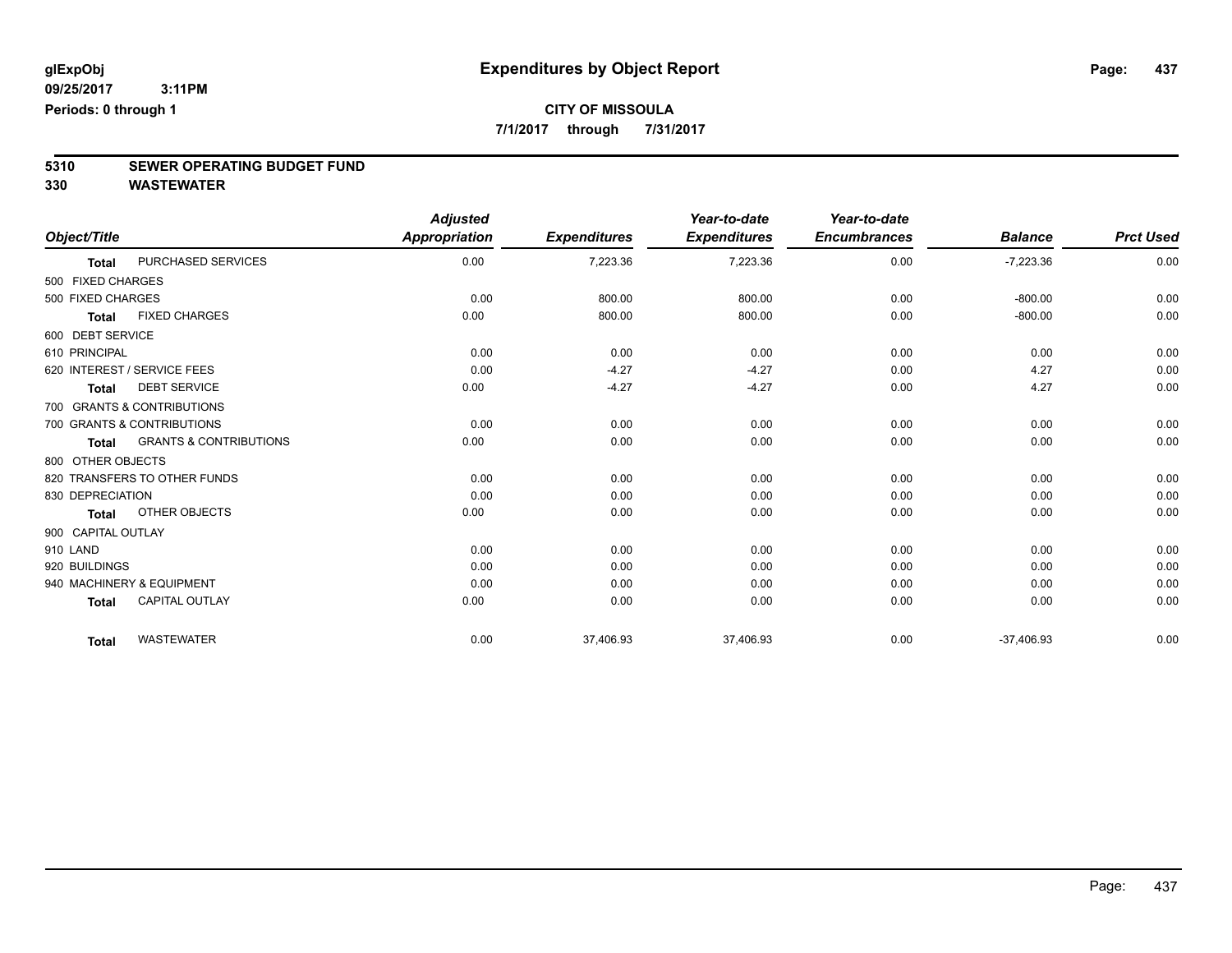glExpObj
09/25/2017 3:11PM
Periods: 0 through 1

# Expenditures by Object Report

**CITY OF MISSOULA**
**7/1/2017 through 7/31/2017**

## 5310 SEWER OPERATING BUDGET FUND
## 330 WASTEWATER

| Object/Title | | Adjusted Appropriation | Expenditures | Year-to-date Expenditures | Year-to-date Encumbrances | Balance | Prct Used |
|---|---|---|---|---|---|---|---|
| **Total** | PURCHASED SERVICES | 0.00 | 7,223.36 | 7,223.36 | 0.00 | -7,223.36 | 0.00 |
| 500 FIXED CHARGES | | | | | | | |
| 500 FIXED CHARGES | | 0.00 | 800.00 | 800.00 | 0.00 | -800.00 | 0.00 |
| **Total** | FIXED CHARGES | 0.00 | 800.00 | 800.00 | 0.00 | -800.00 | 0.00 |
| 600 DEBT SERVICE | | | | | | | |
| 610 PRINCIPAL | | 0.00 | 0.00 | 0.00 | 0.00 | 0.00 | 0.00 |
| 620 INTEREST / SERVICE FEES | | 0.00 | -4.27 | -4.27 | 0.00 | 4.27 | 0.00 |
| **Total** | DEBT SERVICE | 0.00 | -4.27 | -4.27 | 0.00 | 4.27 | 0.00 |
| 700 GRANTS & CONTRIBUTIONS | | | | | | | |
| 700 GRANTS & CONTRIBUTIONS | | 0.00 | 0.00 | 0.00 | 0.00 | 0.00 | 0.00 |
| **Total** | GRANTS & CONTRIBUTIONS | 0.00 | 0.00 | 0.00 | 0.00 | 0.00 | 0.00 |
| 800 OTHER OBJECTS | | | | | | | |
| 820 TRANSFERS TO OTHER FUNDS | | 0.00 | 0.00 | 0.00 | 0.00 | 0.00 | 0.00 |
| 830 DEPRECIATION | | 0.00 | 0.00 | 0.00 | 0.00 | 0.00 | 0.00 |
| **Total** | OTHER OBJECTS | 0.00 | 0.00 | 0.00 | 0.00 | 0.00 | 0.00 |
| 900 CAPITAL OUTLAY | | | | | | | |
| 910 LAND | | 0.00 | 0.00 | 0.00 | 0.00 | 0.00 | 0.00 |
| 920 BUILDINGS | | 0.00 | 0.00 | 0.00 | 0.00 | 0.00 | 0.00 |
| 940 MACHINERY & EQUIPMENT | | 0.00 | 0.00 | 0.00 | 0.00 | 0.00 | 0.00 |
| **Total** | CAPITAL OUTLAY | 0.00 | 0.00 | 0.00 | 0.00 | 0.00 | 0.00 |
| **Total** | WASTEWATER | 0.00 | 37,406.93 | 37,406.93 | 0.00 | -37,406.93 | 0.00 |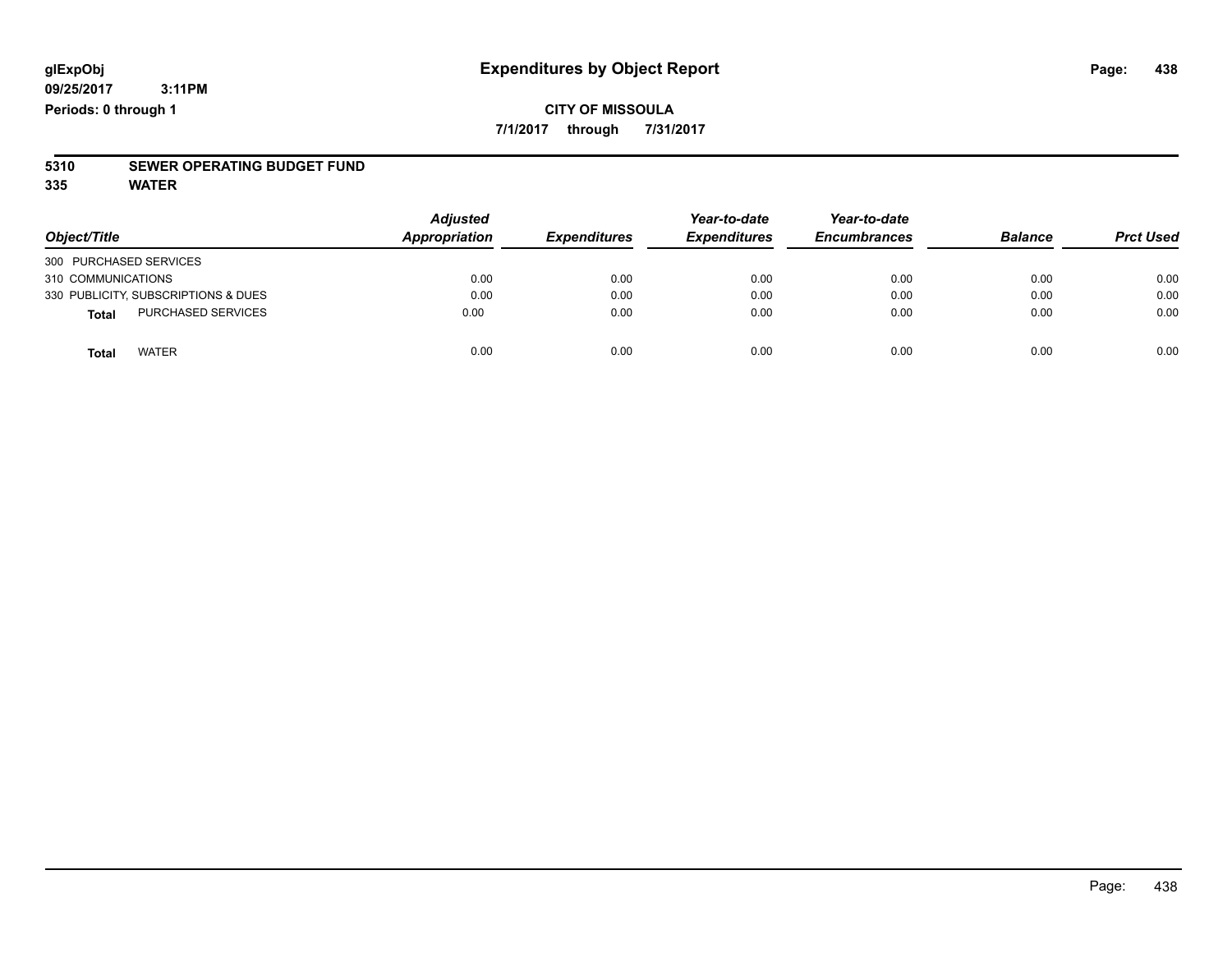**glExpObj**
**09/25/2017 3:11PM**
**Periods: 0 through 1**

# Expenditures by Object Report

**CITY OF MISSOULA**
**7/1/2017 through 7/31/2017**

**5310 SEWER OPERATING BUDGET FUND**
**335 WATER**

| Object/Title | Adjusted Appropriation | Expenditures | Year-to-date Expenditures | Year-to-date Encumbrances | Balance | Prct Used |
|---|---|---|---|---|---|---|
| 300 PURCHASED SERVICES | | | | | | |
| 310 COMMUNICATIONS | 0.00 | 0.00 | 0.00 | 0.00 | 0.00 | 0.00 |
| 330 PUBLICITY, SUBSCRIPTIONS & DUES | 0.00 | 0.00 | 0.00 | 0.00 | 0.00 | 0.00 |
| **Total** PURCHASED SERVICES | 0.00 | 0.00 | 0.00 | 0.00 | 0.00 | 0.00 |
| **Total** WATER | 0.00 | 0.00 | 0.00 | 0.00 | 0.00 | 0.00 |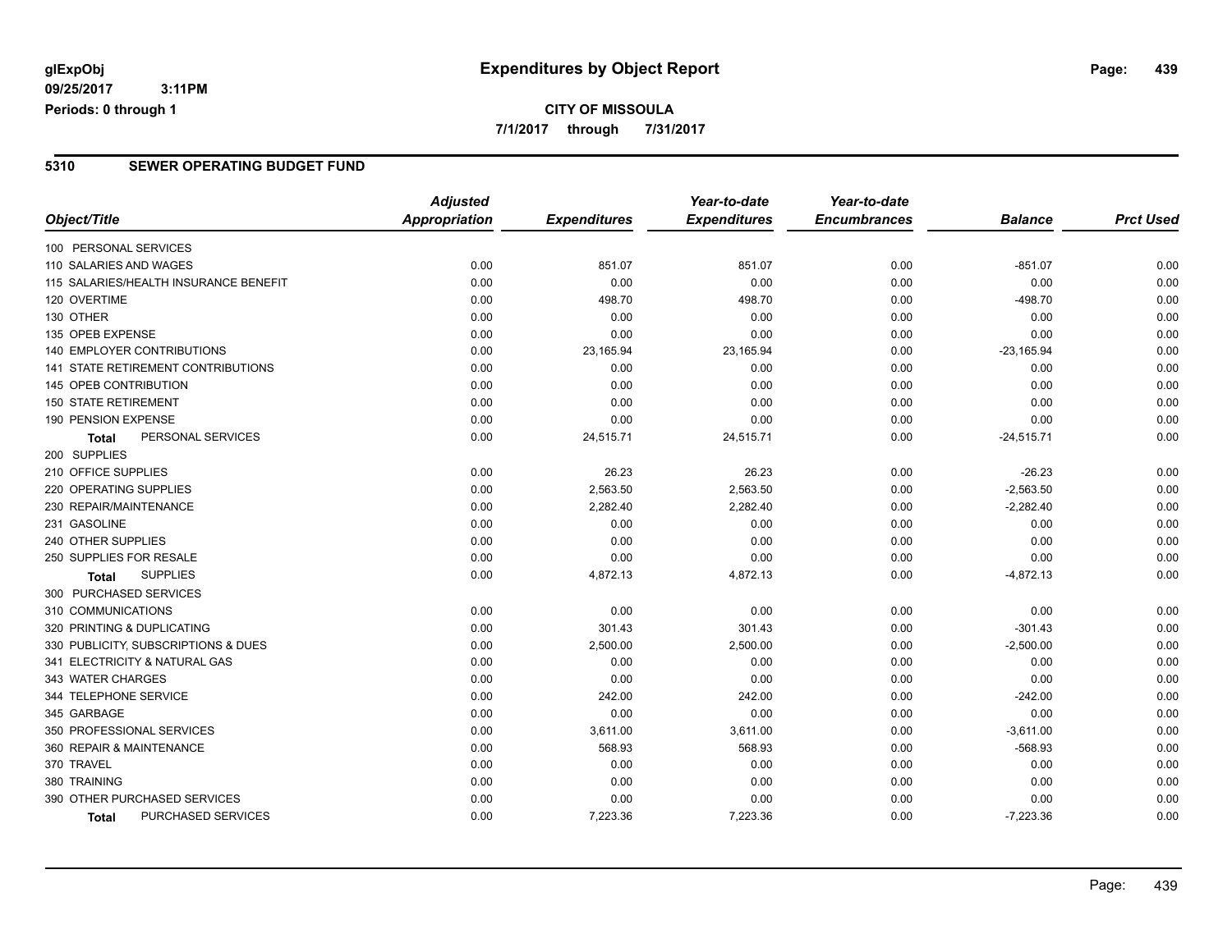**glExpObj** 
**09/25/2017 3:11PM** 
**Periods: 0 through 1**

# Expenditures by Object Report

**CITY OF MISSOULA**
**7/1/2017 through 7/31/2017**

## 5310 SEWER OPERATING BUDGET FUND

| Object/Title | Adjusted Appropriation | Expenditures | Year-to-date Expenditures | Year-to-date Encumbrances | Balance | Prct Used |
|---|---|---|---|---|---|---|
| 100 PERSONAL SERVICES | | | | | | |
| 110 SALARIES AND WAGES | 0.00 | 851.07 | 851.07 | 0.00 | -851.07 | 0.00 |
| 115 SALARIES/HEALTH INSURANCE BENEFIT | 0.00 | 0.00 | 0.00 | 0.00 | 0.00 | 0.00 |
| 120 OVERTIME | 0.00 | 498.70 | 498.70 | 0.00 | -498.70 | 0.00 |
| 130 OTHER | 0.00 | 0.00 | 0.00 | 0.00 | 0.00 | 0.00 |
| 135 OPEB EXPENSE | 0.00 | 0.00 | 0.00 | 0.00 | 0.00 | 0.00 |
| 140 EMPLOYER CONTRIBUTIONS | 0.00 | 23,165.94 | 23,165.94 | 0.00 | -23,165.94 | 0.00 |
| 141 STATE RETIREMENT CONTRIBUTIONS | 0.00 | 0.00 | 0.00 | 0.00 | 0.00 | 0.00 |
| 145 OPEB CONTRIBUTION | 0.00 | 0.00 | 0.00 | 0.00 | 0.00 | 0.00 |
| 150 STATE RETIREMENT | 0.00 | 0.00 | 0.00 | 0.00 | 0.00 | 0.00 |
| 190 PENSION EXPENSE | 0.00 | 0.00 | 0.00 | 0.00 | 0.00 | 0.00 |
| **Total** PERSONAL SERVICES | 0.00 | 24,515.71 | 24,515.71 | 0.00 | -24,515.71 | 0.00 |
| 200 SUPPLIES | | | | | | |
| 210 OFFICE SUPPLIES | 0.00 | 26.23 | 26.23 | 0.00 | -26.23 | 0.00 |
| 220 OPERATING SUPPLIES | 0.00 | 2,563.50 | 2,563.50 | 0.00 | -2,563.50 | 0.00 |
| 230 REPAIR/MAINTENANCE | 0.00 | 2,282.40 | 2,282.40 | 0.00 | -2,282.40 | 0.00 |
| 231 GASOLINE | 0.00 | 0.00 | 0.00 | 0.00 | 0.00 | 0.00 |
| 240 OTHER SUPPLIES | 0.00 | 0.00 | 0.00 | 0.00 | 0.00 | 0.00 |
| 250 SUPPLIES FOR RESALE | 0.00 | 0.00 | 0.00 | 0.00 | 0.00 | 0.00 |
| **Total** SUPPLIES | 0.00 | 4,872.13 | 4,872.13 | 0.00 | -4,872.13 | 0.00 |
| 300 PURCHASED SERVICES | | | | | | |
| 310 COMMUNICATIONS | 0.00 | 0.00 | 0.00 | 0.00 | 0.00 | 0.00 |
| 320 PRINTING & DUPLICATING | 0.00 | 301.43 | 301.43 | 0.00 | -301.43 | 0.00 |
| 330 PUBLICITY, SUBSCRIPTIONS & DUES | 0.00 | 2,500.00 | 2,500.00 | 0.00 | -2,500.00 | 0.00 |
| 341 ELECTRICITY & NATURAL GAS | 0.00 | 0.00 | 0.00 | 0.00 | 0.00 | 0.00 |
| 343 WATER CHARGES | 0.00 | 0.00 | 0.00 | 0.00 | 0.00 | 0.00 |
| 344 TELEPHONE SERVICE | 0.00 | 242.00 | 242.00 | 0.00 | -242.00 | 0.00 |
| 345 GARBAGE | 0.00 | 0.00 | 0.00 | 0.00 | 0.00 | 0.00 |
| 350 PROFESSIONAL SERVICES | 0.00 | 3,611.00 | 3,611.00 | 0.00 | -3,611.00 | 0.00 |
| 360 REPAIR & MAINTENANCE | 0.00 | 568.93 | 568.93 | 0.00 | -568.93 | 0.00 |
| 370 TRAVEL | 0.00 | 0.00 | 0.00 | 0.00 | 0.00 | 0.00 |
| 380 TRAINING | 0.00 | 0.00 | 0.00 | 0.00 | 0.00 | 0.00 |
| 390 OTHER PURCHASED SERVICES | 0.00 | 0.00 | 0.00 | 0.00 | 0.00 | 0.00 |
| **Total** PURCHASED SERVICES | 0.00 | 7,223.36 | 7,223.36 | 0.00 | -7,223.36 | 0.00 |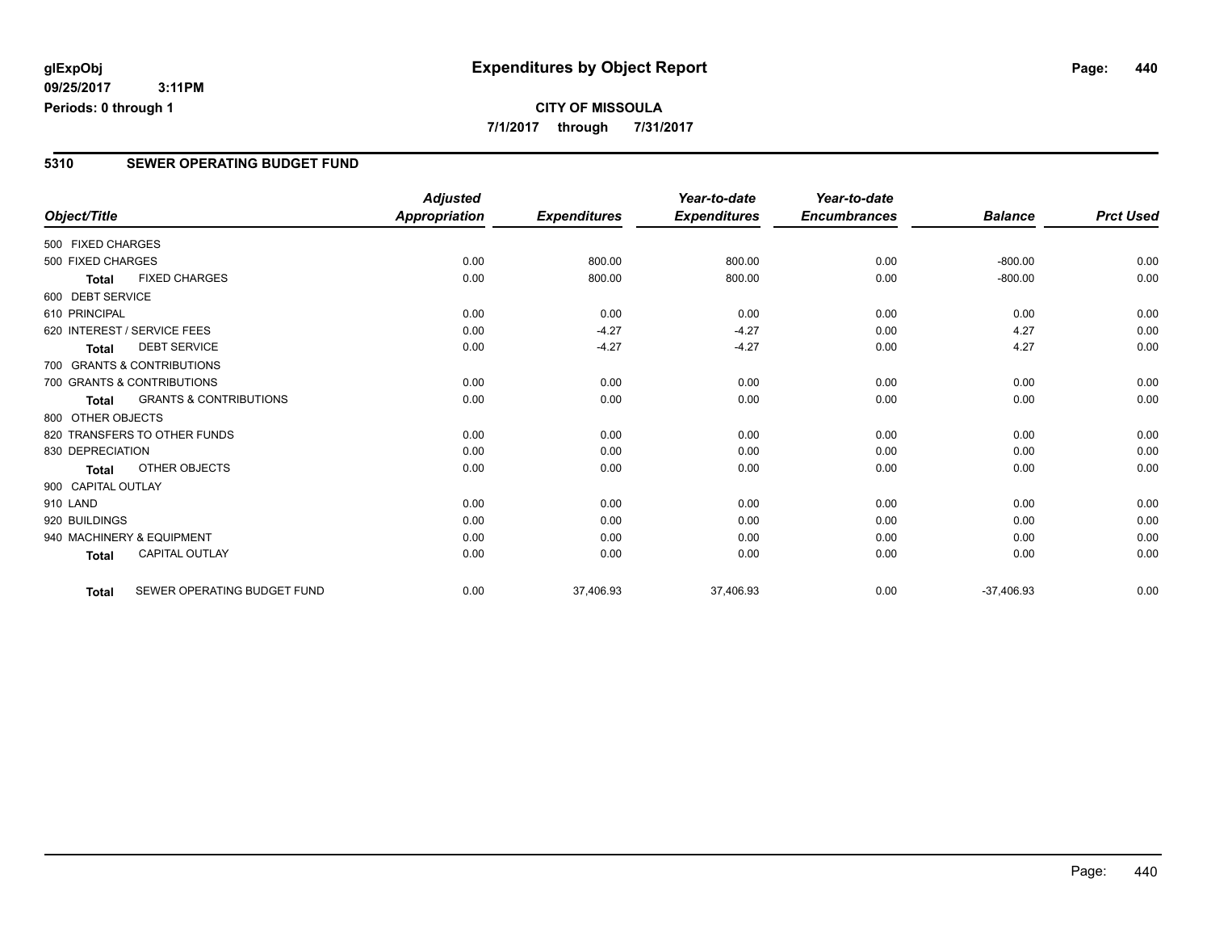**glExpObj**
**09/25/2017 3:11PM**
**Periods: 0 through 1**

# Expenditures by Object Report

**CITY OF MISSOULA**
**7/1/2017 through 7/31/2017**

## 5310 SEWER OPERATING BUDGET FUND

| Object/Title | | Adjusted Appropriation | Expenditures | Year-to-date Expenditures | Year-to-date Encumbrances | Balance | Prct Used |
|---|---|---|---|---|---|---|---|
| 500 FIXED CHARGES | | | | | | | |
| 500 FIXED CHARGES | | 0.00 | 800.00 | 800.00 | 0.00 | -800.00 | 0.00 |
| **Total** | FIXED CHARGES | 0.00 | 800.00 | 800.00 | 0.00 | -800.00 | 0.00 |
| 600 DEBT SERVICE | | | | | | | |
| 610 PRINCIPAL | | 0.00 | 0.00 | 0.00 | 0.00 | 0.00 | 0.00 |
| 620 INTEREST / SERVICE FEES | | 0.00 | -4.27 | -4.27 | 0.00 | 4.27 | 0.00 |
| **Total** | DEBT SERVICE | 0.00 | -4.27 | -4.27 | 0.00 | 4.27 | 0.00 |
| 700 GRANTS & CONTRIBUTIONS | | | | | | | |
| 700 GRANTS & CONTRIBUTIONS | | 0.00 | 0.00 | 0.00 | 0.00 | 0.00 | 0.00 |
| **Total** | GRANTS & CONTRIBUTIONS | 0.00 | 0.00 | 0.00 | 0.00 | 0.00 | 0.00 |
| 800 OTHER OBJECTS | | | | | | | |
| 820 TRANSFERS TO OTHER FUNDS | | 0.00 | 0.00 | 0.00 | 0.00 | 0.00 | 0.00 |
| 830 DEPRECIATION | | 0.00 | 0.00 | 0.00 | 0.00 | 0.00 | 0.00 |
| **Total** | OTHER OBJECTS | 0.00 | 0.00 | 0.00 | 0.00 | 0.00 | 0.00 |
| 900 CAPITAL OUTLAY | | | | | | | |
| 910 LAND | | 0.00 | 0.00 | 0.00 | 0.00 | 0.00 | 0.00 |
| 920 BUILDINGS | | 0.00 | 0.00 | 0.00 | 0.00 | 0.00 | 0.00 |
| 940 MACHINERY & EQUIPMENT | | 0.00 | 0.00 | 0.00 | 0.00 | 0.00 | 0.00 |
| **Total** | CAPITAL OUTLAY | 0.00 | 0.00 | 0.00 | 0.00 | 0.00 | 0.00 |
| **Total** | SEWER OPERATING BUDGET FUND | 0.00 | 37,406.93 | 37,406.93 | 0.00 | -37,406.93 | 0.00 |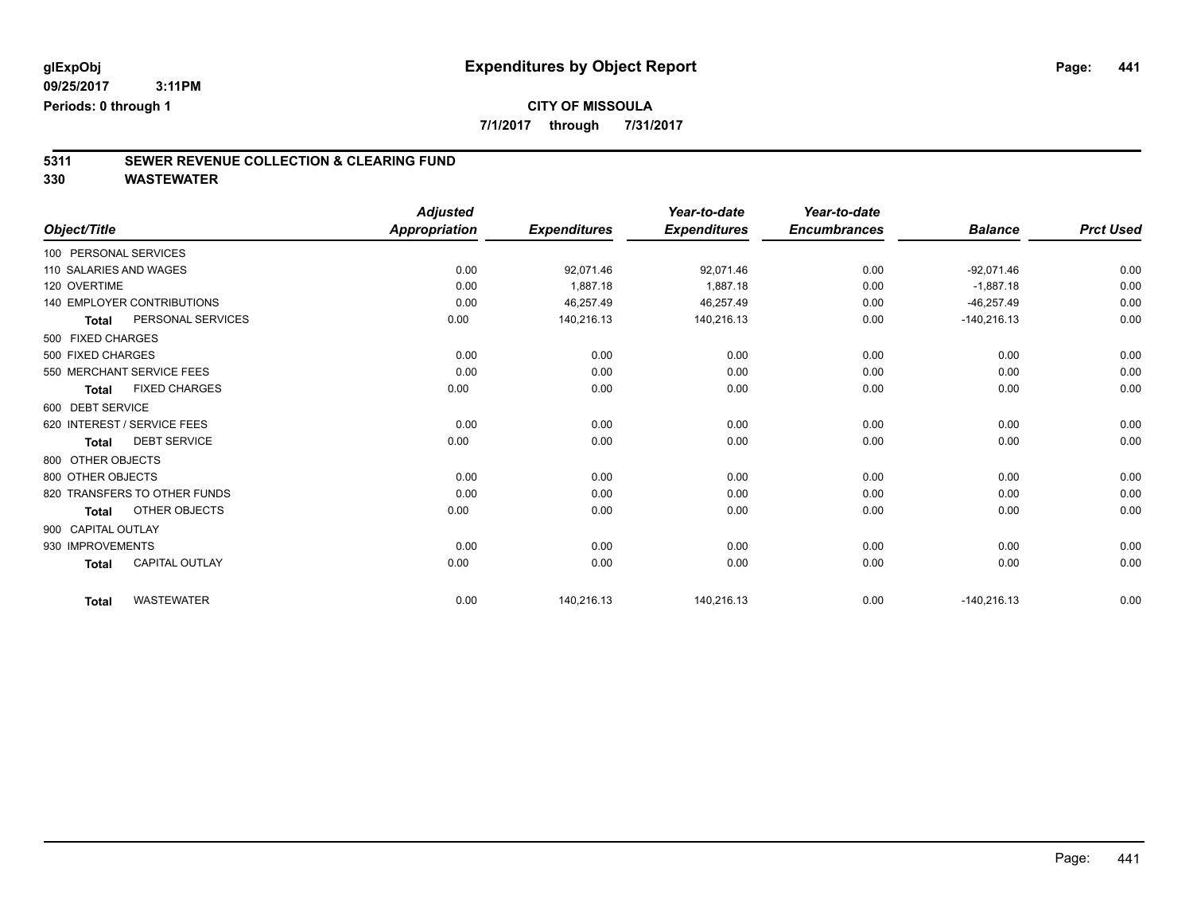# Expenditures by Object Report

glExpObj
09/25/2017 3:11PM
Periods: 0 through 1

**CITY OF MISSOULA**
**7/1/2017 through 7/31/2017**

## 5311 SEWER REVENUE COLLECTION & CLEARING FUND
## 330 WASTEWATER

| Object/Title | | Adjusted Appropriation | Expenditures | Year-to-date Expenditures | Year-to-date Encumbrances | Balance | Prct Used |
|---|---|---|---|---|---|---|---|
| 100 PERSONAL SERVICES | | | | | | | |
| 110 SALARIES AND WAGES | | 0.00 | 92,071.46 | 92,071.46 | 0.00 | -92,071.46 | 0.00 |
| 120 OVERTIME | | 0.00 | 1,887.18 | 1,887.18 | 0.00 | -1,887.18 | 0.00 |
| 140 EMPLOYER CONTRIBUTIONS | | 0.00 | 46,257.49 | 46,257.49 | 0.00 | -46,257.49 | 0.00 |
| **Total** | PERSONAL SERVICES | 0.00 | 140,216.13 | 140,216.13 | 0.00 | -140,216.13 | 0.00 |
| 500 FIXED CHARGES | | | | | | | |
| 500 FIXED CHARGES | | 0.00 | 0.00 | 0.00 | 0.00 | 0.00 | 0.00 |
| 550 MERCHANT SERVICE FEES | | 0.00 | 0.00 | 0.00 | 0.00 | 0.00 | 0.00 |
| **Total** | FIXED CHARGES | 0.00 | 0.00 | 0.00 | 0.00 | 0.00 | 0.00 |
| 600 DEBT SERVICE | | | | | | | |
| 620 INTEREST / SERVICE FEES | | 0.00 | 0.00 | 0.00 | 0.00 | 0.00 | 0.00 |
| **Total** | DEBT SERVICE | 0.00 | 0.00 | 0.00 | 0.00 | 0.00 | 0.00 |
| 800 OTHER OBJECTS | | | | | | | |
| 800 OTHER OBJECTS | | 0.00 | 0.00 | 0.00 | 0.00 | 0.00 | 0.00 |
| 820 TRANSFERS TO OTHER FUNDS | | 0.00 | 0.00 | 0.00 | 0.00 | 0.00 | 0.00 |
| **Total** | OTHER OBJECTS | 0.00 | 0.00 | 0.00 | 0.00 | 0.00 | 0.00 |
| 900 CAPITAL OUTLAY | | | | | | | |
| 930 IMPROVEMENTS | | 0.00 | 0.00 | 0.00 | 0.00 | 0.00 | 0.00 |
| **Total** | CAPITAL OUTLAY | 0.00 | 0.00 | 0.00 | 0.00 | 0.00 | 0.00 |
| **Total** | WASTEWATER | 0.00 | 140,216.13 | 140,216.13 | 0.00 | -140,216.13 | 0.00 |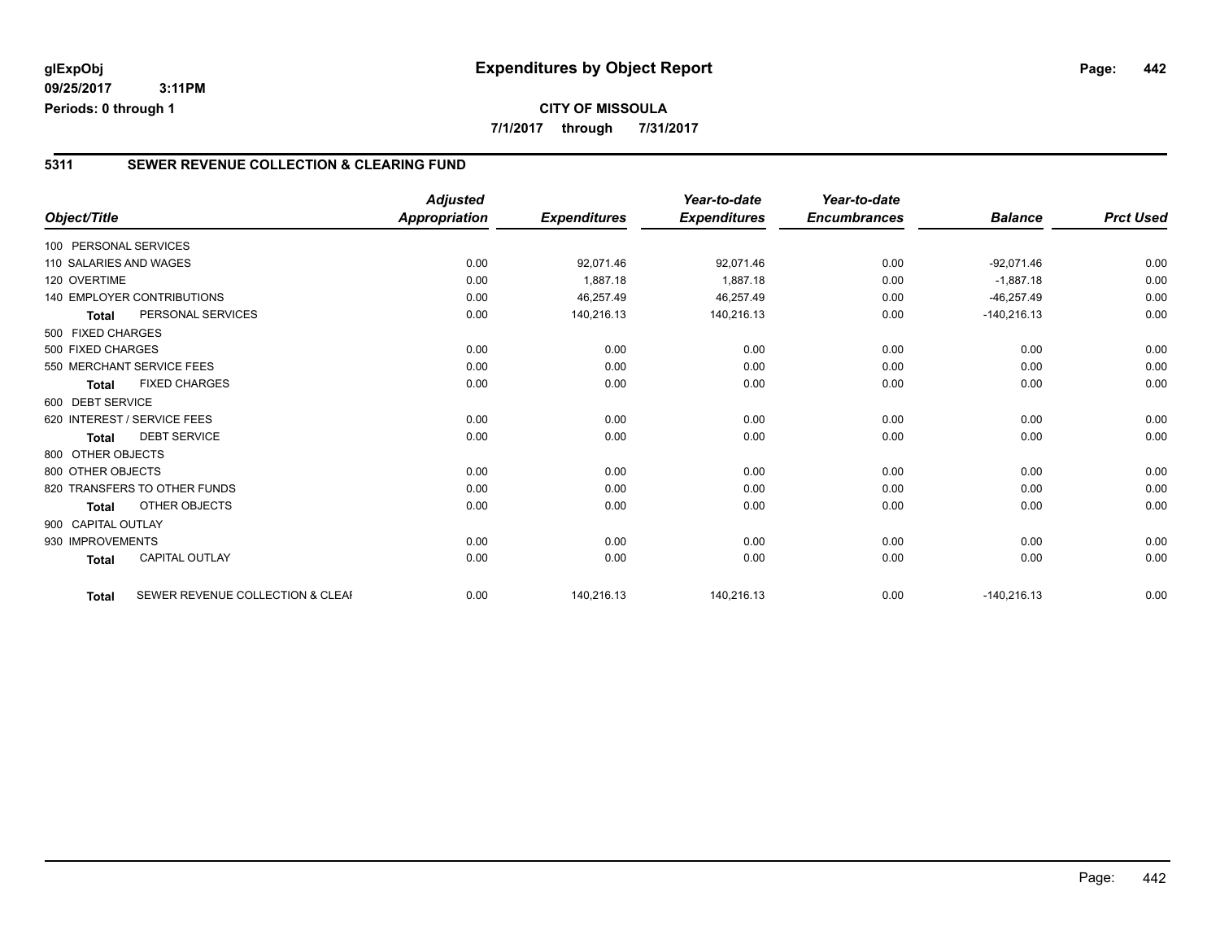# Expenditures by Object Report

glExpObj
09/25/2017 3:11PM
Periods: 0 through 1

**CITY OF MISSOULA**
7/1/2017 through 7/31/2017

## 5311 SEWER REVENUE COLLECTION & CLEARING FUND

| Object/Title | | Adjusted Appropriation | Expenditures | Year-to-date Expenditures | Year-to-date Encumbrances | Balance | Prct Used |
|---|---|---|---|---|---|---|---|
| 100 PERSONAL SERVICES | | | | | | | |
| 110 SALARIES AND WAGES | | 0.00 | 92,071.46 | 92,071.46 | 0.00 | -92,071.46 | 0.00 |
| 120 OVERTIME | | 0.00 | 1,887.18 | 1,887.18 | 0.00 | -1,887.18 | 0.00 |
| 140 EMPLOYER CONTRIBUTIONS | | 0.00 | 46,257.49 | 46,257.49 | 0.00 | -46,257.49 | 0.00 |
| Total | PERSONAL SERVICES | 0.00 | 140,216.13 | 140,216.13 | 0.00 | -140,216.13 | 0.00 |
| 500 FIXED CHARGES | | | | | | | |
| 500 FIXED CHARGES | | 0.00 | 0.00 | 0.00 | 0.00 | 0.00 | 0.00 |
| 550 MERCHANT SERVICE FEES | | 0.00 | 0.00 | 0.00 | 0.00 | 0.00 | 0.00 |
| Total | FIXED CHARGES | 0.00 | 0.00 | 0.00 | 0.00 | 0.00 | 0.00 |
| 600 DEBT SERVICE | | | | | | | |
| 620 INTEREST / SERVICE FEES | | 0.00 | 0.00 | 0.00 | 0.00 | 0.00 | 0.00 |
| Total | DEBT SERVICE | 0.00 | 0.00 | 0.00 | 0.00 | 0.00 | 0.00 |
| 800 OTHER OBJECTS | | | | | | | |
| 800 OTHER OBJECTS | | 0.00 | 0.00 | 0.00 | 0.00 | 0.00 | 0.00 |
| 820 TRANSFERS TO OTHER FUNDS | | 0.00 | 0.00 | 0.00 | 0.00 | 0.00 | 0.00 |
| Total | OTHER OBJECTS | 0.00 | 0.00 | 0.00 | 0.00 | 0.00 | 0.00 |
| 900 CAPITAL OUTLAY | | | | | | | |
| 930 IMPROVEMENTS | | 0.00 | 0.00 | 0.00 | 0.00 | 0.00 | 0.00 |
| Total | CAPITAL OUTLAY | 0.00 | 0.00 | 0.00 | 0.00 | 0.00 | 0.00 |
| Total | SEWER REVENUE COLLECTION & CLEAI | 0.00 | 140,216.13 | 140,216.13 | 0.00 | -140,216.13 | 0.00 |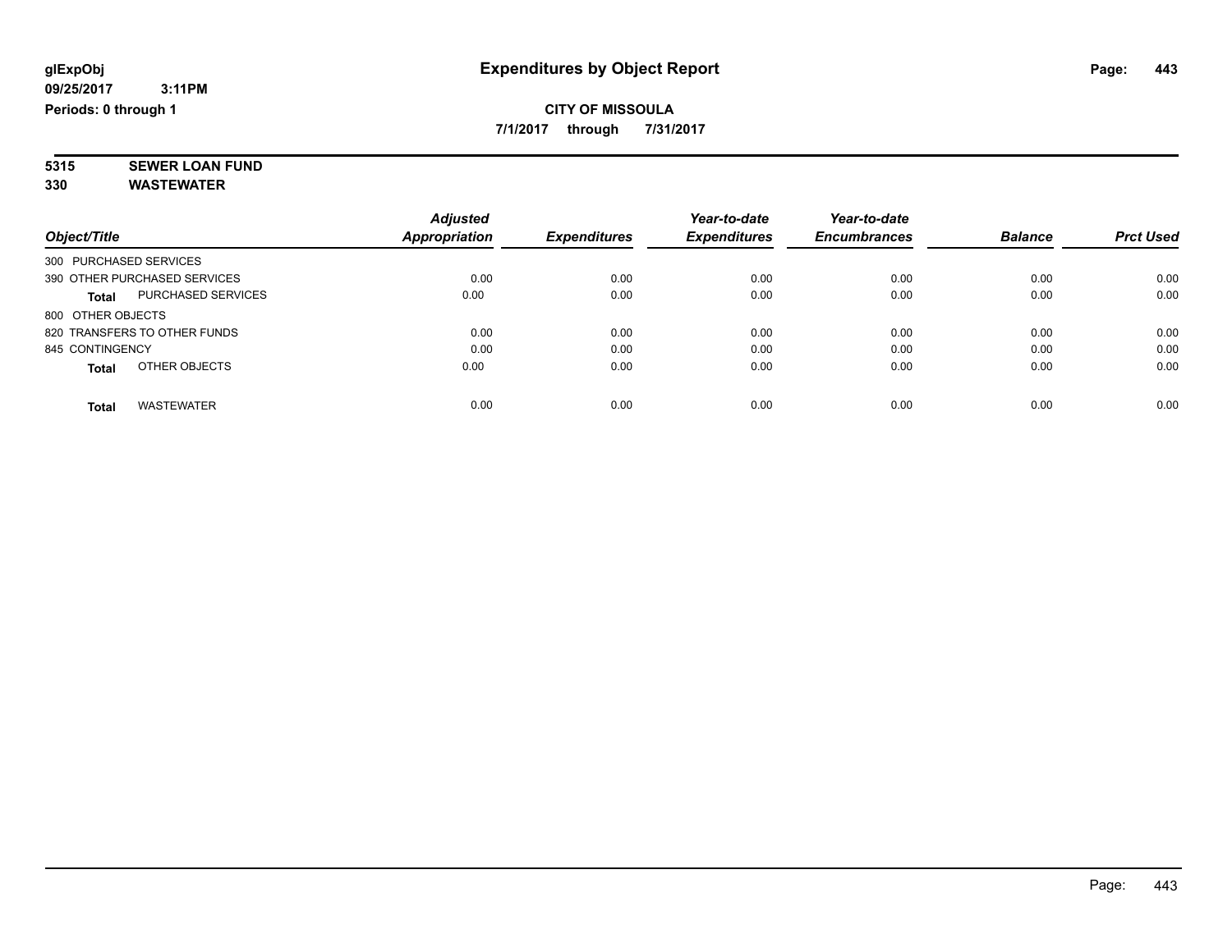**glExpObj** **Expenditures by Object Report**

**09/25/2017 3:11PM**

**Periods: 0 through 1**

**CITY OF MISSOULA**

**7/1/2017 through 7/31/2017**

**5315 SEWER LOAN FUND**

**330 WASTEWATER**

| Object/Title | | Adjusted Appropriation | Expenditures | Year-to-date Expenditures | Year-to-date Encumbrances | Balance | Prct Used |
|---|---|---|---|---|---|---|---|
| 300 PURCHASED SERVICES | | | | | | | |
| 390 OTHER PURCHASED SERVICES | | 0.00 | 0.00 | 0.00 | 0.00 | 0.00 | 0.00 |
| **Total** | PURCHASED SERVICES | 0.00 | 0.00 | 0.00 | 0.00 | 0.00 | 0.00 |
| 800 OTHER OBJECTS | | | | | | | |
| 820 TRANSFERS TO OTHER FUNDS | | 0.00 | 0.00 | 0.00 | 0.00 | 0.00 | 0.00 |
| 845 CONTINGENCY | | 0.00 | 0.00 | 0.00 | 0.00 | 0.00 | 0.00 |
| **Total** | OTHER OBJECTS | 0.00 | 0.00 | 0.00 | 0.00 | 0.00 | 0.00 |
| **Total** | WASTEWATER | 0.00 | 0.00 | 0.00 | 0.00 | 0.00 | 0.00 |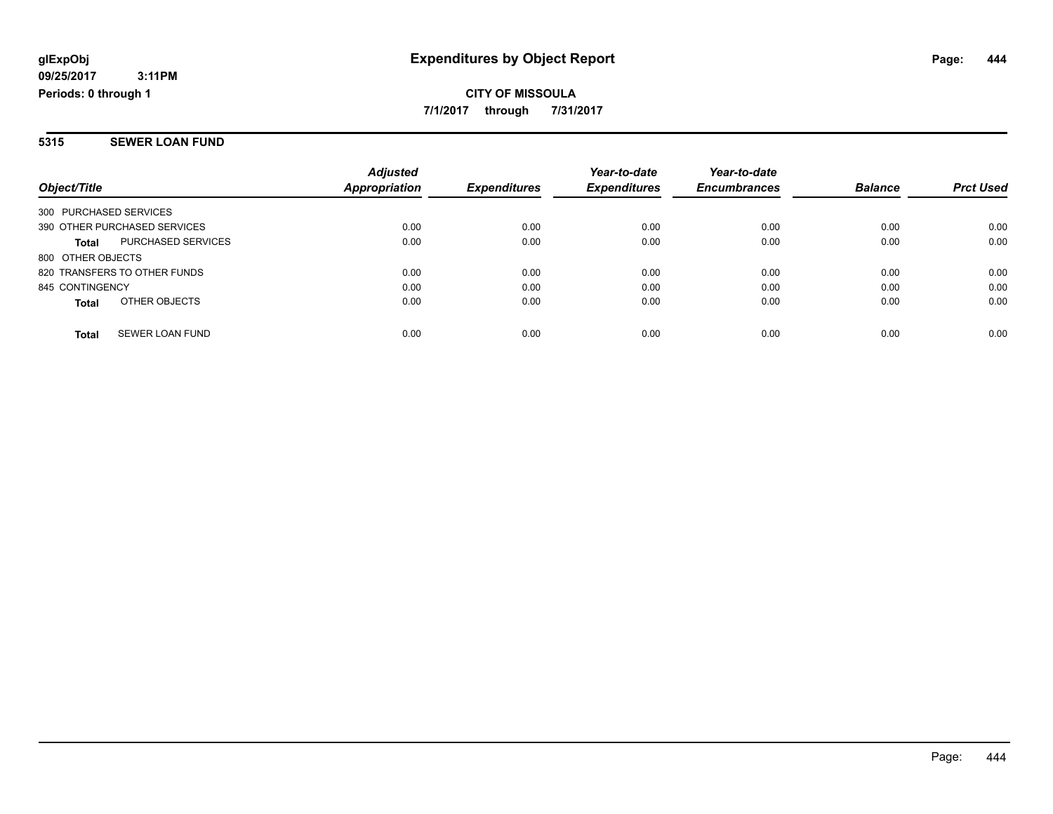**glExpObj** **Expenditures by Object Report**

**09/25/2017 3:11PM**

**Periods: 0 through 1**

**CITY OF MISSOULA**

**7/1/2017 through 7/31/2017**

## 5315 SEWER LOAN FUND

| Object/Title | | Adjusted Appropriation | Expenditures | Year-to-date Expenditures | Year-to-date Encumbrances | Balance | Prct Used |
|---|---|---|---|---|---|---|---|
| 300 PURCHASED SERVICES | | | | | | | |
| 390 OTHER PURCHASED SERVICES | | 0.00 | 0.00 | 0.00 | 0.00 | 0.00 | 0.00 |
| **Total** | PURCHASED SERVICES | 0.00 | 0.00 | 0.00 | 0.00 | 0.00 | 0.00 |
| 800 OTHER OBJECTS | | | | | | | |
| 820 TRANSFERS TO OTHER FUNDS | | 0.00 | 0.00 | 0.00 | 0.00 | 0.00 | 0.00 |
| 845 CONTINGENCY | | 0.00 | 0.00 | 0.00 | 0.00 | 0.00 | 0.00 |
| **Total** | OTHER OBJECTS | 0.00 | 0.00 | 0.00 | 0.00 | 0.00 | 0.00 |
| **Total** | SEWER LOAN FUND | 0.00 | 0.00 | 0.00 | 0.00 | 0.00 | 0.00 |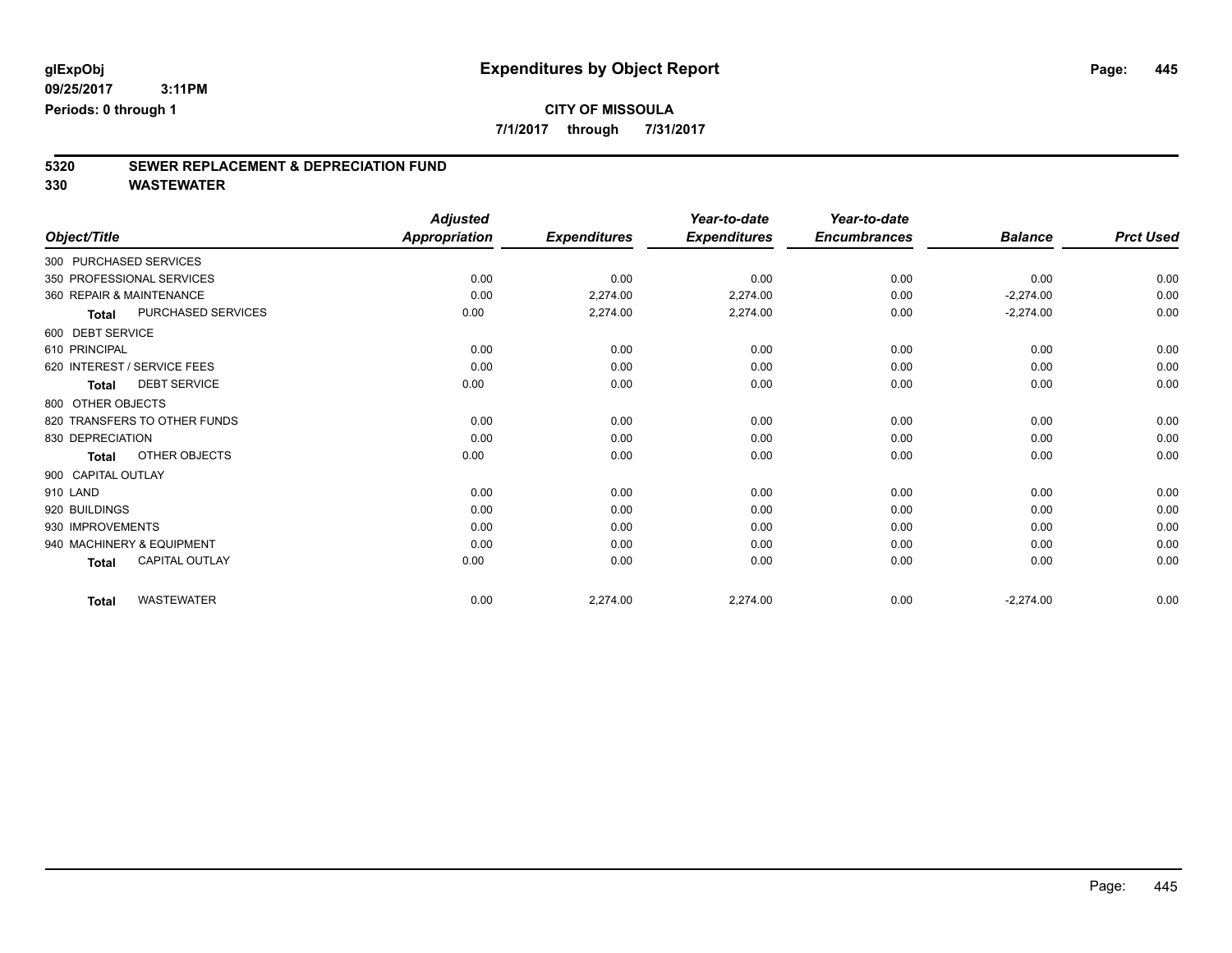**glExpObj** **Expenditures by Object Report**

**09/25/2017 3:11PM**

**Periods: 0 through 1**

**CITY OF MISSOULA**

**7/1/2017 through 7/31/2017**

## 5320 SEWER REPLACEMENT & DEPRECIATION FUND

## 330 WASTEWATER

| Object/Title | | Adjusted Appropriation | Expenditures | Year-to-date Expenditures | Year-to-date Encumbrances | Balance | Prct Used |
|---|---|---|---|---|---|---|---|
| 300 PURCHASED SERVICES | | | | | | | |
| 350 PROFESSIONAL SERVICES | | 0.00 | 0.00 | 0.00 | 0.00 | 0.00 | 0.00 |
| 360 REPAIR & MAINTENANCE | | 0.00 | 2,274.00 | 2,274.00 | 0.00 | -2,274.00 | 0.00 |
| **Total** | PURCHASED SERVICES | 0.00 | 2,274.00 | 2,274.00 | 0.00 | -2,274.00 | 0.00 |
| 600 DEBT SERVICE | | | | | | | |
| 610 PRINCIPAL | | 0.00 | 0.00 | 0.00 | 0.00 | 0.00 | 0.00 |
| 620 INTEREST / SERVICE FEES | | 0.00 | 0.00 | 0.00 | 0.00 | 0.00 | 0.00 |
| **Total** | DEBT SERVICE | 0.00 | 0.00 | 0.00 | 0.00 | 0.00 | 0.00 |
| 800 OTHER OBJECTS | | | | | | | |
| 820 TRANSFERS TO OTHER FUNDS | | 0.00 | 0.00 | 0.00 | 0.00 | 0.00 | 0.00 |
| 830 DEPRECIATION | | 0.00 | 0.00 | 0.00 | 0.00 | 0.00 | 0.00 |
| **Total** | OTHER OBJECTS | 0.00 | 0.00 | 0.00 | 0.00 | 0.00 | 0.00 |
| 900 CAPITAL OUTLAY | | | | | | | |
| 910 LAND | | 0.00 | 0.00 | 0.00 | 0.00 | 0.00 | 0.00 |
| 920 BUILDINGS | | 0.00 | 0.00 | 0.00 | 0.00 | 0.00 | 0.00 |
| 930 IMPROVEMENTS | | 0.00 | 0.00 | 0.00 | 0.00 | 0.00 | 0.00 |
| 940 MACHINERY & EQUIPMENT | | 0.00 | 0.00 | 0.00 | 0.00 | 0.00 | 0.00 |
| **Total** | CAPITAL OUTLAY | 0.00 | 0.00 | 0.00 | 0.00 | 0.00 | 0.00 |
| **Total** | WASTEWATER | 0.00 | 2,274.00 | 2,274.00 | 0.00 | -2,274.00 | 0.00 |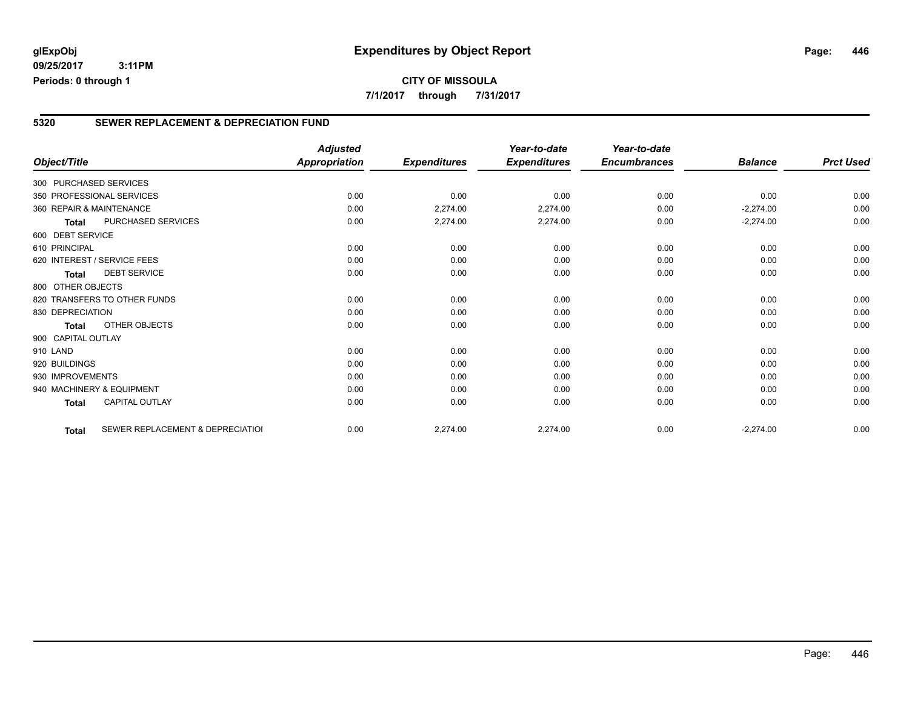**glExpObj** **Expenditures by Object Report**

**09/25/2017 3:11PM**

**Periods: 0 through 1**

**CITY OF MISSOULA**

**7/1/2017 through 7/31/2017**

## 5320 SEWER REPLACEMENT & DEPRECIATION FUND

| Object/Title | | Adjusted Appropriation | Expenditures | Year-to-date Expenditures | Year-to-date Encumbrances | Balance | Prct Used |
|---|---|---|---|---|---|---|---|
| 300 PURCHASED SERVICES | | | | | | | |
| 350 PROFESSIONAL SERVICES | | 0.00 | 0.00 | 0.00 | 0.00 | 0.00 | 0.00 |
| 360 REPAIR & MAINTENANCE | | 0.00 | 2,274.00 | 2,274.00 | 0.00 | -2,274.00 | 0.00 |
| **Total** | PURCHASED SERVICES | 0.00 | 2,274.00 | 2,274.00 | 0.00 | -2,274.00 | 0.00 |
| 600 DEBT SERVICE | | | | | | | |
| 610 PRINCIPAL | | 0.00 | 0.00 | 0.00 | 0.00 | 0.00 | 0.00 |
| 620 INTEREST / SERVICE FEES | | 0.00 | 0.00 | 0.00 | 0.00 | 0.00 | 0.00 |
| **Total** | DEBT SERVICE | 0.00 | 0.00 | 0.00 | 0.00 | 0.00 | 0.00 |
| 800 OTHER OBJECTS | | | | | | | |
| 820 TRANSFERS TO OTHER FUNDS | | 0.00 | 0.00 | 0.00 | 0.00 | 0.00 | 0.00 |
| 830 DEPRECIATION | | 0.00 | 0.00 | 0.00 | 0.00 | 0.00 | 0.00 |
| **Total** | OTHER OBJECTS | 0.00 | 0.00 | 0.00 | 0.00 | 0.00 | 0.00 |
| 900 CAPITAL OUTLAY | | | | | | | |
| 910 LAND | | 0.00 | 0.00 | 0.00 | 0.00 | 0.00 | 0.00 |
| 920 BUILDINGS | | 0.00 | 0.00 | 0.00 | 0.00 | 0.00 | 0.00 |
| 930 IMPROVEMENTS | | 0.00 | 0.00 | 0.00 | 0.00 | 0.00 | 0.00 |
| 940 MACHINERY & EQUIPMENT | | 0.00 | 0.00 | 0.00 | 0.00 | 0.00 | 0.00 |
| **Total** | CAPITAL OUTLAY | 0.00 | 0.00 | 0.00 | 0.00 | 0.00 | 0.00 |
| **Total** | SEWER REPLACEMENT & DEPRECIATIOI | 0.00 | 2,274.00 | 2,274.00 | 0.00 | -2,274.00 | 0.00 |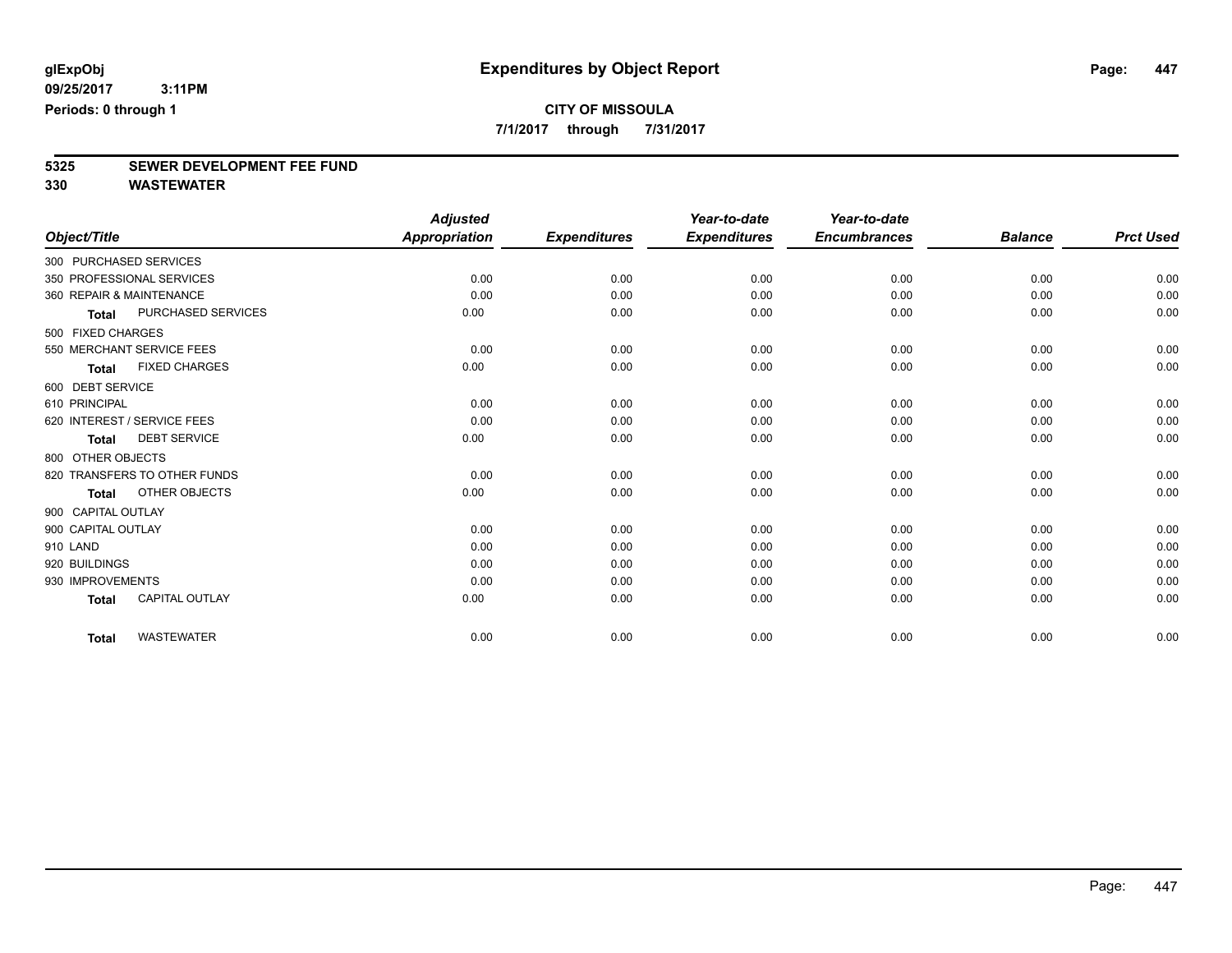**glExpObj**
**09/25/2017 3:11PM**
**Periods: 0 through 1**

# Expenditures by Object Report

**CITY OF MISSOULA**
**7/1/2017 through 7/31/2017**

## 5325 SEWER DEVELOPMENT FEE FUND
## 330 WASTEWATER

| Object/Title | Adjusted Appropriation | Expenditures | Year-to-date Expenditures | Year-to-date Encumbrances | Balance | Prct Used |
|---|---|---|---|---|---|---|
| 300 PURCHASED SERVICES | | | | | | |
| 350 PROFESSIONAL SERVICES | 0.00 | 0.00 | 0.00 | 0.00 | 0.00 | 0.00 |
| 360 REPAIR & MAINTENANCE | 0.00 | 0.00 | 0.00 | 0.00 | 0.00 | 0.00 |
| **Total** PURCHASED SERVICES | 0.00 | 0.00 | 0.00 | 0.00 | 0.00 | 0.00 |
| 500 FIXED CHARGES | | | | | | |
| 550 MERCHANT SERVICE FEES | 0.00 | 0.00 | 0.00 | 0.00 | 0.00 | 0.00 |
| **Total** FIXED CHARGES | 0.00 | 0.00 | 0.00 | 0.00 | 0.00 | 0.00 |
| 600 DEBT SERVICE | | | | | | |
| 610 PRINCIPAL | 0.00 | 0.00 | 0.00 | 0.00 | 0.00 | 0.00 |
| 620 INTEREST / SERVICE FEES | 0.00 | 0.00 | 0.00 | 0.00 | 0.00 | 0.00 |
| **Total** DEBT SERVICE | 0.00 | 0.00 | 0.00 | 0.00 | 0.00 | 0.00 |
| 800 OTHER OBJECTS | | | | | | |
| 820 TRANSFERS TO OTHER FUNDS | 0.00 | 0.00 | 0.00 | 0.00 | 0.00 | 0.00 |
| **Total** OTHER OBJECTS | 0.00 | 0.00 | 0.00 | 0.00 | 0.00 | 0.00 |
| 900 CAPITAL OUTLAY | | | | | | |
| 900 CAPITAL OUTLAY | 0.00 | 0.00 | 0.00 | 0.00 | 0.00 | 0.00 |
| 910 LAND | 0.00 | 0.00 | 0.00 | 0.00 | 0.00 | 0.00 |
| 920 BUILDINGS | 0.00 | 0.00 | 0.00 | 0.00 | 0.00 | 0.00 |
| 930 IMPROVEMENTS | 0.00 | 0.00 | 0.00 | 0.00 | 0.00 | 0.00 |
| **Total** CAPITAL OUTLAY | 0.00 | 0.00 | 0.00 | 0.00 | 0.00 | 0.00 |
| **Total** WASTEWATER | 0.00 | 0.00 | 0.00 | 0.00 | 0.00 | 0.00 |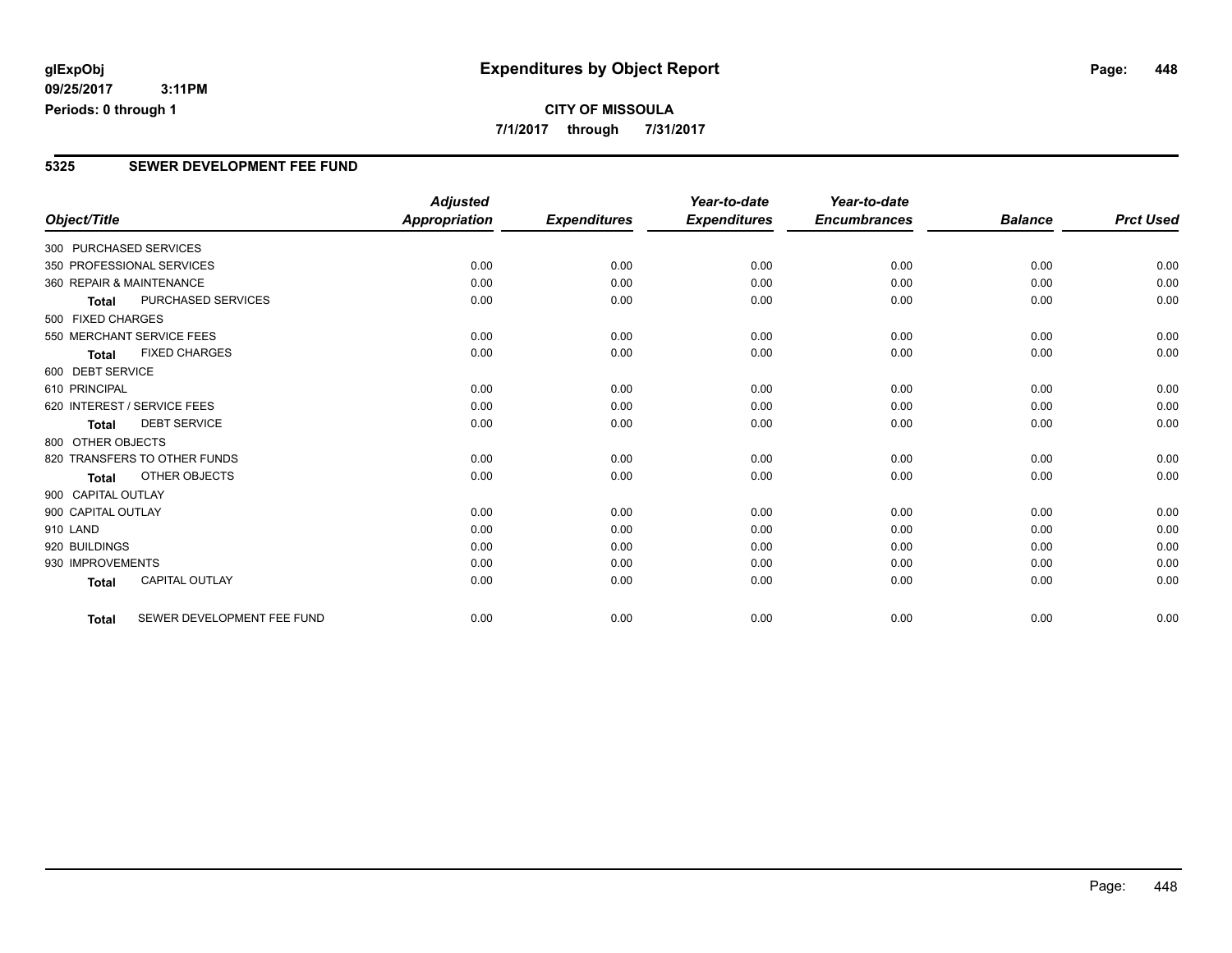**glExpObj**
**09/25/2017 3:11PM**
**Periods: 0 through 1**

# Expenditures by Object Report

**CITY OF MISSOULA**
**7/1/2017 through 7/31/2017**

## 5325 SEWER DEVELOPMENT FEE FUND

| Object/Title | Adjusted Appropriation | Expenditures | Year-to-date Expenditures | Year-to-date Encumbrances | Balance | Prct Used |
|---|---|---|---|---|---|---|
| 300 PURCHASED SERVICES | | | | | | |
| 350 PROFESSIONAL SERVICES | 0.00 | 0.00 | 0.00 | 0.00 | 0.00 | 0.00 |
| 360 REPAIR & MAINTENANCE | 0.00 | 0.00 | 0.00 | 0.00 | 0.00 | 0.00 |
| **Total** PURCHASED SERVICES | 0.00 | 0.00 | 0.00 | 0.00 | 0.00 | 0.00 |
| 500 FIXED CHARGES | | | | | | |
| 550 MERCHANT SERVICE FEES | 0.00 | 0.00 | 0.00 | 0.00 | 0.00 | 0.00 |
| **Total** FIXED CHARGES | 0.00 | 0.00 | 0.00 | 0.00 | 0.00 | 0.00 |
| 600 DEBT SERVICE | | | | | | |
| 610 PRINCIPAL | 0.00 | 0.00 | 0.00 | 0.00 | 0.00 | 0.00 |
| 620 INTEREST / SERVICE FEES | 0.00 | 0.00 | 0.00 | 0.00 | 0.00 | 0.00 |
| **Total** DEBT SERVICE | 0.00 | 0.00 | 0.00 | 0.00 | 0.00 | 0.00 |
| 800 OTHER OBJECTS | | | | | | |
| 820 TRANSFERS TO OTHER FUNDS | 0.00 | 0.00 | 0.00 | 0.00 | 0.00 | 0.00 |
| **Total** OTHER OBJECTS | 0.00 | 0.00 | 0.00 | 0.00 | 0.00 | 0.00 |
| 900 CAPITAL OUTLAY | | | | | | |
| 900 CAPITAL OUTLAY | 0.00 | 0.00 | 0.00 | 0.00 | 0.00 | 0.00 |
| 910 LAND | 0.00 | 0.00 | 0.00 | 0.00 | 0.00 | 0.00 |
| 920 BUILDINGS | 0.00 | 0.00 | 0.00 | 0.00 | 0.00 | 0.00 |
| 930 IMPROVEMENTS | 0.00 | 0.00 | 0.00 | 0.00 | 0.00 | 0.00 |
| **Total** CAPITAL OUTLAY | 0.00 | 0.00 | 0.00 | 0.00 | 0.00 | 0.00 |
| **Total** SEWER DEVELOPMENT FEE FUND | 0.00 | 0.00 | 0.00 | 0.00 | 0.00 | 0.00 |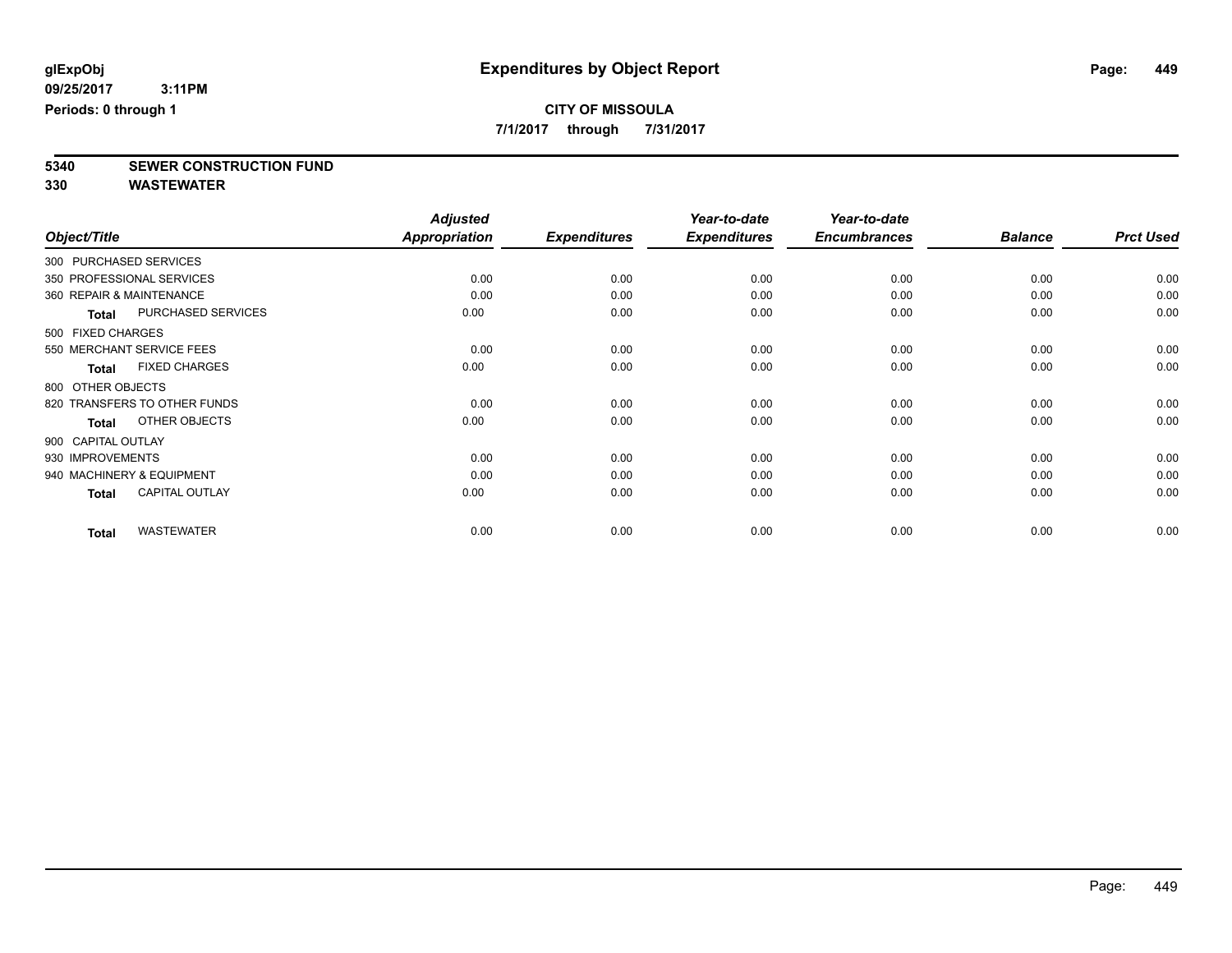**glExpObj** **Expenditures by Object Report**

**09/25/2017 3:11PM**

**Periods: 0 through 1**

**CITY OF MISSOULA**

**7/1/2017 through 7/31/2017**

**5340 SEWER CONSTRUCTION FUND**

**330 WASTEWATER**

| Object/Title | | Adjusted Appropriation | Expenditures | Year-to-date Expenditures | Year-to-date Encumbrances | Balance | Prct Used |
|---|---|---|---|---|---|---|---|
| 300 PURCHASED SERVICES | | | | | | | |
| 350 PROFESSIONAL SERVICES | | 0.00 | 0.00 | 0.00 | 0.00 | 0.00 | 0.00 |
| 360 REPAIR & MAINTENANCE | | 0.00 | 0.00 | 0.00 | 0.00 | 0.00 | 0.00 |
| **Total** | PURCHASED SERVICES | 0.00 | 0.00 | 0.00 | 0.00 | 0.00 | 0.00 |
| 500 FIXED CHARGES | | | | | | | |
| 550 MERCHANT SERVICE FEES | | 0.00 | 0.00 | 0.00 | 0.00 | 0.00 | 0.00 |
| **Total** | FIXED CHARGES | 0.00 | 0.00 | 0.00 | 0.00 | 0.00 | 0.00 |
| 800 OTHER OBJECTS | | | | | | | |
| 820 TRANSFERS TO OTHER FUNDS | | 0.00 | 0.00 | 0.00 | 0.00 | 0.00 | 0.00 |
| **Total** | OTHER OBJECTS | 0.00 | 0.00 | 0.00 | 0.00 | 0.00 | 0.00 |
| 900 CAPITAL OUTLAY | | | | | | | |
| 930 IMPROVEMENTS | | 0.00 | 0.00 | 0.00 | 0.00 | 0.00 | 0.00 |
| 940 MACHINERY & EQUIPMENT | | 0.00 | 0.00 | 0.00 | 0.00 | 0.00 | 0.00 |
| **Total** | CAPITAL OUTLAY | 0.00 | 0.00 | 0.00 | 0.00 | 0.00 | 0.00 |
| **Total** | WASTEWATER | 0.00 | 0.00 | 0.00 | 0.00 | 0.00 | 0.00 |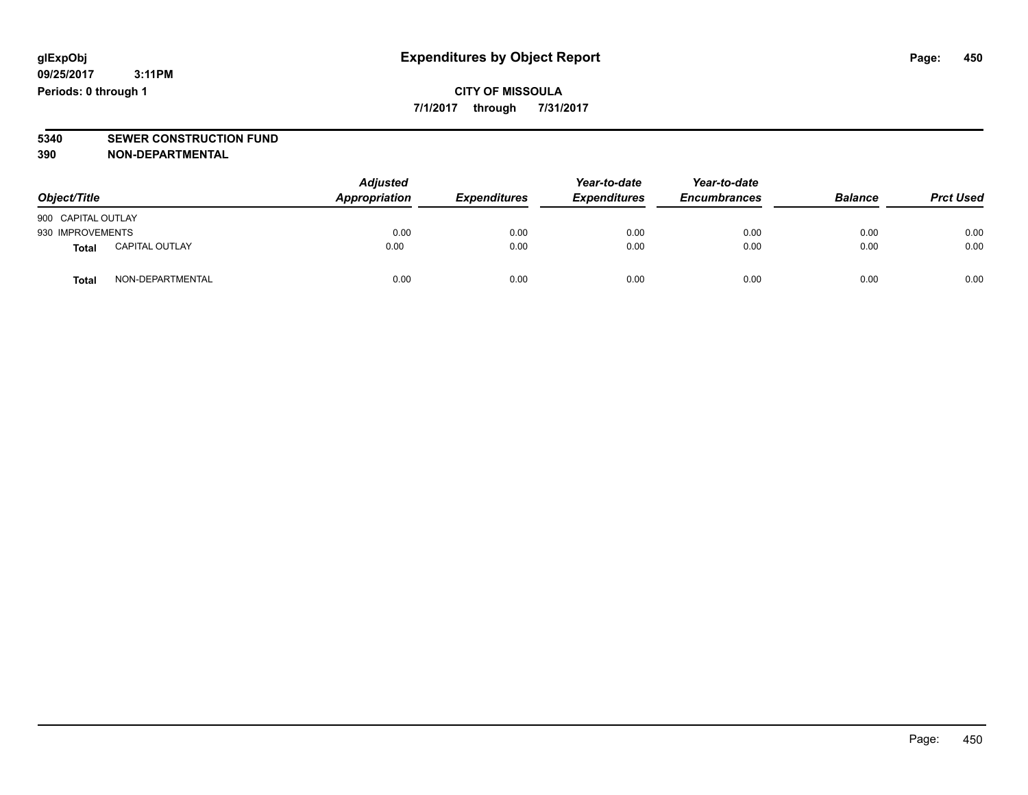glExpObj
09/25/2017 3:11PM
Periods: 0 through 1

# Expenditures by Object Report

**CITY OF MISSOULA**

**7/1/2017 through 7/31/2017**

**5340 SEWER CONSTRUCTION FUND**
**390 NON-DEPARTMENTAL**

| Object/Title | | Adjusted Appropriation | Expenditures | Year-to-date Expenditures | Year-to-date Encumbrances | Balance | Prct Used |
|---|---|---|---|---|---|---|---|
| 900 CAPITAL OUTLAY | | | | | | | |
| 930 IMPROVEMENTS | | 0.00 | 0.00 | 0.00 | 0.00 | 0.00 | 0.00 |
| **Total** | CAPITAL OUTLAY | 0.00 | 0.00 | 0.00 | 0.00 | 0.00 | 0.00 |
| **Total** | NON-DEPARTMENTAL | 0.00 | 0.00 | 0.00 | 0.00 | 0.00 | 0.00 |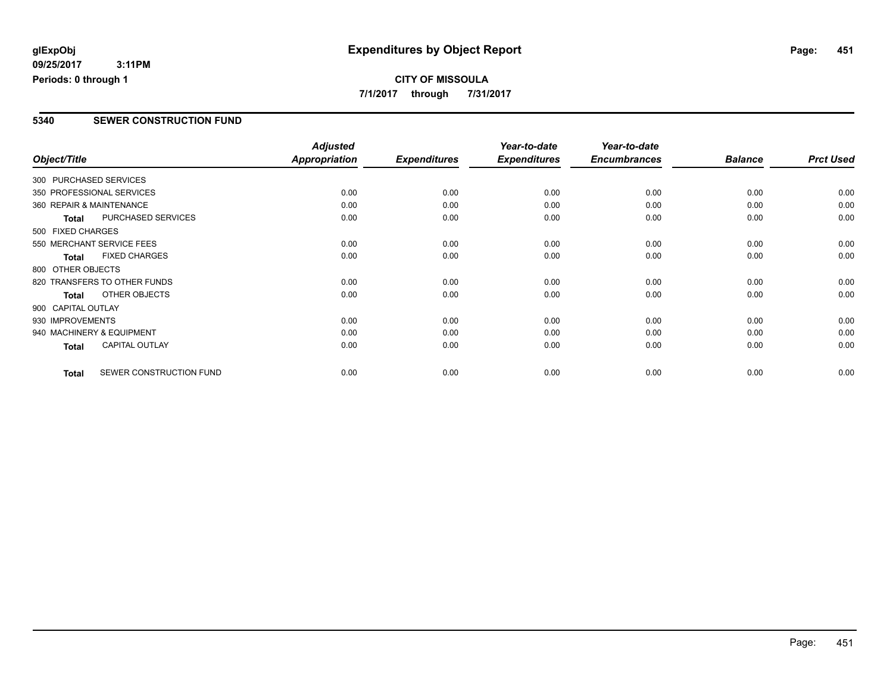# Expenditures by Object Report

glExpObj
09/25/2017 3:11PM
Periods: 0 through 1

**CITY OF MISSOULA**
**7/1/2017 through 7/31/2017**

## 5340 SEWER CONSTRUCTION FUND

| Object/Title | Adjusted Appropriation | Expenditures | Year-to-date Expenditures | Year-to-date Encumbrances | Balance | Prct Used |
|---|---|---|---|---|---|---|
| 300 PURCHASED SERVICES | | | | | | |
| 350 PROFESSIONAL SERVICES | 0.00 | 0.00 | 0.00 | 0.00 | 0.00 | 0.00 |
| 360 REPAIR & MAINTENANCE | 0.00 | 0.00 | 0.00 | 0.00 | 0.00 | 0.00 |
| **Total** PURCHASED SERVICES | 0.00 | 0.00 | 0.00 | 0.00 | 0.00 | 0.00 |
| 500 FIXED CHARGES | | | | | | |
| 550 MERCHANT SERVICE FEES | 0.00 | 0.00 | 0.00 | 0.00 | 0.00 | 0.00 |
| **Total** FIXED CHARGES | 0.00 | 0.00 | 0.00 | 0.00 | 0.00 | 0.00 |
| 800 OTHER OBJECTS | | | | | | |
| 820 TRANSFERS TO OTHER FUNDS | 0.00 | 0.00 | 0.00 | 0.00 | 0.00 | 0.00 |
| **Total** OTHER OBJECTS | 0.00 | 0.00 | 0.00 | 0.00 | 0.00 | 0.00 |
| 900 CAPITAL OUTLAY | | | | | | |
| 930 IMPROVEMENTS | 0.00 | 0.00 | 0.00 | 0.00 | 0.00 | 0.00 |
| 940 MACHINERY & EQUIPMENT | 0.00 | 0.00 | 0.00 | 0.00 | 0.00 | 0.00 |
| **Total** CAPITAL OUTLAY | 0.00 | 0.00 | 0.00 | 0.00 | 0.00 | 0.00 |
| **Total** SEWER CONSTRUCTION FUND | 0.00 | 0.00 | 0.00 | 0.00 | 0.00 | 0.00 |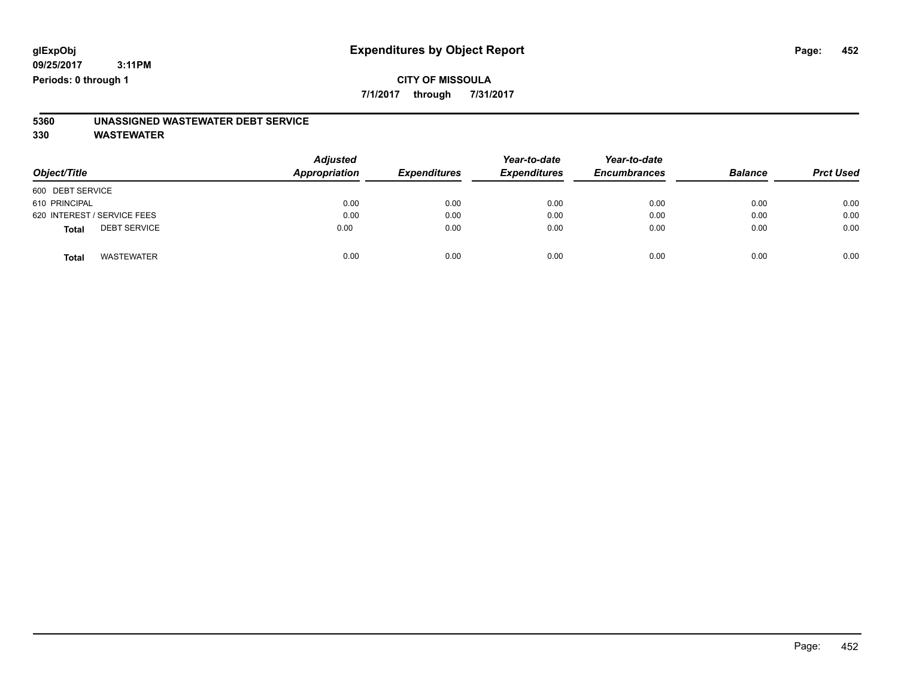**glExpObj** **Expenditures by Object Report**

**09/25/2017 3:11PM**

**Periods: 0 through 1**

**CITY OF MISSOULA**

**7/1/2017 through 7/31/2017**

**5360 UNASSIGNED WASTEWATER DEBT SERVICE**

**330 WASTEWATER**

| Object/Title | Adjusted Appropriation | Expenditures | Year-to-date Expenditures | Year-to-date Encumbrances | Balance | Prct Used |
|---|---|---|---|---|---|---|
| 600 DEBT SERVICE | | | | | | |
| 610 PRINCIPAL | 0.00 | 0.00 | 0.00 | 0.00 | 0.00 | 0.00 |
| 620 INTEREST / SERVICE FEES | 0.00 | 0.00 | 0.00 | 0.00 | 0.00 | 0.00 |
| **Total** DEBT SERVICE | 0.00 | 0.00 | 0.00 | 0.00 | 0.00 | 0.00 |
| **Total** WASTEWATER | 0.00 | 0.00 | 0.00 | 0.00 | 0.00 | 0.00 |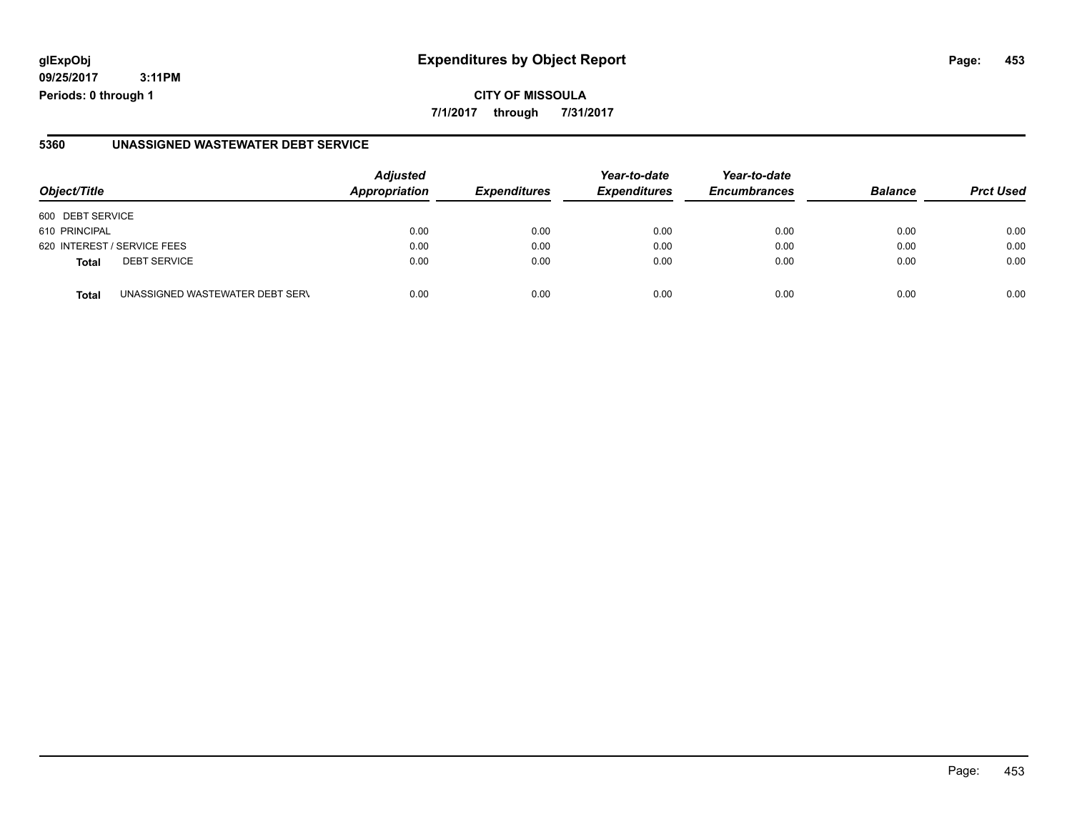**glExpObj**
**09/25/2017 3:11PM**
**Periods: 0 through 1**

# Expenditures by Object Report

**CITY OF MISSOULA**
**7/1/2017 through 7/31/2017**

## 5360 UNASSIGNED WASTEWATER DEBT SERVICE

| Object/Title | | Adjusted Appropriation | Expenditures | Year-to-date Expenditures | Year-to-date Encumbrances | Balance | Prct Used |
|---|---|---|---|---|---|---|---|
| 600 DEBT SERVICE | | | | | | | |
| 610 PRINCIPAL | | 0.00 | 0.00 | 0.00 | 0.00 | 0.00 | 0.00 |
| 620 INTEREST / SERVICE FEES | | 0.00 | 0.00 | 0.00 | 0.00 | 0.00 | 0.00 |
| **Total** | DEBT SERVICE | 0.00 | 0.00 | 0.00 | 0.00 | 0.00 | 0.00 |
| **Total** | UNASSIGNED WASTEWATER DEBT SERV | 0.00 | 0.00 | 0.00 | 0.00 | 0.00 | 0.00 |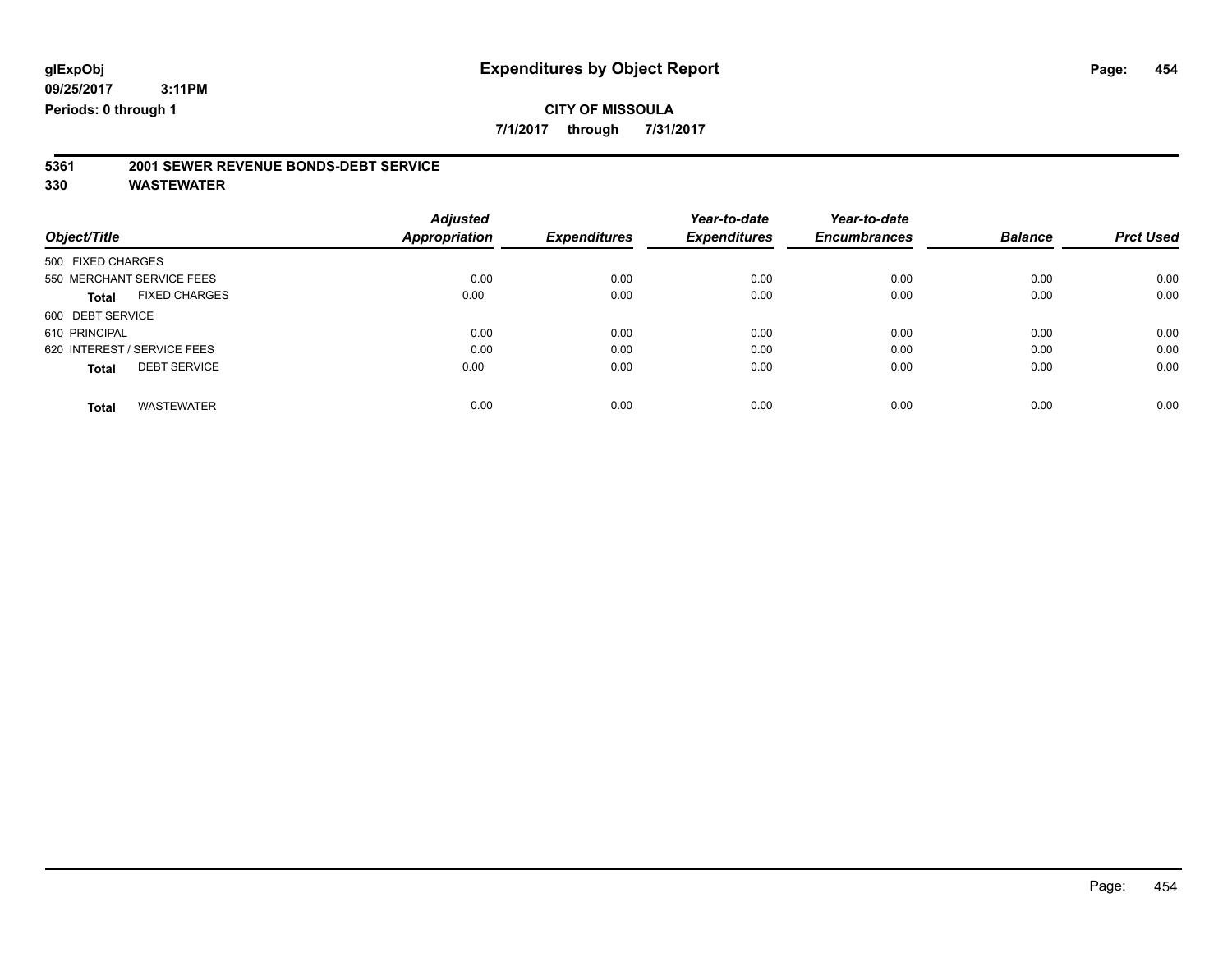glExpObj
09/25/2017 3:11PM
Periods: 0 through 1

# Expenditures by Object Report

**CITY OF MISSOULA**

**7/1/2017 through 7/31/2017**

## 5361 2001 SEWER REVENUE BONDS-DEBT SERVICE
## 330 WASTEWATER

| Object/Title | Adjusted Appropriation | Expenditures | Year-to-date Expenditures | Year-to-date Encumbrances | Balance | Prct Used |
|---|---|---|---|---|---|---|
| 500 FIXED CHARGES | | | | | | |
| 550 MERCHANT SERVICE FEES | 0.00 | 0.00 | 0.00 | 0.00 | 0.00 | 0.00 |
| **Total** FIXED CHARGES | 0.00 | 0.00 | 0.00 | 0.00 | 0.00 | 0.00 |
| 600 DEBT SERVICE | | | | | | |
| 610 PRINCIPAL | 0.00 | 0.00 | 0.00 | 0.00 | 0.00 | 0.00 |
| 620 INTEREST / SERVICE FEES | 0.00 | 0.00 | 0.00 | 0.00 | 0.00 | 0.00 |
| **Total** DEBT SERVICE | 0.00 | 0.00 | 0.00 | 0.00 | 0.00 | 0.00 |
| **Total** WASTEWATER | 0.00 | 0.00 | 0.00 | 0.00 | 0.00 | 0.00 |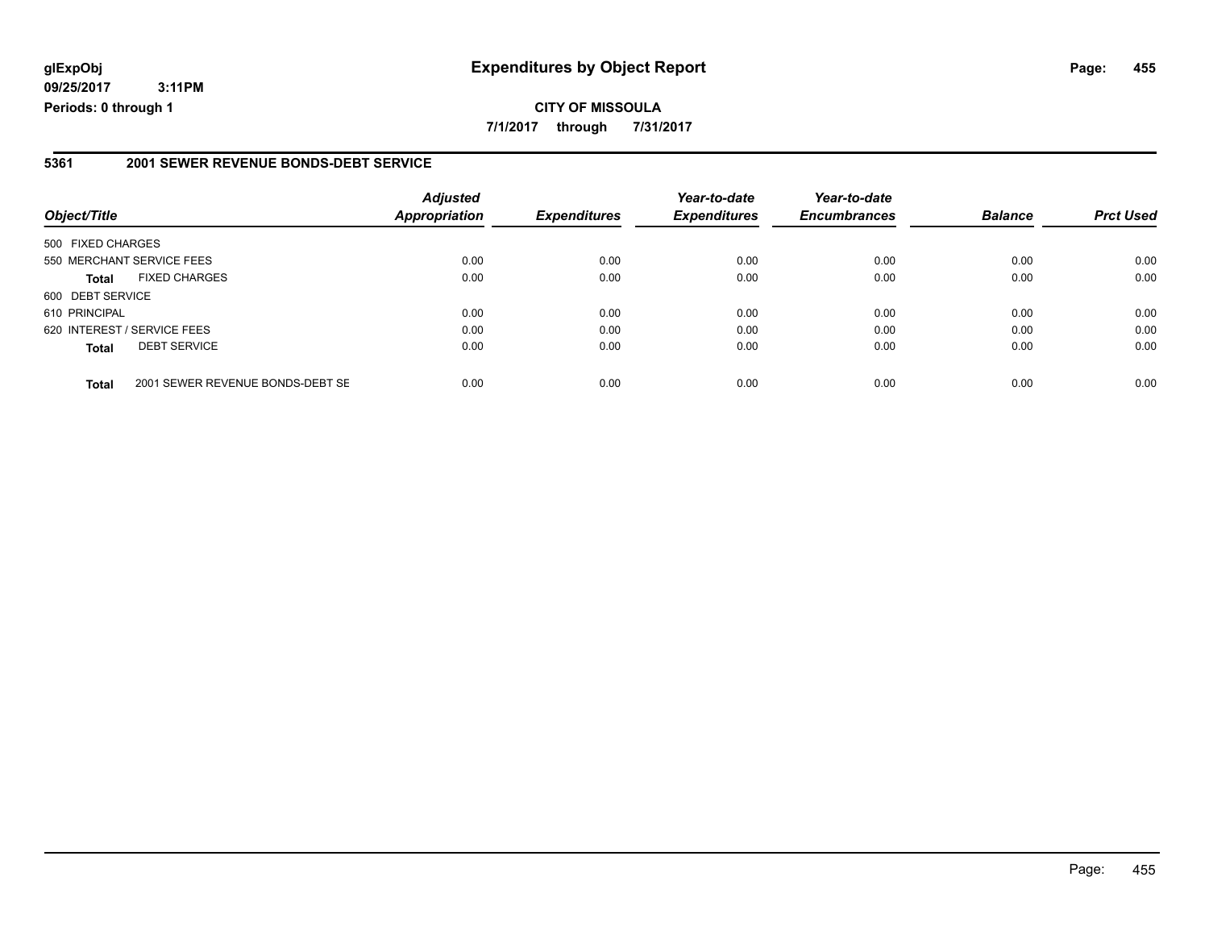**glExpObj** **Expenditures by Object Report**

**09/25/2017 3:11PM**

**Periods: 0 through 1**

**CITY OF MISSOULA**

**7/1/2017 through 7/31/2017**

## 5361 2001 SEWER REVENUE BONDS-DEBT SERVICE

| Object/Title | | *Adjusted Appropriation* | *Expenditures* | *Year-to-date Expenditures* | *Year-to-date Encumbrances* | *Balance* | *Prct Used* |
|---|---|---|---|---|---|---|---|
| 500 FIXED CHARGES | | | | | | | |
| 550 MERCHANT SERVICE FEES | | 0.00 | 0.00 | 0.00 | 0.00 | 0.00 | 0.00 |
| **Total** | FIXED CHARGES | 0.00 | 0.00 | 0.00 | 0.00 | 0.00 | 0.00 |
| 600 DEBT SERVICE | | | | | | | |
| 610 PRINCIPAL | | 0.00 | 0.00 | 0.00 | 0.00 | 0.00 | 0.00 |
| 620 INTEREST / SERVICE FEES | | 0.00 | 0.00 | 0.00 | 0.00 | 0.00 | 0.00 |
| **Total** | DEBT SERVICE | 0.00 | 0.00 | 0.00 | 0.00 | 0.00 | 0.00 |
| **Total** | 2001 SEWER REVENUE BONDS-DEBT SE | 0.00 | 0.00 | 0.00 | 0.00 | 0.00 | 0.00 |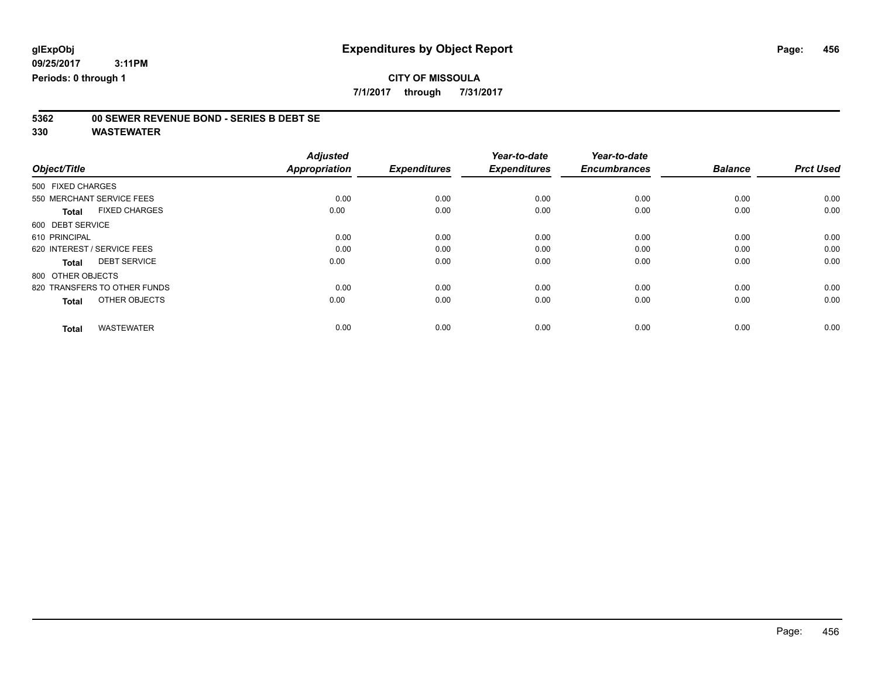**glExpObj** **Expenditures by Object Report**

**09/25/2017 3:11PM**

**Periods: 0 through 1**

**CITY OF MISSOULA**

**7/1/2017 through 7/31/2017**

**5362 00 SEWER REVENUE BOND - SERIES B DEBT SE**

**330 WASTEWATER**

| Object/Title | Adjusted Appropriation | Expenditures | Year-to-date Expenditures | Year-to-date Encumbrances | Balance | Prct Used |
|---|---|---|---|---|---|---|
| 500 FIXED CHARGES | | | | | | |
| 550 MERCHANT SERVICE FEES | 0.00 | 0.00 | 0.00 | 0.00 | 0.00 | 0.00 |
| **Total** FIXED CHARGES | 0.00 | 0.00 | 0.00 | 0.00 | 0.00 | 0.00 |
| 600 DEBT SERVICE | | | | | | |
| 610 PRINCIPAL | 0.00 | 0.00 | 0.00 | 0.00 | 0.00 | 0.00 |
| 620 INTEREST / SERVICE FEES | 0.00 | 0.00 | 0.00 | 0.00 | 0.00 | 0.00 |
| **Total** DEBT SERVICE | 0.00 | 0.00 | 0.00 | 0.00 | 0.00 | 0.00 |
| 800 OTHER OBJECTS | | | | | | |
| 820 TRANSFERS TO OTHER FUNDS | 0.00 | 0.00 | 0.00 | 0.00 | 0.00 | 0.00 |
| **Total** OTHER OBJECTS | 0.00 | 0.00 | 0.00 | 0.00 | 0.00 | 0.00 |
| **Total** WASTEWATER | 0.00 | 0.00 | 0.00 | 0.00 | 0.00 | 0.00 |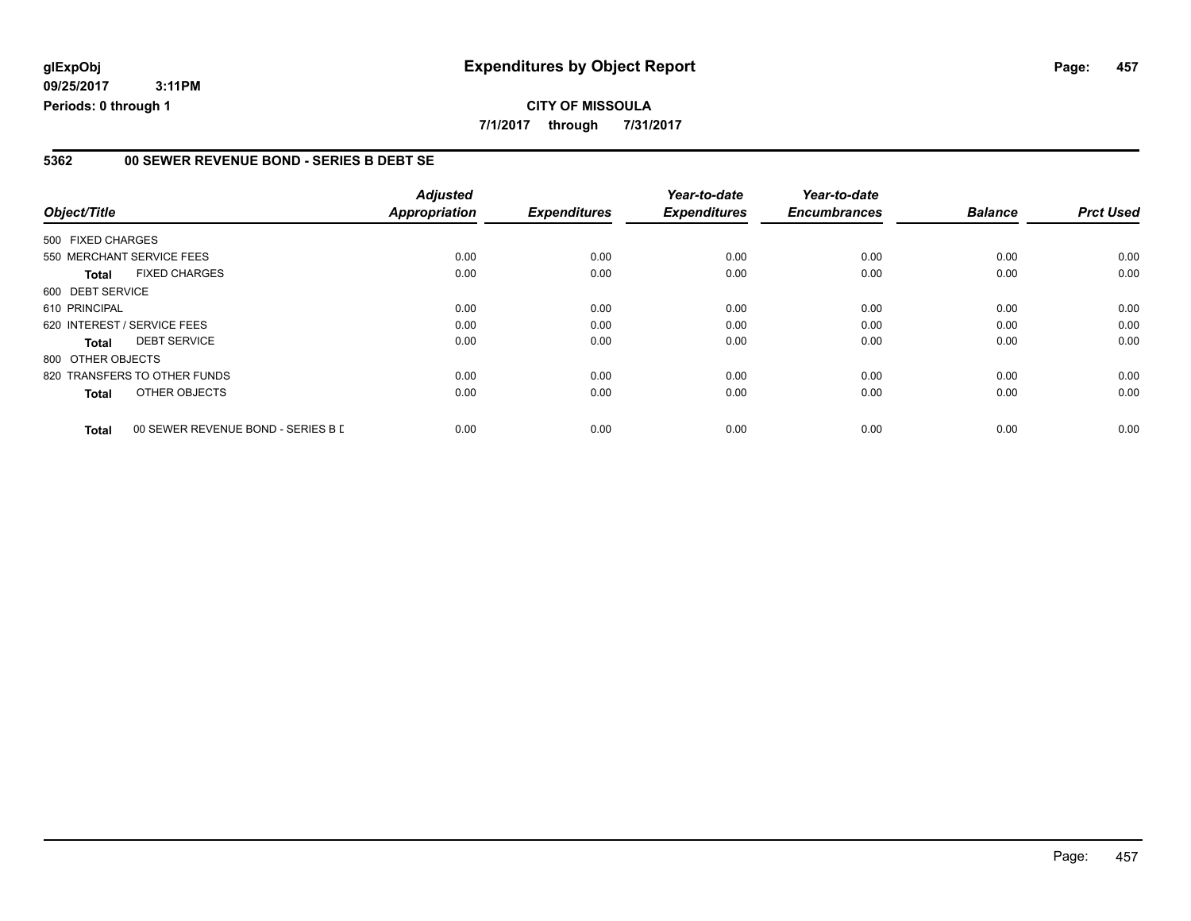**glExpObj**
**09/25/2017 3:11PM**
**Periods: 0 through 1**

# Expenditures by Object Report

**CITY OF MISSOULA**
**7/1/2017 through 7/31/2017**

## 5362 00 SEWER REVENUE BOND - SERIES B DEBT SE

| Object/Title | | Adjusted Appropriation | Expenditures | Year-to-date Expenditures | Year-to-date Encumbrances | Balance | Prct Used |
|---|---|---|---|---|---|---|---|
| 500 FIXED CHARGES | | | | | | | |
| 550 MERCHANT SERVICE FEES | | 0.00 | 0.00 | 0.00 | 0.00 | 0.00 | 0.00 |
| **Total** | FIXED CHARGES | 0.00 | 0.00 | 0.00 | 0.00 | 0.00 | 0.00 |
| 600 DEBT SERVICE | | | | | | | |
| 610 PRINCIPAL | | 0.00 | 0.00 | 0.00 | 0.00 | 0.00 | 0.00 |
| 620 INTEREST / SERVICE FEES | | 0.00 | 0.00 | 0.00 | 0.00 | 0.00 | 0.00 |
| **Total** | DEBT SERVICE | 0.00 | 0.00 | 0.00 | 0.00 | 0.00 | 0.00 |
| 800 OTHER OBJECTS | | | | | | | |
| 820 TRANSFERS TO OTHER FUNDS | | 0.00 | 0.00 | 0.00 | 0.00 | 0.00 | 0.00 |
| **Total** | OTHER OBJECTS | 0.00 | 0.00 | 0.00 | 0.00 | 0.00 | 0.00 |
| **Total** | 00 SEWER REVENUE BOND - SERIES B D | 0.00 | 0.00 | 0.00 | 0.00 | 0.00 | 0.00 |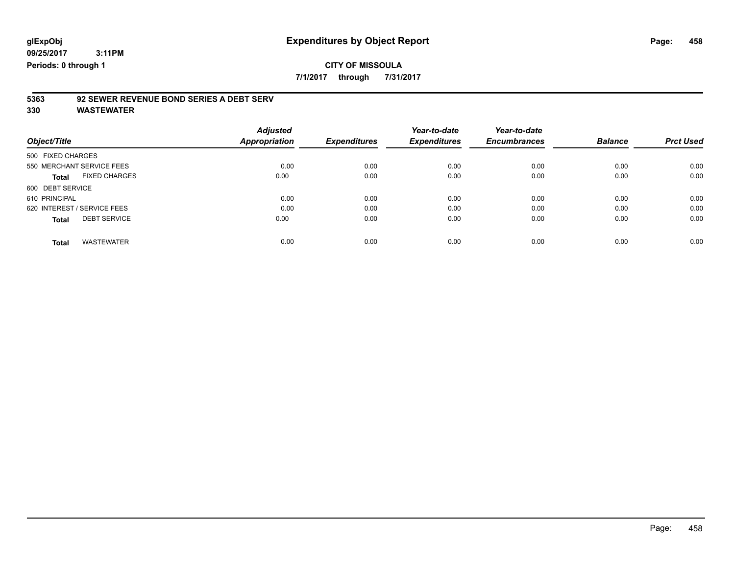glExpObj
09/25/2017 3:11PM
Periods: 0 through 1

# Expenditures by Object Report

**CITY OF MISSOULA**

**7/1/2017 through 7/31/2017**

**5363 92 SEWER REVENUE BOND SERIES A DEBT SERV**
**330 WASTEWATER**

| Object/Title | Adjusted Appropriation | Expenditures | Year-to-date Expenditures | Year-to-date Encumbrances | Balance | Prct Used |
|---|---|---|---|---|---|---|
| 500 FIXED CHARGES | | | | | | |
| 550 MERCHANT SERVICE FEES | 0.00 | 0.00 | 0.00 | 0.00 | 0.00 | 0.00 |
| **Total** FIXED CHARGES | 0.00 | 0.00 | 0.00 | 0.00 | 0.00 | 0.00 |
| 600 DEBT SERVICE | | | | | | |
| 610 PRINCIPAL | 0.00 | 0.00 | 0.00 | 0.00 | 0.00 | 0.00 |
| 620 INTEREST / SERVICE FEES | 0.00 | 0.00 | 0.00 | 0.00 | 0.00 | 0.00 |
| **Total** DEBT SERVICE | 0.00 | 0.00 | 0.00 | 0.00 | 0.00 | 0.00 |
| **Total** WASTEWATER | 0.00 | 0.00 | 0.00 | 0.00 | 0.00 | 0.00 |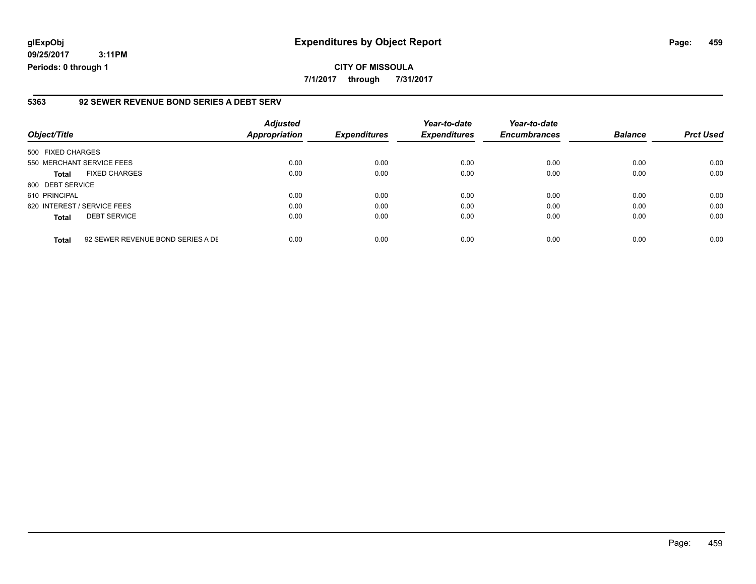**glExpObj** **Expenditures by Object Report**

**09/25/2017 3:11PM**

**Periods: 0 through 1**

**CITY OF MISSOULA**

**7/1/2017 through 7/31/2017**

## 5363 92 SEWER REVENUE BOND SERIES A DEBT SERV

| Object/Title | | Adjusted Appropriation | Expenditures | Year-to-date Expenditures | Year-to-date Encumbrances | Balance | Prct Used |
|---|---|---|---|---|---|---|---|
| 500 FIXED CHARGES | | | | | | | |
| 550 MERCHANT SERVICE FEES | | 0.00 | 0.00 | 0.00 | 0.00 | 0.00 | 0.00 |
| **Total** | FIXED CHARGES | 0.00 | 0.00 | 0.00 | 0.00 | 0.00 | 0.00 |
| 600 DEBT SERVICE | | | | | | | |
| 610 PRINCIPAL | | 0.00 | 0.00 | 0.00 | 0.00 | 0.00 | 0.00 |
| 620 INTEREST / SERVICE FEES | | 0.00 | 0.00 | 0.00 | 0.00 | 0.00 | 0.00 |
| **Total** | DEBT SERVICE | 0.00 | 0.00 | 0.00 | 0.00 | 0.00 | 0.00 |
| **Total** | 92 SEWER REVENUE BOND SERIES A DE | 0.00 | 0.00 | 0.00 | 0.00 | 0.00 | 0.00 |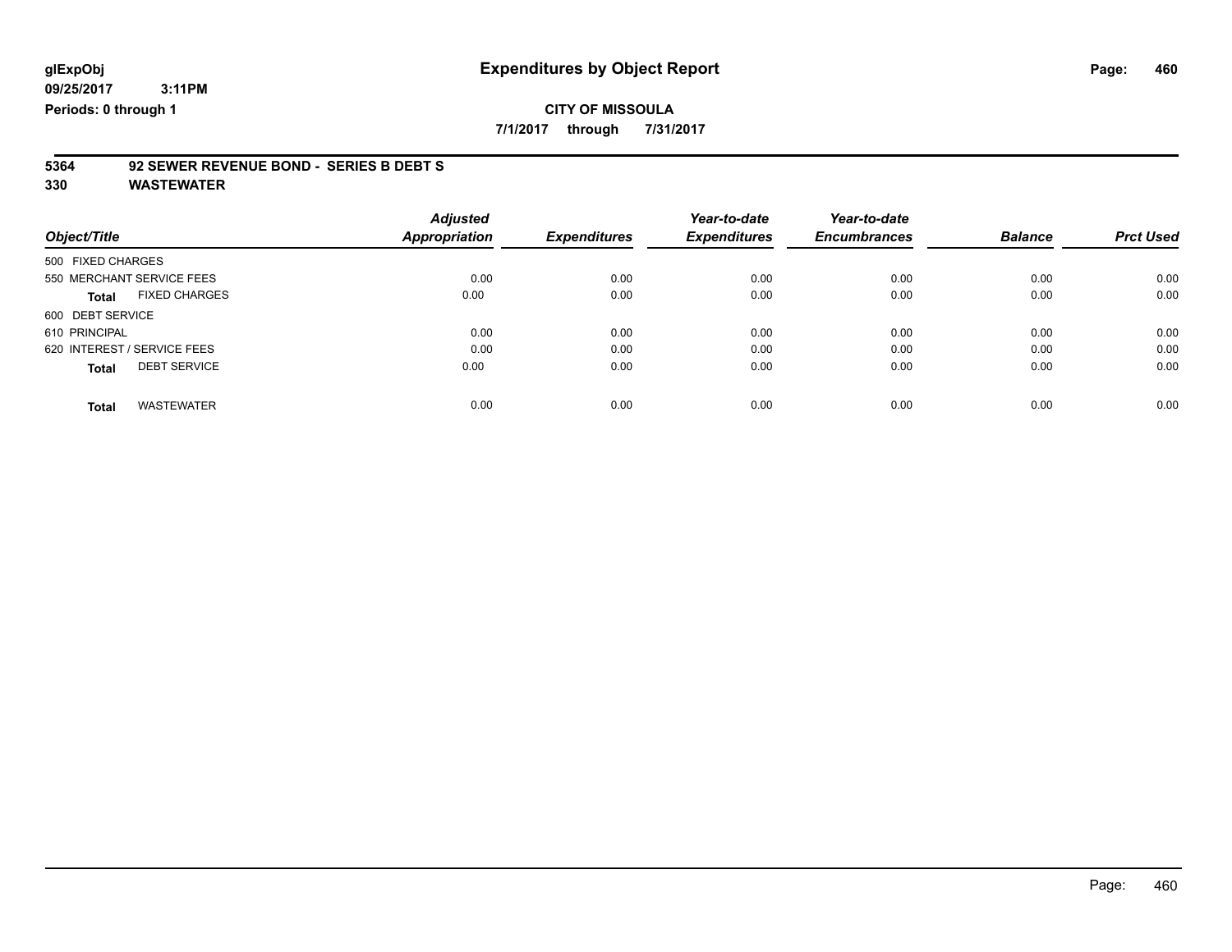glExpObj
09/25/2017 3:11PM
Periods: 0 through 1

# Expenditures by Object Report

**CITY OF MISSOULA**

**7/1/2017 through 7/31/2017**

**5364 92 SEWER REVENUE BOND - SERIES B DEBT S**

**330 WASTEWATER**

| Object/Title | Adjusted Appropriation | Expenditures | Year-to-date Expenditures | Year-to-date Encumbrances | Balance | Prct Used |
|---|---|---|---|---|---|---|
| 500 FIXED CHARGES | | | | | | |
| 550 MERCHANT SERVICE FEES | 0.00 | 0.00 | 0.00 | 0.00 | 0.00 | 0.00 |
| **Total** FIXED CHARGES | 0.00 | 0.00 | 0.00 | 0.00 | 0.00 | 0.00 |
| 600 DEBT SERVICE | | | | | | |
| 610 PRINCIPAL | 0.00 | 0.00 | 0.00 | 0.00 | 0.00 | 0.00 |
| 620 INTEREST / SERVICE FEES | 0.00 | 0.00 | 0.00 | 0.00 | 0.00 | 0.00 |
| **Total** DEBT SERVICE | 0.00 | 0.00 | 0.00 | 0.00 | 0.00 | 0.00 |
| **Total** WASTEWATER | 0.00 | 0.00 | 0.00 | 0.00 | 0.00 | 0.00 |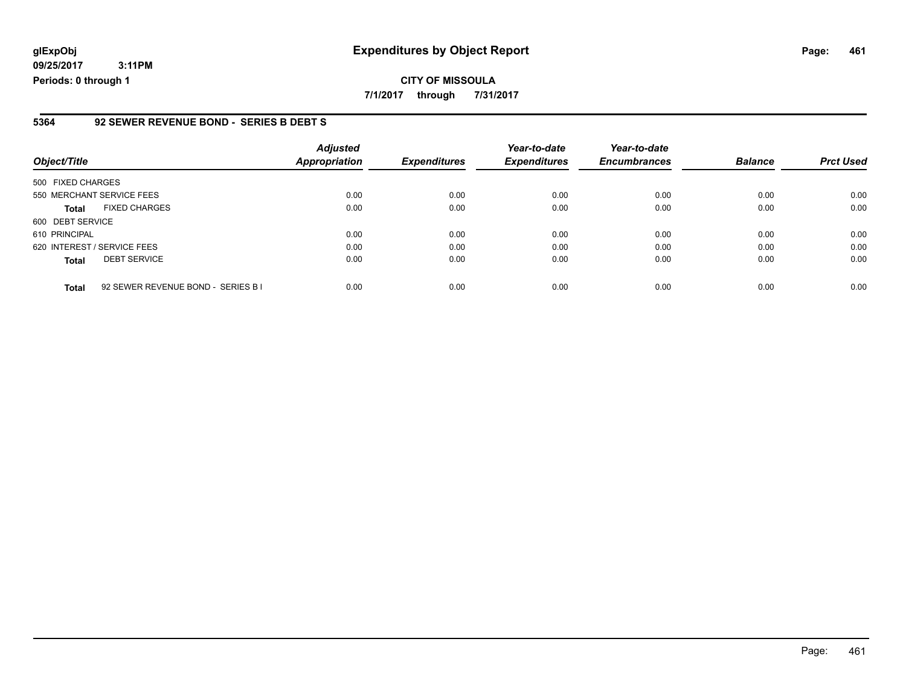**glExpObj** **Expenditures by Object Report**

**09/25/2017 3:11PM**

**Periods: 0 through 1**

**CITY OF MISSOULA**

**7/1/2017 through 7/31/2017**

## 5364 92 SEWER REVENUE BOND - SERIES B DEBT S

| Object/Title | | *Adjusted Appropriation* | *Expenditures* | *Year-to-date Expenditures* | *Year-to-date Encumbrances* | *Balance* | *Prct Used* |
|---|---|---|---|---|---|---|---|
| 500 FIXED CHARGES | | | | | | | |
| 550 MERCHANT SERVICE FEES | | 0.00 | 0.00 | 0.00 | 0.00 | 0.00 | 0.00 |
| **Total** | FIXED CHARGES | 0.00 | 0.00 | 0.00 | 0.00 | 0.00 | 0.00 |
| 600 DEBT SERVICE | | | | | | | |
| 610 PRINCIPAL | | 0.00 | 0.00 | 0.00 | 0.00 | 0.00 | 0.00 |
| 620 INTEREST / SERVICE FEES | | 0.00 | 0.00 | 0.00 | 0.00 | 0.00 | 0.00 |
| **Total** | DEBT SERVICE | 0.00 | 0.00 | 0.00 | 0.00 | 0.00 | 0.00 |
| **Total** | 92 SEWER REVENUE BOND - SERIES B I | 0.00 | 0.00 | 0.00 | 0.00 | 0.00 | 0.00 |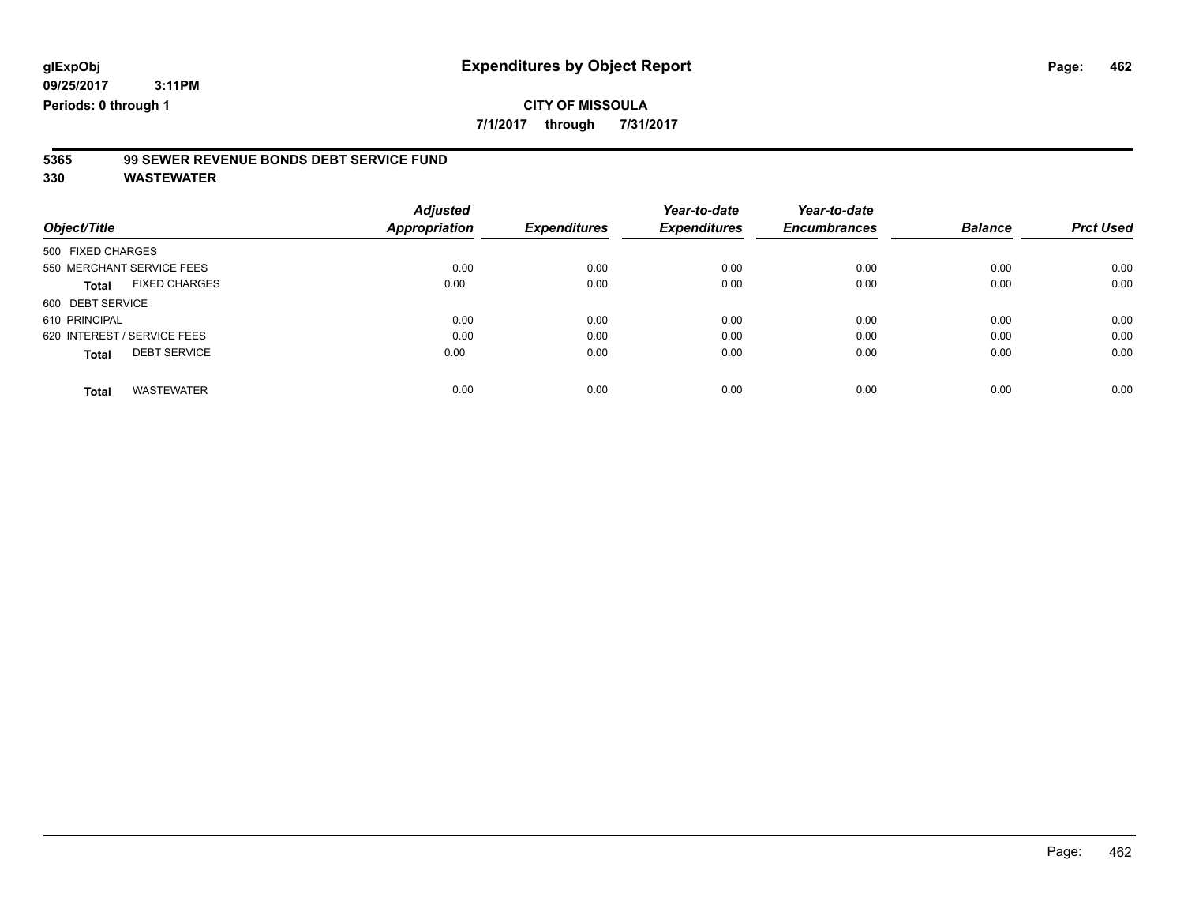**CITY OF MISSOULA**

**7/1/2017 through 7/31/2017**

**5365 99 SEWER REVENUE BONDS DEBT SERVICE FUND**

**330 WASTEWATER**

| Object/Title | *Adjusted Appropriation* | *Expenditures* | *Year-to-date Expenditures* | *Year-to-date Encumbrances* | *Balance* | *Prct Used* |
|---|---|---|---|---|---|---|
| 500 FIXED CHARGES | | | | | | |
| 550 MERCHANT SERVICE FEES | 0.00 | 0.00 | 0.00 | 0.00 | 0.00 | 0.00 |
| **Total** FIXED CHARGES | 0.00 | 0.00 | 0.00 | 0.00 | 0.00 | 0.00 |
| 600 DEBT SERVICE | | | | | | |
| 610 PRINCIPAL | 0.00 | 0.00 | 0.00 | 0.00 | 0.00 | 0.00 |
| 620 INTEREST / SERVICE FEES | 0.00 | 0.00 | 0.00 | 0.00 | 0.00 | 0.00 |
| **Total** DEBT SERVICE | 0.00 | 0.00 | 0.00 | 0.00 | 0.00 | 0.00 |
| **Total** WASTEWATER | 0.00 | 0.00 | 0.00 | 0.00 | 0.00 | 0.00 |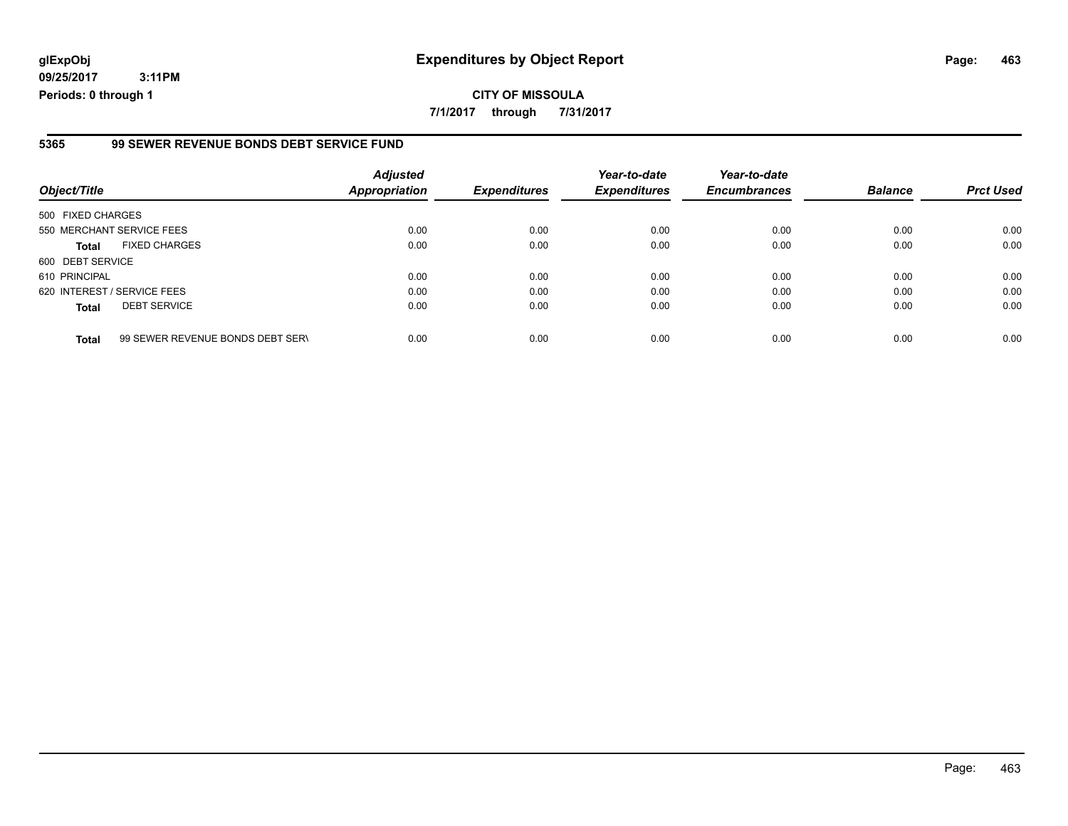**glExpObj**
**09/25/2017 3:11PM**
**Periods: 0 through 1**

# Expenditures by Object Report

**CITY OF MISSOULA**

**7/1/2017 through 7/31/2017**

## 5365 99 SEWER REVENUE BONDS DEBT SERVICE FUND

| Object/Title | | Adjusted Appropriation | Expenditures | Year-to-date Expenditures | Year-to-date Encumbrances | Balance | Prct Used |
|---|---|---|---|---|---|---|---|
| 500 FIXED CHARGES | | | | | | | |
| 550 MERCHANT SERVICE FEES | | 0.00 | 0.00 | 0.00 | 0.00 | 0.00 | 0.00 |
| **Total** | FIXED CHARGES | 0.00 | 0.00 | 0.00 | 0.00 | 0.00 | 0.00 |
| 600 DEBT SERVICE | | | | | | | |
| 610 PRINCIPAL | | 0.00 | 0.00 | 0.00 | 0.00 | 0.00 | 0.00 |
| 620 INTEREST / SERVICE FEES | | 0.00 | 0.00 | 0.00 | 0.00 | 0.00 | 0.00 |
| **Total** | DEBT SERVICE | 0.00 | 0.00 | 0.00 | 0.00 | 0.00 | 0.00 |
| **Total** | 99 SEWER REVENUE BONDS DEBT SERV | 0.00 | 0.00 | 0.00 | 0.00 | 0.00 | 0.00 |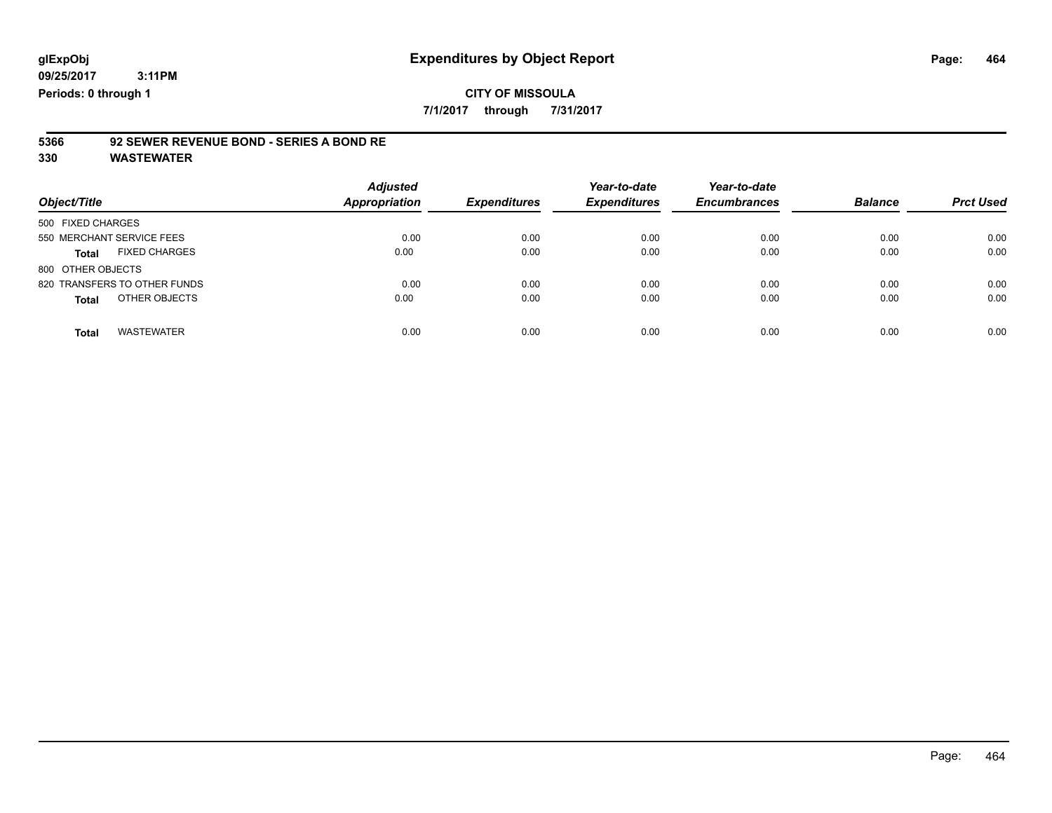**glExpObj** **Expenditures by Object Report**
**09/25/2017 3:11PM**
**Periods: 0 through 1**

**CITY OF MISSOULA**
**7/1/2017 through 7/31/2017**

**5366 92 SEWER REVENUE BOND - SERIES A BOND RE**
**330 WASTEWATER**

| Object/Title | Adjusted Appropriation | Expenditures | Year-to-date Expenditures | Year-to-date Encumbrances | Balance | Prct Used |
|---|---|---|---|---|---|---|
| 500 FIXED CHARGES | | | | | | |
| 550 MERCHANT SERVICE FEES | 0.00 | 0.00 | 0.00 | 0.00 | 0.00 | 0.00 |
| **Total** FIXED CHARGES | 0.00 | 0.00 | 0.00 | 0.00 | 0.00 | 0.00 |
| 800 OTHER OBJECTS | | | | | | |
| 820 TRANSFERS TO OTHER FUNDS | 0.00 | 0.00 | 0.00 | 0.00 | 0.00 | 0.00 |
| **Total** OTHER OBJECTS | 0.00 | 0.00 | 0.00 | 0.00 | 0.00 | 0.00 |
| **Total** WASTEWATER | 0.00 | 0.00 | 0.00 | 0.00 | 0.00 | 0.00 |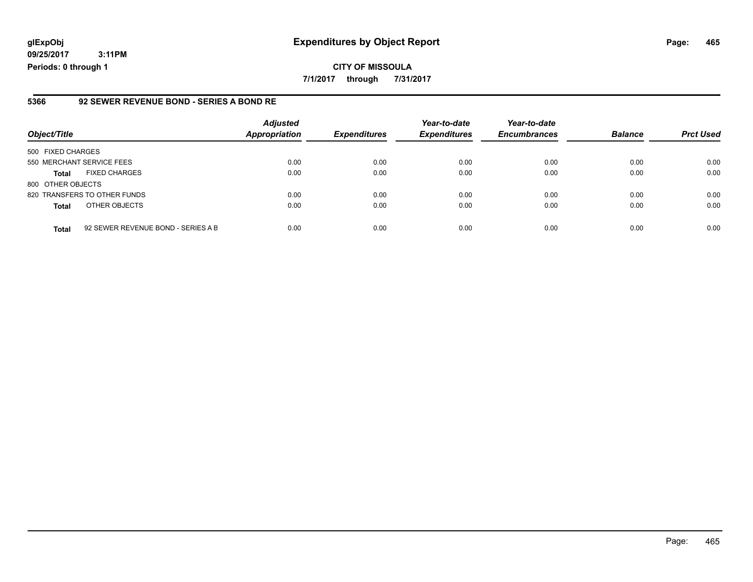# Expenditures by Object Report

**glExpObj**
**09/25/2017 3:11PM**
**Periods: 0 through 1**

**CITY OF MISSOULA**
**7/1/2017 through 7/31/2017**

## 5366 92 SEWER REVENUE BOND - SERIES A BOND RE

| Object/Title | | Adjusted Appropriation | Expenditures | Year-to-date Expenditures | Year-to-date Encumbrances | Balance | Prct Used |
|---|---|---|---|---|---|---|---|
| 500 FIXED CHARGES | | | | | | | |
| 550 MERCHANT SERVICE FEES | | 0.00 | 0.00 | 0.00 | 0.00 | 0.00 | 0.00 |
| **Total** | FIXED CHARGES | 0.00 | 0.00 | 0.00 | 0.00 | 0.00 | 0.00 |
| 800 OTHER OBJECTS | | | | | | | |
| 820 TRANSFERS TO OTHER FUNDS | | 0.00 | 0.00 | 0.00 | 0.00 | 0.00 | 0.00 |
| **Total** | OTHER OBJECTS | 0.00 | 0.00 | 0.00 | 0.00 | 0.00 | 0.00 |
| **Total** | 92 SEWER REVENUE BOND - SERIES A B | 0.00 | 0.00 | 0.00 | 0.00 | 0.00 | 0.00 |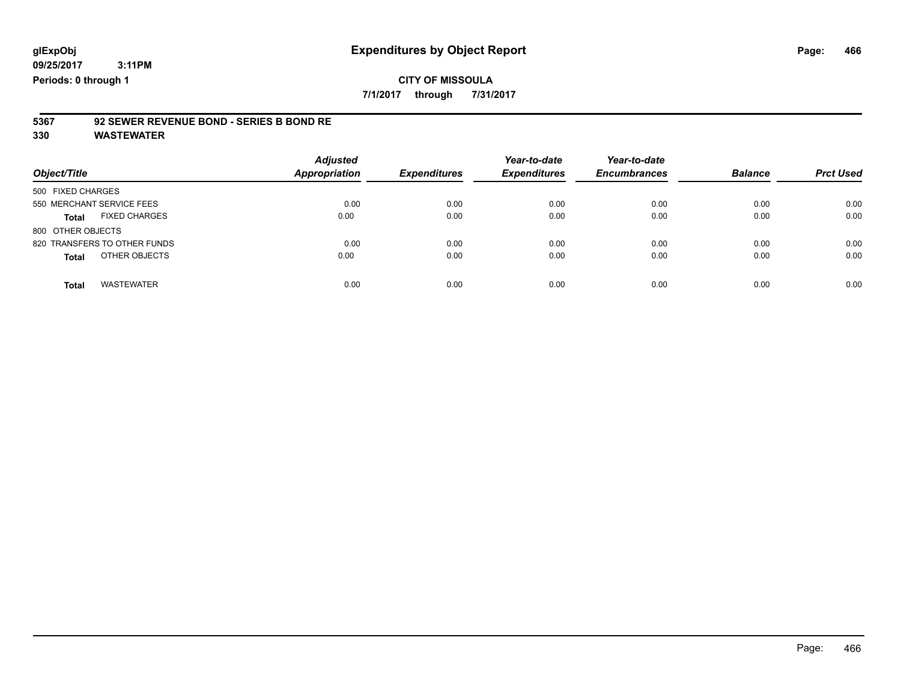glExpObj
09/25/2017 3:11PM
Periods: 0 through 1

# Expenditures by Object Report

**CITY OF MISSOULA**

**7/1/2017 through 7/31/2017**

**5367 92 SEWER REVENUE BOND - SERIES B BOND RE**

**330 WASTEWATER**

| Object/Title | Adjusted Appropriation | Expenditures | Year-to-date Expenditures | Year-to-date Encumbrances | Balance | Prct Used |
|---|---|---|---|---|---|---|
| 500 FIXED CHARGES | | | | | | |
| 550 MERCHANT SERVICE FEES | 0.00 | 0.00 | 0.00 | 0.00 | 0.00 | 0.00 |
| **Total** FIXED CHARGES | 0.00 | 0.00 | 0.00 | 0.00 | 0.00 | 0.00 |
| 800 OTHER OBJECTS | | | | | | |
| 820 TRANSFERS TO OTHER FUNDS | 0.00 | 0.00 | 0.00 | 0.00 | 0.00 | 0.00 |
| **Total** OTHER OBJECTS | 0.00 | 0.00 | 0.00 | 0.00 | 0.00 | 0.00 |
| **Total** WASTEWATER | 0.00 | 0.00 | 0.00 | 0.00 | 0.00 | 0.00 |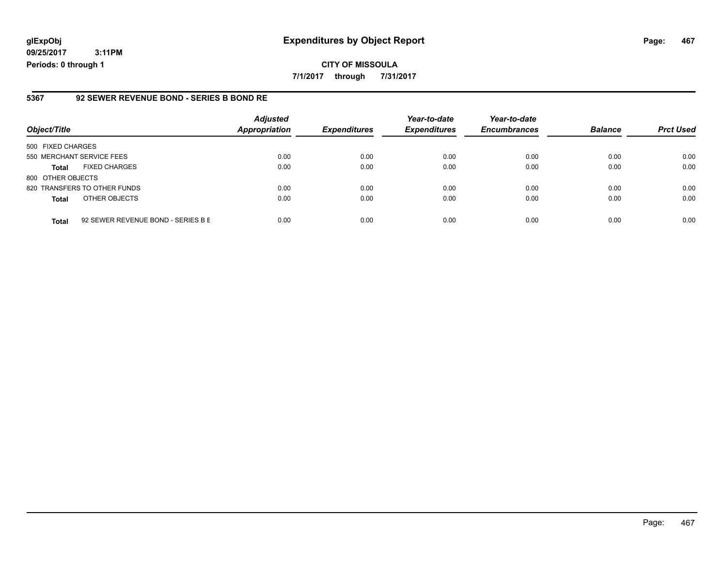**glExpObj**
**09/25/2017 3:11PM**
**Periods: 0 through 1**

# Expenditures by Object Report

**CITY OF MISSOULA**

**7/1/2017 through 7/31/2017**

## 5367 92 SEWER REVENUE BOND - SERIES B BOND RE

| Object/Title | | *Adjusted Appropriation* | *Expenditures* | *Year-to-date Expenditures* | *Year-to-date Encumbrances* | *Balance* | *Prct Used* |
|---|---|---|---|---|---|---|---|
| 500 FIXED CHARGES | | | | | | | |
| 550 MERCHANT SERVICE FEES | | 0.00 | 0.00 | 0.00 | 0.00 | 0.00 | 0.00 |
| **Total** | FIXED CHARGES | 0.00 | 0.00 | 0.00 | 0.00 | 0.00 | 0.00 |
| 800 OTHER OBJECTS | | | | | | | |
| 820 TRANSFERS TO OTHER FUNDS | | 0.00 | 0.00 | 0.00 | 0.00 | 0.00 | 0.00 |
| **Total** | OTHER OBJECTS | 0.00 | 0.00 | 0.00 | 0.00 | 0.00 | 0.00 |
| **Total** | 92 SEWER REVENUE BOND - SERIES B E | 0.00 | 0.00 | 0.00 | 0.00 | 0.00 | 0.00 |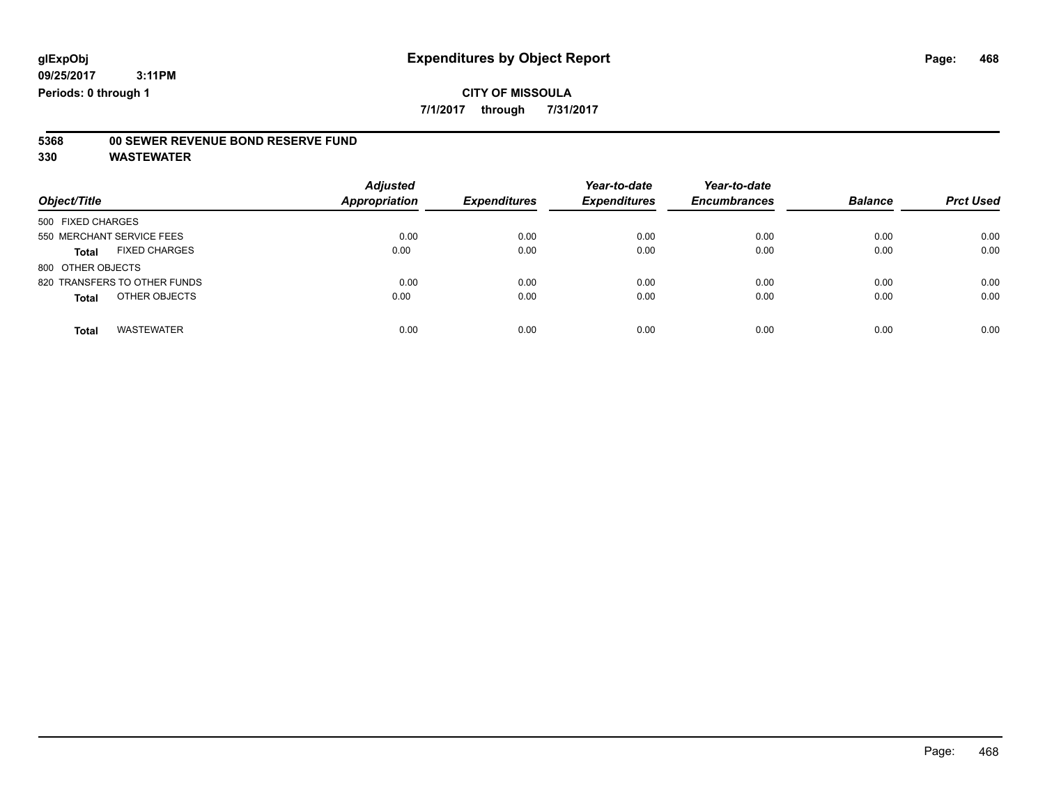**glExpObj**
**09/25/2017 3:11PM**
**Periods: 0 through 1**

# Expenditures by Object Report

**CITY OF MISSOULA**
**7/1/2017 through 7/31/2017**

**5368 00 SEWER REVENUE BOND RESERVE FUND**
**330 WASTEWATER**

| Object/Title | Adjusted Appropriation | Expenditures | Year-to-date Expenditures | Year-to-date Encumbrances | Balance | Prct Used |
|---|---|---|---|---|---|---|
| 500 FIXED CHARGES | | | | | | |
| 550 MERCHANT SERVICE FEES | 0.00 | 0.00 | 0.00 | 0.00 | 0.00 | 0.00 |
| **Total** FIXED CHARGES | 0.00 | 0.00 | 0.00 | 0.00 | 0.00 | 0.00 |
| 800 OTHER OBJECTS | | | | | | |
| 820 TRANSFERS TO OTHER FUNDS | 0.00 | 0.00 | 0.00 | 0.00 | 0.00 | 0.00 |
| **Total** OTHER OBJECTS | 0.00 | 0.00 | 0.00 | 0.00 | 0.00 | 0.00 |
| **Total** WASTEWATER | 0.00 | 0.00 | 0.00 | 0.00 | 0.00 | 0.00 |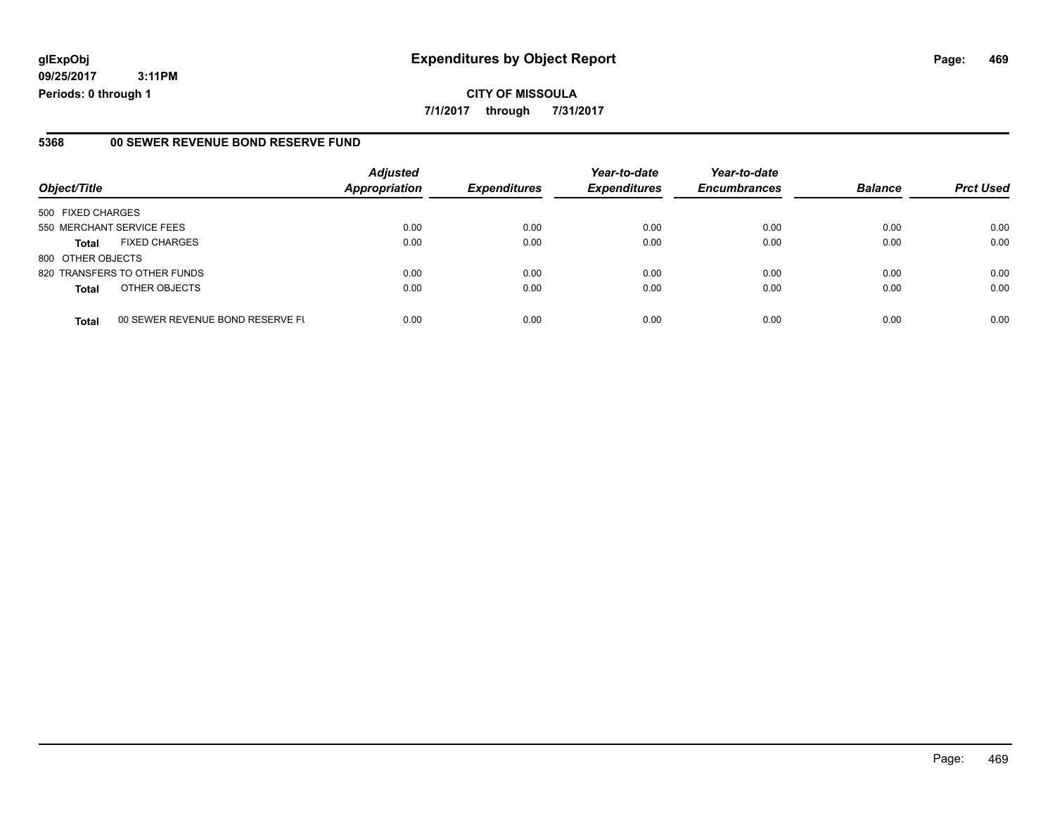**glExpObj**
**09/25/2017 3:11PM**
**Periods: 0 through 1**

# Expenditures by Object Report

**CITY OF MISSOULA**
**7/1/2017 through 7/31/2017**

## 5368 00 SEWER REVENUE BOND RESERVE FUND

| Object/Title | | *Adjusted Appropriation* | *Expenditures* | *Year-to-date Expenditures* | *Year-to-date Encumbrances* | *Balance* | *Prct Used* |
|---|---|---|---|---|---|---|---|
| 500 FIXED CHARGES | | | | | | | |
| 550 MERCHANT SERVICE FEES | | 0.00 | 0.00 | 0.00 | 0.00 | 0.00 | 0.00 |
| **Total** | FIXED CHARGES | 0.00 | 0.00 | 0.00 | 0.00 | 0.00 | 0.00 |
| 800 OTHER OBJECTS | | | | | | | |
| 820 TRANSFERS TO OTHER FUNDS | | 0.00 | 0.00 | 0.00 | 0.00 | 0.00 | 0.00 |
| **Total** | OTHER OBJECTS | 0.00 | 0.00 | 0.00 | 0.00 | 0.00 | 0.00 |
| **Total** | 00 SEWER REVENUE BOND RESERVE FU | 0.00 | 0.00 | 0.00 | 0.00 | 0.00 | 0.00 |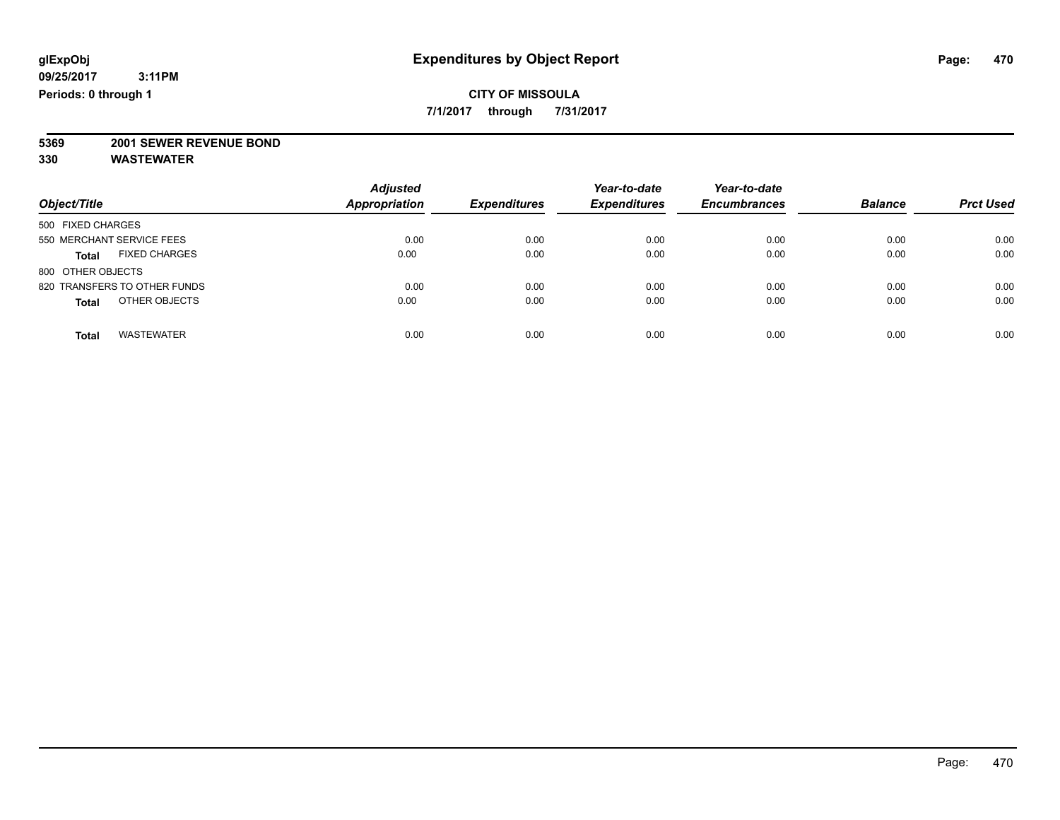glExpObj
09/25/2017 3:11PM
Periods: 0 through 1

# Expenditures by Object Report

**CITY OF MISSOULA**

**7/1/2017 through 7/31/2017**

**5369 2001 SEWER REVENUE BOND**

**330 WASTEWATER**

| Object/Title | Adjusted Appropriation | Expenditures | Year-to-date Expenditures | Year-to-date Encumbrances | Balance | Prct Used |
|---|---|---|---|---|---|---|
| 500 FIXED CHARGES | | | | | | |
| 550 MERCHANT SERVICE FEES | 0.00 | 0.00 | 0.00 | 0.00 | 0.00 | 0.00 |
| **Total** FIXED CHARGES | 0.00 | 0.00 | 0.00 | 0.00 | 0.00 | 0.00 |
| 800 OTHER OBJECTS | | | | | | |
| 820 TRANSFERS TO OTHER FUNDS | 0.00 | 0.00 | 0.00 | 0.00 | 0.00 | 0.00 |
| **Total** OTHER OBJECTS | 0.00 | 0.00 | 0.00 | 0.00 | 0.00 | 0.00 |
| **Total** WASTEWATER | 0.00 | 0.00 | 0.00 | 0.00 | 0.00 | 0.00 |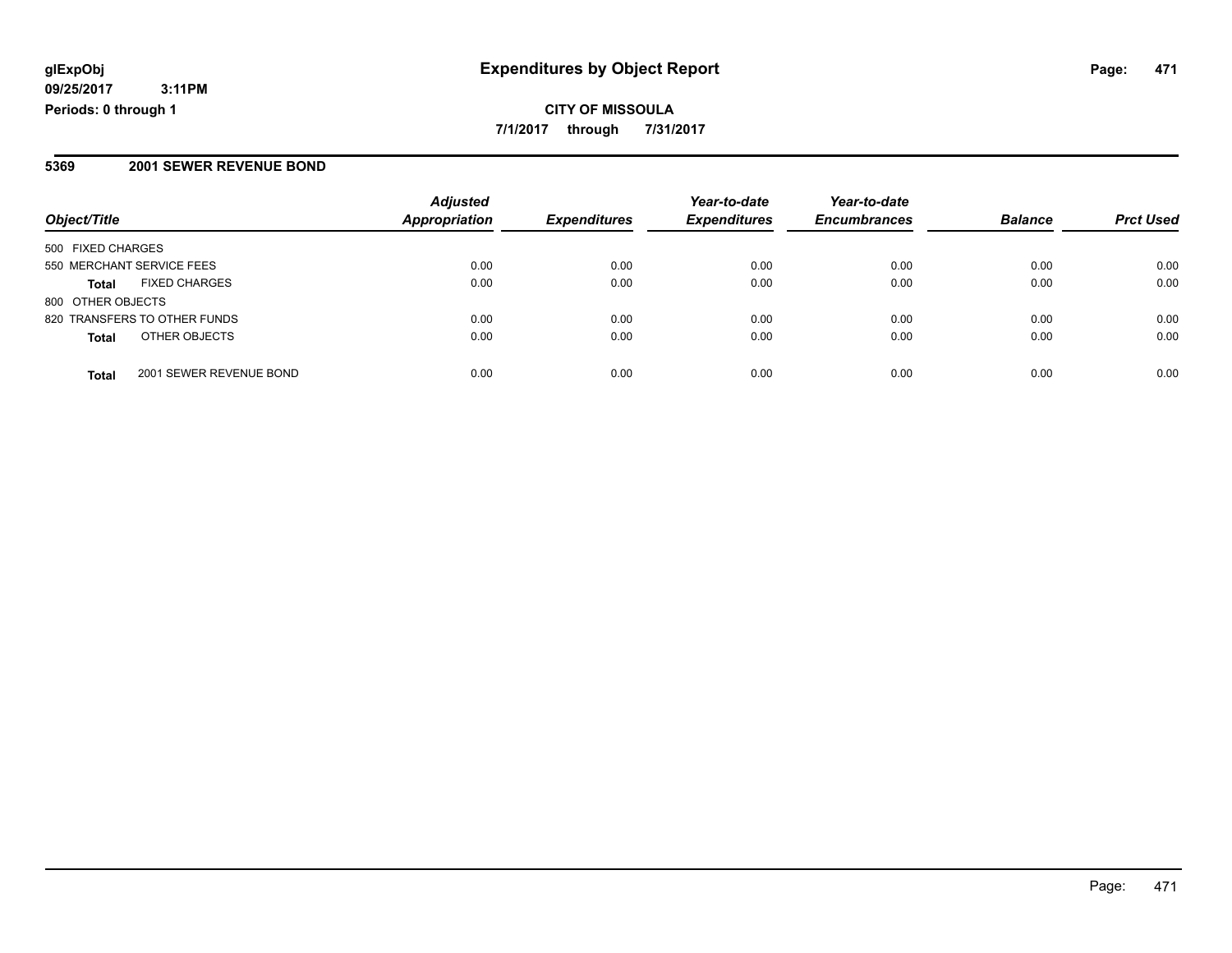**glExpObj** **Expenditures by Object Report**
**09/25/2017 3:11PM**
**Periods: 0 through 1**

**CITY OF MISSOULA**
**7/1/2017 through 7/31/2017**

## 5369 2001 SEWER REVENUE BOND

| Object/Title | | Adjusted Appropriation | Expenditures | Year-to-date Expenditures | Year-to-date Encumbrances | Balance | Prct Used |
|---|---|---|---|---|---|---|---|
| 500 FIXED CHARGES | | | | | | | |
| 550 MERCHANT SERVICE FEES | | 0.00 | 0.00 | 0.00 | 0.00 | 0.00 | 0.00 |
| **Total** | FIXED CHARGES | 0.00 | 0.00 | 0.00 | 0.00 | 0.00 | 0.00 |
| 800 OTHER OBJECTS | | | | | | | |
| 820 TRANSFERS TO OTHER FUNDS | | 0.00 | 0.00 | 0.00 | 0.00 | 0.00 | 0.00 |
| **Total** | OTHER OBJECTS | 0.00 | 0.00 | 0.00 | 0.00 | 0.00 | 0.00 |
| **Total** | 2001 SEWER REVENUE BOND | 0.00 | 0.00 | 0.00 | 0.00 | 0.00 | 0.00 |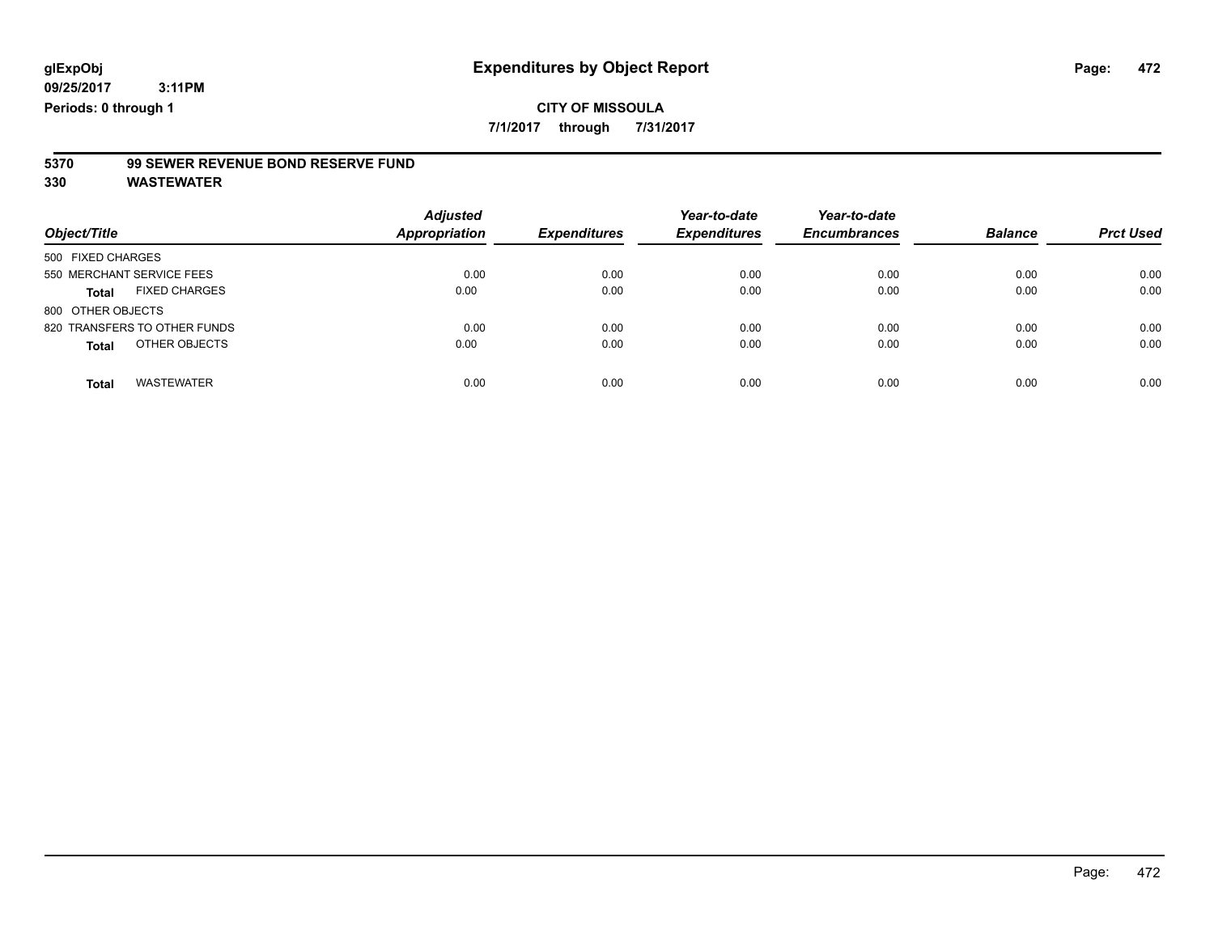glExpObj
09/25/2017 3:11PM
Periods: 0 through 1

# Expenditures by Object Report

**CITY OF MISSOULA**

**7/1/2017 through 7/31/2017**

**5370 99 SEWER REVENUE BOND RESERVE FUND**

**330 WASTEWATER**

| Object/Title | Adjusted Appropriation | Expenditures | Year-to-date Expenditures | Year-to-date Encumbrances | Balance | Prct Used |
|---|---|---|---|---|---|---|
| 500 FIXED CHARGES | | | | | | |
| 550 MERCHANT SERVICE FEES | 0.00 | 0.00 | 0.00 | 0.00 | 0.00 | 0.00 |
| **Total** FIXED CHARGES | 0.00 | 0.00 | 0.00 | 0.00 | 0.00 | 0.00 |
| 800 OTHER OBJECTS | | | | | | |
| 820 TRANSFERS TO OTHER FUNDS | 0.00 | 0.00 | 0.00 | 0.00 | 0.00 | 0.00 |
| **Total** OTHER OBJECTS | 0.00 | 0.00 | 0.00 | 0.00 | 0.00 | 0.00 |
| **Total** WASTEWATER | 0.00 | 0.00 | 0.00 | 0.00 | 0.00 | 0.00 |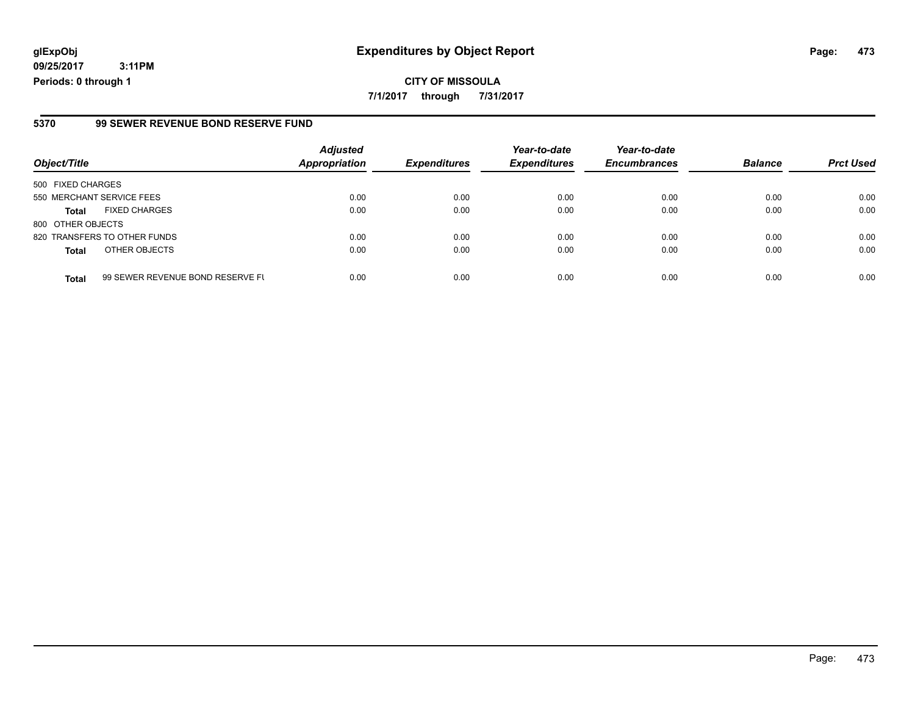**glExpObj**
**09/25/2017 3:11PM**
**Periods: 0 through 1**

# Expenditures by Object Report

**CITY OF MISSOULA**

**7/1/2017 through 7/31/2017**

## 5370 99 SEWER REVENUE BOND RESERVE FUND

| Object/Title | | Adjusted Appropriation | Expenditures | Year-to-date Expenditures | Year-to-date Encumbrances | Balance | Prct Used |
|---|---|---|---|---|---|---|---|
| 500 FIXED CHARGES | | | | | | | |
| 550 MERCHANT SERVICE FEES | | 0.00 | 0.00 | 0.00 | 0.00 | 0.00 | 0.00 |
| **Total** | FIXED CHARGES | 0.00 | 0.00 | 0.00 | 0.00 | 0.00 | 0.00 |
| 800 OTHER OBJECTS | | | | | | | |
| 820 TRANSFERS TO OTHER FUNDS | | 0.00 | 0.00 | 0.00 | 0.00 | 0.00 | 0.00 |
| **Total** | OTHER OBJECTS | 0.00 | 0.00 | 0.00 | 0.00 | 0.00 | 0.00 |
| **Total** | 99 SEWER REVENUE BOND RESERVE FU | 0.00 | 0.00 | 0.00 | 0.00 | 0.00 | 0.00 |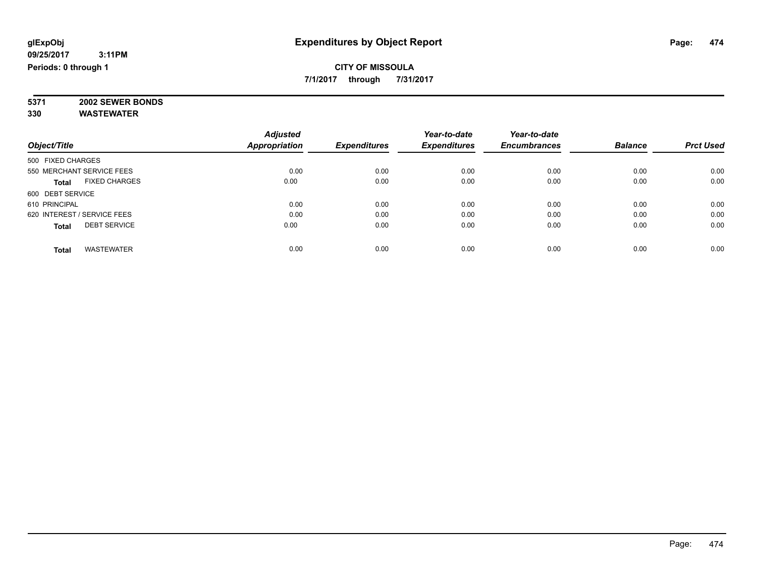**glExpObj**
**09/25/2017 3:11PM**
**Periods: 0 through 1**

# Expenditures by Object Report

**CITY OF MISSOULA**
**7/1/2017 through 7/31/2017**

**5371 2002 SEWER BONDS**
**330 WASTEWATER**

| Object/Title | Adjusted Appropriation | Expenditures | Year-to-date Expenditures | Year-to-date Encumbrances | Balance | Prct Used |
|---|---|---|---|---|---|---|
| 500 FIXED CHARGES | | | | | | |
| 550 MERCHANT SERVICE FEES | 0.00 | 0.00 | 0.00 | 0.00 | 0.00 | 0.00 |
| **Total** FIXED CHARGES | 0.00 | 0.00 | 0.00 | 0.00 | 0.00 | 0.00 |
| 600 DEBT SERVICE | | | | | | |
| 610 PRINCIPAL | 0.00 | 0.00 | 0.00 | 0.00 | 0.00 | 0.00 |
| 620 INTEREST / SERVICE FEES | 0.00 | 0.00 | 0.00 | 0.00 | 0.00 | 0.00 |
| **Total** DEBT SERVICE | 0.00 | 0.00 | 0.00 | 0.00 | 0.00 | 0.00 |
| **Total** WASTEWATER | 0.00 | 0.00 | 0.00 | 0.00 | 0.00 | 0.00 |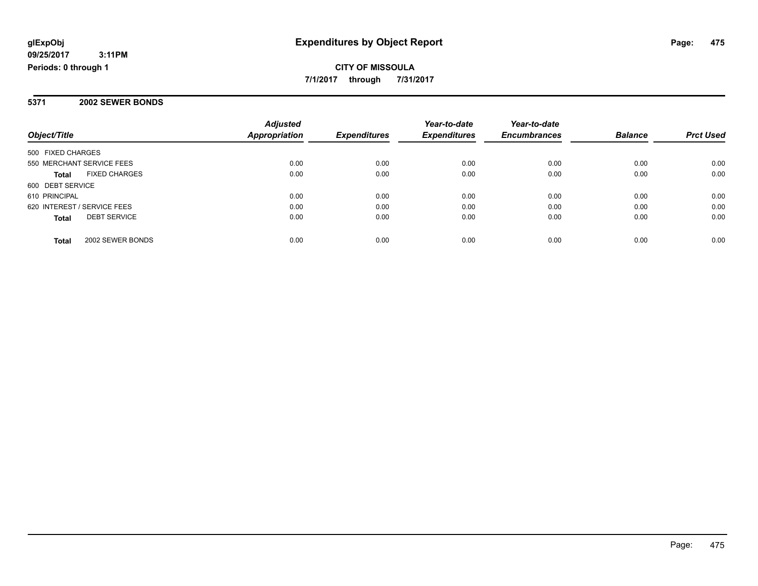**glExpObj** **Expenditures by Object Report**

**09/25/2017 3:11PM**

**Periods: 0 through 1**

**CITY OF MISSOULA**

**7/1/2017 through 7/31/2017**

**5371 2002 SEWER BONDS**

| Object/Title | | Adjusted Appropriation | Expenditures | Year-to-date Expenditures | Year-to-date Encumbrances | Balance | Prct Used |
|---|---|---|---|---|---|---|---|
| 500 FIXED CHARGES | | | | | | | |
| 550 MERCHANT SERVICE FEES | | 0.00 | 0.00 | 0.00 | 0.00 | 0.00 | 0.00 |
| **Total** | FIXED CHARGES | 0.00 | 0.00 | 0.00 | 0.00 | 0.00 | 0.00 |
| 600 DEBT SERVICE | | | | | | | |
| 610 PRINCIPAL | | 0.00 | 0.00 | 0.00 | 0.00 | 0.00 | 0.00 |
| 620 INTEREST / SERVICE FEES | | 0.00 | 0.00 | 0.00 | 0.00 | 0.00 | 0.00 |
| **Total** | DEBT SERVICE | 0.00 | 0.00 | 0.00 | 0.00 | 0.00 | 0.00 |
| **Total** | 2002 SEWER BONDS | 0.00 | 0.00 | 0.00 | 0.00 | 0.00 | 0.00 |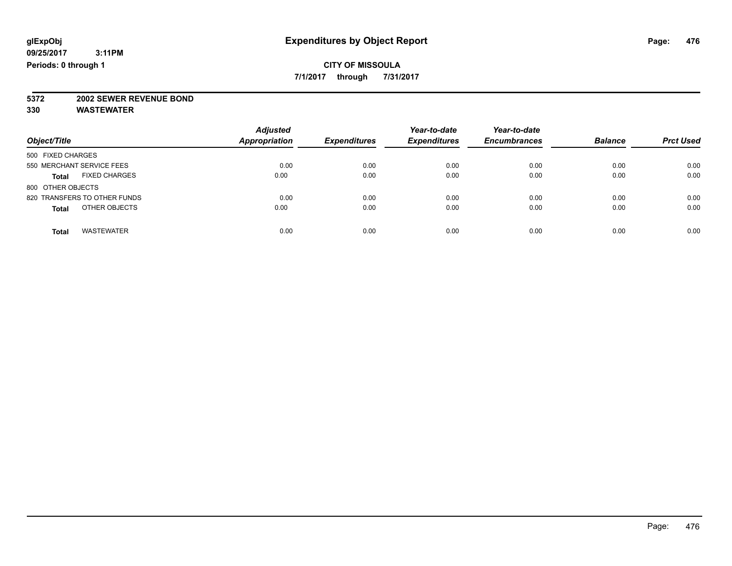**glExpObj** **Expenditures by Object Report**

**09/25/2017 3:11PM**

**Periods: 0 through 1**

**CITY OF MISSOULA**

**7/1/2017 through 7/31/2017**

**5372 2002 SEWER REVENUE BOND**

**330 WASTEWATER**

| Object/Title | Adjusted Appropriation | Expenditures | Year-to-date Expenditures | Year-to-date Encumbrances | Balance | Prct Used |
|---|---|---|---|---|---|---|
| 500 FIXED CHARGES | | | | | | |
| 550 MERCHANT SERVICE FEES | 0.00 | 0.00 | 0.00 | 0.00 | 0.00 | 0.00 |
| **Total** FIXED CHARGES | 0.00 | 0.00 | 0.00 | 0.00 | 0.00 | 0.00 |
| 800 OTHER OBJECTS | | | | | | |
| 820 TRANSFERS TO OTHER FUNDS | 0.00 | 0.00 | 0.00 | 0.00 | 0.00 | 0.00 |
| **Total** OTHER OBJECTS | 0.00 | 0.00 | 0.00 | 0.00 | 0.00 | 0.00 |
| **Total** WASTEWATER | 0.00 | 0.00 | 0.00 | 0.00 | 0.00 | 0.00 |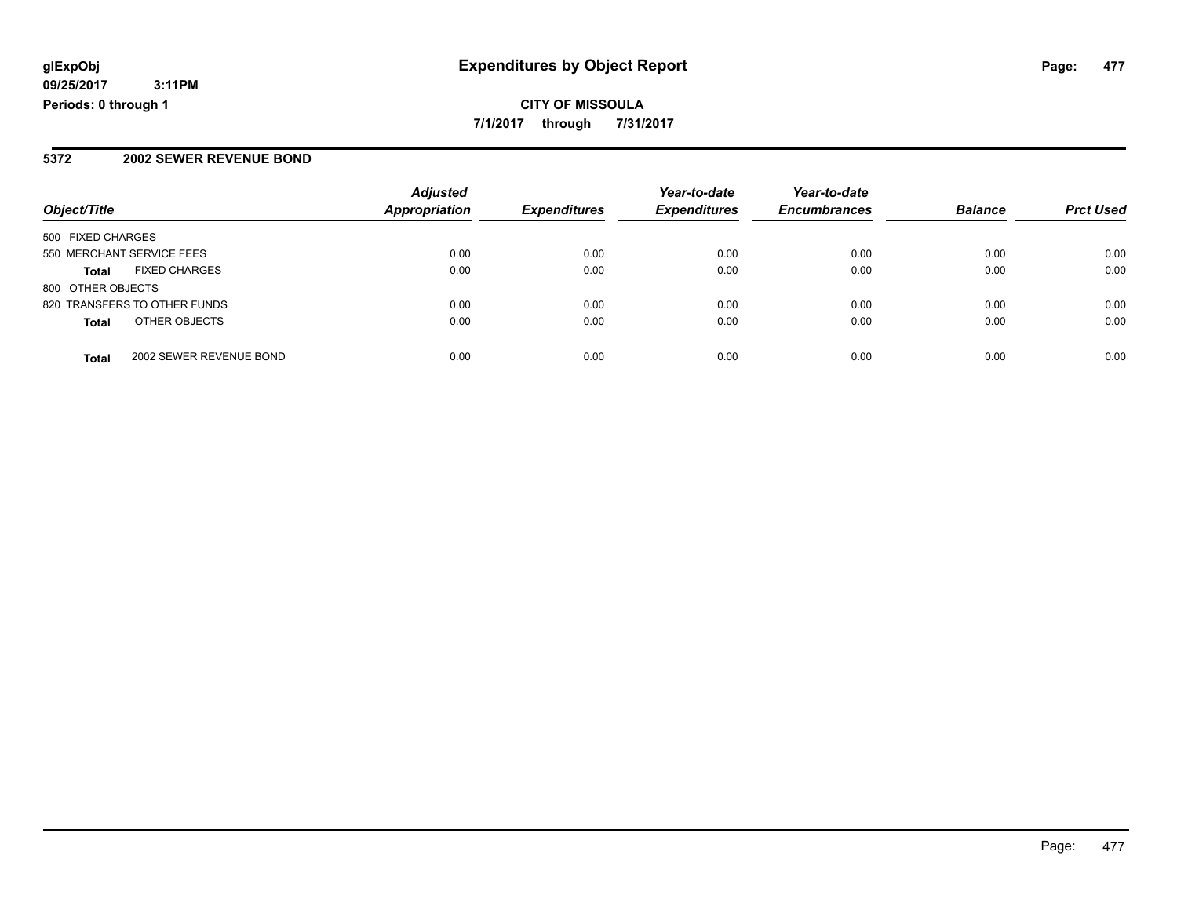**glExpObj**
**09/25/2017 3:11PM**
**Periods: 0 through 1**

# Expenditures by Object Report

**CITY OF MISSOULA**
**7/1/2017 through 7/31/2017**

## 5372 2002 SEWER REVENUE BOND

| Object/Title | | Adjusted Appropriation | Expenditures | Year-to-date Expenditures | Year-to-date Encumbrances | Balance | Prct Used |
|---|---|---|---|---|---|---|---|
| 500 FIXED CHARGES | | | | | | | |
| 550 MERCHANT SERVICE FEES | | 0.00 | 0.00 | 0.00 | 0.00 | 0.00 | 0.00 |
| **Total** | FIXED CHARGES | 0.00 | 0.00 | 0.00 | 0.00 | 0.00 | 0.00 |
| 800 OTHER OBJECTS | | | | | | | |
| 820 TRANSFERS TO OTHER FUNDS | | 0.00 | 0.00 | 0.00 | 0.00 | 0.00 | 0.00 |
| **Total** | OTHER OBJECTS | 0.00 | 0.00 | 0.00 | 0.00 | 0.00 | 0.00 |
| **Total** | 2002 SEWER REVENUE BOND | 0.00 | 0.00 | 0.00 | 0.00 | 0.00 | 0.00 |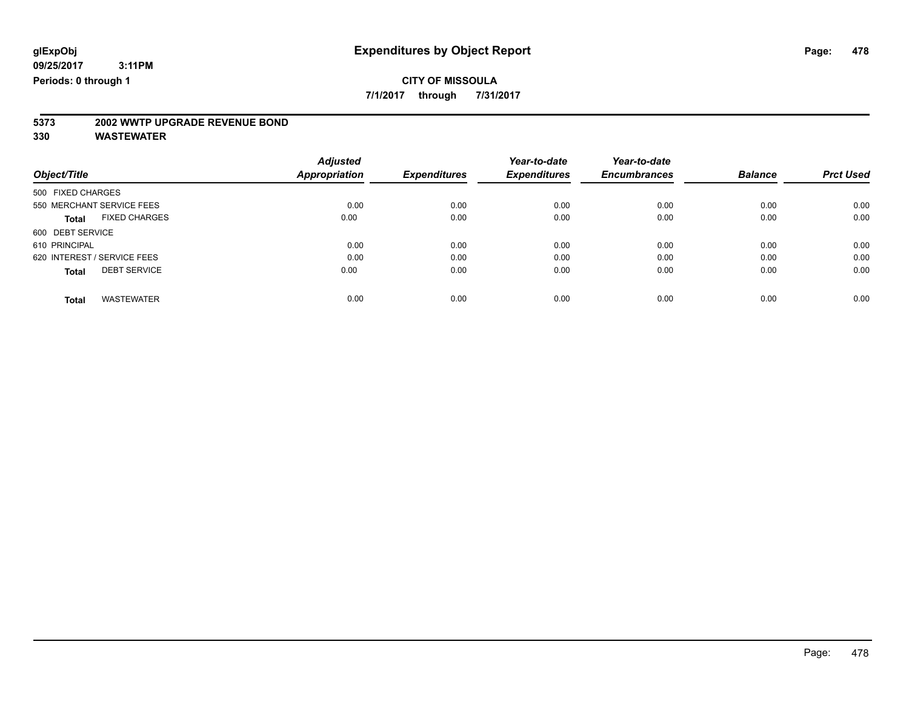glExpObj
09/25/2017 3:11PM
Periods: 0 through 1

# Expenditures by Object Report

**CITY OF MISSOULA**
**7/1/2017 through 7/31/2017**

## 5373 2002 WWTP UPGRADE REVENUE BOND
## 330 WASTEWATER

| Object/Title | | Adjusted Appropriation | Expenditures | Year-to-date Expenditures | Year-to-date Encumbrances | Balance | Prct Used |
|---|---|---|---|---|---|---|---|
| 500 FIXED CHARGES | | | | | | | |
| 550 MERCHANT SERVICE FEES | | 0.00 | 0.00 | 0.00 | 0.00 | 0.00 | 0.00 |
| **Total** | FIXED CHARGES | 0.00 | 0.00 | 0.00 | 0.00 | 0.00 | 0.00 |
| 600 DEBT SERVICE | | | | | | | |
| 610 PRINCIPAL | | 0.00 | 0.00 | 0.00 | 0.00 | 0.00 | 0.00 |
| 620 INTEREST / SERVICE FEES | | 0.00 | 0.00 | 0.00 | 0.00 | 0.00 | 0.00 |
| **Total** | DEBT SERVICE | 0.00 | 0.00 | 0.00 | 0.00 | 0.00 | 0.00 |
| **Total** | WASTEWATER | 0.00 | 0.00 | 0.00 | 0.00 | 0.00 | 0.00 |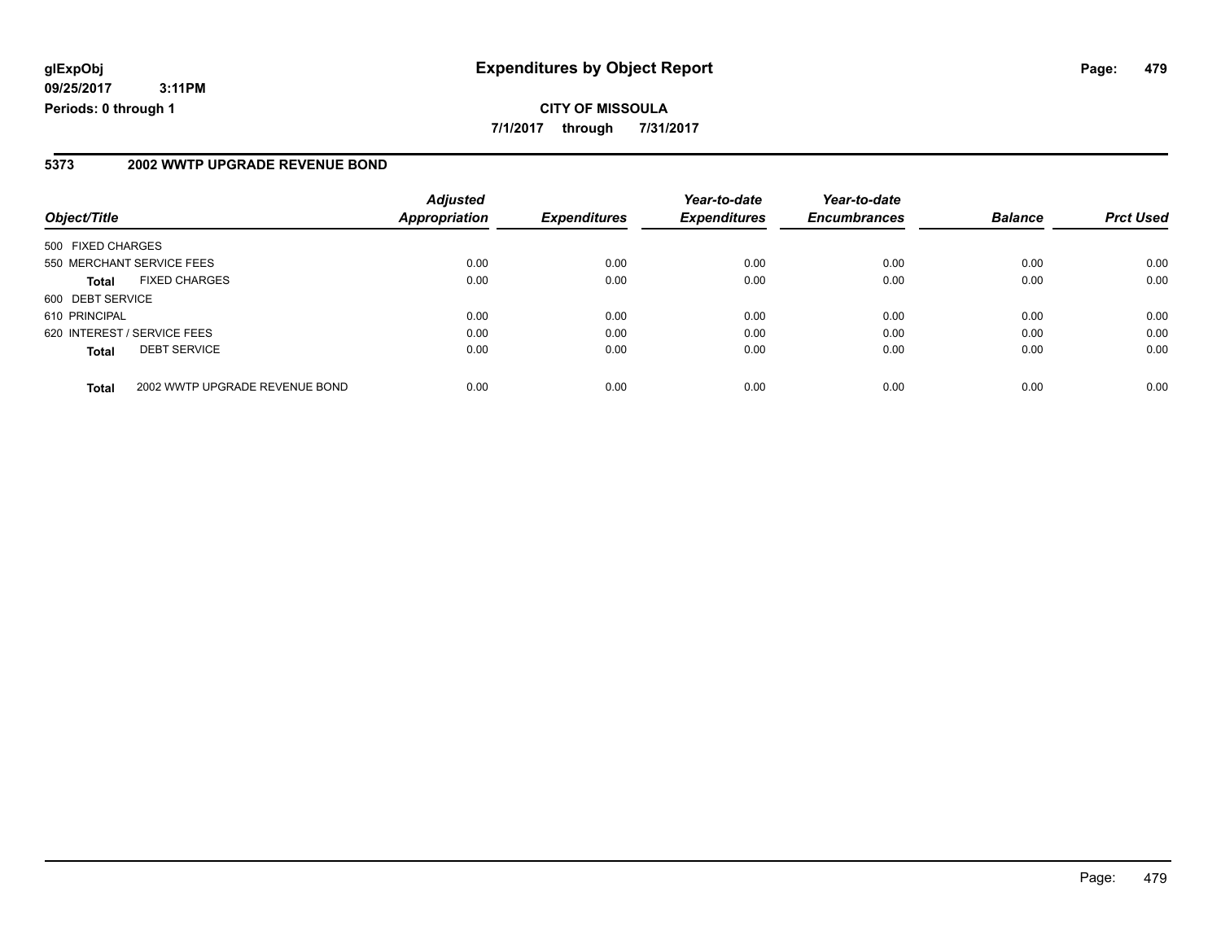**glExpObj**
**09/25/2017 3:11PM**
**Periods: 0 through 1**

# Expenditures by Object Report

**CITY OF MISSOULA**

**7/1/2017 through 7/31/2017**

## 5373 2002 WWTP UPGRADE REVENUE BOND

| Object/Title | | Adjusted Appropriation | Expenditures | Year-to-date Expenditures | Year-to-date Encumbrances | Balance | Prct Used |
|---|---|---|---|---|---|---|---|
| 500 FIXED CHARGES | | | | | | | |
| 550 MERCHANT SERVICE FEES | | 0.00 | 0.00 | 0.00 | 0.00 | 0.00 | 0.00 |
| **Total** | FIXED CHARGES | 0.00 | 0.00 | 0.00 | 0.00 | 0.00 | 0.00 |
| 600 DEBT SERVICE | | | | | | | |
| 610 PRINCIPAL | | 0.00 | 0.00 | 0.00 | 0.00 | 0.00 | 0.00 |
| 620 INTEREST / SERVICE FEES | | 0.00 | 0.00 | 0.00 | 0.00 | 0.00 | 0.00 |
| **Total** | DEBT SERVICE | 0.00 | 0.00 | 0.00 | 0.00 | 0.00 | 0.00 |
| **Total** | 2002 WWTP UPGRADE REVENUE BOND | 0.00 | 0.00 | 0.00 | 0.00 | 0.00 | 0.00 |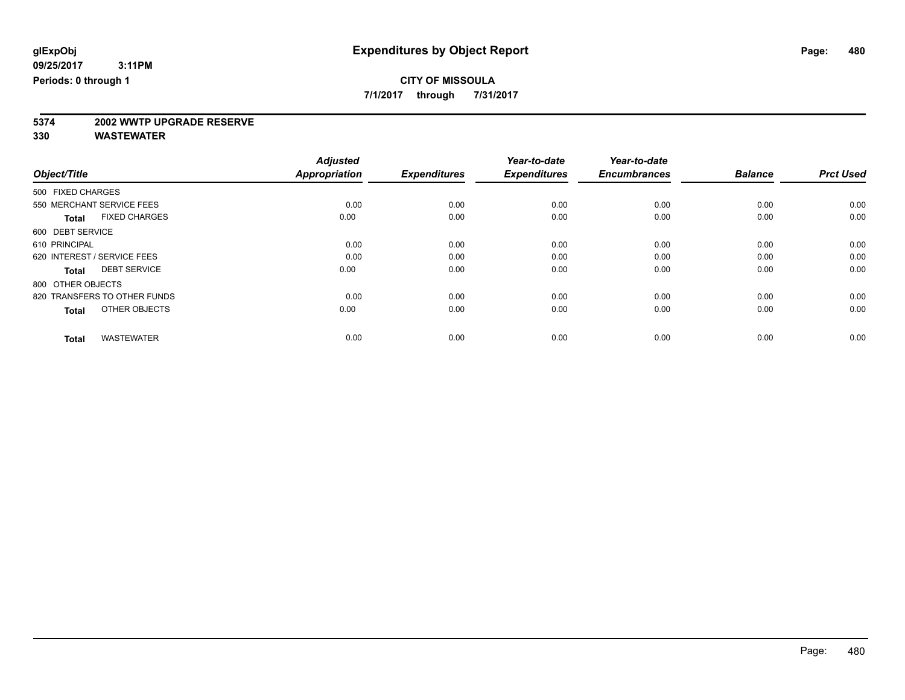**glExpObj**
**09/25/2017 3:11PM**
**Periods: 0 through 1**

# Expenditures by Object Report

**CITY OF MISSOULA**
**7/1/2017 through 7/31/2017**

## 5374 2002 WWTP UPGRADE RESERVE
## 330 WASTEWATER

| Object/Title | | Adjusted Appropriation | Expenditures | Year-to-date Expenditures | Year-to-date Encumbrances | Balance | Prct Used |
|---|---|---|---|---|---|---|---|
| 500 FIXED CHARGES | | | | | | | |
| 550 MERCHANT SERVICE FEES | | 0.00 | 0.00 | 0.00 | 0.00 | 0.00 | 0.00 |
| **Total** | FIXED CHARGES | 0.00 | 0.00 | 0.00 | 0.00 | 0.00 | 0.00 |
| 600 DEBT SERVICE | | | | | | | |
| 610 PRINCIPAL | | 0.00 | 0.00 | 0.00 | 0.00 | 0.00 | 0.00 |
| 620 INTEREST / SERVICE FEES | | 0.00 | 0.00 | 0.00 | 0.00 | 0.00 | 0.00 |
| **Total** | DEBT SERVICE | 0.00 | 0.00 | 0.00 | 0.00 | 0.00 | 0.00 |
| 800 OTHER OBJECTS | | | | | | | |
| 820 TRANSFERS TO OTHER FUNDS | | 0.00 | 0.00 | 0.00 | 0.00 | 0.00 | 0.00 |
| **Total** | OTHER OBJECTS | 0.00 | 0.00 | 0.00 | 0.00 | 0.00 | 0.00 |
| **Total** | WASTEWATER | 0.00 | 0.00 | 0.00 | 0.00 | 0.00 | 0.00 |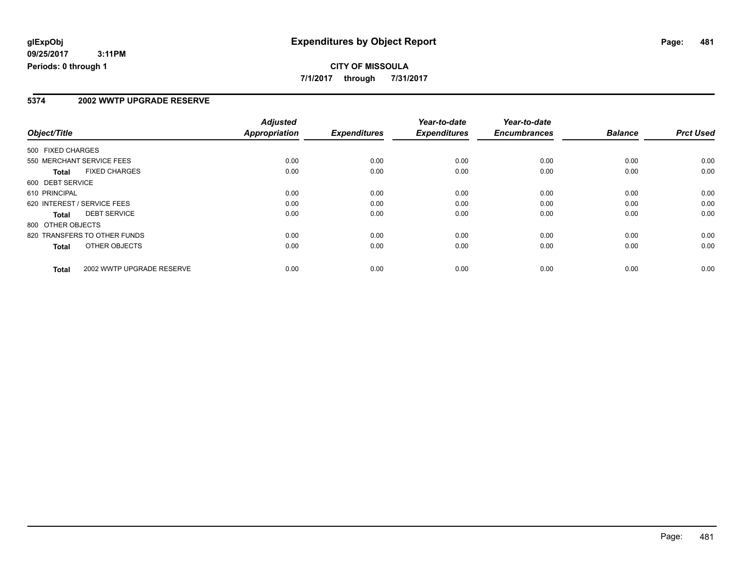**glExpObj**
**09/25/2017 3:11PM**
**Periods: 0 through 1**

# Expenditures by Object Report

**CITY OF MISSOULA**
**7/1/2017 through 7/31/2017**

## 5374 2002 WWTP UPGRADE RESERVE

| Object/Title | | Adjusted Appropriation | Expenditures | Year-to-date Expenditures | Year-to-date Encumbrances | Balance | Prct Used |
|---|---|---|---|---|---|---|---|
| 500 FIXED CHARGES | | | | | | | |
| 550 MERCHANT SERVICE FEES | | 0.00 | 0.00 | 0.00 | 0.00 | 0.00 | 0.00 |
| **Total** | FIXED CHARGES | 0.00 | 0.00 | 0.00 | 0.00 | 0.00 | 0.00 |
| 600 DEBT SERVICE | | | | | | | |
| 610 PRINCIPAL | | 0.00 | 0.00 | 0.00 | 0.00 | 0.00 | 0.00 |
| 620 INTEREST / SERVICE FEES | | 0.00 | 0.00 | 0.00 | 0.00 | 0.00 | 0.00 |
| **Total** | DEBT SERVICE | 0.00 | 0.00 | 0.00 | 0.00 | 0.00 | 0.00 |
| 800 OTHER OBJECTS | | | | | | | |
| 820 TRANSFERS TO OTHER FUNDS | | 0.00 | 0.00 | 0.00 | 0.00 | 0.00 | 0.00 |
| **Total** | OTHER OBJECTS | 0.00 | 0.00 | 0.00 | 0.00 | 0.00 | 0.00 |
| **Total** | 2002 WWTP UPGRADE RESERVE | 0.00 | 0.00 | 0.00 | 0.00 | 0.00 | 0.00 |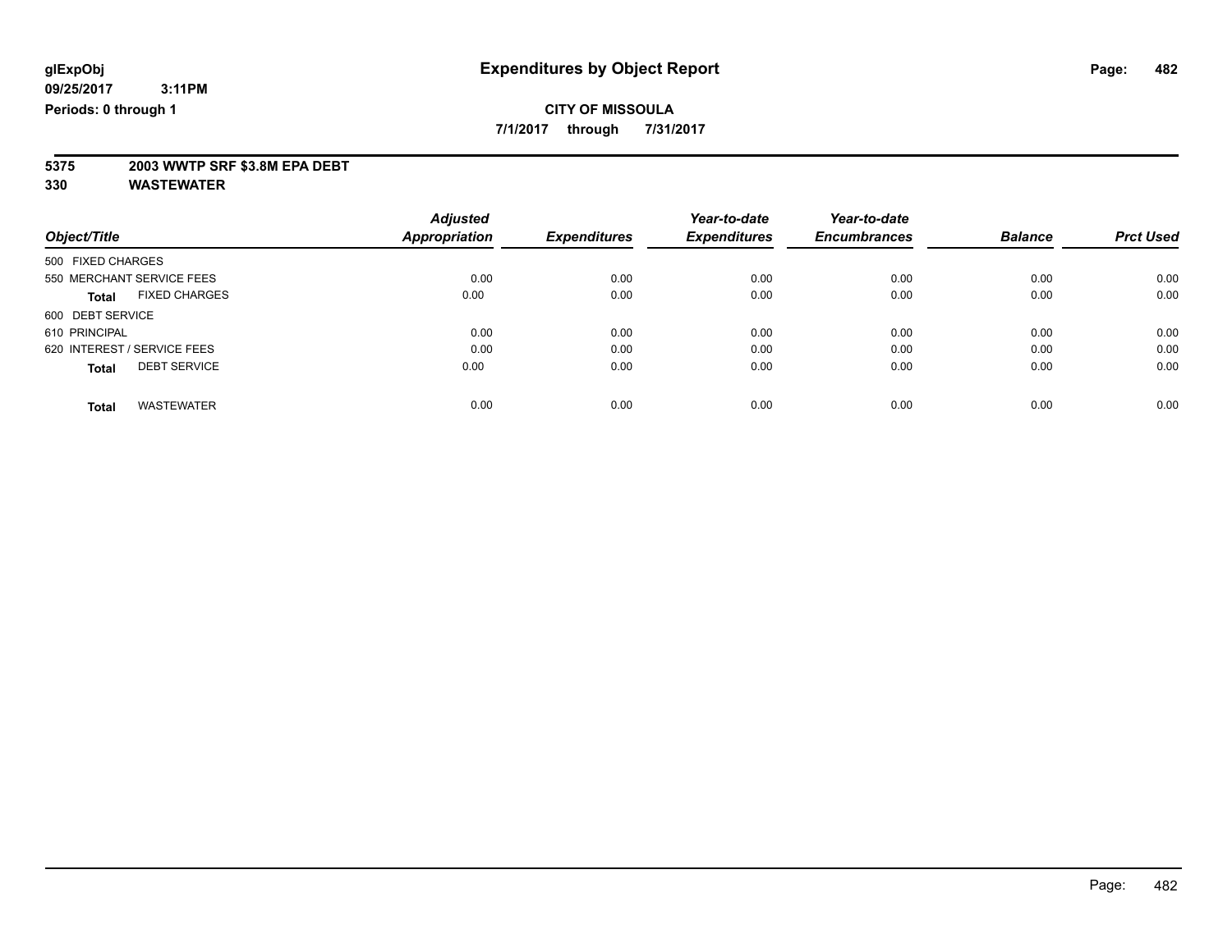**glExpObj** **Expenditures by Object Report**
**09/25/2017 3:11PM**
**Periods: 0 through 1**

**CITY OF MISSOULA**
**7/1/2017 through 7/31/2017**

**5375 2003 WWTP SRF $3.8M EPA DEBT**
**330 WASTEWATER**

| Object/Title | Adjusted Appropriation | Expenditures | Year-to-date Expenditures | Year-to-date Encumbrances | Balance | Prct Used |
|---|---|---|---|---|---|---|
| 500 FIXED CHARGES | | | | | | |
| 550 MERCHANT SERVICE FEES | 0.00 | 0.00 | 0.00 | 0.00 | 0.00 | 0.00 |
| **Total** FIXED CHARGES | 0.00 | 0.00 | 0.00 | 0.00 | 0.00 | 0.00 |
| 600 DEBT SERVICE | | | | | | |
| 610 PRINCIPAL | 0.00 | 0.00 | 0.00 | 0.00 | 0.00 | 0.00 |
| 620 INTEREST / SERVICE FEES | 0.00 | 0.00 | 0.00 | 0.00 | 0.00 | 0.00 |
| **Total** DEBT SERVICE | 0.00 | 0.00 | 0.00 | 0.00 | 0.00 | 0.00 |
| **Total** WASTEWATER | 0.00 | 0.00 | 0.00 | 0.00 | 0.00 | 0.00 |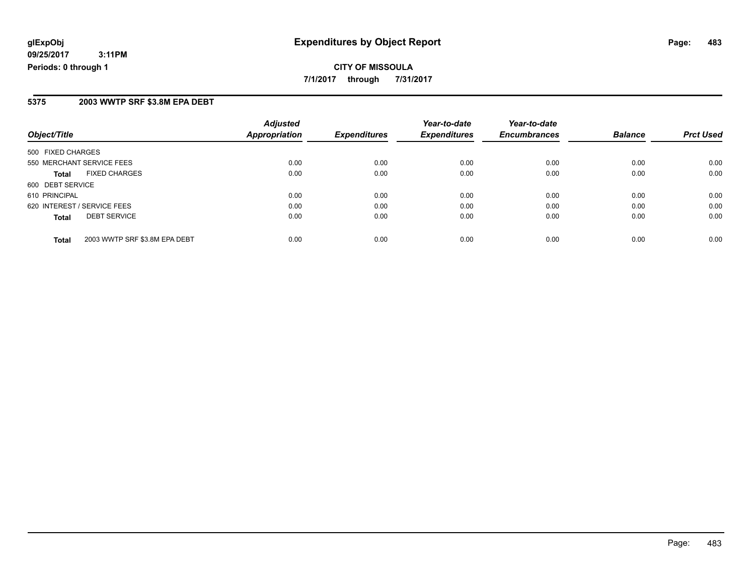**glExpObj**
**09/25/2017 3:11PM**
**Periods: 0 through 1**

# Expenditures by Object Report

**CITY OF MISSOULA**
**7/1/2017 through 7/31/2017**

## 5375 2003 WWTP SRF $3.8M EPA DEBT

| Object/Title | | Adjusted Appropriation | Expenditures | Year-to-date Expenditures | Year-to-date Encumbrances | Balance | Prct Used |
|---|---|---|---|---|---|---|---|
| 500 FIXED CHARGES | | | | | | | |
| 550 MERCHANT SERVICE FEES | | 0.00 | 0.00 | 0.00 | 0.00 | 0.00 | 0.00 |
| **Total** | FIXED CHARGES | 0.00 | 0.00 | 0.00 | 0.00 | 0.00 | 0.00 |
| 600 DEBT SERVICE | | | | | | | |
| 610 PRINCIPAL | | 0.00 | 0.00 | 0.00 | 0.00 | 0.00 | 0.00 |
| 620 INTEREST / SERVICE FEES | | 0.00 | 0.00 | 0.00 | 0.00 | 0.00 | 0.00 |
| **Total** | DEBT SERVICE | 0.00 | 0.00 | 0.00 | 0.00 | 0.00 | 0.00 |
| **Total** | 2003 WWTP SRF $3.8M EPA DEBT | 0.00 | 0.00 | 0.00 | 0.00 | 0.00 | 0.00 |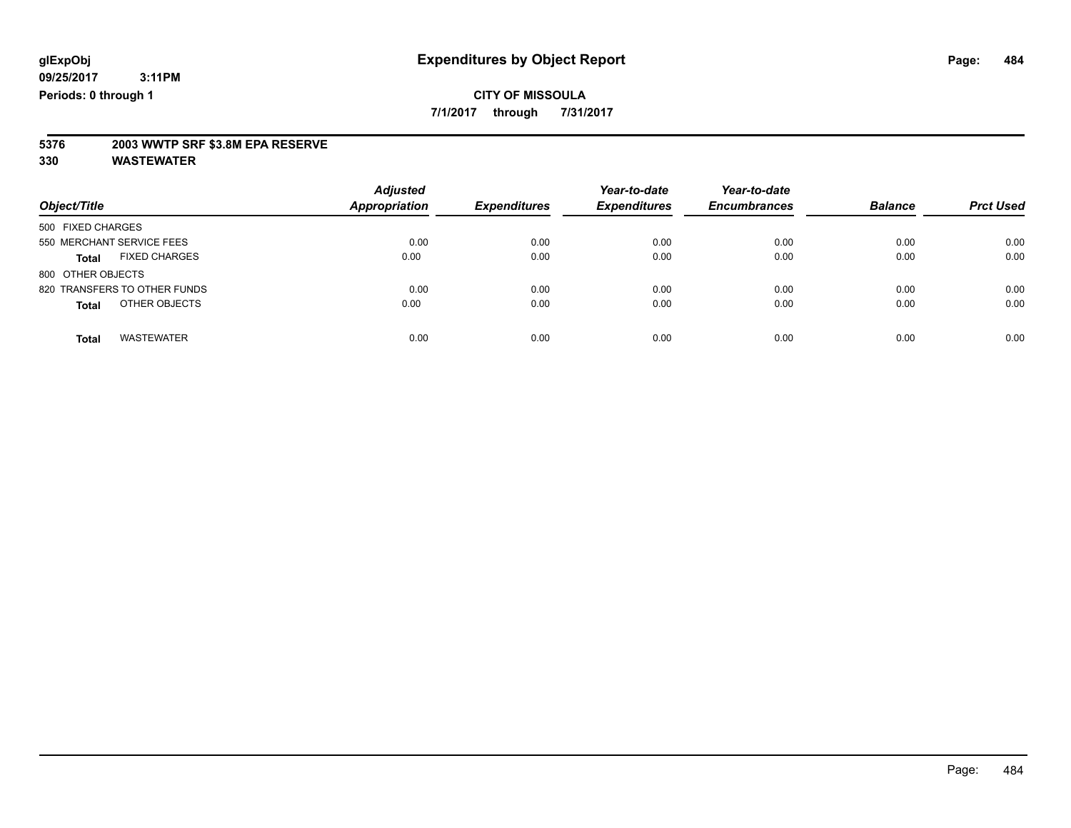**glExpObj** **Expenditures by Object Report**

**09/25/2017 3:11PM**

**Periods: 0 through 1**

**CITY OF MISSOULA**

**7/1/2017 through 7/31/2017**

**5376 2003 WWTP SRF $3.8M EPA RESERVE**

**330 WASTEWATER**

| Object/Title | Adjusted Appropriation | Expenditures | Year-to-date Expenditures | Year-to-date Encumbrances | Balance | Prct Used |
|---|---|---|---|---|---|---|
| 500 FIXED CHARGES | | | | | | |
| 550 MERCHANT SERVICE FEES | 0.00 | 0.00 | 0.00 | 0.00 | 0.00 | 0.00 |
| **Total** FIXED CHARGES | 0.00 | 0.00 | 0.00 | 0.00 | 0.00 | 0.00 |
| 800 OTHER OBJECTS | | | | | | |
| 820 TRANSFERS TO OTHER FUNDS | 0.00 | 0.00 | 0.00 | 0.00 | 0.00 | 0.00 |
| **Total** OTHER OBJECTS | 0.00 | 0.00 | 0.00 | 0.00 | 0.00 | 0.00 |
| **Total** WASTEWATER | 0.00 | 0.00 | 0.00 | 0.00 | 0.00 | 0.00 |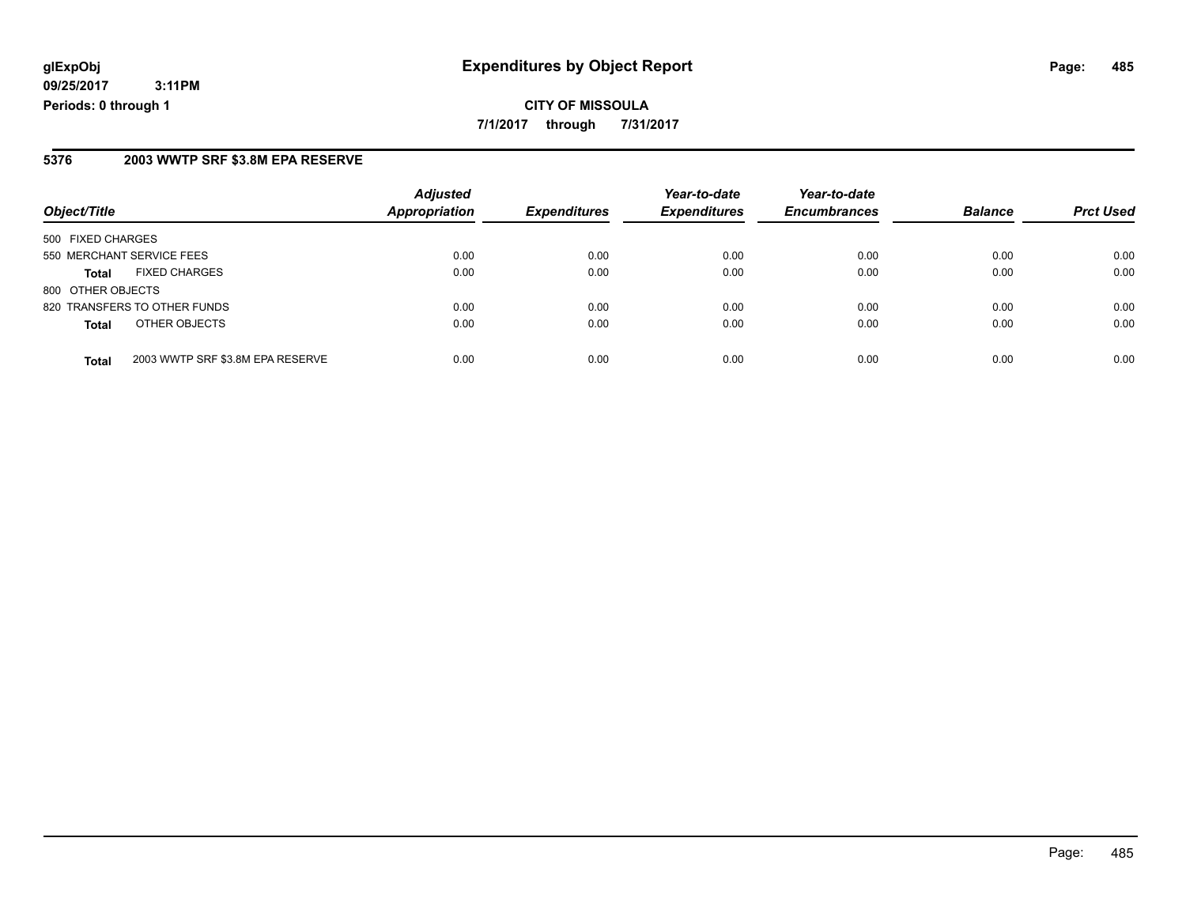**CITY OF MISSOULA**

**7/1/2017 through 7/31/2017**

## 5376 2003 WWTP SRF $3.8M EPA RESERVE

| Object/Title | | Adjusted Appropriation | Expenditures | Year-to-date Expenditures | Year-to-date Encumbrances | Balance | Prct Used |
|---|---|---|---|---|---|---|---|
| 500 FIXED CHARGES | | | | | | | |
| 550 MERCHANT SERVICE FEES | | 0.00 | 0.00 | 0.00 | 0.00 | 0.00 | 0.00 |
| **Total** | FIXED CHARGES | 0.00 | 0.00 | 0.00 | 0.00 | 0.00 | 0.00 |
| 800 OTHER OBJECTS | | | | | | | |
| 820 TRANSFERS TO OTHER FUNDS | | 0.00 | 0.00 | 0.00 | 0.00 | 0.00 | 0.00 |
| **Total** | OTHER OBJECTS | 0.00 | 0.00 | 0.00 | 0.00 | 0.00 | 0.00 |
| **Total** | 2003 WWTP SRF $3.8M EPA RESERVE | 0.00 | 0.00 | 0.00 | 0.00 | 0.00 | 0.00 |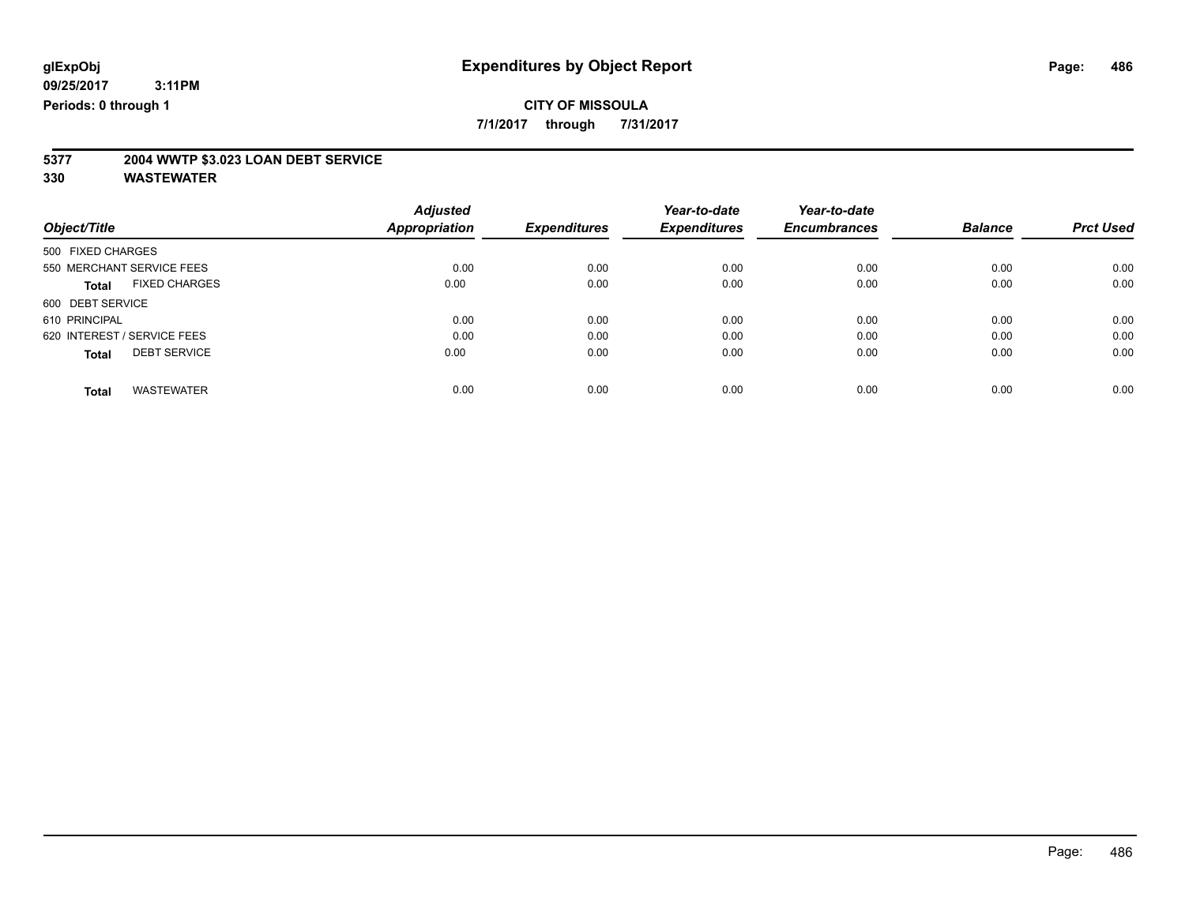**glExpObj**
**09/25/2017 3:11PM**
**Periods: 0 through 1**

# Expenditures by Object Report

**CITY OF MISSOULA**
**7/1/2017 through 7/31/2017**

## 5377 2004 WWTP $3.023 LOAN DEBT SERVICE
## 330 WASTEWATER

| Object/Title | Adjusted Appropriation | Expenditures | Year-to-date Expenditures | Year-to-date Encumbrances | Balance | Prct Used |
|---|---|---|---|---|---|---|
| 500 FIXED CHARGES | | | | | | |
| 550 MERCHANT SERVICE FEES | 0.00 | 0.00 | 0.00 | 0.00 | 0.00 | 0.00 |
| **Total** FIXED CHARGES | 0.00 | 0.00 | 0.00 | 0.00 | 0.00 | 0.00 |
| 600 DEBT SERVICE | | | | | | |
| 610 PRINCIPAL | 0.00 | 0.00 | 0.00 | 0.00 | 0.00 | 0.00 |
| 620 INTEREST / SERVICE FEES | 0.00 | 0.00 | 0.00 | 0.00 | 0.00 | 0.00 |
| **Total** DEBT SERVICE | 0.00 | 0.00 | 0.00 | 0.00 | 0.00 | 0.00 |
| **Total** WASTEWATER | 0.00 | 0.00 | 0.00 | 0.00 | 0.00 | 0.00 |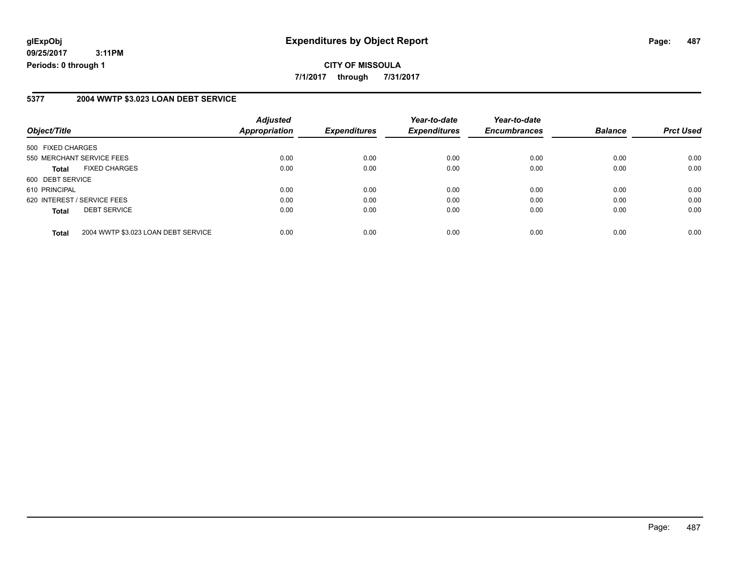**glExpObj** **Expenditures by Object Report**

**09/25/2017 3:11PM**

**Periods: 0 through 1**

**CITY OF MISSOULA**

**7/1/2017 through 7/31/2017**

## 5377 2004 WWTP $3.023 LOAN DEBT SERVICE

| Object/Title | | Adjusted Appropriation | Expenditures | Year-to-date Expenditures | Year-to-date Encumbrances | Balance | Prct Used |
|---|---|---|---|---|---|---|---|
| 500 FIXED CHARGES | | | | | | | |
| 550 MERCHANT SERVICE FEES | | 0.00 | 0.00 | 0.00 | 0.00 | 0.00 | 0.00 |
| **Total** | FIXED CHARGES | 0.00 | 0.00 | 0.00 | 0.00 | 0.00 | 0.00 |
| 600 DEBT SERVICE | | | | | | | |
| 610 PRINCIPAL | | 0.00 | 0.00 | 0.00 | 0.00 | 0.00 | 0.00 |
| 620 INTEREST / SERVICE FEES | | 0.00 | 0.00 | 0.00 | 0.00 | 0.00 | 0.00 |
| **Total** | DEBT SERVICE | 0.00 | 0.00 | 0.00 | 0.00 | 0.00 | 0.00 |
| **Total** | 2004 WWTP $3.023 LOAN DEBT SERVICE | 0.00 | 0.00 | 0.00 | 0.00 | 0.00 | 0.00 |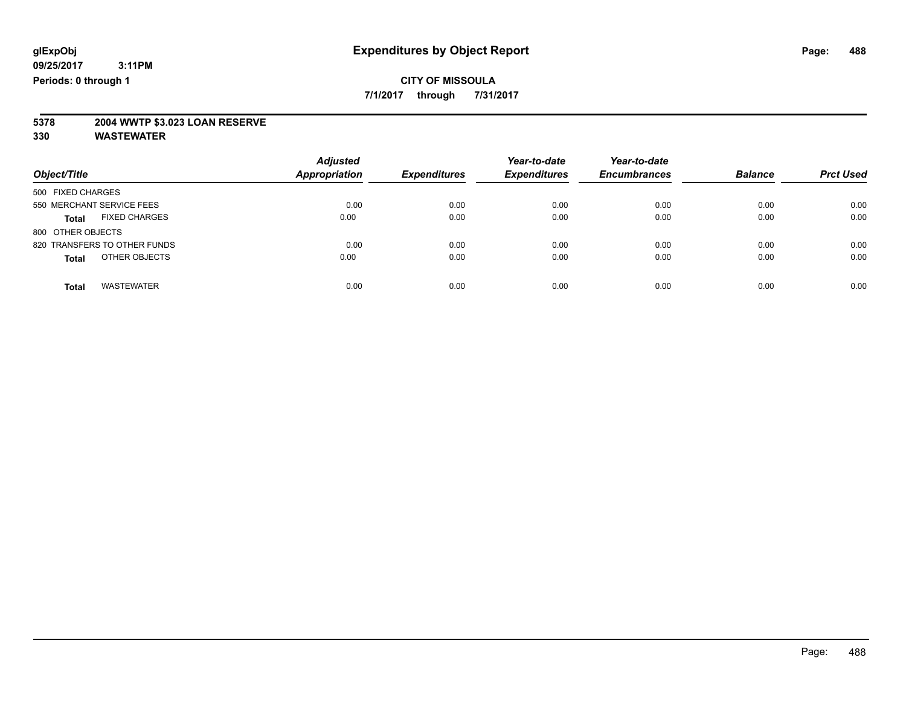**glExpObj**
**09/25/2017 3:11PM**
**Periods: 0 through 1**

# Expenditures by Object Report

**CITY OF MISSOULA**
**7/1/2017 through 7/31/2017**

**5378 2004 WWTP $3.023 LOAN RESERVE**
**330 WASTEWATER**

| Object/Title | Adjusted Appropriation | Expenditures | Year-to-date Expenditures | Year-to-date Encumbrances | Balance | Prct Used |
|---|---|---|---|---|---|---|
| 500 FIXED CHARGES | | | | | | |
| 550 MERCHANT SERVICE FEES | 0.00 | 0.00 | 0.00 | 0.00 | 0.00 | 0.00 |
| **Total** FIXED CHARGES | 0.00 | 0.00 | 0.00 | 0.00 | 0.00 | 0.00 |
| 800 OTHER OBJECTS | | | | | | |
| 820 TRANSFERS TO OTHER FUNDS | 0.00 | 0.00 | 0.00 | 0.00 | 0.00 | 0.00 |
| **Total** OTHER OBJECTS | 0.00 | 0.00 | 0.00 | 0.00 | 0.00 | 0.00 |
| **Total** WASTEWATER | 0.00 | 0.00 | 0.00 | 0.00 | 0.00 | 0.00 |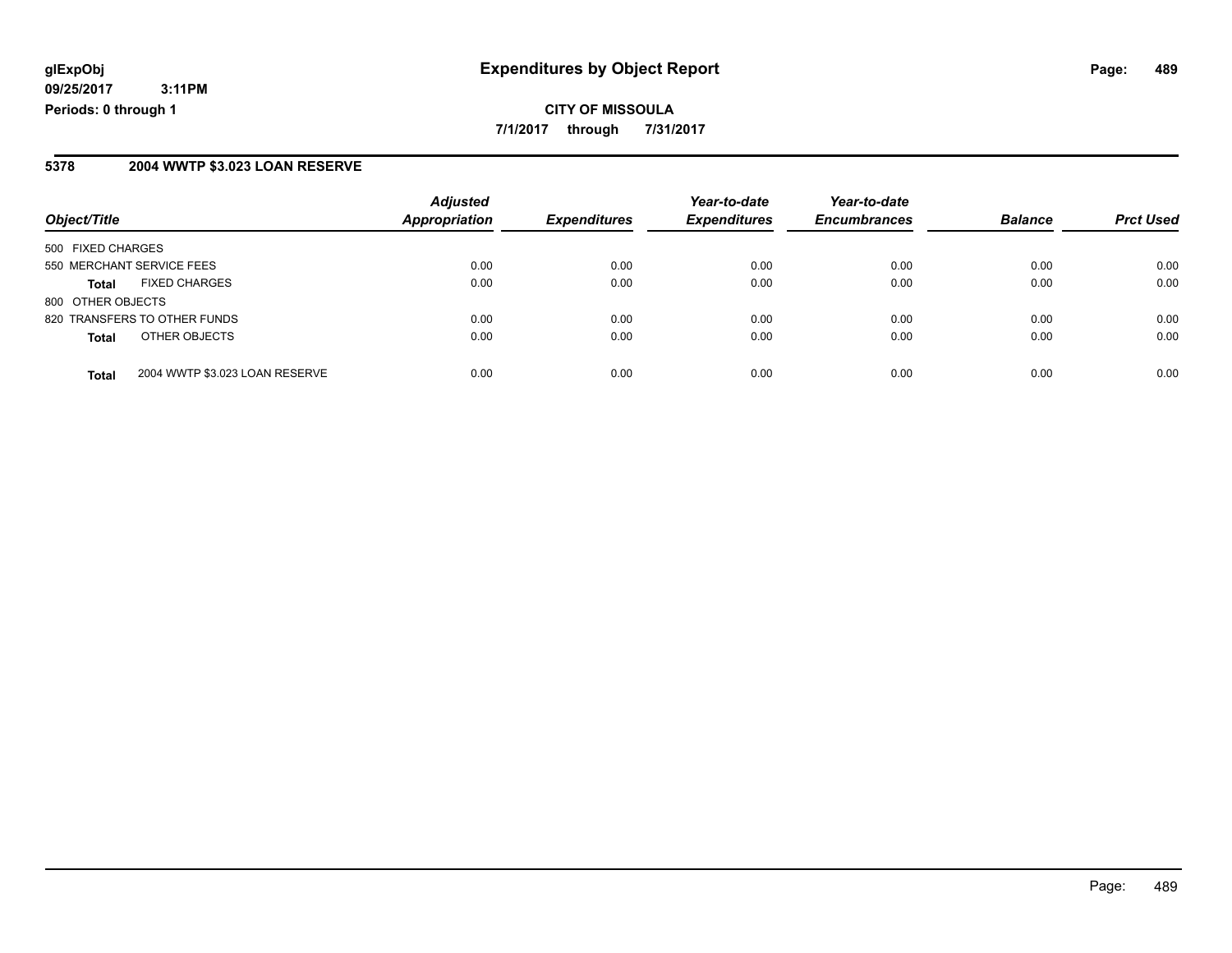**glExpObj** **Expenditures by Object Report**

**09/25/2017 3:11PM**

**Periods: 0 through 1**

**CITY OF MISSOULA**

**7/1/2017 through 7/31/2017**

## 5378 2004 WWTP $3.023 LOAN RESERVE

| Object/Title | | Adjusted Appropriation | Expenditures | Year-to-date Expenditures | Year-to-date Encumbrances | Balance | Prct Used |
|---|---|---|---|---|---|---|---|
| 500 FIXED CHARGES | | | | | | | |
| 550 MERCHANT SERVICE FEES | | 0.00 | 0.00 | 0.00 | 0.00 | 0.00 | 0.00 |
| **Total** | FIXED CHARGES | 0.00 | 0.00 | 0.00 | 0.00 | 0.00 | 0.00 |
| 800 OTHER OBJECTS | | | | | | | |
| 820 TRANSFERS TO OTHER FUNDS | | 0.00 | 0.00 | 0.00 | 0.00 | 0.00 | 0.00 |
| **Total** | OTHER OBJECTS | 0.00 | 0.00 | 0.00 | 0.00 | 0.00 | 0.00 |
| **Total** | 2004 WWTP $3.023 LOAN RESERVE | 0.00 | 0.00 | 0.00 | 0.00 | 0.00 | 0.00 |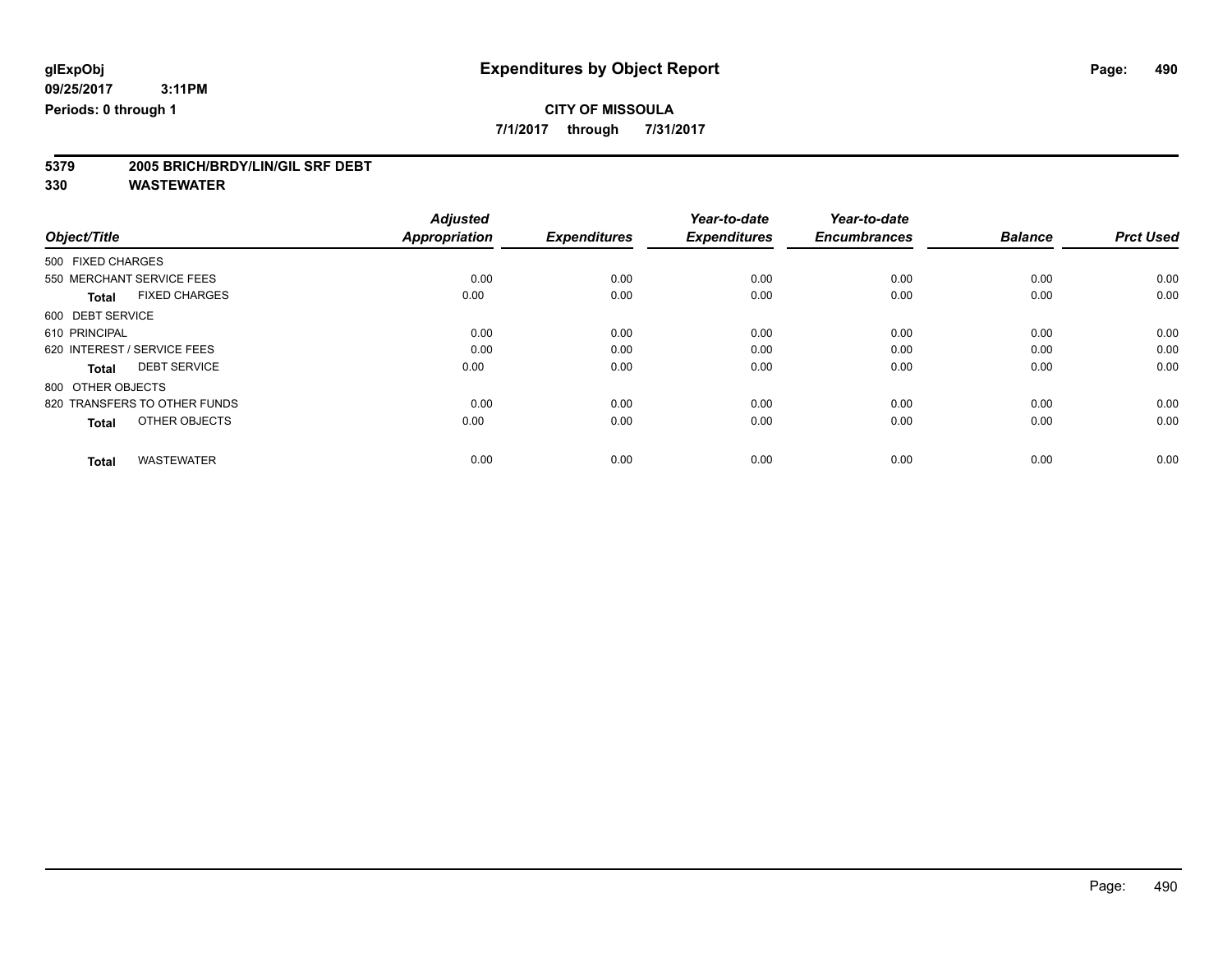**glExpObj**
**09/25/2017 3:11PM**
**Periods: 0 through 1**

# Expenditures by Object Report

**CITY OF MISSOULA**
**7/1/2017 through 7/31/2017**

**5379 2005 BRICH/BRDY/LIN/GIL SRF DEBT**
**330 WASTEWATER**

| Object/Title | Adjusted Appropriation | Expenditures | Year-to-date Expenditures | Year-to-date Encumbrances | Balance | Prct Used |
|---|---|---|---|---|---|---|
| 500 FIXED CHARGES | | | | | | |
| 550 MERCHANT SERVICE FEES | 0.00 | 0.00 | 0.00 | 0.00 | 0.00 | 0.00 |
| **Total** FIXED CHARGES | 0.00 | 0.00 | 0.00 | 0.00 | 0.00 | 0.00 |
| 600 DEBT SERVICE | | | | | | |
| 610 PRINCIPAL | 0.00 | 0.00 | 0.00 | 0.00 | 0.00 | 0.00 |
| 620 INTEREST / SERVICE FEES | 0.00 | 0.00 | 0.00 | 0.00 | 0.00 | 0.00 |
| **Total** DEBT SERVICE | 0.00 | 0.00 | 0.00 | 0.00 | 0.00 | 0.00 |
| 800 OTHER OBJECTS | | | | | | |
| 820 TRANSFERS TO OTHER FUNDS | 0.00 | 0.00 | 0.00 | 0.00 | 0.00 | 0.00 |
| **Total** OTHER OBJECTS | 0.00 | 0.00 | 0.00 | 0.00 | 0.00 | 0.00 |
| **Total** WASTEWATER | 0.00 | 0.00 | 0.00 | 0.00 | 0.00 | 0.00 |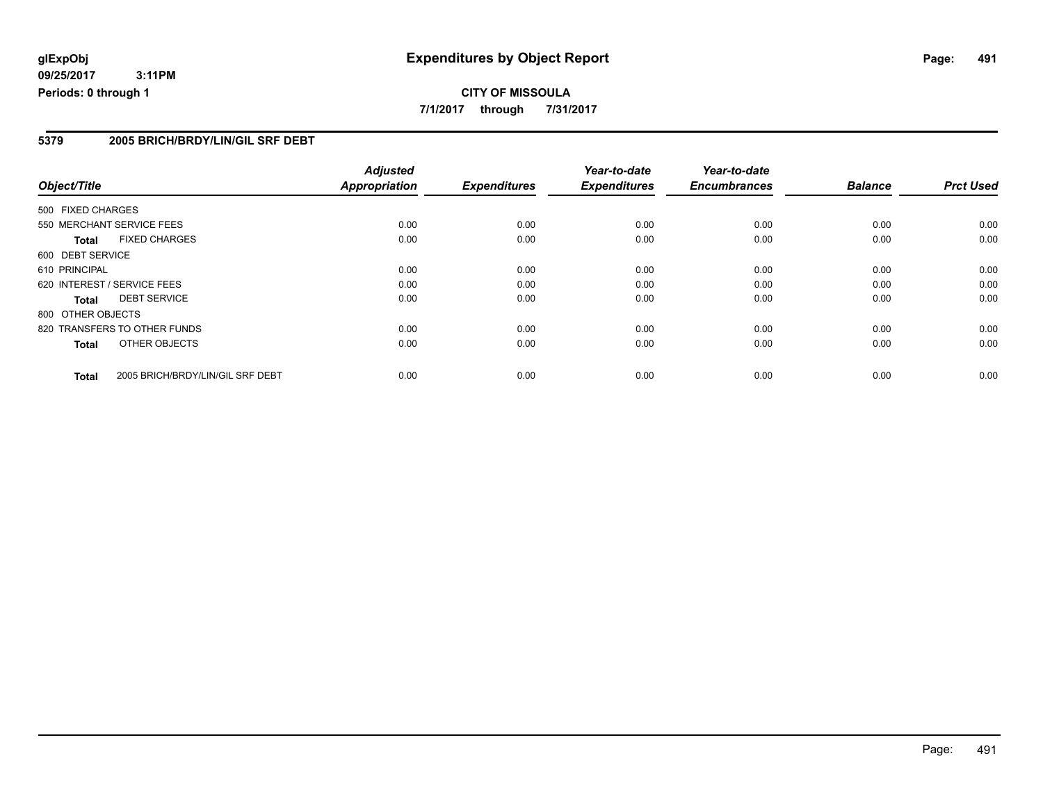**CITY OF MISSOULA**

**7/1/2017 through 7/31/2017**

## 5379 2005 BRICH/BRDY/LIN/GIL SRF DEBT

| Object/Title | Adjusted Appropriation | Expenditures | Year-to-date Expenditures | Year-to-date Encumbrances | Balance | Prct Used |
|---|---|---|---|---|---|---|
| 500 FIXED CHARGES | | | | | | |
| 550 MERCHANT SERVICE FEES | 0.00 | 0.00 | 0.00 | 0.00 | 0.00 | 0.00 |
| **Total** FIXED CHARGES | 0.00 | 0.00 | 0.00 | 0.00 | 0.00 | 0.00 |
| 600 DEBT SERVICE | | | | | | |
| 610 PRINCIPAL | 0.00 | 0.00 | 0.00 | 0.00 | 0.00 | 0.00 |
| 620 INTEREST / SERVICE FEES | 0.00 | 0.00 | 0.00 | 0.00 | 0.00 | 0.00 |
| **Total** DEBT SERVICE | 0.00 | 0.00 | 0.00 | 0.00 | 0.00 | 0.00 |
| 800 OTHER OBJECTS | | | | | | |
| 820 TRANSFERS TO OTHER FUNDS | 0.00 | 0.00 | 0.00 | 0.00 | 0.00 | 0.00 |
| **Total** OTHER OBJECTS | 0.00 | 0.00 | 0.00 | 0.00 | 0.00 | 0.00 |
| **Total** 2005 BRICH/BRDY/LIN/GIL SRF DEBT | 0.00 | 0.00 | 0.00 | 0.00 | 0.00 | 0.00 |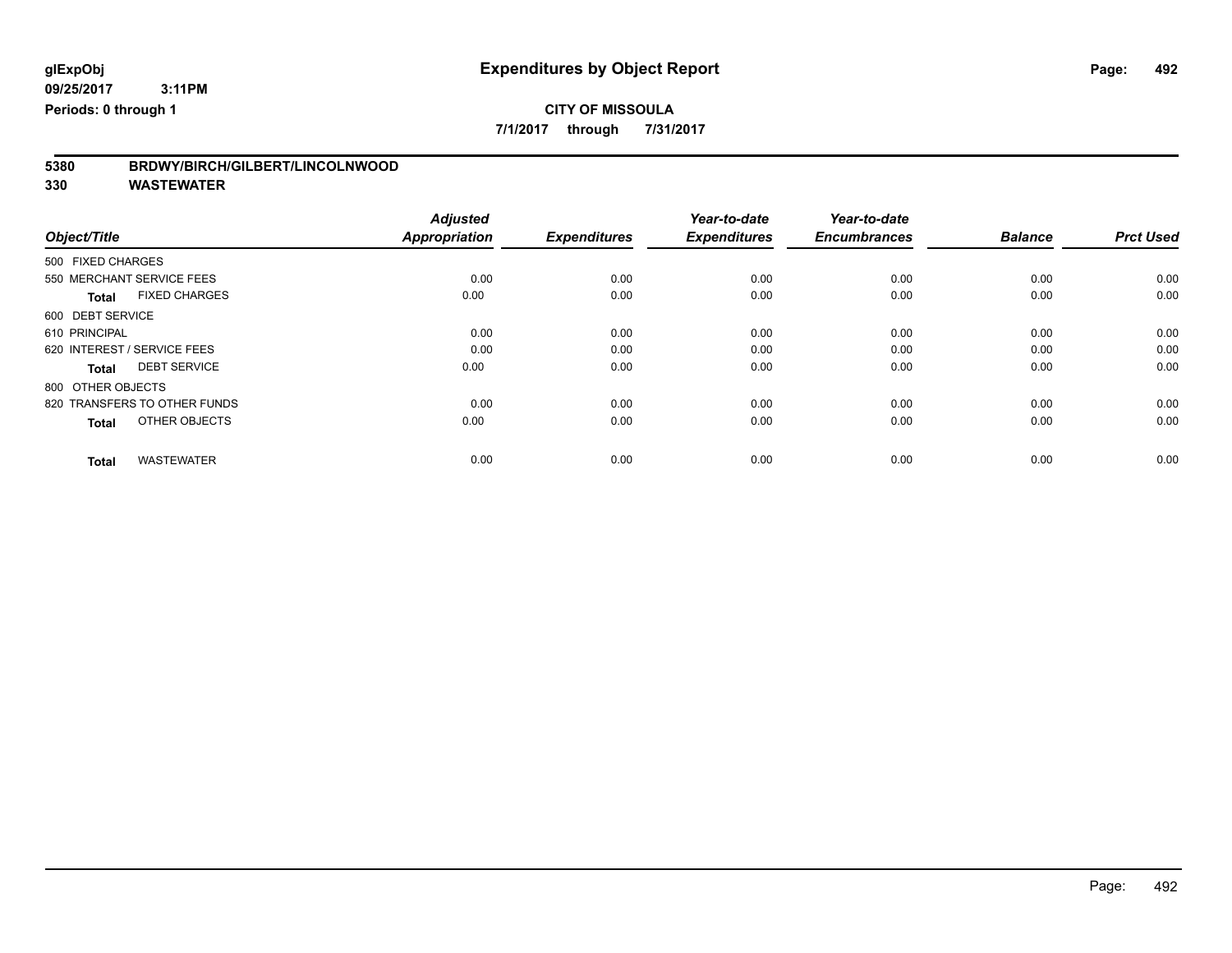**glExpObj** **Expenditures by Object Report**
**09/25/2017 3:11PM**
**Periods: 0 through 1**

**CITY OF MISSOULA**
**7/1/2017 through 7/31/2017**

**5380 BRDWY/BIRCH/GILBERT/LINCOLNWOOD**
**330 WASTEWATER**

| Object/Title | Adjusted Appropriation | Expenditures | Year-to-date Expenditures | Year-to-date Encumbrances | Balance | Prct Used |
|---|---|---|---|---|---|---|
| 500 FIXED CHARGES | | | | | | |
| 550 MERCHANT SERVICE FEES | 0.00 | 0.00 | 0.00 | 0.00 | 0.00 | 0.00 |
| **Total** FIXED CHARGES | 0.00 | 0.00 | 0.00 | 0.00 | 0.00 | 0.00 |
| 600 DEBT SERVICE | | | | | | |
| 610 PRINCIPAL | 0.00 | 0.00 | 0.00 | 0.00 | 0.00 | 0.00 |
| 620 INTEREST / SERVICE FEES | 0.00 | 0.00 | 0.00 | 0.00 | 0.00 | 0.00 |
| **Total** DEBT SERVICE | 0.00 | 0.00 | 0.00 | 0.00 | 0.00 | 0.00 |
| 800 OTHER OBJECTS | | | | | | |
| 820 TRANSFERS TO OTHER FUNDS | 0.00 | 0.00 | 0.00 | 0.00 | 0.00 | 0.00 |
| **Total** OTHER OBJECTS | 0.00 | 0.00 | 0.00 | 0.00 | 0.00 | 0.00 |
| **Total** WASTEWATER | 0.00 | 0.00 | 0.00 | 0.00 | 0.00 | 0.00 |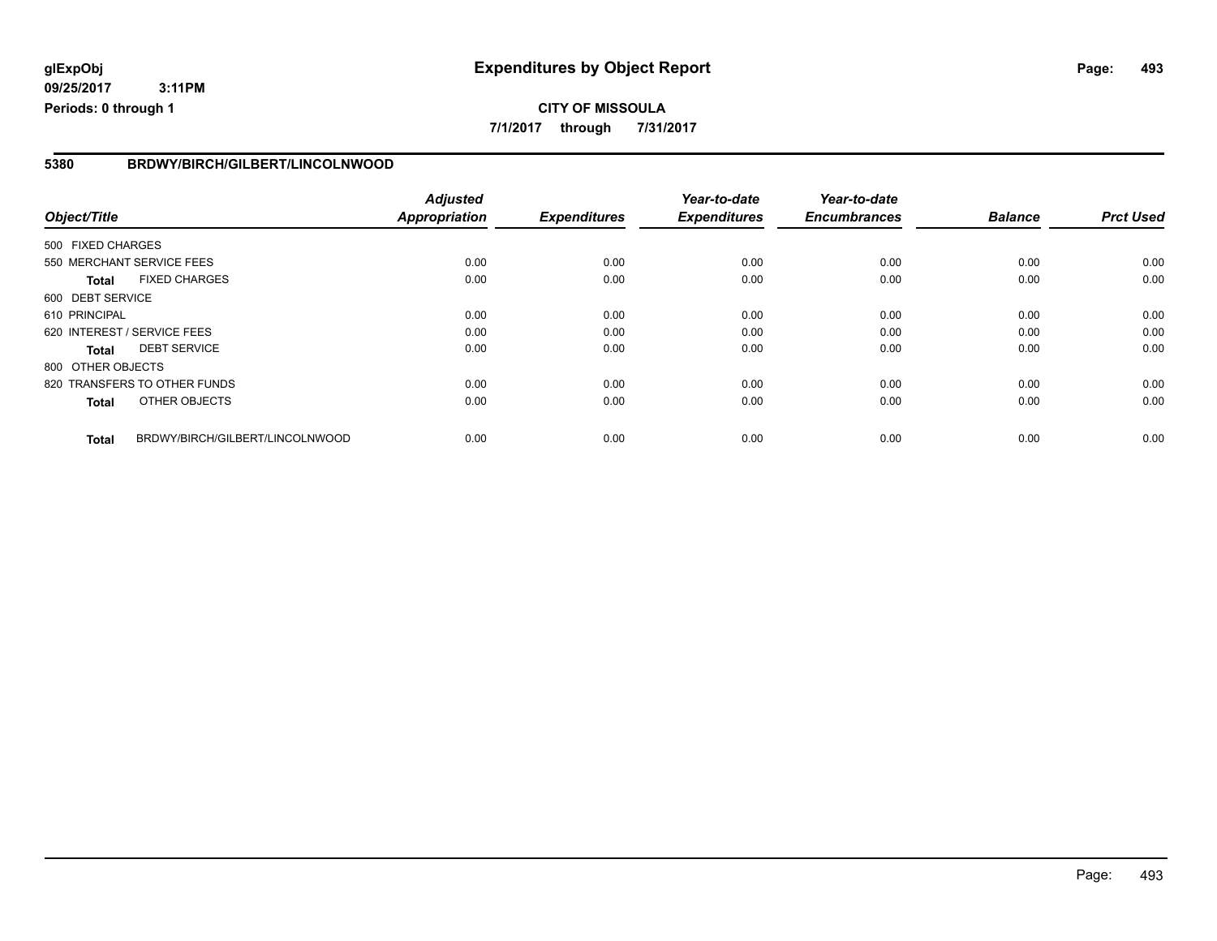# Expenditures by Object Report

glExpObj
09/25/2017 3:11PM
Periods: 0 through 1

**CITY OF MISSOULA**
**7/1/2017 through 7/31/2017**

## 5380 BRDWY/BIRCH/GILBERT/LINCOLNWOOD

| Object/Title | | Adjusted Appropriation | Expenditures | Year-to-date Expenditures | Year-to-date Encumbrances | Balance | Prct Used |
|---|---|---|---|---|---|---|---|
| 500 FIXED CHARGES | | | | | | | |
| 550 MERCHANT SERVICE FEES | | 0.00 | 0.00 | 0.00 | 0.00 | 0.00 | 0.00 |
| **Total** | FIXED CHARGES | 0.00 | 0.00 | 0.00 | 0.00 | 0.00 | 0.00 |
| 600 DEBT SERVICE | | | | | | | |
| 610 PRINCIPAL | | 0.00 | 0.00 | 0.00 | 0.00 | 0.00 | 0.00 |
| 620 INTEREST / SERVICE FEES | | 0.00 | 0.00 | 0.00 | 0.00 | 0.00 | 0.00 |
| **Total** | DEBT SERVICE | 0.00 | 0.00 | 0.00 | 0.00 | 0.00 | 0.00 |
| 800 OTHER OBJECTS | | | | | | | |
| 820 TRANSFERS TO OTHER FUNDS | | 0.00 | 0.00 | 0.00 | 0.00 | 0.00 | 0.00 |
| **Total** | OTHER OBJECTS | 0.00 | 0.00 | 0.00 | 0.00 | 0.00 | 0.00 |
| **Total** | BRDWY/BIRCH/GILBERT/LINCOLNWOOD | 0.00 | 0.00 | 0.00 | 0.00 | 0.00 | 0.00 |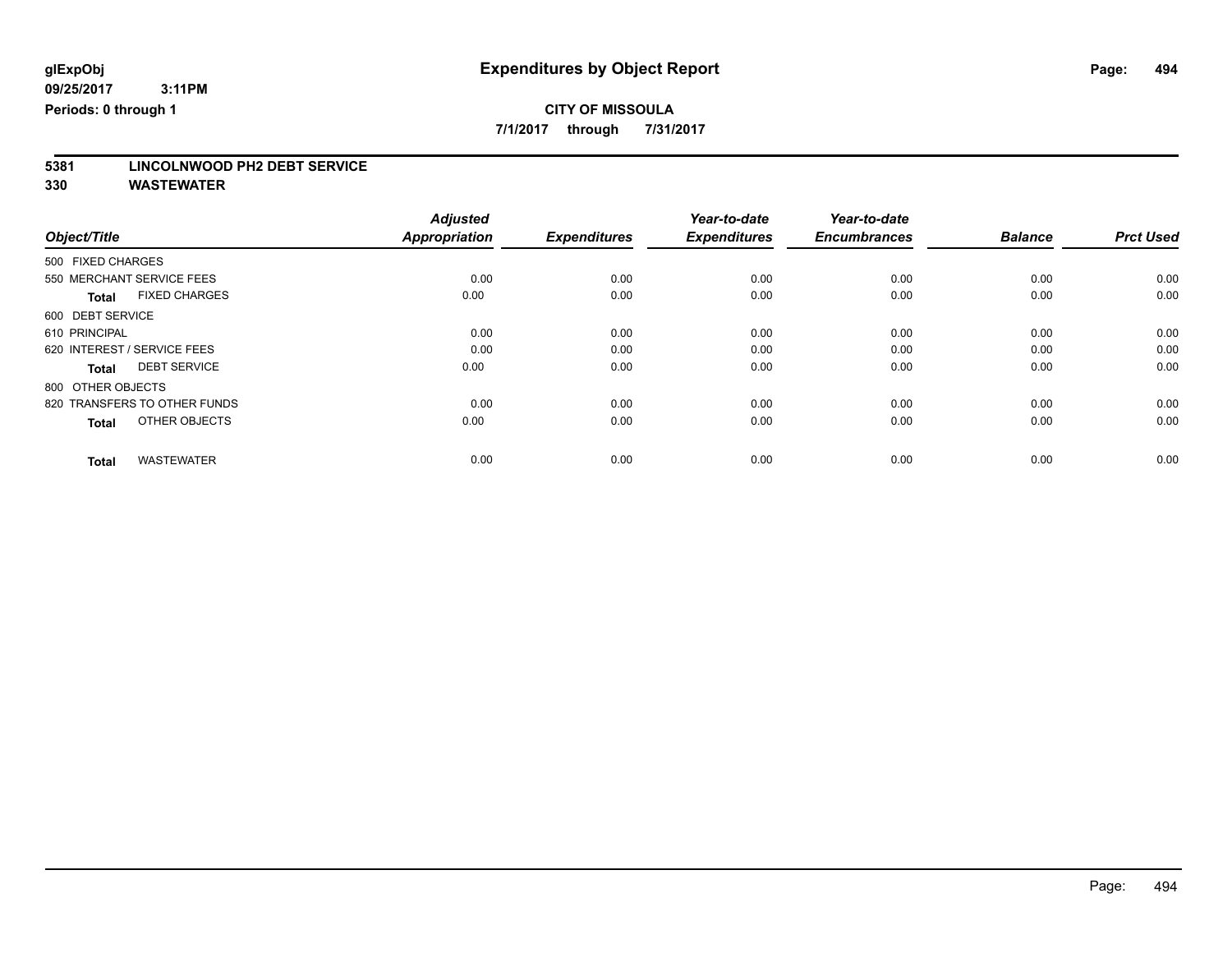**glExpObj**
**09/25/2017 3:11PM**
**Periods: 0 through 1**

# Expenditures by Object Report

**CITY OF MISSOULA**
**7/1/2017 through 7/31/2017**

**5381 LINCOLNWOOD PH2 DEBT SERVICE**
**330 WASTEWATER**

| Object/Title | Adjusted Appropriation | Expenditures | Year-to-date Expenditures | Year-to-date Encumbrances | Balance | Prct Used |
|---|---|---|---|---|---|---|
| 500 FIXED CHARGES | | | | | | |
| 550 MERCHANT SERVICE FEES | 0.00 | 0.00 | 0.00 | 0.00 | 0.00 | 0.00 |
| **Total** FIXED CHARGES | 0.00 | 0.00 | 0.00 | 0.00 | 0.00 | 0.00 |
| 600 DEBT SERVICE | | | | | | |
| 610 PRINCIPAL | 0.00 | 0.00 | 0.00 | 0.00 | 0.00 | 0.00 |
| 620 INTEREST / SERVICE FEES | 0.00 | 0.00 | 0.00 | 0.00 | 0.00 | 0.00 |
| **Total** DEBT SERVICE | 0.00 | 0.00 | 0.00 | 0.00 | 0.00 | 0.00 |
| 800 OTHER OBJECTS | | | | | | |
| 820 TRANSFERS TO OTHER FUNDS | 0.00 | 0.00 | 0.00 | 0.00 | 0.00 | 0.00 |
| **Total** OTHER OBJECTS | 0.00 | 0.00 | 0.00 | 0.00 | 0.00 | 0.00 |
| **Total** WASTEWATER | 0.00 | 0.00 | 0.00 | 0.00 | 0.00 | 0.00 |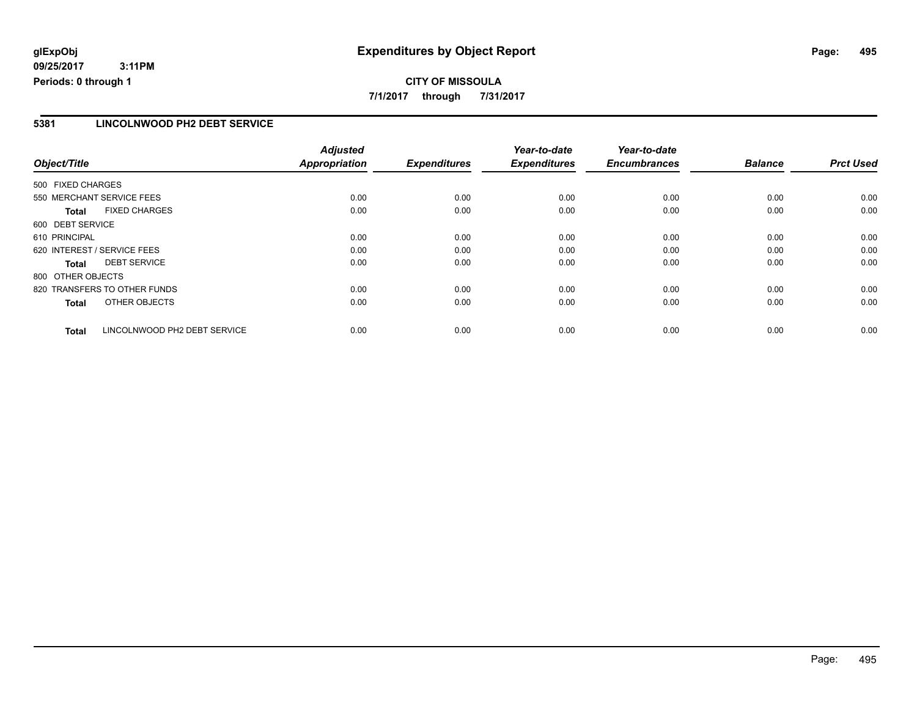**glExpObj** **Expenditures by Object Report**

**09/25/2017 3:11PM**

**Periods: 0 through 1**

**CITY OF MISSOULA**

**7/1/2017 through 7/31/2017**

## 5381 LINCOLNWOOD PH2 DEBT SERVICE

| Object/Title | Adjusted Appropriation | Expenditures | Year-to-date Expenditures | Year-to-date Encumbrances | Balance | Prct Used |
|---|---|---|---|---|---|---|
| 500 FIXED CHARGES | | | | | | |
| 550 MERCHANT SERVICE FEES | 0.00 | 0.00 | 0.00 | 0.00 | 0.00 | 0.00 |
| **Total** FIXED CHARGES | 0.00 | 0.00 | 0.00 | 0.00 | 0.00 | 0.00 |
| 600 DEBT SERVICE | | | | | | |
| 610 PRINCIPAL | 0.00 | 0.00 | 0.00 | 0.00 | 0.00 | 0.00 |
| 620 INTEREST / SERVICE FEES | 0.00 | 0.00 | 0.00 | 0.00 | 0.00 | 0.00 |
| **Total** DEBT SERVICE | 0.00 | 0.00 | 0.00 | 0.00 | 0.00 | 0.00 |
| 800 OTHER OBJECTS | | | | | | |
| 820 TRANSFERS TO OTHER FUNDS | 0.00 | 0.00 | 0.00 | 0.00 | 0.00 | 0.00 |
| **Total** OTHER OBJECTS | 0.00 | 0.00 | 0.00 | 0.00 | 0.00 | 0.00 |
| **Total** LINCOLNWOOD PH2 DEBT SERVICE | 0.00 | 0.00 | 0.00 | 0.00 | 0.00 | 0.00 |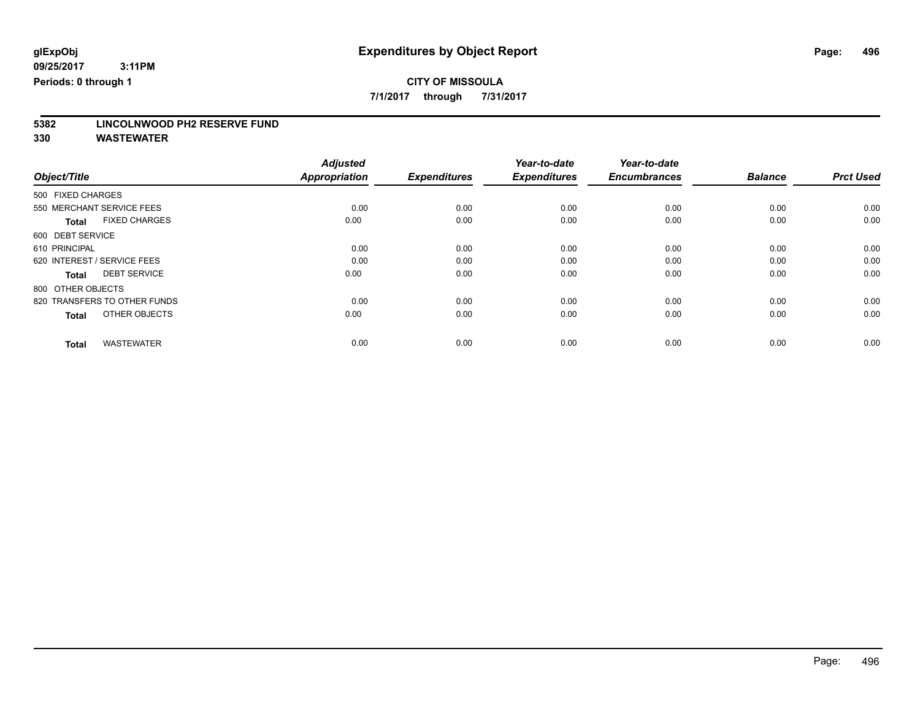**glExpObj**
**09/25/2017 3:11PM**
**Periods: 0 through 1**

# Expenditures by Object Report

**CITY OF MISSOULA**
**7/1/2017 through 7/31/2017**

## 5382 LINCOLNWOOD PH2 RESERVE FUND
## 330 WASTEWATER

| Object/Title | Adjusted Appropriation | Expenditures | Year-to-date Expenditures | Year-to-date Encumbrances | Balance | Prct Used |
|---|---|---|---|---|---|---|
| 500 FIXED CHARGES | | | | | | |
| 550 MERCHANT SERVICE FEES | 0.00 | 0.00 | 0.00 | 0.00 | 0.00 | 0.00 |
| **Total** FIXED CHARGES | 0.00 | 0.00 | 0.00 | 0.00 | 0.00 | 0.00 |
| 600 DEBT SERVICE | | | | | | |
| 610 PRINCIPAL | 0.00 | 0.00 | 0.00 | 0.00 | 0.00 | 0.00 |
| 620 INTEREST / SERVICE FEES | 0.00 | 0.00 | 0.00 | 0.00 | 0.00 | 0.00 |
| **Total** DEBT SERVICE | 0.00 | 0.00 | 0.00 | 0.00 | 0.00 | 0.00 |
| 800 OTHER OBJECTS | | | | | | |
| 820 TRANSFERS TO OTHER FUNDS | 0.00 | 0.00 | 0.00 | 0.00 | 0.00 | 0.00 |
| **Total** OTHER OBJECTS | 0.00 | 0.00 | 0.00 | 0.00 | 0.00 | 0.00 |
| **Total** WASTEWATER | 0.00 | 0.00 | 0.00 | 0.00 | 0.00 | 0.00 |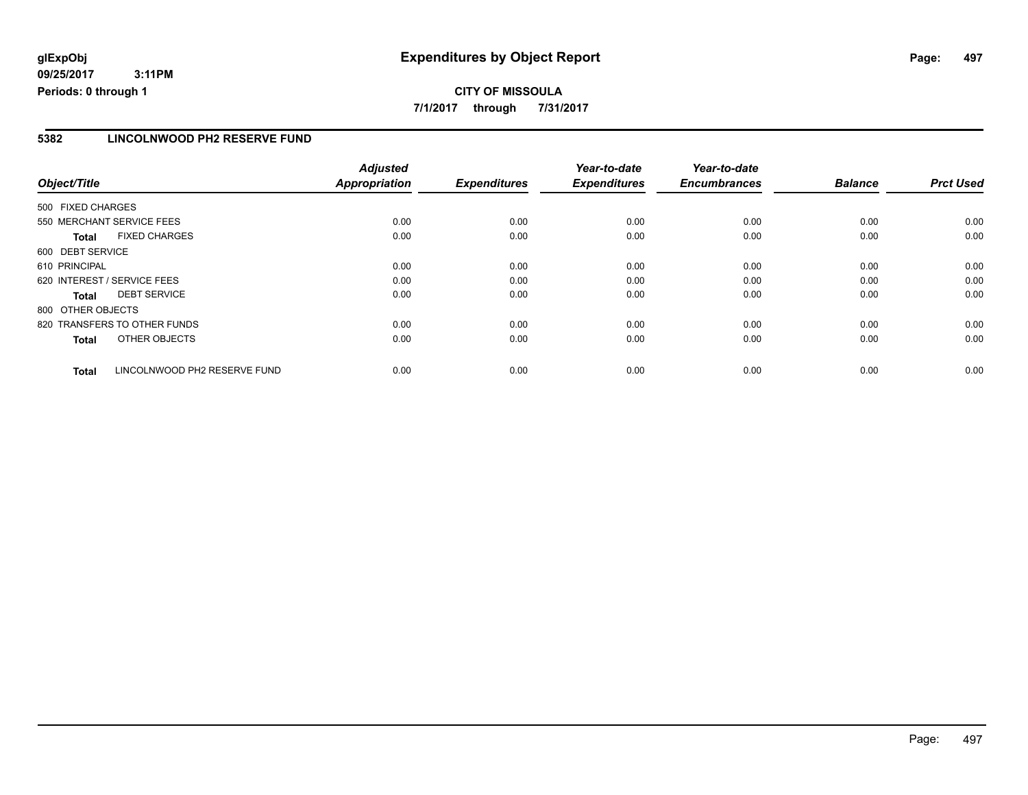**glExpObj**
**09/25/2017 3:11PM**
**Periods: 0 through 1**

# Expenditures by Object Report

**CITY OF MISSOULA**

**7/1/2017 through 7/31/2017**

## 5382 LINCOLNWOOD PH2 RESERVE FUND

| Object/Title | | *Adjusted Appropriation* | *Expenditures* | *Year-to-date Expenditures* | *Year-to-date Encumbrances* | *Balance* | *Prct Used* |
|---|---|---|---|---|---|---|---|
| 500 FIXED CHARGES | | | | | | | |
| 550 MERCHANT SERVICE FEES | | 0.00 | 0.00 | 0.00 | 0.00 | 0.00 | 0.00 |
| **Total** | FIXED CHARGES | 0.00 | 0.00 | 0.00 | 0.00 | 0.00 | 0.00 |
| 600 DEBT SERVICE | | | | | | | |
| 610 PRINCIPAL | | 0.00 | 0.00 | 0.00 | 0.00 | 0.00 | 0.00 |
| 620 INTEREST / SERVICE FEES | | 0.00 | 0.00 | 0.00 | 0.00 | 0.00 | 0.00 |
| **Total** | DEBT SERVICE | 0.00 | 0.00 | 0.00 | 0.00 | 0.00 | 0.00 |
| 800 OTHER OBJECTS | | | | | | | |
| 820 TRANSFERS TO OTHER FUNDS | | 0.00 | 0.00 | 0.00 | 0.00 | 0.00 | 0.00 |
| **Total** | OTHER OBJECTS | 0.00 | 0.00 | 0.00 | 0.00 | 0.00 | 0.00 |
| **Total** | LINCOLNWOOD PH2 RESERVE FUND | 0.00 | 0.00 | 0.00 | 0.00 | 0.00 | 0.00 |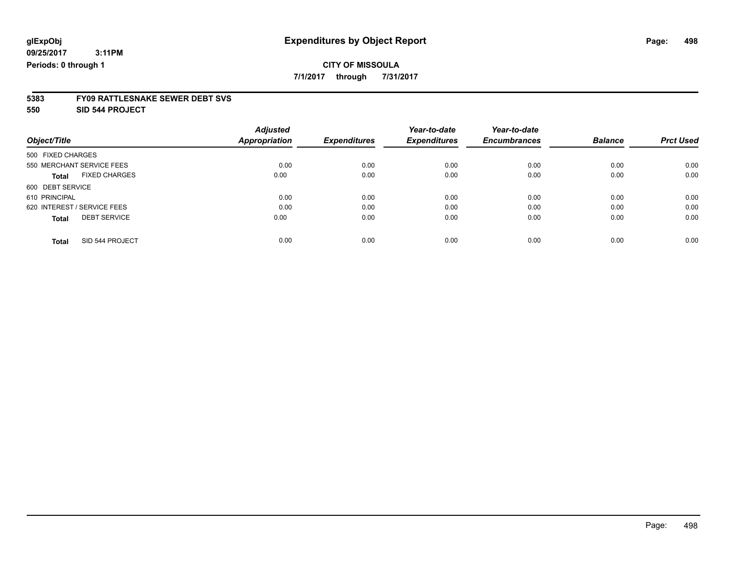**glExpObj** **Expenditures by Object Report**

**09/25/2017 3:11PM**

**Periods: 0 through 1**

**CITY OF MISSOULA**

**7/1/2017 through 7/31/2017**

**5383 FY09 RATTLESNAKE SEWER DEBT SVS**

**550 SID 544 PROJECT**

| Object/Title | Adjusted Appropriation | Expenditures | Year-to-date Expenditures | Year-to-date Encumbrances | Balance | Prct Used |
|---|---|---|---|---|---|---|
| 500 FIXED CHARGES | | | | | | |
| 550 MERCHANT SERVICE FEES | 0.00 | 0.00 | 0.00 | 0.00 | 0.00 | 0.00 |
| **Total** FIXED CHARGES | 0.00 | 0.00 | 0.00 | 0.00 | 0.00 | 0.00 |
| 600 DEBT SERVICE | | | | | | |
| 610 PRINCIPAL | 0.00 | 0.00 | 0.00 | 0.00 | 0.00 | 0.00 |
| 620 INTEREST / SERVICE FEES | 0.00 | 0.00 | 0.00 | 0.00 | 0.00 | 0.00 |
| **Total** DEBT SERVICE | 0.00 | 0.00 | 0.00 | 0.00 | 0.00 | 0.00 |
| **Total** SID 544 PROJECT | 0.00 | 0.00 | 0.00 | 0.00 | 0.00 | 0.00 |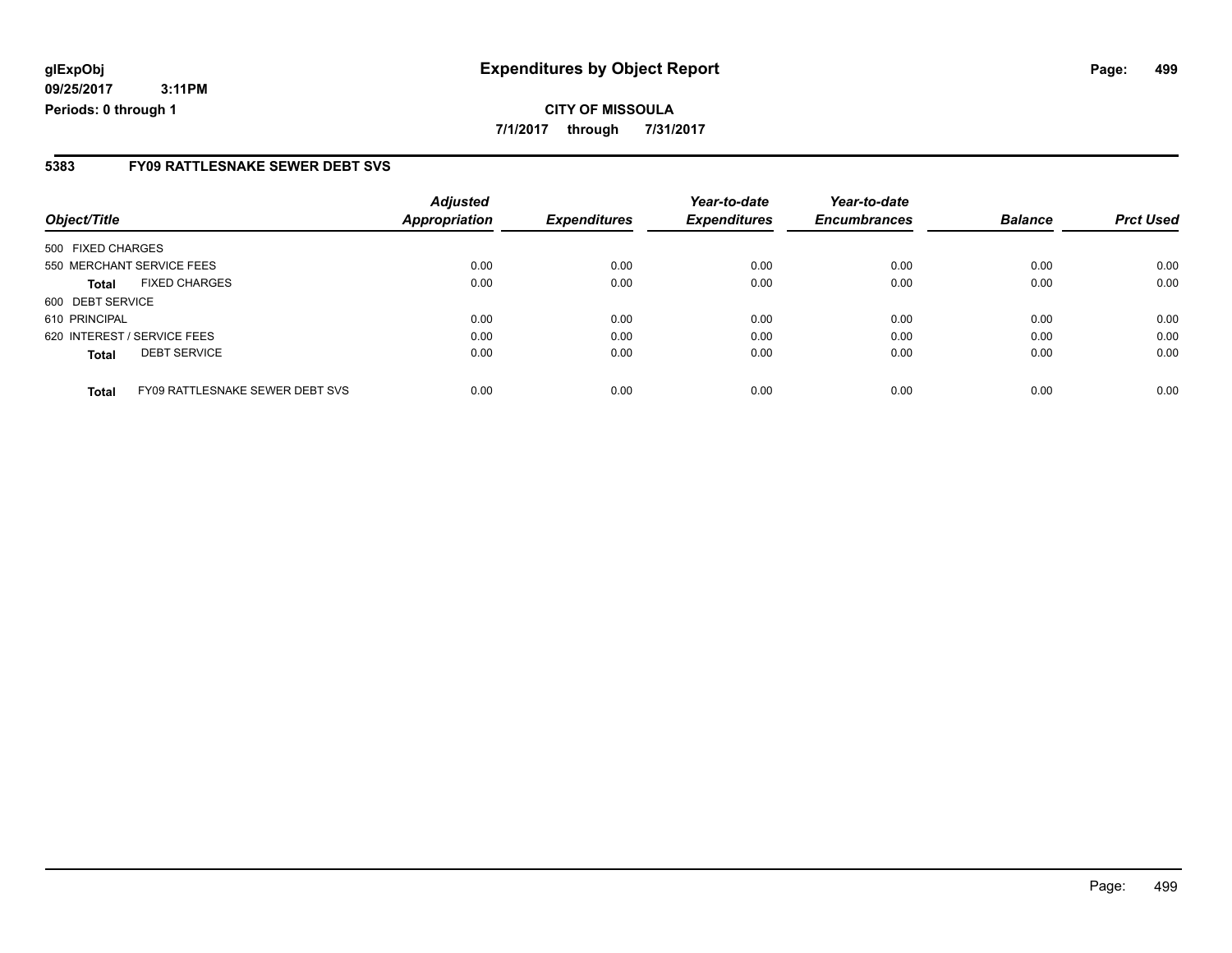**glExpObj** **Expenditures by Object Report**

**09/25/2017 3:11PM**

**Periods: 0 through 1**

**CITY OF MISSOULA**

**7/1/2017 through 7/31/2017**

## 5383 FY09 RATTLESNAKE SEWER DEBT SVS

| Object/Title | | *Adjusted Appropriation* | *Expenditures* | *Year-to-date Expenditures* | *Year-to-date Encumbrances* | *Balance* | *Prct Used* |
|---|---|---|---|---|---|---|---|
| 500 FIXED CHARGES | | | | | | | |
| 550 MERCHANT SERVICE FEES | | 0.00 | 0.00 | 0.00 | 0.00 | 0.00 | 0.00 |
| **Total** | FIXED CHARGES | 0.00 | 0.00 | 0.00 | 0.00 | 0.00 | 0.00 |
| 600 DEBT SERVICE | | | | | | | |
| 610 PRINCIPAL | | 0.00 | 0.00 | 0.00 | 0.00 | 0.00 | 0.00 |
| 620 INTEREST / SERVICE FEES | | 0.00 | 0.00 | 0.00 | 0.00 | 0.00 | 0.00 |
| **Total** | DEBT SERVICE | 0.00 | 0.00 | 0.00 | 0.00 | 0.00 | 0.00 |
| **Total** | FY09 RATTLESNAKE SEWER DEBT SVS | 0.00 | 0.00 | 0.00 | 0.00 | 0.00 | 0.00 |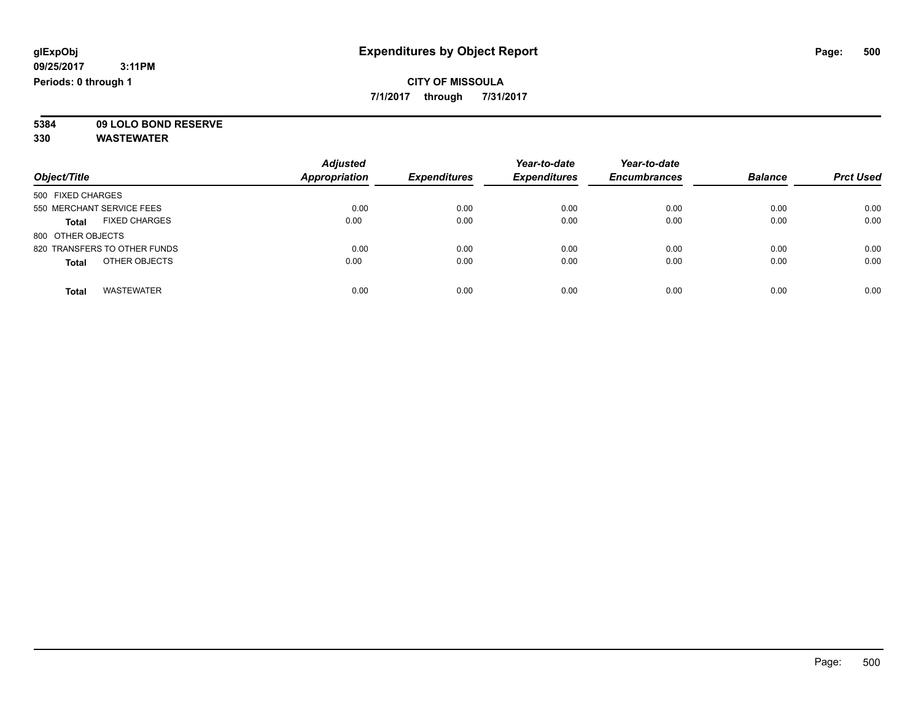**glExpObj**
**09/25/2017 3:11PM**
**Periods: 0 through 1**

# Expenditures by Object Report

**CITY OF MISSOULA**
**7/1/2017 through 7/31/2017**

**5384 09 LOLO BOND RESERVE**
**330 WASTEWATER**

| Object/Title | Adjusted Appropriation | Expenditures | Year-to-date Expenditures | Year-to-date Encumbrances | Balance | Prct Used |
|---|---|---|---|---|---|---|
| 500 FIXED CHARGES | | | | | | |
| 550 MERCHANT SERVICE FEES | 0.00 | 0.00 | 0.00 | 0.00 | 0.00 | 0.00 |
| **Total** FIXED CHARGES | 0.00 | 0.00 | 0.00 | 0.00 | 0.00 | 0.00 |
| 800 OTHER OBJECTS | | | | | | |
| 820 TRANSFERS TO OTHER FUNDS | 0.00 | 0.00 | 0.00 | 0.00 | 0.00 | 0.00 |
| **Total** OTHER OBJECTS | 0.00 | 0.00 | 0.00 | 0.00 | 0.00 | 0.00 |
| **Total** WASTEWATER | 0.00 | 0.00 | 0.00 | 0.00 | 0.00 | 0.00 |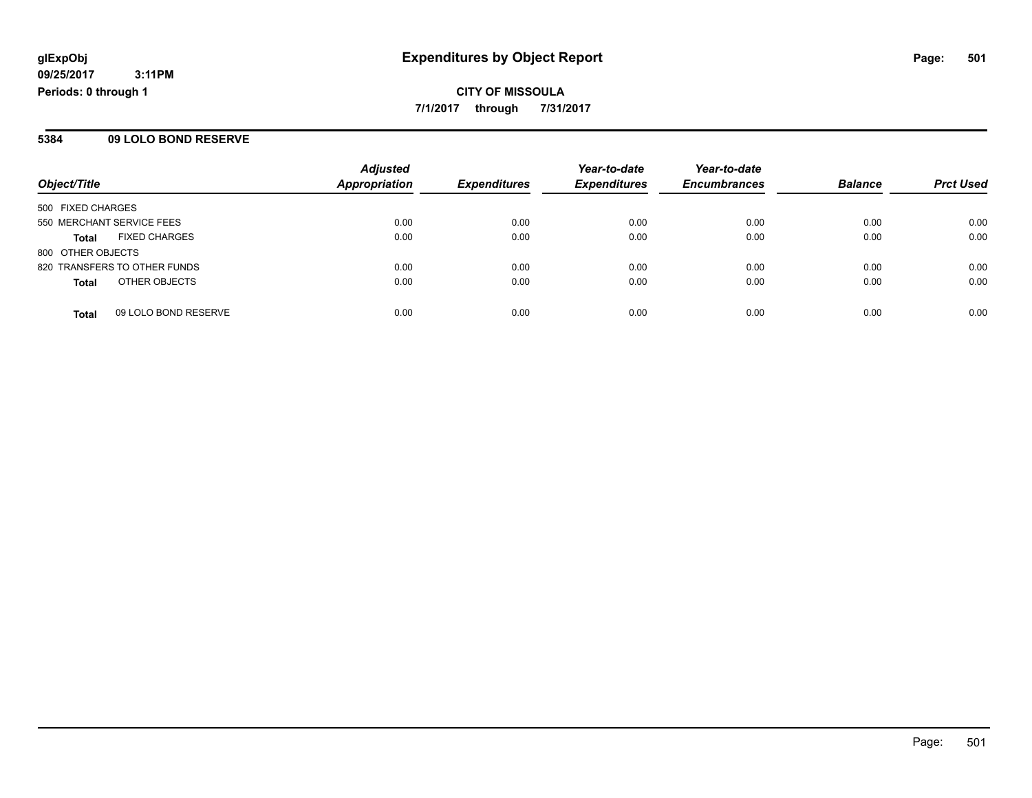**glExpObj**
**09/25/2017 3:11PM**
**Periods: 0 through 1**

# Expenditures by Object Report

**CITY OF MISSOULA**
**7/1/2017 through 7/31/2017**

## 5384 09 LOLO BOND RESERVE

| Object/Title | | Adjusted Appropriation | Expenditures | Year-to-date Expenditures | Year-to-date Encumbrances | Balance | Prct Used |
|---|---|---|---|---|---|---|---|
| 500 FIXED CHARGES | | | | | | | |
| 550 MERCHANT SERVICE FEES | | 0.00 | 0.00 | 0.00 | 0.00 | 0.00 | 0.00 |
| **Total** | FIXED CHARGES | 0.00 | 0.00 | 0.00 | 0.00 | 0.00 | 0.00 |
| 800 OTHER OBJECTS | | | | | | | |
| 820 TRANSFERS TO OTHER FUNDS | | 0.00 | 0.00 | 0.00 | 0.00 | 0.00 | 0.00 |
| **Total** | OTHER OBJECTS | 0.00 | 0.00 | 0.00 | 0.00 | 0.00 | 0.00 |
| **Total** | 09 LOLO BOND RESERVE | 0.00 | 0.00 | 0.00 | 0.00 | 0.00 | 0.00 |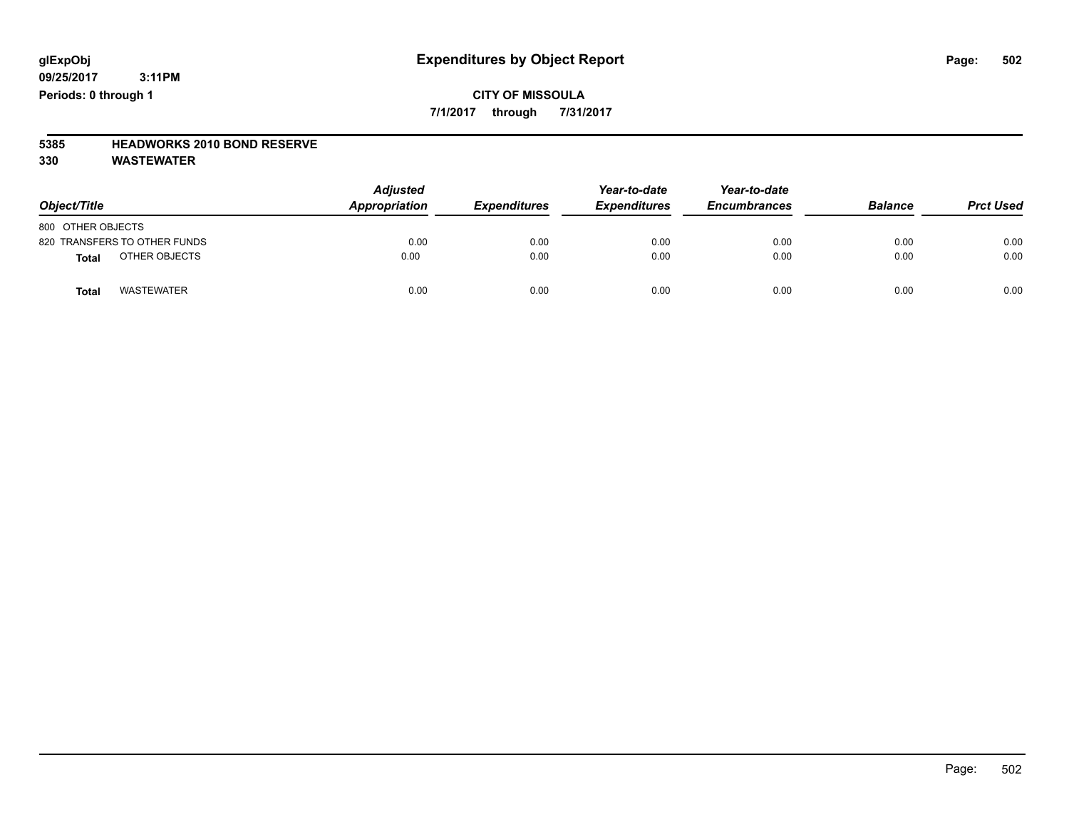glExpObj
09/25/2017 3:11PM
Periods: 0 through 1

# Expenditures by Object Report

**CITY OF MISSOULA**

**7/1/2017 through 7/31/2017**

**5385 HEADWORKS 2010 BOND RESERVE**
**330 WASTEWATER**

| Object/Title | *Adjusted Appropriation* | *Expenditures* | *Year-to-date Expenditures* | *Year-to-date Encumbrances* | *Balance* | *Prct Used* |
|---|---|---|---|---|---|---|
| 800 OTHER OBJECTS | | | | | | |
| 820 TRANSFERS TO OTHER FUNDS | 0.00 | 0.00 | 0.00 | 0.00 | 0.00 | 0.00 |
| **Total** OTHER OBJECTS | 0.00 | 0.00 | 0.00 | 0.00 | 0.00 | 0.00 |
| **Total** WASTEWATER | 0.00 | 0.00 | 0.00 | 0.00 | 0.00 | 0.00 |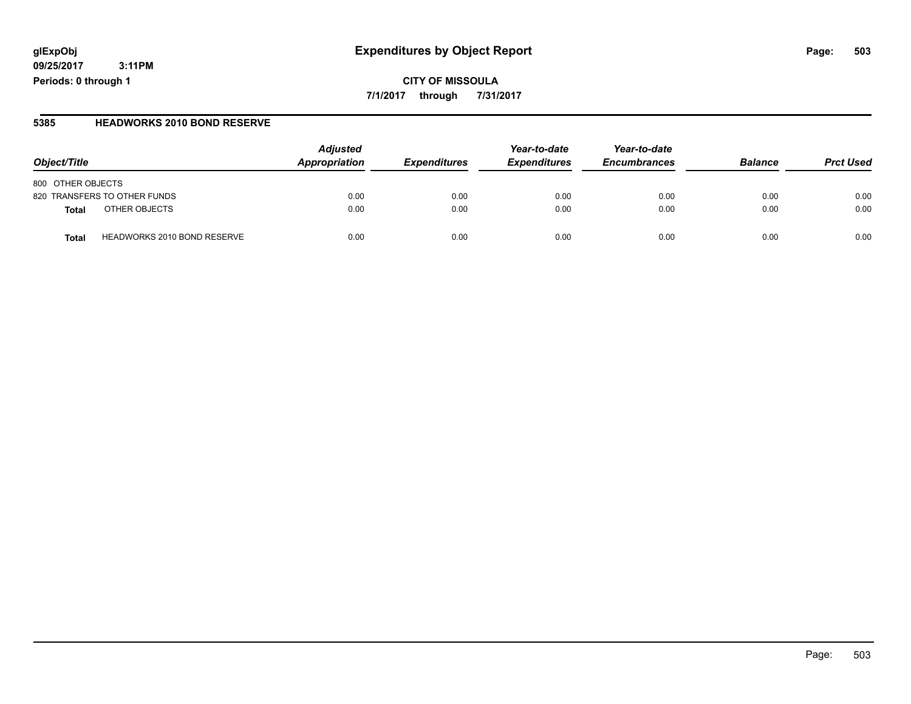glExpObj
09/25/2017 3:11PM
Periods: 0 through 1

# Expenditures by Object Report

CITY OF MISSOULA

7/1/2017 through 7/31/2017

## 5385 HEADWORKS 2010 BOND RESERVE

| Object/Title | | Adjusted Appropriation | Expenditures | Year-to-date Expenditures | Year-to-date Encumbrances | Balance | Prct Used |
|---|---|---|---|---|---|---|---|
| 800 OTHER OBJECTS | | | | | | | |
| 820 TRANSFERS TO OTHER FUNDS | | 0.00 | 0.00 | 0.00 | 0.00 | 0.00 | 0.00 |
| **Total** | OTHER OBJECTS | 0.00 | 0.00 | 0.00 | 0.00 | 0.00 | 0.00 |
| **Total** | HEADWORKS 2010 BOND RESERVE | 0.00 | 0.00 | 0.00 | 0.00 | 0.00 | 0.00 |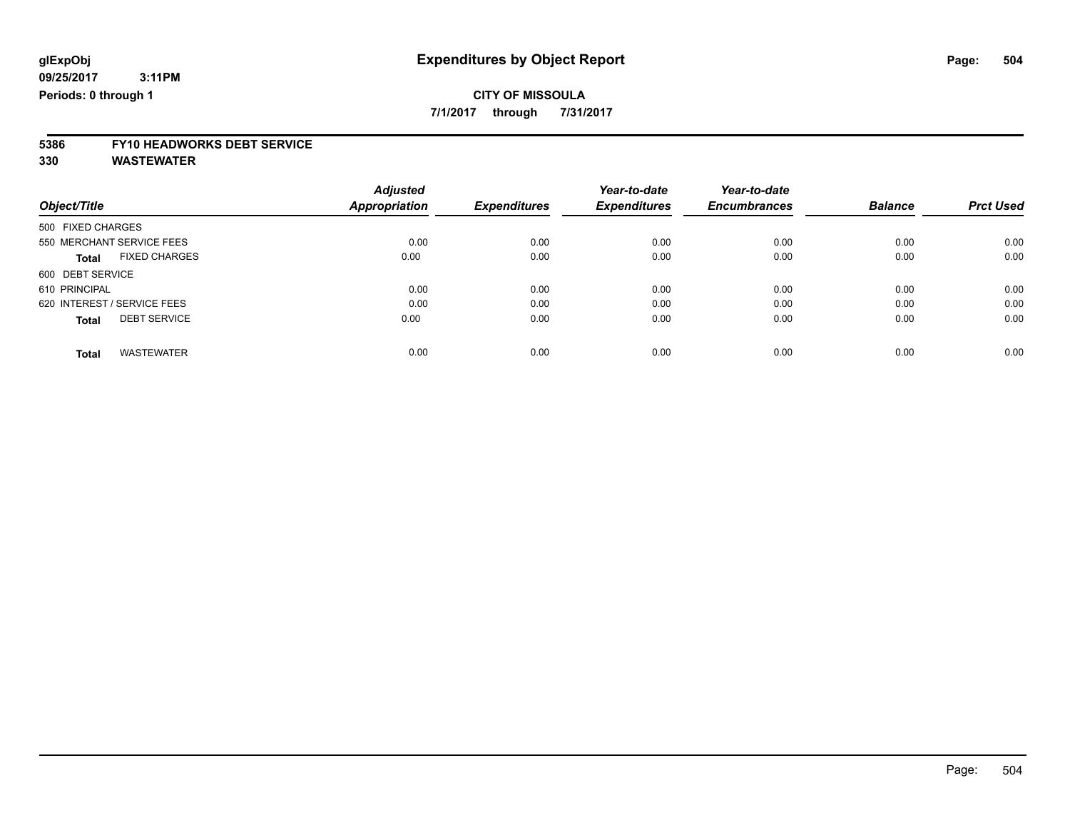# Expenditures by Object Report

**CITY OF MISSOULA**

**7/1/2017 through 7/31/2017**

glExpObj
09/25/2017 3:11PM
Periods: 0 through 1

## 5386 FY10 HEADWORKS DEBT SERVICE
## 330 WASTEWATER

| Object/Title | Adjusted Appropriation | Expenditures | Year-to-date Expenditures | Year-to-date Encumbrances | Balance | Prct Used |
|---|---|---|---|---|---|---|
| 500 FIXED CHARGES | | | | | | |
| 550 MERCHANT SERVICE FEES | 0.00 | 0.00 | 0.00 | 0.00 | 0.00 | 0.00 |
| **Total** FIXED CHARGES | 0.00 | 0.00 | 0.00 | 0.00 | 0.00 | 0.00 |
| 600 DEBT SERVICE | | | | | | |
| 610 PRINCIPAL | 0.00 | 0.00 | 0.00 | 0.00 | 0.00 | 0.00 |
| 620 INTEREST / SERVICE FEES | 0.00 | 0.00 | 0.00 | 0.00 | 0.00 | 0.00 |
| **Total** DEBT SERVICE | 0.00 | 0.00 | 0.00 | 0.00 | 0.00 | 0.00 |
| **Total** WASTEWATER | 0.00 | 0.00 | 0.00 | 0.00 | 0.00 | 0.00 |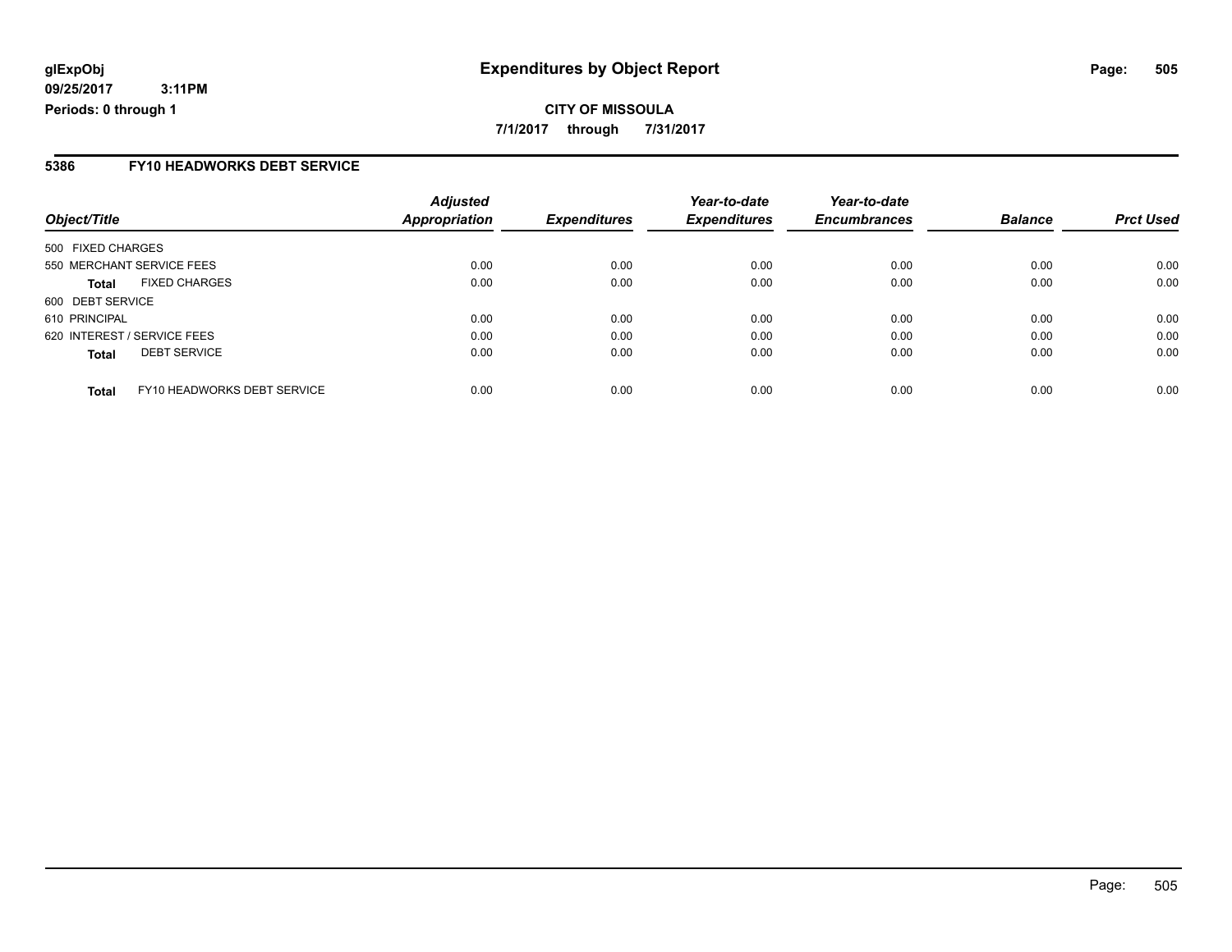**glExpObj** **Expenditures by Object Report**
**09/25/2017 3:11PM**
**Periods: 0 through 1**

**CITY OF MISSOULA**
**7/1/2017 through 7/31/2017**

## 5386 FY10 HEADWORKS DEBT SERVICE

| Object/Title | | *Adjusted Appropriation* | *Expenditures* | *Year-to-date Expenditures* | *Year-to-date Encumbrances* | *Balance* | *Prct Used* |
|---|---|---|---|---|---|---|---|
| 500 FIXED CHARGES | | | | | | | |
| 550 MERCHANT SERVICE FEES | | 0.00 | 0.00 | 0.00 | 0.00 | 0.00 | 0.00 |
| **Total** | FIXED CHARGES | 0.00 | 0.00 | 0.00 | 0.00 | 0.00 | 0.00 |
| 600 DEBT SERVICE | | | | | | | |
| 610 PRINCIPAL | | 0.00 | 0.00 | 0.00 | 0.00 | 0.00 | 0.00 |
| 620 INTEREST / SERVICE FEES | | 0.00 | 0.00 | 0.00 | 0.00 | 0.00 | 0.00 |
| **Total** | DEBT SERVICE | 0.00 | 0.00 | 0.00 | 0.00 | 0.00 | 0.00 |
| **Total** | FY10 HEADWORKS DEBT SERVICE | 0.00 | 0.00 | 0.00 | 0.00 | 0.00 | 0.00 |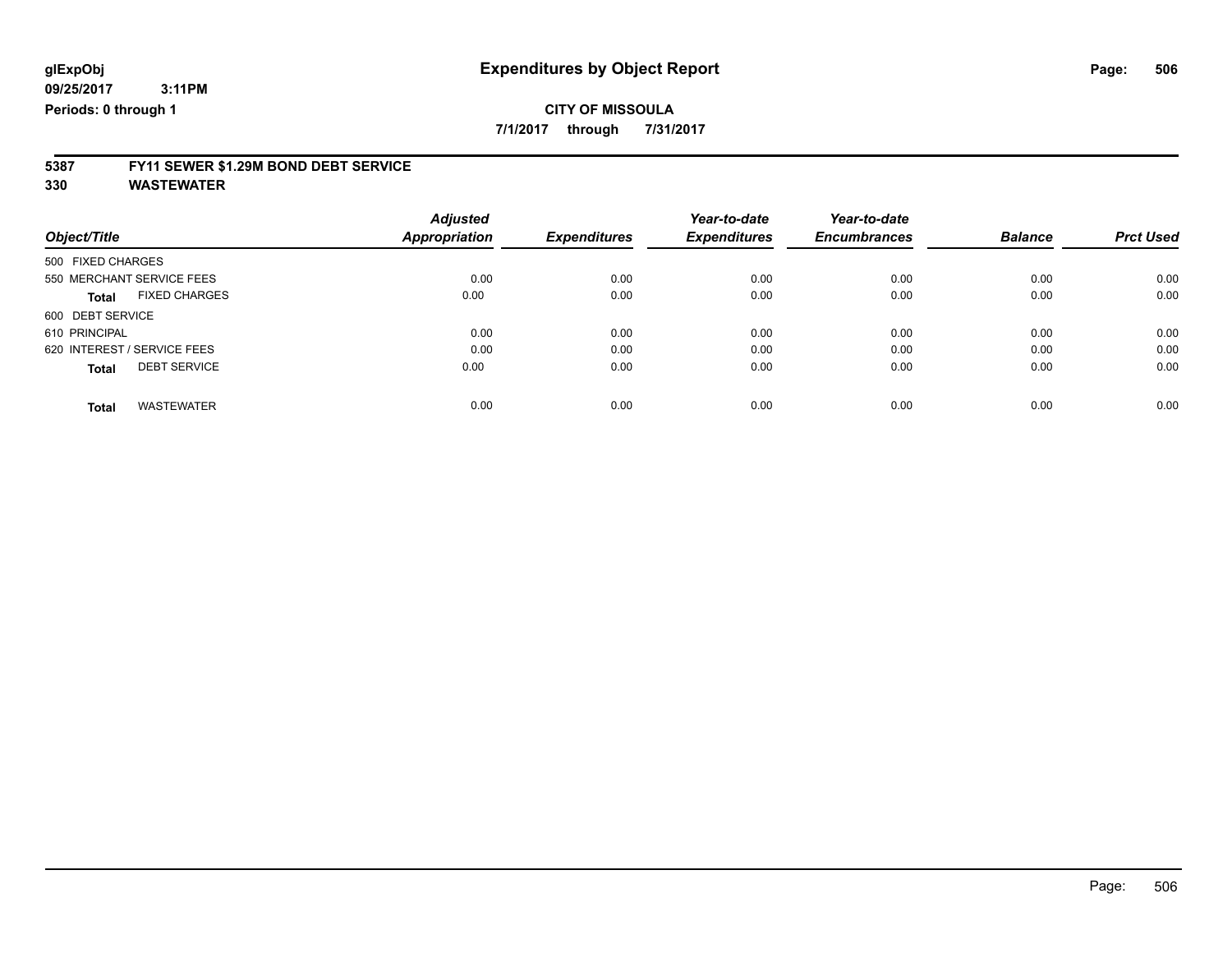glExpObj
09/25/2017 3:11PM
Periods: 0 through 1

# Expenditures by Object Report

**CITY OF MISSOULA**

**7/1/2017 through 7/31/2017**

## 5387 FY11 SEWER $1.29M BOND DEBT SERVICE
## 330 WASTEWATER

| Object/Title | Adjusted Appropriation | Expenditures | Year-to-date Expenditures | Year-to-date Encumbrances | Balance | Prct Used |
|---|---|---|---|---|---|---|
| 500 FIXED CHARGES | | | | | | |
| 550 MERCHANT SERVICE FEES | 0.00 | 0.00 | 0.00 | 0.00 | 0.00 | 0.00 |
| **Total** FIXED CHARGES | 0.00 | 0.00 | 0.00 | 0.00 | 0.00 | 0.00 |
| 600 DEBT SERVICE | | | | | | |
| 610 PRINCIPAL | 0.00 | 0.00 | 0.00 | 0.00 | 0.00 | 0.00 |
| 620 INTEREST / SERVICE FEES | 0.00 | 0.00 | 0.00 | 0.00 | 0.00 | 0.00 |
| **Total** DEBT SERVICE | 0.00 | 0.00 | 0.00 | 0.00 | 0.00 | 0.00 |
| **Total** WASTEWATER | 0.00 | 0.00 | 0.00 | 0.00 | 0.00 | 0.00 |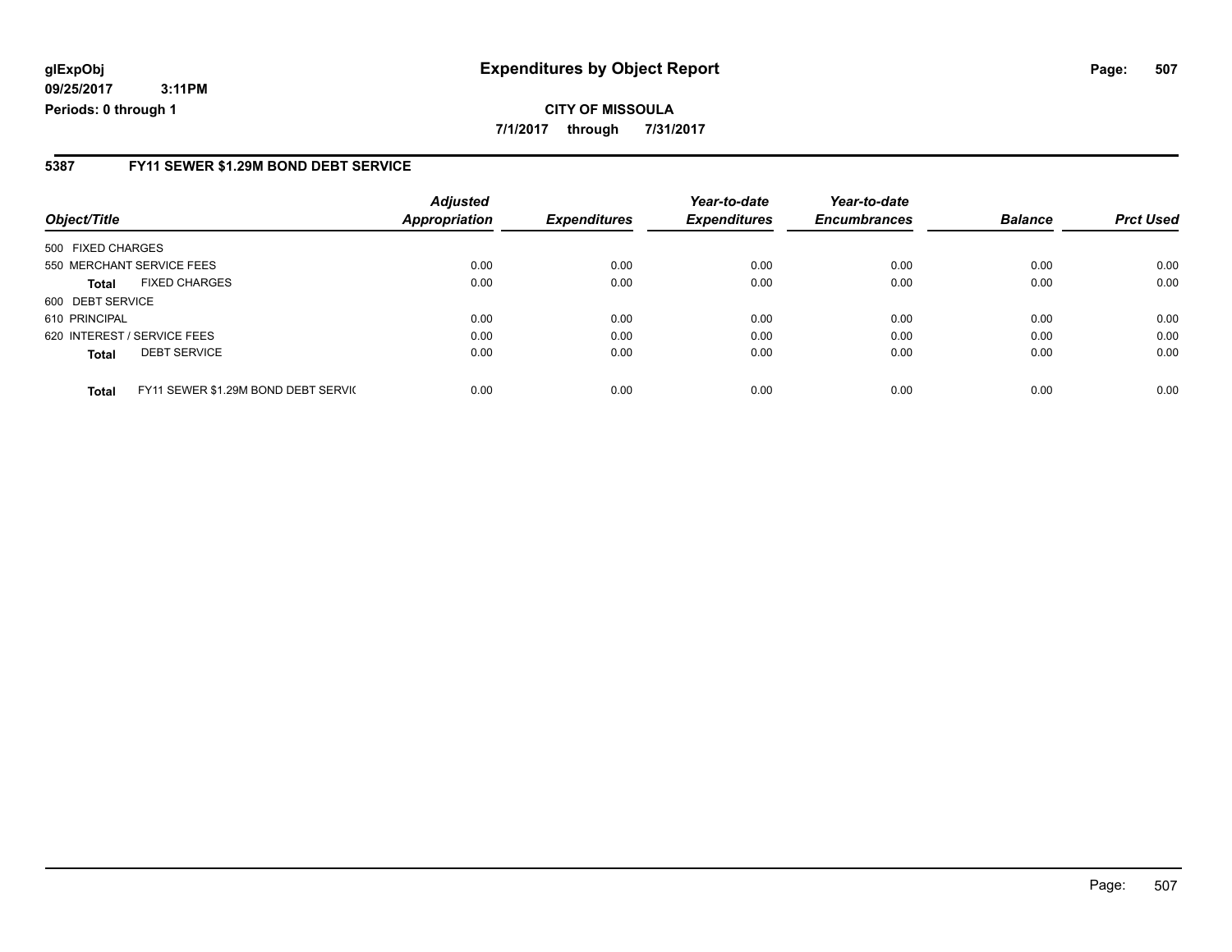**CITY OF MISSOULA**

**7/1/2017 through 7/31/2017**

## 5387 FY11 SEWER $1.29M BOND DEBT SERVICE

| Object/Title | | Adjusted Appropriation | Expenditures | Year-to-date Expenditures | Year-to-date Encumbrances | Balance | Prct Used |
|---|---|---|---|---|---|---|---|
| 500 FIXED CHARGES | | | | | | | |
| 550 MERCHANT SERVICE FEES | | 0.00 | 0.00 | 0.00 | 0.00 | 0.00 | 0.00 |
| **Total** | FIXED CHARGES | 0.00 | 0.00 | 0.00 | 0.00 | 0.00 | 0.00 |
| 600 DEBT SERVICE | | | | | | | |
| 610 PRINCIPAL | | 0.00 | 0.00 | 0.00 | 0.00 | 0.00 | 0.00 |
| 620 INTEREST / SERVICE FEES | | 0.00 | 0.00 | 0.00 | 0.00 | 0.00 | 0.00 |
| **Total** | DEBT SERVICE | 0.00 | 0.00 | 0.00 | 0.00 | 0.00 | 0.00 |
| **Total** | FY11 SEWER $1.29M BOND DEBT SERVIC | 0.00 | 0.00 | 0.00 | 0.00 | 0.00 | 0.00 |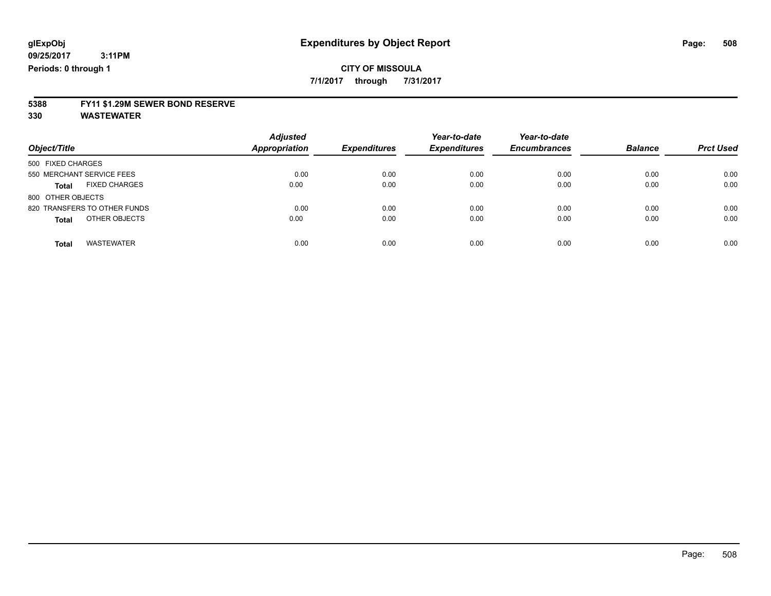**glExpObj** **Expenditures by Object Report**

**09/25/2017 3:11PM**

**Periods: 0 through 1**

**CITY OF MISSOULA**

**7/1/2017 through 7/31/2017**

**5388 FY11 $1.29M SEWER BOND RESERVE**

**330 WASTEWATER**

| Object/Title | Adjusted Appropriation | Expenditures | Year-to-date Expenditures | Year-to-date Encumbrances | Balance | Prct Used |
|---|---|---|---|---|---|---|
| 500 FIXED CHARGES | | | | | | |
| 550 MERCHANT SERVICE FEES | 0.00 | 0.00 | 0.00 | 0.00 | 0.00 | 0.00 |
| **Total** FIXED CHARGES | 0.00 | 0.00 | 0.00 | 0.00 | 0.00 | 0.00 |
| 800 OTHER OBJECTS | | | | | | |
| 820 TRANSFERS TO OTHER FUNDS | 0.00 | 0.00 | 0.00 | 0.00 | 0.00 | 0.00 |
| **Total** OTHER OBJECTS | 0.00 | 0.00 | 0.00 | 0.00 | 0.00 | 0.00 |
| **Total** WASTEWATER | 0.00 | 0.00 | 0.00 | 0.00 | 0.00 | 0.00 |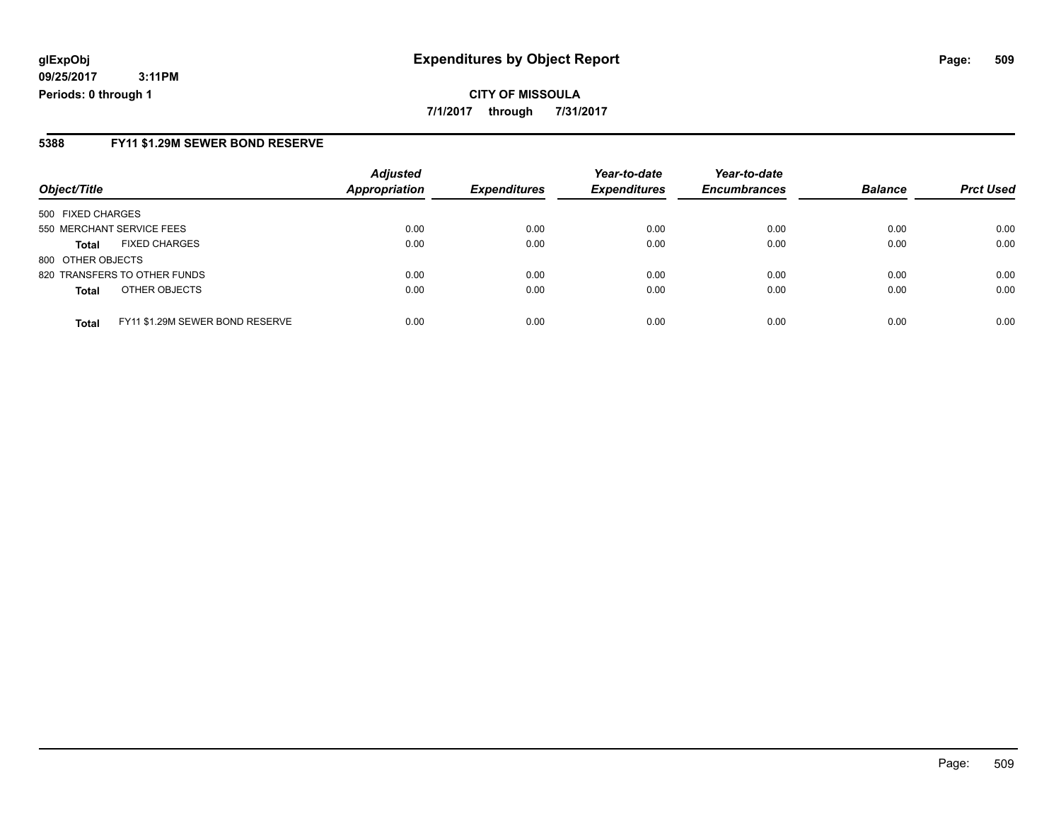**glExpObj** **Expenditures by Object Report**
**09/25/2017 3:11PM**
**Periods: 0 through 1**

**CITY OF MISSOULA**
**7/1/2017 through 7/31/2017**

## 5388 FY11 $1.29M SEWER BOND RESERVE

| Object/Title | | *Adjusted Appropriation* | *Expenditures* | *Year-to-date Expenditures* | *Year-to-date Encumbrances* | *Balance* | *Prct Used* |
|---|---|---|---|---|---|---|---|
| 500 FIXED CHARGES | | | | | | | |
| 550 MERCHANT SERVICE FEES | | 0.00 | 0.00 | 0.00 | 0.00 | 0.00 | 0.00 |
| **Total** | FIXED CHARGES | 0.00 | 0.00 | 0.00 | 0.00 | 0.00 | 0.00 |
| 800 OTHER OBJECTS | | | | | | | |
| 820 TRANSFERS TO OTHER FUNDS | | 0.00 | 0.00 | 0.00 | 0.00 | 0.00 | 0.00 |
| **Total** | OTHER OBJECTS | 0.00 | 0.00 | 0.00 | 0.00 | 0.00 | 0.00 |
| **Total** | FY11 $1.29M SEWER BOND RESERVE | 0.00 | 0.00 | 0.00 | 0.00 | 0.00 | 0.00 |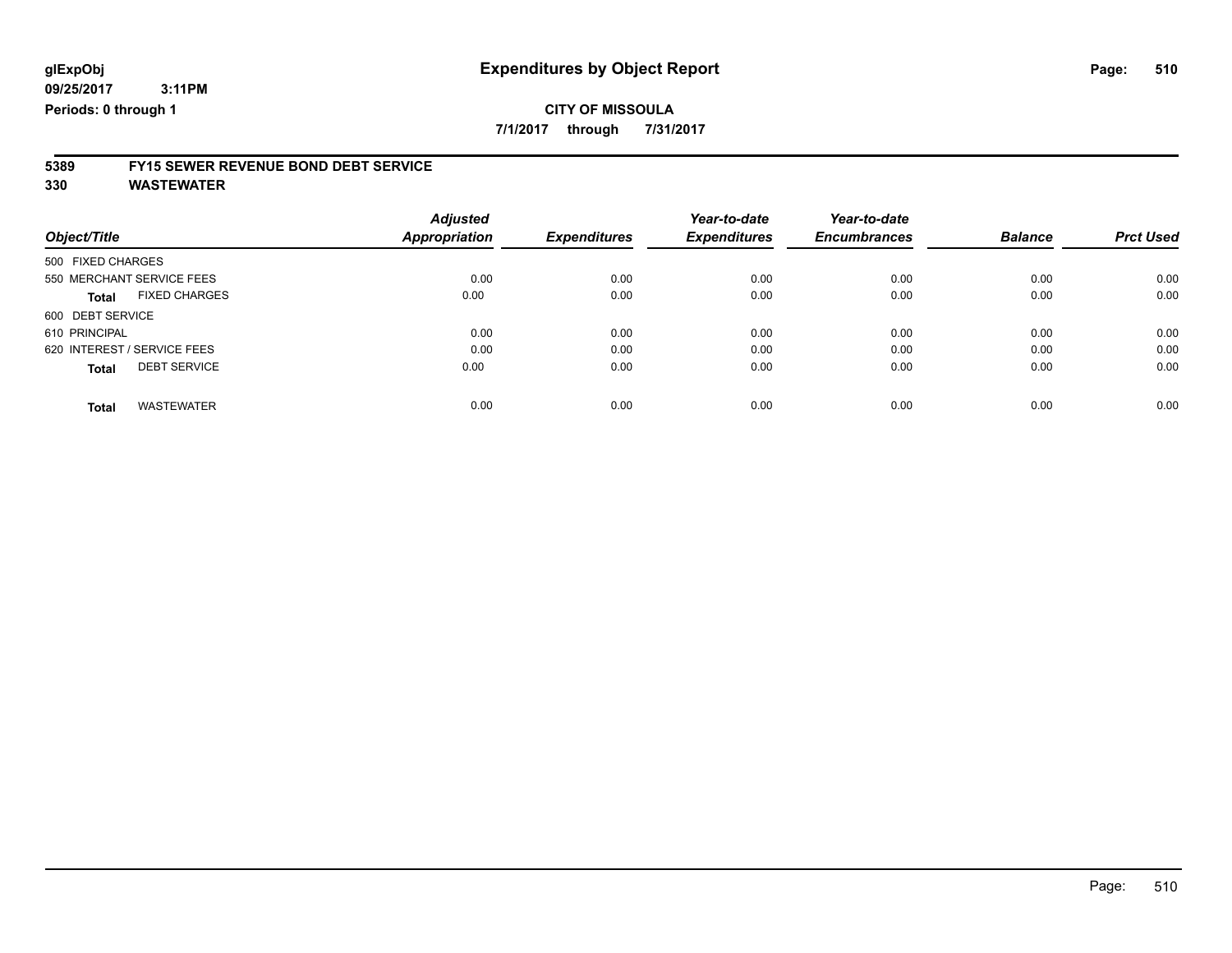glExpObj
09/25/2017 3:11PM
Periods: 0 through 1

# Expenditures by Object Report

**CITY OF MISSOULA**

**7/1/2017 through 7/31/2017**

**5389 FY15 SEWER REVENUE BOND DEBT SERVICE**

**330 WASTEWATER**

| Object/Title | Adjusted Appropriation | Expenditures | Year-to-date Expenditures | Year-to-date Encumbrances | Balance | Prct Used |
|---|---|---|---|---|---|---|
| 500 FIXED CHARGES | | | | | | |
| 550 MERCHANT SERVICE FEES | 0.00 | 0.00 | 0.00 | 0.00 | 0.00 | 0.00 |
| **Total** FIXED CHARGES | 0.00 | 0.00 | 0.00 | 0.00 | 0.00 | 0.00 |
| 600 DEBT SERVICE | | | | | | |
| 610 PRINCIPAL | 0.00 | 0.00 | 0.00 | 0.00 | 0.00 | 0.00 |
| 620 INTEREST / SERVICE FEES | 0.00 | 0.00 | 0.00 | 0.00 | 0.00 | 0.00 |
| **Total** DEBT SERVICE | 0.00 | 0.00 | 0.00 | 0.00 | 0.00 | 0.00 |
| **Total** WASTEWATER | 0.00 | 0.00 | 0.00 | 0.00 | 0.00 | 0.00 |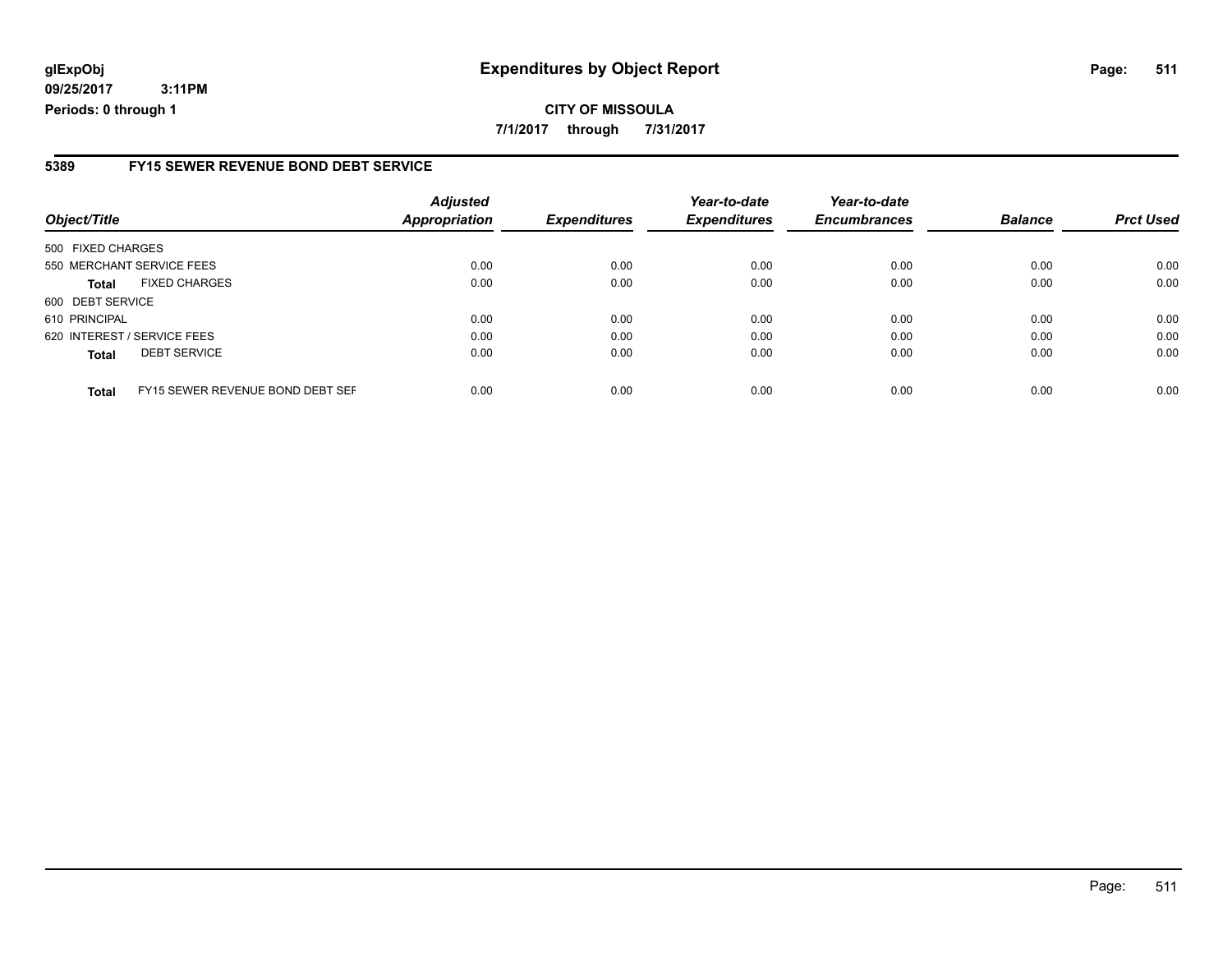**glExpObj**
**09/25/2017 3:11PM**
**Periods: 0 through 1**

# Expenditures by Object Report

**CITY OF MISSOULA**
**7/1/2017 through 7/31/2017**

## 5389 FY15 SEWER REVENUE BOND DEBT SERVICE

| Object/Title | | Adjusted Appropriation | Expenditures | Year-to-date Expenditures | Year-to-date Encumbrances | Balance | Prct Used |
|---|---|---|---|---|---|---|---|
| 500 FIXED CHARGES | | | | | | | |
| 550 MERCHANT SERVICE FEES | | 0.00 | 0.00 | 0.00 | 0.00 | 0.00 | 0.00 |
| **Total** | FIXED CHARGES | 0.00 | 0.00 | 0.00 | 0.00 | 0.00 | 0.00 |
| 600 DEBT SERVICE | | | | | | | |
| 610 PRINCIPAL | | 0.00 | 0.00 | 0.00 | 0.00 | 0.00 | 0.00 |
| 620 INTEREST / SERVICE FEES | | 0.00 | 0.00 | 0.00 | 0.00 | 0.00 | 0.00 |
| **Total** | DEBT SERVICE | 0.00 | 0.00 | 0.00 | 0.00 | 0.00 | 0.00 |
| **Total** | FY15 SEWER REVENUE BOND DEBT SEF | 0.00 | 0.00 | 0.00 | 0.00 | 0.00 | 0.00 |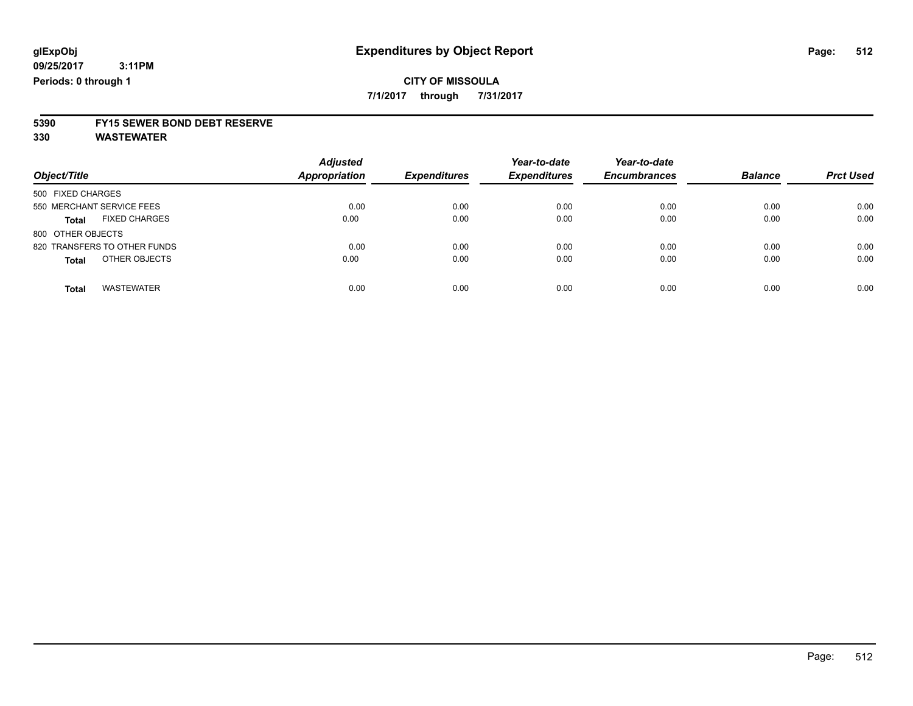**glExpObj** **Expenditures by Object Report**

**09/25/2017 3:11PM**

**Periods: 0 through 1**

**CITY OF MISSOULA**

**7/1/2017 through 7/31/2017**

**5390 FY15 SEWER BOND DEBT RESERVE**

**330 WASTEWATER**

| Object/Title | | Adjusted Appropriation | Expenditures | Year-to-date Expenditures | Year-to-date Encumbrances | Balance | Prct Used |
|---|---|---|---|---|---|---|---|
| 500 FIXED CHARGES | | | | | | | |
| 550 MERCHANT SERVICE FEES | | 0.00 | 0.00 | 0.00 | 0.00 | 0.00 | 0.00 |
| **Total** | FIXED CHARGES | 0.00 | 0.00 | 0.00 | 0.00 | 0.00 | 0.00 |
| 800 OTHER OBJECTS | | | | | | | |
| 820 TRANSFERS TO OTHER FUNDS | | 0.00 | 0.00 | 0.00 | 0.00 | 0.00 | 0.00 |
| **Total** | OTHER OBJECTS | 0.00 | 0.00 | 0.00 | 0.00 | 0.00 | 0.00 |
| **Total** | WASTEWATER | 0.00 | 0.00 | 0.00 | 0.00 | 0.00 | 0.00 |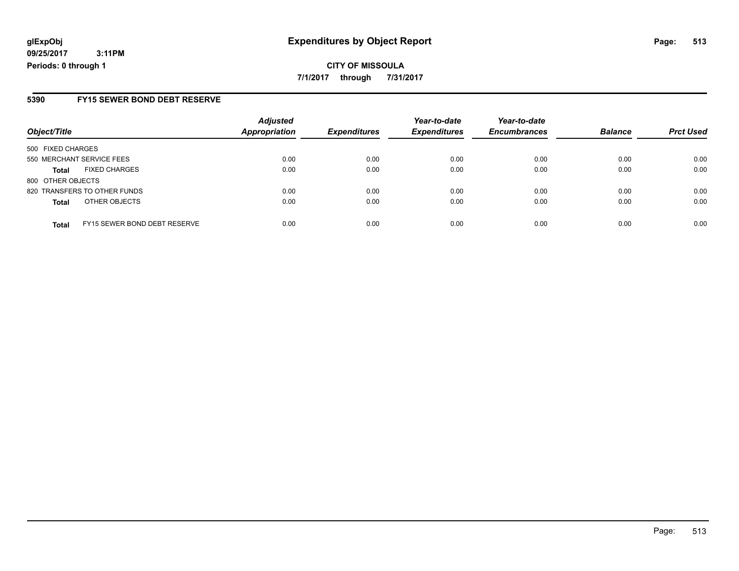**glExpObj**
**09/25/2017 3:11PM**
**Periods: 0 through 1**

# Expenditures by Object Report

**CITY OF MISSOULA**

**7/1/2017 through 7/31/2017**

## 5390 FY15 SEWER BOND DEBT RESERVE

| Object/Title | | Adjusted Appropriation | Expenditures | Year-to-date Expenditures | Year-to-date Encumbrances | Balance | Prct Used |
|---|---|---|---|---|---|---|---|
| 500 FIXED CHARGES | | | | | | | |
| 550 MERCHANT SERVICE FEES | | 0.00 | 0.00 | 0.00 | 0.00 | 0.00 | 0.00 |
| **Total** | FIXED CHARGES | 0.00 | 0.00 | 0.00 | 0.00 | 0.00 | 0.00 |
| 800 OTHER OBJECTS | | | | | | | |
| 820 TRANSFERS TO OTHER FUNDS | | 0.00 | 0.00 | 0.00 | 0.00 | 0.00 | 0.00 |
| **Total** | OTHER OBJECTS | 0.00 | 0.00 | 0.00 | 0.00 | 0.00 | 0.00 |
| **Total** | FY15 SEWER BOND DEBT RESERVE | 0.00 | 0.00 | 0.00 | 0.00 | 0.00 | 0.00 |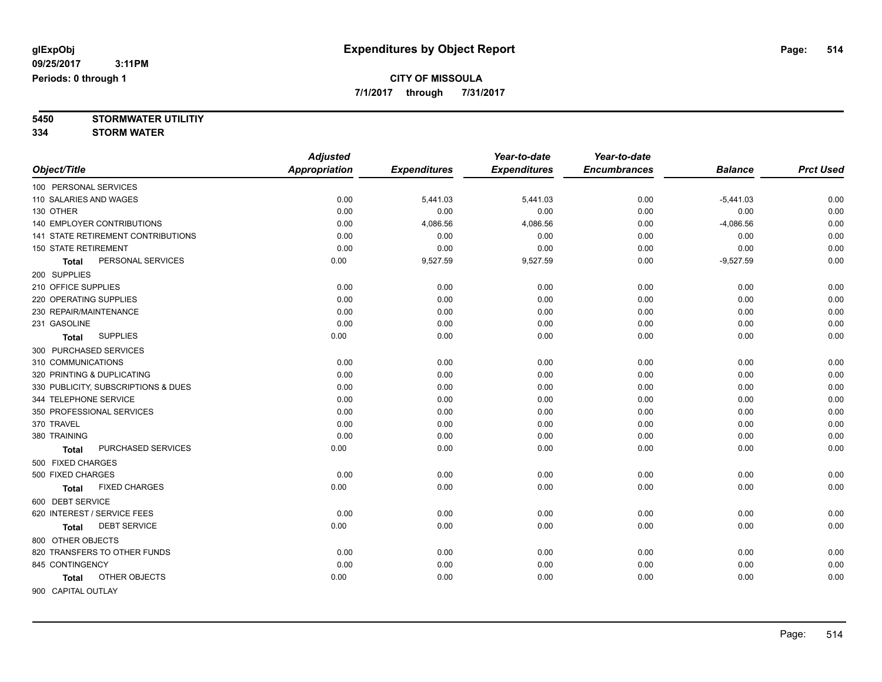**glExpObj**
**09/25/2017 3:11PM**
**Periods: 0 through 1**

# Expenditures by Object Report

**CITY OF MISSOULA**
**7/1/2017 through 7/31/2017**

**5450 STORMWATER UTILITIY**
**334 STORM WATER**

| Object/Title | Adjusted Appropriation | Expenditures | Year-to-date Expenditures | Year-to-date Encumbrances | Balance | Prct Used |
|---|---|---|---|---|---|---|
| 100 PERSONAL SERVICES | | | | | | |
| 110 SALARIES AND WAGES | 0.00 | 5,441.03 | 5,441.03 | 0.00 | -5,441.03 | 0.00 |
| 130 OTHER | 0.00 | 0.00 | 0.00 | 0.00 | 0.00 | 0.00 |
| 140 EMPLOYER CONTRIBUTIONS | 0.00 | 4,086.56 | 4,086.56 | 0.00 | -4,086.56 | 0.00 |
| 141 STATE RETIREMENT CONTRIBUTIONS | 0.00 | 0.00 | 0.00 | 0.00 | 0.00 | 0.00 |
| 150 STATE RETIREMENT | 0.00 | 0.00 | 0.00 | 0.00 | 0.00 | 0.00 |
| **Total** PERSONAL SERVICES | 0.00 | 9,527.59 | 9,527.59 | 0.00 | -9,527.59 | 0.00 |
| 200 SUPPLIES | | | | | | |
| 210 OFFICE SUPPLIES | 0.00 | 0.00 | 0.00 | 0.00 | 0.00 | 0.00 |
| 220 OPERATING SUPPLIES | 0.00 | 0.00 | 0.00 | 0.00 | 0.00 | 0.00 |
| 230 REPAIR/MAINTENANCE | 0.00 | 0.00 | 0.00 | 0.00 | 0.00 | 0.00 |
| 231 GASOLINE | 0.00 | 0.00 | 0.00 | 0.00 | 0.00 | 0.00 |
| **Total** SUPPLIES | 0.00 | 0.00 | 0.00 | 0.00 | 0.00 | 0.00 |
| 300 PURCHASED SERVICES | | | | | | |
| 310 COMMUNICATIONS | 0.00 | 0.00 | 0.00 | 0.00 | 0.00 | 0.00 |
| 320 PRINTING & DUPLICATING | 0.00 | 0.00 | 0.00 | 0.00 | 0.00 | 0.00 |
| 330 PUBLICITY, SUBSCRIPTIONS & DUES | 0.00 | 0.00 | 0.00 | 0.00 | 0.00 | 0.00 |
| 344 TELEPHONE SERVICE | 0.00 | 0.00 | 0.00 | 0.00 | 0.00 | 0.00 |
| 350 PROFESSIONAL SERVICES | 0.00 | 0.00 | 0.00 | 0.00 | 0.00 | 0.00 |
| 370 TRAVEL | 0.00 | 0.00 | 0.00 | 0.00 | 0.00 | 0.00 |
| 380 TRAINING | 0.00 | 0.00 | 0.00 | 0.00 | 0.00 | 0.00 |
| **Total** PURCHASED SERVICES | 0.00 | 0.00 | 0.00 | 0.00 | 0.00 | 0.00 |
| 500 FIXED CHARGES | | | | | | |
| 500 FIXED CHARGES | 0.00 | 0.00 | 0.00 | 0.00 | 0.00 | 0.00 |
| **Total** FIXED CHARGES | 0.00 | 0.00 | 0.00 | 0.00 | 0.00 | 0.00 |
| 600 DEBT SERVICE | | | | | | |
| 620 INTEREST / SERVICE FEES | 0.00 | 0.00 | 0.00 | 0.00 | 0.00 | 0.00 |
| **Total** DEBT SERVICE | 0.00 | 0.00 | 0.00 | 0.00 | 0.00 | 0.00 |
| 800 OTHER OBJECTS | | | | | | |
| 820 TRANSFERS TO OTHER FUNDS | 0.00 | 0.00 | 0.00 | 0.00 | 0.00 | 0.00 |
| 845 CONTINGENCY | 0.00 | 0.00 | 0.00 | 0.00 | 0.00 | 0.00 |
| **Total** OTHER OBJECTS | 0.00 | 0.00 | 0.00 | 0.00 | 0.00 | 0.00 |
| 900 CAPITAL OUTLAY | | | | | | |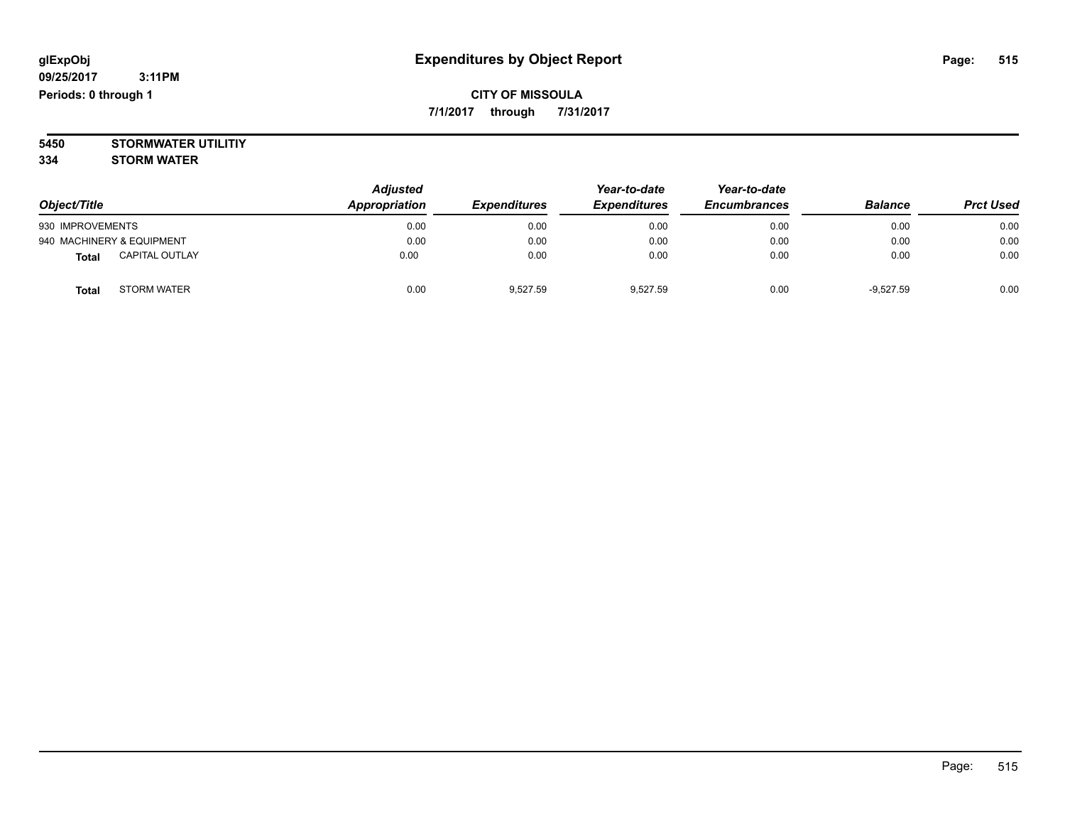# Expenditures by Object Report

glExpObj
09/25/2017 3:11PM
Periods: 0 through 1

**CITY OF MISSOULA**
**7/1/2017 through 7/31/2017**

**5450 STORMWATER UTILITIY**
**334 STORM WATER**

| Object/Title | | *Adjusted Appropriation* | *Expenditures* | *Year-to-date Expenditures* | *Year-to-date Encumbrances* | *Balance* | *Prct Used* |
|---|---|---|---|---|---|---|---|
| 930 IMPROVEMENTS | | 0.00 | 0.00 | 0.00 | 0.00 | 0.00 | 0.00 |
| 940 MACHINERY & EQUIPMENT | | 0.00 | 0.00 | 0.00 | 0.00 | 0.00 | 0.00 |
| **Total** | CAPITAL OUTLAY | 0.00 | 0.00 | 0.00 | 0.00 | 0.00 | 0.00 |
| **Total** | STORM WATER | 0.00 | 9,527.59 | 9,527.59 | 0.00 | -9,527.59 | 0.00 |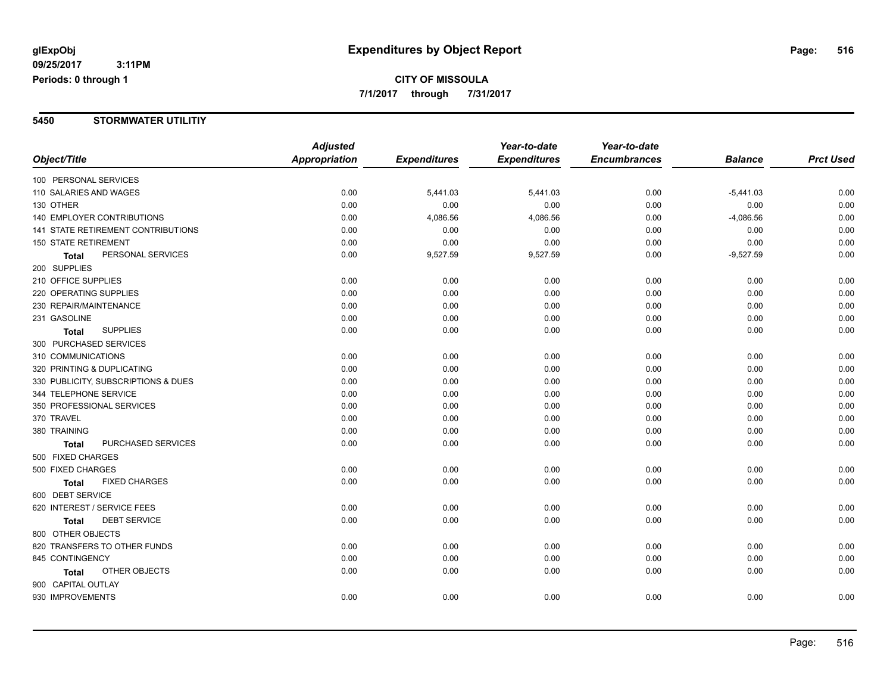**glExpObj**
**09/25/2017 3:11PM**
**Periods: 0 through 1**

# Expenditures by Object Report

**CITY OF MISSOULA**
**7/1/2017 through 7/31/2017**

## 5450 STORMWATER UTILITIY

| Object/Title | Adjusted Appropriation | Expenditures | Year-to-date Expenditures | Year-to-date Encumbrances | Balance | Prct Used |
|---|---|---|---|---|---|---|
| 100 PERSONAL SERVICES | | | | | | |
| 110 SALARIES AND WAGES | 0.00 | 5,441.03 | 5,441.03 | 0.00 | -5,441.03 | 0.00 |
| 130 OTHER | 0.00 | 0.00 | 0.00 | 0.00 | 0.00 | 0.00 |
| 140 EMPLOYER CONTRIBUTIONS | 0.00 | 4,086.56 | 4,086.56 | 0.00 | -4,086.56 | 0.00 |
| 141 STATE RETIREMENT CONTRIBUTIONS | 0.00 | 0.00 | 0.00 | 0.00 | 0.00 | 0.00 |
| 150 STATE RETIREMENT | 0.00 | 0.00 | 0.00 | 0.00 | 0.00 | 0.00 |
| **Total** PERSONAL SERVICES | 0.00 | 9,527.59 | 9,527.59 | 0.00 | -9,527.59 | 0.00 |
| 200 SUPPLIES | | | | | | |
| 210 OFFICE SUPPLIES | 0.00 | 0.00 | 0.00 | 0.00 | 0.00 | 0.00 |
| 220 OPERATING SUPPLIES | 0.00 | 0.00 | 0.00 | 0.00 | 0.00 | 0.00 |
| 230 REPAIR/MAINTENANCE | 0.00 | 0.00 | 0.00 | 0.00 | 0.00 | 0.00 |
| 231 GASOLINE | 0.00 | 0.00 | 0.00 | 0.00 | 0.00 | 0.00 |
| **Total** SUPPLIES | 0.00 | 0.00 | 0.00 | 0.00 | 0.00 | 0.00 |
| 300 PURCHASED SERVICES | | | | | | |
| 310 COMMUNICATIONS | 0.00 | 0.00 | 0.00 | 0.00 | 0.00 | 0.00 |
| 320 PRINTING & DUPLICATING | 0.00 | 0.00 | 0.00 | 0.00 | 0.00 | 0.00 |
| 330 PUBLICITY, SUBSCRIPTIONS & DUES | 0.00 | 0.00 | 0.00 | 0.00 | 0.00 | 0.00 |
| 344 TELEPHONE SERVICE | 0.00 | 0.00 | 0.00 | 0.00 | 0.00 | 0.00 |
| 350 PROFESSIONAL SERVICES | 0.00 | 0.00 | 0.00 | 0.00 | 0.00 | 0.00 |
| 370 TRAVEL | 0.00 | 0.00 | 0.00 | 0.00 | 0.00 | 0.00 |
| 380 TRAINING | 0.00 | 0.00 | 0.00 | 0.00 | 0.00 | 0.00 |
| **Total** PURCHASED SERVICES | 0.00 | 0.00 | 0.00 | 0.00 | 0.00 | 0.00 |
| 500 FIXED CHARGES | | | | | | |
| 500 FIXED CHARGES | 0.00 | 0.00 | 0.00 | 0.00 | 0.00 | 0.00 |
| **Total** FIXED CHARGES | 0.00 | 0.00 | 0.00 | 0.00 | 0.00 | 0.00 |
| 600 DEBT SERVICE | | | | | | |
| 620 INTEREST / SERVICE FEES | 0.00 | 0.00 | 0.00 | 0.00 | 0.00 | 0.00 |
| **Total** DEBT SERVICE | 0.00 | 0.00 | 0.00 | 0.00 | 0.00 | 0.00 |
| 800 OTHER OBJECTS | | | | | | |
| 820 TRANSFERS TO OTHER FUNDS | 0.00 | 0.00 | 0.00 | 0.00 | 0.00 | 0.00 |
| 845 CONTINGENCY | 0.00 | 0.00 | 0.00 | 0.00 | 0.00 | 0.00 |
| **Total** OTHER OBJECTS | 0.00 | 0.00 | 0.00 | 0.00 | 0.00 | 0.00 |
| 900 CAPITAL OUTLAY | | | | | | |
| 930 IMPROVEMENTS | 0.00 | 0.00 | 0.00 | 0.00 | 0.00 | 0.00 |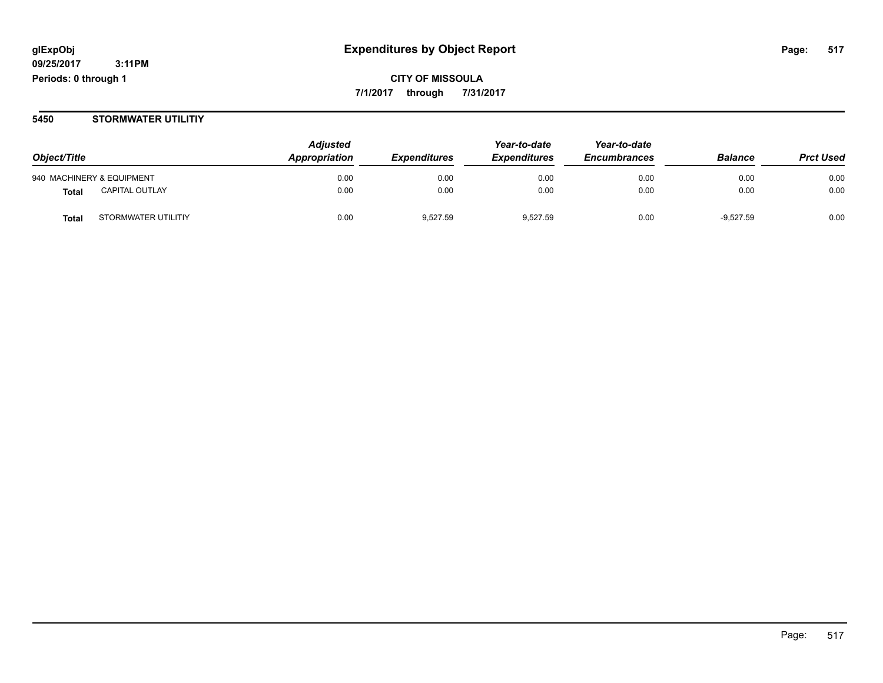**glExpObj**
**09/25/2017 3:11PM**
**Periods: 0 through 1**

# Expenditures by Object Report

**CITY OF MISSOULA**
**7/1/2017 through 7/31/2017**

## 5450 STORMWATER UTILITIY

| Object/Title | | *Adjusted Appropriation* | *Expenditures* | *Year-to-date Expenditures* | *Year-to-date Encumbrances* | *Balance* | *Prct Used* |
|---|---|---|---|---|---|---|---|
| 940 MACHINERY & EQUIPMENT | | 0.00 | 0.00 | 0.00 | 0.00 | 0.00 | 0.00 |
| **Total** | CAPITAL OUTLAY | 0.00 | 0.00 | 0.00 | 0.00 | 0.00 | 0.00 |
| **Total** | STORMWATER UTILITIY | 0.00 | 9,527.59 | 9,527.59 | 0.00 | -9,527.59 | 0.00 |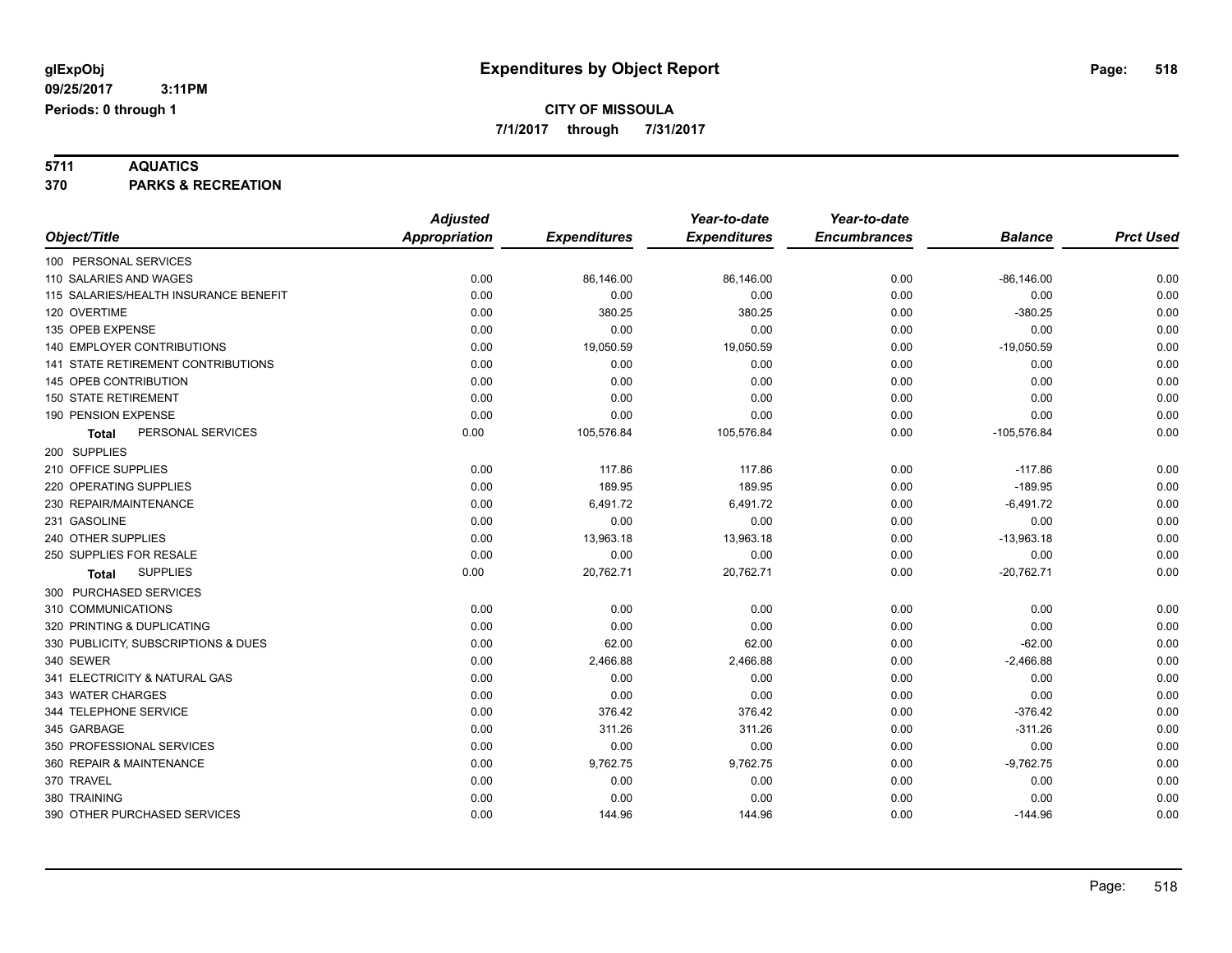**glExpObj**
**09/25/2017 3:11PM**
**Periods: 0 through 1**

# Expenditures by Object Report

**CITY OF MISSOULA**
**7/1/2017 through 7/31/2017**

**5711 AQUATICS**
**370 PARKS & RECREATION**

| Object/Title | Adjusted Appropriation | Expenditures | Year-to-date Expenditures | Year-to-date Encumbrances | Balance | Prct Used |
|---|---|---|---|---|---|---|
| 100 PERSONAL SERVICES | | | | | | |
| 110 SALARIES AND WAGES | 0.00 | 86,146.00 | 86,146.00 | 0.00 | -86,146.00 | 0.00 |
| 115 SALARIES/HEALTH INSURANCE BENEFIT | 0.00 | 0.00 | 0.00 | 0.00 | 0.00 | 0.00 |
| 120 OVERTIME | 0.00 | 380.25 | 380.25 | 0.00 | -380.25 | 0.00 |
| 135 OPEB EXPENSE | 0.00 | 0.00 | 0.00 | 0.00 | 0.00 | 0.00 |
| 140 EMPLOYER CONTRIBUTIONS | 0.00 | 19,050.59 | 19,050.59 | 0.00 | -19,050.59 | 0.00 |
| 141 STATE RETIREMENT CONTRIBUTIONS | 0.00 | 0.00 | 0.00 | 0.00 | 0.00 | 0.00 |
| 145 OPEB CONTRIBUTION | 0.00 | 0.00 | 0.00 | 0.00 | 0.00 | 0.00 |
| 150 STATE RETIREMENT | 0.00 | 0.00 | 0.00 | 0.00 | 0.00 | 0.00 |
| 190 PENSION EXPENSE | 0.00 | 0.00 | 0.00 | 0.00 | 0.00 | 0.00 |
| **Total** PERSONAL SERVICES | 0.00 | 105,576.84 | 105,576.84 | 0.00 | -105,576.84 | 0.00 |
| 200 SUPPLIES | | | | | | |
| 210 OFFICE SUPPLIES | 0.00 | 117.86 | 117.86 | 0.00 | -117.86 | 0.00 |
| 220 OPERATING SUPPLIES | 0.00 | 189.95 | 189.95 | 0.00 | -189.95 | 0.00 |
| 230 REPAIR/MAINTENANCE | 0.00 | 6,491.72 | 6,491.72 | 0.00 | -6,491.72 | 0.00 |
| 231 GASOLINE | 0.00 | 0.00 | 0.00 | 0.00 | 0.00 | 0.00 |
| 240 OTHER SUPPLIES | 0.00 | 13,963.18 | 13,963.18 | 0.00 | -13,963.18 | 0.00 |
| 250 SUPPLIES FOR RESALE | 0.00 | 0.00 | 0.00 | 0.00 | 0.00 | 0.00 |
| **Total** SUPPLIES | 0.00 | 20,762.71 | 20,762.71 | 0.00 | -20,762.71 | 0.00 |
| 300 PURCHASED SERVICES | | | | | | |
| 310 COMMUNICATIONS | 0.00 | 0.00 | 0.00 | 0.00 | 0.00 | 0.00 |
| 320 PRINTING & DUPLICATING | 0.00 | 0.00 | 0.00 | 0.00 | 0.00 | 0.00 |
| 330 PUBLICITY, SUBSCRIPTIONS & DUES | 0.00 | 62.00 | 62.00 | 0.00 | -62.00 | 0.00 |
| 340 SEWER | 0.00 | 2,466.88 | 2,466.88 | 0.00 | -2,466.88 | 0.00 |
| 341 ELECTRICITY & NATURAL GAS | 0.00 | 0.00 | 0.00 | 0.00 | 0.00 | 0.00 |
| 343 WATER CHARGES | 0.00 | 0.00 | 0.00 | 0.00 | 0.00 | 0.00 |
| 344 TELEPHONE SERVICE | 0.00 | 376.42 | 376.42 | 0.00 | -376.42 | 0.00 |
| 345 GARBAGE | 0.00 | 311.26 | 311.26 | 0.00 | -311.26 | 0.00 |
| 350 PROFESSIONAL SERVICES | 0.00 | 0.00 | 0.00 | 0.00 | 0.00 | 0.00 |
| 360 REPAIR & MAINTENANCE | 0.00 | 9,762.75 | 9,762.75 | 0.00 | -9,762.75 | 0.00 |
| 370 TRAVEL | 0.00 | 0.00 | 0.00 | 0.00 | 0.00 | 0.00 |
| 380 TRAINING | 0.00 | 0.00 | 0.00 | 0.00 | 0.00 | 0.00 |
| 390 OTHER PURCHASED SERVICES | 0.00 | 144.96 | 144.96 | 0.00 | -144.96 | 0.00 |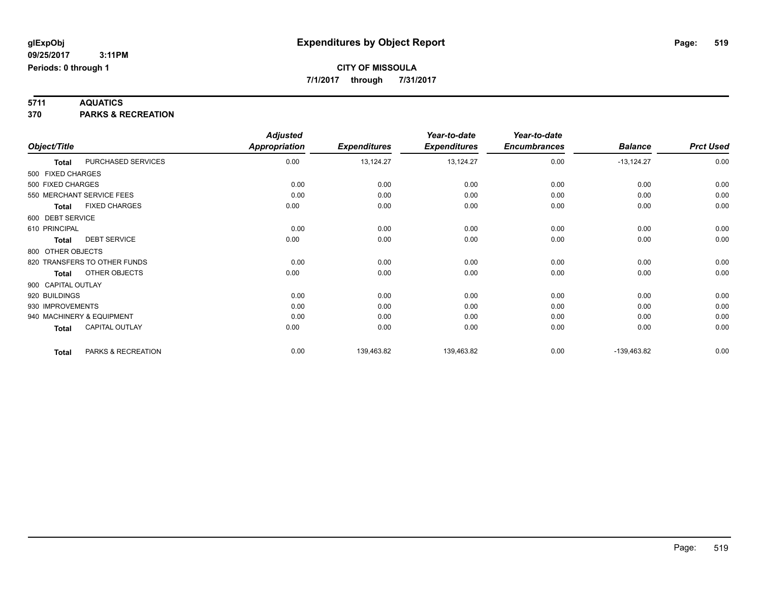**glExpObj** **Expenditures by Object Report**

**09/25/2017 3:11PM**

**Periods: 0 through 1**

**CITY OF MISSOULA**

**7/1/2017 through 7/31/2017**

**5711 AQUATICS**

**370 PARKS & RECREATION**

| Object/Title | | Adjusted Appropriation | Expenditures | Year-to-date Expenditures | Year-to-date Encumbrances | Balance | Prct Used |
|---|---|---|---|---|---|---|---|
| **Total** | PURCHASED SERVICES | 0.00 | 13,124.27 | 13,124.27 | 0.00 | -13,124.27 | 0.00 |
| 500 FIXED CHARGES | | | | | | | |
| 500 FIXED CHARGES | | 0.00 | 0.00 | 0.00 | 0.00 | 0.00 | 0.00 |
| 550 MERCHANT SERVICE FEES | | 0.00 | 0.00 | 0.00 | 0.00 | 0.00 | 0.00 |
| **Total** | FIXED CHARGES | 0.00 | 0.00 | 0.00 | 0.00 | 0.00 | 0.00 |
| 600 DEBT SERVICE | | | | | | | |
| 610 PRINCIPAL | | 0.00 | 0.00 | 0.00 | 0.00 | 0.00 | 0.00 |
| **Total** | DEBT SERVICE | 0.00 | 0.00 | 0.00 | 0.00 | 0.00 | 0.00 |
| 800 OTHER OBJECTS | | | | | | | |
| 820 TRANSFERS TO OTHER FUNDS | | 0.00 | 0.00 | 0.00 | 0.00 | 0.00 | 0.00 |
| **Total** | OTHER OBJECTS | 0.00 | 0.00 | 0.00 | 0.00 | 0.00 | 0.00 |
| 900 CAPITAL OUTLAY | | | | | | | |
| 920 BUILDINGS | | 0.00 | 0.00 | 0.00 | 0.00 | 0.00 | 0.00 |
| 930 IMPROVEMENTS | | 0.00 | 0.00 | 0.00 | 0.00 | 0.00 | 0.00 |
| 940 MACHINERY & EQUIPMENT | | 0.00 | 0.00 | 0.00 | 0.00 | 0.00 | 0.00 |
| **Total** | CAPITAL OUTLAY | 0.00 | 0.00 | 0.00 | 0.00 | 0.00 | 0.00 |
| **Total** | PARKS & RECREATION | 0.00 | 139,463.82 | 139,463.82 | 0.00 | -139,463.82 | 0.00 |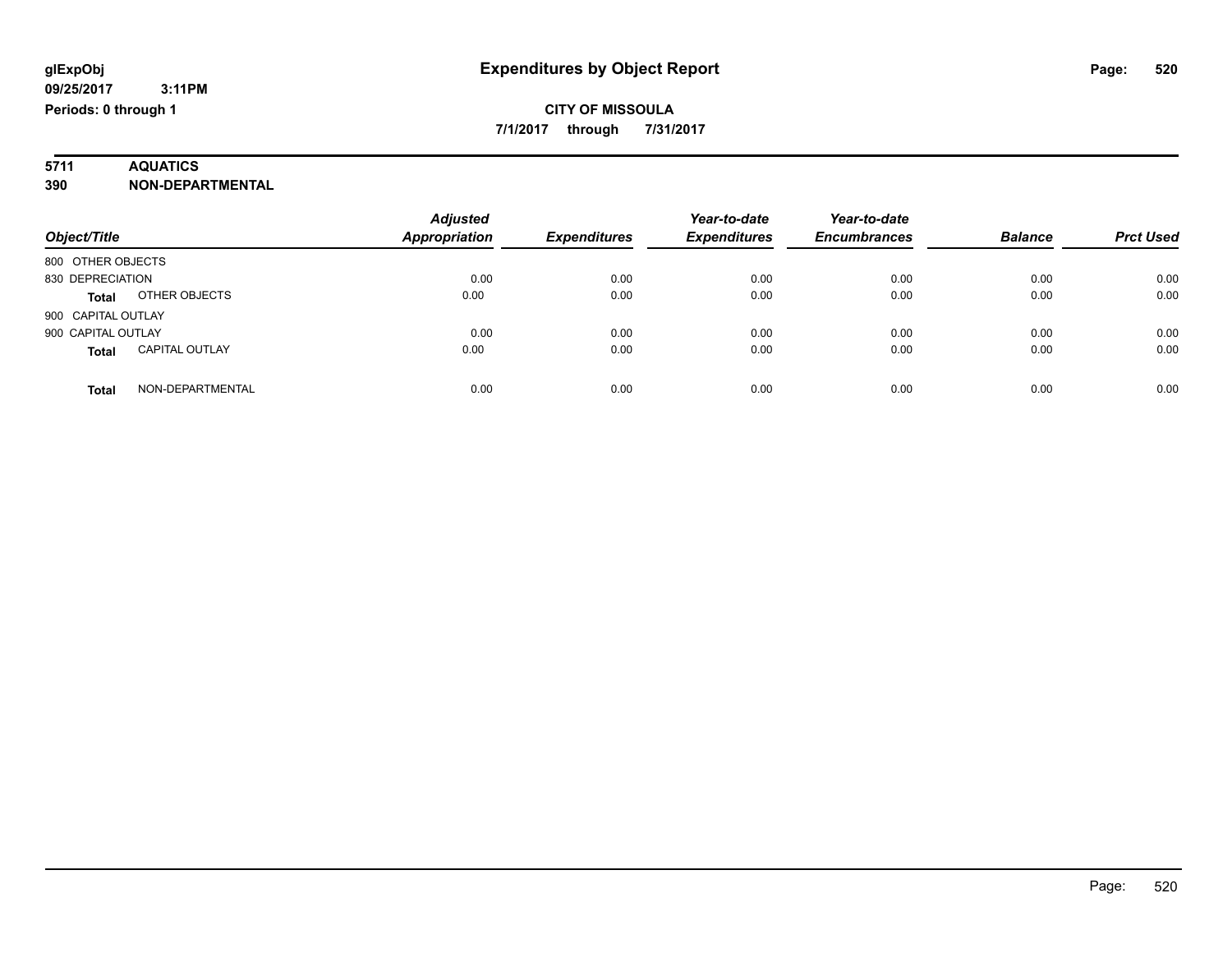**glExpObj** **Expenditures by Object Report**
**09/25/2017 3:11PM**
**Periods: 0 through 1**

**CITY OF MISSOULA**
**7/1/2017 through 7/31/2017**

**5711 AQUATICS**
**390 NON-DEPARTMENTAL**

| Object/Title | | Adjusted Appropriation | Expenditures | Year-to-date Expenditures | Year-to-date Encumbrances | Balance | Prct Used |
|---|---|---|---|---|---|---|---|
| 800 OTHER OBJECTS | | | | | | | |
| 830 DEPRECIATION | | 0.00 | 0.00 | 0.00 | 0.00 | 0.00 | 0.00 |
| **Total** | OTHER OBJECTS | 0.00 | 0.00 | 0.00 | 0.00 | 0.00 | 0.00 |
| 900 CAPITAL OUTLAY | | | | | | | |
| 900 CAPITAL OUTLAY | | 0.00 | 0.00 | 0.00 | 0.00 | 0.00 | 0.00 |
| **Total** | CAPITAL OUTLAY | 0.00 | 0.00 | 0.00 | 0.00 | 0.00 | 0.00 |
| **Total** | NON-DEPARTMENTAL | 0.00 | 0.00 | 0.00 | 0.00 | 0.00 | 0.00 |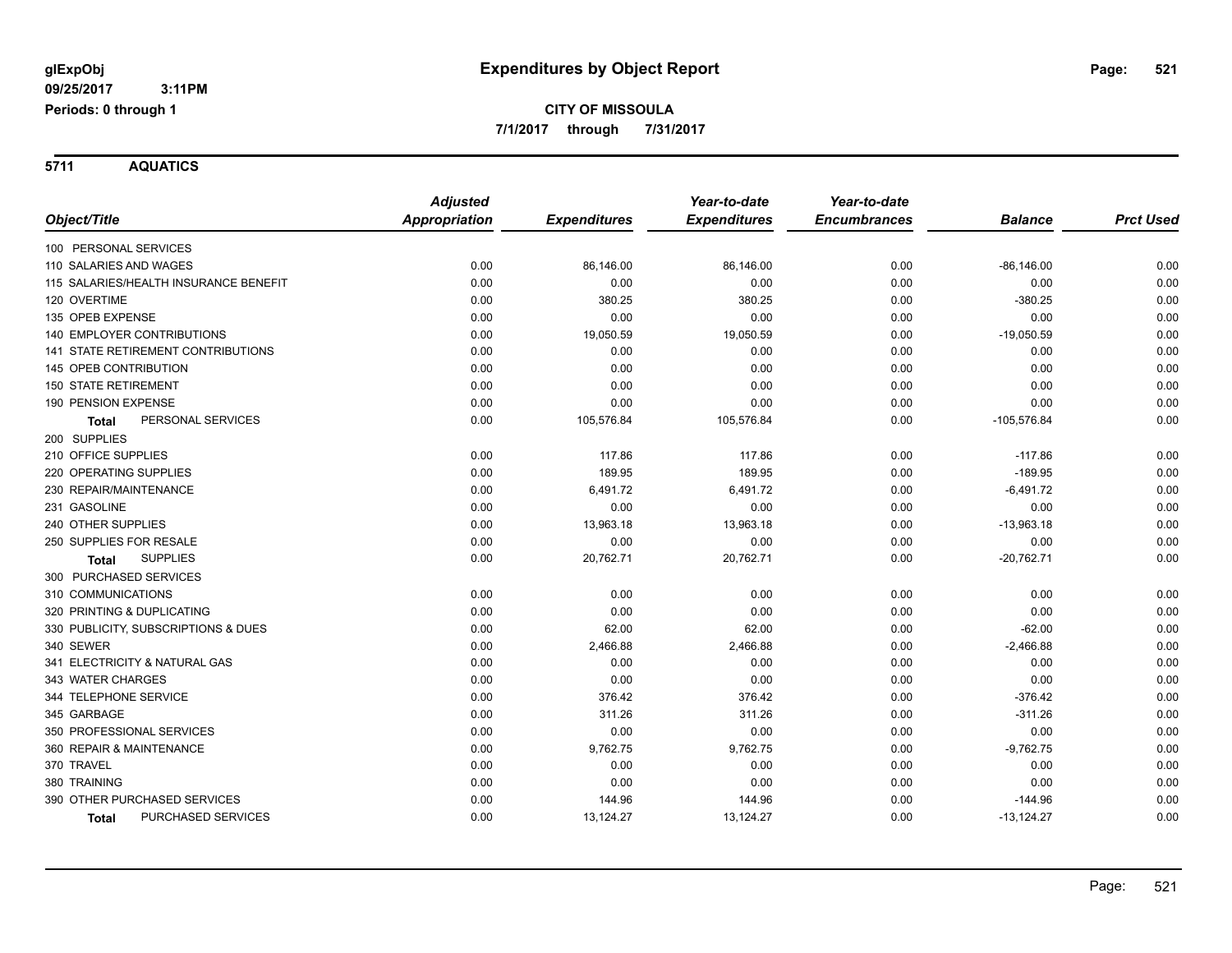**glExpObj**
**09/25/2017 3:11PM**
**Periods: 0 through 1**

# Expenditures by Object Report

**CITY OF MISSOULA**
**7/1/2017 through 7/31/2017**

## 5711 AQUATICS

| Object/Title | Adjusted Appropriation | Expenditures | Year-to-date Expenditures | Year-to-date Encumbrances | Balance | Prct Used |
|---|---|---|---|---|---|---|
| 100 PERSONAL SERVICES | | | | | | |
| 110 SALARIES AND WAGES | 0.00 | 86,146.00 | 86,146.00 | 0.00 | -86,146.00 | 0.00 |
| 115 SALARIES/HEALTH INSURANCE BENEFIT | 0.00 | 0.00 | 0.00 | 0.00 | 0.00 | 0.00 |
| 120 OVERTIME | 0.00 | 380.25 | 380.25 | 0.00 | -380.25 | 0.00 |
| 135 OPEB EXPENSE | 0.00 | 0.00 | 0.00 | 0.00 | 0.00 | 0.00 |
| 140 EMPLOYER CONTRIBUTIONS | 0.00 | 19,050.59 | 19,050.59 | 0.00 | -19,050.59 | 0.00 |
| 141 STATE RETIREMENT CONTRIBUTIONS | 0.00 | 0.00 | 0.00 | 0.00 | 0.00 | 0.00 |
| 145 OPEB CONTRIBUTION | 0.00 | 0.00 | 0.00 | 0.00 | 0.00 | 0.00 |
| 150 STATE RETIREMENT | 0.00 | 0.00 | 0.00 | 0.00 | 0.00 | 0.00 |
| 190 PENSION EXPENSE | 0.00 | 0.00 | 0.00 | 0.00 | 0.00 | 0.00 |
| **Total** PERSONAL SERVICES | 0.00 | 105,576.84 | 105,576.84 | 0.00 | -105,576.84 | 0.00 |
| 200 SUPPLIES | | | | | | |
| 210 OFFICE SUPPLIES | 0.00 | 117.86 | 117.86 | 0.00 | -117.86 | 0.00 |
| 220 OPERATING SUPPLIES | 0.00 | 189.95 | 189.95 | 0.00 | -189.95 | 0.00 |
| 230 REPAIR/MAINTENANCE | 0.00 | 6,491.72 | 6,491.72 | 0.00 | -6,491.72 | 0.00 |
| 231 GASOLINE | 0.00 | 0.00 | 0.00 | 0.00 | 0.00 | 0.00 |
| 240 OTHER SUPPLIES | 0.00 | 13,963.18 | 13,963.18 | 0.00 | -13,963.18 | 0.00 |
| 250 SUPPLIES FOR RESALE | 0.00 | 0.00 | 0.00 | 0.00 | 0.00 | 0.00 |
| **Total** SUPPLIES | 0.00 | 20,762.71 | 20,762.71 | 0.00 | -20,762.71 | 0.00 |
| 300 PURCHASED SERVICES | | | | | | |
| 310 COMMUNICATIONS | 0.00 | 0.00 | 0.00 | 0.00 | 0.00 | 0.00 |
| 320 PRINTING & DUPLICATING | 0.00 | 0.00 | 0.00 | 0.00 | 0.00 | 0.00 |
| 330 PUBLICITY, SUBSCRIPTIONS & DUES | 0.00 | 62.00 | 62.00 | 0.00 | -62.00 | 0.00 |
| 340 SEWER | 0.00 | 2,466.88 | 2,466.88 | 0.00 | -2,466.88 | 0.00 |
| 341 ELECTRICITY & NATURAL GAS | 0.00 | 0.00 | 0.00 | 0.00 | 0.00 | 0.00 |
| 343 WATER CHARGES | 0.00 | 0.00 | 0.00 | 0.00 | 0.00 | 0.00 |
| 344 TELEPHONE SERVICE | 0.00 | 376.42 | 376.42 | 0.00 | -376.42 | 0.00 |
| 345 GARBAGE | 0.00 | 311.26 | 311.26 | 0.00 | -311.26 | 0.00 |
| 350 PROFESSIONAL SERVICES | 0.00 | 0.00 | 0.00 | 0.00 | 0.00 | 0.00 |
| 360 REPAIR & MAINTENANCE | 0.00 | 9,762.75 | 9,762.75 | 0.00 | -9,762.75 | 0.00 |
| 370 TRAVEL | 0.00 | 0.00 | 0.00 | 0.00 | 0.00 | 0.00 |
| 380 TRAINING | 0.00 | 0.00 | 0.00 | 0.00 | 0.00 | 0.00 |
| 390 OTHER PURCHASED SERVICES | 0.00 | 144.96 | 144.96 | 0.00 | -144.96 | 0.00 |
| **Total** PURCHASED SERVICES | 0.00 | 13,124.27 | 13,124.27 | 0.00 | -13,124.27 | 0.00 |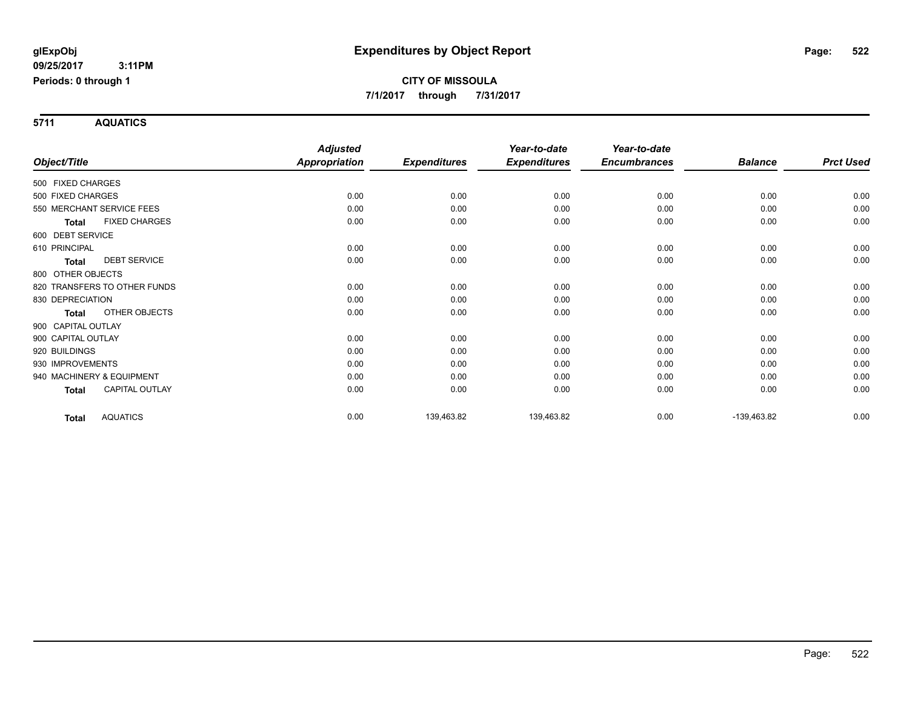glExpObj
09/25/2017 3:11PM
Periods: 0 through 1

# Expenditures by Object Report

**CITY OF MISSOULA**
**7/1/2017 through 7/31/2017**

## 5711 AQUATICS

| Object/Title | Adjusted Appropriation | Expenditures | Year-to-date Expenditures | Year-to-date Encumbrances | Balance | Prct Used |
|---|---|---|---|---|---|---|
| 500 FIXED CHARGES | | | | | | |
| 500 FIXED CHARGES | 0.00 | 0.00 | 0.00 | 0.00 | 0.00 | 0.00 |
| 550 MERCHANT SERVICE FEES | 0.00 | 0.00 | 0.00 | 0.00 | 0.00 | 0.00 |
| **Total** FIXED CHARGES | 0.00 | 0.00 | 0.00 | 0.00 | 0.00 | 0.00 |
| 600 DEBT SERVICE | | | | | | |
| 610 PRINCIPAL | 0.00 | 0.00 | 0.00 | 0.00 | 0.00 | 0.00 |
| **Total** DEBT SERVICE | 0.00 | 0.00 | 0.00 | 0.00 | 0.00 | 0.00 |
| 800 OTHER OBJECTS | | | | | | |
| 820 TRANSFERS TO OTHER FUNDS | 0.00 | 0.00 | 0.00 | 0.00 | 0.00 | 0.00 |
| 830 DEPRECIATION | 0.00 | 0.00 | 0.00 | 0.00 | 0.00 | 0.00 |
| **Total** OTHER OBJECTS | 0.00 | 0.00 | 0.00 | 0.00 | 0.00 | 0.00 |
| 900 CAPITAL OUTLAY | | | | | | |
| 900 CAPITAL OUTLAY | 0.00 | 0.00 | 0.00 | 0.00 | 0.00 | 0.00 |
| 920 BUILDINGS | 0.00 | 0.00 | 0.00 | 0.00 | 0.00 | 0.00 |
| 930 IMPROVEMENTS | 0.00 | 0.00 | 0.00 | 0.00 | 0.00 | 0.00 |
| 940 MACHINERY & EQUIPMENT | 0.00 | 0.00 | 0.00 | 0.00 | 0.00 | 0.00 |
| **Total** CAPITAL OUTLAY | 0.00 | 0.00 | 0.00 | 0.00 | 0.00 | 0.00 |
| **Total** AQUATICS | 0.00 | 139,463.82 | 139,463.82 | 0.00 | -139,463.82 | 0.00 |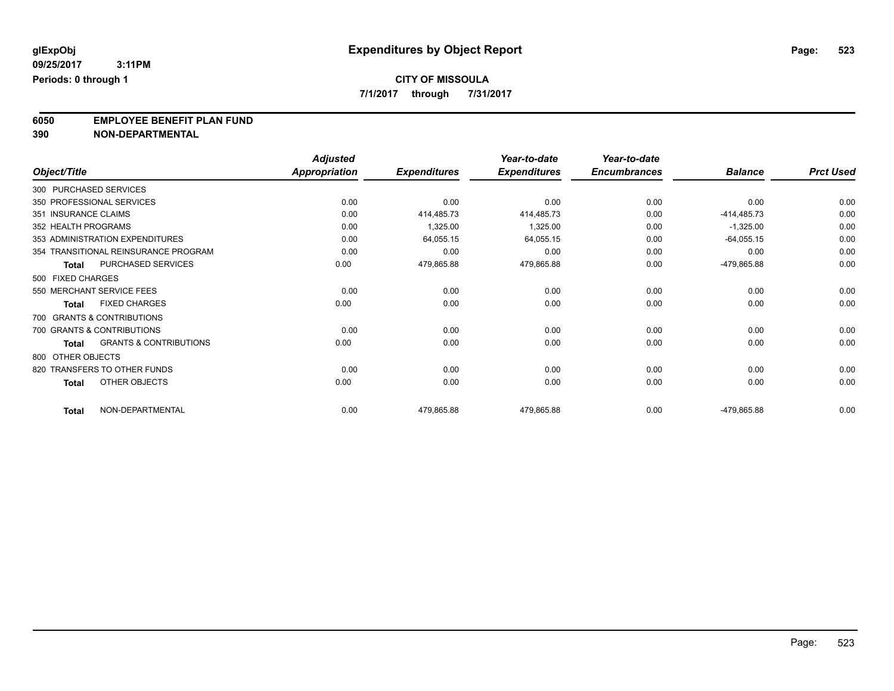**glExpObj**
**09/25/2017 3:11PM**
**Periods: 0 through 1**

# Expenditures by Object Report

**CITY OF MISSOULA**
**7/1/2017 through 7/31/2017**

## 6050 EMPLOYEE BENEFIT PLAN FUND
## 390 NON-DEPARTMENTAL

| Object/Title | Adjusted Appropriation | Expenditures | Year-to-date Expenditures | Year-to-date Encumbrances | Balance | Prct Used |
|---|---|---|---|---|---|---|
| 300 PURCHASED SERVICES | | | | | | |
| 350 PROFESSIONAL SERVICES | 0.00 | 0.00 | 0.00 | 0.00 | 0.00 | 0.00 |
| 351 INSURANCE CLAIMS | 0.00 | 414,485.73 | 414,485.73 | 0.00 | -414,485.73 | 0.00 |
| 352 HEALTH PROGRAMS | 0.00 | 1,325.00 | 1,325.00 | 0.00 | -1,325.00 | 0.00 |
| 353 ADMINISTRATION EXPENDITURES | 0.00 | 64,055.15 | 64,055.15 | 0.00 | -64,055.15 | 0.00 |
| 354 TRANSITIONAL REINSURANCE PROGRAM | 0.00 | 0.00 | 0.00 | 0.00 | 0.00 | 0.00 |
| **Total** PURCHASED SERVICES | 0.00 | 479,865.88 | 479,865.88 | 0.00 | -479,865.88 | 0.00 |
| 500 FIXED CHARGES | | | | | | |
| 550 MERCHANT SERVICE FEES | 0.00 | 0.00 | 0.00 | 0.00 | 0.00 | 0.00 |
| **Total** FIXED CHARGES | 0.00 | 0.00 | 0.00 | 0.00 | 0.00 | 0.00 |
| 700 GRANTS & CONTRIBUTIONS | | | | | | |
| 700 GRANTS & CONTRIBUTIONS | 0.00 | 0.00 | 0.00 | 0.00 | 0.00 | 0.00 |
| **Total** GRANTS & CONTRIBUTIONS | 0.00 | 0.00 | 0.00 | 0.00 | 0.00 | 0.00 |
| 800 OTHER OBJECTS | | | | | | |
| 820 TRANSFERS TO OTHER FUNDS | 0.00 | 0.00 | 0.00 | 0.00 | 0.00 | 0.00 |
| **Total** OTHER OBJECTS | 0.00 | 0.00 | 0.00 | 0.00 | 0.00 | 0.00 |
| **Total** NON-DEPARTMENTAL | 0.00 | 479,865.88 | 479,865.88 | 0.00 | -479,865.88 | 0.00 |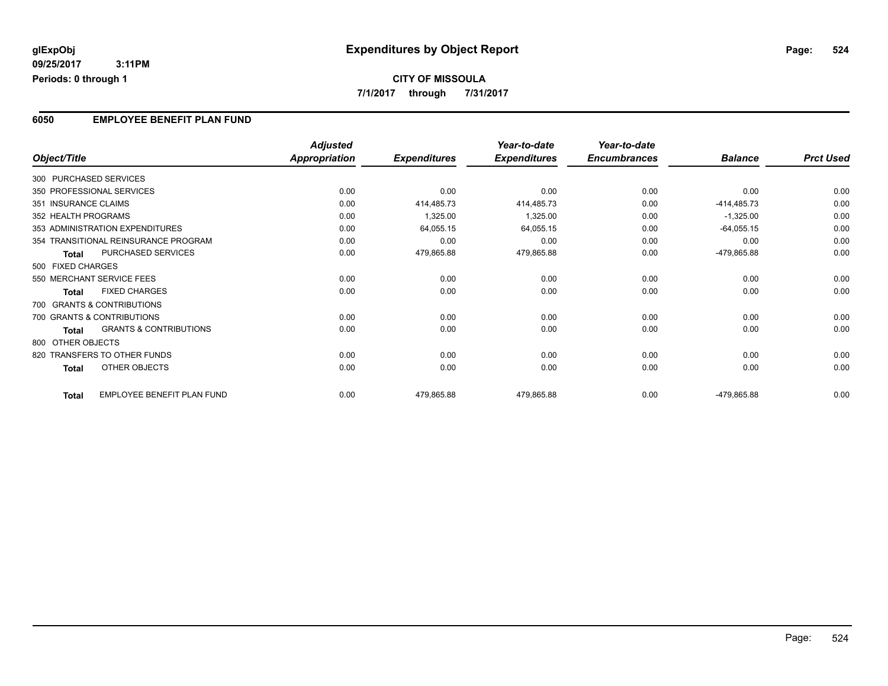**glExpObj**
**09/25/2017 3:11PM**
**Periods: 0 through 1**

# Expenditures by Object Report

**CITY OF MISSOULA**
**7/1/2017 through 7/31/2017**

## 6050 EMPLOYEE BENEFIT PLAN FUND

| Object/Title | Adjusted Appropriation | Expenditures | Year-to-date Expenditures | Year-to-date Encumbrances | Balance | Prct Used |
|---|---|---|---|---|---|---|
| 300 PURCHASED SERVICES | | | | | | |
| 350 PROFESSIONAL SERVICES | 0.00 | 0.00 | 0.00 | 0.00 | 0.00 | 0.00 |
| 351 INSURANCE CLAIMS | 0.00 | 414,485.73 | 414,485.73 | 0.00 | -414,485.73 | 0.00 |
| 352 HEALTH PROGRAMS | 0.00 | 1,325.00 | 1,325.00 | 0.00 | -1,325.00 | 0.00 |
| 353 ADMINISTRATION EXPENDITURES | 0.00 | 64,055.15 | 64,055.15 | 0.00 | -64,055.15 | 0.00 |
| 354 TRANSITIONAL REINSURANCE PROGRAM | 0.00 | 0.00 | 0.00 | 0.00 | 0.00 | 0.00 |
| **Total** PURCHASED SERVICES | 0.00 | 479,865.88 | 479,865.88 | 0.00 | -479,865.88 | 0.00 |
| 500 FIXED CHARGES | | | | | | |
| 550 MERCHANT SERVICE FEES | 0.00 | 0.00 | 0.00 | 0.00 | 0.00 | 0.00 |
| **Total** FIXED CHARGES | 0.00 | 0.00 | 0.00 | 0.00 | 0.00 | 0.00 |
| 700 GRANTS & CONTRIBUTIONS | | | | | | |
| 700 GRANTS & CONTRIBUTIONS | 0.00 | 0.00 | 0.00 | 0.00 | 0.00 | 0.00 |
| **Total** GRANTS & CONTRIBUTIONS | 0.00 | 0.00 | 0.00 | 0.00 | 0.00 | 0.00 |
| 800 OTHER OBJECTS | | | | | | |
| 820 TRANSFERS TO OTHER FUNDS | 0.00 | 0.00 | 0.00 | 0.00 | 0.00 | 0.00 |
| **Total** OTHER OBJECTS | 0.00 | 0.00 | 0.00 | 0.00 | 0.00 | 0.00 |
| **Total** EMPLOYEE BENEFIT PLAN FUND | 0.00 | 479,865.88 | 479,865.88 | 0.00 | -479,865.88 | 0.00 |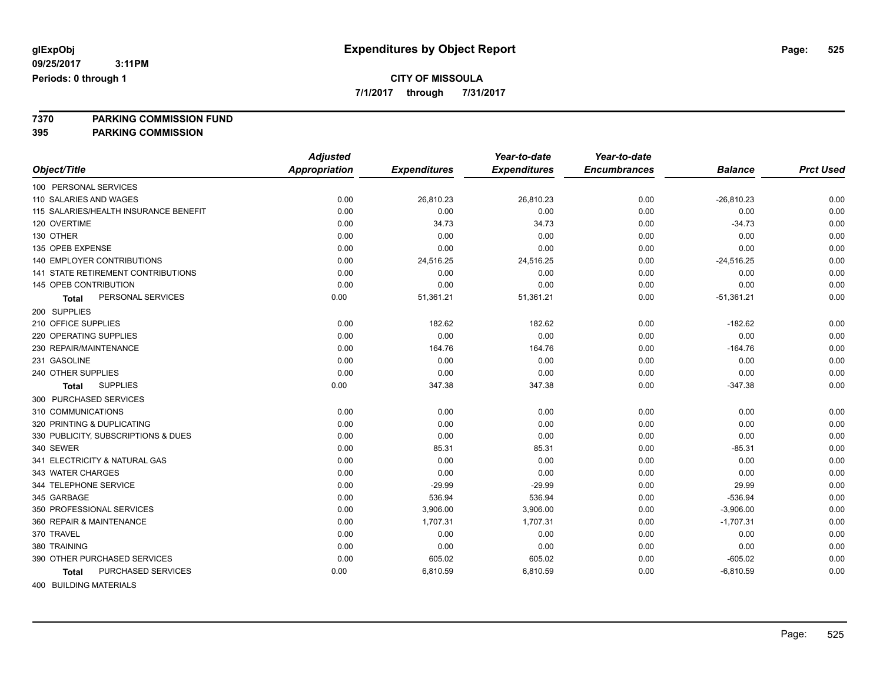**glExpObj** **Expenditures by Object Report**

**09/25/2017 3:11PM**

**Periods: 0 through 1**

**CITY OF MISSOULA**

**7/1/2017 through 7/31/2017**

**7370 PARKING COMMISSION FUND**

**395 PARKING COMMISSION**

| Object/Title | Adjusted Appropriation | Expenditures | Year-to-date Expenditures | Year-to-date Encumbrances | Balance | Prct Used |
|---|---|---|---|---|---|---|
| 100 PERSONAL SERVICES | | | | | | |
| 110 SALARIES AND WAGES | 0.00 | 26,810.23 | 26,810.23 | 0.00 | -26,810.23 | 0.00 |
| 115 SALARIES/HEALTH INSURANCE BENEFIT | 0.00 | 0.00 | 0.00 | 0.00 | 0.00 | 0.00 |
| 120 OVERTIME | 0.00 | 34.73 | 34.73 | 0.00 | -34.73 | 0.00 |
| 130 OTHER | 0.00 | 0.00 | 0.00 | 0.00 | 0.00 | 0.00 |
| 135 OPEB EXPENSE | 0.00 | 0.00 | 0.00 | 0.00 | 0.00 | 0.00 |
| 140 EMPLOYER CONTRIBUTIONS | 0.00 | 24,516.25 | 24,516.25 | 0.00 | -24,516.25 | 0.00 |
| 141 STATE RETIREMENT CONTRIBUTIONS | 0.00 | 0.00 | 0.00 | 0.00 | 0.00 | 0.00 |
| 145 OPEB CONTRIBUTION | 0.00 | 0.00 | 0.00 | 0.00 | 0.00 | 0.00 |
| **Total** PERSONAL SERVICES | 0.00 | 51,361.21 | 51,361.21 | 0.00 | -51,361.21 | 0.00 |
| 200 SUPPLIES | | | | | | |
| 210 OFFICE SUPPLIES | 0.00 | 182.62 | 182.62 | 0.00 | -182.62 | 0.00 |
| 220 OPERATING SUPPLIES | 0.00 | 0.00 | 0.00 | 0.00 | 0.00 | 0.00 |
| 230 REPAIR/MAINTENANCE | 0.00 | 164.76 | 164.76 | 0.00 | -164.76 | 0.00 |
| 231 GASOLINE | 0.00 | 0.00 | 0.00 | 0.00 | 0.00 | 0.00 |
| 240 OTHER SUPPLIES | 0.00 | 0.00 | 0.00 | 0.00 | 0.00 | 0.00 |
| **Total** SUPPLIES | 0.00 | 347.38 | 347.38 | 0.00 | -347.38 | 0.00 |
| 300 PURCHASED SERVICES | | | | | | |
| 310 COMMUNICATIONS | 0.00 | 0.00 | 0.00 | 0.00 | 0.00 | 0.00 |
| 320 PRINTING & DUPLICATING | 0.00 | 0.00 | 0.00 | 0.00 | 0.00 | 0.00 |
| 330 PUBLICITY, SUBSCRIPTIONS & DUES | 0.00 | 0.00 | 0.00 | 0.00 | 0.00 | 0.00 |
| 340 SEWER | 0.00 | 85.31 | 85.31 | 0.00 | -85.31 | 0.00 |
| 341 ELECTRICITY & NATURAL GAS | 0.00 | 0.00 | 0.00 | 0.00 | 0.00 | 0.00 |
| 343 WATER CHARGES | 0.00 | 0.00 | 0.00 | 0.00 | 0.00 | 0.00 |
| 344 TELEPHONE SERVICE | 0.00 | -29.99 | -29.99 | 0.00 | 29.99 | 0.00 |
| 345 GARBAGE | 0.00 | 536.94 | 536.94 | 0.00 | -536.94 | 0.00 |
| 350 PROFESSIONAL SERVICES | 0.00 | 3,906.00 | 3,906.00 | 0.00 | -3,906.00 | 0.00 |
| 360 REPAIR & MAINTENANCE | 0.00 | 1,707.31 | 1,707.31 | 0.00 | -1,707.31 | 0.00 |
| 370 TRAVEL | 0.00 | 0.00 | 0.00 | 0.00 | 0.00 | 0.00 |
| 380 TRAINING | 0.00 | 0.00 | 0.00 | 0.00 | 0.00 | 0.00 |
| 390 OTHER PURCHASED SERVICES | 0.00 | 605.02 | 605.02 | 0.00 | -605.02 | 0.00 |
| **Total** PURCHASED SERVICES | 0.00 | 6,810.59 | 6,810.59 | 0.00 | -6,810.59 | 0.00 |
| 400 BUILDING MATERIALS | | | | | | |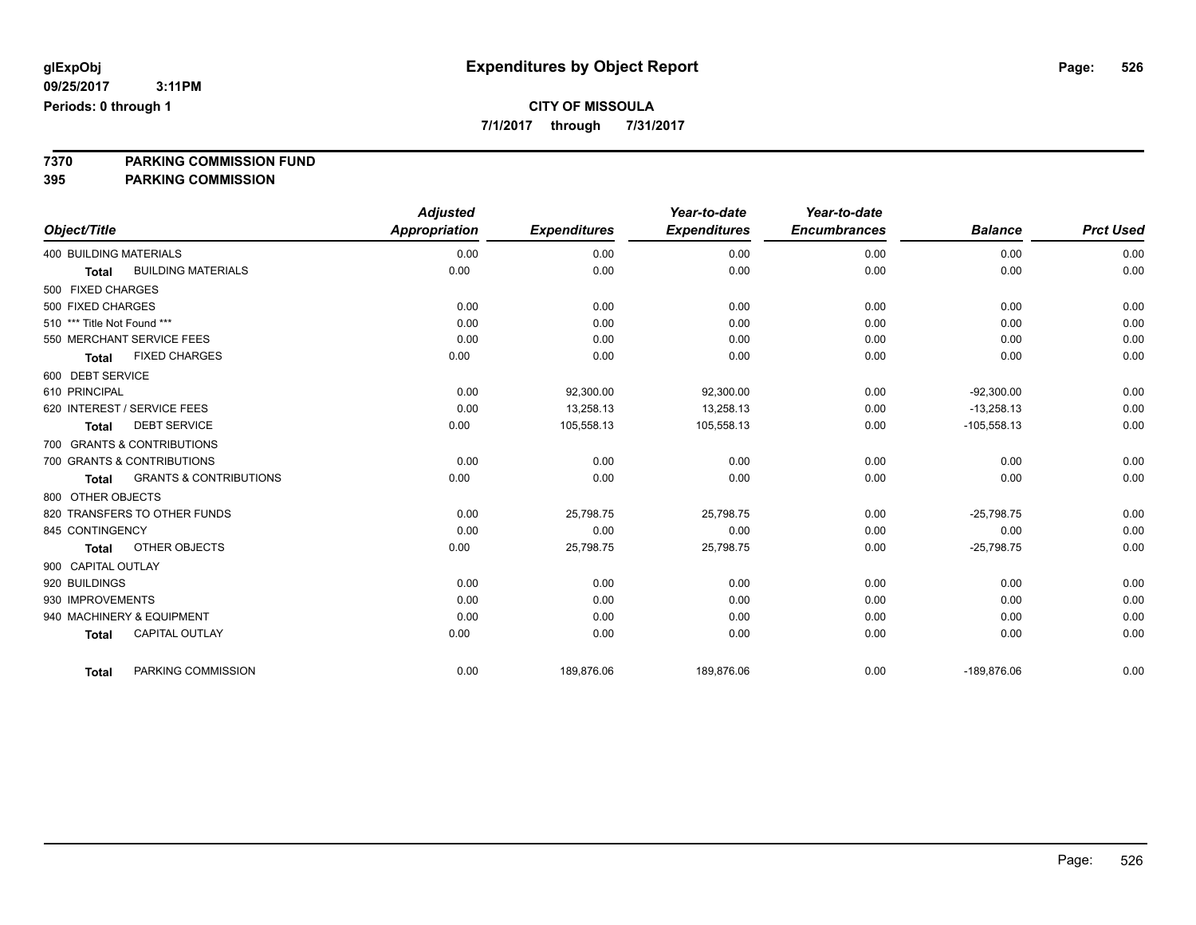glExpObj
09/25/2017 3:11PM
Periods: 0 through 1

# Expenditures by Object Report

**CITY OF MISSOULA**

**7/1/2017 through 7/31/2017**

**7370 PARKING COMMISSION FUND**

**395 PARKING COMMISSION**

| Object/Title | | Adjusted Appropriation | Expenditures | Year-to-date Expenditures | Year-to-date Encumbrances | Balance | Prct Used |
|---|---|---|---|---|---|---|---|
| 400 BUILDING MATERIALS | | 0.00 | 0.00 | 0.00 | 0.00 | 0.00 | 0.00 |
| Total | BUILDING MATERIALS | 0.00 | 0.00 | 0.00 | 0.00 | 0.00 | 0.00 |
| 500 FIXED CHARGES | | | | | | | |
| 500 FIXED CHARGES | | 0.00 | 0.00 | 0.00 | 0.00 | 0.00 | 0.00 |
| 510 *** Title Not Found *** | | 0.00 | 0.00 | 0.00 | 0.00 | 0.00 | 0.00 |
| 550 MERCHANT SERVICE FEES | | 0.00 | 0.00 | 0.00 | 0.00 | 0.00 | 0.00 |
| Total | FIXED CHARGES | 0.00 | 0.00 | 0.00 | 0.00 | 0.00 | 0.00 |
| 600 DEBT SERVICE | | | | | | | |
| 610 PRINCIPAL | | 0.00 | 92,300.00 | 92,300.00 | 0.00 | -92,300.00 | 0.00 |
| 620 INTEREST / SERVICE FEES | | 0.00 | 13,258.13 | 13,258.13 | 0.00 | -13,258.13 | 0.00 |
| Total | DEBT SERVICE | 0.00 | 105,558.13 | 105,558.13 | 0.00 | -105,558.13 | 0.00 |
| 700 GRANTS & CONTRIBUTIONS | | | | | | | |
| 700 GRANTS & CONTRIBUTIONS | | 0.00 | 0.00 | 0.00 | 0.00 | 0.00 | 0.00 |
| Total | GRANTS & CONTRIBUTIONS | 0.00 | 0.00 | 0.00 | 0.00 | 0.00 | 0.00 |
| 800 OTHER OBJECTS | | | | | | | |
| 820 TRANSFERS TO OTHER FUNDS | | 0.00 | 25,798.75 | 25,798.75 | 0.00 | -25,798.75 | 0.00 |
| 845 CONTINGENCY | | 0.00 | 0.00 | 0.00 | 0.00 | 0.00 | 0.00 |
| Total | OTHER OBJECTS | 0.00 | 25,798.75 | 25,798.75 | 0.00 | -25,798.75 | 0.00 |
| 900 CAPITAL OUTLAY | | | | | | | |
| 920 BUILDINGS | | 0.00 | 0.00 | 0.00 | 0.00 | 0.00 | 0.00 |
| 930 IMPROVEMENTS | | 0.00 | 0.00 | 0.00 | 0.00 | 0.00 | 0.00 |
| 940 MACHINERY & EQUIPMENT | | 0.00 | 0.00 | 0.00 | 0.00 | 0.00 | 0.00 |
| Total | CAPITAL OUTLAY | 0.00 | 0.00 | 0.00 | 0.00 | 0.00 | 0.00 |
| Total | PARKING COMMISSION | 0.00 | 189,876.06 | 189,876.06 | 0.00 | -189,876.06 | 0.00 |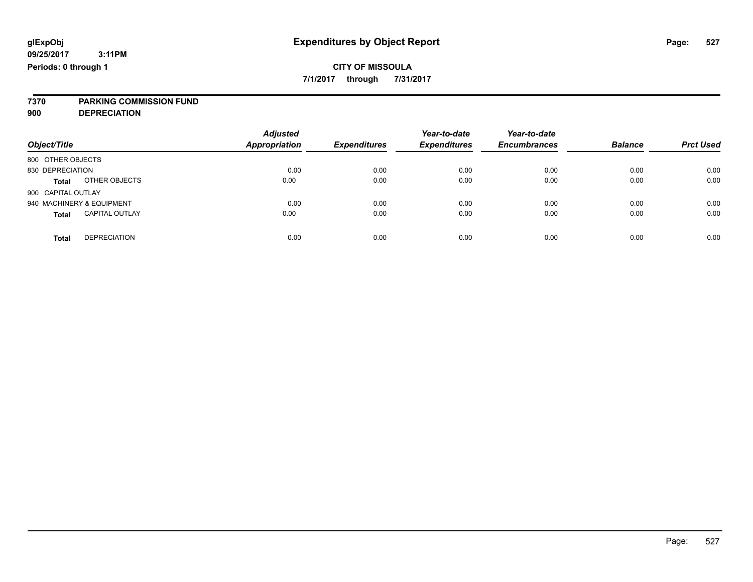**glExpObj**
**09/25/2017 3:11PM**
**Periods: 0 through 1**

# Expenditures by Object Report

**CITY OF MISSOULA**
**7/1/2017 through 7/31/2017**

**7370 PARKING COMMISSION FUND**
**900 DEPRECIATION**

| Object/Title | | *Adjusted Appropriation* | *Expenditures* | *Year-to-date Expenditures* | *Year-to-date Encumbrances* | *Balance* | *Prct Used* |
|---|---|---|---|---|---|---|---|
| 800 OTHER OBJECTS | | | | | | | |
| 830 DEPRECIATION | | 0.00 | 0.00 | 0.00 | 0.00 | 0.00 | 0.00 |
| **Total** | OTHER OBJECTS | 0.00 | 0.00 | 0.00 | 0.00 | 0.00 | 0.00 |
| 900 CAPITAL OUTLAY | | | | | | | |
| 940 MACHINERY & EQUIPMENT | | 0.00 | 0.00 | 0.00 | 0.00 | 0.00 | 0.00 |
| **Total** | CAPITAL OUTLAY | 0.00 | 0.00 | 0.00 | 0.00 | 0.00 | 0.00 |
| **Total** | DEPRECIATION | 0.00 | 0.00 | 0.00 | 0.00 | 0.00 | 0.00 |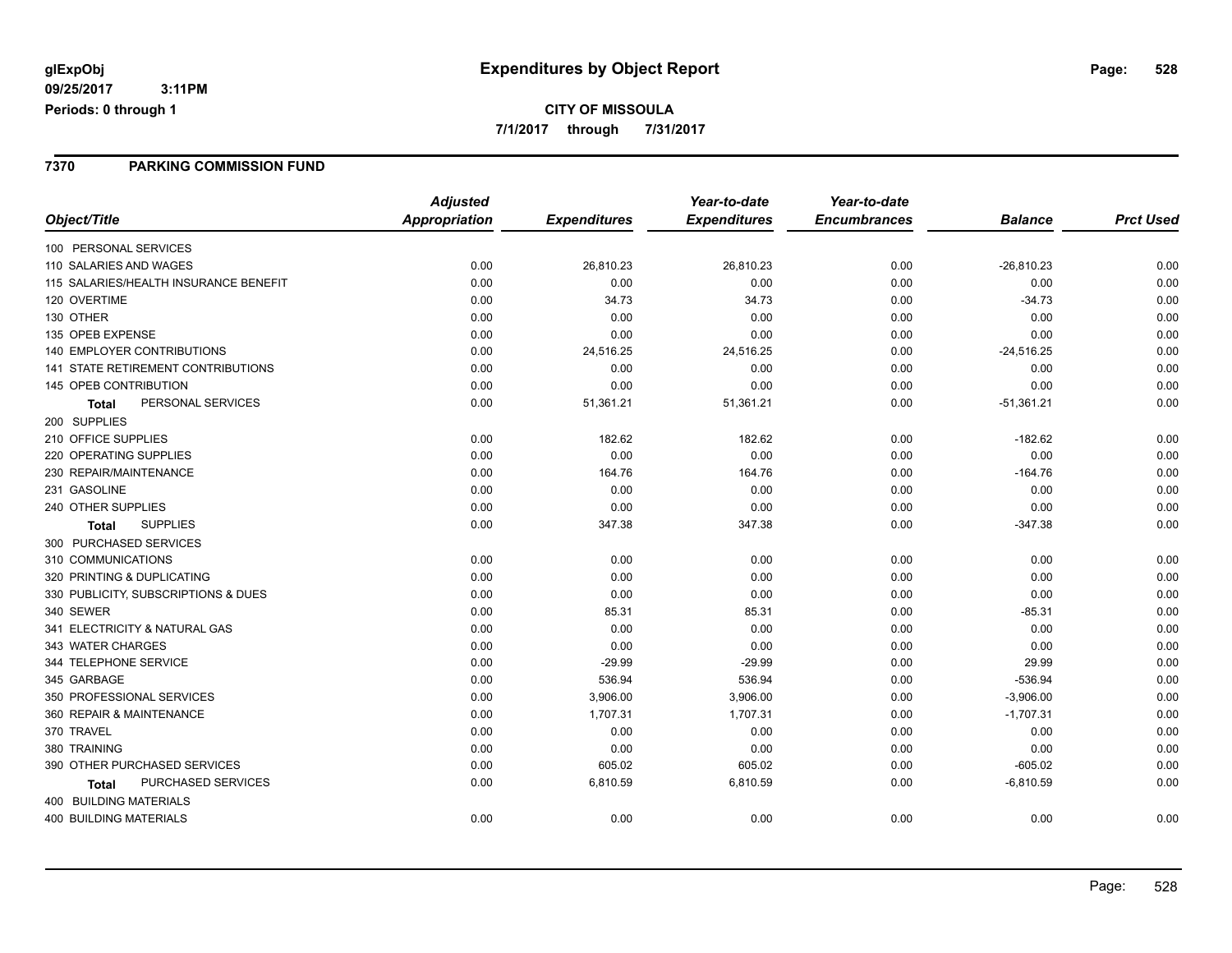**glExpObj** **Expenditures by Object Report**

**09/25/2017 3:11PM**

**Periods: 0 through 1**

**CITY OF MISSOULA**

**7/1/2017 through 7/31/2017**

## 7370 PARKING COMMISSION FUND

| Object/Title | Adjusted Appropriation | Expenditures | Year-to-date Expenditures | Year-to-date Encumbrances | Balance | Prct Used |
|---|---|---|---|---|---|---|
| 100 PERSONAL SERVICES | | | | | | |
| 110 SALARIES AND WAGES | 0.00 | 26,810.23 | 26,810.23 | 0.00 | -26,810.23 | 0.00 |
| 115 SALARIES/HEALTH INSURANCE BENEFIT | 0.00 | 0.00 | 0.00 | 0.00 | 0.00 | 0.00 |
| 120 OVERTIME | 0.00 | 34.73 | 34.73 | 0.00 | -34.73 | 0.00 |
| 130 OTHER | 0.00 | 0.00 | 0.00 | 0.00 | 0.00 | 0.00 |
| 135 OPEB EXPENSE | 0.00 | 0.00 | 0.00 | 0.00 | 0.00 | 0.00 |
| 140 EMPLOYER CONTRIBUTIONS | 0.00 | 24,516.25 | 24,516.25 | 0.00 | -24,516.25 | 0.00 |
| 141 STATE RETIREMENT CONTRIBUTIONS | 0.00 | 0.00 | 0.00 | 0.00 | 0.00 | 0.00 |
| 145 OPEB CONTRIBUTION | 0.00 | 0.00 | 0.00 | 0.00 | 0.00 | 0.00 |
| **Total** PERSONAL SERVICES | 0.00 | 51,361.21 | 51,361.21 | 0.00 | -51,361.21 | 0.00 |
| 200 SUPPLIES | | | | | | |
| 210 OFFICE SUPPLIES | 0.00 | 182.62 | 182.62 | 0.00 | -182.62 | 0.00 |
| 220 OPERATING SUPPLIES | 0.00 | 0.00 | 0.00 | 0.00 | 0.00 | 0.00 |
| 230 REPAIR/MAINTENANCE | 0.00 | 164.76 | 164.76 | 0.00 | -164.76 | 0.00 |
| 231 GASOLINE | 0.00 | 0.00 | 0.00 | 0.00 | 0.00 | 0.00 |
| 240 OTHER SUPPLIES | 0.00 | 0.00 | 0.00 | 0.00 | 0.00 | 0.00 |
| **Total** SUPPLIES | 0.00 | 347.38 | 347.38 | 0.00 | -347.38 | 0.00 |
| 300 PURCHASED SERVICES | | | | | | |
| 310 COMMUNICATIONS | 0.00 | 0.00 | 0.00 | 0.00 | 0.00 | 0.00 |
| 320 PRINTING & DUPLICATING | 0.00 | 0.00 | 0.00 | 0.00 | 0.00 | 0.00 |
| 330 PUBLICITY, SUBSCRIPTIONS & DUES | 0.00 | 0.00 | 0.00 | 0.00 | 0.00 | 0.00 |
| 340 SEWER | 0.00 | 85.31 | 85.31 | 0.00 | -85.31 | 0.00 |
| 341 ELECTRICITY & NATURAL GAS | 0.00 | 0.00 | 0.00 | 0.00 | 0.00 | 0.00 |
| 343 WATER CHARGES | 0.00 | 0.00 | 0.00 | 0.00 | 0.00 | 0.00 |
| 344 TELEPHONE SERVICE | 0.00 | -29.99 | -29.99 | 0.00 | 29.99 | 0.00 |
| 345 GARBAGE | 0.00 | 536.94 | 536.94 | 0.00 | -536.94 | 0.00 |
| 350 PROFESSIONAL SERVICES | 0.00 | 3,906.00 | 3,906.00 | 0.00 | -3,906.00 | 0.00 |
| 360 REPAIR & MAINTENANCE | 0.00 | 1,707.31 | 1,707.31 | 0.00 | -1,707.31 | 0.00 |
| 370 TRAVEL | 0.00 | 0.00 | 0.00 | 0.00 | 0.00 | 0.00 |
| 380 TRAINING | 0.00 | 0.00 | 0.00 | 0.00 | 0.00 | 0.00 |
| 390 OTHER PURCHASED SERVICES | 0.00 | 605.02 | 605.02 | 0.00 | -605.02 | 0.00 |
| **Total** PURCHASED SERVICES | 0.00 | 6,810.59 | 6,810.59 | 0.00 | -6,810.59 | 0.00 |
| 400 BUILDING MATERIALS | | | | | | |
| 400 BUILDING MATERIALS | 0.00 | 0.00 | 0.00 | 0.00 | 0.00 | 0.00 |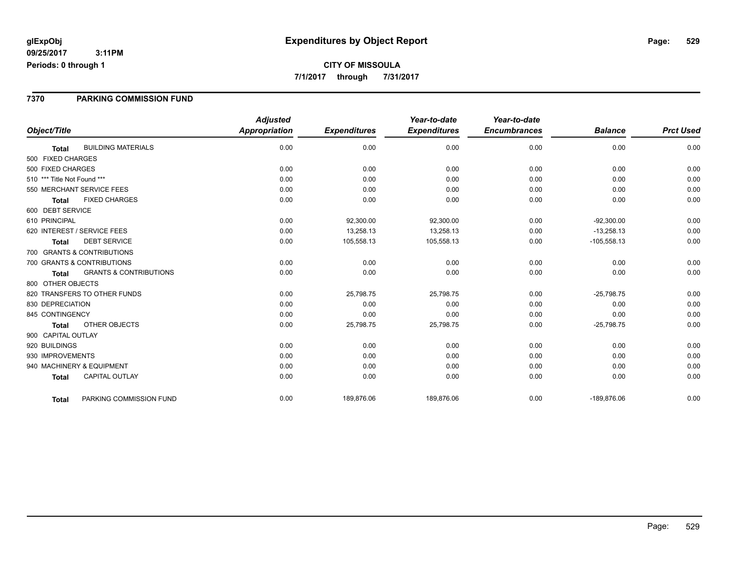**glExpObj** 09/25/2017 3:11PM
**Periods: 0 through 1**

# Expenditures by Object Report

**CITY OF MISSOULA**
**7/1/2017 through 7/31/2017**

## 7370 PARKING COMMISSION FUND

| Object/Title | Adjusted Appropriation | Expenditures | Year-to-date Expenditures | Year-to-date Encumbrances | Balance | Prct Used |
|---|---|---|---|---|---|---|
| **Total** BUILDING MATERIALS | 0.00 | 0.00 | 0.00 | 0.00 | 0.00 | 0.00 |
| 500 FIXED CHARGES | | | | | | |
| 500 FIXED CHARGES | 0.00 | 0.00 | 0.00 | 0.00 | 0.00 | 0.00 |
| 510 *** Title Not Found *** | 0.00 | 0.00 | 0.00 | 0.00 | 0.00 | 0.00 |
| 550 MERCHANT SERVICE FEES | 0.00 | 0.00 | 0.00 | 0.00 | 0.00 | 0.00 |
| **Total** FIXED CHARGES | 0.00 | 0.00 | 0.00 | 0.00 | 0.00 | 0.00 |
| 600 DEBT SERVICE | | | | | | |
| 610 PRINCIPAL | 0.00 | 92,300.00 | 92,300.00 | 0.00 | -92,300.00 | 0.00 |
| 620 INTEREST / SERVICE FEES | 0.00 | 13,258.13 | 13,258.13 | 0.00 | -13,258.13 | 0.00 |
| **Total** DEBT SERVICE | 0.00 | 105,558.13 | 105,558.13 | 0.00 | -105,558.13 | 0.00 |
| 700 GRANTS & CONTRIBUTIONS | | | | | | |
| 700 GRANTS & CONTRIBUTIONS | 0.00 | 0.00 | 0.00 | 0.00 | 0.00 | 0.00 |
| **Total** GRANTS & CONTRIBUTIONS | 0.00 | 0.00 | 0.00 | 0.00 | 0.00 | 0.00 |
| 800 OTHER OBJECTS | | | | | | |
| 820 TRANSFERS TO OTHER FUNDS | 0.00 | 25,798.75 | 25,798.75 | 0.00 | -25,798.75 | 0.00 |
| 830 DEPRECIATION | 0.00 | 0.00 | 0.00 | 0.00 | 0.00 | 0.00 |
| 845 CONTINGENCY | 0.00 | 0.00 | 0.00 | 0.00 | 0.00 | 0.00 |
| **Total** OTHER OBJECTS | 0.00 | 25,798.75 | 25,798.75 | 0.00 | -25,798.75 | 0.00 |
| 900 CAPITAL OUTLAY | | | | | | |
| 920 BUILDINGS | 0.00 | 0.00 | 0.00 | 0.00 | 0.00 | 0.00 |
| 930 IMPROVEMENTS | 0.00 | 0.00 | 0.00 | 0.00 | 0.00 | 0.00 |
| 940 MACHINERY & EQUIPMENT | 0.00 | 0.00 | 0.00 | 0.00 | 0.00 | 0.00 |
| **Total** CAPITAL OUTLAY | 0.00 | 0.00 | 0.00 | 0.00 | 0.00 | 0.00 |
| **Total** PARKING COMMISSION FUND | 0.00 | 189,876.06 | 189,876.06 | 0.00 | -189,876.06 | 0.00 |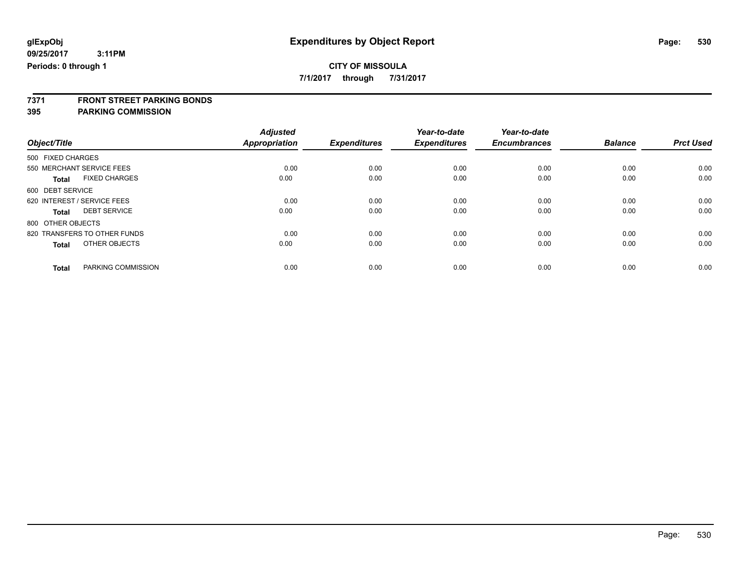**glExpObj** **Expenditures by Object Report**

**09/25/2017 3:11PM**

**Periods: 0 through 1**

**CITY OF MISSOULA**

**7/1/2017 through 7/31/2017**

## 7371 FRONT STREET PARKING BONDS
## 395 PARKING COMMISSION

| Object/Title | | Adjusted Appropriation | Expenditures | Year-to-date Expenditures | Year-to-date Encumbrances | Balance | Prct Used |
|---|---|---|---|---|---|---|---|
| 500 FIXED CHARGES | | | | | | | |
| 550 MERCHANT SERVICE FEES | | 0.00 | 0.00 | 0.00 | 0.00 | 0.00 | 0.00 |
| **Total** | FIXED CHARGES | 0.00 | 0.00 | 0.00 | 0.00 | 0.00 | 0.00 |
| 600 DEBT SERVICE | | | | | | | |
| 620 INTEREST / SERVICE FEES | | 0.00 | 0.00 | 0.00 | 0.00 | 0.00 | 0.00 |
| **Total** | DEBT SERVICE | 0.00 | 0.00 | 0.00 | 0.00 | 0.00 | 0.00 |
| 800 OTHER OBJECTS | | | | | | | |
| 820 TRANSFERS TO OTHER FUNDS | | 0.00 | 0.00 | 0.00 | 0.00 | 0.00 | 0.00 |
| **Total** | OTHER OBJECTS | 0.00 | 0.00 | 0.00 | 0.00 | 0.00 | 0.00 |
| **Total** | PARKING COMMISSION | 0.00 | 0.00 | 0.00 | 0.00 | 0.00 | 0.00 |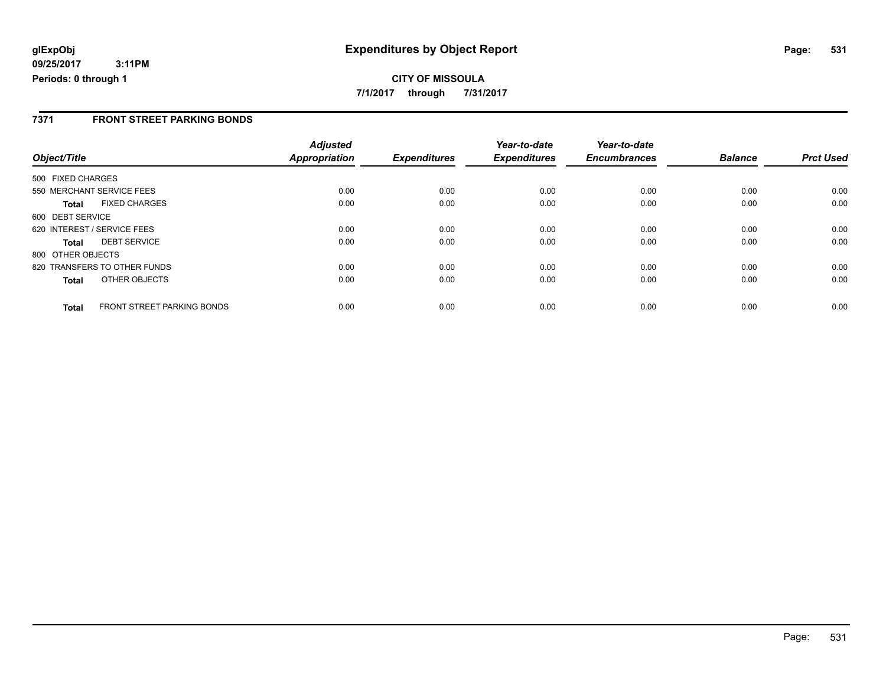**glExpObj**
**09/25/2017 3:11PM**
**Periods: 0 through 1**

# Expenditures by Object Report

**CITY OF MISSOULA**
**7/1/2017 through 7/31/2017**

## 7371 FRONT STREET PARKING BONDS

| Object/Title | | *Adjusted Appropriation* | *Expenditures* | *Year-to-date Expenditures* | *Year-to-date Encumbrances* | *Balance* | *Prct Used* |
|---|---|---|---|---|---|---|---|
| 500 FIXED CHARGES | | | | | | | |
| 550 MERCHANT SERVICE FEES | | 0.00 | 0.00 | 0.00 | 0.00 | 0.00 | 0.00 |
| **Total** | FIXED CHARGES | 0.00 | 0.00 | 0.00 | 0.00 | 0.00 | 0.00 |
| 600 DEBT SERVICE | | | | | | | |
| 620 INTEREST / SERVICE FEES | | 0.00 | 0.00 | 0.00 | 0.00 | 0.00 | 0.00 |
| **Total** | DEBT SERVICE | 0.00 | 0.00 | 0.00 | 0.00 | 0.00 | 0.00 |
| 800 OTHER OBJECTS | | | | | | | |
| 820 TRANSFERS TO OTHER FUNDS | | 0.00 | 0.00 | 0.00 | 0.00 | 0.00 | 0.00 |
| **Total** | OTHER OBJECTS | 0.00 | 0.00 | 0.00 | 0.00 | 0.00 | 0.00 |
| **Total** | FRONT STREET PARKING BONDS | 0.00 | 0.00 | 0.00 | 0.00 | 0.00 | 0.00 |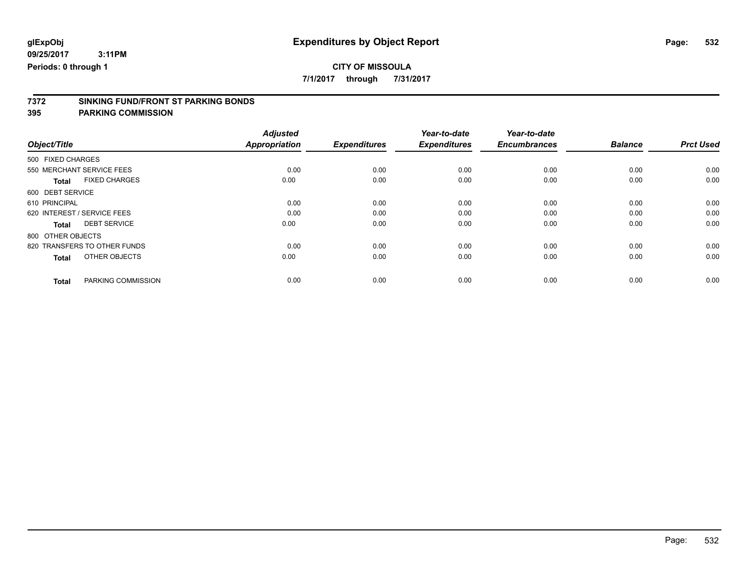**glExpObj**
**09/25/2017 3:11PM**
**Periods: 0 through 1**

# Expenditures by Object Report

**CITY OF MISSOULA**
**7/1/2017 through 7/31/2017**

## 7372 SINKING FUND/FRONT ST PARKING BONDS
## 395 PARKING COMMISSION

| Object/Title | Adjusted Appropriation | Expenditures | Year-to-date Expenditures | Year-to-date Encumbrances | Balance | Prct Used |
|---|---|---|---|---|---|---|
| 500 FIXED CHARGES | | | | | | |
| 550 MERCHANT SERVICE FEES | 0.00 | 0.00 | 0.00 | 0.00 | 0.00 | 0.00 |
| **Total** FIXED CHARGES | 0.00 | 0.00 | 0.00 | 0.00 | 0.00 | 0.00 |
| 600 DEBT SERVICE | | | | | | |
| 610 PRINCIPAL | 0.00 | 0.00 | 0.00 | 0.00 | 0.00 | 0.00 |
| 620 INTEREST / SERVICE FEES | 0.00 | 0.00 | 0.00 | 0.00 | 0.00 | 0.00 |
| **Total** DEBT SERVICE | 0.00 | 0.00 | 0.00 | 0.00 | 0.00 | 0.00 |
| 800 OTHER OBJECTS | | | | | | |
| 820 TRANSFERS TO OTHER FUNDS | 0.00 | 0.00 | 0.00 | 0.00 | 0.00 | 0.00 |
| **Total** OTHER OBJECTS | 0.00 | 0.00 | 0.00 | 0.00 | 0.00 | 0.00 |
| **Total** PARKING COMMISSION | 0.00 | 0.00 | 0.00 | 0.00 | 0.00 | 0.00 |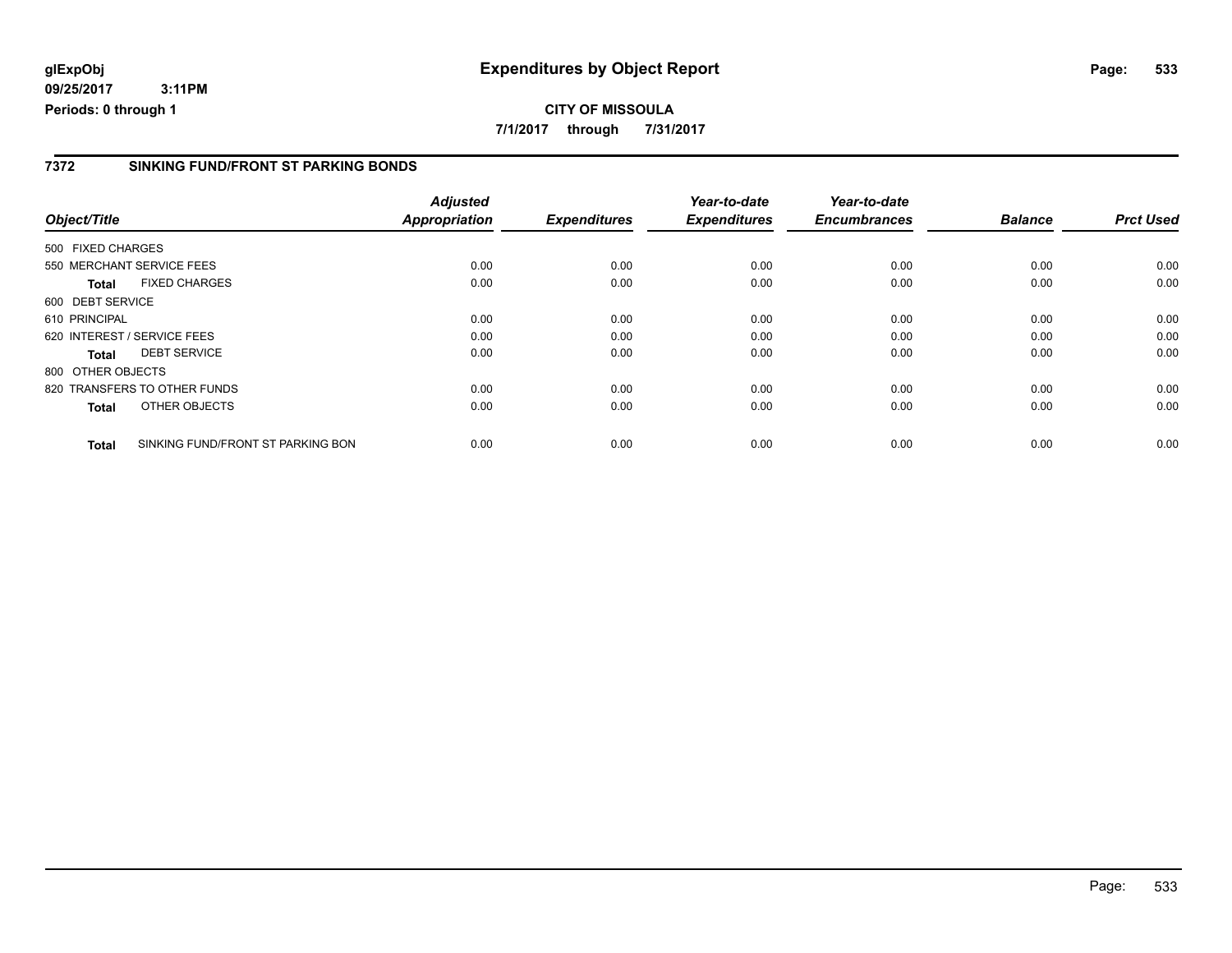**glExpObj** **Expenditures by Object Report**
**09/25/2017 3:11PM**
**Periods: 0 through 1**

**CITY OF MISSOULA**
**7/1/2017 through 7/31/2017**

## 7372 SINKING FUND/FRONT ST PARKING BONDS

| Object/Title | | Adjusted Appropriation | Expenditures | Year-to-date Expenditures | Year-to-date Encumbrances | Balance | Prct Used |
|---|---|---|---|---|---|---|---|
| 500 FIXED CHARGES | | | | | | | |
| 550 MERCHANT SERVICE FEES | | 0.00 | 0.00 | 0.00 | 0.00 | 0.00 | 0.00 |
| **Total** | FIXED CHARGES | 0.00 | 0.00 | 0.00 | 0.00 | 0.00 | 0.00 |
| 600 DEBT SERVICE | | | | | | | |
| 610 PRINCIPAL | | 0.00 | 0.00 | 0.00 | 0.00 | 0.00 | 0.00 |
| 620 INTEREST / SERVICE FEES | | 0.00 | 0.00 | 0.00 | 0.00 | 0.00 | 0.00 |
| **Total** | DEBT SERVICE | 0.00 | 0.00 | 0.00 | 0.00 | 0.00 | 0.00 |
| 800 OTHER OBJECTS | | | | | | | |
| 820 TRANSFERS TO OTHER FUNDS | | 0.00 | 0.00 | 0.00 | 0.00 | 0.00 | 0.00 |
| **Total** | OTHER OBJECTS | 0.00 | 0.00 | 0.00 | 0.00 | 0.00 | 0.00 |
| **Total** | SINKING FUND/FRONT ST PARKING BON | 0.00 | 0.00 | 0.00 | 0.00 | 0.00 | 0.00 |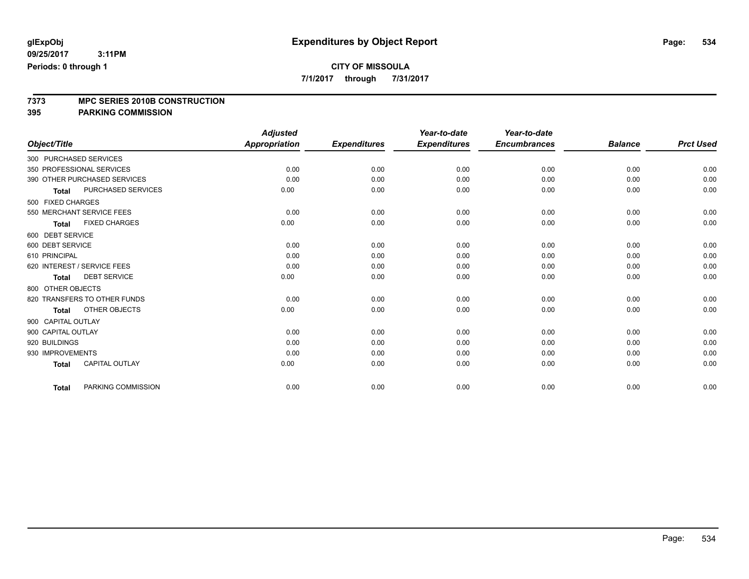# Expenditures by Object Report

glExpObj
09/25/2017 3:11PM
Periods: 0 through 1

**CITY OF MISSOULA**
**7/1/2017 through 7/31/2017**

## 7373 MPC SERIES 2010B CONSTRUCTION
## 395 PARKING COMMISSION

| Object/Title | Adjusted Appropriation | Expenditures | Year-to-date Expenditures | Year-to-date Encumbrances | Balance | Prct Used |
|---|---|---|---|---|---|---|
| 300 PURCHASED SERVICES | | | | | | |
| 350 PROFESSIONAL SERVICES | 0.00 | 0.00 | 0.00 | 0.00 | 0.00 | 0.00 |
| 390 OTHER PURCHASED SERVICES | 0.00 | 0.00 | 0.00 | 0.00 | 0.00 | 0.00 |
| **Total** PURCHASED SERVICES | 0.00 | 0.00 | 0.00 | 0.00 | 0.00 | 0.00 |
| 500 FIXED CHARGES | | | | | | |
| 550 MERCHANT SERVICE FEES | 0.00 | 0.00 | 0.00 | 0.00 | 0.00 | 0.00 |
| **Total** FIXED CHARGES | 0.00 | 0.00 | 0.00 | 0.00 | 0.00 | 0.00 |
| 600 DEBT SERVICE | | | | | | |
| 600 DEBT SERVICE | 0.00 | 0.00 | 0.00 | 0.00 | 0.00 | 0.00 |
| 610 PRINCIPAL | 0.00 | 0.00 | 0.00 | 0.00 | 0.00 | 0.00 |
| 620 INTEREST / SERVICE FEES | 0.00 | 0.00 | 0.00 | 0.00 | 0.00 | 0.00 |
| **Total** DEBT SERVICE | 0.00 | 0.00 | 0.00 | 0.00 | 0.00 | 0.00 |
| 800 OTHER OBJECTS | | | | | | |
| 820 TRANSFERS TO OTHER FUNDS | 0.00 | 0.00 | 0.00 | 0.00 | 0.00 | 0.00 |
| **Total** OTHER OBJECTS | 0.00 | 0.00 | 0.00 | 0.00 | 0.00 | 0.00 |
| 900 CAPITAL OUTLAY | | | | | | |
| 900 CAPITAL OUTLAY | 0.00 | 0.00 | 0.00 | 0.00 | 0.00 | 0.00 |
| 920 BUILDINGS | 0.00 | 0.00 | 0.00 | 0.00 | 0.00 | 0.00 |
| 930 IMPROVEMENTS | 0.00 | 0.00 | 0.00 | 0.00 | 0.00 | 0.00 |
| **Total** CAPITAL OUTLAY | 0.00 | 0.00 | 0.00 | 0.00 | 0.00 | 0.00 |
| **Total** PARKING COMMISSION | 0.00 | 0.00 | 0.00 | 0.00 | 0.00 | 0.00 |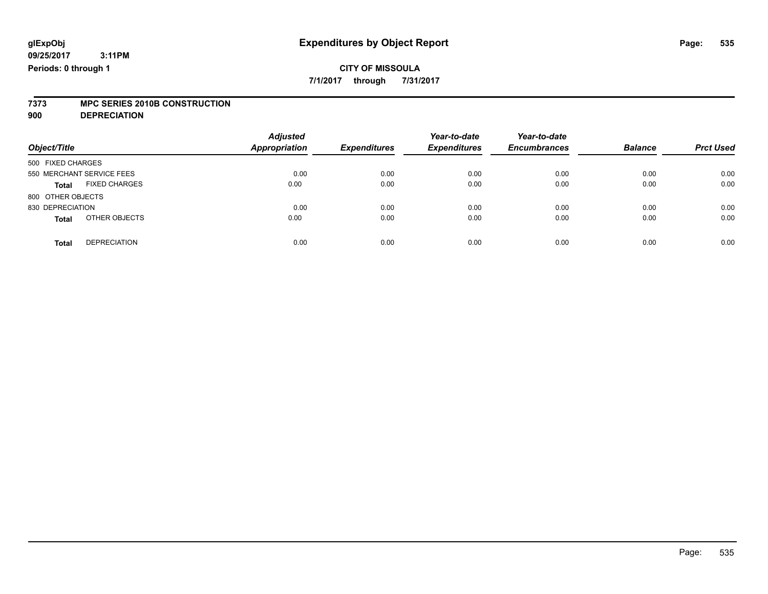glExpObj
09/25/2017 3:11PM
Periods: 0 through 1

# Expenditures by Object Report

**CITY OF MISSOULA**
**7/1/2017 through 7/31/2017**

**7373 MPC SERIES 2010B CONSTRUCTION**
**900 DEPRECIATION**

| Object/Title | Adjusted Appropriation | Expenditures | Year-to-date Expenditures | Year-to-date Encumbrances | Balance | Prct Used |
|---|---|---|---|---|---|---|
| 500 FIXED CHARGES | | | | | | |
| 550 MERCHANT SERVICE FEES | 0.00 | 0.00 | 0.00 | 0.00 | 0.00 | 0.00 |
| **Total** FIXED CHARGES | 0.00 | 0.00 | 0.00 | 0.00 | 0.00 | 0.00 |
| 800 OTHER OBJECTS | | | | | | |
| 830 DEPRECIATION | 0.00 | 0.00 | 0.00 | 0.00 | 0.00 | 0.00 |
| **Total** OTHER OBJECTS | 0.00 | 0.00 | 0.00 | 0.00 | 0.00 | 0.00 |
| **Total** DEPRECIATION | 0.00 | 0.00 | 0.00 | 0.00 | 0.00 | 0.00 |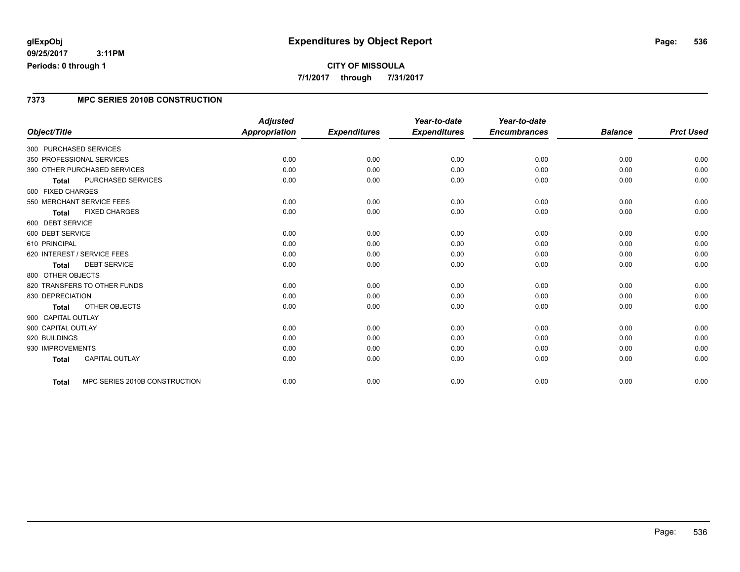glExpObj
09/25/2017 3:11PM
Periods: 0 through 1

# Expenditures by Object Report

**CITY OF MISSOULA**

**7/1/2017 through 7/31/2017**

## 7373 MPC SERIES 2010B CONSTRUCTION

| Object/Title | Adjusted Appropriation | Expenditures | Year-to-date Expenditures | Year-to-date Encumbrances | Balance | Prct Used |
|---|---|---|---|---|---|---|
| 300 PURCHASED SERVICES | | | | | | |
| 350 PROFESSIONAL SERVICES | 0.00 | 0.00 | 0.00 | 0.00 | 0.00 | 0.00 |
| 390 OTHER PURCHASED SERVICES | 0.00 | 0.00 | 0.00 | 0.00 | 0.00 | 0.00 |
| **Total** PURCHASED SERVICES | 0.00 | 0.00 | 0.00 | 0.00 | 0.00 | 0.00 |
| 500 FIXED CHARGES | | | | | | |
| 550 MERCHANT SERVICE FEES | 0.00 | 0.00 | 0.00 | 0.00 | 0.00 | 0.00 |
| **Total** FIXED CHARGES | 0.00 | 0.00 | 0.00 | 0.00 | 0.00 | 0.00 |
| 600 DEBT SERVICE | | | | | | |
| 600 DEBT SERVICE | 0.00 | 0.00 | 0.00 | 0.00 | 0.00 | 0.00 |
| 610 PRINCIPAL | 0.00 | 0.00 | 0.00 | 0.00 | 0.00 | 0.00 |
| 620 INTEREST / SERVICE FEES | 0.00 | 0.00 | 0.00 | 0.00 | 0.00 | 0.00 |
| **Total** DEBT SERVICE | 0.00 | 0.00 | 0.00 | 0.00 | 0.00 | 0.00 |
| 800 OTHER OBJECTS | | | | | | |
| 820 TRANSFERS TO OTHER FUNDS | 0.00 | 0.00 | 0.00 | 0.00 | 0.00 | 0.00 |
| 830 DEPRECIATION | 0.00 | 0.00 | 0.00 | 0.00 | 0.00 | 0.00 |
| **Total** OTHER OBJECTS | 0.00 | 0.00 | 0.00 | 0.00 | 0.00 | 0.00 |
| 900 CAPITAL OUTLAY | | | | | | |
| 900 CAPITAL OUTLAY | 0.00 | 0.00 | 0.00 | 0.00 | 0.00 | 0.00 |
| 920 BUILDINGS | 0.00 | 0.00 | 0.00 | 0.00 | 0.00 | 0.00 |
| 930 IMPROVEMENTS | 0.00 | 0.00 | 0.00 | 0.00 | 0.00 | 0.00 |
| **Total** CAPITAL OUTLAY | 0.00 | 0.00 | 0.00 | 0.00 | 0.00 | 0.00 |
| **Total** MPC SERIES 2010B CONSTRUCTION | 0.00 | 0.00 | 0.00 | 0.00 | 0.00 | 0.00 |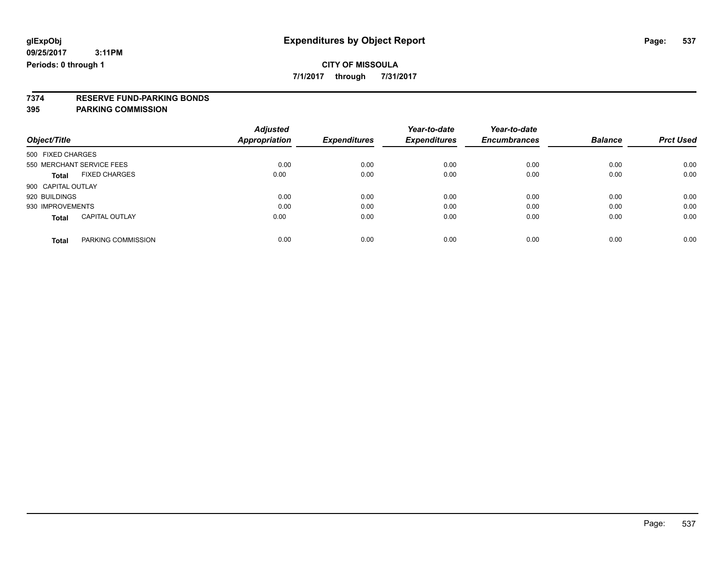**glExpObj** **Expenditures by Object Report**

**09/25/2017 3:11PM**

**Periods: 0 through 1**

**CITY OF MISSOULA**

**7/1/2017 through 7/31/2017**

**7374 RESERVE FUND-PARKING BONDS**

**395 PARKING COMMISSION**

| Object/Title | Adjusted Appropriation | Expenditures | Year-to-date Expenditures | Year-to-date Encumbrances | Balance | Prct Used |
|---|---|---|---|---|---|---|
| 500 FIXED CHARGES | | | | | | |
| 550 MERCHANT SERVICE FEES | 0.00 | 0.00 | 0.00 | 0.00 | 0.00 | 0.00 |
| **Total** FIXED CHARGES | 0.00 | 0.00 | 0.00 | 0.00 | 0.00 | 0.00 |
| 900 CAPITAL OUTLAY | | | | | | |
| 920 BUILDINGS | 0.00 | 0.00 | 0.00 | 0.00 | 0.00 | 0.00 |
| 930 IMPROVEMENTS | 0.00 | 0.00 | 0.00 | 0.00 | 0.00 | 0.00 |
| **Total** CAPITAL OUTLAY | 0.00 | 0.00 | 0.00 | 0.00 | 0.00 | 0.00 |
| **Total** PARKING COMMISSION | 0.00 | 0.00 | 0.00 | 0.00 | 0.00 | 0.00 |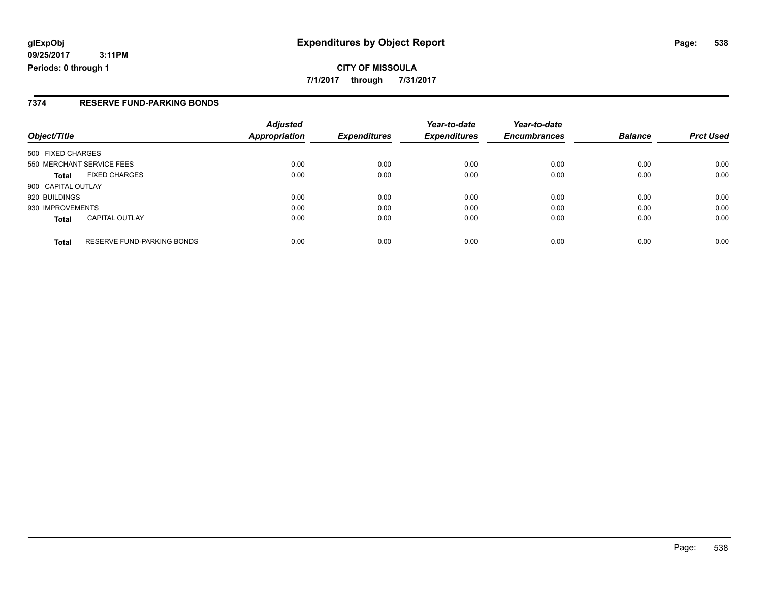# Expenditures by Object Report

glExpObj
09/25/2017 3:11PM
Periods: 0 through 1

**CITY OF MISSOULA**
**7/1/2017 through 7/31/2017**

## 7374 RESERVE FUND-PARKING BONDS

| Object/Title | | Adjusted Appropriation | Expenditures | Year-to-date Expenditures | Year-to-date Encumbrances | Balance | Prct Used |
|---|---|---|---|---|---|---|---|
| 500 FIXED CHARGES | | | | | | | |
| 550 MERCHANT SERVICE FEES | | 0.00 | 0.00 | 0.00 | 0.00 | 0.00 | 0.00 |
| **Total** | FIXED CHARGES | 0.00 | 0.00 | 0.00 | 0.00 | 0.00 | 0.00 |
| 900 CAPITAL OUTLAY | | | | | | | |
| 920 BUILDINGS | | 0.00 | 0.00 | 0.00 | 0.00 | 0.00 | 0.00 |
| 930 IMPROVEMENTS | | 0.00 | 0.00 | 0.00 | 0.00 | 0.00 | 0.00 |
| **Total** | CAPITAL OUTLAY | 0.00 | 0.00 | 0.00 | 0.00 | 0.00 | 0.00 |
| **Total** | RESERVE FUND-PARKING BONDS | 0.00 | 0.00 | 0.00 | 0.00 | 0.00 | 0.00 |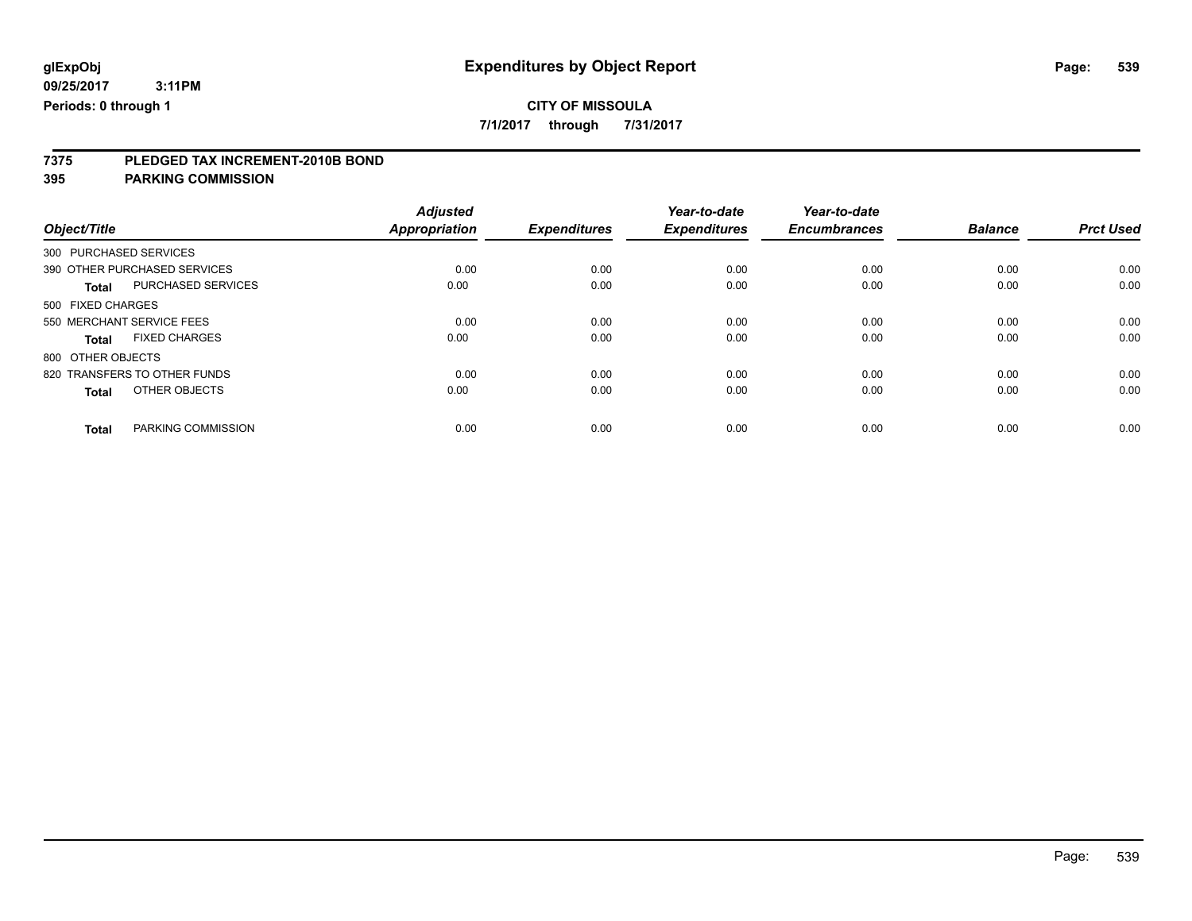glExpObj
09/25/2017 3:11PM
Periods: 0 through 1

# Expenditures by Object Report

**CITY OF MISSOULA**

**7/1/2017 through 7/31/2017**

## 7375 PLEDGED TAX INCREMENT-2010B BOND
## 395 PARKING COMMISSION

| Object/Title | | Adjusted Appropriation | Expenditures | Year-to-date Expenditures | Year-to-date Encumbrances | Balance | Prct Used |
|---|---|---|---|---|---|---|---|
| 300 PURCHASED SERVICES | | | | | | | |
| 390 OTHER PURCHASED SERVICES | | 0.00 | 0.00 | 0.00 | 0.00 | 0.00 | 0.00 |
| **Total** | PURCHASED SERVICES | 0.00 | 0.00 | 0.00 | 0.00 | 0.00 | 0.00 |
| 500 FIXED CHARGES | | | | | | | |
| 550 MERCHANT SERVICE FEES | | 0.00 | 0.00 | 0.00 | 0.00 | 0.00 | 0.00 |
| **Total** | FIXED CHARGES | 0.00 | 0.00 | 0.00 | 0.00 | 0.00 | 0.00 |
| 800 OTHER OBJECTS | | | | | | | |
| 820 TRANSFERS TO OTHER FUNDS | | 0.00 | 0.00 | 0.00 | 0.00 | 0.00 | 0.00 |
| **Total** | OTHER OBJECTS | 0.00 | 0.00 | 0.00 | 0.00 | 0.00 | 0.00 |
| **Total** | PARKING COMMISSION | 0.00 | 0.00 | 0.00 | 0.00 | 0.00 | 0.00 |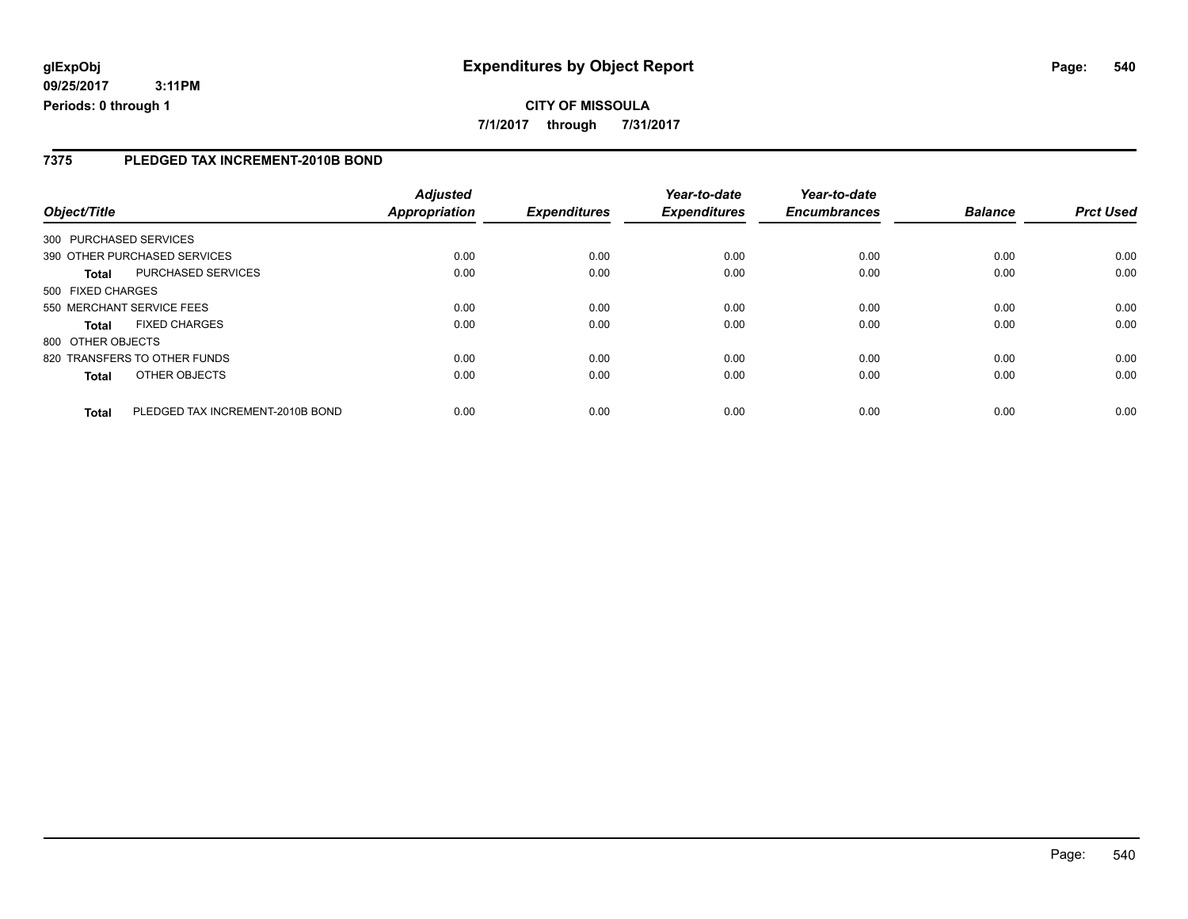# Expenditures by Object Report

glExpObj
09/25/2017 3:11PM
Periods: 0 through 1

**CITY OF MISSOULA**
**7/1/2017 through 7/31/2017**

## 7375 PLEDGED TAX INCREMENT-2010B BOND

| Object/Title | | Adjusted Appropriation | Expenditures | Year-to-date Expenditures | Year-to-date Encumbrances | Balance | Prct Used |
|---|---|---|---|---|---|---|---|
| 300 PURCHASED SERVICES | | | | | | | |
| 390 OTHER PURCHASED SERVICES | | 0.00 | 0.00 | 0.00 | 0.00 | 0.00 | 0.00 |
| **Total** | PURCHASED SERVICES | 0.00 | 0.00 | 0.00 | 0.00 | 0.00 | 0.00 |
| 500 FIXED CHARGES | | | | | | | |
| 550 MERCHANT SERVICE FEES | | 0.00 | 0.00 | 0.00 | 0.00 | 0.00 | 0.00 |
| **Total** | FIXED CHARGES | 0.00 | 0.00 | 0.00 | 0.00 | 0.00 | 0.00 |
| 800 OTHER OBJECTS | | | | | | | |
| 820 TRANSFERS TO OTHER FUNDS | | 0.00 | 0.00 | 0.00 | 0.00 | 0.00 | 0.00 |
| **Total** | OTHER OBJECTS | 0.00 | 0.00 | 0.00 | 0.00 | 0.00 | 0.00 |
| **Total** | PLEDGED TAX INCREMENT-2010B BOND | 0.00 | 0.00 | 0.00 | 0.00 | 0.00 | 0.00 |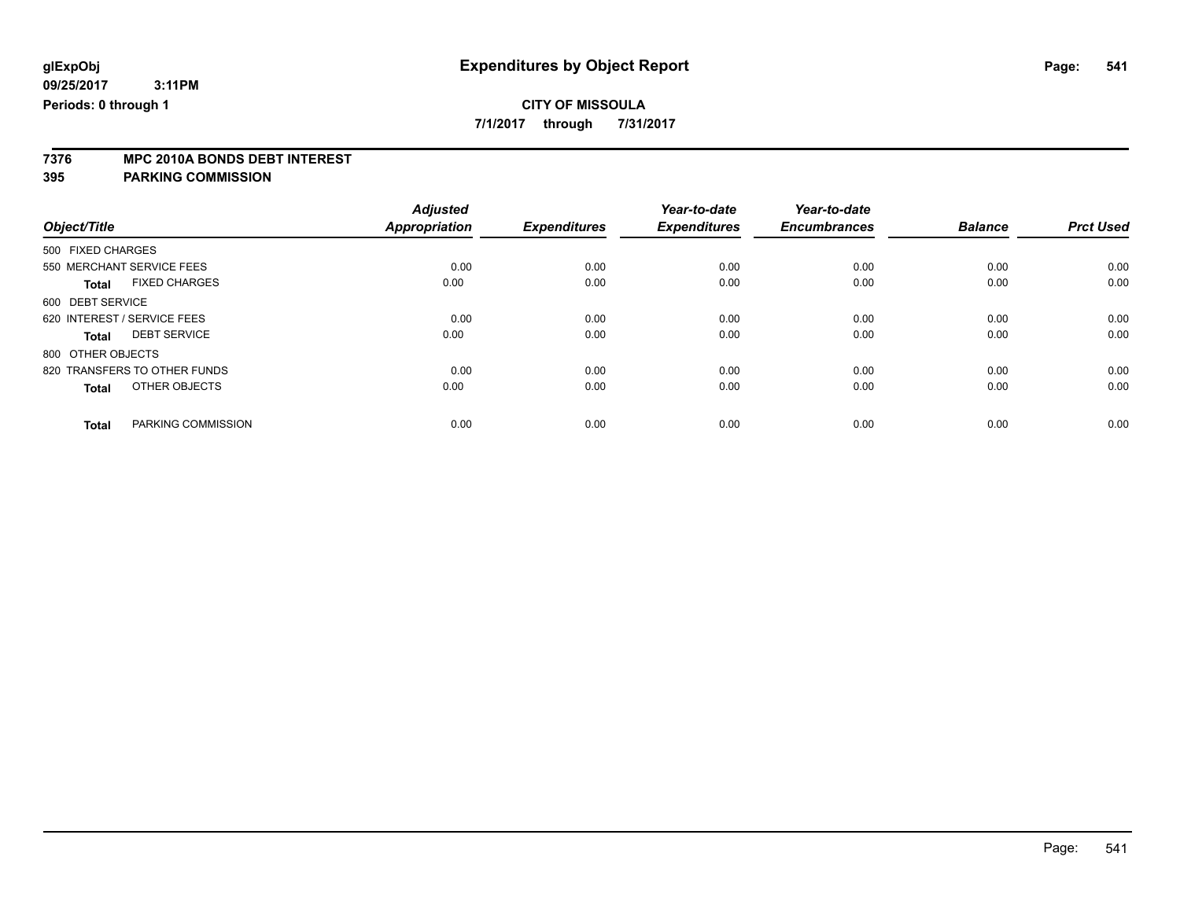glExpObj
09/25/2017 3:11PM
Periods: 0 through 1

# Expenditures by Object Report

**CITY OF MISSOULA**

**7/1/2017 through 7/31/2017**

**7376 MPC 2010A BONDS DEBT INTEREST**
**395 PARKING COMMISSION**

| Object/Title | Adjusted Appropriation | Expenditures | Year-to-date Expenditures | Year-to-date Encumbrances | Balance | Prct Used |
|---|---|---|---|---|---|---|
| 500 FIXED CHARGES | | | | | | |
| 550 MERCHANT SERVICE FEES | 0.00 | 0.00 | 0.00 | 0.00 | 0.00 | 0.00 |
| **Total** FIXED CHARGES | 0.00 | 0.00 | 0.00 | 0.00 | 0.00 | 0.00 |
| 600 DEBT SERVICE | | | | | | |
| 620 INTEREST / SERVICE FEES | 0.00 | 0.00 | 0.00 | 0.00 | 0.00 | 0.00 |
| **Total** DEBT SERVICE | 0.00 | 0.00 | 0.00 | 0.00 | 0.00 | 0.00 |
| 800 OTHER OBJECTS | | | | | | |
| 820 TRANSFERS TO OTHER FUNDS | 0.00 | 0.00 | 0.00 | 0.00 | 0.00 | 0.00 |
| **Total** OTHER OBJECTS | 0.00 | 0.00 | 0.00 | 0.00 | 0.00 | 0.00 |
| **Total** PARKING COMMISSION | 0.00 | 0.00 | 0.00 | 0.00 | 0.00 | 0.00 |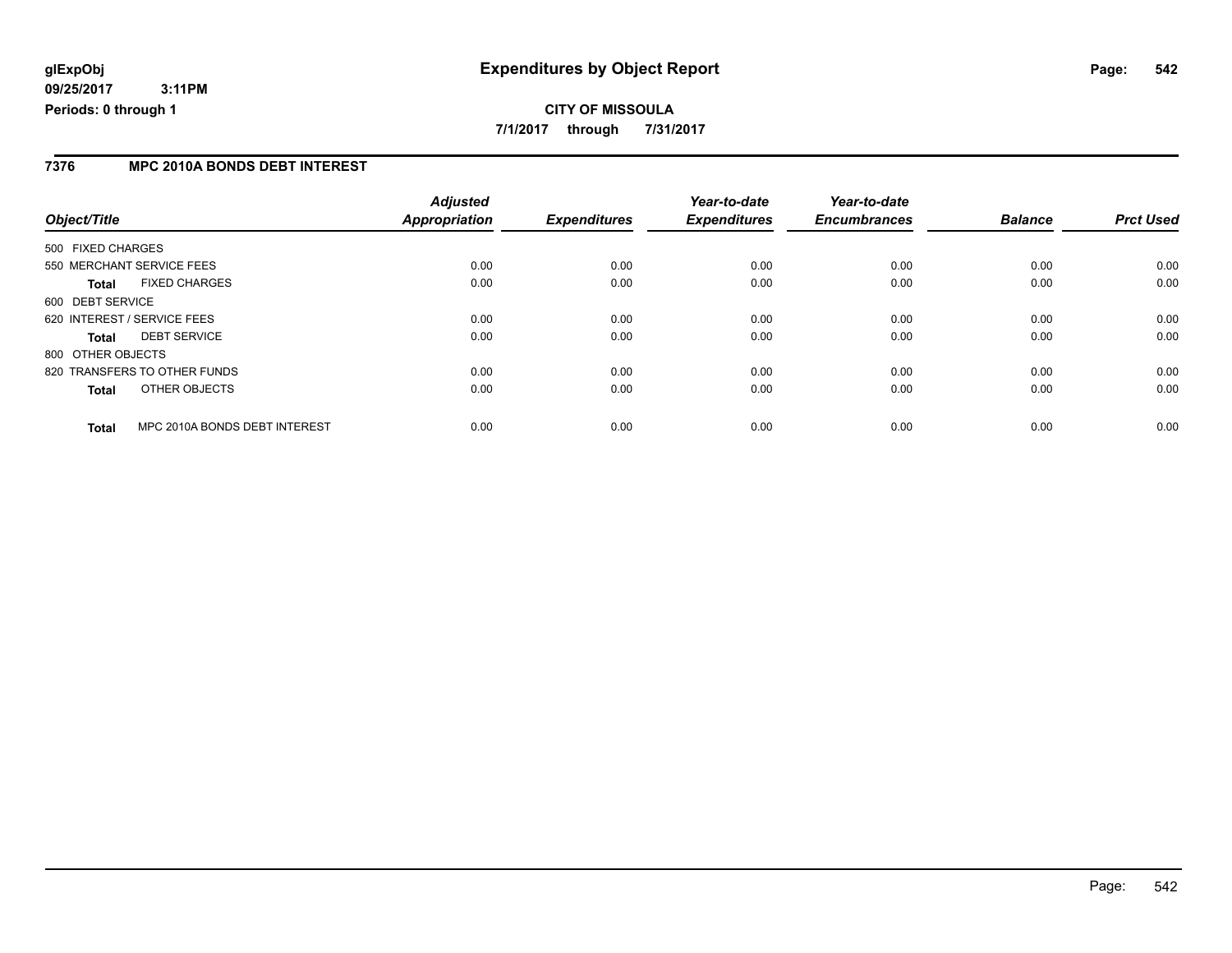**glExpObj** 09/25/2017 3:11PM
**Periods: 0 through 1**

# Expenditures by Object Report

**CITY OF MISSOULA**

**7/1/2017 through 7/31/2017**

## 7376 MPC 2010A BONDS DEBT INTEREST

| Object/Title | | Adjusted Appropriation | Expenditures | Year-to-date Expenditures | Year-to-date Encumbrances | Balance | Prct Used |
|---|---|---|---|---|---|---|---|
| 500 FIXED CHARGES | | | | | | | |
| 550 MERCHANT SERVICE FEES | | 0.00 | 0.00 | 0.00 | 0.00 | 0.00 | 0.00 |
| **Total** | FIXED CHARGES | 0.00 | 0.00 | 0.00 | 0.00 | 0.00 | 0.00 |
| 600 DEBT SERVICE | | | | | | | |
| 620 INTEREST / SERVICE FEES | | 0.00 | 0.00 | 0.00 | 0.00 | 0.00 | 0.00 |
| **Total** | DEBT SERVICE | 0.00 | 0.00 | 0.00 | 0.00 | 0.00 | 0.00 |
| 800 OTHER OBJECTS | | | | | | | |
| 820 TRANSFERS TO OTHER FUNDS | | 0.00 | 0.00 | 0.00 | 0.00 | 0.00 | 0.00 |
| **Total** | OTHER OBJECTS | 0.00 | 0.00 | 0.00 | 0.00 | 0.00 | 0.00 |
| **Total** | MPC 2010A BONDS DEBT INTEREST | 0.00 | 0.00 | 0.00 | 0.00 | 0.00 | 0.00 |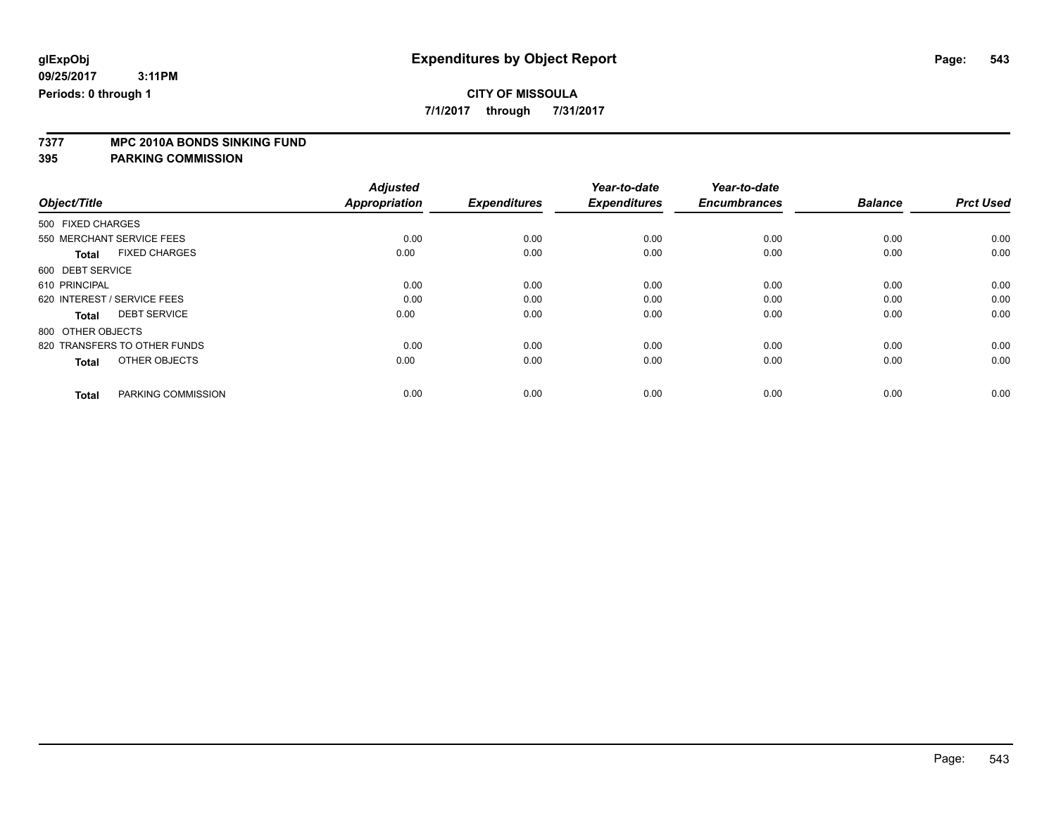**glExpObj** **Expenditures by Object Report**

**09/25/2017 3:11PM**

**Periods: 0 through 1**

**CITY OF MISSOULA**

**7/1/2017 through 7/31/2017**

**7377 MPC 2010A BONDS SINKING FUND**

**395 PARKING COMMISSION**

| Object/Title | Adjusted Appropriation | Expenditures | Year-to-date Expenditures | Year-to-date Encumbrances | Balance | Prct Used |
|---|---|---|---|---|---|---|
| 500 FIXED CHARGES | | | | | | |
| 550 MERCHANT SERVICE FEES | 0.00 | 0.00 | 0.00 | 0.00 | 0.00 | 0.00 |
| **Total** FIXED CHARGES | 0.00 | 0.00 | 0.00 | 0.00 | 0.00 | 0.00 |
| 600 DEBT SERVICE | | | | | | |
| 610 PRINCIPAL | 0.00 | 0.00 | 0.00 | 0.00 | 0.00 | 0.00 |
| 620 INTEREST / SERVICE FEES | 0.00 | 0.00 | 0.00 | 0.00 | 0.00 | 0.00 |
| **Total** DEBT SERVICE | 0.00 | 0.00 | 0.00 | 0.00 | 0.00 | 0.00 |
| 800 OTHER OBJECTS | | | | | | |
| 820 TRANSFERS TO OTHER FUNDS | 0.00 | 0.00 | 0.00 | 0.00 | 0.00 | 0.00 |
| **Total** OTHER OBJECTS | 0.00 | 0.00 | 0.00 | 0.00 | 0.00 | 0.00 |
| **Total** PARKING COMMISSION | 0.00 | 0.00 | 0.00 | 0.00 | 0.00 | 0.00 |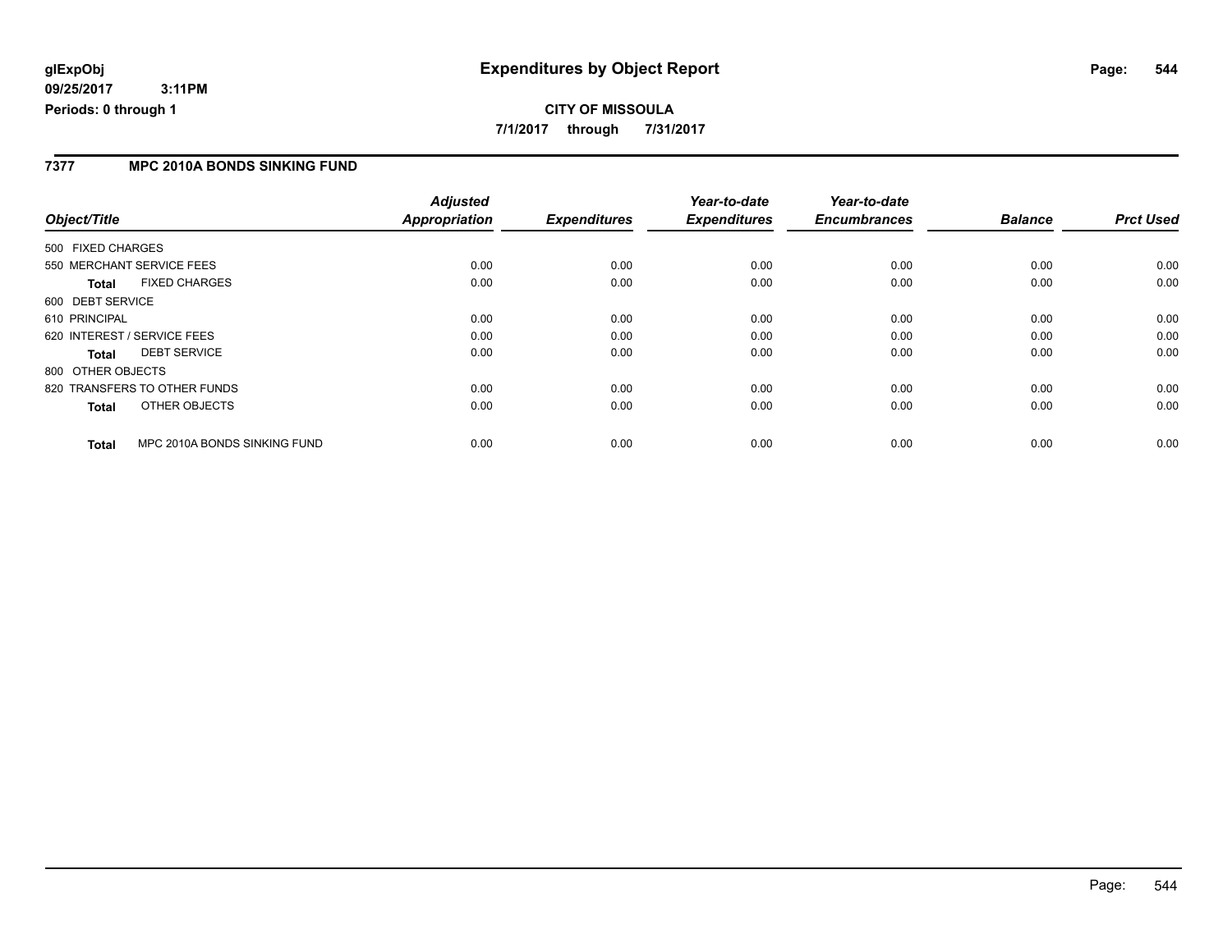**glExpObj** | **Expenditures by Object Report**

**09/25/2017 3:11PM**

**Periods: 0 through 1**

**CITY OF MISSOULA**

**7/1/2017 through 7/31/2017**

## 7377 MPC 2010A BONDS SINKING FUND

| Object/Title | | Adjusted Appropriation | Expenditures | Year-to-date Expenditures | Year-to-date Encumbrances | Balance | Prct Used |
|---|---|---|---|---|---|---|---|
| 500 FIXED CHARGES | | | | | | | |
| 550 MERCHANT SERVICE FEES | | 0.00 | 0.00 | 0.00 | 0.00 | 0.00 | 0.00 |
| **Total** | FIXED CHARGES | 0.00 | 0.00 | 0.00 | 0.00 | 0.00 | 0.00 |
| 600 DEBT SERVICE | | | | | | | |
| 610 PRINCIPAL | | 0.00 | 0.00 | 0.00 | 0.00 | 0.00 | 0.00 |
| 620 INTEREST / SERVICE FEES | | 0.00 | 0.00 | 0.00 | 0.00 | 0.00 | 0.00 |
| **Total** | DEBT SERVICE | 0.00 | 0.00 | 0.00 | 0.00 | 0.00 | 0.00 |
| 800 OTHER OBJECTS | | | | | | | |
| 820 TRANSFERS TO OTHER FUNDS | | 0.00 | 0.00 | 0.00 | 0.00 | 0.00 | 0.00 |
| **Total** | OTHER OBJECTS | 0.00 | 0.00 | 0.00 | 0.00 | 0.00 | 0.00 |
| **Total** | MPC 2010A BONDS SINKING FUND | 0.00 | 0.00 | 0.00 | 0.00 | 0.00 | 0.00 |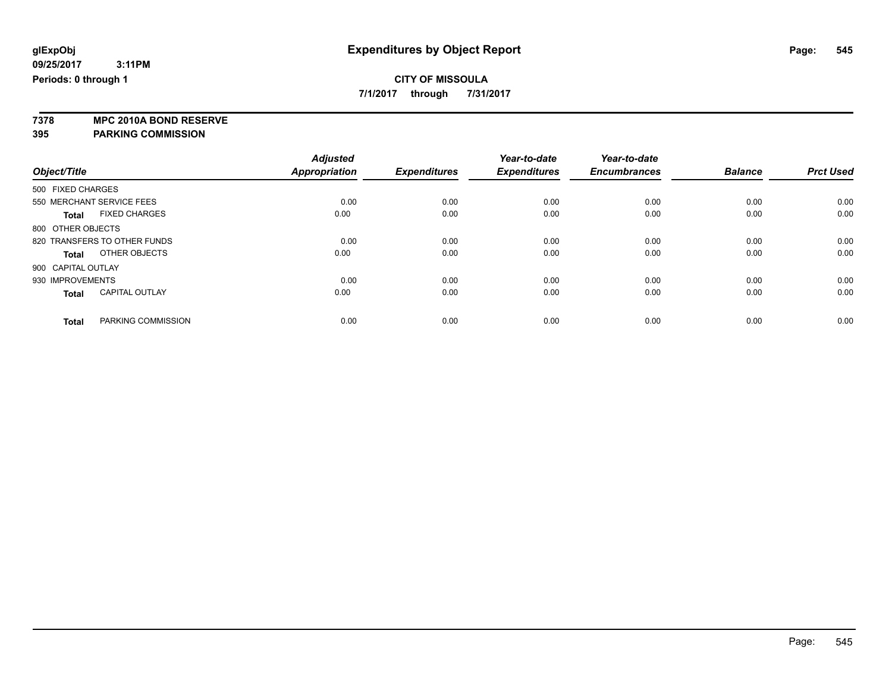**glExpObj**
**09/25/2017 3:11PM**
**Periods: 0 through 1**

# Expenditures by Object Report

**CITY OF MISSOULA**
**7/1/2017 through 7/31/2017**

**7378 MPC 2010A BOND RESERVE**
**395 PARKING COMMISSION**

| Object/Title | | *Adjusted Appropriation* | *Expenditures* | *Year-to-date Expenditures* | *Year-to-date Encumbrances* | *Balance* | *Prct Used* |
|---|---|---|---|---|---|---|---|
| 500 FIXED CHARGES | | | | | | | |
| 550 MERCHANT SERVICE FEES | | 0.00 | 0.00 | 0.00 | 0.00 | 0.00 | 0.00 |
| **Total** | FIXED CHARGES | 0.00 | 0.00 | 0.00 | 0.00 | 0.00 | 0.00 |
| 800 OTHER OBJECTS | | | | | | | |
| 820 TRANSFERS TO OTHER FUNDS | | 0.00 | 0.00 | 0.00 | 0.00 | 0.00 | 0.00 |
| **Total** | OTHER OBJECTS | 0.00 | 0.00 | 0.00 | 0.00 | 0.00 | 0.00 |
| 900 CAPITAL OUTLAY | | | | | | | |
| 930 IMPROVEMENTS | | 0.00 | 0.00 | 0.00 | 0.00 | 0.00 | 0.00 |
| **Total** | CAPITAL OUTLAY | 0.00 | 0.00 | 0.00 | 0.00 | 0.00 | 0.00 |
| **Total** | PARKING COMMISSION | 0.00 | 0.00 | 0.00 | 0.00 | 0.00 | 0.00 |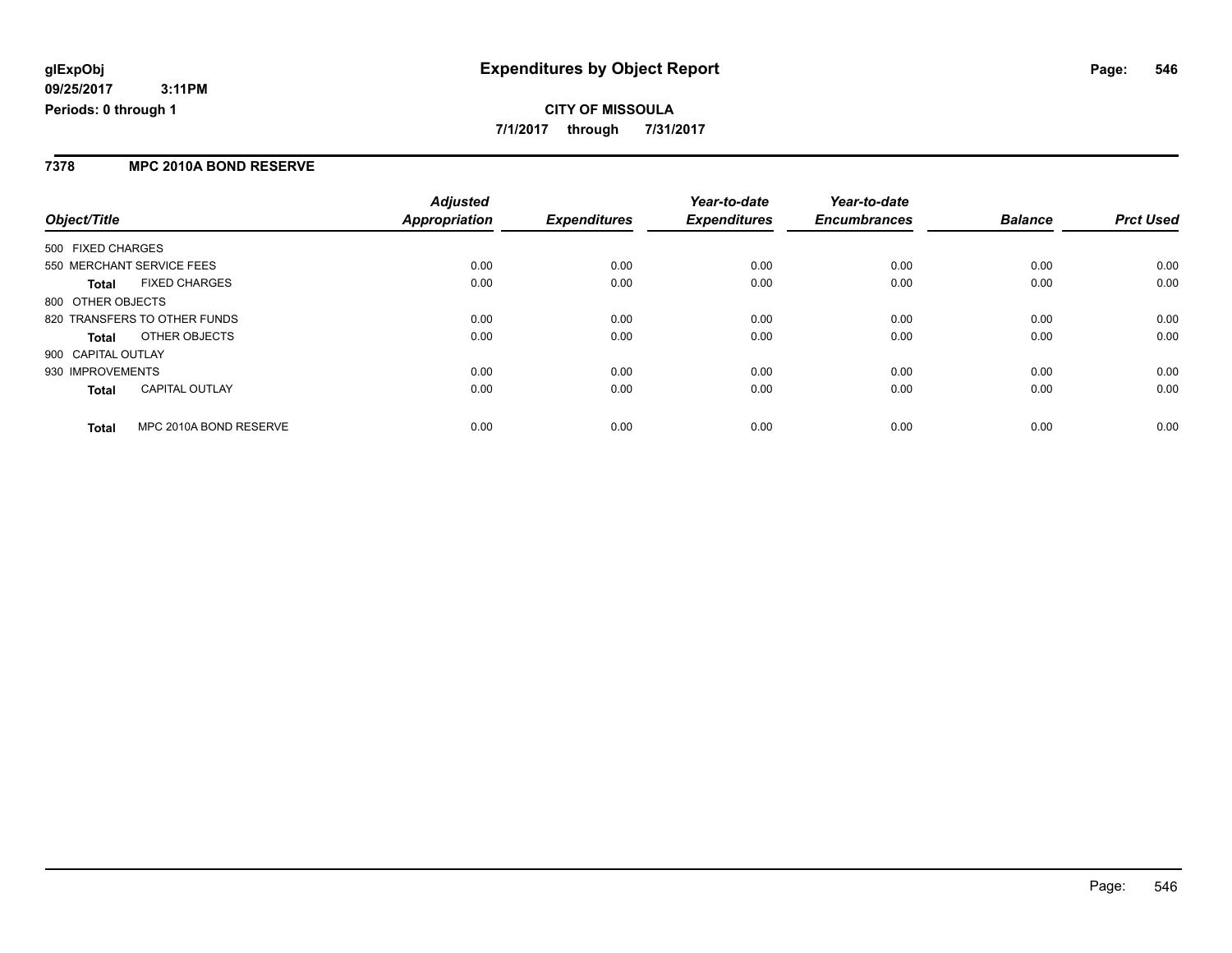**glExpObj** **Expenditures by Object Report**
**09/25/2017 3:11PM**
**Periods: 0 through 1**

**CITY OF MISSOULA**
**7/1/2017 through 7/31/2017**

## 7378 MPC 2010A BOND RESERVE

| Object/Title | Adjusted Appropriation | Expenditures | Year-to-date Expenditures | Year-to-date Encumbrances | Balance | Prct Used |
|---|---|---|---|---|---|---|
| 500 FIXED CHARGES | | | | | | |
| 550 MERCHANT SERVICE FEES | 0.00 | 0.00 | 0.00 | 0.00 | 0.00 | 0.00 |
| **Total** FIXED CHARGES | 0.00 | 0.00 | 0.00 | 0.00 | 0.00 | 0.00 |
| 800 OTHER OBJECTS | | | | | | |
| 820 TRANSFERS TO OTHER FUNDS | 0.00 | 0.00 | 0.00 | 0.00 | 0.00 | 0.00 |
| **Total** OTHER OBJECTS | 0.00 | 0.00 | 0.00 | 0.00 | 0.00 | 0.00 |
| 900 CAPITAL OUTLAY | | | | | | |
| 930 IMPROVEMENTS | 0.00 | 0.00 | 0.00 | 0.00 | 0.00 | 0.00 |
| **Total** CAPITAL OUTLAY | 0.00 | 0.00 | 0.00 | 0.00 | 0.00 | 0.00 |
| **Total** MPC 2010A BOND RESERVE | 0.00 | 0.00 | 0.00 | 0.00 | 0.00 | 0.00 |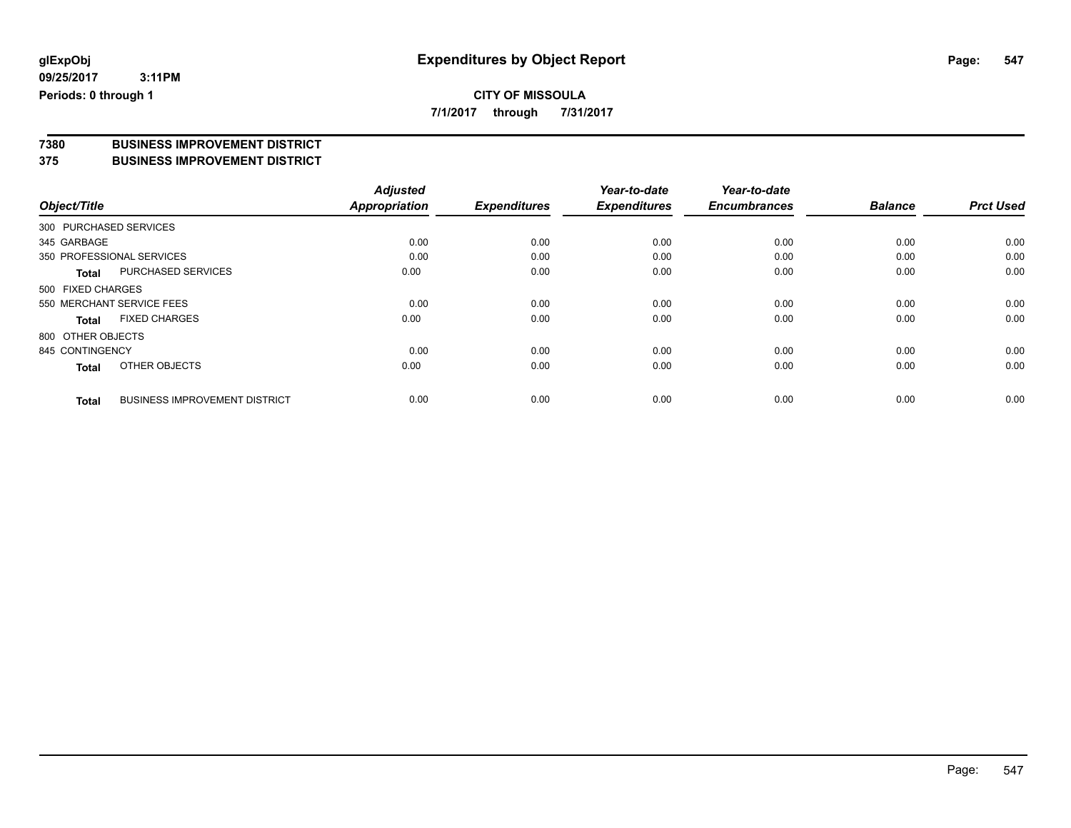**glExpObj**
**09/25/2017 3:11PM**
**Periods: 0 through 1**

# Expenditures by Object Report

**CITY OF MISSOULA**
**7/1/2017 through 7/31/2017**

## 7380 BUSINESS IMPROVEMENT DISTRICT
## 375 BUSINESS IMPROVEMENT DISTRICT

| Object/Title | | Adjusted Appropriation | Expenditures | Year-to-date Expenditures | Year-to-date Encumbrances | Balance | Prct Used |
|---|---|---|---|---|---|---|---|
| 300 PURCHASED SERVICES | | | | | | | |
| 345 GARBAGE | | 0.00 | 0.00 | 0.00 | 0.00 | 0.00 | 0.00 |
| 350 PROFESSIONAL SERVICES | | 0.00 | 0.00 | 0.00 | 0.00 | 0.00 | 0.00 |
| **Total** | PURCHASED SERVICES | 0.00 | 0.00 | 0.00 | 0.00 | 0.00 | 0.00 |
| 500 FIXED CHARGES | | | | | | | |
| 550 MERCHANT SERVICE FEES | | 0.00 | 0.00 | 0.00 | 0.00 | 0.00 | 0.00 |
| **Total** | FIXED CHARGES | 0.00 | 0.00 | 0.00 | 0.00 | 0.00 | 0.00 |
| 800 OTHER OBJECTS | | | | | | | |
| 845 CONTINGENCY | | 0.00 | 0.00 | 0.00 | 0.00 | 0.00 | 0.00 |
| **Total** | OTHER OBJECTS | 0.00 | 0.00 | 0.00 | 0.00 | 0.00 | 0.00 |
| **Total** | BUSINESS IMPROVEMENT DISTRICT | 0.00 | 0.00 | 0.00 | 0.00 | 0.00 | 0.00 |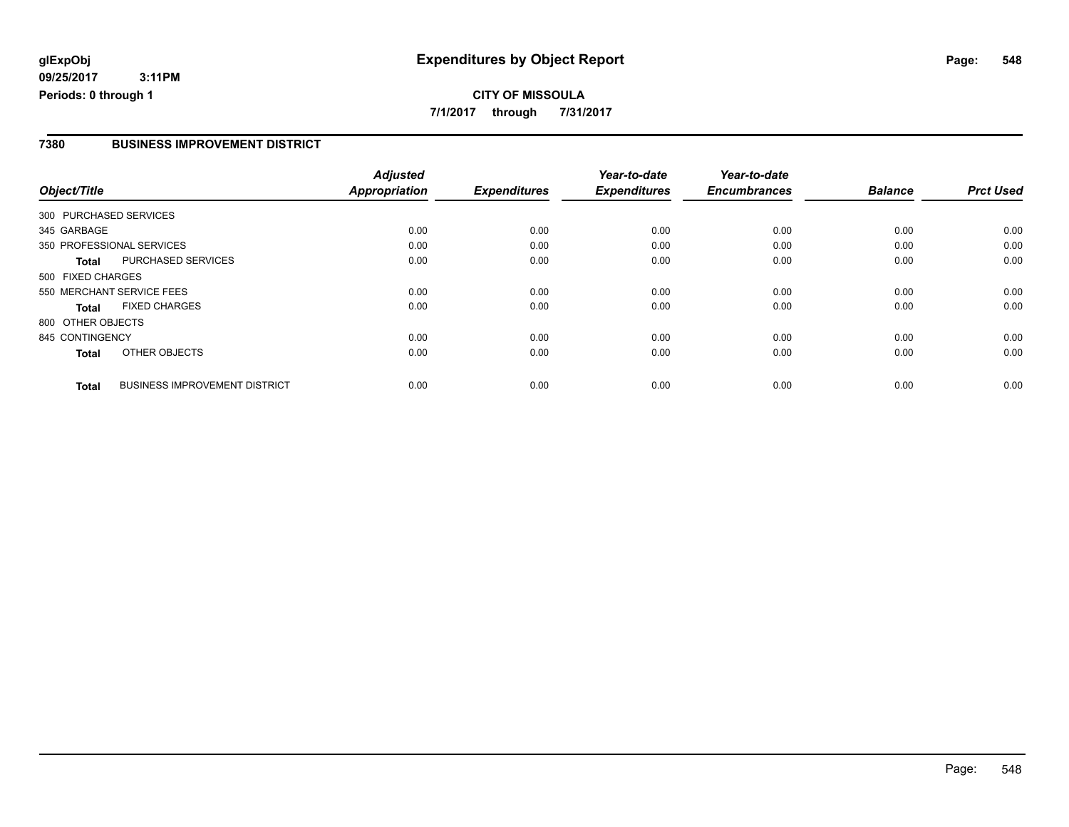**glExpObj** **Expenditures by Object Report**

**09/25/2017 3:11PM**

**Periods: 0 through 1**

**CITY OF MISSOULA**

**7/1/2017 through 7/31/2017**

## 7380 BUSINESS IMPROVEMENT DISTRICT

| Object/Title | | *Adjusted Appropriation* | *Expenditures* | *Year-to-date Expenditures* | *Year-to-date Encumbrances* | *Balance* | *Prct Used* |
|---|---|---|---|---|---|---|---|
| 300 PURCHASED SERVICES | | | | | | | |
| 345 GARBAGE | | 0.00 | 0.00 | 0.00 | 0.00 | 0.00 | 0.00 |
| 350 PROFESSIONAL SERVICES | | 0.00 | 0.00 | 0.00 | 0.00 | 0.00 | 0.00 |
| **Total** | PURCHASED SERVICES | 0.00 | 0.00 | 0.00 | 0.00 | 0.00 | 0.00 |
| 500 FIXED CHARGES | | | | | | | |
| 550 MERCHANT SERVICE FEES | | 0.00 | 0.00 | 0.00 | 0.00 | 0.00 | 0.00 |
| **Total** | FIXED CHARGES | 0.00 | 0.00 | 0.00 | 0.00 | 0.00 | 0.00 |
| 800 OTHER OBJECTS | | | | | | | |
| 845 CONTINGENCY | | 0.00 | 0.00 | 0.00 | 0.00 | 0.00 | 0.00 |
| **Total** | OTHER OBJECTS | 0.00 | 0.00 | 0.00 | 0.00 | 0.00 | 0.00 |
| **Total** | BUSINESS IMPROVEMENT DISTRICT | 0.00 | 0.00 | 0.00 | 0.00 | 0.00 | 0.00 |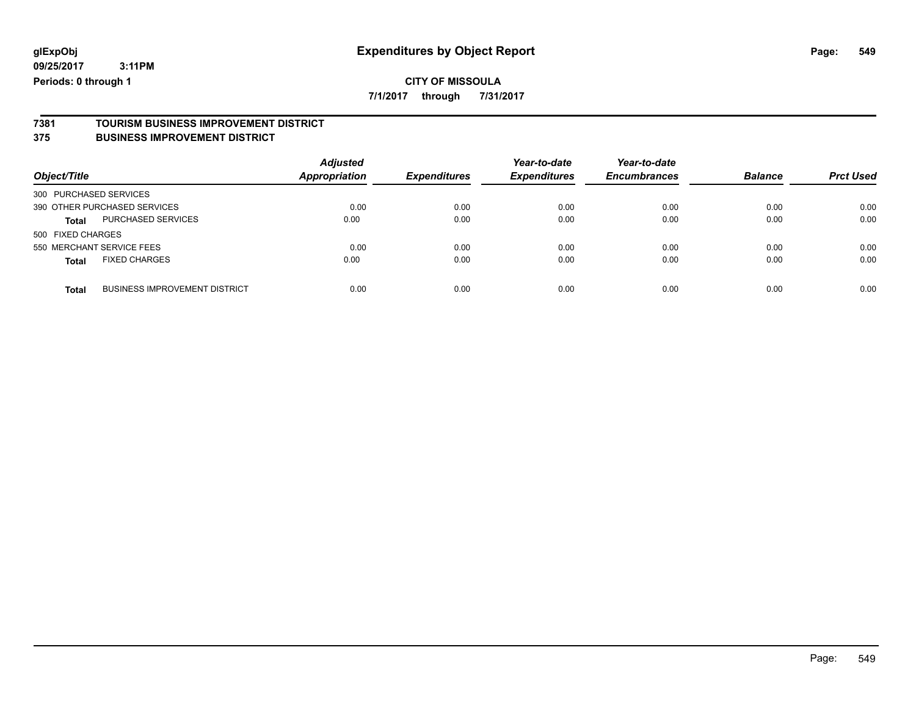**glExpObj** **Expenditures by Object Report**

**09/25/2017 3:11PM**

**Periods: 0 through 1**

**CITY OF MISSOULA**

**7/1/2017 through 7/31/2017**

## 7381 TOURISM BUSINESS IMPROVEMENT DISTRICT
## 375 BUSINESS IMPROVEMENT DISTRICT

| Object/Title | | Adjusted Appropriation | Expenditures | Year-to-date Expenditures | Year-to-date Encumbrances | Balance | Prct Used |
|---|---|---|---|---|---|---|---|
| 300 PURCHASED SERVICES | | | | | | | |
| 390 OTHER PURCHASED SERVICES | | 0.00 | 0.00 | 0.00 | 0.00 | 0.00 | 0.00 |
| **Total** | PURCHASED SERVICES | 0.00 | 0.00 | 0.00 | 0.00 | 0.00 | 0.00 |
| 500 FIXED CHARGES | | | | | | | |
| 550 MERCHANT SERVICE FEES | | 0.00 | 0.00 | 0.00 | 0.00 | 0.00 | 0.00 |
| **Total** | FIXED CHARGES | 0.00 | 0.00 | 0.00 | 0.00 | 0.00 | 0.00 |
| **Total** | BUSINESS IMPROVEMENT DISTRICT | 0.00 | 0.00 | 0.00 | 0.00 | 0.00 | 0.00 |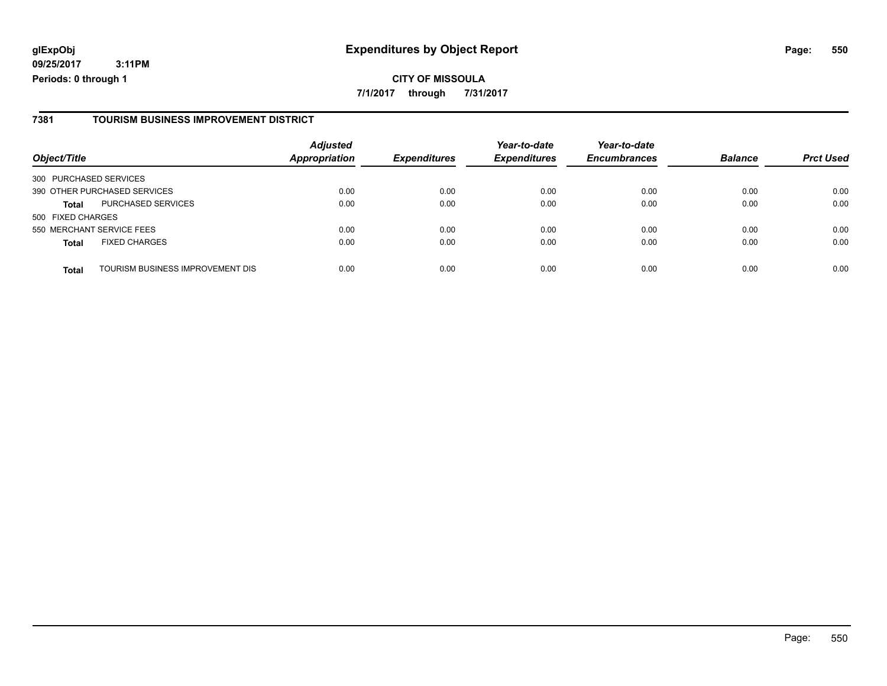**glExpObj** **Expenditures by Object Report**

**09/25/2017 3:11PM**

**Periods: 0 through 1**

**CITY OF MISSOULA**

**7/1/2017 through 7/31/2017**

## 7381 TOURISM BUSINESS IMPROVEMENT DISTRICT

| Object/Title | | *Adjusted Appropriation* | *Expenditures* | *Year-to-date Expenditures* | *Year-to-date Encumbrances* | *Balance* | *Prct Used* |
|---|---|---|---|---|---|---|---|
| 300 PURCHASED SERVICES | | | | | | | |
| 390 OTHER PURCHASED SERVICES | | 0.00 | 0.00 | 0.00 | 0.00 | 0.00 | 0.00 |
| **Total** | PURCHASED SERVICES | 0.00 | 0.00 | 0.00 | 0.00 | 0.00 | 0.00 |
| 500 FIXED CHARGES | | | | | | | |
| 550 MERCHANT SERVICE FEES | | 0.00 | 0.00 | 0.00 | 0.00 | 0.00 | 0.00 |
| **Total** | FIXED CHARGES | 0.00 | 0.00 | 0.00 | 0.00 | 0.00 | 0.00 |
| **Total** | TOURISM BUSINESS IMPROVEMENT DIS | 0.00 | 0.00 | 0.00 | 0.00 | 0.00 | 0.00 |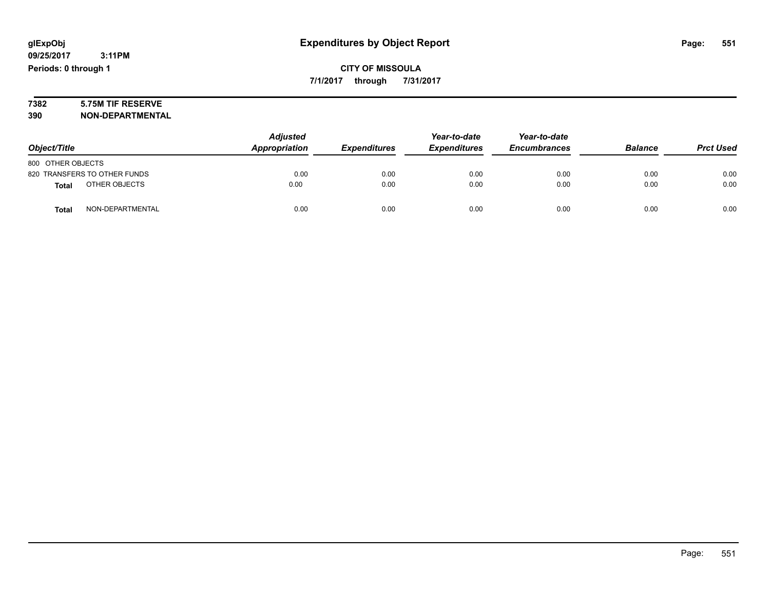**glExpObj**
**09/25/2017 3:11PM**
**Periods: 0 through 1**

# Expenditures by Object Report

**CITY OF MISSOULA**
**7/1/2017 through 7/31/2017**

**7382 5.75M TIF RESERVE**
**390 NON-DEPARTMENTAL**

| Object/Title | Adjusted Appropriation | Expenditures | Year-to-date Expenditures | Year-to-date Encumbrances | Balance | Prct Used |
|---|---|---|---|---|---|---|
| 800 OTHER OBJECTS | | | | | | |
| 820 TRANSFERS TO OTHER FUNDS | 0.00 | 0.00 | 0.00 | 0.00 | 0.00 | 0.00 |
| **Total** OTHER OBJECTS | 0.00 | 0.00 | 0.00 | 0.00 | 0.00 | 0.00 |
| **Total** NON-DEPARTMENTAL | 0.00 | 0.00 | 0.00 | 0.00 | 0.00 | 0.00 |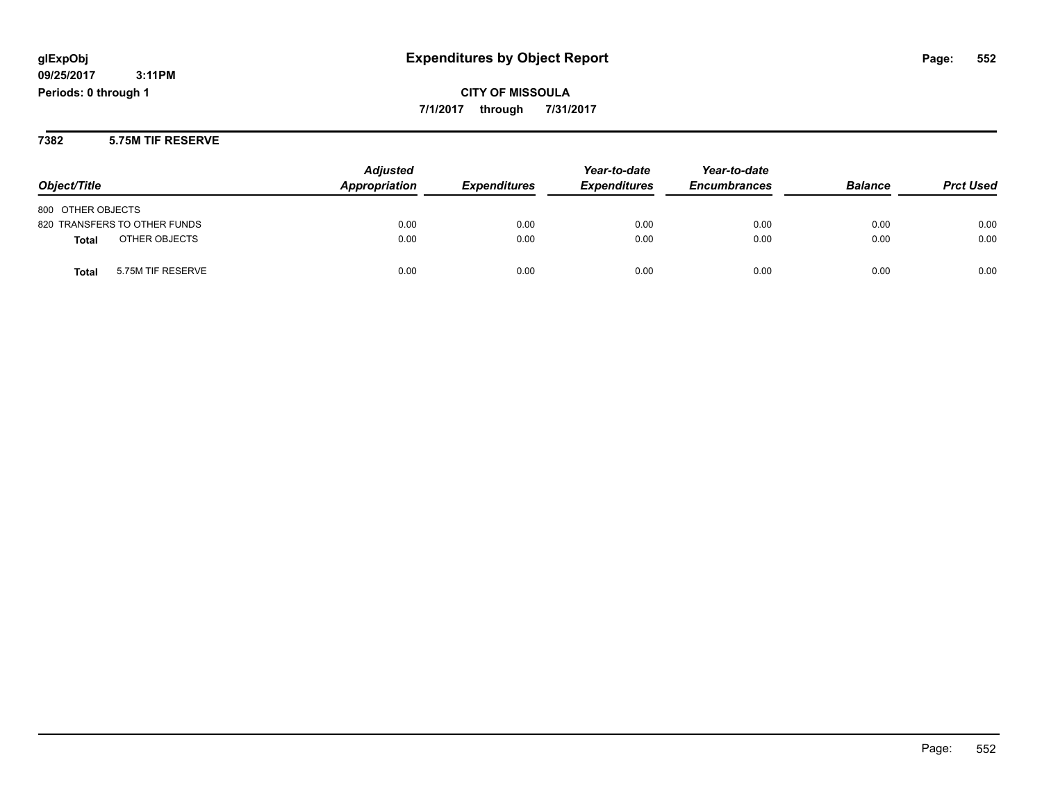**glExpObj** **Expenditures by Object Report**
**09/25/2017 3:11PM**
**Periods: 0 through 1**

**CITY OF MISSOULA**
**7/1/2017 through 7/31/2017**

## 7382 5.75M TIF RESERVE

| Object/Title | Adjusted Appropriation | Expenditures | Year-to-date Expenditures | Year-to-date Encumbrances | Balance | Prct Used |
|---|---|---|---|---|---|---|
| 800 OTHER OBJECTS | | | | | | |
| 820 TRANSFERS TO OTHER FUNDS | 0.00 | 0.00 | 0.00 | 0.00 | 0.00 | 0.00 |
| **Total** OTHER OBJECTS | 0.00 | 0.00 | 0.00 | 0.00 | 0.00 | 0.00 |
| **Total** 5.75M TIF RESERVE | 0.00 | 0.00 | 0.00 | 0.00 | 0.00 | 0.00 |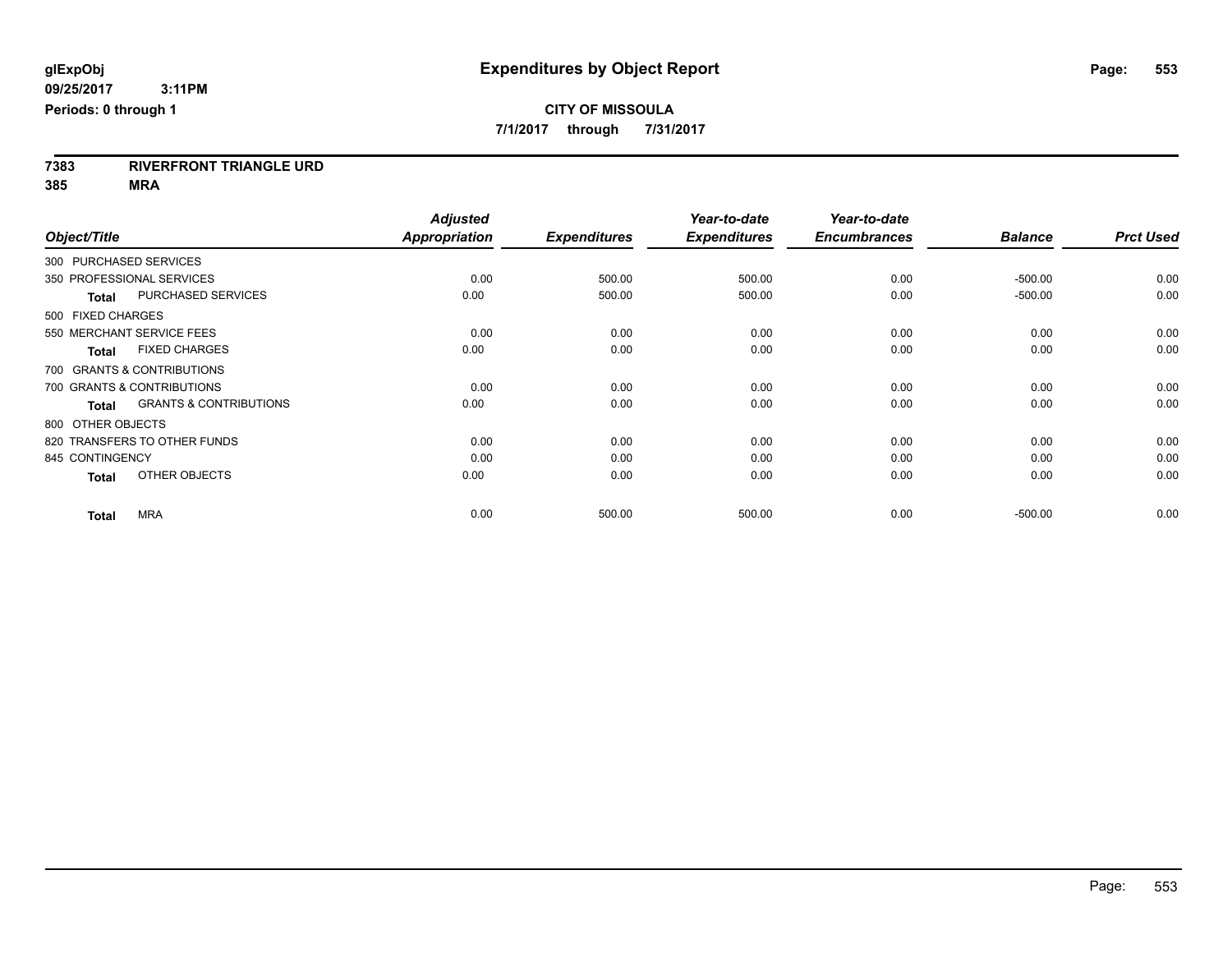**glExpObj** 
**09/25/2017 3:11PM** 
**Periods: 0 through 1**

# Expenditures by Object Report

**CITY OF MISSOULA**
**7/1/2017 through 7/31/2017**

**7383 RIVERFRONT TRIANGLE URD**
**385 MRA**

| Object/Title | | Adjusted Appropriation | Expenditures | Year-to-date Expenditures | Year-to-date Encumbrances | Balance | Prct Used |
|---|---|---|---|---|---|---|---|
| 300 PURCHASED SERVICES | | | | | | | |
| 350 PROFESSIONAL SERVICES | | 0.00 | 500.00 | 500.00 | 0.00 | -500.00 | 0.00 |
| **Total** | PURCHASED SERVICES | 0.00 | 500.00 | 500.00 | 0.00 | -500.00 | 0.00 |
| 500 FIXED CHARGES | | | | | | | |
| 550 MERCHANT SERVICE FEES | | 0.00 | 0.00 | 0.00 | 0.00 | 0.00 | 0.00 |
| **Total** | FIXED CHARGES | 0.00 | 0.00 | 0.00 | 0.00 | 0.00 | 0.00 |
| 700 GRANTS & CONTRIBUTIONS | | | | | | | |
| 700 GRANTS & CONTRIBUTIONS | | 0.00 | 0.00 | 0.00 | 0.00 | 0.00 | 0.00 |
| **Total** | GRANTS & CONTRIBUTIONS | 0.00 | 0.00 | 0.00 | 0.00 | 0.00 | 0.00 |
| 800 OTHER OBJECTS | | | | | | | |
| 820 TRANSFERS TO OTHER FUNDS | | 0.00 | 0.00 | 0.00 | 0.00 | 0.00 | 0.00 |
| 845 CONTINGENCY | | 0.00 | 0.00 | 0.00 | 0.00 | 0.00 | 0.00 |
| **Total** | OTHER OBJECTS | 0.00 | 0.00 | 0.00 | 0.00 | 0.00 | 0.00 |
| **Total** | MRA | 0.00 | 500.00 | 500.00 | 0.00 | -500.00 | 0.00 |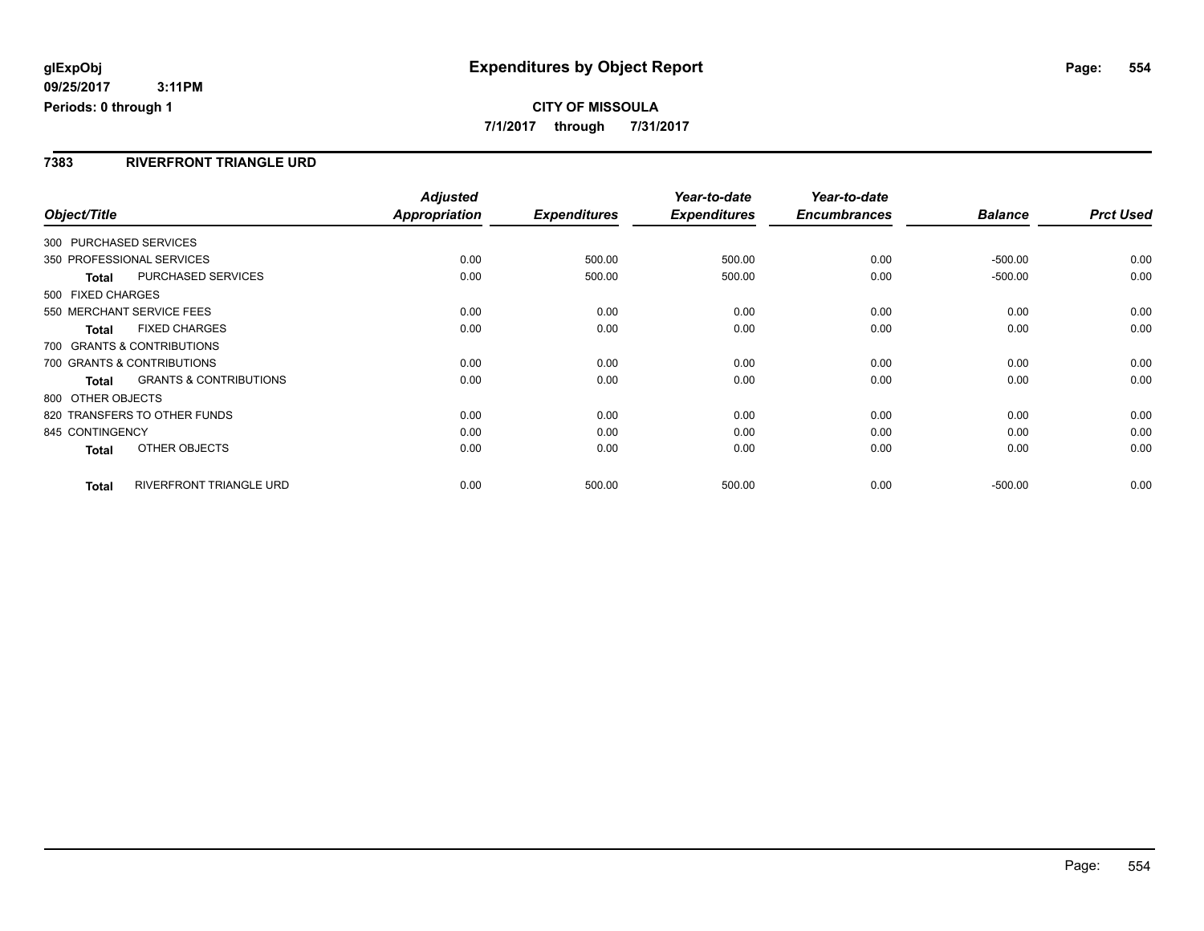**glExpObj**
**09/25/2017 3:11PM**
**Periods: 0 through 1**

# Expenditures by Object Report

**CITY OF MISSOULA**
**7/1/2017 through 7/31/2017**

## 7383 RIVERFRONT TRIANGLE URD

| Object/Title | | Adjusted Appropriation | Expenditures | Year-to-date Expenditures | Year-to-date Encumbrances | Balance | Prct Used |
|---|---|---|---|---|---|---|---|
| 300 PURCHASED SERVICES | | | | | | | |
| 350 PROFESSIONAL SERVICES | | 0.00 | 500.00 | 500.00 | 0.00 | -500.00 | 0.00 |
| **Total** | PURCHASED SERVICES | 0.00 | 500.00 | 500.00 | 0.00 | -500.00 | 0.00 |
| 500 FIXED CHARGES | | | | | | | |
| 550 MERCHANT SERVICE FEES | | 0.00 | 0.00 | 0.00 | 0.00 | 0.00 | 0.00 |
| **Total** | FIXED CHARGES | 0.00 | 0.00 | 0.00 | 0.00 | 0.00 | 0.00 |
| 700 GRANTS & CONTRIBUTIONS | | | | | | | |
| 700 GRANTS & CONTRIBUTIONS | | 0.00 | 0.00 | 0.00 | 0.00 | 0.00 | 0.00 |
| **Total** | GRANTS & CONTRIBUTIONS | 0.00 | 0.00 | 0.00 | 0.00 | 0.00 | 0.00 |
| 800 OTHER OBJECTS | | | | | | | |
| 820 TRANSFERS TO OTHER FUNDS | | 0.00 | 0.00 | 0.00 | 0.00 | 0.00 | 0.00 |
| 845 CONTINGENCY | | 0.00 | 0.00 | 0.00 | 0.00 | 0.00 | 0.00 |
| **Total** | OTHER OBJECTS | 0.00 | 0.00 | 0.00 | 0.00 | 0.00 | 0.00 |
| **Total** | RIVERFRONT TRIANGLE URD | 0.00 | 500.00 | 500.00 | 0.00 | -500.00 | 0.00 |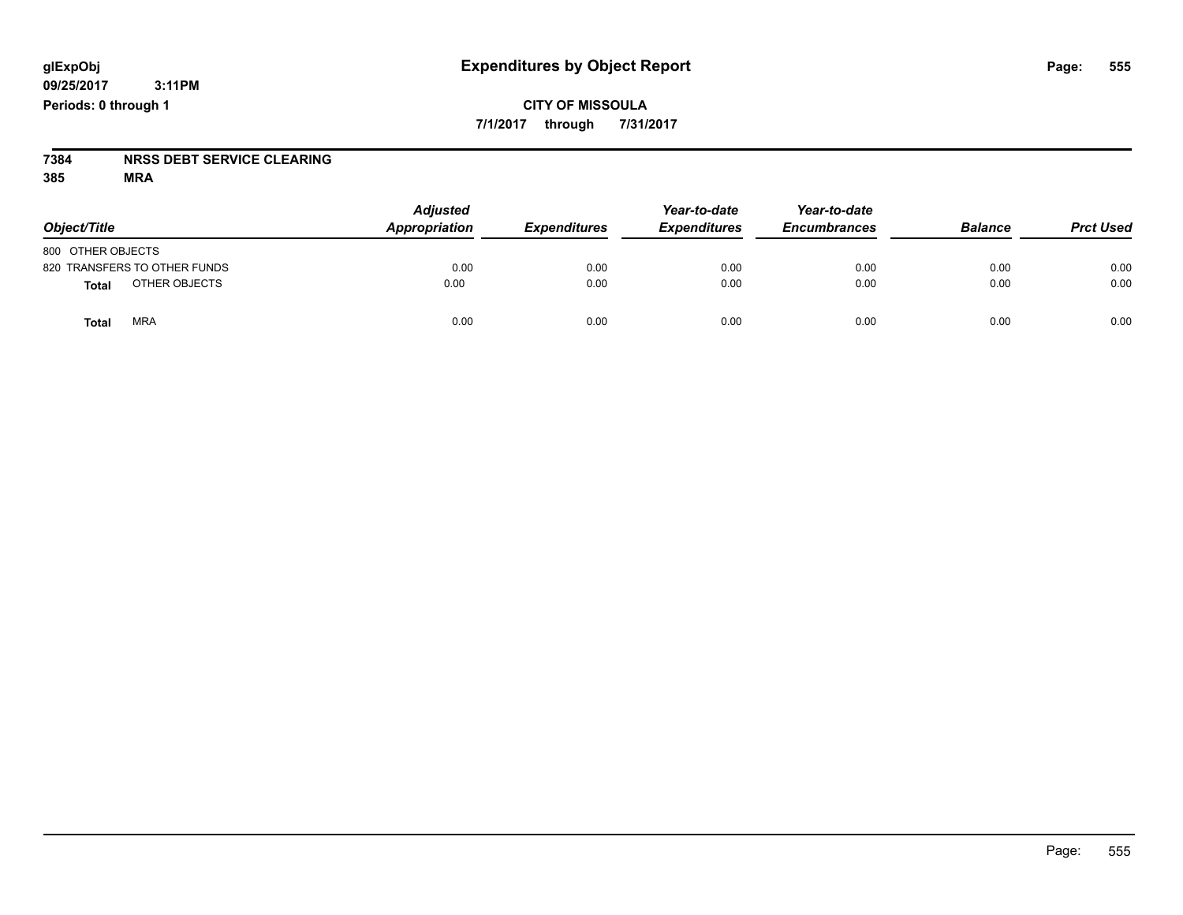**glExpObj**
**09/25/2017 3:11PM**
**Periods: 0 through 1**

# Expenditures by Object Report

**CITY OF MISSOULA**
**7/1/2017 through 7/31/2017**

**7384 NRSS DEBT SERVICE CLEARING**
**385 MRA**

| Object/Title | Adjusted Appropriation | Expenditures | Year-to-date Expenditures | Year-to-date Encumbrances | Balance | Prct Used |
|---|---|---|---|---|---|---|
| 800 OTHER OBJECTS | | | | | | |
| 820 TRANSFERS TO OTHER FUNDS | 0.00 | 0.00 | 0.00 | 0.00 | 0.00 | 0.00 |
| **Total** OTHER OBJECTS | 0.00 | 0.00 | 0.00 | 0.00 | 0.00 | 0.00 |
| **Total** MRA | 0.00 | 0.00 | 0.00 | 0.00 | 0.00 | 0.00 |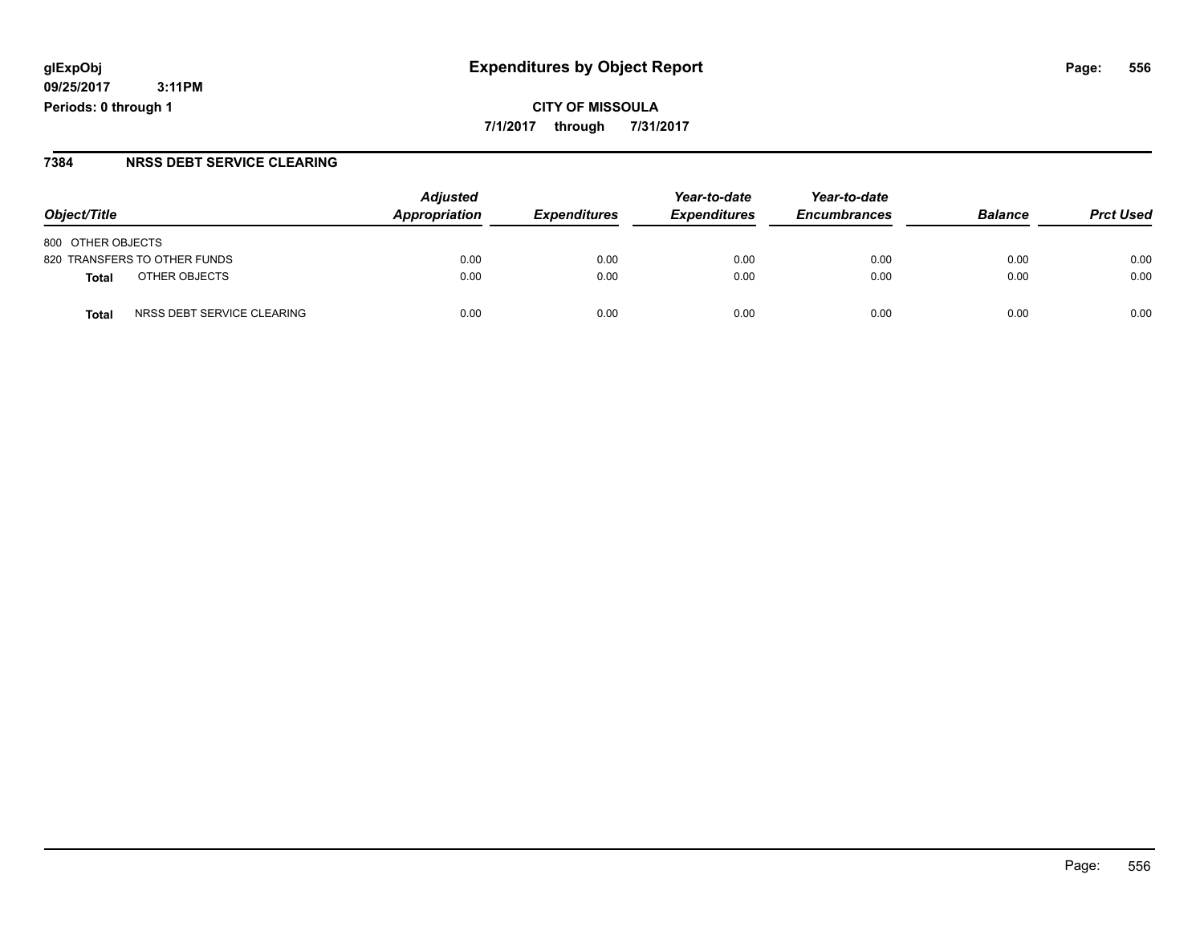glExpObj **Expenditures by Object Report**

09/25/2017 3:11PM

Periods: 0 through 1

**CITY OF MISSOULA**

**7/1/2017 through 7/31/2017**

## 7384 NRSS DEBT SERVICE CLEARING

| Object/Title | Adjusted Appropriation | Expenditures | Year-to-date Expenditures | Year-to-date Encumbrances | Balance | Prct Used |
|---|---|---|---|---|---|---|
| 800 OTHER OBJECTS | | | | | | |
| 820 TRANSFERS TO OTHER FUNDS | 0.00 | 0.00 | 0.00 | 0.00 | 0.00 | 0.00 |
| **Total** OTHER OBJECTS | 0.00 | 0.00 | 0.00 | 0.00 | 0.00 | 0.00 |
| **Total** NRSS DEBT SERVICE CLEARING | 0.00 | 0.00 | 0.00 | 0.00 | 0.00 | 0.00 |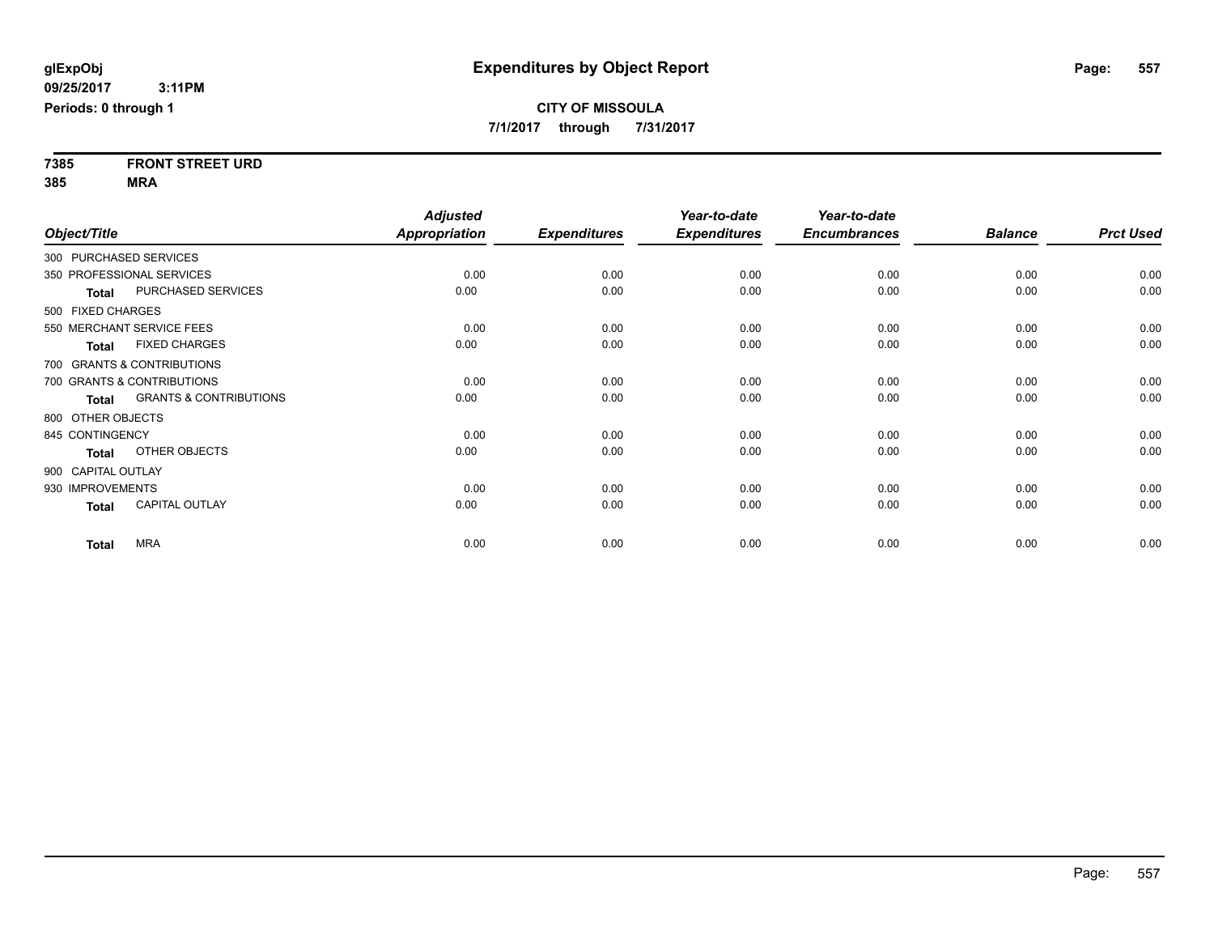**glExpObj**
**09/25/2017 3:11PM**
**Periods: 0 through 1**

# Expenditures by Object Report

**CITY OF MISSOULA**
**7/1/2017 through 7/31/2017**

**7385 FRONT STREET URD**
**385 MRA**

| Object/Title | | Adjusted Appropriation | Expenditures | Year-to-date Expenditures | Year-to-date Encumbrances | Balance | Prct Used |
|---|---|---|---|---|---|---|---|
| 300 PURCHASED SERVICES | | | | | | | |
| 350 PROFESSIONAL SERVICES | | 0.00 | 0.00 | 0.00 | 0.00 | 0.00 | 0.00 |
| **Total** | PURCHASED SERVICES | 0.00 | 0.00 | 0.00 | 0.00 | 0.00 | 0.00 |
| 500 FIXED CHARGES | | | | | | | |
| 550 MERCHANT SERVICE FEES | | 0.00 | 0.00 | 0.00 | 0.00 | 0.00 | 0.00 |
| **Total** | FIXED CHARGES | 0.00 | 0.00 | 0.00 | 0.00 | 0.00 | 0.00 |
| 700 GRANTS & CONTRIBUTIONS | | | | | | | |
| 700 GRANTS & CONTRIBUTIONS | | 0.00 | 0.00 | 0.00 | 0.00 | 0.00 | 0.00 |
| **Total** | GRANTS & CONTRIBUTIONS | 0.00 | 0.00 | 0.00 | 0.00 | 0.00 | 0.00 |
| 800 OTHER OBJECTS | | | | | | | |
| 845 CONTINGENCY | | 0.00 | 0.00 | 0.00 | 0.00 | 0.00 | 0.00 |
| **Total** | OTHER OBJECTS | 0.00 | 0.00 | 0.00 | 0.00 | 0.00 | 0.00 |
| 900 CAPITAL OUTLAY | | | | | | | |
| 930 IMPROVEMENTS | | 0.00 | 0.00 | 0.00 | 0.00 | 0.00 | 0.00 |
| **Total** | CAPITAL OUTLAY | 0.00 | 0.00 | 0.00 | 0.00 | 0.00 | 0.00 |
| **Total** | MRA | 0.00 | 0.00 | 0.00 | 0.00 | 0.00 | 0.00 |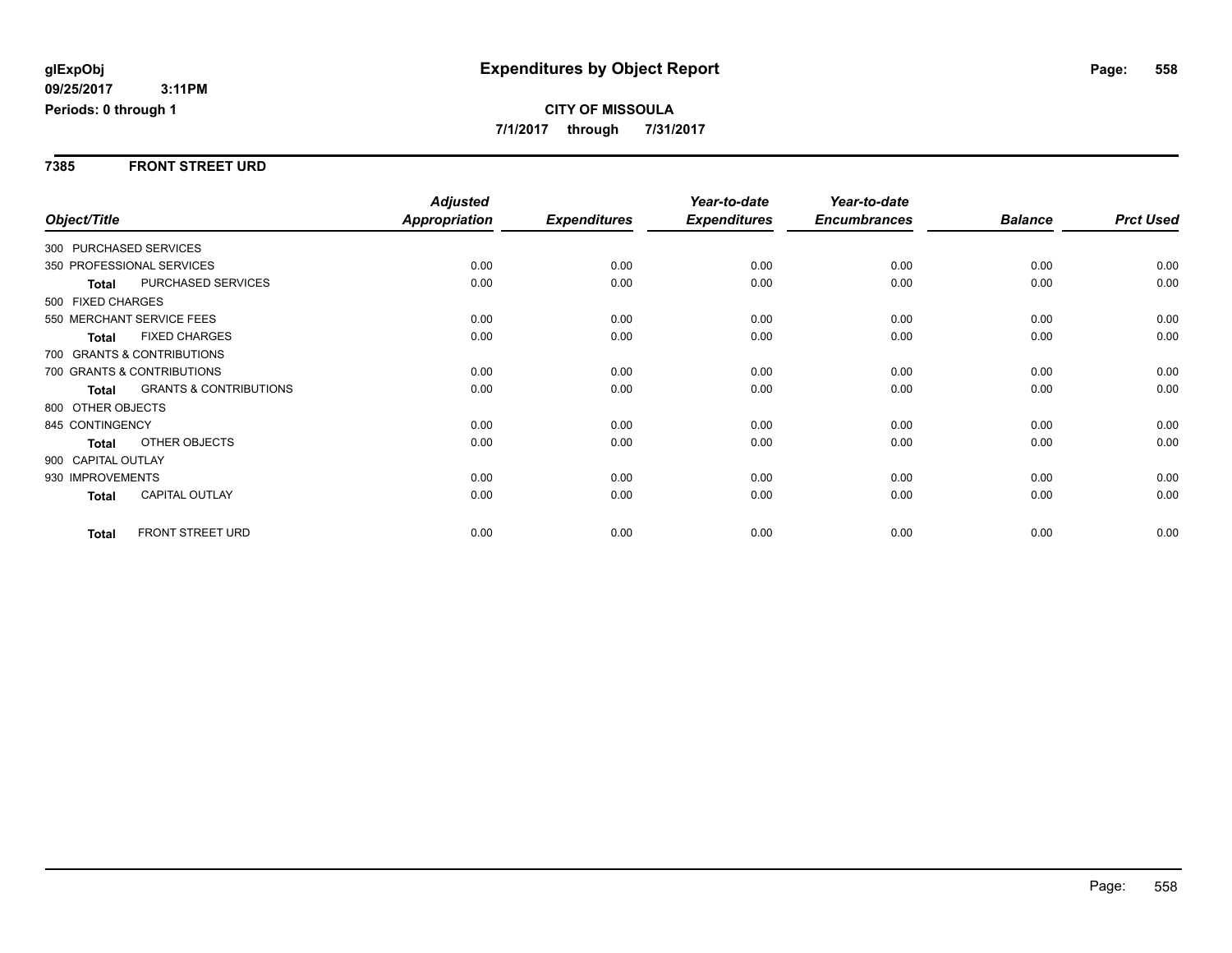**glExpObj** **Expenditures by Object Report**

**09/25/2017 3:11PM**

**Periods: 0 through 1**

**CITY OF MISSOULA**

**7/1/2017 through 7/31/2017**

## 7385 FRONT STREET URD

| Object/Title | | Adjusted Appropriation | Expenditures | Year-to-date Expenditures | Year-to-date Encumbrances | Balance | Prct Used |
|---|---|---|---|---|---|---|---|
| 300 PURCHASED SERVICES | | | | | | | |
| 350 PROFESSIONAL SERVICES | | 0.00 | 0.00 | 0.00 | 0.00 | 0.00 | 0.00 |
| Total | PURCHASED SERVICES | 0.00 | 0.00 | 0.00 | 0.00 | 0.00 | 0.00 |
| 500 FIXED CHARGES | | | | | | | |
| 550 MERCHANT SERVICE FEES | | 0.00 | 0.00 | 0.00 | 0.00 | 0.00 | 0.00 |
| Total | FIXED CHARGES | 0.00 | 0.00 | 0.00 | 0.00 | 0.00 | 0.00 |
| 700 GRANTS & CONTRIBUTIONS | | | | | | | |
| 700 GRANTS & CONTRIBUTIONS | | 0.00 | 0.00 | 0.00 | 0.00 | 0.00 | 0.00 |
| Total | GRANTS & CONTRIBUTIONS | 0.00 | 0.00 | 0.00 | 0.00 | 0.00 | 0.00 |
| 800 OTHER OBJECTS | | | | | | | |
| 845 CONTINGENCY | | 0.00 | 0.00 | 0.00 | 0.00 | 0.00 | 0.00 |
| Total | OTHER OBJECTS | 0.00 | 0.00 | 0.00 | 0.00 | 0.00 | 0.00 |
| 900 CAPITAL OUTLAY | | | | | | | |
| 930 IMPROVEMENTS | | 0.00 | 0.00 | 0.00 | 0.00 | 0.00 | 0.00 |
| Total | CAPITAL OUTLAY | 0.00 | 0.00 | 0.00 | 0.00 | 0.00 | 0.00 |
| Total | FRONT STREET URD | 0.00 | 0.00 | 0.00 | 0.00 | 0.00 | 0.00 |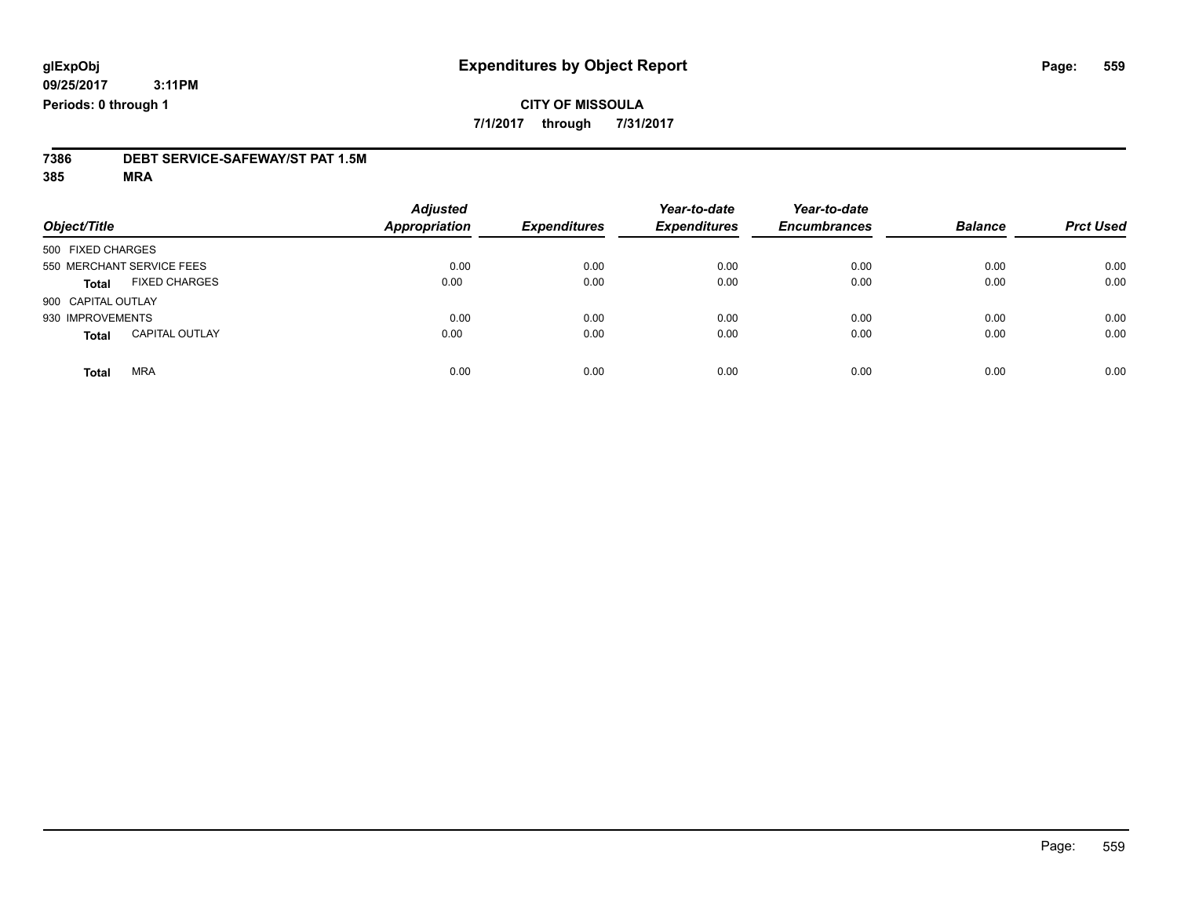glExpObj
09/25/2017 3:11PM
Periods: 0 through 1

# Expenditures by Object Report

**CITY OF MISSOULA**

**7/1/2017 through 7/31/2017**

**7386 DEBT SERVICE-SAFEWAY/ST PAT 1.5M**

**385 MRA**

| Object/Title | Adjusted Appropriation | Expenditures | Year-to-date Expenditures | Year-to-date Encumbrances | Balance | Prct Used |
|---|---|---|---|---|---|---|
| 500 FIXED CHARGES | | | | | | |
| 550 MERCHANT SERVICE FEES | 0.00 | 0.00 | 0.00 | 0.00 | 0.00 | 0.00 |
| **Total** FIXED CHARGES | 0.00 | 0.00 | 0.00 | 0.00 | 0.00 | 0.00 |
| 900 CAPITAL OUTLAY | | | | | | |
| 930 IMPROVEMENTS | 0.00 | 0.00 | 0.00 | 0.00 | 0.00 | 0.00 |
| **Total** CAPITAL OUTLAY | 0.00 | 0.00 | 0.00 | 0.00 | 0.00 | 0.00 |
| **Total** MRA | 0.00 | 0.00 | 0.00 | 0.00 | 0.00 | 0.00 |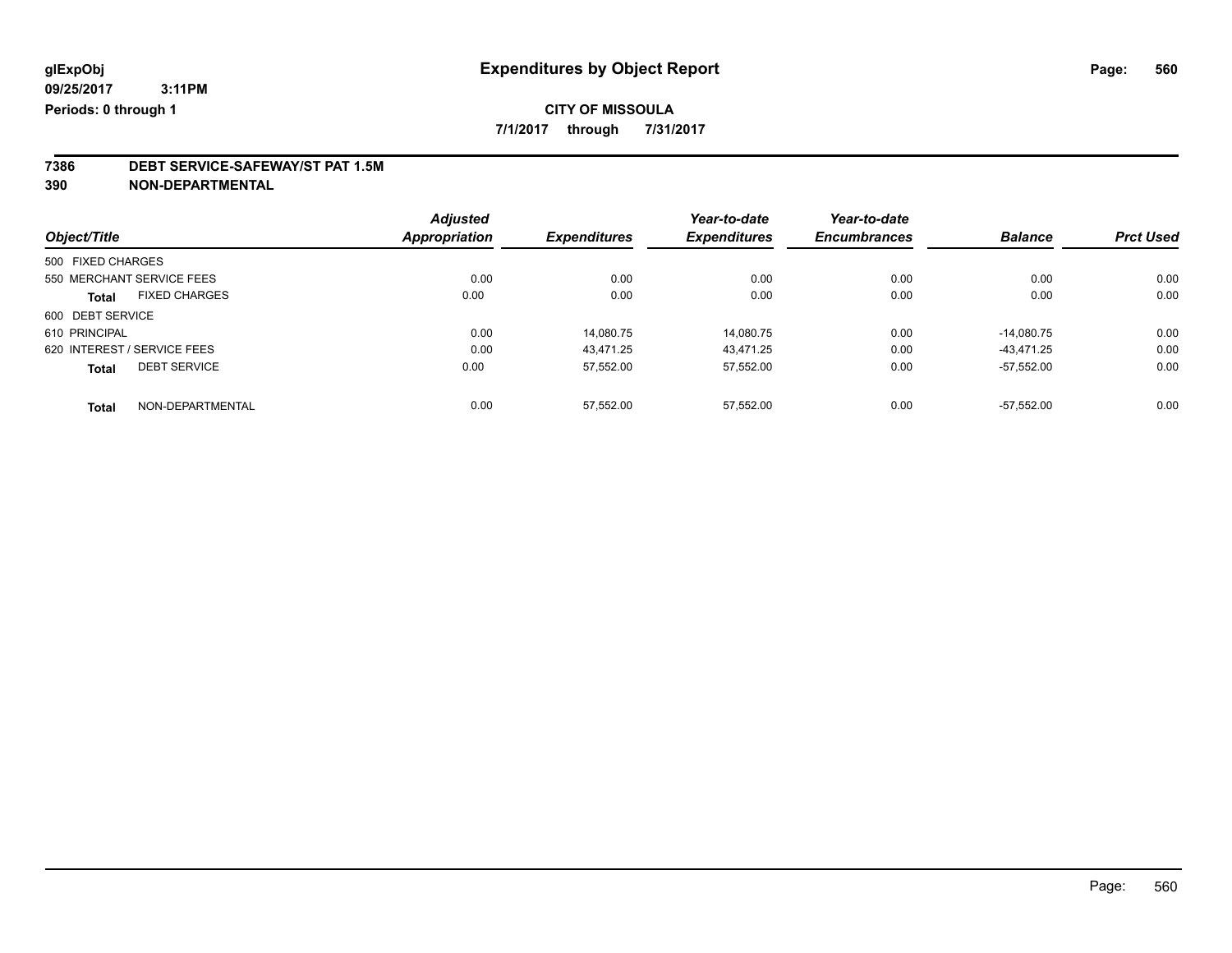**glExpObj**
**09/25/2017 3:11PM**
**Periods: 0 through 1**

# Expenditures by Object Report

**CITY OF MISSOULA**
**7/1/2017 through 7/31/2017**

## 7386 DEBT SERVICE-SAFEWAY/ST PAT 1.5M
## 390 NON-DEPARTMENTAL

| Object/Title | Adjusted Appropriation | Expenditures | Year-to-date Expenditures | Year-to-date Encumbrances | Balance | Prct Used |
|---|---|---|---|---|---|---|
| 500 FIXED CHARGES | | | | | | |
| 550 MERCHANT SERVICE FEES | 0.00 | 0.00 | 0.00 | 0.00 | 0.00 | 0.00 |
| **Total** FIXED CHARGES | 0.00 | 0.00 | 0.00 | 0.00 | 0.00 | 0.00 |
| 600 DEBT SERVICE | | | | | | |
| 610 PRINCIPAL | 0.00 | 14,080.75 | 14,080.75 | 0.00 | -14,080.75 | 0.00 |
| 620 INTEREST / SERVICE FEES | 0.00 | 43,471.25 | 43,471.25 | 0.00 | -43,471.25 | 0.00 |
| **Total** DEBT SERVICE | 0.00 | 57,552.00 | 57,552.00 | 0.00 | -57,552.00 | 0.00 |
| **Total** NON-DEPARTMENTAL | 0.00 | 57,552.00 | 57,552.00 | 0.00 | -57,552.00 | 0.00 |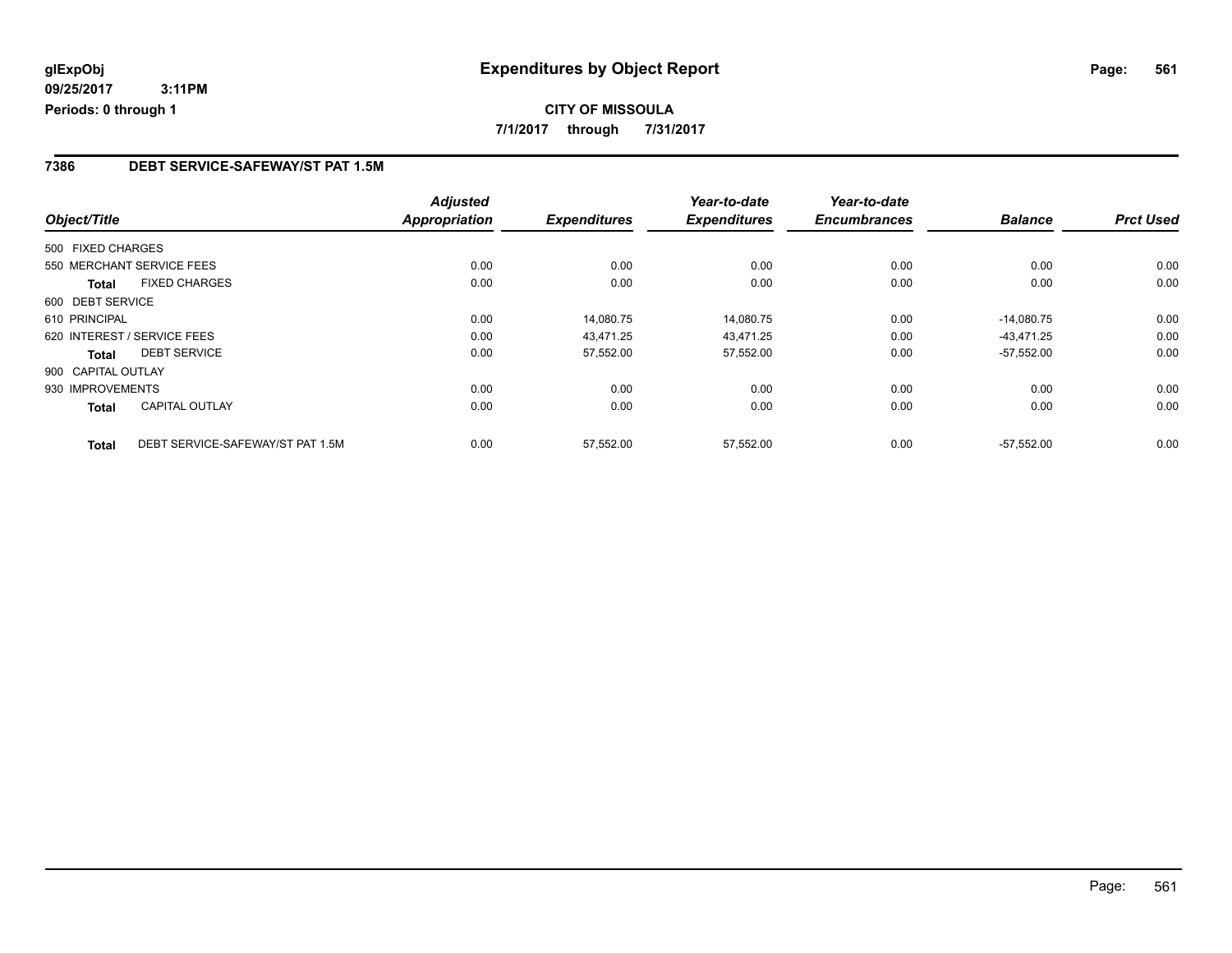**glExpObj** **Expenditures by Object Report**

**09/25/2017 3:11PM**

**Periods: 0 through 1**

**CITY OF MISSOULA**

**7/1/2017 through 7/31/2017**

## 7386 DEBT SERVICE-SAFEWAY/ST PAT 1.5M

| Object/Title | | *Adjusted Appropriation* | *Expenditures* | *Year-to-date Expenditures* | *Year-to-date Encumbrances* | *Balance* | *Prct Used* |
|---|---|---|---|---|---|---|---|
| 500 FIXED CHARGES | | | | | | | |
| 550 MERCHANT SERVICE FEES | | 0.00 | 0.00 | 0.00 | 0.00 | 0.00 | 0.00 |
| **Total** | FIXED CHARGES | 0.00 | 0.00 | 0.00 | 0.00 | 0.00 | 0.00 |
| 600 DEBT SERVICE | | | | | | | |
| 610 PRINCIPAL | | 0.00 | 14,080.75 | 14,080.75 | 0.00 | -14,080.75 | 0.00 |
| 620 INTEREST / SERVICE FEES | | 0.00 | 43,471.25 | 43,471.25 | 0.00 | -43,471.25 | 0.00 |
| **Total** | DEBT SERVICE | 0.00 | 57,552.00 | 57,552.00 | 0.00 | -57,552.00 | 0.00 |
| 900 CAPITAL OUTLAY | | | | | | | |
| 930 IMPROVEMENTS | | 0.00 | 0.00 | 0.00 | 0.00 | 0.00 | 0.00 |
| **Total** | CAPITAL OUTLAY | 0.00 | 0.00 | 0.00 | 0.00 | 0.00 | 0.00 |
| **Total** | DEBT SERVICE-SAFEWAY/ST PAT 1.5M | 0.00 | 57,552.00 | 57,552.00 | 0.00 | -57,552.00 | 0.00 |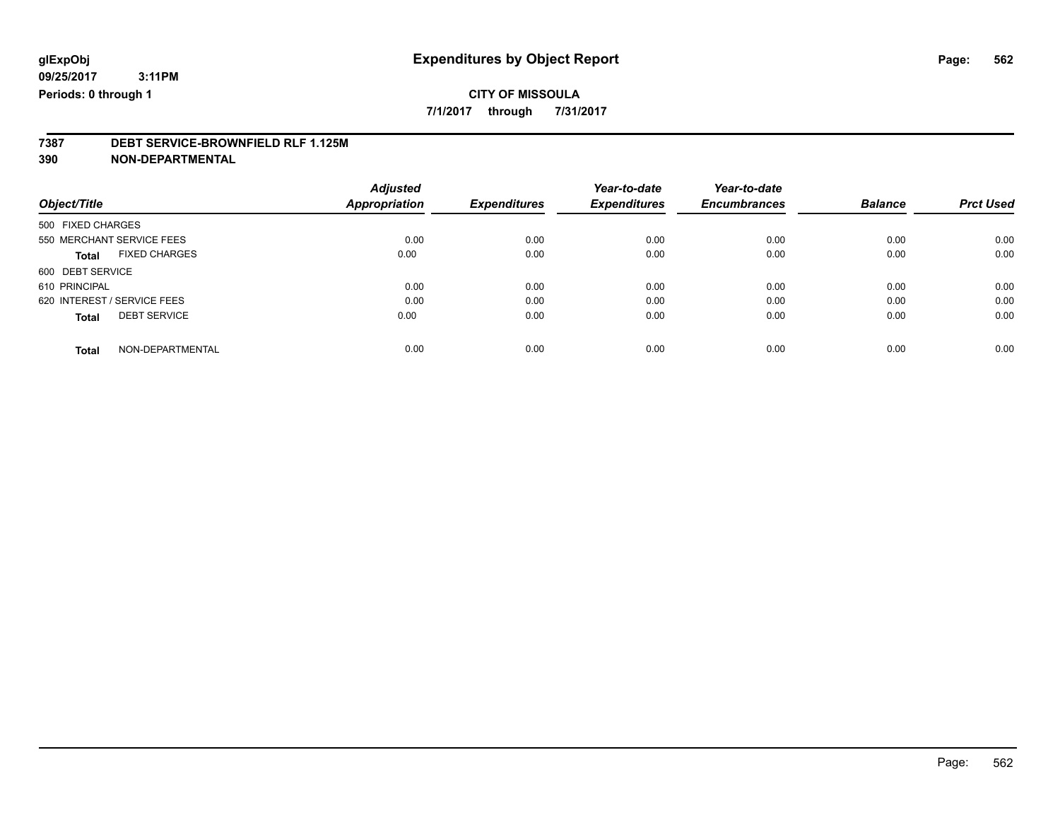# Expenditures by Object Report

glExpObj
09/25/2017 3:11PM
Periods: 0 through 1

**CITY OF MISSOULA**
**7/1/2017 through 7/31/2017**

## 7387 DEBT SERVICE-BROWNFIELD RLF 1.125M
## 390 NON-DEPARTMENTAL

| Object/Title | Adjusted Appropriation | Expenditures | Year-to-date Expenditures | Year-to-date Encumbrances | Balance | Prct Used |
|---|---|---|---|---|---|---|
| 500 FIXED CHARGES | | | | | | |
| 550 MERCHANT SERVICE FEES | 0.00 | 0.00 | 0.00 | 0.00 | 0.00 | 0.00 |
| **Total** FIXED CHARGES | 0.00 | 0.00 | 0.00 | 0.00 | 0.00 | 0.00 |
| 600 DEBT SERVICE | | | | | | |
| 610 PRINCIPAL | 0.00 | 0.00 | 0.00 | 0.00 | 0.00 | 0.00 |
| 620 INTEREST / SERVICE FEES | 0.00 | 0.00 | 0.00 | 0.00 | 0.00 | 0.00 |
| **Total** DEBT SERVICE | 0.00 | 0.00 | 0.00 | 0.00 | 0.00 | 0.00 |
| **Total** NON-DEPARTMENTAL | 0.00 | 0.00 | 0.00 | 0.00 | 0.00 | 0.00 |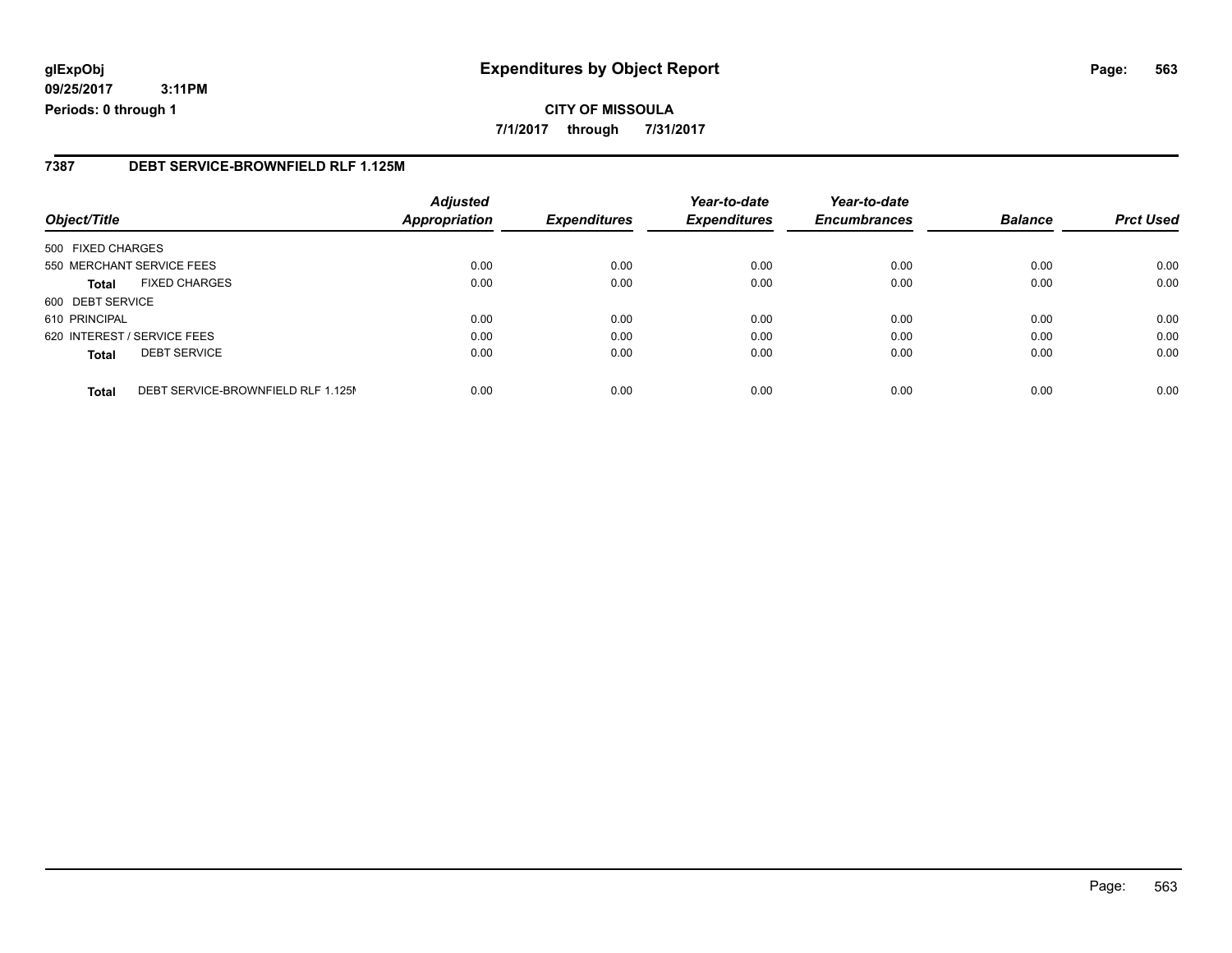**glExpObj**
**09/25/2017 3:11PM**
**Periods: 0 through 1**

# Expenditures by Object Report

**CITY OF MISSOULA**
**7/1/2017 through 7/31/2017**

## 7387 DEBT SERVICE-BROWNFIELD RLF 1.125M

| Object/Title | | Adjusted Appropriation | Expenditures | Year-to-date Expenditures | Year-to-date Encumbrances | Balance | Prct Used |
|---|---|---|---|---|---|---|---|
| 500 FIXED CHARGES | | | | | | | |
| 550 MERCHANT SERVICE FEES | | 0.00 | 0.00 | 0.00 | 0.00 | 0.00 | 0.00 |
| **Total** | FIXED CHARGES | 0.00 | 0.00 | 0.00 | 0.00 | 0.00 | 0.00 |
| 600 DEBT SERVICE | | | | | | | |
| 610 PRINCIPAL | | 0.00 | 0.00 | 0.00 | 0.00 | 0.00 | 0.00 |
| 620 INTEREST / SERVICE FEES | | 0.00 | 0.00 | 0.00 | 0.00 | 0.00 | 0.00 |
| **Total** | DEBT SERVICE | 0.00 | 0.00 | 0.00 | 0.00 | 0.00 | 0.00 |
| **Total** | DEBT SERVICE-BROWNFIELD RLF 1.125M | 0.00 | 0.00 | 0.00 | 0.00 | 0.00 | 0.00 |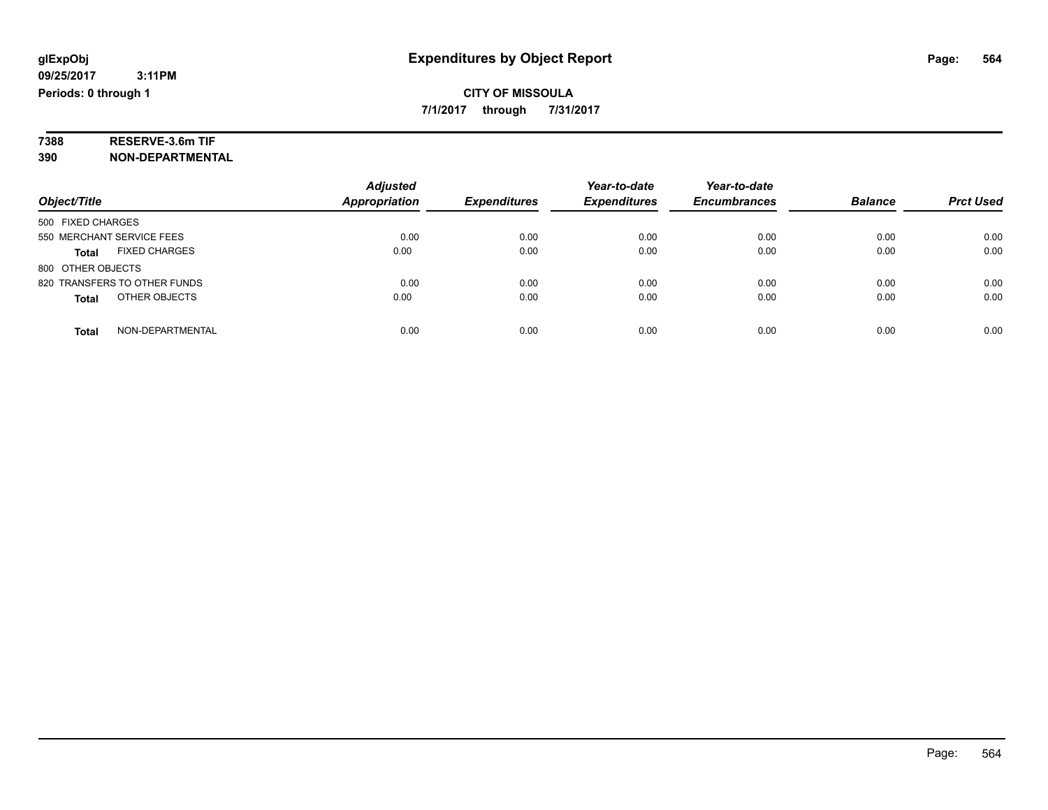**glExpObj** **Expenditures by Object Report**

**09/25/2017 3:11PM**

**Periods: 0 through 1**

**CITY OF MISSOULA**

**7/1/2017 through 7/31/2017**

**7388 RESERVE-3.6m TIF**

**390 NON-DEPARTMENTAL**

| Object/Title | Adjusted Appropriation | Expenditures | Year-to-date Expenditures | Year-to-date Encumbrances | Balance | Prct Used |
|---|---|---|---|---|---|---|
| 500 FIXED CHARGES | | | | | | |
| 550 MERCHANT SERVICE FEES | 0.00 | 0.00 | 0.00 | 0.00 | 0.00 | 0.00 |
| **Total** FIXED CHARGES | 0.00 | 0.00 | 0.00 | 0.00 | 0.00 | 0.00 |
| 800 OTHER OBJECTS | | | | | | |
| 820 TRANSFERS TO OTHER FUNDS | 0.00 | 0.00 | 0.00 | 0.00 | 0.00 | 0.00 |
| **Total** OTHER OBJECTS | 0.00 | 0.00 | 0.00 | 0.00 | 0.00 | 0.00 |
| **Total** NON-DEPARTMENTAL | 0.00 | 0.00 | 0.00 | 0.00 | 0.00 | 0.00 |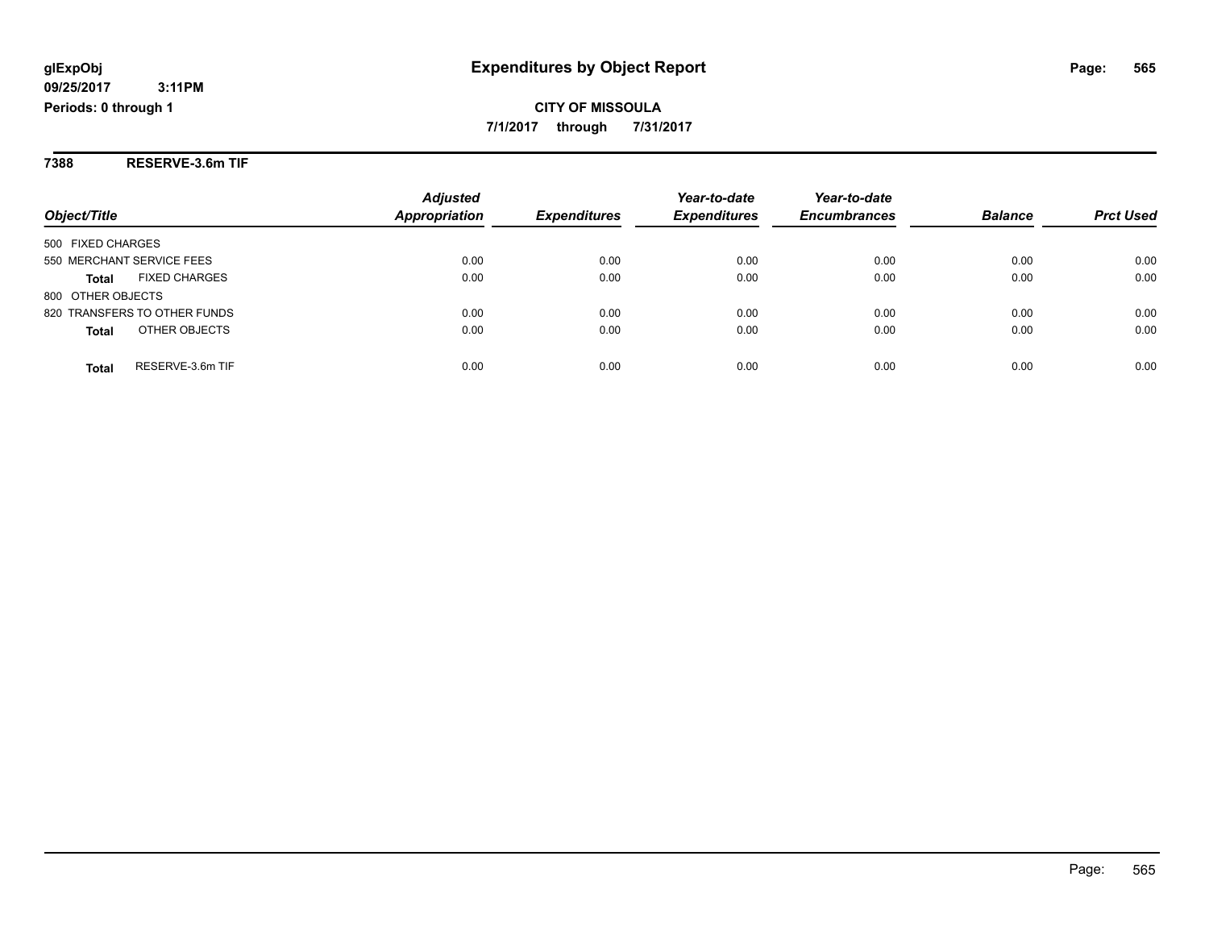**glExpObj** **Expenditures by Object Report**

**09/25/2017 3:11PM**

**Periods: 0 through 1**

**CITY OF MISSOULA**

**7/1/2017 through 7/31/2017**

**7388 RESERVE-3.6m TIF**

| Object/Title | | Adjusted Appropriation | Expenditures | Year-to-date Expenditures | Year-to-date Encumbrances | Balance | Prct Used |
|---|---|---|---|---|---|---|---|
| 500 FIXED CHARGES | | | | | | | |
| 550 MERCHANT SERVICE FEES | | 0.00 | 0.00 | 0.00 | 0.00 | 0.00 | 0.00 |
| **Total** | FIXED CHARGES | 0.00 | 0.00 | 0.00 | 0.00 | 0.00 | 0.00 |
| 800 OTHER OBJECTS | | | | | | | |
| 820 TRANSFERS TO OTHER FUNDS | | 0.00 | 0.00 | 0.00 | 0.00 | 0.00 | 0.00 |
| **Total** | OTHER OBJECTS | 0.00 | 0.00 | 0.00 | 0.00 | 0.00 | 0.00 |
| **Total** | RESERVE-3.6m TIF | 0.00 | 0.00 | 0.00 | 0.00 | 0.00 | 0.00 |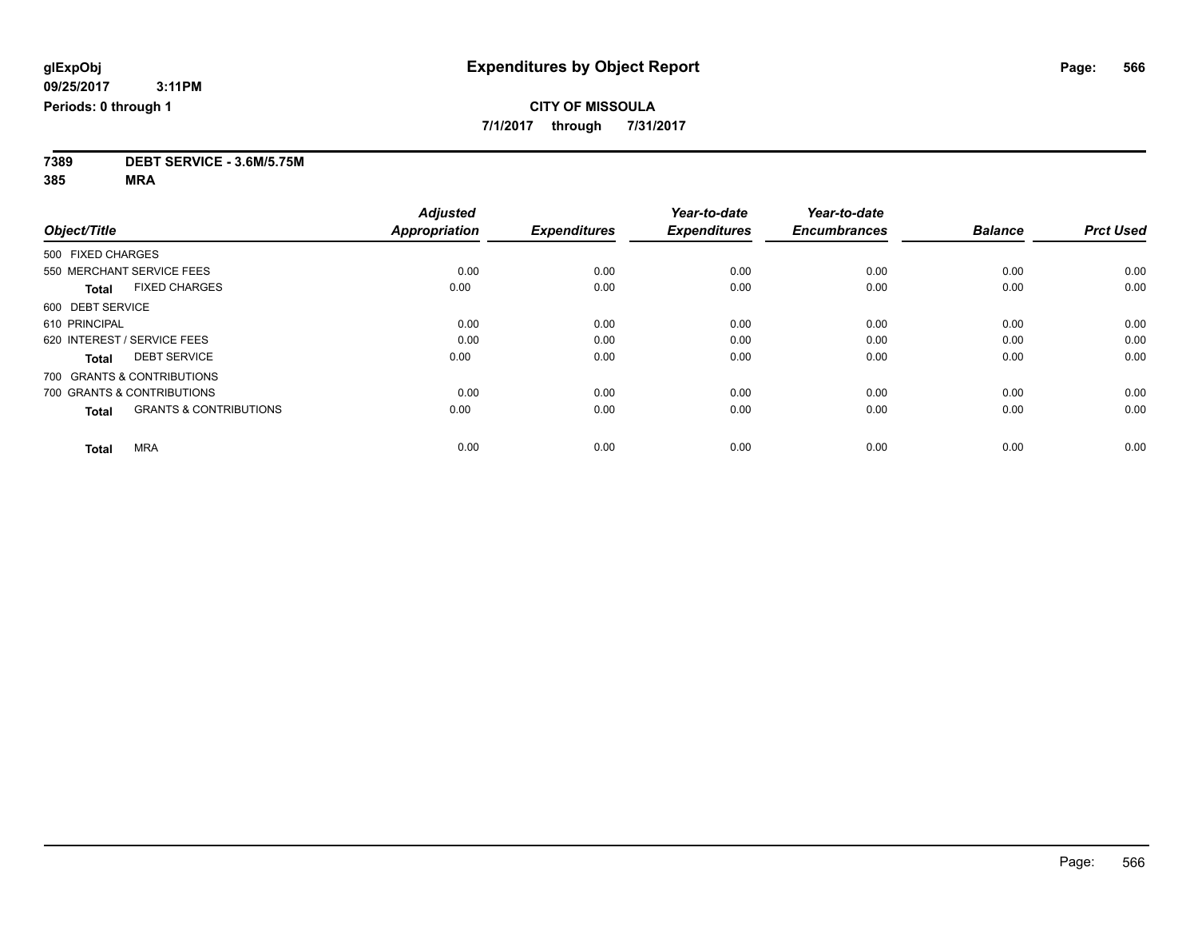**glExpObj**
**09/25/2017 3:11PM**
**Periods: 0 through 1**

# Expenditures by Object Report

**CITY OF MISSOULA**
**7/1/2017 through 7/31/2017**

**7389 DEBT SERVICE - 3.6M/5.75M**
**385 MRA**

| Object/Title | Adjusted Appropriation | Expenditures | Year-to-date Expenditures | Year-to-date Encumbrances | Balance | Prct Used |
|---|---|---|---|---|---|---|
| 500 FIXED CHARGES | | | | | | |
| 550 MERCHANT SERVICE FEES | 0.00 | 0.00 | 0.00 | 0.00 | 0.00 | 0.00 |
| **Total** FIXED CHARGES | 0.00 | 0.00 | 0.00 | 0.00 | 0.00 | 0.00 |
| 600 DEBT SERVICE | | | | | | |
| 610 PRINCIPAL | 0.00 | 0.00 | 0.00 | 0.00 | 0.00 | 0.00 |
| 620 INTEREST / SERVICE FEES | 0.00 | 0.00 | 0.00 | 0.00 | 0.00 | 0.00 |
| **Total** DEBT SERVICE | 0.00 | 0.00 | 0.00 | 0.00 | 0.00 | 0.00 |
| 700 GRANTS & CONTRIBUTIONS | | | | | | |
| 700 GRANTS & CONTRIBUTIONS | 0.00 | 0.00 | 0.00 | 0.00 | 0.00 | 0.00 |
| **Total** GRANTS & CONTRIBUTIONS | 0.00 | 0.00 | 0.00 | 0.00 | 0.00 | 0.00 |
| **Total** MRA | 0.00 | 0.00 | 0.00 | 0.00 | 0.00 | 0.00 |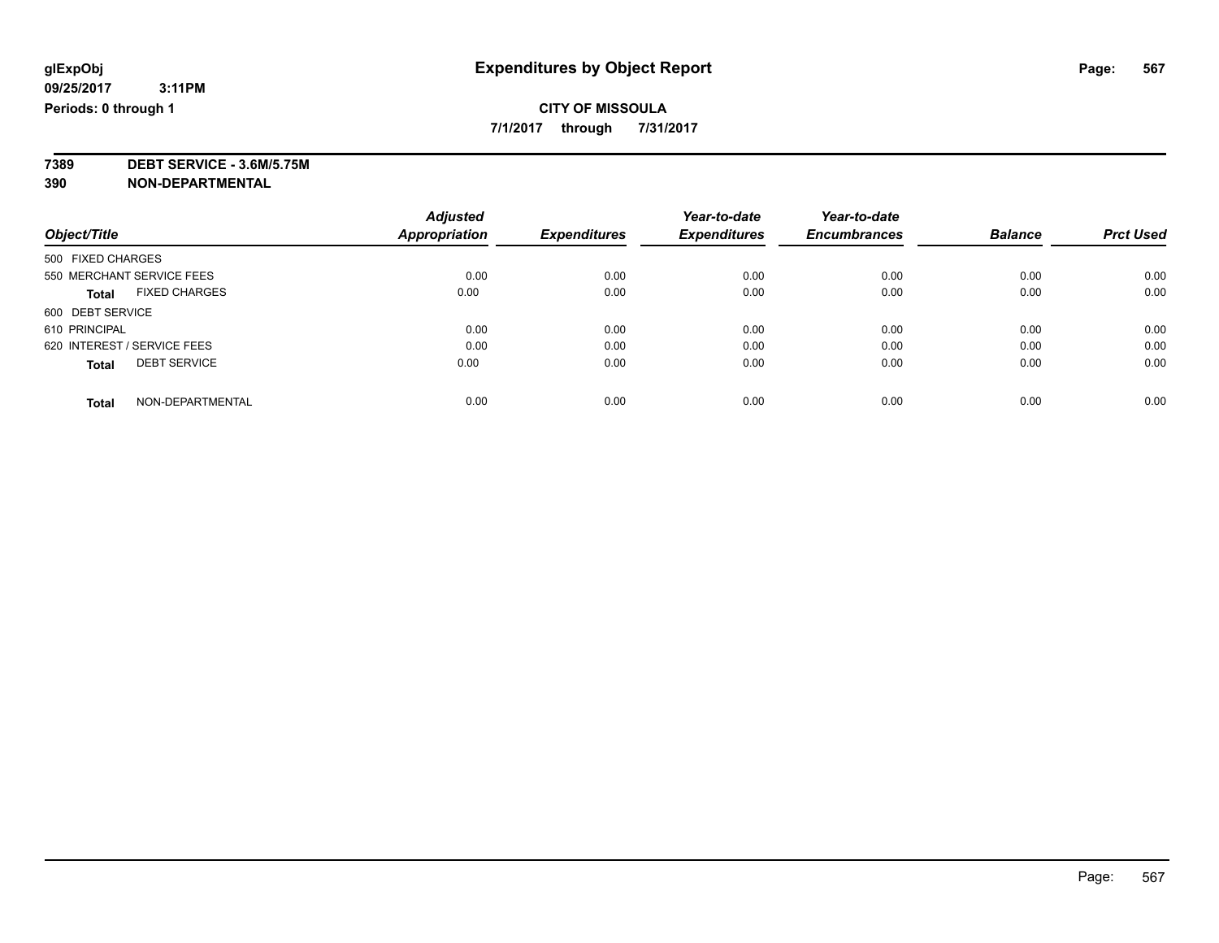glExpObj

09/25/2017 3:11PM

Periods: 0 through 1

# Expenditures by Object Report

**CITY OF MISSOULA**

**7/1/2017 through 7/31/2017**

**7389 DEBT SERVICE - 3.6M/5.75M**

**390 NON-DEPARTMENTAL**

| Object/Title | | Adjusted Appropriation | Expenditures | Year-to-date Expenditures | Year-to-date Encumbrances | Balance | Prct Used |
|---|---|---|---|---|---|---|---|
| 500 FIXED CHARGES | | | | | | | |
| 550 MERCHANT SERVICE FEES | | 0.00 | 0.00 | 0.00 | 0.00 | 0.00 | 0.00 |
| **Total** | FIXED CHARGES | 0.00 | 0.00 | 0.00 | 0.00 | 0.00 | 0.00 |
| 600 DEBT SERVICE | | | | | | | |
| 610 PRINCIPAL | | 0.00 | 0.00 | 0.00 | 0.00 | 0.00 | 0.00 |
| 620 INTEREST / SERVICE FEES | | 0.00 | 0.00 | 0.00 | 0.00 | 0.00 | 0.00 |
| **Total** | DEBT SERVICE | 0.00 | 0.00 | 0.00 | 0.00 | 0.00 | 0.00 |
| **Total** | NON-DEPARTMENTAL | 0.00 | 0.00 | 0.00 | 0.00 | 0.00 | 0.00 |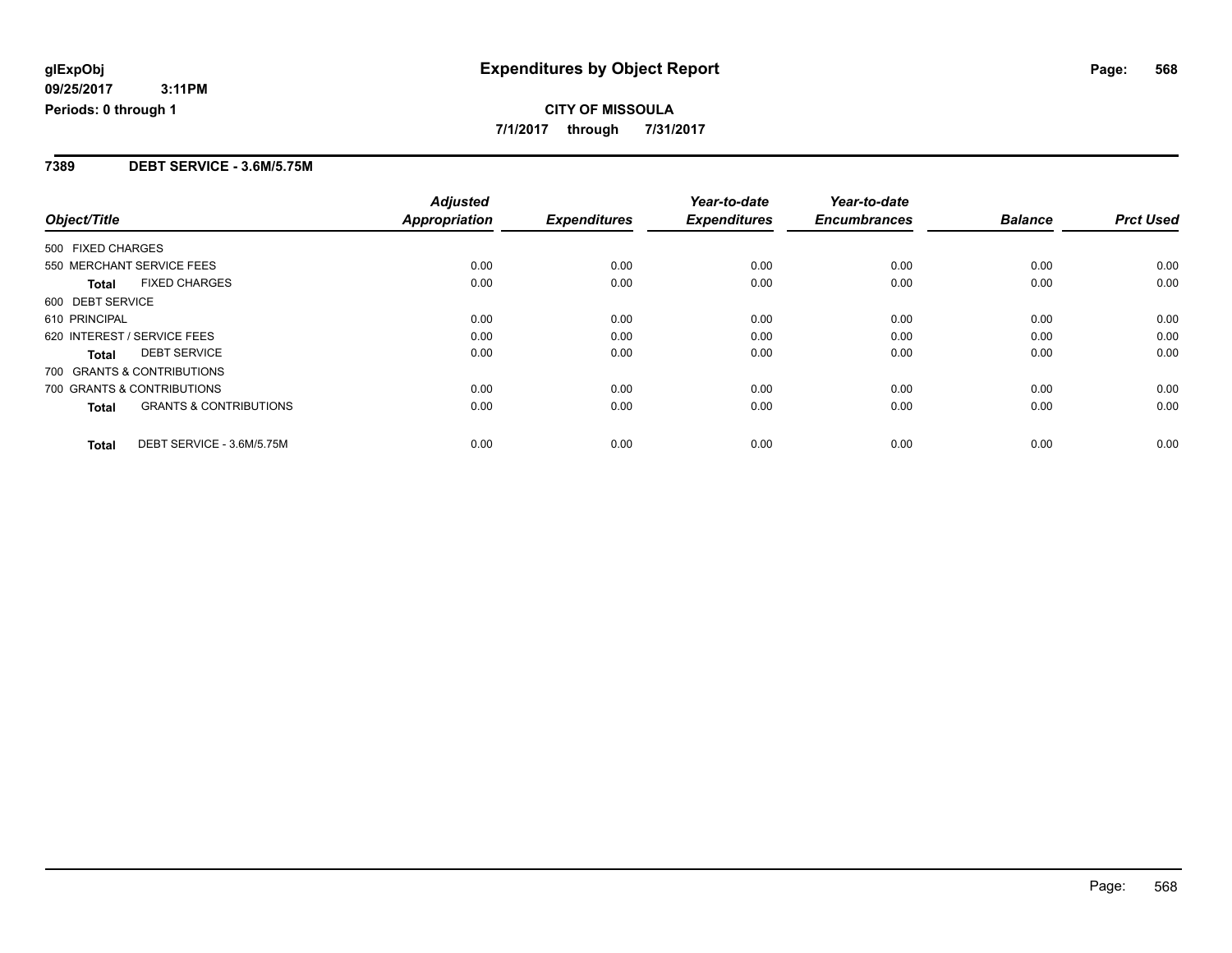**glExpObj** **Expenditures by Object Report**

**09/25/2017 3:11PM**

**Periods: 0 through 1**

**CITY OF MISSOULA**

**7/1/2017 through 7/31/2017**

## 7389 DEBT SERVICE - 3.6M/5.75M

| Object/Title | | Adjusted Appropriation | Expenditures | Year-to-date Expenditures | Year-to-date Encumbrances | Balance | Prct Used |
|---|---|---|---|---|---|---|---|
| 500 FIXED CHARGES | | | | | | | |
| 550 MERCHANT SERVICE FEES | | 0.00 | 0.00 | 0.00 | 0.00 | 0.00 | 0.00 |
| **Total** | FIXED CHARGES | 0.00 | 0.00 | 0.00 | 0.00 | 0.00 | 0.00 |
| 600 DEBT SERVICE | | | | | | | |
| 610 PRINCIPAL | | 0.00 | 0.00 | 0.00 | 0.00 | 0.00 | 0.00 |
| 620 INTEREST / SERVICE FEES | | 0.00 | 0.00 | 0.00 | 0.00 | 0.00 | 0.00 |
| **Total** | DEBT SERVICE | 0.00 | 0.00 | 0.00 | 0.00 | 0.00 | 0.00 |
| 700 GRANTS & CONTRIBUTIONS | | | | | | | |
| 700 GRANTS & CONTRIBUTIONS | | 0.00 | 0.00 | 0.00 | 0.00 | 0.00 | 0.00 |
| **Total** | GRANTS & CONTRIBUTIONS | 0.00 | 0.00 | 0.00 | 0.00 | 0.00 | 0.00 |
| **Total** | DEBT SERVICE - 3.6M/5.75M | 0.00 | 0.00 | 0.00 | 0.00 | 0.00 | 0.00 |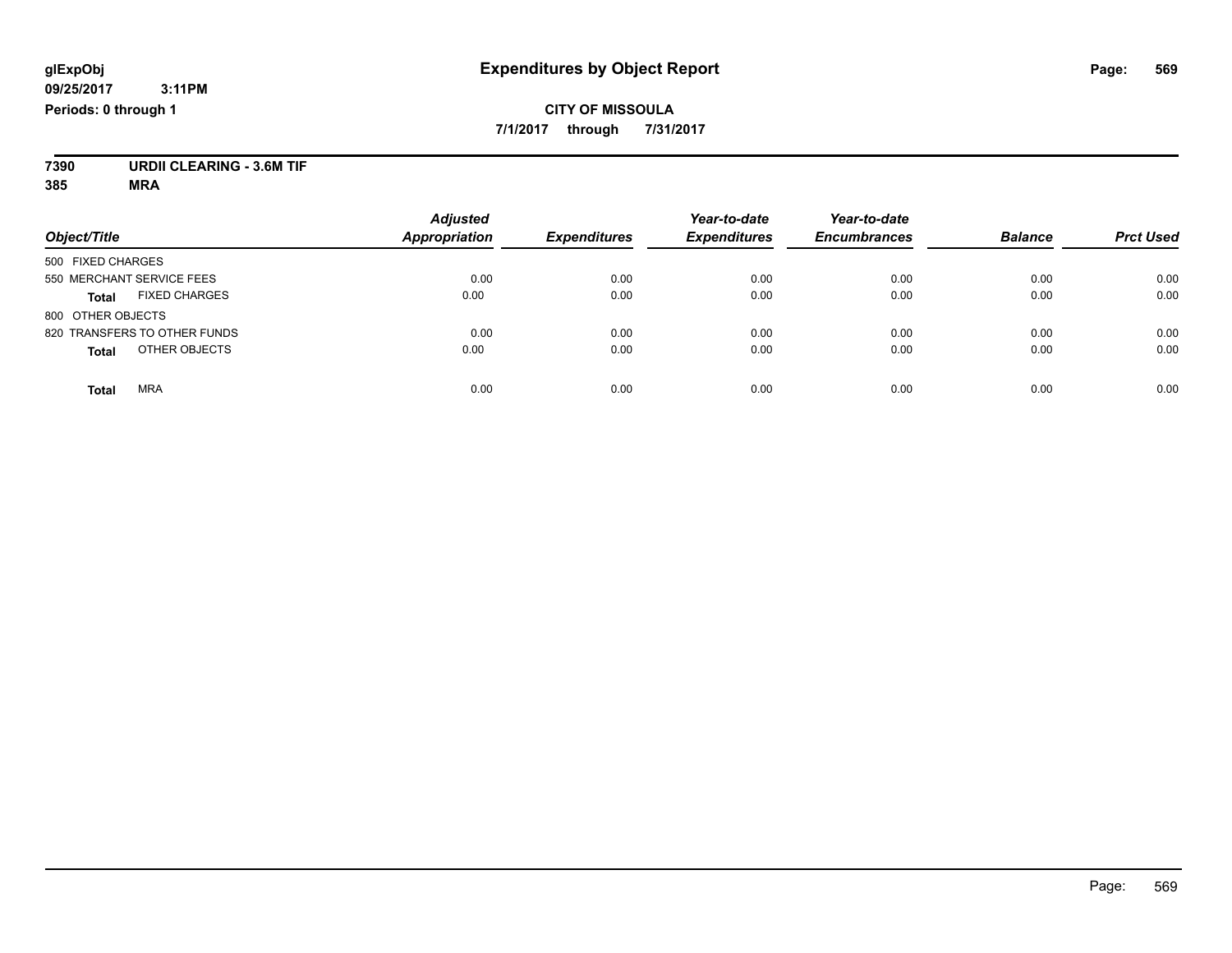**glExpObj**
**09/25/2017 3:11PM**
**Periods: 0 through 1**

# Expenditures by Object Report

**CITY OF MISSOULA**
**7/1/2017 through 7/31/2017**

**7390 URDII CLEARING - 3.6M TIF**
**385 MRA**

| Object/Title | Adjusted Appropriation | Expenditures | Year-to-date Expenditures | Year-to-date Encumbrances | Balance | Prct Used |
|---|---|---|---|---|---|---|
| 500 FIXED CHARGES | | | | | | |
| 550 MERCHANT SERVICE FEES | 0.00 | 0.00 | 0.00 | 0.00 | 0.00 | 0.00 |
| **Total** FIXED CHARGES | 0.00 | 0.00 | 0.00 | 0.00 | 0.00 | 0.00 |
| 800 OTHER OBJECTS | | | | | | |
| 820 TRANSFERS TO OTHER FUNDS | 0.00 | 0.00 | 0.00 | 0.00 | 0.00 | 0.00 |
| **Total** OTHER OBJECTS | 0.00 | 0.00 | 0.00 | 0.00 | 0.00 | 0.00 |
| **Total** MRA | 0.00 | 0.00 | 0.00 | 0.00 | 0.00 | 0.00 |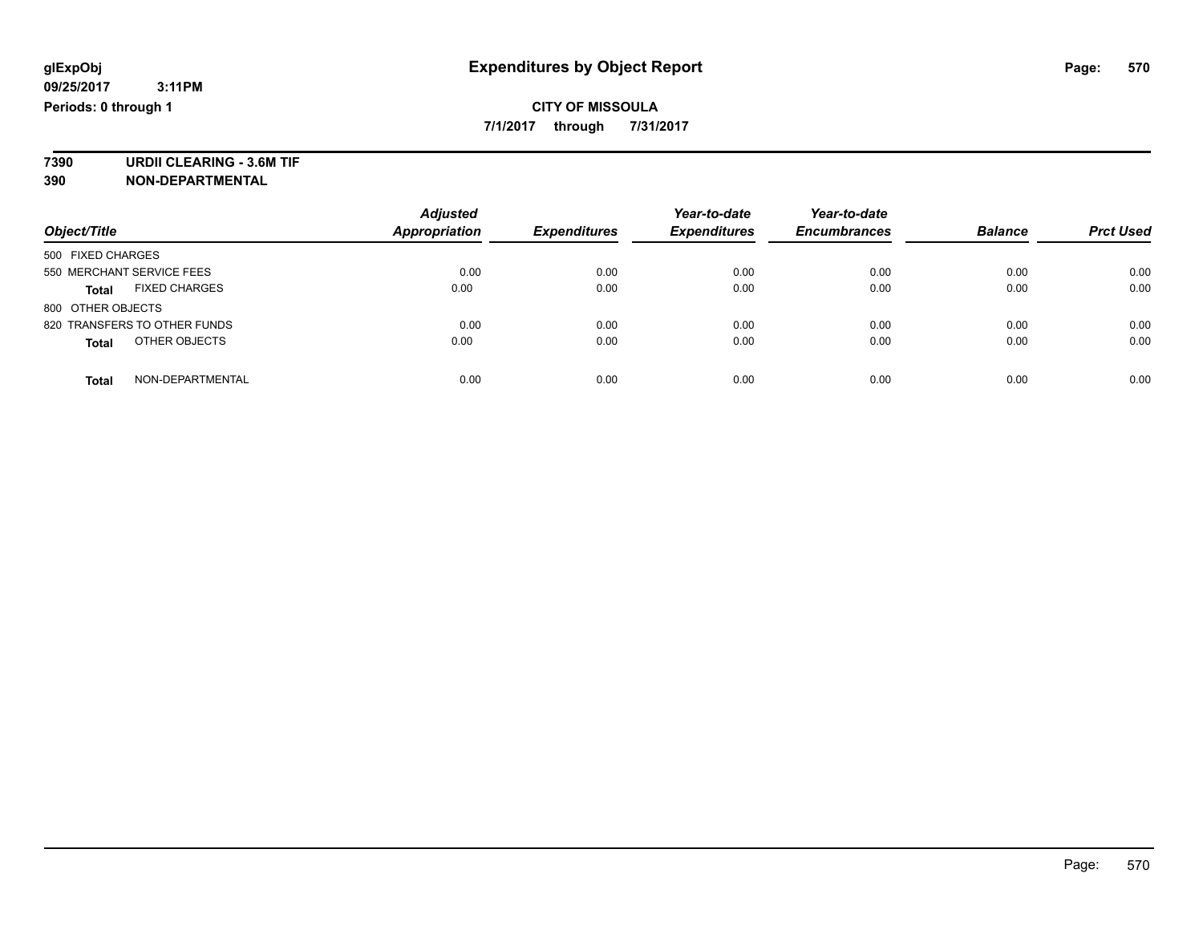**glExpObj** **Expenditures by Object Report**

**09/25/2017 3:11PM**

**Periods: 0 through 1**

**CITY OF MISSOULA**

**7/1/2017 through 7/31/2017**

**7390 URDII CLEARING - 3.6M TIF**

**390 NON-DEPARTMENTAL**

| Object/Title | Adjusted Appropriation | Expenditures | Year-to-date Expenditures | Year-to-date Encumbrances | Balance | Prct Used |
|---|---|---|---|---|---|---|
| 500 FIXED CHARGES | | | | | | |
| 550 MERCHANT SERVICE FEES | 0.00 | 0.00 | 0.00 | 0.00 | 0.00 | 0.00 |
| **Total** FIXED CHARGES | 0.00 | 0.00 | 0.00 | 0.00 | 0.00 | 0.00 |
| 800 OTHER OBJECTS | | | | | | |
| 820 TRANSFERS TO OTHER FUNDS | 0.00 | 0.00 | 0.00 | 0.00 | 0.00 | 0.00 |
| **Total** OTHER OBJECTS | 0.00 | 0.00 | 0.00 | 0.00 | 0.00 | 0.00 |
| **Total** NON-DEPARTMENTAL | 0.00 | 0.00 | 0.00 | 0.00 | 0.00 | 0.00 |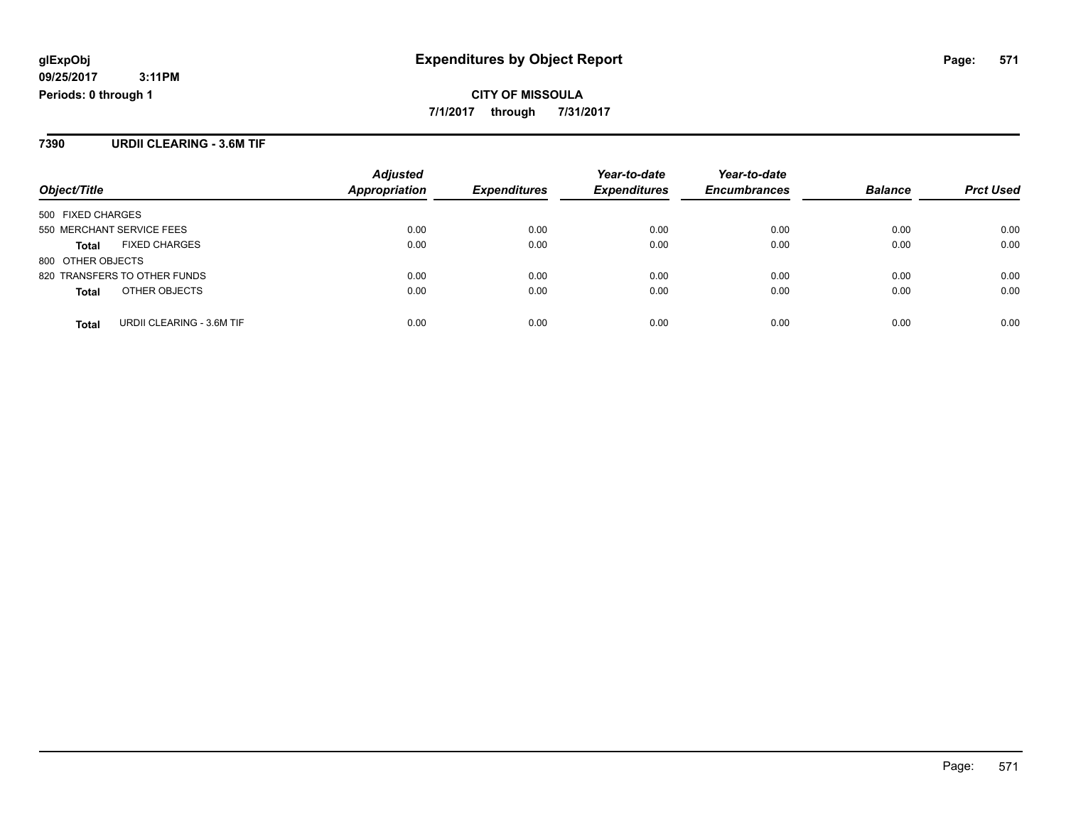# Expenditures by Object Report

glExpObj
09/25/2017 3:11PM
Periods: 0 through 1

**CITY OF MISSOULA**

**7/1/2017 through 7/31/2017**

## 7390 URDII CLEARING - 3.6M TIF

| Object/Title | | Adjusted Appropriation | Expenditures | Year-to-date Expenditures | Year-to-date Encumbrances | Balance | Prct Used |
|---|---|---|---|---|---|---|---|
| 500 FIXED CHARGES | | | | | | | |
| 550 MERCHANT SERVICE FEES | | 0.00 | 0.00 | 0.00 | 0.00 | 0.00 | 0.00 |
| **Total** | FIXED CHARGES | 0.00 | 0.00 | 0.00 | 0.00 | 0.00 | 0.00 |
| 800 OTHER OBJECTS | | | | | | | |
| 820 TRANSFERS TO OTHER FUNDS | | 0.00 | 0.00 | 0.00 | 0.00 | 0.00 | 0.00 |
| **Total** | OTHER OBJECTS | 0.00 | 0.00 | 0.00 | 0.00 | 0.00 | 0.00 |
| **Total** | URDII CLEARING - 3.6M TIF | 0.00 | 0.00 | 0.00 | 0.00 | 0.00 | 0.00 |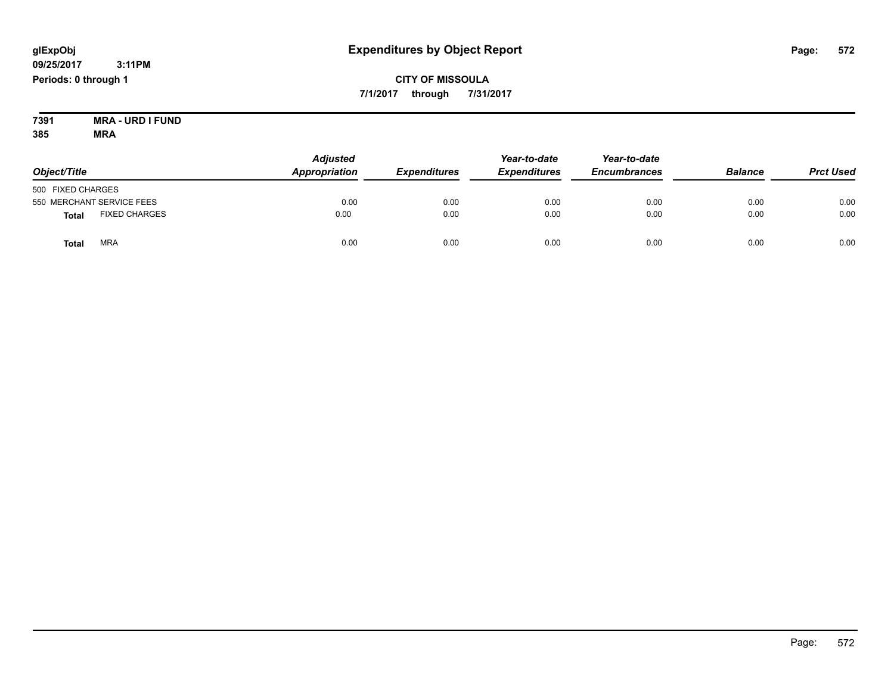glExpObj
09/25/2017 3:11PM
Periods: 0 through 1

# Expenditures by Object Report

**CITY OF MISSOULA**

**7/1/2017 through 7/31/2017**

**7391 MRA - URD I FUND**
**385 MRA**

| Object/Title | | Adjusted Appropriation | Expenditures | Year-to-date Expenditures | Year-to-date Encumbrances | Balance | Prct Used |
|---|---|---|---|---|---|---|---|
| 500 FIXED CHARGES | | | | | | | |
| 550 MERCHANT SERVICE FEES | | 0.00 | 0.00 | 0.00 | 0.00 | 0.00 | 0.00 |
| **Total** | FIXED CHARGES | 0.00 | 0.00 | 0.00 | 0.00 | 0.00 | 0.00 |
| **Total** | MRA | 0.00 | 0.00 | 0.00 | 0.00 | 0.00 | 0.00 |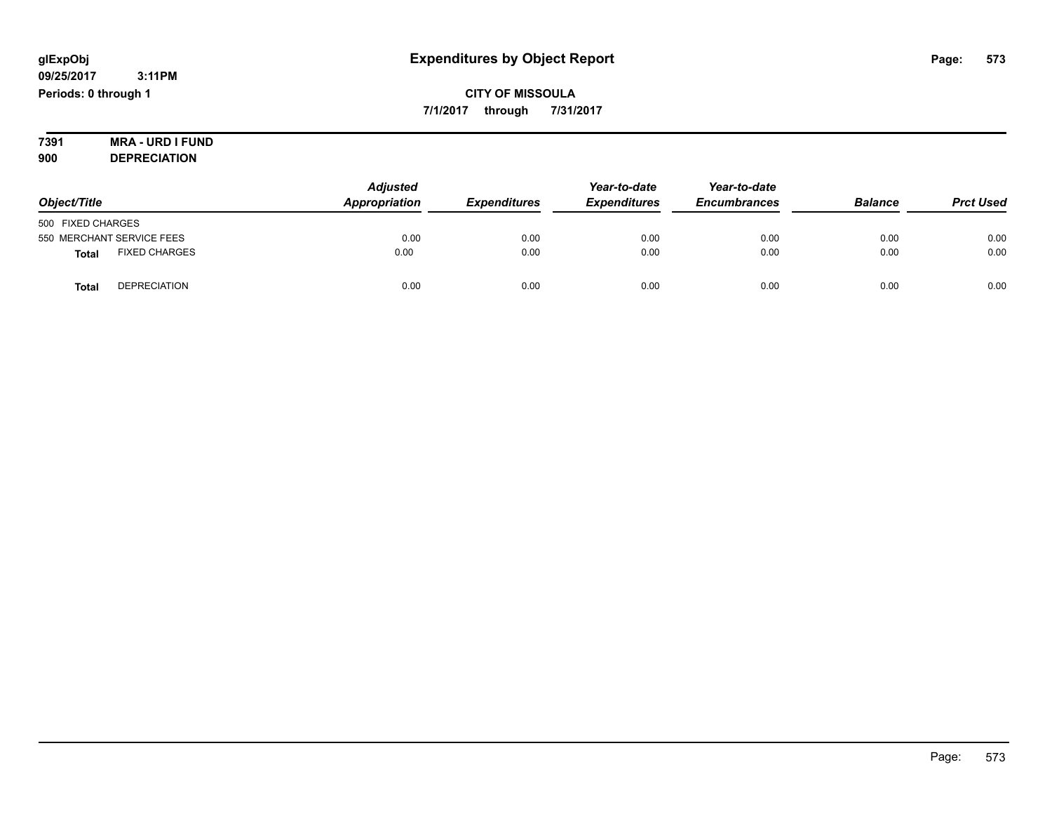glExpObj
09/25/2017 3:11PM
Periods: 0 through 1

# Expenditures by Object Report

**CITY OF MISSOULA**
**7/1/2017 through 7/31/2017**

**7391 MRA - URD I FUND**
**900 DEPRECIATION**

| Object/Title | | Adjusted Appropriation | Expenditures | Year-to-date Expenditures | Year-to-date Encumbrances | Balance | Prct Used |
|---|---|---|---|---|---|---|---|
| 500 FIXED CHARGES | | | | | | | |
| 550 MERCHANT SERVICE FEES | | 0.00 | 0.00 | 0.00 | 0.00 | 0.00 | 0.00 |
| **Total** | FIXED CHARGES | 0.00 | 0.00 | 0.00 | 0.00 | 0.00 | 0.00 |
| **Total** | DEPRECIATION | 0.00 | 0.00 | 0.00 | 0.00 | 0.00 | 0.00 |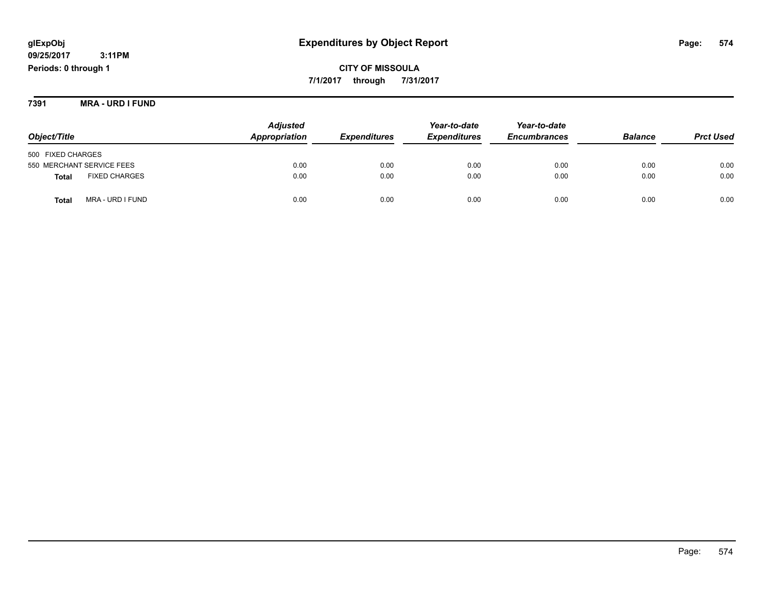**glExpObj**
**09/25/2017 3:11PM**
**Periods: 0 through 1**

# Expenditures by Object Report

**CITY OF MISSOULA**
**7/1/2017 through 7/31/2017**

## 7391 MRA - URD I FUND

| Object/Title | | Adjusted Appropriation | Expenditures | Year-to-date Expenditures | Year-to-date Encumbrances | Balance | Prct Used |
|---|---|---|---|---|---|---|---|
| 500 FIXED CHARGES | | | | | | | |
| 550 MERCHANT SERVICE FEES | | 0.00 | 0.00 | 0.00 | 0.00 | 0.00 | 0.00 |
| **Total** | FIXED CHARGES | 0.00 | 0.00 | 0.00 | 0.00 | 0.00 | 0.00 |
| **Total** | MRA - URD I FUND | 0.00 | 0.00 | 0.00 | 0.00 | 0.00 | 0.00 |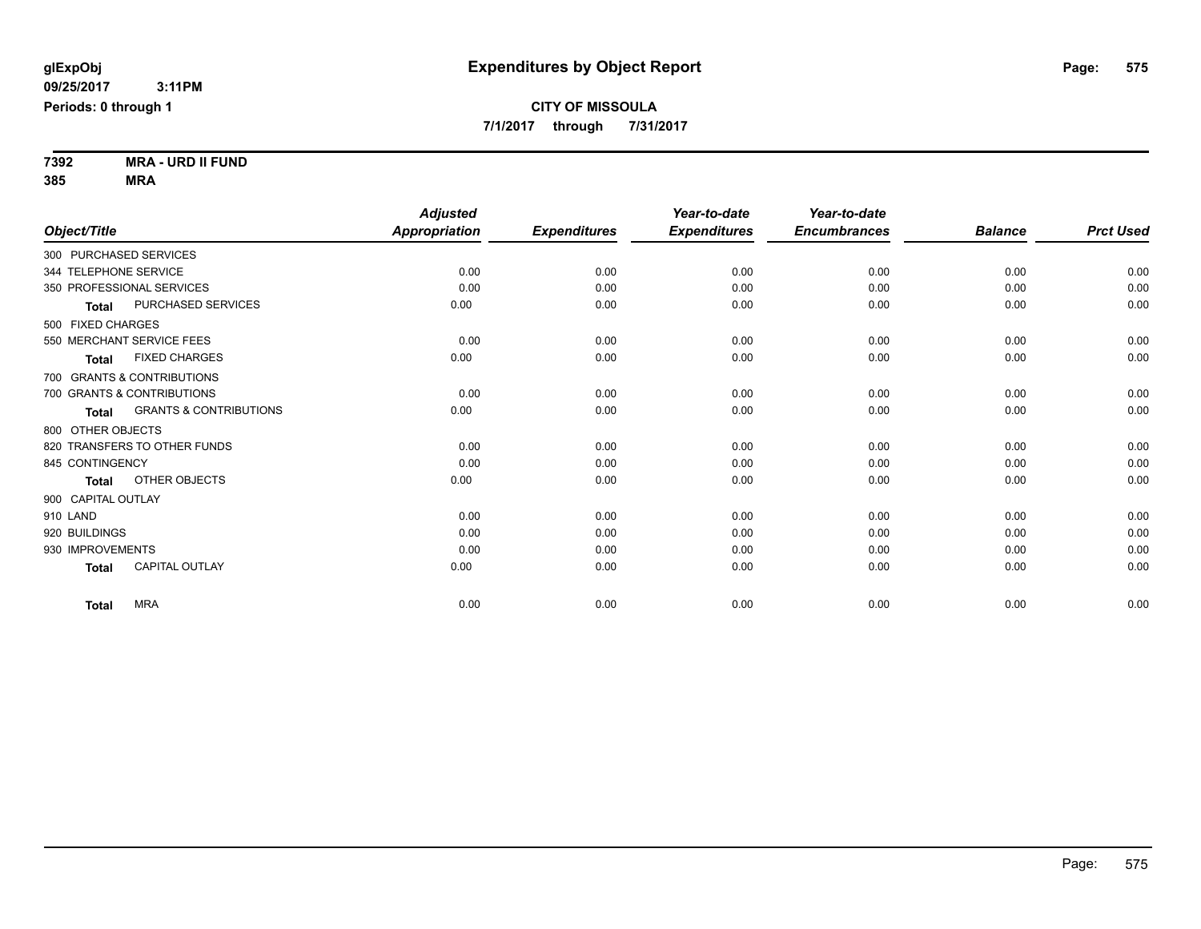**glExpObj**
**09/25/2017 3:11PM**
**Periods: 0 through 1**

# Expenditures by Object Report

**CITY OF MISSOULA**
**7/1/2017 through 7/31/2017**

**7392 MRA - URD II FUND**
**385 MRA**

| Object/Title | Adjusted Appropriation | Expenditures | Year-to-date Expenditures | Year-to-date Encumbrances | Balance | Prct Used |
|---|---|---|---|---|---|---|
| 300 PURCHASED SERVICES | | | | | | |
| 344 TELEPHONE SERVICE | 0.00 | 0.00 | 0.00 | 0.00 | 0.00 | 0.00 |
| 350 PROFESSIONAL SERVICES | 0.00 | 0.00 | 0.00 | 0.00 | 0.00 | 0.00 |
| **Total** PURCHASED SERVICES | 0.00 | 0.00 | 0.00 | 0.00 | 0.00 | 0.00 |
| 500 FIXED CHARGES | | | | | | |
| 550 MERCHANT SERVICE FEES | 0.00 | 0.00 | 0.00 | 0.00 | 0.00 | 0.00 |
| **Total** FIXED CHARGES | 0.00 | 0.00 | 0.00 | 0.00 | 0.00 | 0.00 |
| 700 GRANTS & CONTRIBUTIONS | | | | | | |
| 700 GRANTS & CONTRIBUTIONS | 0.00 | 0.00 | 0.00 | 0.00 | 0.00 | 0.00 |
| **Total** GRANTS & CONTRIBUTIONS | 0.00 | 0.00 | 0.00 | 0.00 | 0.00 | 0.00 |
| 800 OTHER OBJECTS | | | | | | |
| 820 TRANSFERS TO OTHER FUNDS | 0.00 | 0.00 | 0.00 | 0.00 | 0.00 | 0.00 |
| 845 CONTINGENCY | 0.00 | 0.00 | 0.00 | 0.00 | 0.00 | 0.00 |
| **Total** OTHER OBJECTS | 0.00 | 0.00 | 0.00 | 0.00 | 0.00 | 0.00 |
| 900 CAPITAL OUTLAY | | | | | | |
| 910 LAND | 0.00 | 0.00 | 0.00 | 0.00 | 0.00 | 0.00 |
| 920 BUILDINGS | 0.00 | 0.00 | 0.00 | 0.00 | 0.00 | 0.00 |
| 930 IMPROVEMENTS | 0.00 | 0.00 | 0.00 | 0.00 | 0.00 | 0.00 |
| **Total** CAPITAL OUTLAY | 0.00 | 0.00 | 0.00 | 0.00 | 0.00 | 0.00 |
| **Total** MRA | 0.00 | 0.00 | 0.00 | 0.00 | 0.00 | 0.00 |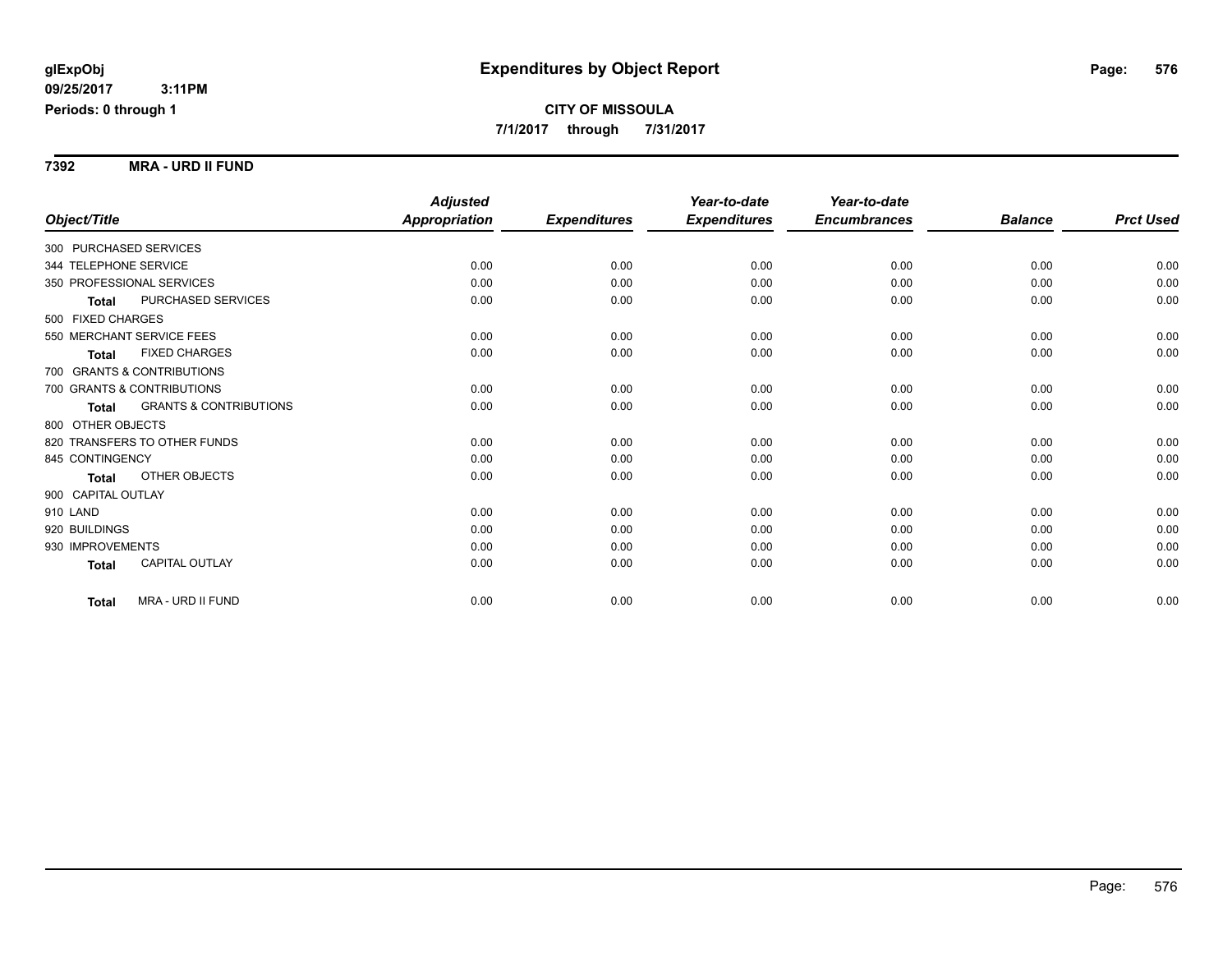glExpObj
09/25/2017 3:11PM
Periods: 0 through 1

# Expenditures by Object Report

**CITY OF MISSOULA**
**7/1/2017 through 7/31/2017**

## 7392 MRA - URD II FUND

| Object/Title | Adjusted Appropriation | Expenditures | Year-to-date Expenditures | Year-to-date Encumbrances | Balance | Prct Used |
|---|---|---|---|---|---|---|
| 300 PURCHASED SERVICES | | | | | | |
| 344 TELEPHONE SERVICE | 0.00 | 0.00 | 0.00 | 0.00 | 0.00 | 0.00 |
| 350 PROFESSIONAL SERVICES | 0.00 | 0.00 | 0.00 | 0.00 | 0.00 | 0.00 |
| **Total** PURCHASED SERVICES | 0.00 | 0.00 | 0.00 | 0.00 | 0.00 | 0.00 |
| 500 FIXED CHARGES | | | | | | |
| 550 MERCHANT SERVICE FEES | 0.00 | 0.00 | 0.00 | 0.00 | 0.00 | 0.00 |
| **Total** FIXED CHARGES | 0.00 | 0.00 | 0.00 | 0.00 | 0.00 | 0.00 |
| 700 GRANTS & CONTRIBUTIONS | | | | | | |
| 700 GRANTS & CONTRIBUTIONS | 0.00 | 0.00 | 0.00 | 0.00 | 0.00 | 0.00 |
| **Total** GRANTS & CONTRIBUTIONS | 0.00 | 0.00 | 0.00 | 0.00 | 0.00 | 0.00 |
| 800 OTHER OBJECTS | | | | | | |
| 820 TRANSFERS TO OTHER FUNDS | 0.00 | 0.00 | 0.00 | 0.00 | 0.00 | 0.00 |
| 845 CONTINGENCY | 0.00 | 0.00 | 0.00 | 0.00 | 0.00 | 0.00 |
| **Total** OTHER OBJECTS | 0.00 | 0.00 | 0.00 | 0.00 | 0.00 | 0.00 |
| 900 CAPITAL OUTLAY | | | | | | |
| 910 LAND | 0.00 | 0.00 | 0.00 | 0.00 | 0.00 | 0.00 |
| 920 BUILDINGS | 0.00 | 0.00 | 0.00 | 0.00 | 0.00 | 0.00 |
| 930 IMPROVEMENTS | 0.00 | 0.00 | 0.00 | 0.00 | 0.00 | 0.00 |
| **Total** CAPITAL OUTLAY | 0.00 | 0.00 | 0.00 | 0.00 | 0.00 | 0.00 |
| **Total** MRA - URD II FUND | 0.00 | 0.00 | 0.00 | 0.00 | 0.00 | 0.00 |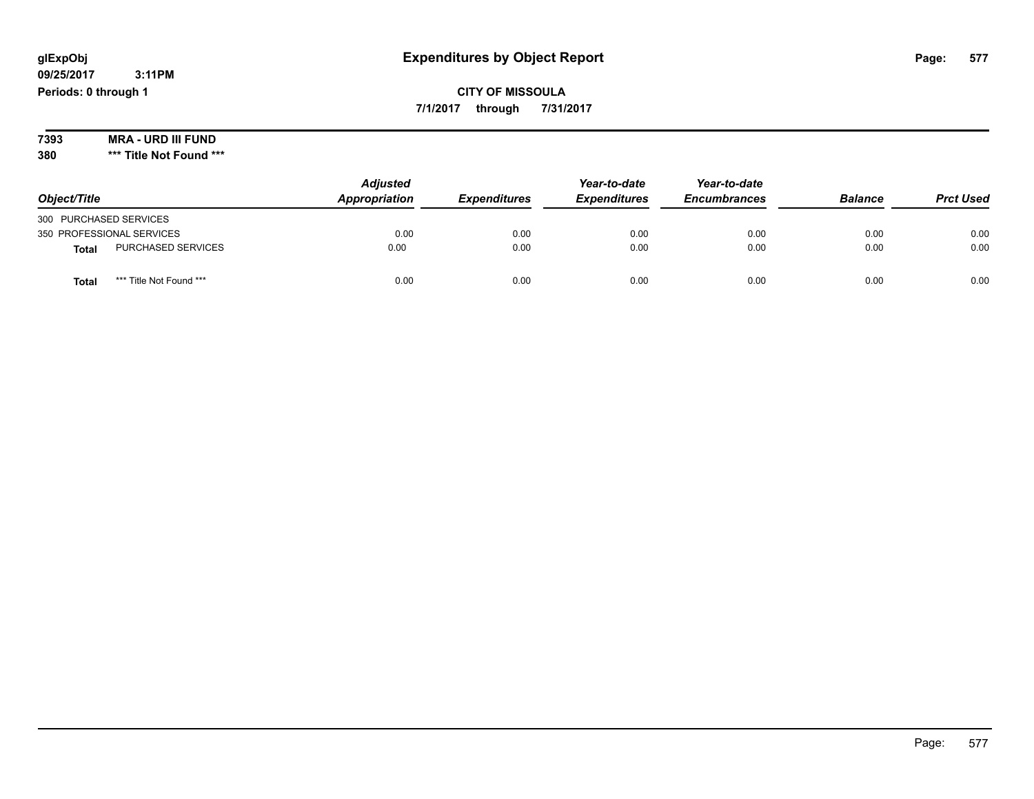**glExpObj**
**09/25/2017 3:11PM**
**Periods: 0 through 1**

# Expenditures by Object Report

**CITY OF MISSOULA**
**7/1/2017 through 7/31/2017**

**7393 MRA - URD III FUND**
**380 \*\*\* Title Not Found \*\*\***

| Object/Title | | *Adjusted Appropriation* | *Expenditures* | *Year-to-date Expenditures* | *Year-to-date Encumbrances* | *Balance* | *Prct Used* |
|---|---|---|---|---|---|---|---|
| 300 PURCHASED SERVICES | | | | | | | |
| 350 PROFESSIONAL SERVICES | | 0.00 | 0.00 | 0.00 | 0.00 | 0.00 | 0.00 |
| **Total** | PURCHASED SERVICES | 0.00 | 0.00 | 0.00 | 0.00 | 0.00 | 0.00 |
| **Total** | *** Title Not Found *** | 0.00 | 0.00 | 0.00 | 0.00 | 0.00 | 0.00 |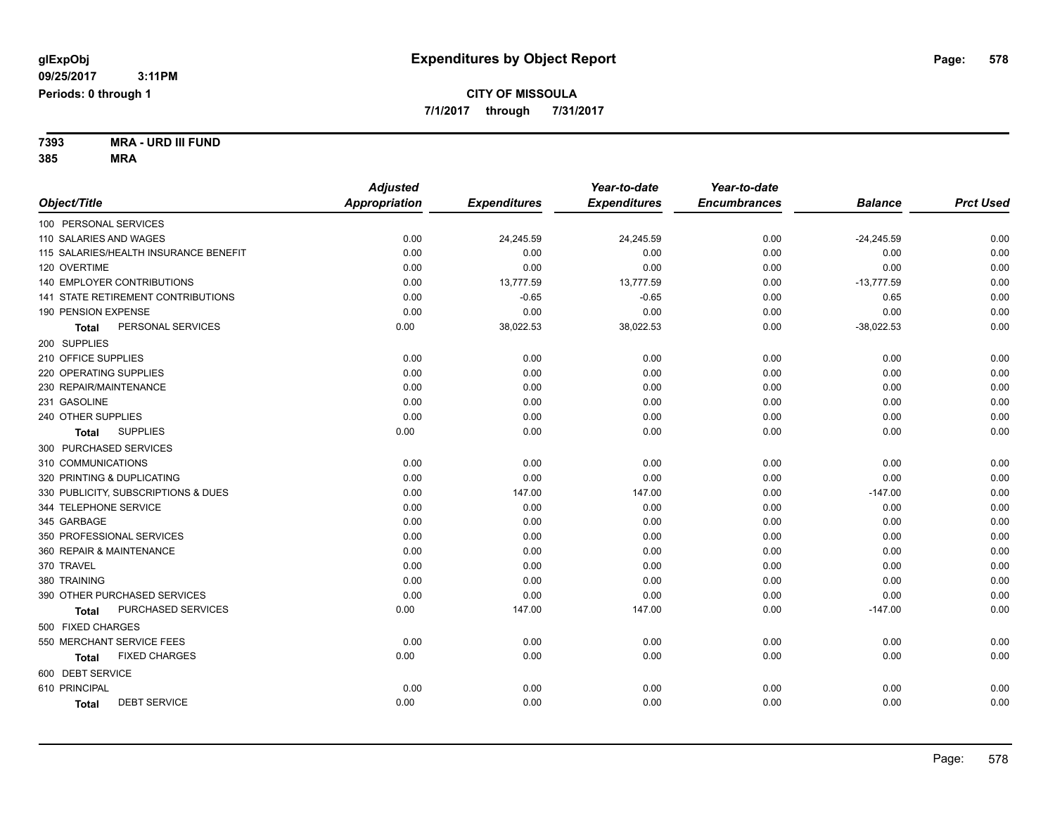# Expenditures by Object Report

glExpObj
09/25/2017 3:11PM
Periods: 0 through 1

**CITY OF MISSOULA**
**7/1/2017 through 7/31/2017**

**7393 MRA - URD III FUND**
**385 MRA**

| Object/Title | Adjusted Appropriation | Expenditures | Year-to-date Expenditures | Year-to-date Encumbrances | Balance | Prct Used |
|---|---|---|---|---|---|---|
| 100 PERSONAL SERVICES | | | | | | |
| 110 SALARIES AND WAGES | 0.00 | 24,245.59 | 24,245.59 | 0.00 | -24,245.59 | 0.00 |
| 115 SALARIES/HEALTH INSURANCE BENEFIT | 0.00 | 0.00 | 0.00 | 0.00 | 0.00 | 0.00 |
| 120 OVERTIME | 0.00 | 0.00 | 0.00 | 0.00 | 0.00 | 0.00 |
| 140 EMPLOYER CONTRIBUTIONS | 0.00 | 13,777.59 | 13,777.59 | 0.00 | -13,777.59 | 0.00 |
| 141 STATE RETIREMENT CONTRIBUTIONS | 0.00 | -0.65 | -0.65 | 0.00 | 0.65 | 0.00 |
| 190 PENSION EXPENSE | 0.00 | 0.00 | 0.00 | 0.00 | 0.00 | 0.00 |
| **Total** PERSONAL SERVICES | 0.00 | 38,022.53 | 38,022.53 | 0.00 | -38,022.53 | 0.00 |
| 200 SUPPLIES | | | | | | |
| 210 OFFICE SUPPLIES | 0.00 | 0.00 | 0.00 | 0.00 | 0.00 | 0.00 |
| 220 OPERATING SUPPLIES | 0.00 | 0.00 | 0.00 | 0.00 | 0.00 | 0.00 |
| 230 REPAIR/MAINTENANCE | 0.00 | 0.00 | 0.00 | 0.00 | 0.00 | 0.00 |
| 231 GASOLINE | 0.00 | 0.00 | 0.00 | 0.00 | 0.00 | 0.00 |
| 240 OTHER SUPPLIES | 0.00 | 0.00 | 0.00 | 0.00 | 0.00 | 0.00 |
| **Total** SUPPLIES | 0.00 | 0.00 | 0.00 | 0.00 | 0.00 | 0.00 |
| 300 PURCHASED SERVICES | | | | | | |
| 310 COMMUNICATIONS | 0.00 | 0.00 | 0.00 | 0.00 | 0.00 | 0.00 |
| 320 PRINTING & DUPLICATING | 0.00 | 0.00 | 0.00 | 0.00 | 0.00 | 0.00 |
| 330 PUBLICITY, SUBSCRIPTIONS & DUES | 0.00 | 147.00 | 147.00 | 0.00 | -147.00 | 0.00 |
| 344 TELEPHONE SERVICE | 0.00 | 0.00 | 0.00 | 0.00 | 0.00 | 0.00 |
| 345 GARBAGE | 0.00 | 0.00 | 0.00 | 0.00 | 0.00 | 0.00 |
| 350 PROFESSIONAL SERVICES | 0.00 | 0.00 | 0.00 | 0.00 | 0.00 | 0.00 |
| 360 REPAIR & MAINTENANCE | 0.00 | 0.00 | 0.00 | 0.00 | 0.00 | 0.00 |
| 370 TRAVEL | 0.00 | 0.00 | 0.00 | 0.00 | 0.00 | 0.00 |
| 380 TRAINING | 0.00 | 0.00 | 0.00 | 0.00 | 0.00 | 0.00 |
| 390 OTHER PURCHASED SERVICES | 0.00 | 0.00 | 0.00 | 0.00 | 0.00 | 0.00 |
| **Total** PURCHASED SERVICES | 0.00 | 147.00 | 147.00 | 0.00 | -147.00 | 0.00 |
| 500 FIXED CHARGES | | | | | | |
| 550 MERCHANT SERVICE FEES | 0.00 | 0.00 | 0.00 | 0.00 | 0.00 | 0.00 |
| **Total** FIXED CHARGES | 0.00 | 0.00 | 0.00 | 0.00 | 0.00 | 0.00 |
| 600 DEBT SERVICE | | | | | | |
| 610 PRINCIPAL | 0.00 | 0.00 | 0.00 | 0.00 | 0.00 | 0.00 |
| **Total** DEBT SERVICE | 0.00 | 0.00 | 0.00 | 0.00 | 0.00 | 0.00 |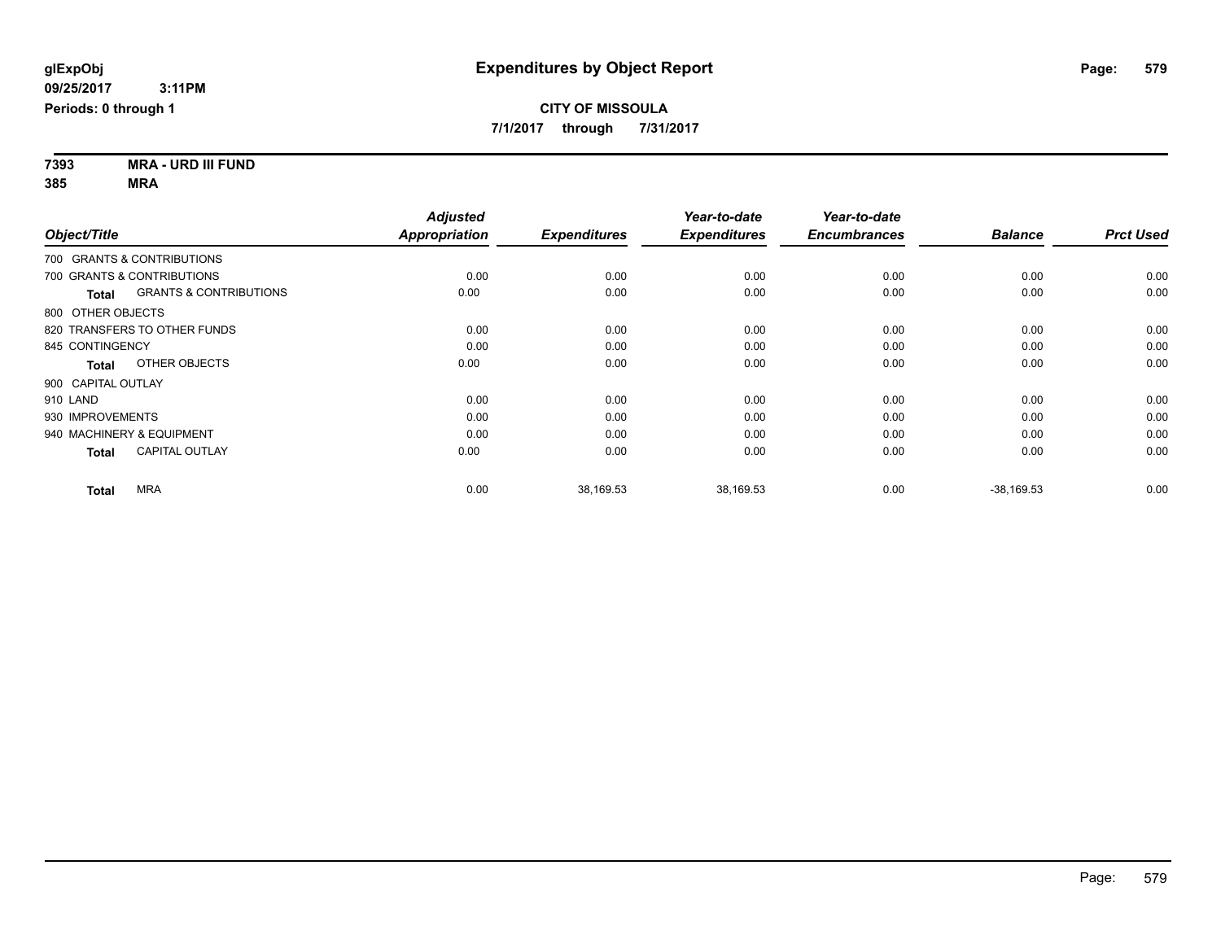glExpObj
09/25/2017 3:11PM
Periods: 0 through 1

# Expenditures by Object Report

**CITY OF MISSOULA**
**7/1/2017 through 7/31/2017**

**7393 MRA - URD III FUND**
**385 MRA**

| Object/Title | | Adjusted Appropriation | Expenditures | Year-to-date Expenditures | Year-to-date Encumbrances | Balance | Prct Used |
|---|---|---|---|---|---|---|---|
| 700 GRANTS & CONTRIBUTIONS | | | | | | | |
| 700 GRANTS & CONTRIBUTIONS | | 0.00 | 0.00 | 0.00 | 0.00 | 0.00 | 0.00 |
| **Total** | GRANTS & CONTRIBUTIONS | 0.00 | 0.00 | 0.00 | 0.00 | 0.00 | 0.00 |
| 800 OTHER OBJECTS | | | | | | | |
| 820 TRANSFERS TO OTHER FUNDS | | 0.00 | 0.00 | 0.00 | 0.00 | 0.00 | 0.00 |
| 845 CONTINGENCY | | 0.00 | 0.00 | 0.00 | 0.00 | 0.00 | 0.00 |
| **Total** | OTHER OBJECTS | 0.00 | 0.00 | 0.00 | 0.00 | 0.00 | 0.00 |
| 900 CAPITAL OUTLAY | | | | | | | |
| 910 LAND | | 0.00 | 0.00 | 0.00 | 0.00 | 0.00 | 0.00 |
| 930 IMPROVEMENTS | | 0.00 | 0.00 | 0.00 | 0.00 | 0.00 | 0.00 |
| 940 MACHINERY & EQUIPMENT | | 0.00 | 0.00 | 0.00 | 0.00 | 0.00 | 0.00 |
| **Total** | CAPITAL OUTLAY | 0.00 | 0.00 | 0.00 | 0.00 | 0.00 | 0.00 |
| **Total** | MRA | 0.00 | 38,169.53 | 38,169.53 | 0.00 | -38,169.53 | 0.00 |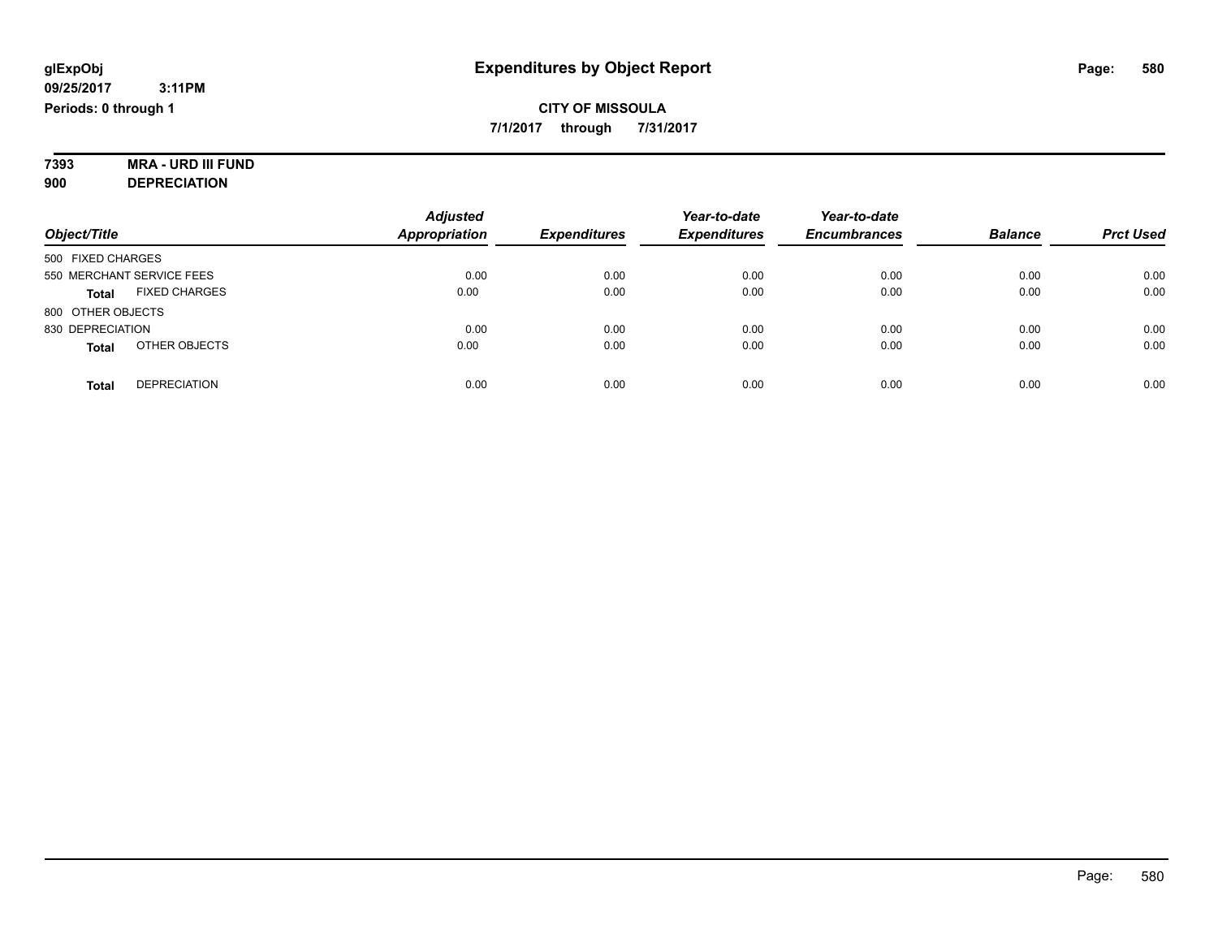**glExpObj**
**09/25/2017 3:11PM**
**Periods: 0 through 1**

# Expenditures by Object Report

**CITY OF MISSOULA**
**7/1/2017 through 7/31/2017**

**7393 MRA - URD III FUND**
**900 DEPRECIATION**

| Object/Title | Adjusted Appropriation | Expenditures | Year-to-date Expenditures | Year-to-date Encumbrances | Balance | Prct Used |
|---|---|---|---|---|---|---|
| 500 FIXED CHARGES | | | | | | |
| 550 MERCHANT SERVICE FEES | 0.00 | 0.00 | 0.00 | 0.00 | 0.00 | 0.00 |
| **Total** FIXED CHARGES | 0.00 | 0.00 | 0.00 | 0.00 | 0.00 | 0.00 |
| 800 OTHER OBJECTS | | | | | | |
| 830 DEPRECIATION | 0.00 | 0.00 | 0.00 | 0.00 | 0.00 | 0.00 |
| **Total** OTHER OBJECTS | 0.00 | 0.00 | 0.00 | 0.00 | 0.00 | 0.00 |
| **Total** DEPRECIATION | 0.00 | 0.00 | 0.00 | 0.00 | 0.00 | 0.00 |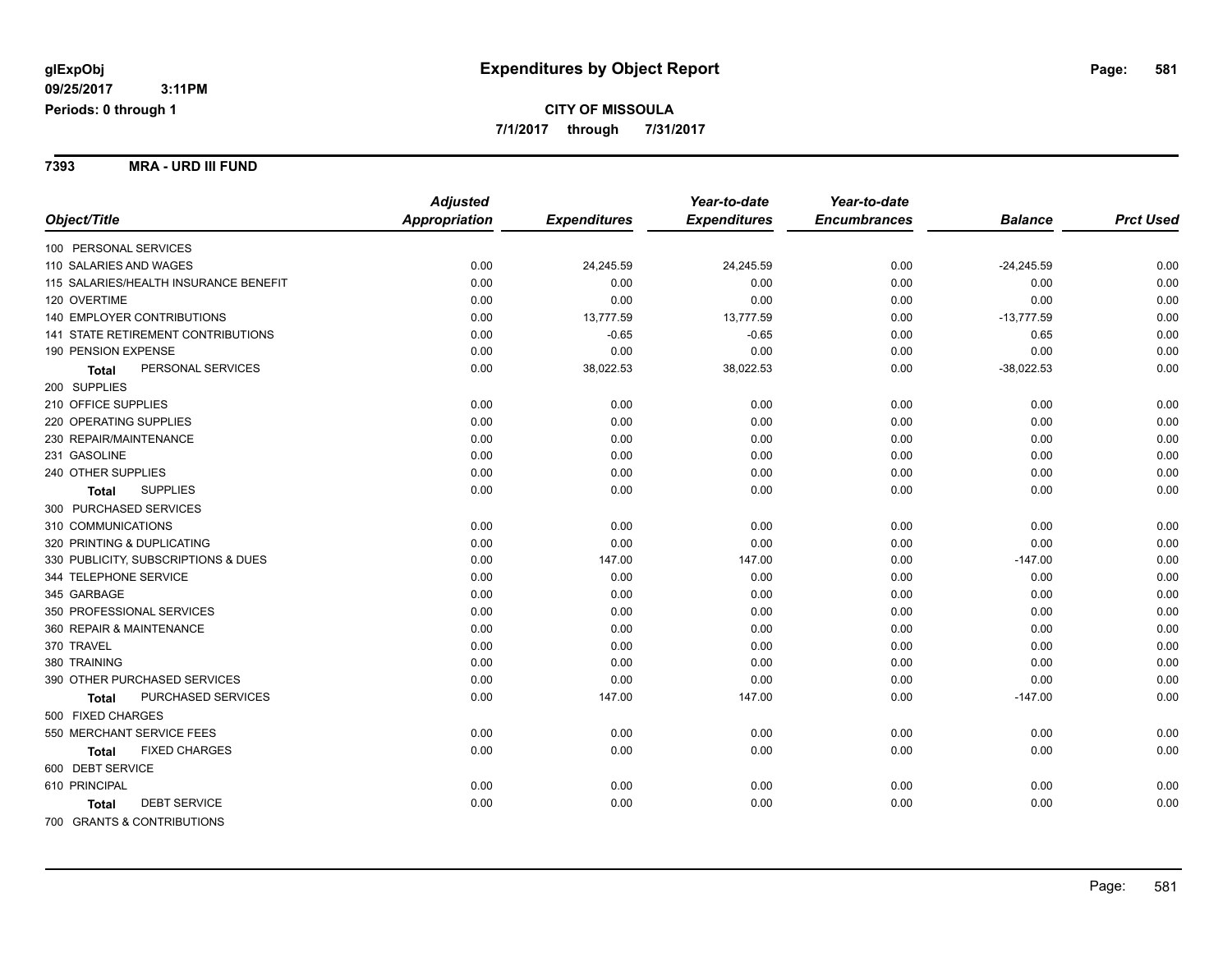**glExpObj** **Expenditures by Object Report**

**09/25/2017 3:11PM**

**Periods: 0 through 1**

**CITY OF MISSOULA**

**7/1/2017 through 7/31/2017**

**7393 MRA - URD III FUND**

| Object/Title | *Adjusted Appropriation* | *Expenditures* | *Year-to-date Expenditures* | *Year-to-date Encumbrances* | *Balance* | *Prct Used* |
|---|---|---|---|---|---|---|
| 100 PERSONAL SERVICES | | | | | | |
| 110 SALARIES AND WAGES | 0.00 | 24,245.59 | 24,245.59 | 0.00 | -24,245.59 | 0.00 |
| 115 SALARIES/HEALTH INSURANCE BENEFIT | 0.00 | 0.00 | 0.00 | 0.00 | 0.00 | 0.00 |
| 120 OVERTIME | 0.00 | 0.00 | 0.00 | 0.00 | 0.00 | 0.00 |
| 140 EMPLOYER CONTRIBUTIONS | 0.00 | 13,777.59 | 13,777.59 | 0.00 | -13,777.59 | 0.00 |
| 141 STATE RETIREMENT CONTRIBUTIONS | 0.00 | -0.65 | -0.65 | 0.00 | 0.65 | 0.00 |
| 190 PENSION EXPENSE | 0.00 | 0.00 | 0.00 | 0.00 | 0.00 | 0.00 |
| **Total** PERSONAL SERVICES | 0.00 | 38,022.53 | 38,022.53 | 0.00 | -38,022.53 | 0.00 |
| 200 SUPPLIES | | | | | | |
| 210 OFFICE SUPPLIES | 0.00 | 0.00 | 0.00 | 0.00 | 0.00 | 0.00 |
| 220 OPERATING SUPPLIES | 0.00 | 0.00 | 0.00 | 0.00 | 0.00 | 0.00 |
| 230 REPAIR/MAINTENANCE | 0.00 | 0.00 | 0.00 | 0.00 | 0.00 | 0.00 |
| 231 GASOLINE | 0.00 | 0.00 | 0.00 | 0.00 | 0.00 | 0.00 |
| 240 OTHER SUPPLIES | 0.00 | 0.00 | 0.00 | 0.00 | 0.00 | 0.00 |
| **Total** SUPPLIES | 0.00 | 0.00 | 0.00 | 0.00 | 0.00 | 0.00 |
| 300 PURCHASED SERVICES | | | | | | |
| 310 COMMUNICATIONS | 0.00 | 0.00 | 0.00 | 0.00 | 0.00 | 0.00 |
| 320 PRINTING & DUPLICATING | 0.00 | 0.00 | 0.00 | 0.00 | 0.00 | 0.00 |
| 330 PUBLICITY, SUBSCRIPTIONS & DUES | 0.00 | 147.00 | 147.00 | 0.00 | -147.00 | 0.00 |
| 344 TELEPHONE SERVICE | 0.00 | 0.00 | 0.00 | 0.00 | 0.00 | 0.00 |
| 345 GARBAGE | 0.00 | 0.00 | 0.00 | 0.00 | 0.00 | 0.00 |
| 350 PROFESSIONAL SERVICES | 0.00 | 0.00 | 0.00 | 0.00 | 0.00 | 0.00 |
| 360 REPAIR & MAINTENANCE | 0.00 | 0.00 | 0.00 | 0.00 | 0.00 | 0.00 |
| 370 TRAVEL | 0.00 | 0.00 | 0.00 | 0.00 | 0.00 | 0.00 |
| 380 TRAINING | 0.00 | 0.00 | 0.00 | 0.00 | 0.00 | 0.00 |
| 390 OTHER PURCHASED SERVICES | 0.00 | 0.00 | 0.00 | 0.00 | 0.00 | 0.00 |
| **Total** PURCHASED SERVICES | 0.00 | 147.00 | 147.00 | 0.00 | -147.00 | 0.00 |
| 500 FIXED CHARGES | | | | | | |
| 550 MERCHANT SERVICE FEES | 0.00 | 0.00 | 0.00 | 0.00 | 0.00 | 0.00 |
| **Total** FIXED CHARGES | 0.00 | 0.00 | 0.00 | 0.00 | 0.00 | 0.00 |
| 600 DEBT SERVICE | | | | | | |
| 610 PRINCIPAL | 0.00 | 0.00 | 0.00 | 0.00 | 0.00 | 0.00 |
| **Total** DEBT SERVICE | 0.00 | 0.00 | 0.00 | 0.00 | 0.00 | 0.00 |
| 700 GRANTS & CONTRIBUTIONS | | | | | | |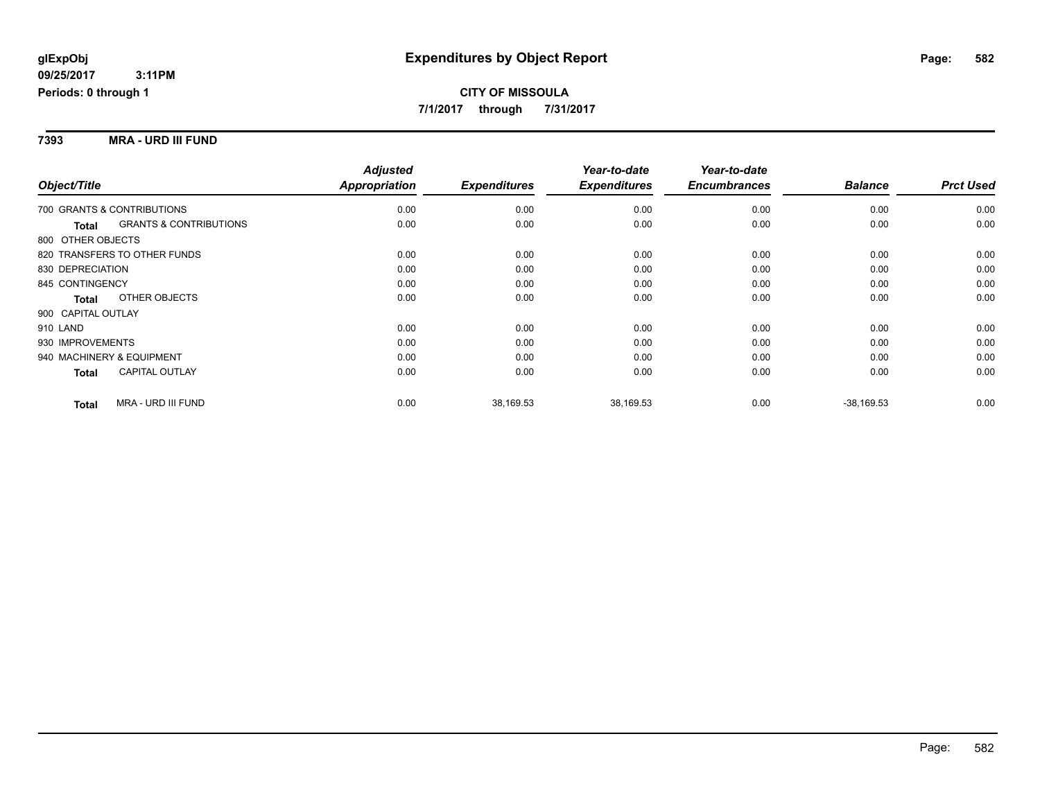glExpObj
09/25/2017 3:11PM
Periods: 0 through 1

# Expenditures by Object Report

**CITY OF MISSOULA**
**7/1/2017 through 7/31/2017**

## 7393 MRA - URD III FUND

| Object/Title | | Adjusted Appropriation | Expenditures | Year-to-date Expenditures | Year-to-date Encumbrances | Balance | Prct Used |
|---|---|---|---|---|---|---|---|
| 700 GRANTS & CONTRIBUTIONS | | 0.00 | 0.00 | 0.00 | 0.00 | 0.00 | 0.00 |
| Total | GRANTS & CONTRIBUTIONS | 0.00 | 0.00 | 0.00 | 0.00 | 0.00 | 0.00 |
| 800 OTHER OBJECTS | | | | | | | |
| 820 TRANSFERS TO OTHER FUNDS | | 0.00 | 0.00 | 0.00 | 0.00 | 0.00 | 0.00 |
| 830 DEPRECIATION | | 0.00 | 0.00 | 0.00 | 0.00 | 0.00 | 0.00 |
| 845 CONTINGENCY | | 0.00 | 0.00 | 0.00 | 0.00 | 0.00 | 0.00 |
| Total | OTHER OBJECTS | 0.00 | 0.00 | 0.00 | 0.00 | 0.00 | 0.00 |
| 900 CAPITAL OUTLAY | | | | | | | |
| 910 LAND | | 0.00 | 0.00 | 0.00 | 0.00 | 0.00 | 0.00 |
| 930 IMPROVEMENTS | | 0.00 | 0.00 | 0.00 | 0.00 | 0.00 | 0.00 |
| 940 MACHINERY & EQUIPMENT | | 0.00 | 0.00 | 0.00 | 0.00 | 0.00 | 0.00 |
| Total | CAPITAL OUTLAY | 0.00 | 0.00 | 0.00 | 0.00 | 0.00 | 0.00 |
| Total | MRA - URD III FUND | 0.00 | 38,169.53 | 38,169.53 | 0.00 | -38,169.53 | 0.00 |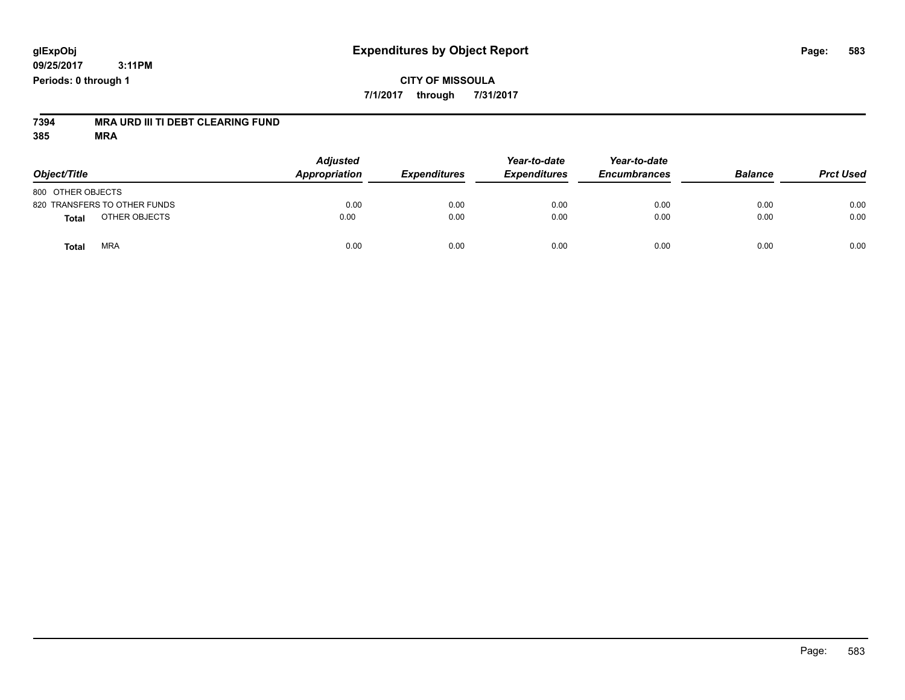**glExpObj** **Expenditures by Object Report**

**09/25/2017 3:11PM**

**Periods: 0 through 1**

**CITY OF MISSOULA**

**7/1/2017 through 7/31/2017**

**7394 MRA URD III TI DEBT CLEARING FUND**

**385 MRA**

| Object/Title | Adjusted Appropriation | Expenditures | Year-to-date Expenditures | Year-to-date Encumbrances | Balance | Prct Used |
|---|---|---|---|---|---|---|
| 800 OTHER OBJECTS | | | | | | |
| 820 TRANSFERS TO OTHER FUNDS | 0.00 | 0.00 | 0.00 | 0.00 | 0.00 | 0.00 |
| **Total** OTHER OBJECTS | 0.00 | 0.00 | 0.00 | 0.00 | 0.00 | 0.00 |
| **Total** MRA | 0.00 | 0.00 | 0.00 | 0.00 | 0.00 | 0.00 |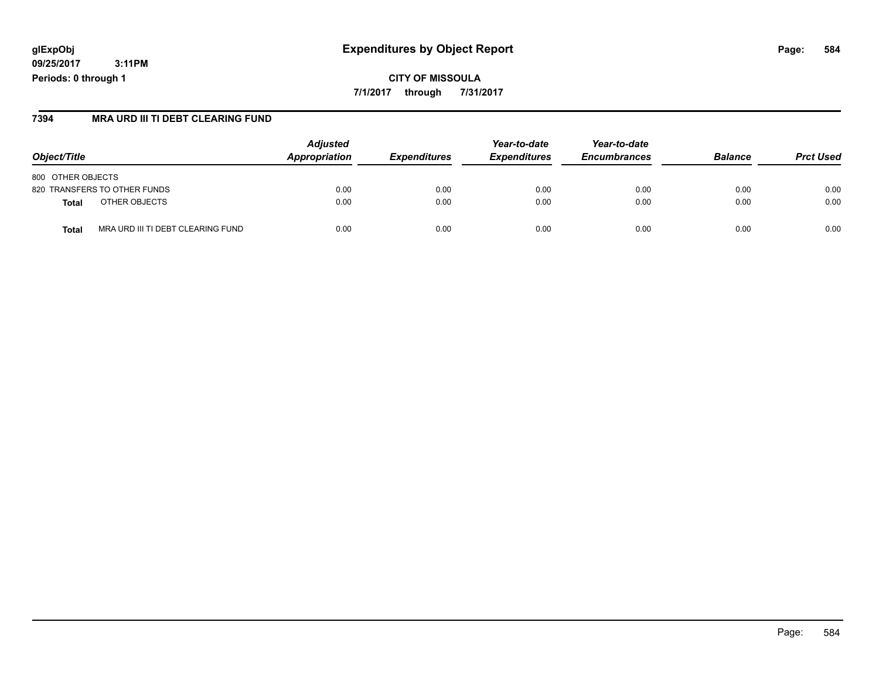glExpObj
09/25/2017 3:11PM
Periods: 0 through 1

# Expenditures by Object Report

**CITY OF MISSOULA**

**7/1/2017 through 7/31/2017**

## 7394 MRA URD III TI DEBT CLEARING FUND

| Object/Title | | *Adjusted Appropriation* | *Expenditures* | *Year-to-date Expenditures* | *Year-to-date Encumbrances* | *Balance* | *Prct Used* |
|---|---|---|---|---|---|---|---|
| 800 OTHER OBJECTS | | | | | | | |
| 820 TRANSFERS TO OTHER FUNDS | | 0.00 | 0.00 | 0.00 | 0.00 | 0.00 | 0.00 |
| **Total** | OTHER OBJECTS | 0.00 | 0.00 | 0.00 | 0.00 | 0.00 | 0.00 |
| **Total** | MRA URD III TI DEBT CLEARING FUND | 0.00 | 0.00 | 0.00 | 0.00 | 0.00 | 0.00 |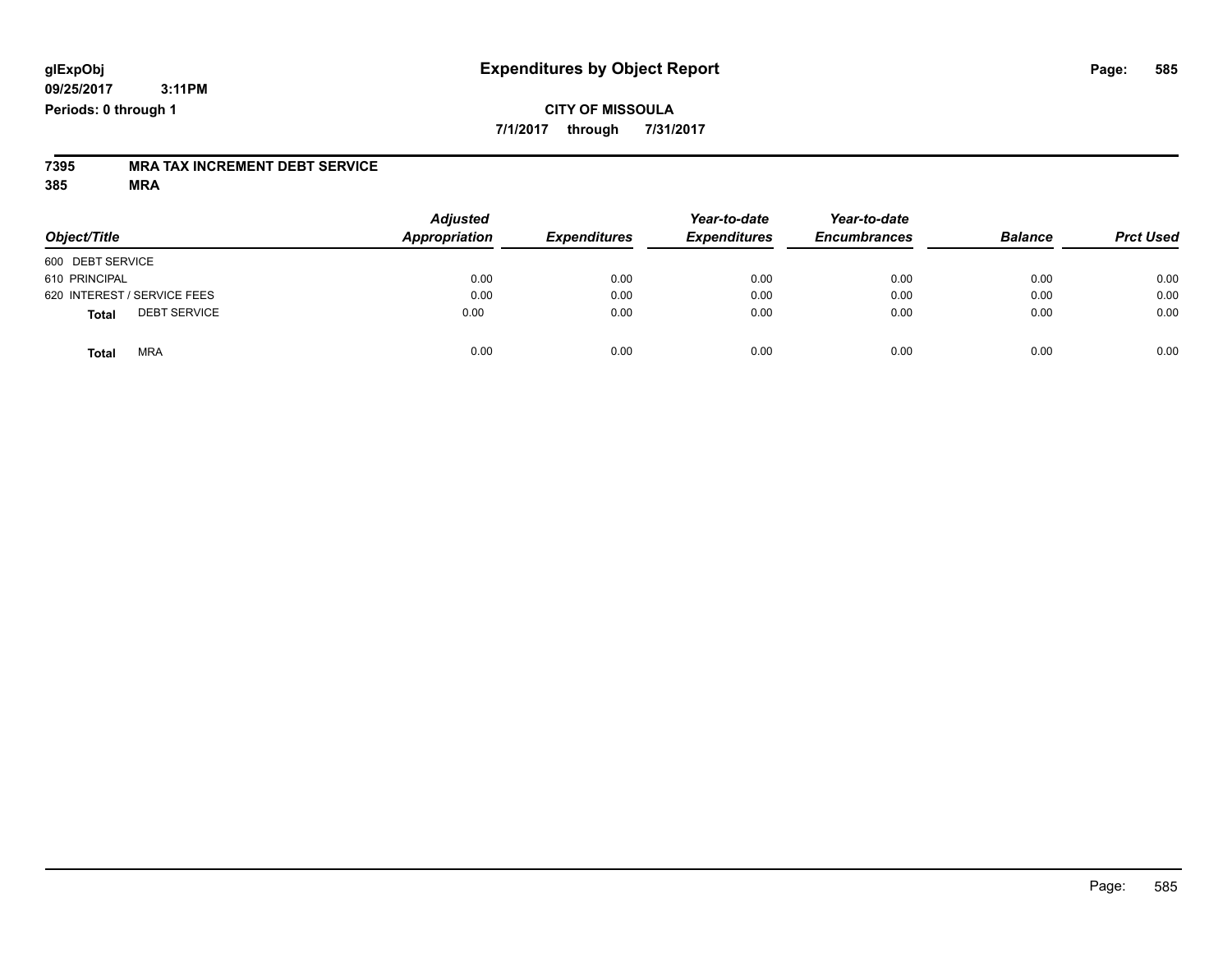**glExpObj** 

**09/25/2017 3:11PM**

**Periods: 0 through 1**

# Expenditures by Object Report

**CITY OF MISSOULA**

**7/1/2017 through 7/31/2017**

**7395 MRA TAX INCREMENT DEBT SERVICE**

**385 MRA**

| Object/Title | | Adjusted Appropriation | Expenditures | Year-to-date Expenditures | Year-to-date Encumbrances | Balance | Prct Used |
|---|---|---|---|---|---|---|---|
| 600 DEBT SERVICE | | | | | | | |
| 610 PRINCIPAL | | 0.00 | 0.00 | 0.00 | 0.00 | 0.00 | 0.00 |
| 620 INTEREST / SERVICE FEES | | 0.00 | 0.00 | 0.00 | 0.00 | 0.00 | 0.00 |
| **Total** | DEBT SERVICE | 0.00 | 0.00 | 0.00 | 0.00 | 0.00 | 0.00 |
| **Total** | MRA | 0.00 | 0.00 | 0.00 | 0.00 | 0.00 | 0.00 |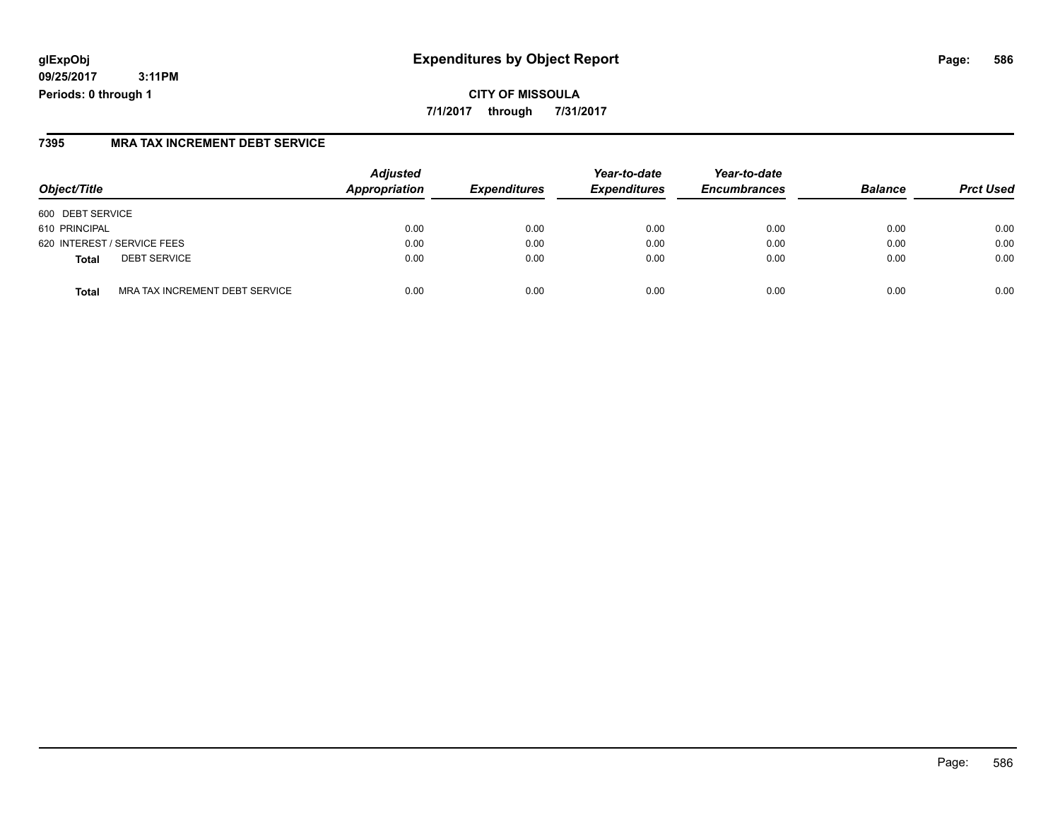**glExpObj**
**09/25/2017 3:11PM**
**Periods: 0 through 1**

# Expenditures by Object Report

**CITY OF MISSOULA**

**7/1/2017 through 7/31/2017**

## 7395 MRA TAX INCREMENT DEBT SERVICE

| Object/Title | | Adjusted Appropriation | Expenditures | Year-to-date Expenditures | Year-to-date Encumbrances | Balance | Prct Used |
|---|---|---|---|---|---|---|---|
| 600 DEBT SERVICE | | | | | | | |
| 610 PRINCIPAL | | 0.00 | 0.00 | 0.00 | 0.00 | 0.00 | 0.00 |
| 620 INTEREST / SERVICE FEES | | 0.00 | 0.00 | 0.00 | 0.00 | 0.00 | 0.00 |
| **Total** | DEBT SERVICE | 0.00 | 0.00 | 0.00 | 0.00 | 0.00 | 0.00 |
| **Total** | MRA TAX INCREMENT DEBT SERVICE | 0.00 | 0.00 | 0.00 | 0.00 | 0.00 | 0.00 |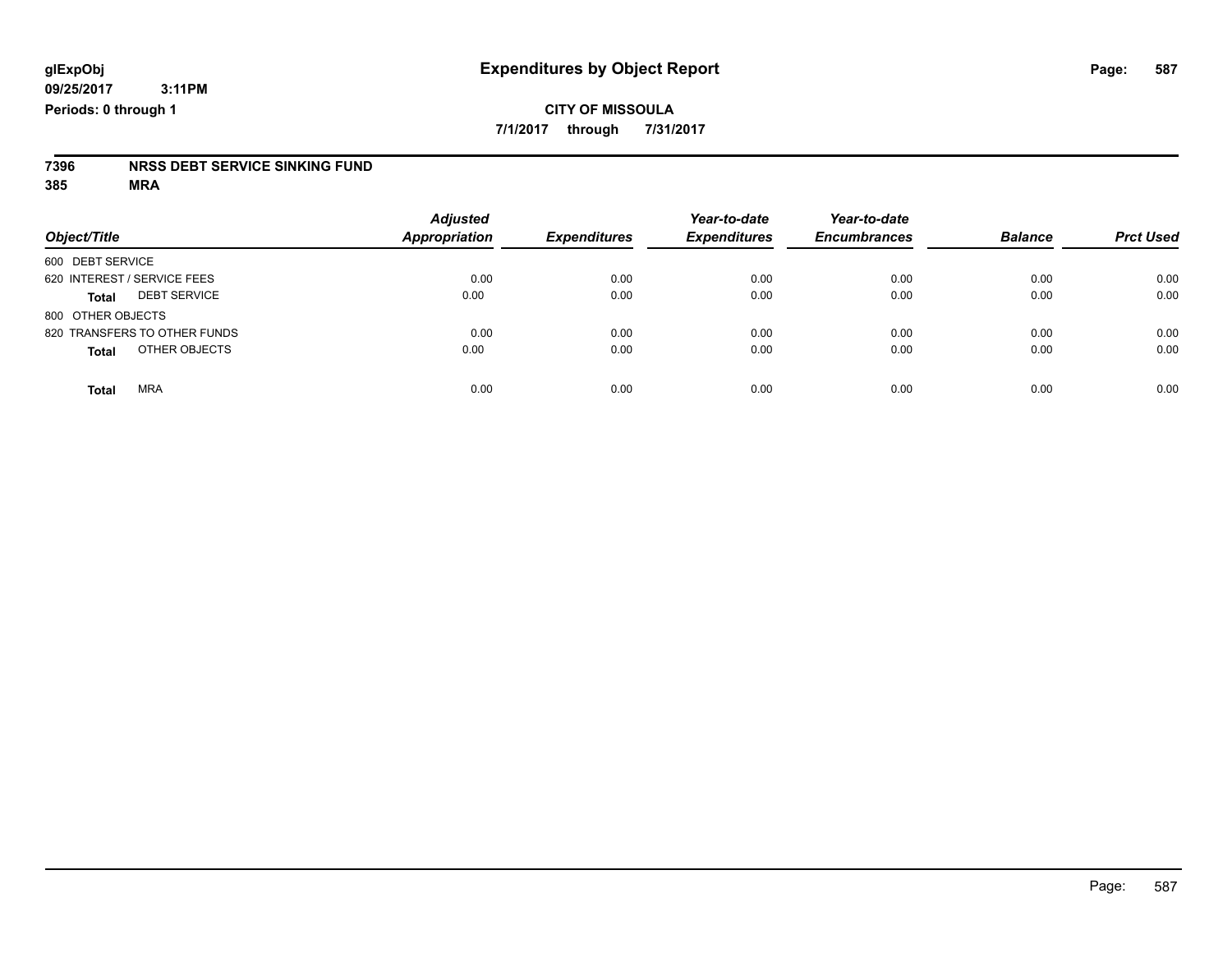**glExpObj**
**09/25/2017 3:11PM**
**Periods: 0 through 1**

# Expenditures by Object Report

**CITY OF MISSOULA**
**7/1/2017 through 7/31/2017**

**7396 NRSS DEBT SERVICE SINKING FUND**
**385 MRA**

| Object/Title | Adjusted Appropriation | Expenditures | Year-to-date Expenditures | Year-to-date Encumbrances | Balance | Prct Used |
|---|---|---|---|---|---|---|
| 600 DEBT SERVICE | | | | | | |
| 620 INTEREST / SERVICE FEES | 0.00 | 0.00 | 0.00 | 0.00 | 0.00 | 0.00 |
| **Total** DEBT SERVICE | 0.00 | 0.00 | 0.00 | 0.00 | 0.00 | 0.00 |
| 800 OTHER OBJECTS | | | | | | |
| 820 TRANSFERS TO OTHER FUNDS | 0.00 | 0.00 | 0.00 | 0.00 | 0.00 | 0.00 |
| **Total** OTHER OBJECTS | 0.00 | 0.00 | 0.00 | 0.00 | 0.00 | 0.00 |
| **Total** MRA | 0.00 | 0.00 | 0.00 | 0.00 | 0.00 | 0.00 |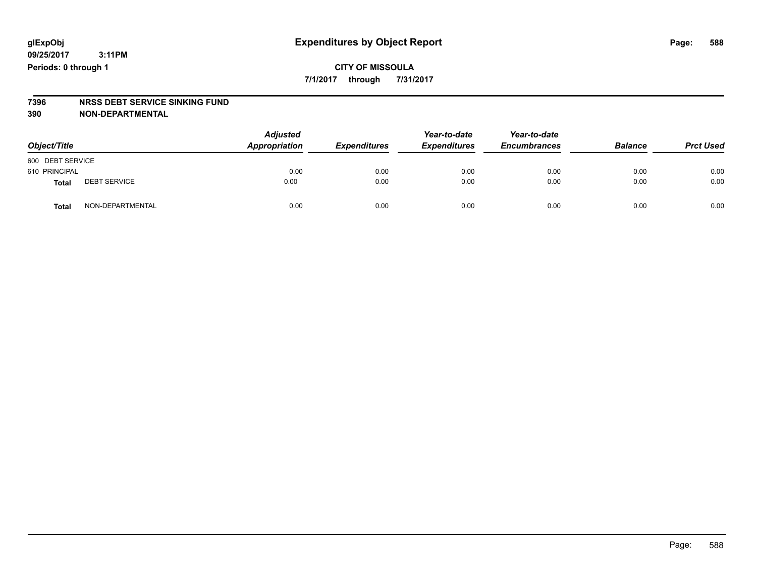**glExpObj**
**09/25/2017 3:11PM**
**Periods: 0 through 1**

# Expenditures by Object Report

**CITY OF MISSOULA**
**7/1/2017 through 7/31/2017**

**7396 NRSS DEBT SERVICE SINKING FUND**
**390 NON-DEPARTMENTAL**

| Object/Title | | Adjusted Appropriation | Expenditures | Year-to-date Expenditures | Year-to-date Encumbrances | Balance | Prct Used |
|---|---|---|---|---|---|---|---|
| 600 DEBT SERVICE | | | | | | | |
| 610 PRINCIPAL | | 0.00 | 0.00 | 0.00 | 0.00 | 0.00 | 0.00 |
| **Total** | DEBT SERVICE | 0.00 | 0.00 | 0.00 | 0.00 | 0.00 | 0.00 |
| **Total** | NON-DEPARTMENTAL | 0.00 | 0.00 | 0.00 | 0.00 | 0.00 | 0.00 |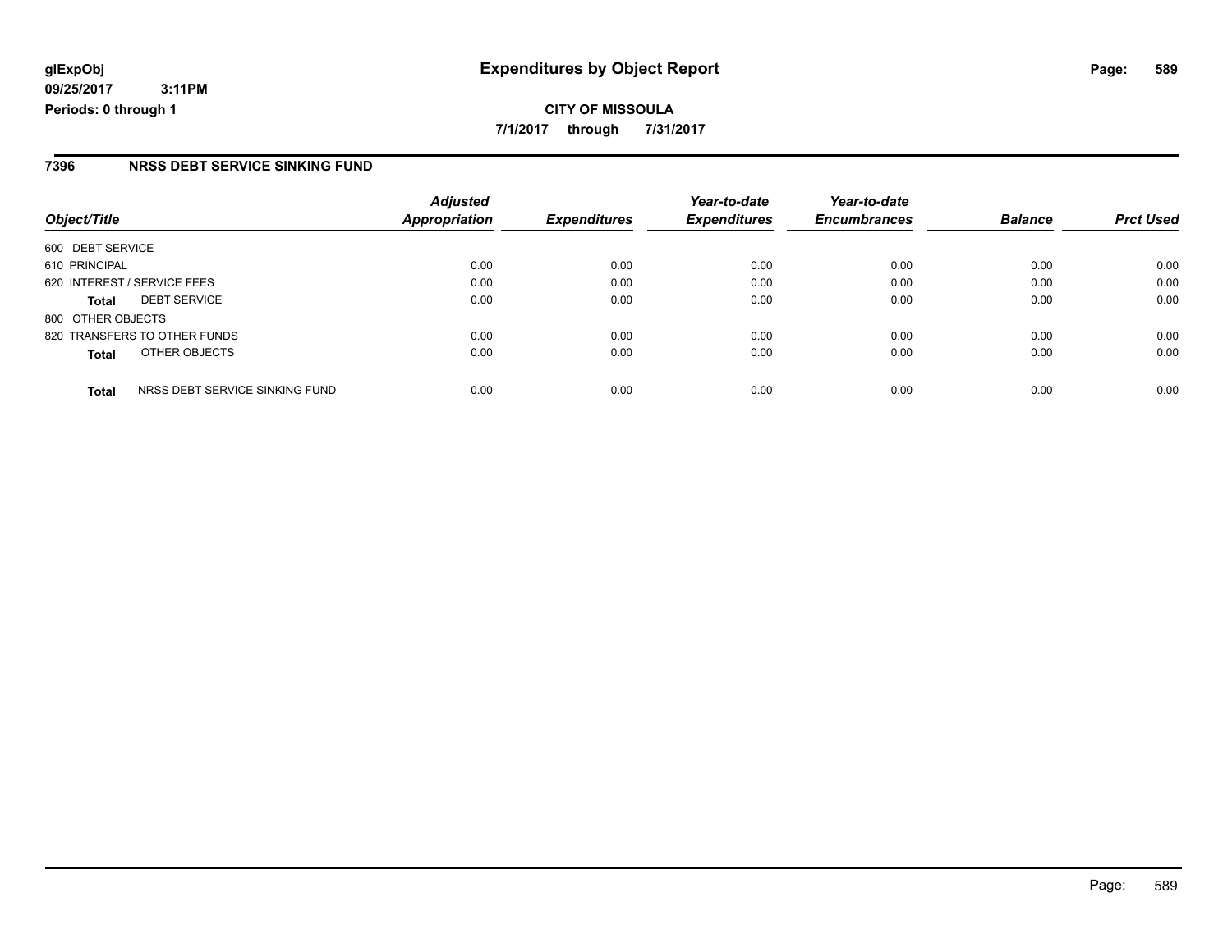glExpObj
09/25/2017 3:11PM
Periods: 0 through 1

# Expenditures by Object Report

**CITY OF MISSOULA**

**7/1/2017 through 7/31/2017**

## 7396 NRSS DEBT SERVICE SINKING FUND

| Object/Title | | Adjusted Appropriation | Expenditures | Year-to-date Expenditures | Year-to-date Encumbrances | Balance | Prct Used |
|---|---|---|---|---|---|---|---|
| 600 DEBT SERVICE | | | | | | | |
| 610 PRINCIPAL | | 0.00 | 0.00 | 0.00 | 0.00 | 0.00 | 0.00 |
| 620 INTEREST / SERVICE FEES | | 0.00 | 0.00 | 0.00 | 0.00 | 0.00 | 0.00 |
| **Total** | DEBT SERVICE | 0.00 | 0.00 | 0.00 | 0.00 | 0.00 | 0.00 |
| 800 OTHER OBJECTS | | | | | | | |
| 820 TRANSFERS TO OTHER FUNDS | | 0.00 | 0.00 | 0.00 | 0.00 | 0.00 | 0.00 |
| **Total** | OTHER OBJECTS | 0.00 | 0.00 | 0.00 | 0.00 | 0.00 | 0.00 |
| **Total** | NRSS DEBT SERVICE SINKING FUND | 0.00 | 0.00 | 0.00 | 0.00 | 0.00 | 0.00 |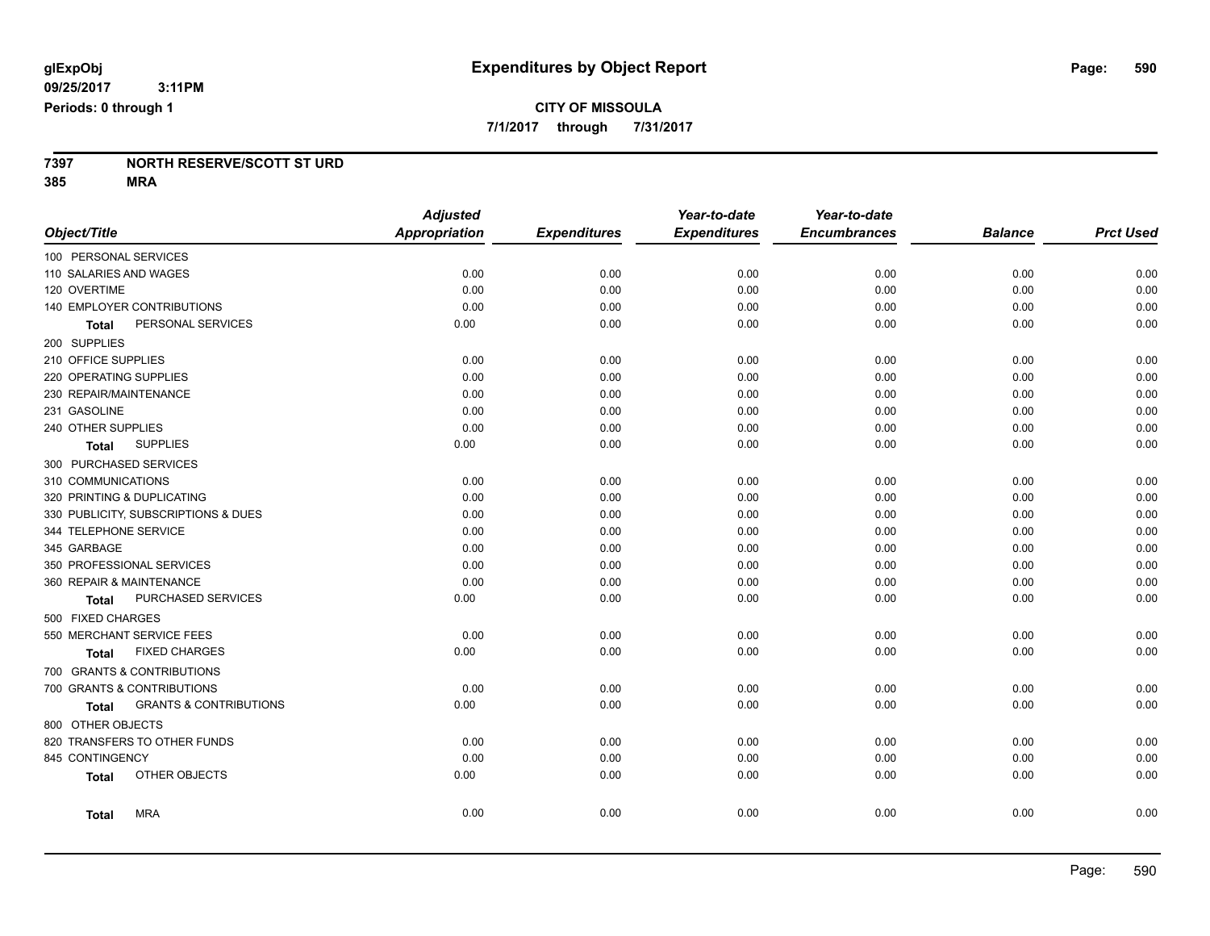**glExpObj**
**09/25/2017 3:11PM**
**Periods: 0 through 1**

# Expenditures by Object Report

**CITY OF MISSOULA**
**7/1/2017 through 7/31/2017**

**7397 NORTH RESERVE/SCOTT ST URD**
**385 MRA**

| Object/Title | Adjusted Appropriation | Expenditures | Year-to-date Expenditures | Year-to-date Encumbrances | Balance | Prct Used |
|---|---|---|---|---|---|---|
| 100 PERSONAL SERVICES | | | | | | |
| 110 SALARIES AND WAGES | 0.00 | 0.00 | 0.00 | 0.00 | 0.00 | 0.00 |
| 120 OVERTIME | 0.00 | 0.00 | 0.00 | 0.00 | 0.00 | 0.00 |
| 140 EMPLOYER CONTRIBUTIONS | 0.00 | 0.00 | 0.00 | 0.00 | 0.00 | 0.00 |
| **Total** PERSONAL SERVICES | 0.00 | 0.00 | 0.00 | 0.00 | 0.00 | 0.00 |
| 200 SUPPLIES | | | | | | |
| 210 OFFICE SUPPLIES | 0.00 | 0.00 | 0.00 | 0.00 | 0.00 | 0.00 |
| 220 OPERATING SUPPLIES | 0.00 | 0.00 | 0.00 | 0.00 | 0.00 | 0.00 |
| 230 REPAIR/MAINTENANCE | 0.00 | 0.00 | 0.00 | 0.00 | 0.00 | 0.00 |
| 231 GASOLINE | 0.00 | 0.00 | 0.00 | 0.00 | 0.00 | 0.00 |
| 240 OTHER SUPPLIES | 0.00 | 0.00 | 0.00 | 0.00 | 0.00 | 0.00 |
| **Total** SUPPLIES | 0.00 | 0.00 | 0.00 | 0.00 | 0.00 | 0.00 |
| 300 PURCHASED SERVICES | | | | | | |
| 310 COMMUNICATIONS | 0.00 | 0.00 | 0.00 | 0.00 | 0.00 | 0.00 |
| 320 PRINTING & DUPLICATING | 0.00 | 0.00 | 0.00 | 0.00 | 0.00 | 0.00 |
| 330 PUBLICITY, SUBSCRIPTIONS & DUES | 0.00 | 0.00 | 0.00 | 0.00 | 0.00 | 0.00 |
| 344 TELEPHONE SERVICE | 0.00 | 0.00 | 0.00 | 0.00 | 0.00 | 0.00 |
| 345 GARBAGE | 0.00 | 0.00 | 0.00 | 0.00 | 0.00 | 0.00 |
| 350 PROFESSIONAL SERVICES | 0.00 | 0.00 | 0.00 | 0.00 | 0.00 | 0.00 |
| 360 REPAIR & MAINTENANCE | 0.00 | 0.00 | 0.00 | 0.00 | 0.00 | 0.00 |
| **Total** PURCHASED SERVICES | 0.00 | 0.00 | 0.00 | 0.00 | 0.00 | 0.00 |
| 500 FIXED CHARGES | | | | | | |
| 550 MERCHANT SERVICE FEES | 0.00 | 0.00 | 0.00 | 0.00 | 0.00 | 0.00 |
| **Total** FIXED CHARGES | 0.00 | 0.00 | 0.00 | 0.00 | 0.00 | 0.00 |
| 700 GRANTS & CONTRIBUTIONS | | | | | | |
| 700 GRANTS & CONTRIBUTIONS | 0.00 | 0.00 | 0.00 | 0.00 | 0.00 | 0.00 |
| **Total** GRANTS & CONTRIBUTIONS | 0.00 | 0.00 | 0.00 | 0.00 | 0.00 | 0.00 |
| 800 OTHER OBJECTS | | | | | | |
| 820 TRANSFERS TO OTHER FUNDS | 0.00 | 0.00 | 0.00 | 0.00 | 0.00 | 0.00 |
| 845 CONTINGENCY | 0.00 | 0.00 | 0.00 | 0.00 | 0.00 | 0.00 |
| **Total** OTHER OBJECTS | 0.00 | 0.00 | 0.00 | 0.00 | 0.00 | 0.00 |
| **Total** MRA | 0.00 | 0.00 | 0.00 | 0.00 | 0.00 | 0.00 |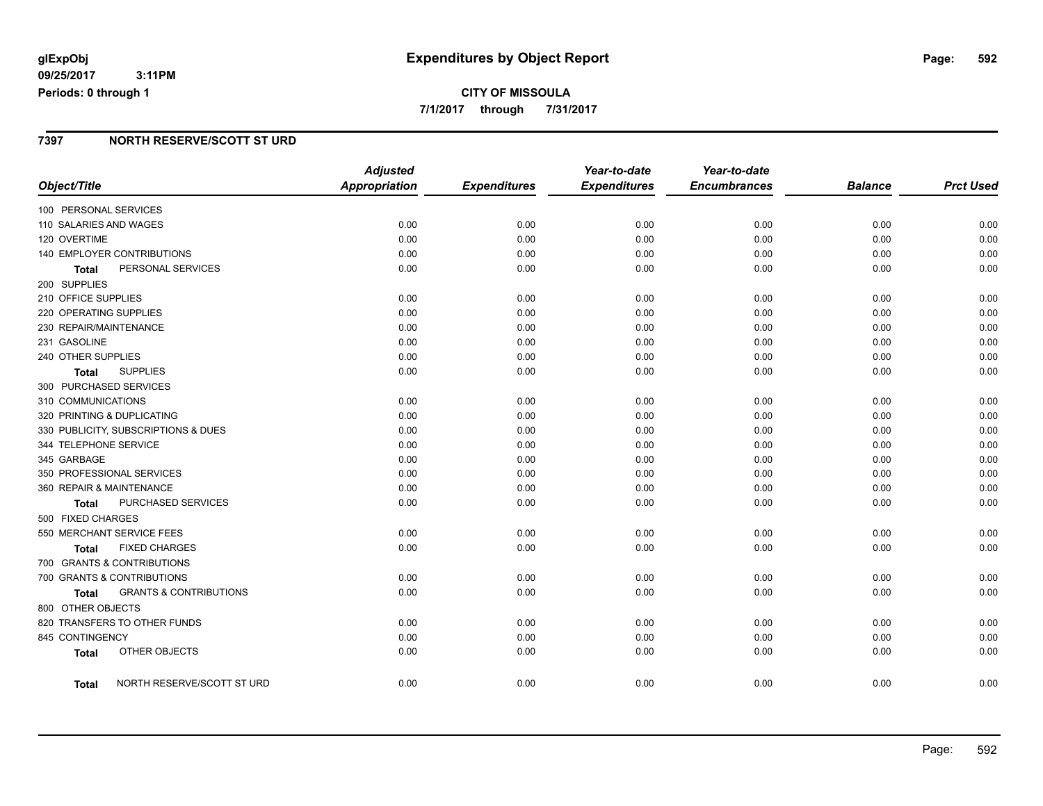**glExpObj**
**09/25/2017 3:11PM**
**Periods: 0 through 1**

# Expenditures by Object Report

**CITY OF MISSOULA**
**7/1/2017 through 7/31/2017**

## 7397 NORTH RESERVE/SCOTT ST URD

| Object/Title | Adjusted Appropriation | Expenditures | Year-to-date Expenditures | Year-to-date Encumbrances | Balance | Prct Used |
|---|---|---|---|---|---|---|
| 100 PERSONAL SERVICES | | | | | | |
| 110 SALARIES AND WAGES | 0.00 | 0.00 | 0.00 | 0.00 | 0.00 | 0.00 |
| 120 OVERTIME | 0.00 | 0.00 | 0.00 | 0.00 | 0.00 | 0.00 |
| 140 EMPLOYER CONTRIBUTIONS | 0.00 | 0.00 | 0.00 | 0.00 | 0.00 | 0.00 |
| **Total** PERSONAL SERVICES | 0.00 | 0.00 | 0.00 | 0.00 | 0.00 | 0.00 |
| 200 SUPPLIES | | | | | | |
| 210 OFFICE SUPPLIES | 0.00 | 0.00 | 0.00 | 0.00 | 0.00 | 0.00 |
| 220 OPERATING SUPPLIES | 0.00 | 0.00 | 0.00 | 0.00 | 0.00 | 0.00 |
| 230 REPAIR/MAINTENANCE | 0.00 | 0.00 | 0.00 | 0.00 | 0.00 | 0.00 |
| 231 GASOLINE | 0.00 | 0.00 | 0.00 | 0.00 | 0.00 | 0.00 |
| 240 OTHER SUPPLIES | 0.00 | 0.00 | 0.00 | 0.00 | 0.00 | 0.00 |
| **Total** SUPPLIES | 0.00 | 0.00 | 0.00 | 0.00 | 0.00 | 0.00 |
| 300 PURCHASED SERVICES | | | | | | |
| 310 COMMUNICATIONS | 0.00 | 0.00 | 0.00 | 0.00 | 0.00 | 0.00 |
| 320 PRINTING & DUPLICATING | 0.00 | 0.00 | 0.00 | 0.00 | 0.00 | 0.00 |
| 330 PUBLICITY, SUBSCRIPTIONS & DUES | 0.00 | 0.00 | 0.00 | 0.00 | 0.00 | 0.00 |
| 344 TELEPHONE SERVICE | 0.00 | 0.00 | 0.00 | 0.00 | 0.00 | 0.00 |
| 345 GARBAGE | 0.00 | 0.00 | 0.00 | 0.00 | 0.00 | 0.00 |
| 350 PROFESSIONAL SERVICES | 0.00 | 0.00 | 0.00 | 0.00 | 0.00 | 0.00 |
| 360 REPAIR & MAINTENANCE | 0.00 | 0.00 | 0.00 | 0.00 | 0.00 | 0.00 |
| **Total** PURCHASED SERVICES | 0.00 | 0.00 | 0.00 | 0.00 | 0.00 | 0.00 |
| 500 FIXED CHARGES | | | | | | |
| 550 MERCHANT SERVICE FEES | 0.00 | 0.00 | 0.00 | 0.00 | 0.00 | 0.00 |
| **Total** FIXED CHARGES | 0.00 | 0.00 | 0.00 | 0.00 | 0.00 | 0.00 |
| 700 GRANTS & CONTRIBUTIONS | | | | | | |
| 700 GRANTS & CONTRIBUTIONS | 0.00 | 0.00 | 0.00 | 0.00 | 0.00 | 0.00 |
| **Total** GRANTS & CONTRIBUTIONS | 0.00 | 0.00 | 0.00 | 0.00 | 0.00 | 0.00 |
| 800 OTHER OBJECTS | | | | | | |
| 820 TRANSFERS TO OTHER FUNDS | 0.00 | 0.00 | 0.00 | 0.00 | 0.00 | 0.00 |
| 845 CONTINGENCY | 0.00 | 0.00 | 0.00 | 0.00 | 0.00 | 0.00 |
| **Total** OTHER OBJECTS | 0.00 | 0.00 | 0.00 | 0.00 | 0.00 | 0.00 |
| **Total** NORTH RESERVE/SCOTT ST URD | 0.00 | 0.00 | 0.00 | 0.00 | 0.00 | 0.00 |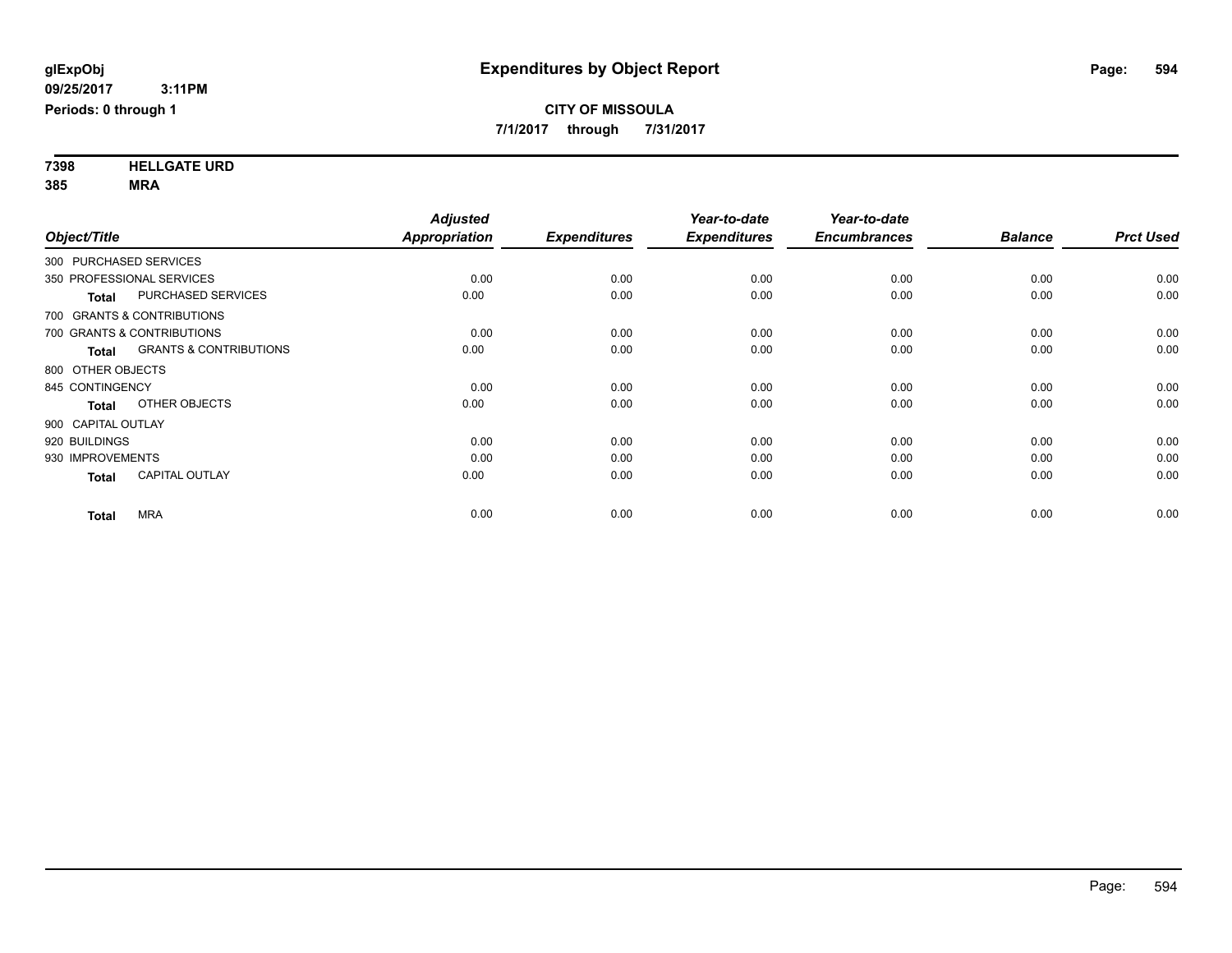**glExpObj**
**09/25/2017 3:11PM**
**Periods: 0 through 1**

# Expenditures by Object Report

**CITY OF MISSOULA**
**7/1/2017 through 7/31/2017**

**7398 HELLGATE URD**
**385 MRA**

| Object/Title | | Adjusted Appropriation | Expenditures | Year-to-date Expenditures | Year-to-date Encumbrances | Balance | Prct Used |
|---|---|---|---|---|---|---|---|
| 300 PURCHASED SERVICES | | | | | | | |
| 350 PROFESSIONAL SERVICES | | 0.00 | 0.00 | 0.00 | 0.00 | 0.00 | 0.00 |
| **Total** | PURCHASED SERVICES | 0.00 | 0.00 | 0.00 | 0.00 | 0.00 | 0.00 |
| 700 GRANTS & CONTRIBUTIONS | | | | | | | |
| 700 GRANTS & CONTRIBUTIONS | | 0.00 | 0.00 | 0.00 | 0.00 | 0.00 | 0.00 |
| **Total** | GRANTS & CONTRIBUTIONS | 0.00 | 0.00 | 0.00 | 0.00 | 0.00 | 0.00 |
| 800 OTHER OBJECTS | | | | | | | |
| 845 CONTINGENCY | | 0.00 | 0.00 | 0.00 | 0.00 | 0.00 | 0.00 |
| **Total** | OTHER OBJECTS | 0.00 | 0.00 | 0.00 | 0.00 | 0.00 | 0.00 |
| 900 CAPITAL OUTLAY | | | | | | | |
| 920 BUILDINGS | | 0.00 | 0.00 | 0.00 | 0.00 | 0.00 | 0.00 |
| 930 IMPROVEMENTS | | 0.00 | 0.00 | 0.00 | 0.00 | 0.00 | 0.00 |
| **Total** | CAPITAL OUTLAY | 0.00 | 0.00 | 0.00 | 0.00 | 0.00 | 0.00 |
| **Total** | MRA | 0.00 | 0.00 | 0.00 | 0.00 | 0.00 | 0.00 |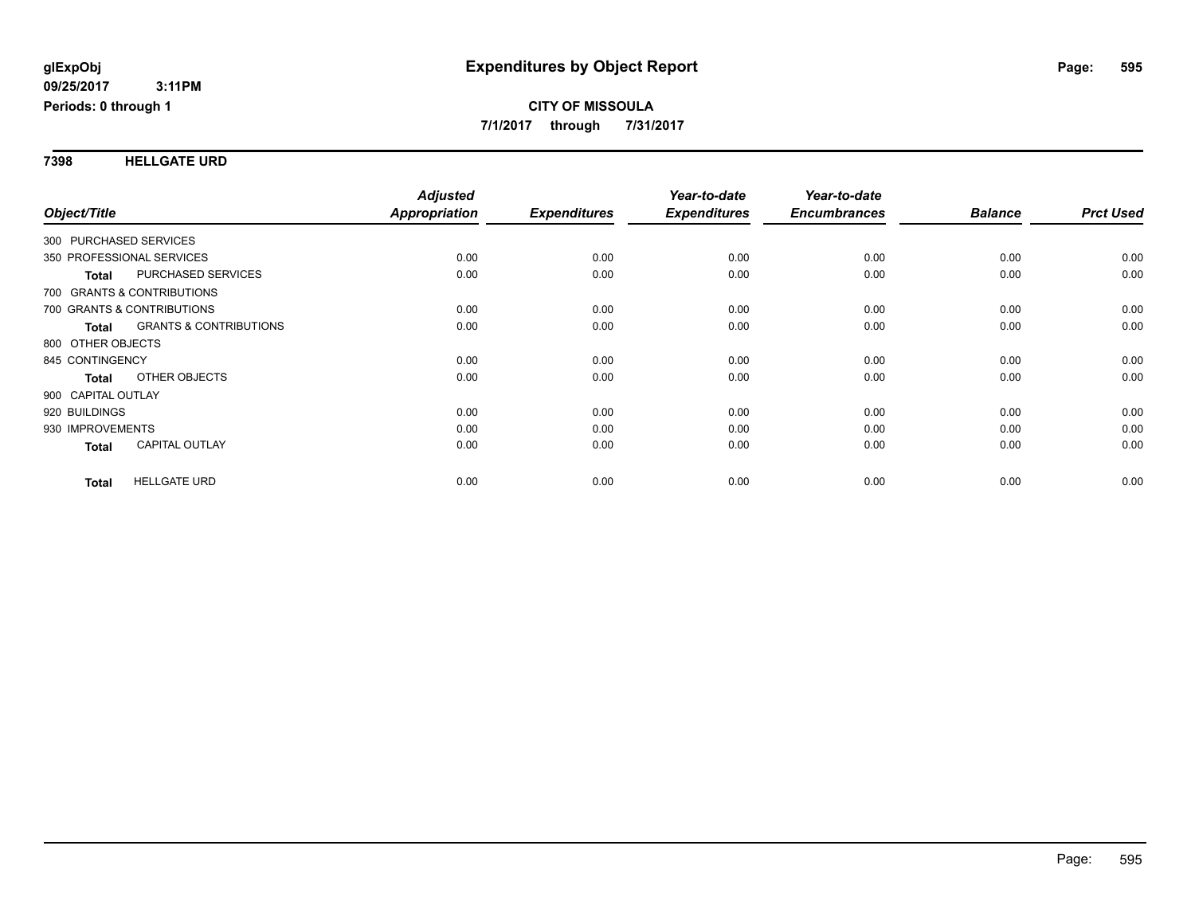**glExpObj**
**09/25/2017 3:11PM**
**Periods: 0 through 1**

# Expenditures by Object Report

**CITY OF MISSOULA**
**7/1/2017 through 7/31/2017**

## 7398 HELLGATE URD

| Object/Title | | Adjusted Appropriation | Expenditures | Year-to-date Expenditures | Year-to-date Encumbrances | Balance | Prct Used |
|---|---|---|---|---|---|---|---|
| 300 PURCHASED SERVICES | | | | | | | |
| 350 PROFESSIONAL SERVICES | | 0.00 | 0.00 | 0.00 | 0.00 | 0.00 | 0.00 |
| **Total** | PURCHASED SERVICES | 0.00 | 0.00 | 0.00 | 0.00 | 0.00 | 0.00 |
| 700 GRANTS & CONTRIBUTIONS | | | | | | | |
| 700 GRANTS & CONTRIBUTIONS | | 0.00 | 0.00 | 0.00 | 0.00 | 0.00 | 0.00 |
| **Total** | GRANTS & CONTRIBUTIONS | 0.00 | 0.00 | 0.00 | 0.00 | 0.00 | 0.00 |
| 800 OTHER OBJECTS | | | | | | | |
| 845 CONTINGENCY | | 0.00 | 0.00 | 0.00 | 0.00 | 0.00 | 0.00 |
| **Total** | OTHER OBJECTS | 0.00 | 0.00 | 0.00 | 0.00 | 0.00 | 0.00 |
| 900 CAPITAL OUTLAY | | | | | | | |
| 920 BUILDINGS | | 0.00 | 0.00 | 0.00 | 0.00 | 0.00 | 0.00 |
| 930 IMPROVEMENTS | | 0.00 | 0.00 | 0.00 | 0.00 | 0.00 | 0.00 |
| **Total** | CAPITAL OUTLAY | 0.00 | 0.00 | 0.00 | 0.00 | 0.00 | 0.00 |
| **Total** | HELLGATE URD | 0.00 | 0.00 | 0.00 | 0.00 | 0.00 | 0.00 |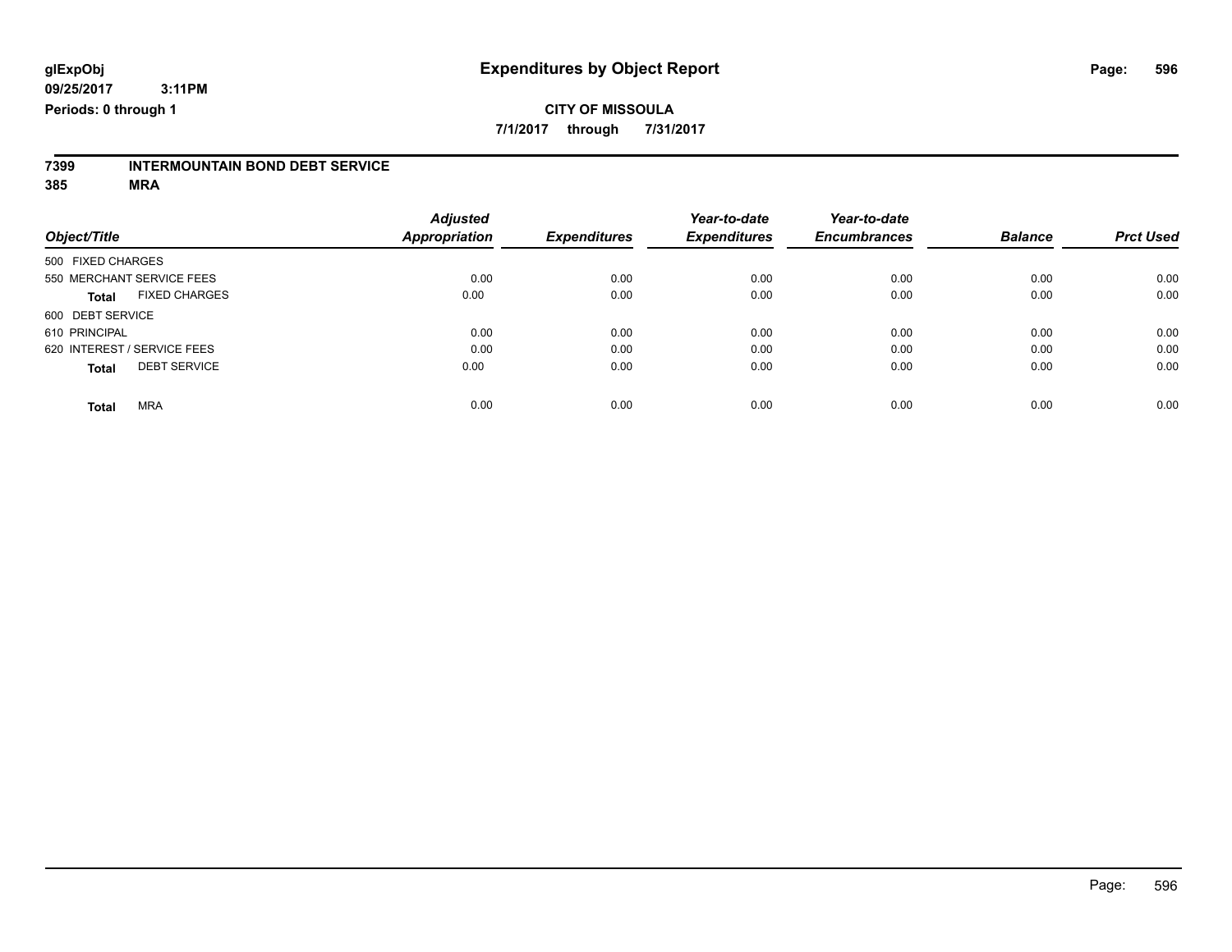**glExpObj** 

**09/25/2017 3:11PM**

**Periods: 0 through 1**

# Expenditures by Object Report

**CITY OF MISSOULA**

**7/1/2017 through 7/31/2017**

**7399 INTERMOUNTAIN BOND DEBT SERVICE**

**385 MRA**

| Object/Title | Adjusted Appropriation | Expenditures | Year-to-date Expenditures | Year-to-date Encumbrances | Balance | Prct Used |
|---|---|---|---|---|---|---|
| 500 FIXED CHARGES | | | | | | |
| 550 MERCHANT SERVICE FEES | 0.00 | 0.00 | 0.00 | 0.00 | 0.00 | 0.00 |
| **Total** FIXED CHARGES | 0.00 | 0.00 | 0.00 | 0.00 | 0.00 | 0.00 |
| 600 DEBT SERVICE | | | | | | |
| 610 PRINCIPAL | 0.00 | 0.00 | 0.00 | 0.00 | 0.00 | 0.00 |
| 620 INTEREST / SERVICE FEES | 0.00 | 0.00 | 0.00 | 0.00 | 0.00 | 0.00 |
| **Total** DEBT SERVICE | 0.00 | 0.00 | 0.00 | 0.00 | 0.00 | 0.00 |
| **Total** MRA | 0.00 | 0.00 | 0.00 | 0.00 | 0.00 | 0.00 |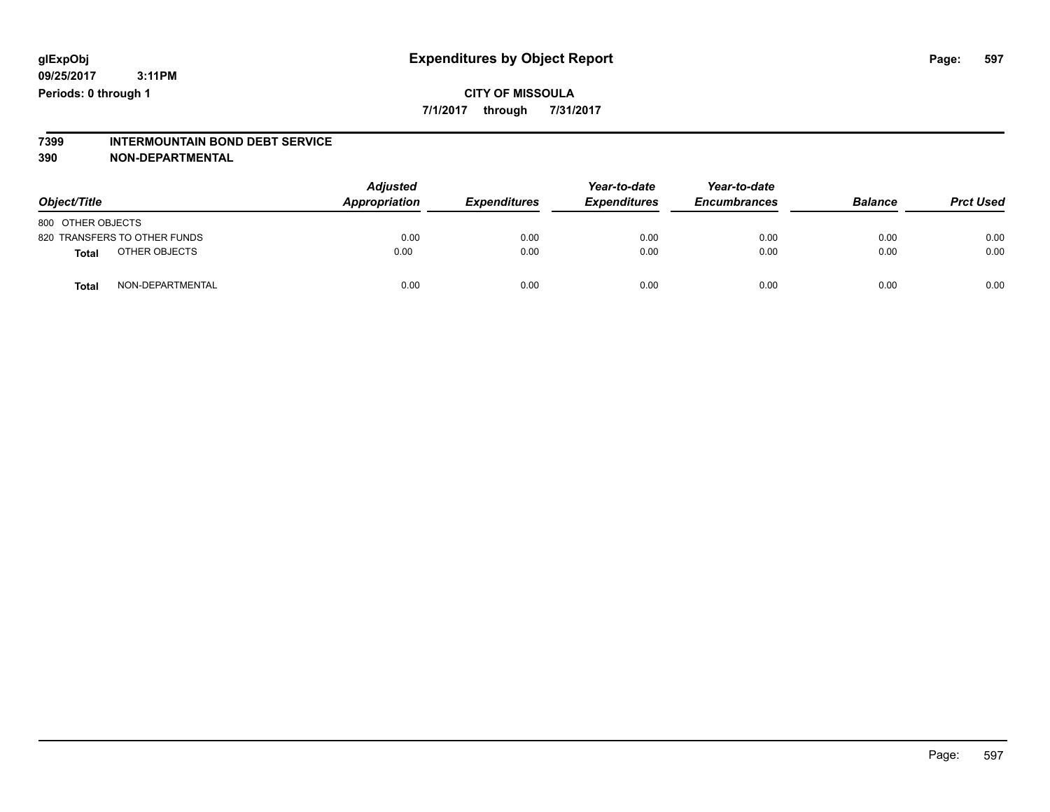**glExpObj** **Expenditures by Object Report**

**09/25/2017 3:11PM**

**Periods: 0 through 1**

**CITY OF MISSOULA**

**7/1/2017 through 7/31/2017**

**7399 INTERMOUNTAIN BOND DEBT SERVICE**

**390 NON-DEPARTMENTAL**

| Object/Title | Adjusted Appropriation | Expenditures | Year-to-date Expenditures | Year-to-date Encumbrances | Balance | Prct Used |
|---|---|---|---|---|---|---|
| 800 OTHER OBJECTS | | | | | | |
| 820 TRANSFERS TO OTHER FUNDS | 0.00 | 0.00 | 0.00 | 0.00 | 0.00 | 0.00 |
| **Total** OTHER OBJECTS | 0.00 | 0.00 | 0.00 | 0.00 | 0.00 | 0.00 |
| **Total** NON-DEPARTMENTAL | 0.00 | 0.00 | 0.00 | 0.00 | 0.00 | 0.00 |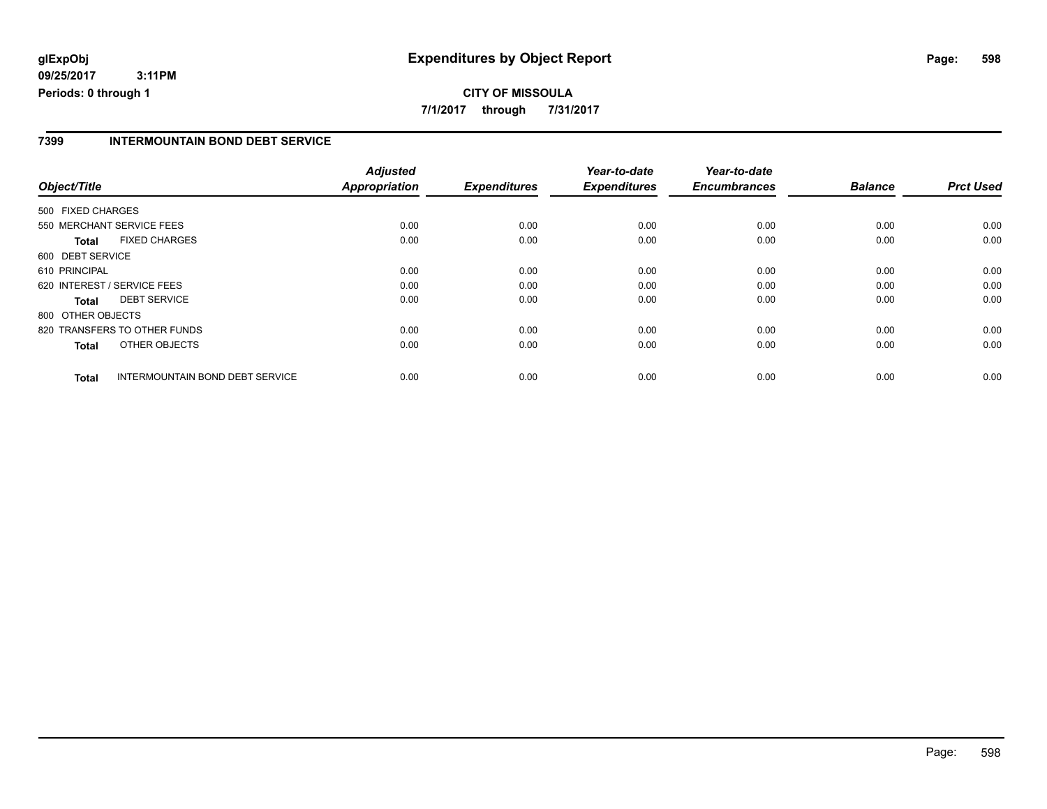**glExpObj** **Expenditures by Object Report**
**09/25/2017 3:11PM**
**Periods: 0 through 1**

**CITY OF MISSOULA**
**7/1/2017 through 7/31/2017**

## 7399 INTERMOUNTAIN BOND DEBT SERVICE

| Object/Title | | Adjusted Appropriation | Expenditures | Year-to-date Expenditures | Year-to-date Encumbrances | Balance | Prct Used |
|---|---|---|---|---|---|---|---|
| 500 FIXED CHARGES | | | | | | | |
| 550 MERCHANT SERVICE FEES | | 0.00 | 0.00 | 0.00 | 0.00 | 0.00 | 0.00 |
| **Total** | FIXED CHARGES | 0.00 | 0.00 | 0.00 | 0.00 | 0.00 | 0.00 |
| 600 DEBT SERVICE | | | | | | | |
| 610 PRINCIPAL | | 0.00 | 0.00 | 0.00 | 0.00 | 0.00 | 0.00 |
| 620 INTEREST / SERVICE FEES | | 0.00 | 0.00 | 0.00 | 0.00 | 0.00 | 0.00 |
| **Total** | DEBT SERVICE | 0.00 | 0.00 | 0.00 | 0.00 | 0.00 | 0.00 |
| 800 OTHER OBJECTS | | | | | | | |
| 820 TRANSFERS TO OTHER FUNDS | | 0.00 | 0.00 | 0.00 | 0.00 | 0.00 | 0.00 |
| **Total** | OTHER OBJECTS | 0.00 | 0.00 | 0.00 | 0.00 | 0.00 | 0.00 |
| **Total** | INTERMOUNTAIN BOND DEBT SERVICE | 0.00 | 0.00 | 0.00 | 0.00 | 0.00 | 0.00 |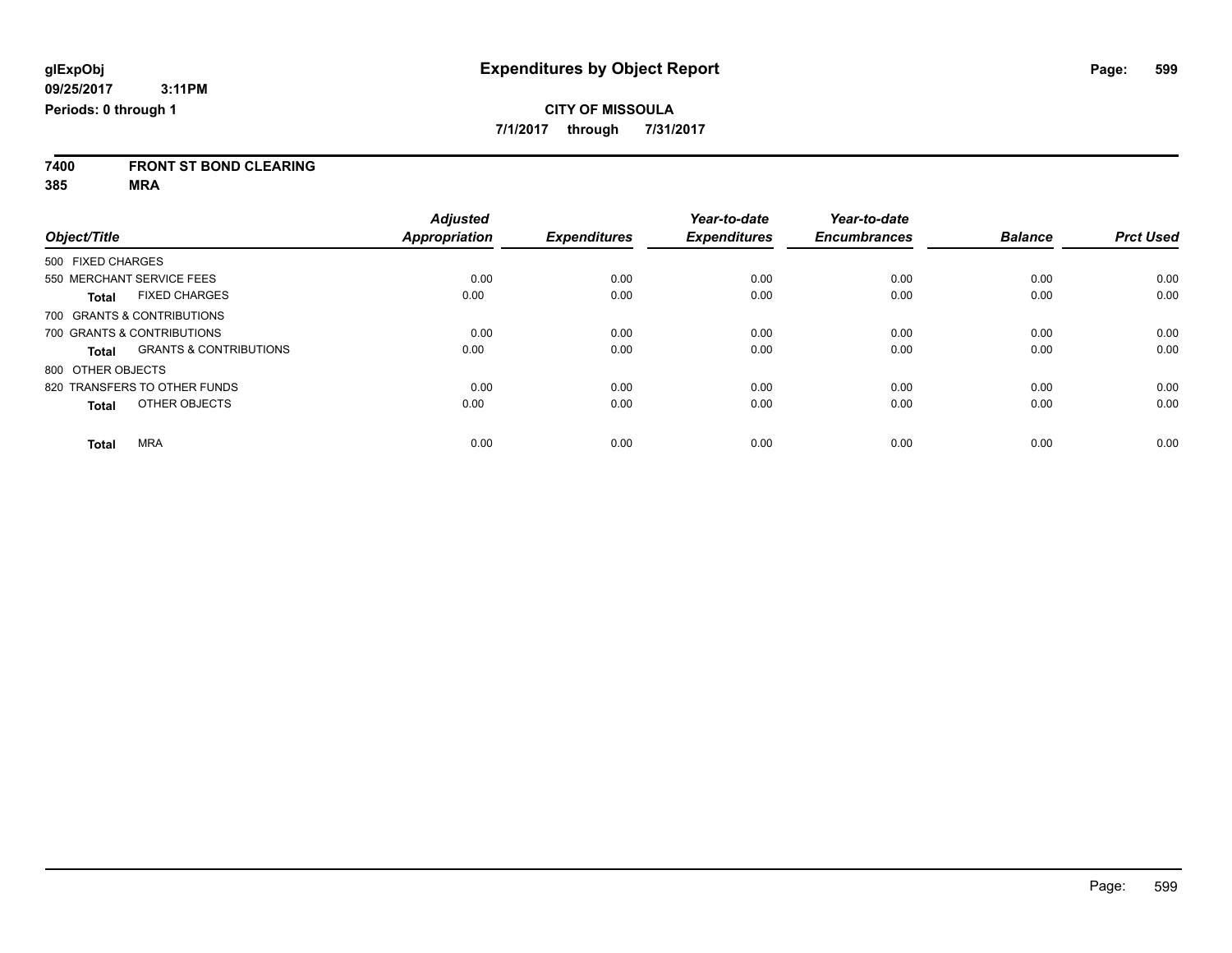**glExpObj** **Expenditures by Object Report**

**09/25/2017 3:11PM**

**Periods: 0 through 1**

**CITY OF MISSOULA**

**7/1/2017 through 7/31/2017**

**7400 FRONT ST BOND CLEARING**

**385 MRA**

| Object/Title | | Adjusted Appropriation | Expenditures | Year-to-date Expenditures | Year-to-date Encumbrances | Balance | Prct Used |
|---|---|---|---|---|---|---|---|
| 500 FIXED CHARGES | | | | | | | |
| 550 MERCHANT SERVICE FEES | | 0.00 | 0.00 | 0.00 | 0.00 | 0.00 | 0.00 |
| **Total** | FIXED CHARGES | 0.00 | 0.00 | 0.00 | 0.00 | 0.00 | 0.00 |
| 700 GRANTS & CONTRIBUTIONS | | | | | | | |
| 700 GRANTS & CONTRIBUTIONS | | 0.00 | 0.00 | 0.00 | 0.00 | 0.00 | 0.00 |
| **Total** | GRANTS & CONTRIBUTIONS | 0.00 | 0.00 | 0.00 | 0.00 | 0.00 | 0.00 |
| 800 OTHER OBJECTS | | | | | | | |
| 820 TRANSFERS TO OTHER FUNDS | | 0.00 | 0.00 | 0.00 | 0.00 | 0.00 | 0.00 |
| **Total** | OTHER OBJECTS | 0.00 | 0.00 | 0.00 | 0.00 | 0.00 | 0.00 |
| **Total** | MRA | 0.00 | 0.00 | 0.00 | 0.00 | 0.00 | 0.00 |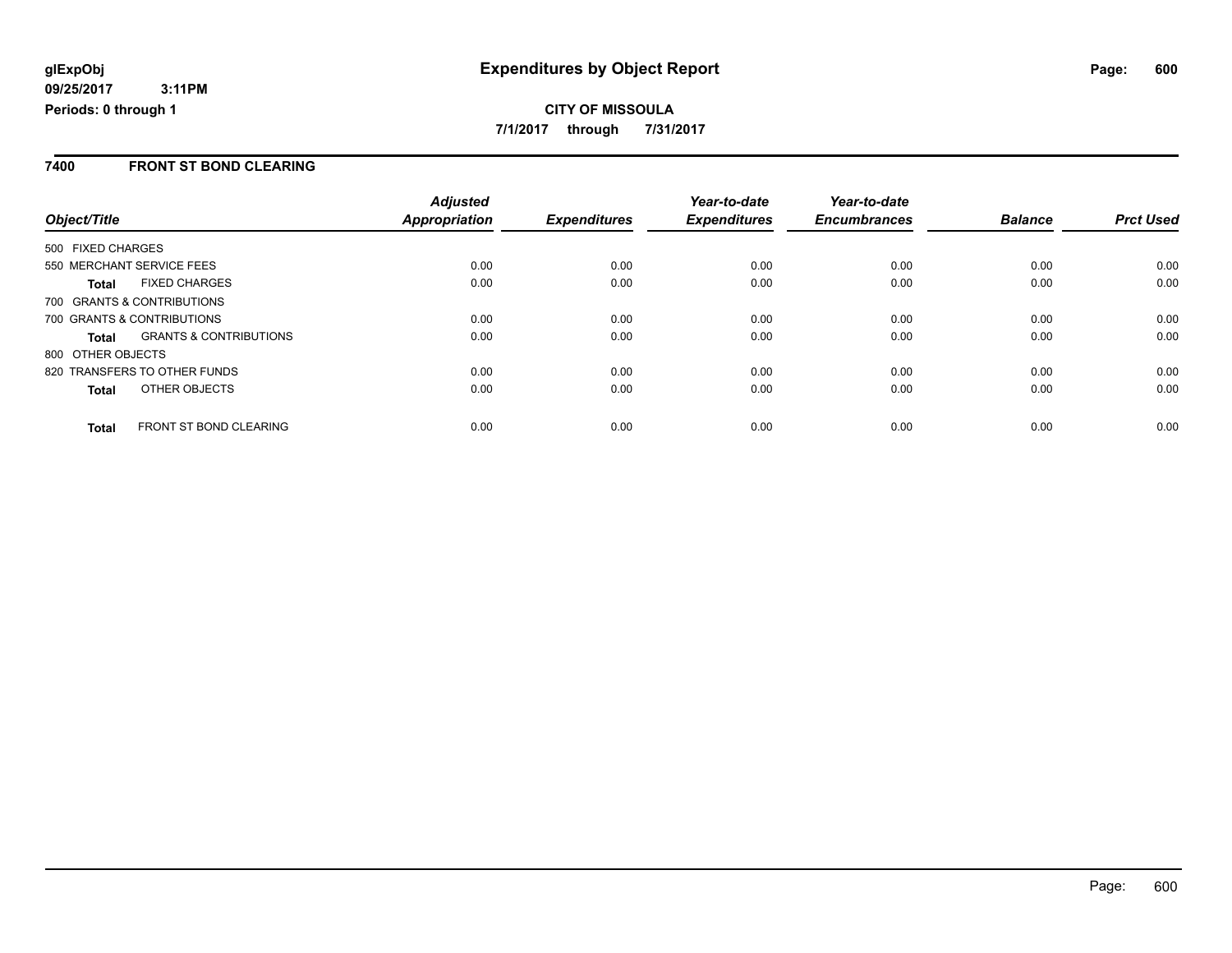**glExpObj**
**09/25/2017 3:11PM**
**Periods: 0 through 1**

# Expenditures by Object Report

**CITY OF MISSOULA**
**7/1/2017 through 7/31/2017**

## 7400 FRONT ST BOND CLEARING

| Object/Title | | Adjusted Appropriation | Expenditures | Year-to-date Expenditures | Year-to-date Encumbrances | Balance | Prct Used |
|---|---|---|---|---|---|---|---|
| 500 FIXED CHARGES | | | | | | | |
| 550 MERCHANT SERVICE FEES | | 0.00 | 0.00 | 0.00 | 0.00 | 0.00 | 0.00 |
| **Total** | FIXED CHARGES | 0.00 | 0.00 | 0.00 | 0.00 | 0.00 | 0.00 |
| 700 GRANTS & CONTRIBUTIONS | | | | | | | |
| 700 GRANTS & CONTRIBUTIONS | | 0.00 | 0.00 | 0.00 | 0.00 | 0.00 | 0.00 |
| **Total** | GRANTS & CONTRIBUTIONS | 0.00 | 0.00 | 0.00 | 0.00 | 0.00 | 0.00 |
| 800 OTHER OBJECTS | | | | | | | |
| 820 TRANSFERS TO OTHER FUNDS | | 0.00 | 0.00 | 0.00 | 0.00 | 0.00 | 0.00 |
| **Total** | OTHER OBJECTS | 0.00 | 0.00 | 0.00 | 0.00 | 0.00 | 0.00 |
| **Total** | FRONT ST BOND CLEARING | 0.00 | 0.00 | 0.00 | 0.00 | 0.00 | 0.00 |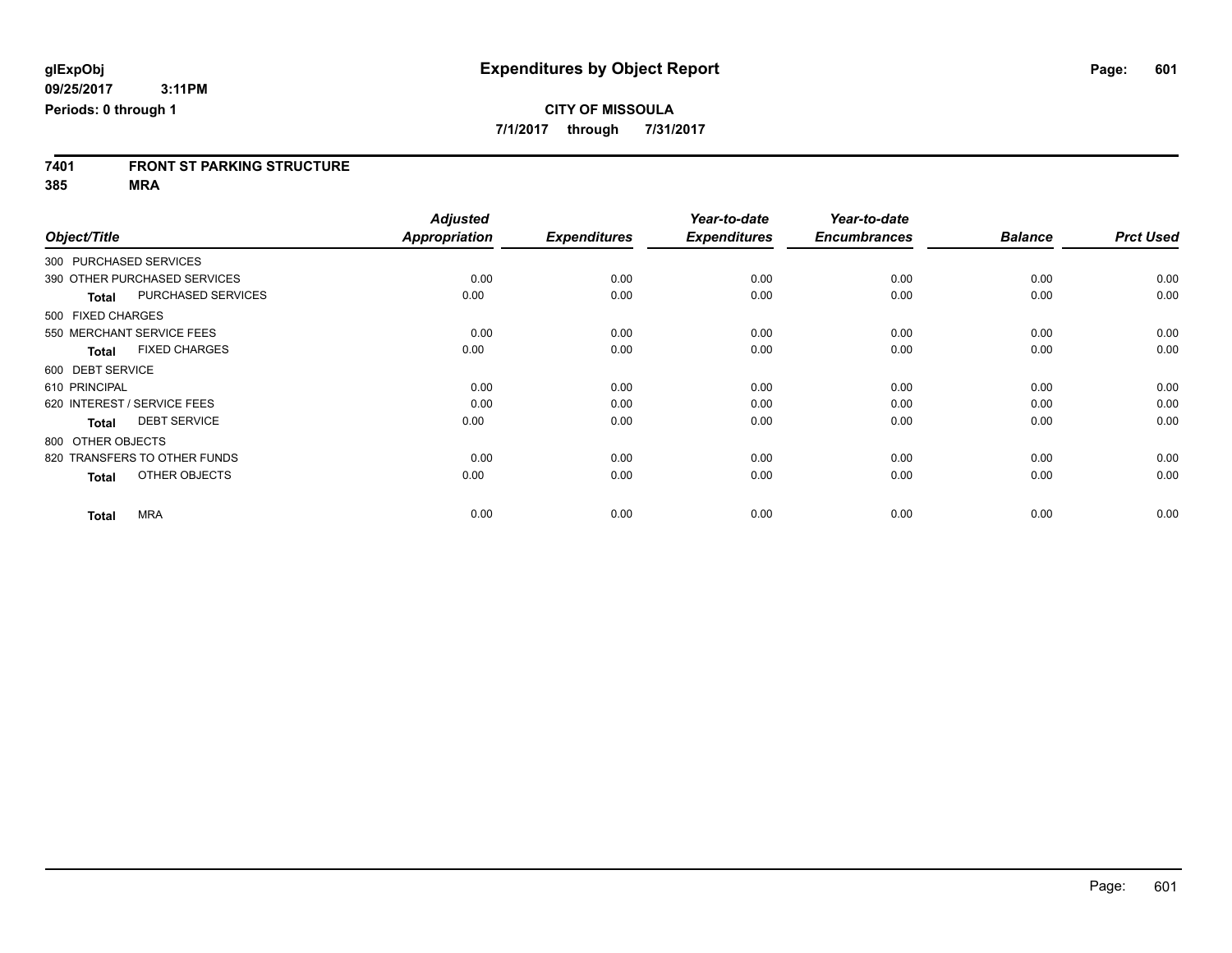**glExpObj** **Expenditures by Object Report**
**09/25/2017 3:11PM**
**Periods: 0 through 1**

**CITY OF MISSOULA**
**7/1/2017 through 7/31/2017**

## 7401 FRONT ST PARKING STRUCTURE
## 385 MRA

| Object/Title | Adjusted Appropriation | Expenditures | Year-to-date Expenditures | Year-to-date Encumbrances | Balance | Prct Used |
|---|---|---|---|---|---|---|
| 300 PURCHASED SERVICES | | | | | | |
| 390 OTHER PURCHASED SERVICES | 0.00 | 0.00 | 0.00 | 0.00 | 0.00 | 0.00 |
| **Total** PURCHASED SERVICES | 0.00 | 0.00 | 0.00 | 0.00 | 0.00 | 0.00 |
| 500 FIXED CHARGES | | | | | | |
| 550 MERCHANT SERVICE FEES | 0.00 | 0.00 | 0.00 | 0.00 | 0.00 | 0.00 |
| **Total** FIXED CHARGES | 0.00 | 0.00 | 0.00 | 0.00 | 0.00 | 0.00 |
| 600 DEBT SERVICE | | | | | | |
| 610 PRINCIPAL | 0.00 | 0.00 | 0.00 | 0.00 | 0.00 | 0.00 |
| 620 INTEREST / SERVICE FEES | 0.00 | 0.00 | 0.00 | 0.00 | 0.00 | 0.00 |
| **Total** DEBT SERVICE | 0.00 | 0.00 | 0.00 | 0.00 | 0.00 | 0.00 |
| 800 OTHER OBJECTS | | | | | | |
| 820 TRANSFERS TO OTHER FUNDS | 0.00 | 0.00 | 0.00 | 0.00 | 0.00 | 0.00 |
| **Total** OTHER OBJECTS | 0.00 | 0.00 | 0.00 | 0.00 | 0.00 | 0.00 |
| **Total** MRA | 0.00 | 0.00 | 0.00 | 0.00 | 0.00 | 0.00 |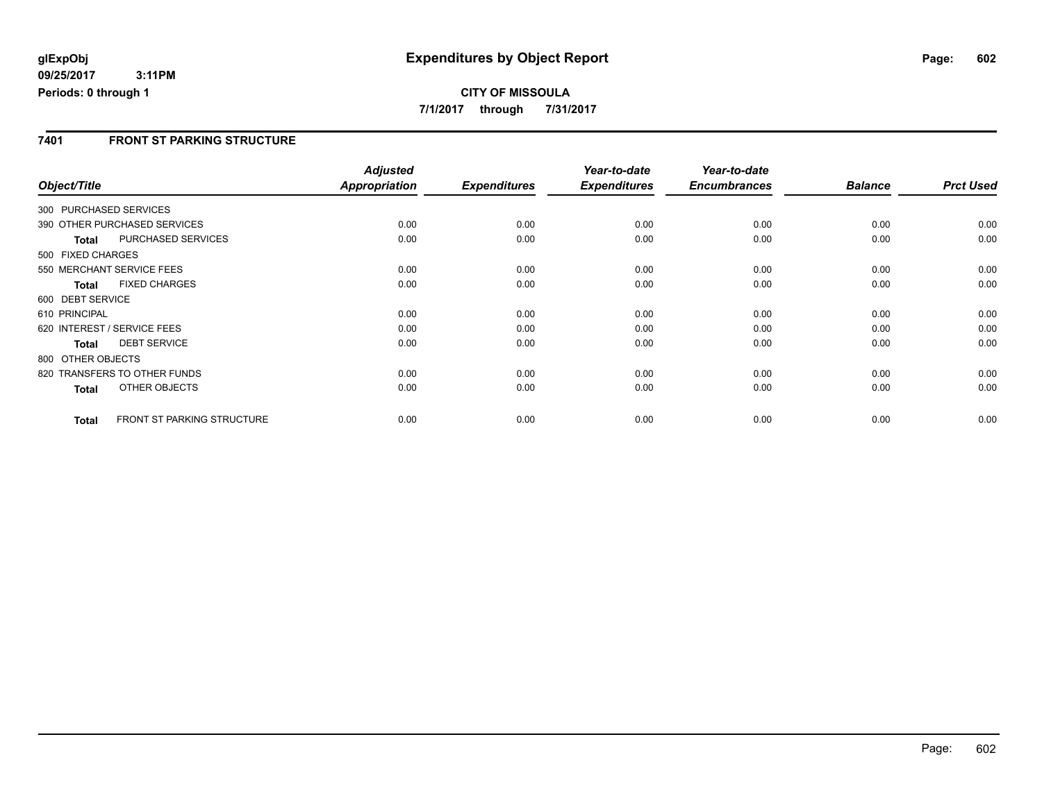**glExpObj** **Expenditures by Object Report**

**09/25/2017 3:11PM**

**Periods: 0 through 1**

**CITY OF MISSOULA**

**7/1/2017 through 7/31/2017**

## 7401 FRONT ST PARKING STRUCTURE

| Object/Title | Adjusted Appropriation | Expenditures | Year-to-date Expenditures | Year-to-date Encumbrances | Balance | Prct Used |
|---|---|---|---|---|---|---|
| 300 PURCHASED SERVICES | | | | | | |
| 390 OTHER PURCHASED SERVICES | 0.00 | 0.00 | 0.00 | 0.00 | 0.00 | 0.00 |
| **Total** PURCHASED SERVICES | 0.00 | 0.00 | 0.00 | 0.00 | 0.00 | 0.00 |
| 500 FIXED CHARGES | | | | | | |
| 550 MERCHANT SERVICE FEES | 0.00 | 0.00 | 0.00 | 0.00 | 0.00 | 0.00 |
| **Total** FIXED CHARGES | 0.00 | 0.00 | 0.00 | 0.00 | 0.00 | 0.00 |
| 600 DEBT SERVICE | | | | | | |
| 610 PRINCIPAL | 0.00 | 0.00 | 0.00 | 0.00 | 0.00 | 0.00 |
| 620 INTEREST / SERVICE FEES | 0.00 | 0.00 | 0.00 | 0.00 | 0.00 | 0.00 |
| **Total** DEBT SERVICE | 0.00 | 0.00 | 0.00 | 0.00 | 0.00 | 0.00 |
| 800 OTHER OBJECTS | | | | | | |
| 820 TRANSFERS TO OTHER FUNDS | 0.00 | 0.00 | 0.00 | 0.00 | 0.00 | 0.00 |
| **Total** OTHER OBJECTS | 0.00 | 0.00 | 0.00 | 0.00 | 0.00 | 0.00 |
| **Total** FRONT ST PARKING STRUCTURE | 0.00 | 0.00 | 0.00 | 0.00 | 0.00 | 0.00 |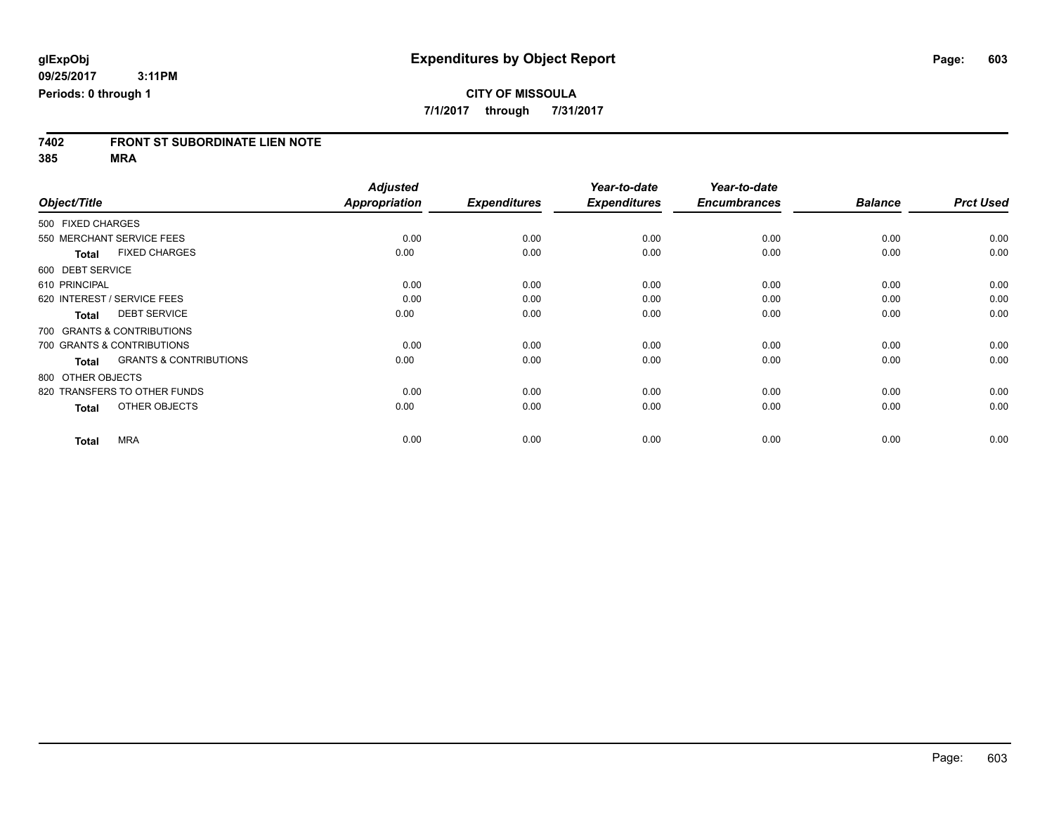# Expenditures by Object Report

glExpObj
09/25/2017 3:11PM
Periods: 0 through 1

**CITY OF MISSOULA**
**7/1/2017 through 7/31/2017**

**7402 FRONT ST SUBORDINATE LIEN NOTE**
**385 MRA**

| Object/Title | Adjusted Appropriation | Expenditures | Year-to-date Expenditures | Year-to-date Encumbrances | Balance | Prct Used |
|---|---|---|---|---|---|---|
| 500 FIXED CHARGES | | | | | | |
| 550 MERCHANT SERVICE FEES | 0.00 | 0.00 | 0.00 | 0.00 | 0.00 | 0.00 |
| **Total** FIXED CHARGES | 0.00 | 0.00 | 0.00 | 0.00 | 0.00 | 0.00 |
| 600 DEBT SERVICE | | | | | | |
| 610 PRINCIPAL | 0.00 | 0.00 | 0.00 | 0.00 | 0.00 | 0.00 |
| 620 INTEREST / SERVICE FEES | 0.00 | 0.00 | 0.00 | 0.00 | 0.00 | 0.00 |
| **Total** DEBT SERVICE | 0.00 | 0.00 | 0.00 | 0.00 | 0.00 | 0.00 |
| 700 GRANTS & CONTRIBUTIONS | | | | | | |
| 700 GRANTS & CONTRIBUTIONS | 0.00 | 0.00 | 0.00 | 0.00 | 0.00 | 0.00 |
| **Total** GRANTS & CONTRIBUTIONS | 0.00 | 0.00 | 0.00 | 0.00 | 0.00 | 0.00 |
| 800 OTHER OBJECTS | | | | | | |
| 820 TRANSFERS TO OTHER FUNDS | 0.00 | 0.00 | 0.00 | 0.00 | 0.00 | 0.00 |
| **Total** OTHER OBJECTS | 0.00 | 0.00 | 0.00 | 0.00 | 0.00 | 0.00 |
| **Total** MRA | 0.00 | 0.00 | 0.00 | 0.00 | 0.00 | 0.00 |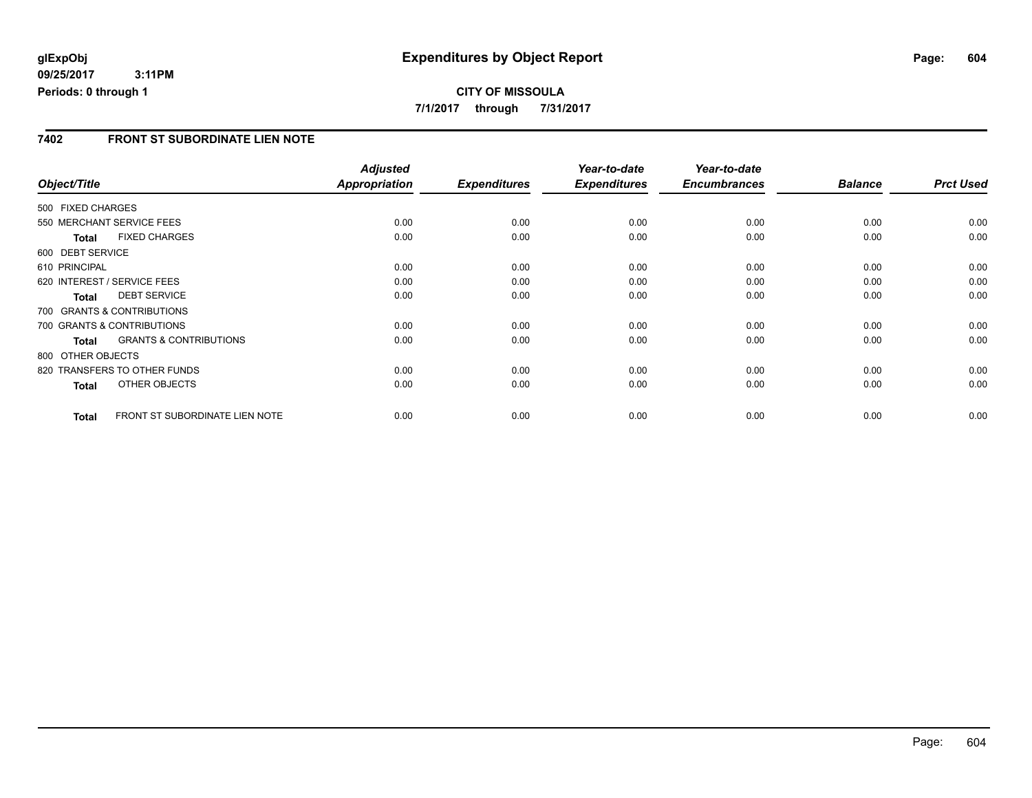**glExpObj**
**09/25/2017 3:11PM**
**Periods: 0 through 1**

# Expenditures by Object Report

**CITY OF MISSOULA**

**7/1/2017 through 7/31/2017**

## 7402 FRONT ST SUBORDINATE LIEN NOTE

| Object/Title | | Adjusted Appropriation | Expenditures | Year-to-date Expenditures | Year-to-date Encumbrances | Balance | Prct Used |
|---|---|---|---|---|---|---|---|
| 500 FIXED CHARGES | | | | | | | |
| 550 MERCHANT SERVICE FEES | | 0.00 | 0.00 | 0.00 | 0.00 | 0.00 | 0.00 |
| **Total** | FIXED CHARGES | 0.00 | 0.00 | 0.00 | 0.00 | 0.00 | 0.00 |
| 600 DEBT SERVICE | | | | | | | |
| 610 PRINCIPAL | | 0.00 | 0.00 | 0.00 | 0.00 | 0.00 | 0.00 |
| 620 INTEREST / SERVICE FEES | | 0.00 | 0.00 | 0.00 | 0.00 | 0.00 | 0.00 |
| **Total** | DEBT SERVICE | 0.00 | 0.00 | 0.00 | 0.00 | 0.00 | 0.00 |
| 700 GRANTS & CONTRIBUTIONS | | | | | | | |
| 700 GRANTS & CONTRIBUTIONS | | 0.00 | 0.00 | 0.00 | 0.00 | 0.00 | 0.00 |
| **Total** | GRANTS & CONTRIBUTIONS | 0.00 | 0.00 | 0.00 | 0.00 | 0.00 | 0.00 |
| 800 OTHER OBJECTS | | | | | | | |
| 820 TRANSFERS TO OTHER FUNDS | | 0.00 | 0.00 | 0.00 | 0.00 | 0.00 | 0.00 |
| **Total** | OTHER OBJECTS | 0.00 | 0.00 | 0.00 | 0.00 | 0.00 | 0.00 |
| **Total** | FRONT ST SUBORDINATE LIEN NOTE | 0.00 | 0.00 | 0.00 | 0.00 | 0.00 | 0.00 |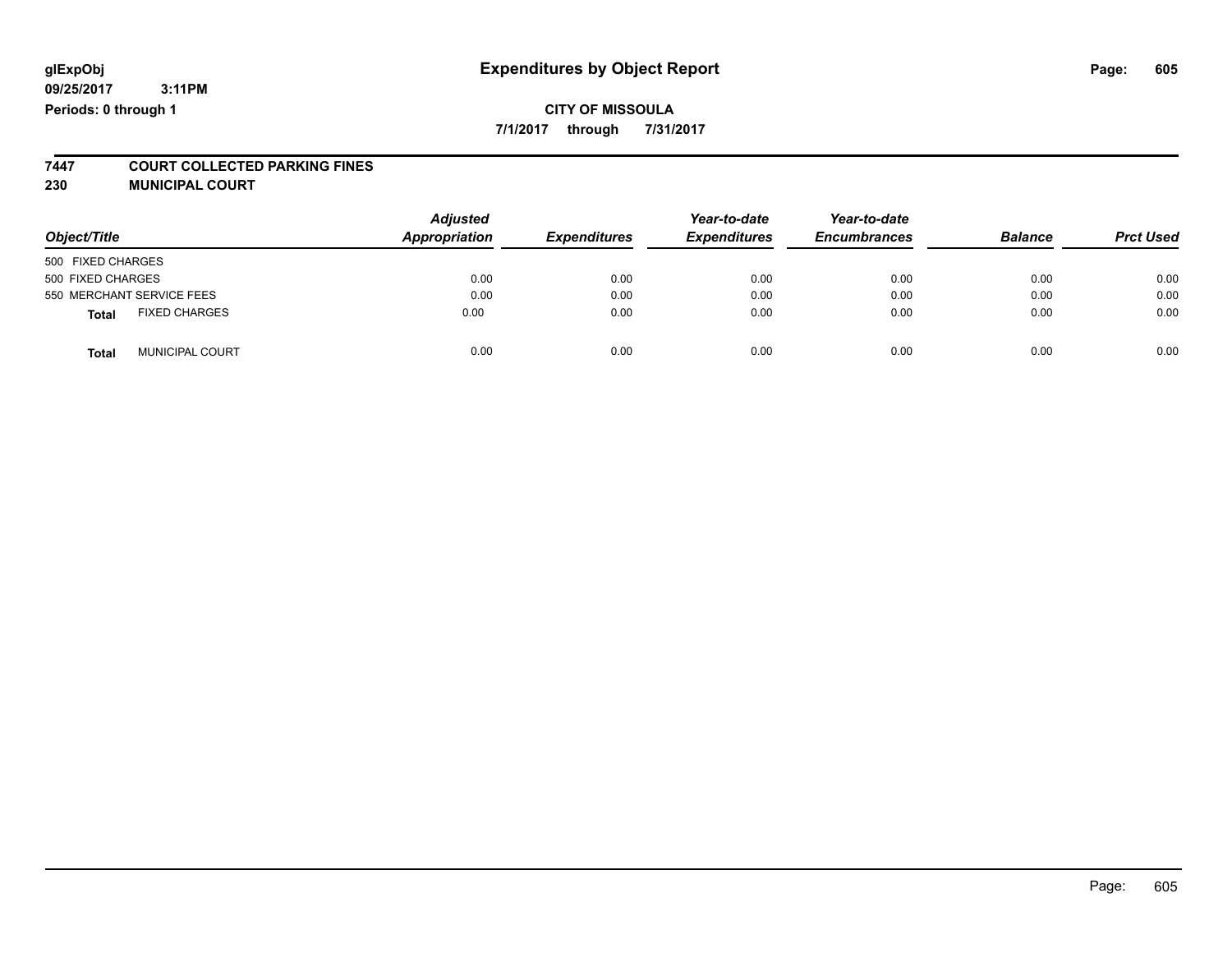**glExpObj** **Expenditures by Object Report**

**09/25/2017 3:11PM**

**Periods: 0 through 1**

**CITY OF MISSOULA**

**7/1/2017 through 7/31/2017**

**7447 COURT COLLECTED PARKING FINES**

**230 MUNICIPAL COURT**

| Object/Title | Adjusted Appropriation | Expenditures | Year-to-date Expenditures | Year-to-date Encumbrances | Balance | Prct Used |
|---|---|---|---|---|---|---|
| 500 FIXED CHARGES | | | | | | |
| 500 FIXED CHARGES | 0.00 | 0.00 | 0.00 | 0.00 | 0.00 | 0.00 |
| 550 MERCHANT SERVICE FEES | 0.00 | 0.00 | 0.00 | 0.00 | 0.00 | 0.00 |
| **Total** FIXED CHARGES | 0.00 | 0.00 | 0.00 | 0.00 | 0.00 | 0.00 |
| **Total** MUNICIPAL COURT | 0.00 | 0.00 | 0.00 | 0.00 | 0.00 | 0.00 |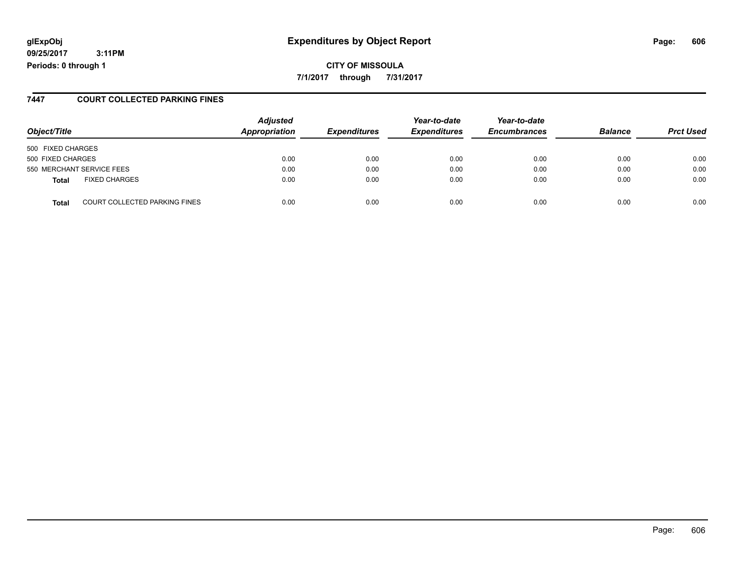**glExpObj**
**09/25/2017 3:11PM**
**Periods: 0 through 1**

# Expenditures by Object Report

**CITY OF MISSOULA**

**7/1/2017 through 7/31/2017**

## 7447 COURT COLLECTED PARKING FINES

| Object/Title | | Adjusted Appropriation | Expenditures | Year-to-date Expenditures | Year-to-date Encumbrances | Balance | Prct Used |
|---|---|---|---|---|---|---|---|
| 500 FIXED CHARGES | | | | | | | |
| 500 FIXED CHARGES | | 0.00 | 0.00 | 0.00 | 0.00 | 0.00 | 0.00 |
| 550 MERCHANT SERVICE FEES | | 0.00 | 0.00 | 0.00 | 0.00 | 0.00 | 0.00 |
| **Total** | FIXED CHARGES | 0.00 | 0.00 | 0.00 | 0.00 | 0.00 | 0.00 |
| **Total** | COURT COLLECTED PARKING FINES | 0.00 | 0.00 | 0.00 | 0.00 | 0.00 | 0.00 |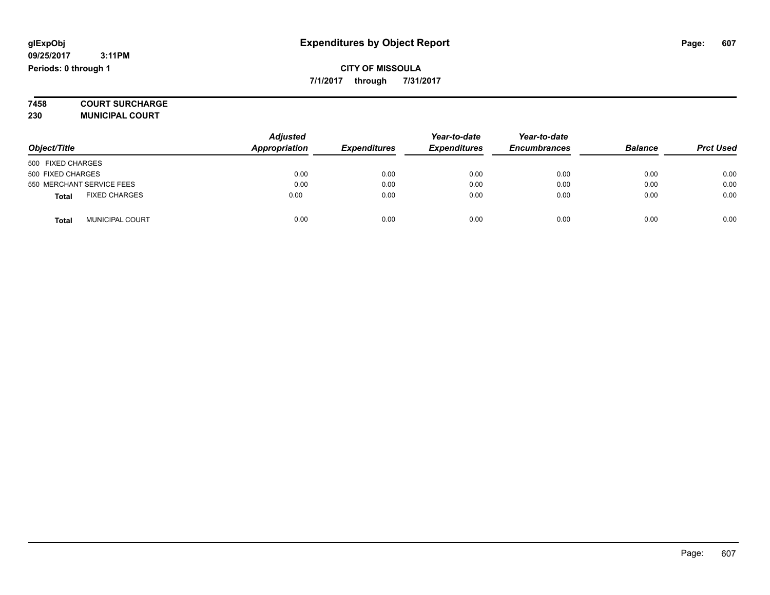glExpObj
09/25/2017 3:11PM
Periods: 0 through 1

# Expenditures by Object Report

**CITY OF MISSOULA**

**7/1/2017 through 7/31/2017**

**7458 COURT SURCHARGE**
**230 MUNICIPAL COURT**

| Object/Title | | Adjusted Appropriation | Expenditures | Year-to-date Expenditures | Year-to-date Encumbrances | Balance | Prct Used |
|---|---|---|---|---|---|---|---|
| 500 FIXED CHARGES | | | | | | | |
| 500 FIXED CHARGES | | 0.00 | 0.00 | 0.00 | 0.00 | 0.00 | 0.00 |
| 550 MERCHANT SERVICE FEES | | 0.00 | 0.00 | 0.00 | 0.00 | 0.00 | 0.00 |
| **Total** | FIXED CHARGES | 0.00 | 0.00 | 0.00 | 0.00 | 0.00 | 0.00 |
| **Total** | MUNICIPAL COURT | 0.00 | 0.00 | 0.00 | 0.00 | 0.00 | 0.00 |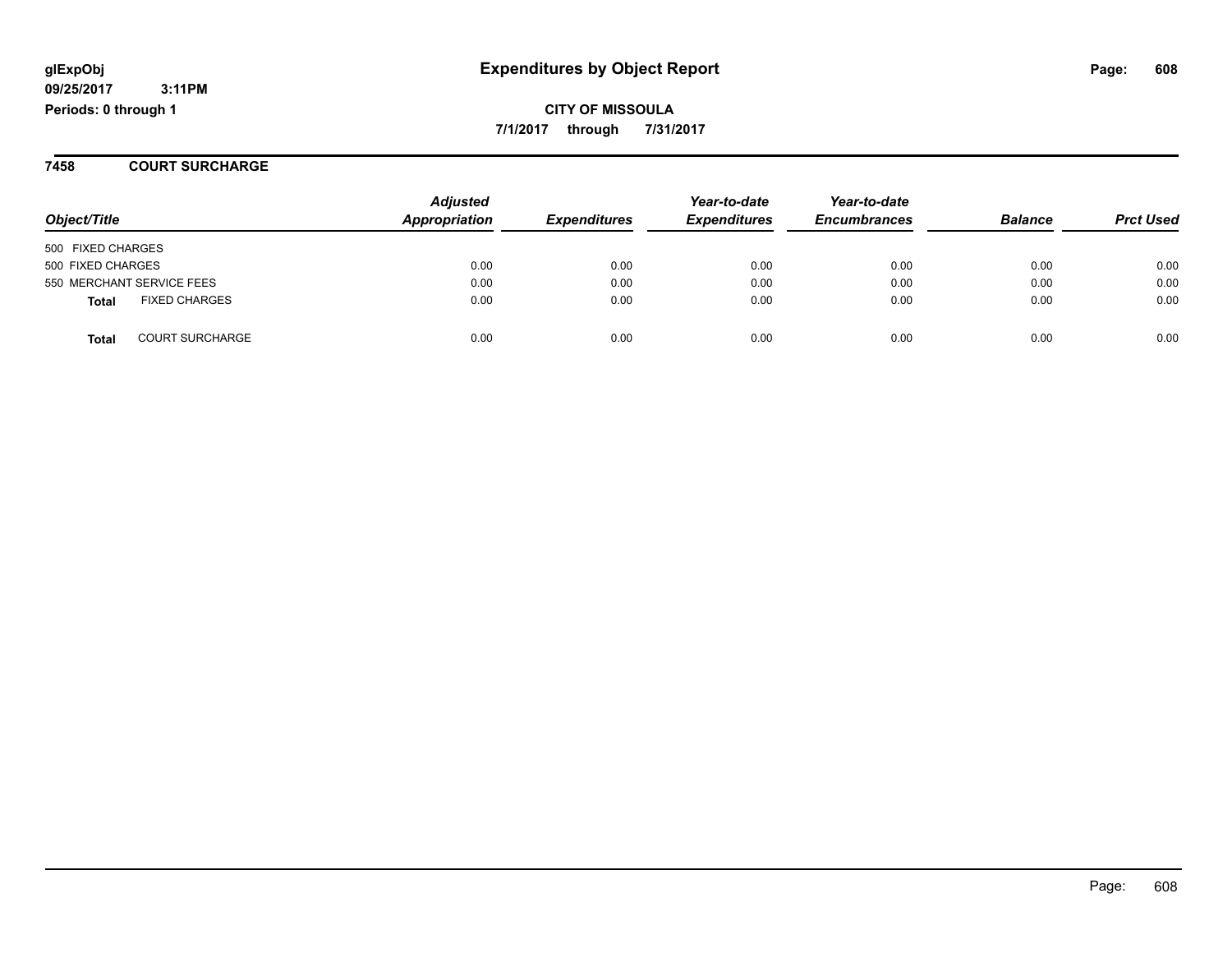**glExpObj**
**09/25/2017 3:11PM**
**Periods: 0 through 1**

# Expenditures by Object Report

**CITY OF MISSOULA**
**7/1/2017 through 7/31/2017**

## 7458 COURT SURCHARGE

| Object/Title | | Adjusted Appropriation | Expenditures | Year-to-date Expenditures | Year-to-date Encumbrances | Balance | Prct Used |
|---|---|---|---|---|---|---|---|
| 500 FIXED CHARGES | | | | | | | |
| 500 FIXED CHARGES | | 0.00 | 0.00 | 0.00 | 0.00 | 0.00 | 0.00 |
| 550 MERCHANT SERVICE FEES | | 0.00 | 0.00 | 0.00 | 0.00 | 0.00 | 0.00 |
| **Total** | FIXED CHARGES | 0.00 | 0.00 | 0.00 | 0.00 | 0.00 | 0.00 |
| **Total** | COURT SURCHARGE | 0.00 | 0.00 | 0.00 | 0.00 | 0.00 | 0.00 |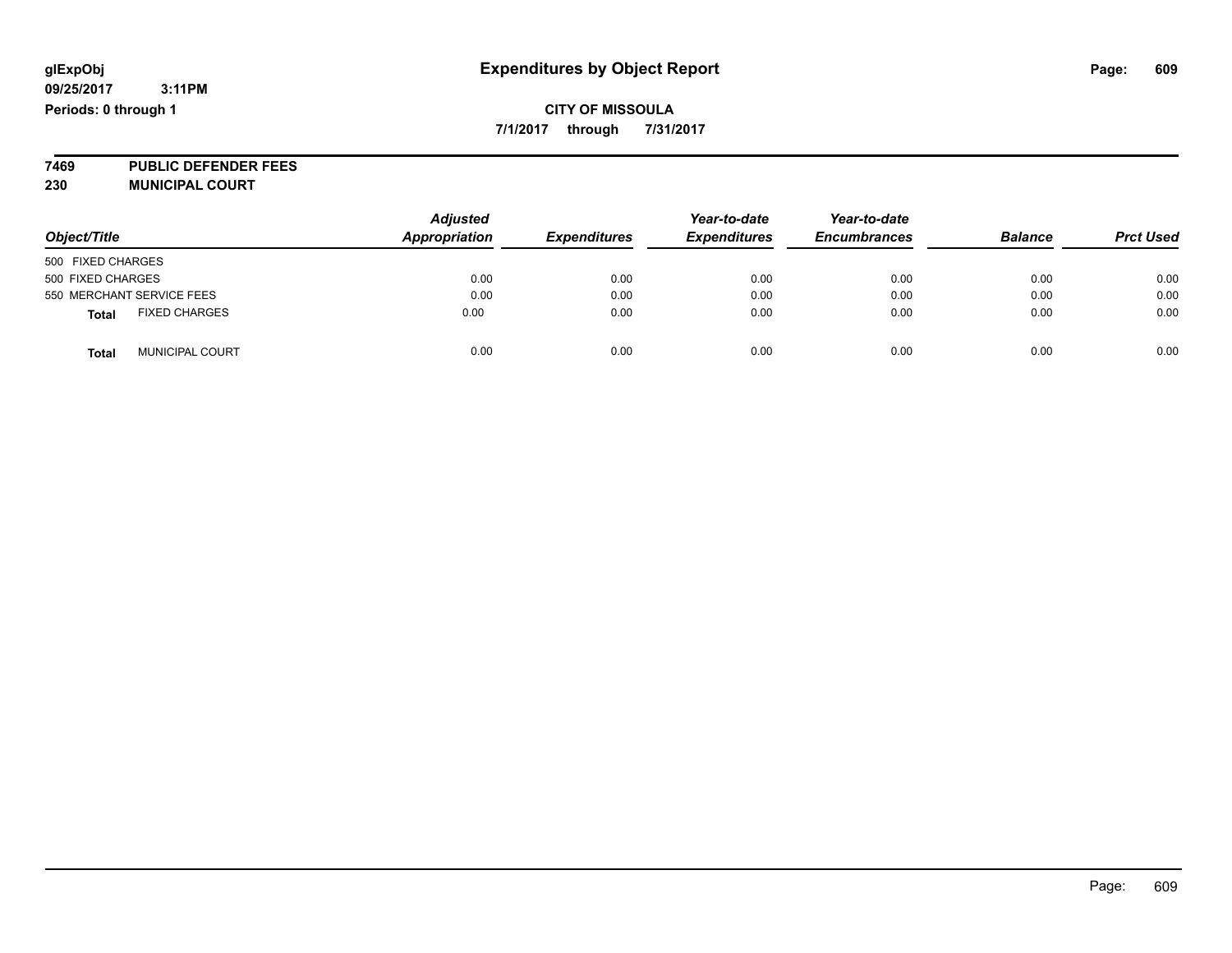**glExpObj**
**09/25/2017 3:11PM**
**Periods: 0 through 1**

# Expenditures by Object Report

**CITY OF MISSOULA**

**7/1/2017 through 7/31/2017**

**7469 PUBLIC DEFENDER FEES**
**230 MUNICIPAL COURT**

| Object/Title | Adjusted Appropriation | Expenditures | Year-to-date Expenditures | Year-to-date Encumbrances | Balance | Prct Used |
|---|---|---|---|---|---|---|
| 500 FIXED CHARGES | | | | | | |
| 500 FIXED CHARGES | 0.00 | 0.00 | 0.00 | 0.00 | 0.00 | 0.00 |
| 550 MERCHANT SERVICE FEES | 0.00 | 0.00 | 0.00 | 0.00 | 0.00 | 0.00 |
| **Total** FIXED CHARGES | 0.00 | 0.00 | 0.00 | 0.00 | 0.00 | 0.00 |
| **Total** MUNICIPAL COURT | 0.00 | 0.00 | 0.00 | 0.00 | 0.00 | 0.00 |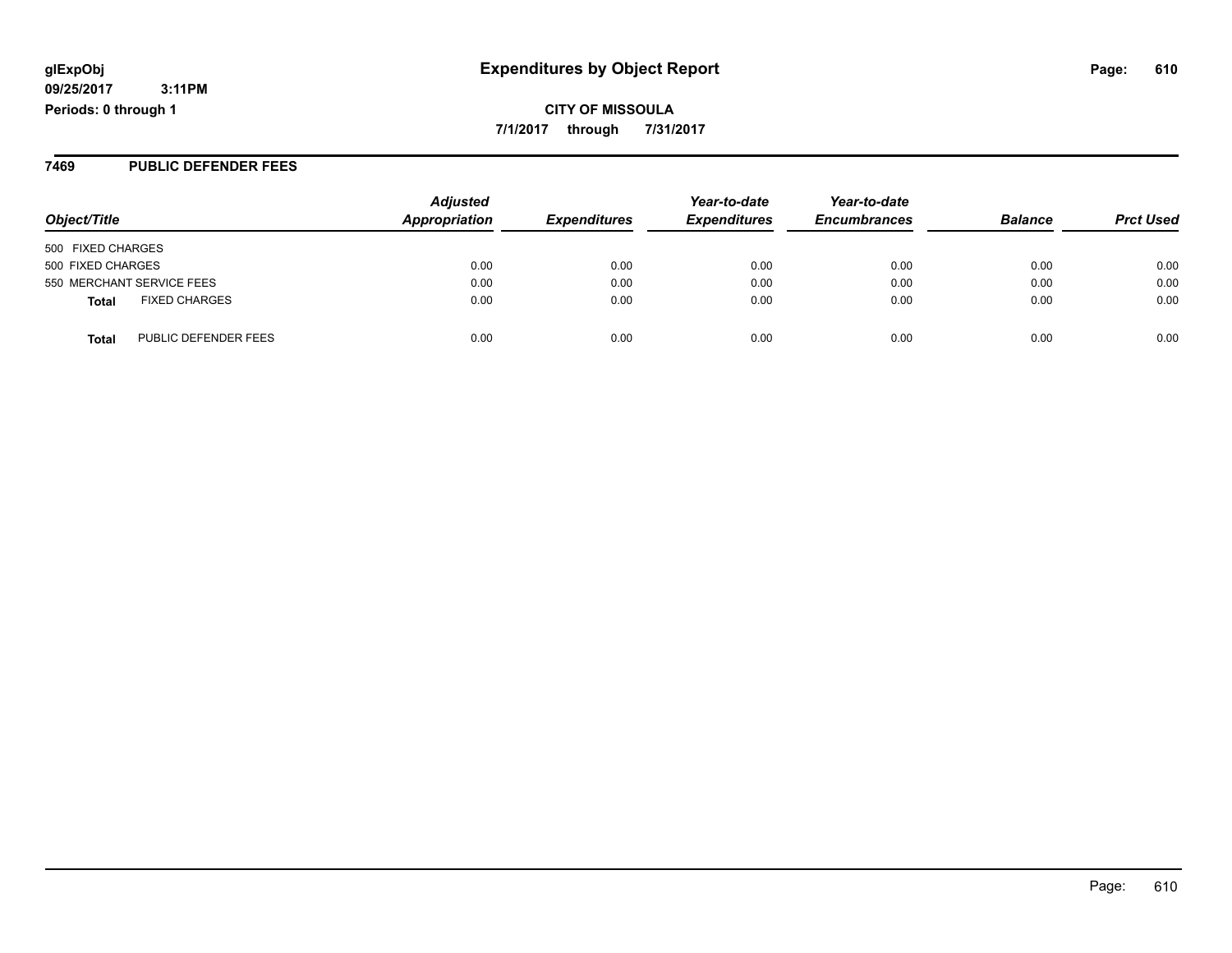**glExpObj**
**09/25/2017 3:11PM**
**Periods: 0 through 1**

# Expenditures by Object Report

**CITY OF MISSOULA**
**7/1/2017 through 7/31/2017**

## 7469 PUBLIC DEFENDER FEES

| Object/Title | Adjusted Appropriation | Expenditures | Year-to-date Expenditures | Year-to-date Encumbrances | Balance | Prct Used |
|---|---|---|---|---|---|---|
| 500 FIXED CHARGES | | | | | | |
| 500 FIXED CHARGES | 0.00 | 0.00 | 0.00 | 0.00 | 0.00 | 0.00 |
| 550 MERCHANT SERVICE FEES | 0.00 | 0.00 | 0.00 | 0.00 | 0.00 | 0.00 |
| **Total** FIXED CHARGES | 0.00 | 0.00 | 0.00 | 0.00 | 0.00 | 0.00 |
| **Total** PUBLIC DEFENDER FEES | 0.00 | 0.00 | 0.00 | 0.00 | 0.00 | 0.00 |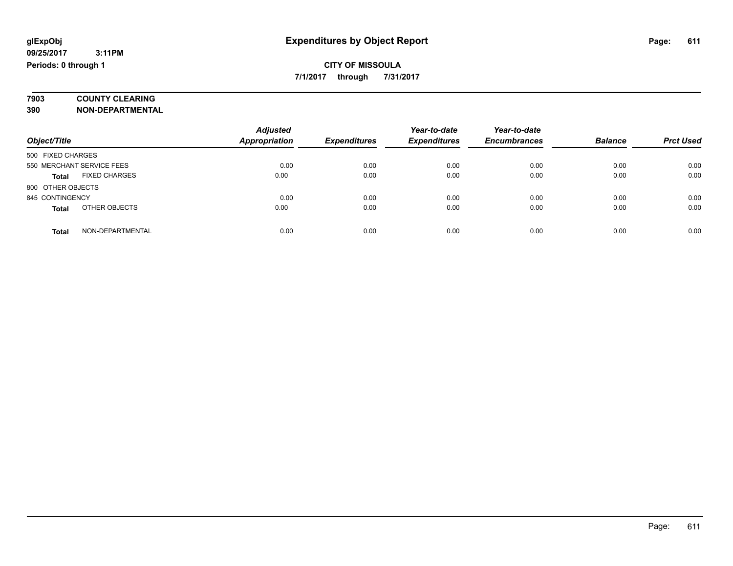**glExpObj**
**09/25/2017 3:11PM**
**Periods: 0 through 1**

# Expenditures by Object Report

**CITY OF MISSOULA**
**7/1/2017 through 7/31/2017**

**7903 COUNTY CLEARING**
**390 NON-DEPARTMENTAL**

| Object/Title | | *Adjusted Appropriation* | *Expenditures* | *Year-to-date Expenditures* | *Year-to-date Encumbrances* | *Balance* | *Prct Used* |
|---|---|---|---|---|---|---|---|
| 500 FIXED CHARGES | | | | | | | |
| 550 MERCHANT SERVICE FEES | | 0.00 | 0.00 | 0.00 | 0.00 | 0.00 | 0.00 |
| **Total** | FIXED CHARGES | 0.00 | 0.00 | 0.00 | 0.00 | 0.00 | 0.00 |
| 800 OTHER OBJECTS | | | | | | | |
| 845 CONTINGENCY | | 0.00 | 0.00 | 0.00 | 0.00 | 0.00 | 0.00 |
| **Total** | OTHER OBJECTS | 0.00 | 0.00 | 0.00 | 0.00 | 0.00 | 0.00 |
| **Total** | NON-DEPARTMENTAL | 0.00 | 0.00 | 0.00 | 0.00 | 0.00 | 0.00 |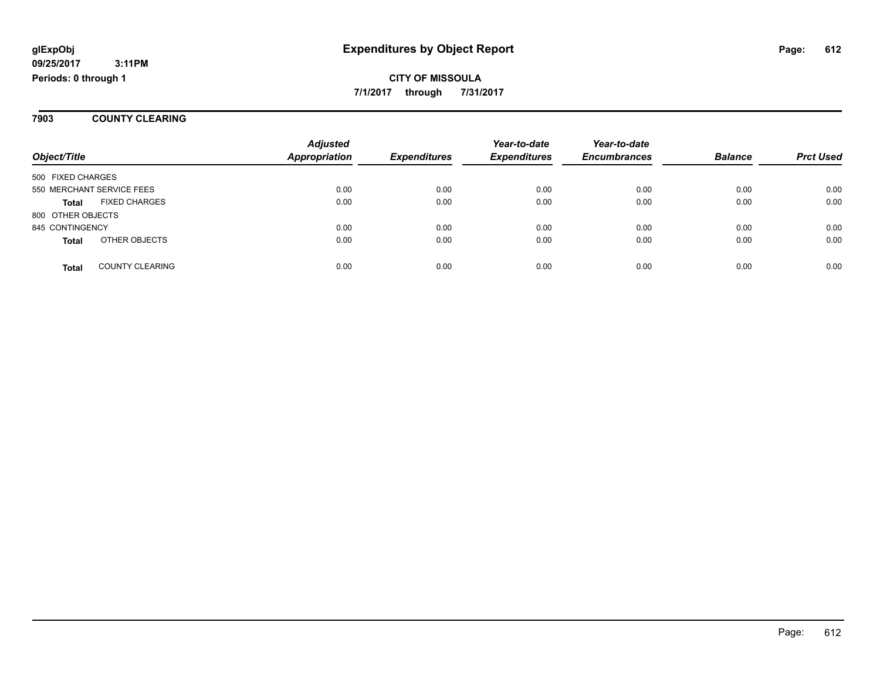glExpObj
09/25/2017 3:11PM
Periods: 0 through 1

# Expenditures by Object Report

CITY OF MISSOULA

7/1/2017 through 7/31/2017

## 7903 COUNTY CLEARING

| Object/Title | | Adjusted Appropriation | Expenditures | Year-to-date Expenditures | Year-to-date Encumbrances | Balance | Prct Used |
|---|---|---|---|---|---|---|---|
| 500 FIXED CHARGES | | | | | | | |
| 550 MERCHANT SERVICE FEES | | 0.00 | 0.00 | 0.00 | 0.00 | 0.00 | 0.00 |
| **Total** | FIXED CHARGES | 0.00 | 0.00 | 0.00 | 0.00 | 0.00 | 0.00 |
| 800 OTHER OBJECTS | | | | | | | |
| 845 CONTINGENCY | | 0.00 | 0.00 | 0.00 | 0.00 | 0.00 | 0.00 |
| **Total** | OTHER OBJECTS | 0.00 | 0.00 | 0.00 | 0.00 | 0.00 | 0.00 |
| **Total** | COUNTY CLEARING | 0.00 | 0.00 | 0.00 | 0.00 | 0.00 | 0.00 |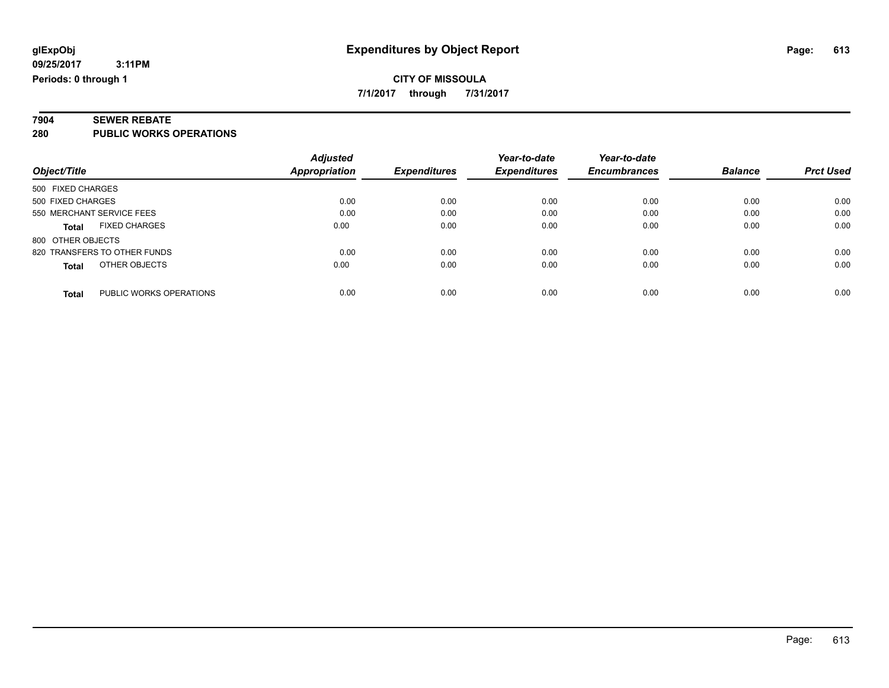glExpObj
09/25/2017 3:11PM
Periods: 0 through 1

# Expenditures by Object Report

**CITY OF MISSOULA**
**7/1/2017 through 7/31/2017**

**7904 SEWER REBATE**
**280 PUBLIC WORKS OPERATIONS**

| Object/Title | Adjusted Appropriation | Expenditures | Year-to-date Expenditures | Year-to-date Encumbrances | Balance | Prct Used |
|---|---|---|---|---|---|---|
| 500 FIXED CHARGES | | | | | | |
| 500 FIXED CHARGES | 0.00 | 0.00 | 0.00 | 0.00 | 0.00 | 0.00 |
| 550 MERCHANT SERVICE FEES | 0.00 | 0.00 | 0.00 | 0.00 | 0.00 | 0.00 |
| **Total** FIXED CHARGES | 0.00 | 0.00 | 0.00 | 0.00 | 0.00 | 0.00 |
| 800 OTHER OBJECTS | | | | | | |
| 820 TRANSFERS TO OTHER FUNDS | 0.00 | 0.00 | 0.00 | 0.00 | 0.00 | 0.00 |
| **Total** OTHER OBJECTS | 0.00 | 0.00 | 0.00 | 0.00 | 0.00 | 0.00 |
| **Total** PUBLIC WORKS OPERATIONS | 0.00 | 0.00 | 0.00 | 0.00 | 0.00 | 0.00 |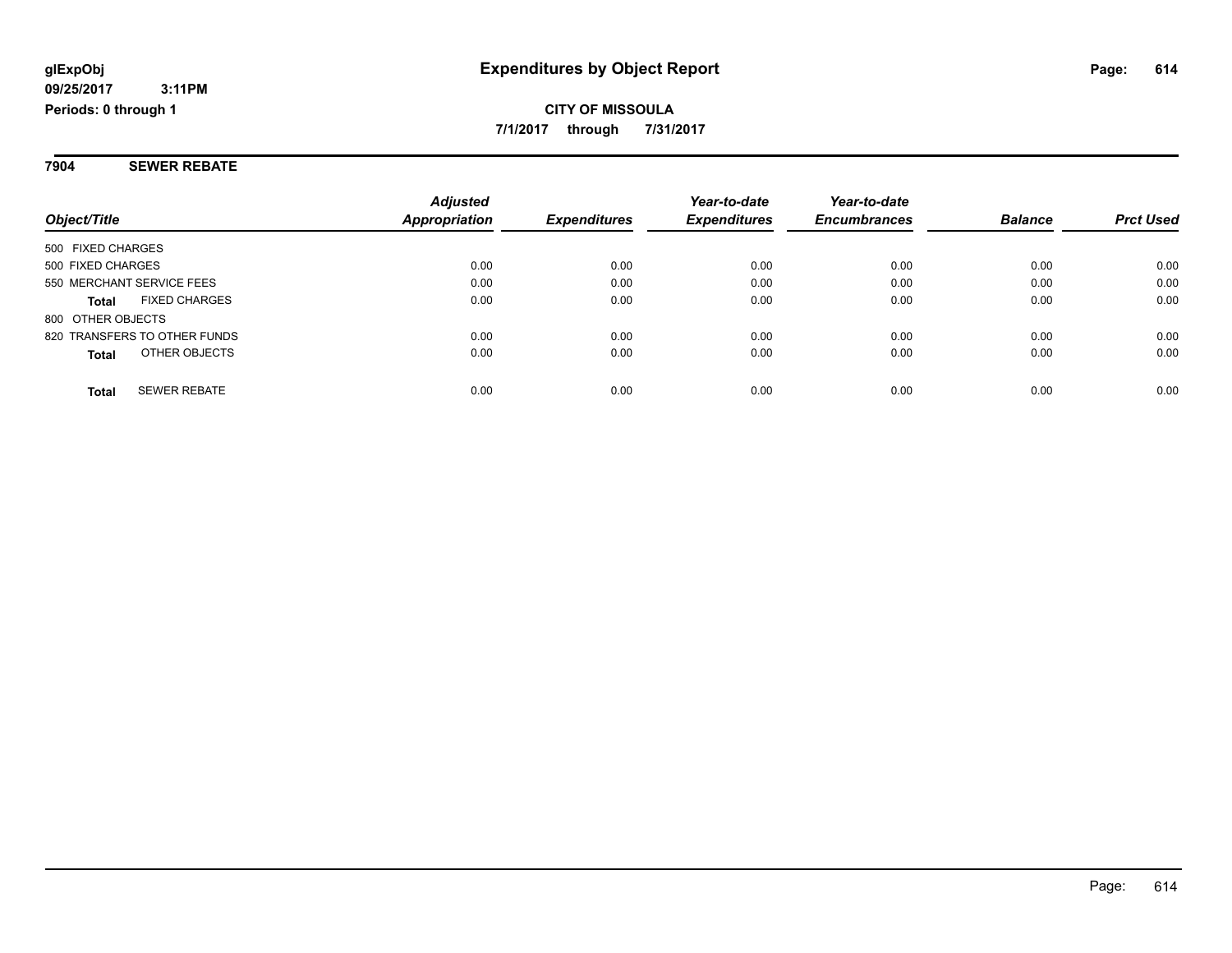**glExpObj** **Expenditures by Object Report**

**09/25/2017 3:11PM**

**Periods: 0 through 1**

**CITY OF MISSOULA**

**7/1/2017 through 7/31/2017**

## 7904 SEWER REBATE

| Object/Title | Adjusted Appropriation | Expenditures | Year-to-date Expenditures | Year-to-date Encumbrances | Balance | Prct Used |
|---|---|---|---|---|---|---|
| 500 FIXED CHARGES | | | | | | |
| 500 FIXED CHARGES | 0.00 | 0.00 | 0.00 | 0.00 | 0.00 | 0.00 |
| 550 MERCHANT SERVICE FEES | 0.00 | 0.00 | 0.00 | 0.00 | 0.00 | 0.00 |
| **Total** FIXED CHARGES | 0.00 | 0.00 | 0.00 | 0.00 | 0.00 | 0.00 |
| 800 OTHER OBJECTS | | | | | | |
| 820 TRANSFERS TO OTHER FUNDS | 0.00 | 0.00 | 0.00 | 0.00 | 0.00 | 0.00 |
| **Total** OTHER OBJECTS | 0.00 | 0.00 | 0.00 | 0.00 | 0.00 | 0.00 |
| **Total** SEWER REBATE | 0.00 | 0.00 | 0.00 | 0.00 | 0.00 | 0.00 |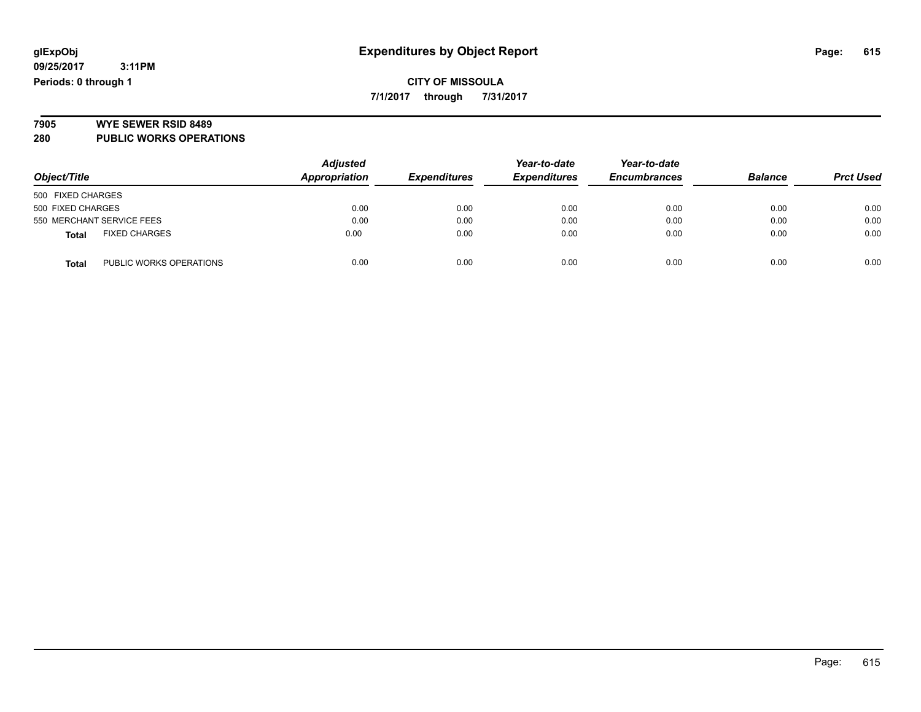glExpObj
09/25/2017 3:11PM
Periods: 0 through 1

# Expenditures by Object Report

CITY OF MISSOULA

7/1/2017 through 7/31/2017

**7905 WYE SEWER RSID 8489**

**280 PUBLIC WORKS OPERATIONS**

| Object/Title | Adjusted Appropriation | Expenditures | Year-to-date Expenditures | Year-to-date Encumbrances | Balance | Prct Used |
|---|---|---|---|---|---|---|
| 500 FIXED CHARGES | | | | | | |
| 500 FIXED CHARGES | 0.00 | 0.00 | 0.00 | 0.00 | 0.00 | 0.00 |
| 550 MERCHANT SERVICE FEES | 0.00 | 0.00 | 0.00 | 0.00 | 0.00 | 0.00 |
| **Total** FIXED CHARGES | 0.00 | 0.00 | 0.00 | 0.00 | 0.00 | 0.00 |
| **Total** PUBLIC WORKS OPERATIONS | 0.00 | 0.00 | 0.00 | 0.00 | 0.00 | 0.00 |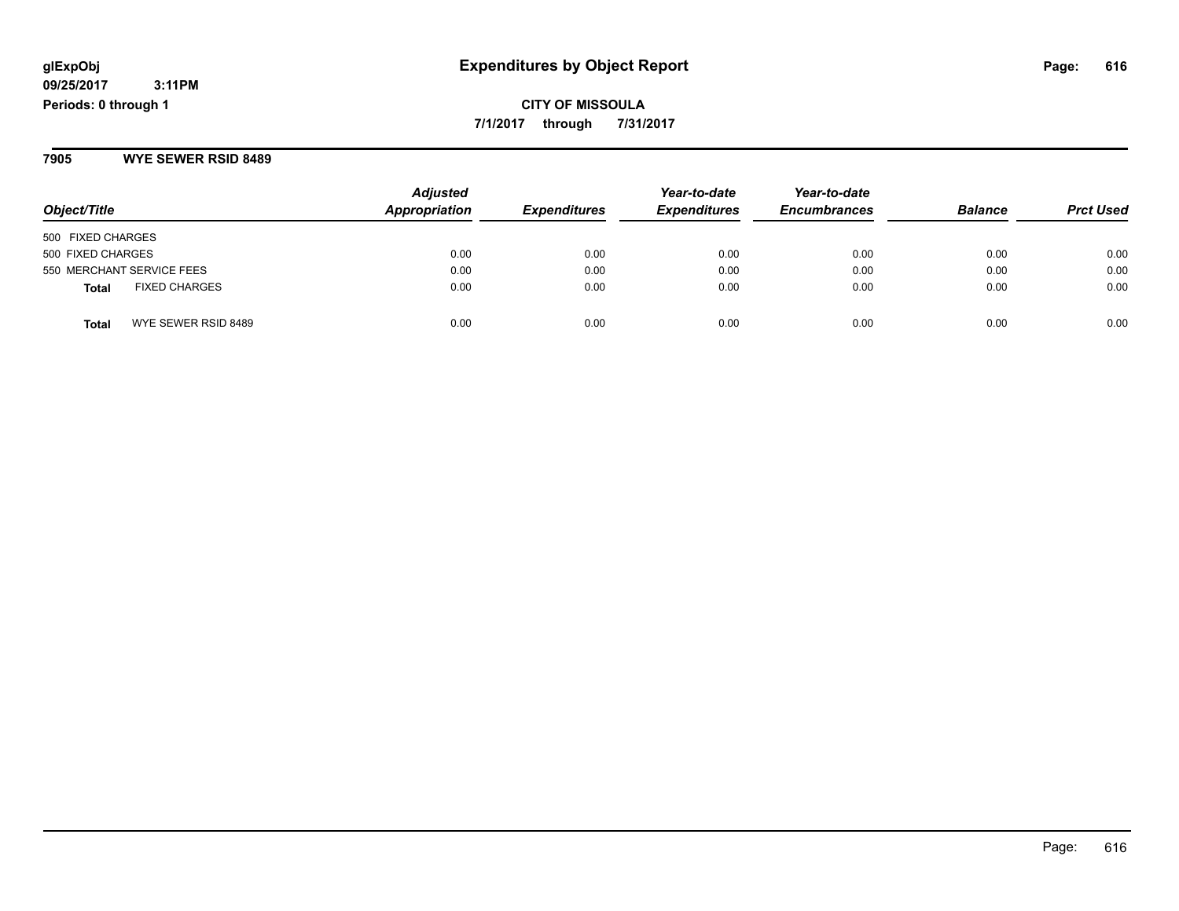# Expenditures by Object Report

glExpObj
09/25/2017 3:11PM
Periods: 0 through 1

**CITY OF MISSOULA**

**7/1/2017 through 7/31/2017**

## 7905 WYE SEWER RSID 8489

| Object/Title | Adjusted Appropriation | Expenditures | Year-to-date Expenditures | Year-to-date Encumbrances | Balance | Prct Used |
|---|---|---|---|---|---|---|
| 500 FIXED CHARGES | | | | | | |
| 500 FIXED CHARGES | 0.00 | 0.00 | 0.00 | 0.00 | 0.00 | 0.00 |
| 550 MERCHANT SERVICE FEES | 0.00 | 0.00 | 0.00 | 0.00 | 0.00 | 0.00 |
| **Total** FIXED CHARGES | 0.00 | 0.00 | 0.00 | 0.00 | 0.00 | 0.00 |
| **Total** WYE SEWER RSID 8489 | 0.00 | 0.00 | 0.00 | 0.00 | 0.00 | 0.00 |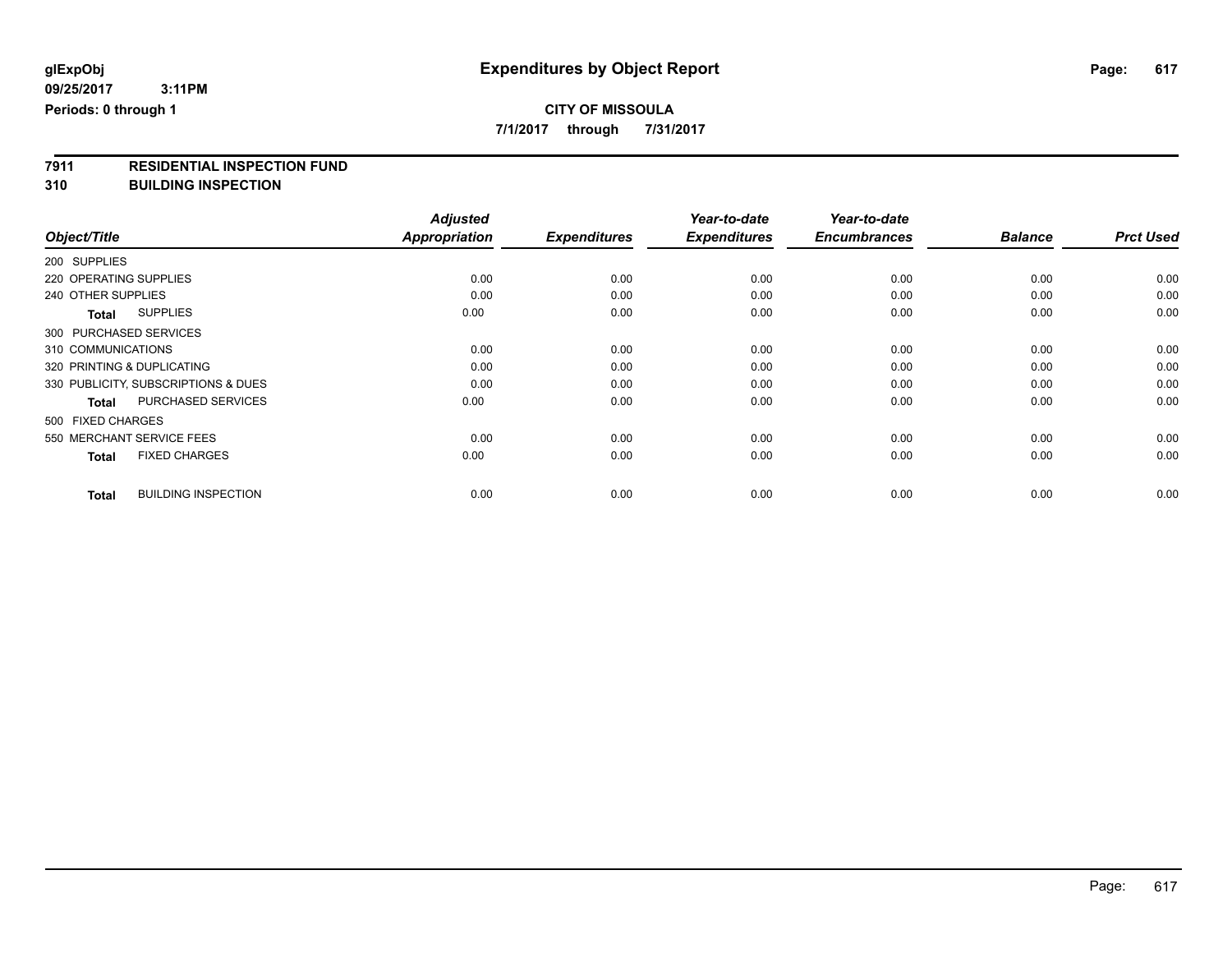**glExpObj**
**09/25/2017 3:11PM**
**Periods: 0 through 1**

# Expenditures by Object Report

**CITY OF MISSOULA**
**7/1/2017 through 7/31/2017**

## 7911 RESIDENTIAL INSPECTION FUND
## 310 BUILDING INSPECTION

| Object/Title | Adjusted Appropriation | Expenditures | Year-to-date Expenditures | Year-to-date Encumbrances | Balance | Prct Used |
|---|---|---|---|---|---|---|
| 200 SUPPLIES | | | | | | |
| 220 OPERATING SUPPLIES | 0.00 | 0.00 | 0.00 | 0.00 | 0.00 | 0.00 |
| 240 OTHER SUPPLIES | 0.00 | 0.00 | 0.00 | 0.00 | 0.00 | 0.00 |
| **Total** SUPPLIES | 0.00 | 0.00 | 0.00 | 0.00 | 0.00 | 0.00 |
| 300 PURCHASED SERVICES | | | | | | |
| 310 COMMUNICATIONS | 0.00 | 0.00 | 0.00 | 0.00 | 0.00 | 0.00 |
| 320 PRINTING & DUPLICATING | 0.00 | 0.00 | 0.00 | 0.00 | 0.00 | 0.00 |
| 330 PUBLICITY, SUBSCRIPTIONS & DUES | 0.00 | 0.00 | 0.00 | 0.00 | 0.00 | 0.00 |
| **Total** PURCHASED SERVICES | 0.00 | 0.00 | 0.00 | 0.00 | 0.00 | 0.00 |
| 500 FIXED CHARGES | | | | | | |
| 550 MERCHANT SERVICE FEES | 0.00 | 0.00 | 0.00 | 0.00 | 0.00 | 0.00 |
| **Total** FIXED CHARGES | 0.00 | 0.00 | 0.00 | 0.00 | 0.00 | 0.00 |
| **Total** BUILDING INSPECTION | 0.00 | 0.00 | 0.00 | 0.00 | 0.00 | 0.00 |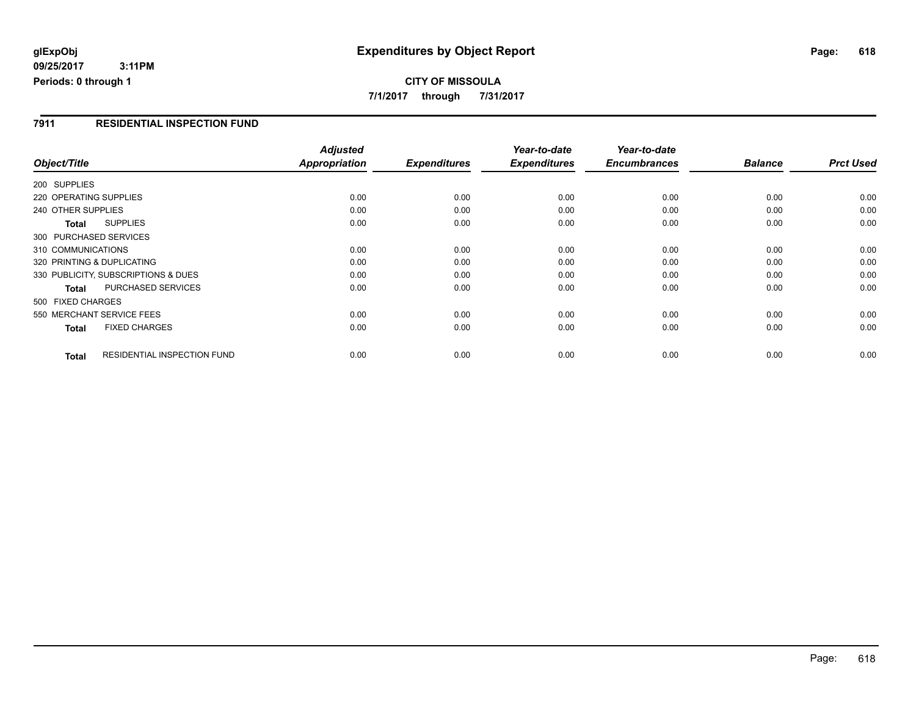**glExpObj**
**09/25/2017 3:11PM**
**Periods: 0 through 1**

# Expenditures by Object Report

**CITY OF MISSOULA**
**7/1/2017 through 7/31/2017**

## 7911 RESIDENTIAL INSPECTION FUND

| Object/Title | | Adjusted Appropriation | Expenditures | Year-to-date Expenditures | Year-to-date Encumbrances | Balance | Prct Used |
|---|---|---|---|---|---|---|---|
| 200 SUPPLIES | | | | | | | |
| 220 OPERATING SUPPLIES | | 0.00 | 0.00 | 0.00 | 0.00 | 0.00 | 0.00 |
| 240 OTHER SUPPLIES | | 0.00 | 0.00 | 0.00 | 0.00 | 0.00 | 0.00 |
| **Total** | SUPPLIES | 0.00 | 0.00 | 0.00 | 0.00 | 0.00 | 0.00 |
| 300 PURCHASED SERVICES | | | | | | | |
| 310 COMMUNICATIONS | | 0.00 | 0.00 | 0.00 | 0.00 | 0.00 | 0.00 |
| 320 PRINTING & DUPLICATING | | 0.00 | 0.00 | 0.00 | 0.00 | 0.00 | 0.00 |
| 330 PUBLICITY, SUBSCRIPTIONS & DUES | | 0.00 | 0.00 | 0.00 | 0.00 | 0.00 | 0.00 |
| **Total** | PURCHASED SERVICES | 0.00 | 0.00 | 0.00 | 0.00 | 0.00 | 0.00 |
| 500 FIXED CHARGES | | | | | | | |
| 550 MERCHANT SERVICE FEES | | 0.00 | 0.00 | 0.00 | 0.00 | 0.00 | 0.00 |
| **Total** | FIXED CHARGES | 0.00 | 0.00 | 0.00 | 0.00 | 0.00 | 0.00 |
| **Total** | RESIDENTIAL INSPECTION FUND | 0.00 | 0.00 | 0.00 | 0.00 | 0.00 | 0.00 |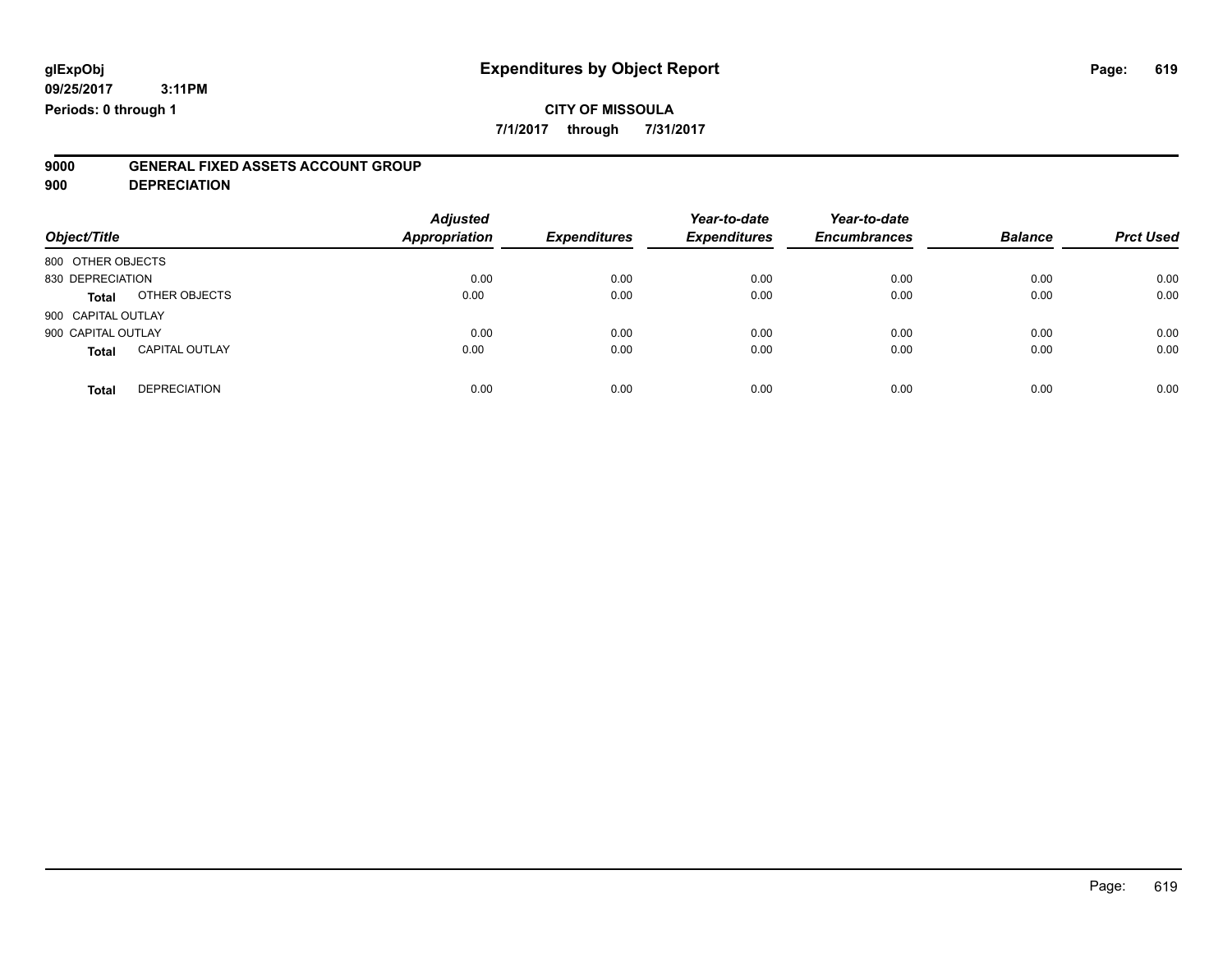**glExpObj** **Expenditures by Object Report**

**09/25/2017 3:11PM**

**Periods: 0 through 1**

**CITY OF MISSOULA**

**7/1/2017 through 7/31/2017**

**9000 GENERAL FIXED ASSETS ACCOUNT GROUP**

**900 DEPRECIATION**

| Object/Title | | Adjusted Appropriation | Expenditures | Year-to-date Expenditures | Year-to-date Encumbrances | Balance | Prct Used |
|---|---|---|---|---|---|---|---|
| 800 OTHER OBJECTS | | | | | | | |
| 830 DEPRECIATION | | 0.00 | 0.00 | 0.00 | 0.00 | 0.00 | 0.00 |
| **Total** | OTHER OBJECTS | 0.00 | 0.00 | 0.00 | 0.00 | 0.00 | 0.00 |
| 900 CAPITAL OUTLAY | | | | | | | |
| 900 CAPITAL OUTLAY | | 0.00 | 0.00 | 0.00 | 0.00 | 0.00 | 0.00 |
| **Total** | CAPITAL OUTLAY | 0.00 | 0.00 | 0.00 | 0.00 | 0.00 | 0.00 |
| **Total** | DEPRECIATION | 0.00 | 0.00 | 0.00 | 0.00 | 0.00 | 0.00 |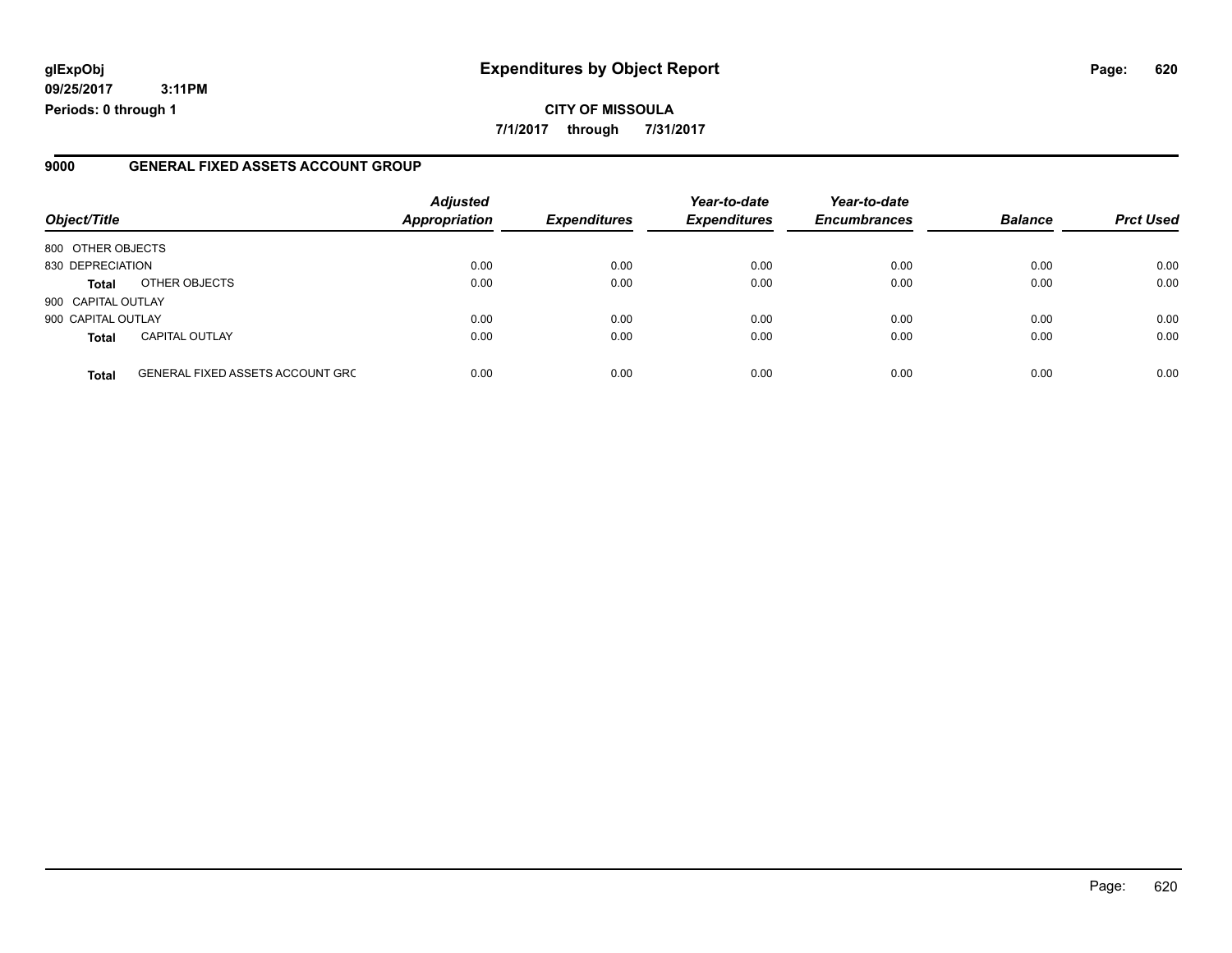**glExpObj**
**09/25/2017 3:11PM**
**Periods: 0 through 1**

# Expenditures by Object Report

**CITY OF MISSOULA**
**7/1/2017 through 7/31/2017**

## 9000 GENERAL FIXED ASSETS ACCOUNT GROUP

| Object/Title | | Adjusted Appropriation | Expenditures | Year-to-date Expenditures | Year-to-date Encumbrances | Balance | Prct Used |
|---|---|---|---|---|---|---|---|
| 800 OTHER OBJECTS | | | | | | | |
| 830 DEPRECIATION | | 0.00 | 0.00 | 0.00 | 0.00 | 0.00 | 0.00 |
| **Total** | OTHER OBJECTS | 0.00 | 0.00 | 0.00 | 0.00 | 0.00 | 0.00 |
| 900 CAPITAL OUTLAY | | | | | | | |
| 900 CAPITAL OUTLAY | | 0.00 | 0.00 | 0.00 | 0.00 | 0.00 | 0.00 |
| **Total** | CAPITAL OUTLAY | 0.00 | 0.00 | 0.00 | 0.00 | 0.00 | 0.00 |
| **Total** | GENERAL FIXED ASSETS ACCOUNT GRC | 0.00 | 0.00 | 0.00 | 0.00 | 0.00 | 0.00 |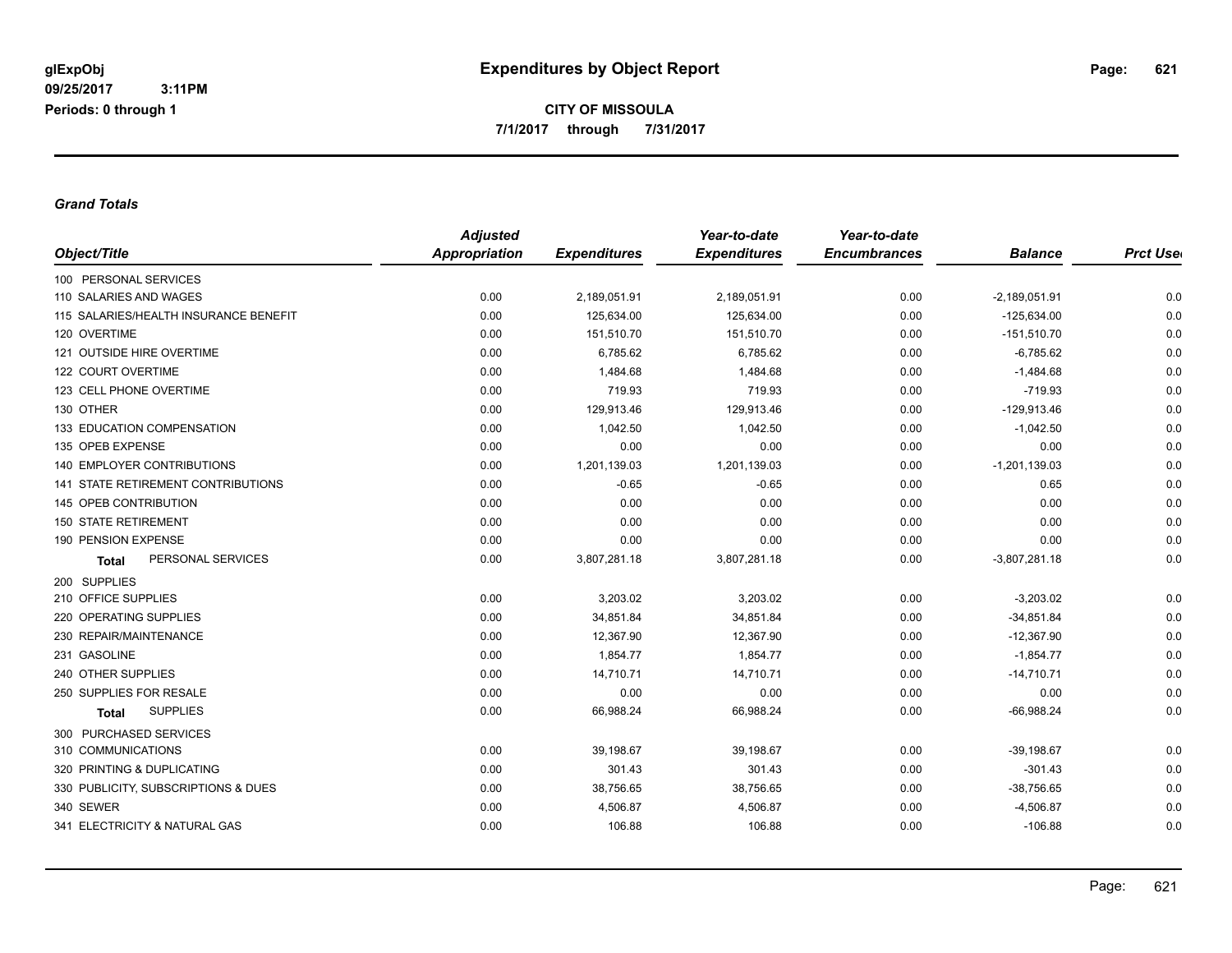**glExpObj** **Expenditures by Object Report**

**09/25/2017 3:11PM**

**Periods: 0 through 1**

**CITY OF MISSOULA**

**7/1/2017 through 7/31/2017**

### *Grand Totals*

| Object/Title | Adjusted Appropriation | Expenditures | Year-to-date Expenditures | Year-to-date Encumbrances | Balance | Prct Used |
|---|---|---|---|---|---|---|
| 100 PERSONAL SERVICES | | | | | | |
| 110 SALARIES AND WAGES | 0.00 | 2,189,051.91 | 2,189,051.91 | 0.00 | -2,189,051.91 | 0.0 |
| 115 SALARIES/HEALTH INSURANCE BENEFIT | 0.00 | 125,634.00 | 125,634.00 | 0.00 | -125,634.00 | 0.0 |
| 120 OVERTIME | 0.00 | 151,510.70 | 151,510.70 | 0.00 | -151,510.70 | 0.0 |
| 121 OUTSIDE HIRE OVERTIME | 0.00 | 6,785.62 | 6,785.62 | 0.00 | -6,785.62 | 0.0 |
| 122 COURT OVERTIME | 0.00 | 1,484.68 | 1,484.68 | 0.00 | -1,484.68 | 0.0 |
| 123 CELL PHONE OVERTIME | 0.00 | 719.93 | 719.93 | 0.00 | -719.93 | 0.0 |
| 130 OTHER | 0.00 | 129,913.46 | 129,913.46 | 0.00 | -129,913.46 | 0.0 |
| 133 EDUCATION COMPENSATION | 0.00 | 1,042.50 | 1,042.50 | 0.00 | -1,042.50 | 0.0 |
| 135 OPEB EXPENSE | 0.00 | 0.00 | 0.00 | 0.00 | 0.00 | 0.0 |
| 140 EMPLOYER CONTRIBUTIONS | 0.00 | 1,201,139.03 | 1,201,139.03 | 0.00 | -1,201,139.03 | 0.0 |
| 141 STATE RETIREMENT CONTRIBUTIONS | 0.00 | -0.65 | -0.65 | 0.00 | 0.65 | 0.0 |
| 145 OPEB CONTRIBUTION | 0.00 | 0.00 | 0.00 | 0.00 | 0.00 | 0.0 |
| 150 STATE RETIREMENT | 0.00 | 0.00 | 0.00 | 0.00 | 0.00 | 0.0 |
| 190 PENSION EXPENSE | 0.00 | 0.00 | 0.00 | 0.00 | 0.00 | 0.0 |
| **Total** PERSONAL SERVICES | 0.00 | 3,807,281.18 | 3,807,281.18 | 0.00 | -3,807,281.18 | 0.0 |
| 200 SUPPLIES | | | | | | |
| 210 OFFICE SUPPLIES | 0.00 | 3,203.02 | 3,203.02 | 0.00 | -3,203.02 | 0.0 |
| 220 OPERATING SUPPLIES | 0.00 | 34,851.84 | 34,851.84 | 0.00 | -34,851.84 | 0.0 |
| 230 REPAIR/MAINTENANCE | 0.00 | 12,367.90 | 12,367.90 | 0.00 | -12,367.90 | 0.0 |
| 231 GASOLINE | 0.00 | 1,854.77 | 1,854.77 | 0.00 | -1,854.77 | 0.0 |
| 240 OTHER SUPPLIES | 0.00 | 14,710.71 | 14,710.71 | 0.00 | -14,710.71 | 0.0 |
| 250 SUPPLIES FOR RESALE | 0.00 | 0.00 | 0.00 | 0.00 | 0.00 | 0.0 |
| **Total** SUPPLIES | 0.00 | 66,988.24 | 66,988.24 | 0.00 | -66,988.24 | 0.0 |
| 300 PURCHASED SERVICES | | | | | | |
| 310 COMMUNICATIONS | 0.00 | 39,198.67 | 39,198.67 | 0.00 | -39,198.67 | 0.0 |
| 320 PRINTING & DUPLICATING | 0.00 | 301.43 | 301.43 | 0.00 | -301.43 | 0.0 |
| 330 PUBLICITY, SUBSCRIPTIONS & DUES | 0.00 | 38,756.65 | 38,756.65 | 0.00 | -38,756.65 | 0.0 |
| 340 SEWER | 0.00 | 4,506.87 | 4,506.87 | 0.00 | -4,506.87 | 0.0 |
| 341 ELECTRICITY & NATURAL GAS | 0.00 | 106.88 | 106.88 | 0.00 | -106.88 | 0.0 |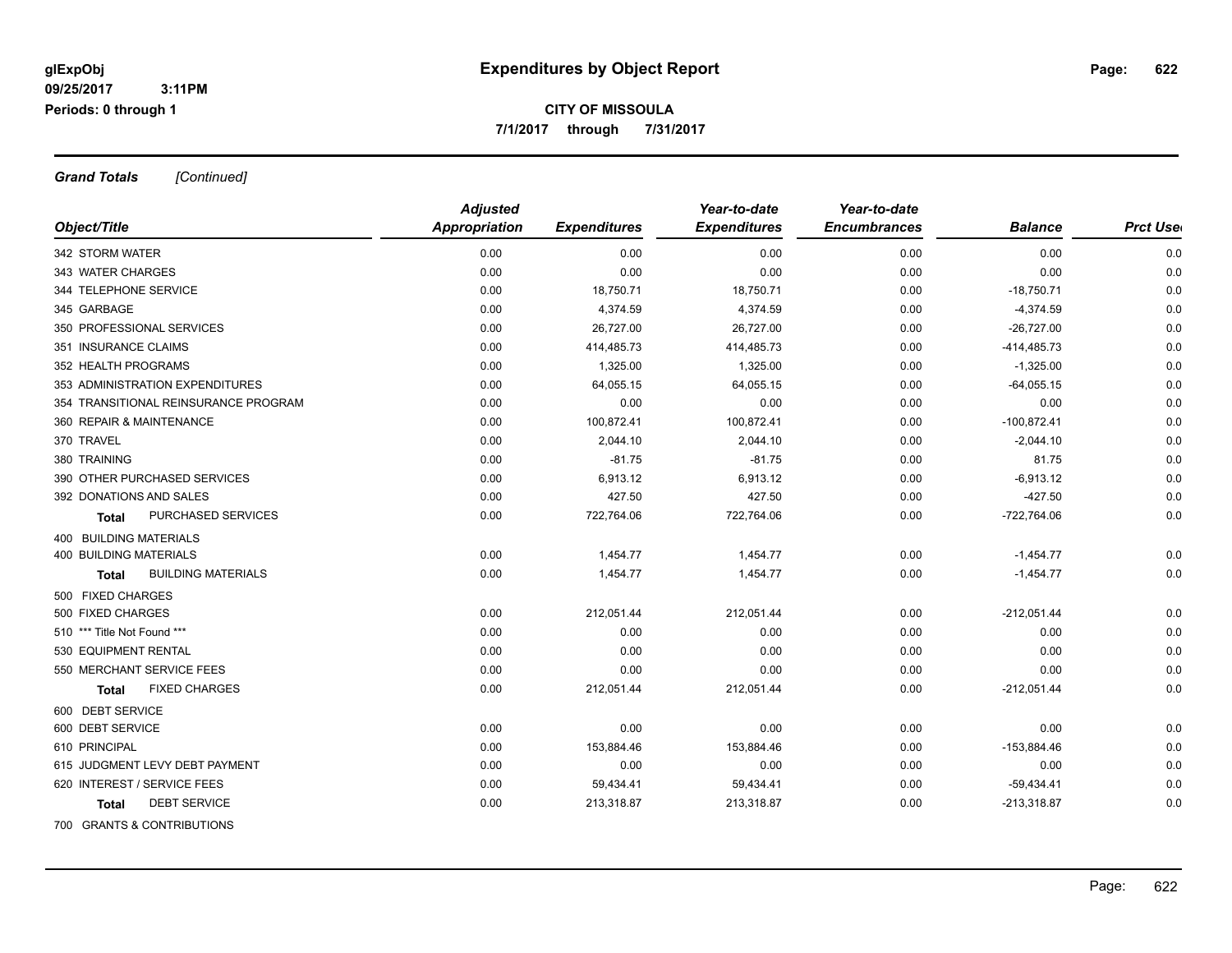# Expenditures by Object Report

glExpObj
09/25/2017 3:11PM
Periods: 0 through 1

**CITY OF MISSOULA**
**7/1/2017 through 7/31/2017**

***Grand Totals*** *[Continued]*

| Object/Title | Adjusted Appropriation | Expenditures | Year-to-date Expenditures | Year-to-date Encumbrances | Balance | Prct Used |
|---|---|---|---|---|---|---|
| 342 STORM WATER | 0.00 | 0.00 | 0.00 | 0.00 | 0.00 | 0.0 |
| 343 WATER CHARGES | 0.00 | 0.00 | 0.00 | 0.00 | 0.00 | 0.0 |
| 344 TELEPHONE SERVICE | 0.00 | 18,750.71 | 18,750.71 | 0.00 | -18,750.71 | 0.0 |
| 345 GARBAGE | 0.00 | 4,374.59 | 4,374.59 | 0.00 | -4,374.59 | 0.0 |
| 350 PROFESSIONAL SERVICES | 0.00 | 26,727.00 | 26,727.00 | 0.00 | -26,727.00 | 0.0 |
| 351 INSURANCE CLAIMS | 0.00 | 414,485.73 | 414,485.73 | 0.00 | -414,485.73 | 0.0 |
| 352 HEALTH PROGRAMS | 0.00 | 1,325.00 | 1,325.00 | 0.00 | -1,325.00 | 0.0 |
| 353 ADMINISTRATION EXPENDITURES | 0.00 | 64,055.15 | 64,055.15 | 0.00 | -64,055.15 | 0.0 |
| 354 TRANSITIONAL REINSURANCE PROGRAM | 0.00 | 0.00 | 0.00 | 0.00 | 0.00 | 0.0 |
| 360 REPAIR & MAINTENANCE | 0.00 | 100,872.41 | 100,872.41 | 0.00 | -100,872.41 | 0.0 |
| 370 TRAVEL | 0.00 | 2,044.10 | 2,044.10 | 0.00 | -2,044.10 | 0.0 |
| 380 TRAINING | 0.00 | -81.75 | -81.75 | 0.00 | 81.75 | 0.0 |
| 390 OTHER PURCHASED SERVICES | 0.00 | 6,913.12 | 6,913.12 | 0.00 | -6,913.12 | 0.0 |
| 392 DONATIONS AND SALES | 0.00 | 427.50 | 427.50 | 0.00 | -427.50 | 0.0 |
| **Total** PURCHASED SERVICES | 0.00 | 722,764.06 | 722,764.06 | 0.00 | -722,764.06 | 0.0 |
| 400 BUILDING MATERIALS | | | | | | |
| 400 BUILDING MATERIALS | 0.00 | 1,454.77 | 1,454.77 | 0.00 | -1,454.77 | 0.0 |
| **Total** BUILDING MATERIALS | 0.00 | 1,454.77 | 1,454.77 | 0.00 | -1,454.77 | 0.0 |
| 500 FIXED CHARGES | | | | | | |
| 500 FIXED CHARGES | 0.00 | 212,051.44 | 212,051.44 | 0.00 | -212,051.44 | 0.0 |
| 510 *** Title Not Found *** | 0.00 | 0.00 | 0.00 | 0.00 | 0.00 | 0.0 |
| 530 EQUIPMENT RENTAL | 0.00 | 0.00 | 0.00 | 0.00 | 0.00 | 0.0 |
| 550 MERCHANT SERVICE FEES | 0.00 | 0.00 | 0.00 | 0.00 | 0.00 | 0.0 |
| **Total** FIXED CHARGES | 0.00 | 212,051.44 | 212,051.44 | 0.00 | -212,051.44 | 0.0 |
| 600 DEBT SERVICE | | | | | | |
| 600 DEBT SERVICE | 0.00 | 0.00 | 0.00 | 0.00 | 0.00 | 0.0 |
| 610 PRINCIPAL | 0.00 | 153,884.46 | 153,884.46 | 0.00 | -153,884.46 | 0.0 |
| 615 JUDGMENT LEVY DEBT PAYMENT | 0.00 | 0.00 | 0.00 | 0.00 | 0.00 | 0.0 |
| 620 INTEREST / SERVICE FEES | 0.00 | 59,434.41 | 59,434.41 | 0.00 | -59,434.41 | 0.0 |
| **Total** DEBT SERVICE | 0.00 | 213,318.87 | 213,318.87 | 0.00 | -213,318.87 | 0.0 |
| 700 GRANTS & CONTRIBUTIONS | | | | | | |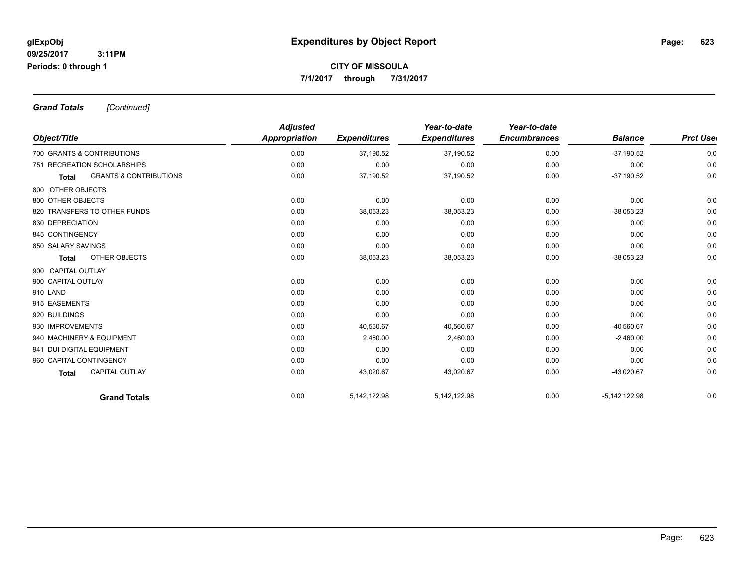**CITY OF MISSOULA**

**7/1/2017 through 7/31/2017**

***Grand Totals*** *[Continued]*

| Object/Title | | Adjusted Appropriation | Expenditures | Year-to-date Expenditures | Year-to-date Encumbrances | Balance | Prct Used |
|---|---|---|---|---|---|---|---|
| 700 GRANTS & CONTRIBUTIONS | | 0.00 | 37,190.52 | 37,190.52 | 0.00 | -37,190.52 | 0.0 |
| 751 RECREATION SCHOLARSHIPS | | 0.00 | 0.00 | 0.00 | 0.00 | 0.00 | 0.0 |
| **Total** | GRANTS & CONTRIBUTIONS | 0.00 | 37,190.52 | 37,190.52 | 0.00 | -37,190.52 | 0.0 |
| 800 OTHER OBJECTS | | | | | | | |
| 800 OTHER OBJECTS | | 0.00 | 0.00 | 0.00 | 0.00 | 0.00 | 0.0 |
| 820 TRANSFERS TO OTHER FUNDS | | 0.00 | 38,053.23 | 38,053.23 | 0.00 | -38,053.23 | 0.0 |
| 830 DEPRECIATION | | 0.00 | 0.00 | 0.00 | 0.00 | 0.00 | 0.0 |
| 845 CONTINGENCY | | 0.00 | 0.00 | 0.00 | 0.00 | 0.00 | 0.0 |
| 850 SALARY SAVINGS | | 0.00 | 0.00 | 0.00 | 0.00 | 0.00 | 0.0 |
| **Total** | OTHER OBJECTS | 0.00 | 38,053.23 | 38,053.23 | 0.00 | -38,053.23 | 0.0 |
| 900 CAPITAL OUTLAY | | | | | | | |
| 900 CAPITAL OUTLAY | | 0.00 | 0.00 | 0.00 | 0.00 | 0.00 | 0.0 |
| 910 LAND | | 0.00 | 0.00 | 0.00 | 0.00 | 0.00 | 0.0 |
| 915 EASEMENTS | | 0.00 | 0.00 | 0.00 | 0.00 | 0.00 | 0.0 |
| 920 BUILDINGS | | 0.00 | 0.00 | 0.00 | 0.00 | 0.00 | 0.0 |
| 930 IMPROVEMENTS | | 0.00 | 40,560.67 | 40,560.67 | 0.00 | -40,560.67 | 0.0 |
| 940 MACHINERY & EQUIPMENT | | 0.00 | 2,460.00 | 2,460.00 | 0.00 | -2,460.00 | 0.0 |
| 941 DUI DIGITAL EQUIPMENT | | 0.00 | 0.00 | 0.00 | 0.00 | 0.00 | 0.0 |
| 960 CAPITAL CONTINGENCY | | 0.00 | 0.00 | 0.00 | 0.00 | 0.00 | 0.0 |
| **Total** | CAPITAL OUTLAY | 0.00 | 43,020.67 | 43,020.67 | 0.00 | -43,020.67 | 0.0 |
| **Grand Totals** | | 0.00 | 5,142,122.98 | 5,142,122.98 | 0.00 | -5,142,122.98 | 0.0 |